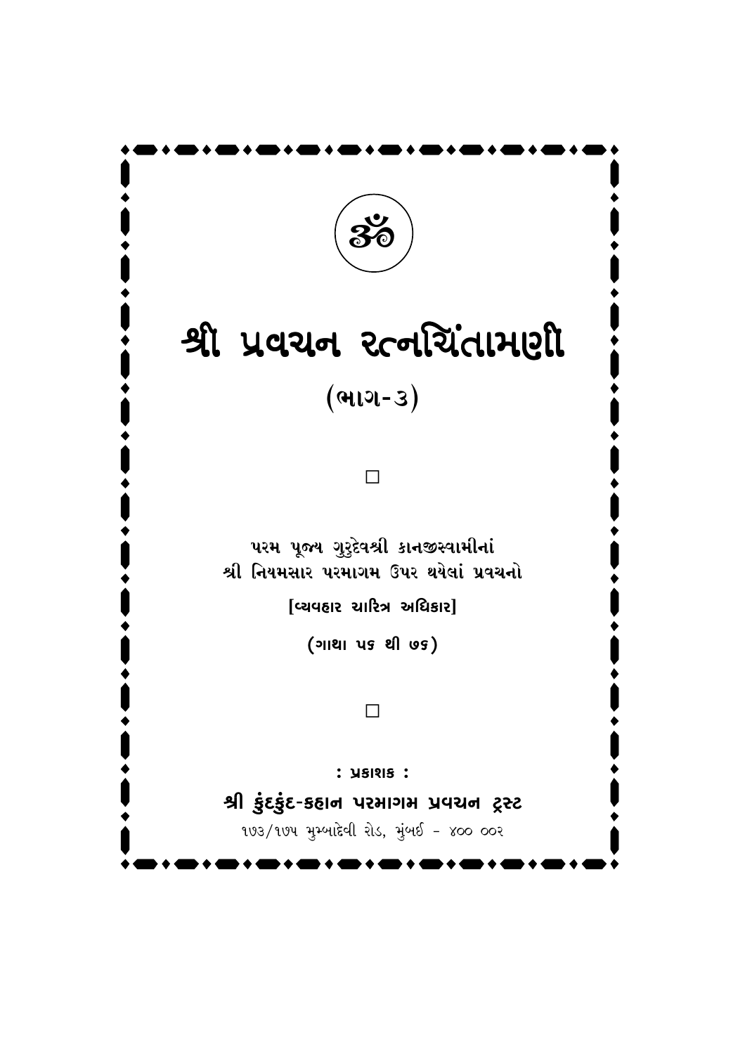ॐ

# શ્રી પ્રવચન રત્નચિંતામણી

## (ભાગ-૩)

□

પરમ પૂજ્ય ગુરુદેવશ્રી કાનજીસ્વામીનાં
શ્રી નિયમસાર પરમાગમ ઉપર થયેલાં પ્રવચનો

**[વ્યવહાર ચારિત્ર અધિકાર]**

**(ગાથા ૫૬ થી ૭૬)**

□

**: પ્રકાશક :**

**શ્રી કુંદકુંદ-કહાન પરમાગમ પ્રવચન ટ્રસ્ટ**

૧૭૩/૧૭૫ મુમ્બાદેવી રોડ, મુંબઈ - ૪૦૦ ૦૦૨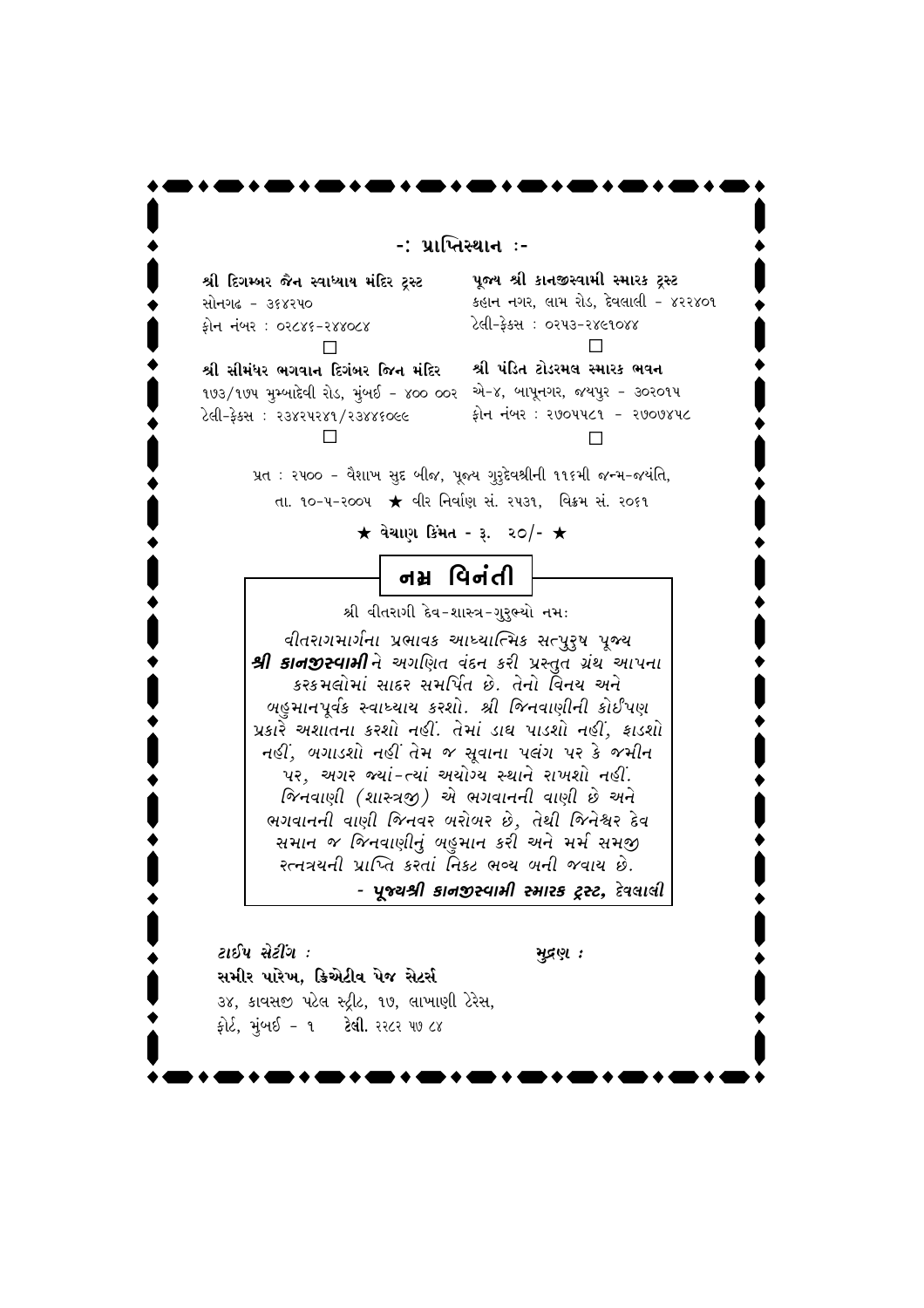## -: પ્રાપ્તિસ્થાન :-

**શ્રી દિગમ્બર જૈન સ્વાધ્યાય મંદિર ટ્રસ્ટ**
સોનગઢ - ૩૬૪૨૫૦
ફોન નંબર : ૦૨૮૪૬-૨૪૪૦૮૪

**પૂજ્ય શ્રી કાનજીસ્વામી સ્મારક ટ્રસ્ટ**
કહાન નગર, લામ રોડ, દેવલાલી - ૪૨૨૪૦૧
ટેલી-ફેક્સ : ૦૨૫૩-૨૪૯૧૦૪૪

**શ્રી સીમંધર ભગવાન દિગંબર જિન મંદિર**
૧૭૩/૧૭૫ મુમ્બાદેવી રોડ, મુંબઈ - ૪૦૦ ૦૦૨
ટેલી-ફેક્સ : ૨૩૪૨૫૨૪૧/૨૩૪૪૬૦૯૯

**શ્રી પંડિત ટોડરમલ સ્મારક ભવન**
એ-૪, બાપૂનગર, જયપુર - ૩૦૨૦૧૫
ફોન નંબર : ૨૭૦૫૫૮૧ - ૨૭૦૭૪૫૮

પ્રત : ૨૫૦૦ - વૈશાખ સુદ બીજ, પૂજ્ય ગુરુદેવશ્રીની ૧૧૬મી જન્મ-જયંતિ,
તા. ૧૦-૫-૨૦૦૫ ★ વીર નિર્વાણ સં. ૨૫૩૧, વિક્રમ સં. ૨૦૬૧

★ **વેચાણ કિંમત - રૂ. ૨૦/-** ★

## નમ્ર વિનંતી

શ્રી વીતરાગી દેવ-શાસ્ત્ર-ગુરુભ્યો નમઃ

*વીતરાગમાર્ગના પ્રભાવક આધ્યાત્મિક સત્પુરુષ પૂજ્ય **શ્રી કાનજીસ્વામી** ને અગણિત વંદન કરી પ્રસ્તુત ગ્રંથ આપના કરકમલોમાં સાદર સમર્પિત છે. તેનો વિનય અને બહુમાનપૂર્વક સ્વાધ્યાય કરશો. શ્રી જિનવાણીની કોઈપણ પ્રકારે અશાતના કરશો નહીં. તેમાં ડાઘ પાડશો નહીં, ફાડશો નહીં, બગાડશો નહીં તેમ જ સૂવાના પલંગ પર કે જમીન પર, અગર જ્યાં-ત્યાં અયોગ્ય સ્થાને રાખશો નહીં. જિનવાણી (શાસ્ત્રજી) એ ભગવાનની વાણી છે અને ભગવાનની વાણી જિનવર બરોબર છે, તેથી જિનેશ્વર દેવ સમાન જ જિનવાણીનું બહુમાન કરી અને મર્મ સમજી રત્નત્રયની પ્રાપ્તિ કરતાં નિકટ ભવ્ય બની જવાય છે.*

**- *પૂજ્યશ્રી કાનજીસ્વામી સ્મારક ટ્રસ્ટ,*** દેવલાલી

***ટાઈપ સેટીંગ :***
**સમીર પારેખ, ક્રિએટીવ પેજ સેટર્સ**
૩૪, કાવસજી પટેલ સ્ટ્રીટ, ૧૭, લાખાણી ટેરેસ,
ફોર્ટ, મુંબઈ - ૧ ટેલી. ૨૨૮૨ ૫૭ ૮૪

***મુદ્રણ :***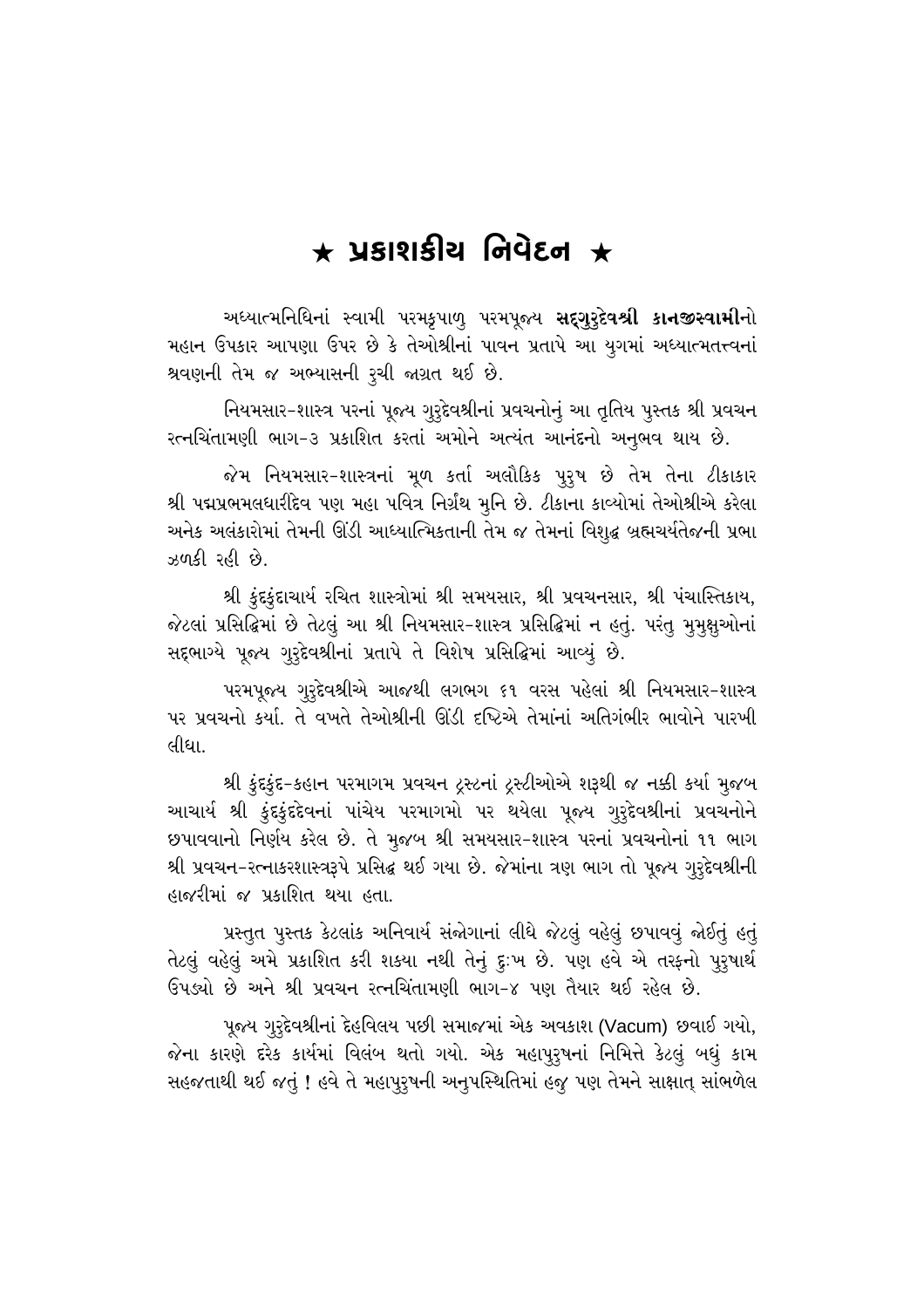# ★ પ્રકાશકીય નિવેદન ★

અધ્યાત્મનિધિનાં સ્વામી પરમકૃપાળુ પરમપૂજ્ય **સદ્‌ગુરુદેવશ્રી કાનજીસ્વામી**નો મહાન ઉપકાર આપણા ઉપર છે કે તેઓશ્રીનાં પાવન પ્રતાપે આ યુગમાં અધ્યાત્મતત્ત્વનાં શ્રવણની તેમ જ અભ્યાસની રુચી જાગ્રત થઈ છે.

નિયમસાર-શાસ્ત્ર પરનાં પૂજ્ય ગુરુદેવશ્રીનાં પ્રવચનોનું આ તૃતિય પુસ્તક શ્રી પ્રવચન રત્નચિંતામણી ભાગ-૩ પ્રકાશિત કરતાં અમોને અત્યંત આનંદનો અનુભવ થાય છે.

જેમ નિયમસાર-શાસ્ત્રનાં મૂળ કર્તા અલૌકિક પુરુષ છે તેમ તેના ટીકાકાર શ્રી પદ્મપ્રભમલધારીદેવ પણ મહા પવિત્ર નિર્ગ્રંથ મુનિ છે. ટીકાના કાવ્યોમાં તેઓશ્રીએ કરેલા અનેક અલંકારોમાં તેમની ઊંડી આધ્યાત્મિકતાની તેમ જ તેમનાં વિશુદ્ધ બ્રહ્મચર્યતેજની પ્રભા ઝળકી રહી છે.

શ્રી કુંદકુંદાચાર્ય રચિત શાસ્ત્રોમાં શ્રી સમયસાર, શ્રી પ્રવચનસાર, શ્રી પંચાસ્તિકાય, જેટલાં પ્રસિદ્ધિમાં છે તેટલું આ શ્રી નિયમસાર-શાસ્ત્ર પ્રસિદ્ધિમાં ન હતું. પરંતુ મુમુક્ષુઓનાં સદ્‌ભાગ્યે પૂજ્ય ગુરુદેવશ્રીનાં પ્રતાપે તે વિશેષ પ્રસિદ્ધિમાં આવ્યું છે.

પરમપૂજ્ય ગુરુદેવશ્રીએ આજથી લગભગ ૬૧ વરસ પહેલાં શ્રી નિયમસાર-શાસ્ત્ર પર પ્રવચનો કર્યા. તે વખતે તેઓશ્રીની ઊંડી દષ્ટિએ તેમાંનાં અતિગંભીર ભાવોને પારખી લીધા.

શ્રી કુંદકુંદ-કહાન પરમાગમ પ્રવચન ટ્રસ્ટનાં ટ્રસ્ટીઓએ શરૂથી જ નક્કી કર્યા મુજબ આચાર્ય શ્રી કુંદકુંદદેવનાં પાંચેય પરમાગમો પર થયેલા પૂજ્ય ગુરુદેવશ્રીનાં પ્રવચનોને છપાવવાનો નિર્ણય કરેલ છે. તે મુજબ શ્રી સમયસાર-શાસ્ત્ર પરનાં પ્રવચનોનાં ૧૧ ભાગ શ્રી પ્રવચન-રત્નાકરશાસ્ત્રરૂપે પ્રસિદ્ધ થઈ ગયા છે. જેમાંના ત્રણ ભાગ તો પૂજ્ય ગુરુદેવશ્રીની હાજરીમાં જ પ્રકાશિત થયા હતા.

પ્રસ્તુત પુસ્તક કેટલાંક અનિવાર્ય સંજોગાનાં લીધે જેટલું વહેલું છપાવવું જોઈતું હતું તેટલું વહેલું અમે પ્રકાશિત કરી શક્યા નથી તેનું દુઃખ છે. પણ હવે એ તરફનો પુરુષાર્થ ઉપડ્યો છે અને શ્રી પ્રવચન રત્નચિંતામણી ભાગ-૪ પણ તૈયાર થઈ રહેલ છે.

પૂજ્ય ગુરુદેવશ્રીનાં દેહવિલય પછી સમાજમાં એક અવકાશ (Vacum) છવાઈ ગયો, જેના કારણે દરેક કાર્યમાં વિલંબ થતો ગયો. એક મહાપુરુષનાં નિમિત્તે કેટલું બધું કામ સહજતાથી થઈ જતું ! હવે તે મહાપુરુષની અનુપસ્થિતિમાં હજુ પણ તેમને સાક્ષાત્ સાંભળેલ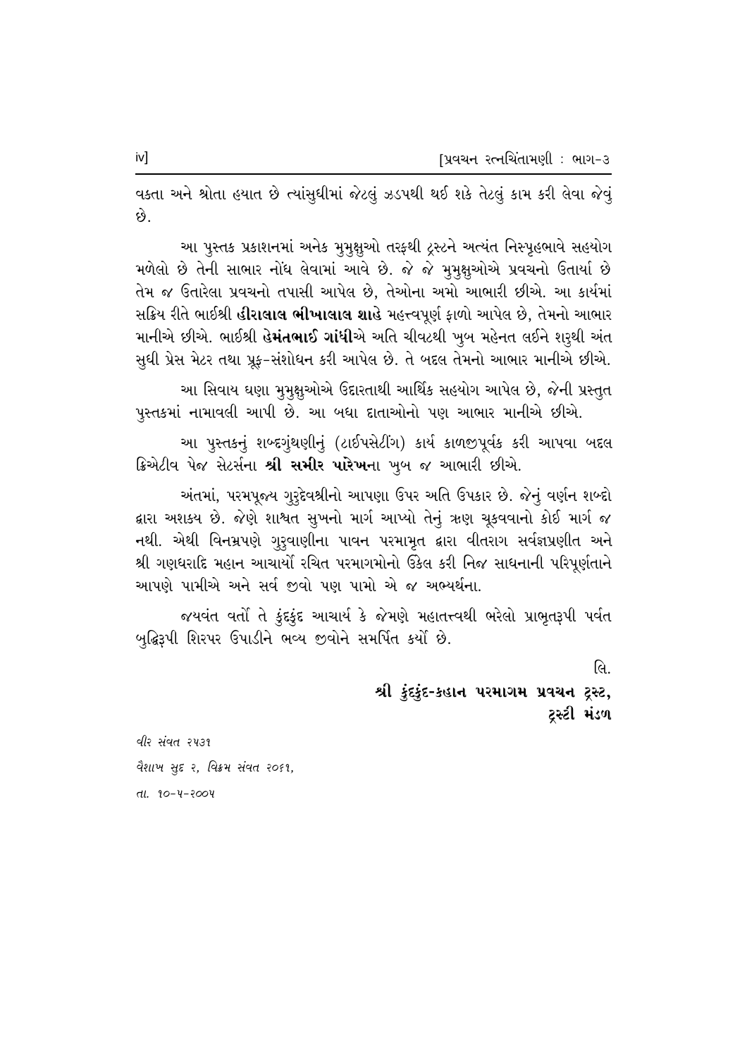વક્તા અને શ્રોતા હયાત છે ત્યાંસુધીમાં જેટલું ઝડપથી થઈ શકે તેટલું કામ કરી લેવા જેવું છે.

આ પુસ્તક પ્રકાશનમાં અનેક મુમુક્ષુઓ તરફથી ટ્રસ્ટને અત્યંત નિસ્પૃહભાવે સહયોગ મળેલો છે તેની સાભાર નોંધ લેવામાં આવે છે. જે જે મુમુક્ષુઓએ પ્રવચનો ઉતાર્યા છે તેમ જ ઉતારેલા પ્રવચનો તપાસી આપેલ છે, તેઓના અમો આભારી છીએ. આ કાર્યમાં સક્રિય રીતે ભાઈશ્રી **હીરાલાલ ભીખાલાલ શાહે** મહત્ત્વપૂર્ણ ફાળો આપેલ છે, તેમનો આભાર માનીએ છીએ. ભાઈશ્રી **હેમંતભાઈ ગાંધી**એ અતિ ચીવટથી ખુબ મહેનત લઈને શરૂથી અંત સુધી પ્રેસ મેટર તથા પ્રૂફ-સંશોધન કરી આપેલ છે. તે બદલ તેમનો આભાર માનીએ છીએ.

આ સિવાય ઘણા મુમુક્ષુઓએ ઉદારતાથી આર્થિક સહયોગ આપેલ છે, જેની પ્રસ્તુત પુસ્તકમાં નામાવલી આપી છે. આ બધા દાતાઓનો પણ આભાર માનીએ છીએ.

આ પુસ્તકનું શબ્દગુંથણીનું (ટાઈપસેટીંગ) કાર્ય કાળજીપૂર્વક કરી આપવા બદલ ક્રિએટીવ પેજ સેટર્સના **શ્રી સમીર પારેખ**ના ખુબ જ આભારી છીએ.

અંતમાં, પરમપૂજ્ય ગુરુદેવશ્રીનો આપણા ઉપર અતિ ઉપકાર છે. જેનું વર્ણન શબ્દો દ્વારા અશક્ય છે. જેણે શાશ્વત સુખનો માર્ગ આપ્યો તેનું ઋણ ચૂકવવાનો કોઈ માર્ગ જ નથી. એથી વિનમ્રપણે ગુરુવાણીના પાવન પરમામૃત દ્વારા વીતરાગ સર્વજ્ઞપ્રણીત અને શ્રી ગણધરાદિ મહાન આચાર્યો રચિત પરમાગમોનો ઉકેલ કરી નિજ સાધનાની પરિપૂર્ણતાને આપણે પામીએ અને સર્વ જીવો પણ પામો એ જ અભ્યર્થના.

જયવંત વર્તો તે કુંદકુંદ આચાર્ય કે જેમણે મહાતત્ત્વથી ભરેલો પ્રાભૃતરૂપી પર્વત બુદ્ધિરૂપી શિરપર ઉપાડીને ભવ્ય જીવોને સમર્પિત કર્યો છે.

લિ.

**શ્રી કુંદકુંદ-કહાન પરમાગમ પ્રવચન ટ્રસ્ટ,**
**ટ્રસ્ટી મંડળ**

*વીર સંવત ૨૫૩૧*
*વૈશાખ સુદ ૨, વિક્રમ સંવત ૨૦૬૧,*
*તા. ૧૦-૫-૨૦૦૫*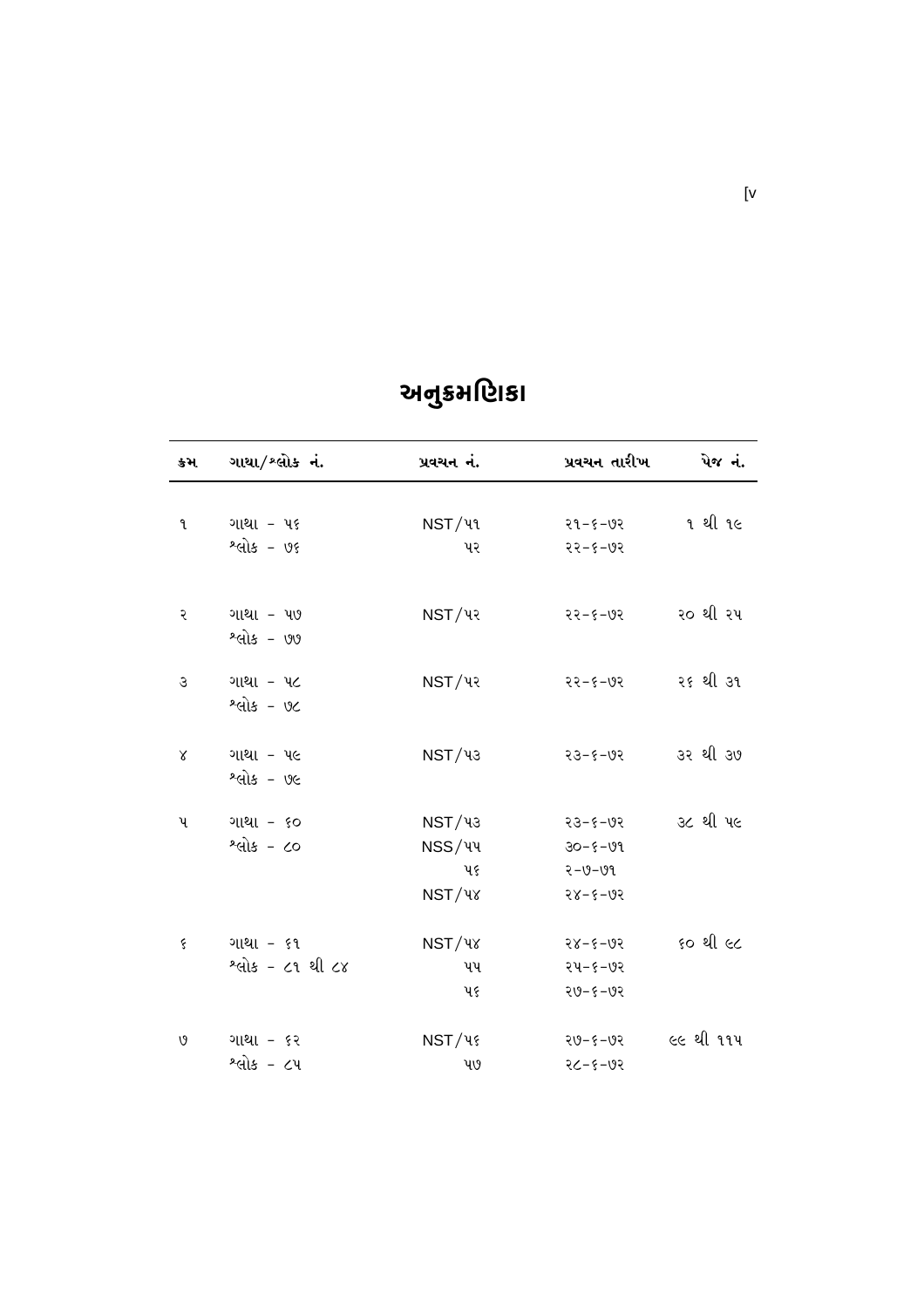# અનુક્રમણિકા

| ક્રમ | ગાથા/શ્લોક નં. | પ્રવચન નં. | પ્રવચન તારીખ | પેજ નં. |
|---|---|---|---|---|
| ૧ | ગાથા - ૫૬ | NST/૫૧ | ૨૧-૬-૭૨ | ૧ થી ૧૯ |
| | શ્લોક - ૭૬ | ૫૨ | ૨૨-૬-૭૨ | |
| ૨ | ગાથા - ૫૭ | NST/૫૨ | ૨૨-૬-૭૨ | ૨૦ થી ૨૫ |
| | શ્લોક - ૭૭ | | | |
| ૩ | ગાથા - ૫૮ | NST/૫૨ | ૨૨-૬-૭૨ | ૨૬ થી ૩૧ |
| | શ્લોક - ૭૮ | | | |
| ૪ | ગાથા - ૫૯ | NST/૫૩ | ૨૩-૬-૭૨ | ૩૨ થી ૩૭ |
| | શ્લોક - ૭૯ | | | |
| ૫ | ગાથા - ૬૦ | NST/૫૩ | ૨૩-૬-૭૨ | ૩૮ થી ૫૯ |
| | શ્લોક - ૮૦ | NSS/૫૫ | ૩૦-૬-૭૧ | |
| | | ૫૬ | ૨-૭-૭૧ | |
| | | NST/૫૪ | ૨૪-૬-૭૨ | |
| ૬ | ગાથા - ૬૧ | NST/૫૪ | ૨૪-૬-૭૨ | ૬૦ થી ૯૮ |
| | શ્લોક - ૮૧ થી ૮૪ | ૫૫ | ૨૫-૬-૭૨ | |
| | | ૫૬ | ૨૭-૬-૭૨ | |
| ૭ | ગાથા - ૬૨ | NST/૫૬ | ૨૭-૬-૭૨ | ૯૯ થી ૧૧૫ |
| | શ્લોક - ૮૫ | ૫૭ | ૨૮-૬-૭૨ | |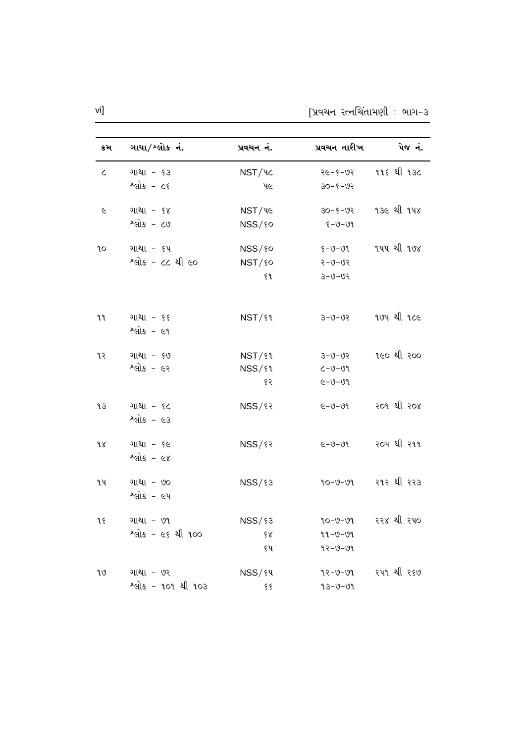| ક્રમ | ગાથા/શ્લોક નં. | પ્રવચન નં. | પ્રવચન તારીખ | પેજ નં. |
|---|---|---|---|---|
| ૮ | ગાથા - ૬૩ | NST/૫૮ | ૨૯-૬-૭૨ | ૧૧૬ થી ૧૩૮ |
| | શ્લોક - ૮૬ | ૫૯ | ૩૦-૬-૭૨ | |
| ૯ | ગાથા - ૬૪ | NST/૫૯ | ૩૦-૬-૭૨ | ૧૩૯ થી ૧૫૪ |
| | શ્લોક - ૮૭ | NSS/૬૦ | ૬-૭-૭૧ | |
| ૧૦ | ગાથા - ૬૫ | NSS/૬૦ | ૬-૭-૭૧ | ૧૫૫ થી ૧૭૪ |
| | શ્લોક - ૮૮ થી ૯૦ | NST/૬૦ | ૨-૭-૭૨ | |
| | | ૬૧ | ૩-૭-૭૨ | |
| ૧૧ | ગાથા - ૬૬ | NST/૬૧ | ૩-૭-૭૨ | ૧૭૫ થી ૧૮૯ |
| | શ્લોક - ૯૧ | | | |
| ૧૨ | ગાથા - ૬૭ | NST/૬૧ | ૩-૭-૭૨ | ૧૯૦ થી ૨૦૦ |
| | શ્લોક - ૯૨ | NSS/૬૧ | ૮-૭-૭૧ | |
| | | ૬૨ | ૯-૭-૭૧ | |
| ૧૩ | ગાથા - ૬૮ | NSS/૬૨ | ૯-૭-૭૧ | ૨૦૧ થી ૨૦૪ |
| | શ્લોક - ૯૩ | | | |
| ૧૪ | ગાથા - ૬૯ | NSS/૬૨ | ૯-૭-૭૧ | ૨૦૫ થી ૨૧૧ |
| | શ્લોક - ૯૪ | | | |
| ૧૫ | ગાથા - ૭૦ | NSS/૬૩ | ૧૦-૭-૭૧ | ૨૧૨ થી ૨૨૩ |
| | શ્લોક - ૯૫ | | | |
| ૧૬ | ગાથા - ૭૧ | NSS/૬૩ | ૧૦-૭-૭૧ | ૨૨૪ થી ૨૫૦ |
| | શ્લોક - ૯૬ થી ૧૦૦ | ૬૪ | ૧૧-૭-૭૧ | |
| | | ૬૫ | ૧૨-૭-૭૧ | |
| ૧૭ | ગાથા - ૭૨ | NSS/૬૫ | ૧૨-૭-૭૧ | ૨૫૧ થી ૨૬૭ |
| | શ્લોક - ૧૦૧ થી ૧૦૩ | ૬૬ | ૧૩-૭-૭૧ | |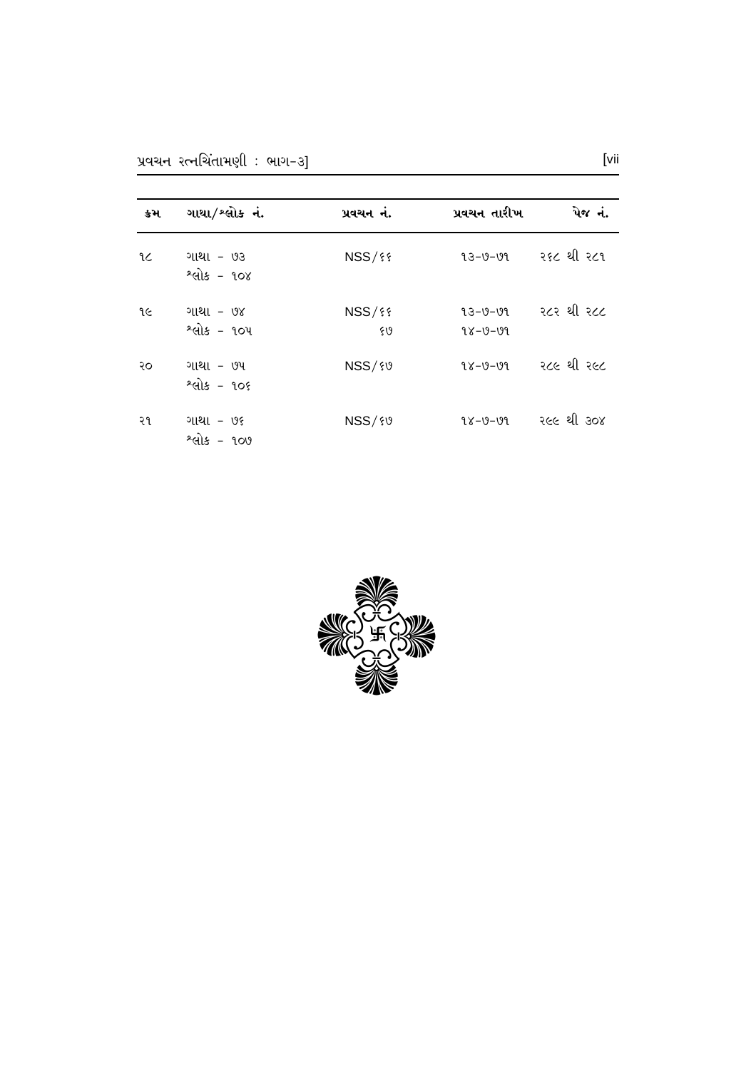| ક્રમ | ગાથા/શ્લોક નં. | પ્રવચન નં. | પ્રવચન તારીખ | પેજ નં. |
|---|---|---|---|---|
| ૧૮ | ગાથા - ૭૩<br>શ્લોક - ૧૦૪ | NSS/૬૬ | ૧૩-૭-૭૧ | ૨૬૮ થી ૨૮૧ |
| ૧૯ | ગાથા - ૭૪<br>શ્લોક - ૧૦૫ | NSS/૬૬<br>૬૭ | ૧૩-૭-૭૧<br>૧૪-૭-૭૧ | ૨૮૨ થી ૨૮૮ |
| ૨૦ | ગાથા - ૭૫<br>શ્લોક - ૧૦૬ | NSS/૬૭ | ૧૪-૭-૭૧ | ૨૮૯ થી ૨૯૮ |
| ૨૧ | ગાથા - ૭૬<br>શ્લોક - ૧૦૭ | NSS/૬૭ | ૧૪-૭-૭૧ | ૨૯૯ થી ૩૦૪ |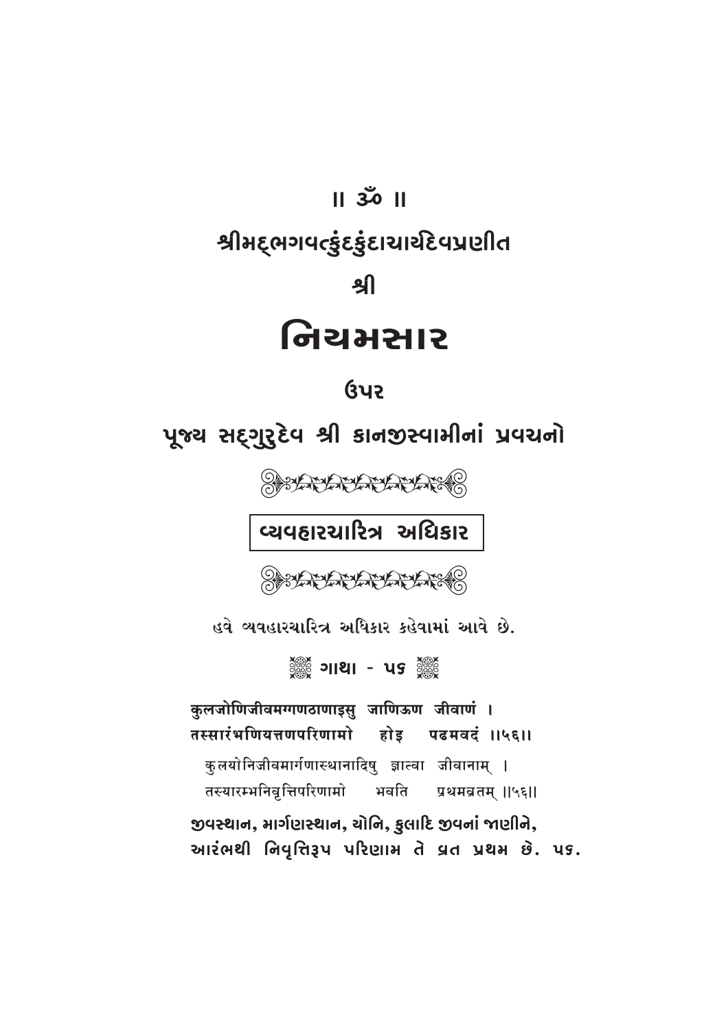॥ ૐ ॥

श्रीमद्‌भगवत्कुंदकुंदाचार्यदेवप्रणीत

શ્રી

# નિયમસાર

ઉપર

## પૂજ્ય સદ્‌ગુરુદેવ શ્રી કાનજીસ્વામીનાં પ્રવચનો

## વ્યવહારચારિત્ર અધિકાર

હવે વ્યવહારચારિત્ર અધિકાર કહેવામાં આવે છે.

### ગાથા - ૫૬

**कुलजोणिजीवमग्गणठाणाइसु जाणिऊण जीवाणं ।**
**तस्सारंभणियत्तणपरिणामो होइ पढमवदं ॥५६॥**

कुलयोनिजीवमार्गणास्थानादिषु ज्ञात्वा जीवानाम् ।
तस्यारम्भनिवृत्तिपरिणामो भवति प्रथमव्रतम् ॥५६॥

**જીવસ્થાન, માર્ગણસ્થાન, યોનિ, કુલાદિ જીવનાં જાણીને,**
**આરંભથી નિવૃત્તિરૂપ પરિણામ તે વ્રત પ્રથમ છે. ૫૬.**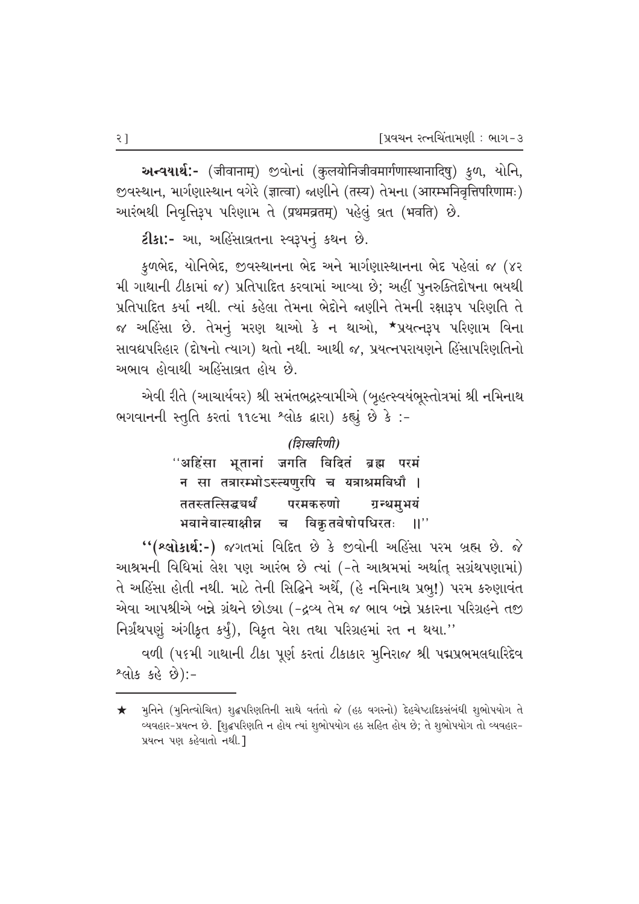**અન્વયાર્થ:-** (जीवानाम्) જીવોનાં (कुलयोनिजीवमार्गणास्थानादिषु) કુળ, યોનિ, જીવસ્થાન, માર્ગણાસ્થાન વગેરે (ज्ञात्वा) જાણીને (तस्य) તેમના (आरम्भनिवृत्तिपरिणामः) આરંભથી નિવૃત્તિરૂપ પરિણામ તે (प्रथमव्रतम्) પહેલું વ્રત (भवति) છે.

**ટીકા:-** આ, અહિંસાવ્રતના સ્વરૂપનું કથન છે.

કુળભેદ, યોનિભેદ, જીવસ્થાનના ભેદ અને માર્ગણાસ્થાનના ભેદ પહેલાં જ (૪૨ મી ગાથાની ટીકામાં જ) પ્રતિપાદિત કરવામાં આવ્યા છે; અહીં પુનરુક્તિદોષના ભયથી પ્રતિપાદિત કર્યા નથી. ત્યાં કહેલા તેમના ભેદોને જાણીને તેમની રક્ષારૂપ પરિણતિ તે જ અહિંસા છે. તેમનું મરણ થાઓ કે ન થાઓ, ★પ્રયત્નરૂપ પરિણામ વિના સાવદ્યપરિહાર (દોષનો ત્યાગ) થતો નથી. આથી જ, પ્રયત્નપરાયણને હિંસાપરિણતિનો અભાવ હોવાથી અહિંસાવ્રત હોય છે.

એવી રીતે (આચાર્યવર) શ્રી સમંતભદ્રસ્વામીએ (બૃહત્સ્વયંભૂસ્તોત્રમાં શ્રી નમિનાથ ભગવાનની સ્તુતિ કરતાં ૧૧૯મા શ્લોક દ્વારા) કહ્યું છે કે :-

*(शिखरिणी)*

"अहिंसा भूतानां जगति विदितं ब्रह्म परमं
न सा तत्रारम्भोऽस्त्यणुरपि च यत्राश्रमविधौ ।
ततस्तत्सिद्ध्यर्थं परमकरुणो ग्रन्थमुभयं
भवानेवात्याक्षीन्न च विकृतवेषोपधिरतः ॥"

"**(શ્લોકાર્થ:-)** જગતમાં વિદિત છે કે જીવોની અહિંસા પરમ બ્રહ્મ છે. જે આશ્રમની વિધિમાં લેશ પણ આરંભ છે ત્યાં (-તે આશ્રમમાં અર્થાત્ સગ્રંથપણામાં) તે અહિંસા હોતી નથી. માટે તેની સિદ્ધિને અર્થે, (હે નમિનાથ પ્રભુ!) પરમ કરુણાવંત એવા આપશ્રીએ બન્ને ગ્રંથને છોડ્યા (-દ્રવ્ય તેમ જ ભાવ બન્ને પ્રકારના પરિગ્રહને તજી નિર્ગ્રંથપણું અંગીકૃત કર્યું), વિકૃત વેશ તથા પરિગ્રહમાં રત ન થયા."

વળી (૫૬મી ગાથાની ટીકા પૂર્ણ કરતાં ટીકાકાર મુનિરાજ શ્રી પદ્મપ્રભમલધારિદેવ શ્લોક કહે છે):-

---

★ મુનિને (મુનિત્વોચિત) શુદ્ધપરિણતિની સાથે વર્તતો જે (હઠ વગરનો) દેહચેષ્ટાદિકસંબંધી શુભોપયોગ તે વ્યવહાર-પ્રયત્ન છે. [શુદ્ધપરિણતિ ન હોય ત્યાં શુભોપયોગ હઠ સહિત હોય છે; તે શુભોપયોગ તો વ્યવહાર-પ્રયત્ન પણ કહેવાતો નથી.]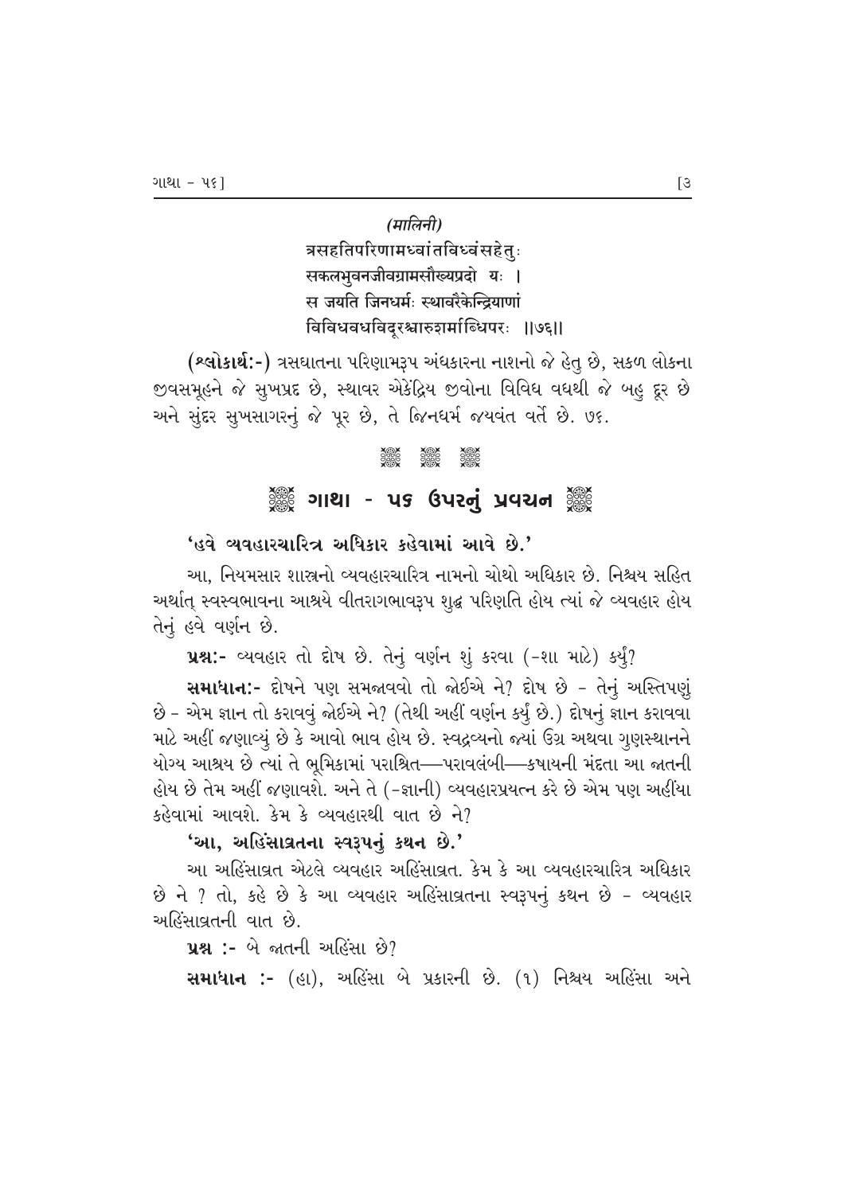*(मालिनी)*

त्रसहतिपरिणामध्वांतविध्वंसहेतुः
सकलभुवनजीवग्रामसौख्यप्रदो यः ।
स जयति जिनधर्मः स्थावरैकेन्द्रियाणां
विविधवधविदूरश्चारुशर्माब्धिपरः ॥७६॥

**(શ્લોકાર્થઃ-)** ત્રસઘાતના પરિણામરૂપ અંધકારના નાશનો જે હેતુ છે, સકળ લોકના જીવસમૂહને જે સુખપ્રદ છે, સ્થાવર એકેંદ્રિય જીવોના વિવિધ વધથી જે બહુ દૂર છે અને સુંદર સુખસાગરનું જે પૂર છે, તે જિનધર્મ જયવંત વર્તે છે. ૭૬.

## ગાથા - ૫૬ ઉપરનું પ્રવચન

**'હવે વ્યવહારચારિત્ર અધિકાર કહેવામાં આવે છે.'**

આ, નિયમસાર શાસ્ત્રનો વ્યવહારચારિત્ર નામનો ચોથો અધિકાર છે. નિશ્ચય સહિત અર્થાત્ સ્વસ્વભાવના આશ્રયે વીતરાગભાવરૂપ શુદ્ધ પરિણતિ હોય ત્યાં જે વ્યવહાર હોય તેનું હવે વર્ણન છે.

**પ્રશ્નઃ-** વ્યવહાર તો દોષ છે. તેનું વર્ણન શું કરવા (-શા માટે) કર્યું?

**સમાધાનઃ-** દોષને પણ સમજાવવો તો જોઈએ ને? દોષ છે - તેનું અસ્તિપણું છે - એમ જ્ઞાન તો કરાવવું જોઈએ ને? (તેથી અહીં વર્ણન કર્યું છે.) દોષનું જ્ઞાન કરાવવા માટે અહીં જણાવ્યું છે કે આવો ભાવ હોય છે. સ્વદ્રવ્યનો જ્યાં ઉગ્ર અથવા ગુણસ્થાનને યોગ્ય આશ્રય છે ત્યાં તે ભૂમિકામાં પરાશ્રિત—પરાવલંબી—કષાયની મંદતા આ જાતની હોય છે તેમ અહીં જણાવશે. અને તે (-જ્ઞાની) વ્યવહારપ્રયત્ન કરે છે એમ પણ અહીંયા કહેવામાં આવશે. કેમ કે વ્યવહારથી વાત છે ને?

**'આ, અહિંસાવ્રતના સ્વરૂપનું કથન છે.'**

આ અહિંસાવ્રત એટલે વ્યવહાર અહિંસાવ્રત. કેમ કે આ વ્યવહારચારિત્ર અધિકાર છે ને ? તો, કહે છે કે આ વ્યવહાર અહિંસાવ્રતના સ્વરૂપનું કથન છે - વ્યવહાર અહિંસાવ્રતની વાત છે.

**પ્રશ્ન :-** બે જાતની અહિંસા છે?

**સમાધાન :-** (હા), અહિંસા બે પ્રકારની છે. (૧) નિશ્ચય અહિંસા અને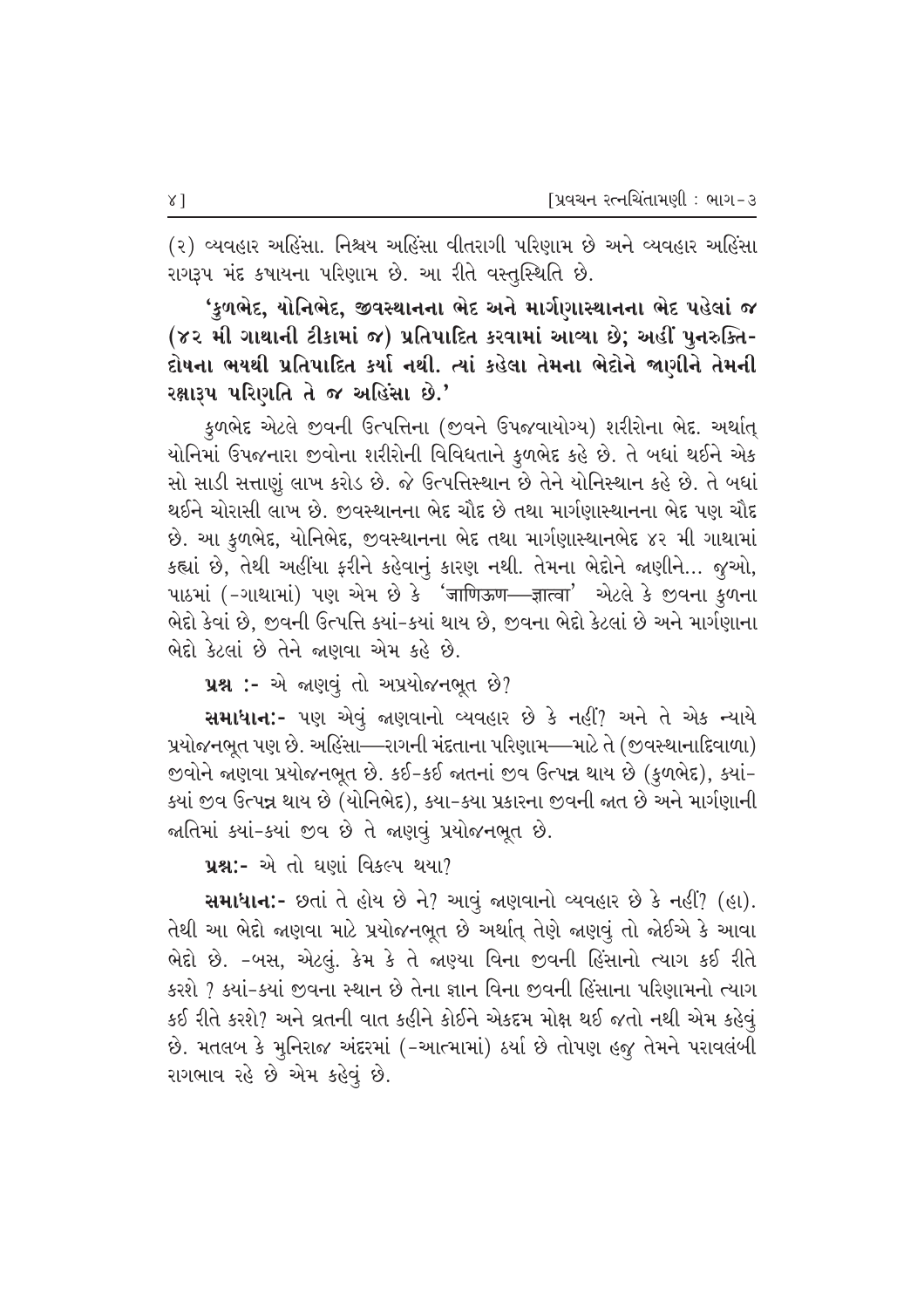(૨) વ્યવહાર અહિંસા. નિશ્ચય અહિંસા વીતરાગી પરિણામ છે અને વ્યવહાર અહિંસા રાગરૂપ મંદ કષાયના પરિણામ છે. આ રીતે વસ્તુસ્થિતિ છે.

**'કુળભેદ, યોનિભેદ, જીવસ્થાનના ભેદ અને માર્ગણાસ્થાનના ભેદ પહેલાં જ (૪૨ મી ગાથાની ટીકામાં જ) પ્રતિપાદિત કરવામાં આવ્યા છે; અહીં પુનરુક્તિ-દોષના ભયથી પ્રતિપાદિત કર્યા નથી. ત્યાં કહેલા તેમના ભેદોને જાણીને તેમની રક્ષારૂપ પરિણતિ તે જ અહિંસા છે.'**

કુળભેદ એટલે જીવની ઉત્પત્તિના (જીવને ઉપજવાયોગ્ય) શરીરોના ભેદ. અર્થાત્ યોનિમાં ઉપજનારા જીવોના શરીરોની વિવિધતાને કુળભેદ કહે છે. તે બધાં થઈને એક સો સાડી સત્તાણું લાખ કરોડ છે. જે ઉત્પત્તિસ્થાન છે તેને યોનિસ્થાન કહે છે. તે બધાં થઈને ચોરાસી લાખ છે. જીવસ્થાનના ભેદ ચૌદ છે તથા માર્ગણાસ્થાનના ભેદ પણ ચૌદ છે. આ કુળભેદ, યોનિભેદ, જીવસ્થાનના ભેદ તથા માર્ગણાસ્થાનભેદ ૪૨ મી ગાથામાં કહ્યાં છે, તેથી અહીંયા ફરીને કહેવાનું કારણ નથી. તેમના ભેદોને જાણીને... જુઓ, પાઠમાં (-ગાથામાં) પણ એમ છે કે 'जाणिऊण—ज्ञात्वा' એટલે કે જીવના કુળના ભેદો કેવાં છે, જીવની ઉત્પત્તિ ક્યાં-ક્યાં થાય છે, જીવના ભેદો કેટલાં છે અને માર્ગણાના ભેદો કેટલાં છે તેને જાણવા એમ કહે છે.

**પ્રશ્ન :-** એ જાણવું તો અપ્રયોજનભૂત છે?

**સમાધાન:-** પણ એવું જાણવાનો વ્યવહાર છે કે નહીં? અને તે એક ન્યાયે પ્રયોજનભૂત પણ છે. અહિંસા—રાગની મંદતાના પરિણામ—માટે તે (જીવસ્થાનાદિવાળા) જીવોને જાણવા પ્રયોજનભૂત છે. કઈ-કઈ જાતનાં જીવ ઉત્પન્ન થાય છે (કુળભેદ), ક્યાં-ક્યાં જીવ ઉત્પન્ન થાય છે (યોનિભેદ), ક્યા-ક્યા પ્રકારના જીવની જાત છે અને માર્ગણાની જાતિમાં ક્યાં-ક્યાં જીવ છે તે જાણવું પ્રયોજનભૂત છે.

**પ્રશ્ન:-** એ તો ઘણાં વિકલ્પ થયા?

**સમાધાન:-** છતાં તે હોય છે ને? આવું જાણવાનો વ્યવહાર છે કે નહીં? (હા). તેથી આ ભેદો જાણવા માટે પ્રયોજનભૂત છે અર્થાત્ તેણે જાણવું તો જોઈએ કે આવા ભેદો છે. -બસ, એટલું. કેમ કે તે જાણ્યા વિના જીવની હિંસાનો ત્યાગ કઈ રીતે કરશે ? ક્યાં-ક્યાં જીવના સ્થાન છે તેના જ્ઞાન વિના જીવની હિંસાના પરિણામનો ત્યાગ કઈ રીતે કરશે? અને વ્રતની વાત કહીને કોઈને એકદમ મોક્ષ થઈ જતો નથી એમ કહેવું છે. મતલબ કે મુનિરાજ અંદરમાં (-આત્મામાં) ઠર્યા છે તોપણ હજુ તેમને પરાવલંબી રાગભાવ રહે છે એમ કહેવું છે.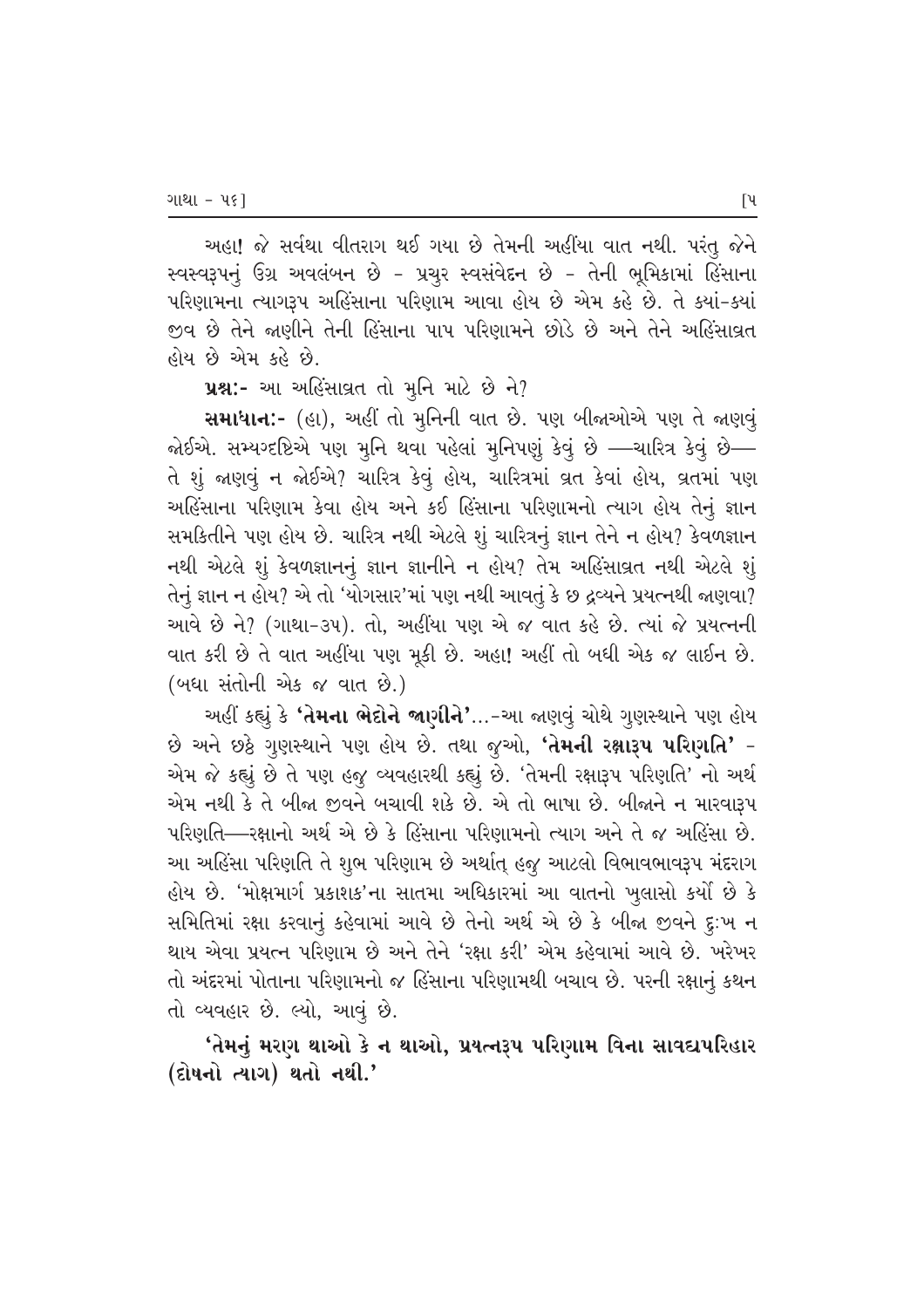અહા! જે સર્વથા વીતરાગ થઈ ગયા છે તેમની અહીંયા વાત નથી. પરંતુ જેને સ્વસ્વરૂપનું ઉગ્ર અવલંબન છે - પ્રચુર સ્વસંવેદન છે - તેની ભૂમિકામાં હિંસાના પરિણામના ત્યાગરૂપ અહિંસાના પરિણામ આવા હોય છે એમ કહે છે. તે ક્યાં-ક્યાં જીવ છે તેને જાણીને તેની હિંસાના પાપ પરિણામને છોડે છે અને તેને અહિંસાવ્રત હોય છે એમ કહે છે.

**પ્રશ્ન:-** આ અહિંસાવ્રત તો મુનિ માટે છે ને?

**સમાધાન:-** (હા), અહીં તો મુનિની વાત છે. પણ બીજાઓએ પણ તે જાણવું જોઈએ. સમ્યગ્દષ્ટિએ પણ મુનિ થવા પહેલાં મુનિપણું કેવું છે —ચારિત્ર કેવું છે— તે શું જાણવું ન જોઈએ? ચારિત્ર કેવું હોય, ચારિત્રમાં વ્રત કેવાં હોય, વ્રતમાં પણ અહિંસાના પરિણામ કેવા હોય અને કઈ હિંસાના પરિણામનો ત્યાગ હોય તેનું જ્ઞાન સમકિતીને પણ હોય છે. ચારિત્ર નથી એટલે શું ચારિત્રનું જ્ઞાન તેને ન હોય? કેવળજ્ઞાન નથી એટલે શું કેવળજ્ઞાનનું જ્ઞાન જ્ઞાનીને ન હોય? તેમ અહિંસાવ્રત નથી એટલે શું તેનું જ્ઞાન ન હોય? એ તો 'યોગસાર'માં પણ નથી આવતું કે છ દ્રવ્યને પ્રયત્નથી જાણવા? આવે છે ને? (ગાથા-૩૫). તો, અહીંયા પણ એ જ વાત કહે છે. ત્યાં જે પ્રયત્નની વાત કરી છે તે વાત અહીંયા પણ મૂકી છે. અહા! અહીં તો બધી એક જ લાઈન છે. (બધા સંતોની એક જ વાત છે.)

અહીં કહ્યું કે **'તેમના ભેદોને જાણીને'**...-આ જાણવું ચોથે ગુણસ્થાને પણ હોય છે અને છઠ્ઠે ગુણસ્થાને પણ હોય છે. તથા જુઓ, **'તેમની રક્ષારૂપ પરિણતિ'** - એમ જે કહ્યું છે તે પણ હજુ વ્યવહારથી કહ્યું છે. 'તેમની રક્ષારૂપ પરિણતિ' નો અર્થ એમ નથી કે તે બીજા જીવને બચાવી શકે છે. એ તો ભાષા છે. બીજાને ન મારવારૂપ પરિણતિ—રક્ષાનો અર્થ એ છે કે હિંસાના પરિણામનો ત્યાગ અને તે જ અહિંસા છે. આ અહિંસા પરિણતિ તે શુભ પરિણામ છે અર્થાત્ હજુ આટલો વિભાવભાવરૂપ મંદરાગ હોય છે. 'મોક્ષમાર્ગ પ્રકાશક'ના સાતમા અધિકારમાં આ વાતનો ખુલાસો કર્યો છે કે સમિતિમાં રક્ષા કરવાનું કહેવામાં આવે છે તેનો અર્થ એ છે કે બીજા જીવને દુઃખ ન થાય એવા પ્રયત્ન પરિણામ છે અને તેને 'રક્ષા કરી' એમ કહેવામાં આવે છે. ખરેખર તો અંદરમાં પોતાના પરિણામનો જ હિંસાના પરિણામથી બચાવ છે. પરની રક્ષાનું કથન તો વ્યવહાર છે. લ્યો, આવું છે.

**'તેમનું મરણ થાઓ કે ન થાઓ, પ્રયત્નરૂપ પરિણામ વિના સાવદ્યપરિહાર (દોષનો ત્યાગ) થતો નથી.'**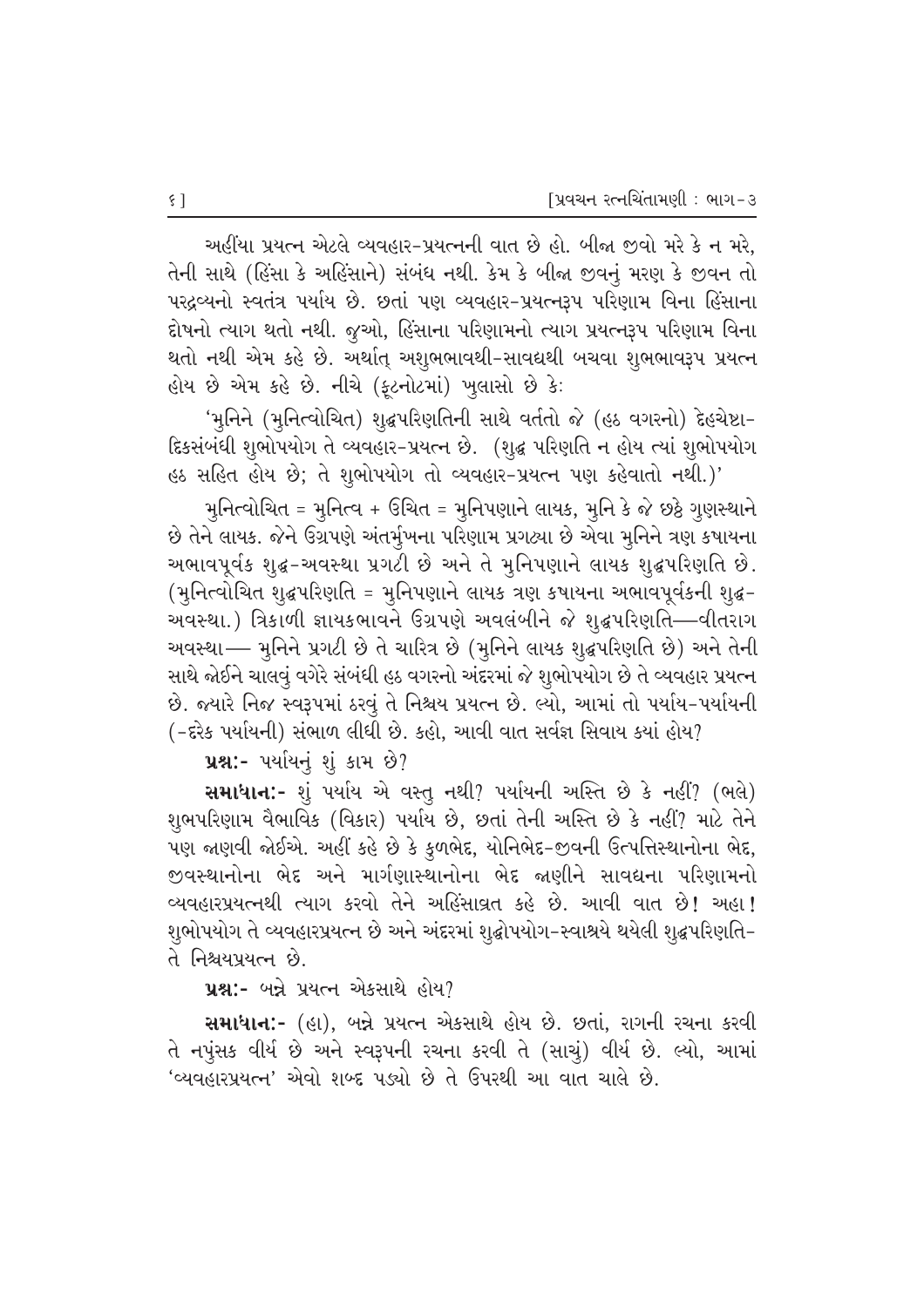અહીંયા પ્રયત્ન એટલે વ્યવહાર-પ્રયત્નની વાત છે હો. બીજા જીવો મરે કે ન મરે, તેની સાથે (હિંસા કે અહિંસાને) સંબંધ નથી. કેમ કે બીજા જીવનું મરણ કે જીવન તો પરદ્રવ્યનો સ્વતંત્ર પર્યાય છે. છતાં પણ વ્યવહાર-પ્રયત્નરૂપ પરિણામ વિના હિંસાના દોષનો ત્યાગ થતો નથી. જુઓ, હિંસાના પરિણામનો ત્યાગ પ્રયત્નરૂપ પરિણામ વિના થતો નથી એમ કહે છે. અર્થાત્ અશુભભાવથી-સાવદ્યથી બચવા શુભભાવરૂપ પ્રયત્ન હોય છે એમ કહે છે. નીચે (ફૂટનોટમાં) ખુલાસો છે કેઃ

'મુનિને (મુનિત્વોચિત) શુદ્ધપરિણતિની સાથે વર્તતો જે (હઠ વગરનો) દેહચેષ્ટા-દિકસંબંધી શુભોપયોગ તે વ્યવહાર-પ્રયત્ન છે. (શુદ્ધ પરિણતિ ન હોય ત્યાં શુભોપયોગ હઠ સહિત હોય છે; તે શુભોપયોગ તો વ્યવહાર-પ્રયત્ન પણ કહેવાતો નથી.)'

મુનિત્વોચિત = મુનિત્વ + ઉચિત = મુનિપણાને લાયક, મુનિ કે જે છઠ્ઠે ગુણસ્થાને છે તેને લાયક. જેને ઉગ્રપણે અંતર્મુખના પરિણામ પ્રગટ્યા છે એવા મુનિને ત્રણ કષાયના અભાવપૂર્વક શુદ્ધ-અવસ્થા પ્રગટી છે અને તે મુનિપણાને લાયક શુદ્ધપરિણતિ છે. (મુનિત્વોચિત શુદ્ધપરિણતિ = મુનિપણાને લાયક ત્રણ કષાયના અભાવપૂર્વકની શુદ્ધ-અવસ્થા.) ત્રિકાળી જ્ઞાયકભાવને ઉગ્રપણે અવલંબીને જે શુદ્ધપરિણતિ—વીતરાગ અવસ્થા— મુનિને પ્રગટી છે તે ચારિત્ર છે (મુનિને લાયક શુદ્ધપરિણતિ છે) અને તેની સાથે જોઈને ચાલવું વગેરે સંબંધી હઠ વગરનો અંદરમાં જે શુભોપયોગ છે તે વ્યવહાર પ્રયત્ન છે. જ્યારે નિજ સ્વરૂપમાં ઠરવું તે નિશ્ચય પ્રયત્ન છે. લ્યો, આમાં તો પર્યાય-પર્યાયની (-દરેક પર્યાયની) સંભાળ લીધી છે. કહો, આવી વાત સર્વજ્ઞ સિવાય ક્યાં હોય?

**પ્રશ્નઃ-** પર્યાયનું શું કામ છે?

**સમાધાનઃ-** શું પર્યાય એ વસ્તુ નથી? પર્યાયની અસ્તિ છે કે નહીં? (ભલે) શુભપરિણામ વૈભાવિક (વિકાર) પર્યાય છે, છતાં તેની અસ્તિ છે કે નહીં? માટે તેને પણ જાણવી જોઈએ. અહીં કહે છે કે કુળભેદ, યોનિભેદ-જીવની ઉત્પત્તિસ્થાનોના ભેદ, જીવસ્થાનોના ભેદ અને માર્ગણાસ્થાનોના ભેદ જાણીને સાવદ્યના પરિણામનો વ્યવહારપ્રયત્નથી ત્યાગ કરવો તેને અહિંસાવ્રત કહે છે. આવી વાત છે! અહા! શુભોપયોગ તે વ્યવહારપ્રયત્ન છે અને અંદરમાં શુદ્ધોપયોગ-સ્વાશ્રયે થયેલી શુદ્ધપરિણતિ-તે નિશ્ચયપ્રયત્ન છે.

**પ્રશ્નઃ-** બન્ને પ્રયત્ન એકસાથે હોય?

**સમાધાનઃ-** (હા), બન્ને પ્રયત્ન એકસાથે હોય છે. છતાં, રાગની રચના કરવી તે નપુંસક વીર્ય છે અને સ્વરૂપની રચના કરવી તે (સાચું) વીર્ય છે. લ્યો, આમાં 'વ્યવહારપ્રયત્ન' એવો શબ્દ પડ્યો છે તે ઉપરથી આ વાત ચાલે છે.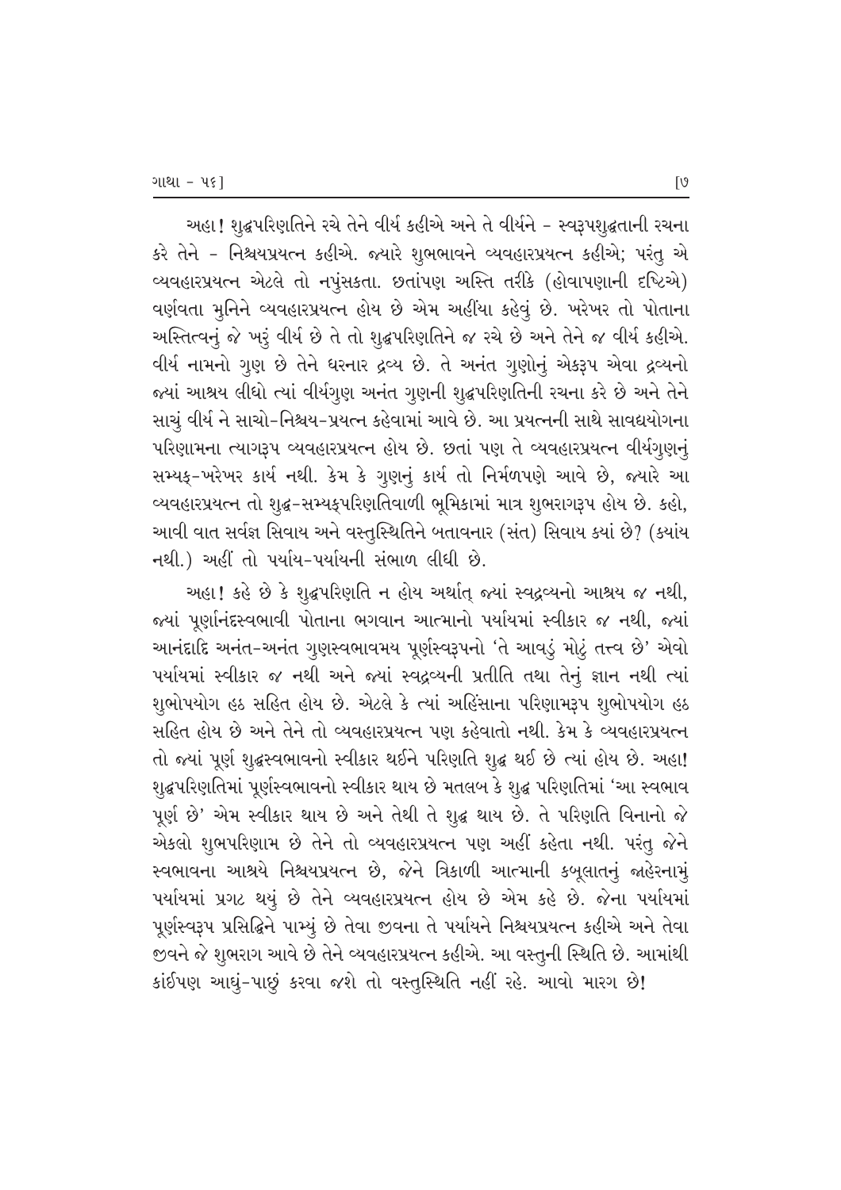અહા! શુદ્ધપરિણતિને રચે તેને વીર્ય કહીએ અને તે વીર્યને - સ્વરૂપશુદ્ધતાની રચના કરે તેને - નિશ્ચયપ્રયત્ન કહીએ. જ્યારે શુભભાવને વ્યવહારપ્રયત્ન કહીએ; પરંતુ એ વ્યવહારપ્રયત્ન એટલે તો નપુંસકતા. છતાંપણ અસ્તિ તરીકે (હોવાપણાની દૃષ્ટિએ) વર્ણવતા મુનિને વ્યવહારપ્રયત્ન હોય છે એમ અહીંયા કહેવું છે. ખરેખર તો પોતાના અસ્તિત્વનું જે ખરું વીર્ય છે તે તો શુદ્ધપરિણતિને જ રચે છે અને તેને જ વીર્ય કહીએ. વીર્ય નામનો ગુણ છે તેને ધરનાર દ્રવ્ય છે. તે અનંત ગુણોનું એકરૂપ એવા દ્રવ્યનો જ્યાં આશ્રય લીધો ત્યાં વીર્યગુણ અનંત ગુણની શુદ્ધપરિણતિની રચના કરે છે અને તેને સાચું વીર્ય ને સાચો-નિશ્ચય-પ્રયત્ન કહેવામાં આવે છે. આ પ્રયત્નની સાથે સાવદ્યયોગના પરિણામના ત્યાગરૂપ વ્યવહારપ્રયત્ન હોય છે. છતાં પણ તે વ્યવહારપ્રયત્ન વીર્યગુણનું સમ્યક્-ખરેખર કાર્ય નથી. કેમ કે ગુણનું કાર્ય તો નિર્મળપણે આવે છે, જ્યારે આ વ્યવહારપ્રયત્ન તો શુદ્ધ-સમ્યક્પરિણતિવાળી ભૂમિકામાં માત્ર શુભરાગરૂપ હોય છે. કહો, આવી વાત સર્વજ્ઞ સિવાય અને વસ્તુસ્થિતિને બતાવનાર (સંત) સિવાય ક્યાં છે? (ક્યાંય નથી.) અહીં તો પર્યાય-પર્યાયની સંભાળ લીધી છે.

અહા! કહે છે કે શુદ્ધપરિણતિ ન હોય અર્થાત્ જ્યાં સ્વદ્રવ્યનો આશ્રય જ નથી, જ્યાં પૂર્ણાનંદસ્વભાવી પોતાના ભગવાન આત્માનો પર્યાયમાં સ્વીકાર જ નથી, જ્યાં આનંદાદિ અનંત-અનંત ગુણસ્વભાવમય પૂર્ણસ્વરૂપનો 'તે આવડું મોટું તત્ત્વ છે' એવો પર્યાયમાં સ્વીકાર જ નથી અને જ્યાં સ્વદ્રવ્યની પ્રતીતિ તથા તેનું જ્ઞાન નથી ત્યાં શુભોપયોગ હઠ સહિત હોય છે. એટલે કે ત્યાં અહિંસાના પરિણામરૂપ શુભોપયોગ હઠ સહિત હોય છે અને તેને તો વ્યવહારપ્રયત્ન પણ કહેવાતો નથી. કેમ કે વ્યવહારપ્રયત્ન તો જ્યાં પૂર્ણ શુદ્ધસ્વભાવનો સ્વીકાર થઈને પરિણતિ શુદ્ધ થઈ છે ત્યાં હોય છે. અહા! શુદ્ધપરિણતિમાં પૂર્ણસ્વભાવનો સ્વીકાર થાય છે મતલબ કે શુદ્ધ પરિણતિમાં 'આ સ્વભાવ પૂર્ણ છે' એમ સ્વીકાર થાય છે અને તેથી તે શુદ્ધ થાય છે. તે પરિણતિ વિનાનો જે એકલો શુભપરિણામ છે તેને તો વ્યવહારપ્રયત્ન પણ અહીં કહેતા નથી. પરંતુ જેને સ્વભાવના આશ્રયે નિશ્ચયપ્રયત્ન છે, જેને ત્રિકાળી આત્માની કબૂલાતનું જાહેરનામું પર્યાયમાં પ્રગટ થયું છે તેને વ્યવહારપ્રયત્ન હોય છે એમ કહે છે. જેના પર્યાયમાં પૂર્ણસ્વરૂપ પ્રસિદ્ધિને પામ્યું છે તેવા જીવના તે પર્યાયને નિશ્ચયપ્રયત્ન કહીએ અને તેવા જીવને જે શુભરાગ આવે છે તેને વ્યવહારપ્રયત્ન કહીએ. આ વસ્તુની સ્થિતિ છે. આમાંથી કાંઈપણ આઘું-પાછું કરવા જશે તો વસ્તુસ્થિતિ નહીં રહે. આવો મારગ છે!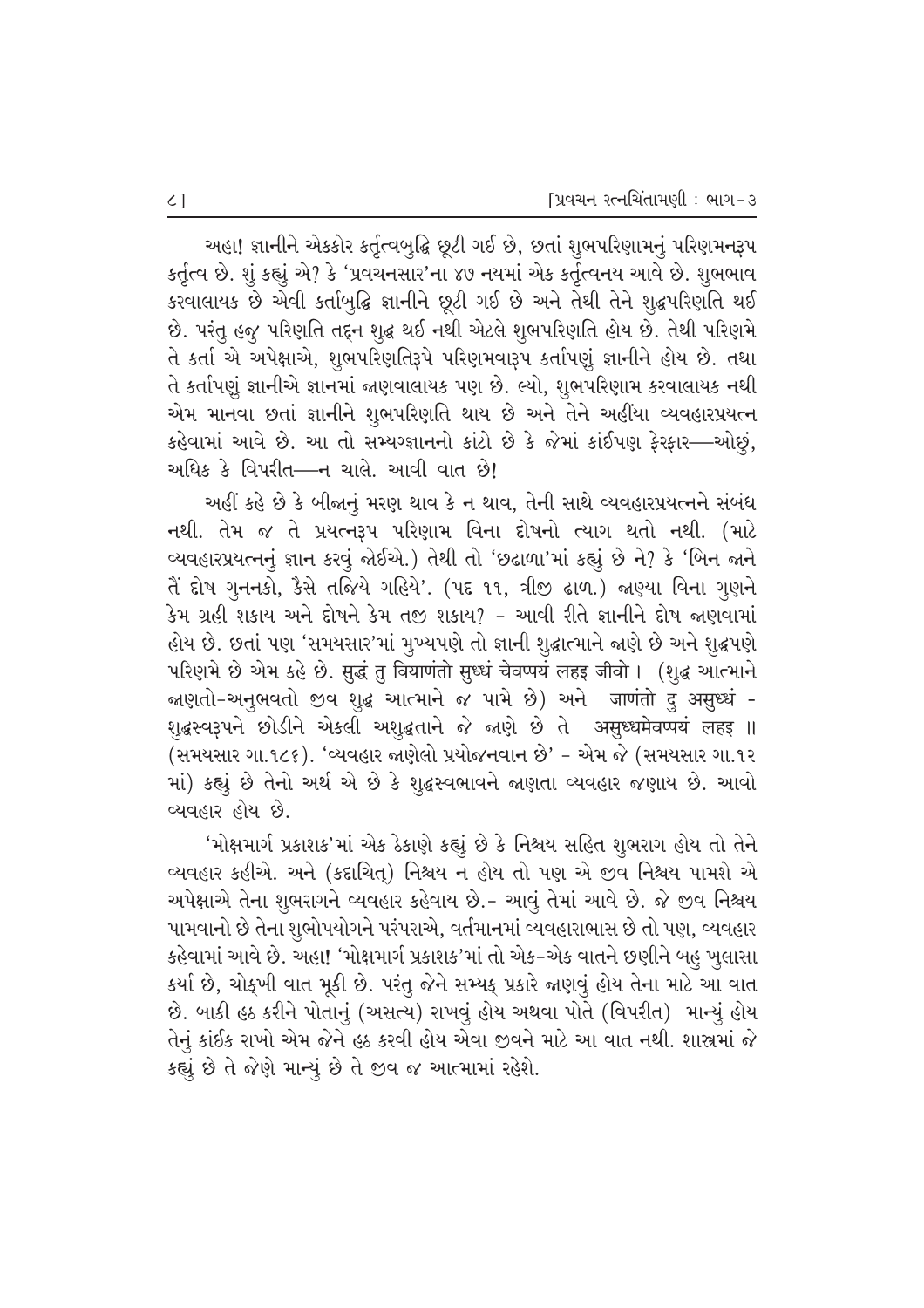અહા! જ્ઞાનીને એકકોર કર્તૃત્વબુદ્ધિ છૂટી ગઈ છે, છતાં શુભપરિણામનું પરિણમનરૂપ કર્તૃત્વ છે. શું કહ્યું એ? કે 'પ્રવચનસાર'ના ૪૭ નયમાં એક કર્તૃત્વનય આવે છે. શુભભાવ કરવાલાયક છે એવી કર્તાબુદ્ધિ જ્ઞાનીને છૂટી ગઈ છે અને તેથી તેને શુદ્ધપરિણતિ થઈ છે. પરંતુ હજુ પરિણતિ તદ્દન શુદ્ધ થઈ નથી એટલે શુભપરિણતિ હોય છે. તેથી પરિણમે તે કર્તા એ અપેક્ષાએ, શુભપરિણતિરૂપે પરિણમવારૂપ કર્તાપણું જ્ઞાનીને હોય છે. તથા તે કર્તાપણું જ્ઞાનીએ જ્ઞાનમાં જાણવાલાયક પણ છે. લ્યો, શુભપરિણામ કરવાલાયક નથી એમ માનવા છતાં જ્ઞાનીને શુભપરિણતિ થાય છે અને તેને અહીંયા વ્યવહારપ્રયત્ન કહેવામાં આવે છે. આ તો સમ્યગ્જ્ઞાનનો કાંટો છે કે જેમાં કાંઈપણ ફેરફાર—ઓછું, અધિક કે વિપરીત—ન ચાલે. આવી વાત છે!

અહીં કહે છે કે બીજાનું મરણ થાવ કે ન થાવ, તેની સાથે વ્યવહારપ્રયત્નને સંબંધ નથી. તેમ જ તે પ્રયત્નરૂપ પરિણામ વિના દોષનો ત્યાગ થતો નથી. (માટે વ્યવહારપ્રયત્નનું જ્ઞાન કરવું જોઈએ.) તેથી તો 'છઢાળા'માં કહ્યું છે ને? કે 'બિન જાને તેં દોષ ગુનનકો, કૈસે તજિયે ગહિયે'. (પદ ૧૧, ત્રીજી ઢાળ.) જાણ્યા વિના ગુણને કેમ ગ્રહી શકાય અને દોષને કેમ તજી શકાય? - આવી રીતે જ્ઞાનીને દોષ જાણવામાં હોય છે. છતાં પણ 'સમયસાર'માં મુખ્યપણે તો જ્ઞાની શુદ્ધાત્માને જાણે છે અને શુદ્ધપણે પરિણમે છે એમ કહે છે. सुद्धं तु वियाणंतो सुध्धं चेवप्पयं लहइ जीवो । (શુદ્ધ આત્માને જાણતો-અનુભવતો જીવ શુદ્ધ આત્માને જ પામે છે) અને जाणंतो दु असुध्धं - શુદ્ધસ્વરૂપને છોડીને એકલી અશુદ્ધતાને જે જાણે છે તે असुध्धमेवप्पयं लहइ ॥ (સમયસાર ગા.૧૮૬). 'વ્યવહાર જાણેલો પ્રયોજનવાન છે' - એમ જે (સમયસાર ગા.૧૨ માં) કહ્યું છે તેનો અર્થ એ છે કે શુદ્ધસ્વભાવને જાણતા વ્યવહાર જણાય છે. આવો વ્યવહાર હોય છે.

'મોક્ષમાર્ગ પ્રકાશક'માં એક ઠેકાણે કહ્યું છે કે નિશ્ચય સહિત શુભરાગ હોય તો તેને વ્યવહાર કહીએ. અને (કદાચિત્) નિશ્ચય ન હોય તો પણ એ જીવ નિશ્ચય પામશે એ અપેક્ષાએ તેના શુભરાગને વ્યવહાર કહેવાય છે.- આવું તેમાં આવે છે. જે જીવ નિશ્ચય પામવાનો છે તેના શુભોપયોગને પરંપરાએ, વર્તમાનમાં વ્યવહારાભાસ છે તો પણ, વ્યવહાર કહેવામાં આવે છે. અહા! 'મોક્ષમાર્ગ પ્રકાશક'માં તો એક-એક વાતને છણીને બહુ ખુલાસા કર્યા છે, ચોક્ખી વાત મૂકી છે. પરંતુ જેને સમ્યક્ પ્રકારે જાણવું હોય તેના માટે આ વાત છે. બાકી હઠ કરીને પોતાનું (અસત્ય) રાખવું હોય અથવા પોતે (વિપરીત) માન્યું હોય તેનું કાંઈક રાખો એમ જેને હઠ કરવી હોય એવા જીવને માટે આ વાત નથી. શાસ્ત્રમાં જે કહ્યું છે તે જેણે માન્યું છે તે જીવ જ આત્મામાં રહેશે.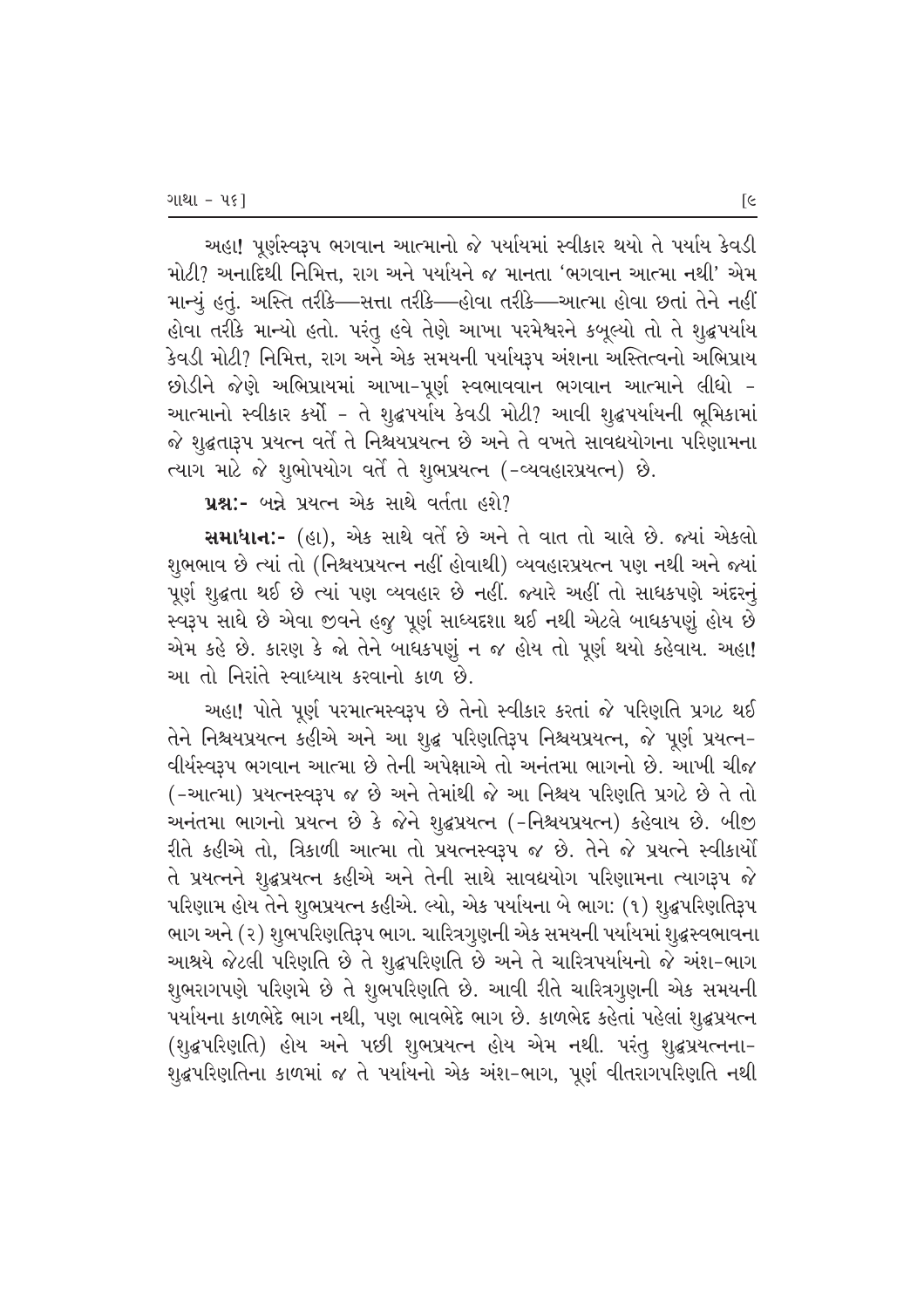અહા! પૂર્ણસ્વરૂપ ભગવાન આત્માનો જે પર્યાયમાં સ્વીકાર થયો તે પર્યાય કેવડી મોટી? અનાદિથી નિમિત્ત, રાગ અને પર્યાયને જ માનતા 'ભગવાન આત્મા નથી' એમ માન્યું હતું. અસ્તિ તરીકે—સત્તા તરીકે—હોવા તરીકે—આત્મા હોવા છતાં તેને નહીં હોવા તરીકે માન્યો હતો. પરંતુ હવે તેણે આખા પરમેશ્વરને કબૂલ્યો તો તે શુદ્ધપર્યાય કેવડી મોટી? નિમિત્ત, રાગ અને એક સમયની પર્યાયરૂપ અંશના અસ્તિત્વનો અભિપ્રાય છોડીને જેણે અભિપ્રાયમાં આખા-પૂર્ણ સ્વભાવવાન ભગવાન આત્માને લીધો - આત્માનો સ્વીકાર કર્યો - તે શુદ્ધપર્યાય કેવડી મોટી? આવી શુદ્ધપર્યાયની ભૂમિકામાં જે શુદ્ધતારૂપ પ્રયત્ન વર્તે તે નિશ્ચયપ્રયત્ન છે અને તે વખતે સાવદ્યયોગના પરિણામના ત્યાગ માટે જે શુભોપયોગ વર્તે તે શુભપ્રયત્ન (-વ્યવહારપ્રયત્ન) છે.

**પ્રશ્નઃ-** બન્ને પ્રયત્ન એક સાથે વર્તતા હશે?

**સમાધાનઃ-** (હા), એક સાથે વર્તે છે અને તે વાત તો ચાલે છે. જ્યાં એકલો શુભભાવ છે ત્યાં તો (નિશ્ચયપ્રયત્ન નહીં હોવાથી) વ્યવહારપ્રયત્ન પણ નથી અને જ્યાં પૂર્ણ શુદ્ધતા થઈ છે ત્યાં પણ વ્યવહાર છે નહીં. જ્યારે અહીં તો સાધકપણે અંદરનું સ્વરૂપ સાધે છે એવા જીવને હજુ પૂર્ણ સાધ્યદશા થઈ નથી એટલે બાધકપણું હોય છે એમ કહે છે. કારણ કે જો તેને બાધકપણું ન જ હોય તો પૂર્ણ થયો કહેવાય. અહા! આ તો નિરાંતે સ્વાધ્યાય કરવાનો કાળ છે.

અહા! પોતે પૂર્ણ પરમાત્મસ્વરૂપ છે તેનો સ્વીકાર કરતાં જે પરિણતિ પ્રગટ થઈ તેને નિશ્ચયપ્રયત્ન કહીએ અને આ શુદ્ધ પરિણતિરૂપ નિશ્ચયપ્રયત્ન, જે પૂર્ણ પ્રયત્ન-વીર્યસ્વરૂપ ભગવાન આત્મા છે તેની અપેક્ષાએ તો અનંતમા ભાગનો છે. આખી ચીજ (-આત્મા) પ્રયત્નસ્વરૂપ જ છે અને તેમાંથી જે આ નિશ્ચય પરિણતિ પ્રગટે છે તે તો અનંતમા ભાગનો પ્રયત્ન છે કે જેને શુદ્ધપ્રયત્ન (-નિશ્ચયપ્રયત્ન) કહેવાય છે. બીજી રીતે કહીએ તો, ત્રિકાળી આત્મા તો પ્રયત્નસ્વરૂપ જ છે. તેને જે પ્રયત્ને સ્વીકાર્યો તે પ્રયત્નને શુદ્ધપ્રયત્ન કહીએ અને તેની સાથે સાવદ્યયોગ પરિણામના ત્યાગરૂપ જે પરિણામ હોય તેને શુભપ્રયત્ન કહીએ. લ્યો, એક પર્યાયના બે ભાગ: (૧) શુદ્ધપરિણતિરૂપ ભાગ અને (૨) શુભપરિણતિરૂપ ભાગ. ચારિત્રગુણની એક સમયની પર્યાયમાં શુદ્ધસ્વભાવના આશ્રયે જેટલી પરિણતિ છે તે શુદ્ધપરિણતિ છે અને તે ચારિત્રપર્યાયનો જે અંશ-ભાગ શુભરાગપણે પરિણમે છે તે શુભપરિણતિ છે. આવી રીતે ચારિત્રગુણની એક સમયની પર્યાયના કાળભેદે ભાગ નથી, પણ ભાવભેદે ભાગ છે. કાળભેદ કહેતાં પહેલાં શુદ્ધપ્રયત્ન (શુદ્ધપરિણતિ) હોય અને પછી શુભપ્રયત્ન હોય એમ નથી. પરંતુ શુદ્ધપ્રયત્નના-શુદ્ધપરિણતિના કાળમાં જ તે પર્યાયનો એક અંશ-ભાગ, પૂર્ણ વીતરાગપરિણતિ નથી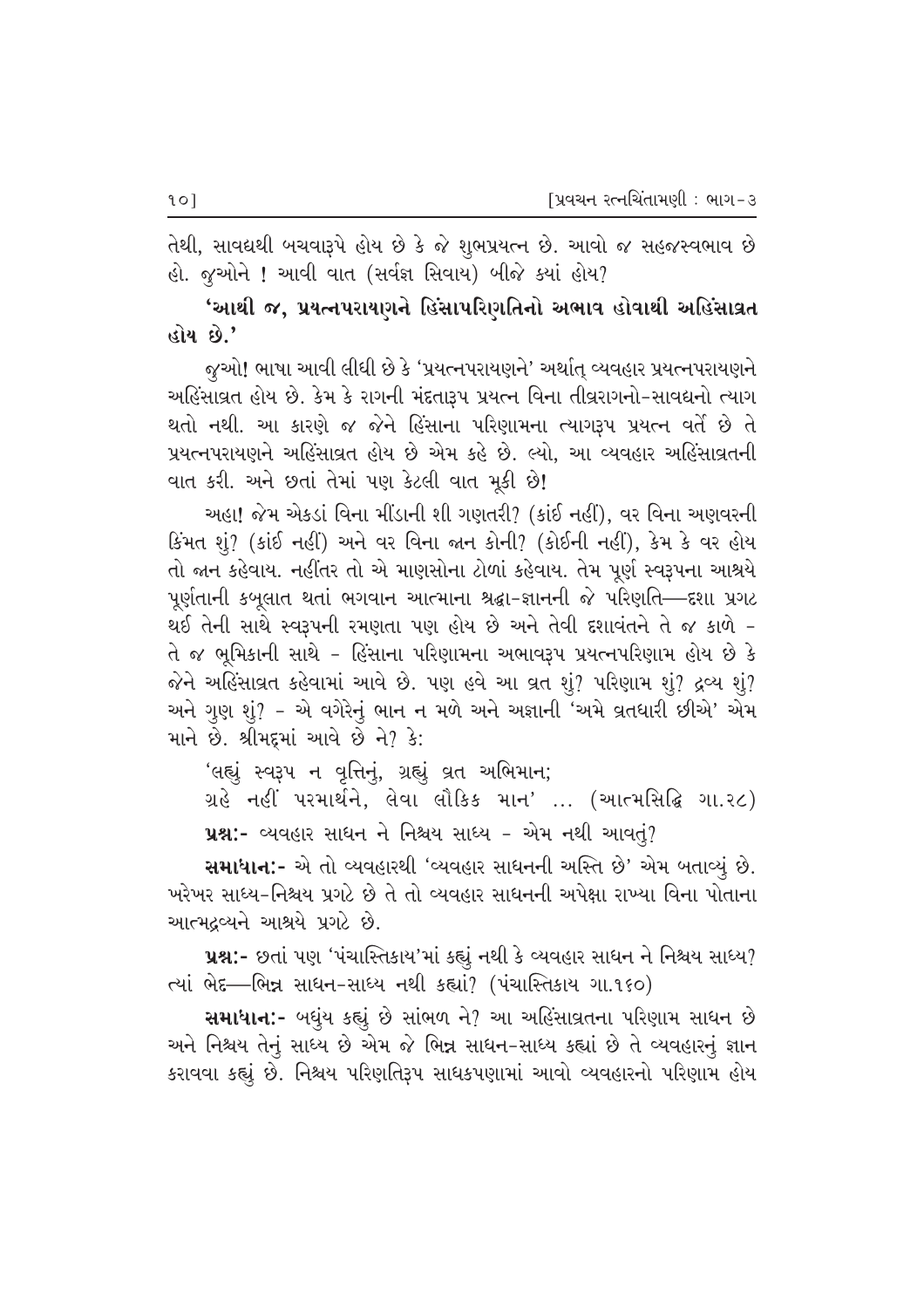તેથી, સાવદ્યથી બચવારૂપે હોય છે કે જે શુભપ્રયત્ન છે. આવો જ સહજસ્વભાવ છે હો. જુઓને ! આવી વાત (સર્વજ્ઞ સિવાય) બીજે ક્યાં હોય?

**'આથી જ, પ્રયત્નપરાયણને હિંસાપરિણતિનો અભાવ હોવાથી અહિંસાવ્રત હોય છે.'**

જુઓ! ભાષા આવી લીધી છે કે 'પ્રયત્નપરાયણને' અર્થાત્ વ્યવહાર પ્રયત્નપરાયણને અહિંસાવ્રત હોય છે. કેમ કે રાગની મંદતારૂપ પ્રયત્ન વિના તીવ્રરાગનો-સાવદ્યનો ત્યાગ થતો નથી. આ કારણે જ જેને હિંસાના પરિણામના ત્યાગરૂપ પ્રયત્ન વર્તે છે તે પ્રયત્નપરાયણને અહિંસાવ્રત હોય છે એમ કહે છે. લ્યો, આ વ્યવહાર અહિંસાવ્રતની વાત કરી. અને છતાં તેમાં પણ કેટલી વાત મૂકી છે!

અહા! જેમ એકડાં વિના મીંડાની શી ગણતરી? (કાંઈ નહીં), વર વિના અણવરની કિંમત શું? (કાંઈ નહીં) અને વર વિના જાન કોની? (કોઈની નહીં), કેમ કે વર હોય તો જાન કહેવાય. નહીંતર તો એ માણસોના ટોળાં કહેવાય. તેમ પૂર્ણ સ્વરૂપના આશ્રયે પૂર્ણતાની કબૂલાત થતાં ભગવાન આત્માના શ્રદ્ધા-જ્ઞાનની જે પરિણતિ—દશા પ્રગટ થઈ તેની સાથે સ્વરૂપની રમણતા પણ હોય છે અને તેવી દશાવંતને તે જ કાળે - તે જ ભૂમિકાની સાથે - હિંસાના પરિણામના અભાવરૂપ પ્રયત્નપરિણામ હોય છે કે જેને અહિંસાવ્રત કહેવામાં આવે છે. પણ હવે આ વ્રત શું? પરિણામ શું? દ્રવ્ય શું? અને ગુણ શું? - એ વગેરેનું ભાન ન મળે અને અજ્ઞાની 'અમે વ્રતધારી છીએ' એમ માને છે. શ્રીમદ્‌માં આવે છે ને? કે:

'લહ્યું સ્વરૂપ ન વૃત્તિનું, ગ્રહ્યું વ્રત અભિમાન;
ગ્રહે નહીં પરમાર્થને, લેવા લૌકિક માન' ... (આત્મસિદ્ધિ ગા.૨૮)

**પ્રશ્ન:-** વ્યવહાર સાધન ને નિશ્ચય સાધ્ય - એમ નથી આવતું?

**સમાધાન:-** એ તો વ્યવહારથી 'વ્યવહાર સાધનની અસ્તિ છે' એમ બતાવ્યું છે. ખરેખર સાધ્ય-નિશ્ચય પ્રગટે છે તે તો વ્યવહાર સાધનની અપેક્ષા રાખ્યા વિના પોતાના આત્મદ્રવ્યને આશ્રયે પ્રગટે છે.

**પ્રશ્ન:-** છતાં પણ 'પંચાસ્તિકાય'માં કહ્યું નથી કે વ્યવહાર સાધન ને નિશ્ચય સાધ્ય? ત્યાં ભેદ—ભિન્ન સાધન-સાધ્ય નથી કહ્યાં? (પંચાસ્તિકાય ગા.૧૬૦)

**સમાધાન:-** બધુંય કહ્યું છે સાંભળ ને? આ અહિંસાવ્રતના પરિણામ સાધન છે અને નિશ્ચય તેનું સાધ્ય છે એમ જે ભિન્ન સાધન-સાધ્ય કહ્યાં છે તે વ્યવહારનું જ્ઞાન કરાવવા કહ્યું છે. નિશ્ચય પરિણતિરૂપ સાધકપણામાં આવો વ્યવહારનો પરિણામ હોય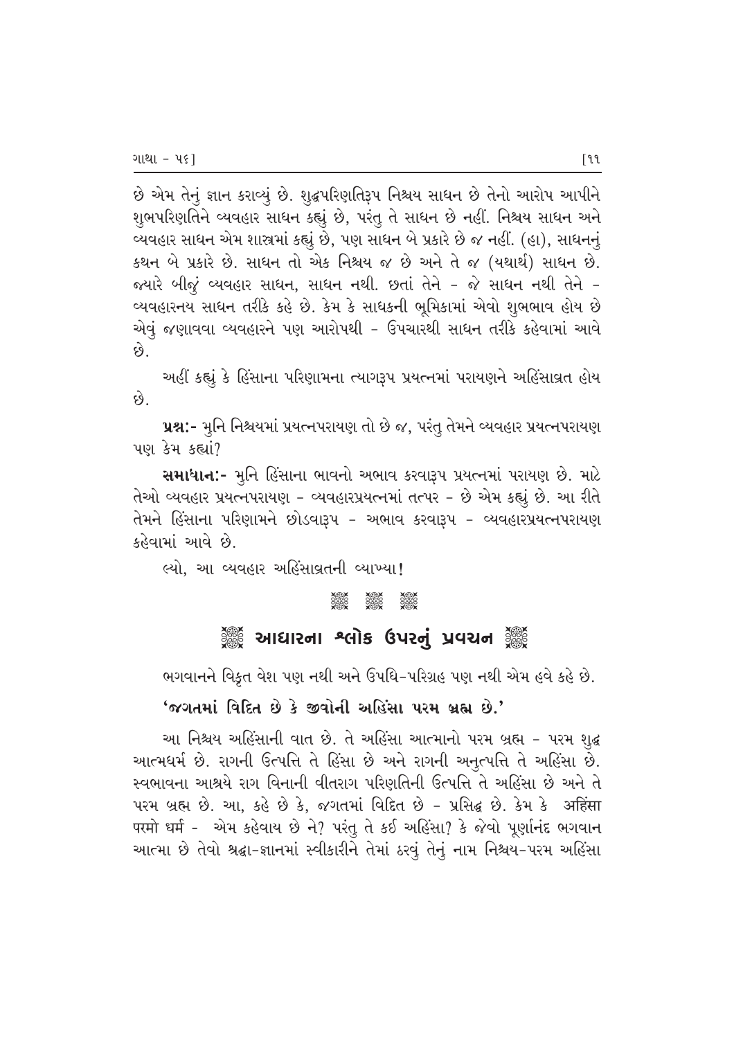છે એમ તેનું જ્ઞાન કરાવ્યું છે. શુદ્ધપરિણતિરૂપ નિશ્ચય સાધન છે તેનો આરોપ આપીને શુભપરિણતિને વ્યવહાર સાધન કહ્યું છે, પરંતુ તે સાધન છે નહીં. નિશ્ચય સાધન અને વ્યવહાર સાધન એમ શાસ્ત્રમાં કહ્યું છે, પણ સાધન બે પ્રકારે છે જ નહીં. (હા), સાધનનું કથન બે પ્રકારે છે. સાધન તો એક નિશ્ચય જ છે અને તે જ (યથાર્થ) સાધન છે. જ્યારે બીજું વ્યવહાર સાધન, સાધન નથી. છતાં તેને - જે સાધન નથી તેને - વ્યવહારનય સાધન તરીકે કહે છે. કેમ કે સાધકની ભૂમિકામાં એવો શુભભાવ હોય છે એવું જણાવવા વ્યવહારને પણ આરોપથી - ઉપચારથી સાધન તરીકે કહેવામાં આવે છે.

અહીં કહ્યું કે હિંસાના પરિણામના ત્યાગરૂપ પ્રયત્નમાં પરાયણને અહિંસાવ્રત હોય છે.

**પ્રશ્ન:-** મુનિ નિશ્ચયમાં પ્રયત્નપરાયણ તો છે જ, પરંતુ તેમને વ્યવહાર પ્રયત્નપરાયણ પણ કેમ કહ્યાં?

**સમાધાન:-** મુનિ હિંસાના ભાવનો અભાવ કરવારૂપ પ્રયત્નમાં પરાયણ છે. માટે તેઓ વ્યવહાર પ્રયત્નપરાયણ - વ્યવહારપ્રયત્નમાં તત્પર - છે એમ કહ્યું છે. આ રીતે તેમને હિંસાના પરિણામને છોડવારૂપ - અભાવ કરવારૂપ - વ્યવહારપ્રયત્નપરાયણ કહેવામાં આવે છે.

લ્યો, આ વ્યવહાર અહિંસાવ્રતની વ્યાખ્યા!

## આધારના શ્લોક ઉપરનું પ્રવચન

ભગવાનને વિકૃત વેશ પણ નથી અને ઉપધિ-પરિગ્રહ પણ નથી એમ હવે કહે છે.

**'જગતમાં વિદિત છે કે જીવોની અહિંસા પરમ બ્રહ્મ છે.'**

આ નિશ્ચય અહિંસાની વાત છે. તે અહિંસા આત્માનો પરમ બ્રહ્મ - પરમ શુદ્ધ આત્મધર્મ છે. રાગની ઉત્પત્તિ તે હિંસા છે અને રાગની અનુત્પત્તિ તે અહિંસા છે. સ્વભાવના આશ્રયે રાગ વિનાની વીતરાગ પરિણતિની ઉત્પત્તિ તે અહિંસા છે અને તે પરમ બ્રહ્મ છે. આ, કહે છે કે, જગતમાં વિદિત છે - પ્રસિદ્ધ છે. કેમ કે अहिंसा परमो धर्म - એમ કહેવાય છે ને? પરંતુ તે કઈ અહિંસા? કે જેવો પૂર્ણાનંદ ભગવાન આત્મા છે તેવો શ્રદ્ધા-જ્ઞાનમાં સ્વીકારીને તેમાં ઠરવું તેનું નામ નિશ્ચય-પરમ અહિંસા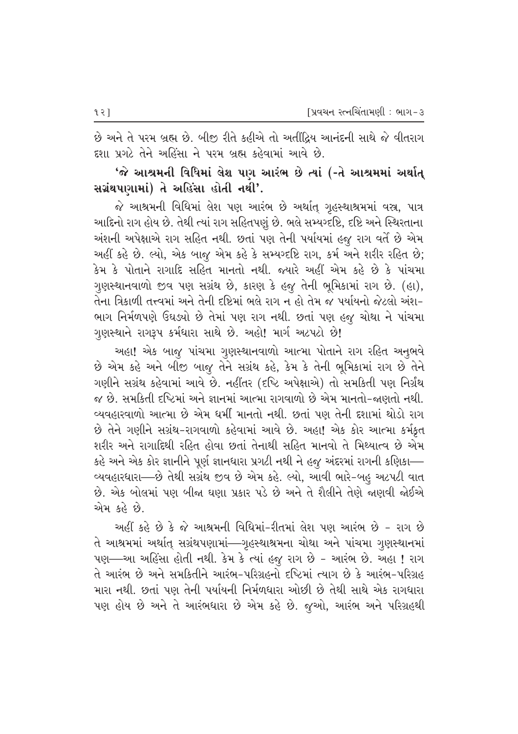છે અને તે પરમ બ્રહ્મ છે. બીજી રીતે કહીએ તો અતીંદ્રિય આનંદની સાથે જે વીતરાગ દશા પ્રગટે તેને અહિંસા ને પરમ બ્રહ્મ કહેવામાં આવે છે.

**'જે આશ્રમની વિધિમાં લેશ પણ આરંભ છે ત્યાં (-તે આશ્રમમાં અર્થાત્ સગ્રંથપણામાં) તે અહિંસા હોતી નથી'.**

જે આશ્રમની વિધિમાં લેશ પણ આરંભ છે અર્થાત્ ગૃહસ્થાશ્રમમાં વસ્ત્ર, પાત્ર આદિનો રાગ હોય છે. તેથી ત્યાં રાગ સહિતપણું છે. ભલે સમ્યગ્દષ્ટિ, દૃષ્ટિ અને સ્થિરતાના અંશની અપેક્ષાએ રાગ સહિત નથી. છતાં પણ તેની પર્યાયમાં હજુ રાગ વર્તે છે એમ અહીં કહે છે. લ્યો, એક બાજુ એમ કહે કે સમ્યગ્દષ્ટિ રાગ, કર્મ અને શરીર રહિત છે; કેમ કે પોતાને રાગાદિ સહિત માનતો નથી. જ્યારે અહીં એમ કહે છે કે પાંચમા ગુણસ્થાનવાળો જીવ પણ સગ્રંથ છે, કારણ કે હજુ તેની ભૂમિકામાં રાગ છે. (હા), તેના ત્રિકાળી તત્ત્વમાં અને તેની દૃષ્ટિમાં ભલે રાગ ન હો તેમ જ પર્યાયનો જેટલો અંશ-ભાગ નિર્મળપણે ઉઘડ્યો છે તેમાં પણ રાગ નથી. છતાં પણ હજુ ચોથા ને પાંચમા ગુણસ્થાને રાગરૂપ કર્મધારા સાથે છે. અહો! માર્ગ અટપટો છે!

અહા! એક બાજુ પાંચમા ગુણસ્થાનવાળો આત્મા પોતાને રાગ રહિત અનુભવે છે એમ કહે અને બીજી બાજુ તેને સગ્રંથ કહે, કેમ કે તેની ભૂમિકામાં રાગ છે તેને ગણીને સગ્રંથ કહેવામાં આવે છે. નહીંતર (દૃષ્ટિ અપેક્ષાએ) તો સમકિતી પણ નિર્ગ્રંથ જ છે. સમકિતી દૃષ્ટિમાં અને જ્ઞાનમાં આત્મા રાગવાળો છે એમ માનતો-જાણતો નથી. વ્યવહારવાળો આત્મા છે એમ ધર્મી માનતો નથી. છતાં પણ તેની દશામાં થોડો રાગ છે તેને ગણીને સગ્રંથ-રાગવાળો કહેવામાં આવે છે. અહા! એક કોર આત્મા કર્મકૃત શરીર અને રાગાદિથી રહિત હોવા છતાં તેનાથી સહિત માનવો તે મિથ્યાત્વ છે એમ કહે અને એક કોર જ્ઞાનીને પૂર્ણ જ્ઞાનધારા પ્રગટી નથી ને હજુ અંદરમાં રાગની કણિકા—વ્યવહારધારા—છે તેથી સગ્રંથ જીવ છે એમ કહે. લ્યો, આવી ભારે-બહુ અટપટી વાત છે. એક બોલમાં પણ બીજા ઘણા પ્રકાર પડે છે અને તે શૈલીને તેણે જાણવી જોઈએ એમ કહે છે.

અહીં કહે છે કે જે આશ્રમની વિધિમાં-રીતમાં લેશ પણ આરંભ છે - રાગ છે તે આશ્રમમાં અર્થાત્ સગ્રંથપણામાં—ગૃહસ્થાશ્રમના ચોથા અને પાંચમા ગુણસ્થાનમાં પણ—આ અહિંસા હોતી નથી. કેમ કે ત્યાં હજુ રાગ છે - આરંભ છે. અહા ! રાગ તે આરંભ છે અને સમકિતીને આરંભ-પરિગ્રહનો દૃષ્ટિમાં ત્યાગ છે કે આરંભ-પરિગ્રહ મારા નથી. છતાં પણ તેની પર્યાયની નિર્મળધારા ઓછી છે તેથી સાથે એક રાગધારા પણ હોય છે અને તે આરંભધારા છે એમ કહે છે. જુઓ, આરંભ અને પરિગ્રહથી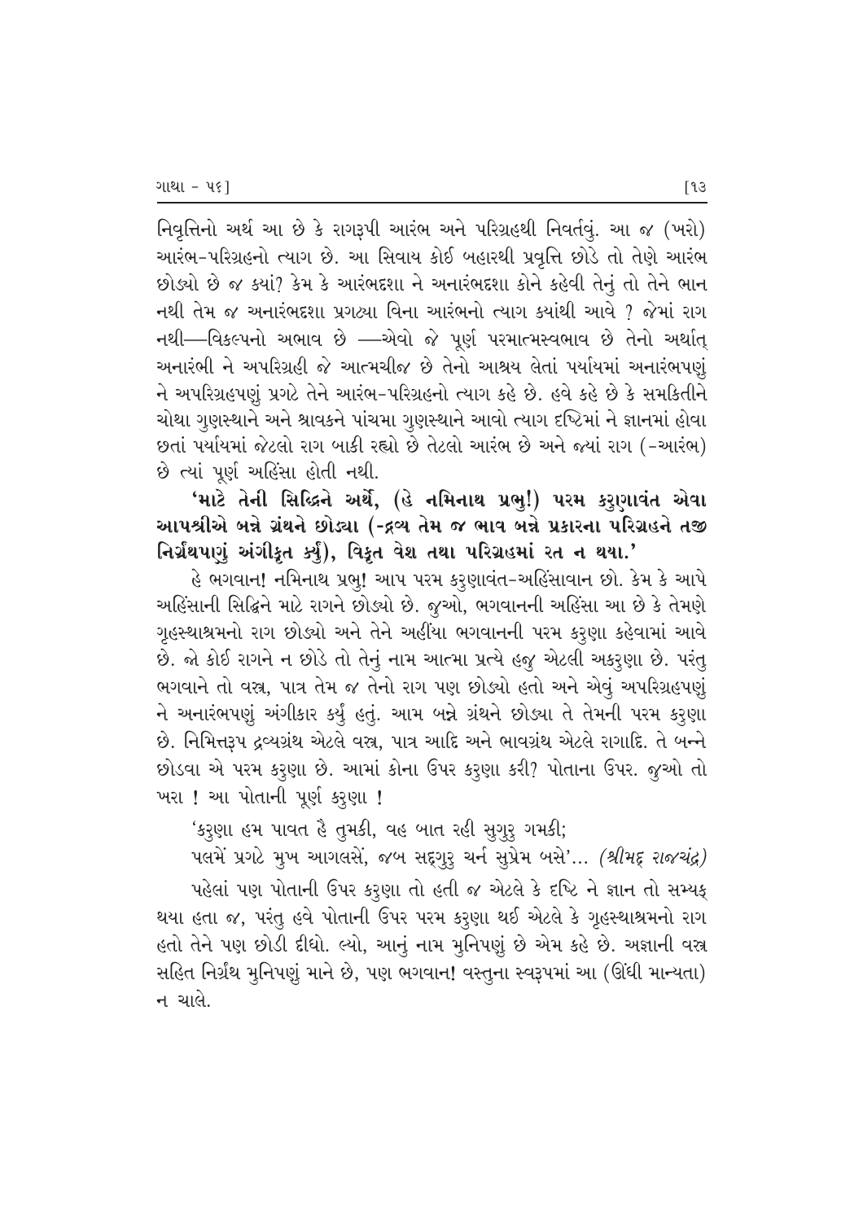નિવૃત્તિનો અર્થ આ છે કે રાગરૂપી આરંભ અને પરિગ્રહથી નિવર્તવું. આ જ (ખરો) આરંભ-પરિગ્રહનો ત્યાગ છે. આ સિવાય કોઈ બહારથી પ્રવૃત્તિ છોડે તો તેણે આરંભ છોડ્યો છે જ ક્યાં? કેમ કે આરંભદશા ને અનારંભદશા કોને કહેવી તેનું તો તેને ભાન નથી તેમ જ અનારંભદશા પ્રગટ્યા વિના આરંભનો ત્યાગ ક્યાંથી આવે ? જેમાં રાગ નથી—વિકલ્પનો અભાવ છે —એવો જે પૂર્ણ પરમાત્મસ્વભાવ છે તેનો અર્થાત્ અનારંભી ને અપરિગ્રહી જે આત્મચીજ છે તેનો આશ્રય લેતાં પર્યાયમાં અનારંભપણું ને અપરિગ્રહપણું પ્રગટે તેને આરંભ-પરિગ્રહનો ત્યાગ કહે છે. હવે કહે છે કે સમકિતીને ચોથા ગુણસ્થાને અને શ્રાવકને પાંચમા ગુણસ્થાને આવો ત્યાગ દૃષ્ટિમાં ને જ્ઞાનમાં હોવા છતાં પર્યાયમાં જેટલો રાગ બાકી રહ્યો છે તેટલો આરંભ છે અને જ્યાં રાગ (-આરંભ) છે ત્યાં પૂર્ણ અહિંસા હોતી નથી.

**'માટે તેની સિદ્ધિને અર્થે, (હે નમિનાથ પ્રભુ!) પરમ કરુણાવંત એવા આપશ્રીએ બન્ને ગ્રંથને છોડ્યા (-દ્રવ્ય તેમ જ ભાવ બન્ને પ્રકારના પરિગ્રહને તજી નિર્ગ્રંથપણું અંગીકૃત કર્યું), વિકૃત વેશ તથા પરિગ્રહમાં રત ન થયા.'**

હે ભગવાન! નમિનાથ પ્રભુ! આપ પરમ કરુણાવંત-અહિંસાવાન છો. કેમ કે આપે અહિંસાની સિદ્ધિને માટે રાગને છોડ્યો છે. જુઓ, ભગવાનની અહિંસા આ છે કે તેમણે ગૃહસ્થાશ્રમનો રાગ છોડ્યો અને તેને અહીંયા ભગવાનની પરમ કરુણા કહેવામાં આવે છે. જો કોઈ રાગને ન છોડે તો તેનું નામ આત્મા પ્રત્યે હજુ એટલી અકરુણા છે. પરંતુ ભગવાને તો વસ્ત્ર, પાત્ર તેમ જ તેનો રાગ પણ છોડ્યો હતો અને એવું અપરિગ્રહપણું ને અનારંભપણું અંગીકાર કર્યું હતું. આમ બન્ને ગ્રંથને છોડ્યા તે તેમની પરમ કરુણા છે. નિમિત્તરૂપ દ્રવ્યગ્રંથ એટલે વસ્ત્ર, પાત્ર આદિ અને ભાવગ્રંથ એટલે રાગાદિ. તે બન્ને છોડવા એ પરમ કરુણા છે. આમાં કોના ઉપર કરુણા કરી? પોતાના ઉપર. જુઓ તો ખરા ! આ પોતાની પૂર્ણ કરુણા !

'કરુણા હમ પાવત હૈ તુમકી, વહ બાત રહી સુગુરુ ગમકી;
પલમેં પ્રગટે મુખ આગલસેં, જબ સદ્‌ગુરુ ચર્ન સુપ્રેમ બસે'... *(શ્રીમદ્ રાજચંદ્ર)*

પહેલાં પણ પોતાની ઉપર કરુણા તો હતી જ એટલે કે દૃષ્ટિ ને જ્ઞાન તો સમ્યક્ થયા હતા જ, પરંતુ હવે પોતાની ઉપર પરમ કરુણા થઈ એટલે કે ગૃહસ્થાશ્રમનો રાગ હતો તેને પણ છોડી દીધો. લ્યો, આનું નામ મુનિપણું છે એમ કહે છે. અજ્ઞાની વસ્ત્ર સહિત નિર્ગ્રંથ મુનિપણું માને છે, પણ ભગવાન! વસ્તુના સ્વરૂપમાં આ (ઊંધી માન્યતા) ન ચાલે.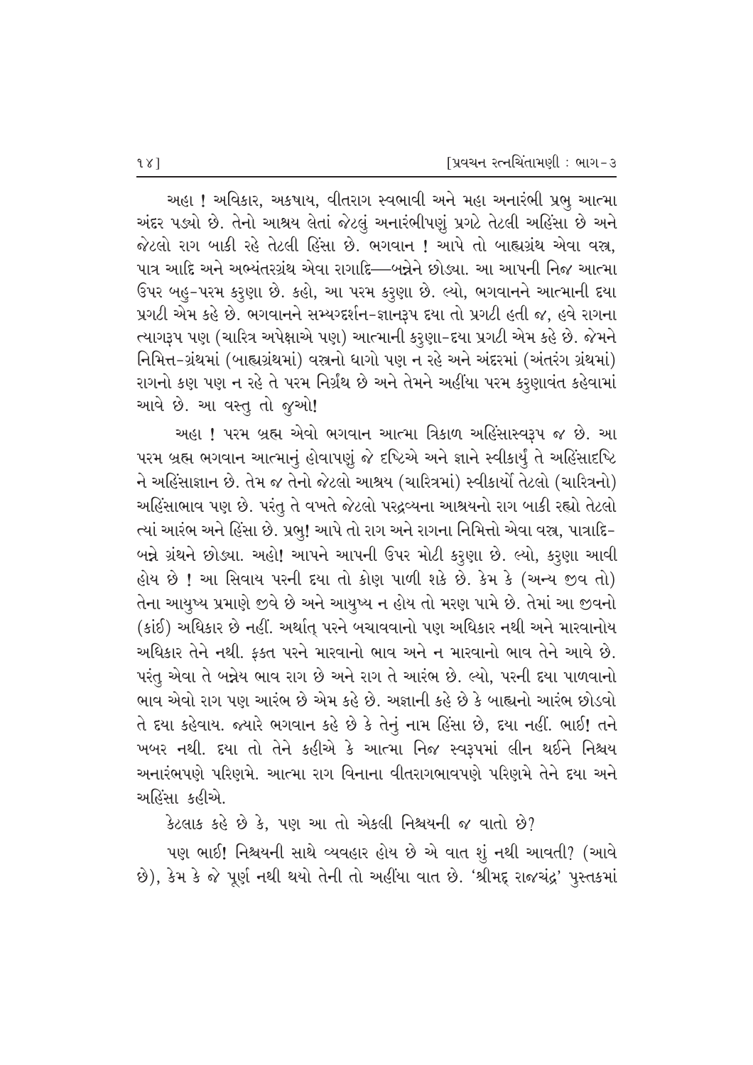અહા ! અવિકાર, અકષાય, વીતરાગ સ્વભાવી અને મહા અનારંભી પ્રભુ આત્મા અંદર પડ્યો છે. તેનો આશ્રય લેતાં જેટલું અનારંભીપણું પ્રગટે તેટલી અહિંસા છે અને જેટલો રાગ બાકી રહે તેટલી હિંસા છે. ભગવાન ! આપે તો બાહ્યગ્રંથ એવા વસ્ત્ર, પાત્ર આદિ અને અભ્યંતરગ્રંથ એવા રાગાદિ—બન્નેને છોડ્યા. આ આપની નિજ આત્મા ઉપર બહુ-પરમ કરુણા છે. કહો, આ પરમ કરુણા છે. લ્યો, ભગવાનને આત્માની દયા પ્રગટી એમ કહે છે. ભગવાનને સમ્યગ્દર્શન-જ્ઞાનરૂપ દયા તો પ્રગટી હતી જ, હવે રાગના ત્યાગરૂપ પણ (ચારિત્ર અપેક્ષાએ પણ) આત્માની કરુણા-દયા પ્રગટી એમ કહે છે. જેમને નિમિત્ત-ગ્રંથમાં (બાહ્યગ્રંથમાં) વસ્ત્રનો ધાગો પણ ન રહે અને અંદરમાં (અંતરંગ ગ્રંથમાં) રાગનો કણ પણ ન રહે તે પરમ નિર્ગ્રંથ છે અને તેમને અહીંયા પરમ કરુણાવંત કહેવામાં આવે છે. આ વસ્તુ તો જુઓ!

અહા ! પરમ બ્રહ્મ એવો ભગવાન આત્મા ત્રિકાળ અહિંસાસ્વરૂપ જ છે. આ પરમ બ્રહ્મ ભગવાન આત્માનું હોવાપણું જે દૃષ્ટિએ અને જ્ઞાને સ્વીકાર્યું તે અહિંસાદૃષ્ટિ ને અહિંસાજ્ઞાન છે. તેમ જ તેનો જેટલો આશ્રય (ચારિત્રમાં) સ્વીકાર્યો તેટલો (ચારિત્રનો) અહિંસાભાવ પણ છે. પરંતુ તે વખતે જેટલો પરદ્રવ્યના આશ્રયનો રાગ બાકી રહ્યો તેટલો ત્યાં આરંભ અને હિંસા છે. પ્રભુ! આપે તો રાગ અને રાગના નિમિત્તો એવા વસ્ત્ર, પાત્રાદિ-બન્ને ગ્રંથને છોડ્યા. અહો! આપને આપની ઉપર મોટી કરુણા છે. લ્યો, કરુણા આવી હોય છે ! આ સિવાય પરની દયા તો કોણ પાળી શકે છે. કેમ કે (અન્ય જીવ તો) તેના આયુષ્ય પ્રમાણે જીવે છે અને આયુષ્ય ન હોય તો મરણ પામે છે. તેમાં આ જીવનો (કાંઈ) અધિકાર છે નહીં. અર્થાત્ પરને બચાવવાનો પણ અધિકાર નથી અને મારવાનોય અધિકાર તેને નથી. ફક્ત પરને મારવાનો ભાવ અને ન મારવાનો ભાવ તેને આવે છે. પરંતુ એવા તે બન્નેય ભાવ રાગ છે અને રાગ તે આરંભ છે. લ્યો, પરની દયા પાળવાનો ભાવ એવો રાગ પણ આરંભ છે એમ કહે છે. અજ્ઞાની કહે છે કે બાહ્યનો આરંભ છોડવો તે દયા કહેવાય. જ્યારે ભગવાન કહે છે કે તેનું નામ હિંસા છે, દયા નહીં. ભાઈ! તને ખબર નથી. દયા તો તેને કહીએ કે આત્મા નિજ સ્વરૂપમાં લીન થઈને નિશ્ચય અનારંભપણે પરિણમે. આત્મા રાગ વિનાના વીતરાગભાવપણે પરિણમે તેને દયા અને અહિંસા કહીએ.

કેટલાક કહે છે કે, પણ આ તો એકલી નિશ્ચયની જ વાતો છે?

પણ ભાઈ! નિશ્ચયની સાથે વ્યવહાર હોય છે એ વાત શું નથી આવતી? (આવે છે), કેમ કે જે પૂર્ણ નથી થયો તેની તો અહીંયા વાત છે. 'શ્રીમદ્ રાજચંદ્ર' પુસ્તકમાં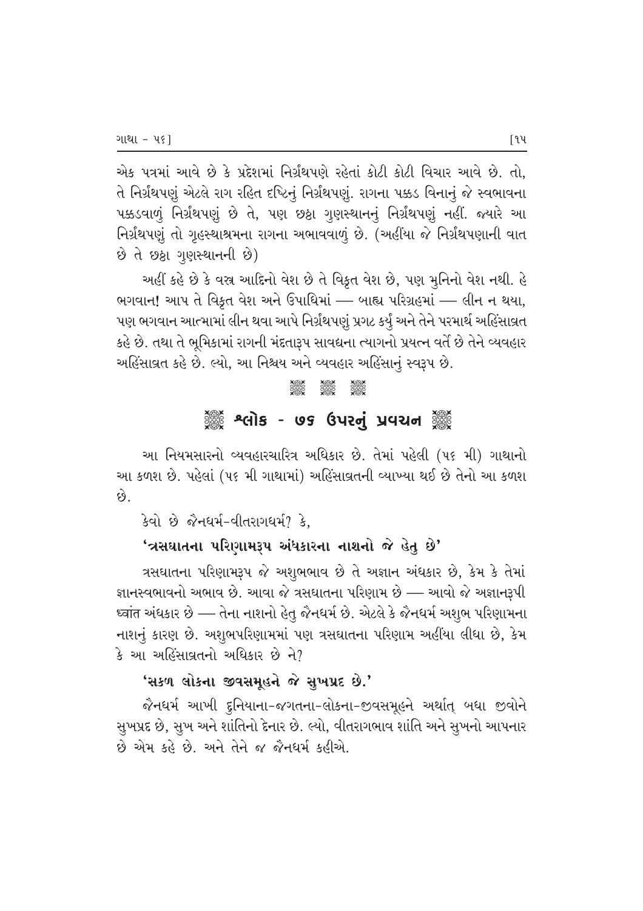એક પત્રમાં આવે છે કે પ્રદેશમાં નિર્ગ્રંથપણે રહેતાં કોટી કોટી વિચાર આવે છે. તો, તે નિર્ગ્રંથપણું એટલે રાગ રહિત દૃષ્ટિનું નિર્ગ્રંથપણું. રાગના પક્કડ વિનાનું જે સ્વભાવના પક્કડવાળું નિર્ગ્રંથપણું છે તે, પણ છઠ્ઠા ગુણસ્થાનનું નિર્ગ્રંથપણું નહીં. જ્યારે આ નિર્ગ્રંથપણું તો ગૃહસ્થાશ્રમના રાગના અભાવવાળું છે. (અહીંયા જે નિર્ગ્રંથપણાની વાત છે તે છઠ્ઠા ગુણસ્થાનની છે)

અહીં કહે છે કે વસ્ત્ર આદિનો વેશ છે તે વિકૃત વેશ છે, પણ મુનિનો વેશ નથી. હે ભગવાન! આપ તે વિકૃત વેશ અને ઉપાધિમાં — બાહ્ય પરિગ્રહમાં — લીન ન થયા, પણ ભગવાન આત્મામાં લીન થવા આપે નિર્ગ્રંથપણું પ્રગટ કર્યું અને તેને પરમાર્થ અહિંસાવ્રત કહે છે. તથા તે ભૂમિકામાં રાગની મંદતારૂપ સાવદ્યના ત્યાગનો પ્રયત્ન વર્તે છે તેને વ્યવહાર અહિંસાવ્રત કહે છે. લ્યો, આ નિશ્ચય અને વ્યવહાર અહિંસાનું સ્વરૂપ છે.

## શ્લોક - ૭૬ ઉપરનું પ્રવચન

આ નિયમસારનો વ્યવહારચારિત્ર અધિકાર છે. તેમાં પહેલી (૫૬ મી) ગાથાનો આ કળશ છે. પહેલાં (૫૬ મી ગાથામાં) અહિંસાવ્રતની વ્યાખ્યા થઈ છે તેનો આ કળશ છે.

કેવો છે જૈનધર્મ-વીતરાગધર્મ? કે,

**'ત્રસઘાતના પરિણામરૂપ અંધકારના નાશનો જે હેતુ છે'**

ત્રસઘાતના પરિણામરૂપ જે અશુભભાવ છે તે અજ્ઞાન અંધકાર છે, કેમ કે તેમાં જ્ઞાનસ્વભાવનો અભાવ છે. આવા જે ત્રસઘાતના પરિણામ છે — આવો જે અજ્ઞાનરૂપી ધ્વાંત અંધકાર છે — તેના નાશનો હેતુ જૈનધર્મ છે. એટલે કે જૈનધર્મ અશુભ પરિણામના નાશનું કારણ છે. અશુભપરિણામમાં પણ ત્રસઘાતના પરિણામ અહીંયા લીધા છે, કેમ કે આ અહિંસાવ્રતનો અધિકાર છે ને?

**'સકળ લોકના જીવસમૂહને જે સુખપ્રદ છે.'**

જૈનધર્મ આખી દુનિયાના-જગતના-લોકના-જીવસમૂહને અર્થાત્ બધા જીવોને સુખપ્રદ છે, સુખ અને શાંતિનો દેનાર છે. લ્યો, વીતરાગભાવ શાંતિ અને સુખનો આપનાર છે એમ કહે છે. અને તેને જ જૈનધર્મ કહીએ.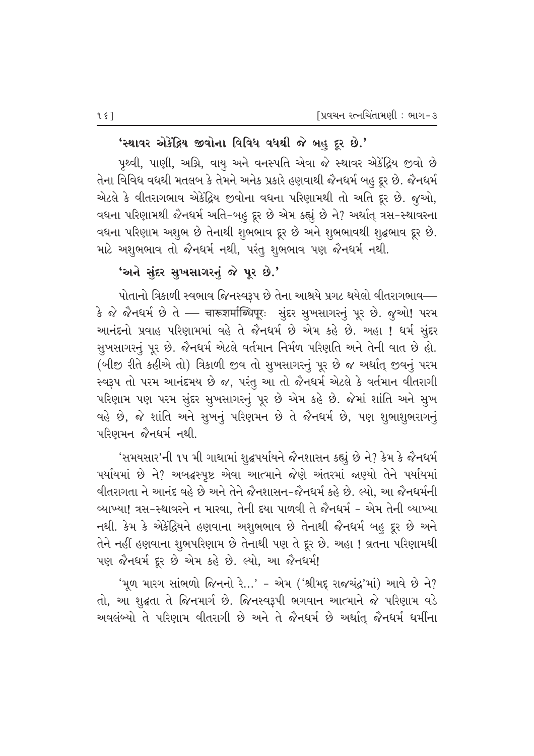**'સ્થાવર એકેંદ્રિય જીવોના વિવિધ વધથી જે બહુ દૂર છે.'**

પૃથ્વી, પાણી, અગ્નિ, વાયુ અને વનસ્પતિ એવા જે સ્થાવર એકેંદ્રિય જીવો છે તેના વિવિધ વધથી મતલબ કે તેમને અનેક પ્રકારે હણવાથી જૈનધર્મ બહુ દૂર છે. જૈનધર્મ એટલે કે વીતરાગભાવ એકેંદ્રિય જીવોના વધના પરિણામથી તો અતિ દૂર છે. જુઓ, વધના પરિણામથી જૈનધર્મ અતિ-બહુ દૂર છે એમ કહ્યું છે ને? અર્થાત્ ત્રસ-સ્થાવરના વધના પરિણામ અશુભ છે તેનાથી શુભભાવ દૂર છે અને શુભભાવથી શુદ્ધભાવ દૂર છે. માટે અશુભભાવ તો જૈનધર્મ નથી, પરંતુ શુભભાવ પણ જૈનધર્મ નથી.

**'અને સુંદર સુખસાગરનું જે પૂર છે.'**

પોતાનો ત્રિકાળી સ્વભાવ જિનસ્વરૂપ છે તેના આશ્રયે પ્રગટ થયેલો વીતરાગભાવ— કે જે જૈનધર્મ છે તે — चारूशर्माब्धिपूरः સુંદર સુખસાગરનું પૂર છે. જુઓ! પરમ આનંદનો પ્રવાહ પરિણામમાં વહે તે જૈનધર્મ છે એમ કહે છે. અહા ! ધર્મ સુંદર સુખસાગરનું પૂર છે. જૈનધર્મ એટલે વર્તમાન નિર્મળ પરિણતિ અને તેની વાત છે હો. (બીજી રીતે કહીએ તો) ત્રિકાળી જીવ તો સુખસાગરનું પૂર છે જ અર્થાત્ જીવનું પરમ સ્વરૂપ તો પરમ આનંદમય છે જ, પરંતુ આ તો જૈનધર્મ એટલે કે વર્તમાન વીતરાગી પરિણામ પણ પરમ સુંદર સુખસાગરનું પૂર છે એમ કહે છે. જેમાં શાંતિ અને સુખ વહે છે, જે શાંતિ અને સુખનું પરિણમન છે તે જૈનધર્મ છે, પણ શુભાશુભરાગનું પરિણમન જૈનધર્મ નથી.

'સમયસાર'ની ૧૫ મી ગાથામાં શુદ્ધપર્યાયને જૈનશાસન કહ્યું છે ને? કેમ કે જૈનધર્મ પર્યાયમાં છે ને? અબદ્ધસ્પૃષ્ટ એવા આત્માને જેણે અંતરમાં જાણ્યો તેને પર્યાયમાં વીતરાગતા ને આનંદ વહે છે અને તેને જૈનશાસન-જૈનધર્મ કહે છે. લ્યો, આ જૈનધર્મની વ્યાખ્યા! ત્રસ-સ્થાવરને ન મારવા, તેની દયા પાળવી તે જૈનધર્મ - એમ તેની વ્યાખ્યા નથી. કેમ કે એકેંદ્રિયને હણવાના અશુભભાવ છે તેનાથી જૈનધર્મ બહુ દૂર છે અને તેને નહીં હણવાના શુભપરિણામ છે તેનાથી પણ તે દૂર છે. અહા ! વ્રતના પરિણામથી પણ જૈનધર્મ દૂર છે એમ કહે છે. લ્યો, આ જૈનધર્મ!

'મૂળ મારગ સાંભળો જિનનો રે...' - એમ ('શ્રીમદ્ રાજચંદ્ર'માં) આવે છે ને? તો, આ શુદ્ધતા તે જિનમાર્ગ છે. જિનસ્વરૂપી ભગવાન આત્માને જે પરિણામ વડે અવલંબ્યો તે પરિણામ વીતરાગી છે અને તે જૈનધર્મ છે અર્થાત્ જૈનધર્મ ધર્મીના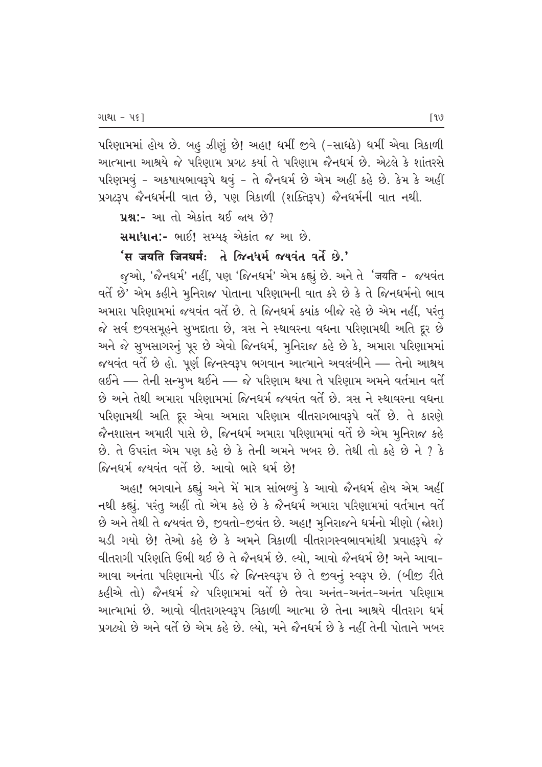પરિણામમાં હોય છે. બહુ ઝીણું છે! અહા! ધર્મી જીવે (-સાધકે) ધર્મી એવા ત્રિકાળી આત્માના આશ્રયે જે પરિણામ પ્રગટ કર્યા તે પરિણામ જૈનધર્મ છે. એટલે કે શાંતરસે પરિણમવું - અકષાયભાવરૂપે થવું - તે જૈનધર્મ છે એમ અહીં કહે છે. કેમ કે અહીં પ્રગટરૂપ જૈનધર્મની વાત છે, પણ ત્રિકાળી (શક્તિરૂપ) જૈનધર્મની વાત નથી.

**પ્રશ્નઃ-** આ તો એકાંત થઈ જાય છે?

**સમાધાનઃ-** ભાઈ! સમ્યક્ એકાંત જ આ છે.

**'स जयति जिनधर्मः તે જિનધર્મ જયવંત વર્તે છે.'**

જુઓ, 'જૈનધર્મ' નહીં, પણ 'જિનધર્મ' એમ કહ્યું છે. અને તે 'जयति - જયવંત વર્તે છે' એમ કહીને મુનિરાજ પોતાના પરિણામની વાત કરે છે કે તે જિનધર્મનો ભાવ અમારા પરિણામમાં જયવંત વર્તે છે. તે જિનધર્મ ક્યાંક બીજે રહે છે એમ નહીં, પરંતુ જે સર્વ જીવસમૂહને સુખદાતા છે, ત્રસ ને સ્થાવરના વધના પરિણામથી અતિ દૂર છે અને જે સુખસાગરનું પૂર છે એવો જિનધર્મ, મુનિરાજ કહે છે કે, અમારા પરિણામમાં જયવંત વર્તે છે હો. પૂર્ણ જિનસ્વરૂપ ભગવાન આત્માને અવલંબીને — તેનો આશ્રય લઈને — તેની સન્મુખ થઈને — જે પરિણામ થયા તે પરિણામ અમને વર્તમાન વર્તે છે અને તેથી અમારા પરિણામમાં જિનધર્મ જયવંત વર્તે છે. ત્રસ ને સ્થાવરના વધના પરિણામથી અતિ દૂર એવા અમારા પરિણામ વીતરાગભાવરૂપે વર્તે છે. તે કારણે જૈનશાસન અમારી પાસે છે, જિનધર્મ અમારા પરિણામમાં વર્તે છે એમ મુનિરાજ કહે છે. તે ઉપરાંત એમ પણ કહે છે કે તેની અમને ખબર છે. તેથી તો કહે છે ને ? કે જિનધર્મ જયવંત વર્તે છે. આવો ભારે ધર્મ છે!

અહા! ભગવાને કહ્યું અને મેં માત્ર સાંભળ્યું કે આવો જૈનધર્મ હોય એમ અહીં નથી કહ્યું. પરંતુ અહીં તો એમ કહે છે કે જૈનધર્મ અમારા પરિણામમાં વર્તમાન વર્તે છે અને તેથી તે જયવંત છે, જીવતો-જીવંત છે. અહા! મુનિરાજને ધર્મનો મીણો (જોશ) ચડી ગયો છે! તેઓ કહે છે કે અમને ત્રિકાળી વીતરાગસ્વભાવમાંથી પ્રવાહરૂપે જે વીતરાગી પરિણતિ ઉભી થઈ છે તે જૈનધર્મ છે. લ્યો, આવો જૈનધર્મ છે! અને આવા-આવા અનંતા પરિણામનો પીંડ જે જિનસ્વરૂપ છે તે જીવનું સ્વરૂપ છે. (બીજી રીતે કહીએ તો) જૈનધર્મ જે પરિણામમાં વર્તે છે તેવા અનંત-અનંત-અનંત પરિણામ આત્મામાં છે. આવો વીતરાગસ્વરૂપ ત્રિકાળી આત્મા છે તેના આશ્રયે વીતરાગ ધર્મ પ્રગટ્યો છે અને વર્તે છે એમ કહે છે. લ્યો, મને જૈનધર્મ છે કે નહીં તેની પોતાને ખબર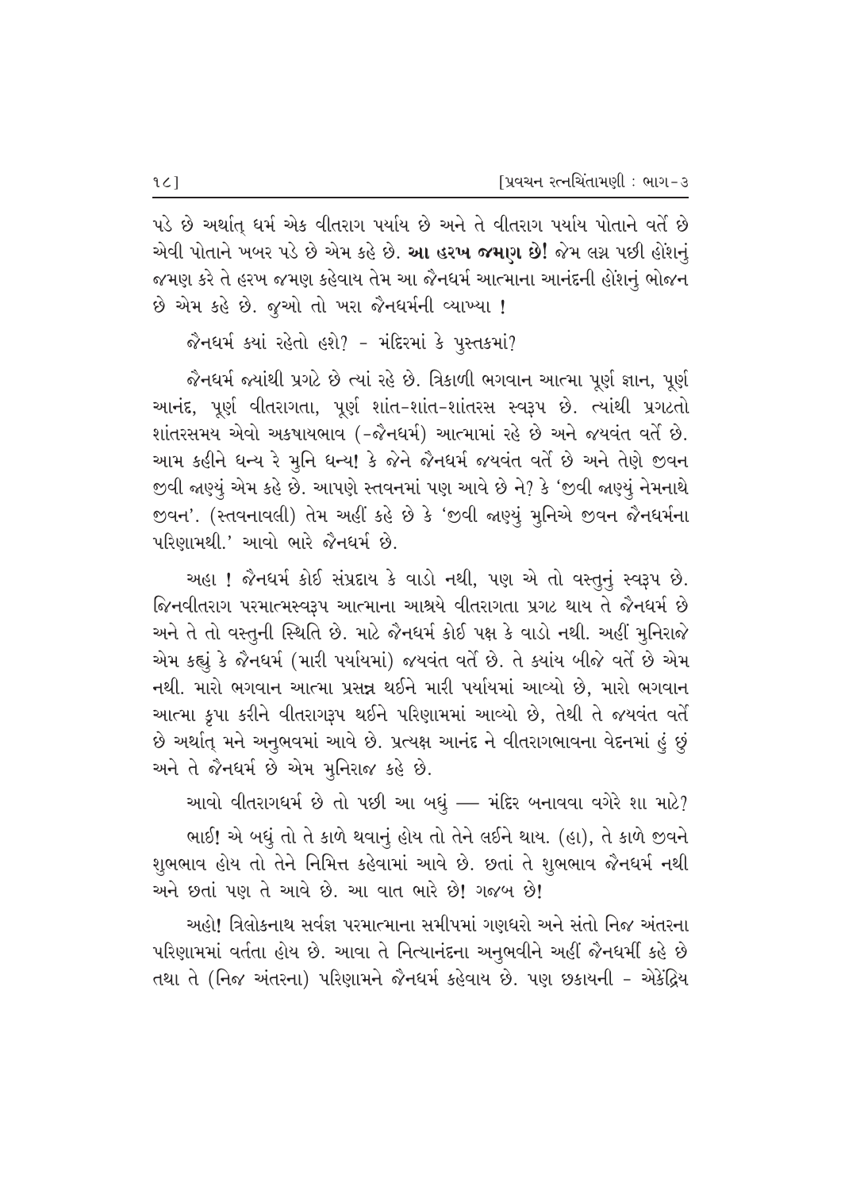પડે છે અર્થાત્ ધર્મ એક વીતરાગ પર્યાય છે અને તે વીતરાગ પર્યાય પોતાને વર્તે છે એવી પોતાને ખબર પડે છે એમ કહે છે. **આ હરખ જમણ છે!** જેમ લગ્ન પછી હોંશનું જમણ કરે તે હરખ જમણ કહેવાય તેમ આ જૈનધર્મ આત્માના આનંદની હોંશનું ભોજન છે એમ કહે છે. જુઓ તો ખરા જૈનધર્મની વ્યાખ્યા !

જૈનધર્મ ક્યાં રહેતો હશે? - મંદિરમાં કે પુસ્તકમાં?

જૈનધર્મ જ્યાંથી પ્રગટે છે ત્યાં રહે છે. ત્રિકાળી ભગવાન આત્મા પૂર્ણ જ્ઞાન, પૂર્ણ આનંદ, પૂર્ણ વીતરાગતા, પૂર્ણ શાંત-શાંત-શાંતરસ સ્વરૂપ છે. ત્યાંથી પ્રગટતો શાંતરસમય એવો અકષાયભાવ (-જૈનધર્મ) આત્મામાં રહે છે અને જયવંત વર્તે છે. આમ કહીને ધન્ય રે મુનિ ધન્ય! કે જેને જૈનધર્મ જયવંત વર્તે છે અને તેણે જીવન જીવી જાણ્યું એમ કહે છે. આપણે સ્તવનમાં પણ આવે છે ને? કે 'જીવી જાણ્યું નેમનાથે જીવન'. (સ્તવનાવલી) તેમ અહીં કહે છે કે 'જીવી જાણ્યું મુનિએ જીવન જૈનધર્મના પરિણામથી.' આવો ભારે જૈનધર્મ છે.

અહા ! જૈનધર્મ કોઈ સંપ્રદાય કે વાડો નથી, પણ એ તો વસ્તુનું સ્વરૂપ છે. જિનવીતરાગ પરમાત્મસ્વરૂપ આત્માના આશ્રયે વીતરાગતા પ્રગટ થાય તે જૈનધર્મ છે અને તે તો વસ્તુની સ્થિતિ છે. માટે જૈનધર્મ કોઈ પક્ષ કે વાડો નથી. અહીં મુનિરાજે એમ કહ્યું કે જૈનધર્મ (મારી પર્યાયમાં) જયવંત વર્તે છે. તે ક્યાંય બીજે વર્તે છે એમ નથી. મારો ભગવાન આત્મા પ્રસન્ન થઈને મારી પર્યાયમાં આવ્યો છે, મારો ભગવાન આત્મા કૃપા કરીને વીતરાગરૂપ થઈને પરિણામમાં આવ્યો છે, તેથી તે જયવંત વર્તે છે અર્થાત્ મને અનુભવમાં આવે છે. પ્રત્યક્ષ આનંદ ને વીતરાગભાવના વેદનમાં હું છું અને તે જૈનધર્મ છે એમ મુનિરાજ કહે છે.

આવો વીતરાગધર્મ છે તો પછી આ બધું — મંદિર બનાવવા વગેરે શા માટે?

ભાઈ! એ બધું તો તે કાળે થવાનું હોય તો તેને લઈને થાય. (હા), તે કાળે જીવને શુભભાવ હોય તો તેને નિમિત્ત કહેવામાં આવે છે. છતાં તે શુભભાવ જૈનધર્મ નથી અને છતાં પણ તે આવે છે. આ વાત ભારે છે! ગજબ છે!

અહો! ત્રિલોકનાથ સર્વજ્ઞ પરમાત્માના સમીપમાં ગણધરો અને સંતો નિજ અંતરના પરિણામમાં વર્તતા હોય છે. આવા તે નિત્યાનંદના અનુભવીને અહીં જૈનધર્મી કહે છે તથા તે (નિજ અંતરના) પરિણામને જૈનધર્મ કહેવાય છે. પણ છકાયની - એકેંદ્રિય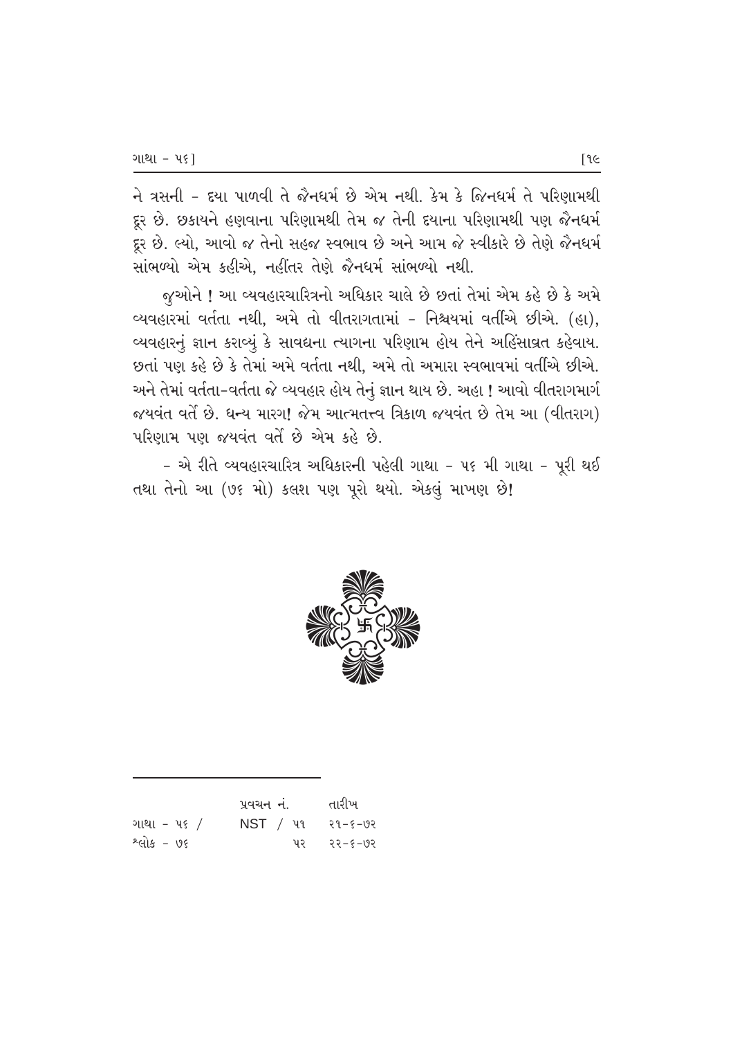ને ત્રસની - દયા પાળવી તે જૈનધર્મ છે એમ નથી. કેમ કે જિનધર્મ તે પરિણામથી દૂર છે. છકાયને હણવાના પરિણામથી તેમ જ તેની દયાના પરિણામથી પણ જૈનધર્મ દૂર છે. લ્યો, આવો જ તેનો સહજ સ્વભાવ છે અને આમ જે સ્વીકારે છે તેણે જૈનધર્મ સાંભળ્યો એમ કહીએ, નહીંતર તેણે જૈનધર્મ સાંભળ્યો નથી.

જુઓને ! આ વ્યવહારચારિત્રનો અધિકાર ચાલે છે છતાં તેમાં એમ કહે છે કે અમે વ્યવહારમાં વર્તતા નથી, અમે તો વીતરાગતામાં - નિશ્ચયમાં વર્તીએ છીએ. (હા), વ્યવહારનું જ્ઞાન કરાવ્યું કે સાવદ્યના ત્યાગના પરિણામ હોય તેને અહિંસાવ્રત કહેવાય. છતાં પણ કહે છે કે તેમાં અમે વર્તતા નથી, અમે તો અમારા સ્વભાવમાં વર્તીએ છીએ. અને તેમાં વર્તતા-વર્તતા જે વ્યવહાર હોય તેનું જ્ઞાન થાય છે. અહા ! આવો વીતરાગમાર્ગ જયવંત વર્તે છે. ધન્ય મારગ! જેમ આત્મતત્ત્વ ત્રિકાળ જયવંત છે તેમ આ (વીતરાગ) પરિણામ પણ જયવંત વર્તે છે એમ કહે છે.

- એ રીતે વ્યવહારચારિત્ર અધિકારની પહેલી ગાથા - ૫૬ મી ગાથા - પૂરી થઈ તથા તેનો આ (૭૬ મો) કલશ પણ પૂરો થયો. એકલું માખણ છે!

---

| | પ્રવચન નં. | તારીખ |
|---|---|---|
| ગાથા - ૫૬ / | NST / ૫૧ | ૨૧-૬-૭૨ |
| શ્લોક - ૭૬ | ૫૨ | ૨૨-૬-૭૨ |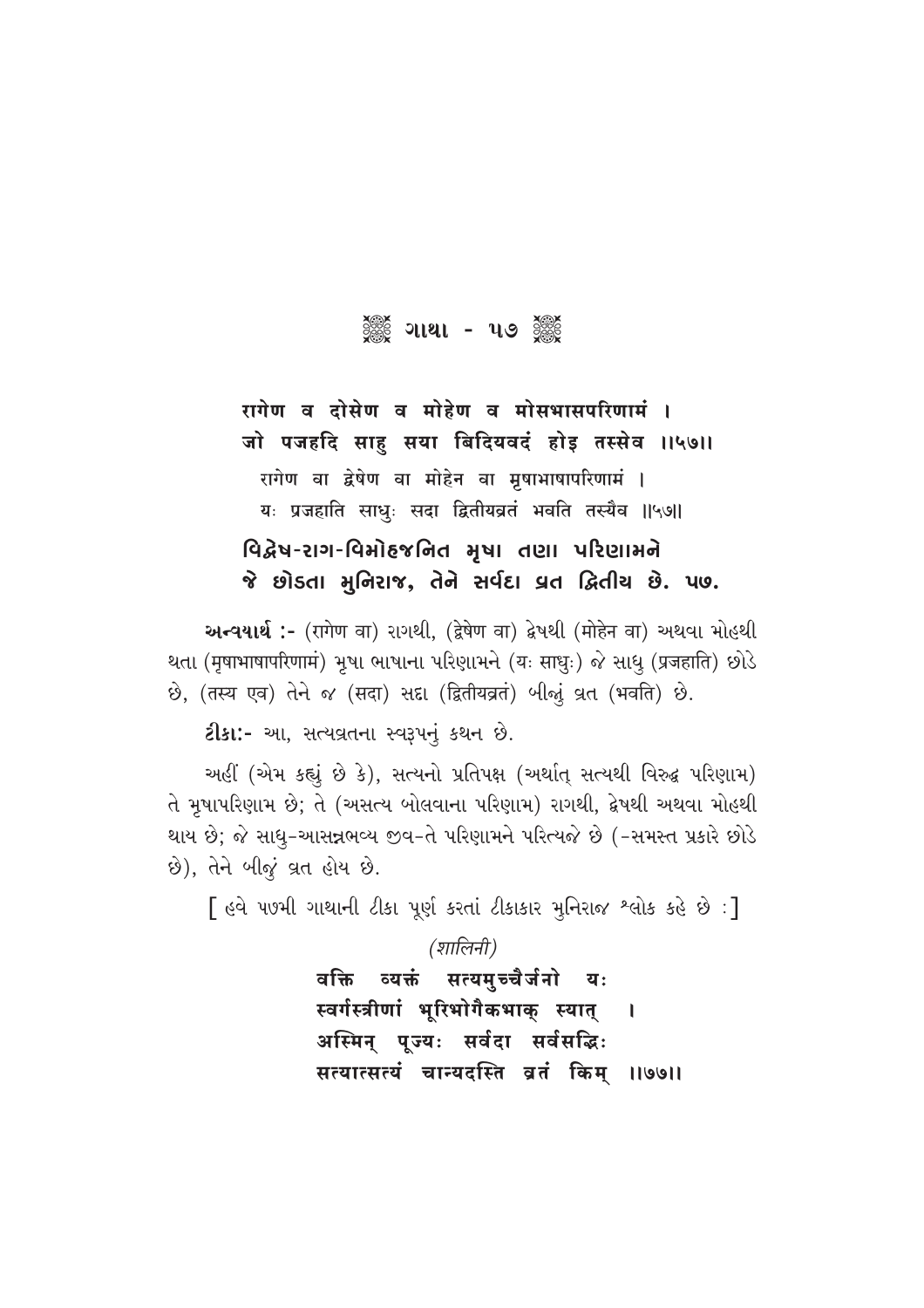## ગાથા - ૫૭

**रागेण व दोसेण व मोहेण व मोसभासपरिणामं ।**
**जो पजहदि साहु सया बिदियवदं होइ तस्सेव ॥५७॥**

रागेण वा द्वेषेण वा मोहेन वा मृषाभाषापरिणामं ।
यः प्रजहाति साधुः सदा द्वितीयव्रतं भवति तस्यैव ॥५७॥

**વિદ્વેષ-રાગ-વિમોહજનિત મૃષા તણા પરિણામને**
**જે છોડતા મુનિરાજ, તેને સર્વદા વ્રત દ્વિતીય છે. ૫૭.**

**અન્વયાર્થ :-** (रागेण वा) રાગથી, (द्वेषेण वा) દ્વેષથી (मोहेन वा) અથવા મોહથી થતા (मृषाभाषापरिणामं) મૃષા ભાષાના પરિણામને (यः साधुः) જે સાધુ (प्रजहाति) છોડે છે, (तस्य एव) તેને જ (सदा) સદા (द्वितीयव्रतं) બીજું વ્રત (भवति) છે.

**ટીકા:-** આ, સત્યવ્રતના સ્વરૂપનું કથન છે.

અહીં (એમ કહ્યું છે કે), સત્યનો પ્રતિપક્ષ (અર્થાત્ સત્યથી વિરુદ્ધ પરિણામ) તે મૃષાપરિણામ છે; તે (અસત્ય બોલવાના પરિણામ) રાગથી, દ્વેષથી અથવા મોહથી થાય છે; જે સાધુ-આસન્નભવ્ય જીવ-તે પરિણામને પરિત્યજે છે (-સમસ્ત પ્રકારે છોડે છે), તેને બીજું વ્રત હોય છે.

[ હવે ૫૭મી ગાથાની ટીકા પૂર્ણ કરતાં ટીકાકાર મુનિરાજ શ્લોક કહે છે :]

*(शालिनी)*

**वक्ति व्यक्तं सत्यमुच्चैर्जनो यः**
**स्वर्गस्त्रीणां भूरिभोगैकभाक् स्यात् ।**
**अस्मिन् पूज्यः सर्वदा सर्वसद्भिः**
**सत्यात्सत्यं चान्यदस्ति व्रतं किम् ॥७७॥**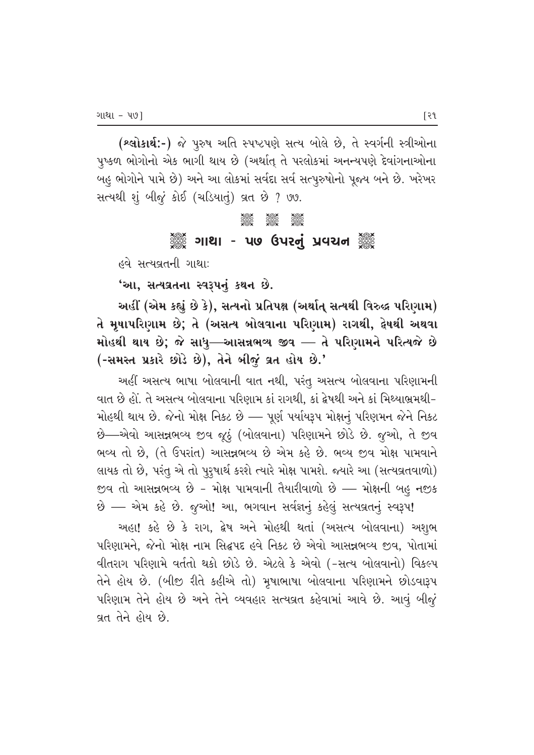**(શ્લોકાર્થ:-)** જે પુરુષ અતિ સ્પષ્ટપણે સત્ય બોલે છે, તે સ્વર્ગની સ્ત્રીઓના પુષ્કળ ભોગોનો એક ભાગી થાય છે (અર્થાત્ તે પરલોકમાં અનન્યપણે દેવાંગનાઓના બહુ ભોગોને પામે છે) અને આ લોકમાં સર્વદા સર્વ સત્પુરુષોનો પૂજ્ય બને છે. ખરેખર સત્યથી શું બીજું કોઈ (ચડિયાતું) વ્રત છે ? ૭૭.

## ગાથા - ૫૭ ઉપરનું પ્રવચન

હવે સત્યવ્રતની ગાથા:

**'આ, સત્યવ્રતના સ્વરૂપનું કથન છે.**

**અહીં (એમ કહ્યું છે કે), સત્યનો પ્રતિપક્ષ (અર્થાત્ સત્યથી વિરુદ્ધ પરિણામ) તે મૃષાપરિણામ છે; તે (અસત્ય બોલવાના પરિણામ) રાગથી, દ્વેષથી અથવા મોહથી થાય છે; જે સાધુ—આસન્નભવ્ય જીવ — તે પરિણામને પરિત્યજે છે (-સમસ્ત પ્રકારે છોડે છે), તેને બીજું વ્રત હોય છે.'**

અહીં અસત્ય ભાષા બોલવાની વાત નથી, પરંતુ અસત્ય બોલવાના પરિણામની વાત છે હોં. તે અસત્ય બોલવાના પરિણામ કાં રાગથી, કાં દ્વેષથી અને કાં મિથ્યાભ્રમથી–મોહથી થાય છે. જેનો મોક્ષ નિકટ છે — પૂર્ણ પર્યાયરૂપ મોક્ષનું પરિણમન જેને નિકટ છે—એવો આસન્નભવ્ય જીવ જૂઠું (બોલવાના) પરિણામને છોડે છે. જુઓ, તે જીવ ભવ્ય તો છે, (તે ઉપરાંત) આસન્નભવ્ય છે એમ કહે છે. ભવ્ય જીવ મોક્ષ પામવાને લાયક તો છે, પરંતુ એ તો પુરુષાર્થ કરશે ત્યારે મોક્ષ પામશે. જ્યારે આ (સત્યવ્રતવાળો) જીવ તો આસન્નભવ્ય છે - મોક્ષ પામવાની તૈયારીવાળો છે — મોક્ષની બહુ નજીક છે — એમ કહે છે. જુઓ! આ, ભગવાન સર્વજ્ઞનું કહેલું સત્યવ્રતનું સ્વરૂપ!

અહા! કહે છે કે રાગ, દ્વેષ અને મોહથી થતાં (અસત્ય બોલવાના) અશુભ પરિણામને, જેનો મોક્ષ નામ સિદ્ધપદ હવે નિકટ છે એવો આસન્નભવ્ય જીવ, પોતામાં વીતરાગ પરિણામે વર્તતો થકો છોડે છે. એટલે કે એવો (-સત્ય બોલવાનો) વિકલ્પ તેને હોય છે. (બીજી રીતે કહીએ તો) મૃષાભાષા બોલવાના પરિણામને છોડવારૂપ પરિણામ તેને હોય છે અને તેને વ્યવહાર સત્યવ્રત કહેવામાં આવે છે. આવું બીજું વ્રત તેને હોય છે.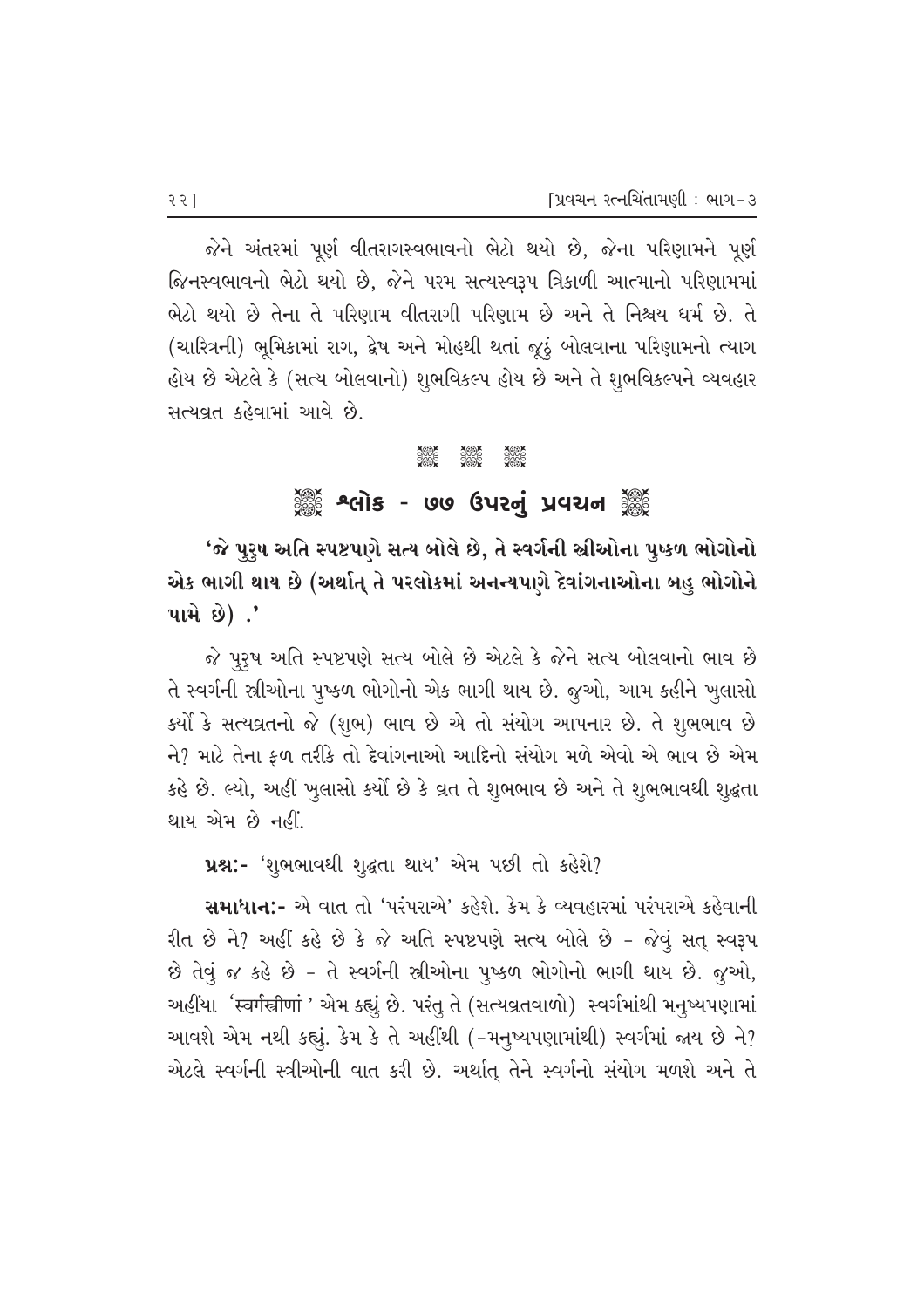જેને અંતરમાં પૂર્ણ વીતરાગસ્વભાવનો ભેટો થયો છે, જેના પરિણામને પૂર્ણ જિનસ્વભાવનો ભેટો થયો છે, જેને પરમ સત્યસ્વરૂપ ત્રિકાળી આત્માનો પરિણામમાં ભેટો થયો છે તેના તે પરિણામ વીતરાગી પરિણામ છે અને તે નિશ્ચય ધર્મ છે. તે (ચારિત્રની) ભૂમિકામાં રાગ, દ્વેષ અને મોહથી થતાં જૂઠું બોલવાના પરિણામનો ત્યાગ હોય છે એટલે કે (સત્ય બોલવાનો) શુભવિકલ્પ હોય છે અને તે શુભવિકલ્પને વ્યવહાર સત્યવ્રત કહેવામાં આવે છે.

## શ્લોક - ૭૭ ઉપરનું પ્રવચન

**'જે પુરુષ અતિ સ્પષ્ટપણે સત્ય બોલે છે, તે સ્વર્ગની સ્ત્રીઓના પુષ્કળ ભોગોનો એક ભાગી થાય છે (અર્થાત્ તે પરલોકમાં અનન્યપણે દેવાંગનાઓના બહુ ભોગોને પામે છે) .'**

જે પુરુષ અતિ સ્પષ્ટપણે સત્ય બોલે છે એટલે કે જેને સત્ય બોલવાનો ભાવ છે તે સ્વર્ગની સ્ત્રીઓના પુષ્કળ ભોગોનો એક ભાગી થાય છે. જુઓ, આમ કહીને ખુલાસો કર્યો કે સત્યવ્રતનો જે (શુભ) ભાવ છે એ તો સંયોગ આપનાર છે. તે શુભભાવ છે ને? માટે તેના ફળ તરીકે તો દેવાંગનાઓ આદિનો સંયોગ મળે એવો એ ભાવ છે એમ કહે છે. લ્યો, અહીં ખુલાસો કર્યો છે કે વ્રત તે શુભભાવ છે અને તે શુભભાવથી શુદ્ધતા થાય એમ છે નહીં.

**પ્રશ્નઃ-** 'શુભભાવથી શુદ્ધતા થાય' એમ પછી તો કહેશે?

**સમાધાનઃ-** એ વાત તો 'પરંપરાએ' કહેશે. કેમ કે વ્યવહારમાં પરંપરાએ કહેવાની રીત છે ને? અહીં કહે છે કે જે અતિ સ્પષ્ટપણે સત્ય બોલે છે - જેવું સત્ સ્વરૂપ છે તેવું જ કહે છે - તે સ્વર્ગની સ્ત્રીઓના પુષ્કળ ભોગોનો ભાગી થાય છે. જુઓ, અહીંયા 'સ્વર્ગસ્ત્રીણાં ' એમ કહ્યું છે. પરંતુ તે (સત્યવ્રતવાળો) સ્વર્ગમાંથી મનુષ્યપણામાં આવશે એમ નથી કહ્યું. કેમ કે તે અહીંથી (-મનુષ્યપણામાંથી) સ્વર્ગમાં જાય છે ને? એટલે સ્વર્ગની સ્ત્રીઓની વાત કરી છે. અર્થાત્ તેને સ્વર્ગનો સંયોગ મળશે અને તે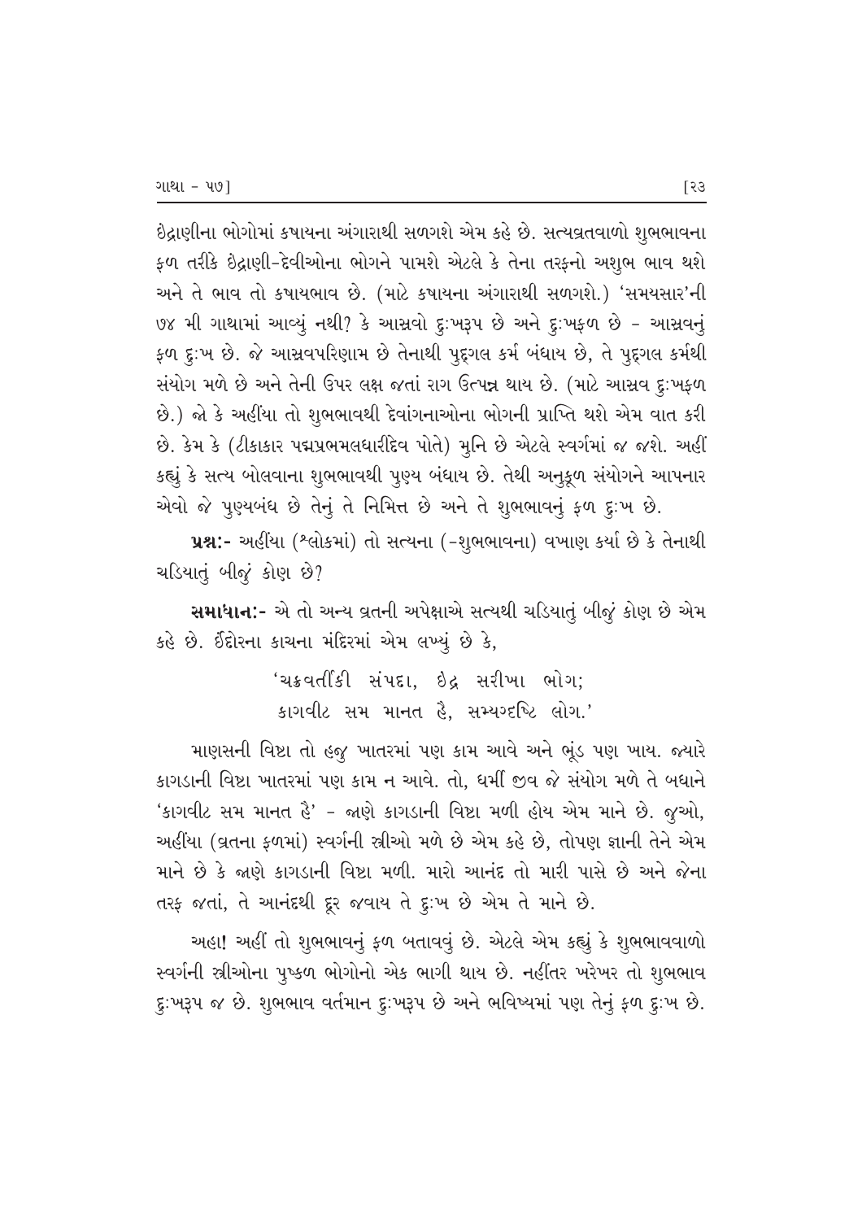ઇંદ્રાણીના ભોગોમાં કષાયના અંગારાથી સળગશે એમ કહે છે. સત્યવ્રતવાળો શુભભાવના ફળ તરીકે ઇંદ્રાણી-દેવીઓના ભોગને પામશે એટલે કે તેના તરફનો અશુભ ભાવ થશે અને તે ભાવ તો કષાયભાવ છે. (માટે કષાયના અંગારાથી સળગશે.) 'સમયસાર'ની ૭૪ મી ગાથામાં આવ્યું નથી? કે આસ્રવો દુઃખરૂપ છે અને દુઃખફળ છે - આસ્રવનું ફળ દુઃખ છે. જે આસ્રવપરિણામ છે તેનાથી પુદ્ગલ કર્મ બંધાય છે, તે પુદ્ગલ કર્મથી સંયોગ મળે છે અને તેની ઉપર લક્ષ જતાં રાગ ઉત્પન્ન થાય છે. (માટે આસ્રવ દુઃખફળ છે.) જો કે અહીંયા તો શુભભાવથી દેવાંગનાઓના ભોગની પ્રાપ્તિ થશે એમ વાત કરી છે. કેમ કે (ટીકાકાર પદ્મપ્રભમલધારીદેવ પોતે) મુનિ છે એટલે સ્વર્ગમાં જ જશે. અહીં કહ્યું કે સત્ય બોલવાના શુભભાવથી પુણ્ય બંધાય છે. તેથી અનુકૂળ સંયોગને આપનાર એવો જે પુણ્યબંધ છે તેનું તે નિમિત્ત છે અને તે શુભભાવનું ફળ દુઃખ છે.

**પ્રશ્ન:-** અહીંયા (શ્લોકમાં) તો સત્યના (-શુભભાવના) વખાણ કર્યા છે કે તેનાથી ચડિયાતું બીજું કોણ છે?

**સમાધાન:-** એ તો અન્ય વ્રતની અપેક્ષાએ સત્યથી ચડિયાતું બીજું કોણ છે એમ કહે છે. ઈંદોરના કાચના મંદિરમાં એમ લખ્યું છે કે,

> 'ચક્રવર્તીકી સંપદા, ઇંદ્ર સરીખા ભોગ;
> કાગવીટ સમ માનત હૈ, સમ્યગ્દષ્ટિ લોગ.'

માણસની વિષ્ટા તો હજુ ખાતરમાં પણ કામ આવે અને ભૂંડ પણ ખાય. જ્યારે કાગડાની વિષ્ટા ખાતરમાં પણ કામ ન આવે. તો, ધર્મી જીવ જે સંયોગ મળે તે બધાને 'કાગવીટ સમ માનત હૈ' - જાણે કાગડાની વિષ્ટા મળી હોય એમ માને છે. જુઓ, અહીંયા (વ્રતના ફળમાં) સ્વર્ગની સ્ત્રીઓ મળે છે એમ કહે છે, તોપણ જ્ઞાની તેને એમ માને છે કે જાણે કાગડાની વિષ્ટા મળી. મારો આનંદ તો મારી પાસે છે અને જેના તરફ જતાં, તે આનંદથી દૂર જવાય તે દુઃખ છે એમ તે માને છે.

અહા! અહીં તો શુભભાવનું ફળ બતાવવું છે. એટલે એમ કહ્યું કે શુભભાવવાળો સ્વર્ગની સ્ત્રીઓના પુષ્કળ ભોગોનો એક ભાગી થાય છે. નહીંતર ખરેખર તો શુભભાવ દુઃખરૂપ જ છે. શુભભાવ વર્તમાન દુઃખરૂપ છે અને ભવિષ્યમાં પણ તેનું ફળ દુઃખ છે.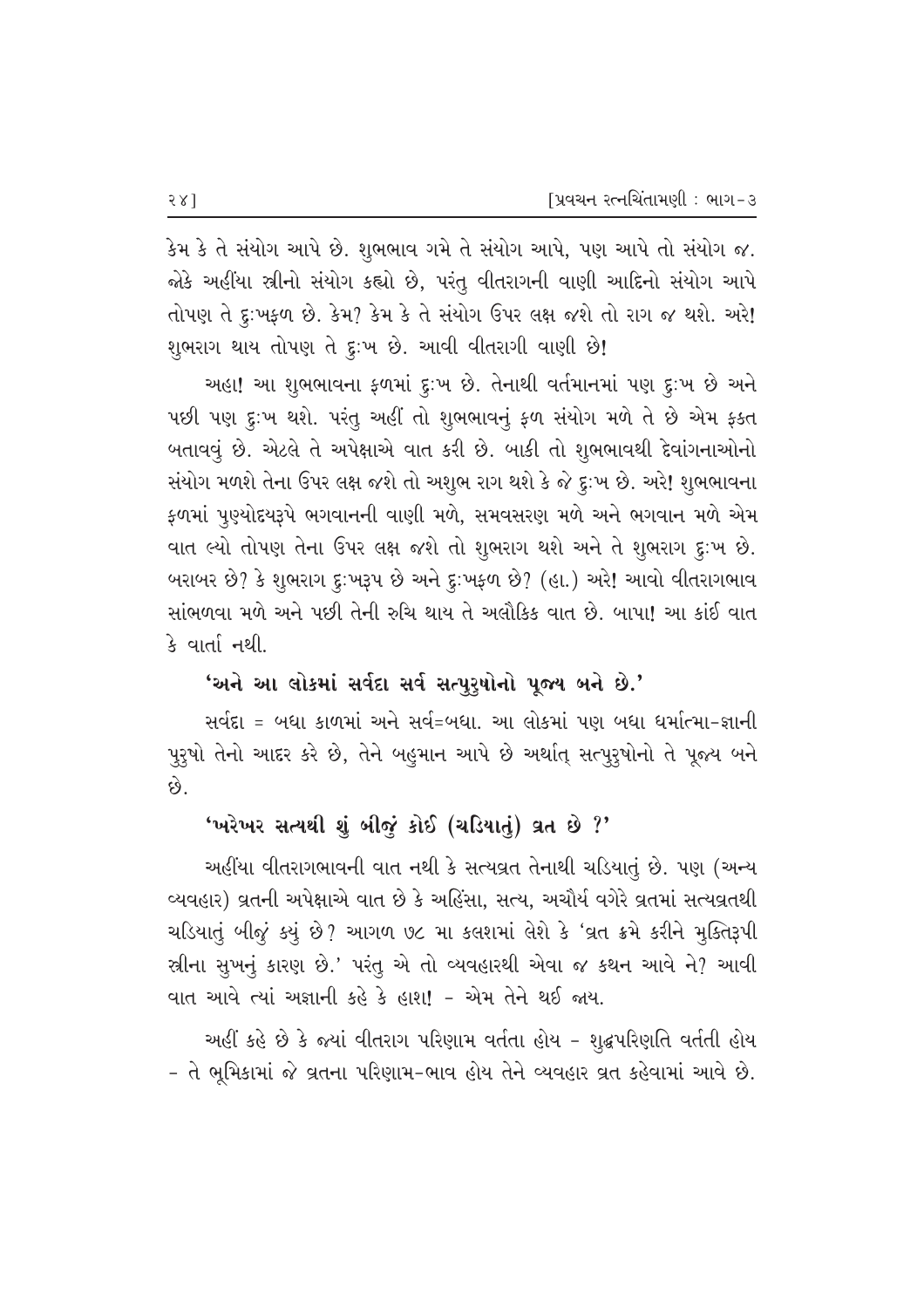કેમ કે તે સંયોગ આપે છે. શુભભાવ ગમે તે સંયોગ આપે, પણ આપે તો સંયોગ જ. જોકે અહીંયા સ્ત્રીનો સંયોગ કહ્યો છે, પરંતુ વીતરાગની વાણી આદિનો સંયોગ આપે તોપણ તે દુઃખફળ છે. કેમ? કેમ કે તે સંયોગ ઉપર લક્ષ જશે તો રાગ જ થશે. અરે! શુભરાગ થાય તોપણ તે દુઃખ છે. આવી વીતરાગી વાણી છે!

અહા! આ શુભભાવના ફળમાં દુઃખ છે. તેનાથી વર્તમાનમાં પણ દુઃખ છે અને પછી પણ દુઃખ થશે. પરંતુ અહીં તો શુભભાવનું ફળ સંયોગ મળે તે છે એમ ફક્ત બતાવવું છે. એટલે તે અપેક્ષાએ વાત કરી છે. બાકી તો શુભભાવથી દેવાંગનાઓનો સંયોગ મળશે તેના ઉપર લક્ષ જશે તો અશુભ રાગ થશે કે જે દુઃખ છે. અરે! શુભભાવના ફળમાં પુણ્યોદયરૂપે ભગવાનની વાણી મળે, સમવસરણ મળે અને ભગવાન મળે એમ વાત લ્યો તોપણ તેના ઉપર લક્ષ જશે તો શુભરાગ થશે અને તે શુભરાગ દુઃખ છે. બરાબર છે? કે શુભરાગ દુઃખરૂપ છે અને દુઃખફળ છે? (હા.) અરે! આવો વીતરાગભાવ સાંભળવા મળે અને પછી તેની રુચિ થાય તે અલૌકિક વાત છે. બાપા! આ કાંઈ વાત કે વાર્તા નથી.

**'અને આ લોકમાં સર્વદા સર્વ સત્પુરુષોનો પૂજ્ય બને છે.'**

સર્વદા = બધા કાળમાં અને સર્વ=બધા. આ લોકમાં પણ બધા ધર્માત્મા-જ્ઞાની પુરુષો તેનો આદર કરે છે, તેને બહુમાન આપે છે અર્થાત્ સત્પુરુષોનો તે પૂજ્ય બને છે.

**'ખરેખર સત્યથી શું બીજું કોઈ (ચડિયાતું) વ્રત છે ?'**

અહીંયા વીતરાગભાવની વાત નથી કે સત્યવ્રત તેનાથી ચડિયાતું છે. પણ (અન્ય વ્યવહાર) વ્રતની અપેક્ષાએ વાત છે કે અહિંસા, સત્ય, અચૌર્ય વગેરે વ્રતમાં સત્યવ્રતથી ચડિયાતું બીજું કયું છે? આગળ ૭૮ મા કલશમાં લેશે કે 'વ્રત ક્રમે કરીને મુક્તિરૂપી સ્ત્રીના સુખનું કારણ છે.' પરંતુ એ તો વ્યવહારથી એવા જ કથન આવે ને? આવી વાત આવે ત્યાં અજ્ઞાની કહે કે હાશ! - એમ તેને થઈ જાય.

અહીં કહે છે કે જ્યાં વીતરાગ પરિણામ વર્તતા હોય - શુદ્ધપરિણતિ વર્તતી હોય - તે ભૂમિકામાં જે વ્રતના પરિણામ-ભાવ હોય તેને વ્યવહાર વ્રત કહેવામાં આવે છે.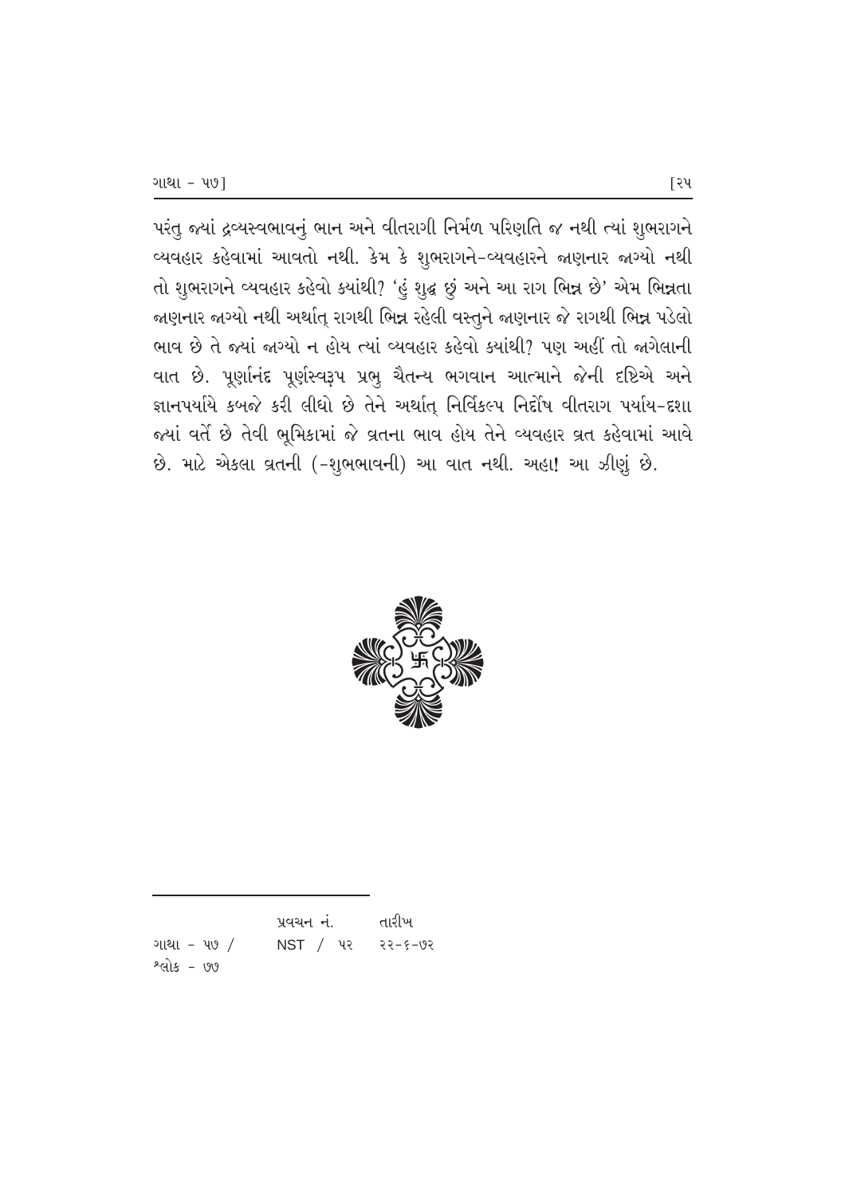પરંતુ જ્યાં દ્રવ્યસ્વભાવનું ભાન અને વીતરાગી નિર્મળ પરિણતિ જ નથી ત્યાં શુભરાગને વ્યવહાર કહેવામાં આવતો નથી. કેમ કે શુભરાગને-વ્યવહારને જાણનાર જાગ્યો નથી તો શુભરાગને વ્યવહાર કહેવો ક્યાંથી? 'હું શુદ્ધ છું અને આ રાગ ભિન્ન છે' એમ ભિન્નતા જાણનાર જાગ્યો નથી અર્થાત્ રાગથી ભિન્ન રહેલી વસ્તુને જાણનાર જે રાગથી ભિન્ન પડેલો ભાવ છે તે જ્યાં જાગ્યો ન હોય ત્યાં વ્યવહાર કહેવો ક્યાંથી? પણ અહીં તો જાગેલાની વાત છે. પૂર્ણાનંદ પૂર્ણસ્વરૂપ પ્રભુ ચૈતન્ય ભગવાન આત્માને જેની દૃષ્ટિએ અને જ્ઞાનપર્યાયે કબજે કરી લીધો છે તેને અર્થાત્ નિર્વિકલ્પ નિર્દોષ વીતરાગ પર્યાય-દશા જ્યાં વર્તે છે તેવી ભૂમિકામાં જે વ્રતના ભાવ હોય તેને વ્યવહાર વ્રત કહેવામાં આવે છે. માટે એકલા વ્રતની (-શુભભાવની) આ વાત નથી. અહા! આ ઝીણું છે.

---

| | પ્રવચન નં. | તારીખ |
|---|---|---|
| ગાથા - ૫૭ / | NST / ૫૨ | ૨૨-૬-૭૨ |
| શ્લોક - ૭૭ | | |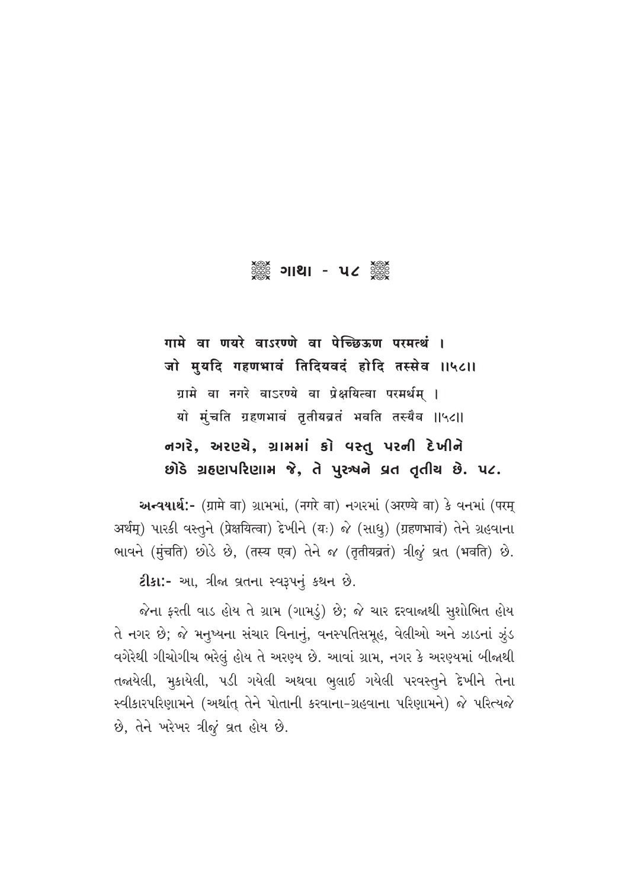## ❀ ગાથા - ૫૮ ❀

**गामे वा णयरे वाऽरण्णे वा पेच्छिऊण परमत्थं ।**
**जो मुयदि गहणभावं तिदियवदं होदि तस्सेव ।।५८।।**

ग्रामे वा नगरे वाऽरण्ये वा प्रेक्षयित्वा परमर्थम् ।
यो मुंचति ग्रहणभावं तृतीयव्रतं भवति तस्यैव ।।५८।।

**નગરે, અરણ્યે, ગ્રામમાં કો વસ્તુ પરની દેખીને**
**છોડે ગ્રહણપરિણામ જે, તે પુરુષને વ્રત તૃતીય છે. ૫૮.**

**અન્વયાર્થ:-** (ग्रामे वा) ગ્રામમાં, (नगरे वा) નગરમાં (अरण्ये वा) કે વનમાં (परम् अर्थम्) પારકી વસ્તુને (प्रेक्षयित्वा) દેખીને (यः) જે (સાધુ) (ग्रहणभावं) તેને ગ્રહવાના ભાવને (मुंचति) છોડે છે, (तस्य एव) તેને જ (तृतीयव्रतं) ત્રીજું વ્રત (भवति) છે.

**ટીકા:-** આ, ત્રીજા વ્રતના સ્વરૂપનું કથન છે.

જેના ફરતી વાડ હોય તે ગ્રામ (ગામડું) છે; જે ચાર દરવાજાથી સુશોભિત હોય તે નગર છે; જે મનુષ્યના સંચાર વિનાનું, વનસ્પતિસમૂહ, વેલીઓ અને ઝાડનાં ઝુંડ વગેરેથી ગીચોગીચ ભરેલું હોય તે અરણ્ય છે. આવાં ગ્રામ, નગર કે અરણ્યમાં બીજાથી તજાયેલી, મુકાયેલી, પડી ગયેલી અથવા ભુલાઈ ગયેલી પરવસ્તુને દેખીને તેના સ્વીકારપરિણામને (અર્થાત્ તેને પોતાની કરવાના-ગ્રહવાના પરિણામને) જે પરિત્યજે છે, તેને ખરેખર ત્રીજું વ્રત હોય છે.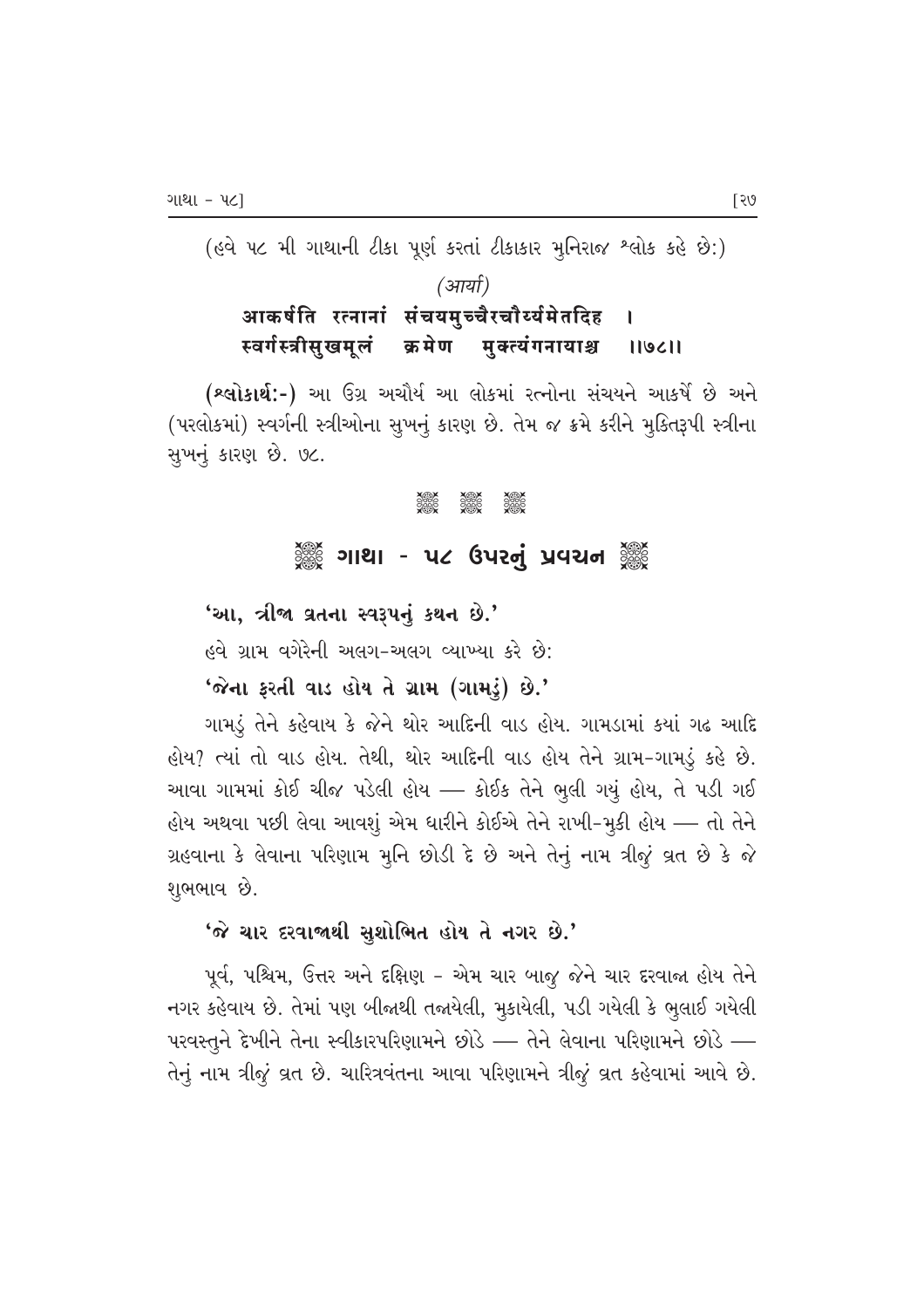(હવે ૫૮ મી ગાથાની ટીકા પૂર્ણ કરતાં ટીકાકાર મુનિરાજ શ્લોક કહે છે:)

*(आर्या)*

**आकर्षति रत्नानां संचयमुच्चैरचौर्यमेतदिह ।**
**स्वर्गस्त्रीसुखमूलं क्रमेण मुक्त्यंगनायाश्च ।।७८।।**

**(શ્લોકાર્થ:-)** આ ઉગ્ર અચૌર્ય આ લોકમાં રત્નોના સંચયને આકર્ષે છે અને (પરલોકમાં) સ્વર્ગની સ્ત્રીઓના સુખનું કારણ છે. તેમ જ ક્રમે કરીને મુક્તિરૂપી સ્ત્રીના સુખનું કારણ છે. ૭૮.

## ગાથા - ૫૮ ઉપરનું પ્રવચન

**'આ, ત્રીજા વ્રતના સ્વરૂપનું કથન છે.'**

હવે ગ્રામ વગેરેની અલગ-અલગ વ્યાખ્યા કરે છે:

**'જેના ફરતી વાડ હોય તે ગ્રામ (ગામડું) છે.'**

ગામડું તેને કહેવાય કે જેને થોર આદિની વાડ હોય. ગામડામાં ક્યાં ગઢ આદિ હોય? ત્યાં તો વાડ હોય. તેથી, થોર આદિની વાડ હોય તેને ગ્રામ-ગામડું કહે છે. આવા ગામમાં કોઈ ચીજ પડેલી હોય — કોઈક તેને ભુલી ગયું હોય, તે પડી ગઈ હોય અથવા પછી લેવા આવશું એમ ધારીને કોઈએ તેને રાખી-મુકી હોય — તો તેને ગ્રહવાના કે લેવાના પરિણામ મુનિ છોડી દે છે અને તેનું નામ ત્રીજું વ્રત છે કે જે શુભભાવ છે.

**'જે ચાર દરવાજાથી સુશોભિત હોય તે નગર છે.'**

પૂર્વ, પશ્ચિમ, ઉત્તર અને દક્ષિણ - એમ ચાર બાજુ જેને ચાર દરવાજા હોય તેને નગર કહેવાય છે. તેમાં પણ બીજાથી તજાયેલી, મુકાયેલી, પડી ગયેલી કે ભુલાઈ ગયેલી પરવસ્તુને દેખીને તેના સ્વીકારપરિણામને છોડે — તેને લેવાના પરિણામને છોડે — તેનું નામ ત્રીજું વ્રત છે. ચારિત્રવંતના આવા પરિણામને ત્રીજું વ્રત કહેવામાં આવે છે.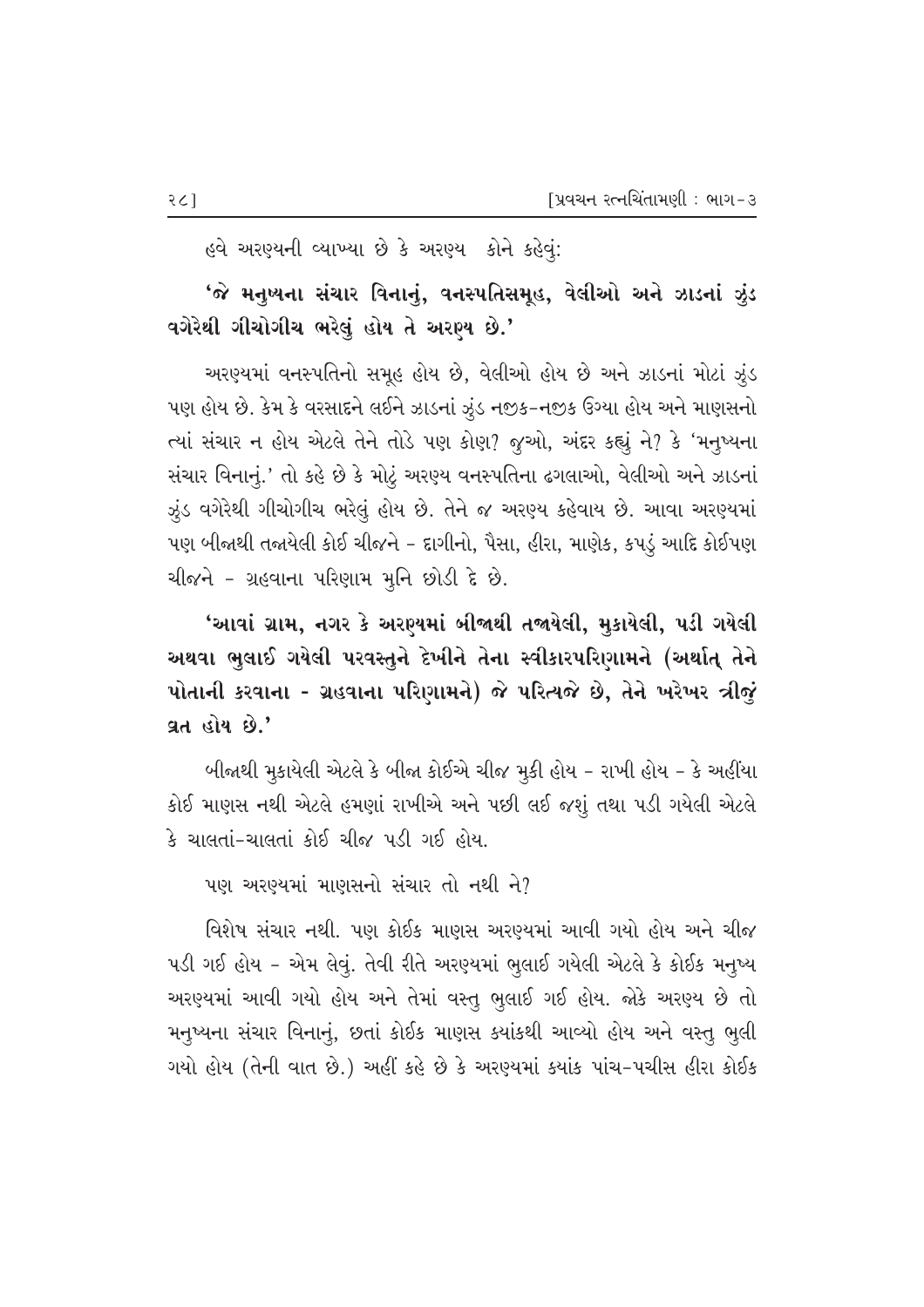હવે અરણ્યની વ્યાખ્યા છે કે અરણ્ય  કોને કહેવું:

**'જે મનુષ્યના સંચાર વિનાનું, વનસ્પતિસમૂહ, વેલીઓ અને ઝાડનાં ઝુંડ વગેરેથી ગીચોગીચ ભરેલું હોય તે અરણ્ય છે.'**

અરણ્યમાં વનસ્પતિનો સમૂહ હોય છે, વેલીઓ હોય છે અને ઝાડનાં મોટાં ઝુંડ પણ હોય છે. કેમ કે વરસાદને લઈને ઝાડનાં ઝુંડ નજીક-નજીક ઉગ્યા હોય અને માણસનો ત્યાં સંચાર ન હોય એટલે તેને તોડે પણ કોણ? જુઓ, અંદર કહ્યું ને? કે 'મનુષ્યના સંચાર વિનાનું.' તો કહે છે કે મોટું અરણ્ય વનસ્પતિના ઢગલાઓ, વેલીઓ અને ઝાડનાં ઝુંડ વગેરેથી ગીચોગીચ ભરેલું હોય છે. તેને જ અરણ્ય કહેવાય છે. આવા અરણ્યમાં પણ બીજાથી તજાયેલી કોઈ ચીજને - દાગીનો, પૈસા, હીરા, માણેક, કપડું આદિ કોઈપણ ચીજને - ગ્રહવાના પરિણામ મુનિ છોડી દે છે.

**'આવાં ગ્રામ, નગર કે અરણ્યમાં બીજાથી તજાયેલી, મુકાયેલી, પડી ગયેલી અથવા ભુલાઈ ગયેલી પરવસ્તુને દેખીને તેના સ્વીકારપરિણામને (અર્થાત્ તેને પોતાની કરવાના - ગ્રહવાના પરિણામને) જે પરિત્યજે છે, તેને ખરેખર ત્રીજું વ્રત હોય છે.'**

બીજાથી મુકાયેલી એટલે કે બીજા કોઈએ ચીજ મુકી હોય - રાખી હોય - કે અહીંયા કોઈ માણસ નથી એટલે હમણાં રાખીએ અને પછી લઈ જશું તથા પડી ગયેલી એટલે કે ચાલતાં-ચાલતાં કોઈ ચીજ પડી ગઈ હોય.

પણ અરણ્યમાં માણસનો સંચાર તો નથી ને?

વિશેષ સંચાર નથી. પણ કોઈક માણસ અરણ્યમાં આવી ગયો હોય અને ચીજ પડી ગઈ હોય - એમ લેવું. તેવી રીતે અરણ્યમાં ભુલાઈ ગયેલી એટલે કે કોઈક મનુષ્ય અરણ્યમાં આવી ગયો હોય અને તેમાં વસ્તુ ભુલાઈ ગઈ હોય. જોકે અરણ્ય છે તો મનુષ્યના સંચાર વિનાનું, છતાં કોઈક માણસ ક્યાંકથી આવ્યો હોય અને વસ્તુ ભુલી ગયો હોય (તેની વાત છે.) અહીં કહે છે કે અરણ્યમાં ક્યાંક પાંચ-પચીસ હીરા કોઈક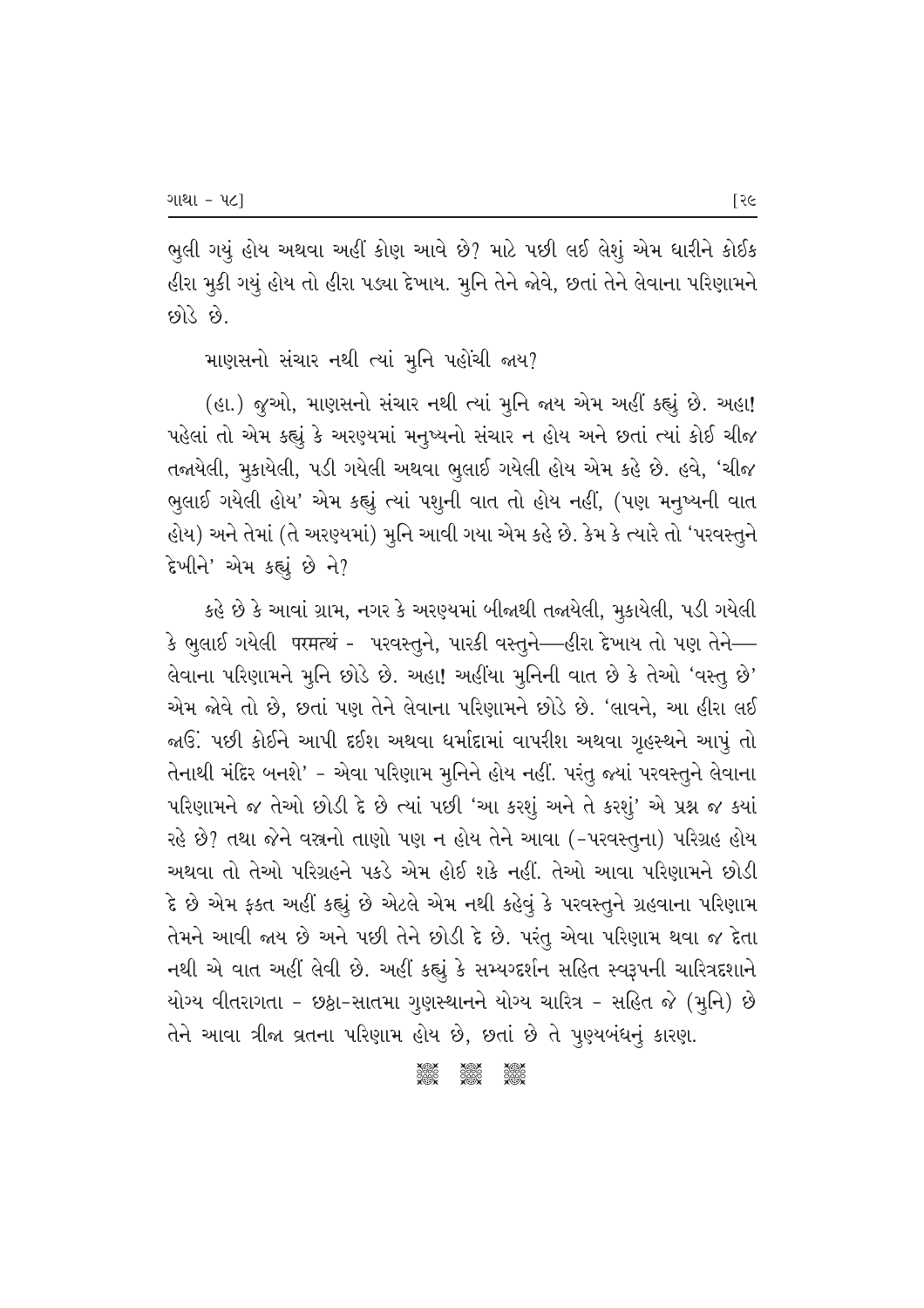ભુલી ગયું હોય અથવા અહીં કોણ આવે છે? માટે પછી લઈ લેશું એમ ધારીને કોઈક હીરા મુકી ગયું હોય તો હીરા પડ્યા દેખાય. મુનિ તેને જોવે, છતાં તેને લેવાના પરિણામને છોડે છે.

માણસનો સંચાર નથી ત્યાં મુનિ પહોંચી જાય?

(હા.) જુઓ, માણસનો સંચાર નથી ત્યાં મુનિ જાય એમ અહીં કહ્યું છે. અહા! પહેલાં તો એમ કહ્યું કે અરણ્યમાં મનુષ્યનો સંચાર ન હોય અને છતાં ત્યાં કોઈ ચીજ તજાયેલી, મુકાયેલી, પડી ગયેલી અથવા ભુલાઈ ગયેલી હોય એમ કહે છે. હવે, 'ચીજ ભુલાઈ ગયેલી હોય' એમ કહ્યું ત્યાં પશુની વાત તો હોય નહીં, (પણ મનુષ્યની વાત હોય) અને તેમાં (તે અરણ્યમાં) મુનિ આવી ગયા એમ કહે છે. કેમ કે ત્યારે તો 'પરવસ્તુને દેખીને' એમ કહ્યું છે ને?

કહે છે કે આવાં ગ્રામ, નગર કે અરણ્યમાં બીજાથી તજાયેલી, મુકાયેલી, પડી ગયેલી કે ભુલાઈ ગયેલી परमत्थं - પરવસ્તુને, પારકી વસ્તુને—હીરા દેખાય તો પણ તેને—લેવાના પરિણામને મુનિ છોડે છે. અહા! અહીંયા મુનિની વાત છે કે તેઓ 'વસ્તુ છે' એમ જોવે તો છે, છતાં પણ તેને લેવાના પરિણામને છોડે છે. 'લાવને, આ હીરા લઈ જાઉં. પછી કોઈને આપી દઈશ અથવા ધર્માદામાં વાપરીશ અથવા ગૃહસ્થને આપું તો તેનાથી મંદિર બનશે' - એવા પરિણામ મુનિને હોય નહીં. પરંતુ જ્યાં પરવસ્તુને લેવાના પરિણામને જ તેઓ છોડી દે છે ત્યાં પછી 'આ કરશું અને તે કરશું' એ પ્રશ્ન જ ક્યાં રહે છે? તથા જેને વસ્ત્રનો તાણો પણ ન હોય તેને આવા (-પરવસ્તુના) પરિગ્રહ હોય અથવા તો તેઓ પરિગ્રહને પકડે એમ હોઈ શકે નહીં. તેઓ આવા પરિણામને છોડી દે છે એમ ફક્ત અહીં કહ્યું છે એટલે એમ નથી કહેવું કે પરવસ્તુને ગ્રહવાના પરિણામ તેમને આવી જાય છે અને પછી તેને છોડી દે છે. પરંતુ એવા પરિણામ થવા જ દેતા નથી એ વાત અહીં લેવી છે. અહીં કહ્યું કે સમ્યગ્દર્શન સહિત સ્વરૂપની ચારિત્રદશાને યોગ્ય વીતરાગતા - છઠ્ઠા-સાતમા ગુણસ્થાનને યોગ્ય ચારિત્ર - સહિત જે (મુનિ) છે તેને આવા ત્રીજા વ્રતના પરિણામ હોય છે, છતાં છે તે પુણ્યબંધનું કારણ.

❋ ❋ ❋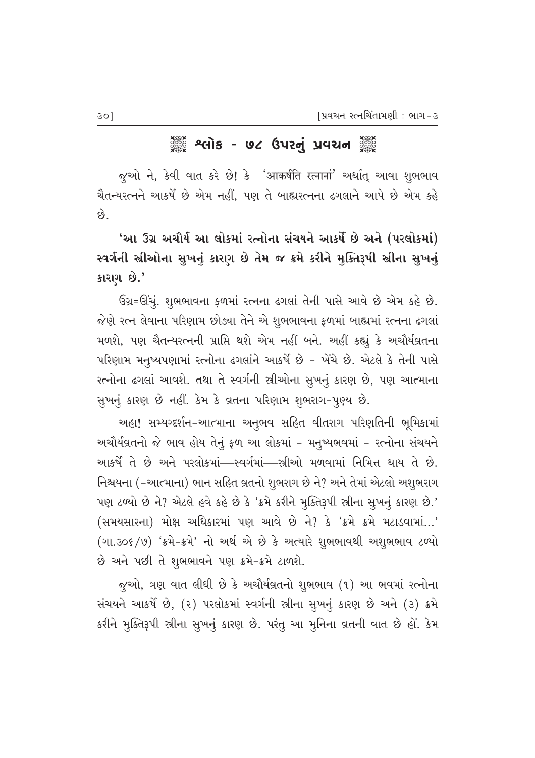## ❀ શ્લોક - ૭૮ ઉપરનું પ્રવચન ❀

જુઓ ને, કેવી વાત કરે છે! કે 'आकर्षति रत्नानां' અર્થાત્ આવા શુભભાવ ચૈતન્યરત્નને આકર્ષે છે એમ નહીં, પણ તે બાહ્યરત્નના ઢગલાને આપે છે એમ કહે છે.

**'આ ઉગ્ર અચૌર્ય આ લોકમાં રત્નોના સંચયને આકર્ષે છે અને (પરલોકમાં) સ્વર્ગની સ્ત્રીઓના સુખનું કારણ છે તેમ જ ક્રમે કરીને મુક્તિરૂપી સ્ત્રીના સુખનું કારણ છે.'**

ઉગ્ર=ઊંચું. શુભભાવના ફળમાં રત્નના ઢગલાં તેની પાસે આવે છે એમ કહે છે. જેણે રત્ન લેવાના પરિણામ છોડ્યા તેને એ શુભભાવના ફળમાં બાહ્યમાં રત્નના ઢગલાં મળશે, પણ ચૈતન્યરત્નની પ્રાપ્તિ થશે એમ નહીં બને. અહીં કહ્યું કે અચૌર્યવ્રતના પરિણામ મનુષ્યપણામાં રત્નોના ઢગલાંને આકર્ષે છે - ખેંચે છે. એટલે કે તેની પાસે રત્નોના ઢગલાં આવશે. તથા તે સ્વર્ગની સ્ત્રીઓના સુખનું કારણ છે, પણ આત્માના સુખનું કારણ છે નહીં. કેમ કે વ્રતના પરિણામ શુભરાગ-પુણ્ય છે.

અહા! સમ્યગ્દર્શન-આત્માના અનુભવ સહિત વીતરાગ પરિણતિની ભૂમિકામાં અચૌર્યવ્રતનો જે ભાવ હોય તેનું ફળ આ લોકમાં - મનુષ્યભવમાં - રત્નોના સંચયને આકર્ષે તે છે અને પરલોકમાં—સ્વર્ગમાં—સ્ત્રીઓ મળવામાં નિમિત્ત થાય તે છે. નિશ્ચયના (-આત્માના) ભાન સહિત વ્રતનો શુભરાગ છે ને? અને તેમાં એટલો અશુભરાગ પણ ટળ્યો છે ને? એટલે હવે કહે છે કે 'ક્રમે કરીને મુક્તિરૂપી સ્ત્રીના સુખનું કારણ છે.' (સમયસારના) મોક્ષ અધિકારમાં પણ આવે છે ને? કે 'ક્રમે ક્રમે મટાડવામાં...' (ગા.૩૦૬/૭) 'ક્રમે-ક્રમે' નો અર્થ એ છે કે અત્યારે શુભભાવથી અશુભભાવ ટળ્યો છે અને પછી તે શુભભાવને પણ ક્રમે-ક્રમે ટાળશે.

જુઓ, ત્રણ વાત લીધી છે કે અચૌર્યવ્રતનો શુભભાવ (૧) આ ભવમાં રત્નોના સંચયને આકર્ષે છે, (૨) પરલોકમાં સ્વર્ગની સ્ત્રીના સુખનું કારણ છે અને (૩) ક્રમે કરીને મુક્તિરૂપી સ્ત્રીના સુખનું કારણ છે. પરંતુ આ મુનિના વ્રતની વાત છે હોં. કેમ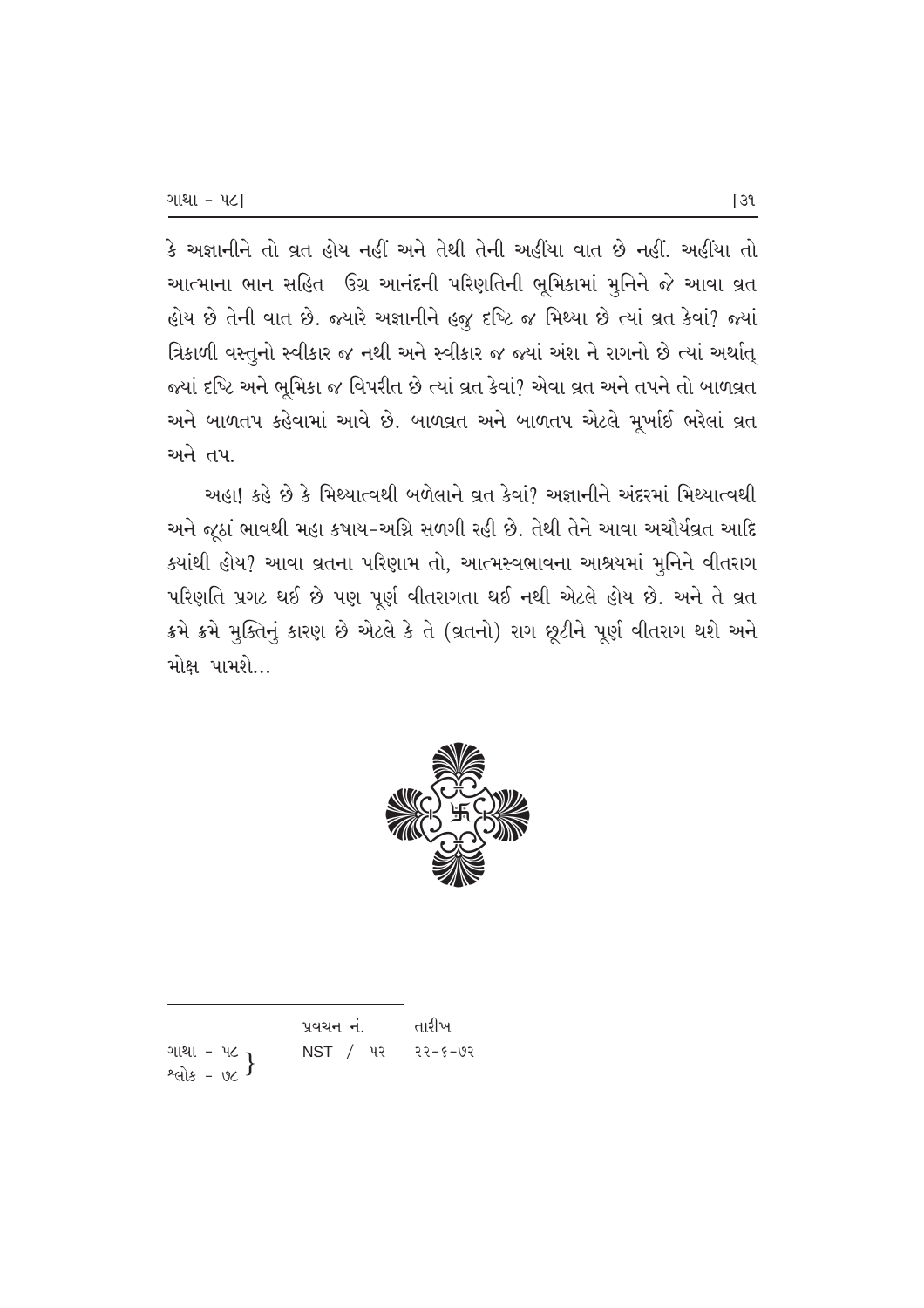કે અજ્ઞાનીને તો વ્રત હોય નહીં અને તેથી તેની અહીંયા વાત છે નહીં. અહીંયા તો આત્માના ભાન સહિત ઉગ્ર આનંદની પરિણતિની ભૂમિકામાં મુનિને જે આવા વ્રત હોય છે તેની વાત છે. જ્યારે અજ્ઞાનીને હજુ દૃષ્ટિ જ મિથ્યા છે ત્યાં વ્રત કેવાં? જ્યાં ત્રિકાળી વસ્તુનો સ્વીકાર જ નથી અને સ્વીકાર જ જ્યાં અંશ ને રાગનો છે ત્યાં અર્થાત્ જ્યાં દૃષ્ટિ અને ભૂમિકા જ વિપરીત છે ત્યાં વ્રત કેવાં? એવા વ્રત અને તપને તો બાળવ્રત અને બાળતપ કહેવામાં આવે છે. બાળવ્રત અને બાળતપ એટલે મૂર્ખાઈ ભરેલાં વ્રત અને તપ.

અહા! કહે છે કે મિથ્યાત્વથી બળેલાને વ્રત કેવાં? અજ્ઞાનીને અંદરમાં મિથ્યાત્વથી અને જૂઠાં ભાવથી મહા કષાય-અગ્નિ સળગી રહી છે. તેથી તેને આવા અચૌર્યવ્રત આદિ ક્યાંથી હોય? આવા વ્રતના પરિણામ તો, આત્મસ્વભાવના આશ્રયમાં મુનિને વીતરાગ પરિણતિ પ્રગટ થઈ છે પણ પૂર્ણ વીતરાગતા થઈ નથી એટલે હોય છે. અને તે વ્રત ક્રમે ક્રમે મુક્તિનું કારણ છે એટલે કે તે (વ્રતનો) રાગ છૂટીને પૂર્ણ વીતરાગ થશે અને મોક્ષ પામશે...

---

| | પ્રવચન નં. | તારીખ |
|---|---|---|
| ગાથા - ૫૮, શ્લોક - ૭૮ | NST / ૫૨ | ૨૨-૬-૭૨ |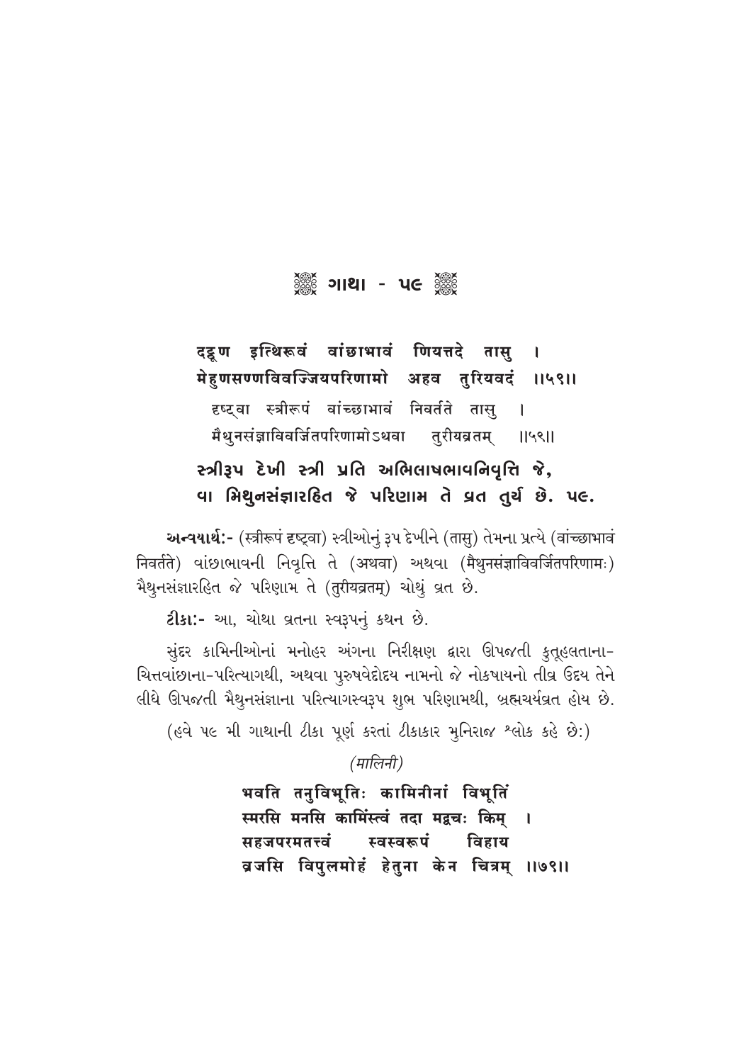# ❖ ગાથા - ૫૯ ❖

**दट्ठूण इत्थिरूवं वांछाभावं णियत्तदे तासु ।**
**मेहुणसण्णविवज्जियपरिणामो अहव तुरियवदं ॥५९॥**

दृष्ट्वा स्त्रीरूपं वांच्छाभावं निवर्तते तासु ।
मैथुनसंज्ञाविवर्जितपरिणामोऽथवा तुरीयव्रतम् ॥५९॥

**સ્ત્રીરૂપ દેખી સ્ત્રી પ્રતિ અભિલાષભાવનિવૃત્તિ જે,**
**વા મિથુનસંજ્ઞારહિત જે પરિણામ તે વ્રત તુર્ય છે. ૫૯.**

**અન્વયાર્થઃ-** (स्त्रीरूपं दृष्ट्वा) સ્ત્રીઓનું રૂપ દેખીને (तासु) તેમના પ્રત્યે (वांच्छाभावं निवर्तते) વાંછાભાવની નિવૃત્તિ તે (अथवा) અથવા (मैथुनसंज्ञाविवर्जितपरिणामः) મૈથુનસંજ્ઞારહિત જે પરિણામ તે (तुरीयव्रतम्) ચોથું વ્રત છે.

**ટીકાઃ-** આ, ચોથા વ્રતના સ્વરૂપનું કથન છે.

સુંદર કામિનીઓનાં મનોહર અંગના નિરીક્ષણ દ્વારા ઊપજતી કુતૂહલતાના-ચિત્તવાંછાના-પરિત્યાગથી, અથવા પુરુષવેદોદય નામનો જે નોકષાયનો તીવ્ર ઉદય તેને લીધે ઊપજતી મૈથુનસંજ્ઞાના પરિત્યાગસ્વરૂપ શુભ પરિણામથી, બ્રહ્મચર્યવ્રત હોય છે.

(હવે ૫૯ મી ગાથાની ટીકા પૂર્ણ કરતાં ટીકાકાર મુનિરાજ શ્લોક કહે છેઃ)

*(मालिनी)*

**भवति तनुविभूतिः कामिनीनां विभूतिं**
**स्मरसि मनसि कामिंस्त्वं तदा मद्वचः किम् ।**
**सहजपरमतत्त्वं स्वस्वरूपं विहाय**
**व्रजसि विपुलमोहं हेतुना केन चित्रम् ॥७९॥**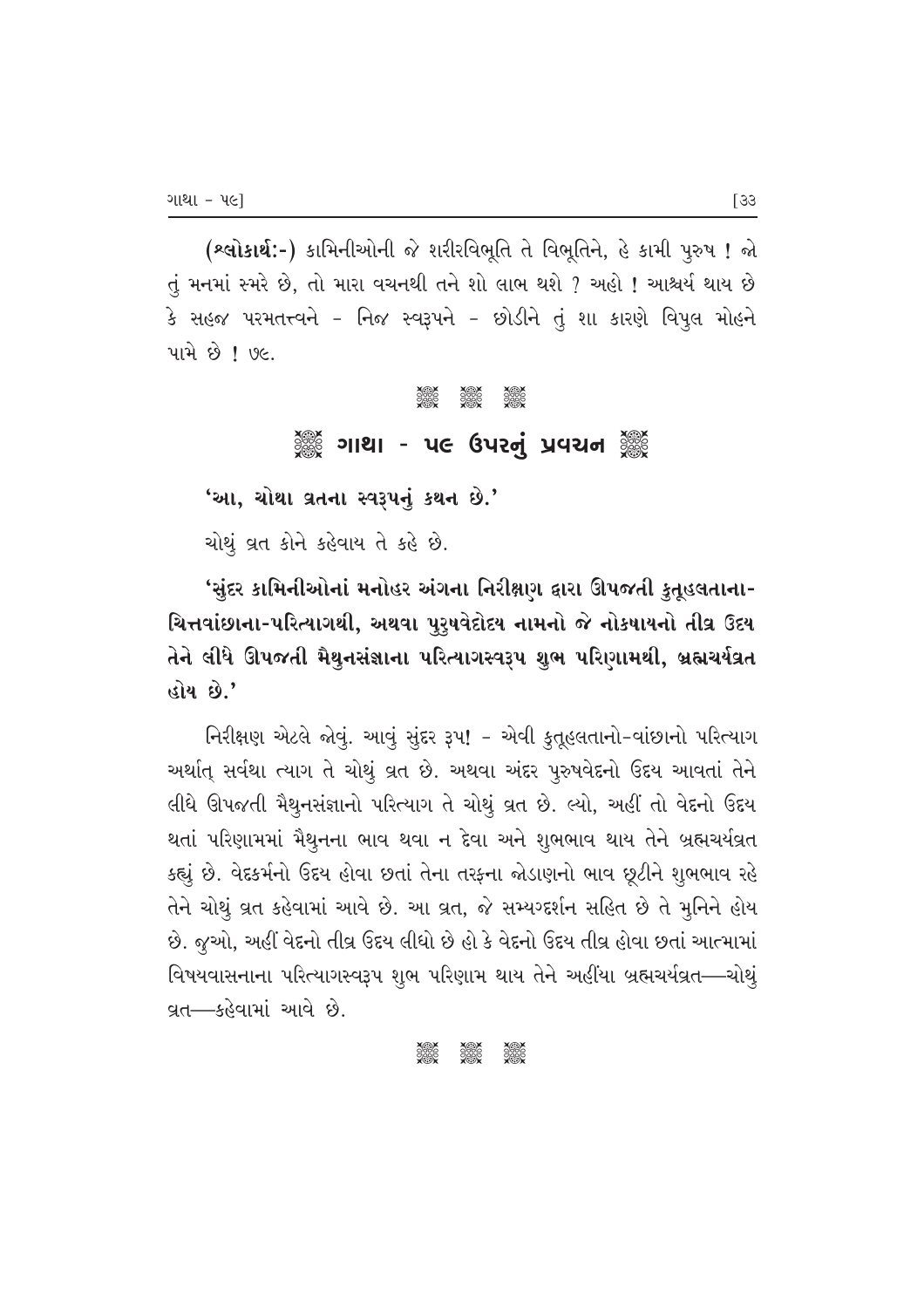**(શ્લોકાર્થ:-)** કામિનીઓની જે શરીરવિભૂતિ તે વિભૂતિને, હે કામી પુરુષ ! જો તું મનમાં સ્મરે છે, તો મારા વચનથી તને શો લાભ થશે ? અહો ! આશ્ચર્ય થાય છે કે સહજ પરમતત્ત્વને - નિજ સ્વરૂપને - છોડીને તું શા કારણે વિપુલ મોહને પામે છે ! ૭૯.

❈ ❈ ❈

## ❈ ગાથા - ૫૯ ઉપરનું પ્રવચન ❈

**'આ, ચોથા વ્રતના સ્વરૂપનું કથન છે.'**

ચોથું વ્રત કોને કહેવાય તે કહે છે.

**'સુંદર કામિનીઓનાં મનોહર અંગના નિરીક્ષણ દ્વારા ઊપજતી કુતૂહલતાના-ચિત્તવાંછાના-પરિત્યાગથી, અથવા પુરુષવેદોદય નામનો જે નોકષાયનો તીવ્ર ઉદય તેને લીધે ઊપજતી મૈથુનસંજ્ઞાના પરિત્યાગસ્વરૂપ શુભ પરિણામથી, બ્રહ્મચર્યવ્રત હોય છે.'**

નિરીક્ષણ એટલે જોવું. આવું સુંદર રૂપ! - એવી કુતૂહલતાનો-વાંછાનો પરિત્યાગ અર્થાત્ સર્વથા ત્યાગ તે ચોથું વ્રત છે. અથવા અંદર પુરુષવેદનો ઉદય આવતાં તેને લીધે ઊપજતી મૈથુનસંજ્ઞાનો પરિત્યાગ તે ચોથું વ્રત છે. લ્યો, અહીં તો વેદનો ઉદય થતાં પરિણામમાં મૈથુનના ભાવ થવા ન દેવા અને શુભભાવ થાય તેને બ્રહ્મચર્યવ્રત કહ્યું છે. વેદકર્મનો ઉદય હોવા છતાં તેના તરફના જોડાણનો ભાવ છૂટીને શુભભાવ રહે તેને ચોથું વ્રત કહેવામાં આવે છે. આ વ્રત, જે સમ્યગ્દર્શન સહિત છે તે મુનિને હોય છે. જુઓ, અહીં વેદનો તીવ્ર ઉદય લીધો છે હો કે વેદનો ઉદય તીવ્ર હોવા છતાં આત્મામાં વિષયવાસનાના પરિત્યાગસ્વરૂપ શુભ પરિણામ થાય તેને અહીંયા બ્રહ્મચર્યવ્રત—ચોથું વ્રત—કહેવામાં આવે છે.

❈ ❈ ❈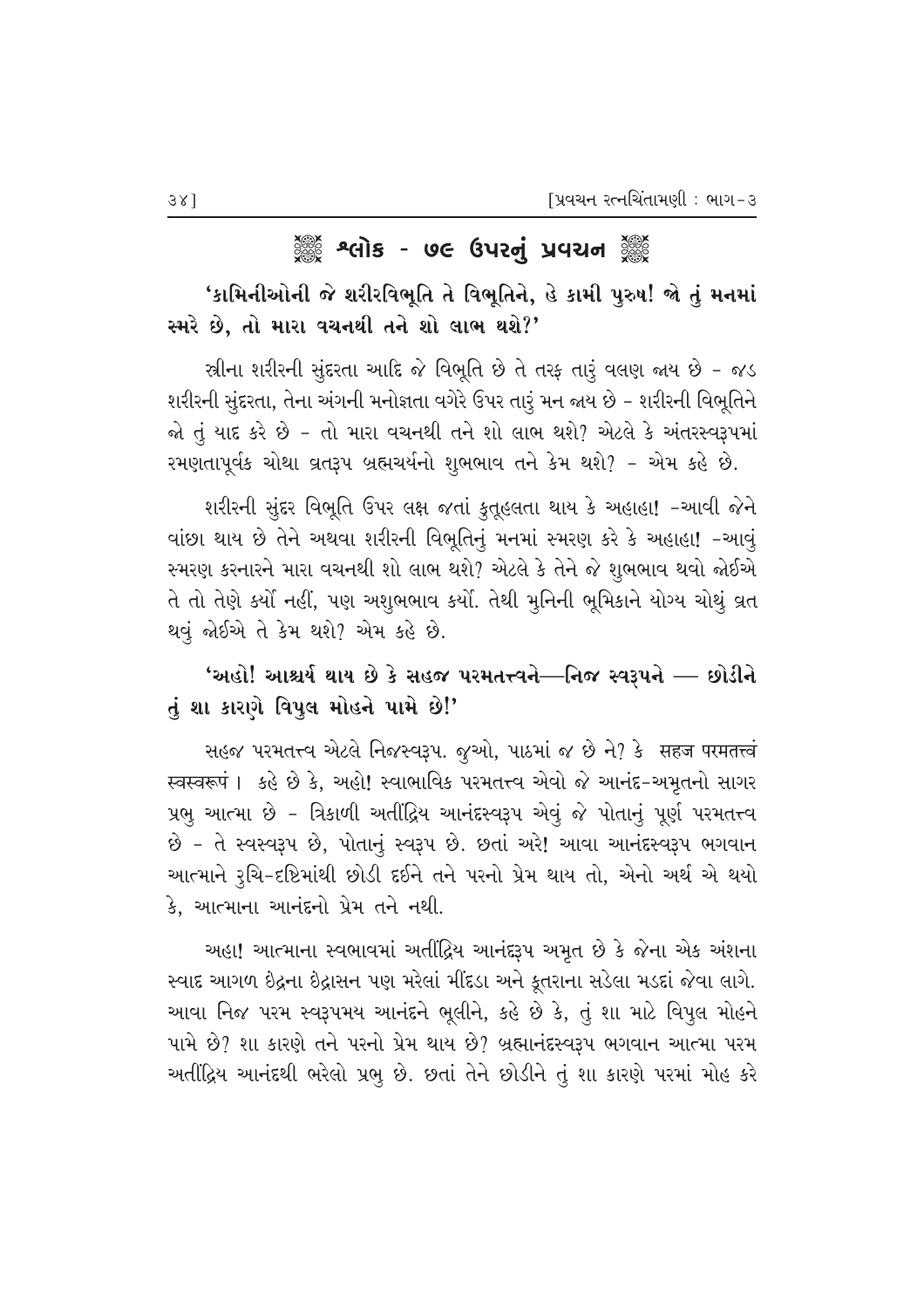## ❁ શ્લોક - ૭૯ ઉપરનું પ્રવચન ❁

**'કામિનીઓની જે શરીરવિભૂતિ તે વિભૂતિને, હે કામી પુરુષ! જો તું મનમાં સ્મરે છે, તો મારા વચનથી તને શો લાભ થશે?'**

સ્ત્રીના શરીરની સુંદરતા આદિ જે વિભૂતિ છે તે તરફ તારું વલણ જાય છે - જડ શરીરની સુંદરતા, તેના અંગની મનોજ્ઞતા વગેરે ઉપર તારું મન જાય છે - શરીરની વિભૂતિને જો તું યાદ કરે છે - તો મારા વચનથી તને શો લાભ થશે? એટલે કે અંતરસ્વરૂપમાં રમણતાપૂર્વક ચોથા વ્રતરૂપ બ્રહ્મચર્યનો શુભભાવ તને કેમ થશે? - એમ કહે છે.

શરીરની સુંદર વિભૂતિ ઉપર લક્ષ જતાં કુતૂહલતા થાય કે અહાહા! -આવી જેને વાંછા થાય છે તેને અથવા શરીરની વિભૂતિનું મનમાં સ્મરણ કરે કે અહાહા! -આવું સ્મરણ કરનારને મારા વચનથી શો લાભ થશે? એટલે કે તેને જે શુભભાવ થવો જોઈએ તે તો તેણે કર્યો નહીં, પણ અશુભભાવ કર્યો. તેથી મુનિની ભૂમિકાને યોગ્ય ચોથું વ્રત થવું જોઈએ તે કેમ થશે? એમ કહે છે.

**'અહો! આશ્ચર્ય થાય છે કે સહજ પરમતત્ત્વને—નિજ સ્વરૂપને — છોડીને તું શા કારણે વિપુલ મોહને પામે છે!'**

સહજ પરમતત્ત્વ એટલે નિજસ્વરૂપ. જુઓ, પાઠમાં જ છે ને? કે सहज परमतत्त्वं स्वस्वरूपं । કહે છે કે, અહો! સ્વાભાવિક પરમતત્ત્વ એવો જે આનંદ-અમૃતનો સાગર પ્રભુ આત્મા છે - ત્રિકાળી અતીંદ્રિય આનંદસ્વરૂપ એવું જે પોતાનું પૂર્ણ પરમતત્ત્વ છે - તે સ્વસ્વરૂપ છે, પોતાનું સ્વરૂપ છે. છતાં અરે! આવા આનંદસ્વરૂપ ભગવાન આત્માને રુચિ-દૃષ્ટિમાંથી છોડી દઈને તને પરનો પ્રેમ થાય તો, એનો અર્થ એ થયો કે, આત્માના આનંદનો પ્રેમ તને નથી.

અહા! આત્માના સ્વભાવમાં અતીંદ્રિય આનંદરૂપ અમૃત છે કે જેના એક અંશના સ્વાદ આગળ ઇંદ્રના ઇંદ્રાસન પણ મરેલાં મીંદડા અને કૂતરાના સડેલા મડદાં જેવા લાગે. આવા નિજ પરમ સ્વરૂપમય આનંદને ભૂલીને, કહે છે કે, તું શા માટે વિપુલ મોહને પામે છે? શા કારણે તને પરનો પ્રેમ થાય છે? બ્રહ્માનંદસ્વરૂપ ભગવાન આત્મા પરમ અતીંદ્રિય આનંદથી ભરેલો પ્રભુ છે. છતાં તેને છોડીને તું શા કારણે પરમાં મોહ કરે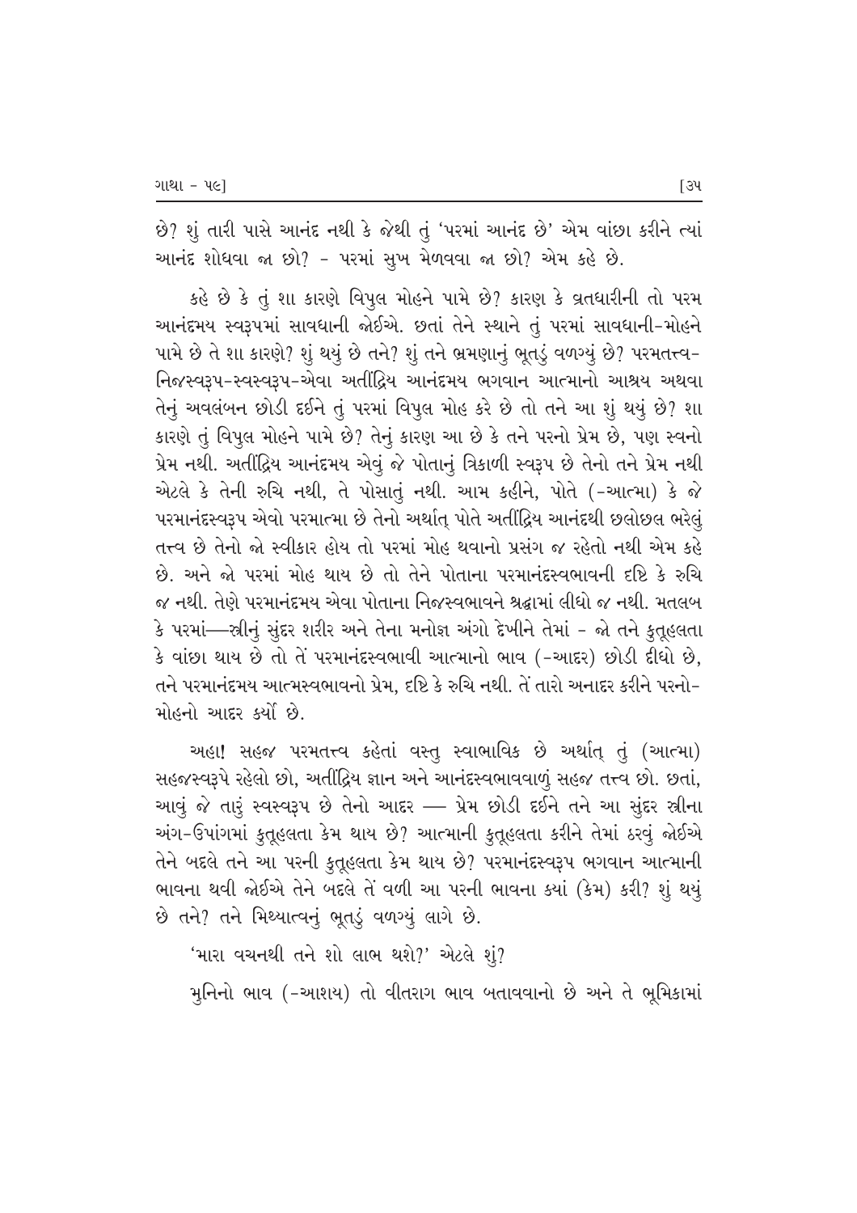છે? શું તારી પાસે આનંદ નથી કે જેથી તું 'પરમાં આનંદ છે' એમ વાંછા કરીને ત્યાં આનંદ શોધવા જા છો? - પરમાં સુખ મેળવવા જા છો? એમ કહે છે.

કહે છે કે તું શા કારણે વિપુલ મોહને પામે છે? કારણ કે વ્રતધારીની તો પરમ આનંદમય સ્વરૂપમાં સાવધાની જોઈએ. છતાં તેને સ્થાને તું પરમાં સાવધાની-મોહને પામે છે તે શા કારણે? શું થયું છે તને? શું તને ભ્રમણાનું ભૂતડું વળગ્યું છે? પરમતત્ત્વ-નિજસ્વરૂપ-સ્વસ્વરૂપ-એવા અતીંદ્રિય આનંદમય ભગવાન આત્માનો આશ્રય અથવા તેનું અવલંબન છોડી દઈને તું પરમાં વિપુલ મોહ કરે છે તો તને આ શું થયું છે? શા કારણે તું વિપુલ મોહને પામે છે? તેનું કારણ આ છે કે તને પરનો પ્રેમ છે, પણ સ્વનો પ્રેમ નથી. અતીંદ્રિય આનંદમય એવું જે પોતાનું ત્રિકાળી સ્વરૂપ છે તેનો તને પ્રેમ નથી એટલે કે તેની રુચિ નથી, તે પોસાતું નથી. આમ કહીને, પોતે (-આત્મા) કે જે પરમાનંદસ્વરૂપ એવો પરમાત્મા છે તેનો અર્થાત્ પોતે અતીંદ્રિય આનંદથી છલોછલ ભરેલું તત્ત્વ છે તેનો જો સ્વીકાર હોય તો પરમાં મોહ થવાનો પ્રસંગ જ રહેતો નથી એમ કહે છે. અને જો પરમાં મોહ થાય છે તો તેને પોતાના પરમાનંદસ્વભાવની દૃષ્ટિ કે રુચિ જ નથી. તેણે પરમાનંદમય એવા પોતાના નિજસ્વભાવને શ્રદ્ધામાં લીધો જ નથી. મતલબ કે પરમાં—સ્ત્રીનું સુંદર શરીર અને તેના મનોજ્ઞ અંગો દેખીને તેમાં - જો તને કુતૂહલતા કે વાંછા થાય છે તો તેં પરમાનંદસ્વભાવી આત્માનો ભાવ (-આદર) છોડી દીધો છે, તને પરમાનંદમય આત્મસ્વભાવનો પ્રેમ, દૃષ્ટિ કે રુચિ નથી. તેં તારો અનાદર કરીને પરનો-મોહનો આદર કર્યો છે.

અહા! સહજ પરમતત્ત્વ કહેતાં વસ્તુ સ્વાભાવિક છે અર્થાત્ તું (આત્મા) સહજસ્વરૂપે રહેલો છો, અતીંદ્રિય જ્ઞાન અને આનંદસ્વભાવવાળું સહજ તત્ત્વ છો. છતાં, આવું જે તારું સ્વસ્વરૂપ છે તેનો આદર — પ્રેમ છોડી દઈને તને આ સુંદર સ્ત્રીના અંગ-ઉપાંગમાં કુતૂહલતા કેમ થાય છે? આત્માની કુતૂહલતા કરીને તેમાં ઠરવું જોઈએ તેને બદલે તને આ પરની કુતૂહલતા કેમ થાય છે? પરમાનંદસ્વરૂપ ભગવાન આત્માની ભાવના થવી જોઈએ તેને બદલે તેં વળી આ પરની ભાવના ક્યાં (કેમ) કરી? શું થયું છે તને? તને મિથ્યાત્વનું ભૂતડું વળગ્યું લાગે છે.

'મારા વચનથી તને શો લાભ થશે?' એટલે શું?

મુનિનો ભાવ (-આશય) તો વીતરાગ ભાવ બતાવવાનો છે અને તે ભૂમિકામાં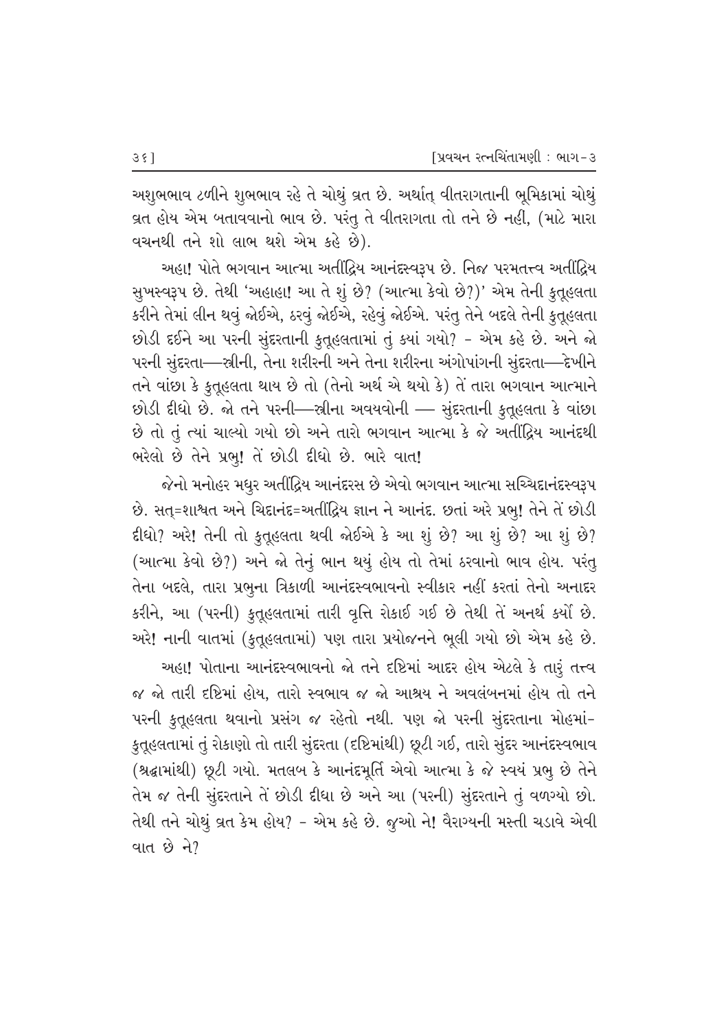અશુભભાવ ટળીને શુભભાવ રહે તે ચોથું વ્રત છે. અર્થાત્ વીતરાગતાની ભૂમિકામાં ચોથું વ્રત હોય એમ બતાવવાનો ભાવ છે. પરંતુ તે વીતરાગતા તો તને છે નહીં, (માટે મારા વચનથી તને શો લાભ થશે એમ કહે છે).

અહા! પોતે ભગવાન આત્મા અતીંદ્રિય આનંદસ્વરૂપ છે. નિજ પરમતત્ત્વ અતીંદ્રિય સુખસ્વરૂપ છે. તેથી 'અહાહા! આ તે શું છે? (આત્મા કેવો છે?)' એમ તેની કુતૂહલતા કરીને તેમાં લીન થવું જોઈએ, ઠરવું જોઈએ, રહેવું જોઈએ. પરંતુ તેને બદલે તેની કુતૂહલતા છોડી દઈને આ પરની સુંદરતાની કુતૂહલતામાં તું ક્યાં ગયો? - એમ કહે છે. અને જો પરની સુંદરતા—સ્ત્રીની, તેના શરીરની અને તેના શરીરના અંગોપાંગની સુંદરતા—દેખીને તને વાંછા કે કુતૂહલતા થાય છે તો (તેનો અર્થ એ થયો કે) તેં તારા ભગવાન આત્માને છોડી દીધો છે. જો તને પરની—સ્ત્રીના અવયવોની — સુંદરતાની કુતૂહલતા કે વાંછા છે તો તું ત્યાં ચાલ્યો ગયો છો અને તારો ભગવાન આત્મા કે જે અતીંદ્રિય આનંદથી ભરેલો છે તેને પ્રભુ! તેં છોડી દીધો છે. ભારે વાત!

જેનો મનોહર મધુર અતીંદ્રિય આનંદરસ છે એવો ભગવાન આત્મા સચ્ચિદાનંદસ્વરૂપ છે. સત્=શાશ્વત અને ચિદાનંદ=અતીંદ્રિય જ્ઞાન ને આનંદ. છતાં અરે પ્રભુ! તેને તેં છોડી દીધો? અરે! તેની તો કુતૂહલતા થવી જોઈએ કે આ શું છે? આ શું છે? આ શું છે? (આત્મા કેવો છે?) અને જો તેનું ભાન થયું હોય તો તેમાં ઠરવાનો ભાવ હોય. પરંતુ તેના બદલે, તારા પ્રભુના ત્રિકાળી આનંદસ્વભાવનો સ્વીકાર નહીં કરતાં તેનો અનાદર કરીને, આ (પરની) કુતૂહલતામાં તારી વૃત્તિ રોકાઈ ગઈ છે તેથી તેં અનર્થ કર્યો છે. અરે! નાની વાતમાં (કુતૂહલતામાં) પણ તારા પ્રયોજનને ભૂલી ગયો છો એમ કહે છે.

અહા! પોતાના આનંદસ્વભાવનો જો તને દૃષ્ટિમાં આદર હોય એટલે કે તારું તત્ત્વ જ જો તારી દૃષ્ટિમાં હોય, તારો સ્વભાવ જ જો આશ્રય ને અવલંબનમાં હોય તો તને પરની કુતૂહલતા થવાનો પ્રસંગ જ રહેતો નથી. પણ જો પરની સુંદરતાના મોહમાં-કુતૂહલતામાં તું રોકાણો તો તારી સુંદરતા (દૃષ્ટિમાંથી) છૂટી ગઈ, તારો સુંદર આનંદસ્વભાવ (શ્રદ્ધામાંથી) છૂટી ગયો. મતલબ કે આનંદમૂર્તિ એવો આત્મા કે જે સ્વયં પ્રભુ છે તેને તેમ જ તેની સુંદરતાને તેં છોડી દીધા છે અને આ (પરની) સુંદરતાને તું વળગ્યો છો. તેથી તને ચોથું વ્રત કેમ હોય? - એમ કહે છે. જુઓ ને! વૈરાગ્યની મસ્તી ચડાવે એવી વાત છે ને?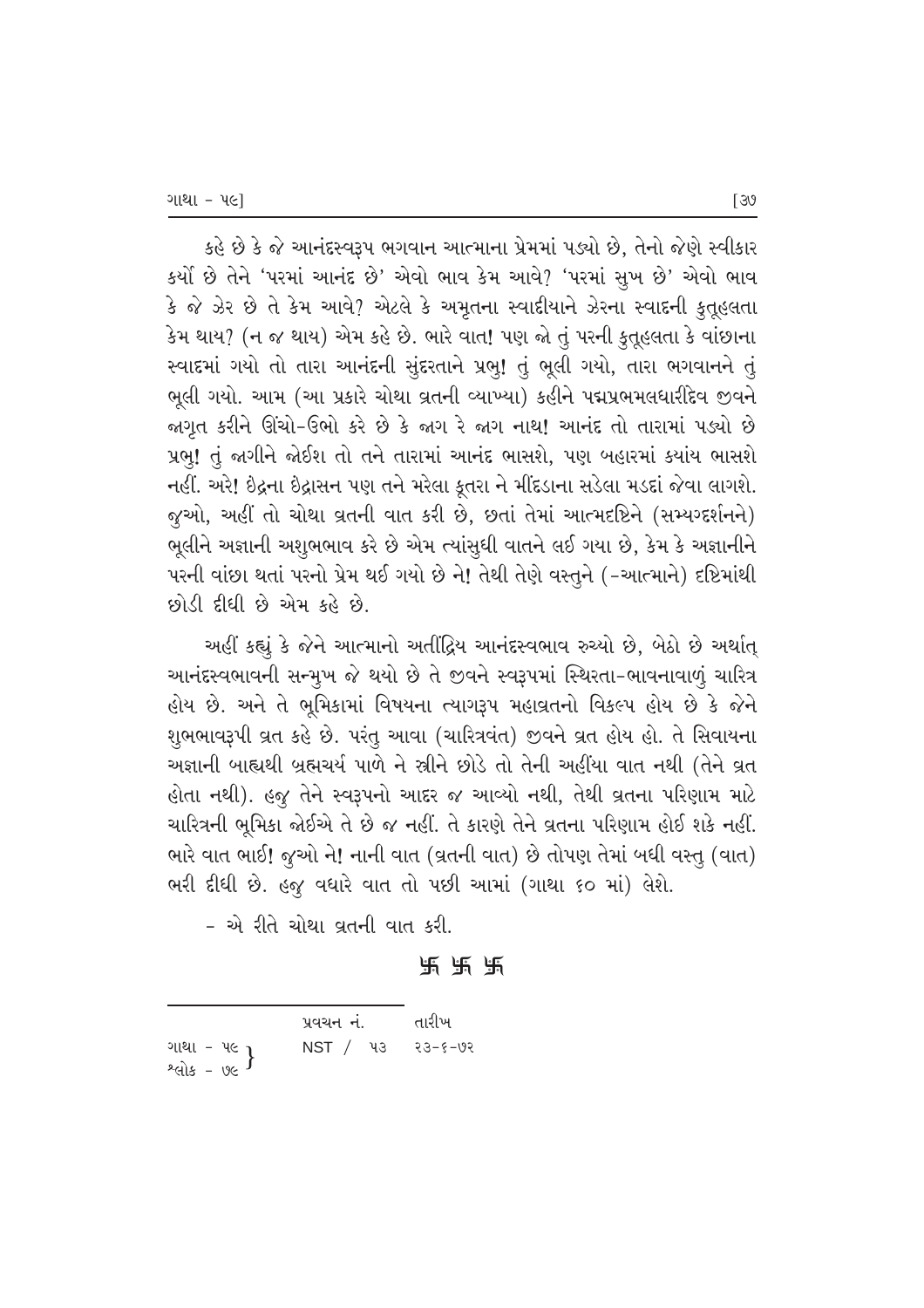કહે છે કે જે આનંદસ્વરૂપ ભગવાન આત્માના પ્રેમમાં પડ્યો છે, તેનો જેણે સ્વીકાર કર્યો છે તેને 'પરમાં આનંદ છે' એવો ભાવ કેમ આવે? 'પરમાં સુખ છે' એવો ભાવ કે જે ઝેર છે તે કેમ આવે? એટલે કે અમૃતના સ્વાદીયાને ઝેરના સ્વાદની કુતૂહલતા કેમ થાય? (ન જ થાય) એમ કહે છે. ભારે વાત! પણ જો તું પરની કુતૂહલતા કે વાંછાના સ્વાદમાં ગયો તો તારા આનંદની સુંદરતાને પ્રભુ! તું ભૂલી ગયો, તારા ભગવાનને તું ભૂલી ગયો. આમ (આ પ્રકારે ચોથા વ્રતની વ્યાખ્યા) કહીને પદ્મપ્રભમલધારીદેવ જીવને જાગૃત કરીને ઊંચો-ઉભો કરે છે કે જાગ રે જાગ નાથ! આનંદ તો તારામાં પડ્યો છે પ્રભુ! તું જાગીને જોઈશ તો તને તારામાં આનંદ ભાસશે, પણ બહારમાં ક્યાંય ભાસશે નહીં. અરે! ઇંદ્રના ઇંદ્રાસન પણ તને મરેલા કૂતરા ને મીંદડાના સડેલા મડદાં જેવા લાગશે. જુઓ, અહીં તો ચોથા વ્રતની વાત કરી છે, છતાં તેમાં આત્મદૃષ્ટિને (સમ્યગ્દર્શનને) ભૂલીને અજ્ઞાની અશુભભાવ કરે છે એમ ત્યાંસુધી વાતને લઈ ગયા છે, કેમ કે અજ્ઞાનીને પરની વાંછા થતાં પરનો પ્રેમ થઈ ગયો છે ને! તેથી તેણે વસ્તુને (-આત્માને) દૃષ્ટિમાંથી છોડી દીધી છે એમ કહે છે.

અહીં કહ્યું કે જેને આત્માનો અતીંદ્રિય આનંદસ્વભાવ રુચ્યો છે, બેઠો છે અર્થાત્ આનંદસ્વભાવની સન્મુખ જે થયો છે તે જીવને સ્વરૂપમાં સ્થિરતા-ભાવનાવાળું ચારિત્ર હોય છે. અને તે ભૂમિકામાં વિષયના ત્યાગરૂપ મહાવ્રતનો વિકલ્પ હોય છે કે જેને શુભભાવરૂપી વ્રત કહે છે. પરંતુ આવા (ચારિત્રવંત) જીવને વ્રત હોય હો. તે સિવાયના અજ્ઞાની બાહ્યથી બ્રહ્મચર્ય પાળે ને સ્ત્રીને છોડે તો તેની અહીંયા વાત નથી (તેને વ્રત હોતા નથી). હજુ તેને સ્વરૂપનો આદર જ આવ્યો નથી, તેથી વ્રતના પરિણામ માટે ચારિત્રની ભૂમિકા જોઈએ તે છે જ નહીં. તે કારણે તેને વ્રતના પરિણામ હોઈ શકે નહીં. ભારે વાત ભાઈ! જુઓ ને! નાની વાત (વ્રતની વાત) છે તોપણ તેમાં બધી વસ્તુ (વાત) ભરી દીધી છે. હજુ વધારે વાત તો પછી આમાં (ગાથા ૬૦ માં) લેશે.

- એ રીતે ચોથા વ્રતની વાત કરી.

卐 卐 卐

---

| | પ્રવચન નં. | તારીખ |
|---|---|---|
| ગાથા - ૫૯ / શ્લોક - ૭૯ | NST / ૫૩ | ૨૩-૬-૭૨ |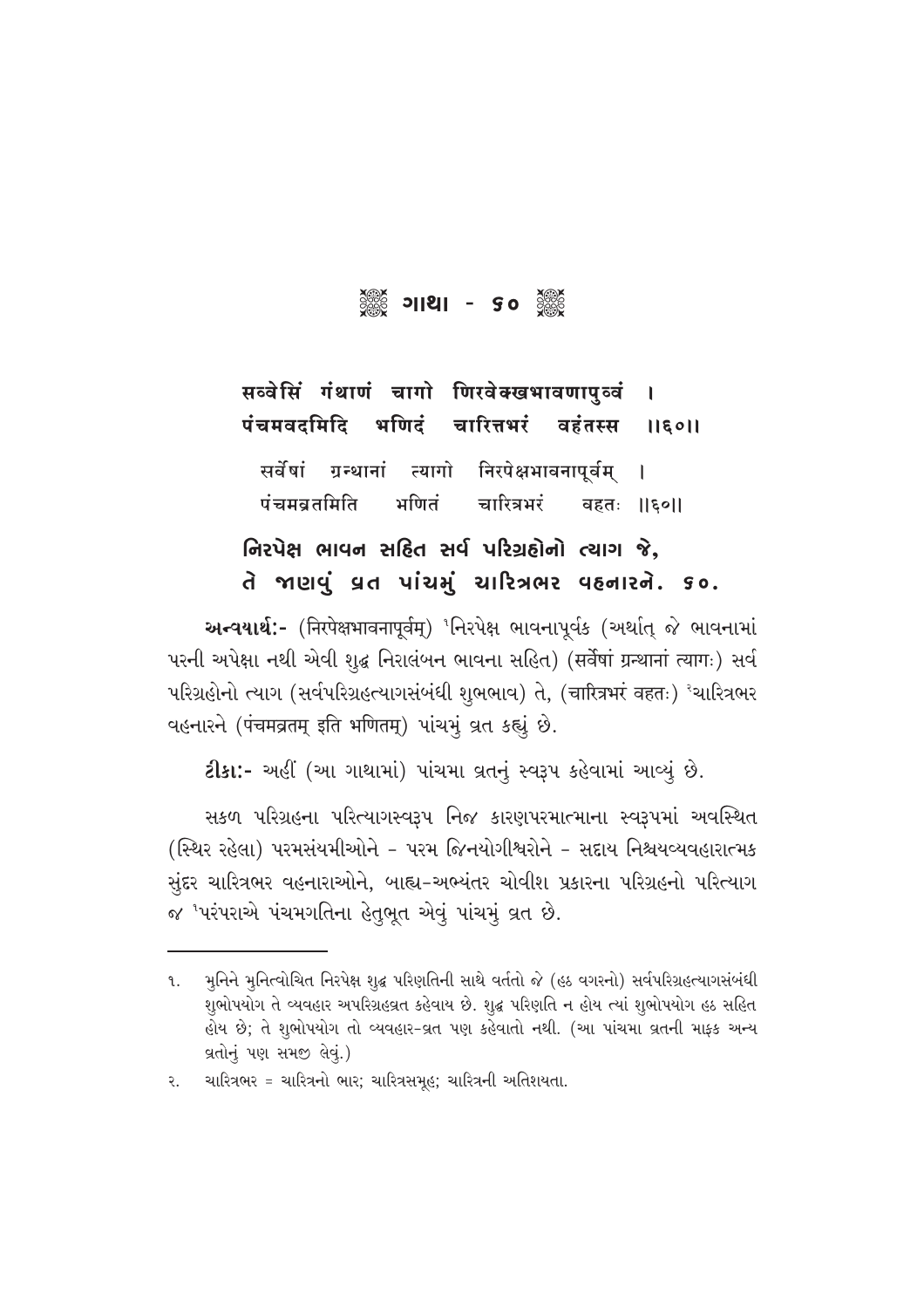## ગાથા - ૬૦

**सव्वेसिं गंथाणं चागो णिरवेक्खभावणापुव्वं ।**
**पंचमवदमिदि भणिदं चारित्तभरं वहंतस्स ॥६०॥**

सर्वेषां ग्रन्थानां त्यागो निरपेक्षभावनापूर्वम् ।
पंचमव्रतमिति भणितं चारित्रभरं वहतः ॥६०॥

**નિરપેક્ષ ભાવન સહિત સર્વ પરિગ્રહોનો ત્યાગ જે,**
**તે જાણવું વ્રત પાંચમું ચારિત્રભર વહનારને. ૬૦.**

**અન્વયાર્થ:-** (निरपेक्षभावनापूर्वम्) [1]નિરપેક્ષ ભાવનાપૂર્વક (અર્થાત્ જે ભાવનામાં પરની અપેક્ષા નથી એવી શુદ્ધ નિરાલંબન ભાવના સહિત) (सर्वेषां ग्रन्थानां त्यागः) સર્વ પરિગ્રહોનો ત્યાગ (સર્વપરિગ્રહત્યાગસંબંધી શુભભાવ) તે, (चारित्रभरं वहतः) [2]ચારિત્રભર વહનારને (पंचमव्रतम् इति भणितम्) પાંચમું વ્રત કહ્યું છે.

**ટીકા:-** અહીં (આ ગાથામાં) પાંચમા વ્રતનું સ્વરૂપ કહેવામાં આવ્યું છે.

સકળ પરિગ્રહના પરિત્યાગસ્વરૂપ નિજ કારણપરમાત્માના સ્વરૂપમાં અવસ્થિત (સ્થિર રહેલા) પરમસંયમીઓને - પરમ જિનયોગીશ્વરોને - સદાય નિશ્ચયવ્યવહારાત્મક સુંદર ચારિત્રભર વહનારાઓને, બાહ્ય-અભ્યંતર ચોવીશ પ્રકારના પરિગ્રહનો પરિત્યાગ જ [1]પરંપરાએ પંચમગતિના હેતુભૂત એવું પાંચમું વ્રત છે.

---

૧. મુનિને મુનિત્વોચિત નિરપેક્ષ શુદ્ધ પરિણતિની સાથે વર્તતો જે (હઠ વગરનો) સર્વપરિગ્રહત્યાગસંબંધી શુભોપયોગ તે વ્યવહાર અપરિગ્રહવ્રત કહેવાય છે. શુદ્ધ પરિણતિ ન હોય ત્યાં શુભોપયોગ હઠ સહિત હોય છે; તે શુભોપયોગ તો વ્યવહાર-વ્રત પણ કહેવાતો નથી. (આ પાંચમા વ્રતની માફક અન્ય વ્રતોનું પણ સમજી લેવું.)

૨. ચારિત્રભર = ચારિત્રનો ભાર; ચારિત્રસમૂહ; ચારિત્રની અતિશયતા.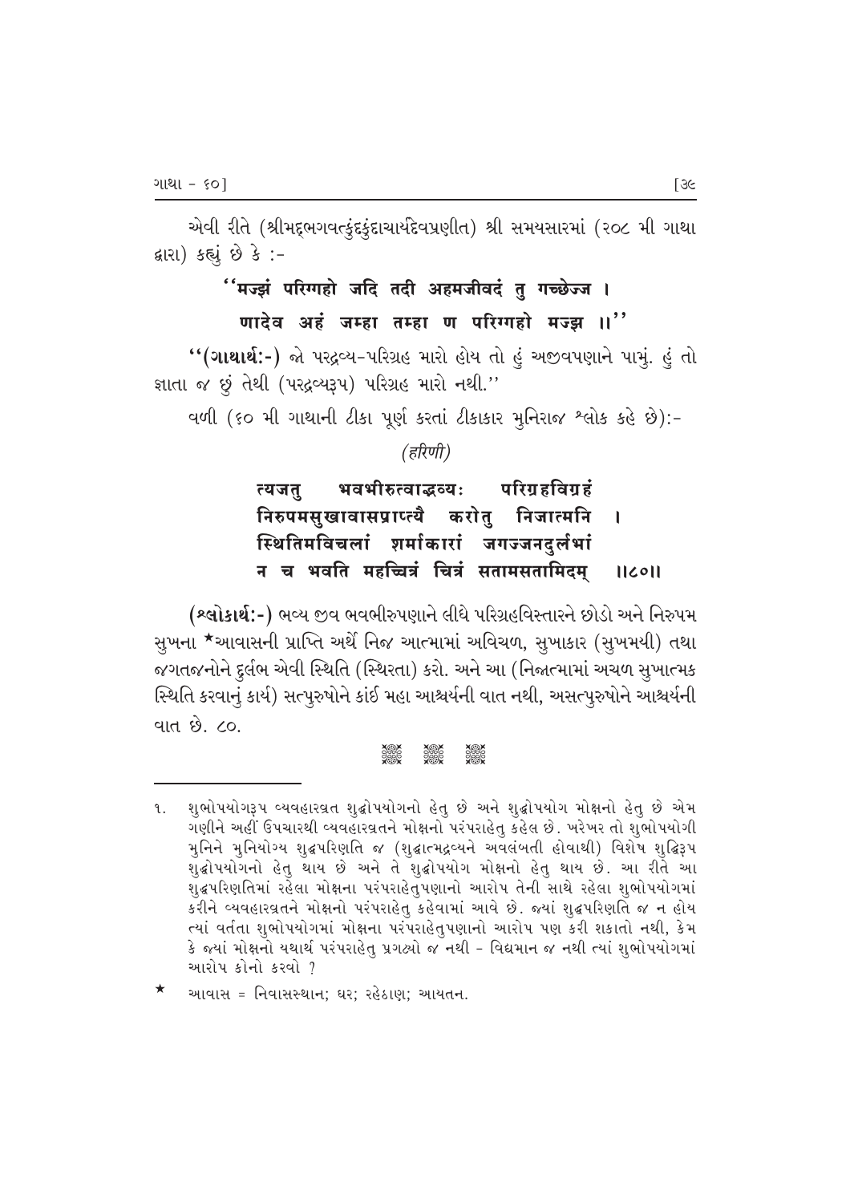એવી રીતે (શ્રીમદ્‌ભગવત્કુંદકુંદાચાર્યદેવપ્રણીત) શ્રી સમયસારમાં (૨૦૮ મી ગાથા દ્વારા) કહ્યું છે કે :-

**''मज्झं परिग्गहो जदि तदो अहमजीवदं तु गच्छेज्ज ।**
**णादेव अहं जम्हा तम्हा ण परिग्गहो मज्झ ॥''**

**''(ગાથાર્થ:-)** જો પરદ્રવ્ય-પરિગ્રહ મારો હોય તો હું અજીવપણાને પામું. હું તો જ્ઞાતા જ છું તેથી (પરદ્રવ્યરૂપ) પરિગ્રહ મારો નથી.''

વળી (૬૦ મી ગાથાની ટીકા પૂર્ણ કરતાં ટીકાકાર મુનિરાજ શ્લોક કહે છે):-

*(हरिणी)*

**त्यजतु भवभीरुत्वाद्भव्यः परिग्रहविग्रहं**
**निरुपमसुखावासप्राप्त्यै करोतु निजात्मनि ।**
**स्थितिमविचलां शर्माकारां जगज्जनदुर्लभां**
**न च भवति महच्चित्रं चित्रं सतामसतामिदम् ॥८०॥**

**(શ્લોકાર્થ:-)** ભવ્ય જીવ ભવભીરુપણાને લીધે પરિગ્રહવિસ્તારને છોડો અને નિરુપમ સુખના *આવાસની પ્રાપ્તિ અર્થે નિજ આત્મામાં અવિચળ, સુખાકાર (સુખમયી) તથા જગતજનોને દુર્લભ એવી સ્થિતિ (સ્થિરતા) કરો. અને આ (નિજાત્મામાં અચળ સુખાત્મક સ્થિતિ કરવાનું કાર્ય) સત્પુરુષોને કાંઈ મહા આશ્ચર્યની વાત નથી, અસત્પુરુષોને આશ્ચર્યની વાત છે. ૮૦.

---

૧. શુભોપયોગરૂપ વ્યવહારવ્રત શુદ્ધોપયોગનો હેતુ છે અને શુદ્ધોપયોગ મોક્ષનો હેતુ છે એમ ગણીને અહીં ઉપચારથી વ્યવહારવ્રતને મોક્ષનો પરંપરાહેતુ કહેલ છે. ખરેખર તો શુભોપયોગી મુનિને મુનિયોગ્ય શુદ્ધપરિણતિ જ (શુદ્ધાત્મદ્રવ્યને અવલંબતી હોવાથી) વિશેષ શુદ્ધિરૂપ શુદ્ધોપયોગનો હેતુ થાય છે અને તે શુદ્ધોપયોગ મોક્ષનો હેતુ થાય છે. આ રીતે આ શુદ્ધપરિણતિમાં રહેલા મોક્ષના પરંપરાહેતુપણાનો આરોપ તેની સાથે રહેલા શુભોપયોગમાં કરીને વ્યવહારવ્રતને મોક્ષનો પરંપરાહેતુ કહેવામાં આવે છે. જ્યાં શુદ્ધપરિણતિ જ ન હોય ત્યાં વર્તતા શુભોપયોગમાં મોક્ષના પરંપરાહેતુપણાનો આરોપ પણ કરી શકાતો નથી, કેમ કે જ્યાં મોક્ષનો યથાર્થ પરંપરાહેતુ પ્રગટ્યો જ નથી - વિદ્યમાન જ નથી ત્યાં શુભોપયોગમાં આરોપ કોનો કરવો ?

* આવાસ = નિવાસસ્થાન; ઘર; રહેઠાણ; આયતન.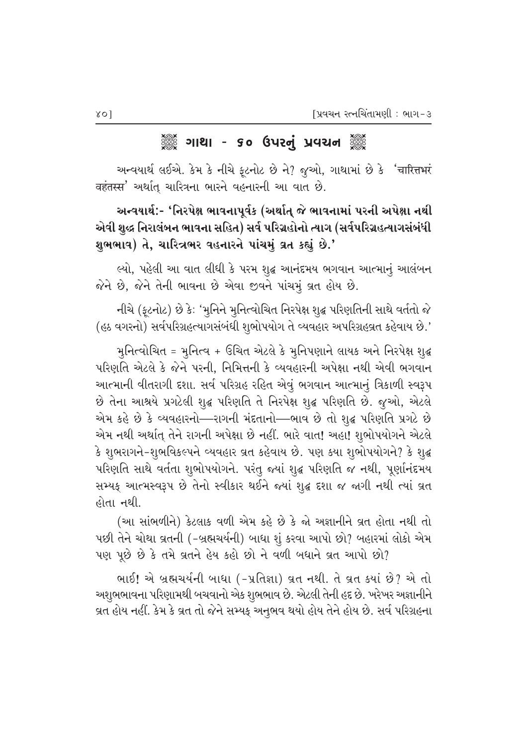## ગાથા - ૬૦ ઉપરનું પ્રવચન

અન્વયાર્થ લઈએ. કેમ કે નીચે ફૂટનોટ છે ને? જુઓ, ગાથામાં છે કે 'चारित्तभरं वहंतस्स' અર્થાત્ ચારિત્રના ભારને વહનારની આ વાત છે.

**અન્વયાર્થ:- 'નિરપેક્ષ ભાવનાપૂર્વક (અર્થાત્ જે ભાવનામાં પરની અપેક્ષા નથી એવી શુદ્ધ નિરાલંબન ભાવના સહિત) સર્વ પરિગ્રહોનો ત્યાગ (સર્વપરિગ્રહત્યાગસંબંધી શુભભાવ) તે, ચારિત્રભર વહનારને પાંચમું વ્રત કહ્યું છે.'**

લ્યો, પહેલી આ વાત લીધી કે પરમ શુદ્ધ આનંદમય ભગવાન આત્માનું આલંબન જેને છે, જેને તેની ભાવના છે એવા જીવને પાંચમું વ્રત હોય છે.

નીચે (ફૂટનોટ) છે કે: 'મુનિને મુનિત્વોચિત નિરપેક્ષ શુદ્ધ પરિણતિની સાથે વર્તતો જે (હઠ વગરનો) સર્વપરિગ્રહત્યાગસંબંધી શુભોપયોગ તે વ્યવહાર અપરિગ્રહવ્રત કહેવાય છે.'

મુનિત્વોચિત = મુનિત્વ + ઉચિત એટલે કે મુનિપણાને લાયક અને નિરપેક્ષ શુદ્ધ પરિણતિ એટલે કે જેને પરની, નિમિત્તની કે વ્યવહારની અપેક્ષા નથી એવી ભગવાન આત્માની વીતરાગી દશા. સર્વ પરિગ્રહ રહિત એવું ભગવાન આત્માનું ત્રિકાળી સ્વરૂપ છે તેના આશ્રયે પ્રગટેલી શુદ્ધ પરિણતિ તે નિરપેક્ષ શુદ્ધ પરિણતિ છે. જુઓ, એટલે એમ કહે છે કે વ્યવહારનો—રાગની મંદતાનો—ભાવ છે તો શુદ્ધ પરિણતિ પ્રગટે છે એમ નથી અર્થાત્ તેને રાગની અપેક્ષા છે નહીં. ભારે વાત! અહા! શુભોપયોગને એટલે કે શુભરાગને-શુભવિકલ્પને વ્યવહાર વ્રત કહેવાય છે. પણ કયા શુભોપયોગને? કે શુદ્ધ પરિણતિ સાથે વર્તતા શુભોપયોગને. પરંતુ જ્યાં શુદ્ધ પરિણતિ જ નથી, પૂર્ણાનંદમય સમ્યક્ આત્મસ્વરૂપ છે તેનો સ્વીકાર થઈને જ્યાં શુદ્ધ દશા જ જાગી નથી ત્યાં વ્રત હોતા નથી.

(આ સાંભળીને) કેટલાક વળી એમ કહે છે કે જો અજ્ઞાનીને વ્રત હોતા નથી તો પછી તેને ચોથા વ્રતની (-બ્રહ્મચર્યની) બાધા શું કરવા આપો છો? બહારમાં લોકો એમ પણ પૂછે છે કે તમે વ્રતને હેય કહો છો ને વળી બધાને વ્રત આપો છો?

ભાઈ! એ બ્રહ્મચર્યની બાધા (-પ્રતિજ્ઞા) વ્રત નથી. તે વ્રત કયાં છે? એ તો અશુભભાવના પરિણામથી બચવાનો એક શુભભાવ છે. એટલી તેની હદ છે. ખરેખર અજ્ઞાનીને વ્રત હોય નહીં. કેમ કે વ્રત તો જેને સમ્યક્ અનુભવ થયો હોય તેને હોય છે. સર્વ પરિગ્રહના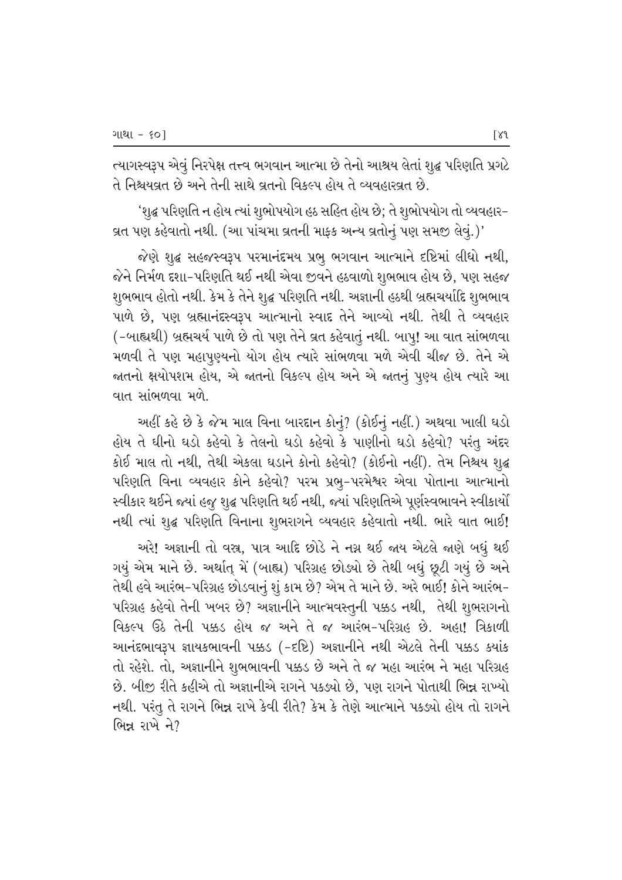ત્યાગસ્વરૂપ એવું નિરપેક્ષ તત્ત્વ ભગવાન આત્મા છે તેનો આશ્રય લેતાં શુદ્ધ પરિણતિ પ્રગટે તે નિશ્ચયવ્રત છે અને તેની સાથે વ્રતનો વિકલ્પ હોય તે વ્યવહારવ્રત છે.

'શુદ્ધ પરિણતિ ન હોય ત્યાં શુભોપયોગ હઠ સહિત હોય છે; તે શુભોપયોગ તો વ્યવહાર-વ્રત પણ કહેવાતો નથી. (આ પાંચમા વ્રતની માફક અન્ય વ્રતોનું પણ સમજી લેવું.)'

જેણે શુદ્ધ સહજસ્વરૂપ પરમાનંદમય પ્રભુ ભગવાન આત્માને દૃષ્ટિમાં લીધો નથી, જેને નિર્મળ દશા-પરિણતિ થઈ નથી એવા જીવને હઠવાળો શુભભાવ હોય છે, પણ સહજ શુભભાવ હોતો નથી. કેમ કે તેને શુદ્ધ પરિણતિ નથી. અજ્ઞાની હઠથી બ્રહ્મચર્યાદિ શુભભાવ પાળે છે, પણ બ્રહ્માનંદસ્વરૂપ આત્માનો સ્વાદ તેને આવ્યો નથી. તેથી તે વ્યવહાર (-બાહ્યથી) બ્રહ્મચર્ય પાળે છે તો પણ તેને વ્રત કહેવાતું નથી. બાપુ! આ વાત સાંભળવા મળવી તે પણ મહાપુણ્યનો યોગ હોય ત્યારે સાંભળવા મળે એવી ચીજ છે. તેને એ જાતનો ક્ષયોપશમ હોય, એ જાતનો વિકલ્પ હોય અને એ જાતનું પુણ્ય હોય ત્યારે આ વાત સાંભળવા મળે.

અહીં કહે છે કે જેમ માલ વિના બારદાન કોનું? (કોઈનું નહીં.) અથવા ખાલી ઘડો હોય તે ઘીનો ઘડો કહેવો કે તેલનો ઘડો કહેવો કે પાણીનો ઘડો કહેવો? પરંતુ અંદર કોઈ માલ તો નથી, તેથી એકલા ઘડાને કોનો કહેવો? (કોઈનો નહીં). તેમ નિશ્ચય શુદ્ધ પરિણતિ વિના વ્યવહાર કોને કહેવો? પરમ પ્રભુ-પરમેશ્વર એવા પોતાના આત્માનો સ્વીકાર થઈને જ્યાં હજુ શુદ્ધ પરિણતિ થઈ નથી, જ્યાં પરિણતિએ પૂર્ણસ્વભાવને સ્વીકાર્યો નથી ત્યાં શુદ્ધ પરિણતિ વિનાના શુભરાગને વ્યવહાર કહેવાતો નથી. ભારે વાત ભાઈ!

અરે! અજ્ઞાની તો વસ્ત્ર, પાત્ર આદિ છોડે ને નગ્ન થઈ જાય એટલે જાણે બધું થઈ ગયું એમ માને છે. અર્થાત્ મેં (બાહ્ય) પરિગ્રહ છોડ્યો છે તેથી બધું છૂટી ગયું છે અને તેથી હવે આરંભ-પરિગ્રહ છોડવાનું શું કામ છે? એમ તે માને છે. અરે ભાઈ! કોને આરંભ-પરિગ્રહ કહેવો તેની ખબર છે? અજ્ઞાનીને આત્મવસ્તુની પક્કડ નથી, તેથી શુભરાગનો વિકલ્પ ઉઠે તેની પક્કડ હોય જ અને તે જ આરંભ-પરિગ્રહ છે. અહા! ત્રિકાળી આનંદભાવરૂપ જ્ઞાયકભાવની પક્કડ (-દૃષ્ટિ) અજ્ઞાનીને નથી એટલે તેની પક્કડ ક્યાંક તો રહેશે. તો, અજ્ઞાનીને શુભભાવની પક્કડ છે અને તે જ મહા આરંભ ને મહા પરિગ્રહ છે. બીજી રીતે કહીએ તો અજ્ઞાનીએ રાગને પકડ્યો છે, પણ રાગને પોતાથી ભિન્ન રાખ્યો નથી. પરંતુ તે રાગને ભિન્ન રાખે કેવી રીતે? કેમ કે તેણે આત્માને પકડ્યો હોય તો રાગને ભિન્ન રાખે ને?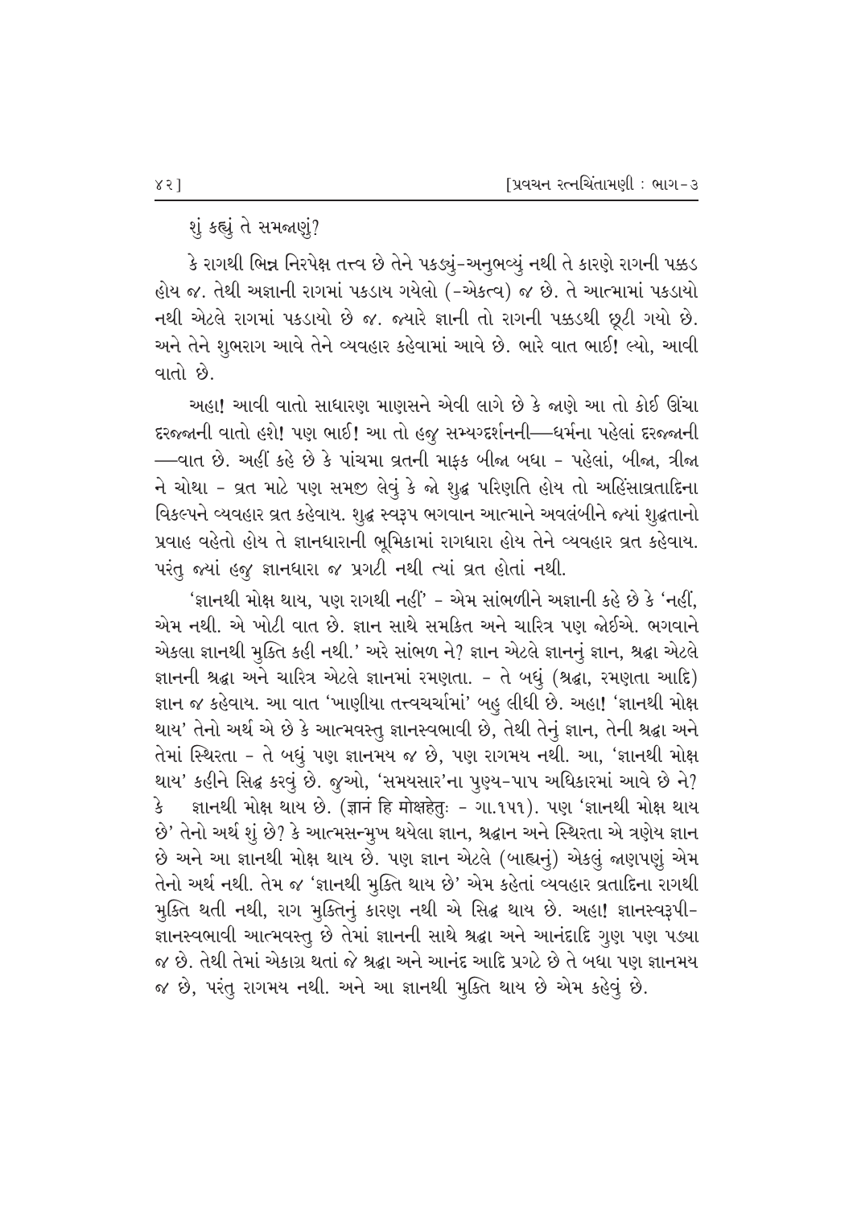શું કહ્યું તે સમજાણું?

કે રાગથી ભિન્ન નિરપેક્ષ તત્ત્વ છે તેને પકડ્યું-અનુભવ્યું નથી તે કારણે રાગની પક્કડ હોય જ. તેથી અજ્ઞાની રાગમાં પકડાય ગયેલો (-એકત્વ) જ છે. તે આત્મામાં પકડાયો નથી એટલે રાગમાં પકડાયો છે જ. જ્યારે જ્ઞાની તો રાગની પક્કડથી છૂટી ગયો છે. અને તેને શુભરાગ આવે તેને વ્યવહાર કહેવામાં આવે છે. ભારે વાત ભાઈ! લ્યો, આવી વાતો છે.

અહા! આવી વાતો સાધારણ માણસને એવી લાગે છે કે જાણે આ તો કોઈ ઊંચા દરજ્જાની વાતો હશે! પણ ભાઈ! આ તો હજુ સમ્યગ્દર્શનની—ધર્મના પહેલાં દરજ્જાની—વાત છે. અહીં કહે છે કે પાંચમા વ્રતની માફક બીજા બધા - પહેલાં, બીજા, ત્રીજા ને ચોથા - વ્રત માટે પણ સમજી લેવું કે જો શુદ્ધ પરિણતિ હોય તો અહિંસાવ્રતાદિના વિકલ્પને વ્યવહાર વ્રત કહેવાય. શુદ્ધ સ્વરૂપ ભગવાન આત્માને અવલંબીને જ્યાં શુદ્ધતાનો પ્રવાહ વહેતો હોય તે જ્ઞાનધારાની ભૂમિકામાં રાગધારા હોય તેને વ્યવહાર વ્રત કહેવાય. પરંતુ જ્યાં હજુ જ્ઞાનધારા જ પ્રગટી નથી ત્યાં વ્રત હોતાં નથી.

'જ્ઞાનથી મોક્ષ થાય, પણ રાગથી નહીં' - એમ સાંભળીને અજ્ઞાની કહે છે કે 'નહીં, એમ નથી. એ ખોટી વાત છે. જ્ઞાન સાથે સમકિત અને ચારિત્ર પણ જોઈએ. ભગવાને એકલા જ્ઞાનથી મુક્તિ કહી નથી.' અરે સાંભળ ને? જ્ઞાન એટલે જ્ઞાનનું જ્ઞાન, શ્રદ્ધા એટલે જ્ઞાનની શ્રદ્ધા અને ચારિત્ર એટલે જ્ઞાનમાં રમણતા. - તે બધું (શ્રદ્ધા, રમણતા આદિ) જ્ઞાન જ કહેવાય. આ વાત 'ખાણીયા તત્ત્વચર્ચામાં' બહુ લીધી છે. અહા! 'જ્ઞાનથી મોક્ષ થાય' તેનો અર્થ એ છે કે આત્મવસ્તુ જ્ઞાનસ્વભાવી છે, તેથી તેનું જ્ઞાન, તેની શ્રદ્ધા અને તેમાં સ્થિરતા - તે બધું પણ જ્ઞાનમય જ છે, પણ રાગમય નથી. આ, 'જ્ઞાનથી મોક્ષ થાય' કહીને સિદ્ધ કરવું છે. જુઓ, 'સમયસાર'ના પુણ્ય-પાપ અધિકારમાં આવે છે ને? કે જ્ઞાનથી મોક્ષ થાય છે. (ज्ञानं हि मोक्षहेतुः - ગા.૧૫૧). પણ 'જ્ઞાનથી મોક્ષ થાય છે' તેનો અર્થ શું છે? કે આત્મસન્મુખ થયેલા જ્ઞાન, શ્રદ્ધાન અને સ્થિરતા એ ત્રણેય જ્ઞાન છે અને આ જ્ઞાનથી મોક્ષ થાય છે. પણ જ્ઞાન એટલે (બાહ્યનું) એકલું જાણપણું એમ તેનો અર્થ નથી. તેમ જ 'જ્ઞાનથી મુક્તિ થાય છે' એમ કહેતાં વ્યવહાર વ્રતાદિના રાગથી મુક્તિ થતી નથી, રાગ મુક્તિનું કારણ નથી એ સિદ્ધ થાય છે. અહા! જ્ઞાનસ્વરૂપી-જ્ઞાનસ્વભાવી આત્મવસ્તુ છે તેમાં જ્ઞાનની સાથે શ્રદ્ધા અને આનંદાદિ ગુણ પણ પડ્યા જ છે. તેથી તેમાં એકાગ્ર થતાં જે શ્રદ્ધા અને આનંદ આદિ પ્રગટે છે તે બધા પણ જ્ઞાનમય જ છે, પરંતુ રાગમય નથી. અને આ જ્ઞાનથી મુક્તિ થાય છે એમ કહેવું છે.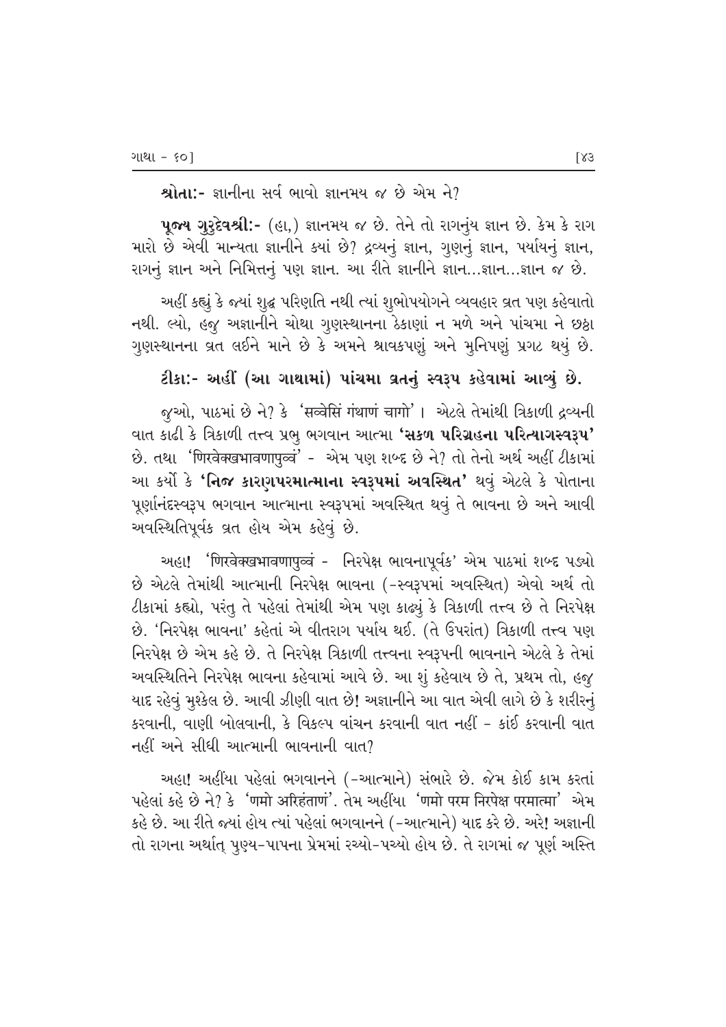**શ્રોતા:-** જ્ઞાનીના સર્વ ભાવો જ્ઞાનમય જ છે એમ ને?

**પૂજ્ય ગુરુદેવશ્રી:-** (હા,) જ્ઞાનમય જ છે. તેને તો રાગનુંય જ્ઞાન છે. કેમ કે રાગ મારો છે એવી માન્યતા જ્ઞાનીને ક્યાં છે? દ્રવ્યનું જ્ઞાન, ગુણનું જ્ઞાન, પર્યાયનું જ્ઞાન, રાગનું જ્ઞાન અને નિમિત્તનું પણ જ્ઞાન. આ રીતે જ્ઞાનીને જ્ઞાન...જ્ઞાન...જ્ઞાન જ છે.

અહીં કહ્યું કે જ્યાં શુદ્ધ પરિણતિ નથી ત્યાં શુભોપયોગને વ્યવહાર વ્રત પણ કહેવાતો નથી. લ્યો, હજુ અજ્ઞાનીને ચોથા ગુણસ્થાનના ઠેકાણાં ન મળે અને પાંચમા ને છઠ્ઠા ગુણસ્થાનના વ્રત લઈને માને છે કે અમને શ્રાવકપણું અને મુનિપણું પ્રગટ થયું છે.

**ટીકા:- અહીં (આ ગાથામાં) પાંચમા વ્રતનું સ્વરૂપ કહેવામાં આવ્યું છે.**

જુઓ, પાઠમાં છે ને? કે 'सव्वेसिं गंथाणं चागो'। એટલે તેમાંથી ત્રિકાળી દ્રવ્યની વાત કાઢી કે ત્રિકાળી તત્ત્વ પ્રભુ ભગવાન આત્મા **'સકળ પરિગ્રહના પરિત્યાગસ્વરૂપ'** છે. તથા 'णिरवेक्खभावणापुव्वं' - એમ પણ શબ્દ છે ને? તો તેનો અર્થ અહીં ટીકામાં આ કર્યો કે **'નિજ કારણપરમાત્માના સ્વરૂપમાં અવસ્થિત'** થવું એટલે કે પોતાના પૂર્ણાનંદસ્વરૂપ ભગવાન આત્માના સ્વરૂપમાં અવસ્થિત થવું તે ભાવના છે અને આવી અવસ્થિતિપૂર્વક વ્રત હોય એમ કહેવું છે.

અહા! 'णिरवेक्खभावणापुव्वं - નિરપેક્ષ ભાવનાપૂર્વક' એમ પાઠમાં શબ્દ પડ્યો છે એટલે તેમાંથી આત્માની નિરપેક્ષ ભાવના (-સ્વરૂપમાં અવસ્થિત) એવો અર્થ તો ટીકામાં કહ્યો, પરંતુ તે પહેલાં તેમાંથી એમ પણ કાઢ્યું કે ત્રિકાળી તત્ત્વ છે તે નિરપેક્ષ છે. 'નિરપેક્ષ ભાવના' કહેતાં એ વીતરાગ પર્યાય થઈ. (તે ઉપરાંત) ત્રિકાળી તત્ત્વ પણ નિરપેક્ષ છે એમ કહે છે. તે નિરપેક્ષ ત્રિકાળી તત્ત્વના સ્વરૂપની ભાવનાને એટલે કે તેમાં અવસ્થિતિને નિરપેક્ષ ભાવના કહેવામાં આવે છે. આ શું કહેવાય છે તે, પ્રથમ તો, હજુ યાદ રહેવું મુશ્કેલ છે. આવી ઝીણી વાત છે! અજ્ઞાનીને આ વાત એવી લાગે છે કે શરીરનું કરવાની, વાણી બોલવાની, કે વિકલ્પ વાંચન કરવાની વાત નહીં - કાંઈ કરવાની વાત નહીં અને સીધી આત્માની ભાવનાની વાત?

અહા! અહીંયા પહેલાં ભગવાનને (-આત્માને) સંભારે છે. જેમ કોઈ કામ કરતાં પહેલાં કહે છે ને? કે 'णमो अरिहंताणं'. તેમ અહીંયા 'णमो परम निरपेक्ष परमात्मा' એમ કહે છે. આ રીતે જ્યાં હોય ત્યાં પહેલાં ભગવાનને (-આત્માને) યાદ કરે છે. અરે! અજ્ઞાની તો રાગના અર્થાત્ પુણ્ય-પાપના પ્રેમમાં રચ્યો-પચ્યો હોય છે. તે રાગમાં જ પૂર્ણ અસ્તિ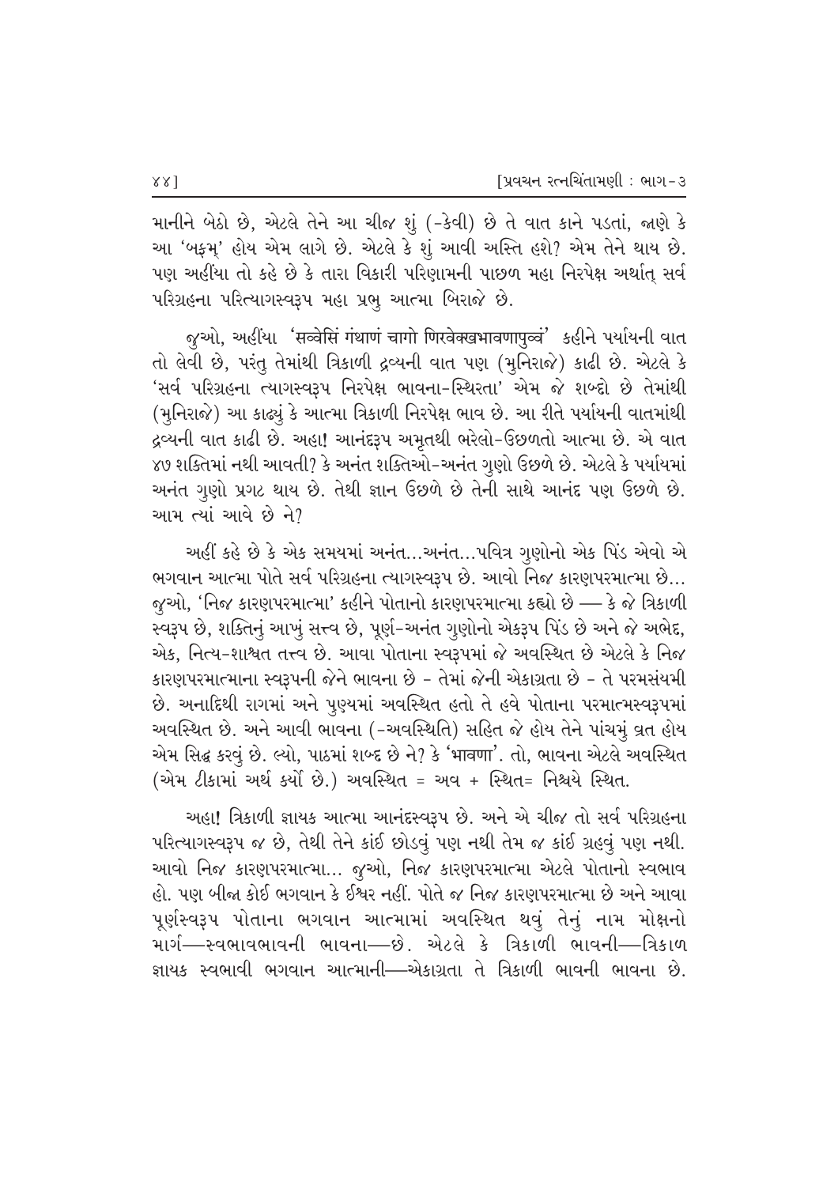માનીને બેઠો છે, એટલે તેને આ ચીજ શું (-કેવી) છે તે વાત કાને પડતાં, જાણે કે આ 'બફમ્' હોય એમ લાગે છે. એટલે કે શું આવી અસ્તિ હશે? એમ તેને થાય છે. પણ અહીંયા તો કહે છે કે તારા વિકારી પરિણામની પાછળ મહા નિરપેક્ષ અર્થાત્ સર્વ પરિગ્રહના પરિત્યાગસ્વરૂપ મહા પ્રભુ આત્મા બિરાજે છે.

જુઓ, અહીંયા 'सव्वेसिं गंथाणं चागो णिरवेक्खभावणापुव्वं' કહીને પર્યાયની વાત તો લેવી છે, પરંતુ તેમાંથી ત્રિકાળી દ્રવ્યની વાત પણ (મુનિરાજે) કાઢી છે. એટલે કે 'સર્વ પરિગ્રહના ત્યાગસ્વરૂપ નિરપેક્ષ ભાવના-સ્થિરતા' એમ જે શબ્દો છે તેમાંથી (મુનિરાજે) આ કાઢ્યું કે આત્મા ત્રિકાળી નિરપેક્ષ ભાવ છે. આ રીતે પર્યાયની વાતમાંથી દ્રવ્યની વાત કાઢી છે. અહા! આનંદરૂપ અમૃતથી ભરેલો-ઉછળતો આત્મા છે. એ વાત ૪૭ શક્તિમાં નથી આવતી? કે અનંત શક્તિઓ-અનંત ગુણો ઉછળે છે. એટલે કે પર્યાયમાં અનંત ગુણો પ્રગટ થાય છે. તેથી જ્ઞાન ઉછળે છે તેની સાથે આનંદ પણ ઉછળે છે. આમ ત્યાં આવે છે ને?

અહીં કહે છે કે એક સમયમાં અનંત...અનંત...પવિત્ર ગુણોનો એક પિંડ એવો એ ભગવાન આત્મા પોતે સર્વ પરિગ્રહના ત્યાગસ્વરૂપ છે. આવો નિજ કારણપરમાત્મા છે... જુઓ, 'નિજ કારણપરમાત્મા' કહીને પોતાનો કારણપરમાત્મા કહ્યો છે — કે જે ત્રિકાળી સ્વરૂપ છે, શક્તિનું આખું સત્ત્વ છે, પૂર્ણ-અનંત ગુણોનો એકરૂપ પિંડ છે અને જે અભેદ, એક, નિત્ય-શાશ્વત તત્ત્વ છે. આવા પોતાના સ્વરૂપમાં જે અવસ્થિત છે એટલે કે નિજ કારણપરમાત્માના સ્વરૂપની જેને ભાવના છે - તેમાં જેની એકાગ્રતા છે - તે પરમસંયમી છે. અનાદિથી રાગમાં અને પુણ્યમાં અવસ્થિત હતો તે હવે પોતાના પરમાત્મસ્વરૂપમાં અવસ્થિત છે. અને આવી ભાવના (-અવસ્થિતિ) સહિત જે હોય તેને પાંચમું વ્રત હોય એમ સિદ્ધ કરવું છે. લ્યો, પાઠમાં શબ્દ છે ને? કે 'भावणा'. તો, ભાવના એટલે અવસ્થિત (એમ ટીકામાં અર્થ કર્યો છે.) અવસ્થિત = અવ + સ્થિત= નિશ્ચયે સ્થિત.

અહા! ત્રિકાળી જ્ઞાયક આત્મા આનંદસ્વરૂપ છે. અને એ ચીજ તો સર્વ પરિગ્રહના પરિત્યાગસ્વરૂપ જ છે, તેથી તેને કાંઈ છોડવું પણ નથી તેમ જ કાંઈ ગ્રહવું પણ નથી. આવો નિજ કારણપરમાત્મા... જુઓ, નિજ કારણપરમાત્મા એટલે પોતાનો સ્વભાવ હો. પણ બીજા કોઈ ભગવાન કે ઈશ્વર નહીં. પોતે જ નિજ કારણપરમાત્મા છે અને આવા પૂર્ણસ્વરૂપ પોતાના ભગવાન આત્મામાં અવસ્થિત થવું તેનું નામ મોક્ષનો માર્ગ—સ્વભાવભાવની ભાવના—છે. એટલે કે ત્રિકાળી ભાવની—ત્રિકાળ જ્ઞાયક સ્વભાવી ભગવાન આત્માની—એકાગ્રતા તે ત્રિકાળી ભાવની ભાવના છે.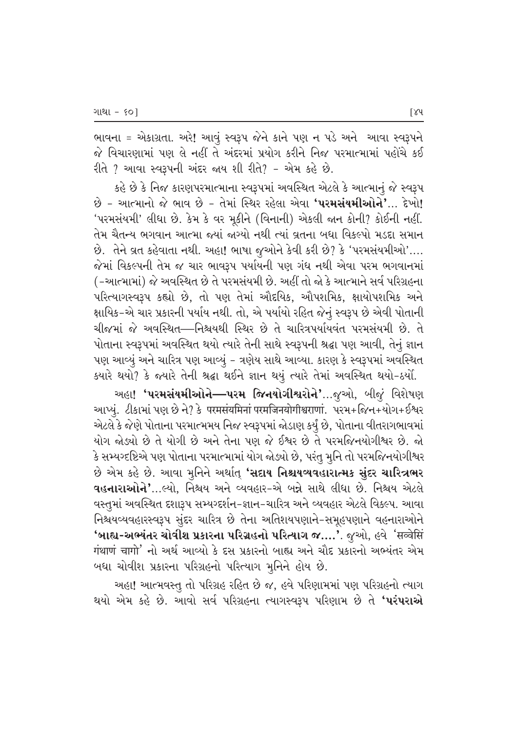ભાવના = એકાગ્રતા. અરે! આવું સ્વરૂપ જેને કાને પણ ન પડે અને આવા સ્વરૂપને જે વિચારણામાં પણ લે નહીં તે અંદરમાં પ્રયોગ કરીને નિજ પરમાત્મામાં પહોંચે કઈ રીતે ? આવા સ્વરૂપની અંદર જાય શી રીતે? - એમ કહે છે.

કહે છે કે નિજ કારણપરમાત્માના સ્વરૂપમાં અવસ્થિત એટલે કે આત્માનું જે સ્વરૂપ છે - આત્માનો જે ભાવ છે - તેમાં સ્થિર રહેલા એવા **'પરમસંયમીઓને'**... દેખો! 'પરમસંયમી' લીધા છે. કેમ કે વર મૂકીને (વિનાની) એકલી જાન કોની? કોઈની નહીં. તેમ ચૈતન્ય ભગવાન આત્મા જ્યાં જાગ્યો નથી ત્યાં વ્રતના બધા વિકલ્પો મડદા સમાન છે. તેને વ્રત કહેવાતા નથી. અહા! ભાષા જુઓને કેવી કરી છે? કે 'પરમસંયમીઓ'.... જેમાં વિકલ્પની તેમ જ ચાર ભાવરૂપ પર્યાયની પણ ગંધ નથી એવા પરમ ભગવાનમાં (-આત્મામાં) જે અવસ્થિત છે તે પરમસંયમી છે. અહીં તો જો કે આત્માને સર્વ પરિગ્રહના પરિત્યાગસ્વરૂપ કહ્યો છે, તો પણ તેમાં ઔદયિક, ઔપશમિક, ક્ષાયોપશમિક અને ક્ષાયિક-એ ચાર પ્રકારની પર્યાય નથી. તો, એ પર્યાયો રહિત જેનું સ્વરૂપ છે એવી પોતાની ચીજમાં જે અવસ્થિત—નિશ્ચયથી સ્થિર છે તે ચારિત્રપર્યાયવંત પરમસંયમી છે. તે પોતાના સ્વરૂપમાં અવસ્થિત થયો ત્યારે તેની સાથે સ્વરૂપની શ્રદ્ધા પણ આવી, તેનું જ્ઞાન પણ આવ્યું અને ચારિત્ર પણ આવ્યું - ત્રણેય સાથે આવ્યા. કારણ કે સ્વરૂપમાં અવસ્થિત ક્યારે થયો? કે જ્યારે તેની શ્રદ્ધા થઈને જ્ઞાન થયું ત્યારે તેમાં અવસ્થિત થયો-ઠર્યો.

અહા! **'પરમસંયમીઓને—પરમ જિનયોગીશ્વરોને'**...જુઓ, બીજું વિશેષણ આપ્યું. ટીકામાં પણ છે ને? કે परमसंयमिनां परमजिनयोगीश्वराणां. પરમ+જિન+યોગ+ઈશ્વર એટલે કે જેણે પોતાના પરમાત્મમય નિજ સ્વરૂપમાં જોડાણ કર્યું છે, પોતાના વીતરાગભાવમાં યોગ જોડ્યો છે તે યોગી છે અને તેના પણ જે ઈશ્વર છે તે પરમજિનયોગીશ્વર છે. જો કે સમ્યગ્દૃષ્ટિએ પણ પોતાના પરમાત્મામાં યોગ જોડ્યો છે, પરંતુ મુનિ તો પરમજિનયોગીશ્વર છે એમ કહે છે. આવા મુનિને અર્થાત્ **'સદાય નિશ્ચયવ્યવહારાત્મક સુંદર ચારિત્રભર વહનારાઓને'**...લ્યો, નિશ્ચય અને વ્યવહાર-એ બન્ને સાથે લીધા છે. નિશ્ચય એટલે વસ્તુમાં અવસ્થિત દશારૂપ સમ્યગ્દર્શન-જ્ઞાન-ચારિત્ર અને વ્યવહાર એટલે વિકલ્પ. આવા નિશ્ચયવ્યવહારસ્વરૂપ સુંદર ચારિત્ર છે તેના અતિશયપણાને-સમૂહપણાને વહનારાઓને **'બાહ્ય-અભ્યંતર ચોવીશ પ્રકારના પરિગ્રહનો પરિત્યાગ જ....'**. જુઓ, હવે 'सव्वेसिं गंथाणं चागो' નો અર્થ આવ્યો કે દસ પ્રકારનો બાહ્ય અને ચૌદ પ્રકારનો અભ્યંતર એમ બધા ચોવીશ પ્રકારના પરિગ્રહનો પરિત્યાગ મુનિને હોય છે.

અહા! આત્મવસ્તુ તો પરિગ્રહ રહિત છે જ, હવે પરિણામમાં પણ પરિગ્રહનો ત્યાગ થયો એમ કહે છે. આવો સર્વ પરિગ્રહના ત્યાગસ્વરૂપ પરિણામ છે તે **'પરંપરાએ**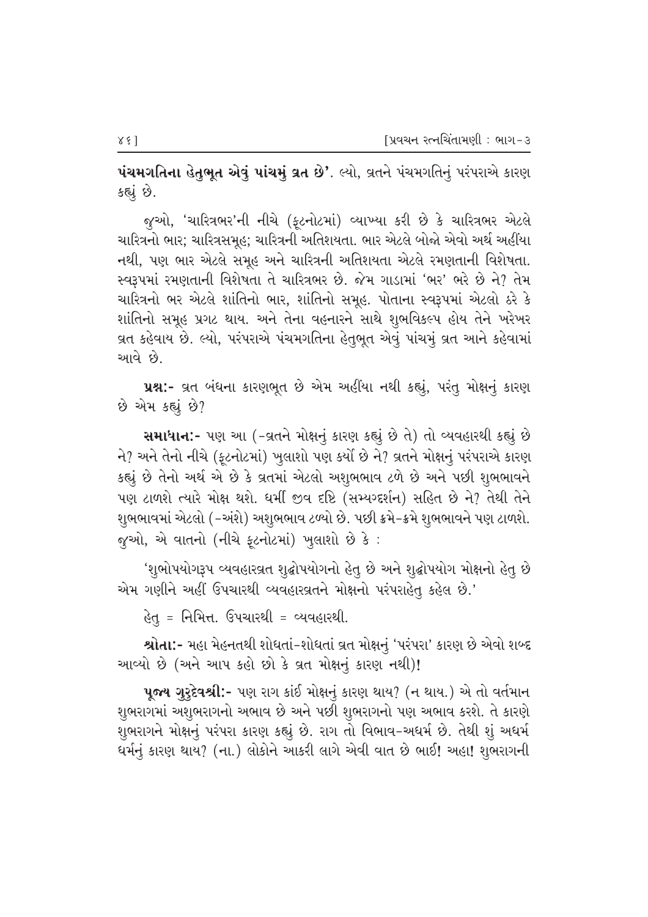**પંચમગતિના હેતુભૂત એવું પાંચમું વ્રત છે'**. લ્યો, વ્રતને પંચમગતિનું પરંપરાએ કારણ કહ્યું છે.

જુઓ, 'ચારિત્રભર'ની નીચે (ફૂટનોટમાં) વ્યાખ્યા કરી છે કે ચારિત્રભર એટલે ચારિત્રનો ભાર; ચારિત્રસમૂહ; ચારિત્રની અતિશયતા. ભાર એટલે બોજો એવો અર્થ અહીંયા નથી, પણ ભાર એટલે સમૂહ અને ચારિત્રની અતિશયતા એટલે રમણતાની વિશેષતા. સ્વરૂપમાં રમણતાની વિશેષતા તે ચારિત્રભર છે. જેમ ગાડામાં 'ભર' ભરે છે ને? તેમ ચારિત્રનો ભર એટલે શાંતિનો ભાર, શાંતિનો સમૂહ. પોતાના સ્વરૂપમાં એટલો ઠરે કે શાંતિનો સમૂહ પ્રગટ થાય. અને તેના વહનારને સાથે શુભવિકલ્પ હોય તેને ખરેખર વ્રત કહેવાય છે. લ્યો, પરંપરાએ પંચમગતિના હેતુભૂત એવું પાંચમું વ્રત આને કહેવામાં આવે છે.

**પ્રશ્ન:-** વ્રત બંધના કારણભૂત છે એમ અહીંયા નથી કહ્યું, પરંતુ મોક્ષનું કારણ છે એમ કહ્યું છે?

**સમાધાન:-** પણ આ (-વ્રતને મોક્ષનું કારણ કહ્યું છે તે) તો વ્યવહારથી કહ્યું છે ને? અને તેનો નીચે (ફૂટનોટમાં) ખુલાશો પણ કર્યો છે ને? વ્રતને મોક્ષનું પરંપરાએ કારણ કહ્યું છે તેનો અર્થ એ છે કે વ્રતમાં એટલો અશુભભાવ ટળે છે અને પછી શુભભાવને પણ ટાળશે ત્યારે મોક્ષ થશે. ધર્મી જીવ દૃષ્ટિ (સમ્યગ્દર્શન) સહિત છે ને? તેથી તેને શુભભાવમાં એટલો (-અંશે) અશુભભાવ ટળ્યો છે. પછી ક્રમે-ક્રમે શુભભાવને પણ ટાળશે. જુઓ, એ વાતનો (નીચે ફૂટનોટમાં) ખુલાશો છે કે :

'શુભોપયોગરૂપ વ્યવહારવ્રત શુદ્ધોપયોગનો હેતુ છે અને શુદ્ધોપયોગ મોક્ષનો હેતુ છે એમ ગણીને અહીં ઉપચારથી વ્યવહારવ્રતને મોક્ષનો પરંપરાહેતુ કહેલ છે.'

હેતુ = નિમિત્ત. ઉપચારથી = વ્યવહારથી.

**શ્રોતા:-** મહા મેહનતથી શોધતાં-શોધતાં વ્રત મોક્ષનું 'પરંપરા' કારણ છે એવો શબ્દ આવ્યો છે (અને આપ કહો છો કે વ્રત મોક્ષનું કારણ નથી)!

**પૂજ્ય ગુરુદેવશ્રી:-** પણ રાગ કાંઈ મોક્ષનું કારણ થાય? (ન થાય.) એ તો વર્તમાન શુભરાગમાં અશુભરાગનો અભાવ છે અને પછી શુભરાગનો પણ અભાવ કરશે. તે કારણે શુભરાગને મોક્ષનું પરંપરા કારણ કહ્યું છે. રાગ તો વિભાવ-અધર્મ છે. તેથી શું અધર્મ ધર્મનું કારણ થાય? (ના.) લોકોને આકરી લાગે એવી વાત છે ભાઈ! અહા! શુભરાગની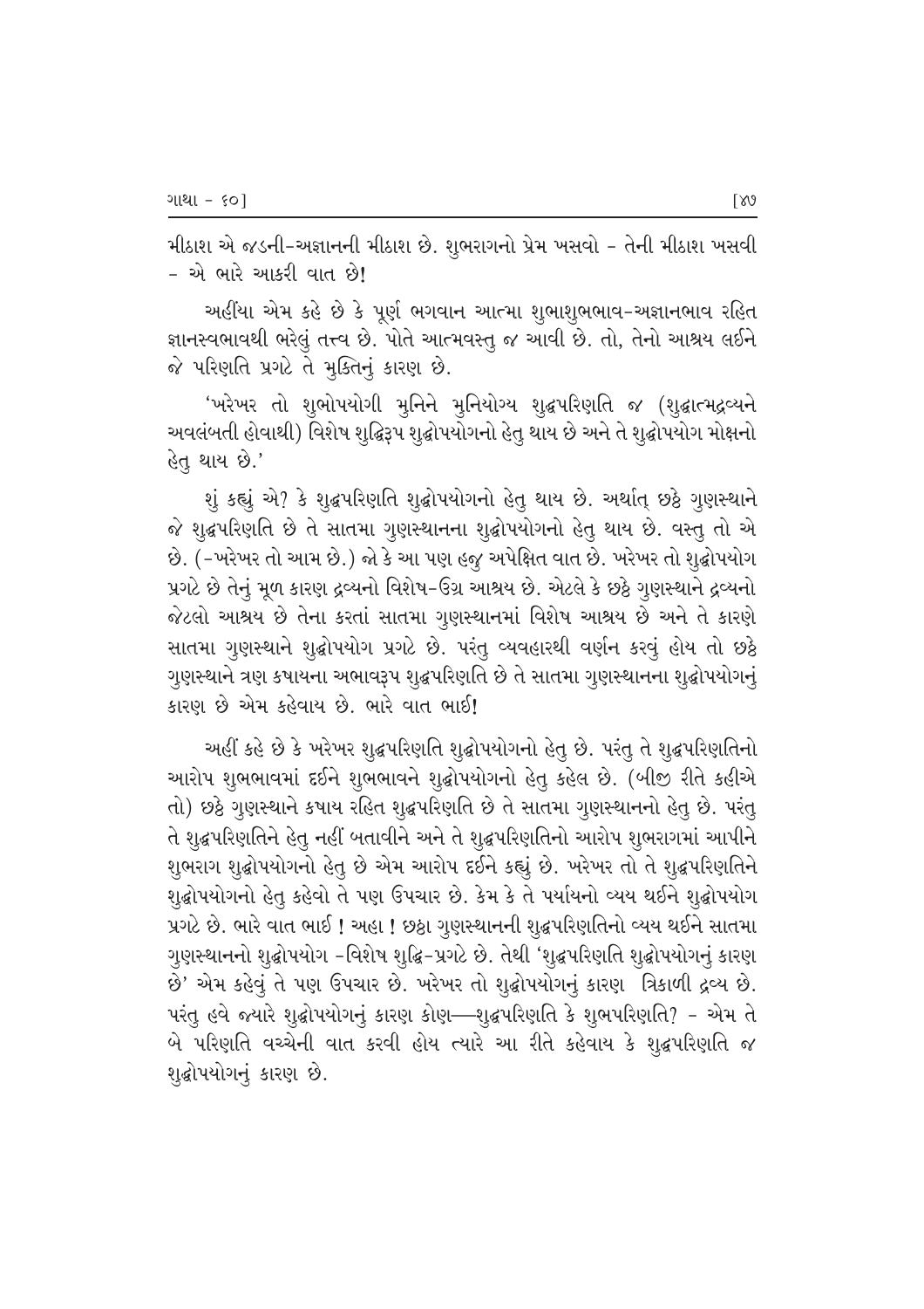મીઠાશ એ જડની-અજ્ઞાનની મીઠાશ છે. શુભરાગનો પ્રેમ ખસવો - તેની મીઠાશ ખસવી - એ ભારે આકરી વાત છે!

અહીંયા એમ કહે છે કે પૂર્ણ ભગવાન આત્મા શુભાશુભભાવ-અજ્ઞાનભાવ રહિત જ્ઞાનસ્વભાવથી ભરેલું તત્ત્વ છે. પોતે આત્મવસ્તુ જ આવી છે. તો, તેનો આશ્રય લઈને જે પરિણતિ પ્રગટે તે મુક્તિનું કારણ છે.

'ખરેખર તો શુભોપયોગી મુનિને મુનિયોગ્ય શુદ્ધપરિણતિ જ (શુદ્ધાત્મદ્રવ્યને અવલંબતી હોવાથી) વિશેષ શુદ્ધિરૂપ શુદ્ધોપયોગનો હેતુ થાય છે અને તે શુદ્ધોપયોગ મોક્ષનો હેતુ થાય છે.'

શું કહ્યું એ? કે શુદ્ધપરિણતિ શુદ્ધોપયોગનો હેતુ થાય છે. અર્થાત્ છઠ્ઠે ગુણસ્થાને જે શુદ્ધપરિણતિ છે તે સાતમા ગુણસ્થાનના શુદ્ધોપયોગનો હેતુ થાય છે. વસ્તુ તો એ છે. (-ખરેખર તો આમ છે.) જો કે આ પણ હજુ અપેક્ષિત વાત છે. ખરેખર તો શુદ્ધોપયોગ પ્રગટે છે તેનું મૂળ કારણ દ્રવ્યનો વિશેષ-ઉગ્ર આશ્રય છે. એટલે કે છઠ્ઠે ગુણસ્થાને દ્રવ્યનો જેટલો આશ્રય છે તેના કરતાં સાતમા ગુણસ્થાનમાં વિશેષ આશ્રય છે અને તે કારણે સાતમા ગુણસ્થાને શુદ્ધોપયોગ પ્રગટે છે. પરંતુ વ્યવહારથી વર્ણન કરવું હોય તો છઠ્ઠે ગુણસ્થાને ત્રણ કષાયના અભાવરૂપ શુદ્ધપરિણતિ છે તે સાતમા ગુણસ્થાનના શુદ્ધોપયોગનું કારણ છે એમ કહેવાય છે. ભારે વાત ભાઈ!

અહીં કહે છે કે ખરેખર શુદ્ધપરિણતિ શુદ્ધોપયોગનો હેતુ છે. પરંતુ તે શુદ્ધપરિણતિનો આરોપ શુભભાવમાં દઈને શુભભાવને શુદ્ધોપયોગનો હેતુ કહેલ છે. (બીજી રીતે કહીએ તો) છઠ્ઠે ગુણસ્થાને કષાય રહિત શુદ્ધપરિણતિ છે તે સાતમા ગુણસ્થાનનો હેતુ છે. પરંતુ તે શુદ્ધપરિણતિને હેતુ નહીં બતાવીને અને તે શુદ્ધપરિણતિનો આરોપ શુભરાગમાં આપીને શુભરાગ શુદ્ધોપયોગનો હેતુ છે એમ આરોપ દઈને કહ્યું છે. ખરેખર તો તે શુદ્ધપરિણતિને શુદ્ધોપયોગનો હેતુ કહેવો તે પણ ઉપચાર છે. કેમ કે તે પર્યાયનો વ્યય થઈને શુદ્ધોપયોગ પ્રગટે છે. ભારે વાત ભાઈ ! અહા ! છઠ્ઠા ગુણસ્થાનની શુદ્ધપરિણતિનો વ્યય થઈને સાતમા ગુણસ્થાનનો શુદ્ધોપયોગ -વિશેષ શુદ્ધિ-પ્રગટે છે. તેથી 'શુદ્ધપરિણતિ શુદ્ધોપયોગનું કારણ છે' એમ કહેવું તે પણ ઉપચાર છે. ખરેખર તો શુદ્ધોપયોગનું કારણ ત્રિકાળી દ્રવ્ય છે. પરંતુ હવે જ્યારે શુદ્ધોપયોગનું કારણ કોણ—શુદ્ધપરિણતિ કે શુભપરિણતિ? - એમ તે બે પરિણતિ વચ્ચેની વાત કરવી હોય ત્યારે આ રીતે કહેવાય કે શુદ્ધપરિણતિ જ શુદ્ધોપયોગનું કારણ છે.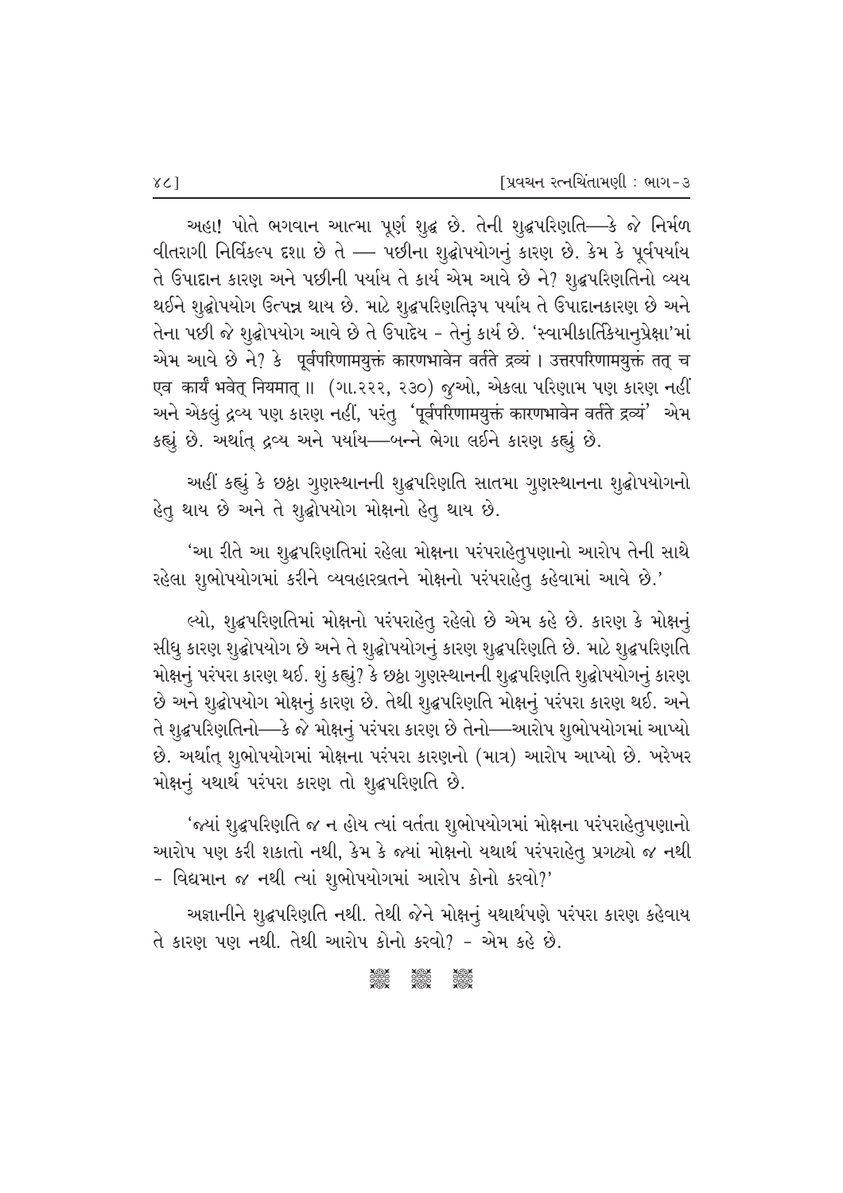અહા! પોતે ભગવાન આત્મા પૂર્ણ શુદ્ધ છે. તેની શુદ્ધપરિણતિ—કે જે નિર્મળ વીતરાગી નિર્વિકલ્પ દશા છે તે — પછીના શુદ્ધોપયોગનું કારણ છે. કેમ કે પૂર્વપર્યાય તે ઉપાદાન કારણ અને પછીની પર્યાય તે કાર્ય એમ આવે છે ને? શુદ્ધપરિણતિનો વ્યય થઈને શુદ્ધોપયોગ ઉત્પન્ન થાય છે. માટે શુદ્ધપરિણતિરૂપ પર્યાય તે ઉપાદાનકારણ છે અને તેના પછી જે શુદ્ધોપયોગ આવે છે તે ઉપાદેય - તેનું કાર્ય છે. 'સ્વામીકાર્તિકેયાનુપ્રેક્ષા'માં એમ આવે છે ને? કે पूर्वपरिणामयुक्तं कारणभावेन वर्तते द्रव्यं । उत्तरपरिणामयुक्तं तत् च एव कार्यं भवेत् नियमात् ॥ (ગા.૨૨૨, ૨૩૦) જુઓ, એકલા પરિણામ પણ કારણ નહીં અને એકલું દ્રવ્ય પણ કારણ નહીં, પરંતુ 'पूर्वपरिणामयुक्तं कारणभावेन वर्तते द्रव्यं' એમ કહ્યું છે. અર્થાત્ દ્રવ્ય અને પર્યાય—બન્ને ભેગા લઈને કારણ કહ્યું છે.

અહીં કહ્યું કે છઠ્ઠા ગુણસ્થાનની શુદ્ધપરિણતિ સાતમા ગુણસ્થાનના શુદ્ધોપયોગનો હેતુ થાય છે અને તે શુદ્ધોપયોગ મોક્ષનો હેતુ થાય છે.

'આ રીતે આ શુદ્ધપરિણતિમાં રહેલા મોક્ષના પરંપરાહેતુપણાનો આરોપ તેની સાથે રહેલા શુભોપયોગમાં કરીને વ્યવહારવ્રતને મોક્ષનો પરંપરાહેતુ કહેવામાં આવે છે.'

લ્યો, શુદ્ધપરિણતિમાં મોક્ષનો પરંપરાહેતુ રહેલો છે એમ કહે છે. કારણ કે મોક્ષનું સીધુ કારણ શુદ્ધોપયોગ છે અને તે શુદ્ધોપયોગનું કારણ શુદ્ધપરિણતિ છે. માટે શુદ્ધપરિણતિ મોક્ષનું પરંપરા કારણ થઈ. શું કહ્યું? કે છઠ્ઠા ગુણસ્થાનની શુદ્ધપરિણતિ શુદ્ધોપયોગનું કારણ છે અને શુદ્ધોપયોગ મોક્ષનું કારણ છે. તેથી શુદ્ધપરિણતિ મોક્ષનું પરંપરા કારણ થઈ. અને તે શુદ્ધપરિણતિનો—કે જે મોક્ષનું પરંપરા કારણ છે તેનો—આરોપ શુભોપયોગમાં આપ્યો છે. અર્થાત્ શુભોપયોગમાં મોક્ષના પરંપરા કારણનો (માત્ર) આરોપ આપ્યો છે. ખરેખર મોક્ષનું યથાર્થ પરંપરા કારણ તો શુદ્ધપરિણતિ છે.

'જ્યાં શુદ્ધપરિણતિ જ ન હોય ત્યાં વર્તતા શુભોપયોગમાં મોક્ષના પરંપરાહેતુપણાનો આરોપ પણ કરી શકાતો નથી, કેમ કે જ્યાં મોક્ષનો યથાર્થ પરંપરાહેતુ પ્રગટ્યો જ નથી - વિદ્યમાન જ નથી ત્યાં શુભોપયોગમાં આરોપ કોનો કરવો?'

અજ્ઞાનીને શુદ્ધપરિણતિ નથી. તેથી જેને મોક્ષનું યથાર્થપણે પરંપરા કારણ કહેવાય તે કારણ પણ નથી. તેથી આરોપ કોનો કરવો? - એમ કહે છે.

❋ ❋ ❋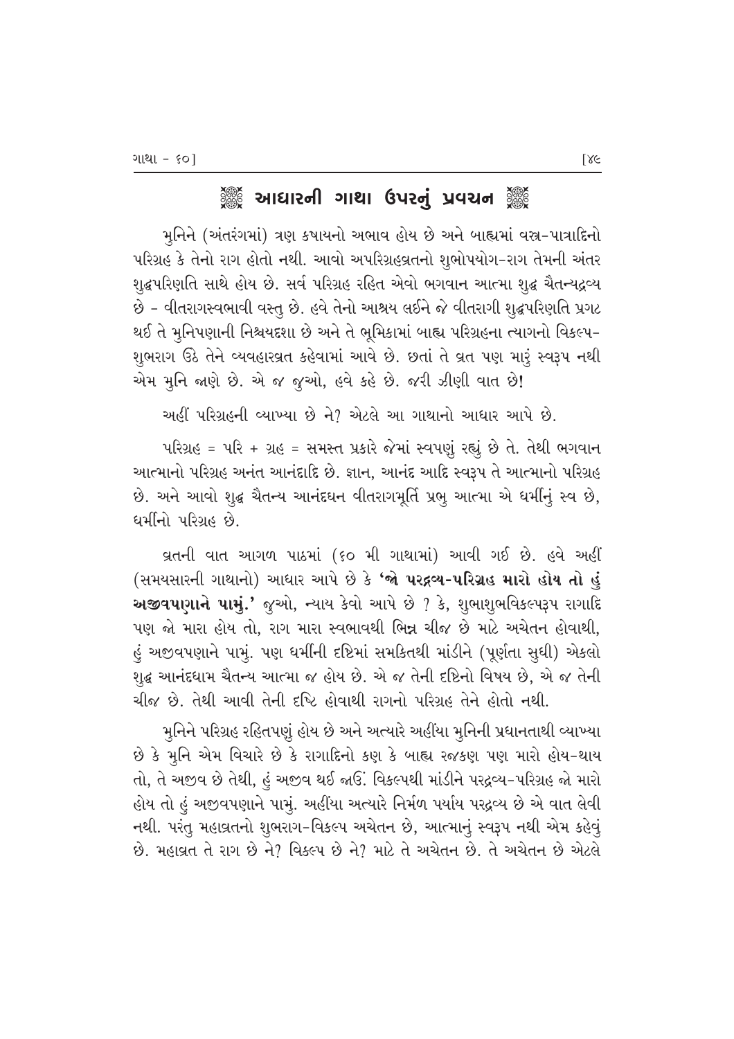## ❁ આધારની ગાથા ઉપરનું પ્રવચન ❁

મુનિને (અંતરંગમાં) ત્રણ કષાયનો અભાવ હોય છે અને બાહ્યમાં વસ્ત્ર-પાત્રાદિનો પરિગ્રહ કે તેનો રાગ હોતો નથી. આવો અપરિગ્રહવ્રતનો શુભોપયોગ-રાગ તેમની અંતર શુદ્ધપરિણતિ સાથે હોય છે. સર્વ પરિગ્રહ રહિત એવો ભગવાન આત્મા શુદ્ધ ચૈતન્યદ્રવ્ય છે - વીતરાગસ્વભાવી વસ્તુ છે. હવે તેનો આશ્રય લઈને જે વીતરાગી શુદ્ધપરિણતિ પ્રગટ થઈ તે મુનિપણાની નિશ્ચયદશા છે અને તે ભૂમિકામાં બાહ્ય પરિગ્રહના ત્યાગનો વિકલ્પ-શુભરાગ ઉઠે તેને વ્યવહારવ્રત કહેવામાં આવે છે. છતાં તે વ્રત પણ મારું સ્વરૂપ નથી એમ મુનિ જાણે છે. એ જ જુઓ, હવે કહે છે. જરી ઝીણી વાત છે!

અહીં પરિગ્રહની વ્યાખ્યા છે ને? એટલે આ ગાથાનો આધાર આપે છે.

પરિગ્રહ = પરિ + ગ્રહ = સમસ્ત પ્રકારે જેમાં સ્વપણું રહ્યું છે તે. તેથી ભગવાન આત્માનો પરિગ્રહ અનંત આનંદાદિ છે. જ્ઞાન, આનંદ આદિ સ્વરૂપ તે આત્માનો પરિગ્રહ છે. અને આવો શુદ્ધ ચૈતન્ય આનંદઘન વીતરાગમૂર્તિ પ્રભુ આત્મા એ ધર્મીનું સ્વ છે, ધર્મીનો પરિગ્રહ છે.

વ્રતની વાત આગળ પાઠમાં (૬૦ મી ગાથામાં) આવી ગઈ છે. હવે અહીં (સમયસારની ગાથાનો) આધાર આપે છે કે **'જો પરદ્રવ્ય-પરિગ્રહ મારો હોય તો હું અજીવપણાને પામું.'** જુઓ, ન્યાય કેવો આપે છે ? કે, શુભાશુભવિકલ્પરૂપ રાગાદિ પણ જો મારા હોય તો, રાગ મારા સ્વભાવથી ભિન્ન ચીજ છે માટે અચેતન હોવાથી, હું અજીવપણાને પામું. પણ ધર્મીની દૃષ્ટિમાં સમકિતથી માંડીને (પૂર્ણતા સુધી) એકલો શુદ્ધ આનંદધામ ચૈતન્ય આત્મા જ હોય છે. એ જ તેની દૃષ્ટિનો વિષય છે, એ જ તેની ચીજ છે. તેથી આવી તેની દૃષ્ટિ હોવાથી રાગનો પરિગ્રહ તેને હોતો નથી.

મુનિને પરિગ્રહ રહિતપણું હોય છે અને અત્યારે અહીંયા મુનિની પ્રધાનતાથી વ્યાખ્યા છે કે મુનિ એમ વિચારે છે કે રાગાદિનો કણ કે બાહ્ય રજકણ પણ મારો હોય-થાય તો, તે અજીવ છે તેથી, હું અજીવ થઈ જાઉં. વિકલ્પથી માંડીને પરદ્રવ્ય-પરિગ્રહ જો મારો હોય તો હું અજીવપણાને પામું. અહીંયા અત્યારે નિર્મળ પર્યાય પરદ્રવ્ય છે એ વાત લેવી નથી. પરંતુ મહાવ્રતનો શુભરાગ-વિકલ્પ અચેતન છે, આત્માનું સ્વરૂપ નથી એમ કહેવું છે. મહાવ્રત તે રાગ છે ને? વિકલ્પ છે ને? માટે તે અચેતન છે. તે અચેતન છે એટલે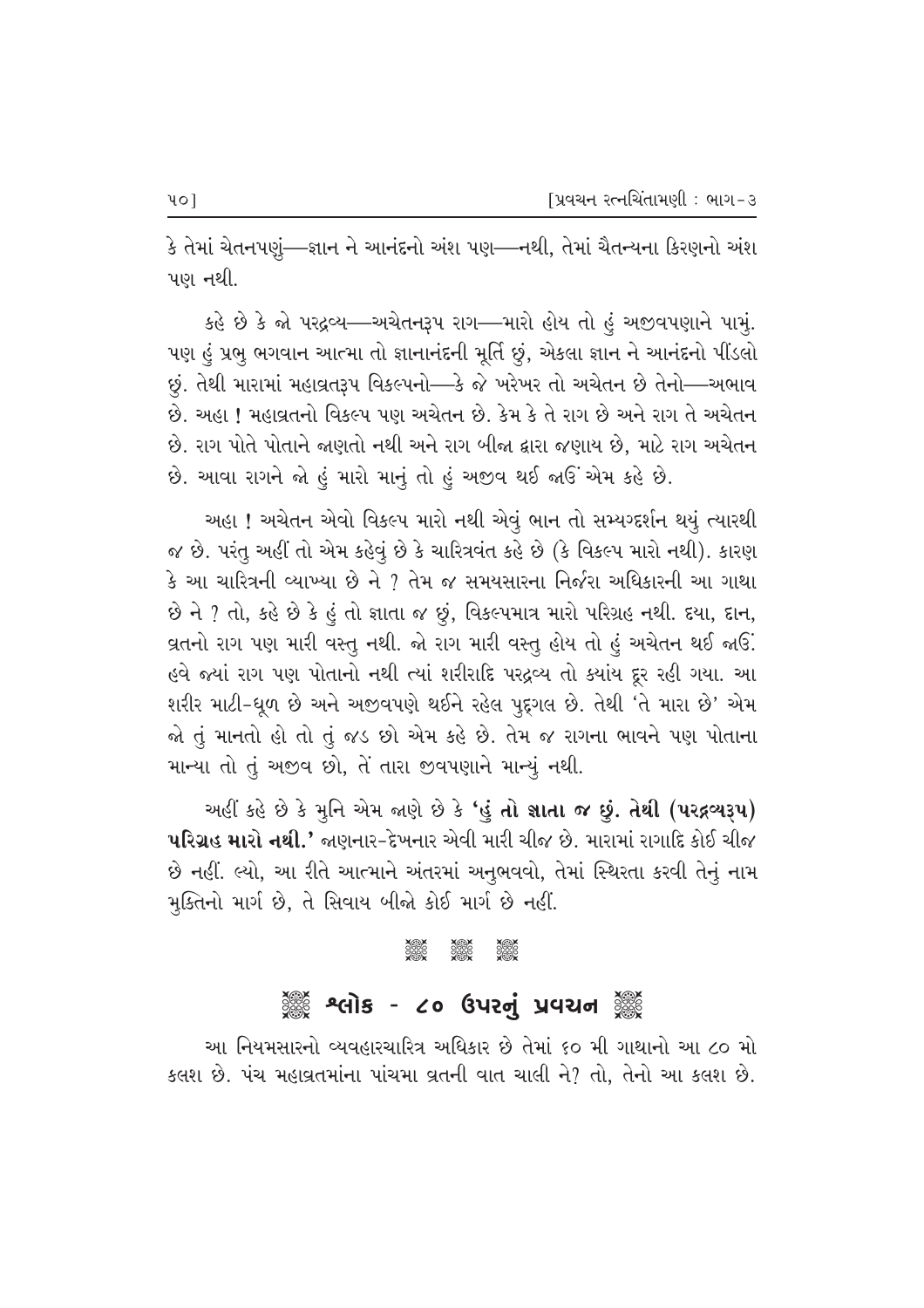કે તેમાં ચેતનપણું—જ્ઞાન ને આનંદનો અંશ પણ—નથી, તેમાં ચૈતન્યના કિરણનો અંશ પણ નથી.

કહે છે કે જો પરદ્રવ્ય—અચેતનરૂપ રાગ—મારો હોય તો હું અજીવપણાને પામું. પણ હું પ્રભુ ભગવાન આત્મા તો જ્ઞાનાનંદની મૂર્તિ છું, એકલા જ્ઞાન ને આનંદનો પીંડલો છું. તેથી મારામાં મહાવ્રતરૂપ વિકલ્પનો—કે જે ખરેખર તો અચેતન છે તેનો—અભાવ છે. અહા ! મહાવ્રતનો વિકલ્પ પણ અચેતન છે. કેમ કે તે રાગ છે અને રાગ તે અચેતન છે. રાગ પોતે પોતાને જાણતો નથી અને રાગ બીજા દ્વારા જણાય છે, માટે રાગ અચેતન છે. આવા રાગને જો હું મારો માનું તો હું અજીવ થઈ જાઉં એમ કહે છે.

અહા ! અચેતન એવો વિકલ્પ મારો નથી એવું ભાન તો સમ્યગ્દર્શન થયું ત્યારથી જ છે. પરંતુ અહીં તો એમ કહેવું છે કે ચારિત્રવંત કહે છે (કે વિકલ્પ મારો નથી). કારણ કે આ ચારિત્રની વ્યાખ્યા છે ને ? તેમ જ સમયસારના નિર્જરા અધિકારની આ ગાથા છે ને ? તો, કહે છે કે હું તો જ્ઞાતા જ છું, વિકલ્પમાત્ર મારો પરિગ્રહ નથી. દયા, દાન, વ્રતનો રાગ પણ મારી વસ્તુ નથી. જો રાગ મારી વસ્તુ હોય તો હું અચેતન થઈ જાઉં. હવે જ્યાં રાગ પણ પોતાનો નથી ત્યાં શરીરાદિ પરદ્રવ્ય તો ક્યાંય દૂર રહી ગયા. આ શરીર માટી-ધૂળ છે અને અજીવપણે થઈને રહેલ પુદ્ગલ છે. તેથી 'તે મારા છે' એમ જો તું માનતો હો તો તું જડ છો એમ કહે છે. તેમ જ રાગના ભાવને પણ પોતાના માન્યા તો તું અજીવ છો, તેં તારા જીવપણાને માન્યું નથી.

અહીં કહે છે કે મુનિ એમ જાણે છે કે **'હું તો જ્ઞાતા જ છું. તેથી (પરદ્રવ્યરૂપ) પરિગ્રહ મારો નથી.'** જાણનાર-દેખનાર એવી મારી ચીજ છે. મારામાં રાગાદિ કોઈ ચીજ છે નહીં. લ્યો, આ રીતે આત્માને અંતરમાં અનુભવવો, તેમાં સ્થિરતા કરવી તેનું નામ મુક્તિનો માર્ગ છે, તે સિવાય બીજો કોઈ માર્ગ છે નહીં.

## શ્લોક - ૮૦ ઉપરનું પ્રવચન

આ નિયમસારનો વ્યવહારચારિત્ર અધિકાર છે તેમાં ૬૦ મી ગાથાનો આ ૮૦ મો કલશ છે. પંચ મહાવ્રતમાંના પાંચમા વ્રતની વાત ચાલી ને? તો, તેનો આ કલશ છે.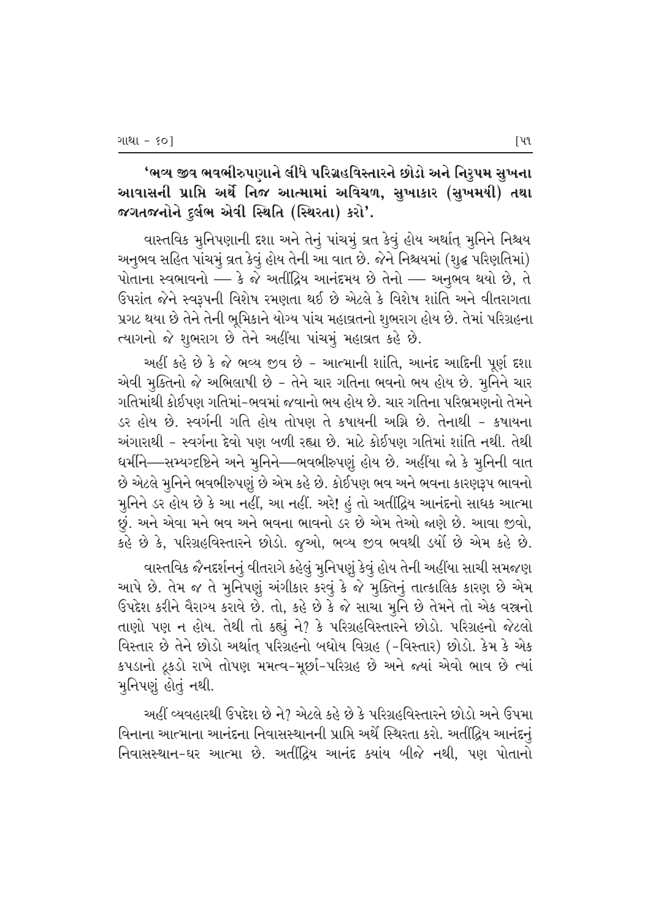**'ભવ્ય જીવ ભવભીરુપણાને લીધે પરિગ્રહવિસ્તારને છોડો અને નિરુપમ સુખના આવાસની પ્રાપ્તિ અર્થે નિજ આત્મામાં અવિચળ, સુખાકાર (સુખમયી) તથા જગતજનોને દુર્લભ એવી સ્થિતિ (સ્થિરતા) કરો'.**

વાસ્તવિક મુનિપણાની દશા અને તેનું પાંચમું વ્રત કેવું હોય અર્થાત્ મુનિને નિશ્ચય અનુભવ સહિત પાંચમું વ્રત કેવું હોય તેની આ વાત છે. જેને નિશ્ચયમાં (શુદ્ધ પરિણતિમાં) પોતાના સ્વભાવનો — કે જે અતીંદ્રિય આનંદમય છે તેનો — અનુભવ થયો છે, તે ઉપરાંત જેને સ્વરૂપની વિશેષ રમણતા થઈ છે એટલે કે વિશેષ શાંતિ અને વીતરાગતા પ્રગટ થયા છે તેને તેની ભૂમિકાને યોગ્ય પાંચ મહાવ્રતનો શુભરાગ હોય છે. તેમાં પરિગ્રહના ત્યાગનો જે શુભરાગ છે તેને અહીંયા પાંચમું મહાવ્રત કહે છે.

અહીં કહે છે કે જે ભવ્ય જીવ છે - આત્માની શાંતિ, આનંદ આદિની પૂર્ણ દશા એવી મુક્તિનો જે અભિલાષી છે - તેને ચાર ગતિના ભવનો ભય હોય છે. મુનિને ચાર ગતિમાંથી કોઈપણ ગતિમાં-ભવમાં જવાનો ભય હોય છે. ચાર ગતિના પરિભ્રમણનો તેમને ડર હોય છે. સ્વર્ગની ગતિ હોય તોપણ તે કષાયની અગ્નિ છે. તેનાથી - કષાયના અંગારાથી - સ્વર્ગના દેવો પણ બળી રહ્યા છે. માટે કોઈપણ ગતિમાં શાંતિ નથી. તેથી ધર્મીને—સમ્યગ્દષ્ટિને અને મુનિને—ભવભીરુપણું હોય છે. અહીંયા જો કે મુનિની વાત છે એટલે મુનિને ભવભીરુપણું છે એમ કહે છે. કોઈપણ ભવ અને ભવના કારણરૂપ ભાવનો મુનિને ડર હોય છે કે આ નહીં, આ નહીં. અરે! હું તો અતીંદ્રિય આનંદનો સાધક આત્મા છું. અને એવા મને ભવ અને ભવના ભાવનો ડર છે એમ તેઓ જાણે છે. આવા જીવો, કહે છે કે, પરિગ્રહવિસ્તારને છોડો. જુઓ, ભવ્ય જીવ ભવથી ડર્યો છે એમ કહે છે.

વાસ્તવિક જૈનદર્શનનું વીતરાગે કહેલું મુનિપણું કેવું હોય તેની અહીંયા સાચી સમજણ આપે છે. તેમ જ તે મુનિપણું અંગીકાર કરવું કે જે મુક્તિનું તાત્કાલિક કારણ છે એમ ઉપદેશ કરીને વૈરાગ્ય કરાવે છે. તો, કહે છે કે જે સાચા મુનિ છે તેમને તો એક વસ્ત્રનો તાણો પણ ન હોય. તેથી તો કહ્યું ને? કે પરિગ્રહવિસ્તારને છોડો. પરિગ્રહનો જેટલો વિસ્તાર છે તેને છોડો અર્થાત્ પરિગ્રહનો બધોય વિગ્રહ (-વિસ્તાર) છોડો. કેમ કે એક કપડાનો ટૂકડો રાખે તોપણ મમત્વ-મૂર્છા-પરિગ્રહ છે અને જ્યાં એવો ભાવ છે ત્યાં મુનિપણું હોતું નથી.

અહીં વ્યવહારથી ઉપદેશ છે ને? એટલે કહે છે કે પરિગ્રહવિસ્તારને છોડો અને ઉપમા વિનાના આત્માના આનંદના નિવાસસ્થાનની પ્રાપ્તિ અર્થે સ્થિરતા કરો. અતીંદ્રિય આનંદનું નિવાસસ્થાન-ઘર આત્મા છે. અતીંદ્રિય આનંદ ક્યાંય બીજે નથી, પણ પોતાનો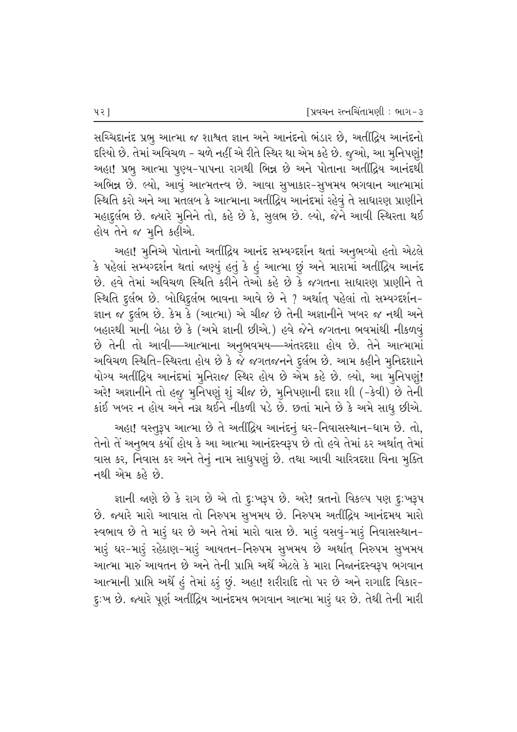સચ્ચિદાનંદ પ્રભુ આત્મા જ શાશ્વત જ્ઞાન અને આનંદનો ભંડાર છે, અતીંદ્રિય આનંદનો દરિયો છે. તેમાં અવિચળ - ચળે નહીં એ રીતે સ્થિર થા એમ કહે છે. જુઓ, આ મુનિપણું! અહા! પ્રભુ આત્મા પુણ્ય-પાપના રાગથી ભિન્ન છે અને પોતાના અતીંદ્રિય આનંદથી અભિન્ન છે. લ્યો, આવું આત્મતત્ત્વ છે. આવા સુખાકાર-સુખમય ભગવાન આત્મામાં સ્થિતિ કરો અને આ મતલબ કે આત્માના અતીંદ્રિય આનંદમાં રહેવું તે સાધારણ પ્રાણીને મહાદુર્લભ છે. જ્યારે મુનિને તો, કહે છે કે, સુલભ છે. લ્યો, જેને આવી સ્થિરતા થઈ હોય તેને જ મુનિ કહીએ.

અહા! મુનિએ પોતાનો અતીંદ્રિય આનંદ સમ્યગ્દર્શન થતાં અનુભવ્યો હતો એટલે કે પહેલાં સમ્યગ્દર્શન થતાં જાણ્યું હતું કે હું આત્મા છું અને મારામાં અતીંદ્રિય આનંદ છે. હવે તેમાં અવિચળ સ્થિતિ કરીને તેઓ કહે છે કે જગતના સાધારણ પ્રાણીને તે સ્થિતિ દુર્લભ છે. બોધિદુર્લભ ભાવના આવે છે ને ? અર્થાત્ પહેલાં તો સમ્યગ્દર્શન-જ્ઞાન જ દુર્લભ છે. કેમ કે (આત્મા) એ ચીજ છે તેની અજ્ઞાનીને ખબર જ નથી અને બહારથી માની બેઠા છે કે (અમે જ્ઞાની છીએ.) હવે જેને જગતના ભવમાંથી નીકળવું છે તેની તો આવી—આત્માના અનુભવમય—અંતરદશા હોય છે. તેને આત્મામાં અવિચળ સ્થિતિ-સ્થિરતા હોય છે કે જે જગતજનને દુર્લભ છે. આમ કહીને મુનિદશાને યોગ્ય અતીંદ્રિય આનંદમાં મુનિરાજ સ્થિર હોય છે એમ કહે છે. લ્યો, આ મુનિપણું! અરે! અજ્ઞાનીને તો હજુ મુનિપણું શું ચીજ છે, મુનિપણાની દશા શી (-કેવી) છે તેની કાંઈ ખબર ન હોય અને નગ્ન થઈને નીકળી પડે છે. છતાં માને છે કે અમે સાધુ છીએ.

અહા! વસ્તુરૂપ આત્મા છે તે અતીંદ્રિય આનંદનું ઘર-નિવાસસ્થાન-ધામ છે. તો, તેનો તેં અનુભવ કર્યો હોય કે આ આત્મા આનંદસ્વરૂપ છે તો હવે તેમાં ઠર અર્થાત્ તેમાં વાસ કર, નિવાસ કર અને તેનું નામ સાધુપણું છે. તથા આવી ચારિત્રદશા વિના મુક્તિ નથી એમ કહે છે.

જ્ઞાની જાણે છે કે રાગ છે એ તો દુઃખરૂપ છે. અરે! વ્રતનો વિકલ્પ પણ દુઃખરૂપ છે. જ્યારે મારો આવાસ તો નિરુપમ સુખમય છે. નિરુપમ અતીંદ્રિય આનંદમય મારો સ્વભાવ છે તે મારું ઘર છે અને તેમાં મારો વાસ છે. મારું વસવું-મારું નિવાસસ્થાન-મારું ઘર-મારું રહેઠાણ-મારું આયતન-નિરુપમ સુખમય છે અર્થાત્ નિરુપમ સુખમય આત્મા મારું આયતન છે અને તેની પ્રાપ્તિ અર્થે એટલે કે મારા નિજાનંદસ્વરૂપ ભગવાન આત્માની પ્રાપ્તિ અર્થે હું તેમાં ઠરું છું. અહા! શરીરાદિ તો પર છે અને રાગાદિ વિકાર-દુઃખ છે. જ્યારે પૂર્ણ અતીંદ્રિય આનંદમય ભગવાન આત્મા મારું ઘર છે. તેથી તેની મારી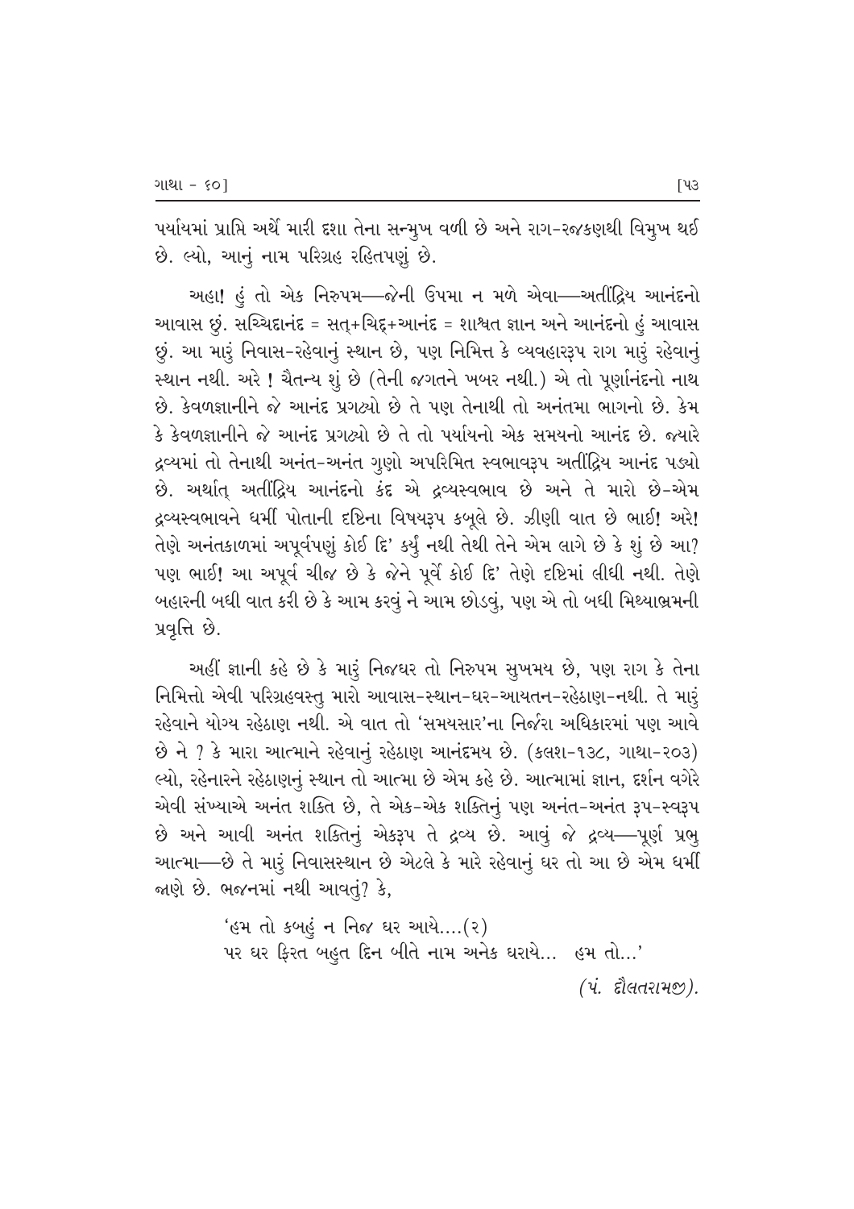પર્યાયમાં પ્રાપ્તિ અર્થે મારી દશા તેના સન્મુખ વળી છે અને રાગ-રજકણથી વિમુખ થઈ છે. લ્યો, આનું નામ પરિગ્રહ રહિતપણું છે.

અહા! હું તો એક નિરુપમ—જેની ઉપમા ન મળે એવા—અતીંદ્રિય આનંદનો આવાસ છું. સચ્ચિદાનંદ = સત્+ચિદ્+આનંદ = શાશ્વત જ્ઞાન અને આનંદનો હું આવાસ છું. આ મારું નિવાસ-રહેવાનું સ્થાન છે, પણ નિમિત્ત કે વ્યવહારરૂપ રાગ મારું રહેવાનું સ્થાન નથી. અરે ! ચૈતન્ય શું છે (તેની જગતને ખબર નથી.) એ તો પૂર્ણાનંદનો નાથ છે. કેવળજ્ઞાનીને જે આનંદ પ્રગટ્યો છે તે પણ તેનાથી તો અનંતમા ભાગનો છે. કેમ કે કેવળજ્ઞાનીને જે આનંદ પ્રગટ્યો છે તે તો પર્યાયનો એક સમયનો આનંદ છે. જ્યારે દ્રવ્યમાં તો તેનાથી અનંત-અનંત ગુણો અપરિમિત સ્વભાવરૂપ અતીંદ્રિય આનંદ પડ્યો છે. અર્થાત્ અતીંદ્રિય આનંદનો કંદ એ દ્રવ્યસ્વભાવ છે અને તે મારો છે-એમ દ્રવ્યસ્વભાવને ધર્મી પોતાની દૃષ્ટિના વિષયરૂપ કબૂલે છે. ઝીણી વાત છે ભાઈ! અરે! તેણે અનંતકાળમાં અપૂર્વપણું કોઈ દિ' કર્યું નથી તેથી તેને એમ લાગે છે કે શું છે આ? પણ ભાઈ! આ અપૂર્વ ચીજ છે કે જેને પૂર્વે કોઈ દિ' તેણે દૃષ્ટિમાં લીધી નથી. તેણે બહારની બધી વાત કરી છે કે આમ કરવું ને આમ છોડવું, પણ એ તો બધી મિથ્યાભ્રમની પ્રવૃત્તિ છે.

અહીં જ્ઞાની કહે છે કે મારું નિજઘર તો નિરુપમ સુખમય છે, પણ રાગ કે તેના નિમિત્તો એવી પરિગ્રહવસ્તુ મારો આવાસ-સ્થાન-ઘર-આયતન-રહેઠાણ-નથી. તે મારું રહેવાને યોગ્ય રહેઠાણ નથી. એ વાત તો 'સમયસાર'ના નિર્જરા અધિકારમાં પણ આવે છે ને ? કે મારા આત્માને રહેવાનું રહેઠાણ આનંદમય છે. (કલશ-૧૩૮, ગાથા-૨૦૩) લ્યો, રહેનારને રહેઠાણનું સ્થાન તો આત્મા છે એમ કહે છે. આત્મામાં જ્ઞાન, દર્શન વગેરે એવી સંખ્યાએ અનંત શક્તિ છે, તે એક-એક શક્તિનું પણ અનંત-અનંત રૂપ-સ્વરૂપ છે અને આવી અનંત શક્તિનું એકરૂપ તે દ્રવ્ય છે. આવું જે દ્રવ્ય—પૂર્ણ પ્રભુ આત્મા—છે તે મારું નિવાસસ્થાન છે એટલે કે મારે રહેવાનું ઘર તો આ છે એમ ધર્મી જાણે છે. ભજનમાં નથી આવતું? કે,

> 'હમ તો કબહું ન નિજ ઘર આયે....(૨)
> પર ઘર ફિરત બહુત દિન બીતે નામ અનેક ધરાયે... હમ તો...'
>
> *(પં. દૌલતરામજી).*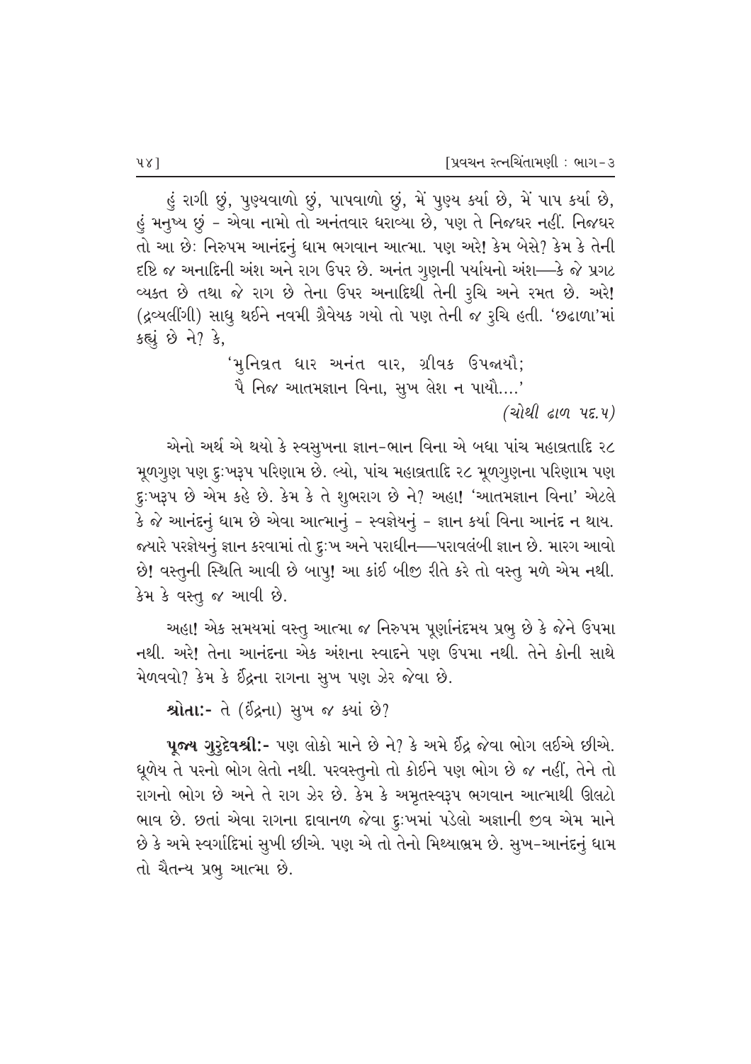હું રાગી છું, પુણ્યવાળો છું, પાપવાળો છું, મેં પુણ્ય કર્યા છે, મેં પાપ કર્યા છે, હું મનુષ્ય છું - એવા નામો તો અનંતવાર ધરાવ્યા છે, પણ તે નિજઘર નહીં. નિજઘર તો આ છેઃ નિરુપમ આનંદનું ધામ ભગવાન આત્મા. પણ અરે! કેમ બેસે? કેમ કે તેની દૃષ્ટિ જ અનાદિની અંશ અને રાગ ઉપર છે. અનંત ગુણની પર્યાયનો અંશ—કે જે પ્રગટ વ્યક્ત છે તથા જે રાગ છે તેના ઉપર અનાદિથી તેની રુચિ અને રમત છે. અરે! (દ્રવ્યલીંગી) સાધુ થઈને નવમી ગ્રૈવેયક ગયો તો પણ તેની જ રુચિ હતી. 'છઢાળા'માં કહ્યું છે ને? કે,

> 'મુનિવ્રત ધાર અનંત વાર, ગ્રીવક ઉપજાયૌ;
> પૈ નિજ આતમજ્ઞાન વિના, સુખ લેશ ન પાયૌ....'
>
> *(ચોથી ઢાળ પદ.૫)*

એનો અર્થ એ થયો કે સ્વસુખના જ્ઞાન-ભાન વિના એ બધા પાંચ મહાવ્રતાદિ ૨૮ મૂળગુણ પણ દુઃખરૂપ પરિણામ છે. લ્યો, પાંચ મહાવ્રતાદિ ૨૮ મૂળગુણના પરિણામ પણ દુઃખરૂપ છે એમ કહે છે. કેમ કે તે શુભરાગ છે ને? અહા! 'આતમજ્ઞાન વિના' એટલે કે જે આનંદનું ધામ છે એવા આત્માનું - સ્વજ્ઞેયનું - જ્ઞાન કર્યા વિના આનંદ ન થાય. જ્યારે પરજ્ઞેયનું જ્ઞાન કરવામાં તો દુઃખ અને પરાધીન—પરાવલંબી જ્ઞાન છે. મારગ આવો છે! વસ્તુની સ્થિતિ આવી છે બાપુ! આ કાંઈ બીજી રીતે કરે તો વસ્તુ મળે એમ નથી. કેમ કે વસ્તુ જ આવી છે.

અહા! એક સમયમાં વસ્તુ આત્મા જ નિરુપમ પૂર્ણાનંદમય પ્રભુ છે કે જેને ઉપમા નથી. અરે! તેના આનંદના એક અંશના સ્વાદને પણ ઉપમા નથી. તેને કોની સાથે મેળવવો? કેમ કે ઈંદ્રના રાગના સુખ પણ ઝેર જેવા છે.

**શ્રોતાઃ-** તે (ઈંદ્રના) સુખ જ ક્યાં છે?

**પૂજ્ય ગુરુદેવશ્રીઃ-** પણ લોકો માને છે ને? કે અમે ઈંદ્ર જેવા ભોગ લઈએ છીએ. ધૂળેય તે પરનો ભોગ લેતો નથી. પરવસ્તુનો તો કોઈને પણ ભોગ છે જ નહીં, તેને તો રાગનો ભોગ છે અને તે રાગ ઝેર છે. કેમ કે અમૃતસ્વરૂપ ભગવાન આત્માથી ઊલટો ભાવ છે. છતાં એવા રાગના દાવાનળ જેવા દુઃખમાં પડેલો અજ્ઞાની જીવ એમ માને છે કે અમે સ્વર્ગાદિમાં સુખી છીએ. પણ એ તો તેનો મિથ્યાભ્રમ છે. સુખ-આનંદનું ધામ તો ચૈતન્ય પ્રભુ આત્મા છે.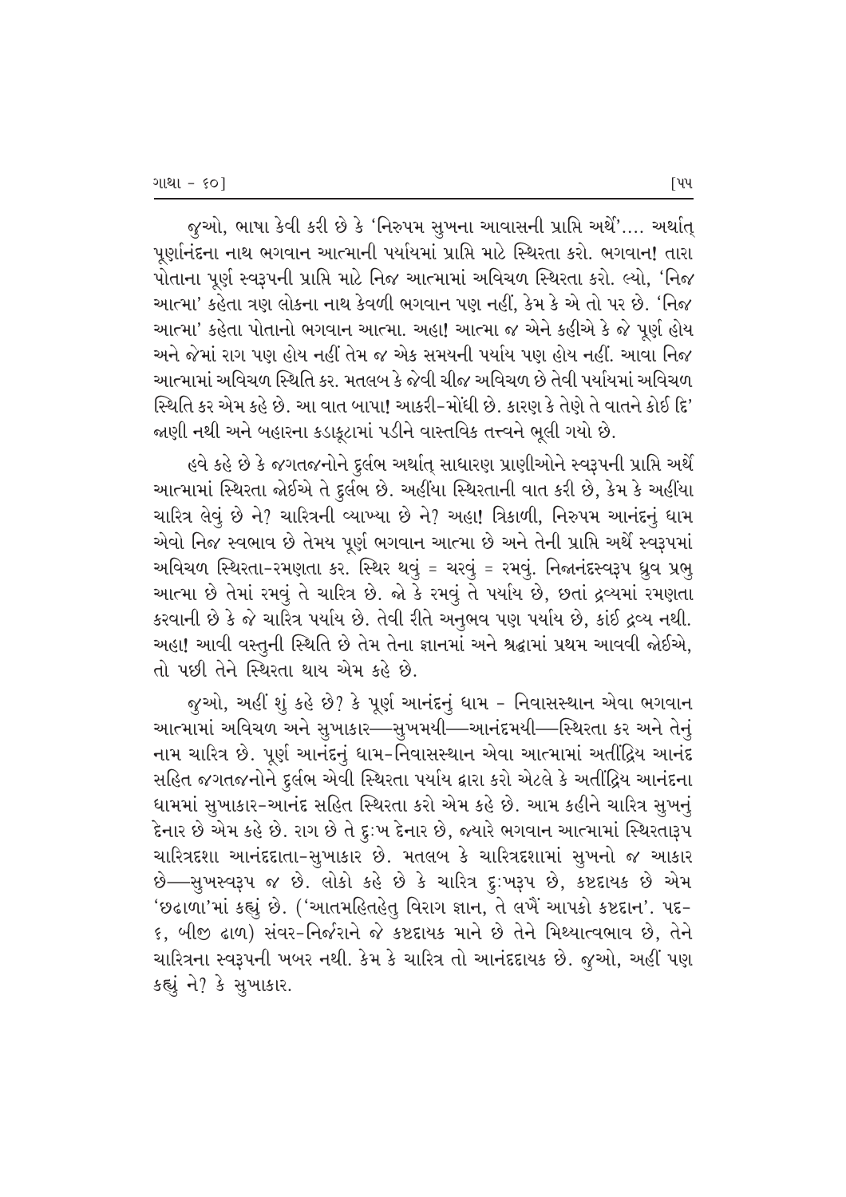જુઓ, ભાષા કેવી કરી છે કે 'નિરુપમ સુખના આવાસની પ્રાપ્તિ અર્થે'.... અર્થાત્ પૂર્ણાનંદના નાથ ભગવાન આત્માની પર્યાયમાં પ્રાપ્તિ માટે સ્થિરતા કરો. ભગવાન! તારા પોતાના પૂર્ણ સ્વરૂપની પ્રાપ્તિ માટે નિજ આત્મામાં અવિચળ સ્થિરતા કરો. લ્યો, 'નિજ આત્મા' કહેતા ત્રણ લોકના નાથ કેવળી ભગવાન પણ નહીં, કેમ કે એ તો પર છે. 'નિજ આત્મા' કહેતા પોતાનો ભગવાન આત્મા. અહા! આત્મા જ એને કહીએ કે જે પૂર્ણ હોય અને જેમાં રાગ પણ હોય નહીં તેમ જ એક સમયની પર્યાય પણ હોય નહીં. આવા નિજ આત્મામાં અવિચળ સ્થિતિ કર. મતલબ કે જેવી ચીજ અવિચળ છે તેવી પર્યાયમાં અવિચળ સ્થિતિ કર એમ કહે છે. આ વાત બાપા! આકરી-મોંઘી છે. કારણ કે તેણે તે વાતને કોઈ દિ' જાણી નથી અને બહારના કડાકૂટામાં પડીને વાસ્તવિક તત્ત્વને ભૂલી ગયો છે.

હવે કહે છે કે જગતજનોને દુર્લભ અર્થાત્ સાધારણ પ્રાણીઓને સ્વરૂપની પ્રાપ્તિ અર્થે આત્મામાં સ્થિરતા જોઈએ તે દુર્લભ છે. અહીંયા સ્થિરતાની વાત કરી છે, કેમ કે અહીંયા ચારિત્ર લેવું છે ને? ચારિત્રની વ્યાખ્યા છે ને? અહા! ત્રિકાળી, નિરુપમ આનંદનું ધામ એવો નિજ સ્વભાવ છે તેમય પૂર્ણ ભગવાન આત્મા છે અને તેની પ્રાપ્તિ અર્થે સ્વરૂપમાં અવિચળ સ્થિરતા-રમણતા કર. સ્થિર થવું = ચરવું = રમવું. નિજાનંદસ્વરૂપ ધ્રુવ પ્રભુ આત્મા છે તેમાં રમવું તે ચારિત્ર છે. જો કે રમવું તે પર્યાય છે, છતાં દ્રવ્યમાં રમણતા કરવાની છે કે જે ચારિત્ર પર્યાય છે. તેવી રીતે અનુભવ પણ પર્યાય છે, કાંઈ દ્રવ્ય નથી. અહા! આવી વસ્તુની સ્થિતિ છે તેમ તેના જ્ઞાનમાં અને શ્રદ્ધામાં પ્રથમ આવવી જોઈએ, તો પછી તેને સ્થિરતા થાય એમ કહે છે.

જુઓ, અહીં શું કહે છે? કે પૂર્ણ આનંદનું ધામ - નિવાસસ્થાન એવા ભગવાન આત્મામાં અવિચળ અને સુખાકાર—સુખમયી—આનંદમયી—સ્થિરતા કર અને તેનું નામ ચારિત્ર છે. પૂર્ણ આનંદનું ધામ-નિવાસસ્થાન એવા આત્મામાં અતીંદ્રિય આનંદ સહિત જગતજનોને દુર્લભ એવી સ્થિરતા પર્યાય દ્વારા કરો એટલે કે અતીંદ્રિય આનંદના ધામમાં સુખાકાર-આનંદ સહિત સ્થિરતા કરો એમ કહે છે. આમ કહીને ચારિત્ર સુખનું દેનાર છે એમ કહે છે. રાગ છે તે દુઃખ દેનાર છે, જ્યારે ભગવાન આત્મામાં સ્થિરતારૂપ ચારિત્રદશા આનંદદાતા-સુખાકાર છે. મતલબ કે ચારિત્રદશામાં સુખનો જ આકાર છે—સુખસ્વરૂપ જ છે. લોકો કહે છે કે ચારિત્ર દુઃખરૂપ છે, કષ્ટદાયક છે એમ 'છઢાળા'માં કહ્યું છે. ('આતમહિતહેતુ વિરાગ જ્ઞાન, તે લખૈં આપકો કષ્ટદાન'. પદ-૬, બીજી ઢાળ) સંવર-નિર્જરાને જે કષ્ટદાયક માને છે તેને મિથ્યાત્વભાવ છે, તેને ચારિત્રના સ્વરૂપની ખબર નથી. કેમ કે ચારિત્ર તો આનંદદાયક છે. જુઓ, અહીં પણ કહ્યું ને? કે સુખાકાર.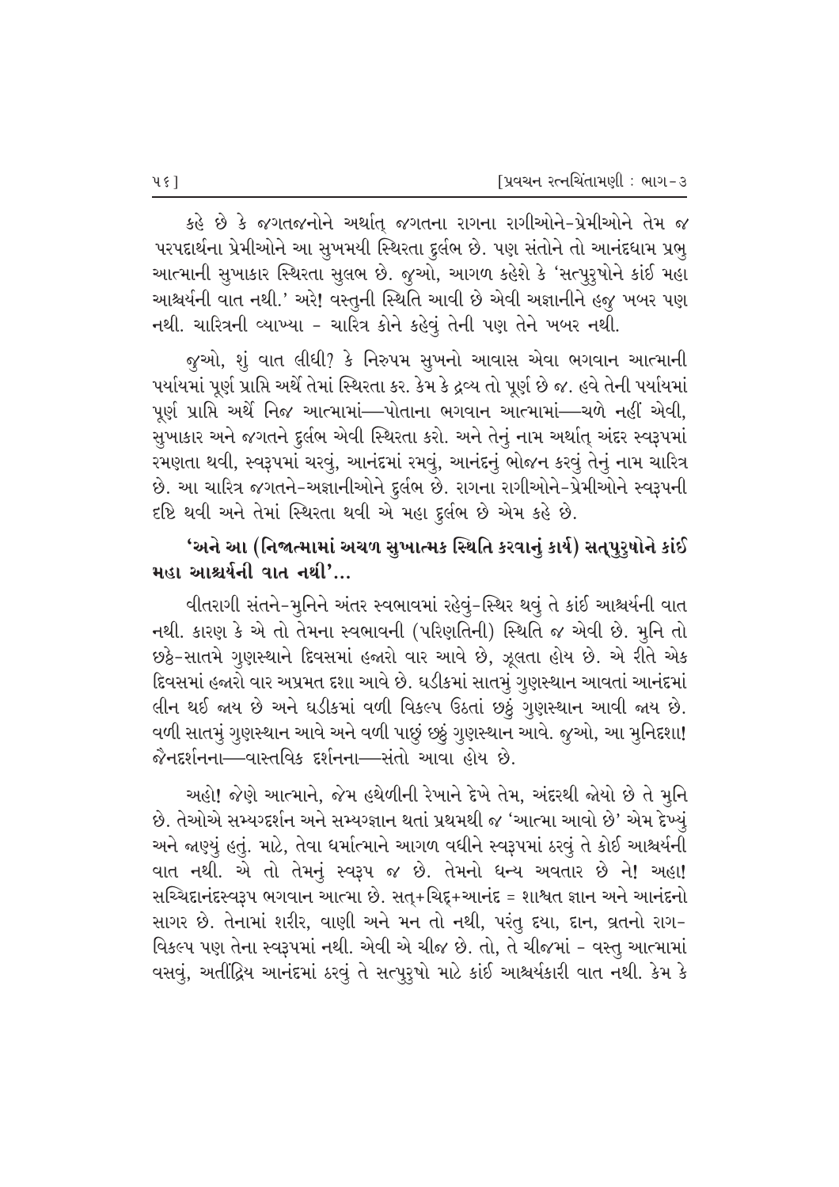કહે છે કે જગતજનોને અર્થાત્ જગતના રાગના રાગીઓને-પ્રેમીઓને તેમ જ પરપદાર્થના પ્રેમીઓને આ સુખમયી સ્થિરતા દુર્લભ છે. પણ સંતોને તો આનંદધામ પ્રભુ આત્માની સુખાકાર સ્થિરતા સુલભ છે. જુઓ, આગળ કહેશે કે 'સત્પુરુષોને કાંઈ મહા આશ્ચર્યની વાત નથી.' અરે! વસ્તુની સ્થિતિ આવી છે એવી અજ્ઞાનીને હજુ ખબર પણ નથી. ચારિત્રની વ્યાખ્યા - ચારિત્ર કોને કહેવું તેની પણ તેને ખબર નથી.

જુઓ, શું વાત લીધી? કે નિરુપમ સુખનો આવાસ એવા ભગવાન આત્માની પર્યાયમાં પૂર્ણ પ્રાપ્તિ અર્થે તેમાં સ્થિરતા કર. કેમ કે દ્રવ્ય તો પૂર્ણ છે જ. હવે તેની પર્યાયમાં પૂર્ણ પ્રાપ્તિ અર્થે નિજ આત્મામાં—પોતાના ભગવાન આત્મામાં—ચળે નહીં એવી, સુખાકાર અને જગતને દુર્લભ એવી સ્થિરતા કરો. અને તેનું નામ અર્થાત્ અંદર સ્વરૂપમાં રમણતા થવી, સ્વરૂપમાં ચરવું, આનંદમાં રમવું, આનંદનું ભોજન કરવું તેનું નામ ચારિત્ર છે. આ ચારિત્ર જગતને-અજ્ઞાનીઓને દુર્લભ છે. રાગના રાગીઓને-પ્રેમીઓને સ્વરૂપની દૃષ્ટિ થવી અને તેમાં સ્થિરતા થવી એ મહા દુર્લભ છે એમ કહે છે.

**'અને આ (નિજાત્મામાં અચળ સુખાત્મક સ્થિતિ કરવાનું કાર્ય) સત્પુરુષોને કાંઈ મહા આશ્ચર્યની વાત નથી'...**

વીતરાગી સંતને-મુનિને અંતર સ્વભાવમાં રહેવું-સ્થિર થવું તે કાંઈ આશ્ચર્યની વાત નથી. કારણ કે એ તો તેમના સ્વભાવની (પરિણતિની) સ્થિતિ જ એવી છે. મુનિ તો છઠ્ઠે-સાતમે ગુણસ્થાને દિવસમાં હજારો વાર આવે છે, ઝૂલતા હોય છે. એ રીતે એક દિવસમાં હજારો વાર અપ્રમત દશા આવે છે. ઘડીકમાં સાતમું ગુણસ્થાન આવતાં આનંદમાં લીન થઈ જાય છે અને ઘડીકમાં વળી વિકલ્પ ઉઠતાં છઠ્ઠું ગુણસ્થાન આવી જાય છે. વળી સાતમું ગુણસ્થાન આવે અને વળી પાછું છઠ્ઠું ગુણસ્થાન આવે. જુઓ, આ મુનિદશા! જૈનદર્શનના—વાસ્તવિક દર્શનના—સંતો આવા હોય છે.

અહો! જેણે આત્માને, જેમ હથેળીની રેખાને દેખે તેમ, અંદરથી જોયો છે તે મુનિ છે. તેઓએ સમ્યગ્દર્શન અને સમ્યગ્જ્ઞાન થતાં પ્રથમથી જ 'આત્મા આવો છે' એમ દેખ્યું અને જાણ્યું હતું. માટે, તેવા ધર્માત્માને આગળ વધીને સ્વરૂપમાં ઠરવું તે કોઈ આશ્ચર્યની વાત નથી. એ તો તેમનું સ્વરૂપ જ છે. તેમનો ધન્ય અવતાર છે ને! અહા! સચ્ચિદાનંદસ્વરૂપ ભગવાન આત્મા છે. સત્+ચિદ્+આનંદ = શાશ્વત જ્ઞાન અને આનંદનો સાગર છે. તેનામાં શરીર, વાણી અને મન તો નથી, પરંતુ દયા, દાન, વ્રતનો રાગ-વિકલ્પ પણ તેના સ્વરૂપમાં નથી. એવી એ ચીજ છે. તો, તે ચીજમાં - વસ્તુ આત્મામાં વસવું, અતીંદ્રિય આનંદમાં ઠરવું તે સત્પુરુષો માટે કાંઈ આશ્ચર્યકારી વાત નથી. કેમ કે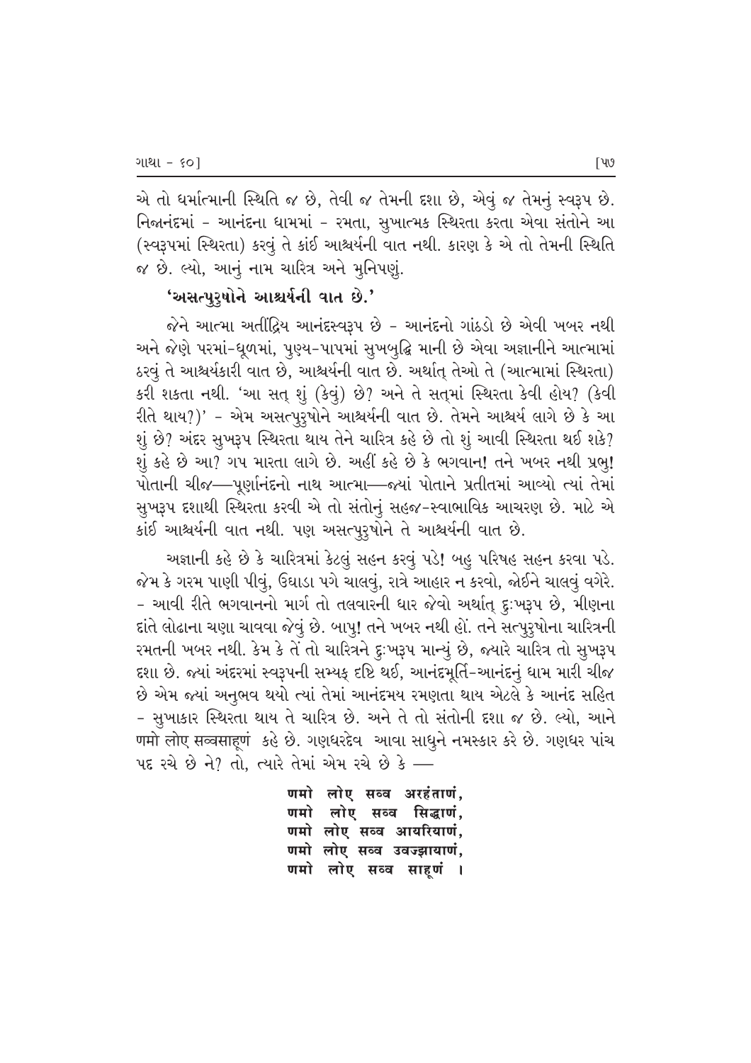એ તો ધર્માત્માની સ્થિતિ જ છે, તેવી જ તેમની દશા છે, એવું જ તેમનું સ્વરૂપ છે. નિજાનંદમાં - આનંદના ધામમાં - રમતા, સુખાત્મક સ્થિરતા કરતા એવા સંતોને આ (સ્વરૂપમાં સ્થિરતા) કરવું તે કાંઈ આશ્ચર્યની વાત નથી. કારણ કે એ તો તેમની સ્થિતિ જ છે. લ્યો, આનું નામ ચારિત્ર અને મુનિપણું.

**'અસત્પુરુષોને આશ્ચર્યની વાત છે.'**

જેને આત્મા અતીંદ્રિય આનંદસ્વરૂપ છે - આનંદનો ગાંઠડો છે એવી ખબર નથી અને જેણે પરમાં-ધૂળમાં, પુણ્ય-પાપમાં સુખબુદ્ધિ માની છે એવા અજ્ઞાનીને આત્મામાં ઠરવું તે આશ્ચર્યકારી વાત છે, આશ્ચર્યની વાત છે. અર્થાત્ તેઓ તે (આત્મામાં સ્થિરતા) કરી શકતા નથી. 'આ સત્ શું (કેવું) છે? અને તે સત્‌માં સ્થિરતા કેવી હોય? (કેવી રીતે થાય?)' - એમ અસત્પુરુષોને આશ્ચર્યની વાત છે. તેમને આશ્ચર્ય લાગે છે કે આ શું છે? અંદર સુખરૂપ સ્થિરતા થાય તેને ચારિત્ર કહે છે તો શું આવી સ્થિરતા થઈ શકે? શું કહે છે આ? ગપ મારતા લાગે છે. અહીં કહે છે કે ભગવાન! તને ખબર નથી પ્રભુ! પોતાની ચીજ—પૂર્ણાનંદનો નાથ આત્મા—જ્યાં પોતાને પ્રતીતમાં આવ્યો ત્યાં તેમાં સુખરૂપ દશાથી સ્થિરતા કરવી એ તો સંતોનું સહજ-સ્વાભાવિક આચરણ છે. માટે એ કાંઈ આશ્ચર્યની વાત નથી. પણ અસત્પુરુષોને તે આશ્ચર્યની વાત છે.

અજ્ઞાની કહે છે કે ચારિત્રમાં કેટલું સહન કરવું પડે! બહુ પરિષહ સહન કરવા પડે. જેમ કે ગરમ પાણી પીવું, ઉઘાડા પગે ચાલવું, રાત્રે આહાર ન કરવો, જોઈને ચાલવું વગેરે. - આવી રીતે ભગવાનનો માર્ગ તો તલવારની ધાર જેવો અર્થાત્ દુઃખરૂપ છે, મીણના દાંતે લોઢાના ચણા ચાવવા જેવું છે. બાપુ! તને ખબર નથી હોં. તને સત્પુરુષોના ચારિત્રની રમતની ખબર નથી. કેમ કે તેં તો ચારિત્રને દુઃખરૂપ માન્યું છે, જ્યારે ચારિત્ર તો સુખરૂપ દશા છે. જ્યાં અંદરમાં સ્વરૂપની સમ્યક્ દૃષ્ટિ થઈ, આનંદમૂર્તિ-આનંદનું ધામ મારી ચીજ છે એમ જ્યાં અનુભવ થયો ત્યાં તેમાં આનંદમય રમણતા થાય એટલે કે આનંદ સહિત - સુખાકાર સ્થિરતા થાય તે ચારિત્ર છે. અને તે તો સંતોની દશા જ છે. લ્યો, આને णमो लोए सव्वसाहूणं કહે છે. ગણધરદેવ આવા સાધુને નમસ્કાર કરે છે. ગણધર પાંચ પદ રચે છે ને? તો, ત્યારે તેમાં એમ રચે છે કે —

णमो लोए सव्व अरहंताणं,
णमो लोए सव्व सिद्धाणं,
णमो लोए सव्व आयरियाणं,
णमो लोए सव्व उवज्झायाणं,
णमो लोए सव्व साहूणं ।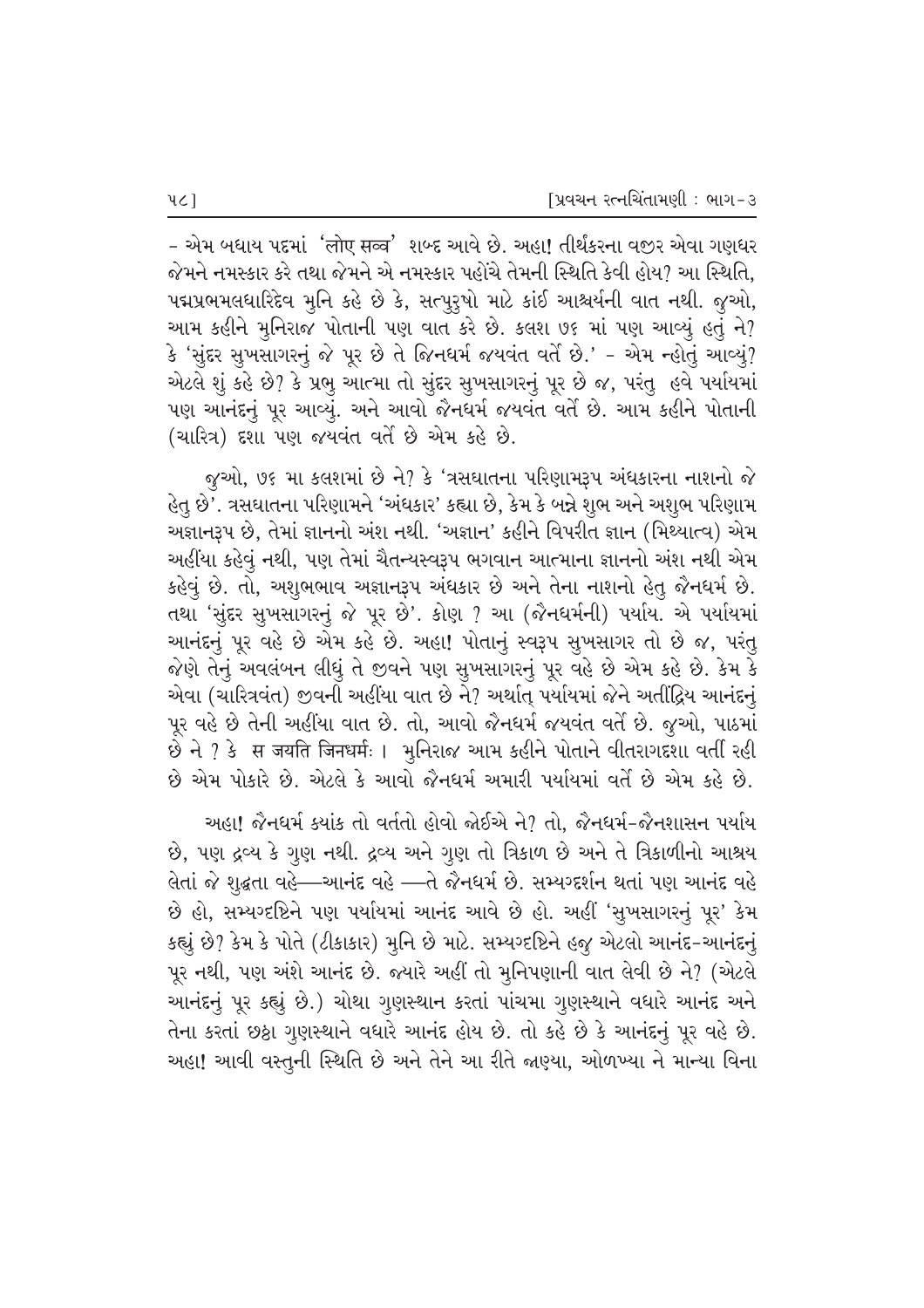- એમ બધાય પદમાં 'लोए सव्व' શબ્દ આવે છે. અહા! તીર્થંકરના વજીર એવા ગણધર જેમને નમસ્કાર કરે તથા જેમને એ નમસ્કાર પહોંચે તેમની સ્થિતિ કેવી હોય? આ સ્થિતિ, પદ્મપ્રભમલધારિદેવ મુનિ કહે છે કે, સત્પુરુષો માટે કાંઈ આશ્ચર્યની વાત નથી. જુઓ, આમ કહીને મુનિરાજ પોતાની પણ વાત કરે છે. કલશ ૭૬ માં પણ આવ્યું હતું ને? કે 'સુંદર સુખસાગરનું જે પૂર છે તે જિનધર્મ જયવંત વર્તે છે.' - એમ ન્હોતું આવ્યું? એટલે શું કહે છે? કે પ્રભુ આત્મા તો સુંદર સુખસાગરનું પૂર છે જ, પરંતુ હવે પર્યાયમાં પણ આનંદનું પૂર આવ્યું. અને આવો જૈનધર્મ જયવંત વર્તે છે. આમ કહીને પોતાની (ચારિત્ર) દશા પણ જયવંત વર્તે છે એમ કહે છે.

જુઓ, ૭૬ મા કલશમાં છે ને? કે 'ત્રસઘાતના પરિણામરૂપ અંધકારના નાશનો જે હેતુ છે'. ત્રસઘાતના પરિણામને 'અંધકાર' કહ્યા છે, કેમ કે બન્ને શુભ અને અશુભ પરિણામ અજ્ઞાનરૂપ છે, તેમાં જ્ઞાનનો અંશ નથી. 'અજ્ઞાન' કહીને વિપરીત જ્ઞાન (મિથ્યાત્વ) એમ અહીંયા કહેવું નથી, પણ તેમાં ચૈતન્યસ્વરૂપ ભગવાન આત્માના જ્ઞાનનો અંશ નથી એમ કહેવું છે. તો, અશુભભાવ અજ્ઞાનરૂપ અંધકાર છે અને તેના નાશનો હેતુ જૈનધર્મ છે. તથા 'સુંદર સુખસાગરનું જે પૂર છે'. કોણ ? આ (જૈનધર્મની) પર્યાય. એ પર્યાયમાં આનંદનું પૂર વહે છે એમ કહે છે. અહા! પોતાનું સ્વરૂપ સુખસાગર તો છે જ, પરંતુ જેણે તેનું અવલંબન લીધું તે જીવને પણ સુખસાગરનું પૂર વહે છે એમ કહે છે. કેમ કે એવા (ચારિત્રવંત) જીવની અહીંયા વાત છે ને? અર્થાત્ પર્યાયમાં જેને અતીંદ્રિય આનંદનું પૂર વહે છે તેની અહીંયા વાત છે. તો, આવો જૈનધર્મ જયવંત વર્તે છે. જુઓ, પાઠમાં છે ને ? કે स जयति जिनधर्मः । મુનિરાજ આમ કહીને પોતાને વીતરાગદશા વર્તી રહી છે એમ પોકારે છે. એટલે કે આવો જૈનધર્મ અમારી પર્યાયમાં વર્તે છે એમ કહે છે.

અહા! જૈનધર્મ ક્યાંક તો વર્તતો હોવો જોઈએ ને? તો, જૈનધર્મ-જૈનશાસન પર્યાય છે, પણ દ્રવ્ય કે ગુણ નથી. દ્રવ્ય અને ગુણ તો ત્રિકાળ છે અને તે ત્રિકાળીનો આશ્રય લેતાં જે શુદ્ધતા વહે—આનંદ વહે —તે જૈનધર્મ છે. સમ્યગ્દર્શન થતાં પણ આનંદ વહે છે હો, સમ્યગ્દષ્ટિને પણ પર્યાયમાં આનંદ આવે છે હો. અહીં 'સુખસાગરનું પૂર' કેમ કહ્યું છે? કેમ કે પોતે (ટીકાકાર) મુનિ છે માટે. સમ્યગ્દષ્ટિને હજુ એટલો આનંદ-આનંદનું પૂર નથી, પણ અંશે આનંદ છે. જ્યારે અહીં તો મુનિપણાની વાત લેવી છે ને? (એટલે આનંદનું પૂર કહ્યું છે.) ચોથા ગુણસ્થાન કરતાં પાંચમા ગુણસ્થાને વધારે આનંદ અને તેના કરતાં છઠ્ઠા ગુણસ્થાને વધારે આનંદ હોય છે. તો કહે છે કે આનંદનું પૂર વહે છે. અહા! આવી વસ્તુની સ્થિતિ છે અને તેને આ રીતે જાણ્યા, ઓળખ્યા ને માન્યા વિના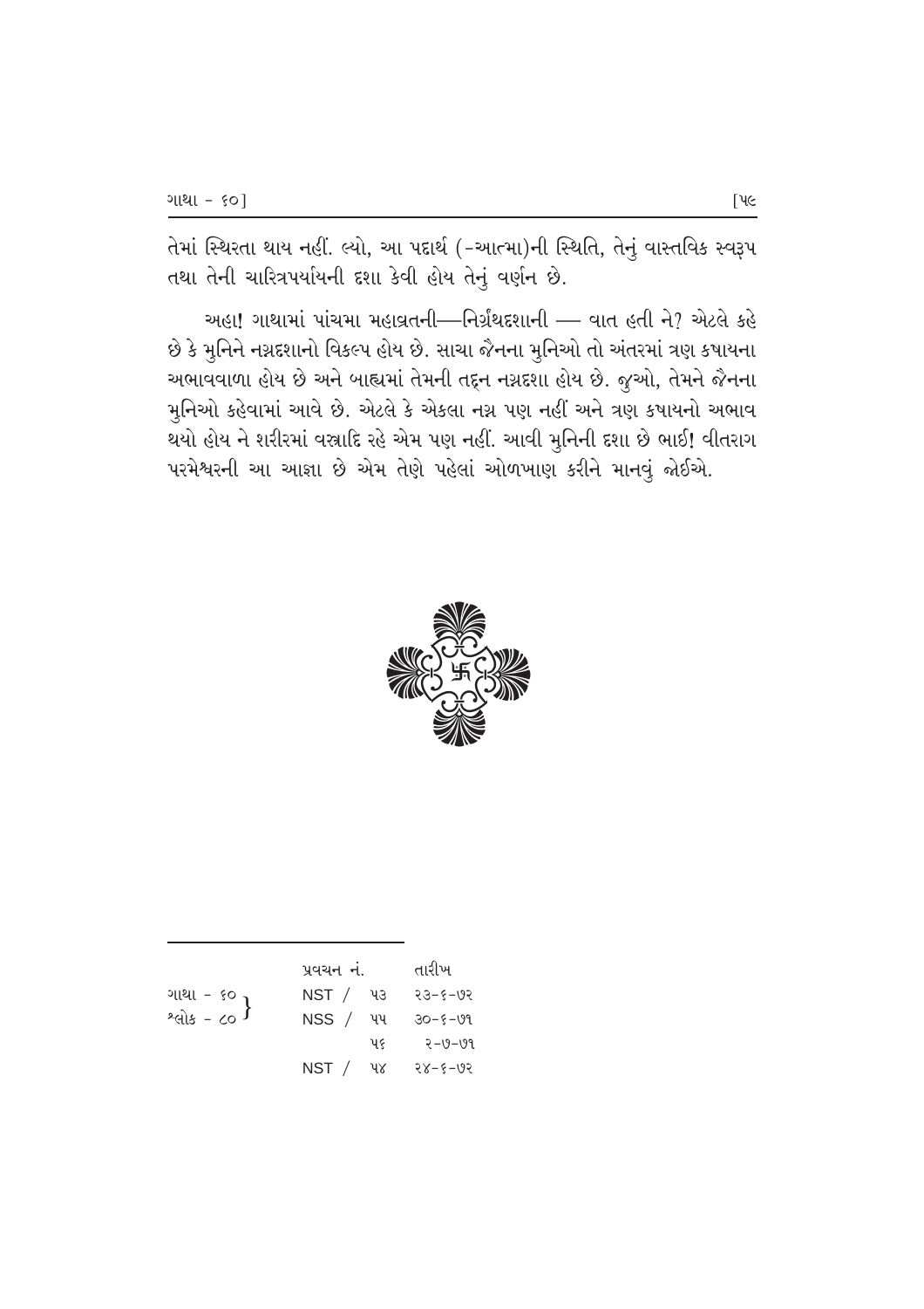તેમાં સ્થિરતા થાય નહીં. લ્યો, આ પદાર્થ (-આત્મા)ની સ્થિતિ, તેનું વાસ્તવિક સ્વરૂપ તથા તેની ચારિત્રપર્યાયની દશા કેવી હોય તેનું વર્ણન છે.

અહા! ગાથામાં પાંચમા મહાવ્રતની—નિર્ગ્રંથદશાની — વાત હતી ને? એટલે કહે છે કે મુનિને નગ્નદશાનો વિકલ્પ હોય છે. સાચા જૈનના મુનિઓ તો અંતરમાં ત્રણ કષાયના અભાવવાળા હોય છે અને બાહ્યમાં તેમની તદ્દન નગ્નદશા હોય છે. જુઓ, તેમને જૈનના મુનિઓ કહેવામાં આવે છે. એટલે કે એકલા નગ્ન પણ નહીં અને ત્રણ કષાયનો અભાવ થયો હોય ને શરીરમાં વસ્ત્રાદિ રહે એમ પણ નહીં. આવી મુનિની દશા છે ભાઈ! વીતરાગ પરમેશ્વરની આ આજ્ઞા છે એમ તેણે પહેલાં ઓળખાણ કરીને માનવું જોઈએ.

---

| | પ્રવચન નં. | તારીખ |
|---|---|---|
| ગાથા - ૬૦ / શ્લોક - ૮૦ | NST / ૫૩ | ૨૩-૬-૭૨ |
| | NSS / ૫૫ | ૩૦-૬-૭૧ |
| | ૫૬ | ૨-૭-૭૧ |
| | NST / ૫૪ | ૨૪-૬-૭૨ |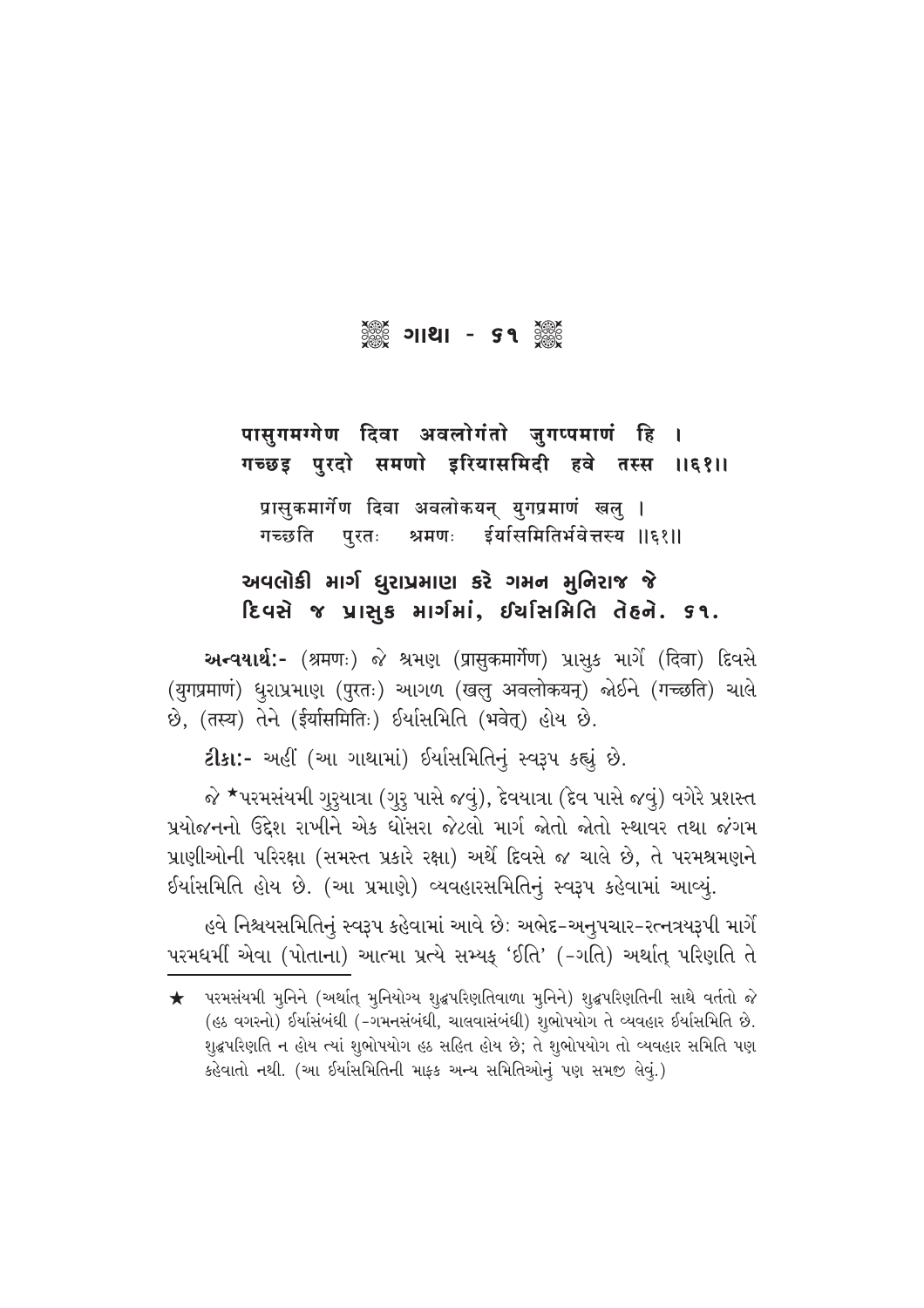## ❀ ગાથા - ૬૧ ❀

**पासुगमग्गेण दिवा अवलोगंतो जुगप्पमाणं हि ।**
**गच्छइ पुरदो समणो इरियासमिदी हवे तस्स ॥६१॥**

प्रासुकमार्गेण दिवा अवलोकयन् युगप्रमाणं खलु ।
गच्छति पुरतः श्रमणः ईर्यासमितिर्भवेत्तस्य ॥६१॥

**અવલોકી માર્ગ ધુરાપ્રમાણ કરે ગમન મુનિરાજ જે**
**દિવસે જ પ્રાસુક માર્ગમાં, ઈર્યાસમિતિ તેહને. ૬૧.**

**અન્વયાર્થ:-** (श्रमणः) જે શ્રમણ (प्रासुकमार्गेण) પ્રાસુક માર્ગે (दिवा) દિવસે (युगप्रमाणं) ધુરાપ્રમાણ (पुरतः) આગળ (खलु अवलोकयन्) જોઈને (गच्छति) ચાલે છે, (तस्य) તેને (ईर्यासमितिः) ઈર્યાસમિતિ (भवेत्) હોય છે.

**ટીકા:-** અહીં (આ ગાથામાં) ઈર્યાસમિતિનું સ્વરૂપ કહ્યું છે.

જે ★પરમસંયમી ગુરુયાત્રા (ગુરુ પાસે જવું), દેવયાત્રા (દેવ પાસે જવું) વગેરે પ્રશસ્ત પ્રયોજનનો ઉદ્દેશ રાખીને એક ધોંસરા જેટલો માર્ગ જોતો જોતો સ્થાવર તથા જંગમ પ્રાણીઓની પરિરક્ષા (સમસ્ત પ્રકારે રક્ષા) અર્થે દિવસે જ ચાલે છે, તે પરમશ્રમણને ઈર્યાસમિતિ હોય છે. (આ પ્રમાણે) વ્યવહારસમિતિનું સ્વરૂપ કહેવામાં આવ્યું.

હવે નિશ્ચયસમિતિનું સ્વરૂપ કહેવામાં આવે છેઃ અભેદ-અનુપચાર-રત્નત્રયરૂપી માર્ગે પરમધર્મી એવા (પોતાના) આત્મા પ્રત્યે સમ્યક્ 'ઈતિ' (-ગતિ) અર્થાત્ પરિણતિ તે

---

★ પરમસંયમી મુનિને (અર્થાત્ મુનિયોગ્ય શુદ્ધપરિણતિવાળા મુનિને) શુદ્ધપરિણતિની સાથે વર્તતો જે (હઠ વગરનો) ઈર્યાસંબંધી (-ગમનસંબંધી, ચાલવાસંબંધી) શુભોપયોગ તે વ્યવહાર ઈર્યાસમિતિ છે. શુદ્ધપરિણતિ ન હોય ત્યાં શુભોપયોગ હઠ સહિત હોય છે; તે શુભોપયોગ તો વ્યવહાર સમિતિ પણ કહેવાતો નથી. (આ ઈર્યાસમિતિની માફક અન્ય સમિતિઓનું પણ સમજી લેવું.)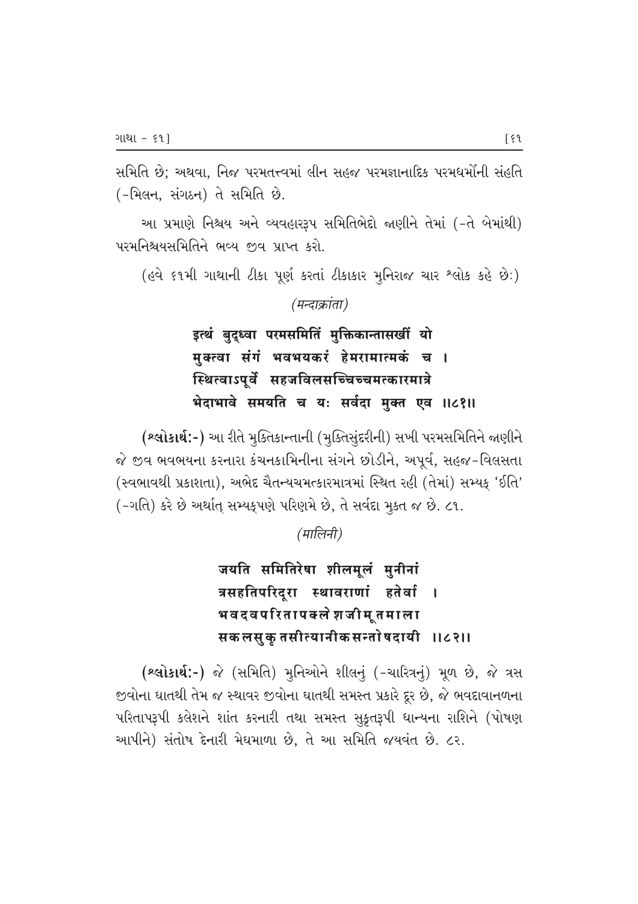સમિતિ છે; અથવા, નિજ પરમતત્ત્વમાં લીન સહજ પરમજ્ઞાનાદિક પરમધર્મોની સંહતિ (-મિલન, સંગઠન) તે સમિતિ છે.

આ પ્રમાણે નિશ્ચય અને વ્યવહારરૂપ સમિતિભેદો જાણીને તેમાં (-તે બેમાંથી) પરમનિશ્ચયસમિતિને ભવ્ય જીવ પ્રાપ્ત કરો.

(હવે ૬૧મી ગાથાની ટીકા પૂર્ણ કરતાં ટીકાકાર મુનિરાજ ચાર શ્લોક કહે છેઃ)

*(मन्दाक्रांता)*

**इत्थं बुद्ध्वा परमसमितिं मुक्तिकान्तासखीं यो**
**मुक्त्वा संगं भवभयकरं हेमरामात्मकं च ।**
**स्थित्वाऽपूर्वे सहजविलसच्चिच्चमत्कारमात्रे**
**भेदाभावे समयति च यः सर्वदा मुक्त एव ॥८१॥**

**(શ્લોકાર્થઃ-)** આ રીતે મુક્તિકાન્તાની (મુક્તિસુંદરીની) સખી પરમસમિતિને જાણીને જે જીવ ભવભયના કરનારા કંચનકામિનીના સંગને છોડીને, અપૂર્વ, સહજ-વિલસતા (સ્વભાવથી પ્રકાશતા), અભેદ ચૈતન્યચમત્કારમાત્રમાં સ્થિત રહી (તેમાં) સમ્યક્ 'ઈતિ' (-ગતિ) કરે છે અર્થાત્ સમ્યક્‌પણે પરિણમે છે, તે સર્વદા મુક્ત જ છે. ૮૧.

*(मालिनी)*

**जयति समितिरेषा शीलमूलं मुनीनां**
**त्रसहतिपरिदूरा स्थावराणां हतेर्वा ।**
**भवदवपरितापक्लेशजीमूतमाला**
**सकलसुकृतसीत्यानीकसन्तोषदायी ॥८२॥**

**(શ્લોકાર્થઃ-)** જે (સમિતિ) મુનિઓને શીલનું (-ચારિત્રનું) મૂળ છે, જે ત્રસ જીવોના ઘાતથી તેમ જ સ્થાવર જીવોના ઘાતથી સમસ્ત પ્રકારે દૂર છે, જે ભવદાવાનળના પરિતાપરૂપી ક્લેશને શાંત કરનારી તથા સમસ્ત સુકૃતરૂપી ધાન્યના રાશિને (પોષણ આપીને) સંતોષ દેનારી મેઘમાળા છે, તે આ સમિતિ જયવંત છે. ૮૨.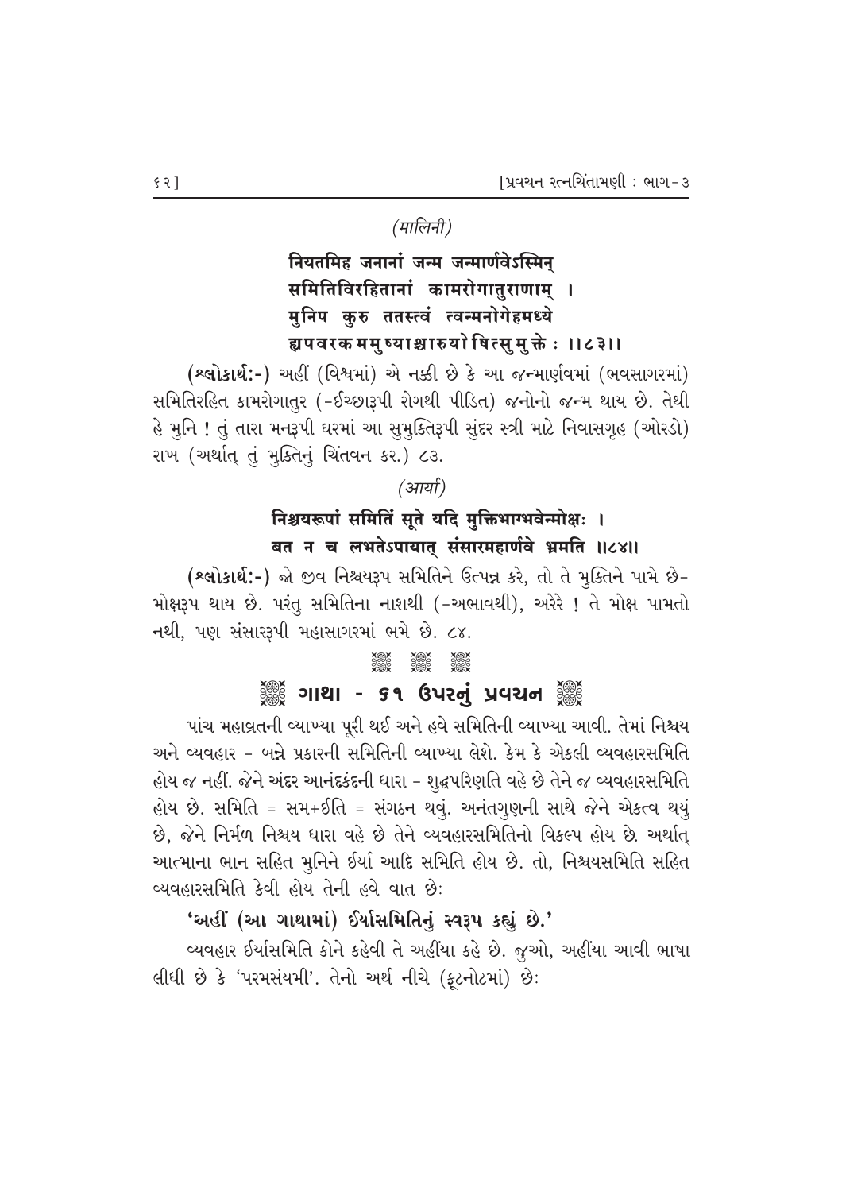*(मालिनी)*

**नियतमिह जनानां जन्म जन्मार्णवेऽस्मिन्**
**समितिविरहितानां कामरोगातुराणाम् ।**
**मुनिप कुरु ततस्त्वं त्वन्मनोगेहमध्ये**
**ह्यपवरकममुष्याश्चारुयोषित्सुमुक्तेः ।।८३।।**

**(શ્લોકાર્થઃ-)** અહીં (વિશ્વમાં) એ નક્કી છે કે આ જન્માર્ણવમાં (ભવસાગરમાં) સમિતિરહિત કામરોગાતુર (-ઈચ્છારૂપી રોગથી પીડિત) જનોનો જન્મ થાય છે. તેથી હે મુનિ ! તું તારા મનરૂપી ઘરમાં આ સુમુક્તિરૂપી સુંદર સ્ત્રી માટે નિવાસગૃહ (ઓરડો) રાખ (અર્થાત્ તું મુક્તિનું ચિંતવન કર.) ૮૩.

*(आर्या)*

**निश्चयरूपां समितिं सूते यदि मुक्तिभाग्भवेन्मोक्षः ।**
**बत न च लभतेऽपायात् संसारमहार्णवे भ्रमति ।।८४।।**

**(શ્લોકાર્થઃ-)** જો જીવ નિશ્ચયરૂપ સમિતિને ઉત્પન્ન કરે, તો તે મુક્તિને પામે છે- મોક્ષરૂપ થાય છે. પરંતુ સમિતિના નાશથી (-અભાવથી), અરેરે ! તે મોક્ષ પામતો નથી, પણ સંસારરૂપી મહાસાગરમાં ભમે છે. ૮૪.

## ગાથા - ૬૧ ઉપરનું પ્રવચન

પાંચ મહાવ્રતની વ્યાખ્યા પૂરી થઈ અને હવે સમિતિની વ્યાખ્યા આવી. તેમાં નિશ્ચય અને વ્યવહાર - બન્ને પ્રકારની સમિતિની વ્યાખ્યા લેશે. કેમ કે એકલી વ્યવહારસમિતિ હોય જ નહીં. જેને અંદર આનંદકંદની ધારા - શુદ્ધપરિણતિ વહે છે તેને જ વ્યવહારસમિતિ હોય છે. સમિતિ = સમ+ઈતિ = સંગઠન થવું. અનંતગુણની સાથે જેને એકત્વ થયું છે, જેને નિર્મળ નિશ્ચય ધારા વહે છે તેને વ્યવહારસમિતિનો વિકલ્પ હોય છે. અર્થાત્ આત્માના ભાન સહિત મુનિને ઈર્યા આદિ સમિતિ હોય છે. તો, નિશ્ચયસમિતિ સહિત વ્યવહારસમિતિ કેવી હોય તેની હવે વાત છેઃ

**'અહીં (આ ગાથામાં) ઈર્યાસમિતિનું સ્વરૂપ કહ્યું છે.'**

વ્યવહાર ઈર્યાસમિતિ કોને કહેવી તે અહીંયા કહે છે. જુઓ, અહીંયા આવી ભાષા લીધી છે કે 'પરમસંયમી'. તેનો અર્થ નીચે (ફૂટનોટમાં) છેઃ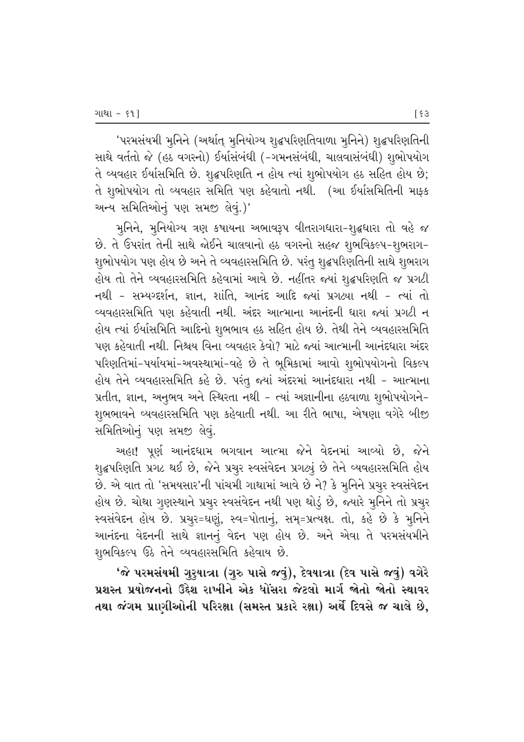'પરમસંયમી મુનિને (અર્થાત્ મુનિયોગ્ય શુદ્ધપરિણતિવાળા મુનિને) શુદ્ધપરિણતિની સાથે વર્તતો જે (હઠ વગરનો) ઈર્યાસંબંધી (-ગમનસંબંધી, ચાલવાસંબંધી) શુભોપયોગ તે વ્યવહાર ઈર્યાસમિતિ છે. શુદ્ધપરિણતિ ન હોય ત્યાં શુભોપયોગ હઠ સહિત હોય છે; તે શુભોપયોગ તો વ્યવહાર સમિતિ પણ કહેવાતો નથી. (આ ઈર્યાસમિતિની માફક અન્ય સમિતિઓનું પણ સમજી લેવું.)'

મુનિને, મુનિયોગ્ય ત્રણ કષાયના અભાવરૂપ વીતરાગધારા-શુદ્ધધારા તો વહે જ છે. તે ઉપરાંત તેની સાથે જોઈને ચાલવાનો હઠ વગરનો સહજ શુભવિકલ્પ-શુભરાગ-શુભોપયોગ પણ હોય છે અને તે વ્યવહારસમિતિ છે. પરંતુ શુદ્ધપરિણતિની સાથે શુભરાગ હોય તો તેને વ્યવહારસમિતિ કહેવામાં આવે છે. નહીંતર જ્યાં શુદ્ધપરિણતિ જ પ્રગટી નથી - સમ્યગ્દર્શન, જ્ઞાન, શાંતિ, આનંદ આદિ જ્યાં પ્રગટ્યા નથી - ત્યાં તો વ્યવહારસમિતિ પણ કહેવાતી નથી. અંદર આત્માના આનંદની ધારા જ્યાં પ્રગટી ન હોય ત્યાં ઈર્યાસમિતિ આદિનો શુભભાવ હઠ સહિત હોય છે. તેથી તેને વ્યવહારસમિતિ પણ કહેવાતી નથી. નિશ્ચય વિના વ્યવહાર કેવો? માટે જ્યાં આત્માની આનંદધારા અંદર પરિણતિમાં-પર્યાયમાં-અવસ્થામાં-વહે છે તે ભૂમિકામાં આવો શુભોપયોગનો વિકલ્પ હોય તેને વ્યવહારસમિતિ કહે છે. પરંતુ જ્યાં અંદરમાં આનંદધારા નથી - આત્માના પ્રતીત, જ્ઞાન, અનુભવ અને સ્થિરતા નથી - ત્યાં અજ્ઞાનીના હઠવાળા શુભોપયોગને-શુભભાવને વ્યવહારસમિતિ પણ કહેવાતી નથી. આ રીતે ભાષા, એષણા વગેરે બીજી સમિતિઓનું પણ સમજી લેવું.

અહા! પૂર્ણ આનંદધામ ભગવાન આત્મા જેને વેદનમાં આવ્યો છે, જેને શુદ્ધપરિણતિ પ્રગટ થઈ છે, જેને પ્રચુર સ્વસંવેદન પ્રગટ્યું છે તેને વ્યવહારસમિતિ હોય છે. એ વાત તો 'સમયસાર'ની પાંચમી ગાથામાં આવે છે ને? કે મુનિને પ્રચુર સ્વસંવેદન હોય છે. ચોથા ગુણસ્થાને પ્રચુર સ્વસંવેદન નથી પણ થોડું છે, જ્યારે મુનિને તો પ્રચુર સ્વસંવેદન હોય છે. પ્રચુર=ઘણું, સ્વ=પોતાનું, સમ્=પ્રત્યક્ષ. તો, કહે છે કે મુનિને આનંદના વેદનની સાથે જ્ઞાનનું વેદન પણ હોય છે. અને એવા તે પરમસંયમીને શુભવિકલ્પ ઉઠે તેને વ્યવહારસમિતિ કહેવાય છે.

**'જે પરમસંયમી ગુરુયાત્રા (ગુરુ પાસે જવું), દેવયાત્રા (દેવ પાસે જવું) વગેરે પ્રશસ્ત પ્રયોજનનો ઉદ્દેશ રાખીને એક ધોંસરા જેટલો માર્ગ જોતો જોતો સ્થાવર તથા જંગમ પ્રાણીઓની પરિરક્ષા (સમસ્ત પ્રકારે રક્ષા) અર્થે દિવસે જ ચાલે છે,**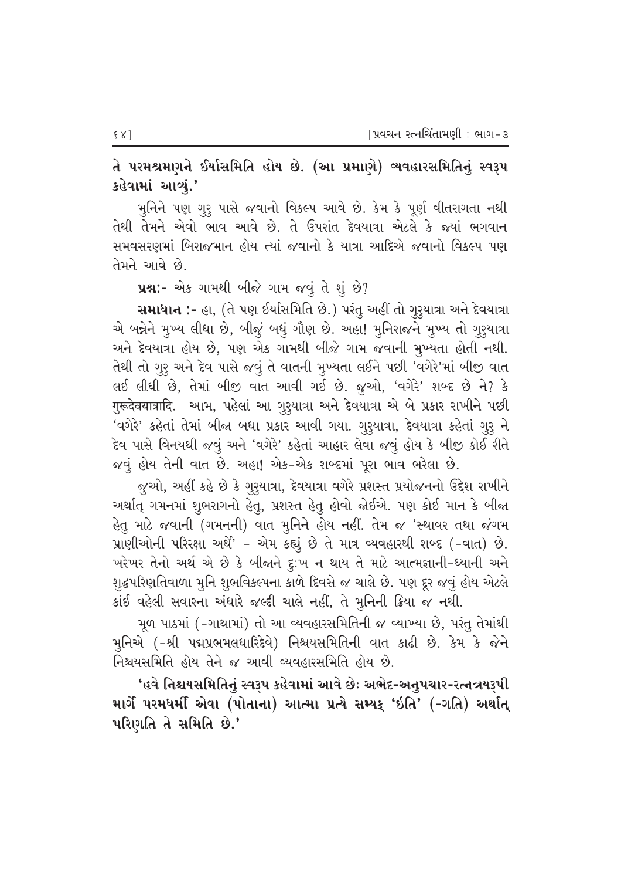**તે પરમશ્રમણને ઈર્યાસમિતિ હોય છે. (આ પ્રમાણે) વ્યવહારસમિતિનું સ્વરૂપ કહેવામાં આવ્યું.'**

મુનિને પણ ગુરુ પાસે જવાનો વિકલ્પ આવે છે. કેમ કે પૂર્ણ વીતરાગતા નથી તેથી તેમને એવો ભાવ આવે છે. તે ઉપરાંત દેવયાત્રા એટલે કે જ્યાં ભગવાન સમવસરણમાં બિરાજમાન હોય ત્યાં જવાનો કે યાત્રા આદિએ જવાનો વિકલ્પ પણ તેમને આવે છે.

**પ્રશ્ન:-** એક ગામથી બીજે ગામ જવું તે શું છે?

**સમાધાન :-** હા, (તે પણ ઈર્યાસમિતિ છે.) પરંતુ અહીં તો ગુરુયાત્રા અને દેવયાત્રા એ બન્નેને મુખ્ય લીધા છે, બીજું બધું ગૌણ છે. અહા! મુનિરાજને મુખ્ય તો ગુરુયાત્રા અને દેવયાત્રા હોય છે, પણ એક ગામથી બીજે ગામ જવાની મુખ્યતા હોતી નથી. તેથી તો ગુરુ અને દેવ પાસે જવું તે વાતની મુખ્યતા લઈને પછી 'વગેરે'માં બીજી વાત લઈ લીધી છે, તેમાં બીજી વાત આવી ગઈ છે. જુઓ, 'વગેરે' શબ્દ છે ને? કે गुरूदेवयात्रादि. આમ, પહેલાં આ ગુરુયાત્રા અને દેવયાત્રા એ બે પ્રકાર રાખીને પછી 'વગેરે' કહેતાં તેમાં બીજા બધા પ્રકાર આવી ગયા. ગુરુયાત્રા, દેવયાત્રા કહેતાં ગુરુ ને દેવ પાસે વિનયથી જવું અને 'વગેરે' કહેતાં આહાર લેવા જવું હોય કે બીજી કોઈ રીતે જવું હોય તેની વાત છે. અહા! એક-એક શબ્દમાં પૂરા ભાવ ભરેલા છે.

જુઓ, અહીં કહે છે કે ગુરુયાત્રા, દેવયાત્રા વગેરે પ્રશસ્ત પ્રયોજનનો ઉદ્દેશ રાખીને અર્થાત્ ગમનમાં શુભરાગનો હેતુ, પ્રશસ્ત હેતુ હોવો જોઈએ. પણ કોઈ માન કે બીજા હેતુ માટે જવાની (ગમનની) વાત મુનિને હોય નહીં. તેમ જ 'સ્થાવર તથા જંગમ પ્રાણીઓની પરિરક્ષા અર્થે' - એમ કહ્યું છે તે માત્ર વ્યવહારથી શબ્દ (-વાત) છે. ખરેખર તેનો અર્થ એ છે કે બીજાને દુઃખ ન થાય તે માટે આત્મજ્ઞાની-ધ્યાની અને શુદ્ધપરિણતિવાળા મુનિ શુભવિકલ્પના કાળે દિવસે જ ચાલે છે. પણ દૂર જવું હોય એટલે કાંઈ વહેલી સવારના અંધારે જલ્દી ચાલે નહીં, તે મુનિની ક્રિયા જ નથી.

મૂળ પાઠમાં (-ગાથામાં) તો આ વ્યવહારસમિતિની જ વ્યાખ્યા છે, પરંતુ તેમાંથી મુનિએ (-શ્રી પદ્મપ્રભમલધારિદેવે) નિશ્ચયસમિતિની વાત કાઢી છે. કેમ કે જેને નિશ્ચયસમિતિ હોય તેને જ આવી વ્યવહારસમિતિ હોય છે.

**'હવે નિશ્ચયસમિતિનું સ્વરૂપ કહેવામાં આવે છેઃ અભેદ-અનુપચાર-રત્નત્રયરૂપી માર્ગે પરમધર્મી એવા (પોતાના) આત્મા પ્રત્યે સમ્યક્ 'ઇતિ' (-ગતિ) અર્થાત્ પરિણતિ તે સમિતિ છે.'**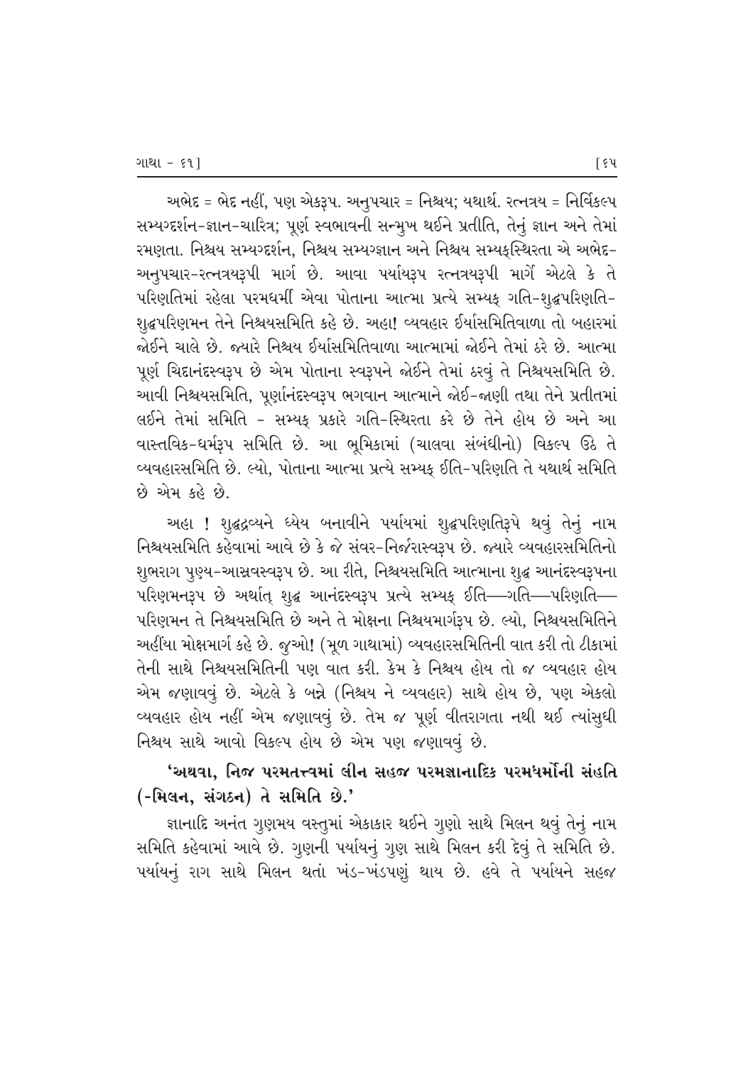અભેદ = ભેદ નહીં, પણ એકરૂપ. અનુપચાર = નિશ્ચય; યથાર્થ. રત્નત્રય = નિર્વિકલ્પ સમ્યગ્દર્શન-જ્ઞાન-ચારિત્ર; પૂર્ણ સ્વભાવની સન્મુખ થઈને પ્રતીતિ, તેનું જ્ઞાન અને તેમાં રમણતા. નિશ્ચય સમ્યગ્દર્શન, નિશ્ચય સમ્યગ્જ્ઞાન અને નિશ્ચય સમ્યક્સ્થિરતા એ અભેદ-અનુપચાર-રત્નત્રયરૂપી માર્ગ છે. આવા પર્યાયરૂપ રત્નત્રયરૂપી માર્ગે એટલે કે તે પરિણતિમાં રહેલા પરમધર્મી એવા પોતાના આત્મા પ્રત્યે સમ્યક્ ગતિ-શુદ્ધપરિણતિ-શુદ્ધપરિણમન તેને નિશ્ચયસમિતિ કહે છે. અહા! વ્યવહાર ઈર્યાસમિતિવાળા તો બહારમાં જોઈને ચાલે છે. જ્યારે નિશ્ચય ઈર્યાસમિતિવાળા આત્મામાં જોઈને તેમાં ઠરે છે. આત્મા પૂર્ણ ચિદાનંદસ્વરૂપ છે એમ પોતાના સ્વરૂપને જોઈને તેમાં ઠરવું તે નિશ્ચયસમિતિ છે. આવી નિશ્ચયસમિતિ, પૂર્ણાનંદસ્વરૂપ ભગવાન આત્માને જોઈ-જાણી તથા તેને પ્રતીતમાં લઈને તેમાં સમિતિ - સમ્યક્ પ્રકારે ગતિ-સ્થિરતા કરે છે તેને હોય છે અને આ વાસ્તવિક-ધર્મરૂપ સમિતિ છે. આ ભૂમિકામાં (ચાલવા સંબંધીનો) વિકલ્પ ઊઠે તે વ્યવહારસમિતિ છે. લ્યો, પોતાના આત્મા પ્રત્યે સમ્યક્ ઈતિ-પરિણતિ તે યથાર્થ સમિતિ છે એમ કહે છે.

અહા ! શુદ્ધદ્રવ્યને ધ્યેય બનાવીને પર્યાયમાં શુદ્ધપરિણતિરૂપે થવું તેનું નામ નિશ્ચયસમિતિ કહેવામાં આવે છે કે જે સંવર-નિર્જરાસ્વરૂપ છે. જ્યારે વ્યવહારસમિતિનો શુભરાગ પુણ્ય-આસ્રવસ્વરૂપ છે. આ રીતે, નિશ્ચયસમિતિ આત્માના શુદ્ધ આનંદસ્વરૂપના પરિણમનરૂપ છે અર્થાત્ શુદ્ધ આનંદસ્વરૂપ પ્રત્યે સમ્યક્ ઈતિ—ગતિ—પરિણતિ—પરિણમન તે નિશ્ચયસમિતિ છે અને તે મોક્ષના નિશ્ચયમાર્ગરૂપ છે. લ્યો, નિશ્ચયસમિતિને અહીંયા મોક્ષમાર્ગ કહે છે. જુઓ! (મૂળ ગાથામાં) વ્યવહારસમિતિની વાત કરી તો ટીકામાં તેની સાથે નિશ્ચયસમિતિની પણ વાત કરી. કેમ કે નિશ્ચય હોય તો જ વ્યવહાર હોય એમ જણાવવું છે. એટલે કે બન્ને (નિશ્ચય ને વ્યવહાર) સાથે હોય છે, પણ એકલો વ્યવહાર હોય નહીં એમ જણાવવું છે. તેમ જ પૂર્ણ વીતરાગતા નથી થઈ ત્યાંસુધી નિશ્ચય સાથે આવો વિકલ્પ હોય છે એમ પણ જણાવવું છે.

**'અથવા, નિજ પરમતત્ત્વમાં લીન સહજ પરમજ્ઞાનાદિક પરમધર્મોની સંહતિ (-મિલન, સંગઠન) તે સમિતિ છે.'**

જ્ઞાનાદિ અનંત ગુણમય વસ્તુમાં એકાકાર થઈને ગુણો સાથે મિલન થવું તેનું નામ સમિતિ કહેવામાં આવે છે. ગુણની પર્યાયનું ગુણ સાથે મિલન કરી દેવું તે સમિતિ છે. પર્યાયનું રાગ સાથે મિલન થતાં ખંડ-ખંડપણું થાય છે. હવે તે પર્યાયને સહજ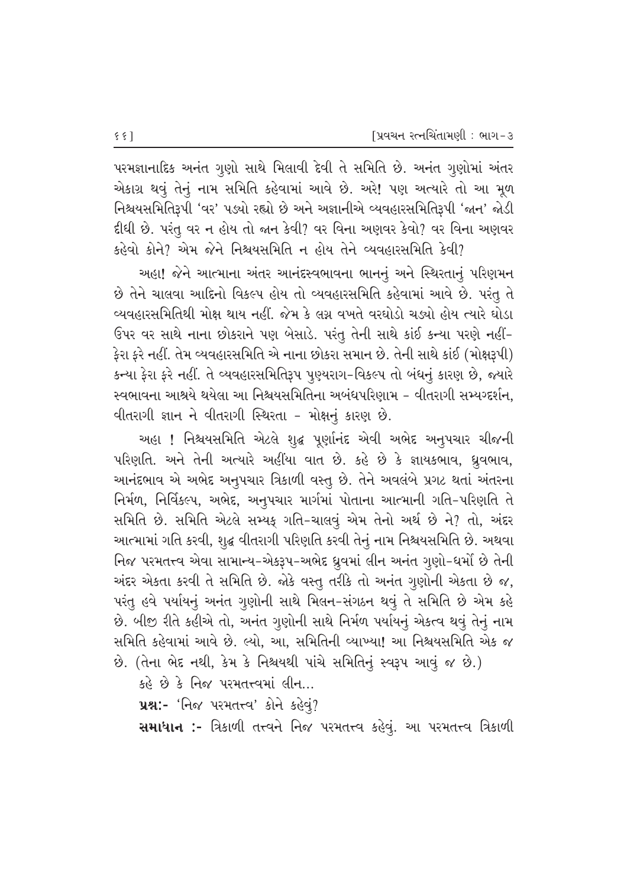પરમજ્ઞાનાદિક અનંત ગુણો સાથે મિલાવી દેવી તે સમિતિ છે. અનંત ગુણોમાં અંતર એકાગ્ર થવું તેનું નામ સમિતિ કહેવામાં આવે છે. અરે! પણ અત્યારે તો આ મૂળ નિશ્ચયસમિતિરૂપી 'વર' પડ્યો રહ્યો છે અને અજ્ઞાનીએ વ્યવહારસમિતિરૂપી 'જાન' જોડી દીધી છે. પરંતુ વર ન હોય તો જાન કેવી? વર વિના અણવર કેવો? વર વિના અણવર કહેવો કોને? એમ જેને નિશ્ચયસમિતિ ન હોય તેને વ્યવહારસમિતિ કેવી?

અહા! જેને આત્માના અંતર આનંદસ્વભાવના ભાનનું અને સ્થિરતાનું પરિણમન છે તેને ચાલવા આદિનો વિકલ્પ હોય તો વ્યવહારસમિતિ કહેવામાં આવે છે. પરંતુ તે વ્યવહારસમિતિથી મોક્ષ થાય નહીં. જેમ કે લગ્ન વખતે વરઘોડો ચડ્યો હોય ત્યારે ઘોડા ઉપર વર સાથે નાના છોકરાને પણ બેસાડે. પરંતુ તેની સાથે કાંઈ કન્યા પરણે નહીં- ફેરા ફરે નહીં. તેમ વ્યવહારસમિતિ એ નાના છોકરા સમાન છે. તેની સાથે કાંઈ (મોક્ષરૂપી) કન્યા ફેરા ફરે નહીં. તે વ્યવહારસમિતિરૂપ પુણ્યરાગ-વિકલ્પ તો બંધનું કારણ છે, જ્યારે સ્વભાવના આશ્રયે થયેલા આ નિશ્ચયસમિતિના અબંધપરિણામ - વીતરાગી સમ્યગ્દર્શન, વીતરાગી જ્ઞાન ને વીતરાગી સ્થિરતા - મોક્ષનું કારણ છે.

અહા ! નિશ્ચયસમિતિ એટલે શુદ્ધ પૂર્ણાનંદ એવી અભેદ અનુપચાર ચીજની પરિણતિ. અને તેની અત્યારે અહીંયા વાત છે. કહે છે કે જ્ઞાયકભાવ, ધ્રુવભાવ, આનંદભાવ એ અભેદ અનુપચાર ત્રિકાળી વસ્તુ છે. તેને અવલંબે પ્રગટ થતાં અંતરના નિર્મળ, નિર્વિકલ્પ, અભેદ, અનુપચાર માર્ગમાં પોતાના આત્માની ગતિ-પરિણતિ તે સમિતિ છે. સમિતિ એટલે સમ્યક્ ગતિ-ચાલવું એમ તેનો અર્થ છે ને? તો, અંદર આત્મામાં ગતિ કરવી, શુદ્ધ વીતરાગી પરિણતિ કરવી તેનું નામ નિશ્ચયસમિતિ છે. અથવા નિજ પરમતત્ત્વ એવા સામાન્ય-એકરૂપ-અભેદ ધ્રુવમાં લીન અનંત ગુણો-ધર્મો છે તેની અંદર એકતા કરવી તે સમિતિ છે. જોકે વસ્તુ તરીકે તો અનંત ગુણોની એકતા છે જ, પરંતુ હવે પર્યાયનું અનંત ગુણોની સાથે મિલન-સંગઠન થવું તે સમિતિ છે એમ કહે છે. બીજી રીતે કહીએ તો, અનંત ગુણોની સાથે નિર્મળ પર્યાયનું એકત્વ થવું તેનું નામ સમિતિ કહેવામાં આવે છે. લ્યો, આ, સમિતિની વ્યાખ્યા! આ નિશ્ચયસમિતિ એક જ છે. (તેના ભેદ નથી, કેમ કે નિશ્ચયથી પાંચે સમિતિનું સ્વરૂપ આવું જ છે.)

કહે છે કે નિજ પરમતત્ત્વમાં લીન...

**પ્રશ્ન:-** 'નિજ પરમતત્ત્વ' કોને કહેવું?

**સમાધાન :-** ત્રિકાળી તત્ત્વને નિજ પરમતત્ત્વ કહેવું. આ પરમતત્ત્વ ત્રિકાળી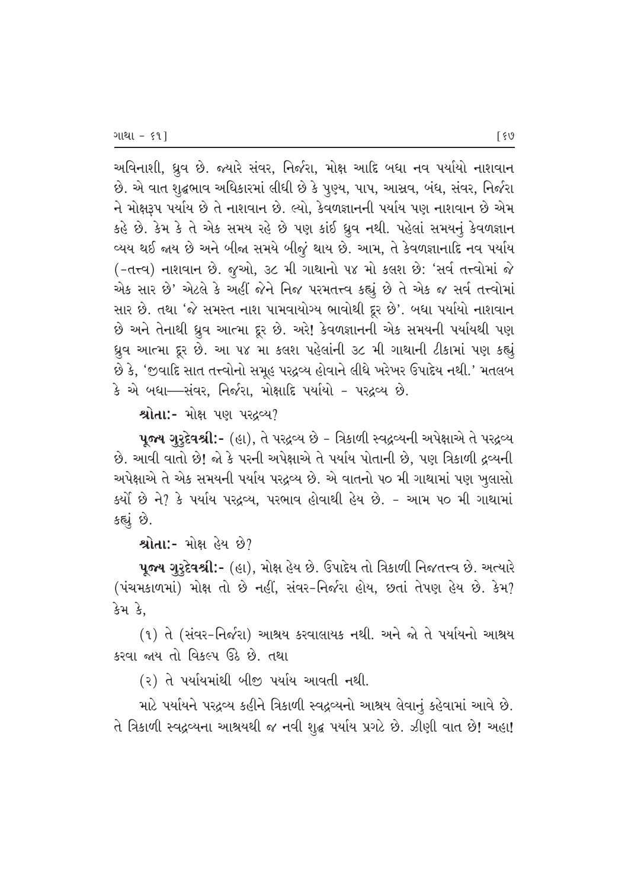અવિનાશી, ધ્રુવ છે. જ્યારે સંવર, નિર્જરા, મોક્ષ આદિ બધા નવ પર્યાયો નાશવાન છે. એ વાત શુદ્ધભાવ અધિકારમાં લીધી છે કે પુણ્ય, પાપ, આસ્રવ, બંધ, સંવર, નિર્જરા ને મોક્ષરૂપ પર્યાય છે તે નાશવાન છે. લ્યો, કેવળજ્ઞાનની પર્યાય પણ નાશવાન છે એમ કહે છે. કેમ કે તે એક સમય રહે છે પણ કાંઈ ધ્રુવ નથી. પહેલાં સમયનું કેવળજ્ઞાન વ્યય થઈ જાય છે અને બીજા સમયે બીજું થાય છે. આમ, તે કેવળજ્ઞાનાદિ નવ પર્યાય (-તત્ત્વ) નાશવાન છે. જુઓ, ૩૮ મી ગાથાનો ૫૪ મો કલશ છે: 'સર્વ તત્ત્વોમાં જે એક સાર છે' એટલે કે અહીં જેને નિજ પરમતત્ત્વ કહ્યું છે તે એક જ સર્વ તત્ત્વોમાં સાર છે. તથા 'જે સમસ્ત નાશ પામવાયોગ્ય ભાવોથી દૂર છે'. બધા પર્યાયો નાશવાન છે અને તેનાથી ધ્રુવ આત્મા દૂર છે. અરે! કેવળજ્ઞાનની એક સમયની પર્યાયથી પણ ધ્રુવ આત્મા દૂર છે. આ ૫૪ મા કલશ પહેલાંની ૩૮ મી ગાથાની ટીકામાં પણ કહ્યું છે કે, 'જીવાદિ સાત તત્ત્વોનો સમૂહ પરદ્રવ્ય હોવાને લીધે ખરેખર ઉપાદેય નથી.' મતલબ કે એ બધા—સંવર, નિર્જરા, મોક્ષાદિ પર્યાયો - પરદ્રવ્ય છે.

**શ્રોતા:-** મોક્ષ પણ પરદ્રવ્ય?

**પૂજ્ય ગુરુદેવશ્રી:-** (હા), તે પરદ્રવ્ય છે - ત્રિકાળી સ્વદ્રવ્યની અપેક્ષાએ તે પરદ્રવ્ય છે. આવી વાતો છે! જો કે પરની અપેક્ષાએ તે પર્યાય પોતાની છે, પણ ત્રિકાળી દ્રવ્યની અપેક્ષાએ તે એક સમયની પર્યાય પરદ્રવ્ય છે. એ વાતનો ૫૦ મી ગાથામાં પણ ખુલાસો કર્યો છે ને? કે પર્યાય પરદ્રવ્ય, પરભાવ હોવાથી હેય છે. - આમ ૫૦ મી ગાથામાં કહ્યું છે.

**શ્રોતા:-** મોક્ષ હેય છે?

**પૂજ્ય ગુરુદેવશ્રી:-** (હા), મોક્ષ હેય છે. ઉપાદેય તો ત્રિકાળી નિજતત્ત્વ છે. અત્યારે (પંચમકાળમાં) મોક્ષ તો છે નહીં, સંવર-નિર્જરા હોય, છતાં તેપણ હેય છે. કેમ? કેમ કે,

(૧) તે (સંવર-નિર્જરા) આશ્રય કરવાલાયક નથી. અને જો તે પર્યાયનો આશ્રય કરવા જાય તો વિકલ્પ ઉઠે છે. તથા

(૨) તે પર્યાયમાંથી બીજી પર્યાય આવતી નથી.

માટે પર્યાયને પરદ્રવ્ય કહીને ત્રિકાળી સ્વદ્રવ્યનો આશ્રય લેવાનું કહેવામાં આવે છે. તે ત્રિકાળી સ્વદ્રવ્યના આશ્રયથી જ નવી શુદ્ધ પર્યાય પ્રગટે છે. ઝીણી વાત છે! અહા!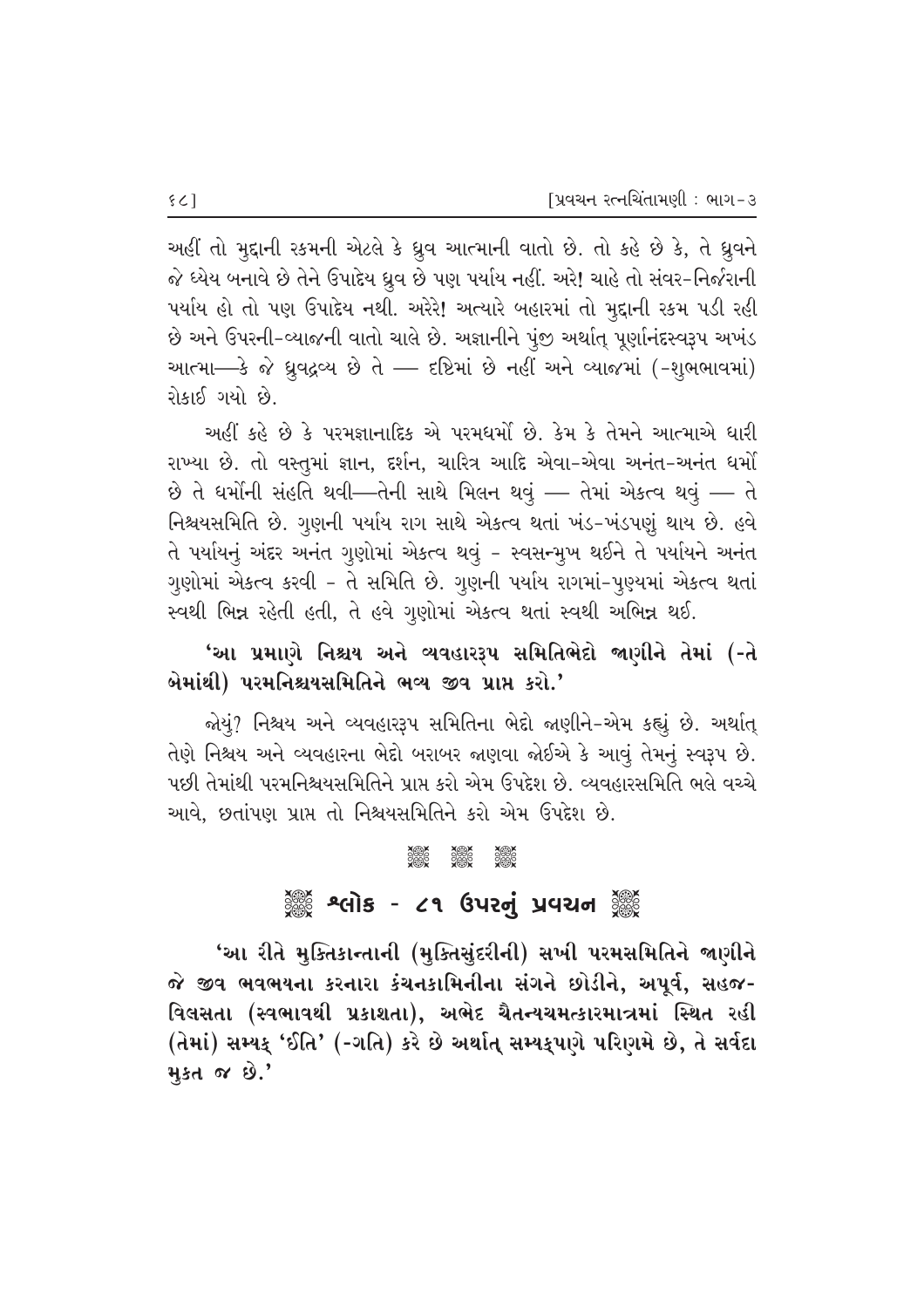અહીં તો મુદ્દાની રકમની એટલે કે ધ્રુવ આત્માની વાતો છે. તો કહે છે કે, તે ધ્રુવને જે ધ્યેય બનાવે છે તેને ઉપાદેય ધ્રુવ છે પણ પર્યાય નહીં. અરે! ચાહે તો સંવર-નિર્જરાની પર્યાય હો તો પણ ઉપાદેય નથી. અરેરે! અત્યારે બહારમાં તો મુદ્દાની રકમ પડી રહી છે અને ઉપરની-વ્યાજની વાતો ચાલે છે. અજ્ઞાનીને પુંજી અર્થાત્ પૂર્ણાનંદસ્વરૂપ અખંડ આત્મા—કે જે ધ્રુવદ્રવ્ય છે તે — દૃષ્ટિમાં છે નહીં અને વ્યાજમાં (-શુભભાવમાં) રોકાઈ ગયો છે.

અહીં કહે છે કે પરમજ્ઞાનાદિક એ પરમધર્મો છે. કેમ કે તેમને આત્માએ ધારી રાખ્યા છે. તો વસ્તુમાં જ્ઞાન, દર્શન, ચારિત્ર આદિ એવા-એવા અનંત-અનંત ધર્મો છે તે ધર્મોની સંહતિ થવી—તેની સાથે મિલન થવું — તેમાં એકત્વ થવું — તે નિશ્ચયસમિતિ છે. ગુણની પર્યાય રાગ સાથે એકત્વ થતાં ખંડ-ખંડપણું થાય છે. હવે તે પર્યાયનું અંદર અનંત ગુણોમાં એકત્વ થવું - સ્વસન્મુખ થઈને તે પર્યાયને અનંત ગુણોમાં એકત્વ કરવી - તે સમિતિ છે. ગુણની પર્યાય રાગમાં-પુણ્યમાં એકત્વ થતાં સ્વથી ભિન્ન રહેતી હતી, તે હવે ગુણોમાં એકત્વ થતાં સ્વથી અભિન્ન થઈ.

**'આ પ્રમાણે નિશ્ચય અને વ્યવહારરૂપ સમિતિભેદો જાણીને તેમાં (-તે બેમાંથી) પરમનિશ્ચયસમિતિને ભવ્ય જીવ પ્રાપ્ત કરો.'**

જોયું? નિશ્ચય અને વ્યવહારરૂપ સમિતિના ભેદો જાણીને-એમ કહ્યું છે. અર્થાત્ તેણે નિશ્ચય અને વ્યવહારના ભેદો બરાબર જાણવા જોઈએ કે આવું તેમનું સ્વરૂપ છે. પછી તેમાંથી પરમનિશ્ચયસમિતિને પ્રાપ્ત કરો એમ ઉપદેશ છે. વ્યવહારસમિતિ ભલે વચ્ચે આવે, છતાંપણ પ્રાપ્ત તો નિશ્ચયસમિતિને કરો એમ ઉપદેશ છે.

## શ્લોક - ૮૧ ઉપરનું પ્રવચન

**'આ રીતે મુક્તિકાન્તાની (મુક્તિસુંદરીની) સખી પરમસમિતિને જાણીને જે જીવ ભવભયના કરનારા કંચનકામિનીના સંગને છોડીને, અપૂર્વ, સહજ-વિલસતા (સ્વભાવથી પ્રકાશતા), અભેદ ચૈતન્યચમત્કારમાત્રમાં સ્થિત રહી (તેમાં) સમ્યક્ 'ઈતિ' (-ગતિ) કરે છે અર્થાત્ સમ્યક્પણે પરિણમે છે, તે સર્વદા મુક્ત જ છે.'**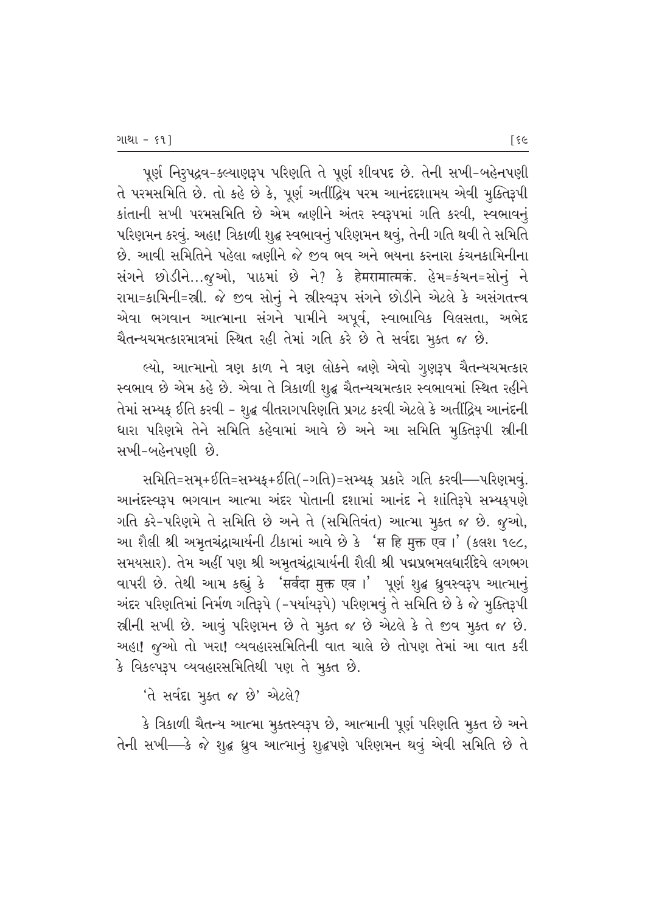પૂર્ણ નિરુપદ્રવ-કલ્યાણરૂપ પરિણતિ તે પૂર્ણ શીવપદ છે. તેની સખી-બહેનપણી તે પરમસમિતિ છે. તો કહે છે કે, પૂર્ણ અતીંદ્રિય પરમ આનંદદશામય એવી મુક્તિરૂપી કાંતાની સખી પરમસમિતિ છે એમ જાણીને અંતર સ્વરૂપમાં ગતિ કરવી, સ્વભાવનું પરિણમન કરવું. અહા! ત્રિકાળી શુદ્ધ સ્વભાવનું પરિણમન થવું, તેની ગતિ થવી તે સમિતિ છે. આવી સમિતિને પહેલા જાણીને જે જીવ ભવ અને ભયના કરનારા કંચનકામિનીના સંગને છોડીને...જુઓ, પાઠમાં છે ને? કે हेमरामात्मकं. હેમ=કંચન=સોનું ને રામા=કામિની=સ્ત્રી. જે જીવ સોનું ને સ્ત્રીસ્વરૂપ સંગને છોડીને એટલે કે અસંગતત્ત્વ એવા ભગવાન આત્માના સંગને પામીને અપૂર્વ, સ્વાભાવિક વિલસતા, અભેદ ચૈતન્યચમત્કારમાત્રમાં સ્થિત રહી તેમાં ગતિ કરે છે તે સર્વદા મુક્ત જ છે.

લ્યો, આત્માનો ત્રણ કાળ ને ત્રણ લોકને જાણે એવો ગુણરૂપ ચૈતન્યચમત્કાર સ્વભાવ છે એમ કહે છે. એવા તે ત્રિકાળી શુદ્ધ ચૈતન્યચમત્કાર સ્વભાવમાં સ્થિત રહીને તેમાં સમ્યક્ ઈતિ કરવી - શુદ્ધ વીતરાગપરિણતિ પ્રગટ કરવી એટલે કે અતીંદ્રિય આનંદની ધારા પરિણમે તેને સમિતિ કહેવામાં આવે છે અને આ સમિતિ મુક્તિરૂપી સ્ત્રીની સખી-બહેનપણી છે.

સમિતિ=સમ્+ઈતિ=સમ્યક્+ઈતિ(-ગતિ)=સમ્યક્ પ્રકારે ગતિ કરવી—પરિણમવું. આનંદસ્વરૂપ ભગવાન આત્મા અંદર પોતાની દશામાં આનંદ ને શાંતિરૂપે સમ્યક્પણે ગતિ કરે-પરિણમે તે સમિતિ છે અને તે (સમિતિવંત) આત્મા મુક્ત જ છે. જુઓ, આ શૈલી શ્રી અમૃતચંદ્રાચાર્યની ટીકામાં આવે છે કે 'स हि मुक्त एव।' (કલશ ૧૯૮, સમયસાર). તેમ અહીં પણ શ્રી અમૃતચંદ્રાચાર્યની શૈલી શ્રી પદ્મપ્રભમલધારીદેવે લગભગ વાપરી છે. તેથી આમ કહ્યું કે 'सर्वदा मुक्त एव।' પૂર્ણ શુદ્ધ ધ્રુવસ્વરૂપ આત્માનું અંદર પરિણતિમાં નિર્મળ ગતિરૂપે (-પર્યાયરૂપે) પરિણમવું તે સમિતિ છે કે જે મુક્તિરૂપી સ્ત્રીની સખી છે. આવું પરિણમન છે તે મુક્ત જ છે એટલે કે તે જીવ મુક્ત જ છે. અહા! જુઓ તો ખરા! વ્યવહારસમિતિની વાત ચાલે છે તોપણ તેમાં આ વાત કરી કે વિકલ્પરૂપ વ્યવહારસમિતિથી પણ તે મુક્ત છે.

'તે સર્વદા મુક્ત જ છે' એટલે?

કે ત્રિકાળી ચૈતન્ય આત્મા મુક્તસ્વરૂપ છે, આત્માની પૂર્ણ પરિણતિ મુક્ત છે અને તેની સખી—કે જે શુદ્ધ ધ્રુવ આત્માનું શુદ્ધપણે પરિણમન થવું એવી સમિતિ છે તે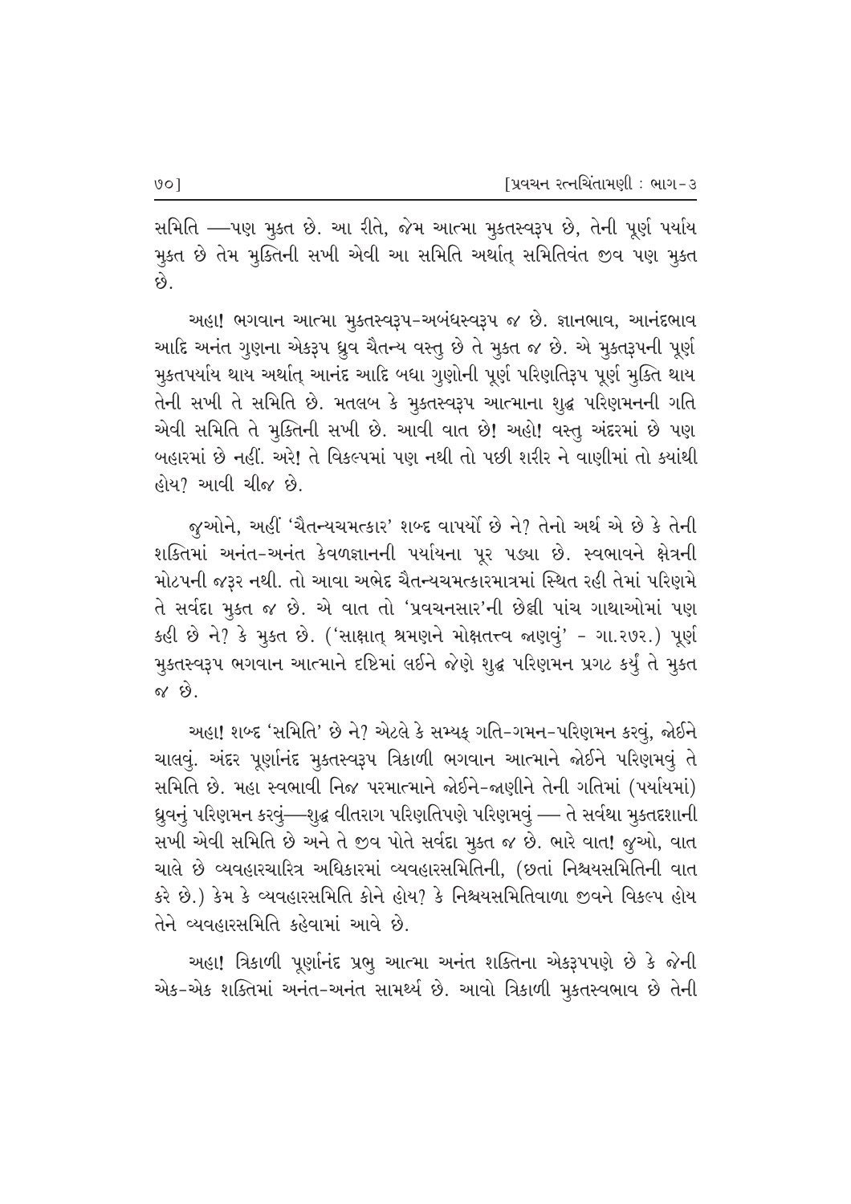સમિતિ —પણ મુક્ત છે. આ રીતે, જેમ આત્મા મુક્તસ્વરૂપ છે, તેની પૂર્ણ પર્યાય મુક્ત છે તેમ મુક્તિની સખી એવી આ સમિતિ અર્થાત્ સમિતિવંત જીવ પણ મુક્ત છે.

અહા! ભગવાન આત્મા મુક્તસ્વરૂપ-અબંધસ્વરૂપ જ છે. જ્ઞાનભાવ, આનંદભાવ આદિ અનંત ગુણના એકરૂપ ધ્રુવ ચૈતન્ય વસ્તુ છે તે મુક્ત જ છે. એ મુક્તરૂપની પૂર્ણ મુક્તપર્યાય થાય અર્થાત્ આનંદ આદિ બધા ગુણોની પૂર્ણ પરિણતિરૂપ પૂર્ણ મુક્તિ થાય તેની સખી તે સમિતિ છે. મતલબ કે મુક્તસ્વરૂપ આત્માના શુદ્ધ પરિણમનની ગતિ એવી સમિતિ તે મુક્તિની સખી છે. આવી વાત છે! અહો! વસ્તુ અંદરમાં છે પણ બહારમાં છે નહીં. અરે! તે વિકલ્પમાં પણ નથી તો પછી શરીર ને વાણીમાં તો ક્યાંથી હોય? આવી ચીજ છે.

જુઓને, અહીં 'ચૈતન્યચમત્કાર' શબ્દ વાપર્યો છે ને? તેનો અર્થ એ છે કે તેની શક્તિમાં અનંત-અનંત કેવળજ્ઞાનની પર્યાયના પૂર પડ્યા છે. સ્વભાવને ક્ષેત્રની મોટપની જરૂર નથી. તો આવા અભેદ ચૈતન્યચમત્કારમાત્રમાં સ્થિત રહી તેમાં પરિણમે તે સર્વદા મુક્ત જ છે. એ વાત તો 'પ્રવચનસાર'ની છેલ્લી પાંચ ગાથાઓમાં પણ કહી છે ને? કે મુક્ત છે. ('સાક્ષાત્ શ્રમણને મોક્ષતત્ત્વ જાણવું' - ગા.૨૭૨.) પૂર્ણ મુક્તસ્વરૂપ ભગવાન આત્માને દૃષ્ટિમાં લઈને જેણે શુદ્ધ પરિણમન પ્રગટ કર્યું તે મુક્ત જ છે.

અહા! શબ્દ 'સમિતિ' છે ને? એટલે કે સમ્યક્ ગતિ-ગમન-પરિણમન કરવું, જોઈને ચાલવું. અંદર પૂર્ણાનંદ મુક્તસ્વરૂપ ત્રિકાળી ભગવાન આત્માને જોઈને પરિણમવું તે સમિતિ છે. મહા સ્વભાવી નિજ પરમાત્માને જોઈને-જાણીને તેની ગતિમાં (પર્યાયમાં) ધ્રુવનું પરિણમન કરવું—શુદ્ધ વીતરાગ પરિણતિપણે પરિણમવું — તે સર્વથા મુક્તદશાની સખી એવી સમિતિ છે અને તે જીવ પોતે સર્વદા મુક્ત જ છે. ભારે વાત! જુઓ, વાત ચાલે છે વ્યવહારચારિત્ર અધિકારમાં વ્યવહારસમિતિની, (છતાં નિશ્ચયસમિતિની વાત કરે છે.) કેમ કે વ્યવહારસમિતિ કોને હોય? કે નિશ્ચયસમિતિવાળા જીવને વિકલ્પ હોય તેને વ્યવહારસમિતિ કહેવામાં આવે છે.

અહા! ત્રિકાળી પૂર્ણાનંદ પ્રભુ આત્મા અનંત શક્તિના એકરૂપપણે છે કે જેની એક-એક શક્તિમાં અનંત-અનંત સામર્થ્ય છે. આવો ત્રિકાળી મુક્તસ્વભાવ છે તેની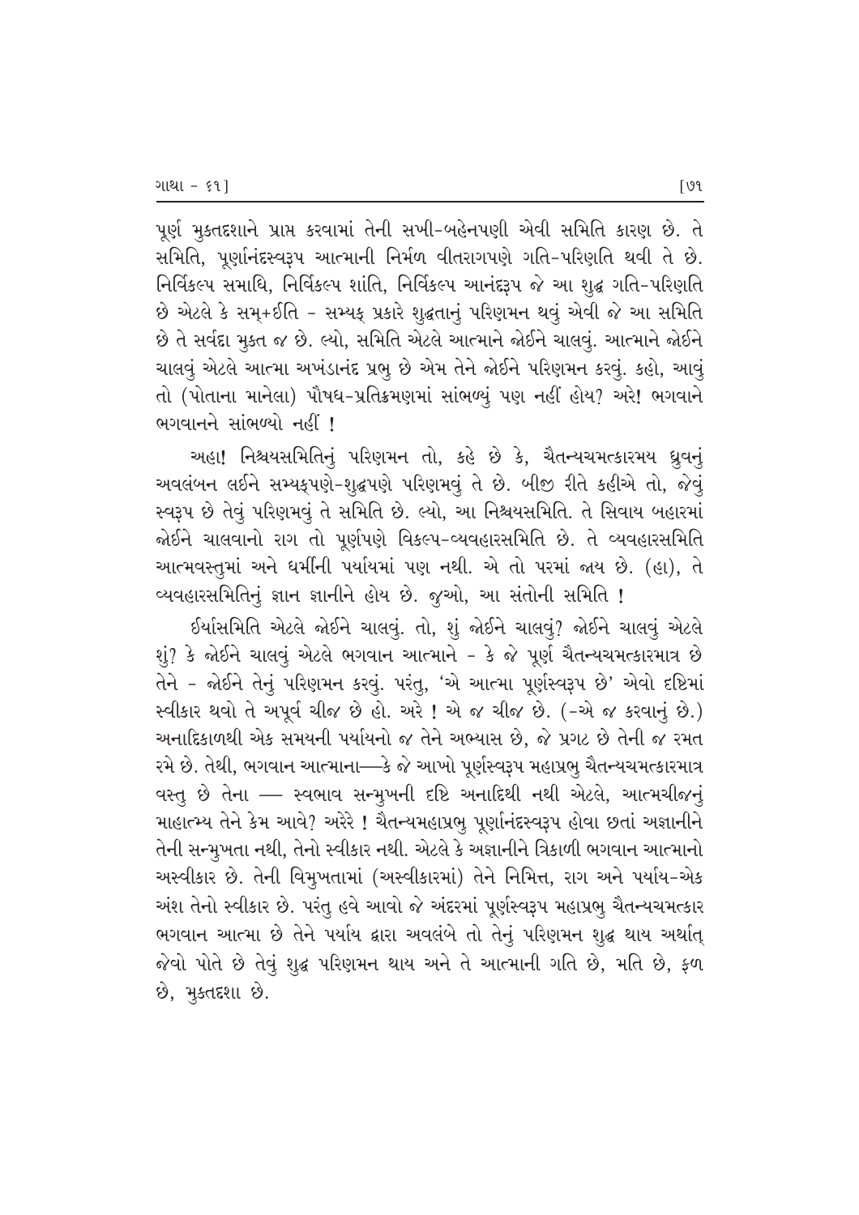પૂર્ણ મુક્તદશાને પ્રાપ્ત કરવામાં તેની સખી-બહેનપણી એવી સમિતિ કારણ છે. તે સમિતિ, પૂર્ણાનંદસ્વરૂપ આત્માની નિર્મળ વીતરાગપણે ગતિ-પરિણતિ થવી તે છે. નિર્વિકલ્પ સમાધિ, નિર્વિકલ્પ શાંતિ, નિર્વિકલ્પ આનંદરૂપ જે આ શુદ્ધ ગતિ-પરિણતિ છે એટલે કે સમ્+ઈતિ - સમ્યક્ પ્રકારે શુદ્ધતાનું પરિણમન થવું એવી જે આ સમિતિ છે તે સર્વદા મુક્ત જ છે. લ્યો, સમિતિ એટલે આત્માને જોઈને ચાલવું. આત્માને જોઈને ચાલવું એટલે આત્મા અખંડાનંદ પ્રભુ છે એમ તેને જોઈને પરિણમન કરવું. કહો, આવું તો (પોતાના માનેલા) પૌષધ-પ્રતિક્રમણમાં સાંભળ્યું પણ નહીં હોય? અરે! ભગવાને ભગવાનને સાંભળ્યો નહીં !

અહા! નિશ્ચયસમિતિનું પરિણમન તો, કહે છે કે, ચૈતન્યચમત્કારમય ધ્રુવનું અવલંબન લઈને સમ્યક્પણે-શુદ્ધપણે પરિણમવું તે છે. બીજી રીતે કહીએ તો, જેવું સ્વરૂપ છે તેવું પરિણમવું તે સમિતિ છે. લ્યો, આ નિશ્ચયસમિતિ. તે સિવાય બહારમાં જોઈને ચાલવાનો રાગ તો પૂર્ણપણે વિકલ્પ-વ્યવહારસમિતિ છે. તે વ્યવહારસમિતિ આત્મવસ્તુમાં અને ધર્મીની પર્યાયમાં પણ નથી. એ તો પરમાં જાય છે. (હા), તે વ્યવહારસમિતિનું જ્ઞાન જ્ઞાનીને હોય છે. જુઓ, આ સંતોની સમિતિ !

ઈર્યાસમિતિ એટલે જોઈને ચાલવું. તો, શું જોઈને ચાલવું? જોઈને ચાલવું એટલે શું? કે જોઈને ચાલવું એટલે ભગવાન આત્માને - કે જે પૂર્ણ ચૈતન્યચમત્કારમાત્ર છે તેને - જોઈને તેનું પરિણમન કરવું. પરંતુ, 'એ આત્મા પૂર્ણસ્વરૂપ છે' એવો દૃષ્ટિમાં સ્વીકાર થવો તે અપૂર્વ ચીજ છે હો. અરે ! એ જ ચીજ છે. (-એ જ કરવાનું છે.) અનાદિકાળથી એક સમયની પર્યાયનો જ તેને અભ્યાસ છે, જે પ્રગટ છે તેની જ રમત રમે છે. તેથી, ભગવાન આત્માના—કે જે આખો પૂર્ણસ્વરૂપ મહાપ્રભુ ચૈતન્યચમત્કારમાત્ર વસ્તુ છે તેના — સ્વભાવ સન્મુખની દૃષ્ટિ અનાદિથી નથી એટલે, આત્મચીજનું માહાત્મ્ય તેને કેમ આવે? અરેરે ! ચૈતન્યમહાપ્રભુ પૂર્ણાનંદસ્વરૂપ હોવા છતાં અજ્ઞાનીને તેની સન્મુખતા નથી, તેનો સ્વીકાર નથી. એટલે કે અજ્ઞાનીને ત્રિકાળી ભગવાન આત્માનો અસ્વીકાર છે. તેની વિમુખતામાં (અસ્વીકારમાં) તેને નિમિત્ત, રાગ અને પર્યાય-એક અંશ તેનો સ્વીકાર છે. પરંતુ હવે આવો જે અંદરમાં પૂર્ણસ્વરૂપ મહાપ્રભુ ચૈતન્યચમત્કાર ભગવાન આત્મા છે તેને પર્યાય દ્વારા અવલંબે તો તેનું પરિણમન શુદ્ધ થાય અર્થાત્ જેવો પોતે છે તેવું શુદ્ધ પરિણમન થાય અને તે આત્માની ગતિ છે, મતિ છે, ફળ છે, મુક્તદશા છે.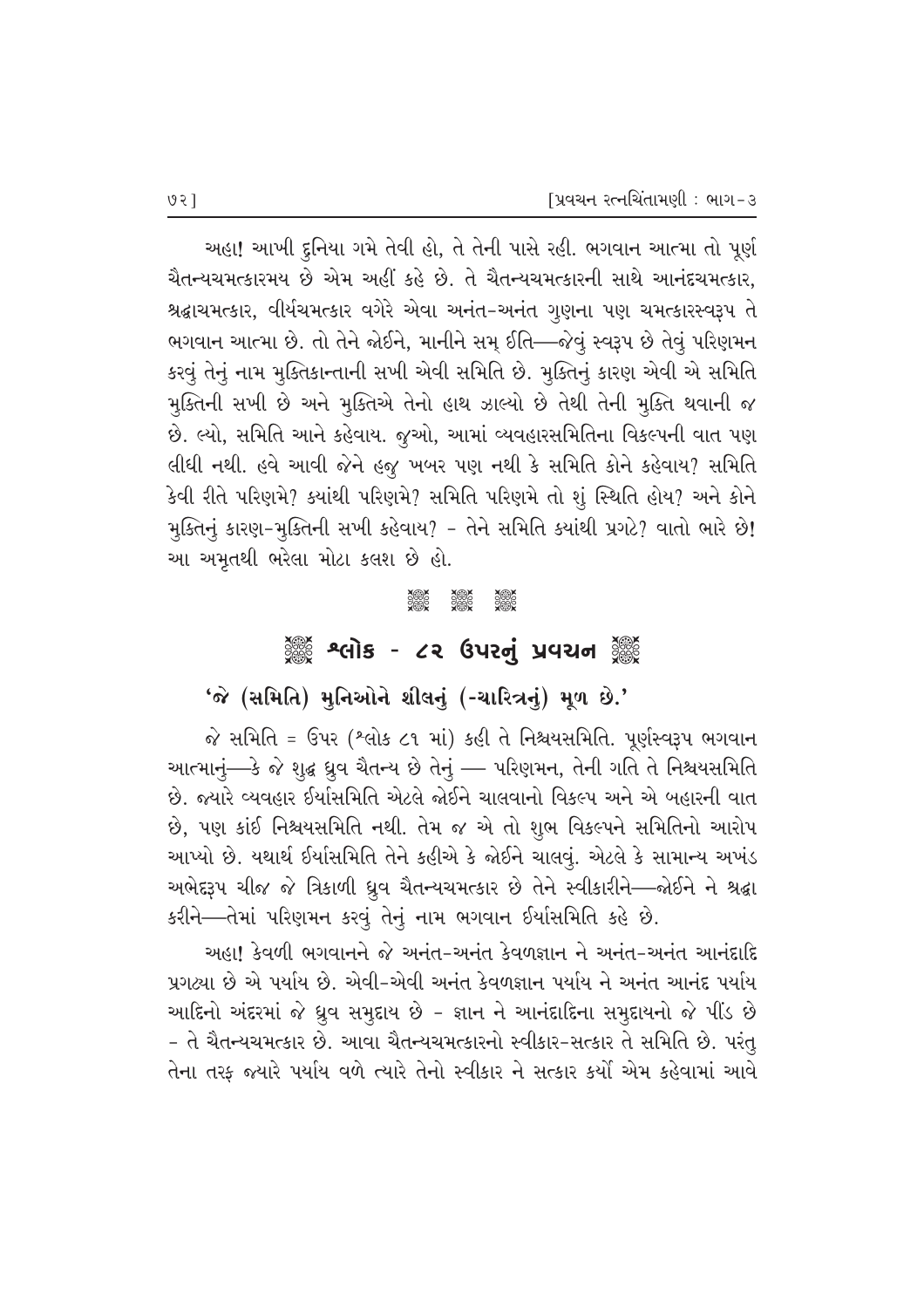અહા! આખી દુનિયા ગમે તેવી હો, તે તેની પાસે રહી. ભગવાન આત્મા તો પૂર્ણ ચૈતન્યચમત્કારમય છે એમ અહીં કહે છે. તે ચૈતન્યચમત્કારની સાથે આનંદચમત્કાર, શ્રદ્ધાચમત્કાર, વીર્યચમત્કાર વગેરે એવા અનંત-અનંત ગુણના પણ ચમત્કારસ્વરૂપ તે ભગવાન આત્મા છે. તો તેને જોઈને, માનીને સમ્ ઈતિ—જેવું સ્વરૂપ છે તેવું પરિણમન કરવું તેનું નામ મુક્તિકાન્તાની સખી એવી સમિતિ છે. મુક્તિનું કારણ એવી એ સમિતિ મુક્તિની સખી છે અને મુક્તિએ તેનો હાથ ઝાલ્યો છે તેથી તેની મુક્તિ થવાની જ છે. લ્યો, સમિતિ આને કહેવાય. જુઓ, આમાં વ્યવહારસમિતિના વિકલ્પની વાત પણ લીધી નથી. હવે આવી જેને હજુ ખબર પણ નથી કે સમિતિ કોને કહેવાય? સમિતિ કેવી રીતે પરિણમે? ક્યાંથી પરિણમે? સમિતિ પરિણમે તો શું સ્થિતિ હોય? અને કોને મુક્તિનું કારણ-મુક્તિની સખી કહેવાય? - તેને સમિતિ ક્યાંથી પ્રગટે? વાતો ભારે છે! આ અમૃતથી ભરેલા મોટા કલશ છે હો.

## શ્લોક - ૮૨ ઉપરનું પ્રવચન

**'જે (સમિતિ) મુનિઓને શીલનું (-ચારિત્રનું) મૂળ છે.'**

જે સમિતિ = ઉપર (શ્લોક ૮૧ માં) કહી તે નિશ્ચયસમિતિ. પૂર્ણસ્વરૂપ ભગવાન આત્માનું—કે જે શુદ્ધ ધ્રુવ ચૈતન્ય છે તેનું — પરિણમન, તેની ગતિ તે નિશ્ચયસમિતિ છે. જ્યારે વ્યવહાર ઈર્યાસમિતિ એટલે જોઈને ચાલવાનો વિકલ્પ અને એ બહારની વાત છે, પણ કાંઈ નિશ્ચયસમિતિ નથી. તેમ જ એ તો શુભ વિકલ્પને સમિતિનો આરોપ આપ્યો છે. યથાર્થ ઈર્યાસમિતિ તેને કહીએ કે જોઈને ચાલવું. એટલે કે સામાન્ય અખંડ અભેદરૂપ ચીજ જે ત્રિકાળી ધ્રુવ ચૈતન્યચમત્કાર છે તેને સ્વીકારીને—જોઈને ને શ્રદ્ધા કરીને—તેમાં પરિણમન કરવું તેનું નામ ભગવાન ઈર્યાસમિતિ કહે છે.

અહા! કેવળી ભગવાનને જે અનંત-અનંત કેવળજ્ઞાન ને અનંત-અનંત આનંદાદિ પ્રગટ્યા છે એ પર્યાય છે. એવી-એવી અનંત કેવળજ્ઞાન પર્યાય ને અનંત આનંદ પર્યાય આદિનો અંદરમાં જે ધ્રુવ સમુદાય છે - જ્ઞાન ને આનંદાદિના સમુદાયનો જે પીંડ છે - તે ચૈતન્યચમત્કાર છે. આવા ચૈતન્યચમત્કારનો સ્વીકાર-સત્કાર તે સમિતિ છે. પરંતુ તેના તરફ જ્યારે પર્યાય વળે ત્યારે તેનો સ્વીકાર ને સત્કાર કર્યો એમ કહેવામાં આવે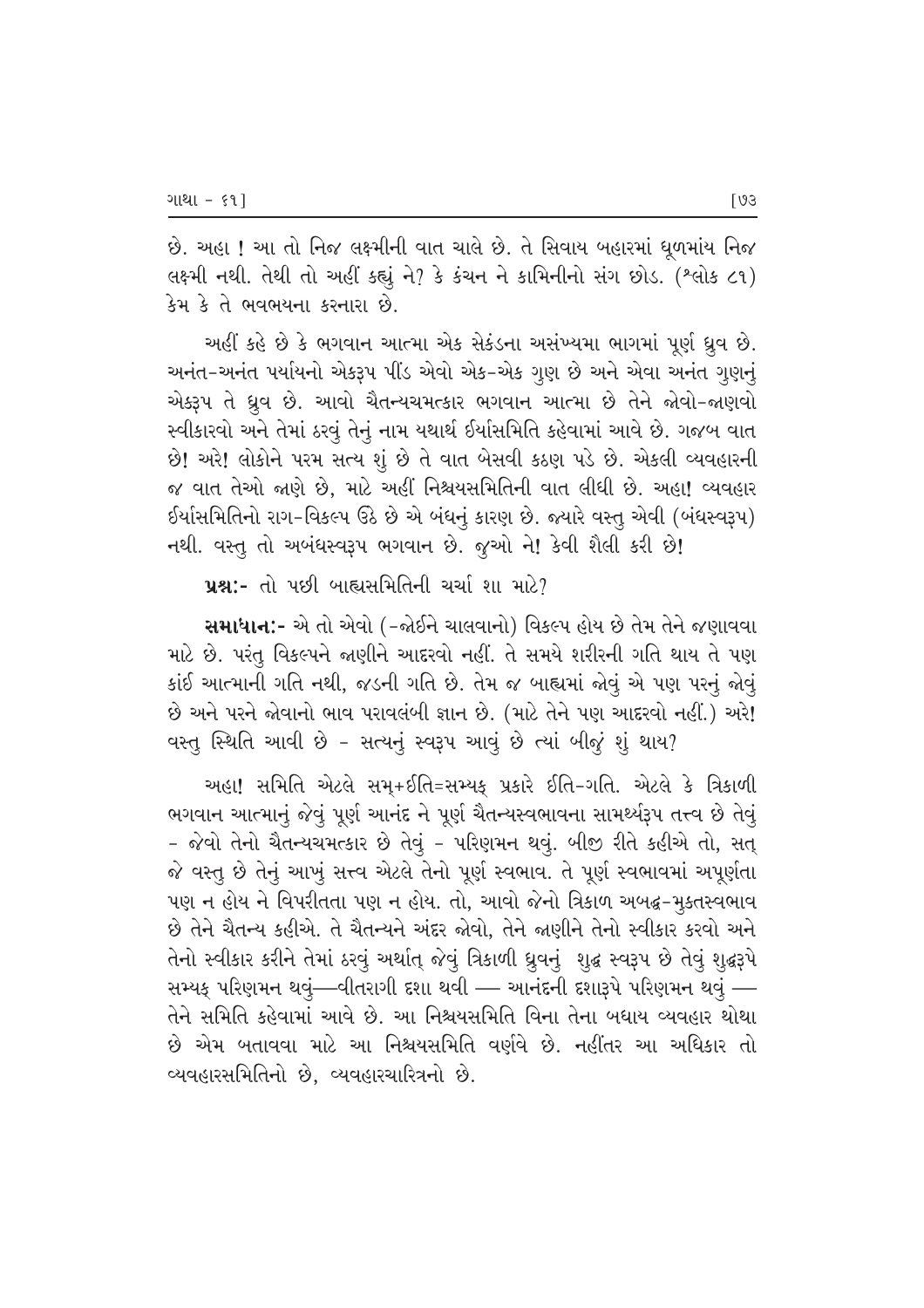છે. અહા ! આ તો નિજ લક્ષ્મીની વાત ચાલે છે. તે સિવાય બહારમાં ધૂળમાંય નિજ લક્ષ્મી નથી. તેથી તો અહીં કહ્યું ને? કે કંચન ને કામિનીનો સંગ છોડ. (શ્લોક ૮૧) કેમ કે તે ભવભયના કરનારા છે.

અહીં કહે છે કે ભગવાન આત્મા એક સેકંડના અસંખ્યમા ભાગમાં પૂર્ણ ધ્રુવ છે. અનંત-અનંત પર્યાયનો એકરૂપ પીંડ એવો એક-એક ગુણ છે અને એવા અનંત ગુણનું એકરૂપ તે ધ્રુવ છે. આવો ચૈતન્યચમત્કાર ભગવાન આત્મા છે તેને જોવો-જાણવો સ્વીકારવો અને તેમાં ઠરવું તેનું નામ યથાર્થ ઈર્યાસમિતિ કહેવામાં આવે છે. ગજબ વાત છે! અરે! લોકોને પરમ સત્ય શું છે તે વાત બેસવી કઠણ પડે છે. એકલી વ્યવહારની જ વાત તેઓ જાણે છે, માટે અહીં નિશ્ચયસમિતિની વાત લીધી છે. અહા! વ્યવહાર ઈર્યાસમિતિનો રાગ-વિકલ્પ ઉઠે છે એ બંધનું કારણ છે. જ્યારે વસ્તુ એવી (બંધસ્વરૂપ) નથી. વસ્તુ તો અબંધસ્વરૂપ ભગવાન છે. જુઓ ને! કેવી શૈલી કરી છે!

**પ્રશ્ન:-** તો પછી બાહ્યસમિતિની ચર્ચા શા માટે?

**સમાધાન:-** એ તો એવો (-જોઈને ચાલવાનો) વિકલ્પ હોય છે તેમ તેને જણાવવા માટે છે. પરંતુ વિકલ્પને જાણીને આદરવો નહીં. તે સમયે શરીરની ગતિ થાય તે પણ કાંઈ આત્માની ગતિ નથી, જડની ગતિ છે. તેમ જ બાહ્યમાં જોવું એ પણ પરનું જોવું છે અને પરને જોવાનો ભાવ પરાવલંબી જ્ઞાન છે. (માટે તેને પણ આદરવો નહીં.) અરે! વસ્તુ સ્થિતિ આવી છે - સત્યનું સ્વરૂપ આવું છે ત્યાં બીજું શું થાય?

અહા! સમિતિ એટલે સમ્+ઈતિ=સમ્યક્ પ્રકારે ઈતિ-ગતિ. એટલે કે ત્રિકાળી ભગવાન આત્માનું જેવું પૂર્ણ આનંદ ને પૂર્ણ ચૈતન્યસ્વભાવના સામર્થ્યરૂપ તત્ત્વ છે તેવું - જેવો તેનો ચૈતન્યચમત્કાર છે તેવું - પરિણમન થવું. બીજી રીતે કહીએ તો, સત્ જે વસ્તુ છે તેનું આખું સત્ત્વ એટલે તેનો પૂર્ણ સ્વભાવ. તે પૂર્ણ સ્વભાવમાં અપૂર્ણતા પણ ન હોય ને વિપરીતતા પણ ન હોય. તો, આવો જેનો ત્રિકાળ અબદ્ધ-મુક્તસ્વભાવ છે તેને ચૈતન્ય કહીએ. તે ચૈતન્યને અંદર જોવો, તેને જાણીને તેનો સ્વીકાર કરવો અને તેનો સ્વીકાર કરીને તેમાં ઠરવું અર્થાત્ જેવું ત્રિકાળી ધ્રુવનું શુદ્ધ સ્વરૂપ છે તેવું શુદ્ધરૂપે સમ્યક્ પરિણમન થવું—વીતરાગી દશા થવી — આનંદની દશારૂપે પરિણમન થવું — તેને સમિતિ કહેવામાં આવે છે. આ નિશ્ચયસમિતિ વિના તેના બધાય વ્યવહાર થોથા છે એમ બતાવવા માટે આ નિશ્ચયસમિતિ વર્ણવે છે. નહીંતર આ અધિકાર તો વ્યવહારસમિતિનો છે, વ્યવહારચારિત્રનો છે.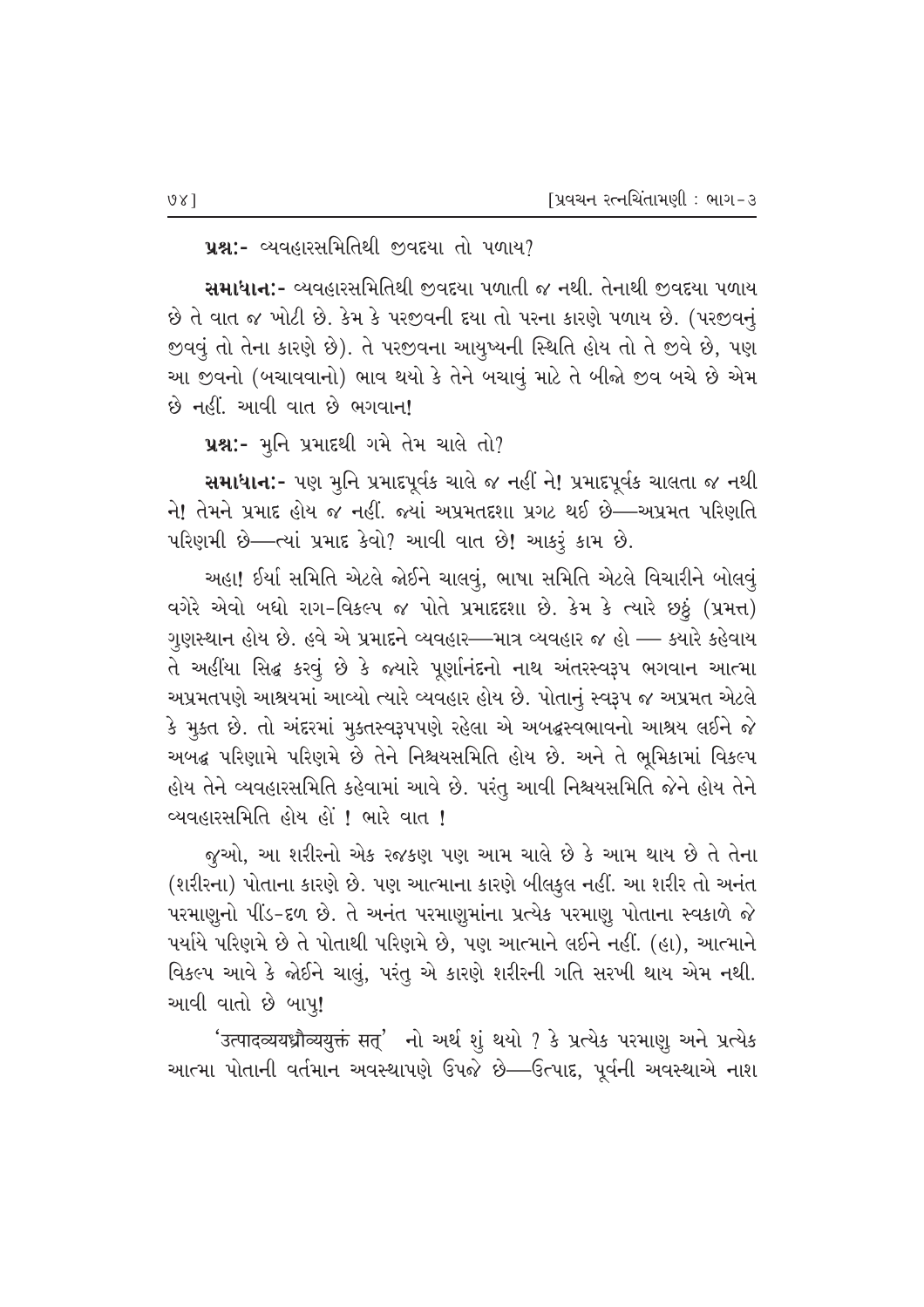**પ્રશ્નઃ-** વ્યવહારસમિતિથી જીવદયા તો પળાય?

**સમાધાનઃ-** વ્યવહારસમિતિથી જીવદયા પળાતી જ નથી. તેનાથી જીવદયા પળાય છે તે વાત જ ખોટી છે. કેમ કે પરજીવની દયા તો પરના કારણે પળાય છે. (પરજીવનું જીવવું તો તેના કારણે છે). તે પરજીવના આયુષ્યની સ્થિતિ હોય તો તે જીવે છે, પણ આ જીવનો (બચાવવાનો) ભાવ થયો કે તેને બચાવું માટે તે બીજો જીવ બચે છે એમ છે નહીં. આવી વાત છે ભગવાન!

**પ્રશ્નઃ-** મુનિ પ્રમાદથી ગમે તેમ ચાલે તો?

**સમાધાનઃ-** પણ મુનિ પ્રમાદપૂર્વક ચાલે જ નહીં ને! પ્રમાદપૂર્વક ચાલતા જ નથી ને! તેમને પ્રમાદ હોય જ નહીં. જ્યાં અપ્રમતદશા પ્રગટ થઈ છે—અપ્રમત પરિણતિ પરિણમી છે—ત્યાં પ્રમાદ કેવો? આવી વાત છે! આકરું કામ છે.

અહા! ઈર્યા સમિતિ એટલે જોઈને ચાલવું, ભાષા સમિતિ એટલે વિચારીને બોલવું વગેરે એવો બધો રાગ-વિકલ્પ જ પોતે પ્રમાદદશા છે. કેમ કે ત્યારે છઠ્ઠું (પ્રમત્ત) ગુણસ્થાન હોય છે. હવે એ પ્રમાદને વ્યવહાર—માત્ર વ્યવહાર જ હો — ક્યારે કહેવાય તે અહીંયા સિદ્ધ કરવું છે કે જ્યારે પૂર્ણાનંદનો નાથ અંતરસ્વરૂપ ભગવાન આત્મા અપ્રમતપણે આશ્રયમાં આવ્યો ત્યારે વ્યવહાર હોય છે. પોતાનું સ્વરૂપ જ અપ્રમત એટલે કે મુક્ત છે. તો અંદરમાં મુક્તસ્વરૂપપણે રહેલા એ અબદ્ધસ્વભાવનો આશ્રય લઈને જે અબદ્ધ પરિણામે પરિણમે છે તેને નિશ્ચયસમિતિ હોય છે. અને તે ભૂમિકામાં વિકલ્પ હોય તેને વ્યવહારસમિતિ કહેવામાં આવે છે. પરંતુ આવી નિશ્ચયસમિતિ જેને હોય તેને વ્યવહારસમિતિ હોય હોં ! ભારે વાત !

જુઓ, આ શરીરનો એક રજકણ પણ આમ ચાલે છે કે આમ થાય છે તે તેના (શરીરના) પોતાના કારણે છે. પણ આત્માના કારણે બીલકુલ નહીં. આ શરીર તો અનંત પરમાણુનો પીંડ-દળ છે. તે અનંત પરમાણુમાંના પ્રત્યેક પરમાણુ પોતાના સ્વકાળે જે પર્યાયે પરિણમે છે તે પોતાથી પરિણમે છે, પણ આત્માને લઈને નહીં. (હા), આત્માને વિકલ્પ આવે કે જોઈને ચાલું, પરંતુ એ કારણે શરીરની ગતિ સરખી થાય એમ નથી. આવી વાતો છે બાપુ!

'उत्पादव्ययध्रौव्ययुक्तं सत्' નો અર્થ શું થયો ? કે પ્રત્યેક પરમાણુ અને પ્રત્યેક આત્મા પોતાની વર્તમાન અવસ્થાપણે ઉપજે છે—ઉત્પાદ, પૂર્વની અવસ્થાએ નાશ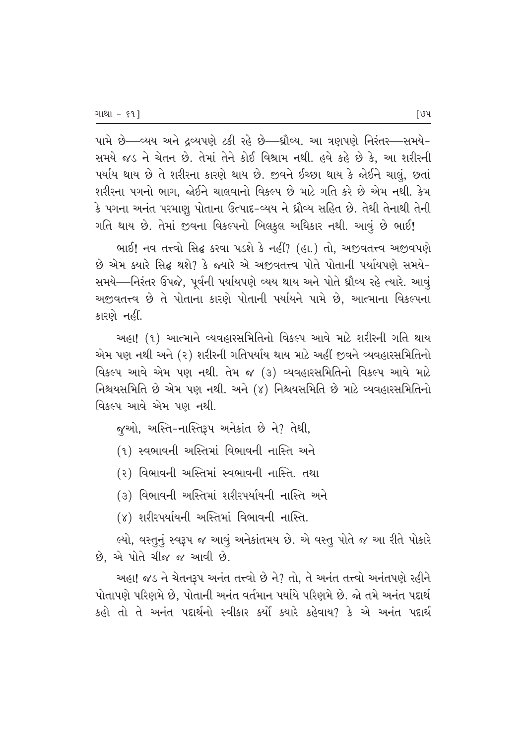પામે છે—વ્યય અને દ્રવ્યપણે ટકી રહે છે—ધ્રૌવ્ય. આ ત્રણપણે નિરંતર—સમયે-સમયે જડ ને ચેતન છે. તેમાં તેને કોઈ વિશ્રામ નથી. હવે કહે છે કે, આ શરીરની પર્યાય થાય છે તે શરીરના કારણે થાય છે. જીવને ઈચ્છા થાય કે જોઈને ચાલું, છતાં શરીરના પગનો ભાગ, જોઈને ચાલવાનો વિકલ્પ છે માટે ગતિ કરે છે એમ નથી. કેમ કે પગના અનંત પરમાણુ પોતાના ઉત્પાદ-વ્યય ને ધ્રૌવ્ય સહિત છે. તેથી તેનાથી તેની ગતિ થાય છે. તેમાં જીવના વિકલ્પનો બિલકુલ અધિકાર નથી. આવું છે ભાઈ!

ભાઈ! નવ તત્ત્વો સિદ્ધ કરવા પડશે કે નહીં? (હા.) તો, અજીવતત્ત્વ અજીવપણે છે એમ ક્યારે સિદ્ધ થશે? કે જ્યારે એ અજીવતત્ત્વ પોતે પોતાની પર્યાયપણે સમયે-સમયે—નિરંતર ઉપજે, પૂર્વની પર્યાયપણે વ્યય થાય અને પોતે ધ્રૌવ્ય રહે ત્યારે. આવું અજીવતત્ત્વ છે તે પોતાના કારણે પોતાની પર્યાયને પામે છે, આત્માના વિકલ્પના કારણે નહીં.

અહા! (૧) આત્માને વ્યવહારસમિતિનો વિકલ્પ આવે માટે શરીરની ગતિ થાય એમ પણ નથી અને (૨) શરીરની ગતિપર્યાય થાય માટે અહીં જીવને વ્યવહારસમિતિનો વિકલ્પ આવે એમ પણ નથી. તેમ જ (૩) વ્યવહારસમિતિનો વિકલ્પ આવે માટે નિશ્ચયસમિતિ છે એમ પણ નથી. અને (૪) નિશ્ચયસમિતિ છે માટે વ્યવહારસમિતિનો વિકલ્પ આવે એમ પણ નથી.

જુઓ, અસ્તિ-નાસ્તિરૂપ અનેકાંત છે ને? તેથી,

(૧) સ્વભાવની અસ્તિમાં વિભાવની નાસ્તિ અને

(૨) વિભાવની અસ્તિમાં સ્વભાવની નાસ્તિ. તથા

(૩) વિભાવની અસ્તિમાં શરીરપર્યાયની નાસ્તિ અને

(૪) શરીરપર્યાયની અસ્તિમાં વિભાવની નાસ્તિ.

લ્યો, વસ્તુનું સ્વરૂપ જ આવું અનેકાંતમય છે. એ વસ્તુ પોતે જ આ રીતે પોકારે છે, એ પોતે ચીજ જ આવી છે.

અહા! જડ ને ચેતનરૂપ અનંત તત્ત્વો છે ને? તો, તે અનંત તત્ત્વો અનંતપણે રહીને પોતાપણે પરિણમે છે, પોતાની અનંત વર્તમાન પર્યાયે પરિણમે છે. જો તમે અનંત પદાર્થ કહો તો તે અનંત પદાર્થનો સ્વીકાર કર્યો ક્યારે કહેવાય? કે એ અનંત પદાર્થ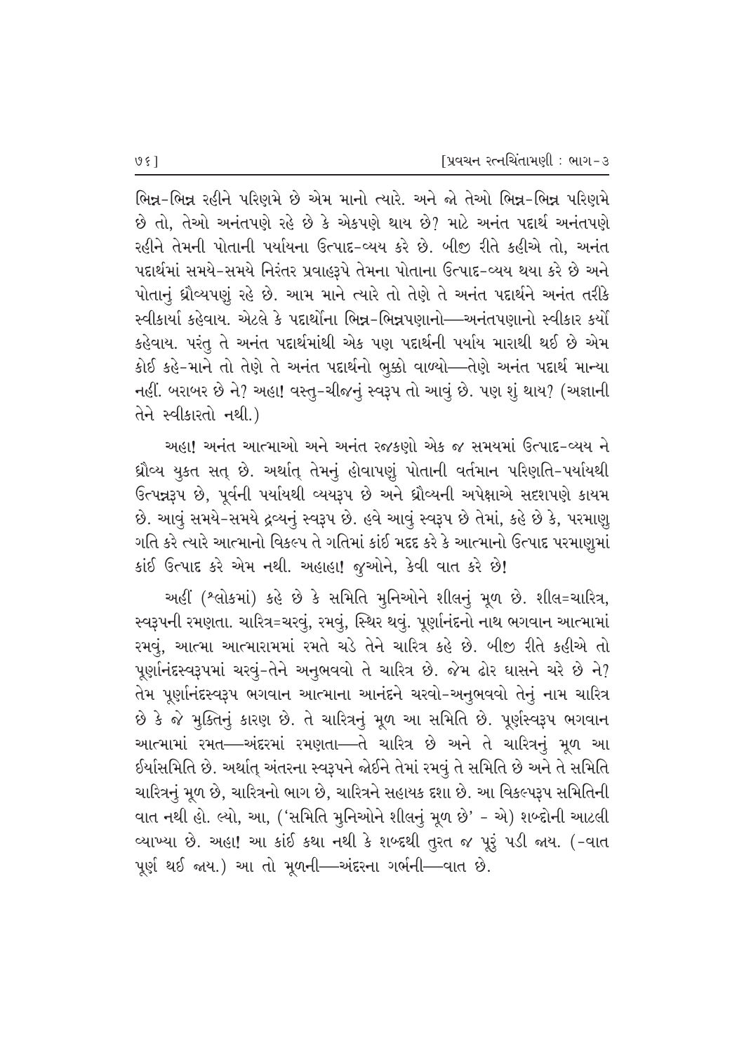ભિન્ન-ભિન્ન રહીને પરિણમે છે એમ માનો ત્યારે. અને જો તેઓ ભિન્ન-ભિન્ન પરિણમે છે તો, તેઓ અનંતપણે રહે છે કે એકપણે થાય છે? માટે અનંત પદાર્થ અનંતપણે રહીને તેમની પોતાની પર્યાયના ઉત્પાદ-વ્યય કરે છે. બીજી રીતે કહીએ તો, અનંત પદાર્થમાં સમયે-સમયે નિરંતર પ્રવાહરૂપે તેમના પોતાના ઉત્પાદ-વ્યય થયા કરે છે અને પોતાનું ધ્રૌવ્યપણું રહે છે. આમ માને ત્યારે તો તેણે તે અનંત પદાર્થને અનંત તરીકે સ્વીકાર્યા કહેવાય. એટલે કે પદાર્થોના ભિન્ન-ભિન્નપણાનો—અનંતપણાનો સ્વીકાર કર્યો કહેવાય. પરંતુ તે અનંત પદાર્થમાંથી એક પણ પદાર્થની પર્યાય મારાથી થઈ છે એમ કોઈ કહે-માને તો તેણે તે અનંત પદાર્થનો ભુક્કો વાળ્યો—તેણે અનંત પદાર્થ માન્યા નહીં. બરાબર છે ને? અહા! વસ્તુ-ચીજનું સ્વરૂપ તો આવું છે. પણ શું થાય? (અજ્ઞાની તેને સ્વીકારતો નથી.)

અહા! અનંત આત્માઓ અને અનંત રજકણો એક જ સમયમાં ઉત્પાદ-વ્યય ને ધ્રૌવ્ય યુક્ત સત્ છે. અર્થાત્ તેમનું હોવાપણું પોતાની વર્તમાન પરિણતિ-પર્યાયથી ઉત્પન્નરૂપ છે, પૂર્વની પર્યાયથી વ્યયરૂપ છે અને ધ્રૌવ્યની અપેક્ષાએ સદશપણે કાયમ છે. આવું સમયે-સમયે દ્રવ્યનું સ્વરૂપ છે. હવે આવું સ્વરૂપ છે તેમાં, કહે છે કે, પરમાણુ ગતિ કરે ત્યારે આત્માનો વિકલ્પ તે ગતિમાં કાંઈ મદદ કરે કે આત્માનો ઉત્પાદ પરમાણુમાં કાંઈ ઉત્પાદ કરે એમ નથી. અહાહા! જુઓને, કેવી વાત કરે છે!

અહીં (શ્લોકમાં) કહે છે કે સમિતિ મુનિઓને શીલનું મૂળ છે. શીલ=ચારિત્ર, સ્વરૂપની રમણતા. ચારિત્ર=ચરવું, રમવું, સ્થિર થવું. પૂર્ણાનંદનો નાથ ભગવાન આત્મામાં રમવું, આત્મા આત્મારામમાં રમતે ચડે તેને ચારિત્ર કહે છે. બીજી રીતે કહીએ તો પૂર્ણાનંદસ્વરૂપમાં ચરવું-તેને અનુભવવો તે ચારિત્ર છે. જેમ ઢોર ઘાસને ચરે છે ને? તેમ પૂર્ણાનંદસ્વરૂપ ભગવાન આત્માના આનંદને ચરવો-અનુભવવો તેનું નામ ચારિત્ર છે કે જે મુક્તિનું કારણ છે. તે ચારિત્રનું મૂળ આ સમિતિ છે. પૂર્ણસ્વરૂપ ભગવાન આત્મામાં રમત—અંદરમાં રમણતા—તે ચારિત્ર છે અને તે ચારિત્રનું મૂળ આ ઈર્યાસમિતિ છે. અર્થાત્ અંતરના સ્વરૂપને જોઈને તેમાં રમવું તે સમિતિ છે અને તે સમિતિ ચારિત્રનું મૂળ છે, ચારિત્રનો ભાગ છે, ચારિત્રને સહાયક દશા છે. આ વિકલ્પરૂપ સમિતિની વાત નથી હો. લ્યો, આ, ('સમિતિ મુનિઓને શીલનું મૂળ છે' - એ) શબ્દોની આટલી વ્યાખ્યા છે. અહા! આ કાંઈ કથા નથી કે શબ્દથી તુરત જ પૂરું પડી જાય. (-વાત પૂર્ણ થઈ જાય.) આ તો મૂળની—અંદરના ગર્ભની—વાત છે.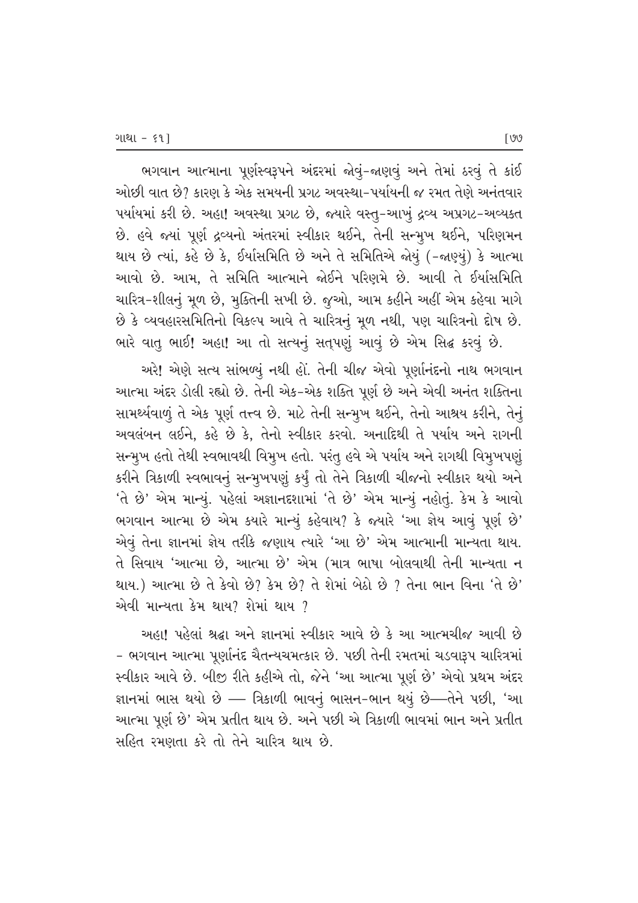ભગવાન આત્માના પૂર્ણસ્વરૂપને અંદરમાં જોવું-જાણવું અને તેમાં ઠરવું તે કાંઈ ઓછી વાત છે? કારણ કે એક સમયની પ્રગટ અવસ્થા-પર્યાયની જ રમત તેણે અનંતવાર પર્યાયમાં કરી છે. અહા! અવસ્થા પ્રગટ છે, જ્યારે વસ્તુ-આખું દ્રવ્ય અપ્રગટ-અવ્યક્ત છે. હવે જ્યાં પૂર્ણ દ્રવ્યનો અંતરમાં સ્વીકાર થઈને, તેની સન્મુખ થઈને, પરિણમન થાય છે ત્યાં, કહે છે કે, ઈર્યાસમિતિ છે અને તે સમિતિએ જોયું (-જાણ્યું) કે આત્મા આવો છે. આમ, તે સમિતિ આત્માને જોઈને પરિણમે છે. આવી તે ઈર્યાસમિતિ ચારિત્ર-શીલનું મૂળ છે, મુક્તિની સખી છે. જુઓ, આમ કહીને અહીં એમ કહેવા માગે છે કે વ્યવહારસમિતિનો વિકલ્પ આવે તે ચારિત્રનું મૂળ નથી, પણ ચારિત્રનો દોષ છે. ભારે વાતુ ભાઈ! અહા! આ તો સત્યનું સત્‌પણું આવું છે એમ સિદ્ધ કરવું છે.

અરે! એણે સત્ય સાંભળ્યું નથી હોં. તેની ચીજ એવો પૂર્ણાનંદનો નાથ ભગવાન આત્મા અંદર ડોલી રહ્યો છે. તેની એક-એક શક્તિ પૂર્ણ છે અને એવી અનંત શક્તિના સામર્થ્યવાળું તે એક પૂર્ણ તત્ત્વ છે. માટે તેની સન્મુખ થઈને, તેનો આશ્રય કરીને, તેનું અવલંબન લઈને, કહે છે કે, તેનો સ્વીકાર કરવો. અનાદિથી તે પર્યાય અને રાગની સન્મુખ હતો તેથી સ્વભાવથી વિમુખ હતો. પરંતુ હવે એ પર્યાય અને રાગથી વિમુખપણું કરીને ત્રિકાળી સ્વભાવનું સન્મુખપણું કર્યું તો તેને ત્રિકાળી ચીજનો સ્વીકાર થયો અને 'તે છે' એમ માન્યું. પહેલાં અજ્ઞાનદશામાં 'તે છે' એમ માન્યું નહોતું. કેમ કે આવો ભગવાન આત્મા છે એમ ક્યારે માન્યું કહેવાય? કે જ્યારે 'આ જ્ઞેય આવું પૂર્ણ છે' એવું તેના જ્ઞાનમાં જ્ઞેય તરીકે જણાય ત્યારે 'આ છે' એમ આત્માની માન્યતા થાય. તે સિવાય 'આત્મા છે, આત્મા છે' એમ (માત્ર ભાષા બોલવાથી તેની માન્યતા ન થાય.) આત્મા છે તે કેવો છે? કેમ છે? તે શેમાં બેઠો છે ? તેના ભાન વિના 'તે છે' એવી માન્યતા કેમ થાય? શેમાં થાય ?

અહા! પહેલાં શ્રદ્ધા અને જ્ઞાનમાં સ્વીકાર આવે છે કે આ આત્મચીજ આવી છે - ભગવાન આત્મા પૂર્ણાનંદ ચૈતન્યચમત્કાર છે. પછી તેની રમતમાં ચડવારૂપ ચારિત્રમાં સ્વીકાર આવે છે. બીજી રીતે કહીએ તો, જેને 'આ આત્મા પૂર્ણ છે' એવો પ્રથમ અંદર જ્ઞાનમાં ભાસ થયો છે — ત્રિકાળી ભાવનું ભાસન-ભાન થયું છે—તેને પછી, 'આ આત્મા પૂર્ણ છે' એમ પ્રતીત થાય છે. અને પછી એ ત્રિકાળી ભાવમાં ભાન અને પ્રતીત સહિત રમણતા કરે તો તેને ચારિત્ર થાય છે.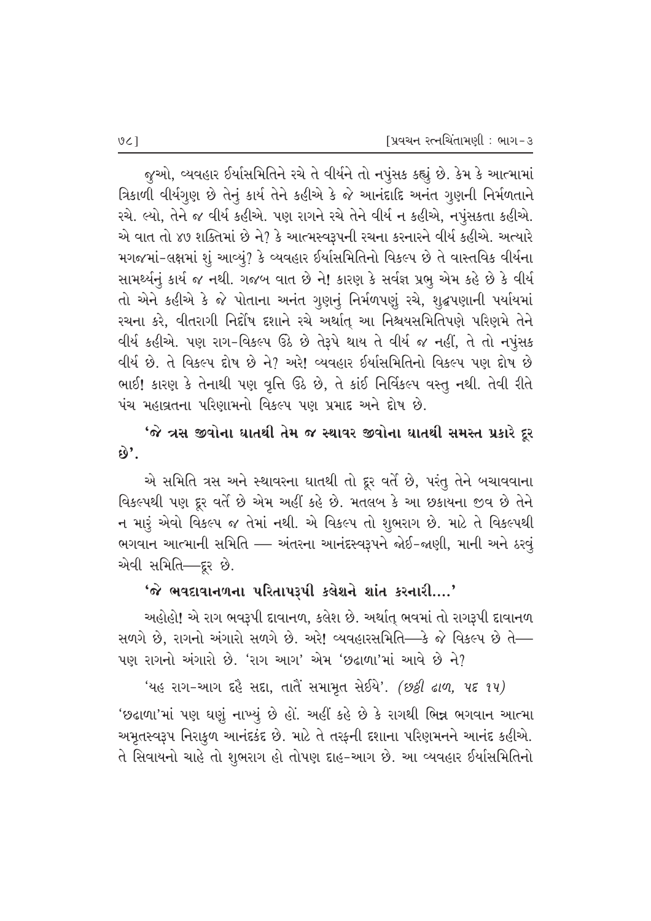જુઓ, વ્યવહાર ઈર્યાસમિતિને રચે તે વીર્યને તો નપુંસક કહ્યું છે. કેમ કે આત્મામાં ત્રિકાળી વીર્યગુણ છે તેનું કાર્ય તેને કહીએ કે જે આનંદાદિ અનંત ગુણની નિર્મળતાને રચે. લ્યો, તેને જ વીર્ય કહીએ. પણ રાગને રચે તેને વીર્ય ન કહીએ, નપુંસકતા કહીએ. એ વાત તો ૪૭ શક્તિમાં છે ને? કે આત્મસ્વરૂપની રચના કરનારને વીર્ય કહીએ. અત્યારે મગજમાં-લક્ષમાં શું આવ્યું? કે વ્યવહાર ઈર્યાસમિતિનો વિકલ્પ છે તે વાસ્તવિક વીર્યના સામર્થ્યનું કાર્ય જ નથી. ગજબ વાત છે ને! કારણ કે સર્વજ્ઞ પ્રભુ એમ કહે છે કે વીર્ય તો એને કહીએ કે જે પોતાના અનંત ગુણનું નિર્મળપણું રચે, શુદ્ધપણાની પર્યાયમાં રચના કરે, વીતરાગી નિર્દોષ દશાને રચે અર્થાત્ આ નિશ્ચયસમિતિપણે પરિણમે તેને વીર્ય કહીએ. પણ રાગ-વિકલ્પ ઉઠે છે તેરૂપે થાય તે વીર્ય જ નહીં, તે તો નપુંસક વીર્ય છે. તે વિકલ્પ દોષ છે ને? અરે! વ્યવહાર ઈર્યાસમિતિનો વિકલ્પ પણ દોષ છે ભાઈ! કારણ કે તેનાથી પણ વૃત્તિ ઉઠે છે, તે કાંઈ નિર્વિકલ્પ વસ્તુ નથી. તેવી રીતે પંચ મહાવ્રતના પરિણામનો વિકલ્પ પણ પ્રમાદ અને દોષ છે.

**'જે ત્રસ જીવોના ઘાતથી તેમ જ સ્થાવર જીવોના ઘાતથી સમસ્ત પ્રકારે દૂર છે'.**

એ સમિતિ ત્રસ અને સ્થાવરના ઘાતથી તો દૂર વર્તે છે, પરંતુ તેને બચાવવાના વિકલ્પથી પણ દૂર વર્તે છે એમ અહીં કહે છે. મતલબ કે આ છકાયના જીવ છે તેને ન મારું એવો વિકલ્પ જ તેમાં નથી. એ વિકલ્પ તો શુભરાગ છે. માટે તે વિકલ્પથી ભગવાન આત્માની સમિતિ — અંતરના આનંદસ્વરૂપને જોઈ-જાણી, માની અને ઠરવું એવી સમિતિ—દૂર છે.

**'જે ભવદાવાનળના પરિતાપરૂપી ક્લેશને શાંત કરનારી....'**

અહોહો! એ રાગ ભવરૂપી દાવાનળ, ક્લેશ છે. અર્થાત્ ભવમાં તો રાગરૂપી દાવાનળ સળગે છે, રાગનો અંગારો સળગે છે. અરે! વ્યવહારસમિતિ—કે જે વિકલ્પ છે તે—પણ રાગનો અંગારો છે. 'રાગ આગ' એમ 'છઢાળા'માં આવે છે ને?

'યહ રાગ-આગ દહૈ સદા, તાતૈં સમામૃત સેઈયે'. *(છઠ્ઠી ઢાળ, પદ ૧૫)*

'છઢાળા'માં પણ ઘણું નાખ્યું છે હોં. અહીં કહે છે કે રાગથી ભિન્ન ભગવાન આત્મા અમૃતસ્વરૂપ નિરાકુળ આનંદકંદ છે. માટે તે તરફની દશાના પરિણમનને આનંદ કહીએ. તે સિવાયનો ચાહે તો શુભરાગ હો તોપણ દાહ-આગ છે. આ વ્યવહાર ઈર્યાસમિતિનો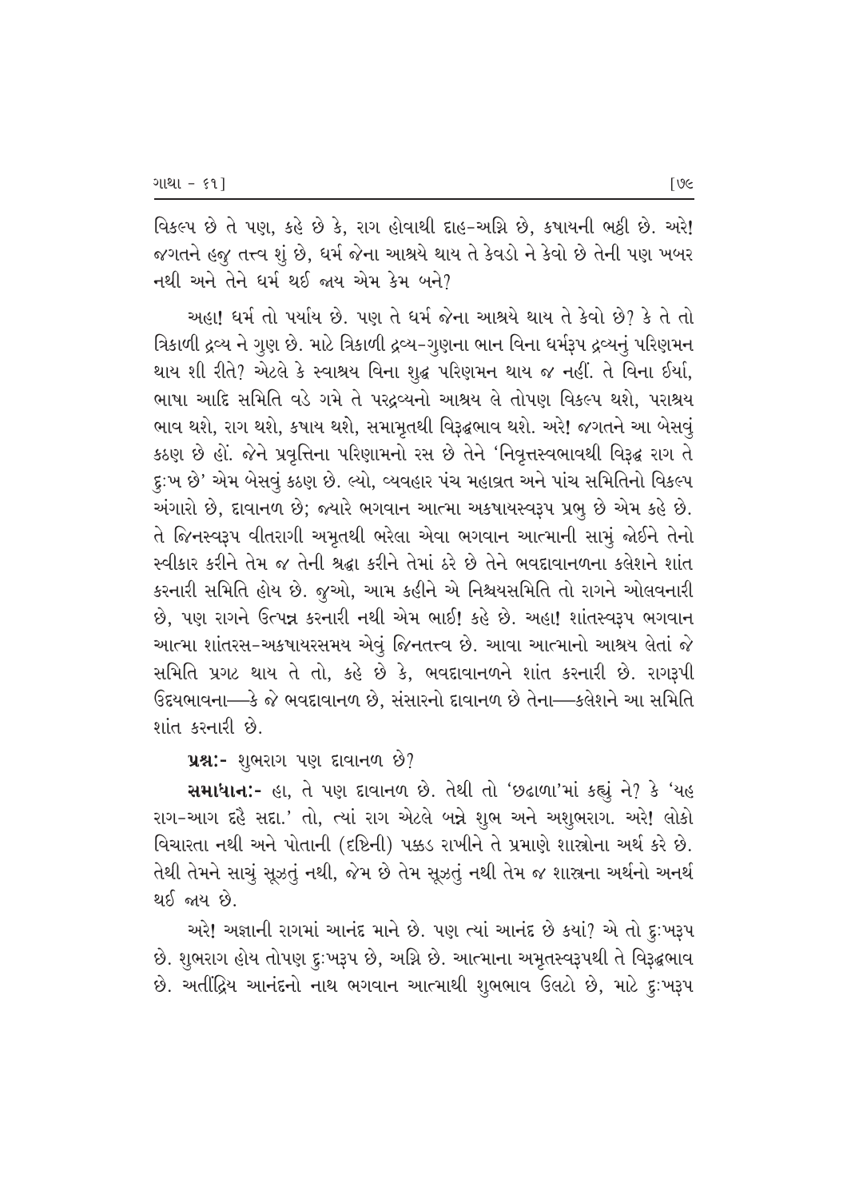વિકલ્પ છે તે પણ, કહે છે કે, રાગ હોવાથી દાહ-અગ્નિ છે, કષાયની ભઠ્ઠી છે. અરે! જગતને હજુ તત્ત્વ શું છે, ધર્મ જેના આશ્રયે થાય તે કેવડો ને કેવો છે તેની પણ ખબર નથી અને તેને ધર્મ થઈ જાય એમ કેમ બને?

અહા! ધર્મ તો પર્યાય છે. પણ તે ધર્મ જેના આશ્રયે થાય તે કેવો છે? કે તે તો ત્રિકાળી દ્રવ્ય ને ગુણ છે. માટે ત્રિકાળી દ્રવ્ય-ગુણના ભાન વિના ધર્મરૂપ દ્રવ્યનું પરિણમન થાય શી રીતે? એટલે કે સ્વાશ્રય વિના શુદ્ધ પરિણમન થાય જ નહીં. તે વિના ઈર્યા, ભાષા આદિ સમિતિ વડે ગમે તે પરદ્રવ્યનો આશ્રય લે તોપણ વિકલ્પ થશે, પરાશ્રય ભાવ થશે, રાગ થશે, કષાય થશે, સમામૃતથી વિરુદ્ધભાવ થશે. અરે! જગતને આ બેસવું કઠણ છે હોં. જેને પ્રવૃત્તિના પરિણામનો રસ છે તેને 'નિવૃત્તસ્વભાવથી વિરુદ્ધ રાગ તે દુઃખ છે' એમ બેસવું કઠણ છે. લ્યો, વ્યવહાર પંચ મહાવ્રત અને પાંચ સમિતિનો વિકલ્પ અંગારો છે, દાવાનળ છે; જ્યારે ભગવાન આત્મા અકષાયસ્વરૂપ પ્રભુ છે એમ કહે છે. તે જિનસ્વરૂપ વીતરાગી અમૃતથી ભરેલા એવા ભગવાન આત્માની સામું જોઈને તેનો સ્વીકાર કરીને તેમ જ તેની શ્રદ્ધા કરીને તેમાં ઠરે છે તેને ભવદાવાનળના કલેશને શાંત કરનારી સમિતિ હોય છે. જુઓ, આમ કહીને એ નિશ્ચયસમિતિ તો રાગને ઓલવનારી છે, પણ રાગને ઉત્પન્ન કરનારી નથી એમ ભાઈ! કહે છે. અહા! શાંતસ્વરૂપ ભગવાન આત્મા શાંતરસ-અકષાયરસમય એવું જિનતત્ત્વ છે. આવા આત્માનો આશ્રય લેતાં જે સમિતિ પ્રગટ થાય તે તો, કહે છે કે, ભવદાવાનળને શાંત કરનારી છે. રાગરૂપી ઉદયભાવના—કે જે ભવદાવાનળ છે, સંસારનો દાવાનળ છે તેના—કલેશને આ સમિતિ શાંત કરનારી છે.

**પ્રશ્નઃ-** શુભરાગ પણ દાવાનળ છે?

**સમાધાનઃ-** હા, તે પણ દાવાનળ છે. તેથી તો 'છઢાળા'માં કહ્યું ને? કે 'યહ રાગ-આગ દહૈ સદા.' તો, ત્યાં રાગ એટલે બન્ને શુભ અને અશુભરાગ. અરે! લોકો વિચારતા નથી અને પોતાની (દૃષ્ટિની) પક્કડ રાખીને તે પ્રમાણે શાસ્ત્રોના અર્થ કરે છે. તેથી તેમને સાચું સૂઝતું નથી, જેમ છે તેમ સૂઝતું નથી તેમ જ શાસ્ત્રના અર્થનો અનર્થ થઈ જાય છે.

અરે! અજ્ઞાની રાગમાં આનંદ માને છે. પણ ત્યાં આનંદ છે ક્યાં? એ તો દુઃખરૂપ છે. શુભરાગ હોય તોપણ દુઃખરૂપ છે, અગ્નિ છે. આત્માના અમૃતસ્વરૂપથી તે વિરુદ્ધભાવ છે. અતીંદ્રિય આનંદનો નાથ ભગવાન આત્માથી શુભભાવ ઉલટો છે, માટે દુઃખરૂપ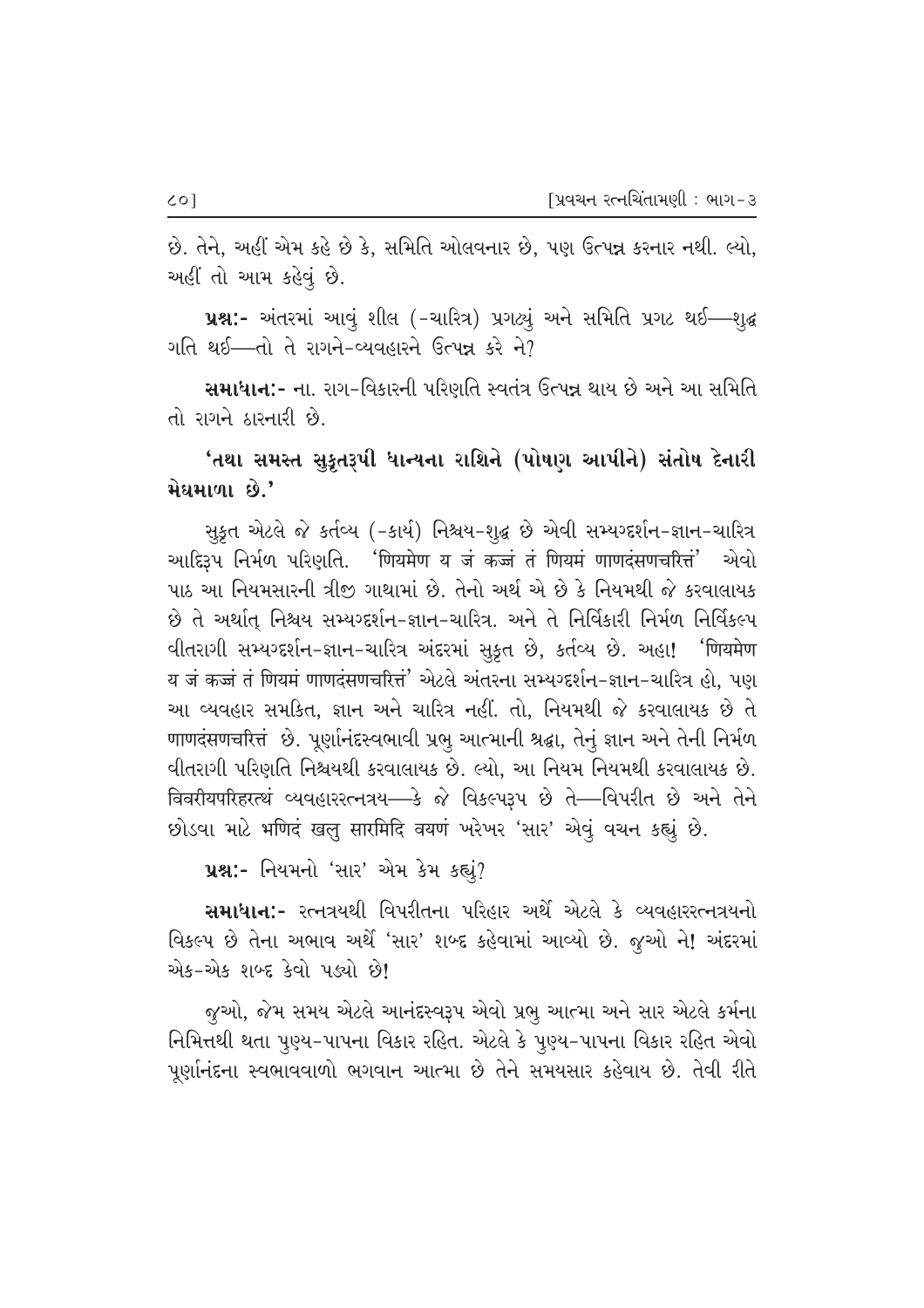છે. તેને, અહીં એમ કહે છે કે, સમિતિ ઓલવનાર છે, પણ ઉત્પન્ન કરનાર નથી. લ્યો, અહીં તો આમ કહેવું છે.

**પ્રશ્ન:-** અંતરમાં આવું શીલ (-ચારિત્ર) પ્રગટ્યું અને સમિતિ પ્રગટ થઈ—શુદ્ધ ગતિ થઈ—તો તે રાગને-વ્યવહારને ઉત્પન્ન કરે ને?

**સમાધાન:-** ના. રાગ-વિકારની પરિણતિ સ્વતંત્ર ઉત્પન્ન થાય છે અને આ સમિતિ તો રાગને ઠારનારી છે.

**'તથા સમસ્ત સુકૃતરૂપી ધાન્યના રાશિને (પોષણ આપીને) સંતોષ દેનારી મેઘમાળા છે.'**

સુકૃત એટલે જે કર્તવ્ય (-કાર્ય) નિશ્ચય-શુદ્ધ છે એવી સમ્યગ્દર્શન-જ્ઞાન-ચારિત્ર આદિરૂપ નિર્મળ પરિણતિ. 'णियमेण य जं कज्जं तं णियमं णाणदंसणचरित्तं' એવો પાઠ આ નિયમસારની ત્રીજી ગાથામાં છે. તેનો અર્થ એ છે કે નિયમથી જે કરવાલાયક છે તે અર્થાત્ નિશ્ચય સમ્યગ્દર્શન-જ્ઞાન-ચારિત્ર. અને તે નિર્વિકારી નિર્મળ નિર્વિકલ્પ વીતરાગી સમ્યગ્દર્શન-જ્ઞાન-ચારિત્ર અંદરમાં સુકૃત છે, કર્તવ્ય છે. અહા! 'णियमेण य जं कज्जं तं णियमं णाणदंसणचरित्तं' એટલે અંતરના સમ્યગ્દર્શન-જ્ઞાન-ચારિત્ર હો, પણ આ વ્યવહાર સમકિત, જ્ઞાન અને ચારિત્ર નહીં. તો, નિયમથી જે કરવાલાયક છે તે णाणदंसणचरित्तं છે. પૂર્ણાનંદસ્વભાવી પ્રભુ આત્માની શ્રદ્ધા, તેનું જ્ઞાન અને તેની નિર્મળ વીતરાગી પરિણતિ નિશ્ચયથી કરવાલાયક છે. લ્યો, આ નિયમ નિયમથી કરવાલાયક છે. विवरीयपरिहरत्थं વ્યવહારરત્નત્રય—કે જે વિકલ્પરૂપ છે તે—વિપરીત છે અને તેને છોડવા માટે भणिदं खलु सारमिदि वयणं ખરેખર 'સાર' એવું વચન કહ્યું છે.

**પ્રશ્ન:-** નિયમનો 'સાર' એમ કેમ કહ્યું?

**સમાધાન:-** રત્નત્રયથી વિપરીતના પરિહાર અર્થે એટલે કે વ્યવહારરત્નત્રયનો વિકલ્પ છે તેના અભાવ અર્થે 'સાર' શબ્દ કહેવામાં આવ્યો છે. જુઓ ને! અંદરમાં એક-એક શબ્દ કેવો પડ્યો છે!

જુઓ, જેમ સમય એટલે આનંદસ્વરૂપ એવો પ્રભુ આત્મા અને સાર એટલે કર્મના નિમિત્તથી થતા પુણ્ય-પાપના વિકાર રહિત. એટલે કે પુણ્ય-પાપના વિકાર રહિત એવો પૂર્ણાનંદના સ્વભાવવાળો ભગવાન આત્મા છે તેને સમયસાર કહેવાય છે. તેવી રીતે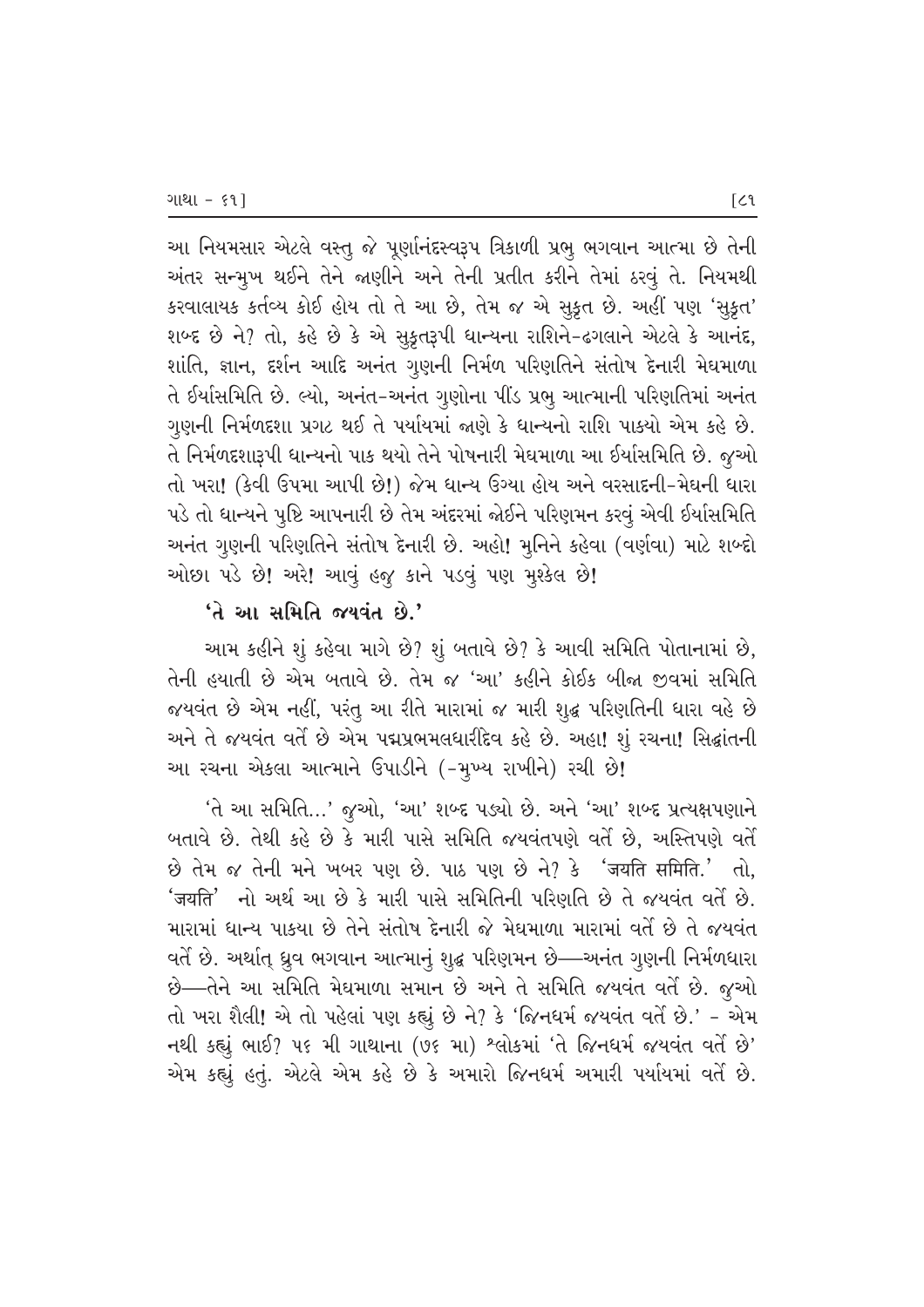આ નિયમસાર એટલે વસ્તુ જે પૂર્ણાનંદસ્વરૂપ ત્રિકાળી પ્રભુ ભગવાન આત્મા છે તેની અંતર સન્મુખ થઈને તેને જાણીને અને તેની પ્રતીત કરીને તેમાં ઠરવું તે. નિયમથી કરવાલાયક કર્તવ્ય કોઈ હોય તો તે આ છે, તેમ જ એ સુકૃત છે. અહીં પણ 'સુકૃત' શબ્દ છે ને? તો, કહે છે કે એ સુકૃતરૂપી ધાન્યના રાશિને-ઢગલાને એટલે કે આનંદ, શાંતિ, જ્ઞાન, દર્શન આદિ અનંત ગુણની નિર્મળ પરિણતિને સંતોષ દેનારી મેઘમાળા તે ઈર્યાસમિતિ છે. લ્યો, અનંત-અનંત ગુણોના પીંડ પ્રભુ આત્માની પરિણતિમાં અનંત ગુણની નિર્મળદશા પ્રગટ થઈ તે પર્યાયમાં જાણે કે ધાન્યનો રાશિ પાક્યો એમ કહે છે. તે નિર્મળદશારૂપી ધાન્યનો પાક થયો તેને પોષનારી મેઘમાળા આ ઈર્યાસમિતિ છે. જુઓ તો ખરા! (કેવી ઉપમા આપી છે!) જેમ ધાન્ય ઉગ્યા હોય અને વરસાદની-મેઘની ધારા પડે તો ધાન્યને પુષ્ટિ આપનારી છે તેમ અંદરમાં જોઈને પરિણમન કરવું એવી ઈર્યાસમિતિ અનંત ગુણની પરિણતિને સંતોષ દેનારી છે. અહો! મુનિને કહેવા (વર્ણવા) માટે શબ્દો ઓછા પડે છે! અરે! આવું હજુ કાને પડવું પણ મુશ્કેલ છે!

**'તે આ સમિતિ જયવંત છે.'**

આમ કહીને શું કહેવા માગે છે? શું બતાવે છે? કે આવી સમિતિ પોતાનામાં છે, તેની હયાતી છે એમ બતાવે છે. તેમ જ 'આ' કહીને કોઈક બીજા જીવમાં સમિતિ જયવંત છે એમ નહીં, પરંતુ આ રીતે મારામાં જ મારી શુદ્ધ પરિણતિની ધારા વહે છે અને તે જયવંત વર્તે છે એમ પદ્મપ્રભમલધારીદેવ કહે છે. અહા! શું રચના! સિદ્ધાંતની આ રચના એકલા આત્માને ઉપાડીને (-મુખ્ય રાખીને) રચી છે!

'તે આ સમિતિ...' જુઓ, 'આ' શબ્દ પડ્યો છે. અને 'આ' શબ્દ પ્રત્યક્ષપણાને બતાવે છે. તેથી કહે છે કે મારી પાસે સમિતિ જયવંતપણે વર્તે છે, અસ્તિપણે વર્તે છે તેમ જ તેની મને ખબર પણ છે. પાઠ પણ છે ને? કે 'जयति समिति.' તો, 'जयति' નો અર્થ આ છે કે મારી પાસે સમિતિની પરિણતિ છે તે જયવંત વર્તે છે. મારામાં ધાન્ય પાક્યા છે તેને સંતોષ દેનારી જે મેઘમાળા મારામાં વર્તે છે તે જયવંત વર્તે છે. અર્થાત્ ધ્રુવ ભગવાન આત્માનું શુદ્ધ પરિણમન છે—અનંત ગુણની નિર્મળધારા છે—તેને આ સમિતિ મેઘમાળા સમાન છે અને તે સમિતિ જયવંત વર્તે છે. જુઓ તો ખરા શૈલી! એ તો પહેલાં પણ કહ્યું છે ને? કે 'જિનધર્મ જયવંત વર્તે છે.' - એમ નથી કહ્યું ભાઈ? ૫૬ મી ગાથાના (૭૬ મા) શ્લોકમાં 'તે જિનધર્મ જયવંત વર્તે છે' એમ કહ્યું હતું. એટલે એમ કહે છે કે અમારો જિનધર્મ અમારી પર્યાયમાં વર્તે છે.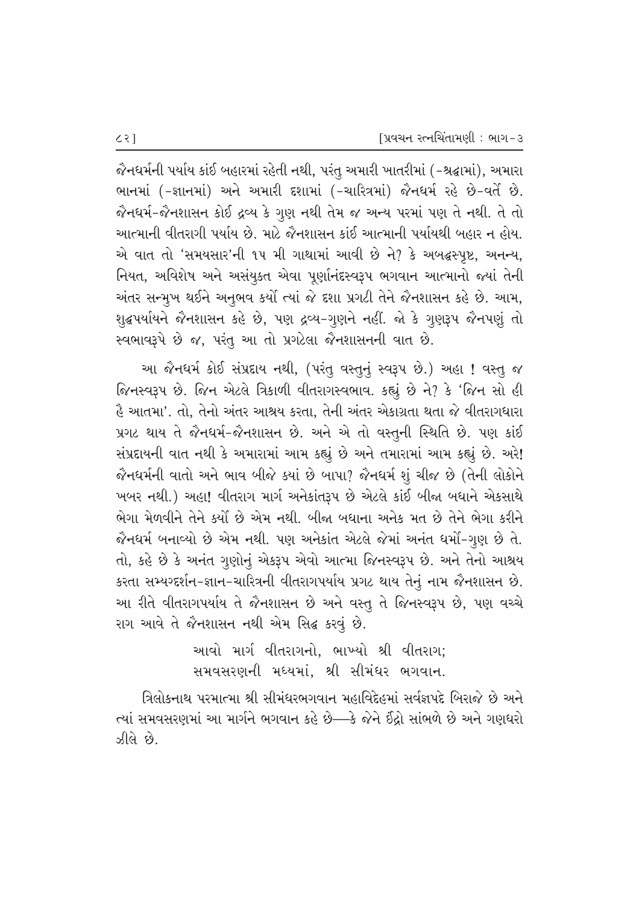જૈનધર્મની પર્યાય કાંઈ બહારમાં રહેતી નથી, પરંતુ અમારી ખાતરીમાં (-શ્રદ્ધામાં), અમારા ભાનમાં (-જ્ઞાનમાં) અને અમારી દશામાં (-ચારિત્રમાં) જૈનધર્મ રહે છે-વર્તે છે. જૈનધર્મ-જૈનશાસન કોઈ દ્રવ્ય કે ગુણ નથી તેમ જ અન્ય પરમાં પણ તે નથી. તે તો આત્માની વીતરાગી પર્યાય છે. માટે જૈનશાસન કાંઈ આત્માની પર્યાયથી બહાર ન હોય. એ વાત તો 'સમયસાર'ની ૧૫ મી ગાથામાં આવી છે ને? કે અબદ્ધસ્પૃષ્ટ, અનન્ય, નિયત, અવિશેષ અને અસંયુક્ત એવા પૂર્ણાનંદસ્વરૂપ ભગવાન આત્માનો જ્યાં તેની અંતર સન્મુખ થઈને અનુભવ કર્યો ત્યાં જે દશા પ્રગટી તેને જૈનશાસન કહે છે. આમ, શુદ્ધપર્યાયને જૈનશાસન કહે છે, પણ દ્રવ્ય-ગુણને નહીં. જો કે ગુણરૂપ જૈનપણું તો સ્વભાવરૂપે છે જ, પરંતુ આ તો પ્રગટેલા જૈનશાસનની વાત છે.

આ જૈનધર્મ કોઈ સંપ્રદાય નથી, (પરંતુ વસ્તુનું સ્વરૂપ છે.) અહા ! વસ્તુ જ જિનસ્વરૂપ છે. જિન એટલે ત્રિકાળી વીતરાગસ્વભાવ. કહ્યું છે ને? કે 'જિન સો હી હૈ આતમા'. તો, તેનો અંતર આશ્રય કરતા, તેની અંતર એકાગ્રતા થતા જે વીતરાગધારા પ્રગટ થાય તે જૈનધર્મ-જૈનશાસન છે. અને એ તો વસ્તુની સ્થિતિ છે. પણ કાંઈ સંપ્રદાયની વાત નથી કે અમારામાં આમ કહ્યું છે અને તમારામાં આમ કહ્યું છે. અરે! જૈનધર્મની વાતો અને ભાવ બીજે ક્યાં છે બાપા? જૈનધર્મ શું ચીજ છે (તેની લોકોને ખબર નથી.) અહા! વીતરાગ માર્ગ અનેકાંતરૂપ છે એટલે કાંઈ બીજા બધાને એકસાથે ભેગા મેળવીને તેને કર્યો છે એમ નથી. બીજા બધાના અનેક મત છે તેને ભેગા કરીને જૈનધર્મ બનાવ્યો છે એમ નથી. પણ અનેકાંત એટલે જેમાં અનંત ધર્મો-ગુણ છે તે. તો, કહે છે કે અનંત ગુણોનું એકરૂપ એવો આત્મા જિનસ્વરૂપ છે. અને તેનો આશ્રય કરતા સમ્યગ્દર્શન-જ્ઞાન-ચારિત્રની વીતરાગપર્યાય પ્રગટ થાય તેનું નામ જૈનશાસન છે. આ રીતે વીતરાગપર્યાય તે જૈનશાસન છે અને વસ્તુ તે જિનસ્વરૂપ છે, પણ વચ્ચે રાગ આવે તે જૈનશાસન નથી એમ સિદ્ધ કરવું છે.

આવો માર્ગ વીતરાગનો, ભાખ્યો શ્રી વીતરાગ;
સમવસરણની મધ્યમાં, શ્રી સીમંધર ભગવાન.

ત્રિલોકનાથ પરમાત્મા શ્રી સીમંધરભગવાન મહાવિદેહમાં સર્વજ્ઞપદે બિરાજે છે અને ત્યાં સમવસરણમાં આ માર્ગને ભગવાન કહે છે—કે જેને ઈંદ્રો સાંભળે છે અને ગણધરો ઝીલે છે.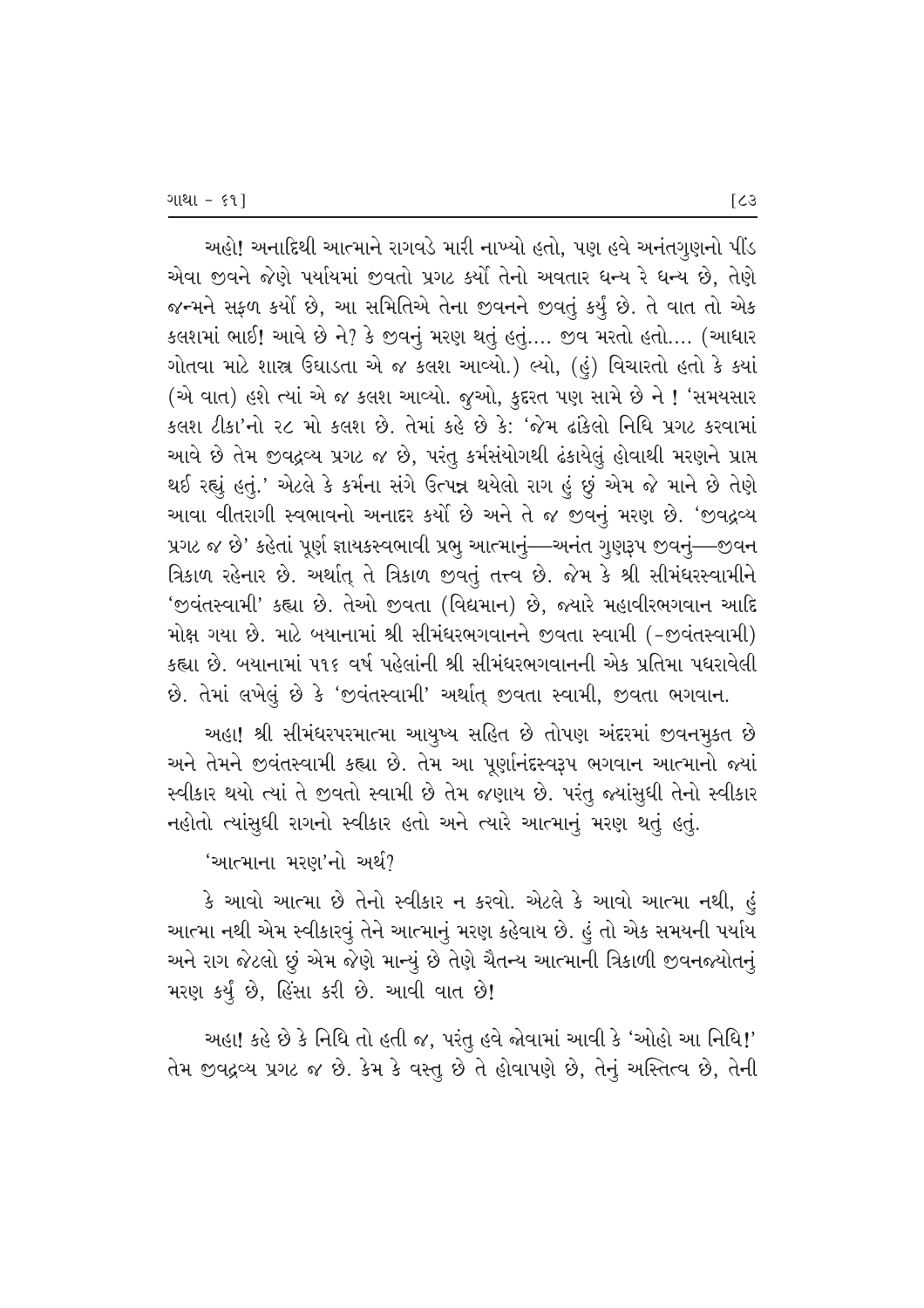અહો! અનાદિથી આત્માને રાગવડે મારી નાખ્યો હતો, પણ હવે અનંતગુણનો પીંડ એવા જીવને જેણે પર્યાયમાં જીવતો પ્રગટ કર્યો તેનો અવતાર ધન્ય રે ધન્ય છે, તેણે જન્મને સફળ કર્યો છે, આ સમિતિએ તેના જીવનને જીવતું કર્યું છે. તે વાત તો એક કલશમાં ભાઈ! આવે છે ને? કે જીવનું મરણ થતું હતું.... જીવ મરતો હતો.... (આધાર ગોતવા માટે શાસ્ત્ર ઉઘાડતા એ જ કલશ આવ્યો.) લ્યો, (હું) વિચારતો હતો કે ક્યાં (એ વાત) હશે ત્યાં એ જ કલશ આવ્યો. જુઓ, કુદરત પણ સામે છે ને ! 'સમયસાર કલશ ટીકા'નો ૨૮ મો કલશ છે. તેમાં કહે છે કે: 'જેમ ઢાંકેલો નિધિ પ્રગટ કરવામાં આવે છે તેમ જીવદ્રવ્ય પ્રગટ જ છે, પરંતુ કર્મસંયોગથી ઢંકાયેલું હોવાથી મરણને પ્રાપ્ત થઈ રહ્યું હતું.' એટલે કે કર્મના સંગે ઉત્પન્ન થયેલો રાગ હું છું એમ જે માને છે તેણે આવા વીતરાગી સ્વભાવનો અનાદર કર્યો છે અને તે જ જીવનું મરણ છે. 'જીવદ્રવ્ય પ્રગટ જ છે' કહેતાં પૂર્ણ જ્ઞાયકસ્વભાવી પ્રભુ આત્માનું—અનંત ગુણરૂપ જીવનું—જીવન ત્રિકાળ રહેનાર છે. અર્થાત્ તે ત્રિકાળ જીવતું તત્ત્વ છે. જેમ કે શ્રી સીમંધરસ્વામીને 'જીવંતસ્વામી' કહ્યા છે. તેઓ જીવતા (વિદ્યમાન) છે, જ્યારે મહાવીરભગવાન આદિ મોક્ષ ગયા છે. માટે બયાનામાં શ્રી સીમંધરભગવાનને જીવતા સ્વામી (-જીવંતસ્વામી) કહ્યા છે. બયાનામાં ૫૧૬ વર્ષ પહેલાંની શ્રી સીમંધરભગવાનની એક પ્રતિમા પધરાવેલી છે. તેમાં લખેલું છે કે 'જીવંતસ્વામી' અર્થાત્ જીવતા સ્વામી, જીવતા ભગવાન.

અહા! શ્રી સીમંધરપરમાત્મા આયુષ્ય સહિત છે તોપણ અંદરમાં જીવનમુક્ત છે અને તેમને જીવંતસ્વામી કહ્યા છે. તેમ આ પૂર્ણાનંદસ્વરૂપ ભગવાન આત્માનો જ્યાં સ્વીકાર થયો ત્યાં તે જીવતો સ્વામી છે તેમ જણાય છે. પરંતુ જ્યાંસુધી તેનો સ્વીકાર નહોતો ત્યાંસુધી રાગનો સ્વીકાર હતો અને ત્યારે આત્માનું મરણ થતું હતું.

'આત્માના મરણ'નો અર્થ?

કે આવો આત્મા છે તેનો સ્વીકાર ન કરવો. એટલે કે આવો આત્મા નથી, હું આત્મા નથી એમ સ્વીકારવું તેને આત્માનું મરણ કહેવાય છે. હું તો એક સમયની પર્યાય અને રાગ જેટલો છું એમ જેણે માન્યું છે તેણે ચૈતન્ય આત્માની ત્રિકાળી જીવનજ્યોતનું મરણ કર્યું છે, હિંસા કરી છે. આવી વાત છે!

અહા! કહે છે કે નિધિ તો હતી જ, પરંતુ હવે જોવામાં આવી કે 'ઓહો આ નિધિ!' તેમ જીવદ્રવ્ય પ્રગટ જ છે. કેમ કે વસ્તુ છે તે હોવાપણે છે, તેનું અસ્તિત્વ છે, તેની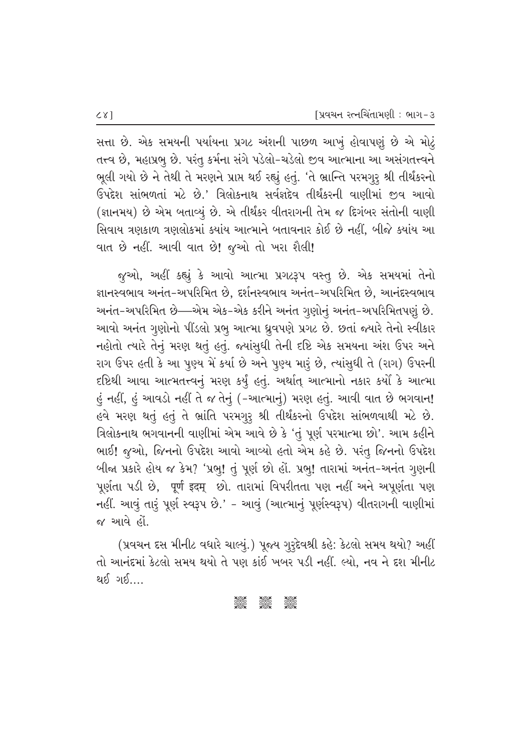સત્તા છે. એક સમયની પર્યાયના પ્રગટ અંશની પાછળ આખું હોવાપણું છે એ મોટું તત્ત્વ છે, મહાપ્રભુ છે. પરંતુ કર્મના સંગે પડેલો-ચડેલો જીવ આત્માના આ અસંગતત્ત્વને ભૂલી ગયો છે ને તેથી તે મરણને પ્રાપ્ત થઈ રહ્યું હતું. 'તે ભ્રાન્તિ પરમગુરુ શ્રી તીર્થંકરનો ઉપદેશ સાંભળતાં મટે છે.' ત્રિલોકનાથ સર્વજ્ઞદેવ તીર્થંકરની વાણીમાં જીવ આવો (જ્ઞાનમય) છે એમ બતાવ્યું છે. એ તીર્થંકર વીતરાગની તેમ જ દિગંબર સંતોની વાણી સિવાય ત્રણકાળ ત્રણલોકમાં ક્યાંય આત્માને બતાવનાર કોઈ છે નહીં, બીજે ક્યાંય આ વાત છે નહીં. આવી વાત છે! જુઓ તો ખરા શૈલી!

જુઓ, અહીં કહ્યું કે આવો આત્મા પ્રગટરૂપ વસ્તુ છે. એક સમયમાં તેનો જ્ઞાનસ્વભાવ અનંત-અપરિમિત છે, દર્શનસ્વભાવ અનંત-અપરિમિત છે, આનંદસ્વભાવ અનંત-અપરિમિત છે—એમ એક-એક કરીને અનંત ગુણોનું અનંત-અપરિમિતપણું છે. આવો અનંત ગુણોનો પીંડલો પ્રભુ આત્મા ધ્રુવપણે પ્રગટ છે. છતાં જ્યારે તેનો સ્વીકાર નહોતો ત્યારે તેનું મરણ થતું હતું. જ્યાંસુધી તેની દૃષ્ટિ એક સમયના અંશ ઉપર અને રાગ ઉપર હતી કે આ પુણ્ય મેં કર્યા છે અને પુણ્ય મારું છે, ત્યાંસુધી તે (રાગ) ઉપરની દૃષ્ટિથી આવા આત્મતત્ત્વનું મરણ કર્યું હતું. અર્થાત્ આત્માનો નકાર કર્યો કે આત્મા હું નહીં, હું આવડો નહીં તે જ તેનું (-આત્માનું) મરણ હતું. આવી વાત છે ભગવાન! હવે મરણ થતું હતું તે ભ્રાંતિ પરમગુરુ શ્રી તીર્થંકરનો ઉપદેશ સાંભળવાથી મટે છે. ત્રિલોકનાથ ભગવાનની વાણીમાં એમ આવે છે કે 'તું પૂર્ણ પરમાત્મા છો'. આમ કહીને ભાઈ! જુઓ, જિનનો ઉપદેશ આવો આવ્યો હતો એમ કહે છે. પરંતુ જિનનો ઉપદેશ બીજા પ્રકારે હોય જ કેમ? 'પ્રભુ! તું પૂર્ણ છો હોં. પ્રભુ! તારામાં અનંત-અનંત ગુણની પૂર્ણતા પડી છે, पूर्ण इदम् છો. તારામાં વિપરીતતા પણ નહીં અને અપૂર્ણતા પણ નહીં. આવું તારું પૂર્ણ સ્વરૂપ છે.' - આવું (આત્માનું પૂર્ણસ્વરૂપ) વીતરાગની વાણીમાં જ આવે હોં.

(પ્રવચન દસ મીનીટ વધારે ચાલ્યું.) પૂજ્ય ગુરુદેવશ્રી કહે: કેટલો સમય થયો? અહીં તો આનંદમાં કેટલો સમય થયો તે પણ કાંઈ ખબર પડી નહીં. લ્યો, નવ ને દશ મીનીટ થઈ ગઈ....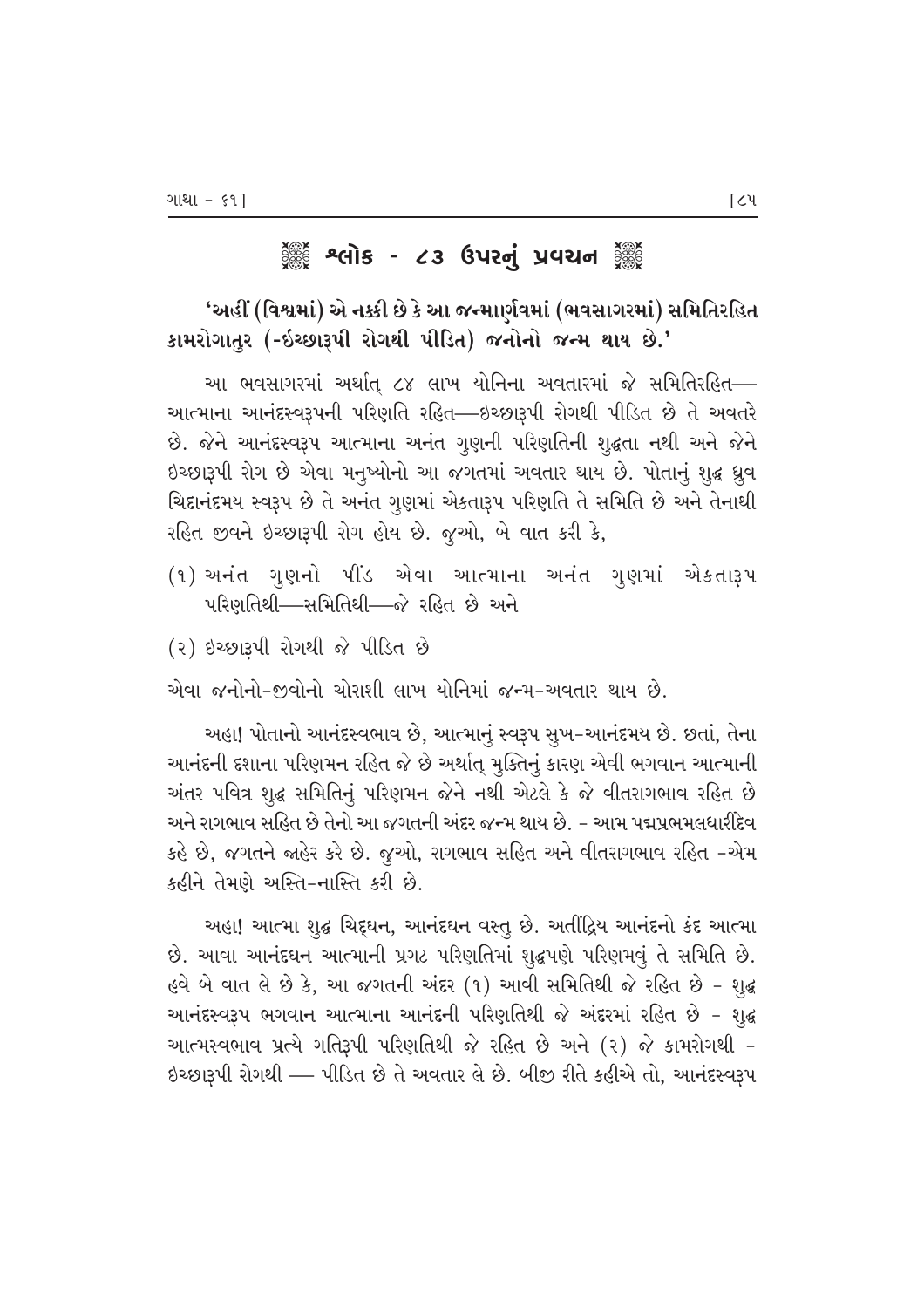## શ્લોક - ૮૩ ઉપરનું પ્રવચન

**'અહીં (વિશ્વમાં) એ નક્કી છે કે આ જન્માર્ણવમાં (ભવસાગરમાં) સમિતિરહિત કામરોગાતુર (-ઇચ્છારૂપી રોગથી પીડિત) જનોનો જન્મ થાય છે.'**

આ ભવસાગરમાં અર્થાત્ ૮૪ લાખ યોનિના અવતારમાં જે સમિતિરહિત—આત્માના આનંદસ્વરૂપની પરિણતિ રહિત—ઇચ્છારૂપી રોગથી પીડિત છે તે અવતરે છે. જેને આનંદસ્વરૂપ આત્માના અનંત ગુણની પરિણતિની શુદ્ધતા નથી અને જેને ઇચ્છારૂપી રોગ છે એવા મનુષ્યોનો આ જગતમાં અવતાર થાય છે. પોતાનું શુદ્ધ ધ્રુવ ચિદાનંદમય સ્વરૂપ છે તે અનંત ગુણમાં એકતારૂપ પરિણતિ તે સમિતિ છે અને તેનાથી રહિત જીવને ઇચ્છારૂપી રોગ હોય છે. જુઓ, બે વાત કરી કે,

(૧) અનંત ગુણનો પીંડ એવા આત્માના અનંત ગુણમાં એકતારૂપ પરિણતિથી—સમિતિથી—જે રહિત છે અને

(૨) ઇચ્છારૂપી રોગથી જે પીડિત છે

એવા જનોનો-જીવોનો ચોરાશી લાખ યોનિમાં જન્મ-અવતાર થાય છે.

અહા! પોતાનો આનંદસ્વભાવ છે, આત્માનું સ્વરૂપ સુખ-આનંદમય છે. છતાં, તેના આનંદની દશાના પરિણમન રહિત જે છે અર્થાત્ મુક્તિનું કારણ એવી ભગવાન આત્માની અંતર પવિત્ર શુદ્ધ સમિતિનું પરિણમન જેને નથી એટલે કે જે વીતરાગભાવ રહિત છે અને રાગભાવ સહિત છે તેનો આ જગતની અંદર જન્મ થાય છે. - આમ પદ્મપ્રભમલધારીદેવ કહે છે, જગતને જાહેર કરે છે. જુઓ, રાગભાવ સહિત અને વીતરાગભાવ રહિત -એમ કહીને તેમણે અસ્તિ-નાસ્તિ કરી છે.

અહા! આત્મા શુદ્ધ ચિદ્દઘન, આનંદઘન વસ્તુ છે. અતીંદ્રિય આનંદનો કંદ આત્મા છે. આવા આનંદઘન આત્માની પ્રગટ પરિણતિમાં શુદ્ધપણે પરિણમવું તે સમિતિ છે. હવે બે વાત લે છે કે, આ જગતની અંદર (૧) આવી સમિતિથી જે રહિત છે - શુદ્ધ આનંદસ્વરૂપ ભગવાન આત્માના આનંદની પરિણતિથી જે અંદરમાં રહિત છે - શુદ્ધ આત્મસ્વભાવ પ્રત્યે ગતિરૂપી પરિણતિથી જે રહિત છે અને (૨) જે કામરોગથી - ઇચ્છારૂપી રોગથી — પીડિત છે તે અવતાર લે છે. બીજી રીતે કહીએ તો, આનંદસ્વરૂપ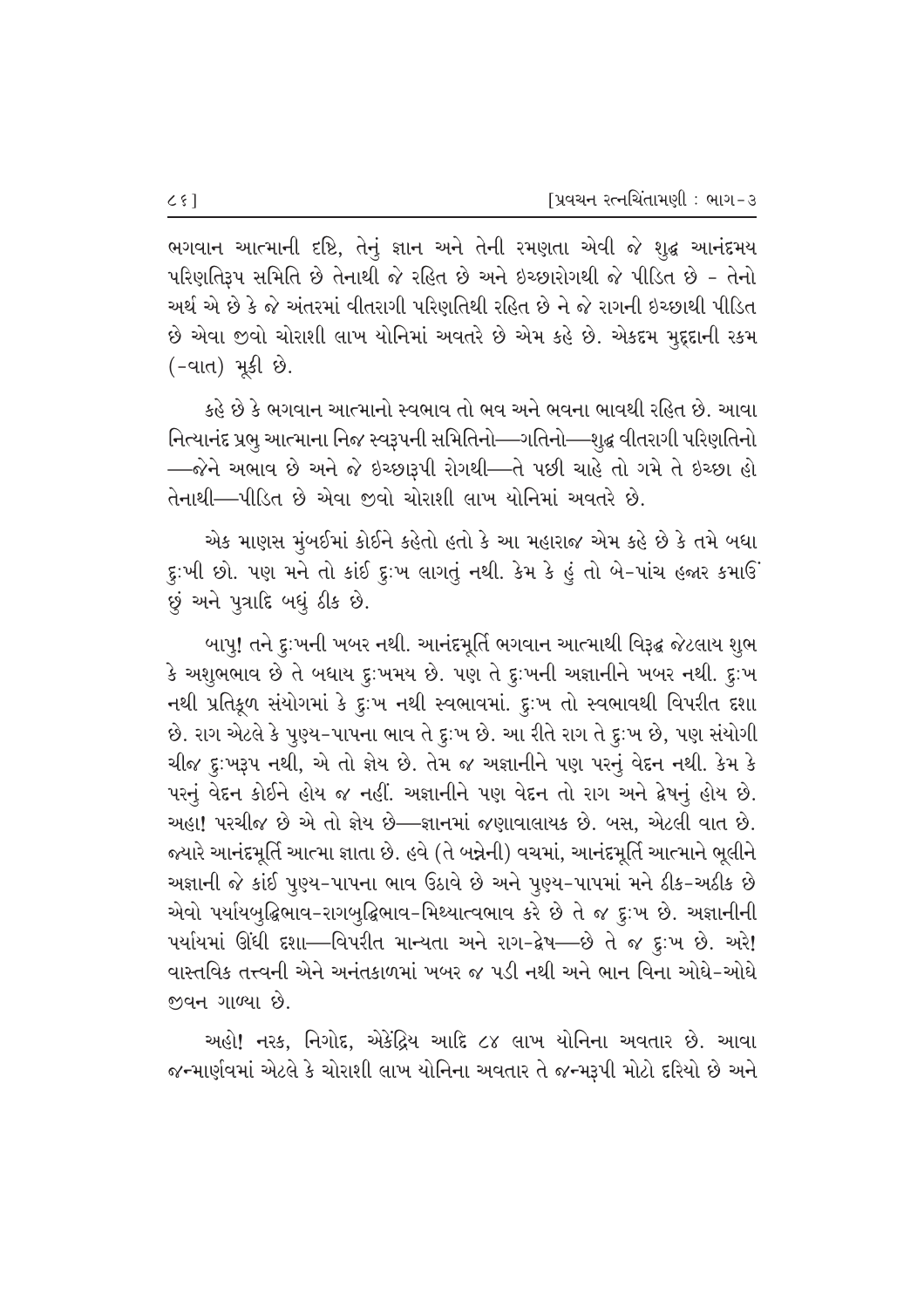ભગવાન આત્માની દૃષ્ટિ, તેનું જ્ઞાન અને તેની રમણતા એવી જે શુદ્ધ આનંદમય પરિણતિરૂપ સમિતિ છે તેનાથી જે રહિત છે અને ઇચ્છારોગથી જે પીડિત છે - તેનો અર્થ એ છે કે જે અંતરમાં વીતરાગી પરિણતિથી રહિત છે ને જે રાગની ઇચ્છાથી પીડિત છે એવા જીવો ચોરાશી લાખ યોનિમાં અવતરે છે એમ કહે છે. એકદમ મુદ્દાની રકમ (-વાત) મૂકી છે.

કહે છે કે ભગવાન આત્માનો સ્વભાવ તો ભવ અને ભવના ભાવથી રહિત છે. આવા નિત્યાનંદ પ્રભુ આત્માના નિજ સ્વરૂપની સમિતિનો—ગતિનો—શુદ્ધ વીતરાગી પરિણતિનો —જેને અભાવ છે અને જે ઇચ્છારૂપી રોગથી—તે પછી ચાહે તો ગમે તે ઇચ્છા હો તેનાથી—પીડિત છે એવા જીવો ચોરાશી લાખ યોનિમાં અવતરે છે.

એક માણસ મુંબઈમાં કોઈને કહેતો હતો કે આ મહારાજ એમ કહે છે કે તમે બધા દુઃખી છો. પણ મને તો કાંઈ દુઃખ લાગતું નથી. કેમ કે હું તો બે-પાંચ હજાર કમાઉં છું અને પુત્રાદિ બધું ઠીક છે.

બાપુ! તને દુઃખની ખબર નથી. આનંદમૂર્તિ ભગવાન આત્માથી વિરૂદ્ધ જેટલાય શુભ કે અશુભભાવ છે તે બધાય દુઃખમય છે. પણ તે દુઃખની અજ્ઞાનીને ખબર નથી. દુઃખ નથી પ્રતિકૂળ સંયોગમાં કે દુઃખ નથી સ્વભાવમાં. દુઃખ તો સ્વભાવથી વિપરીત દશા છે. રાગ એટલે કે પુણ્ય-પાપના ભાવ તે દુઃખ છે. આ રીતે રાગ તે દુઃખ છે, પણ સંયોગી ચીજ દુઃખરૂપ નથી, એ તો જ્ઞેય છે. તેમ જ અજ્ઞાનીને પણ પરનું વેદન નથી. કેમ કે પરનું વેદન કોઈને હોય જ નહીં. અજ્ઞાનીને પણ વેદન તો રાગ અને દ્વેષનું હોય છે. અહા! પરચીજ છે એ તો જ્ઞેય છે—જ્ઞાનમાં જણાવાલાયક છે. બસ, એટલી વાત છે. જ્યારે આનંદમૂર્તિ આત્મા જ્ઞાતા છે. હવે (તે બન્નેની) વચમાં, આનંદમૂર્તિ આત્માને ભૂલીને અજ્ઞાની જે કાંઈ પુણ્ય-પાપના ભાવ ઉઠાવે છે અને પુણ્ય-પાપમાં મને ઠીક-અઠીક છે એવો પર્યાયબુદ્ધિભાવ-રાગબુદ્ધિભાવ-મિથ્યાત્વભાવ કરે છે તે જ દુઃખ છે. અજ્ઞાનીની પર્યાયમાં ઊંધી દશા—વિપરીત માન્યતા અને રાગ-દ્વેષ—છે તે જ દુઃખ છે. અરે! વાસ્તવિક તત્ત્વની એને અનંતકાળમાં ખબર જ પડી નથી અને ભાન વિના ઓઘે-ઓઘે જીવન ગાળ્યા છે.

અહો! નરક, નિગોદ, એકેંદ્રિય આદિ ૮૪ લાખ યોનિના અવતાર છે. આવા જન્માર્ણવમાં એટલે કે ચોરાશી લાખ યોનિના અવતાર તે જન્મરૂપી મોટો દરિયો છે અને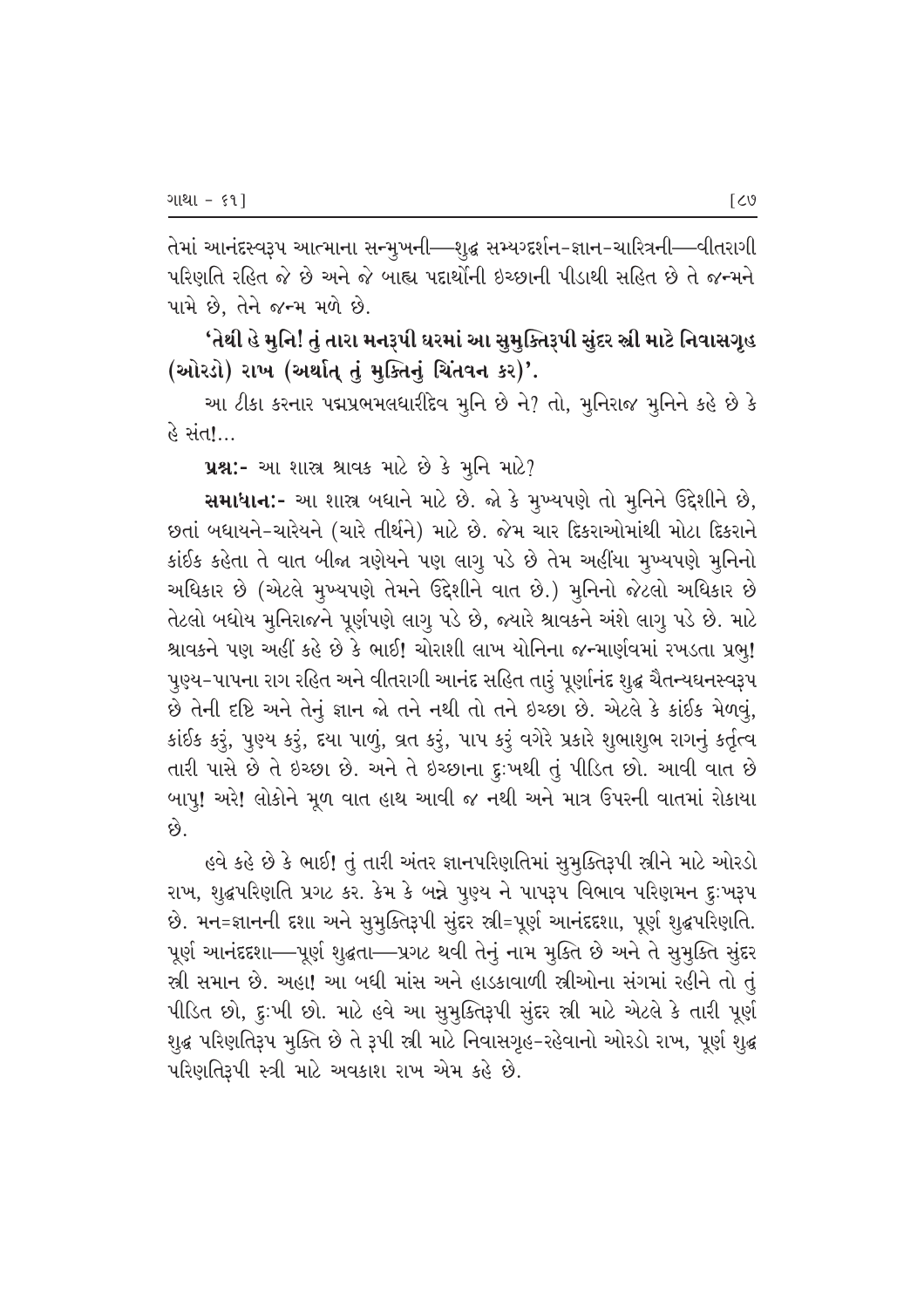તેમાં આનંદસ્વરૂપ આત્માના સન્મુખની—શુદ્ધ સમ્યગ્દર્શન-જ્ઞાન-ચારિત્રની—વીતરાગી પરિણતિ રહિત જે છે અને જે બાહ્ય પદાર્થોની ઇચ્છાની પીડાથી સહિત છે તે જન્મને પામે છે, તેને જન્મ મળે છે.

**'તેથી હે મુનિ! તું તારા મનરૂપી ઘરમાં આ સુમુક્તિરૂપી સુંદર સ્ત્રી માટે નિવાસગૃહ (ઓરડો) રાખ (અર્થાત્ તું મુક્તિનું ચિંતવન કર)'.**

આ ટીકા કરનાર પદ્મપ્રભમલધારીદેવ મુનિ છે ને? તો, મુનિરાજ મુનિને કહે છે કે હે સંત!...

**પ્રશ્ન:-** આ શાસ્ત્ર શ્રાવક માટે છે કે મુનિ માટે?

**સમાધાન:-** આ શાસ્ત્ર બધાને માટે છે. જો કે મુખ્યપણે તો મુનિને ઉદ્દેશીને છે, છતાં બધાયને-ચારેયને (ચારે તીર્થને) માટે છે. જેમ ચાર દિકરાઓમાંથી મોટા દિકરાને કાંઈક કહેતા તે વાત બીજા ત્રણેયને પણ લાગુ પડે છે તેમ અહીંયા મુખ્યપણે મુનિનો અધિકાર છે (એટલે મુખ્યપણે તેમને ઉદ્દેશીને વાત છે.) મુનિનો જેટલો અધિકાર છે તેટલો બધોય મુનિરાજને પૂર્ણપણે લાગુ પડે છે, જ્યારે શ્રાવકને અંશે લાગુ પડે છે. માટે શ્રાવકને પણ અહીં કહે છે કે ભાઈ! ચોરાશી લાખ યોનિના જન્માર્ણવમાં રખડતા પ્રભુ! પુણ્ય-પાપના રાગ રહિત અને વીતરાગી આનંદ સહિત તારું પૂર્ણાનંદ શુદ્ધ ચૈતન્યઘનસ્વરૂપ છે તેની દૃષ્ટિ અને તેનું જ્ઞાન જો તને નથી તો તને ઇચ્છા છે. એટલે કે કાંઈક મેળવું, કાંઈક કરું, પુણ્ય કરું, દયા પાળું, વ્રત કરું, પાપ કરું વગેરે પ્રકારે શુભાશુભ રાગનું કર્તૃત્વ તારી પાસે છે તે ઇચ્છા છે. અને તે ઇચ્છાના દુઃખથી તું પીડિત છો. આવી વાત છે બાપુ! અરે! લોકોને મૂળ વાત હાથ આવી જ નથી અને માત્ર ઉપરની વાતમાં રોકાયા છે.

હવે કહે છે કે ભાઈ! તું તારી અંતર જ્ઞાનપરિણતિમાં સુમુક્તિરૂપી સ્ત્રીને માટે ઓરડો રાખ, શુદ્ધપરિણતિ પ્રગટ કર. કેમ કે બન્ને પુણ્ય ને પાપરૂપ વિભાવ પરિણમન દુઃખરૂપ છે. મન=જ્ઞાનની દશા અને સુમુક્તિરૂપી સુંદર સ્ત્રી=પૂર્ણ આનંદદશા, પૂર્ણ શુદ્ધપરિણતિ. પૂર્ણ આનંદદશા—પૂર્ણ શુદ્ધતા—પ્રગટ થવી તેનું નામ મુક્તિ છે અને તે સુમુક્તિ સુંદર સ્ત્રી સમાન છે. અહા! આ બધી માંસ અને હાડકાવાળી સ્ત્રીઓના સંગમાં રહીને તો તું પીડિત છો, દુઃખી છો. માટે હવે આ સુમુક્તિરૂપી સુંદર સ્ત્રી માટે એટલે કે તારી પૂર્ણ શુદ્ધ પરિણતિરૂપ મુક્તિ છે તે રૂપી સ્ત્રી માટે નિવાસગૃહ-રહેવાનો ઓરડો રાખ, પૂર્ણ શુદ્ધ પરિણતિરૂપી સ્ત્રી માટે અવકાશ રાખ એમ કહે છે.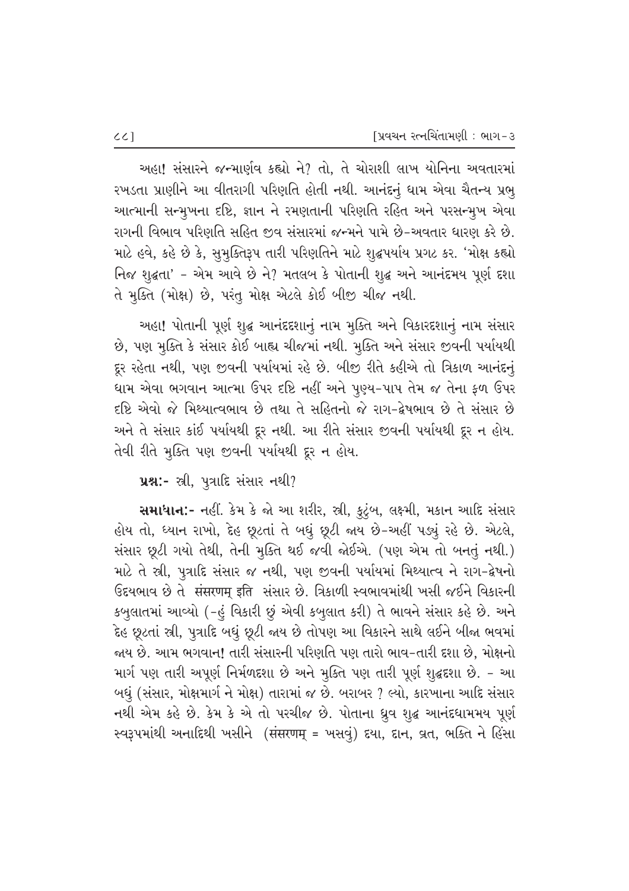અહા! સંસારને જન્માર્ણવ કહ્યો ને? તો, તે ચોરાશી લાખ યોનિના અવતારમાં રખડતા પ્રાણીને આ વીતરાગી પરિણતિ હોતી નથી. આનંદનું ધામ એવા ચૈતન્ય પ્રભુ આત્માની સન્મુખના દૃષ્ટિ, જ્ઞાન ને રમણતાની પરિણતિ રહિત અને પરસન્મુખ એવા રાગની વિભાવ પરિણતિ સહિત જીવ સંસારમાં જન્મને પામે છે-અવતાર ધારણ કરે છે. માટે હવે, કહે છે કે, સુમુક્તિરૂપ તારી પરિણતિને માટે શુદ્ધપર્યાય પ્રગટ કર. 'મોક્ષ કહ્યો નિજ શુદ્ધતા' - એમ આવે છે ને? મતલબ કે પોતાની શુદ્ધ અને આનંદમય પૂર્ણ દશા તે મુક્તિ (મોક્ષ) છે, પરંતુ મોક્ષ એટલે કોઈ બીજી ચીજ નથી.

અહા! પોતાની પૂર્ણ શુદ્ધ આનંદદશાનું નામ મુક્તિ અને વિકારદશાનું નામ સંસાર છે, પણ મુક્તિ કે સંસાર કોઈ બાહ્ય ચીજમાં નથી. મુક્તિ અને સંસાર જીવની પર્યાયથી દૂર રહેતા નથી, પણ જીવની પર્યાયમાં રહે છે. બીજી રીતે કહીએ તો ત્રિકાળ આનંદનું ધામ એવા ભગવાન આત્મા ઉપર દૃષ્ટિ નહીં અને પુણ્ય-પાપ તેમ જ તેના ફળ ઉપર દૃષ્ટિ એવો જે મિથ્યાત્વભાવ છે તથા તે સહિતનો જે રાગ-દ્વેષભાવ છે તે સંસાર છે અને તે સંસાર કાંઈ પર્યાયથી દૂર નથી. આ રીતે સંસાર જીવની પર્યાયથી દૂર ન હોય. તેવી રીતે મુક્તિ પણ જીવની પર્યાયથી દૂર ન હોય.

**પ્રશ્નઃ-** સ્ત્રી, પુત્રાદિ સંસાર નથી?

**સમાધાનઃ-** નહીં. કેમ કે જો આ શરીર, સ્ત્રી, કુટુંબ, લક્ષ્મી, મકાન આદિ સંસાર હોય તો, ધ્યાન રાખો, દેહ છૂટતાં તે બધું છૂટી જાય છે-અહીં પડ્યું રહે છે. એટલે, સંસાર છૂટી ગયો તેથી, તેની મુક્તિ થઈ જવી જોઈએ. (પણ એમ તો બનતું નથી.) માટે તે સ્ત્રી, પુત્રાદિ સંસાર જ નથી, પણ જીવની પર્યાયમાં મિથ્યાત્વ ને રાગ-દ્વેષનો ઉદયભાવ છે તે संसरणम् इति સંસાર છે. ત્રિકાળી સ્વભાવમાંથી ખસી જઈને વિકારની કબુલાતમાં આવ્યો (-હું વિકારી છું એવી કબુલાત કરી) તે ભાવને સંસાર કહે છે. અને દેહ છૂટતાં સ્ત્રી, પુત્રાદિ બધું છૂટી જાય છે તોપણ આ વિકારને સાથે લઈને બીજા ભવમાં જાય છે. આમ ભગવાન! તારી સંસારની પરિણતિ પણ તારો ભાવ-તારી દશા છે, મોક્ષનો માર્ગ પણ તારી અપૂર્ણ નિર્મળદશા છે અને મુક્તિ પણ તારી પૂર્ણ શુદ્ધદશા છે. - આ બધું (સંસાર, મોક્ષમાર્ગ ને મોક્ષ) તારામાં જ છે. બરાબર ? લ્યો, કારખાના આદિ સંસાર નથી એમ કહે છે. કેમ કે એ તો પરચીજ છે. પોતાના ધ્રુવ શુદ્ધ આનંદધામમય પૂર્ણ સ્વરૂપમાંથી અનાદિથી ખસીને (संसरणम् = ખસવું) દયા, દાન, વ્રત, ભક્તિ ને હિંસા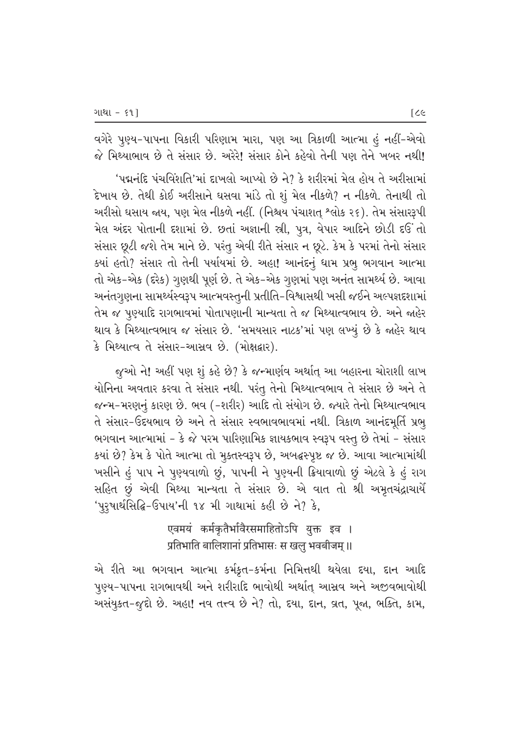વગેરે પુણ્ય-પાપના વિકારી પરિણામ મારા, પણ આ ત્રિકાળી આત્મા હું નહીં-એવો જે મિથ્યાભાવ છે તે સંસાર છે. અરેરે! સંસાર કોને કહેવો તેની પણ તેને ખબર નથી!

'પદ્મનંદિ પંચવિંશતિ'માં દાખલો આપ્યો છે ને? કે શરીરમાં મેલ હોય તે અરીસામાં દેખાય છે. તેથી કોઈ અરીસાને ઘસવા માંડે તો શું મેલ નીકળે? ન નીકળે. તેનાથી તો અરીસો ઘસાય જાય, પણ મેલ નીકળે નહીં. (નિશ્ચય પંચાશત્ શ્લોક ૨૬). તેમ સંસારરૂપી મેલ અંદર પોતાની દશામાં છે. છતાં અજ્ઞાની સ્ત્રી, પુત્ર, વેપાર આદિને છોડી દઉં તો સંસાર છૂટી જશે તેમ માને છે. પરંતુ એવી રીતે સંસાર ન છૂટે. કેમ કે પરમાં તેનો સંસાર ક્યાં હતો? સંસાર તો તેની પર્યાયમાં છે. અહા! આનંદનું ધામ પ્રભુ ભગવાન આત્મા તો એક-એક (દરેક) ગુણથી પૂર્ણ છે. તે એક-એક ગુણમાં પણ અનંત સામર્થ્ય છે. આવા અનંતગુણના સામર્થ્યસ્વરૂપ આત્મવસ્તુની પ્રતીતિ-વિશ્વાસથી ખસી જઈને અલ્પજ્ઞદશામાં તેમ જ પુણ્યાદિ રાગભાવમાં પોતાપણાની માન્યતા તે જ મિથ્યાત્વભાવ છે. અને જાહેર થાવ કે મિથ્યાત્વભાવ જ સંસાર છે. 'સમયસાર નાટક'માં પણ લખ્યું છે કે જાહેર થાવ કે મિથ્યાત્વ તે સંસાર-આસ્રવ છે. (મોક્ષદ્વાર).

જુઓ ને! અહીં પણ શું કહે છે? કે જન્માર્ણવ અર્થાત્ આ બહારના ચોરાશી લાખ યોનિના અવતાર કરવા તે સંસાર નથી. પરંતુ તેનો મિથ્યાત્વભાવ તે સંસાર છે અને તે જન્મ-મરણનું કારણ છે. ભવ (-શરીર) આદિ તો સંયોગ છે. જ્યારે તેનો મિથ્યાત્વભાવ તે સંસાર-ઉદયભાવ છે અને તે સંસાર સ્વભાવભાવમાં નથી. ત્રિકાળ આનંદમૂર્તિ પ્રભુ ભગવાન આત્મામાં - કે જે પરમ પારિણામિક જ્ઞાયકભાવ સ્વરૂપ વસ્તુ છે તેમાં - સંસાર ક્યાં છે? કેમ કે પોતે આત્મા તો મુક્તસ્વરૂપ છે, અબદ્ધસ્પૃષ્ટ જ છે. આવા આત્મામાંથી ખસીને હું પાપ ને પુણ્યવાળો છું, પાપની ને પુણ્યની ક્રિયાવાળો છું એટલે કે હું રાગ સહિત છું એવી મિથ્યા માન્યતા તે સંસાર છે. એ વાત તો શ્રી અમૃતચંદ્રાચાર્યે 'પુરુષાર્થસિદ્ધિ-ઉપાય'ની ૧૪ મી ગાથામાં કહી છે ને? કે,

> एवमयं कर्मकृतैर्भावैरसमाहितोऽपि युक्त इव ।
> प्रतिभाति बालिशानां प्रतिभासः स खलु भवबीजम् ॥

એ રીતે આ ભગવાન આત્મા કર્મકૃત-કર્મના નિમિત્તથી થયેલા દયા, દાન આદિ પુણ્ય-પાપના રાગભાવથી અને શરીરાદિ ભાવોથી અર્થાત્ આસ્રવ અને અજીવભાવોથી અસંયુક્ત-જુદો છે. અહા! નવ તત્ત્વ છે ને? તો, દયા, દાન, વ્રત, પૂજા, ભક્તિ, કામ,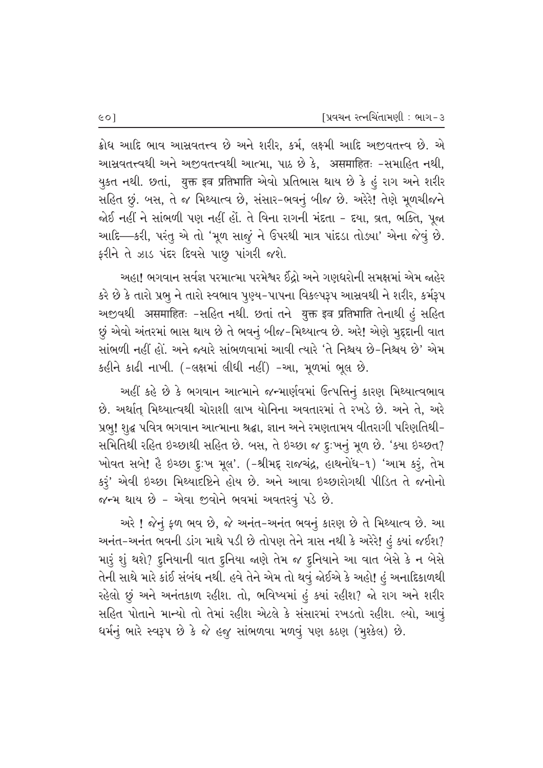ક્રોધ આદિ ભાવ આસ્રવતત્ત્વ છે અને શરીર, કર્મ, લક્ષ્મી આદિ અજીવતત્ત્વ છે. એ આસ્રવતત્ત્વથી અને અજીવતત્ત્વથી આત્મા, પાઠ છે કે, असमाहितः -સમાહિત નથી, યુક્ત નથી. છતાં, युक्त इव प्रतिभाति એવો પ્રતિભાસ થાય છે કે હું રાગ અને શરીર સહિત છું. બસ, તે જ મિથ્યાત્વ છે, સંસાર-ભવનું બીજ છે. અરેરે! તેણે મૂળચીજને જોઈ નહીં ને સાંભળી પણ નહીં હોં. તે વિના રાગની મંદતા - દયા, વ્રત, ભક્તિ, પૂજા આદિ—કરી, પરંતુ એ તો 'મૂળ સાજું ને ઉપરથી માત્ર પાંદડા તોડ્યા' એના જેવું છે. ફરીને તે ઝાડ પંદર દિવસે પાછુ પાંગરી જશે.

અહા! ભગવાન સર્વજ્ઞ પરમાત્મા પરમેશ્વર ઈંદ્રો અને ગણધરોની સમક્ષમાં એમ જાહેર કરે છે કે તારો પ્રભુ ને તારો સ્વભાવ પુણ્ય-પાપના વિકલ્પરૂપ આસ્રવથી ને શરીર, કર્મરૂપ અજીવથી असमाहितः -સહિત નથી. છતાં તને युक्त इव प्रतिभाति તેનાથી હું સહિત છું એવો અંતરમાં ભાસ થાય છે તે ભવનું બીજ-મિથ્યાત્વ છે. અરે! એણે મુદ્દાની વાત સાંભળી નહીં હોં. અને જ્યારે સાંભળવામાં આવી ત્યારે 'તે નિશ્ચય છે-નિશ્ચય છે' એમ કહીને કાઢી નાખી. (-લક્ષમાં લીધી નહીં) -આ, મૂળમાં ભૂલ છે.

અહીં કહે છે કે ભગવાન આત્માને જન્માર્ણવમાં ઉત્પત્તિનું કારણ મિથ્યાત્વભાવ છે. અર્થાત્ મિથ્યાત્વથી ચોરાશી લાખ યોનિના અવતારમાં તે રખડે છે. અને તે, અરે પ્રભુ! શુદ્ધ પવિત્ર ભગવાન આત્માના શ્રદ્ધા, જ્ઞાન અને રમણતામય વીતરાગી પરિણતિથી-સમિતિથી રહિત ઇચ્છાથી સહિત છે. બસ, તે ઇચ્છા જ દુઃખનું મૂળ છે. 'ક્યા ઇચ્છત? ખોવત સબે! હૈ ઇચ્છા દુઃખ મૂલ'. (-શ્રીમદ્ રાજચંદ્ર, હાથનોંધ-૧) 'આમ કરું, તેમ કરું' એવી ઇચ્છા મિથ્યાદષ્ટિને હોય છે. અને આવા ઇચ્છારોગથી પીડિત તે જનોનો જન્મ થાય છે - એવા જીવોને ભવમાં અવતરવું પડે છે.

અરે ! જેનું ફળ ભવ છે, જે અનંત-અનંત ભવનું કારણ છે તે મિથ્યાત્વ છે. આ અનંત-અનંત ભવની ડાંગ માથે પડી છે તોપણ તેને ત્રાસ નથી કે અરેરે! હું ક્યાં જઈશ? મારું શું થશે? દુનિયાની વાત દુનિયા જાણે તેમ જ દુનિયાને આ વાત બેસે કે ન બેસે તેની સાથે મારે કાંઈ સંબંધ નથી. હવે તેને એમ તો થવું જોઈએ કે અહો! હું અનાદિકાળથી રહેલો છું અને અનંતકાળ રહીશ. તો, ભવિષ્યમાં હું ક્યાં રહીશ? જો રાગ અને શરીર સહિત પોતાને માન્યો તો તેમાં રહીશ એટલે કે સંસારમાં રખડતો રહીશ. લ્યો, આવું ધર્મનું ભારે સ્વરૂપ છે કે જે હજુ સાંભળવા મળવું પણ કઠણ (મુશ્કેલ) છે.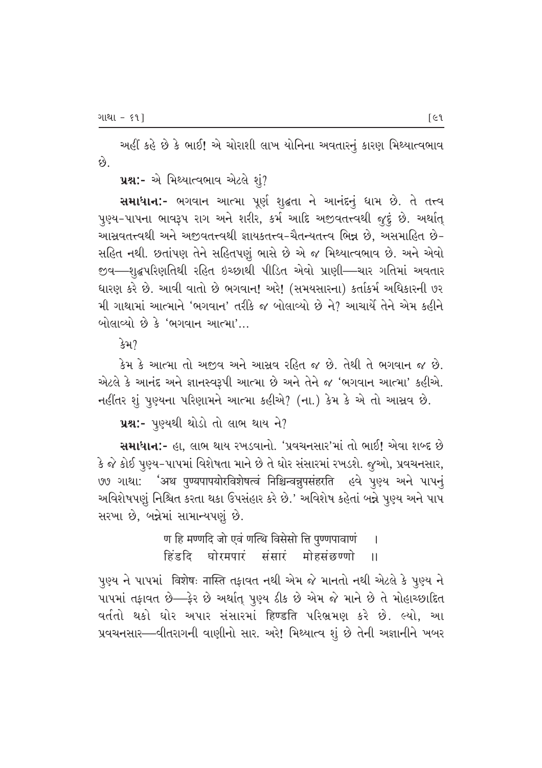અહીં કહે છે કે ભાઈ! એ ચોરાશી લાખ યોનિના અવતારનું કારણ મિથ્યાત્વભાવ છે.

**પ્રશ્નઃ-** એ મિથ્યાત્વભાવ એટલે શું?

**સમાધાનઃ-** ભગવાન આત્મા પૂર્ણ શુદ્ધતા ને આનંદનું ધામ છે. તે તત્ત્વ પુણ્ય-પાપના ભાવરૂપ રાગ અને શરીર, કર્મ આદિ અજીવતત્ત્વથી જુદું છે. અર્થાત્ આસ્રવતત્ત્વથી અને અજીવતત્ત્વથી જ્ઞાયકતત્ત્વ-ચૈતન્યતત્ત્વ ભિન્ન છે, અસમાહિત છે-સહિત નથી. છતાંપણ તેને સહિતપણું ભાસે છે એ જ મિથ્યાત્વભાવ છે. અને એવો જીવ—શુદ્ધપરિણતિથી રહિત ઇચ્છાથી પીડિત એવો પ્રાણી—ચાર ગતિમાં અવતાર ધારણ કરે છે. આવી વાતો છે ભગવાન! અરે! (સમયસારના) કર્તાકર્મ અધિકારની ૭૨ મી ગાથામાં આત્માને 'ભગવાન' તરીકે જ બોલાવ્યો છે ને? આચાર્યે તેને એમ કહીને બોલાવ્યો છે કે 'ભગવાન આત્મા'...

કેમ?

કેમ કે આત્મા તો અજીવ અને આસ્રવ રહિત જ છે. તેથી તે ભગવાન જ છે. એટલે કે આનંદ અને જ્ઞાનસ્વરૂપી આત્મા છે અને તેને જ 'ભગવાન આત્મા' કહીએ. નહીંતર શું પુણ્યના પરિણામને આત્મા કહીએ? (ના.) કેમ કે એ તો આસ્રવ છે.

**પ્રશ્નઃ-** પુણ્યથી થોડો તો લાભ થાય ને?

**સમાધાનઃ-** હા, લાભ થાય રખડવાનો. 'પ્રવચનસાર'માં તો ભાઈ! એવા શબ્દ છે કે જે કોઈ પુણ્ય-પાપમાં વિશેષતા માને છે તે ઘોર સંસારમાં રખડશે. જુઓ, પ્રવચનસાર, ૭૭ ગાથાઃ 'अथ पुण्यपापयोरविशेषत्वं निश्चिन्वन्नुपसंहरति હવે પુણ્ય અને પાપનું અવિશેષપણું નિશ્ચિત કરતા થકા ઉપસંહાર કરે છે.' અવિશેષ કહેતાં બન્ને પુણ્ય અને પાપ સરખા છે, બન્નેમાં સામાન્યપણું છે.

> ण हि मण्णदि जो एवं णत्थि विसेसो त्ति पुण्णपावाणं ।
> हिंडदि घोरमपारं संसारं मोहसंछण्णो ॥

પુણ્ય ને પાપમાં विशेषः नास्ति તફાવત નથી એમ જે માનતો નથી એટલે કે પુણ્ય ને પાપમાં તફાવત છે—ફેર છે અર્થાત્ પુણ્ય ઠીક છે એમ જે માને છે તે મોહાચ્છાદિત વર્તતો થકો ઘોર અપાર સંસારમાં हिण्डति પરિભ્રમણ કરે છે. લ્યો, આ પ્રવચનસાર—વીતરાગની વાણીનો સાર. અરે! મિથ્યાત્વ શું છે તેની અજ્ઞાનીને ખબર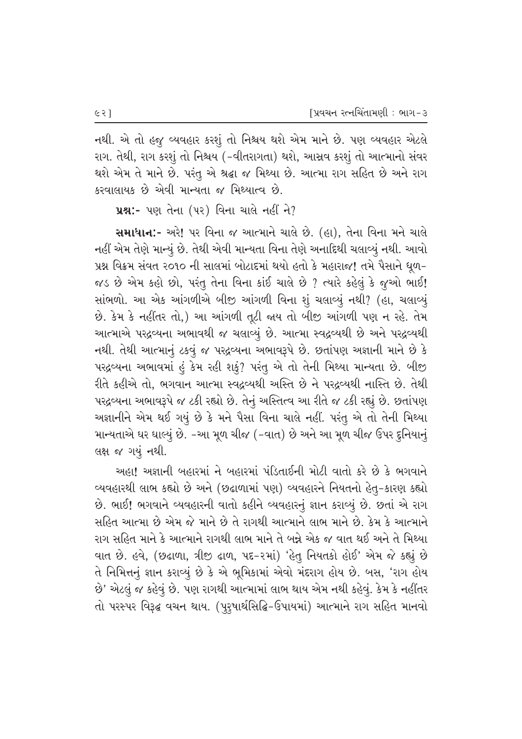નથી. એ તો હજુ વ્યવહાર કરશું તો નિશ્ચય થશે એમ માને છે. પણ વ્યવહાર એટલે રાગ. તેથી, રાગ કરશું તો નિશ્ચય (-વીતરાગતા) થશે, આસ્રવ કરશું તો આત્માનો સંવર થશે એમ તે માને છે. પરંતુ એ શ્રદ્ધા જ મિથ્યા છે. આત્મા રાગ સહિત છે અને રાગ કરવાલાયક છે એવી માન્યતા જ મિથ્યાત્વ છે.

**પ્રશ્નઃ-** પણ તેના (પર) વિના ચાલે નહીં ને?

**સમાધાનઃ-** અરે! પર વિના જ આત્માને ચાલે છે. (હા), તેના વિના મને ચાલે નહીં એમ તેણે માન્યું છે. તેથી એવી માન્યતા વિના તેણે અનાદિથી ચલાવ્યું નથી. આવો પ્રશ્ન વિક્રમ સંવત ૨૦૧૦ ની સાલમાં બોટાદમાં થયો હતો કે મહારાજ! તમે પૈસાને ધૂળ-જડ છે એમ કહો છો, પરંતુ તેના વિના કાંઈ ચાલે છે ? ત્યારે કહેલું કે જુઓ ભાઈ! સાંભળો. આ એક આંગળીએ બીજી આંગળી વિના શું ચલાવ્યું નથી? (હા, ચલાવ્યું છે. કેમ કે નહીંતર તો,) આ આંગળી તૂટી જાય તો બીજી આંગળી પણ ન રહે. તેમ આત્માએ પરદ્રવ્યના અભાવથી જ ચલાવ્યું છે. આત્મા સ્વદ્રવ્યથી છે અને પરદ્રવ્યથી નથી. તેથી આત્માનું ટકવું જ પરદ્રવ્યના અભાવરૂપે છે. છતાંપણ અજ્ઞાની માને છે કે પરદ્રવ્યના અભાવમાં હું કેમ રહી શકું? પરંતુ એ તો તેની મિથ્યા માન્યતા છે. બીજી રીતે કહીએ તો, ભગવાન આત્મા સ્વદ્રવ્યથી અસ્તિ છે ને પરદ્રવ્યથી નાસ્તિ છે. તેથી પરદ્રવ્યના અભાવરૂપે જ ટકી રહ્યો છે. તેનું અસ્તિત્વ આ રીતે જ ટકી રહ્યું છે. છતાંપણ અજ્ઞાનીને એમ થઈ ગયું છે કે મને પૈસા વિના ચાલે નહીં. પરંતુ એ તો તેની મિથ્યા માન્યતાએ ઘર ઘાલ્યું છે. -આ મૂળ ચીજ (-વાત) છે અને આ મૂળ ચીજ ઉપર દુનિયાનું લક્ષ જ ગયું નથી.

અહા! અજ્ઞાની બહારમાં ને બહારમાં પંડિતાઈની મોટી વાતો કરે છે કે ભગવાને વ્યવહારથી લાભ કહ્યો છે અને (છઢાળામાં પણ) વ્યવહારને નિયતનો હેતુ-કારણ કહ્યો છે. ભાઈ! ભગવાને વ્યવહારની વાતો કહીને વ્યવહારનું જ્ઞાન કરાવ્યું છે. છતાં એ રાગ સહિત આત્મા છે એમ જે માને છે તે રાગથી આત્માને લાભ માને છે. કેમ કે આત્માને રાગ સહિત માને કે આત્માને રાગથી લાભ માને તે બન્ને એક જ વાત થઈ અને તે મિથ્યા વાત છે. હવે, (છઢાળા, ત્રીજી ઢાળ, પદ-૨માં) 'હેતુ નિયતકો હોઈ' એમ જે કહ્યું છે તે નિમિત્તનું જ્ઞાન કરાવ્યું છે કે એ ભૂમિકામાં એવો મંદરાગ હોય છે. બસ, 'રાગ હોય છે' એટલું જ કહેવું છે. પણ રાગથી આત્મામાં લાભ થાય એમ નથી કહેવું. કેમ કે નહીંતર તો પરસ્પર વિરૂદ્ધ વચન થાય. (પુરુષાર્થસિદ્ધિ-ઉપાયમાં) આત્માને રાગ સહિત માનવો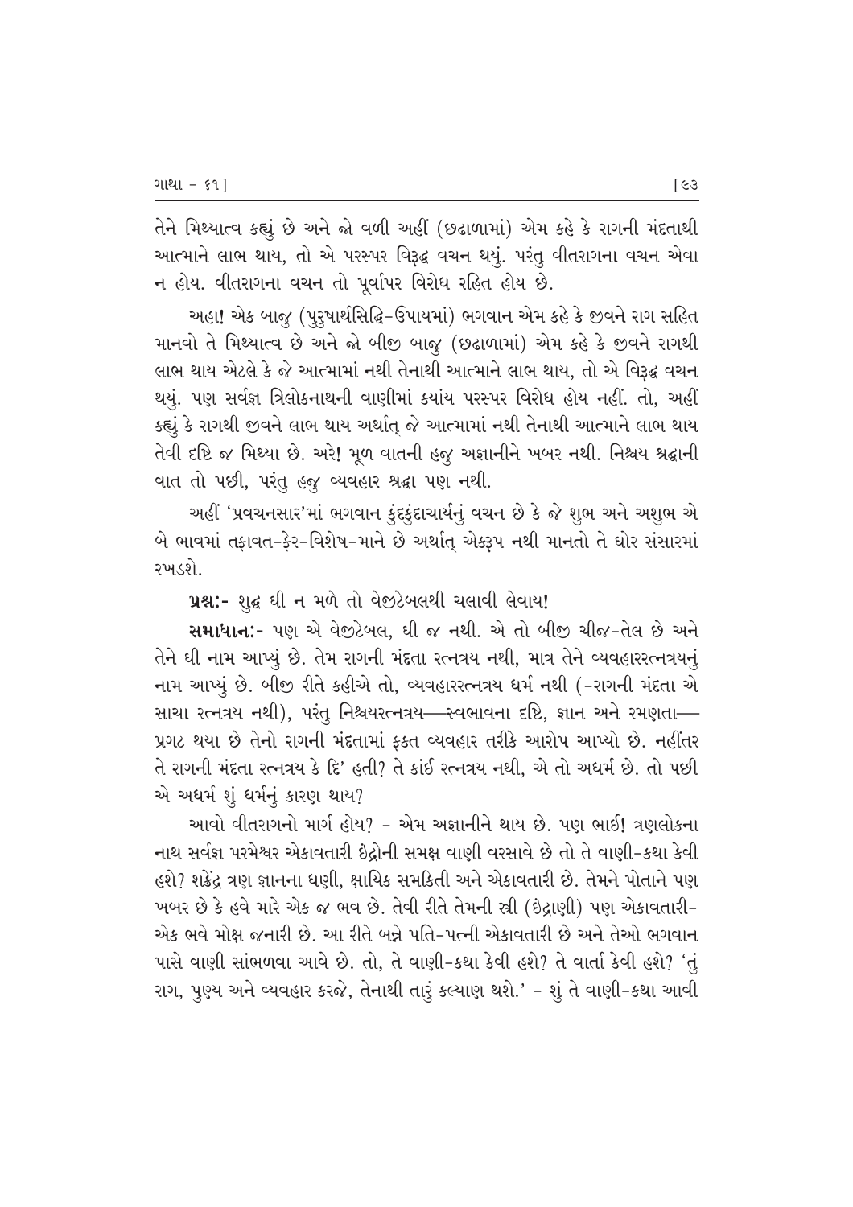તેને મિથ્યાત્વ કહ્યું છે અને જો વળી અહીં (છઢાળામાં) એમ કહે કે રાગની મંદતાથી આત્માને લાભ થાય, તો એ પરસ્પર વિરૂદ્ધ વચન થયું. પરંતુ વીતરાગના વચન એવા ન હોય. વીતરાગના વચન તો પૂર્વાપર વિરોધ રહિત હોય છે.

અહા! એક બાજુ (પુરુષાર્થસિદ્ધિ-ઉપાયમાં) ભગવાન એમ કહે કે જીવને રાગ સહિત માનવો તે મિથ્યાત્વ છે અને જો બીજી બાજુ (છઢાળામાં) એમ કહે કે જીવને રાગથી લાભ થાય એટલે કે જે આત્મામાં નથી તેનાથી આત્માને લાભ થાય, તો એ વિરૂદ્ધ વચન થયું. પણ સર્વજ્ઞ ત્રિલોકનાથની વાણીમાં ક્યાંય પરસ્પર વિરોધ હોય નહીં. તો, અહીં કહ્યું કે રાગથી જીવને લાભ થાય અર્થાત્ જે આત્મામાં નથી તેનાથી આત્માને લાભ થાય તેવી દૃષ્ટિ જ મિથ્યા છે. અરે! મૂળ વાતની હજુ અજ્ઞાનીને ખબર નથી. નિશ્ચય શ્રદ્ધાની વાત તો પછી, પરંતુ હજુ વ્યવહાર શ્રદ્ધા પણ નથી.

અહીં 'પ્રવચનસાર'માં ભગવાન કુંદકુંદાચાર્યનું વચન છે કે જે શુભ અને અશુભ એ બે ભાવમાં તફાવત-ફેર-વિશેષ-માને છે અર્થાત્ એકરૂપ નથી માનતો તે ઘોર સંસારમાં રખડશે.

**પ્રશ્ન:-** શુદ્ધ ઘી ન મળે તો વેજીટેબલથી ચલાવી લેવાય!

**સમાધાન:-** પણ એ વેજીટેબલ, ઘી જ નથી. એ તો બીજી ચીજ-તેલ છે અને તેને ઘી નામ આપ્યું છે. તેમ રાગની મંદતા રત્નત્રય નથી, માત્ર તેને વ્યવહારરત્નત્રયનું નામ આપ્યું છે. બીજી રીતે કહીએ તો, વ્યવહારરત્નત્રય ધર્મ નથી (-રાગની મંદતા એ સાચા રત્નત્રય નથી), પરંતુ નિશ્ચયરત્નત્રય—સ્વભાવના દૃષ્ટિ, જ્ઞાન અને રમણતા— પ્રગટ થયા છે તેનો રાગની મંદતામાં ફક્ત વ્યવહાર તરીકે આરોપ આપ્યો છે. નહીંતર તે રાગની મંદતા રત્નત્રય કે દિ' હતી? તે કાંઈ રત્નત્રય નથી, એ તો અધર્મ છે. તો પછી એ અધર્મ શું ધર્મનું કારણ થાય?

આવો વીતરાગનો માર્ગ હોય? - એમ અજ્ઞાનીને થાય છે. પણ ભાઈ! ત્રણલોકના નાથ સર્વજ્ઞ પરમેશ્વર એકાવતારી ઇંદ્રોની સમક્ષ વાણી વરસાવે છે તો તે વાણી-કથા કેવી હશે? શક્રેંદ્ર ત્રણ જ્ઞાનના ધણી, ક્ષાયિક સમકિતી અને એકાવતારી છે. તેમને પોતાને પણ ખબર છે કે હવે મારે એક જ ભવ છે. તેવી રીતે તેમની સ્ત્રી (ઇંદ્રાણી) પણ એકાવતારી-એક ભવે મોક્ષ જનારી છે. આ રીતે બન્ને પતિ-પત્ની એકાવતારી છે અને તેઓ ભગવાન પાસે વાણી સાંભળવા આવે છે. તો, તે વાણી-કથા કેવી હશે? તે વાર્તા કેવી હશે? 'તું રાગ, પુણ્ય અને વ્યવહાર કરજે, તેનાથી તારું કલ્યાણ થશે.' - શું તે વાણી-કથા આવી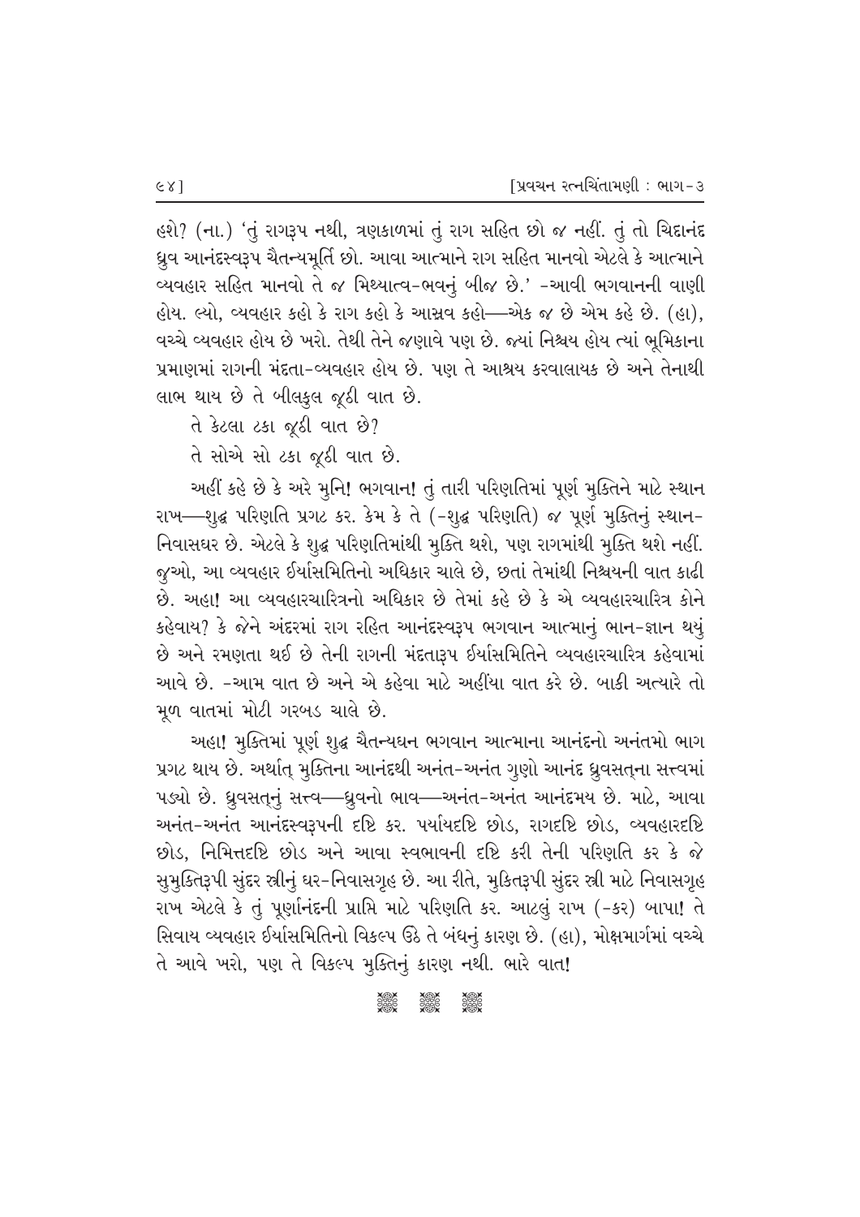હશે? (ના.) 'તું રાગરૂપ નથી, ત્રણકાળમાં તું રાગ સહિત છો જ નહીં. તું તો ચિદાનંદ ધ્રુવ આનંદસ્વરૂપ ચૈતન્યમૂર્તિ છો. આવા આત્માને રાગ સહિત માનવો એટલે કે આત્માને વ્યવહાર સહિત માનવો તે જ મિથ્યાત્વ-ભવનું બીજ છે.' -આવી ભગવાનની વાણી હોય. લ્યો, વ્યવહાર કહો કે રાગ કહો કે આસ્રવ કહો—એક જ છે એમ કહે છે. (હા), વચ્ચે વ્યવહાર હોય છે ખરો. તેથી તેને જણાવે પણ છે. જ્યાં નિશ્ચય હોય ત્યાં ભૂમિકાના પ્રમાણમાં રાગની મંદતા-વ્યવહાર હોય છે. પણ તે આશ્રય કરવાલાયક છે અને તેનાથી લાભ થાય છે તે બીલકુલ જૂઠી વાત છે.

તે કેટલા ટકા જૂઠી વાત છે?

તે સોએ સો ટકા જૂઠી વાત છે.

અહીં કહે છે કે અરે મુનિ! ભગવાન! તું તારી પરિણતિમાં પૂર્ણ મુક્તિને માટે સ્થાન રાખ—શુદ્ધ પરિણતિ પ્રગટ કર. કેમ કે તે (-શુદ્ધ પરિણતિ) જ પૂર્ણ મુક્તિનું સ્થાન-નિવાસઘર છે. એટલે કે શુદ્ધ પરિણતિમાંથી મુક્તિ થશે, પણ રાગમાંથી મુક્તિ થશે નહીં. જુઓ, આ વ્યવહાર ઈર્યાસમિતિનો અધિકાર ચાલે છે, છતાં તેમાંથી નિશ્ચયની વાત કાઢી છે. અહા! આ વ્યવહારચારિત્રનો અધિકાર છે તેમાં કહે છે કે એ વ્યવહારચારિત્ર કોને કહેવાય? કે જેને અંદરમાં રાગ રહિત આનંદસ્વરૂપ ભગવાન આત્માનું ભાન-જ્ઞાન થયું છે અને રમણતા થઈ છે તેની રાગની મંદતારૂપ ઈર્યાસમિતિને વ્યવહારચારિત્ર કહેવામાં આવે છે. -આમ વાત છે અને એ કહેવા માટે અહીંયા વાત કરે છે. બાકી અત્યારે તો મૂળ વાતમાં મોટી ગરબડ ચાલે છે.

અહા! મુક્તિમાં પૂર્ણ શુદ્ધ ચૈતન્યઘન ભગવાન આત્માના આનંદનો અનંતમો ભાગ પ્રગટ થાય છે. અર્થાત્ મુક્તિના આનંદથી અનંત-અનંત ગુણો આનંદ ધ્રુવસત્‌ના સત્ત્વમાં પડ્યો છે. ધ્રુવસત્‌નું સત્ત્વ—ધ્રુવનો ભાવ—અનંત-અનંત આનંદમય છે. માટે, આવા અનંત-અનંત આનંદસ્વરૂપની દૃષ્ટિ કર. પર્યાયદૃષ્ટિ છોડ, રાગદૃષ્ટિ છોડ, વ્યવહારદૃષ્ટિ છોડ, નિમિત્તદૃષ્ટિ છોડ અને આવા સ્વભાવની દૃષ્ટિ કરી તેની પરિણતિ કર કે જે સુમુક્તિરૂપી સુંદર સ્ત્રીનું ઘર-નિવાસગૃહ છે. આ રીતે, મુક્તિરૂપી સુંદર સ્ત્રી માટે નિવાસગૃહ રાખ એટલે કે તું પૂર્ણાનંદની પ્રાપ્તિ માટે પરિણતિ કર. આટલું રાખ (-કર) બાપા! તે સિવાય વ્યવહાર ઈર્યાસમિતિનો વિકલ્પ ઊઠે તે બંધનું કારણ છે. (હા), મોક્ષમાર્ગમાં વચ્ચે તે આવે ખરો, પણ તે વિકલ્પ મુક્તિનું કારણ નથી. ભારે વાત!

❖ ❖ ❖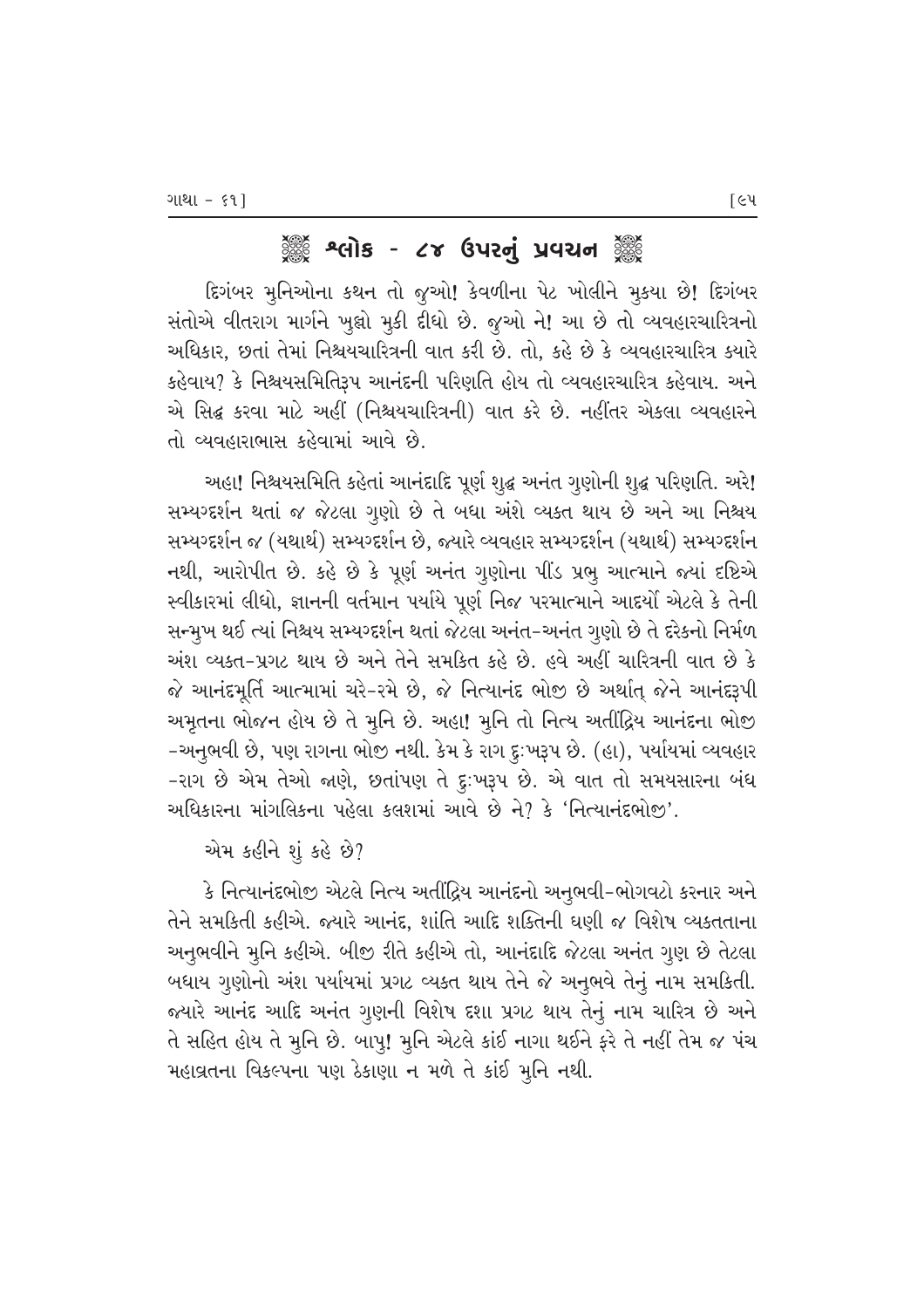## ❁ શ્લોક - ૮૪ ઉપરનું પ્રવચન ❁

દિગંબર મુનિઓના કથન તો જુઓ! કેવળીના પેટ ખોલીને મુકયા છે! દિગંબર સંતોએ વીતરાગ માર્ગને ખુલ્લો મુકી દીધો છે. જુઓ ને! આ છે તો વ્યવહારચારિત્રનો અધિકાર, છતાં તેમાં નિશ્ચયચારિત્રની વાત કરી છે. તો, કહે છે કે વ્યવહારચારિત્ર ક્યારે કહેવાય? કે નિશ્ચયસમિતિરૂપ આનંદની પરિણતિ હોય તો વ્યવહારચારિત્ર કહેવાય. અને એ સિદ્ધ કરવા માટે અહીં (નિશ્ચયચારિત્રની) વાત કરે છે. નહીંતર એકલા વ્યવહારને તો વ્યવહારાભાસ કહેવામાં આવે છે.

અહા! નિશ્ચયસમિતિ કહેતાં આનંદાદિ પૂર્ણ શુદ્ધ અનંત ગુણોની શુદ્ધ પરિણતિ. અરે! સમ્યગ્દર્શન થતાં જ જેટલા ગુણો છે તે બધા અંશે વ્યક્ત થાય છે અને આ નિશ્ચય સમ્યગ્દર્શન જ (યથાર્થ) સમ્યગ્દર્શન છે, જ્યારે વ્યવહાર સમ્યગ્દર્શન (યથાર્થ) સમ્યગ્દર્શન નથી, આરોપીત છે. કહે છે કે પૂર્ણ અનંત ગુણોના પીંડ પ્રભુ આત્માને જ્યાં દૃષ્ટિએ સ્વીકારમાં લીધો, જ્ઞાનની વર્તમાન પર્યાયે પૂર્ણ નિજ પરમાત્માને આદર્યો એટલે કે તેની સન્મુખ થઈ ત્યાં નિશ્ચય સમ્યગ્દર્શન થતાં જેટલા અનંત-અનંત ગુણો છે તે દરેકનો નિર્મળ અંશ વ્યક્ત-પ્રગટ થાય છે અને તેને સમકિત કહે છે. હવે અહીં ચારિત્રની વાત છે કે જે આનંદમૂર્તિ આત્મામાં ચરે-રમે છે, જે નિત્યાનંદ ભોજી છે અર્થાત્ જેને આનંદરૂપી અમૃતના ભોજન હોય છે તે મુનિ છે. અહા! મુનિ તો નિત્ય અતીંદ્રિય આનંદના ભોજી -અનુભવી છે, પણ રાગના ભોજી નથી. કેમ કે રાગ દુઃખરૂપ છે. (હા), પર્યાયમાં વ્યવહાર -રાગ છે એમ તેઓ જાણે, છતાંપણ તે દુઃખરૂપ છે. એ વાત તો સમયસારના બંધ અધિકારના માંગલિકના પહેલા કલશમાં આવે છે ને? કે 'નિત્યાનંદભોજી'.

એમ કહીને શું કહે છે?

કે નિત્યાનંદભોજી એટલે નિત્ય અતીંદ્રિય આનંદનો અનુભવી-ભોગવટો કરનાર અને તેને સમકિતી કહીએ. જ્યારે આનંદ, શાંતિ આદિ શક્તિની ઘણી જ વિશેષ વ્યક્તતાના અનુભવીને મુનિ કહીએ. બીજી રીતે કહીએ તો, આનંદાદિ જેટલા અનંત ગુણ છે તેટલા બધાય ગુણોનો અંશ પર્યાયમાં પ્રગટ વ્યક્ત થાય તેને જે અનુભવે તેનું નામ સમકિતી. જ્યારે આનંદ આદિ અનંત ગુણની વિશેષ દશા પ્રગટ થાય તેનું નામ ચારિત્ર છે અને તે સહિત હોય તે મુનિ છે. બાપુ! મુનિ એટલે કાંઈ નાગા થઈને ફરે તે નહીં તેમ જ પંચ મહાવ્રતના વિકલ્પના પણ ઠેકાણા ન મળે તે કાંઈ મુનિ નથી.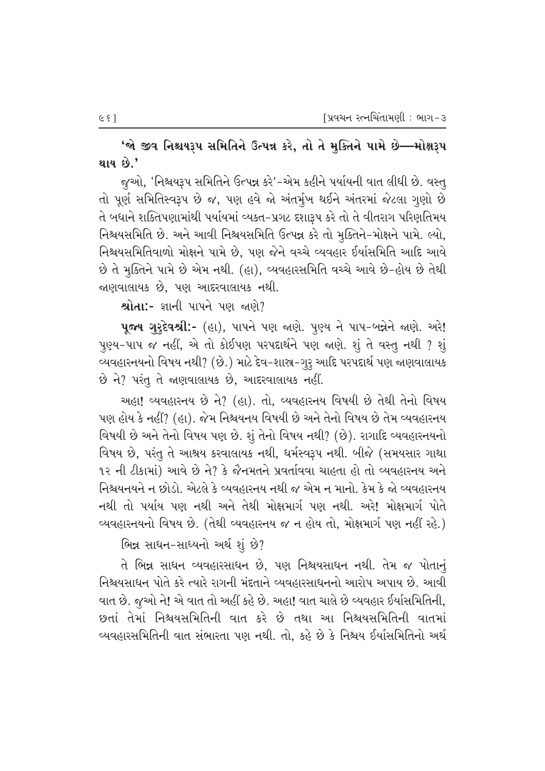**'જો જીવ નિશ્ચયરૂપ સમિતિને ઉત્પન્ન કરે, તો તે મુક્તિને પામે છે—મોક્ષરૂપ થાય છે.'**

જુઓ, 'નિશ્ચયરૂપ સમિતિને ઉત્પન્ન કરે'-એમ કહીને પર્યાયની વાત લીધી છે. વસ્તુ તો પૂર્ણ સમિતિસ્વરૂપ છે જ, પણ હવે જો અંતર્મુખ થઈને અંતરમાં જેટલા ગુણો છે તે બધાને શક્તિપણામાંથી પર્યાયમાં વ્યક્ત-પ્રગટ દશારૂપ કરે તો તે વીતરાગ પરિણતિમય નિશ્ચયસમિતિ છે. અને આવી નિશ્ચયસમિતિ ઉત્પન્ન કરે તો મુક્તિને-મોક્ષને પામે. લ્યો, નિશ્ચયસમિતિવાળો મોક્ષને પામે છે, પણ જેને વચ્ચે વ્યવહાર ઈર્યાસમિતિ આદિ આવે છે તે મુક્તિને પામે છે એમ નથી. (હા), વ્યવહારસમિતિ વચ્ચે આવે છે-હોય છે તેથી જાણવાલાયક છે, પણ આદરવાલાયક નથી.

**શ્રોતા:-** જ્ઞાની પાપને પણ જાણે?

**પૂજ્ય ગુરુદેવશ્રી:-** (હા), પાપને પણ જાણે. પુણ્ય ને પાપ-બન્નેને જાણે. અરે! પુણ્ય-પાપ જ નહીં, એ તો કોઈપણ પરપદાર્થને પણ જાણે. શું તે વસ્તુ નથી ? શું વ્યવહારનયનો વિષય નથી? (છે.) માટે દેવ-શાસ્ત્ર-ગુરુ આદિ પરપદાર્થ પણ જાણવાલાયક છે ને? પરંતુ તે જાણવાલાયક છે, આદરવાલાયક નહીં.

અહા! વ્યવહારનય છે ને? (હા). તો, વ્યવહારનય વિષયી છે તેથી તેનો વિષય પણ હોય કે નહીં? (હા). જેમ નિશ્ચયનય વિષયી છે અને તેનો વિષય છે તેમ વ્યવહારનય વિષયી છે અને તેનો વિષય પણ છે. શું તેનો વિષય નથી? (છે). રાગાદિ વ્યવહારનયનો વિષય છે, પરંતુ તે આશ્રય કરવાલાયક નથી, ધર્મસ્વરૂપ નથી. બીજે (સમયસાર ગાથા ૧૨ ની ટીકામાં) આવે છે ને? કે જૈનમતને પ્રવર્તાવવા ચાહતા હો તો વ્યવહારનય અને નિશ્ચયનયને ન છોડો. એટલે કે વ્યવહારનય નથી જ એમ ન માનો. કેમ કે જો વ્યવહારનય નથી તો પર્યાય પણ નથી અને તેથી મોક્ષમાર્ગ પણ નથી. અરે! મોક્ષમાર્ગ પોતે વ્યવહારનયનો વિષય છે. (તેથી વ્યવહારનય જ ન હોય તો, મોક્ષમાર્ગ પણ નહીં રહે.)

ભિન્ન સાધન-સાધ્યનો અર્થ શું છે?

તે ભિન્ન સાધન વ્યવહારસાધન છે, પણ નિશ્ચયસાધન નથી. તેમ જ પોતાનું નિશ્ચયસાધન પોતે કરે ત્યારે રાગની મંદતાને વ્યવહારસાધનનો આરોપ અપાય છે. આવી વાત છે. જુઓ ને! એ વાત તો અહીં કહે છે. અહા! વાત ચાલે છે વ્યવહાર ઈર્યાસમિતિની, છતાં તેમાં નિશ્ચયસમિતિની વાત કરે છે તથા આ નિશ્ચયસમિતિની વાતમાં વ્યવહારસમિતિની વાત સંભારતા પણ નથી. તો, કહે છે કે નિશ્ચય ઈર્યાસમિતિનો અર્થ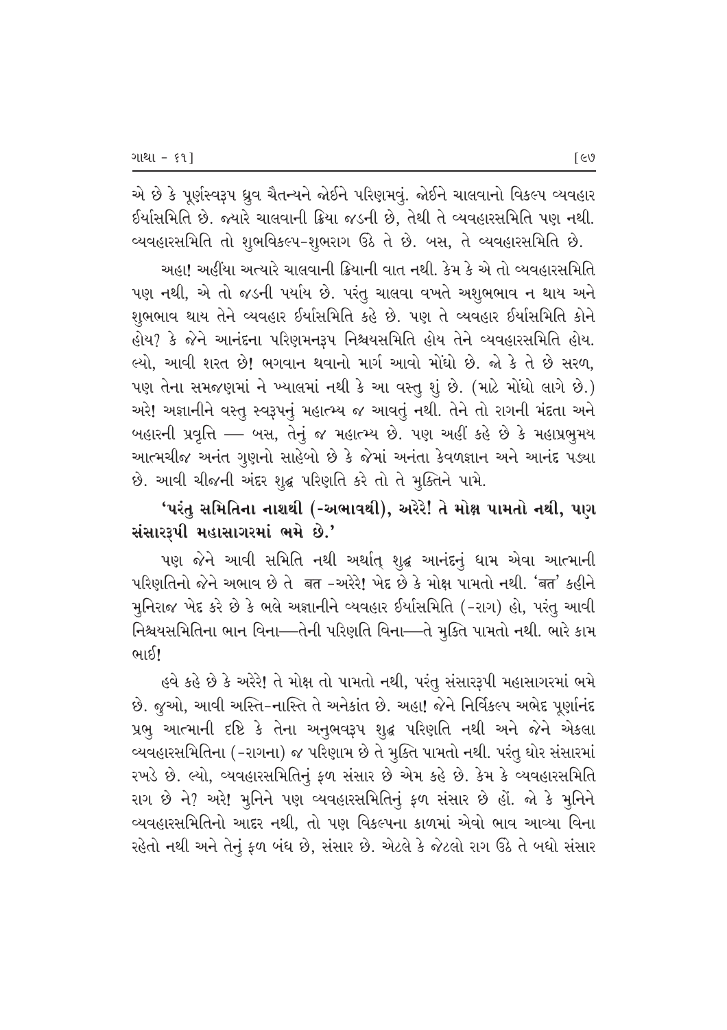એ છે કે પૂર્ણસ્વરૂપ ધ્રુવ ચૈતન્યને જોઈને પરિણમવું. જોઈને ચાલવાનો વિકલ્પ વ્યવહાર ઈર્યાસમિતિ છે. જ્યારે ચાલવાની ક્રિયા જડની છે, તેથી તે વ્યવહારસમિતિ પણ નથી. વ્યવહારસમિતિ તો શુભવિકલ્પ-શુભરાગ ઉઠે તે છે. બસ, તે વ્યવહારસમિતિ છે.

અહા! અહીંયા અત્યારે ચાલવાની ક્રિયાની વાત નથી. કેમ કે એ તો વ્યવહારસમિતિ પણ નથી, એ તો જડની પર્યાય છે. પરંતુ ચાલવા વખતે અશુભભાવ ન થાય અને શુભભાવ થાય તેને વ્યવહાર ઈર્યાસમિતિ કહે છે. પણ તે વ્યવહાર ઈર્યાસમિતિ કોને હોય? કે જેને આનંદના પરિણમનરૂપ નિશ્ચયસમિતિ હોય તેને વ્યવહારસમિતિ હોય. લ્યો, આવી શરત છે! ભગવાન થવાનો માર્ગ આવો મોંઘો છે. જો કે તે છે સરળ, પણ તેના સમજણમાં ને ખ્યાલમાં નથી કે આ વસ્તુ શું છે. (માટે મોંઘો લાગે છે.) અરે! અજ્ઞાનીને વસ્તુ સ્વરૂપનું મહાત્મ્ય જ આવતું નથી. તેને તો રાગની મંદતા અને બહારની પ્રવૃત્તિ — બસ, તેનું જ મહાત્મ્ય છે. પણ અહીં કહે છે કે મહાપ્રભુમય આત્મચીજ અનંત ગુણનો સાહેબો છે કે જેમાં અનંતા કેવળજ્ઞાન અને આનંદ પડ્યા છે. આવી ચીજની અંદર શુદ્ધ પરિણતિ કરે તો તે મુક્તિને પામે.

**'પરંતુ સમિતિના નાશથી (-અભાવથી), અરેરે! તે મોક્ષ પામતો નથી, પણ સંસારરૂપી મહાસાગરમાં ભમે છે.'**

પણ જેને આવી સમિતિ નથી અર્થાત્ શુદ્ધ આનંદનું ધામ એવા આત્માની પરિણતિનો જેને અભાવ છે તે बत -અરેરે! ખેદ છે કે મોક્ષ પામતો નથી. 'बत' કહીને મુનિરાજ ખેદ કરે છે કે ભલે અજ્ઞાનીને વ્યવહાર ઈર્યાસમિતિ (-રાગ) હો, પરંતુ આવી નિશ્ચયસમિતિના ભાન વિના—તેની પરિણતિ વિના—તે મુક્તિ પામતો નથી. ભારે કામ ભાઈ!

હવે કહે છે કે અરેરે! તે મોક્ષ તો પામતો નથી, પરંતુ સંસારરૂપી મહાસાગરમાં ભમે છે. જુઓ, આવી અસ્તિ-નાસ્તિ તે અનેકાંત છે. અહા! જેને નિર્વિકલ્પ અભેદ પૂર્ણાનંદ પ્રભુ આત્માની દૃષ્ટિ કે તેના અનુભવરૂપ શુદ્ધ પરિણતિ નથી અને જેને એકલા વ્યવહારસમિતિના (-રાગના) જ પરિણામ છે તે મુક્તિ પામતો નથી. પરંતુ ઘોર સંસારમાં રખડે છે. લ્યો, વ્યવહારસમિતિનું ફળ સંસાર છે એમ કહે છે. કેમ કે વ્યવહારસમિતિ રાગ છે ને? અરે! મુનિને પણ વ્યવહારસમિતિનું ફળ સંસાર છે હોં. જો કે મુનિને વ્યવહારસમિતિનો આદર નથી, તો પણ વિકલ્પના કાળમાં એવો ભાવ આવ્યા વિના રહેતો નથી અને તેનું ફળ બંધ છે, સંસાર છે. એટલે કે જેટલો રાગ ઉઠે તે બધો સંસાર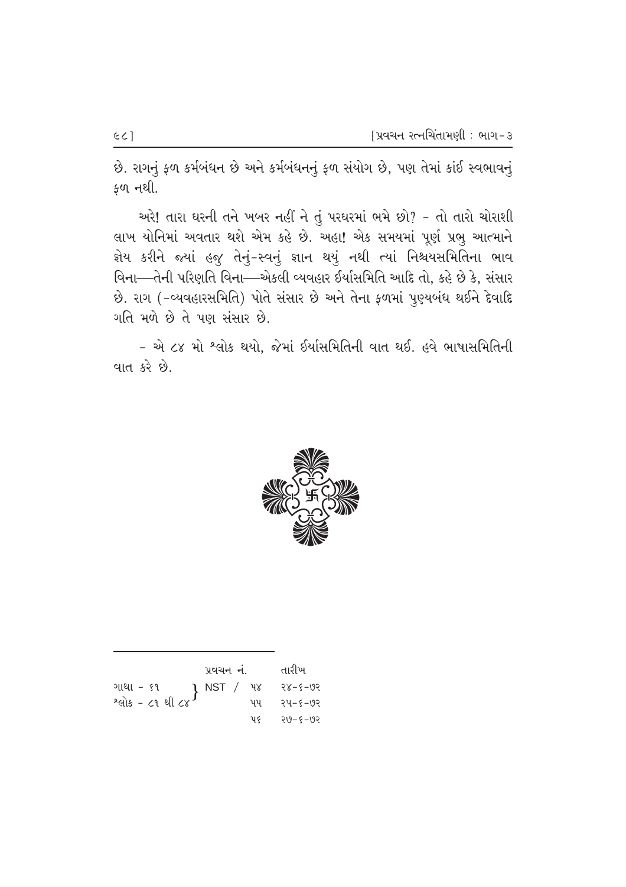છે. રાગનું ફળ કર્મબંધન છે અને કર્મબંધનનું ફળ સંયોગ છે, પણ તેમાં કાંઈ સ્વભાવનું ફળ નથી.

અરે! તારા ઘરની તને ખબર નહીં ને તું પરઘરમાં ભમે છો? - તો તારો ચોરાશી લાખ યોનિમાં અવતાર થશે એમ કહે છે. અહા! એક સમયમાં પૂર્ણ પ્રભુ આત્માને જ્ઞેય કરીને જ્યાં હજુ તેનું-સ્વનું જ્ઞાન થયું નથી ત્યાં નિશ્ચયસમિતિના ભાવ વિના—તેની પરિણતિ વિના—એકલી વ્યવહાર ઈર્યાસમિતિ આદિ તો, કહે છે કે, સંસાર છે. રાગ (-વ્યવહારસમિતિ) પોતે સંસાર છે અને તેના ફળમાં પુણ્યબંધ થઈને દેવાદિ ગતિ મળે છે તે પણ સંસાર છે.

- એ ૮૪ મો શ્લોક થયો, જેમાં ઈર્યાસમિતિની વાત થઈ. હવે ભાષાસમિતિની વાત કરે છે.

---

| | પ્રવચન નં. | તારીખ |
|---|---|---|
| ગાથા - ૬૧ / શ્લોક - ૮૧ થી ૮૪ | NST / ૫૪ | ૨૪-૬-૭૨ |
| | ૫૫ | ૨૫-૬-૭૨ |
| | ૫૬ | ૨૭-૬-૭૨ |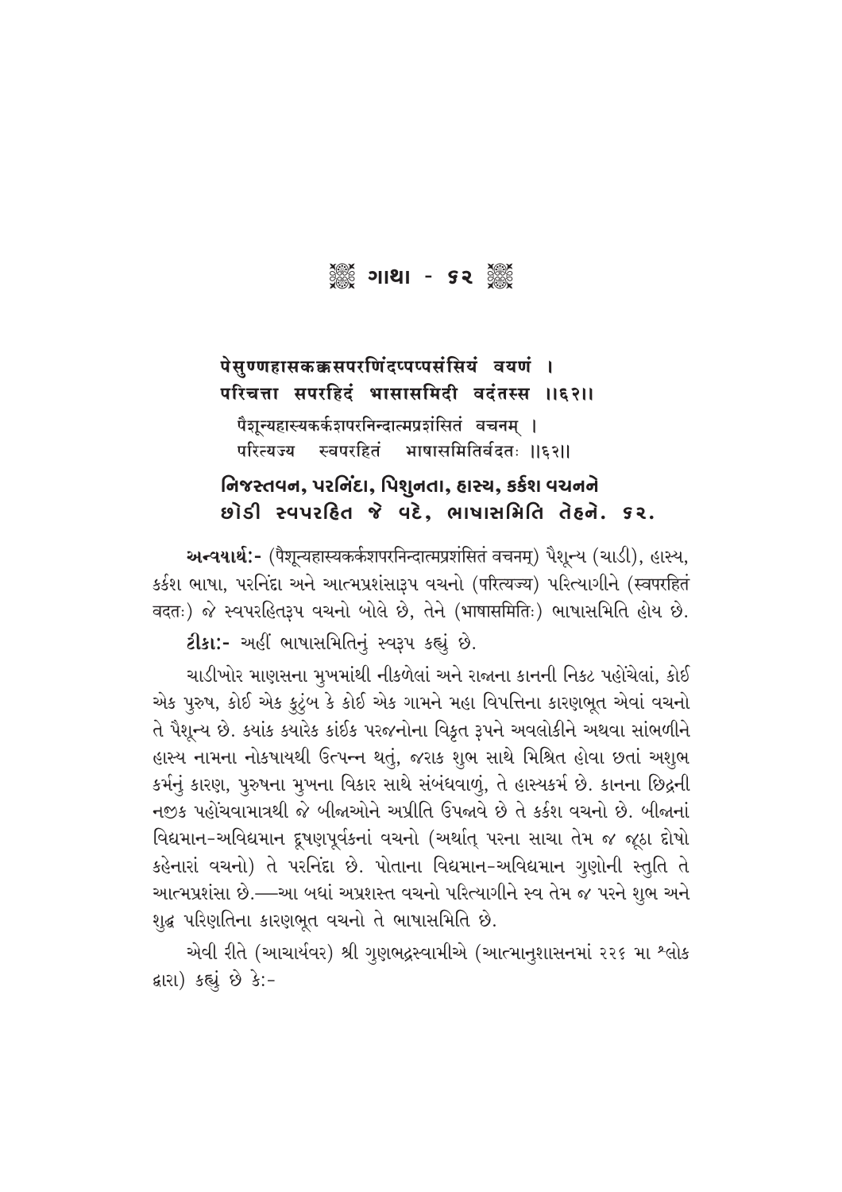# ❁ ગાથા - ૬૨ ❁

**पेसुण्णहासकक्कसपरणिंदप्पप्पसंसियं वयणं ।**
**परिचत्ता सपरहिदं भासासमिदी वदंतस्स ।।६२।।**

पैशून्यहास्यकर्कशपरनिन्दात्मप्रशंसितं वचनम् ।
परित्यज्य स्वपरहितं भाषासमितिर्वदतः ।।६२।।

**નિજસ્તવન, પરનિંદા, પિશુનતા, હાસ્ય, કર્કશ વચનને**
**છોડી સ્વપરહિત જે વદે, ભાષાસમિતિ તેહને. ૬૨.**

**અન્વયાર્થ:-** (पैशून्यहास्यकर्कशपरनिन्दात्मप्रशंसितं वचनम्) પૈશૂન્ય (ચાડી), હાસ્ય, કર્કશ ભાષા, પરનિંદા અને આત્મપ્રશંસારૂપ વચનો (परित्यज्य) પરિત્યાગીને (स्वपरहितं वदतः) જે સ્વપરહિતરૂપ વચનો બોલે છે, તેને (भाषासमितिः) ભાષાસમિતિ હોય છે.

**ટીકા:-** અહીં ભાષાસમિતિનું સ્વરૂપ કહ્યું છે.

ચાડીખોર માણસના મુખમાંથી નીકળેલાં અને રાજાના કાનની નિકટ પહોંચેલાં, કોઈ એક પુરુષ, કોઈ એક કુટુંબ કે કોઈ એક ગામને મહા વિપત્તિના કારણભૂત એવાં વચનો તે પૈશૂન્ય છે. ક્યાંક ક્યારેક કાંઈક પરજનોના વિકૃત રૂપને અવલોકીને અથવા સાંભળીને હાસ્ય નામના નોકષાયથી ઉત્પન્ન થતું, જરાક શુભ સાથે મિશ્રિત હોવા છતાં અશુભ કર્મનું કારણ, પુરુષના મુખના વિકાર સાથે સંબંધવાળું, તે હાસ્યકર્મ છે. કાનના છિદ્રની નજીક પહોંચવામાત્રથી જે બીજાઓને અપ્રીતિ ઉપજાવે છે તે કર્કશ વચનો છે. બીજાનાં વિદ્યમાન-અવિદ્યમાન દૂષણપૂર્વકનાં વચનો (અર્થાત્ પરના સાચા તેમ જ જૂઠા દોષો કહેનારાં વચનો) તે પરનિંદા છે. પોતાના વિદ્યમાન-અવિદ્યમાન ગુણોની સ્તુતિ તે આત્મપ્રશંસા છે.—આ બધાં અપ્રશસ્ત વચનો પરિત્યાગીને સ્વ તેમ જ પરને શુભ અને શુદ્ધ પરિણતિના કારણભૂત વચનો તે ભાષાસમિતિ છે.

એવી રીતે (આચાર્યવર) શ્રી ગુણભદ્રસ્વામીએ (આત્માનુશાસનમાં ૨૨૬ મા શ્લોક દ્વારા) કહ્યું છે કે:-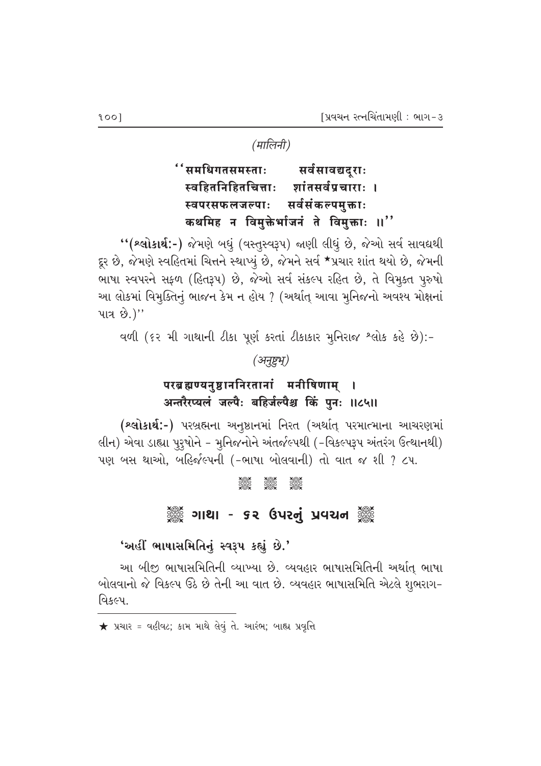*(मालिनी)*

''समधिगतसमस्ताः   सर्वसावद्यदूराः
स्वहितनिहितचित्ताः   शांतसर्वप्रचाराः ।
स्वपरसफलजल्पाः   सर्वसंकल्पमुक्ताः
कथमिह न विमुक्तेर्भाजनं ते विमुक्ताः ॥''

''**(શ્લોકાર્થ:-)** જેમણે બધું (વસ્તુસ્વરૂપ) જાણી લીધું છે, જેઓ સર્વ સાવદ્યથી દૂર છે, જેમણે સ્વહિતમાં ચિત્તને સ્થાપ્યું છે, જેમને સર્વ ★પ્રચાર શાંત થયો છે, જેમની ભાષા સ્વપરને સફળ (હિતરૂપ) છે, જેઓ સર્વ સંકલ્પ રહિત છે, તે વિમુક્ત પુરુષો આ લોકમાં વિમુક્તિનું ભાજન કેમ ન હોય ? (અર્થાત્ આવા મુનિજનો અવશ્ય મોક્ષનાં પાત્ર છે.)''

વળી (૬૨ મી ગાથાની ટીકા પૂર્ણ કરતાં ટીકાકાર મુનિરાજ શ્લોક કહે છે):-

*(अनुष्टुभ्)*

**परब्रह्मण्यनुष्ठाननिरतानां मनीषिणाम् ।**
**अन्तरैरप्यलं जल्पैः बहिर्जल्पैश्च किं पुनः ॥८५॥**

**(શ્લોકાર્થ:-)** પરબ્રહ્મના અનુષ્ઠાનમાં નિરત (અર્થાત્ પરમાત્માના આચરણમાં લીન) એવા ડાહ્યા પુરુષોને - મુનિજનોને અંતર્જલ્પથી (-વિકલ્પરૂપ અંતરંગ ઉત્થાનથી) પણ બસ થાઓ, બહિર્જલ્પની (-ભાષા બોલવાની) તો વાત જ શી ? ૮૫.

## ગાથા - ૬૨ ઉપરનું પ્રવચન

**'અહીં ભાષાસમિતિનું સ્વરૂપ કહ્યું છે.'**

આ બીજી ભાષાસમિતિની વ્યાખ્યા છે. વ્યવહાર ભાષાસમિતિની અર્થાત્ ભાષા બોલવાનો જે વિકલ્પ ઉઠે છે તેની આ વાત છે. વ્યવહાર ભાષાસમિતિ એટલે શુભરાગ-વિકલ્પ.

---

★ પ્રચાર = વહીવટ; કામ માથે લેવું તે. આરંભ; બાહ્ય પ્રવૃત્તિ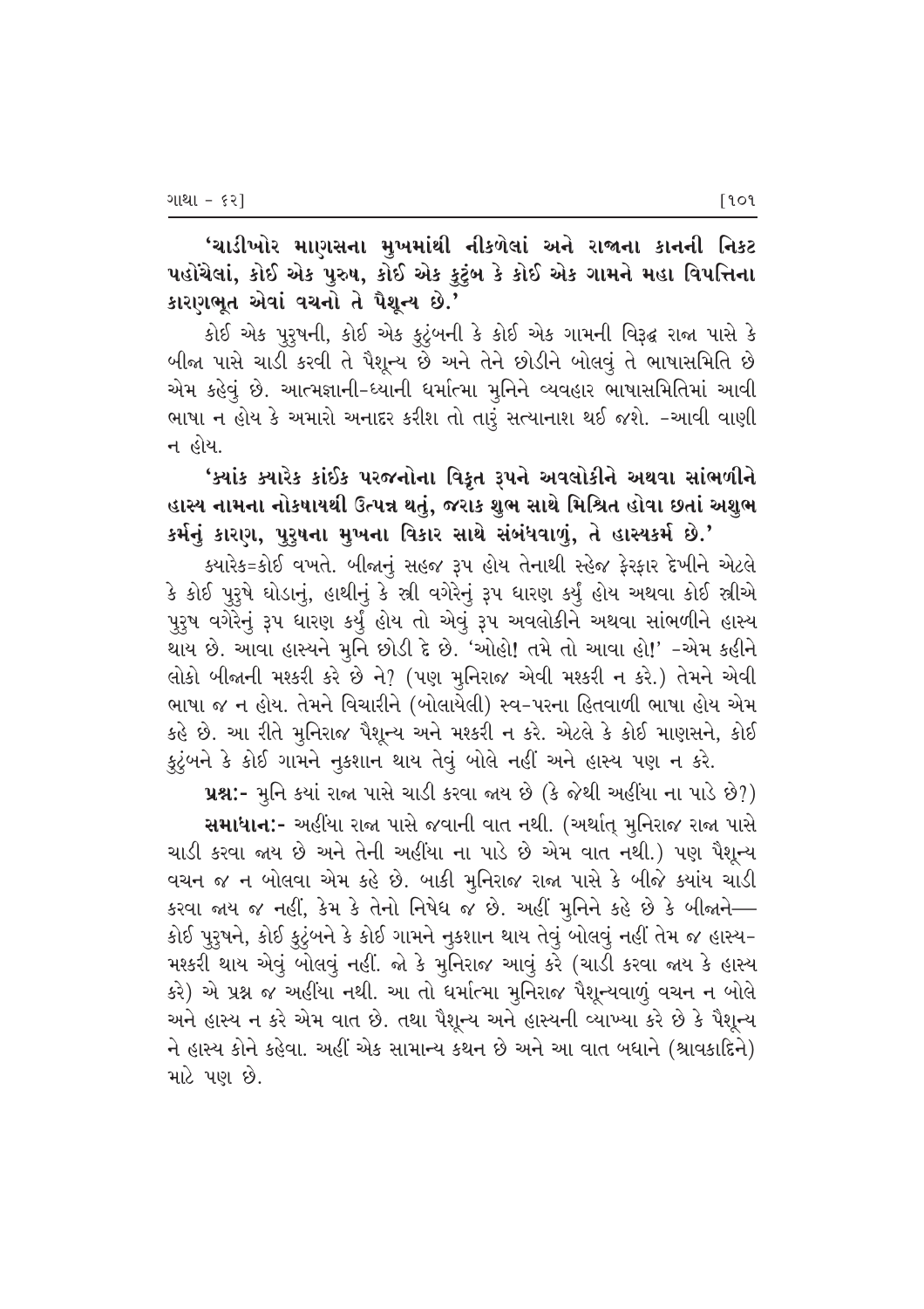**'ચાડીખોર માણસના મુખમાંથી નીકળેલાં અને રાજાના કાનની નિકટ પહોંચેલાં, કોઈ એક પુરુષ, કોઈ એક કુટુંબ કે કોઈ એક ગામને મહા વિપત્તિના કારણભૂત એવાં વચનો તે પૈશૂન્ય છે.'**

કોઈ એક પુરુષની, કોઈ એક કુટુંબની કે કોઈ એક ગામની વિરૂદ્ધ રાજા પાસે કે બીજા પાસે ચાડી કરવી તે પૈશૂન્ય છે અને તેને છોડીને બોલવું તે ભાષાસમિતિ છે એમ કહેવું છે. આત્મજ્ઞાની-ધ્યાની ધર્માત્મા મુનિને વ્યવહાર ભાષાસમિતિમાં આવી ભાષા ન હોય કે અમારો અનાદર કરીશ તો તારું સત્યાનાશ થઈ જશે. -આવી વાણી ન હોય.

**'ક્યાંક ક્યારેક કાંઈક પરજનોના વિકૃત રૂપને અવલોકીને અથવા સાંભળીને હાસ્ય નામના નોકષાયથી ઉત્પન્ન થતું, જરાક શુભ સાથે મિશ્રિત હોવા છતાં અશુભ કર્મનું કારણ, પુરુષના મુખના વિકાર સાથે સંબંધવાળું, તે હાસ્યકર્મ છે.'**

ક્યારેક=કોઈ વખતે. બીજાનું સહજ રૂપ હોય તેનાથી સ્હેજ ફેરફાર દેખીને એટલે કે કોઈ પુરુષે ઘોડાનું, હાથીનું કે સ્ત્રી વગેરેનું રૂપ ધારણ કર્યું હોય અથવા કોઈ સ્ત્રીએ પુરુષ વગેરેનું રૂપ ધારણ કર્યું હોય તો એવું રૂપ અવલોકીને અથવા સાંભળીને હાસ્ય થાય છે. આવા હાસ્યને મુનિ છોડી દે છે. 'ઓહો! તમે તો આવા હો!' -એમ કહીને લોકો બીજાની મશ્કરી કરે છે ને? (પણ મુનિરાજ એવી મશ્કરી ન કરે.) તેમને એવી ભાષા જ ન હોય. તેમને વિચારીને (બોલાયેલી) સ્વ-પરના હિતવાળી ભાષા હોય એમ કહે છે. આ રીતે મુનિરાજ પૈશૂન્ય અને મશ્કરી ન કરે. એટલે કે કોઈ માણસને, કોઈ કુટુંબને કે કોઈ ગામને નુકશાન થાય તેવું બોલે નહીં અને હાસ્ય પણ ન કરે.

**પ્રશ્ન:-** મુનિ ક્યાં રાજા પાસે ચાડી કરવા જાય છે (કે જેથી અહીંયા ના પાડે છે?)

**સમાધાન:-** અહીંયા રાજા પાસે જવાની વાત નથી. (અર્થાત્ મુનિરાજ રાજા પાસે ચાડી કરવા જાય છે અને તેની અહીંયા ના પાડે છે એમ વાત નથી.) પણ પૈશૂન્ય વચન જ ન બોલવા એમ કહે છે. બાકી મુનિરાજ રાજા પાસે કે બીજે ક્યાંય ચાડી કરવા જાય જ નહીં, કેમ કે તેનો નિષેધ જ છે. અહીં મુનિને કહે છે કે બીજાને— કોઈ પુરુષને, કોઈ કુટુંબને કે કોઈ ગામને નુકશાન થાય તેવું બોલવું નહીં તેમ જ હાસ્ય-મશ્કરી થાય એવું બોલવું નહીં. જો કે મુનિરાજ આવું કરે (ચાડી કરવા જાય કે હાસ્ય કરે) એ પ્રશ્ન જ અહીંયા નથી. આ તો ધર્માત્મા મુનિરાજ પૈશૂન્યવાળું વચન ન બોલે અને હાસ્ય ન કરે એમ વાત છે. તથા પૈશૂન્ય અને હાસ્યની વ્યાખ્યા કરે છે કે પૈશૂન્ય ને હાસ્ય કોને કહેવા. અહીં એક સામાન્ય કથન છે અને આ વાત બધાને (શ્રાવકાદિને) માટે પણ છે.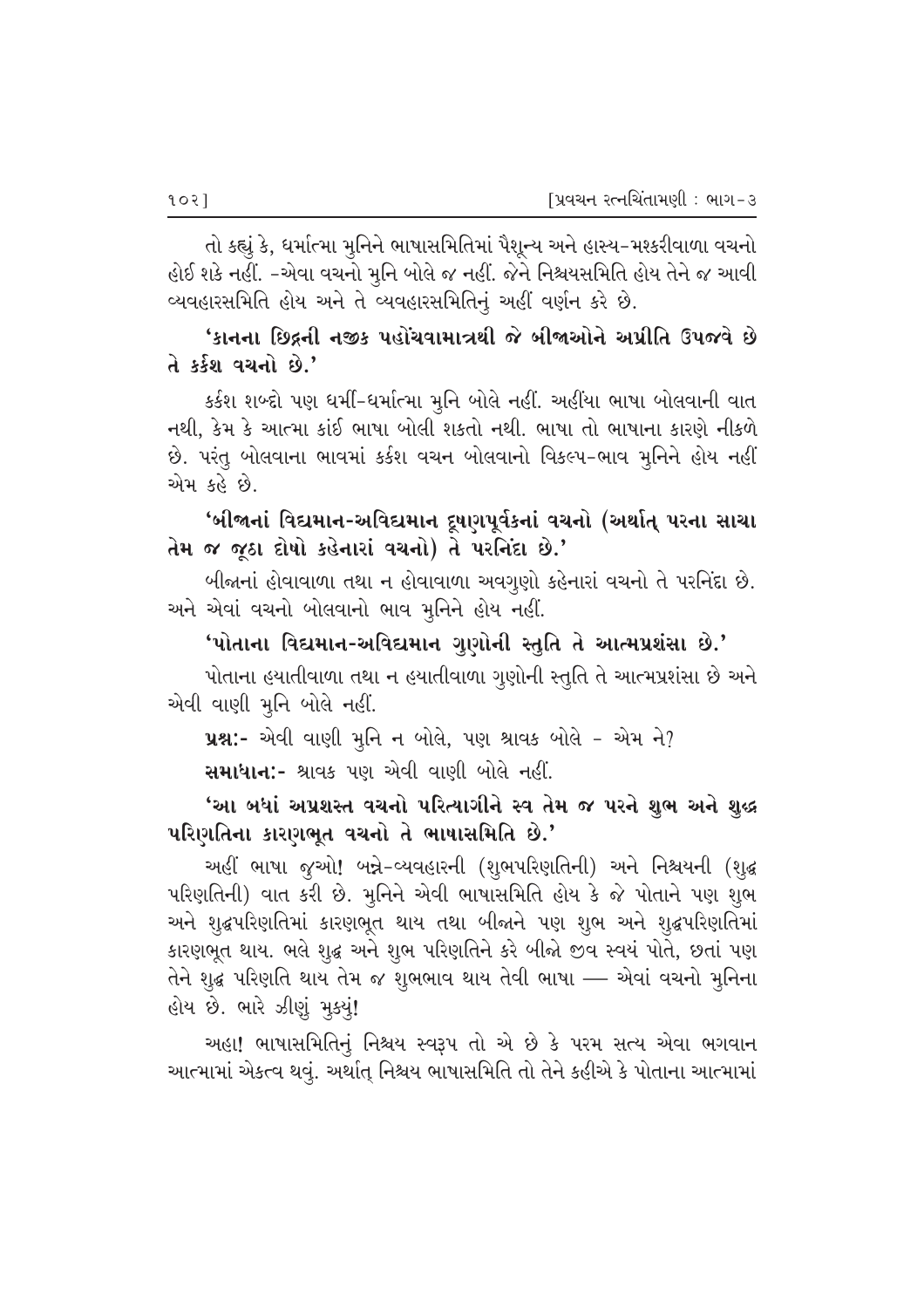તો કહ્યું કે, ધર્માત્મા મુનિને ભાષાસમિતિમાં પૈશૂન્ય અને હાસ્ય-મશ્કરીવાળા વચનો હોઈ શકે નહીં. -એવા વચનો મુનિ બોલે જ નહીં. જેને નિશ્ચયસમિતિ હોય તેને જ આવી વ્યવહારસમિતિ હોય અને તે વ્યવહારસમિતિનું અહીં વર્ણન કરે છે.

**'કાનના છિદ્રની નજીક પહોંચવામાત્રથી જે બીજાઓને અપ્રીતિ ઉપજવે છે તે કર્કશ વચનો છે.'**

કર્કશ શબ્દો પણ ધર્મી-ધર્માત્મા મુનિ બોલે નહીં. અહીંયા ભાષા બોલવાની વાત નથી, કેમ કે આત્મા કાંઈ ભાષા બોલી શકતો નથી. ભાષા તો ભાષાના કારણે નીકળે છે. પરંતુ બોલવાના ભાવમાં કર્કશ વચન બોલવાનો વિકલ્પ-ભાવ મુનિને હોય નહીં એમ કહે છે.

**'બીજાનાં વિદ્યમાન-અવિદ્યમાન દૂષણપૂર્વકનાં વચનો (અર્થાત્ પરના સાચા તેમ જ જૂઠા દોષો કહેનારાં વચનો) તે પરનિંદા છે.'**

બીજાનાં હોવાવાળા તથા ન હોવાવાળા અવગુણો કહેનારાં વચનો તે પરનિંદા છે. અને એવાં વચનો બોલવાનો ભાવ મુનિને હોય નહીં.

**'પોતાના વિદ્યમાન-અવિદ્યમાન ગુણોની સ્તુતિ તે આત્મપ્રશંસા છે.'**

પોતાના હયાતીવાળા તથા ન હયાતીવાળા ગુણોની સ્તુતિ તે આત્મપ્રશંસા છે અને એવી વાણી મુનિ બોલે નહીં.

**પ્રશ્ન:-** એવી વાણી મુનિ ન બોલે, પણ શ્રાવક બોલે - એમ ને?

**સમાધાન:-** શ્રાવક પણ એવી વાણી બોલે નહીં.

**'આ બધાં અપ્રશસ્ત વચનો પરિત્યાગીને સ્વ તેમ જ પરને શુભ અને શુદ્ધ પરિણતિના કારણભૂત વચનો તે ભાષાસમિતિ છે.'**

અહીં ભાષા જુઓ! બન્ને-વ્યવહારની (શુભપરિણતિની) અને નિશ્ચયની (શુદ્ધ પરિણતિની) વાત કરી છે. મુનિને એવી ભાષાસમિતિ હોય કે જે પોતાને પણ શુભ અને શુદ્ધપરિણતિમાં કારણભૂત થાય તથા બીજાને પણ શુભ અને શુદ્ધપરિણતિમાં કારણભૂત થાય. ભલે શુદ્ધ અને શુભ પરિણતિને કરે બીજો જીવ સ્વયં પોતે, છતાં પણ તેને શુદ્ધ પરિણતિ થાય તેમ જ શુભભાવ થાય તેવી ભાષા — એવાં વચનો મુનિના હોય છે. ભારે ઝીણું મુક્યું!

અહા! ભાષાસમિતિનું નિશ્ચય સ્વરૂપ તો એ છે કે પરમ સત્ય એવા ભગવાન આત્મામાં એકત્વ થવું. અર્થાત્ નિશ્ચય ભાષાસમિતિ તો તેને કહીએ કે પોતાના આત્મામાં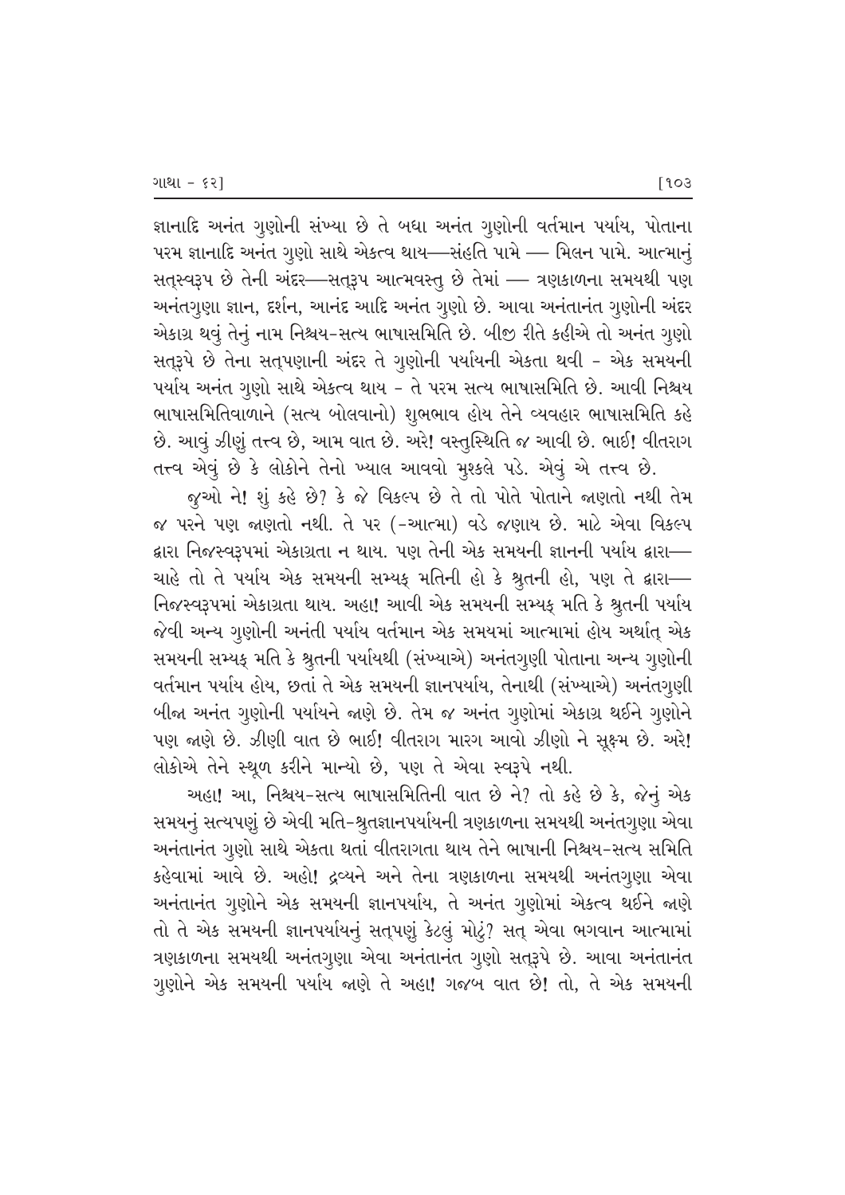જ્ઞાનાદિ અનંત ગુણોની સંખ્યા છે તે બધા અનંત ગુણોની વર્તમાન પર્યાય, પોતાના પરમ જ્ઞાનાદિ અનંત ગુણો સાથે એકત્વ થાય—સંહતિ પામે — મિલન પામે. આત્માનું સત્સ્વરૂપ છે તેની અંદર—સત્રૂપ આત્મવસ્તુ છે તેમાં — ત્રણકાળના સમયથી પણ અનંતગુણા જ્ઞાન, દર્શન, આનંદ આદિ અનંત ગુણો છે. આવા અનંતાનંત ગુણોની અંદર એકાગ્ર થવું તેનું નામ નિશ્ચય-સત્ય ભાષાસમિતિ છે. બીજી રીતે કહીએ તો અનંત ગુણો સત્રૂપે છે તેના સત્પણાની અંદર તે ગુણોની પર્યાયની એકતા થવી - એક સમયની પર્યાય અનંત ગુણો સાથે એકત્વ થાય - તે પરમ સત્ય ભાષાસમિતિ છે. આવી નિશ્ચય ભાષાસમિતિવાળાને (સત્ય બોલવાનો) શુભભાવ હોય તેને વ્યવહાર ભાષાસમિતિ કહે છે. આવું ઝીણું તત્ત્વ છે, આમ વાત છે. અરે! વસ્તુસ્થિતિ જ આવી છે. ભાઈ! વીતરાગ તત્ત્વ એવું છે કે લોકોને તેનો ખ્યાલ આવવો મુશ્કેલ પડે. એવું એ તત્ત્વ છે.

જુઓ ને! શું કહે છે? કે જે વિકલ્પ છે તે તો પોતે પોતાને જાણતો નથી તેમ જ પરને પણ જાણતો નથી. તે પર (-આત્મા) વડે જણાય છે. માટે એવા વિકલ્પ દ્વારા નિજસ્વરૂપમાં એકાગ્રતા ન થાય. પણ તેની એક સમયની જ્ઞાનની પર્યાય દ્વારા—ચાહે તો તે પર્યાય એક સમયની સમ્યક્ મતિની હો કે શ્રુતની હો, પણ તે દ્વારા—નિજસ્વરૂપમાં એકાગ્રતા થાય. અહા! આવી એક સમયની સમ્યક્ મતિ કે શ્રુતની પર્યાય જેવી અન્ય ગુણોની અનંતી પર્યાય વર્તમાન એક સમયમાં આત્મામાં હોય અર્થાત્ એક સમયની સમ્યક્ મતિ કે શ્રુતની પર્યાયથી (સંખ્યાએ) અનંતગુણી પોતાના અન્ય ગુણોની વર્તમાન પર્યાય હોય, છતાં તે એક સમયની જ્ઞાનપર્યાય, તેનાથી (સંખ્યાએ) અનંતગુણી બીજા અનંત ગુણોની પર્યાયને જાણે છે. તેમ જ અનંત ગુણોમાં એકાગ્ર થઈને ગુણોને પણ જાણે છે. ઝીણી વાત છે ભાઈ! વીતરાગ મારગ આવો ઝીણો ને સૂક્ષ્મ છે. અરે! લોકોએ તેને સ્થૂળ કરીને માન્યો છે, પણ તે એવા સ્વરૂપે નથી.

અહા! આ, નિશ્ચય-સત્ય ભાષાસમિતિની વાત છે ને? તો કહે છે કે, જેનું એક સમયનું સત્યપણું છે એવી મતિ-શ્રુતજ્ઞાનપર્યાયની ત્રણકાળના સમયથી અનંતગુણા એવા અનંતાનંત ગુણો સાથે એકતા થતાં વીતરાગતા થાય તેને ભાષાની નિશ્ચય-સત્ય સમિતિ કહેવામાં આવે છે. અહો! દ્રવ્યને અને તેના ત્રણકાળના સમયથી અનંતગુણા એવા અનંતાનંત ગુણોને એક સમયની જ્ઞાનપર્યાય, તે અનંત ગુણોમાં એકત્વ થઈને જાણે તો તે એક સમયની જ્ઞાનપર્યાયનું સત્પણું કેટલું મોટું? સત્ એવા ભગવાન આત્મામાં ત્રણકાળના સમયથી અનંતગુણા એવા અનંતાનંત ગુણો સત્રૂપે છે. આવા અનંતાનંત ગુણોને એક સમયની પર્યાય જાણે તે અહા! ગજબ વાત છે! તો, તે એક સમયની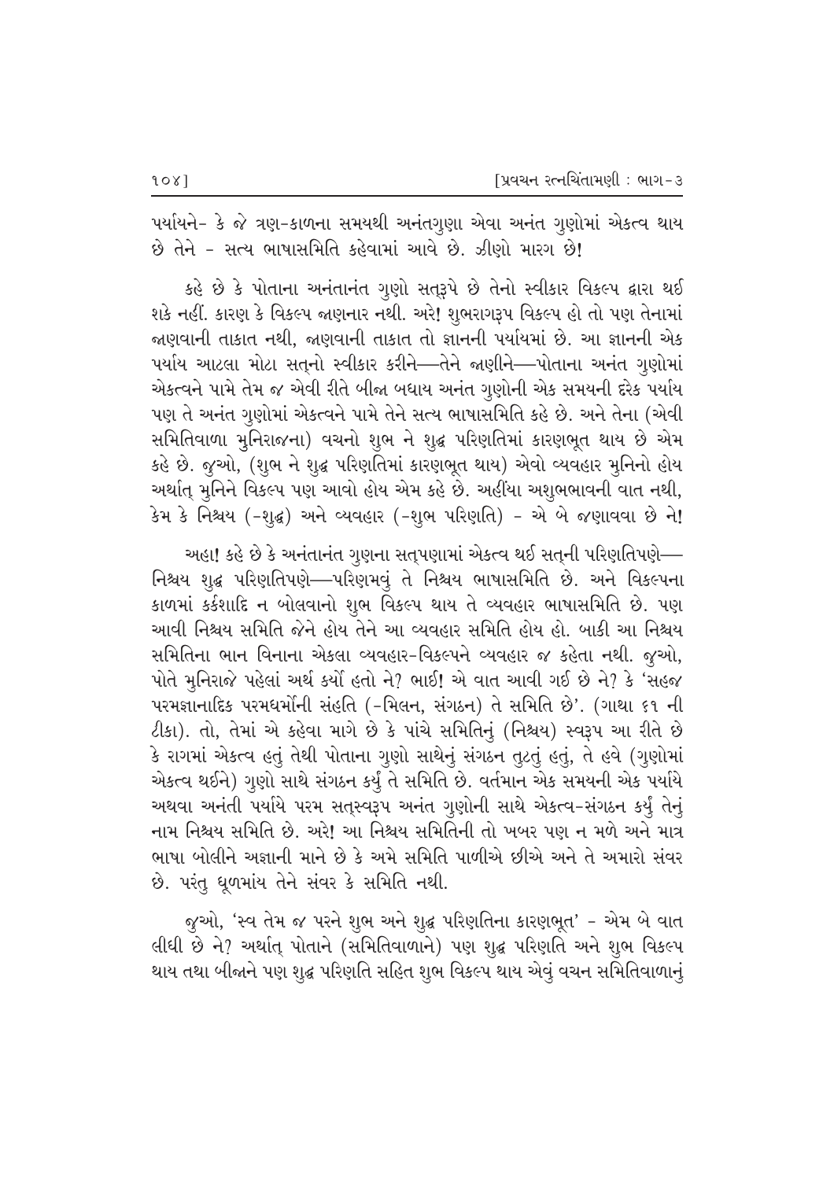પર્યાયને- કે જે ત્રણ-કાળના સમયથી અનંતગુણા એવા અનંત ગુણોમાં એકત્વ થાય છે તેને - સત્ય ભાષાસમિતિ કહેવામાં આવે છે. ઝીણો મારગ છે!

કહે છે કે પોતાના અનંતાનંત ગુણો સત્‌રૂપે છે તેનો સ્વીકાર વિકલ્પ દ્વારા થઈ શકે નહીં. કારણ કે વિકલ્પ જાણનાર નથી. અરે! શુભરાગરૂપ વિકલ્પ હો તો પણ તેનામાં જાણવાની તાકાત નથી, જાણવાની તાકાત તો જ્ઞાનની પર્યાયમાં છે. આ જ્ઞાનની એક પર્યાય આટલા મોટા સત્‌નો સ્વીકાર કરીને—તેને જાણીને—પોતાના અનંત ગુણોમાં એકત્વને પામે તેમ જ એવી રીતે બીજા બધાય અનંત ગુણોની એક સમયની દરેક પર્યાય પણ તે અનંત ગુણોમાં એકત્વને પામે તેને સત્ય ભાષાસમિતિ કહે છે. અને તેના (એવી સમિતિવાળા મુનિરાજના) વચનો શુભ ને શુદ્ધ પરિણતિમાં કારણભૂત થાય છે એમ કહે છે. જુઓ, (શુભ ને શુદ્ધ પરિણતિમાં કારણભૂત થાય) એવો વ્યવહાર મુનિનો હોય અર્થાત્ મુનિને વિકલ્પ પણ આવો હોય એમ કહે છે. અહીંયા અશુભભાવની વાત નથી, કેમ કે નિશ્ચય (-શુદ્ધ) અને વ્યવહાર (-શુભ પરિણતિ) - એ બે જણાવવા છે ને!

અહા! કહે છે કે અનંતાનંત ગુણના સત્‌પણામાં એકત્વ થઈ સત્‌ની પરિણતિપણે—નિશ્ચય શુદ્ધ પરિણતિપણે—પરિણમવું તે નિશ્ચય ભાષાસમિતિ છે. અને વિકલ્પના કાળમાં કર્કશાદિ ન બોલવાનો શુભ વિકલ્પ થાય તે વ્યવહાર ભાષાસમિતિ છે. પણ આવી નિશ્ચય સમિતિ જેને હોય તેને આ વ્યવહાર સમિતિ હોય હો. બાકી આ નિશ્ચય સમિતિના ભાન વિનાના એકલા વ્યવહાર-વિકલ્પને વ્યવહાર જ કહેતા નથી. જુઓ, પોતે મુનિરાજે પહેલાં અર્થ કર્યો હતો ને? ભાઈ! એ વાત આવી ગઈ છે ને? કે 'સહજ પરમજ્ઞાનાદિક પરમધર્મોની સંહતિ (-મિલન, સંગઠન) તે સમિતિ છે'. (ગાથા ૬૧ ની ટીકા). તો, તેમાં એ કહેવા માગે છે કે પાંચે સમિતિનું (નિશ્ચય) સ્વરૂપ આ રીતે છે કે રાગમાં એકત્વ હતું તેથી પોતાના ગુણો સાથેનું સંગઠન તુટતું હતું, તે હવે (ગુણોમાં એકત્વ થઈને) ગુણો સાથે સંગઠન કર્યું તે સમિતિ છે. વર્તમાન એક સમયની એક પર્યાયે અથવા અનંતી પર્યાયે પરમ સત્‌સ્વરૂપ અનંત ગુણોની સાથે એકત્વ-સંગઠન કર્યું તેનું નામ નિશ્ચય સમિતિ છે. અરે! આ નિશ્ચય સમિતિની તો ખબર પણ ન મળે અને માત્ર ભાષા બોલીને અજ્ઞાની માને છે કે અમે સમિતિ પાળીએ છીએ અને તે અમારો સંવર છે. પરંતુ ધૂળમાંય તેને સંવર કે સમિતિ નથી.

જુઓ, 'સ્વ તેમ જ પરને શુભ અને શુદ્ધ પરિણતિના કારણભૂત' - એમ બે વાત લીધી છે ને? અર્થાત્ પોતાને (સમિતિવાળાને) પણ શુદ્ધ પરિણતિ અને શુભ વિકલ્પ થાય તથા બીજાને પણ શુદ્ધ પરિણતિ સહિત શુભ વિકલ્પ થાય એવું વચન સમિતિવાળાનું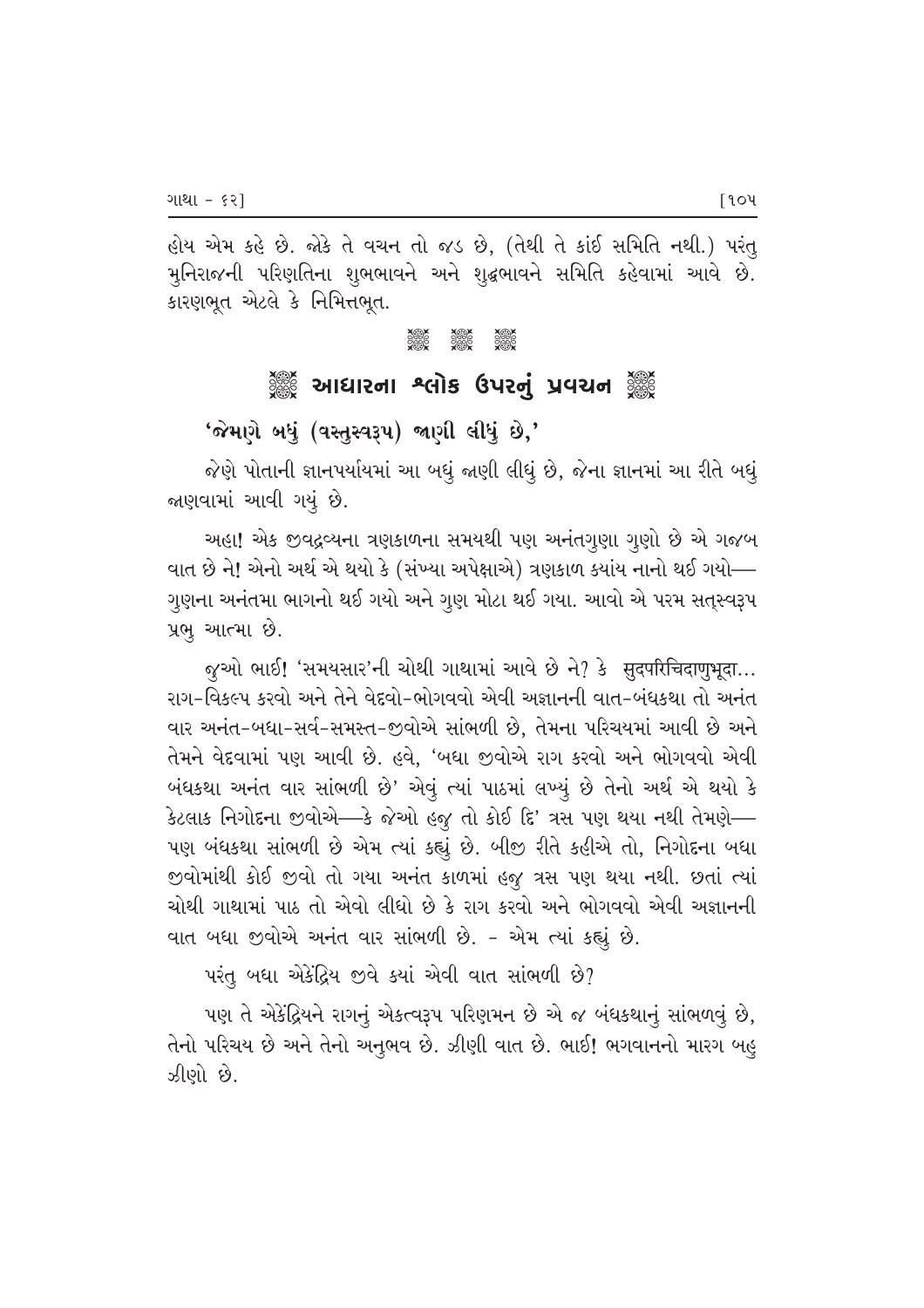હોય એમ કહે છે. જોકે તે વચન તો જડ છે, (તેથી તે કાંઈ સમિતિ નથી.) પરંતુ મુનિરાજની પરિણતિના શુભભાવને અને શુદ્ધભાવને સમિતિ કહેવામાં આવે છે. કારણભૂત એટલે કે નિમિત્તભૂત.

## આધારના શ્લોક ઉપરનું પ્રવચન

**'જેમણે બધું (વસ્તુસ્વરૂપ) જાણી લીધું છે,'**

જેણે પોતાની જ્ઞાનપર્યાયમાં આ બધું જાણી લીધું છે, જેના જ્ઞાનમાં આ રીતે બધું જાણવામાં આવી ગયું છે.

અહા! એક જીવદ્રવ્યના ત્રણકાળના સમયથી પણ અનંતગુણા ગુણો છે એ ગજબ વાત છે ને! એનો અર્થ એ થયો કે (સંખ્યા અપેક્ષાએ) ત્રણકાળ ક્યાંય નાનો થઈ ગયો—ગુણના અનંતમા ભાગનો થઈ ગયો અને ગુણ મોટા થઈ ગયા. આવો એ પરમ સત્‌સ્વરૂપ પ્રભુ આત્મા છે.

જુઓ ભાઈ! 'સમયસાર'ની ચોથી ગાથામાં આવે છે ને? કે सुदपरिचिदाणुभूदा... રાગ-વિકલ્પ કરવો અને તેને વેદવો-ભોગવવો એવી અજ્ઞાનની વાત-બંધકથા તો અનંત વાર અનંત-બધા-સર્વ-સમસ્ત-જીવોએ સાંભળી છે, તેમના પરિચયમાં આવી છે અને તેમને વેદવામાં પણ આવી છે. હવે, 'બધા જીવોએ રાગ કરવો અને ભોગવવો એવી બંધકથા અનંત વાર સાંભળી છે' એવું ત્યાં પાઠમાં લખ્યું છે તેનો અર્થ એ થયો કે કેટલાક નિગોદના જીવોએ—કે જેઓ હજુ તો કોઈ દિ' ત્રસ પણ થયા નથી તેમણે—પણ બંધકથા સાંભળી છે એમ ત્યાં કહ્યું છે. બીજી રીતે કહીએ તો, નિગોદના બધા જીવોમાંથી કોઈ જીવો તો ગયા અનંત કાળમાં હજુ ત્રસ પણ થયા નથી. છતાં ત્યાં ચોથી ગાથામાં પાઠ તો એવો લીધો છે કે રાગ કરવો અને ભોગવવો એવી અજ્ઞાનની વાત બધા જીવોએ અનંત વાર સાંભળી છે. - એમ ત્યાં કહ્યું છે.

પરંતુ બધા એકેંદ્રિય જીવે ક્યાં એવી વાત સાંભળી છે?

પણ તે એકેંદ્રિયને રાગનું એકત્વરૂપ પરિણમન છે એ જ બંધકથાનું સાંભળવું છે, તેનો પરિચય છે અને તેનો અનુભવ છે. ઝીણી વાત છે. ભાઈ! ભગવાનનો મારગ બહુ ઝીણો છે.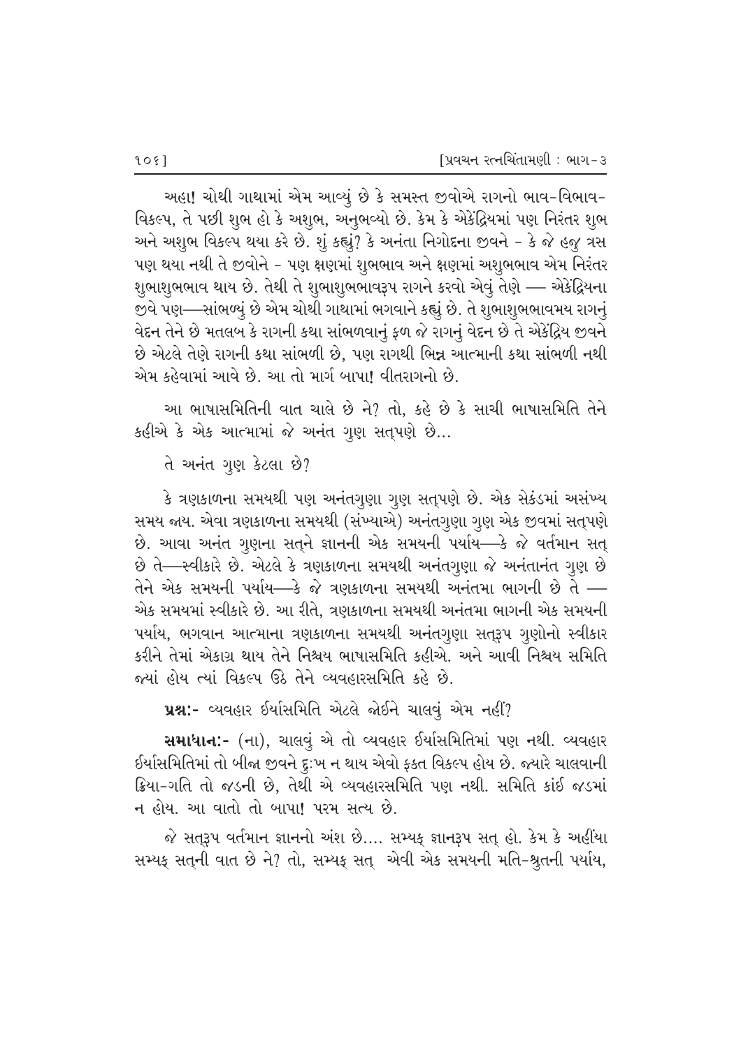અહા! ચોથી ગાથામાં એમ આવ્યું છે કે સમસ્ત જીવોએ રાગનો ભાવ-વિભાવ-વિકલ્પ, તે પછી શુભ હો કે અશુભ, અનુભવ્યો છે. કેમ કે એકેંદ્રિયમાં પણ નિરંતર શુભ અને અશુભ વિકલ્પ થયા કરે છે. શું કહ્યું? કે અનંતા નિગોદના જીવને - કે જે હજુ ત્રસ પણ થયા નથી તે જીવોને - પણ ક્ષણમાં શુભભાવ અને ક્ષણમાં અશુભભાવ એમ નિરંતર શુભાશુભભાવ થાય છે. તેથી તે શુભાશુભભાવરૂપ રાગને કરવો એવું તેણે — એકેંદ્રિયના જીવે પણ—સાંભળ્યું છે એમ ચોથી ગાથામાં ભગવાને કહ્યું છે. તે શુભાશુભભાવમય રાગનું વેદન તેને છે મતલબ કે રાગની કથા સાંભળવાનું ફળ જે રાગનું વેદન છે તે એકેંદ્રિય જીવને છે એટલે તેણે રાગની કથા સાંભળી છે, પણ રાગથી ભિન્ન આત્માની કથા સાંભળી નથી એમ કહેવામાં આવે છે. આ તો માર્ગ બાપા! વીતરાગનો છે.

આ ભાષાસમિતિની વાત ચાલે છે ને? તો, કહે છે કે સાચી ભાષાસમિતિ તેને કહીએ કે એક આત્મામાં જે અનંત ગુણ સત્પણે છે...

તે અનંત ગુણ કેટલા છે?

કે ત્રણકાળના સમયથી પણ અનંતગુણા ગુણ સત્પણે છે. એક સેકંડમાં અસંખ્ય સમય જાય. એવા ત્રણકાળના સમયથી (સંખ્યાએ) અનંતગુણા ગુણ એક જીવમાં સત્પણે છે. આવા અનંત ગુણના સત્ને જ્ઞાનની એક સમયની પર્યાય—કે જે વર્તમાન સત્ છે તે—સ્વીકારે છે. એટલે કે ત્રણકાળના સમયથી અનંતગુણા જે અનંતાનંત ગુણ છે તેને એક સમયની પર્યાય—કે જે ત્રણકાળના સમયથી અનંતમા ભાગની છે તે — એક સમયમાં સ્વીકારે છે. આ રીતે, ત્રણકાળના સમયથી અનંતમા ભાગની એક સમયની પર્યાય, ભગવાન આત્માના ત્રણકાળના સમયથી અનંતગુણા સત્રૂપ ગુણોનો સ્વીકાર કરીને તેમાં એકાગ્ર થાય તેને નિશ્ચય ભાષાસમિતિ કહીએ. અને આવી નિશ્ચય સમિતિ જ્યાં હોય ત્યાં વિકલ્પ ઉઠે તેને વ્યવહારસમિતિ કહે છે.

**પ્રશ્ન:-** વ્યવહાર ઈર્યાસમિતિ એટલે જોઈને ચાલવું એમ નહીં?

**સમાધાન:-** (ના), ચાલવું એ તો વ્યવહાર ઈર્યાસમિતિમાં પણ નથી. વ્યવહાર ઈર્યાસમિતિમાં તો બીજા જીવને દુઃખ ન થાય એવો ફક્ત વિકલ્પ હોય છે. જ્યારે ચાલવાની ક્રિયા-ગતિ તો જડની છે, તેથી એ વ્યવહારસમિતિ પણ નથી. સમિતિ કાંઈ જડમાં ન હોય. આ વાતો તો બાપા! પરમ સત્ય છે.

જે સત્રૂપ વર્તમાન જ્ઞાનનો અંશ છે.... સમ્યક્ જ્ઞાનરૂપ સત્ હો. કેમ કે અહીંયા સમ્યક્ સત્ની વાત છે ને? તો, સમ્યક્ સત્ એવી એક સમયની મતિ-શ્રુતની પર્યાય,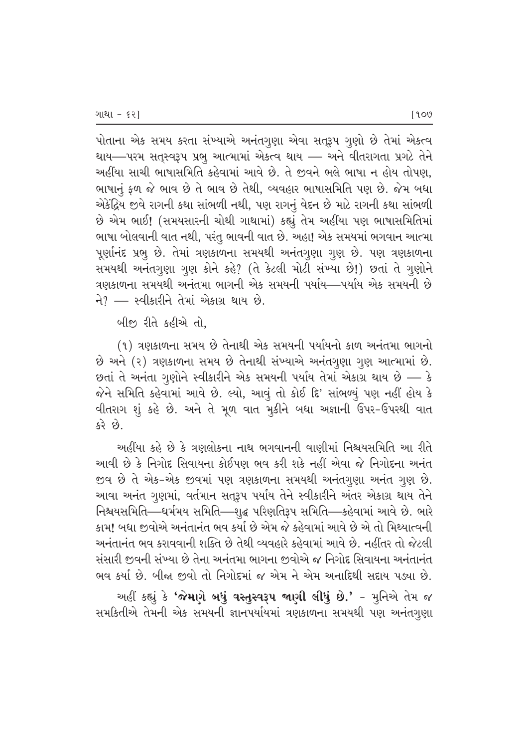પોતાના એક સમય કરતા સંખ્યાએ અનંતગુણા એવા સત્‌રૂપ ગુણો છે તેમાં એકત્વ થાય—પરમ સત્‌સ્વરૂપ પ્રભુ આત્મામાં એકત્વ થાય — અને વીતરાગતા પ્રગટે તેને અહીંયા સાચી ભાષાસમિતિ કહેવામાં આવે છે. તે જીવને ભલે ભાષા ન હોય તોપણ, ભાષાનું ફળ જે ભાવ છે તે ભાવ છે તેથી, વ્યવહાર ભાષાસમિતિ પણ છે. જેમ બધા એકેંદ્રિય જીવે રાગની કથા સાંભળી નથી, પણ રાગનું વેદન છે માટે રાગની કથા સાંભળી છે એમ ભાઈ! (સમયસારની ચોથી ગાથામાં) કહ્યું તેમ અહીંયા પણ ભાષાસમિતિમાં ભાષા બોલવાની વાત નથી, પરંતુ ભાવની વાત છે. અહા! એક સમયમાં ભગવાન આત્મા પૂર્ણાનંદ પ્રભુ છે. તેમાં ત્રણકાળના સમયથી અનંતગુણા ગુણ છે. પણ ત્રણકાળના સમયથી અનંતગુણા ગુણ કોને કહે? (તે કેટલી મોટી સંખ્યા છે!) છતાં તે ગુણોને ત્રણકાળના સમયથી અનંતમા ભાગની એક સમયની પર્યાય—પર્યાય એક સમયની છે ને? — સ્વીકારીને તેમાં એકાગ્ર થાય છે.

બીજી રીતે કહીએ તો,

(૧) ત્રણકાળના સમય છે તેનાથી એક સમયની પર્યાયનો કાળ અનંતમા ભાગનો છે અને (૨) ત્રણકાળના સમય છે તેનાથી સંખ્યાએ અનંતગુણા ગુણ આત્મામાં છે. છતાં તે અનંતા ગુણોને સ્વીકારીને એક સમયની પર્યાય તેમાં એકાગ્ર થાય છે — કે જેને સમિતિ કહેવામાં આવે છે. લ્યો, આવું તો કોઈ દિ' સાંભળ્યું પણ નહીં હોય કે વીતરાગ શું કહે છે. અને તે મૂળ વાત મુકીને બધા અજ્ઞાની ઉપર-ઉપરથી વાત કરે છે.

અહીંયા કહે છે કે ત્રણલોકના નાથ ભગવાનની વાણીમાં નિશ્ચયસમિતિ આ રીતે આવી છે કે નિગોદ સિવાયના કોઈપણ ભવ કરી શકે નહીં એવા જે નિગોદના અનંત જીવ છે તે એક-એક જીવમાં પણ ત્રણકાળના સમયથી અનંતગુણા અનંત ગુણ છે. આવા અનંત ગુણમાં, વર્તમાન સત્‌રૂપ પર્યાય તેને સ્વીકારીને અંતર એકાગ્ર થાય તેને નિશ્ચયસમિતિ—ધર્મમય સમિતિ—શુદ્ધ પરિણતિરૂપ સમિતિ—કહેવામાં આવે છે. ભારે કામ! બધા જીવોએ અનંતાનંત ભવ કર્યા છે એમ જે કહેવામાં આવે છે એ તો મિથ્યાત્વની અનંતાનંત ભવ કરાવવાની શક્તિ છે તેથી વ્યવહારે કહેવામાં આવે છે. નહીંતર તો જેટલી સંસારી જીવની સંખ્યા છે તેના અનંતમા ભાગના જીવોએ જ નિગોદ સિવાયના અનંતાનંત ભવ કર્યા છે. બીજા જીવો તો નિગોદમાં જ એમ ને એમ અનાદિથી સદાય પડ્યા છે.

અહીં કહ્યું કે **'જેમાણે બધું વસ્તુસ્વરૂપ જાણી લીધું છે.'** - મુનિએ તેમ જ સમકિતીએ તેમની એક સમયની જ્ઞાનપર્યાયમાં ત્રણકાળના સમયથી પણ અનંતગુણા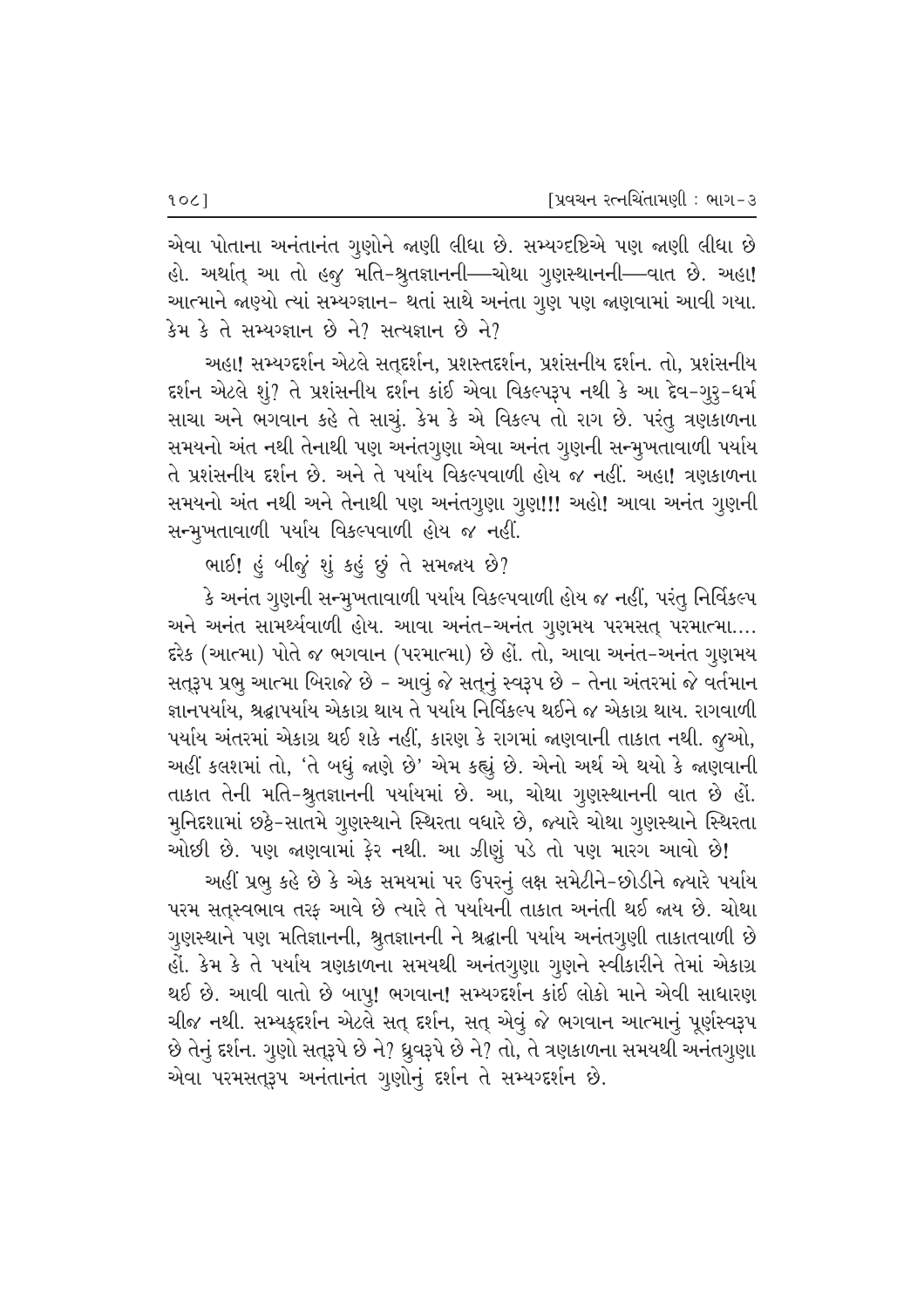એવા પોતાના અનંતાનંત ગુણોને જાણી લીધા છે. સમ્યગ્દષ્ટિએ પણ જાણી લીધા છે હો. અર્થાત્ આ તો હજુ મતિ-શ્રુતજ્ઞાનની—ચોથા ગુણસ્થાનની—વાત છે. અહા! આત્માને જાણ્યો ત્યાં સમ્યગ્જ્ઞાન- થતાં સાથે અનંતા ગુણ પણ જાણવામાં આવી ગયા. કેમ કે તે સમ્યગ્જ્ઞાન છે ને? સત્યજ્ઞાન છે ને?

અહા! સમ્યગ્દર્શન એટલે સત્દર્શન, પ્રશસ્તદર્શન, પ્રશંસનીય દર્શન. તો, પ્રશંસનીય દર્શન એટલે શું? તે પ્રશંસનીય દર્શન કાંઈ એવા વિકલ્પરૂપ નથી કે આ દેવ-ગુરુ-ધર્મ સાચા અને ભગવાન કહે તે સાચું. કેમ કે એ વિકલ્પ તો રાગ છે. પરંતુ ત્રણકાળના સમયનો અંત નથી તેનાથી પણ અનંતગુણા એવા અનંત ગુણની સન્મુખતાવાળી પર્યાય તે પ્રશંસનીય દર્શન છે. અને તે પર્યાય વિકલ્પવાળી હોય જ નહીં. અહા! ત્રણકાળના સમયનો અંત નથી અને તેનાથી પણ અનંતગુણા ગુણ!!! અહો! આવા અનંત ગુણની સન્મુખતાવાળી પર્યાય વિકલ્પવાળી હોય જ નહીં.

ભાઈ! હું બીજું શું કહું છું તે સમજાય છે?

કે અનંત ગુણની સન્મુખતાવાળી પર્યાય વિકલ્પવાળી હોય જ નહીં, પરંતુ નિર્વિકલ્પ અને અનંત સામર્થ્યવાળી હોય. આવા અનંત-અનંત ગુણમય પરમસત્ પરમાત્મા.... દરેક (આત્મા) પોતે જ ભગવાન (પરમાત્મા) છે હોં. તો, આવા અનંત-અનંત ગુણમય સત્રૂપ પ્રભુ આત્મા બિરાજે છે - આવું જે સત્નું સ્વરૂપ છે - તેના અંતરમાં જે વર્તમાન જ્ઞાનપર્યાય, શ્રદ્ધાપર્યાય એકાગ્ર થાય તે પર્યાય નિર્વિકલ્પ થઈને જ એકાગ્ર થાય. રાગવાળી પર્યાય અંતરમાં એકાગ્ર થઈ શકે નહીં, કારણ કે રાગમાં જાણવાની તાકાત નથી. જુઓ, અહીં કલશમાં તો, 'તે બધું જાણે છે' એમ કહ્યું છે. એનો અર્થ એ થયો કે જાણવાની તાકાત તેની મતિ-શ્રુતજ્ઞાનની પર્યાયમાં છે. આ, ચોથા ગુણસ્થાનની વાત છે હોં. મુનિદશામાં છઠ્ઠે-સાતમે ગુણસ્થાને સ્થિરતા વધારે છે, જ્યારે ચોથા ગુણસ્થાને સ્થિરતા ઓછી છે. પણ જાણવામાં ફેર નથી. આ ઝીણું પડે તો પણ મારગ આવો છે!

અહીં પ્રભુ કહે છે કે એક સમયમાં પર ઉપરનું લક્ષ સમેટીને-છોડીને જ્યારે પર્યાય પરમ સત્સ્વભાવ તરફ આવે છે ત્યારે તે પર્યાયની તાકાત અનંતી થઈ જાય છે. ચોથા ગુણસ્થાને પણ મતિજ્ઞાનની, શ્રુતજ્ઞાનની ને શ્રદ્ધાની પર્યાય અનંતગુણી તાકાતવાળી છે હોં. કેમ કે તે પર્યાય ત્રણકાળના સમયથી અનંતગુણા ગુણને સ્વીકારીને તેમાં એકાગ્ર થઈ છે. આવી વાતો છે બાપુ! ભગવાન! સમ્યગ્દર્શન કાંઈ લોકો માને એવી સાધારણ ચીજ નથી. સમ્યક્દર્શન એટલે સત્ દર્શન, સત્ એવું જે ભગવાન આત્માનું પૂર્ણસ્વરૂપ છે તેનું દર્શન. ગુણો સત્રૂપે છે ને? ધ્રુવરૂપે છે ને? તો, તે ત્રણકાળના સમયથી અનંતગુણા એવા પરમસત્રૂપ અનંતાનંત ગુણોનું દર્શન તે સમ્યગ્દર્શન છે.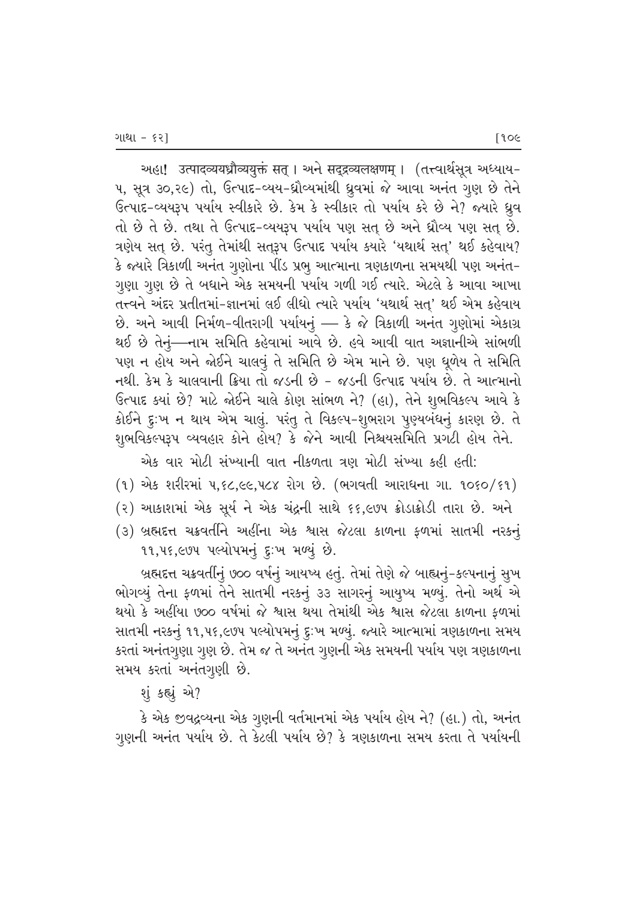અહા! उत्पादव्ययध्रौव्ययुक्तं सत् । અને सद्द्रव्यलक्षणम् । (तत्त्वार्थसूत्र અધ્યાય-૫, સૂત્ર ૩૦,૨૯) તો, ઉત્પાદ-વ્યય-ધ્રૌવ્યમાંથી ધ્રુવમાં જે આવા અનંત ગુણ છે તેને ઉત્પાદ-વ્યયરૂપ પર્યાય સ્વીકારે છે. કેમ કે સ્વીકાર તો પર્યાય કરે છે ને? જ્યારે ધ્રુવ તો છે તે છે. તથા તે ઉત્પાદ-વ્યયરૂપ પર્યાય પણ સત્ છે અને ધ્રૌવ્ય પણ સત્ છે. ત્રણેય સત્ છે. પરંતુ તેમાંથી સતરૂપ ઉત્પાદ પર્યાય ક્યારે 'યથાર્થ સત્' થઈ કહેવાય? કે જ્યારે ત્રિકાળી અનંત ગુણોના પીંડ પ્રભુ આત્માના ત્રણકાળના સમયથી પણ અનંત-ગુણા ગુણ છે તે બધાને એક સમયની પર્યાય ગળી ગઈ ત્યારે. એટલે કે આવા આખા તત્ત્વને અંદર પ્રતીતમાં-જ્ઞાનમાં લઈ લીધો ત્યારે પર્યાય 'યથાર્થ સત્' થઈ એમ કહેવાય છે. અને આવી નિર્મળ-વીતરાગી પર્યાયનું — કે જે ત્રિકાળી અનંત ગુણોમાં એકાગ્ર થઈ છે તેનું—નામ સમિતિ કહેવામાં આવે છે. હવે આવી વાત અજ્ઞાનીએ સાંભળી પણ ન હોય અને જોઈને ચાલવું તે સમિતિ છે એમ માને છે. પણ ધૂળેય તે સમિતિ નથી. કેમ કે ચાલવાની ક્રિયા તો જડની છે - જડની ઉત્પાદ પર્યાય છે. તે આત્માનો ઉત્પાદ ક્યાં છે? માટે જોઈને ચાલે કોણ સાંભળ ને? (હા), તેને શુભવિકલ્પ આવે કે કોઈને દુઃખ ન થાય એમ ચાલું. પરંતુ તે વિકલ્પ-શુભરાગ પુણ્યબંધનું કારણ છે. તે શુભવિકલ્પરૂપ વ્યવહાર કોને હોય? કે જેને આવી નિશ્ચયસમિતિ પ્રગટી હોય તેને.

એક વાર મોટી સંખ્યાની વાત નીકળતા ત્રણ મોટી સંખ્યા કહી હતી:

(૧) એક શરીરમાં ૫,૬૮,૯૯,૫૮૪ રોગ છે. (ભગવતી આરાધના ગા. ૧૦૬૦/૬૧)

(૨) આકાશમાં એક સૂર્ય ને એક ચંદ્રની સાથે ૬૬,૯૭૫ ક્રોડાક્રોડી તારા છે. અને

(૩) બ્રહ્મદત્ત ચક્રવર્તીને અહીંના એક શ્વાસ જેટલા કાળના ફળમાં સાતમી નરકનું ૧૧,૫૬,૯૭૫ પલ્યોપમનું દુઃખ મળ્યું છે.

બ્રહ્મદત્ત ચક્રવર્તીનું ૭૦૦ વર્ષનું આયુષ્ય હતું. તેમાં તેણે જે બાહ્યનું-કલ્પનાનું સુખ ભોગવ્યું તેના ફળમાં તેને સાતમી નરકનું ૩૩ સાગરનું આયુષ્ય મળ્યું. તેનો અર્થ એ થયો કે અહીંયા ૭૦૦ વર્ષમાં જે શ્વાસ થયા તેમાંથી એક શ્વાસ જેટલા કાળના ફળમાં સાતમી નરકનું ૧૧,૫૬,૯૭૫ પલ્યોપમનું દુઃખ મળ્યું. જ્યારે આત્મામાં ત્રણકાળના સમય કરતાં અનંતગુણા ગુણ છે. તેમ જ તે અનંત ગુણની એક સમયની પર્યાય પણ ત્રણકાળના સમય કરતાં અનંતગુણી છે.

શું કહ્યું એ?

કે એક જીવદ્રવ્યના એક ગુણની વર્તમાનમાં એક પર્યાય હોય ને? (હા.) તો, અનંત ગુણની અનંત પર્યાય છે. તે કેટલી પર્યાય છે? કે ત્રણકાળના સમય કરતા તે પર્યાયની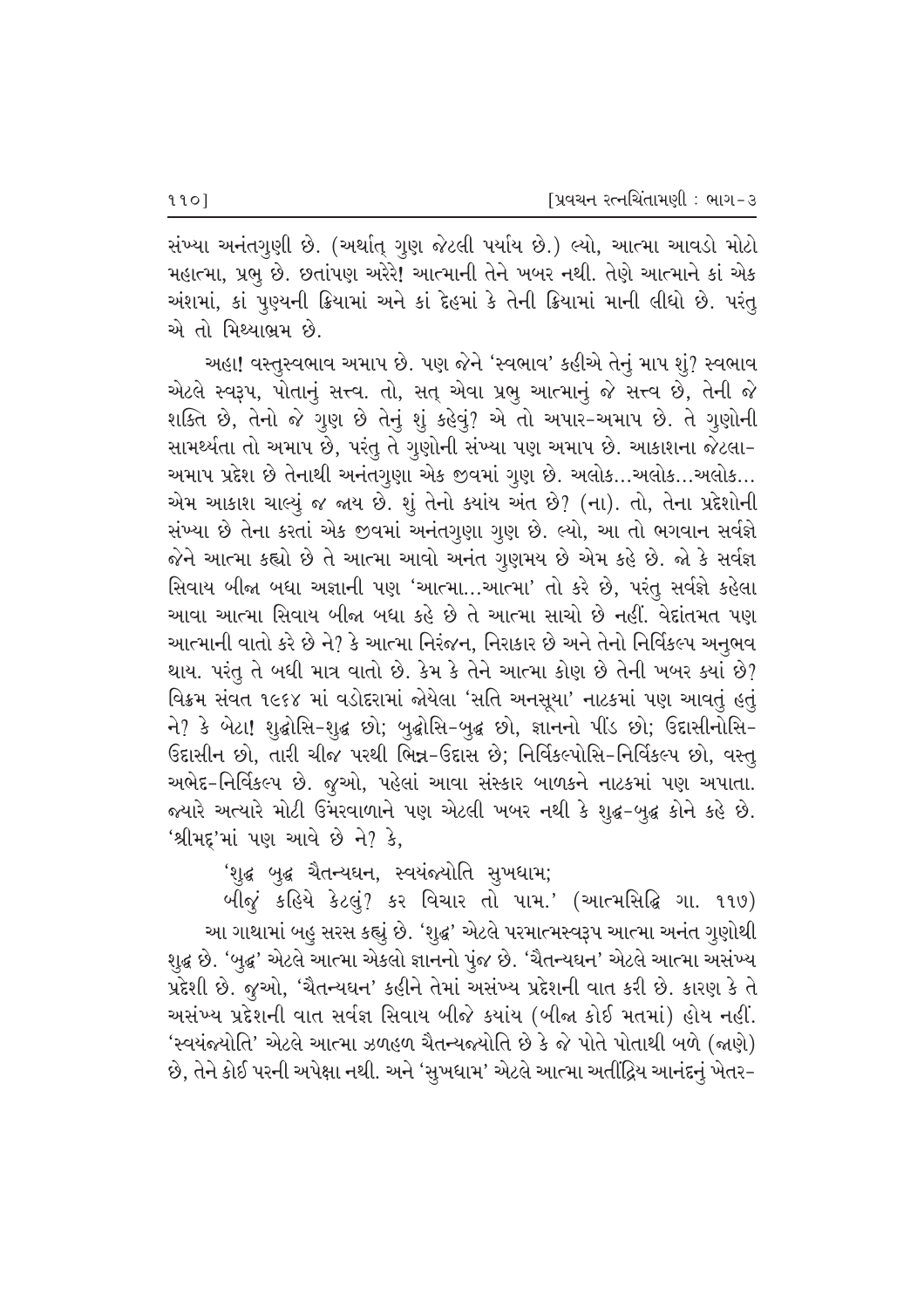સંખ્યા અનંતગુણી છે. (અર્થાત્ ગુણ જેટલી પર્યાય છે.) લ્યો, આત્મા આવડો મોટો મહાત્મા, પ્રભુ છે. છતાંપણ અરેરે! આત્માની તેને ખબર નથી. તેણે આત્માને કાં એક અંશમાં, કાં પુણ્યની ક્રિયામાં અને કાં દેહમાં કે તેની ક્રિયામાં માની લીધો છે. પરંતુ એ તો મિથ્યાભ્રમ છે.

અહા! વસ્તુસ્વભાવ અમાપ છે. પણ જેને 'સ્વભાવ' કહીએ તેનું માપ શું? સ્વભાવ એટલે સ્વરૂપ, પોતાનું સત્ત્વ. તો, સત્ એવા પ્રભુ આત્માનું જે સત્ત્વ છે, તેની જે શક્તિ છે, તેનો જે ગુણ છે તેનું શું કહેવું? એ તો અપાર-અમાપ છે. તે ગુણોની સામર્થ્યતા તો અમાપ છે, પરંતુ તે ગુણોની સંખ્યા પણ અમાપ છે. આકાશના જેટલા-અમાપ પ્રદેશ છે તેનાથી અનંતગુણા એક જીવમાં ગુણ છે. અલોક...અલોક...અલોક... એમ આકાશ ચાલ્યું જ જાય છે. શું તેનો ક્યાંય અંત છે? (ના). તો, તેના પ્રદેશોની સંખ્યા છે તેના કરતાં એક જીવમાં અનંતગુણા ગુણ છે. લ્યો, આ તો ભગવાન સર્વજ્ઞે જેને આત્મા કહ્યો છે તે આત્મા આવો અનંત ગુણમય છે એમ કહે છે. જો કે સર્વજ્ઞ સિવાય બીજા બધા અજ્ઞાની પણ 'આત્મા...આત્મા' તો કરે છે, પરંતુ સર્વજ્ઞે કહેલા આવા આત્મા સિવાય બીજા બધા કહે છે તે આત્મા સાચો છે નહીં. વેદાંતમત પણ આત્માની વાતો કરે છે ને? કે આત્મા નિરંજન, નિરાકાર છે અને તેનો નિર્વિકલ્પ અનુભવ થાય. પરંતુ તે બધી માત્ર વાતો છે. કેમ કે તેને આત્મા કોણ છે તેની ખબર ક્યાં છે? વિક્રમ સંવત ૧૯૬૪ માં વડોદરામાં જોયેલા 'સતિ અનસૂયા' નાટકમાં પણ આવતું હતું ને? કે બેટા! શુદ્ધોસિ-શુદ્ધ છો; બુદ્ધોસિ-બુદ્ધ છો, જ્ઞાનનો પીંડ છો; ઉદાસીનોસિ-ઉદાસીન છો, તારી ચીજ પરથી ભિન્ન-ઉદાસ છે; નિર્વિકલ્પોસિ-નિર્વિકલ્પ છો, વસ્તુ અભેદ-નિર્વિકલ્પ છે. જુઓ, પહેલાં આવા સંસ્કાર બાળકને નાટકમાં પણ અપાતા. જ્યારે અત્યારે મોટી ઉંમરવાળાને પણ એટલી ખબર નથી કે શુદ્ધ-બુદ્ધ કોને કહે છે. 'શ્રીમદ્'માં પણ આવે છે ને? કે,

'શુદ્ધ બુદ્ધ ચૈતન્યઘન, સ્વયંજ્યોતિ સુખધામ;
બીજું કહિયે કેટલું? કર વિચાર તો પામ.' (આત્મસિદ્ધિ ગા. ૧૧૭)

આ ગાથામાં બહુ સરસ કહ્યું છે. 'શુદ્ધ' એટલે પરમાત્મસ્વરૂપ આત્મા અનંત ગુણોથી શુદ્ધ છે. 'બુદ્ધ' એટલે આત્મા એકલો જ્ઞાનનો પુંજ છે. 'ચૈતન્યઘન' એટલે આત્મા અસંખ્ય પ્રદેશી છે. જુઓ, 'ચૈતન્યઘન' કહીને તેમાં અસંખ્ય પ્રદેશની વાત કરી છે. કારણ કે તે અસંખ્ય પ્રદેશની વાત સર્વજ્ઞ સિવાય બીજે ક્યાંય (બીજા કોઈ મતમાં) હોય નહીં. 'સ્વયંજ્યોતિ' એટલે આત્મા ઝળહળ ચૈતન્યજ્યોતિ છે કે જે પોતે પોતાથી બળે (જાણે) છે, તેને કોઈ પરની અપેક્ષા નથી. અને 'સુખધામ' એટલે આત્મા અતીંદ્રિય આનંદનું ખેતર-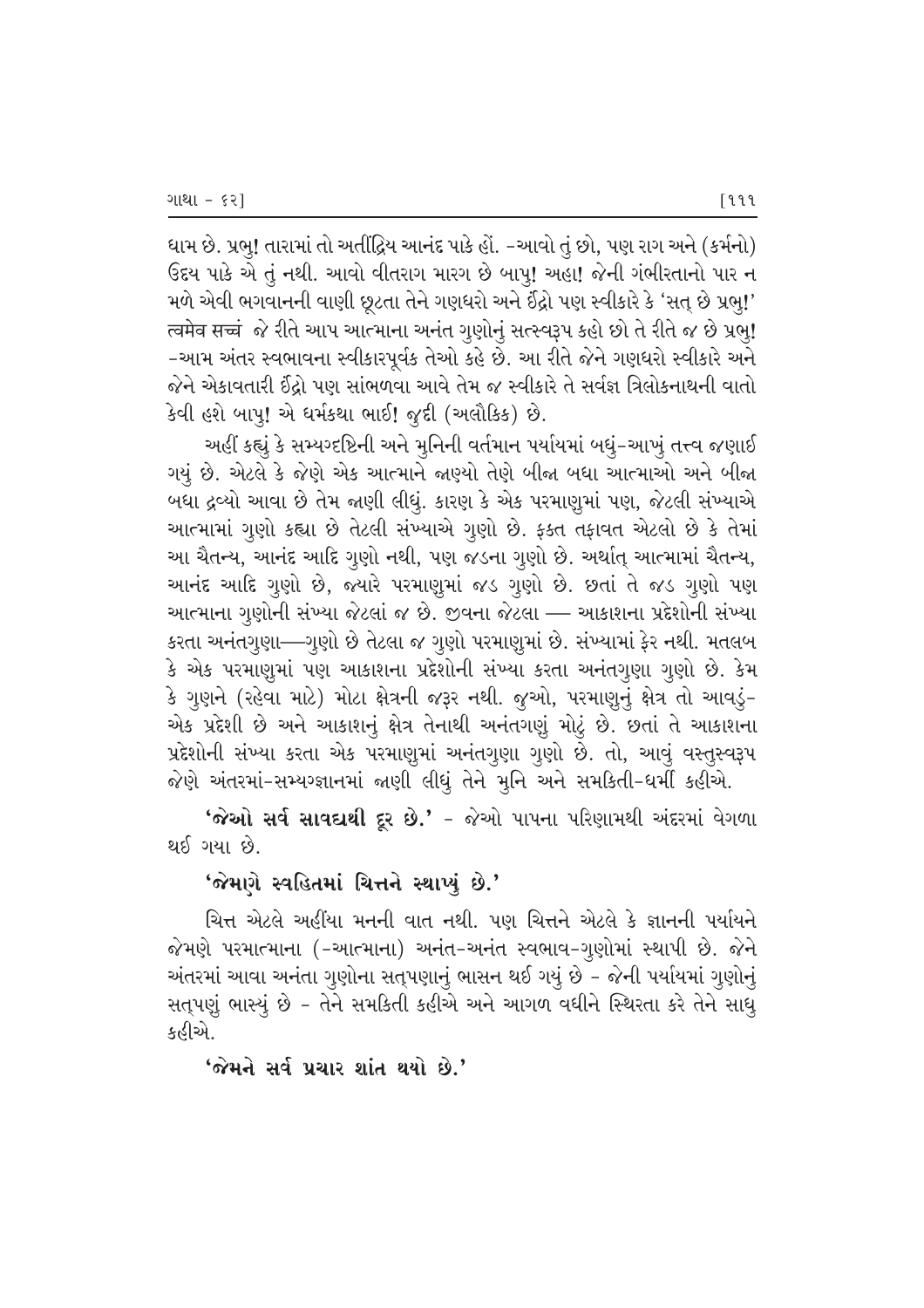ધામ છે. પ્રભુ! તારામાં તો અતીંદ્રિય આનંદ પાકે હોં. -આવો તું છો, પણ રાગ અને (કર્મનો) ઉદય પાકે એ તું નથી. આવો વીતરાગ મારગ છે બાપુ! અહા! જેની ગંભીરતાનો પાર ન મળે એવી ભગવાનની વાણી છૂટતા તેને ગણધરો અને ઈંદ્રો પણ સ્વીકારે કે 'સત્ છે પ્રભુ!' त्वमेव सच्चं જે રીતે આપ આત્માના અનંત ગુણોનું સત્સ્વરૂપ કહો છો તે રીતે જ છે પ્રભુ! -આમ અંતર સ્વભાવના સ્વીકારપૂર્વક તેઓ કહે છે. આ રીતે જેને ગણધરો સ્વીકારે અને જેને એકાવતારી ઈંદ્રો પણ સાંભળવા આવે તેમ જ સ્વીકારે તે સર્વજ્ઞ ત્રિલોકનાથની વાતો કેવી હશે બાપુ! એ ધર્મકથા ભાઈ! જુદી (અલૌકિક) છે.

અહીં કહ્યું કે સમ્યગ્દષ્ટિની અને મુનિની વર્તમાન પર્યાયમાં બધું-આખું તત્ત્વ જણાઈ ગયું છે. એટલે કે જેણે એક આત્માને જાણ્યો તેણે બીજા બધા આત્માઓ અને બીજા બધા દ્રવ્યો આવા છે તેમ જાણી લીધું. કારણ કે એક પરમાણુમાં પણ, જેટલી સંખ્યાએ આત્મામાં ગુણો કહ્યા છે તેટલી સંખ્યાએ ગુણો છે. ફક્ત તફાવત એટલો છે કે તેમાં આ ચૈતન્ય, આનંદ આદિ ગુણો નથી, પણ જડના ગુણો છે. અર્થાત્ આત્મામાં ચૈતન્ય, આનંદ આદિ ગુણો છે, જ્યારે પરમાણુમાં જડ ગુણો છે. છતાં તે જડ ગુણો પણ આત્માના ગુણોની સંખ્યા જેટલાં જ છે. જીવના જેટલા — આકાશના પ્રદેશોની સંખ્યા કરતા અનંતગુણા—ગુણો છે તેટલા જ ગુણો પરમાણુમાં છે. સંખ્યામાં ફેર નથી. મતલબ કે એક પરમાણુમાં પણ આકાશના પ્રદેશોની સંખ્યા કરતા અનંતગુણા ગુણો છે. કેમ કે ગુણને (રહેવા માટે) મોટા ક્ષેત્રની જરૂર નથી. જુઓ, પરમાણુનું ક્ષેત્ર તો આવડું- એક પ્રદેશી છે અને આકાશનું ક્ષેત્ર તેનાથી અનંતગણું મોટું છે. છતાં તે આકાશના પ્રદેશોની સંખ્યા કરતા એક પરમાણુમાં અનંતગુણા ગુણો છે. તો, આવું વસ્તુસ્વરૂપ જેણે અંતરમાં-સમ્યગ્જ્ઞાનમાં જાણી લીધું તેને મુનિ અને સમકિતી-ધર્મી કહીએ.

**'જેઓ સર્વ સાવદ્યથી દૂર છે.'** - જેઓ પાપના પરિણામથી અંદરમાં વેગળા થઈ ગયા છે.

**'જેમણે સ્વહિતમાં ચિત્તને સ્થાપ્યું છે.'**

ચિત્ત એટલે અહીંયા મનની વાત નથી. પણ ચિત્તને એટલે કે જ્ઞાનની પર્યાયને જેમણે પરમાત્માના (-આત્માના) અનંત-અનંત સ્વભાવ-ગુણોમાં સ્થાપી છે. જેને અંતરમાં આવા અનંતા ગુણોના સત્પણાનું ભાસન થઈ ગયું છે - જેની પર્યાયમાં ગુણોનું સત્પણું ભાસ્યું છે - તેને સમકિતી કહીએ અને આગળ વધીને સ્થિરતા કરે તેને સાધુ કહીએ.

**'જેમને સર્વ પ્રચાર શાંત થયો છે.'**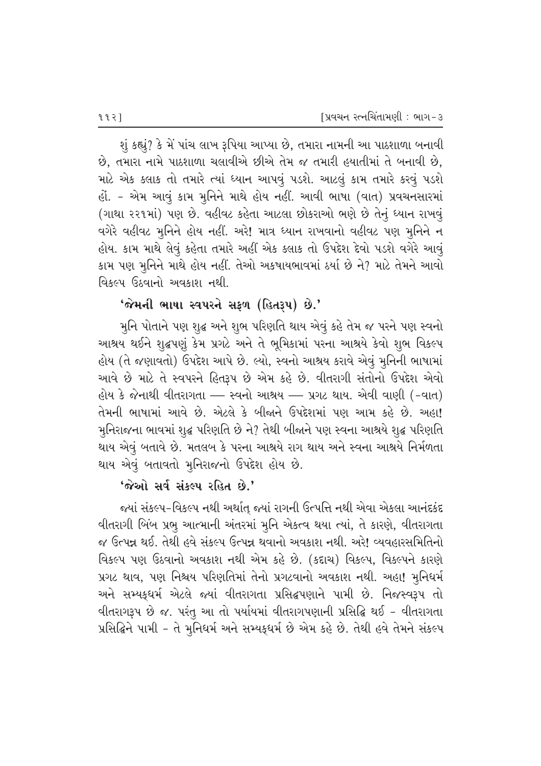શું કહ્યું? કે મેં પાંચ લાખ રૂપિયા આપ્યા છે, તમારા નામની આ પાઠશાળા બનાવી છે, તમારા નામે પાઠશાળા ચલાવીએ છીએ તેમ જ તમારી હયાતીમાં તે બનાવી છે, માટે એક કલાક તો તમારે ત્યાં ધ્યાન આપવું પડશે. આટલું કામ તમારે કરવું પડશે હોં. - એમ આવું કામ મુનિને માથે હોય નહીં. આવી ભાષા (વાત) પ્રવચનસારમાં (ગાથા ૨૨૧માં) પણ છે. વહીવટ કહેતા આટલા છોકરાઓ ભણે છે તેનું ધ્યાન રાખવું વગેરે વહીવટ મુનિને હોય નહીં. અરે! માત્ર ધ્યાન રાખવાનો વહીવટ પણ મુનિને ન હોય. કામ માથે લેવું કહેતા તમારે અહીં એક કલાક તો ઉપદેશ દેવો પડશે વગેરે આવું કામ પણ મુનિને માથે હોય નહીં. તેઓ અકષાયભાવમાં ઠર્યા છે ને? માટે તેમને આવો વિકલ્પ ઉઠવાનો અવકાશ નથી.

**'જેમની ભાષા સ્વપરને સફળ (હિતરૂપ) છે.'**

મુનિ પોતાને પણ શુદ્ધ અને શુભ પરિણતિ થાય એવું કહે તેમ જ પરને પણ સ્વનો આશ્રય થઈને શુદ્ધપણું કેમ પ્રગટે અને તે ભૂમિકામાં પરના આશ્રયે કેવો શુભ વિકલ્પ હોય (તે જણાવતો) ઉપદેશ આપે છે. લ્યો, સ્વનો આશ્રય કરાવે એવું મુનિની ભાષામાં આવે છે માટે તે સ્વપરને હિતરૂપ છે એમ કહે છે. વીતરાગી સંતોનો ઉપદેશ એવો હોય કે જેનાથી વીતરાગતા — સ્વનો આશ્રય — પ્રગટ થાય. એવી વાણી (-વાત) તેમની ભાષામાં આવે છે. એટલે કે બીજાને ઉપદેશમાં પણ આમ કહે છે. અહા! મુનિરાજના ભાવમાં શુદ્ધ પરિણતિ છે ને? તેથી બીજાને પણ સ્વના આશ્રયે શુદ્ધ પરિણતિ થાય એવું બતાવે છે. મતલબ કે પરના આશ્રયે રાગ થાય અને સ્વના આશ્રયે નિર્મળતા થાય એવું બતાવતો મુનિરાજનો ઉપદેશ હોય છે.

**'જેઓ સર્વ સંકલ્પ રહિત છે.'**

જ્યાં સંકલ્પ-વિકલ્પ નથી અર્થાત્ જ્યાં રાગની ઉત્પત્તિ નથી એવા એકલા આનંદકંદ વીતરાગી બિંબ પ્રભુ આત્માની અંતરમાં મુનિ એકત્વ થયા ત્યાં, તે કારણે, વીતરાગતા જ ઉત્પન્ન થઈ. તેથી હવે સંકલ્પ ઉત્પન્ન થવાનો અવકાશ નથી. અરે! વ્યવહારસમિતિનો વિકલ્પ પણ ઉઠવાનો અવકાશ નથી એમ કહે છે. (કદાચ) વિકલ્પ, વિકલ્પને કારણે પ્રગટ થાવ, પણ નિશ્ચય પરિણતિમાં તેનો પ્રગટવાનો અવકાશ નથી. અહા! મુનિધર્મ અને સમ્યક્ધર્મ એટલે જ્યાં વીતરાગતા પ્રસિદ્ધપણાને પામી છે. નિજસ્વરૂપ તો વીતરાગરૂપ છે જ. પરંતુ આ તો પર્યાયમાં વીતરાગપણાની પ્રસિદ્ધિ થઈ - વીતરાગતા પ્રસિદ્ધિને પામી - તે મુનિધર્મ અને સમ્યક્ધર્મ છે એમ કહે છે. તેથી હવે તેમને સંકલ્પ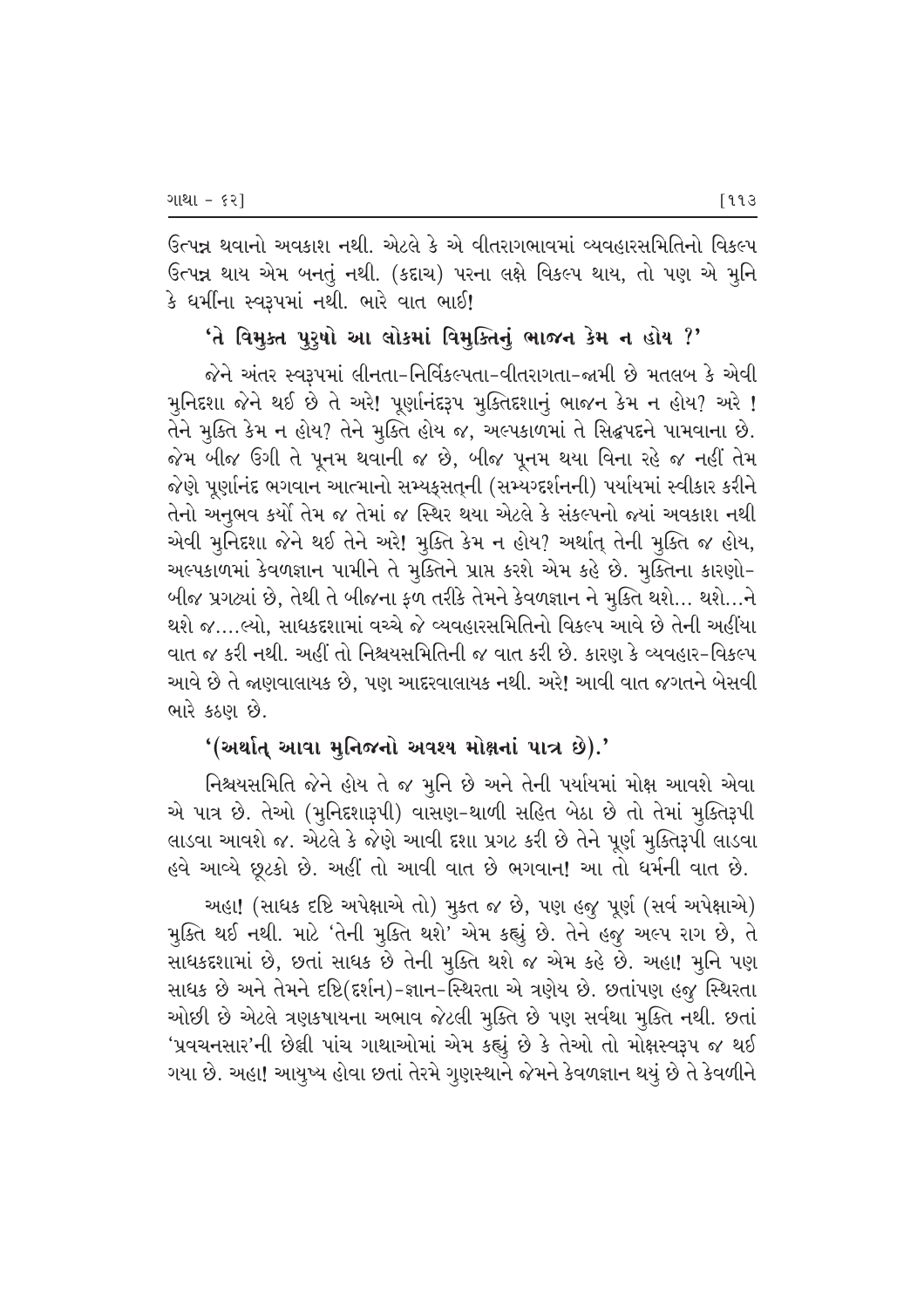ઉત્પન્ન થવાનો અવકાશ નથી. એટલે કે એ વીતરાગભાવમાં વ્યવહારસમિતિનો વિકલ્પ ઉત્પન્ન થાય એમ બનતું નથી. (કદાચ) પરના લક્ષે વિકલ્પ થાય, તો પણ એ મુનિ કે ધર્મીના સ્વરૂપમાં નથી. ભારે વાત ભાઈ!

**'તે વિમુક્ત પુરુષો આ લોકમાં વિમુક્તિનું ભાજન કેમ ન હોય ?'**

જેને અંતર સ્વરૂપમાં લીનતા-નિર્વિકલ્પતા-વીતરાગતા-જામી છે મતલબ કે એવી મુનિદશા જેને થઈ છે તે અરે! પૂર્ણાનંદરૂપ મુક્તિદશાનું ભાજન કેમ ન હોય? અરે ! તેને મુક્તિ કેમ ન હોય? તેને મુક્તિ હોય જ, અલ્પકાળમાં તે સિદ્ધપદને પામવાના છે. જેમ બીજ ઉગી તે પૂનમ થવાની જ છે, બીજ પૂનમ થયા વિના રહે જ નહીં તેમ જેણે પૂર્ણાનંદ ભગવાન આત્માનો સમ્યક્સત્‌ની (સમ્યગ્દર્શનની) પર્યાયમાં સ્વીકાર કરીને તેનો અનુભવ કર્યો તેમ જ તેમાં જ સ્થિર થયા એટલે કે સંકલ્પનો જ્યાં અવકાશ નથી એવી મુનિદશા જેને થઈ તેને અરે! મુક્તિ કેમ ન હોય? અર્થાત્ તેની મુક્તિ જ હોય, અલ્પકાળમાં કેવળજ્ઞાન પામીને તે મુક્તિને પ્રાપ્ત કરશે એમ કહે છે. મુક્તિના કારણો-બીજ પ્રગટ્યાં છે, તેથી તે બીજના ફળ તરીકે તેમને કેવળજ્ઞાન ને મુક્તિ થશે... થશે...ને થશે જ....લ્યો, સાધકદશામાં વચ્ચે જે વ્યવહારસમિતિનો વિકલ્પ આવે છે તેની અહીંયા વાત જ કરી નથી. અહીં તો નિશ્ચયસમિતિની જ વાત કરી છે. કારણ કે વ્યવહાર-વિકલ્પ આવે છે તે જાણવાલાયક છે, પણ આદરવાલાયક નથી. અરે! આવી વાત જગતને બેસવી ભારે કઠણ છે.

**'(અર્થાત્ આવા મુનિજનો અવશ્ય મોક્ષનાં પાત્ર છે).'**

નિશ્ચયસમિતિ જેને હોય તે જ મુનિ છે અને તેની પર્યાયમાં મોક્ષ આવશે એવા એ પાત્ર છે. તેઓ (મુનિદશારૂપી) વાસણ-થાળી સહિત બેઠા છે તો તેમાં મુક્તિરૂપી લાડવા આવશે જ. એટલે કે જેણે આવી દશા પ્રગટ કરી છે તેને પૂર્ણ મુક્તિરૂપી લાડવા હવે આવ્યે છૂટકો છે. અહીં તો આવી વાત છે ભગવાન! આ તો ધર્મની વાત છે.

અહા! (સાધક દૃષ્ટિ અપેક્ષાએ તો) મુક્ત જ છે, પણ હજુ પૂર્ણ (સર્વ અપેક્ષાએ) મુક્તિ થઈ નથી. માટે 'તેની મુક્તિ થશે' એમ કહ્યું છે. તેને હજુ અલ્પ રાગ છે, તે સાધકદશામાં છે, છતાં સાધક છે તેની મુક્તિ થશે જ એમ કહે છે. અહા! મુનિ પણ સાધક છે અને તેમને દૃષ્ટિ(દર્શન)-જ્ઞાન-સ્થિરતા એ ત્રણેય છે. છતાંપણ હજુ સ્થિરતા ઓછી છે એટલે ત્રણકષાયના અભાવ જેટલી મુક્તિ છે પણ સર્વથા મુક્તિ નથી. છતાં 'પ્રવચનસાર'ની છેલ્લી પાંચ ગાથાઓમાં એમ કહ્યું છે કે તેઓ તો મોક્ષસ્વરૂપ જ થઈ ગયા છે. અહા! આયુષ્ય હોવા છતાં તેરમે ગુણસ્થાને જેમને કેવળજ્ઞાન થયું છે તે કેવળીને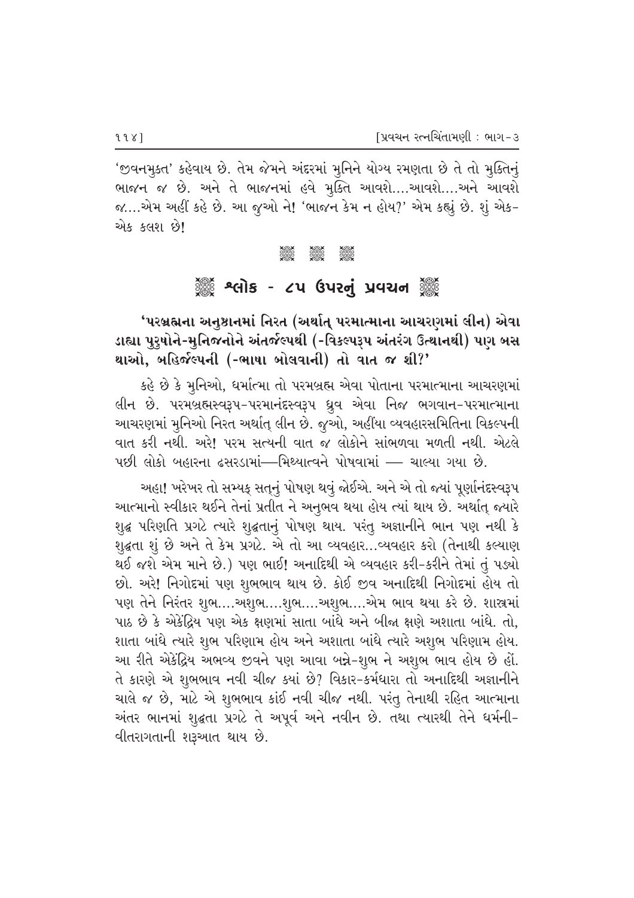'જીવનમુક્ત' કહેવાય છે. તેમ જેમને અંદરમાં મુનિને યોગ્ય રમણતા છે તે તો મુક્તિનું ભાજન જ છે. અને તે ભાજનમાં હવે મુક્તિ આવશે....આવશે....અને આવશે જ....એમ અહીં કહે છે. આ જુઓ ને! 'ભાજન કેમ ન હોય?' એમ કહ્યું છે. શું એક-એક કલશ છે!

֍ ֍ ֍

## ֍ શ્લોક - ૮૫ ઉપરનું પ્રવચન ֍

**'પરબ્રહ્મના અનુષ્ઠાનમાં નિરત (અર્થાત્ પરમાત્માના આચરણમાં લીન) એવા ડાહ્યા પુરુષોને-મુનિજનોને અંતર્જલ્પથી (-વિકલ્પરૂપ અંતરંગ ઉત્થાનથી) પણ બસ થાઓ, બહિર્જલ્પની (-ભાષા બોલવાની) તો વાત જ શી?'**

કહે છે કે મુનિઓ, ધર્માત્મા તો પરમબ્રહ્મ એવા પોતાના પરમાત્માના આચરણમાં લીન છે. પરમબ્રહ્મસ્વરૂપ-પરમાનંદસ્વરૂપ ધ્રુવ એવા નિજ ભગવાન-પરમાત્માના આચરણમાં મુનિઓ નિરત અર્થાત્ લીન છે. જુઓ, અહીંયા વ્યવહારસમિતિના વિકલ્પની વાત કરી નથી. અરે! પરમ સત્યની વાત જ લોકોને સાંભળવા મળતી નથી. એટલે પછી લોકો બહારના ઢસરડામાં—મિથ્યાત્વને પોષવામાં — ચાલ્યા ગયા છે.

અહા! ખરેખર તો સમ્યક્ સત્‌નું પોષણ થવું જોઈએ. અને એ તો જ્યાં પૂર્ણાનંદસ્વરૂપ આત્માનો સ્વીકાર થઈને તેનાં પ્રતીત ને અનુભવ થયા હોય ત્યાં થાય છે. અર્થાત્ જ્યારે શુદ્ધ પરિણતિ પ્રગટે ત્યારે શુદ્ધતાનું પોષણ થાય. પરંતુ અજ્ઞાનીને ભાન પણ નથી કે શુદ્ધતા શું છે અને તે કેમ પ્રગટે. એ તો આ વ્યવહાર...વ્યવહાર કરો (તેનાથી કલ્યાણ થઈ જશે એમ માને છે.) પણ ભાઈ! અનાદિથી એ વ્યવહાર કરી-કરીને તેમાં તું પડ્યો છો. અરે! નિગોદમાં પણ શુભભાવ થાય છે. કોઈ જીવ અનાદિથી નિગોદમાં હોય તો પણ તેને નિરંતર શુભ....અશુભ....શુભ....અશુભ....એમ ભાવ થયા કરે છે. શાસ્ત્રમાં પાઠ છે કે એકેંદ્રિય પણ એક ક્ષણમાં સાતા બાંધે અને બીજા ક્ષણે અશાતા બાંધે. તો, શાતા બાંધે ત્યારે શુભ પરિણામ હોય અને અશાતા બાંધે ત્યારે અશુભ પરિણામ હોય. આ રીતે એકેંદ્રિય અભવ્ય જીવને પણ આવા બન્ને-શુભ ને અશુભ ભાવ હોય છે હોં. તે કારણે એ શુભભાવ નવી ચીજ કયાં છે? વિકાર-કર્મધારા તો અનાદિથી અજ્ઞાનીને ચાલે જ છે, માટે એ શુભભાવ કાંઈ નવી ચીજ નથી. પરંતુ તેનાથી રહિત આત્માના અંતર ભાનમાં શુદ્ધતા પ્રગટે તે અપૂર્વ અને નવીન છે. તથા ત્યારથી તેને ધર્મની-વીતરાગતાની શરૂઆત થાય છે.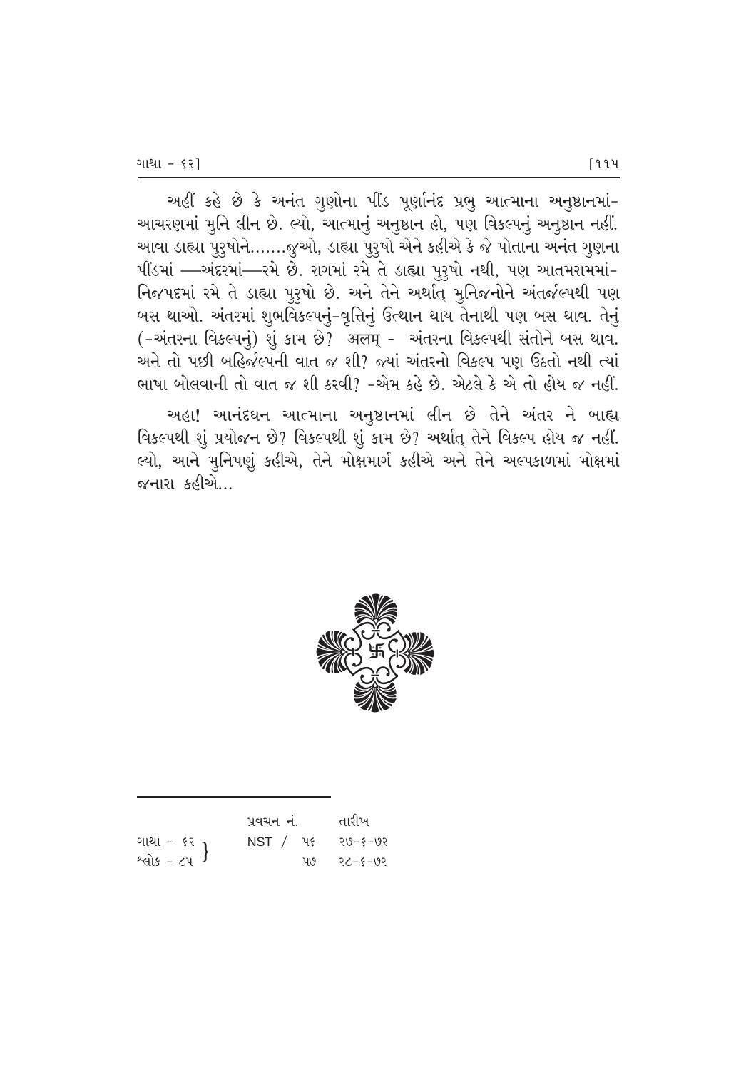અહીં કહે છે કે અનંત ગુણોના પીંડ પૂર્ણાનંદ પ્રભુ આત્માના અનુષ્ઠાનમાં-આચરણમાં મુનિ લીન છે. લ્યો, આત્માનું અનુષ્ઠાન હો, પણ વિકલ્પનું અનુષ્ઠાન નહીં. આવા ડાહ્યા પુરુષોને.......જુઓ, ડાહ્યા પુરુષો એને કહીએ કે જે પોતાના અનંત ગુણના પીંડમાં —અંદરમાં—રમે છે. રાગમાં રમે તે ડાહ્યા પુરુષો નથી, પણ આતમરામમાં-નિજપદમાં રમે તે ડાહ્યા પુરુષો છે. અને તેને અર્થાત્ મુનિજનોને અંતર્જલ્પથી પણ બસ થાઓ. અંતરમાં શુભવિકલ્પનું-વૃત્તિનું ઉત્થાન થાય તેનાથી પણ બસ થાવ. તેનું (-અંતરના વિકલ્પનું) શું કામ છે? अलम् - અંતરના વિકલ્પથી સંતોને બસ થાવ. અને તો પછી બહિર્જલ્પની વાત જ શી? જ્યાં અંતરનો વિકલ્પ પણ ઉઠતો નથી ત્યાં ભાષા બોલવાની તો વાત જ શી કરવી? -એમ કહે છે. એટલે કે એ તો હોય જ નહીં.

અહા! આનંદઘન આત્માના અનુષ્ઠાનમાં લીન છે તેને અંતર ને બાહ્ય વિકલ્પથી શું પ્રયોજન છે? વિકલ્પથી શું કામ છે? અર્થાત્ તેને વિકલ્પ હોય જ નહીં. લ્યો, આને મુનિપણું કહીએ, તેને મોક્ષમાર્ગ કહીએ અને તેને અલ્પકાળમાં મોક્ષમાં જનારા કહીએ...

---

| | પ્રવચન નં. | તારીખ |
|---|---|---|
| ગાથા - ૬૨, શ્લોક - ૮૫ | NST / ૫૬ | ૨૭-૬-૭૨ |
| | ૫૭ | ૨૮-૬-૭૨ |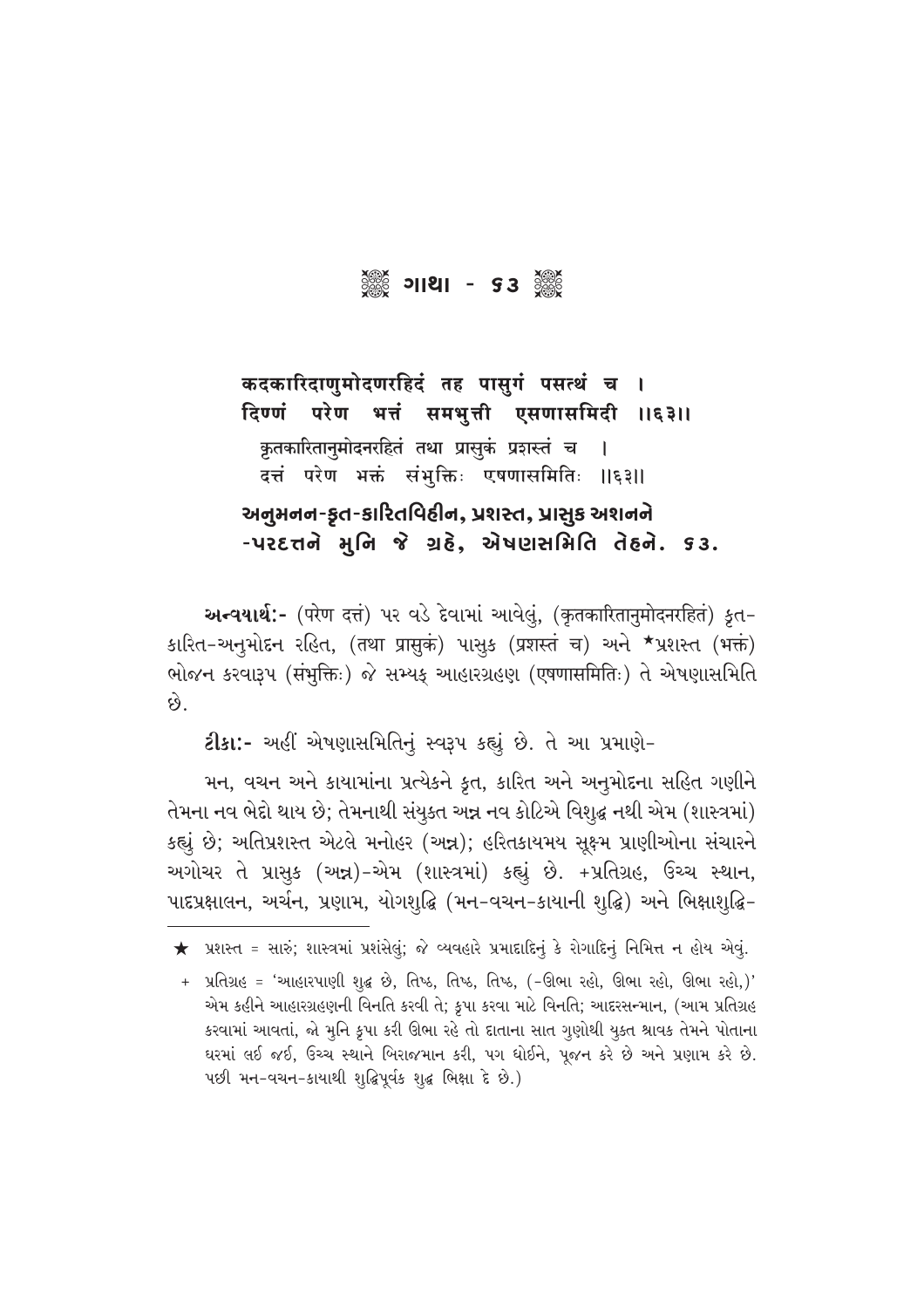## ❁ ગાથા - ૬૩ ❁

**कदकारिदाणुमोदणरहिदं तह पासुगं पसत्थं च ।**
**दिण्णं परेण भत्तं समभुत्ती एसणासमिदी ॥६३॥**

कृतकारितानुमोदनरहितं तथा प्रासुकं प्रशस्तं च ।
दत्तं परेण भक्तं संभुक्तिः एषणासमितिः ॥६३॥

**અનુમનન-કૃત-કારિતવિહીન, પ્રશસ્ત, પ્રાસુક અશનને**
**-પરદત્તને મુનિ જે ગ્રહે, એષણસમિતિ તેહને. ૬૩.**

**અન્વયાર્થઃ-** (परेण दत्तं) પર વડે દેવામાં આવેલું, (कृतकारितानुमोदनरहितं) કૃત-કારિત-અનુમોદન રહિત, (तथा प्रासुकं) પાસુક (प्रशस्तं च) અને ★પ્રશસ્ત (भक्तं) ભોજન કરવારૂપ (संभुक्तिः) જે સમ્યક્ આહારગ્રહણ (एषणासमितिः) તે એષણાસમિતિ છે.

**ટીકાઃ-** અહીં એષણાસમિતિનું સ્વરૂપ કહ્યું છે. તે આ પ્રમાણે-

મન, વચન અને કાયામાંના પ્રત્યેકને કૃત, કારિત અને અનુમોદના સહિત ગણીને તેમના નવ ભેદો થાય છે; તેમનાથી સંયુક્ત અન્ન નવ કોટિએ વિશુદ્ધ નથી એમ (શાસ્ત્રમાં) કહ્યું છે; અતિપ્રશસ્ત એટલે મનોહર (અન્ન); હરિતકાયમય સૂક્ષ્મ પ્રાણીઓના સંચારને અગોચર તે પ્રાસુક (અન્ન)-એમ (શાસ્ત્રમાં) કહ્યું છે. +પ્રતિગ્રહ, ઉચ્ચ સ્થાન, પાદપ્રક્ષાલન, અર્ચન, પ્રણામ, યોગશુદ્ધિ (મન-વચન-કાયાની શુદ્ધિ) અને ભિક્ષાશુદ્ધિ-

---

★ પ્રશસ્ત = સારું; શાસ્ત્રમાં પ્રશંસેલું; જે વ્યવહારે પ્રમાદાદિનું કે રોગાદિનું નિમિત્ત ન હોય એવું.

+ પ્રતિગ્રહ = 'આહારપાણી શુદ્ધ છે, તિષ્ઠ, તિષ્ઠ, તિષ્ઠ, (-ઊભા રહો, ઊભા રહો, ઊભા રહો,)' એમ કહીને આહારગ્રહણની વિનતિ કરવી તે; કૃપા કરવા માટે વિનતિ; આદરસન્માન, (આમ પ્રતિગ્રહ કરવામાં આવતાં, જો મુનિ કૃપા કરી ઊભા રહે તો દાતાના સાત ગુણોથી યુક્ત શ્રાવક તેમને પોતાના ઘરમાં લઈ જઈ, ઉચ્ચ સ્થાને બિરાજમાન કરી, પગ ધોઈને, પૂજન કરે છે અને પ્રણામ કરે છે. પછી મન-વચન-કાયાથી શુદ્ધિપૂર્વક શુદ્ધ ભિક્ષા દે છે.)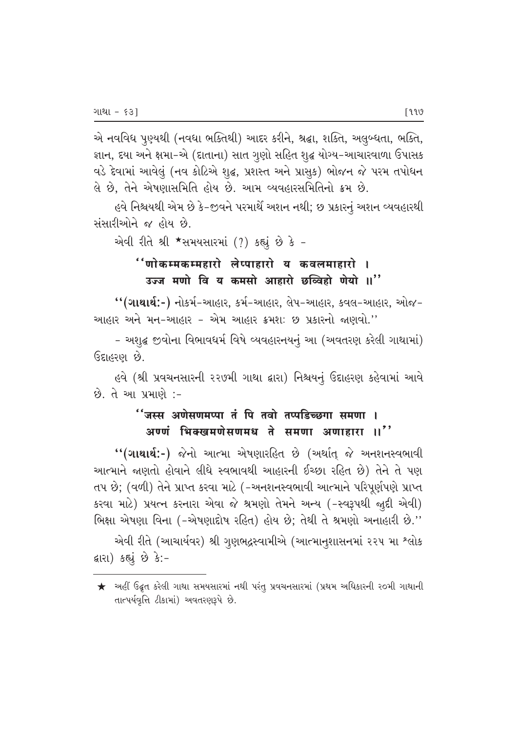એ નવવિધ પુણ્યથી (નવધા ભક્તિથી) આદર કરીને, શ્રદ્ધા, શક્તિ, અલુબ્ધતા, ભક્તિ, જ્ઞાન, દયા અને ક્ષમા-એ (દાતાના) સાત ગુણો સહિત શુદ્ધ યોગ્ય-આચારવાળા ઉપાસક વડે દેવામાં આવેલું (નવ કોટિએ શુદ્ધ, પ્રશસ્ત અને પ્રાસુક) ભોજન જે પરમ તપોધન લે છે, તેને એષણાસમિતિ હોય છે. આમ વ્યવહારસમિતિનો ક્રમ છે.

હવે નિશ્ચયથી એમ છે કે-જીવને પરમાર્થે અશન નથી; છ પ્રકારનું અશન વ્યવહારથી સંસારીઓને જ હોય છે.

એવી રીતે શ્રી ★સમયસારમાં (?) કહ્યું છે કે -

> **''णोकम्मकम्महारो लेप्पाहारो य कवलमाहारो ।**
> **उज्ज मणो वि य कमसो आहारो छव्विहो णेयो ॥''**

''**(ગાથાર્થ:-)** નોકર્મ-આહાર, કર્મ-આહાર, લેપ-આહાર, કવલ-આહાર, ઓજ-આહાર અને મન-આહાર - એમ આહાર ક્રમશઃ છ પ્રકારનો જાણવો.''

- અશુદ્ધ જીવોના વિભાવધર્મ વિષે વ્યવહારનયનું આ (અવતરણ કરેલી ગાથામાં) ઉદાહરણ છે.

હવે (શ્રી પ્રવચનસારની ૨૨૭મી ગાથા દ્વારા) નિશ્ચયનું ઉદાહરણ કહેવામાં આવે છે. તે આ પ્રમાણે :-

> **''जस्स अणेसणमप्पा तं पि तवो तप्पडिच्छगा समणा ।**
> **अण्णं भिक्खमणेसणमध ते समणा अणाहारा ॥''**

''**(ગાથાર્થ:-)** જેનો આત્મા એષણારહિત છે (અર્થાત્ જે અનશનસ્વભાવી આત્માને જાણતો હોવાને લીધે સ્વભાવથી આહારની ઈચ્છા રહિત છે) તેને તે પણ તપ છે; (વળી) તેને પ્રાપ્ત કરવા માટે (-અનશનસ્વભાવી આત્માને પરિપૂર્ણપણે પ્રાપ્ત કરવા માટે) પ્રયત્ન કરનારા એવા જે શ્રમણો તેમને અન્ય (-સ્વરૂપથી જુદી એવી) ભિક્ષા એષણા વિના (-એષણાદોષ રહિત) હોય છે; તેથી તે શ્રમણો અનાહારી છે.''

એવી રીતે (આચાર્યવર) શ્રી ગુણભદ્રસ્વામીએ (આત્માનુશાસનમાં ૨૨૫ મા શ્લોક દ્વારા) કહ્યું છે કે:-

---

★ અહીં ઉદ્ધૃત કરેલી ગાથા સમયસારમાં નથી પરંતુ પ્રવચનસારમાં (પ્રથમ અધિકારની ૨૦મી ગાથાની તાત્પર્યવૃત્તિ ટીકામાં) અવતરણરૂપે છે.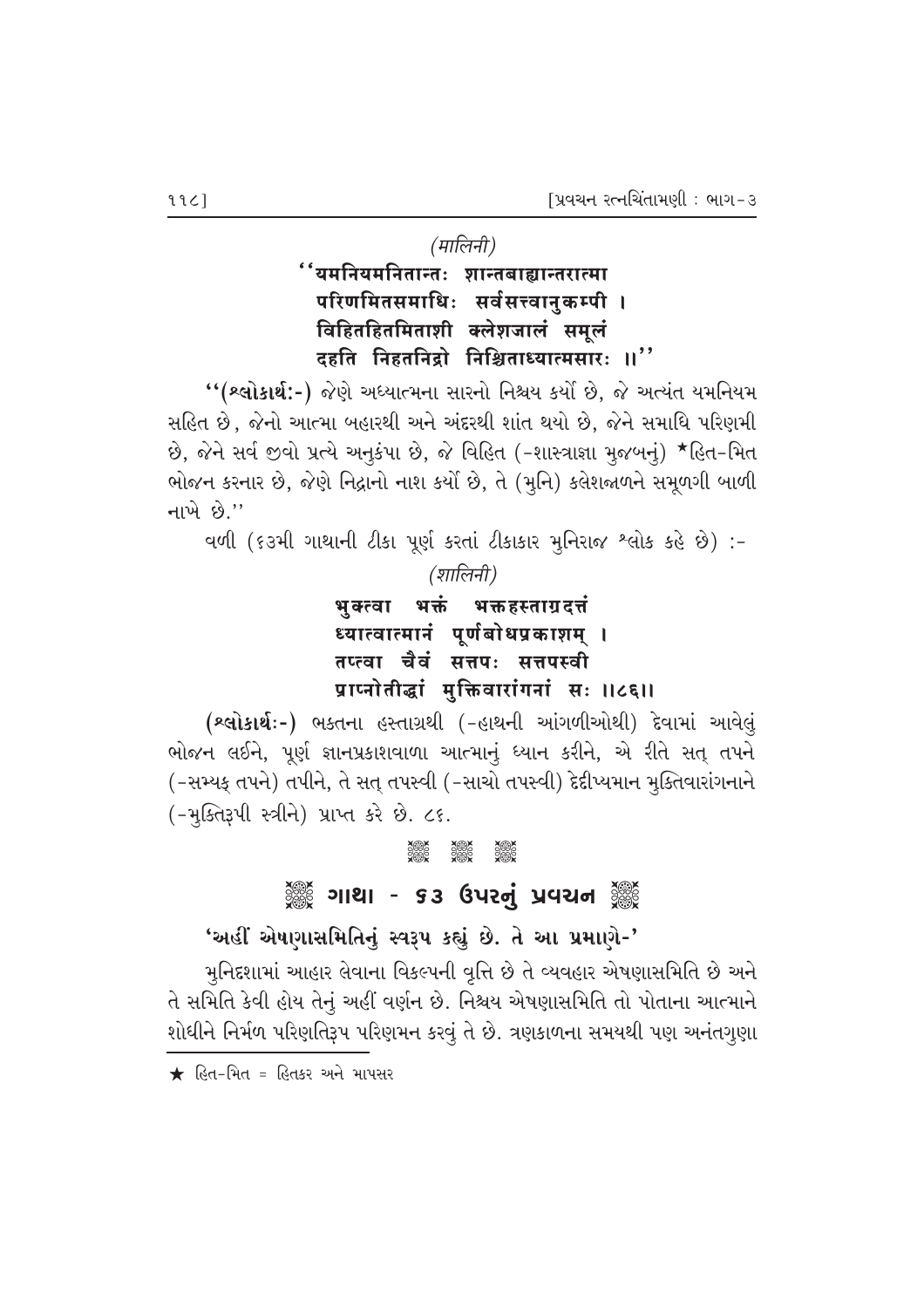*(मालिनी)*

''यमनियमनितान्तः शान्तबाह्यान्तरात्मा
परिणमितसमाधिः सर्वसत्त्वानुकम्पी ।
विहितहितमिताशी क्लेशजालं समूलं
दहति निहतनिद्रो निश्चिताध्यात्मसारः ॥''

''**(શ્લોકાર્થ:-)** જેણે અધ્યાત્મના સારનો નિશ્ચય કર્યો છે, જે અત્યંત યમનિયમ સહિત છે, જેનો આત્મા બહારથી અને અંદરથી શાંત થયો છે, જેને સમાધિ પરિણમી છે, જેને સર્વ જીવો પ્રત્યે અનુકંપા છે, જે વિહિત (-શાસ્ત્રાજ્ઞા મુજબનું) ★હિત-મિત ભોજન કરનાર છે, જેણે નિદ્રાનો નાશ કર્યો છે, તે (મુનિ) ક્લેશજાળને સમૂળગી બાળી નાખે છે.''

વળી (૬૩મી ગાથાની ટીકા પૂર્ણ કરતાં ટીકાકાર મુનિરાજ શ્લોક કહે છે) :-

*(शालिनी)*

भुक्त्वा भक्तं भक्तहस्ताग्रदत्तं
ध्यात्वात्मानं पूर्णबोधप्रकाशम् ।
तप्त्वा चैवं सत्तपः सत्तपस्वी
प्राप्नोतीद्धां मुक्तिवारांगनां सः ॥८६॥

**(શ્લોકાર્થ:-)** ભક્તના હસ્તાગ્રથી (-હાથની આંગળીઓથી) દેવામાં આવેલું ભોજન લઈને, પૂર્ણ જ્ઞાનપ્રકાશવાળા આત્માનું ધ્યાન કરીને, એ રીતે સત્ તપને (-સમ્યક્ તપને) તપીને, તે સત્ તપસ્વી (-સાચો તપસ્વી) દેદીપ્યમાન મુક્તિવારાંગનાને (-મુક્તિરૂપી સ્ત્રીને) પ્રાપ્ત કરે છે. ૮૬.

## ગાથા - ૬૩ ઉપરનું પ્રવચન

**'અહીં એષણાસમિતિનું સ્વરૂપ કહ્યું છે. તે આ પ્રમાણે-'**

મુનિદશામાં આહાર લેવાના વિકલ્પની વૃત્તિ છે તે વ્યવહાર એષણાસમિતિ છે અને તે સમિતિ કેવી હોય તેનું અહીં વર્ણન છે. નિશ્ચય એષણાસમિતિ તો પોતાના આત્માને શોધીને નિર્મળ પરિણતિરૂપ પરિણમન કરવું તે છે. ત્રણકાળના સમયથી પણ અનંતગુણા

★ હિત-મિત = હિતકર અને માપસર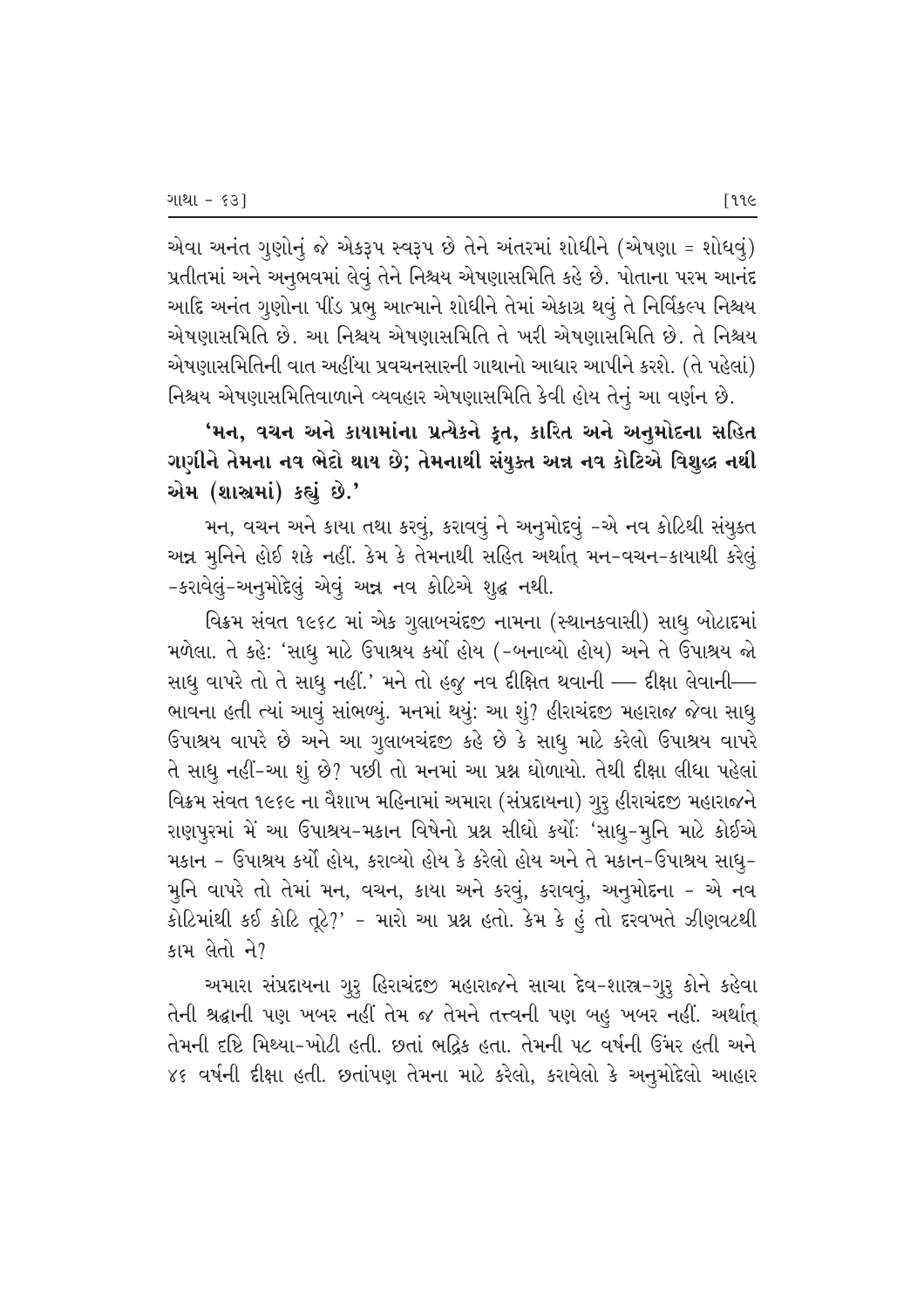એવા અનંત ગુણોનું જે એકરૂપ સ્વરૂપ છે તેને અંતરમાં શોધીને (એષણા = શોધવું) પ્રતીતમાં અને અનુભવમાં લેવું તેને નિશ્ચય એષણાસમિતિ કહે છે. પોતાના પરમ આનંદ આદિ અનંત ગુણોના પીંડ પ્રભુ આત્માને શોધીને તેમાં એકાગ્ર થવું તે નિર્વિકલ્પ નિશ્ચય એષણાસમિતિ છે. આ નિશ્ચય એષણાસમિતિ તે ખરી એષણાસમિતિ છે. તે નિશ્ચય એષણાસમિતિની વાત અહીંયા પ્રવચનસારની ગાથાનો આધાર આપીને કરશે. (તે પહેલાં) નિશ્ચય એષણાસમિતિવાળાને વ્યવહાર એષણાસમિતિ કેવી હોય તેનું આ વર્ણન છે.

**'મન, વચન અને કાયામાંના પ્રત્યેકને કૃત, કારિત અને અનુમોદના સહિત ગણીને તેમના નવ ભેદો થાય છે; તેમનાથી સંયુક્ત અન્ન નવ કોટિએ વિશુદ્ધ નથી એમ (શાસ્ત્રમાં) કહ્યું છે.'**

મન, વચન અને કાયા તથા કરવું, કરાવવું ને અનુમોદવું -એ નવ કોટિથી સંયુક્ત અન્ન મુનિને હોઈ શકે નહીં. કેમ કે તેમનાથી સહિત અર્થાત્ મન-વચન-કાયાથી કરેલું -કરાવેલું-અનુમોદેલું એવું અન્ન નવ કોટિએ શુદ્ધ નથી.

વિક્રમ સંવત ૧૯૬૮ માં એક ગુલાબચંદજી નામના (સ્થાનકવાસી) સાધુ બોટાદમાં મળેલા. તે કહે: 'સાધુ માટે ઉપાશ્રય કર્યો હોય (-બનાવ્યો હોય) અને તે ઉપાશ્રય જો સાધુ વાપરે તો તે સાધુ નહીં.' મને તો હજુ નવ દીક્ષિત થવાની — દીક્ષા લેવાની— ભાવના હતી ત્યાં આવું સાંભળ્યું. મનમાં થયું: આ શું? હીરાચંદજી મહારાજ જેવા સાધુ ઉપાશ્રય વાપરે છે અને આ ગુલાબચંદજી કહે છે કે સાધુ માટે કરેલો ઉપાશ્રય વાપરે તે સાધુ નહીં-આ શું છે? પછી તો મનમાં આ પ્રશ્ન ઘોળાયો. તેથી દીક્ષા લીધા પહેલાં વિક્રમ સંવત ૧૯૬૯ ના વૈશાખ મહિનામાં અમારા (સંપ્રદાયના) ગુરુ હીરાચંદજી મહારાજને રાણપુરમાં મેં આ ઉપાશ્રય-મકાન વિષેનો પ્રશ્ન સીધો કર્યો: 'સાધુ-મુનિ માટે કોઈએ મકાન - ઉપાશ્રય કર્યો હોય, કરાવ્યો હોય કે કરેલો હોય અને તે મકાન-ઉપાશ્રય સાધુ-મુનિ વાપરે તો તેમાં મન, વચન, કાયા અને કરવું, કરાવવું, અનુમોદના - એ નવ કોટિમાંથી કઈ કોટિ તૂટે?' - મારો આ પ્રશ્ન હતો. કેમ કે હું તો દરવખતે ઝીણવટથી કામ લેતો ને?

અમારા સંપ્રદાયના ગુરુ હિરાચંદજી મહારાજને સાચા દેવ-શાસ્ત્ર-ગુરુ કોને કહેવા તેની શ્રદ્ધાની પણ ખબર નહીં તેમ જ તેમને તત્ત્વની પણ બહુ ખબર નહીં. અર્થાત્ તેમની દૃષ્ટિ મિથ્યા-ખોટી હતી. છતાં ભદ્રિક હતા. તેમની ૫૮ વર્ષની ઉંમર હતી અને ૪૬ વર્ષની દીક્ષા હતી. છતાંપણ તેમના માટે કરેલો, કરાવેલો કે અનુમોદેલો આહાર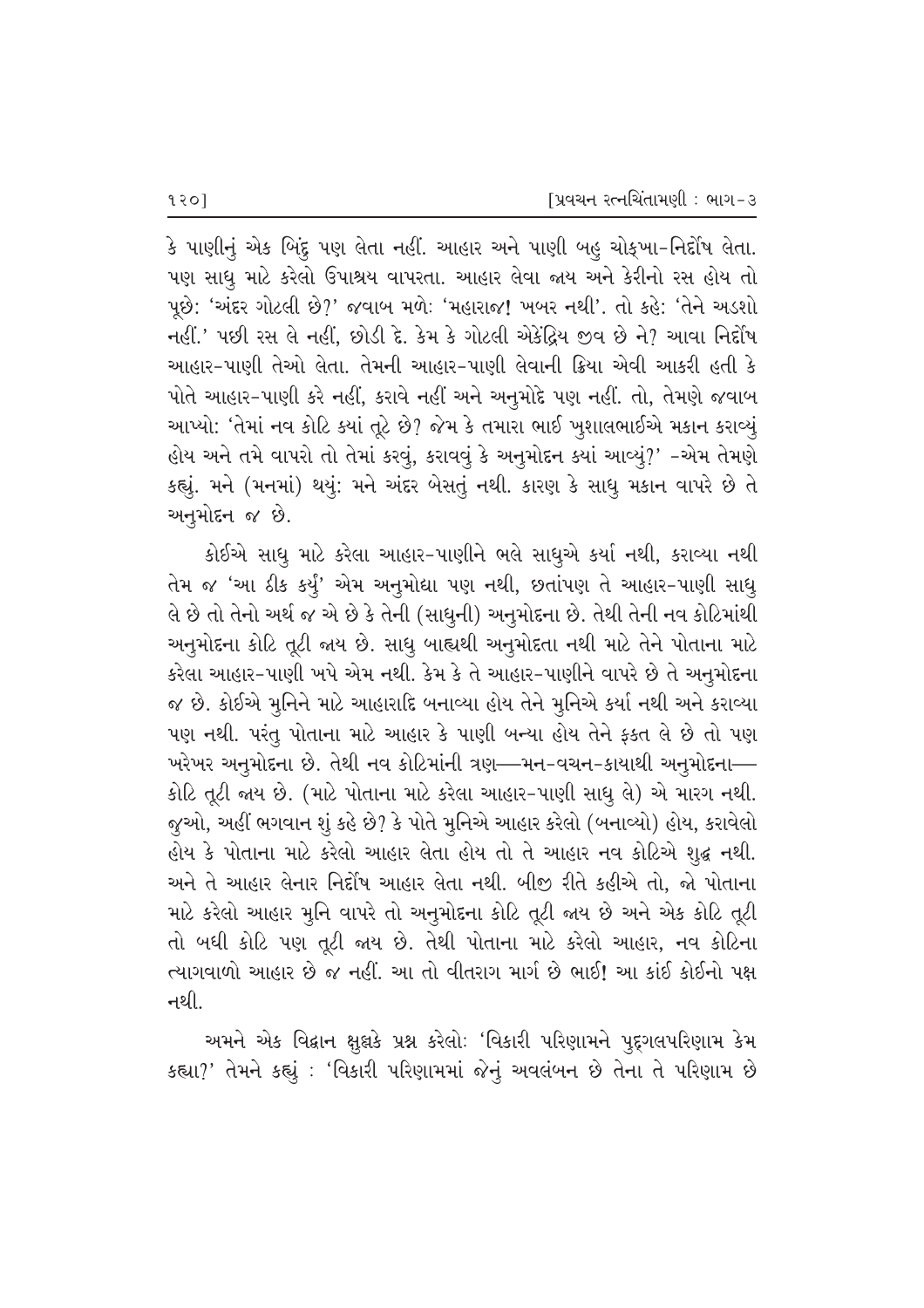કે પાણીનું એક બિંદુ પણ લેતા નહીં. આહાર અને પાણી બહુ ચોકખા-નિર્દોષ લેતા. પણ સાધુ માટે કરેલો ઉપાશ્રય વાપરતા. આહાર લેવા જાય અને કેરીનો રસ હોય તો પૂછે: 'અંદર ગોટલી છે?' જવાબ મળે: 'મહારાજ! ખબર નથી'. તો કહે: 'તેને અડશો નહીં.' પછી રસ લે નહીં, છોડી દે. કેમ કે ગોટલી એકેંદ્રિય જીવ છે ને? આવા નિર્દોષ આહાર-પાણી તેઓ લેતા. તેમની આહાર-પાણી લેવાની ક્રિયા એવી આકરી હતી કે પોતે આહાર-પાણી કરે નહીં, કરાવે નહીં અને અનુમોદે પણ નહીં. તો, તેમણે જવાબ આપ્યો: 'તેમાં નવ કોટિ કયાં તૂટે છે? જેમ કે તમારા ભાઈ ખુશાલભાઈએ મકાન કરાવ્યું હોય અને તમે વાપરો તો તેમાં કરવું, કરાવવું કે અનુમોદન કયાં આવ્યું?' -એમ તેમણે કહ્યું. મને (મનમાં) થયું: મને અંદર બેસતું નથી. કારણ કે સાધુ મકાન વાપરે છે તે અનુમોદન જ છે.

કોઈએ સાધુ માટે કરેલા આહાર-પાણીને ભલે સાધુએ કર્યા નથી, કરાવ્યા નથી તેમ જ 'આ ઠીક કર્યું' એમ અનુમોદ્યા પણ નથી, છતાંપણ તે આહાર-પાણી સાધુ લે છે તો તેનો અર્થ જ એ છે કે તેની (સાધુની) અનુમોદના છે. તેથી તેની નવ કોટિમાંથી અનુમોદના કોટિ તૂટી જાય છે. સાધુ બાહ્યથી અનુમોદતા નથી માટે તેને પોતાના માટે કરેલા આહાર-પાણી ખપે એમ નથી. કેમ કે તે આહાર-પાણીને વાપરે છે તે અનુમોદના જ છે. કોઈએ મુનિને માટે આહારાદિ બનાવ્યા હોય તેને મુનિએ કર્યા નથી અને કરાવ્યા પણ નથી. પરંતુ પોતાના માટે આહાર કે પાણી બન્યા હોય તેને ફકત લે છે તો પણ ખરેખર અનુમોદના છે. તેથી નવ કોટિમાંની ત્રણ—મન-વચન-કાયાથી અનુમોદના—કોટિ તૂટી જાય છે. (માટે પોતાના માટે કરેલા આહાર-પાણી સાધુ લે) એ મારગ નથી. જુઓ, અહીં ભગવાન શું કહે છે? કે પોતે મુનિએ આહાર કરેલો (બનાવ્યો) હોય, કરાવેલો હોય કે પોતાના માટે કરેલો આહાર લેતા હોય તો તે આહાર નવ કોટિએ શુદ્ધ નથી. અને તે આહાર લેનાર નિર્દોષ આહાર લેતા નથી. બીજી રીતે કહીએ તો, જો પોતાના માટે કરેલો આહાર મુનિ વાપરે તો અનુમોદના કોટિ તૂટી જાય છે અને એક કોટિ તૂટી તો બધી કોટિ પણ તૂટી જાય છે. તેથી પોતાના માટે કરેલો આહાર, નવ કોટિના ત્યાગવાળો આહાર છે જ નહીં. આ તો વીતરાગ માર્ગ છે ભાઈ! આ કાંઈ કોઈનો પક્ષ નથી.

અમને એક વિદ્વાન ક્ષુલ્લકે પ્રશ્ન કરેલો: 'વિકારી પરિણામને પુદ્ગલપરિણામ કેમ કહ્યા?' તેમને કહ્યું : 'વિકારી પરિણામમાં જેનું અવલંબન છે તેના તે પરિણામ છે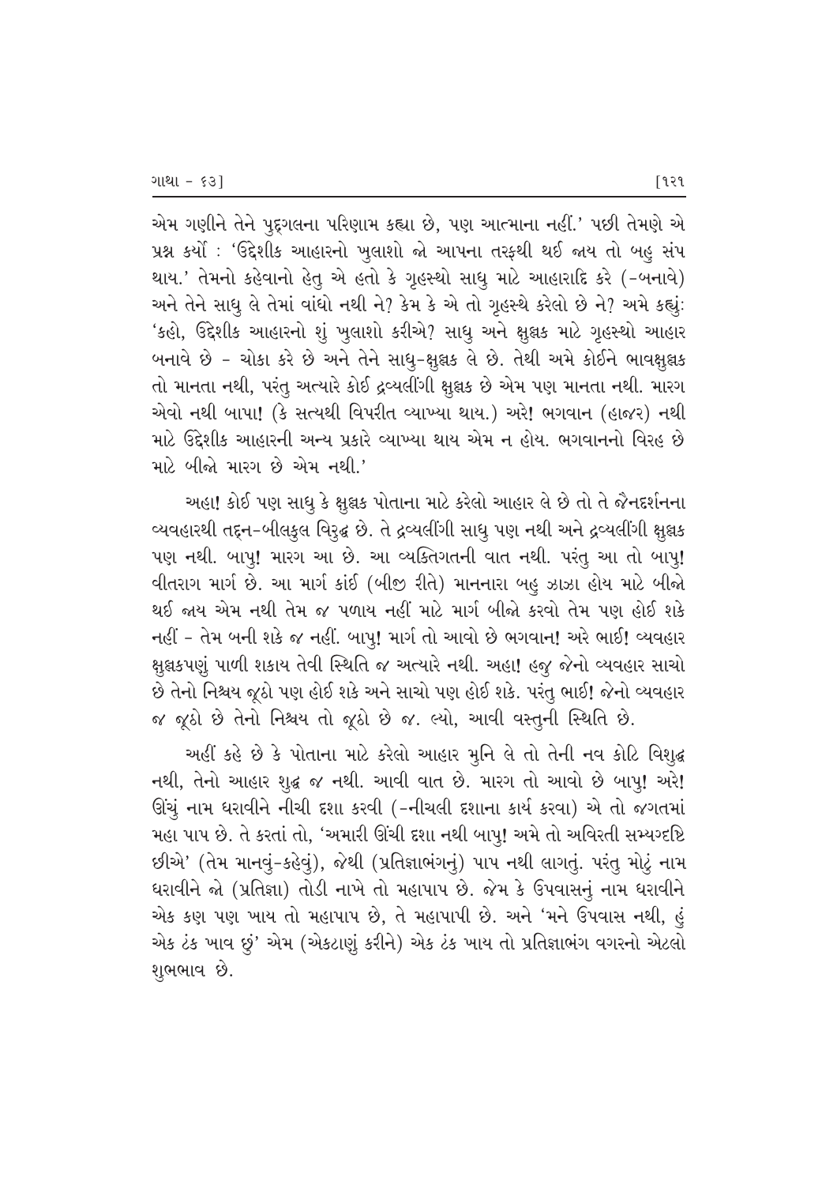એમ ગણીને તેને પુદ્ગલના પરિણામ કહ્યા છે, પણ આત્માના નહીં.' પછી તેમણે એ પ્રશ્ન કર્યો : 'ઉદ્દેશીક આહારનો ખુલાશો જો આપના તરફથી થઈ જાય તો બહુ સંપ થાય.' તેમનો કહેવાનો હેતુ એ હતો કે ગૃહસ્થો સાધુ માટે આહારાદિ કરે (-બનાવે) અને તેને સાધુ લે તેમાં વાંધો નથી ને? કેમ કે એ તો ગૃહસ્થે કરેલો છે ને? અમે કહ્યું: 'કહો, ઉદ્દેશીક આહારનો શું ખુલાશો કરીએ? સાધુ અને ક્ષુલ્લક માટે ગૃહસ્થો આહાર બનાવે છે - ચોકા કરે છે અને તેને સાધુ-ક્ષુલ્લક લે છે. તેથી અમે કોઈને ભાવક્ષુલ્લક તો માનતા નથી, પરંતુ અત્યારે કોઈ દ્રવ્યલીંગી ક્ષુલ્લક છે એમ પણ માનતા નથી. મારગ એવો નથી બાપા! (કે સત્યથી વિપરીત વ્યાખ્યા થાય.) અરે! ભગવાન (હાજર) નથી માટે ઉદ્દેશીક આહારની અન્ય પ્રકારે વ્યાખ્યા થાય એમ ન હોય. ભગવાનનો વિરહ છે માટે બીજો મારગ છે એમ નથી.'

અહા! કોઈ પણ સાધુ કે ક્ષુલ્લક પોતાના માટે કરેલો આહાર લે છે તો તે જૈનદર્શનના વ્યવહારથી તદ્દન-બીલકુલ વિરુદ્ધ છે. તે દ્રવ્યલીંગી સાધુ પણ નથી અને દ્રવ્યલીંગી ક્ષુલ્લક પણ નથી. બાપુ! મારગ આ છે. આ વ્યક્તિગતની વાત નથી. પરંતુ આ તો બાપુ! વીતરાગ માર્ગ છે. આ માર્ગ કાંઈ (બીજી રીતે) માનનારા બહુ ઝાઝા હોય માટે બીજો થઈ જાય એમ નથી તેમ જ પળાય નહીં માટે માર્ગ બીજો કરવો તેમ પણ હોઈ શકે નહીં - તેમ બની શકે જ નહીં. બાપુ! માર્ગ તો આવો છે ભગવાન! અરે ભાઈ! વ્યવહાર ક્ષુલ્લકપણું પાળી શકાય તેવી સ્થિતિ જ અત્યારે નથી. અહા! હજુ જેનો વ્યવહાર સાચો છે તેનો નિશ્ચય જૂઠો પણ હોઈ શકે અને સાચો પણ હોઈ શકે. પરંતુ ભાઈ! જેનો વ્યવહાર જ જૂઠો છે તેનો નિશ્ચય તો જૂઠો છે જ. લ્યો, આવી વસ્તુની સ્થિતિ છે.

અહીં કહે છે કે પોતાના માટે કરેલો આહાર મુનિ લે તો તેની નવ કોટિ વિશુદ્ધ નથી, તેનો આહાર શુદ્ધ જ નથી. આવી વાત છે. મારગ તો આવો છે બાપુ! અરે! ઊંચું નામ ધરાવીને નીચી દશા કરવી (-નીચલી દશાના કાર્ય કરવા) એ તો જગતમાં મહા પાપ છે. તે કરતાં તો, 'અમારી ઊંચી દશા નથી બાપુ! અમે તો અવિરતી સમ્યગ્દષ્ટિ છીએ' (તેમ માનવું-કહેવું), જેથી (પ્રતિજ્ઞાભંગનું) પાપ નથી લાગતું. પરંતુ મોટું નામ ધરાવીને જો (પ્રતિજ્ઞા) તોડી નાખે તો મહાપાપ છે. જેમ કે ઉપવાસનું નામ ધરાવીને એક કણ પણ ખાય તો મહાપાપ છે, તે મહાપાપી છે. અને 'મને ઉપવાસ નથી, હું એક ટંક ખાવ છું' એમ (એકટાણું કરીને) એક ટંક ખાય તો પ્રતિજ્ઞાભંગ વગરનો એટલો શુભભાવ છે.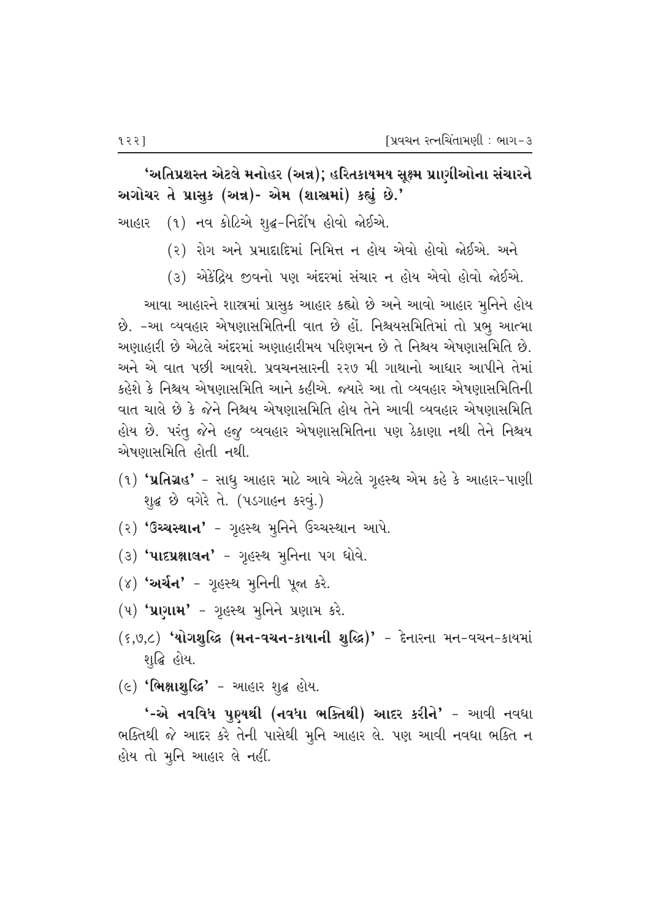**'અતિપ્રશસ્ત એટલે મનોહર (અન્ન); હરિતકાયમય સૂક્ષ્મ પ્રાણીઓના સંચારને અગોચર તે પ્રાસુક (અન્ન)- એમ (શાસ્ત્રમાં) કહ્યું છે.'**

આહાર (૧) નવ કોટિએ શુદ્ધ-નિર્દોષ હોવો જોઈએ.

(૨) રોગ અને પ્રમાદાદિમાં નિમિત્ત ન હોય એવો હોવો જોઈએ. અને

(૩) એકેંદ્રિય જીવનો પણ અંદરમાં સંચાર ન હોય એવો હોવો જોઈએ.

આવા આહારને શાસ્ત્રમાં પ્રાસુક આહાર કહ્યો છે અને આવો આહાર મુનિને હોય છે. -આ વ્યવહાર એષણાસમિતિની વાત છે હોં. નિશ્ચયસમિતિમાં તો પ્રભુ આત્મા અણાહારી છે એટલે અંદરમાં અણાહારીમય પરિણમન છે તે નિશ્ચય એષણાસમિતિ છે. અને એ વાત પછી આવશે. પ્રવચનસારની ૨૨૭ મી ગાથાનો આધાર આપીને તેમાં કહેશે કે નિશ્ચય એષણાસમિતિ આને કહીએ. જ્યારે આ તો વ્યવહાર એષણાસમિતિની વાત ચાલે છે કે જેને નિશ્ચય એષણાસમિતિ હોય તેને આવી વ્યવહાર એષણાસમિતિ હોય છે. પરંતુ જેને હજુ વ્યવહાર એષણાસમિતિના પણ ઠેકાણા નથી તેને નિશ્ચય એષણાસમિતિ હોતી નથી.

(૧) **'પ્રતિગ્રહ'** - સાધુ આહાર માટે આવે એટલે ગૃહસ્થ એમ કહે કે આહાર-પાણી શુદ્ધ છે વગેરે તે. (પડગાહન કરવું.)

(૨) **'ઉચ્ચસ્થાન'** - ગૃહસ્થ મુનિને ઉચ્ચસ્થાન આપે.

(૩) **'પાદપ્રક્ષાલન'** - ગૃહસ્થ મુનિના પગ ધોવે.

(૪) **'અર્ચન'** - ગૃહસ્થ મુનિની પૂજા કરે.

(૫) **'પ્રણામ'** - ગૃહસ્થ મુનિને પ્રણામ કરે.

(૬,૭,૮) **'યોગશુદ્ધિ (મન-વચન-કાયાની શુદ્ધિ)'** - દેનારના મન-વચન-કાયમાં શુદ્ધિ હોય.

(૯) **'ભિક્ષાશુદ્ધિ'** - આહાર શુદ્ધ હોય.

**'-એ નવવિધ પુણ્યથી (નવધા ભક્તિથી) આદર કરીને'** - આવી નવધા ભક્તિથી જે આદર કરે તેની પાસેથી મુનિ આહાર લે. પણ આવી નવધા ભક્તિ ન હોય તો મુનિ આહાર લે નહીં.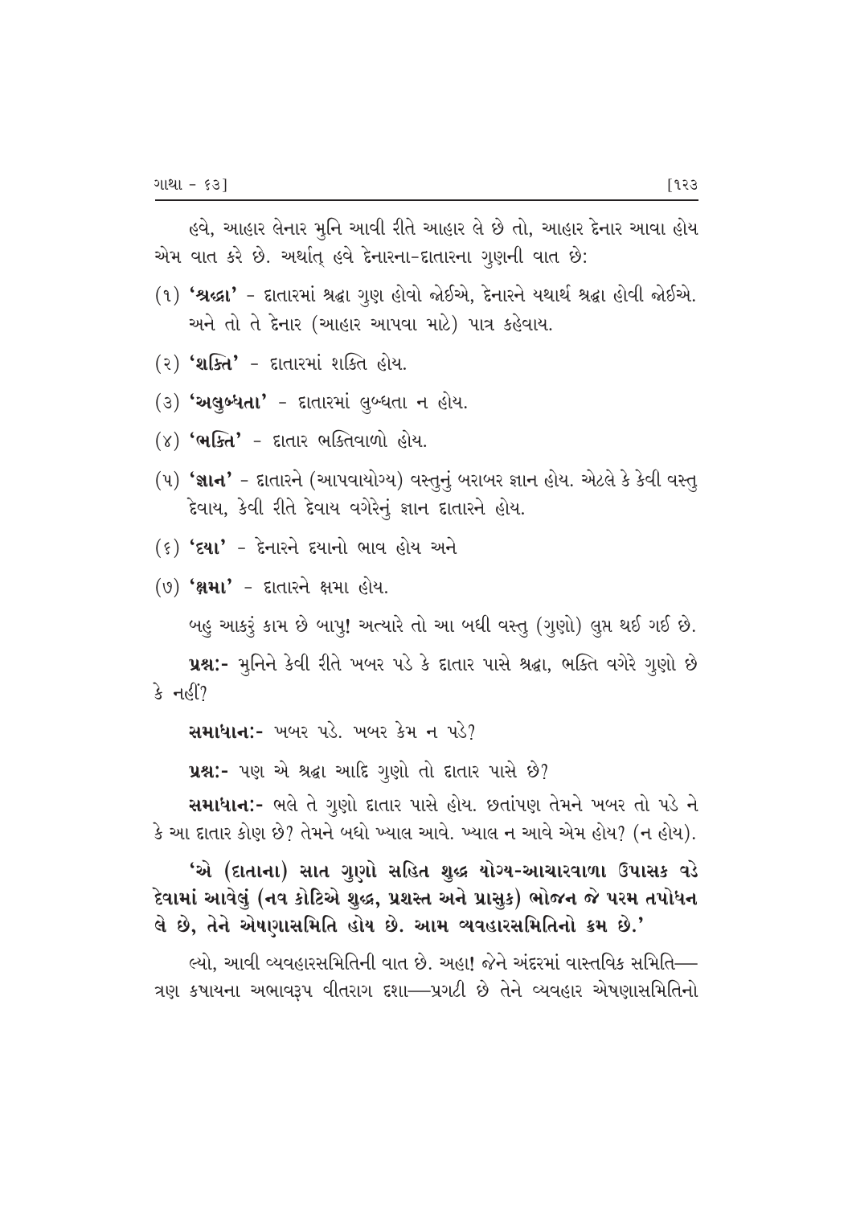હવે, આહાર લેનાર મુનિ આવી રીતે આહાર લે છે તો, આહાર દેનાર આવા હોય એમ વાત કરે છે. અર્થાત્ હવે દેનારના-દાતારના ગુણની વાત છે:

(૧) **'શ્રદ્ધા'** - દાતારમાં શ્રદ્ધા ગુણ હોવો જોઈએ, દેનારને યથાર્થ શ્રદ્ધા હોવી જોઈએ. અને તો તે દેનાર (આહાર આપવા માટે) પાત્ર કહેવાય.

(૨) **'શક્તિ'** - દાતારમાં શક્તિ હોય.

(૩) **'અલુબ્ધતા'** - દાતારમાં લુબ્ધતા ન હોય.

(૪) **'ભક્તિ'** - દાતાર ભક્તિવાળો હોય.

(૫) **'જ્ઞાન'** - દાતારને (આપવાયોગ્ય) વસ્તુનું બરાબર જ્ઞાન હોય. એટલે કે કેવી વસ્તુ દેવાય, કેવી રીતે દેવાય વગેરેનું જ્ઞાન દાતારને હોય.

(૬) **'દયા'** - દેનારને દયાનો ભાવ હોય અને

(૭) **'ક્ષમા'** - દાતારને ક્ષમા હોય.

બહુ આકરું કામ છે બાપુ! અત્યારે તો આ બધી વસ્તુ (ગુણો) લુપ્ત થઈ ગઈ છે.

**પ્રશ્નઃ-** મુનિને કેવી રીતે ખબર પડે કે દાતાર પાસે શ્રદ્ધા, ભક્તિ વગેરે ગુણો છે કે નહીં?

**સમાધાનઃ-** ખબર પડે. ખબર કેમ ન પડે?

**પ્રશ્નઃ-** પણ એ શ્રદ્ધા આદિ ગુણો તો દાતાર પાસે છે?

**સમાધાનઃ-** ભલે તે ગુણો દાતાર પાસે હોય. છતાંપણ તેમને ખબર તો પડે ને કે આ દાતાર કોણ છે? તેમને બધો ખ્યાલ આવે. ખ્યાલ ન આવે એમ હોય? (ન હોય).

**'એ (દાતાના) સાત ગુણો સહિત શુદ્ધ યોગ્ય-આચારવાળા ઉપાસક વડે દેવામાં આવેલું (નવ કોટિએ શુદ્ધ, પ્રશસ્ત અને પ્રાસુક) ભોજન જે પરમ તપોધન લે છે, તેને એષણાસમિતિ હોય છે. આમ વ્યવહારસમિતિનો ક્રમ છે.'**

લ્યો, આવી વ્યવહારસમિતિની વાત છે. અહા! જેને અંદરમાં વાસ્તવિક સમિતિ—ત્રણ કષાયના અભાવરૂપ વીતરાગ દશા—પ્રગટી છે તેને વ્યવહાર એષણાસમિતિનો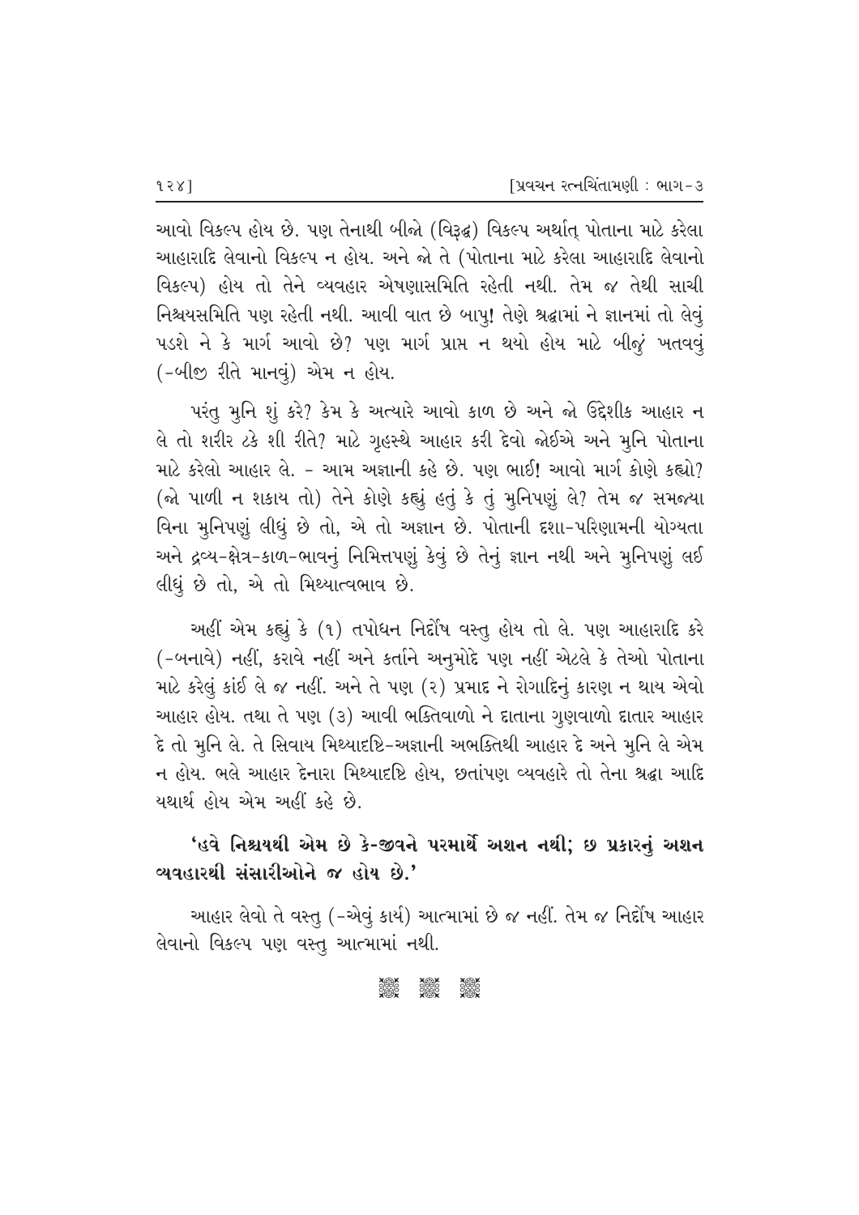આવો વિકલ્પ હોય છે. પણ તેનાથી બીજો (વિરૂદ્ધ) વિકલ્પ અર્થાત્ પોતાના માટે કરેલા આહારાદિ લેવાનો વિકલ્પ ન હોય. અને જો તે (પોતાના માટે કરેલા આહારાદિ લેવાનો વિકલ્પ) હોય તો તેને વ્યવહાર એષણાસમિતિ રહેતી નથી. તેમ જ તેથી સાચી નિશ્ચયસમિતિ પણ રહેતી નથી. આવી વાત છે બાપુ! તેણે શ્રદ્ધામાં ને જ્ઞાનમાં તો લેવું પડશે ને કે માર્ગ આવો છે? પણ માર્ગ પ્રાપ્ત ન થયો હોય માટે બીજું ખતવવું (-બીજી રીતે માનવું) એમ ન હોય.

પરંતુ મુનિ શું કરે? કેમ કે અત્યારે આવો કાળ છે અને જો ઉદ્દેશીક આહાર ન લે તો શરીર ટકે શી રીતે? માટે ગૃહસ્થે આહાર કરી દેવો જોઈએ અને મુનિ પોતાના માટે કરેલો આહાર લે. - આમ અજ્ઞાની કહે છે. પણ ભાઈ! આવો માર્ગ કોણે કહ્યો? (જો પાળી ન શકાય તો) તેને કોણે કહ્યું હતું કે તું મુનિપણું લે? તેમ જ સમજ્યા વિના મુનિપણું લીધું છે તો, એ તો અજ્ઞાન છે. પોતાની દશા-પરિણામની યોગ્યતા અને દ્રવ્ય-ક્ષેત્ર-કાળ-ભાવનું નિમિત્તપણું કેવું છે તેનું જ્ઞાન નથી અને મુનિપણું લઈ લીધું છે તો, એ તો મિથ્યાત્વભાવ છે.

અહીં એમ કહ્યું કે (૧) તપોધન નિર્દોષ વસ્તુ હોય તો લે. પણ આહારાદિ કરે (-બનાવે) નહીં, કરાવે નહીં અને કર્તાને અનુમોદે પણ નહીં એટલે કે તેઓ પોતાના માટે કરેલું કાંઈ લે જ નહીં. અને તે પણ (૨) પ્રમાદ ને રોગાદિનું કારણ ન થાય એવો આહાર હોય. તથા તે પણ (૩) આવી ભક્તિવાળો ને દાતાના ગુણવાળો દાતાર આહાર દે તો મુનિ લે. તે સિવાય મિથ્યાદૃષ્ટિ-અજ્ઞાની અભક્તિથી આહાર દે અને મુનિ લે એમ ન હોય. ભલે આહાર દેનારા મિથ્યાદૃષ્ટિ હોય, છતાંપણ વ્યવહારે તો તેના શ્રદ્ધા આદિ યથાર્થ હોય એમ અહીં કહે છે.

**'હવે નિશ્ચયથી એમ છે કે-જીવને પરમાર્થે અશન નથી; છ પ્રકારનું અશન વ્યવહારથી સંસારીઓને જ હોય છે.'**

આહાર લેવો તે વસ્તુ (-એવું કાર્ય) આત્મામાં છે જ નહીં. તેમ જ નિર્દોષ આહાર લેવાનો વિકલ્પ પણ વસ્તુ આત્મામાં નથી.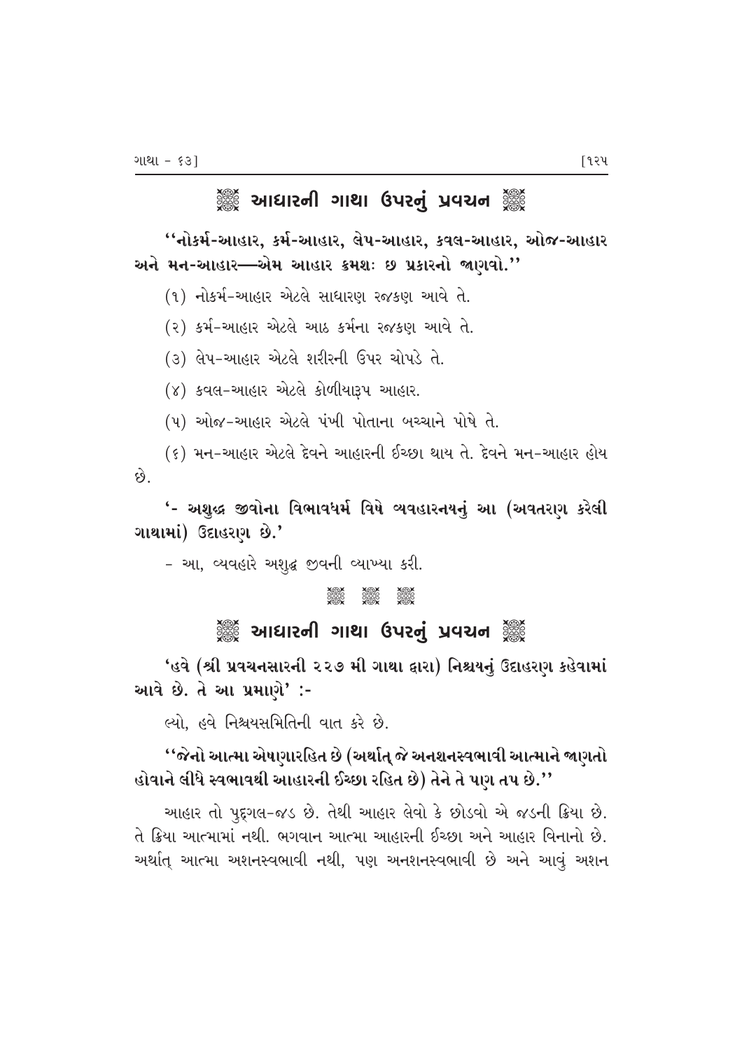## ❁ આધારની ગાથા ઉપરનું પ્રવચન ❁

**''નોકર્મ-આહાર, કર્મ-આહાર, લેપ-આહાર, કવલ-આહાર, ઓજ-આહાર અને મન-આહાર—એમ આહાર ક્રમશઃ છ પ્રકારનો જાણવો.''**

(૧) નોકર્મ-આહાર એટલે સાધારણ રજકણ આવે તે.

(૨) કર્મ-આહાર એટલે આઠ કર્મના રજકણ આવે તે.

(૩) લેપ-આહાર એટલે શરીરની ઉપર ચોપડે તે.

(૪) કવલ-આહાર એટલે કોળીયારૂપ આહાર.

(૫) ઓજ-આહાર એટલે પંખી પોતાના બચ્ચાને પોષે તે.

(૬) મન-આહાર એટલે દેવને આહારની ઈચ્છા થાય તે. દેવને મન-આહાર હોય છે.

**'- અશુદ્ધ જીવોના વિભાવધર્મ વિષે વ્યવહારનયનું આ (અવતરણ કરેલી ગાથામાં) ઉદાહરણ છે.'**

- આ, વ્યવહારે અશુદ્ધ જીવની વ્યાખ્યા કરી.

❁ ❁ ❁

## ❁ આધારની ગાથા ઉપરનું પ્રવચન ❁

**'હવે (શ્રી પ્રવચનસારની ૨૨૭ મી ગાથા દ્વારા) નિશ્ચયનું ઉદાહરણ કહેવામાં આવે છે. તે આ પ્રમાણે' :-**

લ્યો, હવે નિશ્ચયસમિતિની વાત કરે છે.

**''જેનો આત્મા એષણારહિત છે (અર્થાત્ જે અનશનસ્વભાવી આત્માને જાણતો હોવાને લીધે સ્વભાવથી આહારની ઈચ્છા રહિત છે) તેને તે પણ તપ છે.''**

આહાર તો પુદ્ગલ-જડ છે. તેથી આહાર લેવો કે છોડવો એ જડની ક્રિયા છે. તે ક્રિયા આત્મામાં નથી. ભગવાન આત્મા આહારની ઈચ્છા અને આહાર વિનાનો છે. અર્થાત્ આત્મા અશનસ્વભાવી નથી, પણ અનશનસ્વભાવી છે અને આવું અશન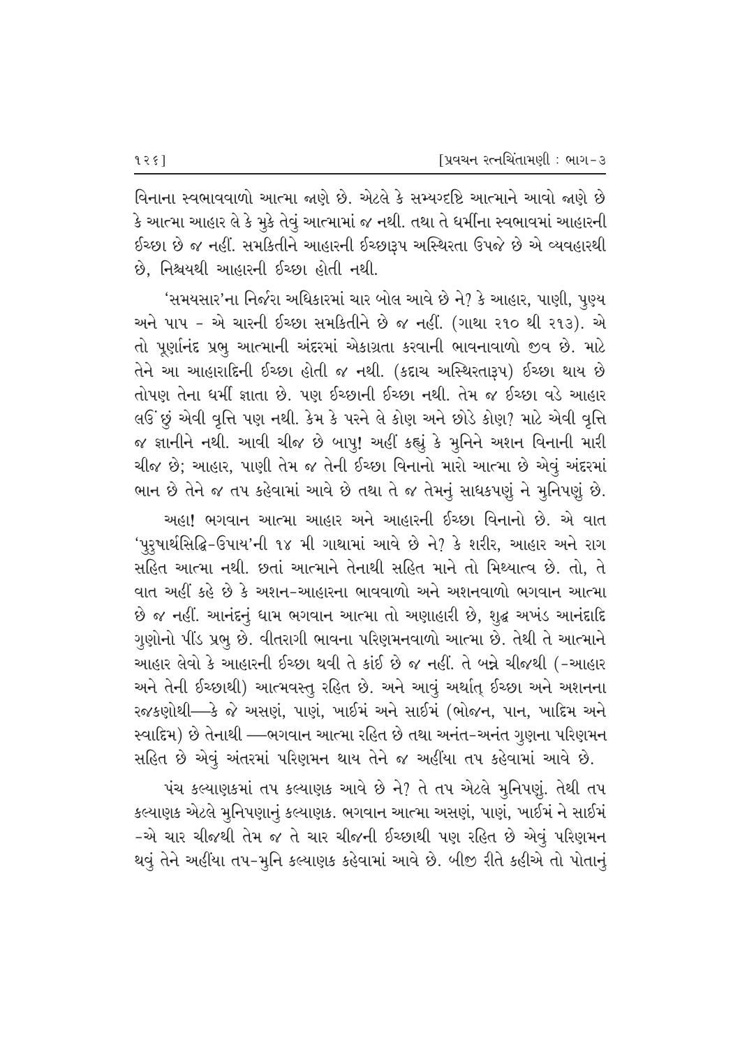વિનાના સ્વભાવવાળો આત્મા જાણે છે. એટલે કે સમ્યગ્દષ્ટિ આત્માને આવો જાણે છે કે આત્મા આહાર લે કે મુકે તેવું આત્મામાં જ નથી. તથા તે ધર્મીના સ્વભાવમાં આહારની ઈચ્છા છે જ નહીં. સમકિતીને આહારની ઈચ્છારૂપ અસ્થિરતા ઉપજે છે એ વ્યવહારથી છે, નિશ્ચયથી આહારની ઈચ્છા હોતી નથી.

'સમયસાર'ના નિર્જરા અધિકારમાં ચાર બોલ આવે છે ને? કે આહાર, પાણી, પુણ્ય અને પાપ - એ ચારની ઈચ્છા સમકિતીને છે જ નહીં. (ગાથા ૨૧૦ થી ૨૧૩). એ તો પૂર્ણાનંદ પ્રભુ આત્માની અંદરમાં એકાગ્રતા કરવાની ભાવનાવાળો જીવ છે. માટે તેને આ આહારાદિની ઈચ્છા હોતી જ નથી. (કદાચ અસ્થિરતારૂપ) ઈચ્છા થાય છે તોપણ તેના ધર્મી જ્ઞાતા છે. પણ ઈચ્છાની ઈચ્છા નથી. તેમ જ ઈચ્છા વડે આહાર લઉં છું એવી વૃત્તિ પણ નથી. કેમ કે પરને લે કોણ અને છોડે કોણ? માટે એવી વૃત્તિ જ જ્ઞાનીને નથી. આવી ચીજ છે બાપુ! અહીં કહ્યું કે મુનિને અશન વિનાની મારી ચીજ છે; આહાર, પાણી તેમ જ તેની ઈચ્છા વિનાનો મારો આત્મા છે એવું અંદરમાં ભાન છે તેને જ તપ કહેવામાં આવે છે તથા તે જ તેમનું સાધકપણું ને મુનિપણું છે.

અહા! ભગવાન આત્મા આહાર અને આહારની ઈચ્છા વિનાનો છે. એ વાત 'પુરુષાર્થસિદ્ધિ-ઉપાય'ની ૧૪ મી ગાથામાં આવે છે ને? કે શરીર, આહાર અને રાગ સહિત આત્મા નથી. છતાં આત્માને તેનાથી સહિત માને તો મિથ્યાત્વ છે. તો, તે વાત અહીં કહે છે કે અશન-આહારના ભાવવાળો અને અશનવાળો ભગવાન આત્મા છે જ નહીં. આનંદનું ધામ ભગવાન આત્મા તો અણાહારી છે, શુદ્ધ અખંડ આનંદાદિ ગુણોનો પીંડ પ્રભુ છે. વીતરાગી ભાવના પરિણમનવાળો આત્મા છે. તેથી તે આત્માને આહાર લેવો કે આહારની ઈચ્છા થવી તે કાંઈ છે જ નહીં. તે બન્ને ચીજથી (-આહાર અને તેની ઈચ્છાથી) આત્મવસ્તુ રહિત છે. અને આવું અર્થાત્ ઈચ્છા અને અશનના રજકણોથી—કે જે અસણં, પાણં, ખાઈમં અને સાઈમં (ભોજન, પાન, ખાદિમ અને સ્વાદિમ) છે તેનાથી —ભગવાન આત્મા રહિત છે તથા અનંત-અનંત ગુણના પરિણમન સહિત છે એવું અંતરમાં પરિણમન થાય તેને જ અહીંયા તપ કહેવામાં આવે છે.

પંચ કલ્યાણકમાં તપ કલ્યાણક આવે છે ને? તે તપ એટલે મુનિપણું. તેથી તપ કલ્યાણક એટલે મુનિપણાનું કલ્યાણક. ભગવાન આત્મા અસણં, પાણં, ખાઈમં ને સાઈમં -એ ચાર ચીજથી તેમ જ તે ચાર ચીજની ઈચ્છાથી પણ રહિત છે એવું પરિણમન થવું તેને અહીંયા તપ-મુનિ કલ્યાણક કહેવામાં આવે છે. બીજી રીતે કહીએ તો પોતાનું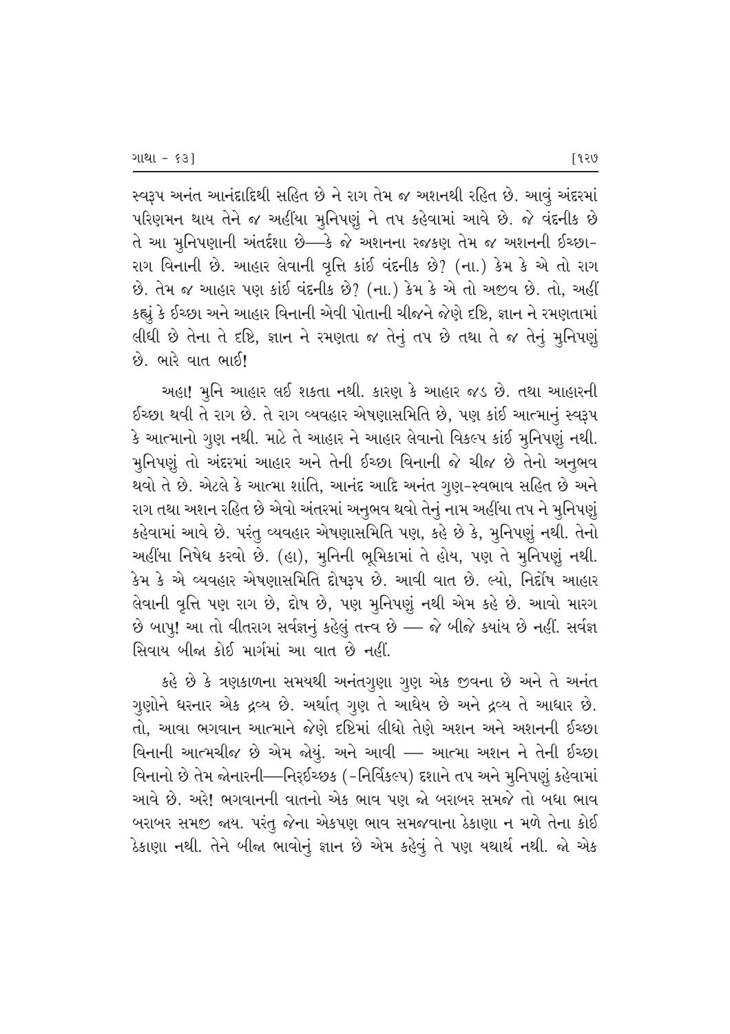સ્વરૂપ અનંત આનંદાદિથી સહિત છે ને રાગ તેમ જ અશનથી રહિત છે. આવું અંદરમાં પરિણમન થાય તેને જ અહીંયા મુનિપણું ને તપ કહેવામાં આવે છે. જે વંદનીક છે તે આ મુનિપણાની અંતર્દશા છે—કે જે અશનના રજકણ તેમ જ અશનની ઈચ્છા-રાગ વિનાની છે. આહાર લેવાની વૃત્તિ કાંઈ વંદનીક છે? (ના.) કેમ કે એ તો રાગ છે. તેમ જ આહાર પણ કાંઈ વંદનીક છે? (ના.) કેમ કે એ તો અજીવ છે. તો, અહીં કહ્યું કે ઈચ્છા અને આહાર વિનાની એવી પોતાની ચીજને જેણે દૃષ્ટિ, જ્ઞાન ને રમણતામાં લીધી છે તેના તે દૃષ્ટિ, જ્ઞાન ને રમણતા જ તેનું તપ છે તથા તે જ તેનું મુનિપણું છે. ભારે વાત ભાઈ!

અહા! મુનિ આહાર લઈ શકતા નથી. કારણ કે આહાર જડ છે. તથા આહારની ઈચ્છા થવી તે રાગ છે. તે રાગ વ્યવહાર એષણાસમિતિ છે, પણ કાંઈ આત્માનું સ્વરૂપ કે આત્માનો ગુણ નથી. માટે તે આહાર ને આહાર લેવાનો વિકલ્પ કાંઈ મુનિપણું નથી. મુનિપણું તો અંદરમાં આહાર અને તેની ઈચ્છા વિનાની જે ચીજ છે તેનો અનુભવ થવો તે છે. એટલે કે આત્મા શાંતિ, આનંદ આદિ અનંત ગુણ-સ્વભાવ સહિત છે અને રાગ તથા અશન રહિત છે એવો અંતરમાં અનુભવ થવો તેનું નામ અહીંયા તપ ને મુનિપણું કહેવામાં આવે છે. પરંતુ વ્યવહાર એષણાસમિતિ પણ, કહે છે કે, મુનિપણું નથી. તેનો અહીંયા નિષેધ કરવો છે. (હા), મુનિની ભૂમિકામાં તે હોય, પણ તે મુનિપણું નથી. કેમ કે એ વ્યવહાર એષણાસમિતિ દોષરૂપ છે. આવી વાત છે. લ્યો, નિર્દોષ આહાર લેવાની વૃત્તિ પણ રાગ છે, દોષ છે, પણ મુનિપણું નથી એમ કહે છે. આવો મારગ છે બાપુ! આ તો વીતરાગ સર્વજ્ઞનું કહેલું તત્ત્વ છે — જે બીજે ક્યાંય છે નહીં. સર્વજ્ઞ સિવાય બીજા કોઈ માર્ગમાં આ વાત છે નહીં.

કહે છે કે ત્રણકાળના સમયથી અનંતગુણા ગુણ એક જીવના છે અને તે અનંત ગુણોને ધરનાર એક દ્રવ્ય છે. અર્થાત્ ગુણ તે આધેય છે અને દ્રવ્ય તે આધાર છે. તો, આવા ભગવાન આત્માને જેણે દૃષ્ટિમાં લીધો તેણે અશન અને અશનની ઈચ્છા વિનાની આત્મચીજ છે એમ જોયું. અને આવી — આત્મા અશન ને તેની ઈચ્છા વિનાનો છે તેમ જોનારની—નિર્ઈચ્છક (-નિર્વિકલ્પ) દશાને તપ અને મુનિપણું કહેવામાં આવે છે. અરે! ભગવાનની વાતનો એક ભાવ પણ જો બરાબર સમજે તો બધા ભાવ બરાબર સમજી જાય. પરંતુ જેના એકપણ ભાવ સમજવાના ઠેકાણા ન મળે તેના કોઈ ઠેકાણા નથી. તેને બીજા ભાવોનું જ્ઞાન છે એમ કહેવું તે પણ યથાર્થ નથી. જો એક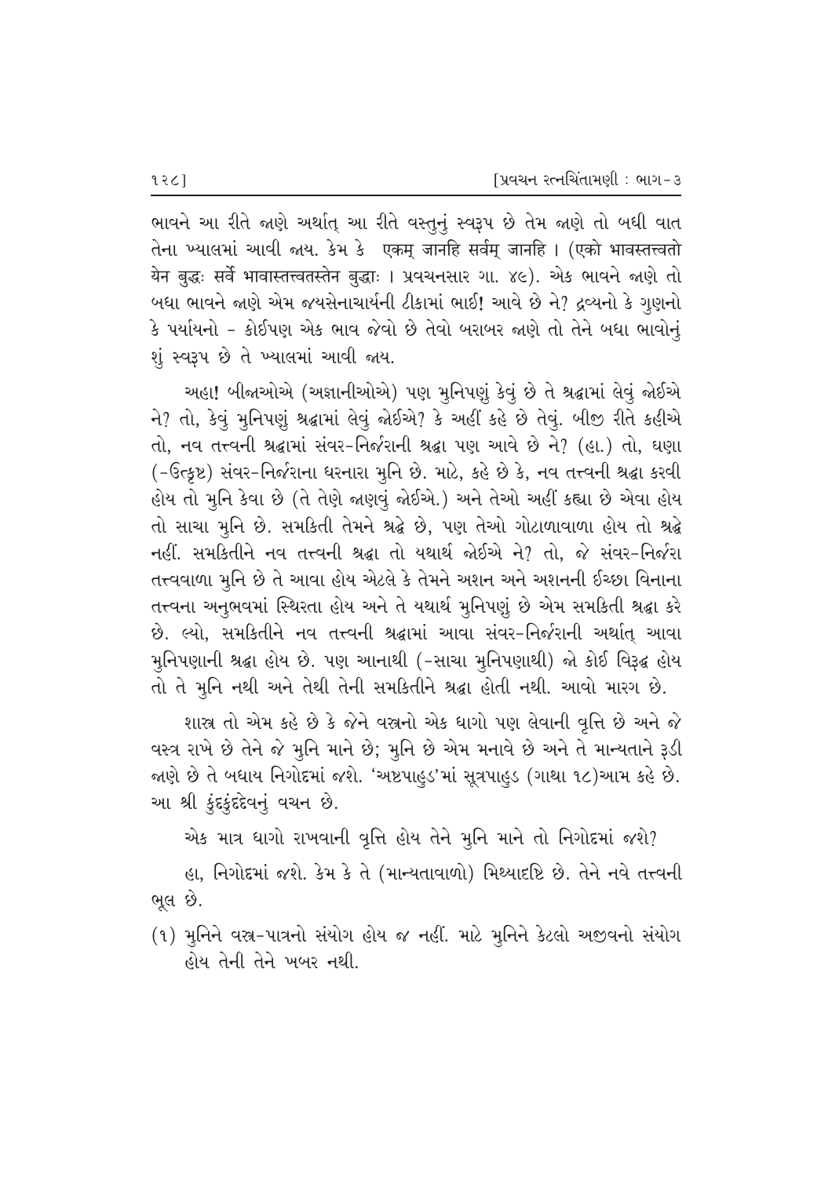ભાવને આ રીતે જાણે અર્થાત્ આ રીતે વસ્તુનું સ્વરૂપ છે તેમ જાણે તો બધી વાત તેના ખ્યાલમાં આવી જાય. કેમ કે एकम् जानहि सर्वम् जानहि । (एको भावस्तत्त्वतो येन बुद्धः सर्वे भावास्तत्त्वतस्तेन बुद्धाः । પ્રવચનસાર ગા. ૪૯). એક ભાવને જાણે તો બધા ભાવને જાણે એમ જયસેનાચાર્યની ટીકામાં ભાઈ! આવે છે ને? દ્રવ્યનો કે ગુણનો કે પર્યાયનો - કોઈપણ એક ભાવ જેવો છે તેવો બરાબર જાણે તો તેને બધા ભાવોનું શું સ્વરૂપ છે તે ખ્યાલમાં આવી જાય.

અહા! બીજાઓએ (અજ્ઞાનીઓએ) પણ મુનિપણું કેવું છે તે શ્રદ્ધામાં લેવું જોઈએ ને? તો, કેવું મુનિપણું શ્રદ્ધામાં લેવું જોઈએ? કે અહીં કહે છે તેવું. બીજી રીતે કહીએ તો, નવ તત્ત્વની શ્રદ્ધામાં સંવર-નિર્જરાની શ્રદ્ધા પણ આવે છે ને? (હા.) તો, ઘણા (-ઉત્કૃષ્ટ) સંવર-નિર્જરાના ધરનારા મુનિ છે. માટે, કહે છે કે, નવ તત્ત્વની શ્રદ્ધા કરવી હોય તો મુનિ કેવા છે (તે તેણે જાણવું જોઈએ.) અને તેઓ અહીં કહ્યા છે એવા હોય તો સાચા મુનિ છે. સમકિતી તેમને શ્રદ્ધે છે, પણ તેઓ ગોટાળાવાળા હોય તો શ્રદ્ધે નહીં. સમકિતીને નવ તત્ત્વની શ્રદ્ધા તો યથાર્થ જોઈએ ને? તો, જે સંવર-નિર્જરા તત્ત્વવાળા મુનિ છે તે આવા હોય એટલે કે તેમને અશન અને અશનની ઈચ્છા વિનાના તત્ત્વના અનુભવમાં સ્થિરતા હોય અને તે યથાર્થ મુનિપણું છે એમ સમકિતી શ્રદ્ધા કરે છે. લ્યો, સમકિતીને નવ તત્ત્વની શ્રદ્ધામાં આવા સંવર-નિર્જરાની અર્થાત્ આવા મુનિપણાની શ્રદ્ધા હોય છે. પણ આનાથી (-સાચા મુનિપણાથી) જો કોઈ વિરૂદ્ધ હોય તો તે મુનિ નથી અને તેથી તેની સમકિતીને શ્રદ્ધા હોતી નથી. આવો મારગ છે.

શાસ્ત્ર તો એમ કહે છે કે જેને વસ્ત્રનો એક ધાગો પણ લેવાની વૃત્તિ છે અને જે વસ્ત્ર રાખે છે તેને જે મુનિ માને છે; મુનિ છે એમ મનાવે છે અને તે માન્યતાને રૂડી જાણે છે તે બધાય નિગોદમાં જશે. 'અષ્ટપાહુડ'માં સૂત્રપાહુડ (ગાથા ૧૮)આમ કહે છે. આ શ્રી કુંદકુંદદેવનું વચન છે.

એક માત્ર ધાગો રાખવાની વૃત્તિ હોય તેને મુનિ માને તો નિગોદમાં જશે?

હા, નિગોદમાં જશે. કેમ કે તે (માન્યતાવાળો) મિથ્યાદૃષ્ટિ છે. તેને નવે તત્ત્વની ભૂલ છે.

(૧) મુનિને વસ્ત્ર-પાત્રનો સંયોગ હોય જ નહીં. માટે મુનિને કેટલો અજીવનો સંયોગ હોય તેની તેને ખબર નથી.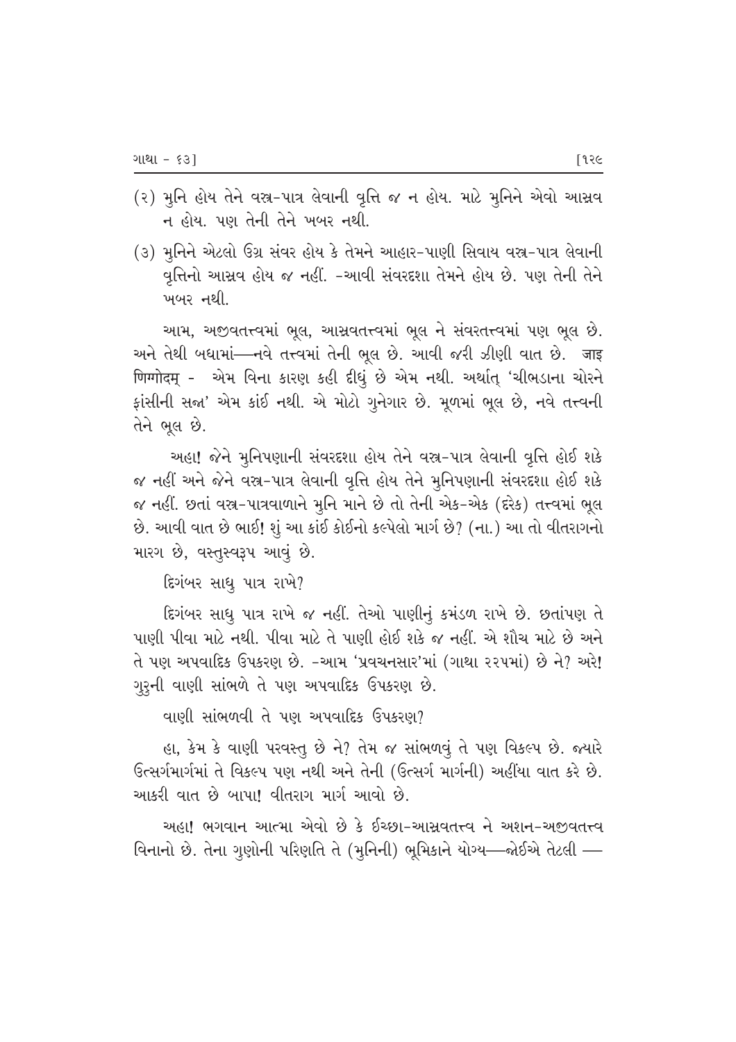(૨) મુનિ હોય તેને વસ્ત્ર-પાત્ર લેવાની વૃત્તિ જ ન હોય. માટે મુનિને એવો આસ્રવ ન હોય. પણ તેની તેને ખબર નથી.

(૩) મુનિને એટલો ઉગ્ર સંવર હોય કે તેમને આહાર-પાણી સિવાય વસ્ત્ર-પાત્ર લેવાની વૃત્તિનો આસ્રવ હોય જ નહીં. -આવી સંવરદશા તેમને હોય છે. પણ તેની તેને ખબર નથી.

આમ, અજીવતત્ત્વમાં ભૂલ, આસ્રવતત્ત્વમાં ભૂલ ને સંવરતત્ત્વમાં પણ ભૂલ છે. અને તેથી બધામાં—નવે તત્ત્વમાં તેની ભૂલ છે. આવી જરી ઝીણી વાત છે. जाइ णिग्गोदम् - એમ વિના કારણ કહી દીધું છે એમ નથી. અર્થાત્ 'ચીભડાના ચોરને ફાંસીની સજા' એમ કાંઈ નથી. એ મોટો ગુનેગાર છે. મૂળમાં ભૂલ છે, નવે તત્ત્વની તેને ભૂલ છે.

અહા! જેને મુનિપણાની સંવરદશા હોય તેને વસ્ત્ર-પાત્ર લેવાની વૃત્તિ હોઈ શકે જ નહીં અને જેને વસ્ત્ર-પાત્ર લેવાની વૃત્તિ હોય તેને મુનિપણાની સંવરદશા હોઈ શકે જ નહીં. છતાં વસ્ત્ર-પાત્રવાળાને મુનિ માને છે તો તેની એક-એક (દરેક) તત્ત્વમાં ભૂલ છે. આવી વાત છે ભાઈ! શું આ કાંઈ કોઈનો કલ્પેલો માર્ગ છે? (ના.) આ તો વીતરાગનો મારગ છે, વસ્તુસ્વરૂપ આવું છે.

દિગંબર સાધુ પાત્ર રાખે?

દિગંબર સાધુ પાત્ર રાખે જ નહીં. તેઓ પાણીનું કમંડળ રાખે છે. છતાંપણ તે પાણી પીવા માટે નથી. પીવા માટે તે પાણી હોઈ શકે જ નહીં. એ શૌચ માટે છે અને તે પણ અપવાદિક ઉપકરણ છે. -આમ 'પ્રવચનસાર'માં (ગાથા ૨૨૫માં) છે ને? અરે! ગુરુની વાણી સાંભળે તે પણ અપવાદિક ઉપકરણ છે.

વાણી સાંભળવી તે પણ અપવાદિક ઉપકરણ?

હા, કેમ કે વાણી પરવસ્તુ છે ને? તેમ જ સાંભળવું તે પણ વિકલ્પ છે. જ્યારે ઉત્સર્ગમાર્ગમાં તે વિકલ્પ પણ નથી અને તેની (ઉત્સર્ગ માર્ગની) અહીંયા વાત કરે છે. આકરી વાત છે બાપા! વીતરાગ માર્ગ આવો છે.

અહા! ભગવાન આત્મા એવો છે કે ઈચ્છા-આસ્રવતત્ત્વ ને અશન-અજીવતત્ત્વ વિનાનો છે. તેના ગુણોની પરિણતિ તે (મુનિની) ભૂમિકાને યોગ્ય—જોઈએ તેટલી —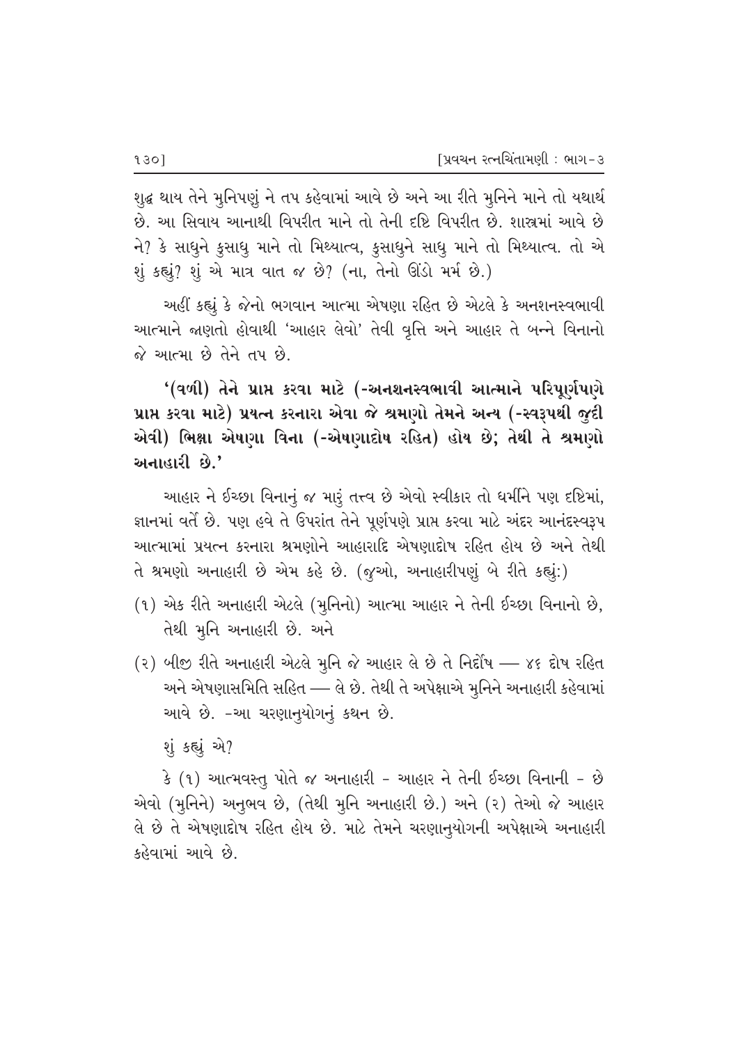શુદ્ધ થાય તેને મુનિપણું ને તપ કહેવામાં આવે છે અને આ રીતે મુનિને માને તો યથાર્થ છે. આ સિવાય આનાથી વિપરીત માને તો તેની દૃષ્ટિ વિપરીત છે. શાસ્ત્રમાં આવે છે ને? કે સાધુને કુસાધુ માને તો મિથ્યાત્વ, કુસાધુને સાધુ માને તો મિથ્યાત્વ. તો એ શું કહ્યું? શું એ માત્ર વાત જ છે? (ના, તેનો ઊંડો મર્મ છે.)

અહીં કહ્યું કે જેનો ભગવાન આત્મા એષણા રહિત છે એટલે કે અનશનસ્વભાવી આત્માને જાણતો હોવાથી 'આહાર લેવો' તેવી વૃત્તિ અને આહાર તે બન્ને વિનાનો જે આત્મા છે તેને તપ છે.

**'(વળી) તેને પ્રાપ્ત કરવા માટે (-અનશનસ્વભાવી આત્માને પરિપૂર્ણપણે પ્રાપ્ત કરવા માટે) પ્રયત્ન કરનારા એવા જે શ્રમણો તેમને અન્ય (-સ્વરૂપથી જુદી એવી) ભિક્ષા એષણા વિના (-એષણાદોષ રહિત) હોય છે; તેથી તે શ્રમણો અનાહારી છે.'**

આહાર ને ઈચ્છા વિનાનું જ મારું તત્ત્વ છે એવો સ્વીકાર તો ધર્મીને પણ દૃષ્ટિમાં, જ્ઞાનમાં વર્તે છે. પણ હવે તે ઉપરાંત તેને પૂર્ણપણે પ્રાપ્ત કરવા માટે અંદર આનંદસ્વરૂપ આત્મામાં પ્રયત્ન કરનારા શ્રમણોને આહારાદિ એષણાદોષ રહિત હોય છે અને તેથી તે શ્રમણો અનાહારી છે એમ કહે છે. (જુઓ, અનાહારીપણું બે રીતે કહ્યું:)

(૧) એક રીતે અનાહારી એટલે (મુનિનો) આત્મા આહાર ને તેની ઈચ્છા વિનાનો છે, તેથી મુનિ અનાહારી છે. અને

(૨) બીજી રીતે અનાહારી એટલે મુનિ જે આહાર લે છે તે નિર્દોષ — ૪૬ દોષ રહિત અને એષણાસમિતિ સહિત — લે છે. તેથી તે અપેક્ષાએ મુનિને અનાહારી કહેવામાં આવે છે. -આ ચરણાનુયોગનું કથન છે.

શું કહ્યું એ?

કે (૧) આત્મવસ્તુ પોતે જ અનાહારી - આહાર ને તેની ઈચ્છા વિનાની - છે એવો (મુનિને) અનુભવ છે, (તેથી મુનિ અનાહારી છે.) અને (૨) તેઓ જે આહાર લે છે તે એષણાદોષ રહિત હોય છે. માટે તેમને ચરણાનુયોગની અપેક્ષાએ અનાહારી કહેવામાં આવે છે.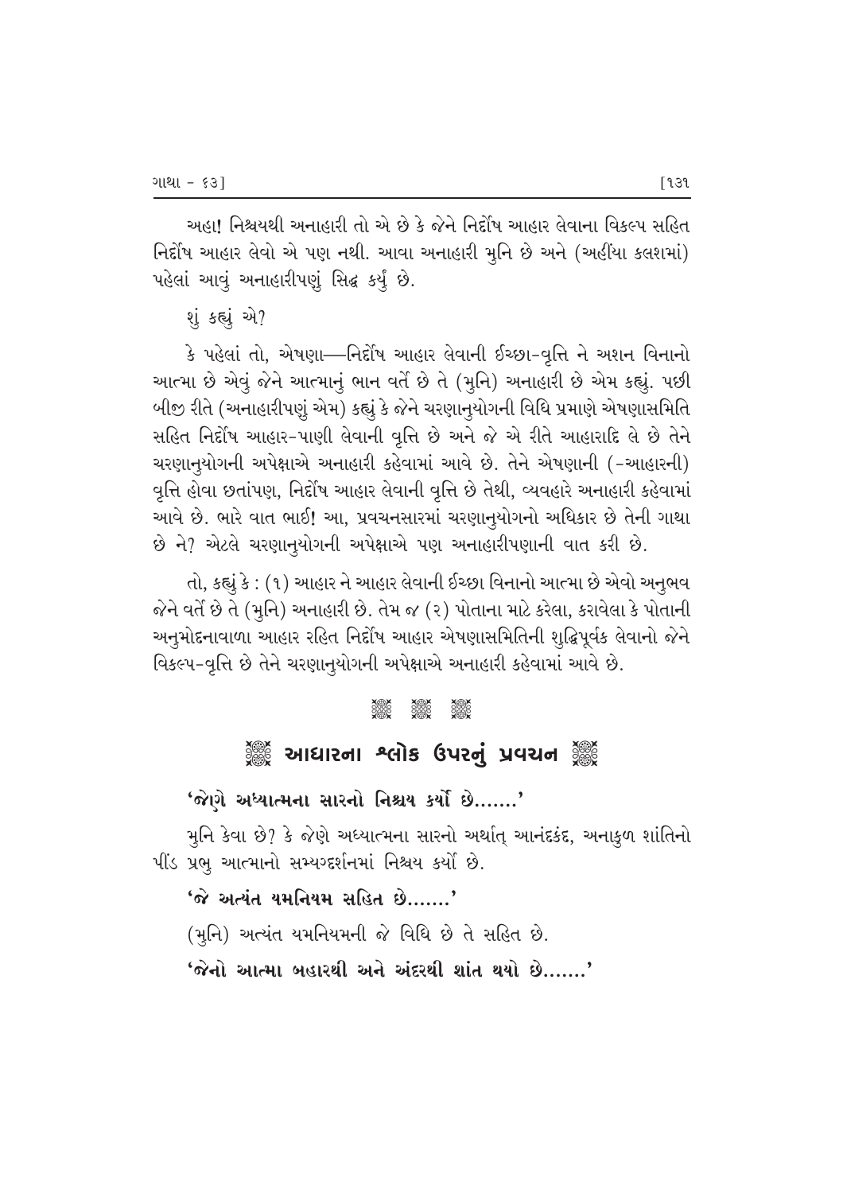અહા! નિશ્ચયથી અનાહારી તો એ છે કે જેને નિર્દોષ આહાર લેવાના વિકલ્પ સહિત નિર્દોષ આહાર લેવો એ પણ નથી. આવા અનાહારી મુનિ છે અને (અહીંયા કલશમાં) પહેલાં આવું અનાહારીપણું સિદ્ધ કર્યું છે.

શું કહ્યું એ?

કે પહેલાં તો, એષણા—નિર્દોષ આહાર લેવાની ઈચ્છા-વૃત્તિ ને અશન વિનાનો આત્મા છે એવું જેને આત્માનું ભાન વર્તે છે તે (મુનિ) અનાહારી છે એમ કહ્યું. પછી બીજી રીતે (અનાહારીપણું એમ) કહ્યું કે જેને ચરણાનુયોગની વિધિ પ્રમાણે એષણાસમિતિ સહિત નિર્દોષ આહાર-પાણી લેવાની વૃત્તિ છે અને જે એ રીતે આહારાદિ લે છે તેને ચરણાનુયોગની અપેક્ષાએ અનાહારી કહેવામાં આવે છે. તેને એષણાની (-આહારની) વૃત્તિ હોવા છતાંપણ, નિર્દોષ આહાર લેવાની વૃત્તિ છે તેથી, વ્યવહારે અનાહારી કહેવામાં આવે છે. ભારે વાત ભાઈ! આ, પ્રવચનસારમાં ચરણાનુયોગનો અધિકાર છે તેની ગાથા છે ને? એટલે ચરણાનુયોગની અપેક્ષાએ પણ અનાહારીપણાની વાત કરી છે.

તો, કહ્યું કે : (૧) આહાર ને આહાર લેવાની ઈચ્છા વિનાનો આત્મા છે એવો અનુભવ જેને વર્તે છે તે (મુનિ) અનાહારી છે. તેમ જ (૨) પોતાના માટે કરેલા, કરાવેલા કે પોતાની અનુમોદનાવાળા આહાર રહિત નિર્દોષ આહાર એષણાસમિતિની શુદ્ધિપૂર્વક લેવાનો જેને વિકલ્પ-વૃત્તિ છે તેને ચરણાનુયોગની અપેક્ષાએ અનાહારી કહેવામાં આવે છે.

❋ ❋ ❋

## ❋ આધારના શ્લોક ઉપરનું પ્રવચન ❋

**'જેણે અધ્યાત્મના સારનો નિશ્ચય કર્યો છે.......'**

મુનિ કેવા છે? કે જેણે અધ્યાત્મના સારનો અર્થાત્ આનંદકંદ, અનાકુળ શાંતિનો પીંડ પ્રભુ આત્માનો સમ્યગ્દર્શનમાં નિશ્ચય કર્યો છે.

**'જે અત્યંત યમનિયમ સહિત છે.......'**

(મુનિ) અત્યંત યમનિયમની જે વિધિ છે તે સહિત છે.

**'જેનો આત્મા બહારથી અને અંદરથી શાંત થયો છે.......'**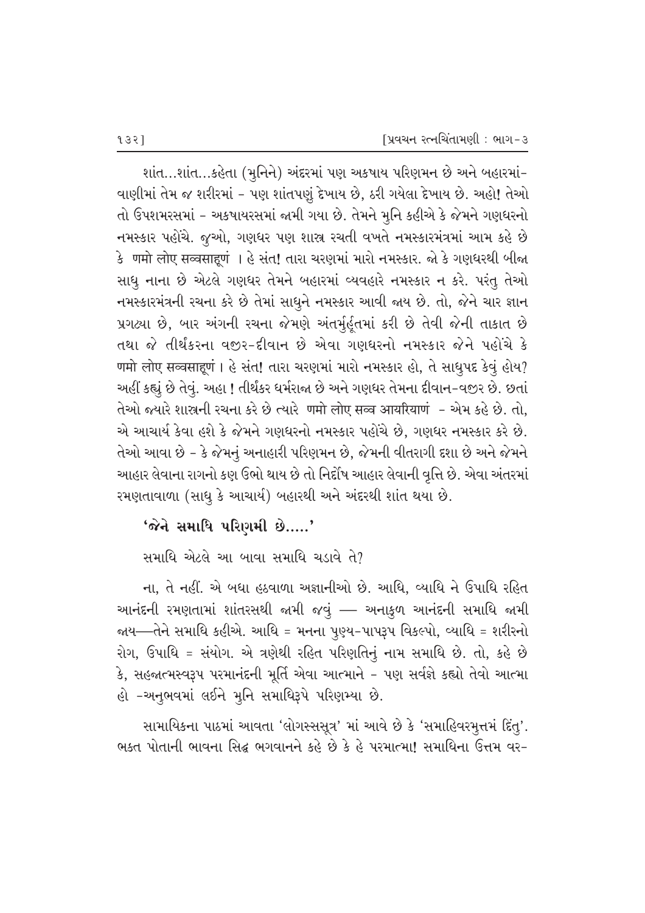શાંત...શાંત...કહેતા (મુનિને) અંદરમાં પણ અકષાય પરિણમન છે અને બહારમાં-વાણીમાં તેમ જ શરીરમાં - પણ શાંતપણું દેખાય છે, ઠરી ગયેલા દેખાય છે. અહો! તેઓ તો ઉપશમરસમાં - અકષાયરસમાં જામી ગયા છે. તેમને મુનિ કહીએ કે જેમને ગણધરનો નમસ્કાર પહોંચે. જુઓ, ગણધર પણ શાસ્ત્ર રચતી વખતે નમસ્કારમંત્રમાં આમ કહે છે કે णमो लोए सव्वसाहूणं । હે સંત! તારા ચરણમાં મારો નમસ્કાર. જો કે ગણધરથી બીજા સાધુ નાના છે એટલે ગણધર તેમને બહારમાં વ્યવહારે નમસ્કાર ન કરે. પરંતુ તેઓ નમસ્કારમંત્રની રચના કરે છે તેમાં સાધુને નમસ્કાર આવી જાય છે. તો, જેને ચાર જ્ઞાન પ્રગટ્યા છે, બાર અંગની રચના જેમણે અંતર્મુહૂર્તમાં કરી છે તેવી જેની તાકાત છે તથા જે તીર્થંકરના વજીર-દીવાન છે એવા ગણધરનો નમસ્કાર જેને પહોંચે કે णमो लोए सव्वसाहूणं । હે સંત! તારા ચરણમાં મારો નમસ્કાર હો, તે સાધુપદ કેવું હોય? અહીં કહ્યું છે તેવું. અહા ! તીર્થંકર ધર્મરાજા છે અને ગણધર તેમના દીવાન-વજીર છે. છતાં તેઓ જ્યારે શાસ્ત્રની રચના કરે છે ત્યારે णमो लोए सव्व आयरियाणं - એમ કહે છે. તો, એ આચાર્ય કેવા હશે કે જેમને ગણધરનો નમસ્કાર પહોંચે છે, ગણધર નમસ્કાર કરે છે. તેઓ આવા છે - કે જેમનું અનાહારી પરિણમન છે, જેમની વીતરાગી દશા છે અને જેમને આહાર લેવાના રાગનો કણ ઉભો થાય છે તો નિર્દોષ આહાર લેવાની વૃત્તિ છે. એવા અંતરમાં રમણતાવાળા (સાધુ કે આચાર્ય) બહારથી અને અંદરથી શાંત થયા છે.

**'જેને સમાધિ પરિણમી છે.....'**

સમાધિ એટલે આ બાવા સમાધિ ચડાવે તે?

ના, તે નહીં. એ બધા હઠવાળા અજ્ઞાનીઓ છે. આધિ, વ્યાધિ ને ઉપાધિ રહિત આનંદની રમણતામાં શાંતરસથી જામી જવું — અનાકુળ આનંદની સમાધિ જામી જાય—તેને સમાધિ કહીએ. આધિ = મનના પુણ્ય-પાપરૂપ વિકલ્પો, વ્યાધિ = શરીરનો રોગ, ઉપાધિ = સંયોગ. એ ત્રણેથી રહિત પરિણતિનું નામ સમાધિ છે. તો, કહે છે કે, સહજાત્મસ્વરૂપ પરમાનંદની મૂર્તિ એવા આત્માને - પણ સર્વજ્ઞે કહ્યો તેવો આત્મા હો -અનુભવમાં લઈને મુનિ સમાધિરૂપે પરિણમ્યા છે.

સામાયિકના પાઠમાં આવતા 'લોગસ્સસૂત્ર' માં આવે છે કે 'સમાહિવરમુત્તમં દિંતુ'. ભક્ત પોતાની ભાવના સિદ્ધ ભગવાનને કહે છે કે હે પરમાત્મા! સમાધિના ઉત્તમ વર-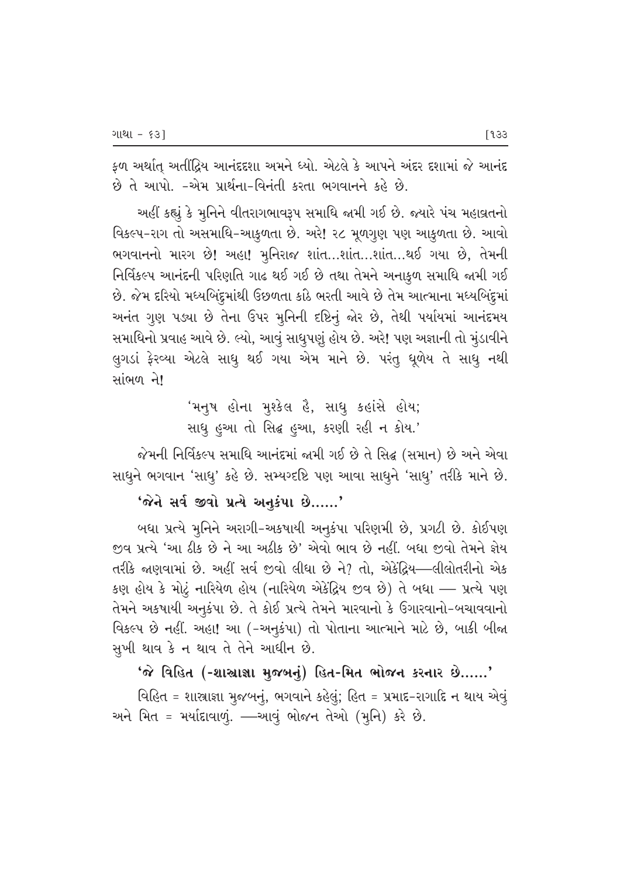ફળ અર્થાત્ અતીંદ્રિય આનંદદશા અમને ધ્યો. એટલે કે આપને અંદર દશામાં જે આનંદ છે તે આપો. -એમ પ્રાર્થના-વિનંતી કરતા ભગવાનને કહે છે.

અહીં કહ્યું કે મુનિને વીતરાગભાવરૂપ સમાધિ જામી ગઈ છે. જ્યારે પંચ મહાવ્રતનો વિકલ્પ-રાગ તો અસમાધિ-આકુળતા છે. અરે! ૨૮ મૂળગુણ પણ આકુળતા છે. આવો ભગવાનનો મારગ છે! અહા! મુનિરાજ શાંત...શાંત...શાંત...થઈ ગયા છે, તેમની નિર્વિકલ્પ આનંદની પરિણતિ ગાઢ થઈ ગઈ છે તથા તેમને અનાકુળ સમાધિ જામી ગઈ છે. જેમ દરિયો મધ્યબિંદુમાંથી ઉછળતા કાંઠે ભરતી આવે છે તેમ આત્માના મધ્યબિંદુમાં અનંત ગુણ પડ્યા છે તેના ઉપર મુનિની દૃષ્ટિનું જોર છે, તેથી પર્યાયમાં આનંદમય સમાધિનો પ્રવાહ આવે છે. લ્યો, આવું સાધુપણું હોય છે. અરે! પણ અજ્ઞાની તો મુંડાવીને લુગડાં ફેરવ્યા એટલે સાધુ થઈ ગયા એમ માને છે. પરંતુ ધૂળેય તે સાધુ નથી સાંભળ ને!

> 'મનુષ હોના મુશ્કેલ હૈ, સાધુ કહાંસે હોય;
> સાધુ હુઆ તો સિદ્ધ હુઆ, કરણી રહી ન કોય.'

જેમની નિર્વિકલ્પ સમાધિ આનંદમાં જામી ગઈ છે તે સિદ્ધ (સમાન) છે અને એવા સાધુને ભગવાન 'સાધુ' કહે છે. સમ્યગ્દૃષ્ટિ પણ આવા સાધુને 'સાધુ' તરીકે માને છે.

**'જેને સર્વ જીવો પ્રત્યે અનુકંપા છે......'**

બધા પ્રત્યે મુનિને અરાગી-અકષાયી અનુકંપા પરિણમી છે, પ્રગટી છે. કોઈપણ જીવ પ્રત્યે 'આ ઠીક છે ને આ અઠીક છે' એવો ભાવ છે નહીં. બધા જીવો તેમને જ્ઞેય તરીકે જાણવામાં છે. અહીં સર્વ જીવો લીધા છે ને? તો, એકેંદ્રિય—લીલોતરીનો એક કણ હોય કે મોટું નારિયેળ હોય (નારિયેળ એકેંદ્રિય જીવ છે) તે બધા — પ્રત્યે પણ તેમને અકષાયી અનુકંપા છે. તે કોઈ પ્રત્યે તેમને મારવાનો કે ઉગારવાનો-બચાવવાનો વિકલ્પ છે નહીં. અહા! આ (-અનુકંપા) તો પોતાના આત્માને માટે છે, બાકી બીજા સુખી થાવ કે ન થાવ તે તેને આધીન છે.

**'જે વિહિત (-શાસ્ત્રાજ્ઞા મુજબનું) હિત-મિત ભોજન કરનાર છે......'**

વિહિત = શાસ્ત્રાજ્ઞા મુજબનું, ભગવાને કહેલું; હિત = પ્રમાદ-રાગાદિ ન થાય એવું અને મિત = મર્યાદાવાળું. —આવું ભોજન તેઓ (મુનિ) કરે છે.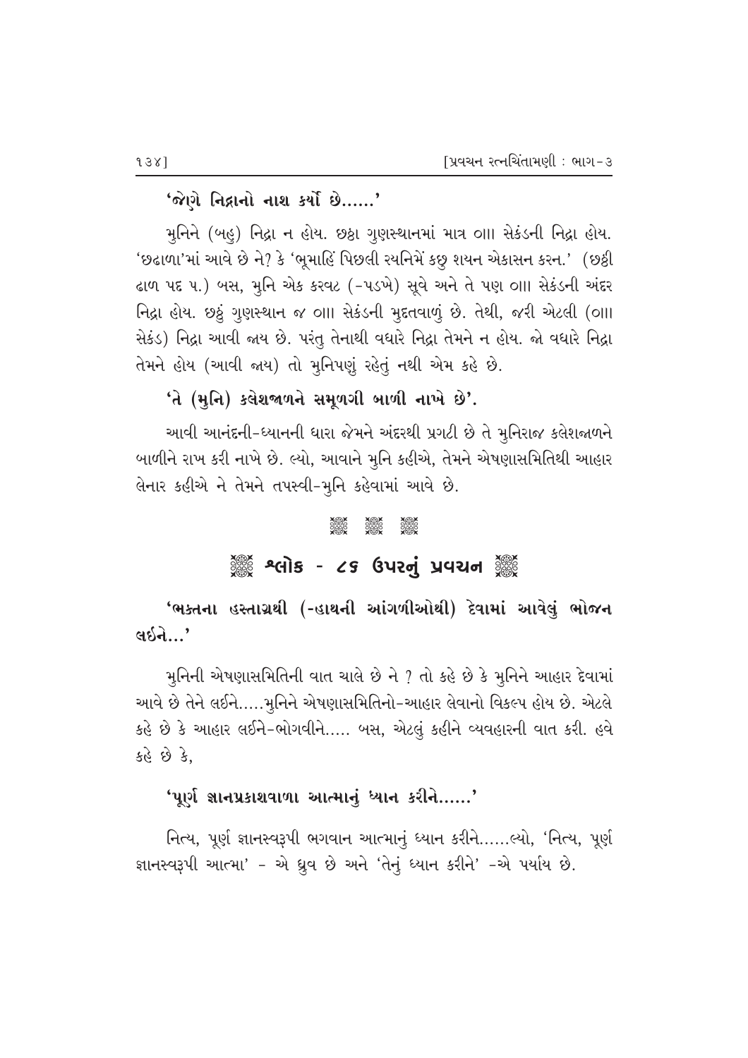**'જેણે નિદ્રાનો નાશ કર્યો છે......'**

મુનિને (બહુ) નિદ્રા ન હોય. છઠ્ઠા ગુણસ્થાનમાં માત્ર ૦II સેકંડની નિદ્રા હોય. 'છઢાળા'માં આવે છે ને? કે 'ભૂમાહિં પિછલી રયનિમેં કછુ શયન એકાસન કરન.' (છઠ્ઠી ઢાળ પદ ૫.) બસ, મુનિ એક કરવટ (-પડખે) સૂવે અને તે પણ ૦II સેકંડની અંદર નિદ્રા હોય. છઠ્ઠું ગુણસ્થાન જ ૦II સેકંડની મુદ્દતવાળું છે. તેથી, જરી એટલી (૦II સેકંડ) નિદ્રા આવી જાય છે. પરંતુ તેનાથી વધારે નિદ્રા તેમને ન હોય. જો વધારે નિદ્રા તેમને હોય (આવી જાય) તો મુનિપણું રહેતું નથી એમ કહે છે.

**'તે (મુનિ) કલેશજાળને સમૂળગી બાળી નાખે છે'.**

આવી આનંદની-ધ્યાનની ધારા જેમને અંદરથી પ્રગટી છે તે મુનિરાજ કલેશજાળને બાળીને રાખ કરી નાખે છે. લ્યો, આવાને મુનિ કહીએ, તેમને એષણાસમિતિથી આહાર લેનાર કહીએ ને તેમને તપસ્વી-મુનિ કહેવામાં આવે છે.

## શ્લોક - ૮૬ ઉપરનું પ્રવચન

**'ભક્તના હસ્તાગ્રથી (-હાથની આંગળીઓથી) દેવામાં આવેલું ભોજન લઈને...'**

મુનિની એષણાસમિતિની વાત ચાલે છે ને ? તો કહે છે કે મુનિને આહાર દેવામાં આવે છે તેને લઈને.....મુનિને એષણાસમિતિનો-આહાર લેવાનો વિકલ્પ હોય છે. એટલે કહે છે કે આહાર લઈને-ભોગવીને..... બસ, એટલું કહીને વ્યવહારની વાત કરી. હવે કહે છે કે,

**'પૂર્ણ જ્ઞાનપ્રકાશવાળા આત્માનું ધ્યાન કરીને......'**

નિત્ય, પૂર્ણ જ્ઞાનસ્વરૂપી ભગવાન આત્માનું ધ્યાન કરીને......લ્યો, 'નિત્ય, પૂર્ણ જ્ઞાનસ્વરૂપી આત્મા' - એ ધ્રુવ છે અને 'તેનું ધ્યાન કરીને' -એ પર્યાય છે.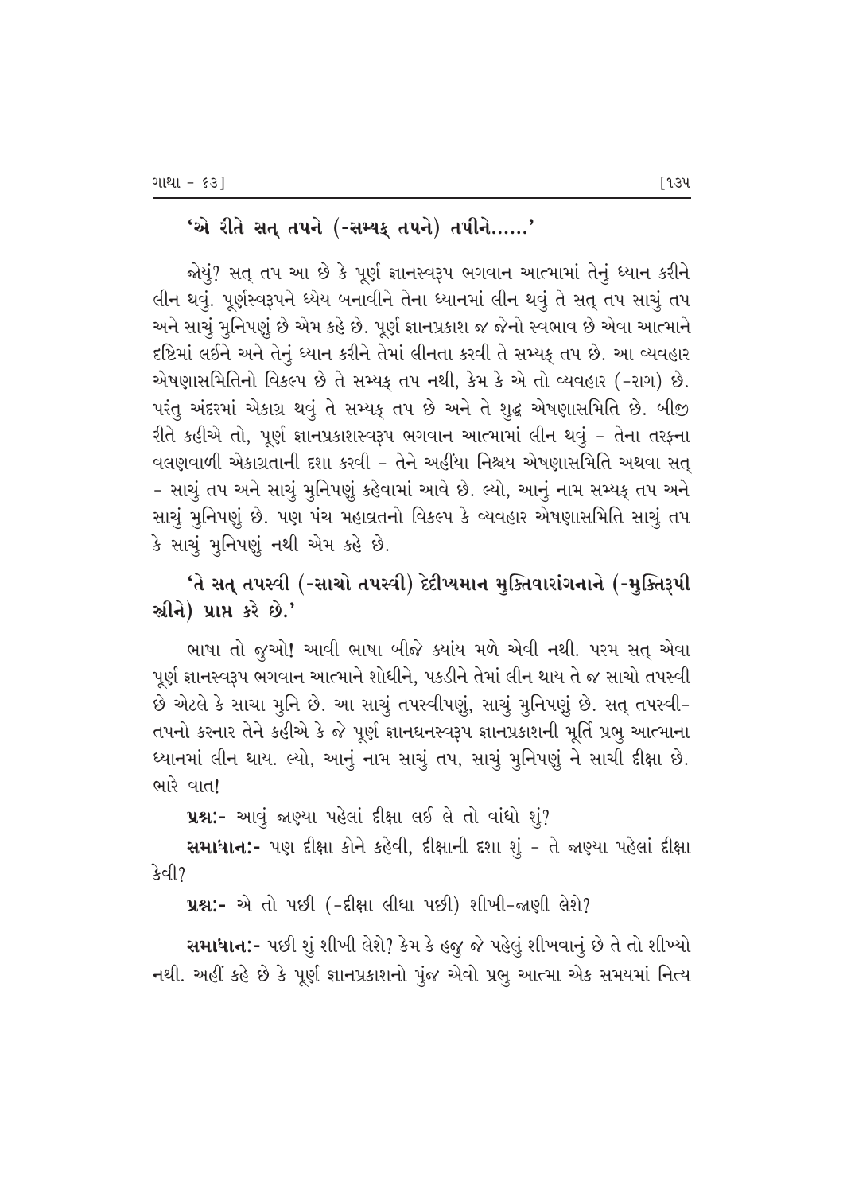**'એ રીતે સત્ તપને (-સમ્યક્ તપને) તપીને......'**

જોયું? સત્ તપ આ છે કે પૂર્ણ જ્ઞાનસ્વરૂપ ભગવાન આત્મામાં તેનું ધ્યાન કરીને લીન થવું. પૂર્ણસ્વરૂપને ધ્યેય બનાવીને તેના ધ્યાનમાં લીન થવું તે સત્ તપ સાચું તપ અને સાચું મુનિપણું છે એમ કહે છે. પૂર્ણ જ્ઞાનપ્રકાશ જ જેનો સ્વભાવ છે એવા આત્માને દૃષ્ટિમાં લઈને અને તેનું ધ્યાન કરીને તેમાં લીનતા કરવી તે સમ્યક્ તપ છે. આ વ્યવહાર એષણાસમિતિનો વિકલ્પ છે તે સમ્યક્ તપ નથી, કેમ કે એ તો વ્યવહાર (-રાગ) છે. પરંતુ અંદરમાં એકાગ્ર થવું તે સમ્યક્ તપ છે અને તે શુદ્ધ એષણાસમિતિ છે. બીજી રીતે કહીએ તો, પૂર્ણ જ્ઞાનપ્રકાશસ્વરૂપ ભગવાન આત્મામાં લીન થવું - તેના તરફના વલણવાળી એકાગ્રતાની દશા કરવી - તેને અહીંયા નિશ્ચય એષણાસમિતિ અથવા સત્ - સાચું તપ અને સાચું મુનિપણું કહેવામાં આવે છે. લ્યો, આનું નામ સમ્યક્ તપ અને સાચું મુનિપણું છે. પણ પંચ મહાવ્રતનો વિકલ્પ કે વ્યવહાર એષણાસમિતિ સાચું તપ કે સાચું મુનિપણું નથી એમ કહે છે.

**'તે સત્ તપસ્વી (-સાચો તપસ્વી) દેદીપ્યમાન મુક્તિવારાંગનાને (-મુક્તિરૂપી સ્રીને) પ્રાપ્ત કરે છે.'**

ભાષા તો જુઓ! આવી ભાષા બીજે ક્યાંય મળે એવી નથી. પરમ સત્ એવા પૂર્ણ જ્ઞાનસ્વરૂપ ભગવાન આત્માને શોધીને, પકડીને તેમાં લીન થાય તે જ સાચો તપસ્વી છે એટલે કે સાચા મુનિ છે. આ સાચું તપસ્વીપણું, સાચું મુનિપણું છે. સત્ તપસ્વી-તપનો કરનાર તેને કહીએ કે જે પૂર્ણ જ્ઞાનઘનસ્વરૂપ જ્ઞાનપ્રકાશની મૂર્તિ પ્રભુ આત્માના ધ્યાનમાં લીન થાય. લ્યો, આનું નામ સાચું તપ, સાચું મુનિપણું ને સાચી દીક્ષા છે. ભારે વાત!

**પ્રશ્ન:-** આવું જાણ્યા પહેલાં દીક્ષા લઈ લે તો વાંધો શું?

**સમાધાન:-** પણ દીક્ષા કોને કહેવી, દીક્ષાની દશા શું - તે જાણ્યા પહેલાં દીક્ષા કેવી?

**પ્રશ્ન:-** એ તો પછી (-દીક્ષા લીધા પછી) શીખી-જાણી લેશે?

**સમાધાન:-** પછી શું શીખી લેશે? કેમ કે હજુ જે પહેલું શીખવાનું છે તે તો શીખ્યો નથી. અહીં કહે છે કે પૂર્ણ જ્ઞાનપ્રકાશનો પુંજ એવો પ્રભુ આત્મા એક સમયમાં નિત્ય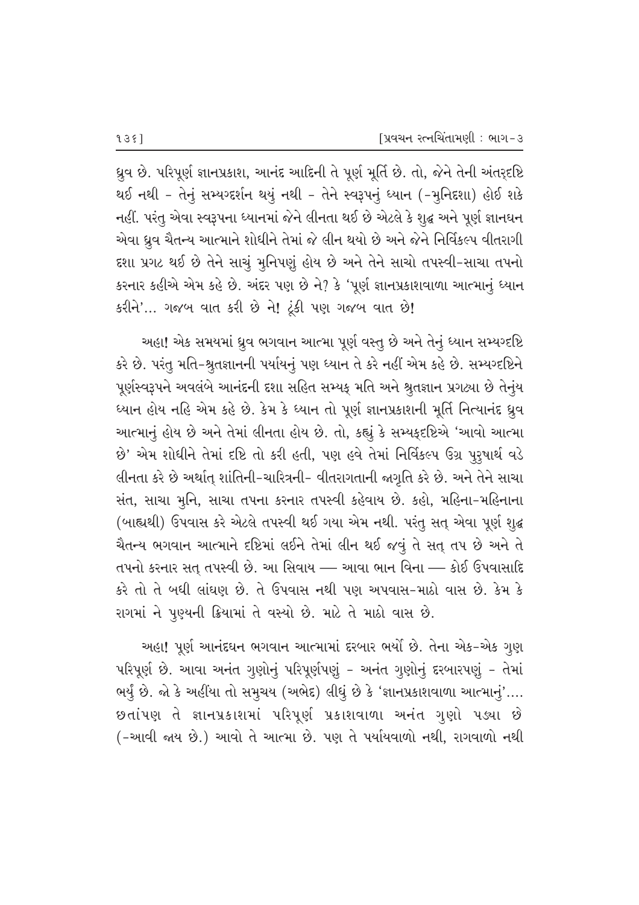ધ્રુવ છે. પરિપૂર્ણ જ્ઞાનપ્રકાશ, આનંદ આદિની તે પૂર્ણ મૂર્તિ છે. તો, જેને તેની અંતર્દષ્ટિ થઈ નથી - તેનું સમ્યગ્દર્શન થયું નથી - તેને સ્વરૂપનું ધ્યાન (-મુનિદશા) હોઈ શકે નહીં. પરંતુ એવા સ્વરૂપના ધ્યાનમાં જેને લીનતા થઈ છે એટલે કે શુદ્ધ અને પૂર્ણ જ્ઞાનઘન એવા ધ્રુવ ચૈતન્ય આત્માને શોધીને તેમાં જે લીન થયો છે અને જેને નિર્વિકલ્પ વીતરાગી દશા પ્રગટ થઈ છે તેને સાચું મુનિપણું હોય છે અને તેને સાચો તપસ્વી-સાચા તપનો કરનાર કહીએ એમ કહે છે. અંદર પણ છે ને? કે 'પૂર્ણ જ્ઞાનપ્રકાશવાળા આત્માનું ધ્યાન કરીને'... ગજબ વાત કરી છે ને! ટૂંકી પણ ગજબ વાત છે!

અહા! એક સમયમાં ધ્રુવ ભગવાન આત્મા પૂર્ણ વસ્તુ છે અને તેનું ધ્યાન સમ્યગ્દષ્ટિ કરે છે. પરંતુ મતિ-શ્રુતજ્ઞાનની પર્યાયનું પણ ધ્યાન તે કરે નહીં એમ કહે છે. સમ્યગ્દષ્ટિને પૂર્ણસ્વરૂપને અવલંબે આનંદની દશા સહિત સમ્યક્ મતિ અને શ્રુતજ્ઞાન પ્રગટ્યા છે તેનુંય ધ્યાન હોય નહિ એમ કહે છે. કેમ કે ધ્યાન તો પૂર્ણ જ્ઞાનપ્રકાશની મૂર્તિ નિત્યાનંદ ધ્રુવ આત્માનું હોય છે અને તેમાં લીનતા હોય છે. તો, કહ્યું કે સમ્યક્દષ્ટિએ 'આવો આત્મા છે' એમ શોધીને તેમાં દૃષ્ટિ તો કરી હતી, પણ હવે તેમાં નિર્વિકલ્પ ઉગ્ર પુરુષાર્થ વડે લીનતા કરે છે અર્થાત્ શાંતિની-ચારિત્રની- વીતરાગતાની જાગૃતિ કરે છે. અને તેને સાચા સંત, સાચા મુનિ, સાચા તપના કરનાર તપસ્વી કહેવાય છે. કહો, મહિના-મહિનાના (બાહ્યથી) ઉપવાસ કરે એટલે તપસ્વી થઈ ગયા એમ નથી. પરંતુ સત્ એવા પૂર્ણ શુદ્ધ ચૈતન્ય ભગવાન આત્માને દૃષ્ટિમાં લઈને તેમાં લીન થઈ જવું તે સત્ તપ છે અને તે તપનો કરનાર સત્ તપસ્વી છે. આ સિવાય — આવા ભાન વિના — કોઈ ઉપવાસાદિ કરે તો તે બધી લાંઘણ છે. તે ઉપવાસ નથી પણ અપવાસ-માઠો વાસ છે. કેમ કે રાગમાં ને પુણ્યની ક્રિયામાં તે વસ્યો છે. માટે તે માઠો વાસ છે.

અહા! પૂર્ણ આનંદઘન ભગવાન આત્મામાં દરબાર ભર્યો છે. તેના એક-એક ગુણ પરિપૂર્ણ છે. આવા અનંત ગુણોનું પરિપૂર્ણપણું - અનંત ગુણોનું દરબારપણું - તેમાં ભર્યું છે. જો કે અહીંયા તો સમુચય (અભેદ) લીધું છે કે 'જ્ઞાનપ્રકાશવાળા આત્માનું'.... છતાંપણ તે જ્ઞાનપ્રકાશમાં પરિપૂર્ણ પ્રકાશવાળા અનંત ગુણો પડ્યા છે (-આવી જાય છે.) આવો તે આત્મા છે. પણ તે પર્યાયવાળો નથી, રાગવાળો નથી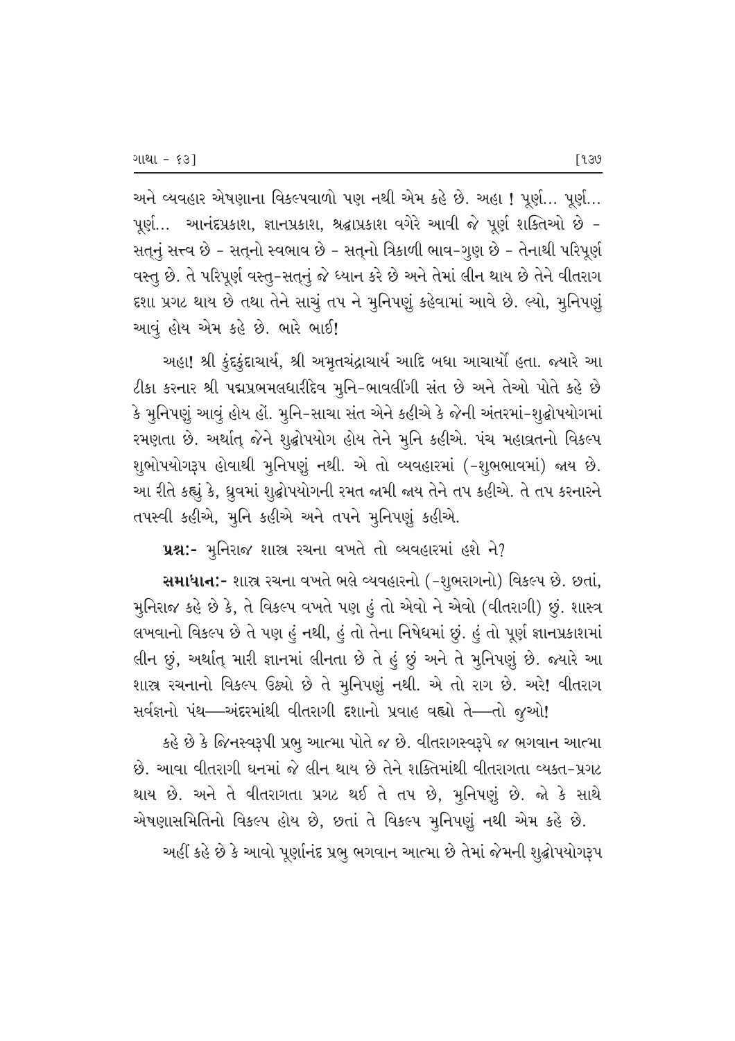અને વ્યવહાર એષણાના વિકલ્પવાળો પણ નથી એમ કહે છે. અહા ! પૂર્ણ... પૂર્ણ... પૂર્ણ... આનંદપ્રકાશ, જ્ઞાનપ્રકાશ, શ્રદ્ધાપ્રકાશ વગેરે આવી જે પૂર્ણ શક્તિઓ છે - સત્‌નું સત્ત્વ છે - સત્‌નો સ્વભાવ છે - સત્‌નો ત્રિકાળી ભાવ-ગુણ છે - તેનાથી પરિપૂર્ણ વસ્તુ છે. તે પરિપૂર્ણ વસ્તુ-સત્‌નું જે ધ્યાન કરે છે અને તેમાં લીન થાય છે તેને વીતરાગ દશા પ્રગટ થાય છે તથા તેને સાચું તપ ને મુનિપણું કહેવામાં આવે છે. લ્યો, મુનિપણું આવું હોય એમ કહે છે. ભારે ભાઈ!

અહા! શ્રી કુંદકુંદાચાર્ય, શ્રી અમૃતચંદ્રાચાર્ય આદિ બધા આચાર્યો હતા. જ્યારે આ ટીકા કરનાર શ્રી પદ્મપ્રભમલધારીદેવ મુનિ-ભાવલીંગી સંત છે અને તેઓ પોતે કહે છે કે મુનિપણું આવું હોય હોં. મુનિ-સાચા સંત એને કહીએ કે જેની અંતરમાં-શુદ્ધોપયોગમાં રમણતા છે. અર્થાત્ જેને શુદ્ધોપયોગ હોય તેને મુનિ કહીએ. પંચ મહાવ્રતનો વિકલ્પ શુભોપયોગરૂપ હોવાથી મુનિપણું નથી. એ તો વ્યવહારમાં (-શુભભાવમાં) જાય છે. આ રીતે કહ્યું કે, ધ્રુવમાં શુદ્ધોપયોગની રમત જામી જાય તેને તપ કહીએ. તે તપ કરનારને તપસ્વી કહીએ, મુનિ કહીએ અને તપને મુનિપણું કહીએ.

**પ્રશ્નઃ-** મુનિરાજ શાસ્ત્ર રચના વખતે તો વ્યવહારમાં હશે ને?

**સમાધાનઃ-** શાસ્ત્ર રચના વખતે ભલે વ્યવહારનો (-શુભરાગનો) વિકલ્પ છે. છતાં, મુનિરાજ કહે છે કે, તે વિકલ્પ વખતે પણ હું તો એવો ને એવો (વીતરાગી) છું. શાસ્ત્ર લખવાનો વિકલ્પ છે તે પણ હું નથી, હું તો તેના નિષેધમાં છું. હું તો પૂર્ણ જ્ઞાનપ્રકાશમાં લીન છું, અર્થાત્ મારી જ્ઞાનમાં લીનતા છે તે હું છું અને તે મુનિપણું છે. જ્યારે આ શાસ્ત્ર રચનાનો વિકલ્પ ઉઠ્યો છે તે મુનિપણું નથી. એ તો રાગ છે. અરે! વીતરાગ સર્વજ્ઞનો પંથ—અંદરમાંથી વીતરાગી દશાનો પ્રવાહ વહ્યો તે—તો જુઓ!

કહે છે કે જિનસ્વરૂપી પ્રભુ આત્મા પોતે જ છે. વીતરાગસ્વરૂપે જ ભગવાન આત્મા છે. આવા વીતરાગી ઘનમાં જે લીન થાય છે તેને શક્તિમાંથી વીતરાગતા વ્યક્ત-પ્રગટ થાય છે. અને તે વીતરાગતા પ્રગટ થઈ તે તપ છે, મુનિપણું છે. જો કે સાથે એષણાસમિતિનો વિકલ્પ હોય છે, છતાં તે વિકલ્પ મુનિપણું નથી એમ કહે છે.

અહીં કહે છે કે આવો પૂર્ણાનંદ પ્રભુ ભગવાન આત્મા છે તેમાં જેમની શુદ્ધોપયોગરૂપ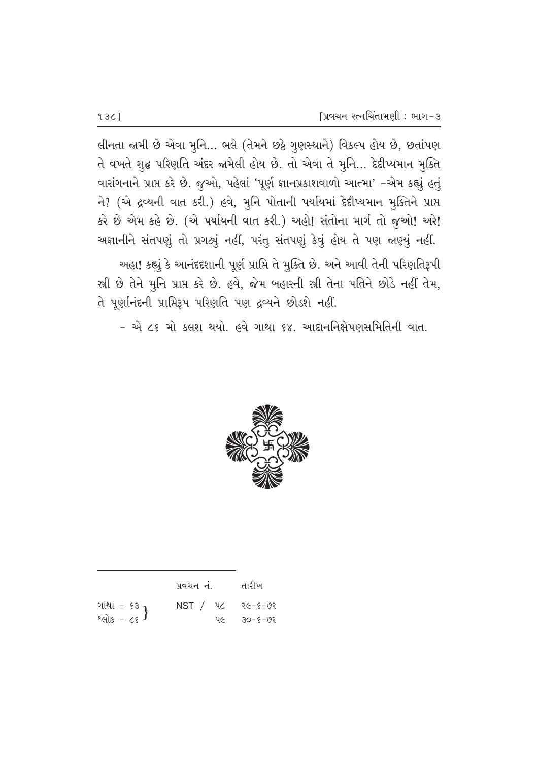લીનતા જામી છે એવા મુનિ... ભલે (તેમને છઠ્ઠે ગુણસ્થાને) વિકલ્પ હોય છે, છતાંપણ તે વખતે શુદ્ધ પરિણતિ અંદર જામેલી હોય છે. તો એવા તે મુનિ... દેદીપ્યમાન મુક્તિ વારાંગનાને પ્રાપ્ત કરે છે. જુઓ, પહેલાં 'પૂર્ણ જ્ઞાનપ્રકાશવાળો આત્મા' -એમ કહ્યું હતું ને? (એ દ્રવ્યની વાત કરી.) હવે, મુનિ પોતાની પર્યાયમાં દેદીપ્યમાન મુક્તિને પ્રાપ્ત કરે છે એમ કહે છે. (એ પર્યાયની વાત કરી.) અહો! સંતોના માર્ગ તો જુઓ! અરે! અજ્ઞાનીને સંતપણું તો પ્રગટ્યું નહીં, પરંતુ સંતપણું કેવું હોય તે પણ જાણ્યું નહીં.

અહા! કહ્યું કે આનંદદશાની પૂર્ણ પ્રાપ્તિ તે મુક્તિ છે. અને આવી તેની પરિણતિરૂપી સ્ત્રી છે તેને મુનિ પ્રાપ્ત કરે છે. હવે, જેમ બહારની સ્ત્રી તેના પતિને છોડે નહીં તેમ, તે પૂર્ણાનંદની પ્રાપ્તિરૂપ પરિણતિ પણ દ્રવ્યને છોડશે નહીં.

- એ ૮૬ મો કલશ થયો. હવે ગાથા ૬૪. આદાનનિક્ષેપણસમિતિની વાત.

---

| | પ્રવચન નં. | તારીખ |
|---|---|---|
| ગાથા - ૬૩ } શ્લોક - ૮૬ | NST / ૫૮ | ૨૯-૬-૭૨ |
| | ૫૯ | ૩૦-૬-૭૨ |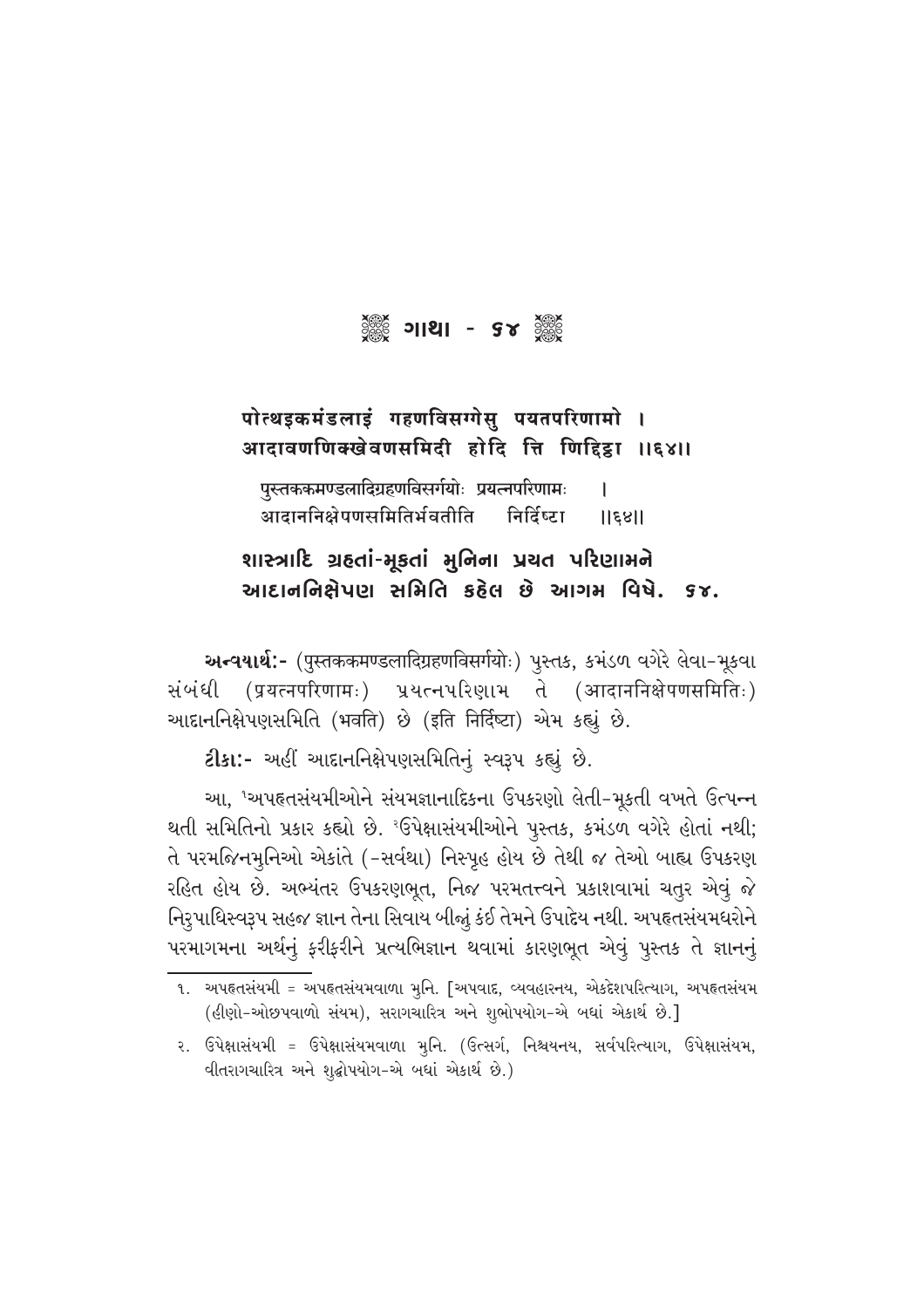## ❋ ગાથા - ૬૪ ❋

**पोत्थइकमंडलाइं गहणविसग्गेसु पयतपरिणामो ।**
**आदावणणिक्खेवणसमिदी होदि त्ति णिद्दिट्ठा ।।६४।।**

पुस्तककमण्डलादिग्रहणविसर्गयोः प्रयत्नपरिणामः ।
आदाननिक्षेपणसमितिर्भवतीति निर्दिष्टा ।।६४।।

**શાસ્ત્રાદિ ગ્રહતાં-મૂકતાં મુનિના પ્રયત પરિણામને**
**આદાનનિક્ષેપણ સમિતિ કહેલ છે આગમ વિષે. ૬૪.**

**અન્વયાર્થઃ-** (पुस्तककमण्डलादिग्रहणविसर्गयोः) પુસ્તક, કમંડળ વગેરે લેવા-મૂકવા સંબંધી (प्रयत्नपरिणामः) પ્રયત્નપરિણામ તે (आदाननिक्षेपणसमितिः) આદાનનિક્ષેપણસમિતિ (भवति) છે (इति निर्दिष्टा) એમ કહ્યું છે.

**ટીકાઃ-** અહીં આદાનનિક્ષેપણસમિતિનું સ્વરૂપ કહ્યું છે.

આ, [1]અપહૃતસંયમીઓને સંયમજ્ઞાનાદિકના ઉપકરણો લેતી-મૂકતી વખતે ઉત્પન્ન થતી સમિતિનો પ્રકાર કહ્યો છે. [2]ઉપેક્ષાસંયમીઓને પુસ્તક, કમંડળ વગેરે હોતાં નથી; તે પરમજિનમુનિઓ એકાંતે (-સર્વથા) નિસ્પૃહ હોય છે તેથી જ તેઓ બાહ્ય ઉપકરણ રહિત હોય છે. અભ્યંતર ઉપકરણભૂત, નિજ પરમતત્ત્વને પ્રકાશવામાં ચતુર એવું જે નિરુપાધિસ્વરૂપ સહજ જ્ઞાન તેના સિવાય બીજું કંઈ તેમને ઉપાદેય નથી. અપહૃતસંયમધરોને પરમાગમના અર્થનું ફરીફરીને પ્રત્યભિજ્ઞાન થવામાં કારણભૂત એવું પુસ્તક તે જ્ઞાનનું

---

૧. અપહૃતસંયમી = અપહૃતસંયમવાળા મુનિ. [અપવાદ, વ્યવહારનય, એકદેશપરિત્યાગ, અપહૃતસંયમ (હીણો-ઓછપવાળો સંયમ), સરાગચારિત્ર અને શુભોપયોગ-એ બધાં એકાર્થ છે.]

૨. ઉપેક્ષાસંયમી = ઉપેક્ષાસંયમવાળા મુનિ. (ઉત્સર્ગ, નિશ્ચયનય, સર્વપરિત્યાગ, ઉપેક્ષાસંયમ, વીતરાગચારિત્ર અને શુદ્ધોપયોગ-એ બધાં એકાર્થ છે.)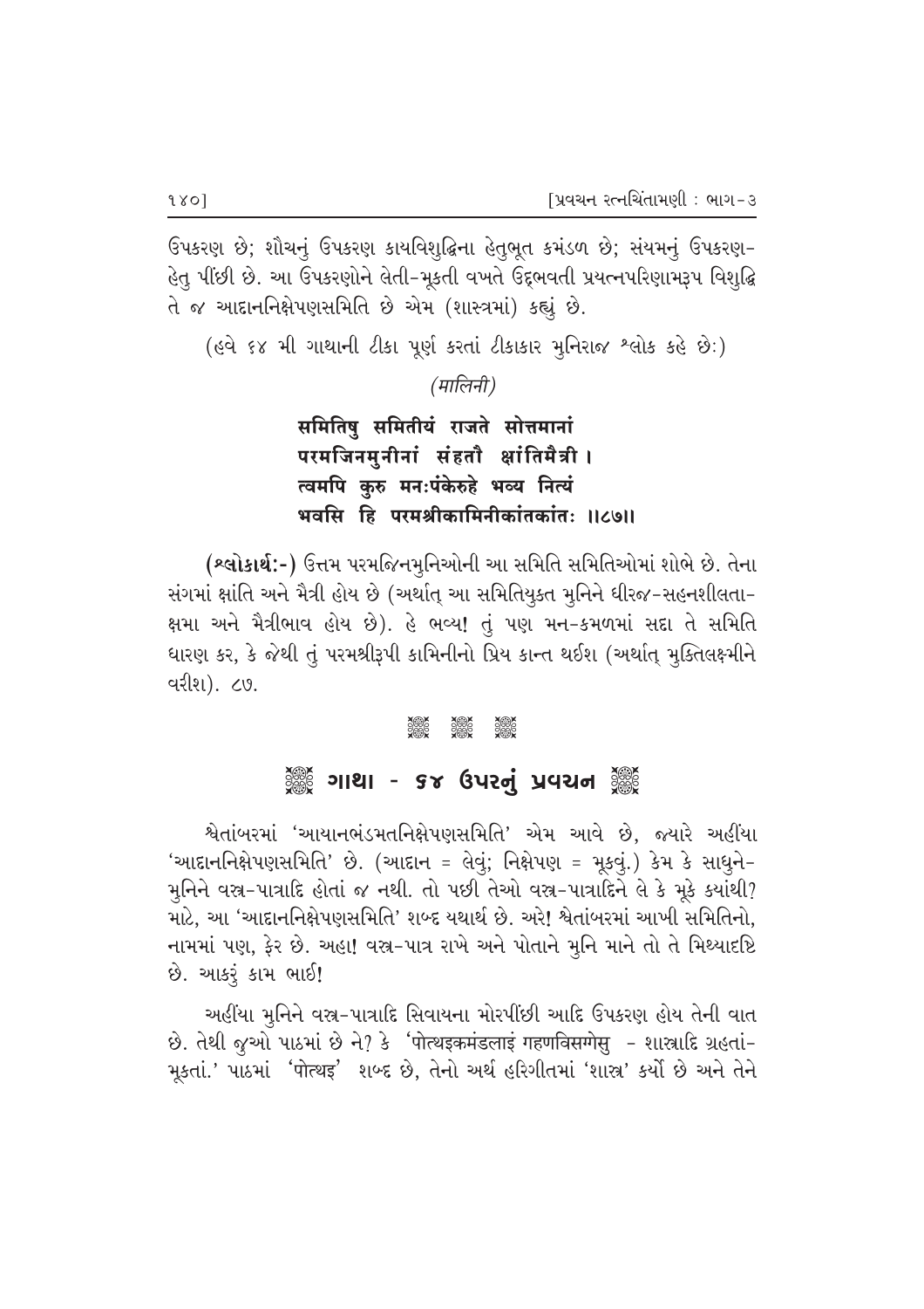ઉપકરણ છે; શૌચનું ઉપકરણ કાયવિશુદ્ધિના હેતુભૂત કમંડળ છે; સંયમનું ઉપકરણ-હેતુ પીંછી છે. આ ઉપકરણોને લેતી-મૂકતી વખતે ઉદ્‌ભવતી પ્રયત્નપરિણામરૂપ વિશુદ્ધિ તે જ આદાનનિક્ષેપણસમિતિ છે એમ (શાસ્ત્રમાં) કહ્યું છે.

(હવે ૬૪ મી ગાથાની ટીકા પૂર્ણ કરતાં ટીકાકાર મુનિરાજ શ્લોક કહે છેઃ)

*(मालिनी)*

**समितिषु समितीयं राजते सोत्तमानां**
**परमजिनमुनीनां संहतौ क्षांतिमैत्री ।**
**त्वमपि कुरु मनःपंकेरुहे भव्य नित्यं**
**भवसि हि परमश्रीकामिनीकांतकांतः ।।८७।।**

**(શ્લોકાર્થઃ-)** ઉત્તમ પરમજિનમુનિઓની આ સમિતિ સમિતિઓમાં શોભે છે. તેના સંગમાં ક્ષાંતિ અને મૈત્રી હોય છે (અર્થાત્ આ સમિતિયુક્ત મુનિને ધીરજ-સહનશીલતા-ક્ષમા અને મૈત્રીભાવ હોય છે). હે ભવ્ય! તું પણ મન-કમળમાં સદા તે સમિતિ ધારણ કર, કે જેથી તું પરમશ્રીરૂપી કામિનીનો પ્રિય કાન્ત થઈશ (અર્થાત્ મુક્તિલક્ષ્મીને વરીશ). ૮૭.

## ગાથા - ૬૪ ઉપરનું પ્રવચન

શ્વેતાંબરમાં 'આયાનભંડમતનિક્ષેપણસમિતિ' એમ આવે છે, જ્યારે અહીંયા 'આદાનનિક્ષેપણસમિતિ' છે. (આદાન = લેવું; નિક્ષેપણ = મૂકવું.) કેમ કે સાધુને-મુનિને વસ્ત્ર-પાત્રાદિ હોતાં જ નથી. તો પછી તેઓ વસ્ત્ર-પાત્રાદિને લે કે મૂકે ક્યાંથી? માટે, આ 'આદાનનિક્ષેપણસમિતિ' શબ્દ યથાર્થ છે. અરે! શ્વેતાંબરમાં આખી સમિતિનો, નામમાં પણ, ફેર છે. અહા! વસ્ત્ર-પાત્ર રાખે અને પોતાને મુનિ માને તો તે મિથ્યાદૃષ્ટિ છે. આકરું કામ ભાઈ!

અહીંયા મુનિને વસ્ત્ર-પાત્રાદિ સિવાયના મોરપીંછી આદિ ઉપકરણ હોય તેની વાત છે. તેથી જુઓ પાઠમાં છે ને? કે 'पोत्थइकमंडलाइं गहणविसग्गेसु - શાસ્ત્રાદિ ગ્રહતાં-મૂકતાં.' પાઠમાં 'पोत्थइ' શબ્દ છે, તેનો અર્થ હરિગીતમાં 'શાસ્ત્ર' કર્યો છે અને તેને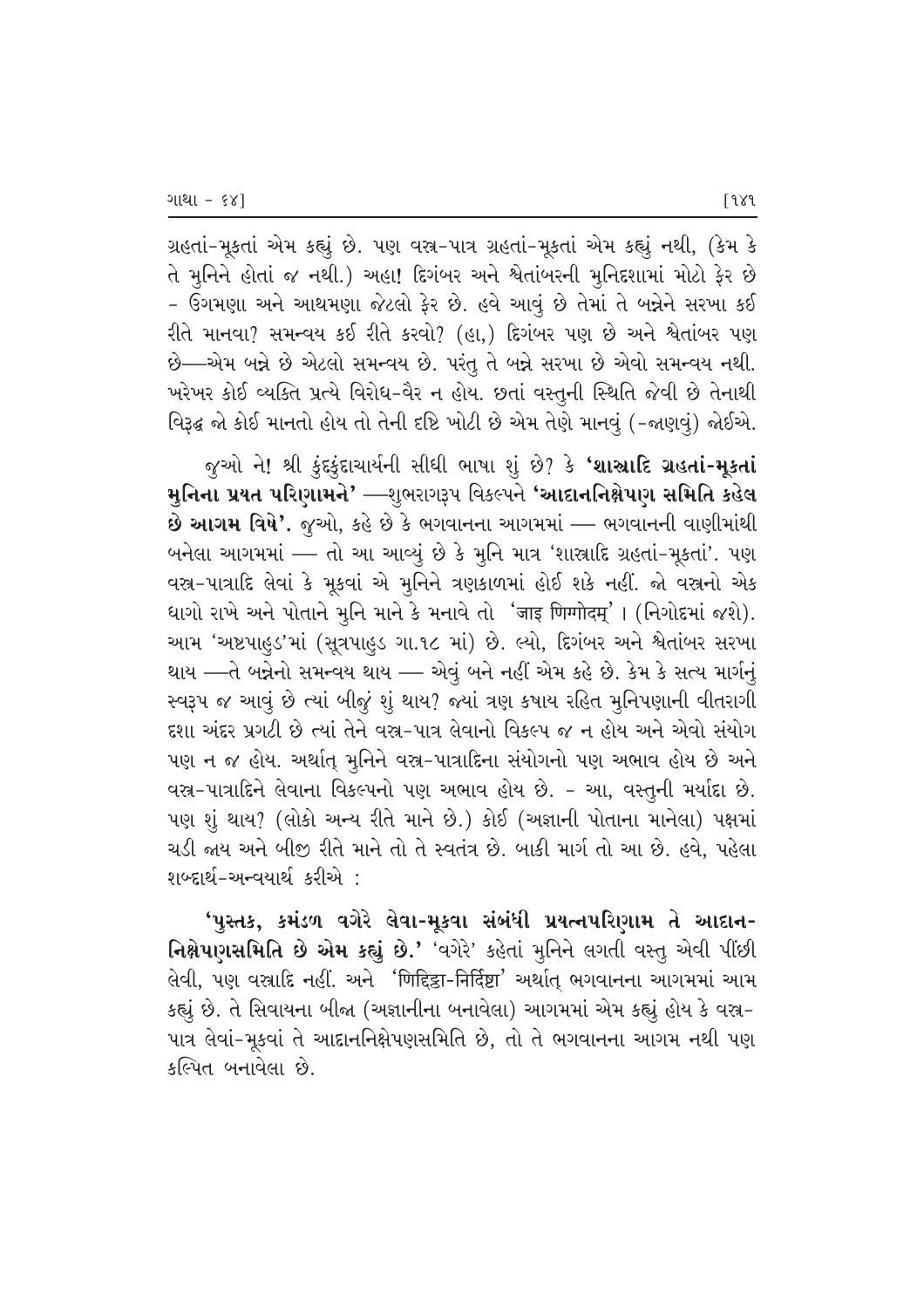ગ્રહતાં-મૂકતાં એમ કહ્યું છે. પણ વસ્ત્ર-પાત્ર ગ્રહતાં-મૂકતાં એમ કહ્યું નથી, (કેમ કે તે મુનિને હોતાં જ નથી.) અહા! દિગંબર અને શ્વેતાંબરની મુનિદશામાં મોટો ફેર છે - ઉગમણા અને આથમણા જેટલો ફેર છે. હવે આવું છે તેમાં તે બન્નેને સરખા કઈ રીતે માનવા? સમન્વય કઈ રીતે કરવો? (હા,) દિગંબર પણ છે અને શ્વેતાંબર પણ છે—એમ બન્ને છે એટલો સમન્વય છે. પરંતુ તે બન્ને સરખા છે એવો સમન્વય નથી. ખરેખર કોઈ વ્યક્તિ પ્રત્યે વિરોધ-વૈર ન હોય. છતાં વસ્તુની સ્થિતિ જેવી છે તેનાથી વિરુદ્ધ જો કોઈ માનતો હોય તો તેની દૃષ્ટિ ખોટી છે એમ તેણે માનવું (-જાણવું) જોઈએ.

જુઓ ને! શ્રી કુંદકુંદાચાર્યની સીધી ભાષા શું છે? કે **'શાસ્ત્રાદિ ગ્રહતાં-મૂકતાં મુનિના પ્રયત પરિણામને'** —શુભરાગરૂપ વિકલ્પને **'આદાનનિક્ષેપણ સમિતિ કહેલ છે આગમ વિષે'.** જુઓ, કહે છે કે ભગવાનના આગમમાં — ભગવાનની વાણીમાંથી બનેલા આગમમાં — તો આ આવ્યું છે કે મુનિ માત્ર 'શાસ્ત્રાદિ ગ્રહતાં-મૂકતાં'. પણ વસ્ત્ર-પાત્રાદિ લેવાં કે મૂકવાં એ મુનિને ત્રણકાળમાં હોઈ શકે નહીં. જો વસ્ત્રનો એક ધાગો રાખે અને પોતાને મુનિ માને કે મનાવે તો 'जाइ णिग्गोदम्' । (નિગોદમાં જશે). આમ 'અષ્ટપાહુડ'માં (સૂત્રપાહુડ ગા.૧૮ માં) છે. લ્યો, દિગંબર અને શ્વેતાંબર સરખા થાય —તે બન્નેનો સમન્વય થાય — એવું બને નહીં એમ કહે છે. કેમ કે સત્ય માર્ગનું સ્વરૂપ જ આવું છે ત્યાં બીજું શું થાય? જ્યાં ત્રણ કષાય રહિત મુનિપણાની વીતરાગી દશા અંદર પ્રગટી છે ત્યાં તેને વસ્ત્ર-પાત્ર લેવાનો વિકલ્પ જ ન હોય અને એવો સંયોગ પણ ન જ હોય. અર્થાત્ મુનિને વસ્ત્ર-પાત્રાદિના સંયોગનો પણ અભાવ હોય છે અને વસ્ત્ર-પાત્રાદિને લેવાના વિકલ્પનો પણ અભાવ હોય છે. - આ, વસ્તુની મર્યાદા છે. પણ શું થાય? (લોકો અન્ય રીતે માને છે.) કોઈ (અજ્ઞાની પોતાના માનેલા) પક્ષમાં ચડી જાય અને બીજી રીતે માને તો તે સ્વતંત્ર છે. બાકી માર્ગ તો આ છે. હવે, પહેલા શબ્દાર્થ-અન્વયાર્થ કરીએ :

**'પુસ્તક, કમંડળ વગેરે લેવા-મૂકવા સંબંધી પ્રયત્નપરિણામ તે આદાન-નિક્ષેપણસમિતિ છે એમ કહ્યું છે.'** 'વગેરે' કહેતાં મુનિને લગતી વસ્તુ એવી પીંછી લેવી, પણ વસ્ત્રાદિ નહીં. અને 'णिद्दिट्ठा-निर्दिष्टा' અર્થાત્ ભગવાનના આગમમાં આમ કહ્યું છે. તે સિવાયના બીજા (અજ્ઞાનીના બનાવેલા) આગમમાં એમ કહ્યું હોય કે વસ્ત્ર-પાત્ર લેવાં-મૂકવાં તે આદાનનિક્ષેપણસમિતિ છે, તો તે ભગવાનના આગમ નથી પણ કલ્પિત બનાવેલા છે.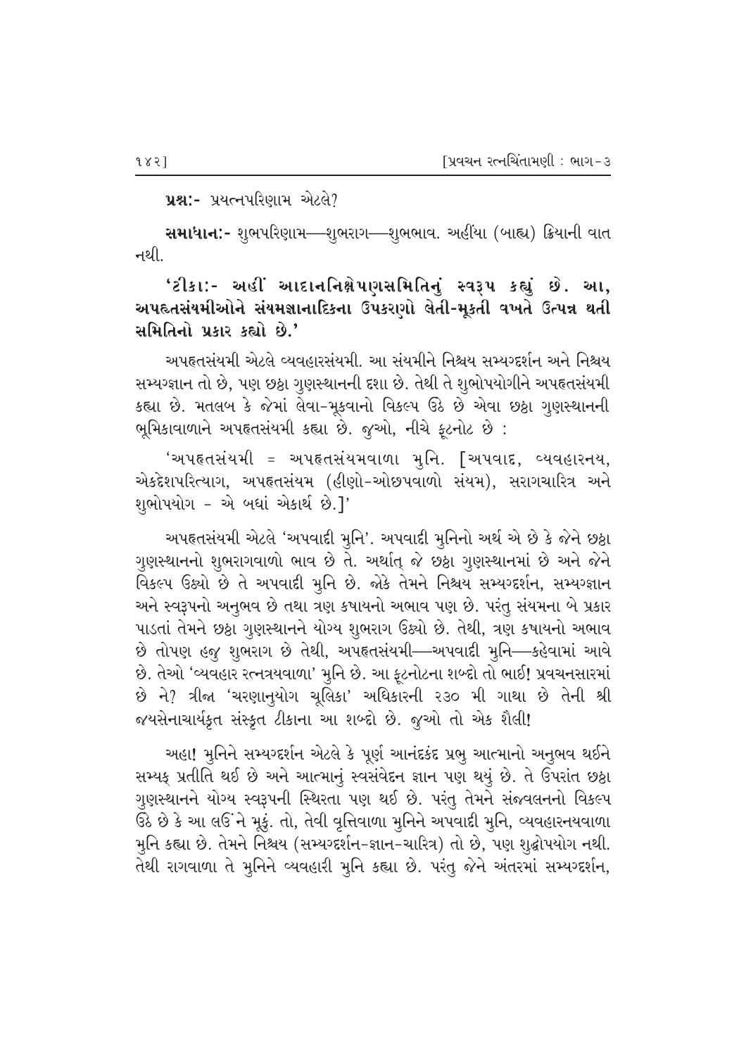**પ્રશ્ન:-** પ્રયત્નપરિણામ એટલે?

**સમાધાન:-** શુભપરિણામ—શુભરાગ—શુભભાવ. અહીંયા (બાહ્ય) ક્રિયાની વાત નથી.

**'ટીકા:- અહીં આદાનનિક્ષેપણસમિતિનું સ્વરૂપ કહ્યું છે. આ, અપહૃતસંયમીઓને સંયમજ્ઞાનાદિકના ઉપકરણો લેતી-મૂકતી વખતે ઉત્પન્ન થતી સમિતિનો પ્રકાર કહ્યો છે.'**

અપહૃતસંયમી એટલે વ્યવહારસંયમી. આ સંયમીને નિશ્ચય સમ્યગ્દર્શન અને નિશ્ચય સમ્યગ્જ્ઞાન તો છે, પણ છઠ્ઠા ગુણસ્થાનની દશા છે. તેથી તે શુભોપયોગીને અપહૃતસંયમી કહ્યા છે. મતલબ કે જેમાં લેવા-મૂકવાનો વિકલ્પ ઉઠે છે એવા છઠ્ઠા ગુણસ્થાનની ભૂમિકાવાળાને અપહૃતસંયમી કહ્યા છે. જુઓ, નીચે ફૂટનોટ છે :

'અપહૃતસંયમી = અપહૃતસંયમવાળા મુનિ. [અપવાદ, વ્યવહારનય, એકદેશપરિત્યાગ, અપહૃતસંયમ (હીણો-ઓછપવાળો સંયમ), સરાગચારિત્ર અને શુભોપયોગ - એ બધાં એકાર્થ છે.]'

અપહૃતસંયમી એટલે 'અપવાદી મુનિ'. અપવાદી મુનિનો અર્થ એ છે કે જેને છઠ્ઠા ગુણસ્થાનનો શુભરાગવાળો ભાવ છે તે. અર્થાત્ જે છઠ્ઠા ગુણસ્થાનમાં છે અને જેને વિકલ્પ ઉઠ્યો છે તે અપવાદી મુનિ છે. જોકે તેમને નિશ્ચય સમ્યગ્દર્શન, સમ્યગ્જ્ઞાન અને સ્વરૂપનો અનુભવ છે તથા ત્રણ કષાયનો અભાવ પણ છે. પરંતુ સંયમના બે પ્રકાર પાડતાં તેમને છઠ્ઠા ગુણસ્થાનને યોગ્ય શુભરાગ ઉઠ્યો છે. તેથી, ત્રણ કષાયનો અભાવ છે તોપણ હજુ શુભરાગ છે તેથી, અપહૃતસંયમી—અપવાદી મુનિ—કહેવામાં આવે છે. તેઓ 'વ્યવહાર રત્નત્રયવાળા' મુનિ છે. આ ફૂટનોટના શબ્દો તો ભાઈ! પ્રવચનસારમાં છે ને? ત્રીજા 'ચરણાનુયોગ ચૂલિકા' અધિકારની ૨૩૦ મી ગાથા છે તેની શ્રી જયસેનાચાર્યકૃત સંસ્કૃત ટીકાના આ શબ્દો છે. જુઓ તો એક શૈલી!

અહા! મુનિને સમ્યગ્દર્શન એટલે કે પૂર્ણ આનંદકંદ પ્રભુ આત્માનો અનુભવ થઈને સમ્યક્ પ્રતીતિ થઈ છે અને આત્માનું સ્વસંવેદન જ્ઞાન પણ થયું છે. તે ઉપરાંત છઠ્ઠા ગુણસ્થાનને યોગ્ય સ્વરૂપની સ્થિરતા પણ થઈ છે. પરંતુ તેમને સંજ્વલનનો વિકલ્પ ઉઠે છે કે આ લઉં ને મૂકું. તો, તેવી વૃત્તિવાળા મુનિને અપવાદી મુનિ, વ્યવહારનયવાળા મુનિ કહ્યા છે. તેમને નિશ્ચય (સમ્યગ્દર્શન-જ્ઞાન-ચારિત્ર) તો છે, પણ શુદ્ધોપયોગ નથી. તેથી રાગવાળા તે મુનિને વ્યવહારી મુનિ કહ્યા છે. પરંતુ જેને અંતરમાં સમ્યગ્દર્શન,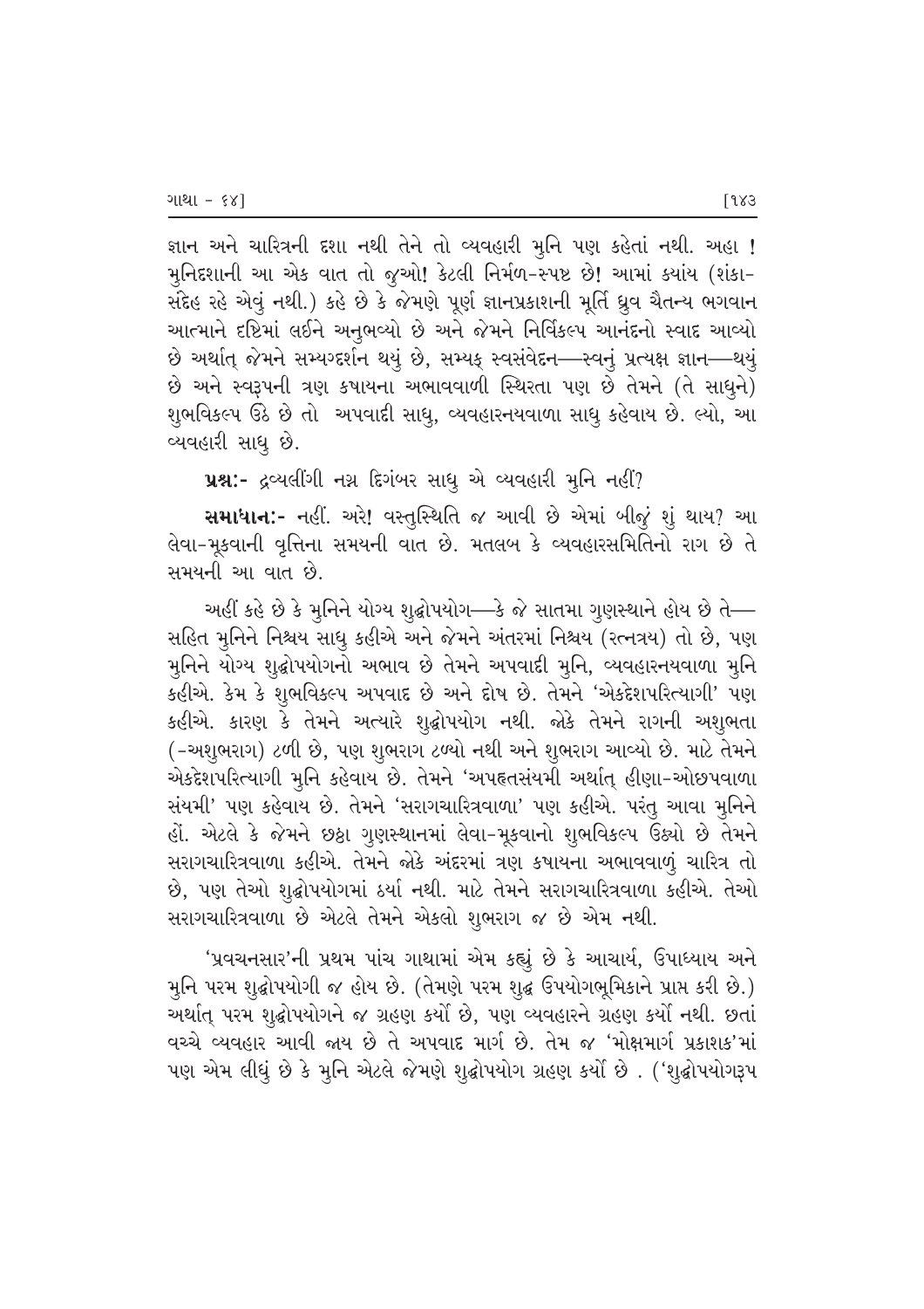જ્ઞાન અને ચારિત્રની દશા નથી તેને તો વ્યવહારી મુનિ પણ કહેતાં નથી. અહા ! મુનિદશાની આ એક વાત તો જુઓ! કેટલી નિર્મળ-સ્પષ્ટ છે! આમાં ક્યાંય (શંકા-સંદેહ રહે એવું નથી.) કહે છે કે જેમણે પૂર્ણ જ્ઞાનપ્રકાશની મૂર્તિ ધ્રુવ ચૈતન્ય ભગવાન આત્માને દૃષ્ટિમાં લઈને અનુભવ્યો છે અને જેમને નિર્વિકલ્પ આનંદનો સ્વાદ આવ્યો છે અર્થાત્ જેમને સમ્યગ્દર્શન થયું છે, સમ્યક્ સ્વસંવેદન—સ્વનું પ્રત્યક્ષ જ્ઞાન—થયું છે અને સ્વરૂપની ત્રણ કષાયના અભાવવાળી સ્થિરતા પણ છે તેમને (તે સાધુને) શુભવિકલ્પ ઉઠે છે તો અપવાદી સાધુ, વ્યવહારનયવાળા સાધુ કહેવાય છે. લ્યો, આ વ્યવહારી સાધુ છે.

**પ્રશ્ન:-** દ્રવ્યલીંગી નગ્ન દિગંબર સાધુ એ વ્યવહારી મુનિ નહીં?

**સમાધાન:-** નહીં. અરે! વસ્તુસ્થિતિ જ આવી છે એમાં બીજું શું થાય? આ લેવા-મૂકવાની વૃત્તિના સમયની વાત છે. મતલબ કે વ્યવહારસમિતિનો રાગ છે તે સમયની આ વાત છે.

અહીં કહે છે કે મુનિને યોગ્ય શુદ્ધોપયોગ—કે જે સાતમા ગુણસ્થાને હોય છે તે—સહિત મુનિને નિશ્ચય સાધુ કહીએ અને જેમને અંતરમાં નિશ્ચય (રત્નત્રય) તો છે, પણ મુનિને યોગ્ય શુદ્ધોપયોગનો અભાવ છે તેમને અપવાદી મુનિ, વ્યવહારનયવાળા મુનિ કહીએ. કેમ કે શુભવિકલ્પ અપવાદ છે અને દોષ છે. તેમને 'એકદેશપરિત્યાગી' પણ કહીએ. કારણ કે તેમને અત્યારે શુદ્ધોપયોગ નથી. જોકે તેમને રાગની અશુભતા (-અશુભરાગ) ટળી છે, પણ શુભરાગ ટળ્યો નથી અને શુભરાગ આવ્યો છે. માટે તેમને એકદેશપરિત્યાગી મુનિ કહેવાય છે. તેમને 'અપહૃતસંયમી અર્થાત્ હીણા-ઓછપવાળા સંયમી' પણ કહેવાય છે. તેમને 'સરાગચારિત્રવાળા' પણ કહીએ. પરંતુ આવા મુનિને હોં. એટલે કે જેમને છઠ્ઠા ગુણસ્થાનમાં લેવા-મૂકવાનો શુભવિકલ્પ ઉઠ્યો છે તેમને સરાગચારિત્રવાળા કહીએ. તેમને જોકે અંદરમાં ત્રણ કષાયના અભાવવાળું ચારિત્ર તો છે, પણ તેઓ શુદ્ધોપયોગમાં ઠર્યા નથી. માટે તેમને સરાગચારિત્રવાળા કહીએ. તેઓ સરાગચારિત્રવાળા છે એટલે તેમને એકલો શુભરાગ જ છે એમ નથી.

'પ્રવચનસાર'ની પ્રથમ પાંચ ગાથામાં એમ કહ્યું છે કે આચાર્ય, ઉપાધ્યાય અને મુનિ પરમ શુદ્ધોપયોગી જ હોય છે. (તેમણે પરમ શુદ્ધ ઉપયોગભૂમિકાને પ્રાપ્ત કરી છે.) અર્થાત્ પરમ શુદ્ધોપયોગને જ ગ્રહણ કર્યો છે, પણ વ્યવહારને ગ્રહણ કર્યો નથી. છતાં વચ્ચે વ્યવહાર આવી જાય છે તે અપવાદ માર્ગ છે. તેમ જ 'મોક્ષમાર્ગ પ્રકાશક'માં પણ એમ લીધું છે કે મુનિ એટલે જેમણે શુદ્ધોપયોગ ગ્રહણ કર્યો છે . ('શુદ્ધોપયોગરૂપ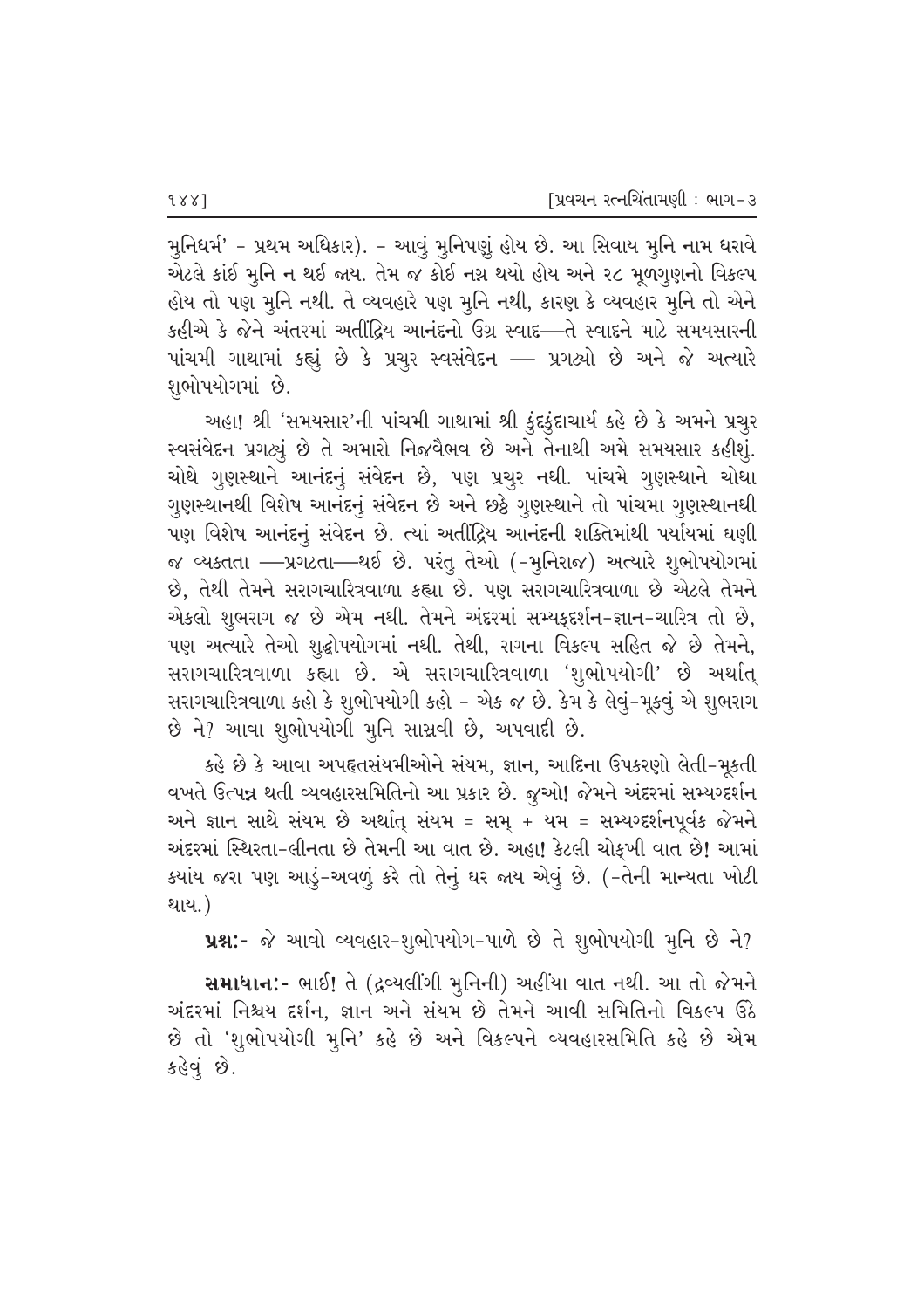મુનિધર્મ' - પ્રથમ અધિકાર). - આવું મુનિપણું હોય છે. આ સિવાય મુનિ નામ ધરાવે એટલે કાંઈ મુનિ ન થઈ જાય. તેમ જ કોઈ નગ્ન થયો હોય અને ૨૮ મૂળગુણનો વિકલ્પ હોય તો પણ મુનિ નથી. તે વ્યવહારે પણ મુનિ નથી, કારણ કે વ્યવહાર મુનિ તો એને કહીએ કે જેને અંતરમાં અતીંદ્રિય આનંદનો ઉગ્ર સ્વાદ—તે સ્વાદને માટે સમયસારની પાંચમી ગાથામાં કહ્યું છે કે પ્રચુર સ્વસંવેદન — પ્રગટ્યો છે અને જે અત્યારે શુભોપયોગમાં છે.

અહા! શ્રી 'સમયસાર'ની પાંચમી ગાથામાં શ્રી કુંદકુંદાચાર્ય કહે છે કે અમને પ્રચુર સ્વસંવેદન પ્રગટ્યું છે તે અમારો નિજવૈભવ છે અને તેનાથી અમે સમયસાર કહીશું. ચોથે ગુણસ્થાને આનંદનું સંવેદન છે, પણ પ્રચુર નથી. પાંચમે ગુણસ્થાને ચોથા ગુણસ્થાનથી વિશેષ આનંદનું સંવેદન છે અને છઠ્ઠે ગુણસ્થાને તો પાંચમા ગુણસ્થાનથી પણ વિશેષ આનંદનું સંવેદન છે. ત્યાં અતીંદ્રિય આનંદની શક્તિમાંથી પર્યાયમાં ઘણી જ વ્યક્તતા —પ્રગટતા—થઈ છે. પરંતુ તેઓ (-મુનિરાજ) અત્યારે શુભોપયોગમાં છે, તેથી તેમને સરાગચારિત્રવાળા કહ્યા છે. પણ સરાગચારિત્રવાળા છે એટલે તેમને એકલો શુભરાગ જ છે એમ નથી. તેમને અંદરમાં સમ્યક્દર્શન-જ્ઞાન-ચારિત્ર તો છે, પણ અત્યારે તેઓ શુદ્ધોપયોગમાં નથી. તેથી, રાગના વિકલ્પ સહિત જે છે તેમને, સરાગચારિત્રવાળા કહ્યા છે. એ સરાગચારિત્રવાળા 'શુભોપયોગી' છે અર્થાત્ સરાગચારિત્રવાળા કહો કે શુભોપયોગી કહો - એક જ છે. કેમ કે લેવું-મૂકવું એ શુભરાગ છે ને? આવા શુભોપયોગી મુનિ સાસ્રવી છે, અપવાદી છે.

કહે છે કે આવા અપહૃતસંયમીઓને સંયમ, જ્ઞાન, આદિના ઉપકરણો લેતી-મૂકતી વખતે ઉત્પન્ન થતી વ્યવહારસમિતિનો આ પ્રકાર છે. જુઓ! જેમને અંદરમાં સમ્યગ્દર્શન અને જ્ઞાન સાથે સંયમ છે અર્થાત્ સંયમ = સમ્ + યમ = સમ્યગ્દર્શનપૂર્વક જેમને અંદરમાં સ્થિરતા-લીનતા છે તેમની આ વાત છે. અહા! કેટલી ચોકખી વાત છે! આમાં ક્યાંય જરા પણ આડું-અવળું કરે તો તેનું ઘર જાય એવું છે. (-તેની માન્યતા ખોટી થાય.)

**પ્રશ્ન:-** જે આવો વ્યવહાર-શુભોપયોગ-પાળે છે તે શુભોપયોગી મુનિ છે ને?

**સમાધાન:-** ભાઈ! તે (દ્રવ્યલીંગી મુનિની) અહીંયા વાત નથી. આ તો જેમને અંદરમાં નિશ્ચય દર્શન, જ્ઞાન અને સંયમ છે તેમને આવી સમિતિનો વિકલ્પ ઉઠે છે તો 'શુભોપયોગી મુનિ' કહે છે અને વિકલ્પને વ્યવહારસમિતિ કહે છે એમ કહેવું છે.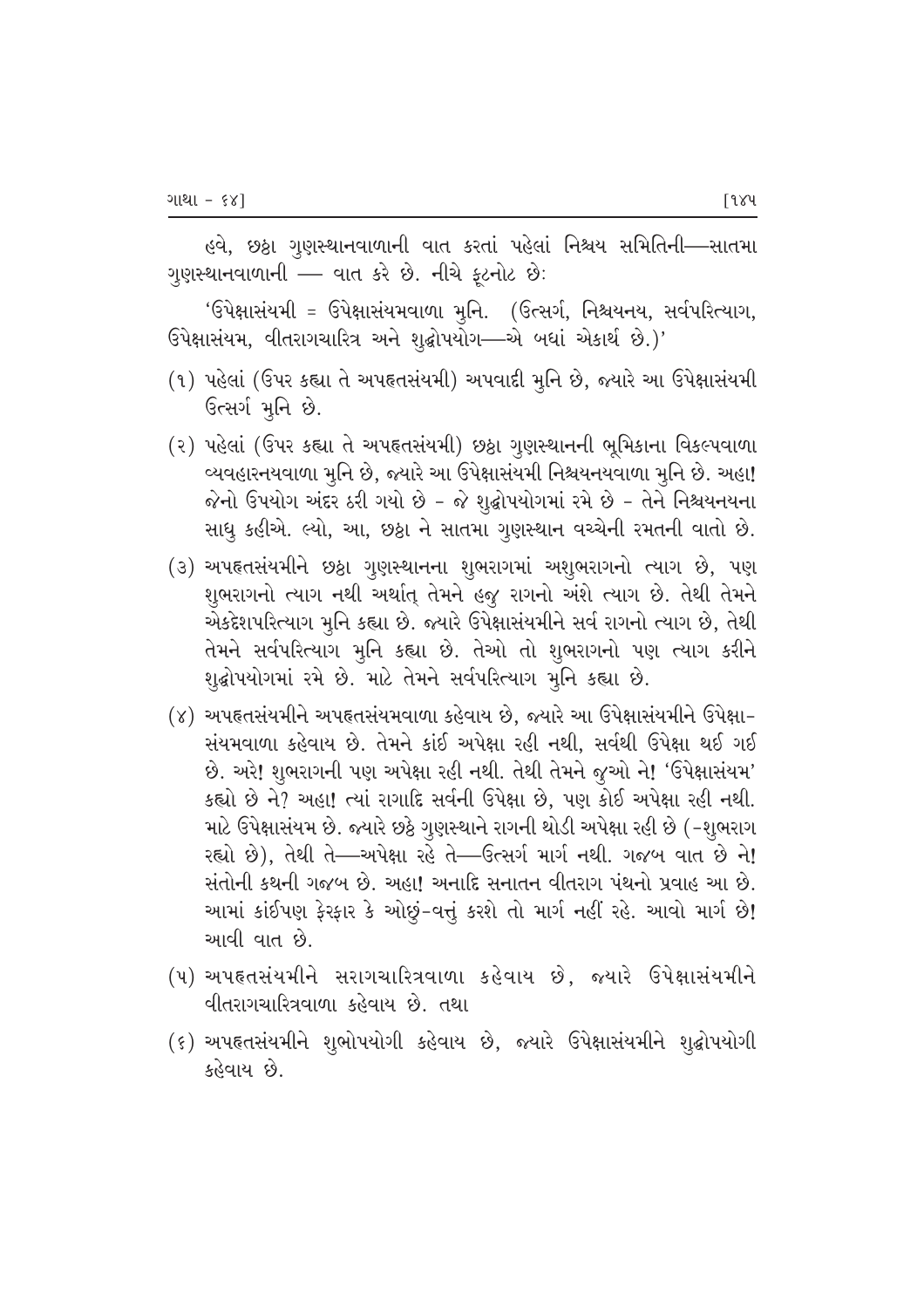હવે, છઠ્ઠા ગુણસ્થાનવાળાની વાત કરતાં પહેલાં નિશ્ચય સમિતિની—સાતમા ગુણસ્થાનવાળાની — વાત કરે છે. નીચે ફૂટનોટ છેઃ

'ઉપેક્ષાસંયમી = ઉપેક્ષાસંયમવાળા મુનિ. (ઉત્સર્ગ, નિશ્ચયનય, સર્વપરિત્યાગ, ઉપેક્ષાસંયમ, વીતરાગચારિત્ર અને શુદ્ધોપયોગ—એ બધાં એકાર્થ છે.)'

(૧) પહેલાં (ઉપર કહ્યા તે અપહૃતસંયમી) અપવાદી મુનિ છે, જ્યારે આ ઉપેક્ષાસંયમી ઉત્સર્ગ મુનિ છે.

(૨) પહેલાં (ઉપર કહ્યા તે અપહૃતસંયમી) છઠ્ઠા ગુણસ્થાનની ભૂમિકાના વિકલ્પવાળા વ્યવહારનયવાળા મુનિ છે, જ્યારે આ ઉપેક્ષાસંયમી નિશ્ચયનયવાળા મુનિ છે. અહા! જેનો ઉપયોગ અંદર ઠરી ગયો છે - જે શુદ્ધોપયોગમાં રમે છે - તેને નિશ્ચયનયના સાધુ કહીએ. લ્યો, આ, છઠ્ઠા ને સાતમા ગુણસ્થાન વચ્ચેની રમતની વાતો છે.

(૩) અપહૃતસંયમીને છઠ્ઠા ગુણસ્થાનના શુભરાગમાં અશુભરાગનો ત્યાગ છે, પણ શુભરાગનો ત્યાગ નથી અર્થાત્ તેમને હજુ રાગનો અંશે ત્યાગ છે. તેથી તેમને એકદેશપરિત્યાગ મુનિ કહ્યા છે. જ્યારે ઉપેક્ષાસંયમીને સર્વ રાગનો ત્યાગ છે, તેથી તેમને સર્વપરિત્યાગ મુનિ કહ્યા છે. તેઓ તો શુભરાગનો પણ ત્યાગ કરીને શુદ્ધોપયોગમાં રમે છે. માટે તેમને સર્વપરિત્યાગ મુનિ કહ્યા છે.

(૪) અપહૃતસંયમીને અપહૃતસંયમવાળા કહેવાય છે, જ્યારે આ ઉપેક્ષાસંયમીને ઉપેક્ષા-સંયમવાળા કહેવાય છે. તેમને કાંઈ અપેક્ષા રહી નથી, સર્વથી ઉપેક્ષા થઈ ગઈ છે. અરે! શુભરાગની પણ અપેક્ષા રહી નથી. તેથી તેમને જુઓ ને! 'ઉપેક્ષાસંયમ' કહ્યો છે ને? અહા! ત્યાં રાગાદિ સર્વની ઉપેક્ષા છે, પણ કોઈ અપેક્ષા રહી નથી. માટે ઉપેક્ષાસંયમ છે. જ્યારે છઠ્ઠે ગુણસ્થાને રાગની થોડી અપેક્ષા રહી છે (-શુભરાગ રહ્યો છે), તેથી તે—અપેક્ષા રહે તે—ઉત્સર્ગ માર્ગ નથી. ગજબ વાત છે ને! સંતોની કથની ગજબ છે. અહા! અનાદિ સનાતન વીતરાગ પંથનો પ્રવાહ આ છે. આમાં કાંઈપણ ફેરફાર કે ઓછું-વત્તું કરશે તો માર્ગ નહીં રહે. આવો માર્ગ છે! આવી વાત છે.

(૫) અપહૃતસંયમીને સરાગચારિત્રવાળા કહેવાય છે, જ્યારે ઉપેક્ષાસંયમીને વીતરાગચારિત્રવાળા કહેવાય છે. તથા

(૬) અપહૃતસંયમીને શુભોપયોગી કહેવાય છે, જ્યારે ઉપેક્ષાસંયમીને શુદ્ધોપયોગી કહેવાય છે.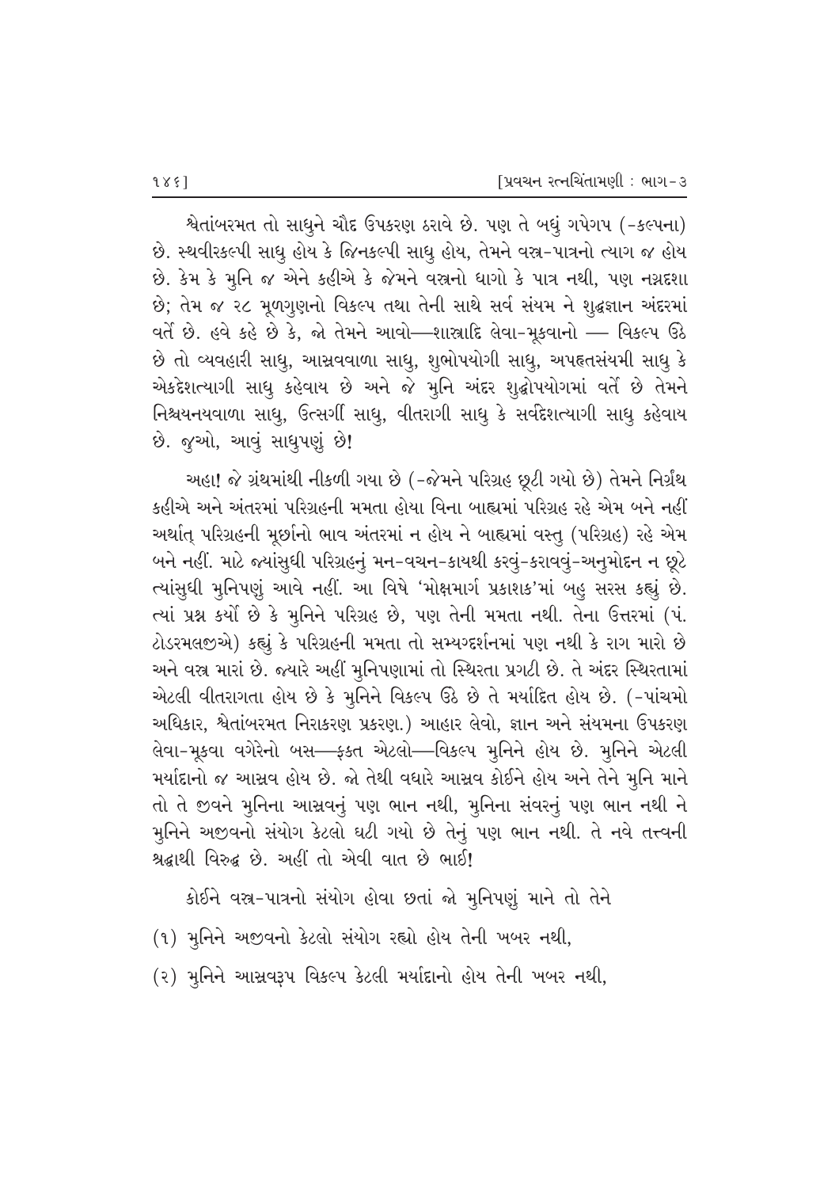શ્વેતાંબરમત તો સાધુને ચૌદ ઉપકરણ ઠરાવે છે. પણ તે બધું ગપેગપ (-કલ્પના) છે. સ્થવીરકલ્પી સાધુ હોય કે જિનકલ્પી સાધુ હોય, તેમને વસ્ત્ર-પાત્રનો ત્યાગ જ હોય છે. કેમ કે મુનિ જ એને કહીએ કે જેમને વસ્ત્રનો ધાગો કે પાત્ર નથી, પણ નગ્નદશા છે; તેમ જ ૨૮ મૂળગુણનો વિકલ્પ તથા તેની સાથે સર્વ સંયમ ને શુદ્ધજ્ઞાન અંદરમાં વર્તે છે. હવે કહે છે કે, જો તેમને આવો—શાસ્ત્રાદિ લેવા-મૂકવાનો — વિકલ્પ ઉઠે છે તો વ્યવહારી સાધુ, આસ્રવવાળા સાધુ, શુભોપયોગી સાધુ, અપહૃતસંયમી સાધુ કે એકદેશત્યાગી સાધુ કહેવાય છે અને જે મુનિ અંદર શુદ્ધોપયોગમાં વર્તે છે તેમને નિશ્ચયનયવાળા સાધુ, ઉત્સર્ગી સાધુ, વીતરાગી સાધુ કે સર્વદેશત્યાગી સાધુ કહેવાય છે. જુઓ, આવું સાધુપણું છે!

અહા! જે ગ્રંથમાંથી નીકળી ગયા છે (-જેમને પરિગ્રહ છૂટી ગયો છે) તેમને નિર્ગ્રંથ કહીએ અને અંતરમાં પરિગ્રહની મમતા હોયા વિના બાહ્યમાં પરિગ્રહ રહે એમ બને નહીં અર્થાત્ પરિગ્રહની મૂર્છાનો ભાવ અંતરમાં ન હોય ને બાહ્યમાં વસ્તુ (પરિગ્રહ) રહે એમ બને નહીં. માટે જ્યાંસુધી પરિગ્રહનું મન-વચન-કાયથી કરવું-કરાવવું-અનુમોદન ન છૂટે ત્યાંસુધી મુનિપણું આવે નહીં. આ વિષે 'મોક્ષમાર્ગ પ્રકાશક'માં બહુ સરસ કહ્યું છે. ત્યાં પ્રશ્ન કર્યો છે કે મુનિને પરિગ્રહ છે, પણ તેની મમતા નથી. તેના ઉત્તરમાં (પં. ટોડરમલજીએ) કહ્યું કે પરિગ્રહની મમતા તો સમ્યગ્દર્શનમાં પણ નથી કે રાગ મારો છે અને વસ્ત્ર મારાં છે. જ્યારે અહીં મુનિપણામાં તો સ્થિરતા પ્રગટી છે. તે અંદર સ્થિરતામાં એટલી વીતરાગતા હોય છે કે મુનિને વિકલ્પ ઉઠે છે તે મર્યાદિત હોય છે. (-પાંચમો અધિકાર, શ્વેતાંબરમત નિરાકરણ પ્રકરણ.) આહાર લેવો, જ્ઞાન અને સંયમના ઉપકરણ લેવા-મૂકવા વગેરેનો બસ—ફક્ત એટલો—વિકલ્પ મુનિને હોય છે. મુનિને એટલી મર્યાદાનો જ આસ્રવ હોય છે. જો તેથી વધારે આસ્રવ કોઈને હોય અને તેને મુનિ માને તો તે જીવને મુનિના આસ્રવનું પણ ભાન નથી, મુનિના સંવરનું પણ ભાન નથી ને મુનિને અજીવનો સંયોગ કેટલો ઘટી ગયો છે તેનું પણ ભાન નથી. તે નવે તત્ત્વની શ્રદ્ધાથી વિરુદ્ધ છે. અહીં તો એવી વાત છે ભાઈ!

કોઈને વસ્ત્ર-પાત્રનો સંયોગ હોવા છતાં જો મુનિપણું માને તો તેને

(૧) મુનિને અજીવનો કેટલો સંયોગ રહ્યો હોય તેની ખબર નથી,

(૨) મુનિને આસ્રવરૂપ વિકલ્પ કેટલી મર્યાદાનો હોય તેની ખબર નથી,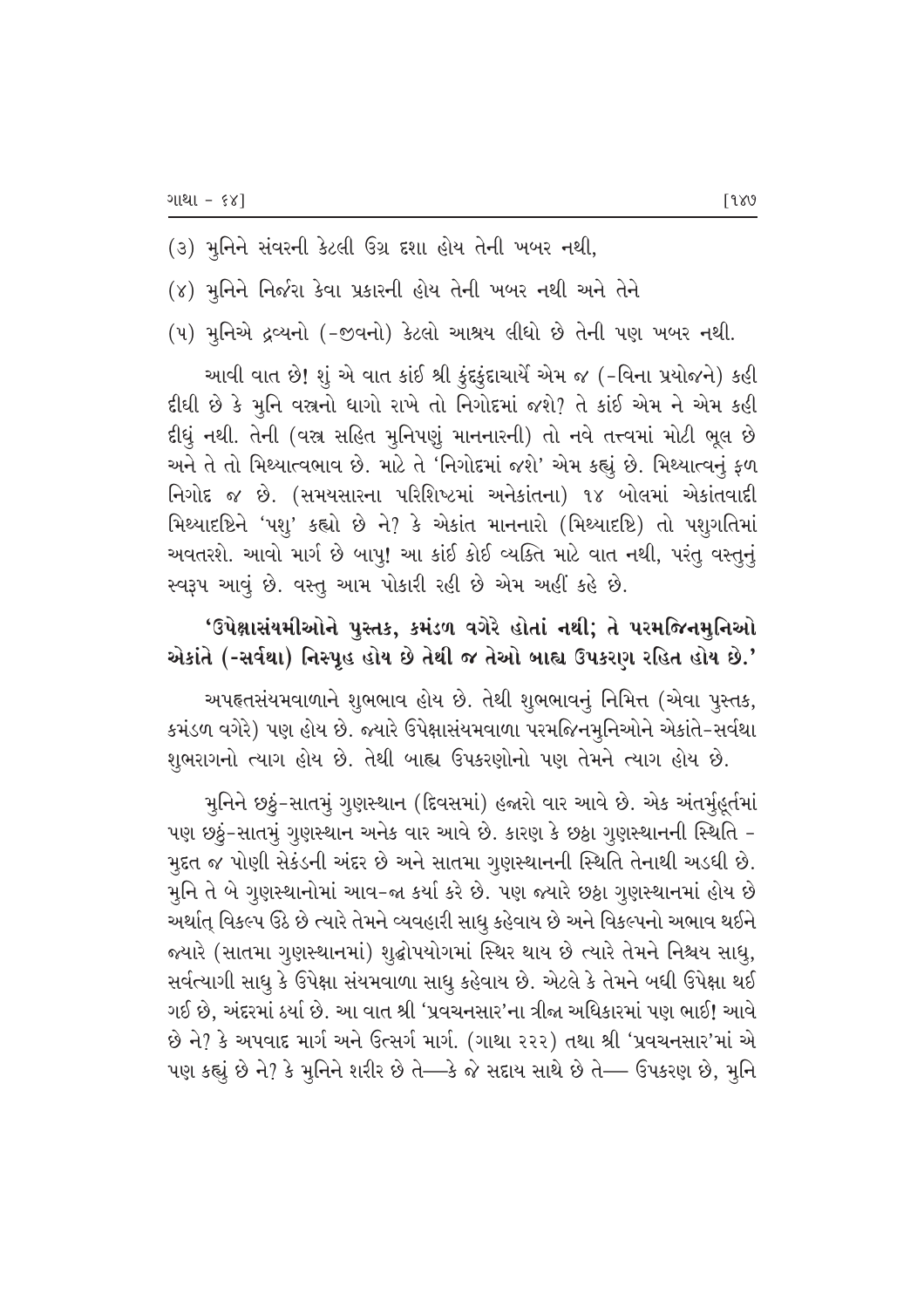(૩) મુનિને સંવરની કેટલી ઉગ્ર દશા હોય તેની ખબર નથી,

(૪) મુનિને નિર્જરા કેવા પ્રકારની હોય તેની ખબર નથી અને તેને

(૫) મુનિએ દ્રવ્યનો (-જીવનો) કેટલો આશ્રય લીધો છે તેની પણ ખબર નથી.

આવી વાત છે! શું એ વાત કાંઈ શ્રી કુંદકુંદાચાર્યે એમ જ (-વિના પ્રયોજને) કહી દીધી છે કે મુનિ વસ્ત્રનો ધાગો રાખે તો નિગોદમાં જશે? તે કાંઈ એમ ને એમ કહી દીધું નથી. તેની (વસ્ત્ર સહિત મુનિપણું માનનારની) તો નવે તત્ત્વમાં મોટી ભૂલ છે અને તે તો મિથ્યાત્વભાવ છે. માટે તે 'નિગોદમાં જશે' એમ કહ્યું છે. મિથ્યાત્વનું ફળ નિગોદ જ છે. (સમયસારના પરિશિષ્ટમાં અનેકાંતના) ૧૪ બોલમાં એકાંતવાદી મિથ્યાદૃષ્ટિને 'પશુ' કહ્યો છે ને? કે એકાંત માનનારો (મિથ્યાદૃષ્ટિ) તો પશુગતિમાં અવતરશે. આવો માર્ગ છે બાપુ! આ કાંઈ કોઈ વ્યક્તિ માટે વાત નથી, પરંતુ વસ્તુનું સ્વરૂપ આવું છે. વસ્તુ આમ પોકારી રહી છે એમ અહીં કહે છે.

**'ઉપેક્ષાસંયમીઓને પુસ્તક, કમંડળ વગેરે હોતાં નથી; તે પરમજિનમુનિઓ એકાંતે (-સર્વથા) નિસ્પૃહ હોય છે તેથી જ તેઓ બાહ્ય ઉપકરણ રહિત હોય છે.'**

અપહૃતસંયમવાળાને શુભભાવ હોય છે. તેથી શુભભાવનું નિમિત્ત (એવા પુસ્તક, કમંડળ વગેરે) પણ હોય છે. જ્યારે ઉપેક્ષાસંયમવાળા પરમજિનમુનિઓને એકાંતે-સર્વથા શુભરાગનો ત્યાગ હોય છે. તેથી બાહ્ય ઉપકરણોનો પણ તેમને ત્યાગ હોય છે.

મુનિને છઠ્ઠું-સાતમું ગુણસ્થાન (દિવસમાં) હજારો વાર આવે છે. એક અંતર્મુહૂર્તમાં પણ છઠ્ઠું-સાતમું ગુણસ્થાન અનેક વાર આવે છે. કારણ કે છઠ્ઠા ગુણસ્થાનની સ્થિતિ - મુદત જ પોણી સેકંડની અંદર છે અને સાતમા ગુણસ્થાનની સ્થિતિ તેનાથી અડધી છે. મુનિ તે બે ગુણસ્થાનોમાં આવ-જા કર્યા કરે છે. પણ જ્યારે છઠ્ઠા ગુણસ્થાનમાં હોય છે અર્થાત્ વિકલ્પ ઉઠે છે ત્યારે તેમને વ્યવહારી સાધુ કહેવાય છે અને વિકલ્પનો અભાવ થઈને જ્યારે (સાતમા ગુણસ્થાનમાં) શુદ્ધોપયોગમાં સ્થિર થાય છે ત્યારે તેમને નિશ્ચય સાધુ, સર્વત્યાગી સાધુ કે ઉપેક્ષા સંયમવાળા સાધુ કહેવાય છે. એટલે કે તેમને બધી ઉપેક્ષા થઈ ગઈ છે, અંદરમાં ઠર્યા છે. આ વાત શ્રી 'પ્રવચનસાર'ના ત્રીજા અધિકારમાં પણ ભાઈ! આવે છે ને? કે અપવાદ માર્ગ અને ઉત્સર્ગ માર્ગ. (ગાથા ૨૨૨) તથા શ્રી 'પ્રવચનસાર'માં એ પણ કહ્યું છે ને? કે મુનિને શરીર છે તે—કે જે સદાય સાથે છે તે— ઉપકરણ છે, મુનિ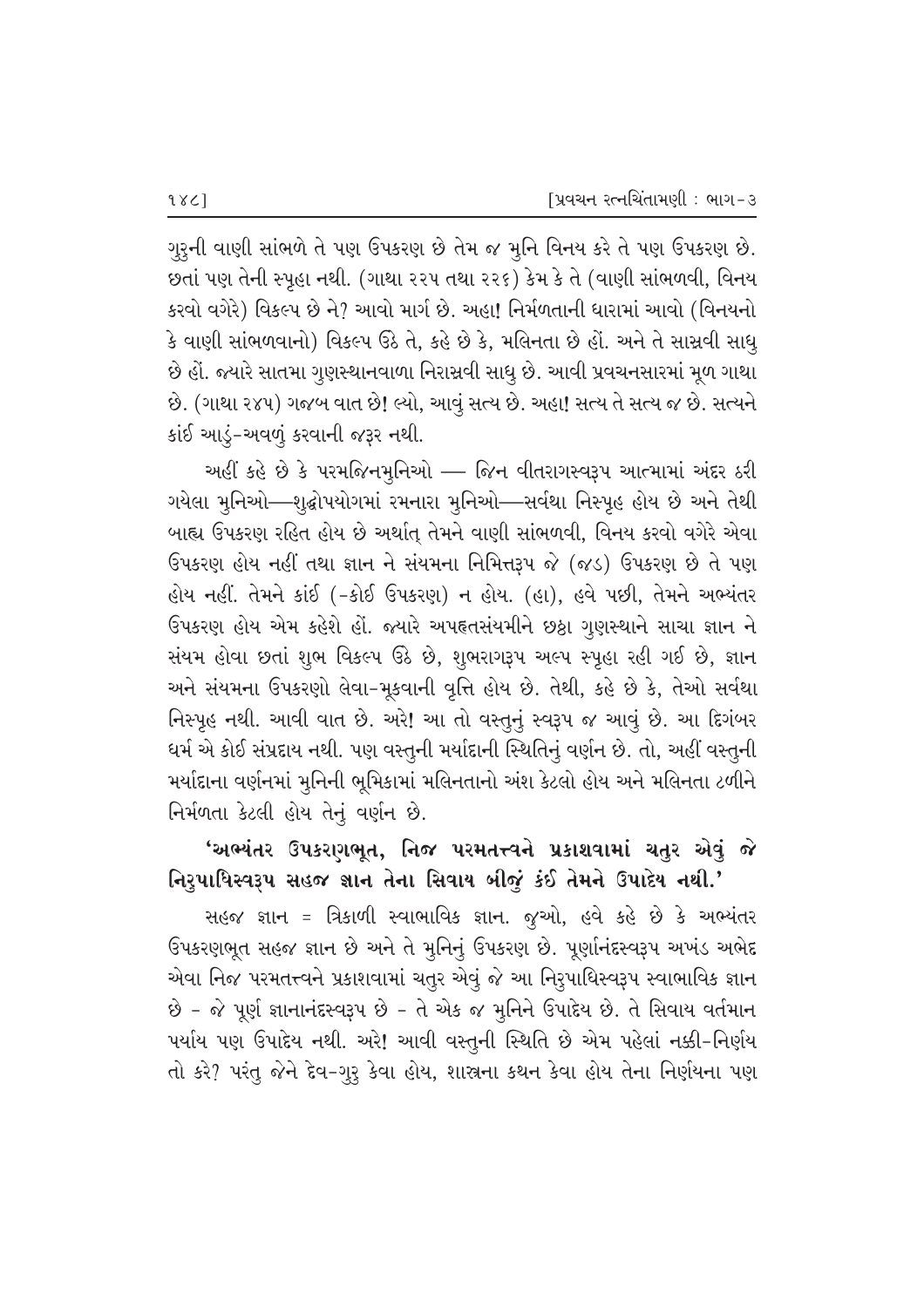ગુરુની વાણી સાંભળે તે પણ ઉપકરણ છે તેમ જ મુનિ વિનય કરે તે પણ ઉપકરણ છે. છતાં પણ તેની સ્પૃહા નથી. (ગાથા ૨૨૫ તથા ૨૨૬) કેમ કે તે (વાણી સાંભળવી, વિનય કરવો વગેરે) વિકલ્પ છે ને? આવો માર્ગ છે. અહા! નિર્મળતાની ધારામાં આવો (વિનયનો કે વાણી સાંભળવાનો) વિકલ્પ ઉઠે તે, કહે છે કે, મલિનતા છે હોં. અને તે સાસ્રવી સાધુ છે હોં. જ્યારે સાતમા ગુણસ્થાનવાળા નિરાસ્રવી સાધુ છે. આવી પ્રવચનસારમાં મૂળ ગાથા છે. (ગાથા ૨૪૫) ગજબ વાત છે! લ્યો, આવું સત્ય છે. અહા! સત્ય તે સત્ય જ છે. સત્યને કાંઈ આડું-અવળું કરવાની જરૂર નથી.

અહીં કહે છે કે પરમજિનમુનિઓ — જિન વીતરાગસ્વરૂપ આત્મામાં અંદર ઠરી ગયેલા મુનિઓ—શુદ્ધોપયોગમાં રમનારા મુનિઓ—સર્વથા નિસ્પૃહ હોય છે અને તેથી બાહ્ય ઉપકરણ રહિત હોય છે અર્થાત્ તેમને વાણી સાંભળવી, વિનય કરવો વગેરે એવા ઉપકરણ હોય નહીં તથા જ્ઞાન ને સંયમના નિમિત્તરૂપ જે (જડ) ઉપકરણ છે તે પણ હોય નહીં. તેમને કાંઈ (-કોઈ ઉપકરણ) ન હોય. (હા), હવે પછી, તેમને અભ્યંતર ઉપકરણ હોય એમ કહેશે હોં. જ્યારે અપહૃતસંયમીને છઠ્ઠા ગુણસ્થાને સાચા જ્ઞાન ને સંયમ હોવા છતાં શુભ વિકલ્પ ઉઠે છે, શુભરાગરૂપ અલ્પ સ્પૃહા રહી ગઈ છે, જ્ઞાન અને સંયમના ઉપકરણો લેવા-મૂકવાની વૃત્તિ હોય છે. તેથી, કહે છે કે, તેઓ સર્વથા નિસ્પૃહ નથી. આવી વાત છે. અરે! આ તો વસ્તુનું સ્વરૂપ જ આવું છે. આ દિગંબર ધર્મ એ કોઈ સંપ્રદાય નથી. પણ વસ્તુની મર્યાદાની સ્થિતિનું વર્ણન છે. તો, અહીં વસ્તુની મર્યાદાના વર્ણનમાં મુનિની ભૂમિકામાં મલિનતાનો અંશ કેટલો હોય અને મલિનતા ટળીને નિર્મળતા કેટલી હોય તેનું વર્ણન છે.

**'અભ્યંતર ઉપકરણભૂત, નિજ પરમતત્ત્વને પ્રકાશવામાં ચતુર એવું જે નિરુપાધિસ્વરૂપ સહજ જ્ઞાન તેના સિવાય બીજું કંઈ તેમને ઉપાદેય નથી.'**

સહજ જ્ઞાન = ત્રિકાળી સ્વાભાવિક જ્ઞાન. જુઓ, હવે કહે છે કે અભ્યંતર ઉપકરણભૂત સહજ જ્ઞાન છે અને તે મુનિનું ઉપકરણ છે. પૂર્ણાનંદસ્વરૂપ અખંડ અભેદ એવા નિજ પરમતત્ત્વને પ્રકાશવામાં ચતુર એવું જે આ નિરુપાધિસ્વરૂપ સ્વાભાવિક જ્ઞાન છે - જે પૂર્ણ જ્ઞાનાનંદસ્વરૂપ છે - તે એક જ મુનિને ઉપાદેય છે. તે સિવાય વર્તમાન પર્યાય પણ ઉપાદેય નથી. અરે! આવી વસ્તુની સ્થિતિ છે એમ પહેલાં નક્કી-નિર્ણય તો કરે? પરંતુ જેને દેવ-ગુરુ કેવા હોય, શાસ્ત્રના કથન કેવા હોય તેના નિર્ણયના પણ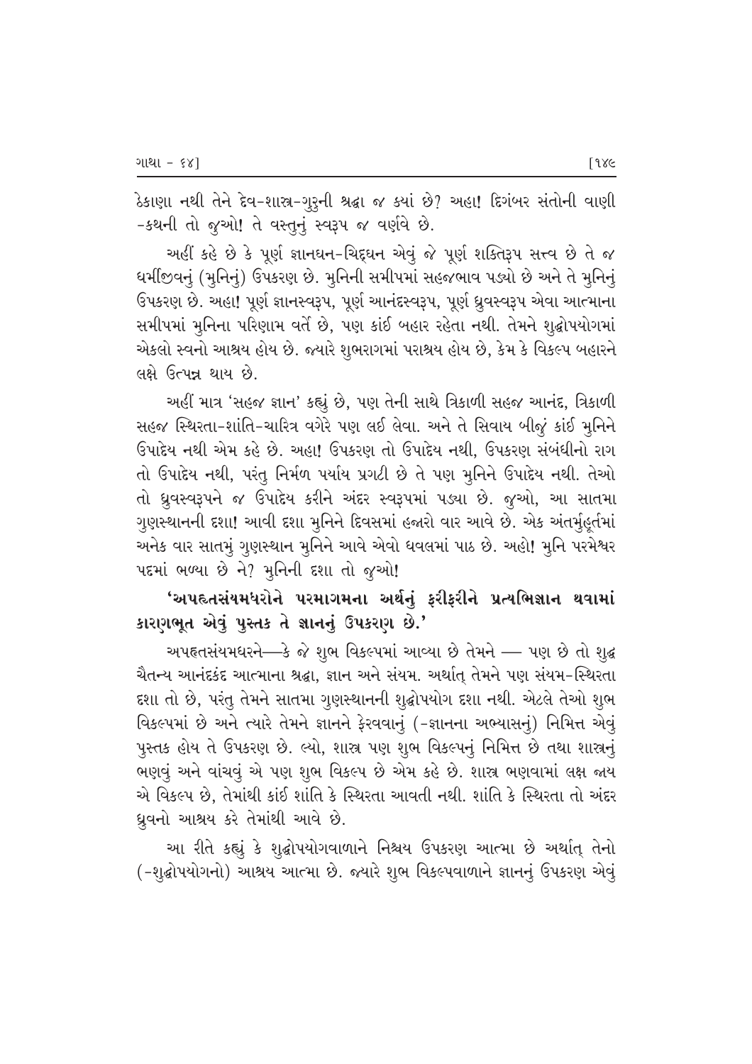ઠેકાણા નથી તેને દેવ-શાસ્ત્ર-ગુરુની શ્રદ્ધા જ ક્યાં છે? અહા! દિગંબર સંતોની વાણી -કથની તો જુઓ! તે વસ્તુનું સ્વરૂપ જ વર્ણવે છે.

અહીં કહે છે કે પૂર્ણ જ્ઞાનઘન-ચિદ્દઘન એવું જે પૂર્ણ શક્તિરૂપ સત્ત્વ છે તે જ ધર્મીજીવનું (મુનિનું) ઉપકરણ છે. મુનિની સમીપમાં સહજભાવ પડ્યો છે અને તે મુનિનું ઉપકરણ છે. અહા! પૂર્ણ જ્ઞાનસ્વરૂપ, પૂર્ણ આનંદસ્વરૂપ, પૂર્ણ ધ્રુવસ્વરૂપ એવા આત્માના સમીપમાં મુનિના પરિણામ વર્તે છે, પણ કાંઈ બહાર રહેતા નથી. તેમને શુદ્ધોપયોગમાં એકલો સ્વનો આશ્રય હોય છે. જ્યારે શુભરાગમાં પરાશ્રય હોય છે, કેમ કે વિકલ્પ બહારને લક્ષે ઉત્પન્ન થાય છે.

અહીં માત્ર 'સહજ જ્ઞાન' કહ્યું છે, પણ તેની સાથે ત્રિકાળી સહજ આનંદ, ત્રિકાળી સહજ સ્થિરતા-શાંતિ-ચારિત્ર વગેરે પણ લઈ લેવા. અને તે સિવાય બીજું કાંઈ મુનિને ઉપાદેય નથી એમ કહે છે. અહા! ઉપકરણ તો ઉપાદેય નથી, ઉપકરણ સંબંધીનો રાગ તો ઉપાદેય નથી, પરંતુ નિર્મળ પર્યાય પ્રગટી છે તે પણ મુનિને ઉપાદેય નથી. તેઓ તો ધ્રુવસ્વરૂપને જ ઉપાદેય કરીને અંદર સ્વરૂપમાં પડ્યા છે. જુઓ, આ સાતમા ગુણસ્થાનની દશા! આવી દશા મુનિને દિવસમાં હજારો વાર આવે છે. એક અંતર્મુહૂર્તમાં અનેક વાર સાતમું ગુણસ્થાન મુનિને આવે એવો ધવલમાં પાઠ છે. અહો! મુનિ પરમેશ્વર પદમાં ભળ્યા છે ને? મુનિની દશા તો જુઓ!

**'અપહૃતસંયમધરોને પરમાગમના અર્થનું ફરીફરીને પ્રત્યભિજ્ઞાન થવામાં કારણભૂત એવું પુસ્તક તે જ્ઞાનનું ઉપકરણ છે.'**

અપહૃતસંયમધરને—કે જે શુભ વિકલ્પમાં આવ્યા છે તેમને — પણ છે તો શુદ્ધ ચૈતન્ય આનંદકંદ આત્માના શ્રદ્ધા, જ્ઞાન અને સંયમ. અર્થાત્ તેમને પણ સંયમ-સ્થિરતા દશા તો છે, પરંતુ તેમને સાતમા ગુણસ્થાનની શુદ્ધોપયોગ દશા નથી. એટલે તેઓ શુભ વિકલ્પમાં છે અને ત્યારે તેમને જ્ઞાનને ફેરવવાનું (-જ્ઞાનના અભ્યાસનું) નિમિત્ત એવું પુસ્તક હોય તે ઉપકરણ છે. લ્યો, શાસ્ત્ર પણ શુભ વિકલ્પનું નિમિત્ત છે તથા શાસ્ત્રનું ભણવું અને વાંચવું એ પણ શુભ વિકલ્પ છે એમ કહે છે. શાસ્ત્ર ભણવામાં લક્ષ જાય એ વિકલ્પ છે, તેમાંથી કાંઈ શાંતિ કે સ્થિરતા આવતી નથી. શાંતિ કે સ્થિરતા તો અંદર ધ્રુવનો આશ્રય કરે તેમાંથી આવે છે.

આ રીતે કહ્યું કે શુદ્ધોપયોગવાળાને નિશ્ચય ઉપકરણ આત્મા છે અર્થાત્ તેનો (-શુદ્ધોપયોગનો) આશ્રય આત્મા છે. જ્યારે શુભ વિકલ્પવાળાને જ્ઞાનનું ઉપકરણ એવું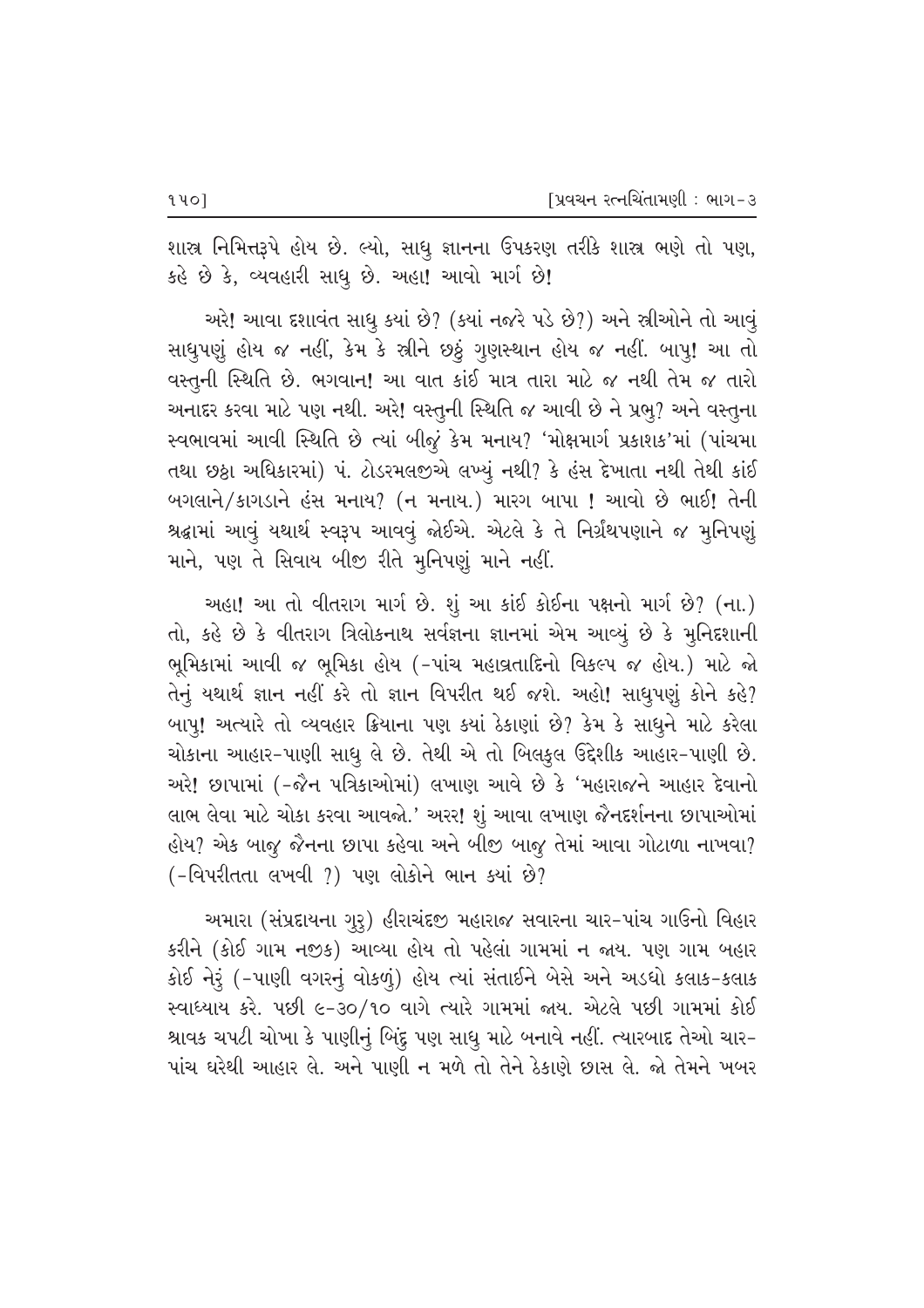શાસ્ત્ર નિમિત્તરૂપે હોય છે. લ્યો, સાધુ જ્ઞાનના ઉપકરણ તરીકે શાસ્ત્ર ભણે તો પણ, કહે છે કે, વ્યવહારી સાધુ છે. અહા! આવો માર્ગ છે!

અરે! આવા દશાવંત સાધુ ક્યાં છે? (ક્યાં નજરે પડે છે?) અને સ્ત્રીઓને તો આવું સાધુપણું હોય જ નહીં, કેમ કે સ્ત્રીને છઠ્ઠું ગુણસ્થાન હોય જ નહીં. બાપુ! આ તો વસ્તુની સ્થિતિ છે. ભગવાન! આ વાત કાંઈ માત્ર તારા માટે જ નથી તેમ જ તારો અનાદર કરવા માટે પણ નથી. અરે! વસ્તુની સ્થિતિ જ આવી છે ને પ્રભુ? અને વસ્તુના સ્વભાવમાં આવી સ્થિતિ છે ત્યાં બીજું કેમ મનાય? 'મોક્ષમાર્ગ પ્રકાશક'માં (પાંચમા તથા છઠ્ઠા અધિકારમાં) પં. ટોડરમલજીએ લખ્યું નથી? કે હંસ દેખાતા નથી તેથી કાંઈ બગલાને/કાગડાને હંસ મનાય? (ન મનાય.) મારગ બાપા ! આવો છે ભાઈ! તેની શ્રદ્ધામાં આવું યથાર્થ સ્વરૂપ આવવું જોઈએ. એટલે કે તે નિર્ગ્રંથપણાને જ મુનિપણું માને, પણ તે સિવાય બીજી રીતે મુનિપણું માને નહીં.

અહા! આ તો વીતરાગ માર્ગ છે. શું આ કાંઈ કોઈના પક્ષનો માર્ગ છે? (ના.) તો, કહે છે કે વીતરાગ ત્રિલોકનાથ સર્વજ્ઞના જ્ઞાનમાં એમ આવ્યું છે કે મુનિદશાની ભૂમિકામાં આવી જ ભૂમિકા હોય (-પાંચ મહાવ્રતાદિનો વિકલ્પ જ હોય.) માટે જો તેનું યથાર્થ જ્ઞાન નહીં કરે તો જ્ઞાન વિપરીત થઈ જશે. અહો! સાધુપણું કોને કહે? બાપુ! અત્યારે તો વ્યવહાર ક્રિયાના પણ ક્યાં ઠેકાણાં છે? કેમ કે સાધુને માટે કરેલા ચોકાના આહાર-પાણી સાધુ લે છે. તેથી એ તો બિલકુલ ઉદ્દેશીક આહાર-પાણી છે. અરે! છાપામાં (-જૈન પત્રિકાઓમાં) લખાણ આવે છે કે 'મહારાજને આહાર દેવાનો લાભ લેવા માટે ચોકા કરવા આવજો.' અરર! શું આવા લખાણ જૈનદર્શનના છાપાઓમાં હોય? એક બાજુ જૈનના છાપા કહેવા અને બીજી બાજુ તેમાં આવા ગોટાળા નાખવા? (-વિપરીતતા લખવી ?) પણ લોકોને ભાન ક્યાં છે?

અમારા (સંપ્રદાયના ગુરુ) હીરાચંદજી મહારાજ સવારના ચાર-પાંચ ગાઉનો વિહાર કરીને (કોઈ ગામ નજીક) આવ્યા હોય તો પહેલાં ગામમાં ન જાય. પણ ગામ બહાર કોઈ નેરું (-પાણી વગરનું વોકળું) હોય ત્યાં સંતાઈને બેસે અને અડધો કલાક-કલાક સ્વાધ્યાય કરે. પછી ૯-૩૦/૧૦ વાગે ત્યારે ગામમાં જાય. એટલે પછી ગામમાં કોઈ શ્રાવક ચપટી ચોખા કે પાણીનું બિંદુ પણ સાધુ માટે બનાવે નહીં. ત્યારબાદ તેઓ ચાર-પાંચ ઘરેથી આહાર લે. અને પાણી ન મળે તો તેને ઠેકાણે છાસ લે. જો તેમને ખબર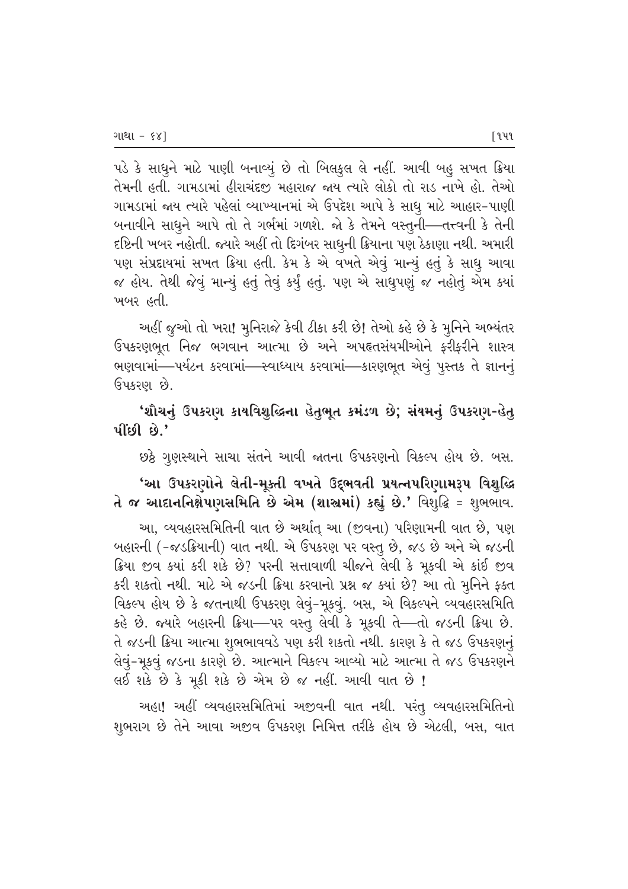પડે કે સાધુને માટે પાણી બનાવ્યું છે તો બિલકુલ લે નહીં. આવી બહુ સખત ક્રિયા તેમની હતી. ગામડામાં હીરાચંદજી મહારાજ જાય ત્યારે લોકો તો રાડ નાખે હો. તેઓ ગામડામાં જાય ત્યારે પહેલાં વ્યાખ્યાનમાં એ ઉપદેશ આપે કે સાધુ માટે આહાર-પાણી બનાવીને સાધુને આપે તો તે ગર્ભમાં ગળશે. જો કે તેમને વસ્તુની—તત્ત્વની કે તેની દૃષ્ટિની ખબર નહોતી. જ્યારે અહીં તો દિગંબર સાધુની ક્રિયાના પણ ઠેકાણા નથી. અમારી પણ સંપ્રદાયમાં સખત ક્રિયા હતી. કેમ કે એ વખતે એવું માન્યું હતું કે સાધુ આવા જ હોય. તેથી જેવું માન્યું હતું તેવું કર્યું હતું. પણ એ સાધુપણું જ નહોતું એમ ક્યાં ખબર હતી.

અહીં જુઓ તો ખરા! મુનિરાજે કેવી ટીકા કરી છે! તેઓ કહે છે કે મુનિને અભ્યંતર ઉપકરણભૂત નિજ ભગવાન આત્મા છે અને અપહૃતસંયમીઓને ફરીફરીને શાસ્ત્ર ભણવામાં—પર્યટન કરવામાં—સ્વાધ્યાય કરવામાં—કારણભૂત એવું પુસ્તક તે જ્ઞાનનું ઉપકરણ છે.

**'શૌચનું ઉપકરણ કાયવિશુદ્ધિના હેતુભૂત કમંડળ છે; સંયમનું ઉપકરણ-હેતુ પીંછી છે.'**

છઠ્ઠે ગુણસ્થાને સાચા સંતને આવી જાતના ઉપકરણનો વિકલ્પ હોય છે. બસ.

**'આ ઉપકરણોને લેતી-મૂકતી વખતે ઉદ્ભવતી પ્રયત્નપરિણામરૂપ વિશુદ્ધિ તે જ આદાનનિક્ષેપણસમિતિ છે એમ (શાસ્ત્રમાં) કહ્યું છે.'** વિશુદ્ધિ = શુભભાવ.

આ, વ્યવહારસમિતિની વાત છે અર્થાત્ આ (જીવના) પરિણામની વાત છે, પણ બહારની (-જડક્રિયાની) વાત નથી. એ ઉપકરણ પર વસ્તુ છે, જડ છે અને એ જડની ક્રિયા જીવ ક્યાં કરી શકે છે? પરની સત્તાવાળી ચીજને લેવી કે મૂકવી એ કાંઈ જીવ કરી શકતો નથી. માટે એ જડની ક્રિયા કરવાનો પ્રશ્ન જ ક્યાં છે? આ તો મુનિને ફક્ત વિકલ્પ હોય છે કે જતનાથી ઉપકરણ લેવું-મૂકવું. બસ, એ વિકલ્પને વ્યવહારસમિતિ કહે છે. જ્યારે બહારની ક્રિયા—પર વસ્તુ લેવી કે મૂકવી તે—તો જડની ક્રિયા છે. તે જડની ક્રિયા આત્મા શુભભાવવડે પણ કરી શકતો નથી. કારણ કે તે જડ ઉપકરણનું લેવું-મૂકવું જડના કારણે છે. આત્માને વિકલ્પ આવ્યો માટે આત્મા તે જડ ઉપકરણને લઈ શકે છે કે મૂકી શકે છે એમ છે જ નહીં. આવી વાત છે !

અહા! અહીં વ્યવહારસમિતિમાં અજીવની વાત નથી. પરંતુ વ્યવહારસમિતિનો શુભરાગ છે તેને આવા અજીવ ઉપકરણ નિમિત્ત તરીકે હોય છે એટલી, બસ, વાત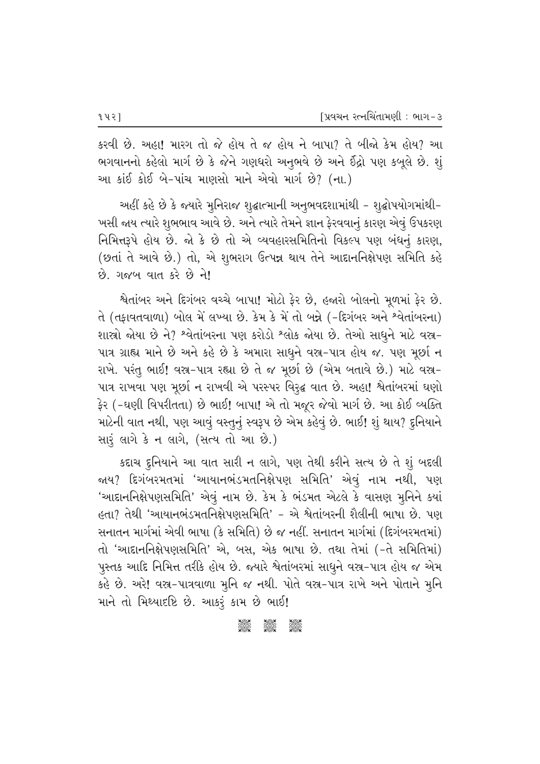કરવી છે. અહા! મારગ તો જે હોય તે જ હોય ને બાપા? તે બીજો કેમ હોય? આ ભગવાનનો કહેલો માર્ગ છે કે જેને ગણધરો અનુભવે છે અને ઈંદ્રો પણ કબૂલે છે. શું આ કાંઈ કોઈ બે-પાંચ માણસો માને એવો માર્ગ છે? (ના.)

અહીં કહે છે કે જ્યારે મુનિરાજ શુદ્ધાત્માની અનુભવદશામાંથી - શુદ્ધોપયોગમાંથી- ખસી જાય ત્યારે શુભભાવ આવે છે. અને ત્યારે તેમને જ્ઞાન ફેરવવાનું કારણ એવું ઉપકરણ નિમિત્તરૂપે હોય છે. જો કે છે તો એ વ્યવહારસમિતિનો વિકલ્પ પણ બંધનું કારણ, (છતાં તે આવે છે.) તો, એ શુભરાગ ઉત્પન્ન થાય તેને આદાનનિક્ષેપણ સમિતિ કહે છે. ગજબ વાત કરે છે ને!

શ્વેતાંબર અને દિગંબર વચ્ચે બાપા! મોટો ફેર છે, હજારો બોલનો મૂળમાં ફેર છે. તે (તફાવતવાળા) બોલ મેં લખ્યા છે. કેમ કે મેં તો બન્ને (-દિગંબર અને શ્વેતાંબરના) શાસ્ત્રો જોયા છે ને? શ્વેતાંબરના પણ કરોડો શ્લોક જોયા છે. તેઓ સાધુને માટે વસ્ત્ર-પાત્ર ગ્રાહ્ય માને છે અને કહે છે કે અમારા સાધુને વસ્ત્ર-પાત્ર હોય જ. પણ મૂર્છા ન રાખે. પરંતુ ભાઈ! વસ્ત્ર-પાત્ર રહ્યા છે તે જ મૂર્છા છે (એમ બતાવે છે.) માટે વસ્ત્ર-પાત્ર રાખવા પણ મૂર્છા ન રાખવી એ પરસ્પર વિરુદ્ધ વાત છે. અહા! શ્વેતાંબરમાં ઘણો ફેર (-ઘણી વિપરીતતા) છે ભાઈ! બાપા! એ તો મજૂર જેવો માર્ગ છે. આ કોઈ વ્યક્તિ માટેની વાત નથી, પણ આવું વસ્તુનું સ્વરૂપ છે એમ કહેવું છે. ભાઈ! શું થાય? દુનિયાને સારું લાગે કે ન લાગે, (સત્ય તો આ છે.)

કદાચ દુનિયાને આ વાત સારી ન લાગે, પણ તેથી કરીને સત્ય છે તે શું બદલી જાય? દિગંબરમતમાં 'આયાનભંડમતનિક્ષેપણ સમિતિ' એવું નામ નથી, પણ 'આદાનનિક્ષેપણસમિતિ' એવું નામ છે. કેમ કે ભંડમત એટલે કે વાસણ મુનિને ક્યાં હતા? તેથી 'આયાનભંડમતનિક્ષેપણસમિતિ' - એ શ્વેતાંબરની શૈલીની ભાષા છે. પણ સનાતન માર્ગમાં એવી ભાષા (કે સમિતિ) છે જ નહીં. સનાતન માર્ગમાં (દિગંબરમતમાં) તો 'આદાનનિક્ષેપણસમિતિ' એ, બસ, એક ભાષા છે. તથા તેમાં (-તે સમિતિમાં) પુસ્તક આદિ નિમિત્ત તરીકે હોય છે. જ્યારે શ્વેતાંબરમાં સાધુને વસ્ત્ર-પાત્ર હોય જ એમ કહે છે. અરે! વસ્ત્ર-પાત્રવાળા મુનિ જ નથી. પોતે વસ્ત્ર-પાત્ર રાખે અને પોતાને મુનિ માને તો મિથ્યાદૃષ્ટિ છે. આકરું કામ છે ભાઈ!

❋ ❋ ❋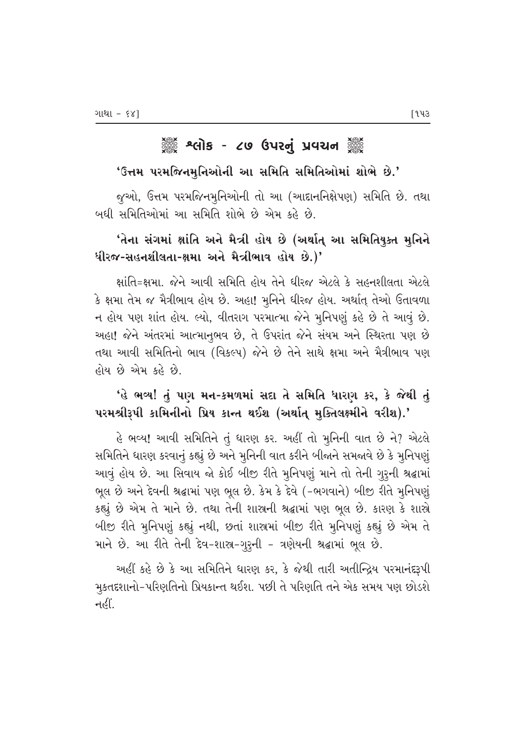# ❀ શ્લોક - ૮૭ ઉપરનું પ્રવચન ❀

**'ઉત્તમ પરમજિનમુનિઓની આ સમિતિ સમિતિઓમાં શોભે છે.'**

જુઓ, ઉત્તમ પરમજિનમુનિઓની તો આ (આદાનનિક્ષેપણ) સમિતિ છે. તથા બધી સમિતિઓમાં આ સમિતિ શોભે છે એમ કહે છે.

**'તેના સંગમાં ક્ષાંતિ અને મૈત્રી હોય છે (અર્થાત્ આ સમિતિયુક્ત મુનિને ધીરજ-સહનશીલતા-ક્ષમા અને મૈત્રીભાવ હોય છે.)'**

ક્ષાંતિ=ક્ષમા. જેને આવી સમિતિ હોય તેને ધીરજ એટલે કે સહનશીલતા એટલે કે ક્ષમા તેમ જ મૈત્રીભાવ હોય છે. અહા! મુનિને ધીરજ હોય. અર્થાત્ તેઓ ઉતાવળા ન હોય પણ શાંત હોય. લ્યો, વીતરાગ પરમાત્મા જેને મુનિપણું કહે છે તે આવું છે. અહા! જેને અંતરમાં આત્માનુભવ છે, તે ઉપરાંત જેને સંયમ અને સ્થિરતા પણ છે તથા આવી સમિતિનો ભાવ (વિકલ્પ) જેને છે તેને સાથે ક્ષમા અને મૈત્રીભાવ પણ હોય છે એમ કહે છે.

**'હે ભવ્ય! તું પણ મન-કમળમાં સદા તે સમિતિ ધારણ કર, કે જેથી તું પરમશ્રીરૂપી કામિનીનો પ્રિય કાન્ત થઈશ (અર્થાત્ મુક્તિલક્ષ્મીને વરીશ).'**

હે ભવ્ય! આવી સમિતિને તું ધારણ કર. અહીં તો મુનિની વાત છે ને? એટલે સમિતિને ધારણ કરવાનું કહ્યું છે અને મુનિની વાત કરીને બીજાને સમજાવે છે કે મુનિપણું આવું હોય છે. આ સિવાય જો કોઈ બીજી રીતે મુનિપણું માને તો તેની ગુરુની શ્રદ્ધામાં ભૂલ છે અને દેવની શ્રદ્ધામાં પણ ભૂલ છે. કેમ કે દેવે (-ભગવાને) બીજી રીતે મુનિપણું કહ્યું છે એમ તે માને છે. તથા તેની શાસ્ત્રની શ્રદ્ધામાં પણ ભૂલ છે. કારણ કે શાસ્ત્રે બીજી રીતે મુનિપણું કહ્યું નથી, છતાં શાસ્ત્રમાં બીજી રીતે મુનિપણું કહ્યું છે એમ તે માને છે. આ રીતે તેની દેવ-શાસ્ત્ર-ગુરુની - ત્રણેયની શ્રદ્ધામાં ભૂલ છે.

અહીં કહે છે કે આ સમિતિને ધારણ કર, કે જેથી તારી અતીન્દ્રિય પરમાનંદરૂપી મુક્તદશાનો-પરિણતિનો પ્રિયકાન્ત થઈશ. પછી તે પરિણતિ તને એક સમય પણ છોડશે નહીં.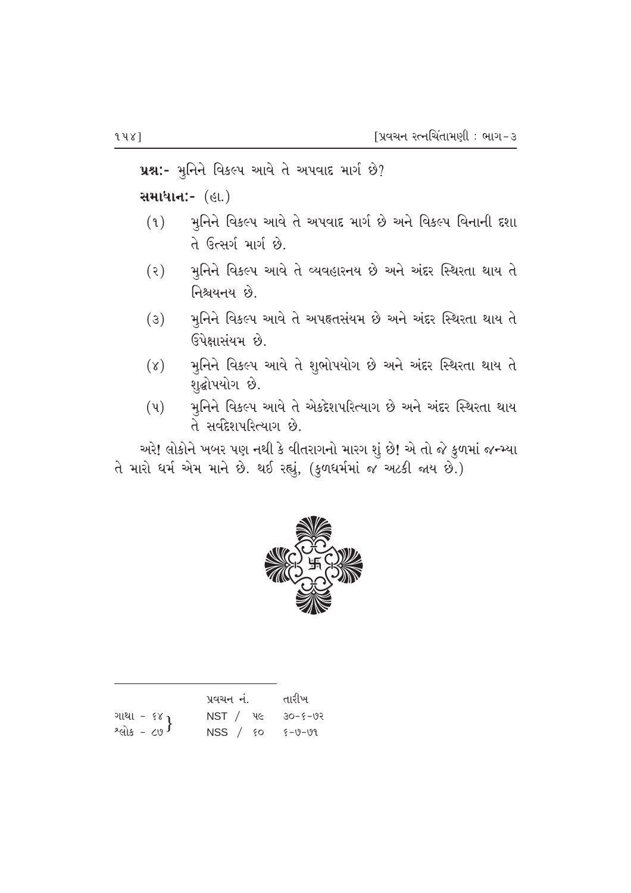**પ્રશ્ન:-** મુનિને વિકલ્પ આવે તે અપવાદ માર્ગ છે?

**સમાધાન:-** (હા.)

(૧) મુનિને વિકલ્પ આવે તે અપવાદ માર્ગ છે અને વિકલ્પ વિનાની દશા તે ઉત્સર્ગ માર્ગ છે.

(૨) મુનિને વિકલ્પ આવે તે વ્યવહારનય છે અને અંદર સ્થિરતા થાય તે નિશ્ચયનય છે.

(૩) મુનિને વિકલ્પ આવે તે અપહૃતસંયમ છે અને અંદર સ્થિરતા થાય તે ઉપેક્ષાસંયમ છે.

(૪) મુનિને વિકલ્પ આવે તે શુભોપયોગ છે અને અંદર સ્થિરતા થાય તે શુદ્ધોપયોગ છે.

(૫) મુનિને વિકલ્પ આવે તે એકદેશપરિત્યાગ છે અને અંદર સ્થિરતા થાય તે સર્વદેશપરિત્યાગ છે.

અરે! લોકોને ખબર પણ નથી કે વીતરાગનો મારગ શું છે! એ તો જે કુળમાં જન્મ્યા તે મારો ધર્મ એમ માને છે. થઈ રહ્યું, (કુળધર્મમાં જ અટકી જાય છે.)

---

| | પ્રવચન નં. | તારીખ |
|---|---|---|
| ગાથા - ૬૪ | NST / ૫૯ | ૩૦-૬-૭૨ |
| શ્લોક - ૮૭ | NSS / ૬૦ | ૬-૭-૭૧ |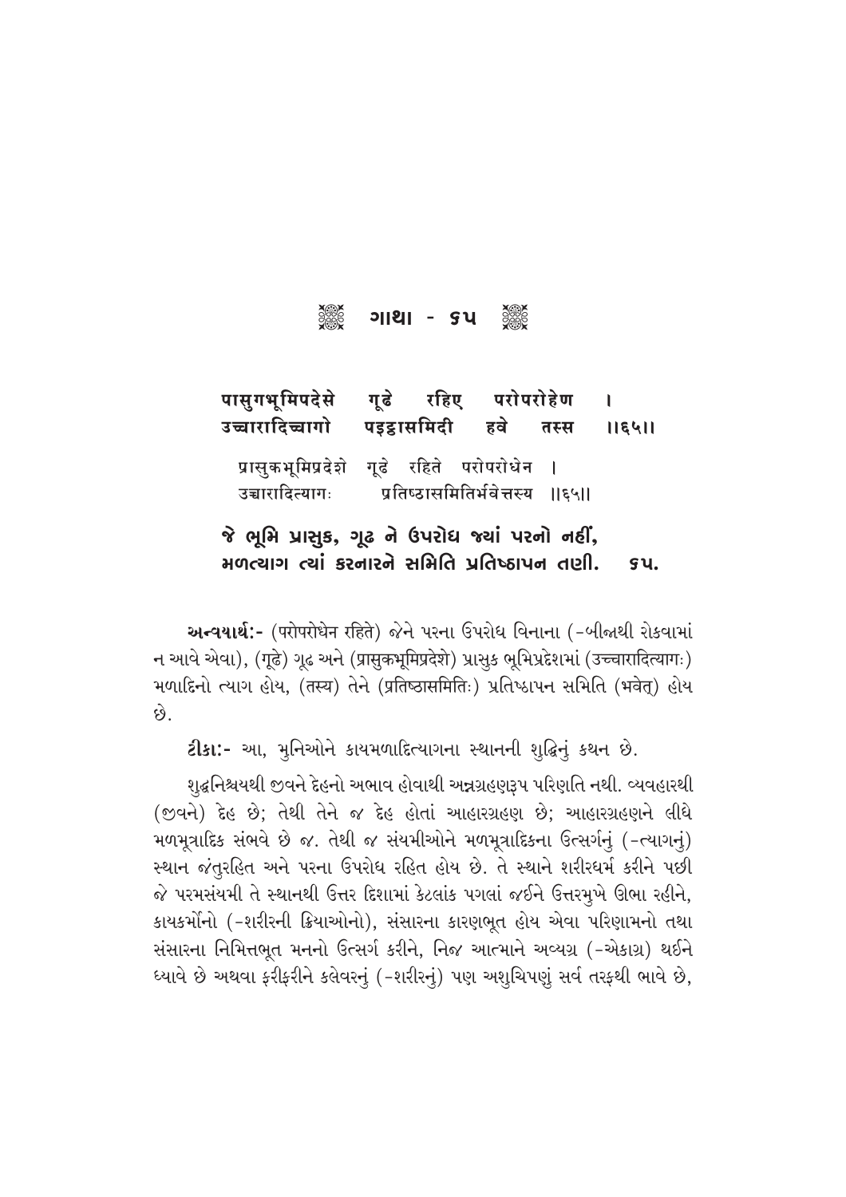## ❁ ગાથા - ૬૫ ❁

पासुगभूमिपदेसे गूढे रहिए परोपरोहेण ।
उच्चारादिच्चागो पइट्ठासमिदी हवे तस्स ॥६५॥

प्रासुकभूमिप्रदेशे गूढे रहिते परोपरोधेन ।
उच्चारादित्यागः प्रतिष्ठासमितिर्भवेत्तस्य ॥६५॥

**જે ભૂમિ પ્રાસુક, ગૂઢ ને ઉપરોધ જ્યાં પરનો નહીં,**
**મળત્યાગ ત્યાં કરનારને સમિતિ પ્રતિષ્ઠાપન તણી. ૬૫.**

**અન્વયાર્થઃ-** (परोपरोधेन रहिते) જેને પરના ઉપરોધ વિનાના (-બીજાથી રોકવામાં ન આવે એવા), (गूढे) ગૂઢ અને (प्रासुकभूमिप्रदेशे) પ્રાસુક ભૂમિપ્રદેશમાં (उच्चारादित्यागः) મળાદિનો ત્યાગ હોય, (तस्य) તેને (प्रतिष्ठासमितिः) પ્રતિષ્ઠાપન સમિતિ (भवेत्) હોય છે.

**ટીકાઃ-** આ, મુનિઓને કાયમળાદિત્યાગના સ્થાનની શુદ્ધિનું કથન છે.

શુદ્ધનિશ્ચયથી જીવને દેહનો અભાવ હોવાથી અન્નગ્રહણરૂપ પરિણતિ નથી. વ્યવહારથી (જીવને) દેહ છે; તેથી તેને જ દેહ હોતાં આહારગ્રહણ છે; આહારગ્રહણને લીધે મળમૂત્રાદિક સંભવે છે જ. તેથી જ સંયમીઓને મળમૂત્રાદિકના ઉત્સર્ગનું (-ત્યાગનું) સ્થાન જંતુરહિત અને પરના ઉપરોધ રહિત હોય છે. તે સ્થાને શરીરધર્મ કરીને પછી જે પરમસંયમી તે સ્થાનથી ઉત્તર દિશામાં કેટલાંક પગલાં જઈને ઉત્તરમુખે ઊભા રહીને, કાયકર્મોનો (-શરીરની ક્રિયાઓનો), સંસારના કારણભૂત હોય એવા પરિણામનો તથા સંસારના નિમિત્તભૂત મનનો ઉત્સર્ગ કરીને, નિજ આત્માને અવ્યગ્ર (-એકાગ્ર) થઈને ધ્યાવે છે અથવા ફરીફરીને કલેવરનું (-શરીરનું) પણ અશુચિપણું સર્વ તરફથી ભાવે છે,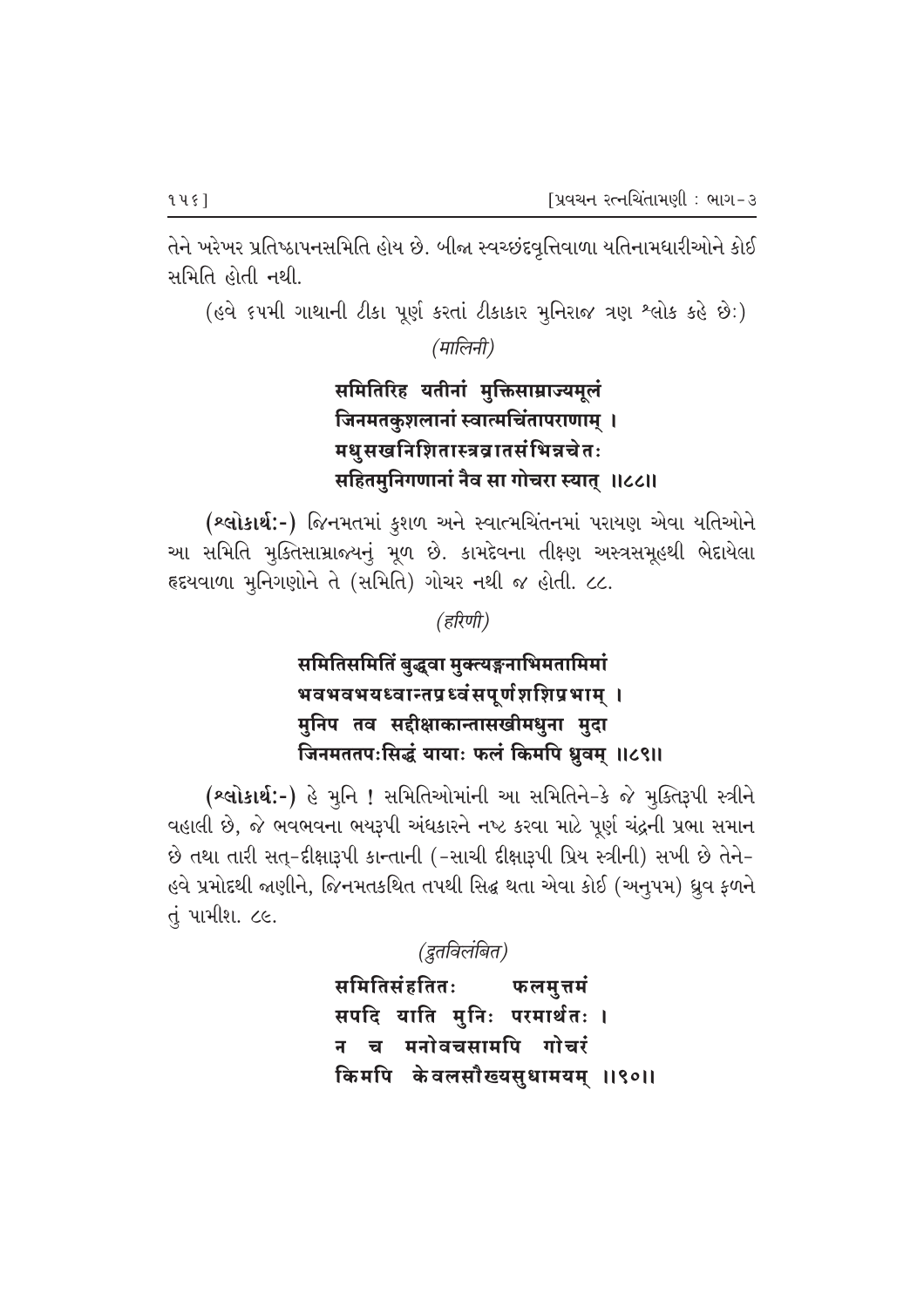તેને ખરેખર પ્રતિષ્ઠાપનસમિતિ હોય છે. બીજા સ્વચ્છંદવૃત્તિવાળા યતિનામધારીઓને કોઈ સમિતિ હોતી નથી.

(હવે ૬૫મી ગાથાની ટીકા પૂર્ણ કરતાં ટીકાકાર મુનિરાજ ત્રણ શ્લોક કહે છેઃ)

*(मालिनी)*

**समितिरिह यतीनां मुक्तिसाम्राज्यमूलं**
**जिनमतकुशलानां स्वात्मचिंतापराणाम् ।**
**मधुसखनिशितास्त्रव्रातसंभिन्नचेतः**
**सहितमुनिगणानां नैव सा गोचरा स्यात् ।।८८।।**

**(શ્લોકાર્થઃ-)** જિનમતમાં કુશળ અને સ્વાત્મચિંતનમાં પરાયણ એવા યતિઓને આ સમિતિ મુક્તિસામ્રાજ્યનું મૂળ છે. કામદેવના તીક્ષ્ણ અસ્ત્રસમૂહથી ભેદાયેલા હૃદયવાળા મુનિગણોને તે (સમિતિ) ગોચર નથી જ હોતી. ૮૮.

*(हरिणी)*

**समितिसमितिं बुद्ध्वा मुक्त्यङ्गनाभिमतामिमां**
**भवभवभयध्वान्तप्रध्वंसपूर्णशशिप्रभाम् ।**
**मुनिप तव सद्दीक्षाकान्तासखीमधुना मुदा**
**जिनमततपःसिद्धं यायाः फलं किमपि ध्रुवम् ।।८९।।**

**(શ્લોકાર્થઃ-)** હે મુનિ ! સમિતિઓમાંની આ સમિતિને-કે જે મુક્તિરૂપી સ્ત્રીને વહાલી છે, જે ભવભવના ભયરૂપી અંધકારને નષ્ટ કરવા માટે પૂર્ણ ચંદ્રની પ્રભા સમાન છે તથા તારી સત્-દીક્ષારૂપી કાન્તાની (-સાચી દીક્ષારૂપી પ્રિય સ્ત્રીની) સખી છે તેને- હવે પ્રમોદથી જાણીને, જિનમતકથિત તપથી સિદ્ધ થતા એવા કોઈ (અનુપમ) ધ્રુવ ફળને તું પામીશ. ૮૯.

*(द्रुतविलंबित)*

**समितिसंहतितः फलमुत्तमं**
**सपदि याति मुनिः परमार्थतः ।**
**न च मनोवचसामपि गोचरं**
**किमपि केवलसौख्यसुधामयम् ।।९०।।**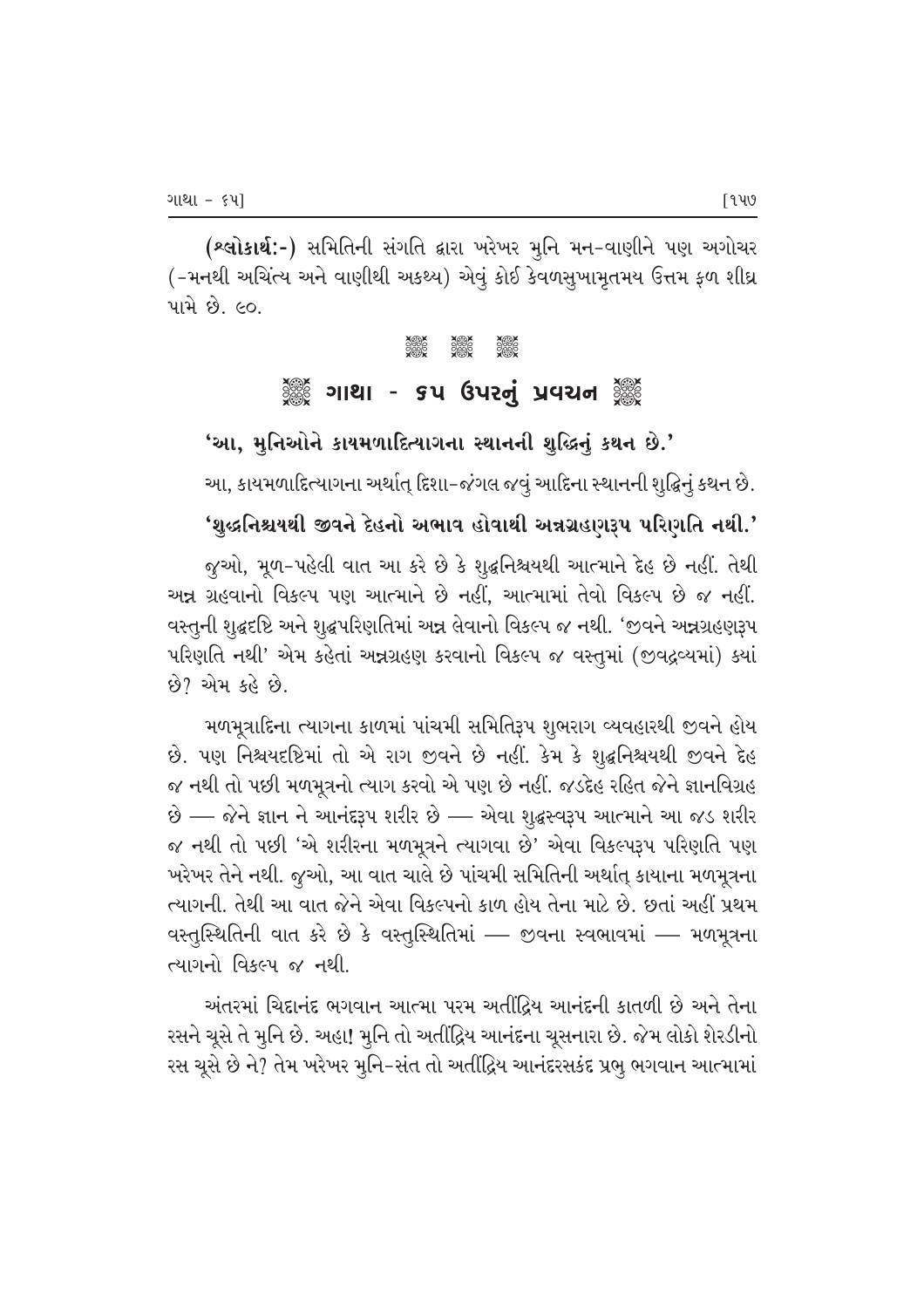**(શ્લોકાર્થ:-)** સમિતિની સંગતિ દ્વારા ખરેખર મુનિ મન-વાણીને પણ અગોચર (-મનથી અચિંત્ય અને વાણીથી અકથ્ય) એવું કોઈ કેવળસુખામૃતમય ઉત્તમ ફળ શીઘ્ર પામે છે. ૯૦.

❀ ❀ ❀

## ❀ ગાથા - ૬૫ ઉપરનું પ્રવચન ❀

**'આ, મુનિઓને કાયમળાદિત્યાગના સ્થાનની શુદ્ધિનું કથન છે.'**

આ, કાયમળાદિત્યાગના અર્થાત્ દિશા-જંગલ જવું આદિના સ્થાનની શુદ્ધિનું કથન છે.

**'શુદ્ધનિશ્ચયથી જીવને દેહનો અભાવ હોવાથી અન્નગ્રહણરૂપ પરિણતિ નથી.'**

જુઓ, મૂળ-પહેલી વાત આ કરે છે કે શુદ્ધનિશ્ચયથી આત્માને દેહ છે નહીં. તેથી અન્ન ગ્રહવાનો વિકલ્પ પણ આત્માને છે નહીં, આત્મામાં તેવો વિકલ્પ છે જ નહીં. વસ્તુની શુદ્ધદૃષ્ટિ અને શુદ્ધપરિણતિમાં અન્ન લેવાનો વિકલ્પ જ નથી. 'જીવને અન્નગ્રહણરૂપ પરિણતિ નથી' એમ કહેતાં અન્નગ્રહણ કરવાનો વિકલ્પ જ વસ્તુમાં (જીવદ્રવ્યમાં) ક્યાં છે? એમ કહે છે.

મળમૂત્રાદિના ત્યાગના કાળમાં પાંચમી સમિતિરૂપ શુભરાગ વ્યવહારથી જીવને હોય છે. પણ નિશ્ચયદૃષ્ટિમાં તો એ રાગ જીવને છે નહીં. કેમ કે શુદ્ધનિશ્ચયથી જીવને દેહ જ નથી તો પછી મળમૂત્રનો ત્યાગ કરવો એ પણ છે નહીં. જડદેહ રહિત જેને જ્ઞાનવિગ્રહ છે — જેને જ્ઞાન ને આનંદરૂપ શરીર છે — એવા શુદ્ધસ્વરૂપ આત્માને આ જડ શરીર જ નથી તો પછી 'એ શરીરના મળમૂત્રને ત્યાગવા છે' એવા વિકલ્પરૂપ પરિણતિ પણ ખરેખર તેને નથી. જુઓ, આ વાત ચાલે છે પાંચમી સમિતિની અર્થાત્ કાયાના મળમૂત્રના ત્યાગની. તેથી આ વાત જેને એવા વિકલ્પનો કાળ હોય તેના માટે છે. છતાં અહીં પ્રથમ વસ્તુસ્થિતિની વાત કરે છે કે વસ્તુસ્થિતિમાં — જીવના સ્વભાવમાં — મળમૂત્રના ત્યાગનો વિકલ્પ જ નથી.

અંતરમાં ચિદાનંદ ભગવાન આત્મા પરમ અતીંદ્રિય આનંદની કાતળી છે અને તેના રસને ચૂસે તે મુનિ છે. અહા! મુનિ તો અતીંદ્રિય આનંદના ચૂસનારા છે. જેમ લોકો શેરડીનો રસ ચૂસે છે ને? તેમ ખરેખર મુનિ-સંત તો અતીંદ્રિય આનંદરસકંદ પ્રભુ ભગવાન આત્મામાં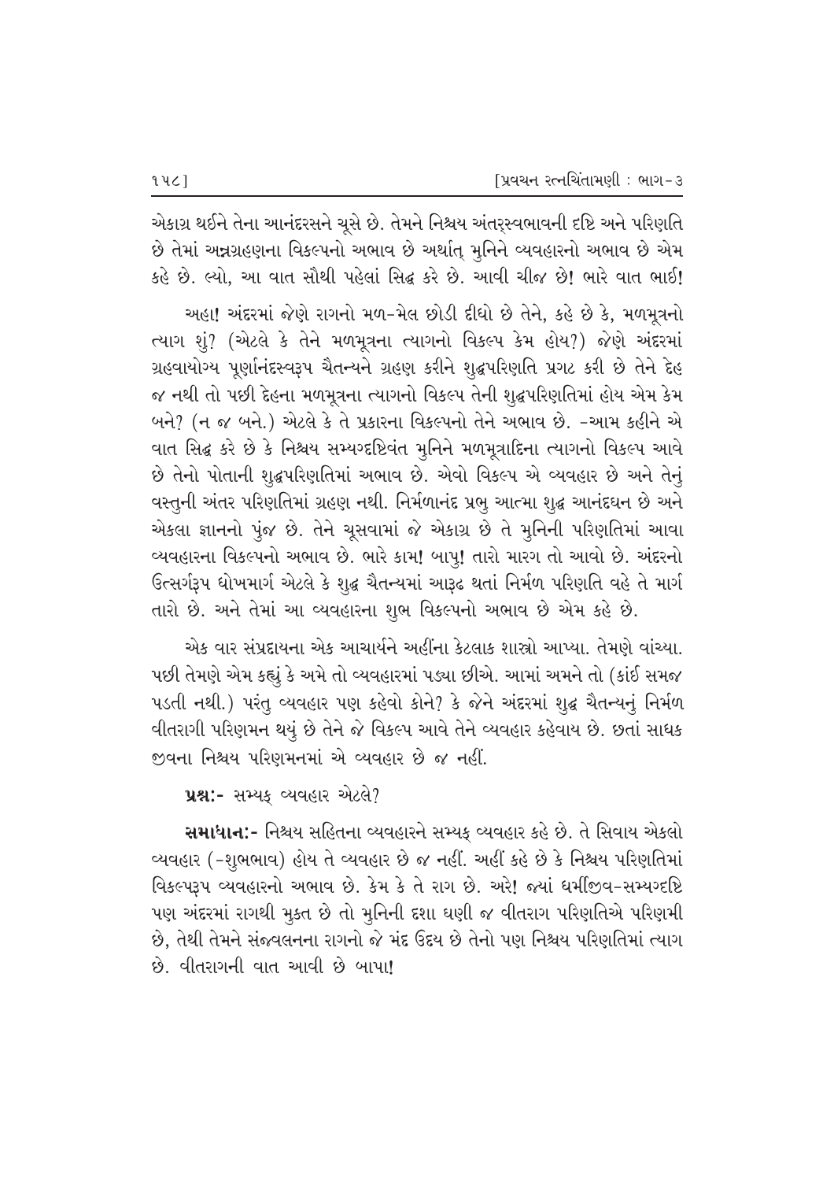એકાગ્ર થઈને તેના આનંદરસને ચૂસે છે. તેમને નિશ્ચય અંતરસ્વભાવની દૃષ્ટિ અને પરિણતિ છે તેમાં અન્નગ્રહણના વિકલ્પનો અભાવ છે અર્થાત્ મુનિને વ્યવહારનો અભાવ છે એમ કહે છે. લ્યો, આ વાત સૌથી પહેલાં સિદ્ધ કરે છે. આવી ચીજ છે! ભારે વાત ભાઈ!

અહા! અંદરમાં જેણે રાગનો મળ-મેલ છોડી દીધો છે તેને, કહે છે કે, મળમૂત્રનો ત્યાગ શું? (એટલે કે તેને મળમૂત્રના ત્યાગનો વિકલ્પ કેમ હોય?) જેણે અંદરમાં ગ્રહવાયોગ્ય પૂર્ણાનંદસ્વરૂપ ચૈતન્યને ગ્રહણ કરીને શુદ્ધપરિણતિ પ્રગટ કરી છે તેને દેહ જ નથી તો પછી દેહના મળમૂત્રના ત્યાગનો વિકલ્પ તેની શુદ્ધપરિણતિમાં હોય એમ કેમ બને? (ન જ બને.) એટલે કે તે પ્રકારના વિકલ્પનો તેને અભાવ છે. -આમ કહીને એ વાત સિદ્ધ કરે છે કે નિશ્ચય સમ્યગ્દષ્ટિવંત મુનિને મળમૂત્રાદિના ત્યાગનો વિકલ્પ આવે છે તેનો પોતાની શુદ્ધપરિણતિમાં અભાવ છે. એવો વિકલ્પ એ વ્યવહાર છે અને તેનું વસ્તુની અંતર પરિણતિમાં ગ્રહણ નથી. નિર્મળાનંદ પ્રભુ આત્મા શુદ્ધ આનંદઘન છે અને એકલા જ્ઞાનનો પુંજ છે. તેને ચૂસવામાં જે એકાગ્ર છે તે મુનિની પરિણતિમાં આવા વ્યવહારના વિકલ્પનો અભાવ છે. ભારે કામ! બાપુ! તારો મારગ તો આવો છે. અંદરનો ઉત્સર્ગરૂપ ધોખમાર્ગ એટલે કે શુદ્ધ ચૈતન્યમાં આરૂઢ થતાં નિર્મળ પરિણતિ વહે તે માર્ગ તારો છે. અને તેમાં આ વ્યવહારના શુભ વિકલ્પનો અભાવ છે એમ કહે છે.

એક વાર સંપ્રદાયના એક આચાર્યને અહીંના કેટલાક શાસ્ત્રો આપ્યા. તેમણે વાંચ્યા. પછી તેમણે એમ કહ્યું કે અમે તો વ્યવહારમાં પડ્યા છીએ. આમાં અમને તો (કાંઈ સમજ પડતી નથી.) પરંતુ વ્યવહાર પણ કહેવો કોને? કે જેને અંદરમાં શુદ્ધ ચૈતન્યનું નિર્મળ વીતરાગી પરિણમન થયું છે તેને જે વિકલ્પ આવે તેને વ્યવહાર કહેવાય છે. છતાં સાધક જીવના નિશ્ચય પરિણમનમાં એ વ્યવહાર છે જ નહીં.

**પ્રશ્ન:-** સમ્યક્ વ્યવહાર એટલે?

**સમાધાન:-** નિશ્ચય સહિતના વ્યવહારને સમ્યક્ વ્યવહાર કહે છે. તે સિવાય એકલો વ્યવહાર (-શુભભાવ) હોય તે વ્યવહાર છે જ નહીં. અહીં કહે છે કે નિશ્ચય પરિણતિમાં વિકલ્પરૂપ વ્યવહારનો અભાવ છે. કેમ કે તે રાગ છે. અરે! જ્યાં ધર્મીજીવ-સમ્યગ્દષ્ટિ પણ અંદરમાં રાગથી મુક્ત છે તો મુનિની દશા ઘણી જ વીતરાગ પરિણતિએ પરિણમી છે, તેથી તેમને સંજ્વલનના રાગનો જે મંદ ઉદય છે તેનો પણ નિશ્ચય પરિણતિમાં ત્યાગ છે. વીતરાગની વાત આવી છે બાપા!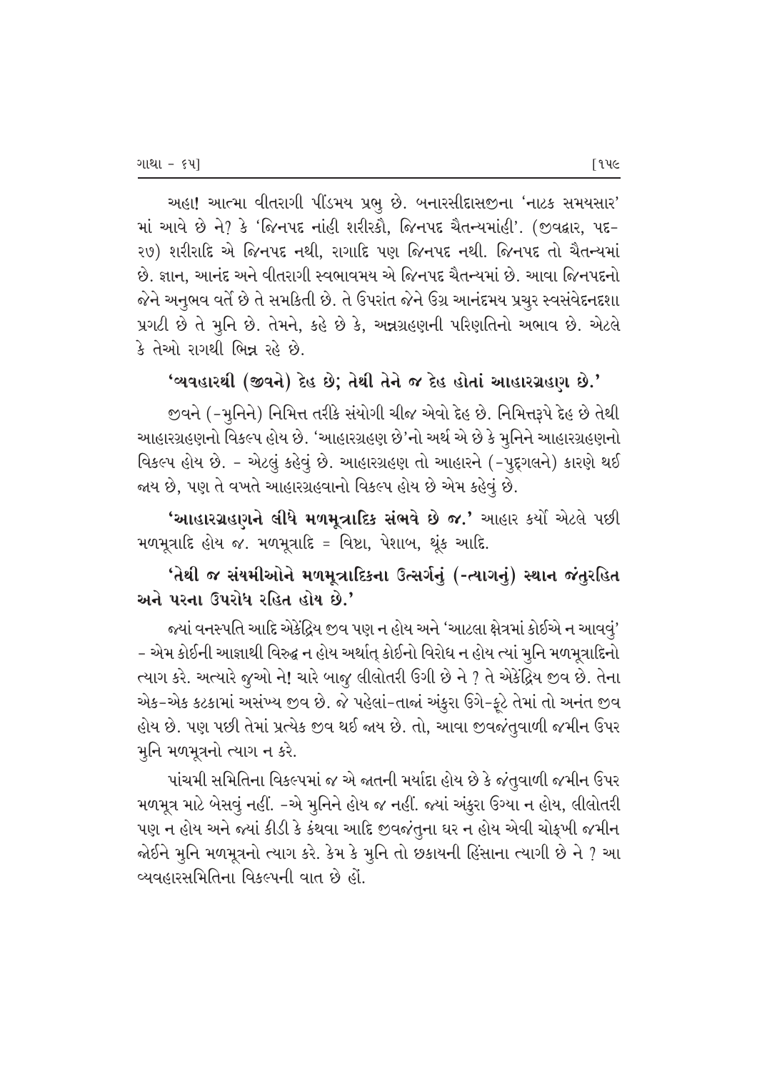અહા! આત્મા વીતરાગી પીંડમય પ્રભુ છે. બનારસીદાસજીના 'નાટક સમયસાર' માં આવે છે ને? કે 'જિનપદ નાંહી શરીરકૌ, જિનપદ ચૈતન્યમાંહી'. (જીવદ્વાર, પદ-૨૭) શરીરાદિ એ જિનપદ નથી, રાગાદિ પણ જિનપદ નથી. જિનપદ તો ચૈતન્યમાં છે. જ્ઞાન, આનંદ અને વીતરાગી સ્વભાવમય એ જિનપદ ચૈતન્યમાં છે. આવા જિનપદનો જેને અનુભવ વર્તે છે તે સમકિતી છે. તે ઉપરાંત જેને ઉગ્ર આનંદમય પ્રચુર સ્વસંવેદનદશા પ્રગટી છે તે મુનિ છે. તેમને, કહે છે કે, અન્નગ્રહણની પરિણતિનો અભાવ છે. એટલે કે તેઓ રાગથી ભિન્ન રહે છે.

**'વ્યવહારથી (જીવને) દેહ છે; તેથી તેને જ દેહ હોતાં આહારગ્રહણ છે.'**

જીવને (-મુનિને) નિમિત્ત તરીકે સંયોગી ચીજ એવો દેહ છે. નિમિત્તરૂપે દેહ છે તેથી આહારગ્રહણનો વિકલ્પ હોય છે. 'આહારગ્રહણ છે'નો અર્થ એ છે કે મુનિને આહારગ્રહણનો વિકલ્પ હોય છે. - એટલું કહેવું છે. આહારગ્રહણ તો આહારને (-પુદ્‌ગલને) કારણે થઈ જાય છે, પણ તે વખતે આહારગ્રહવાનો વિકલ્પ હોય છે એમ કહેવું છે.

**'આહારગ્રહણને લીધે મળમૂત્રાદિક સંભવે છે જ.'** આહાર કર્યો એટલે પછી મળમૂત્રાદિ હોય જ. મળમૂત્રાદિ = વિષ્ટા, પેશાબ, થૂંક આદિ.

**'તેથી જ સંયમીઓને મળમૂત્રાદિકના ઉત્સર્ગનું (-ત્યાગનું) સ્થાન જંતુરહિત અને પરના ઉપરોધ રહિત હોય છે.'**

જ્યાં વનસ્પતિ આદિ એકેંદ્રિય જીવ પણ ન હોય અને 'આટલા ક્ષેત્રમાં કોઈએ ન આવવું' - એમ કોઈની આજ્ઞાથી વિરુદ્ધ ન હોય અર્થાત્ કોઈનો વિરોધ ન હોય ત્યાં મુનિ મળમૂત્રાદિનો ત્યાગ કરે. અત્યારે જુઓ ને! ચારે બાજુ લીલોતરી ઉગી છે ને ? તે એકેંદ્રિય જીવ છે. તેના એક-એક કટકામાં અસંખ્ય જીવ છે. જે પહેલાં-તાજાં અંકુરા ઉગે-ફૂટે તેમાં તો અનંત જીવ હોય છે. પણ પછી તેમાં પ્રત્યેક જીવ થઈ જાય છે. તો, આવા જીવજંતુવાળી જમીન ઉપર મુનિ મળમૂત્રનો ત્યાગ ન કરે.

પાંચમી સમિતિના વિકલ્પમાં જ એ જાતની મર્યાદા હોય છે કે જંતુવાળી જમીન ઉપર મળમૂત્ર માટે બેસવું નહીં. -એ મુનિને હોય જ નહીં. જ્યાં અંકુરા ઉગ્યા ન હોય, લીલોતરી પણ ન હોય અને જ્યાં કીડી કે કંથવા આદિ જીવજંતુના ઘર ન હોય એવી ચોક્ખી જમીન જોઈને મુનિ મળમૂત્રનો ત્યાગ કરે. કેમ કે મુનિ તો છકાયની હિંસાના ત્યાગી છે ને ? આ વ્યવહારસમિતિના વિકલ્પની વાત છે હોં.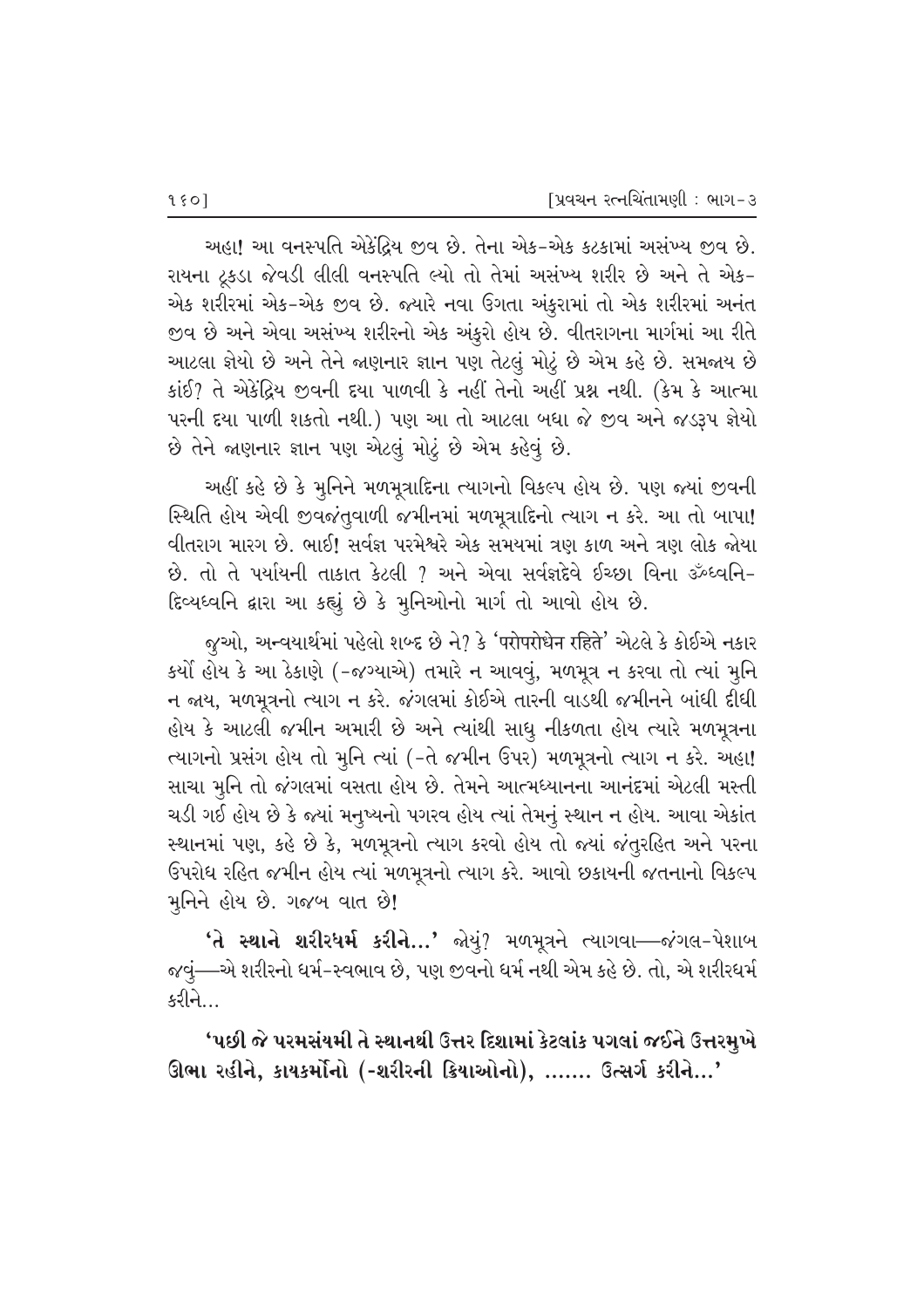અહા! આ વનસ્પતિ એકેંદ્રિય જીવ છે. તેના એક-એક કટકામાં અસંખ્ય જીવ છે. રાયના ટૂકડા જેવડી લીલી વનસ્પતિ લ્યો તો તેમાં અસંખ્ય શરીર છે અને તે એક-એક શરીરમાં એક-એક જીવ છે. જ્યારે નવા ઉગતા અંકુરામાં તો એક શરીરમાં અનંત જીવ છે અને એવા અસંખ્ય શરીરનો એક અંકુરો હોય છે. વીતરાગના માર્ગમાં આ રીતે આટલા જ્ઞેયો છે અને તેને જાણનાર જ્ઞાન પણ તેટલું મોટું છે એમ કહે છે. સમજાય છે કાંઈ? તે એકેંદ્રિય જીવની દયા પાળવી કે નહીં તેનો અહીં પ્રશ્ન નથી. (કેમ કે આત્મા પરની દયા પાળી શકતો નથી.) પણ આ તો આટલા બધા જે જીવ અને જડરૂપ જ્ઞેયો છે તેને જાણનાર જ્ઞાન પણ એટલું મોટું છે એમ કહેવું છે.

અહીં કહે છે કે મુનિને મળમૂત્રાદિના ત્યાગનો વિકલ્પ હોય છે. પણ જ્યાં જીવની સ્થિતિ હોય એવી જીવજંતુવાળી જમીનમાં મળમૂત્રાદિનો ત્યાગ ન કરે. આ તો બાપા! વીતરાગ મારગ છે. ભાઈ! સર્વજ્ઞ પરમેશ્વરે એક સમયમાં ત્રણ કાળ અને ત્રણ લોક જોયા છે. તો તે પર્યાયની તાકાત કેટલી ? અને એવા સર્વજ્ઞદેવે ઈચ્છા વિના ૐધ્વનિ-દિવ્યધ્વનિ દ્વારા આ કહ્યું છે કે મુનિઓનો માર્ગ તો આવો હોય છે.

જુઓ, અન્વયાર્થમાં પહેલો શબ્દ છે ને? કે 'परोपरोधेन रहिते' એટલે કે કોઈએ નકાર કર્યો હોય કે આ ઠેકાણે (-જગ્યાએ) તમારે ન આવવું, મળમૂત્ર ન કરવા તો ત્યાં મુનિ ન જાય, મળમૂત્રનો ત્યાગ ન કરે. જંગલમાં કોઈએ તારની વાડથી જમીનને બાંધી દીધી હોય કે આટલી જમીન અમારી છે અને ત્યાંથી સાધુ નીકળતા હોય ત્યારે મળમૂત્રના ત્યાગનો પ્રસંગ હોય તો મુનિ ત્યાં (-તે જમીન ઉપર) મળમૂત્રનો ત્યાગ ન કરે. અહા! સાચા મુનિ તો જંગલમાં વસતા હોય છે. તેમને આત્મધ્યાનના આનંદમાં એટલી મસ્તી ચડી ગઈ હોય છે કે જ્યાં મનુષ્યનો પગરવ હોય ત્યાં તેમનું સ્થાન ન હોય. આવા એકાંત સ્થાનમાં પણ, કહે છે કે, મળમૂત્રનો ત્યાગ કરવો હોય તો જ્યાં જંતુરહિત અને પરના ઉપરોધ રહિત જમીન હોય ત્યાં મળમૂત્રનો ત્યાગ કરે. આવો છકાયની જતનાનો વિકલ્પ મુનિને હોય છે. ગજબ વાત છે!

**'તે સ્થાને શરીરધર્મ કરીને...'** જોયું? મળમૂત્રને ત્યાગવા—જંગલ-પેશાબ જવું—એ શરીરનો ધર્મ-સ્વભાવ છે, પણ જીવનો ધર્મ નથી એમ કહે છે. તો, એ શરીરધર્મ કરીને...

**'પછી જે પરમસંયમી તે સ્થાનથી ઉત્તર દિશામાં કેટલાંક પગલાં જઈને ઉત્તરમુખે ઊભા રહીને, કાયકર્મોનો (-શરીરની ક્રિયાઓનો), ....... ઉત્સર્ગ કરીને...'**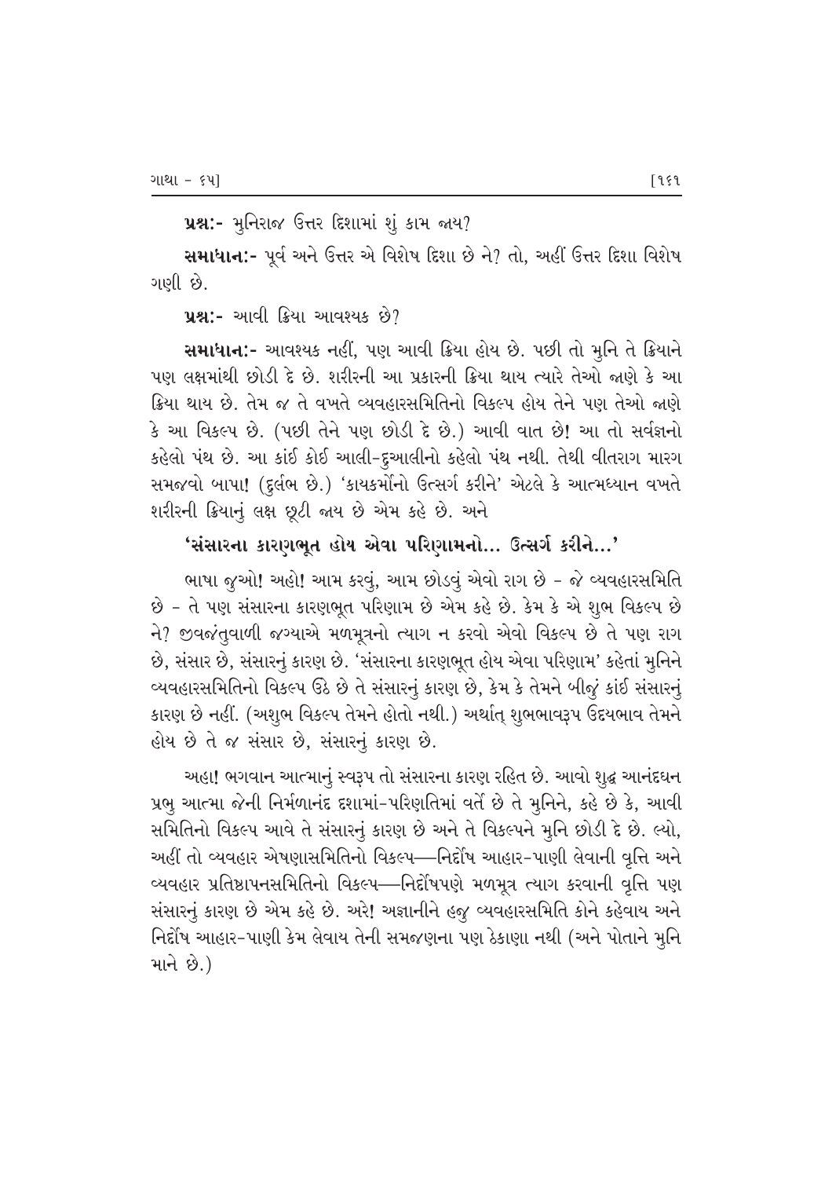**પ્રશ્ન:-** મુનિરાજ ઉત્તર દિશામાં શું કામ જાય?

**સમાધાન:-** પૂર્વ અને ઉત્તર એ વિશેષ દિશા છે ને? તો, અહીં ઉત્તર દિશા વિશેષ ગણી છે.

**પ્રશ્ન:-** આવી ક્રિયા આવશ્યક છે?

**સમાધાન:-** આવશ્યક નહીં, પણ આવી ક્રિયા હોય છે. પછી તો મુનિ તે ક્રિયાને પણ લક્ષમાંથી છોડી દે છે. શરીરની આ પ્રકારની ક્રિયા થાય ત્યારે તેઓ જાણે કે આ ક્રિયા થાય છે. તેમ જ તે વખતે વ્યવહારસમિતિનો વિકલ્પ હોય તેને પણ તેઓ જાણે કે આ વિકલ્પ છે. (પછી તેને પણ છોડી દે છે.) આવી વાત છે! આ તો સર્વજ્ઞનો કહેલો પંથ છે. આ કાંઈ કોઈ આલી-દુઆલીનો કહેલો પંથ નથી. તેથી વીતરાગ મારગ સમજવો બાપા! (દુર્લભ છે.) 'કાયકર્મોનો ઉત્સર્ગ કરીને' એટલે કે આત્મધ્યાન વખતે શરીરની ક્રિયાનું લક્ષ છૂટી જાય છે એમ કહે છે. અને

**'સંસારના કારણભૂત હોય એવા પરિણામનો... ઉત્સર્ગ કરીને...'**

ભાષા જુઓ! અહો! આમ કરવું, આમ છોડવું એવો રાગ છે - જે વ્યવહારસમિતિ છે - તે પણ સંસારના કારણભૂત પરિણામ છે એમ કહે છે. કેમ કે એ શુભ વિકલ્પ છે ને? જીવજંતુવાળી જગ્યાએ મળમૂત્રનો ત્યાગ ન કરવો એવો વિકલ્પ છે તે પણ રાગ છે, સંસાર છે, સંસારનું કારણ છે. 'સંસારના કારણભૂત હોય એવા પરિણામ' કહેતાં મુનિને વ્યવહારસમિતિનો વિકલ્પ ઉઠે છે તે સંસારનું કારણ છે, કેમ કે તેમને બીજું કાંઈ સંસારનું કારણ છે નહીં. (અશુભ વિકલ્પ તેમને હોતો નથી.) અર્થાત્ શુભભાવરૂપ ઉદયભાવ તેમને હોય છે તે જ સંસાર છે, સંસારનું કારણ છે.

અહા! ભગવાન આત્માનું સ્વરૂપ તો સંસારના કારણ રહિત છે. આવો શુદ્ધ આનંદઘન પ્રભુ આત્મા જેની નિર્મળાનંદ દશામાં-પરિણતિમાં વર્તે છે તે મુનિને, કહે છે કે, આવી સમિતિનો વિકલ્પ આવે તે સંસારનું કારણ છે અને તે વિકલ્પને મુનિ છોડી દે છે. લ્યો, અહીં તો વ્યવહાર એષણાસમિતિનો વિકલ્પ—નિર્દોષ આહાર-પાણી લેવાની વૃત્તિ અને વ્યવહાર પ્રતિષ્ઠાપનસમિતિનો વિકલ્પ—નિર્દોષપણે મળમૂત્ર ત્યાગ કરવાની વૃત્તિ પણ સંસારનું કારણ છે એમ કહે છે. અરે! અજ્ઞાનીને હજુ વ્યવહારસમિતિ કોને કહેવાય અને નિર્દોષ આહાર-પાણી કેમ લેવાય તેની સમજણના પણ ઠેકાણા નથી (અને પોતાને મુનિ માને છે.)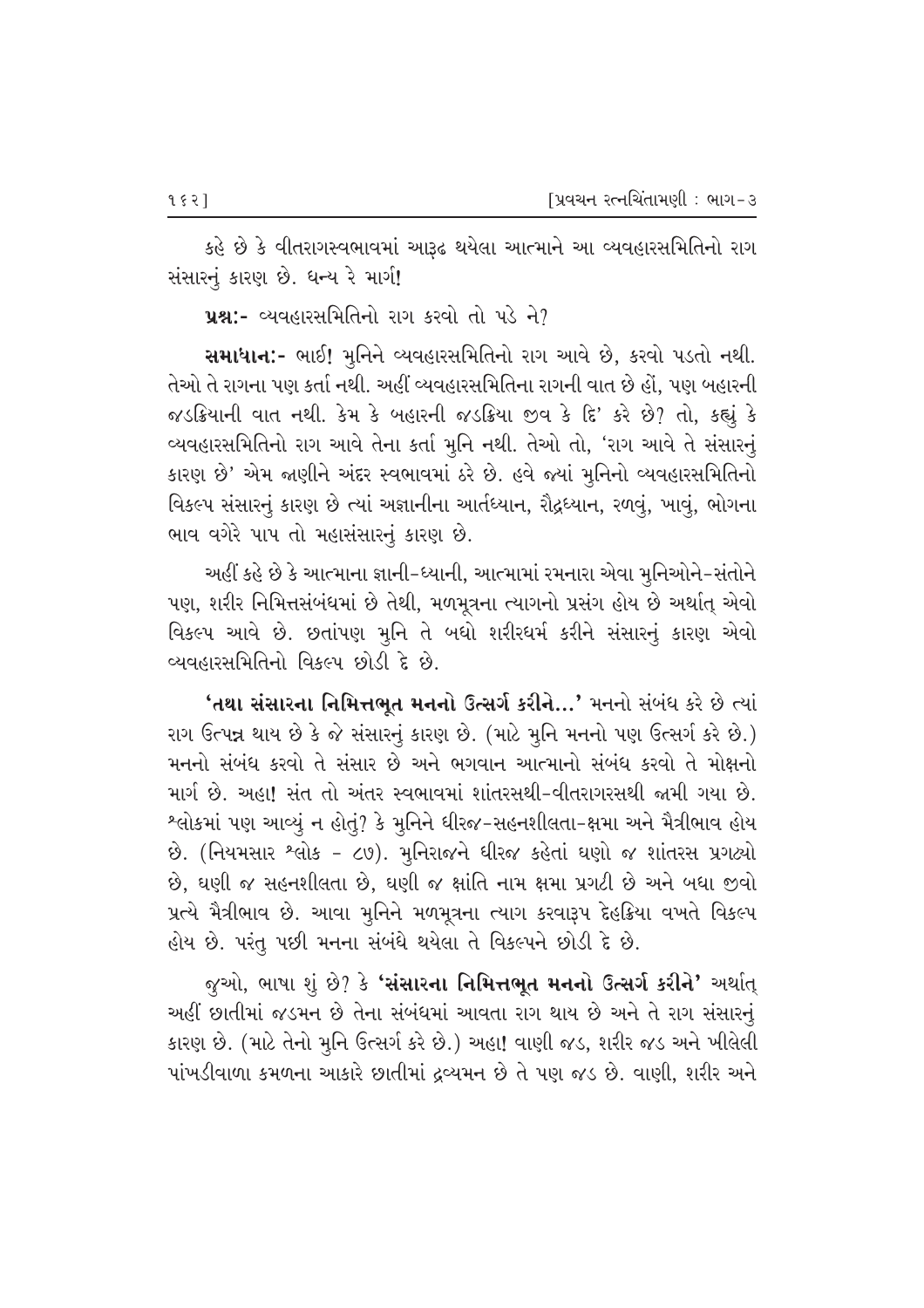કહે છે કે વીતરાગસ્વભાવમાં આરૂઢ થયેલા આત્માને આ વ્યવહારસમિતિનો રાગ સંસારનું કારણ છે. ધન્ય રે માર્ગ!

**પ્રશ્નઃ-** વ્યવહારસમિતિનો રાગ કરવો તો પડે ને?

**સમાધાનઃ-** ભાઈ! મુનિને વ્યવહારસમિતિનો રાગ આવે છે, કરવો પડતો નથી. તેઓ તે રાગના પણ કર્તા નથી. અહીં વ્યવહારસમિતિના રાગની વાત છે હોં, પણ બહારની જડક્રિયાની વાત નથી. કેમ કે બહારની જડક્રિયા જીવ કે દિ' કરે છે? તો, કહ્યું કે વ્યવહારસમિતિનો રાગ આવે તેના કર્તા મુનિ નથી. તેઓ તો, 'રાગ આવે તે સંસારનું કારણ છે' એમ જાણીને અંદર સ્વભાવમાં ઠરે છે. હવે જ્યાં મુનિનો વ્યવહારસમિતિનો વિકલ્પ સંસારનું કારણ છે ત્યાં અજ્ઞાનીના આર્તધ્યાન, રૌદ્રધ્યાન, રળવું, ખાવું, ભોગના ભાવ વગેરે પાપ તો મહાસંસારનું કારણ છે.

અહીં કહે છે કે આત્માના જ્ઞાની-ધ્યાની, આત્મામાં રમનારા એવા મુનિઓને-સંતોને પણ, શરીર નિમિત્તસંબંધમાં છે તેથી, મળમૂત્રના ત્યાગનો પ્રસંગ હોય છે અર્થાત્ એવો વિકલ્પ આવે છે. છતાંપણ મુનિ તે બધો શરીરધર્મ કરીને સંસારનું કારણ એવો વ્યવહારસમિતિનો વિકલ્પ છોડી દે છે.

**'તથા સંસારના નિમિત્તભૂત મનનો ઉત્સર્ગ કરીને...'** મનનો સંબંધ કરે છે ત્યાં રાગ ઉત્પન્ન થાય છે કે જે સંસારનું કારણ છે. (માટે મુનિ મનનો પણ ઉત્સર્ગ કરે છે.) મનનો સંબંધ કરવો તે સંસાર છે અને ભગવાન આત્માનો સંબંધ કરવો તે મોક્ષનો માર્ગ છે. અહા! સંત તો અંતર સ્વભાવમાં શાંતરસથી-વીતરાગરસથી જામી ગયા છે. શ્લોકમાં પણ આવ્યું ન હોતું? કે મુનિને ધીરજ-સહનશીલતા-ક્ષમા અને મૈત્રીભાવ હોય છે. (નિયમસાર શ્લોક - ૮૭). મુનિરાજને ધીરજ કહેતાં ઘણો જ શાંતરસ પ્રગટ્યો છે, ઘણી જ સહનશીલતા છે, ઘણી જ ક્ષાંતિ નામ ક્ષમા પ્રગટી છે અને બધા જીવો પ્રત્યે મૈત્રીભાવ છે. આવા મુનિને મળમૂત્રના ત્યાગ કરવારૂપ દેહક્રિયા વખતે વિકલ્પ હોય છે. પરંતુ પછી મનના સંબંધે થયેલા તે વિકલ્પને છોડી દે છે.

જુઓ, ભાષા શું છે? કે **'સંસારના નિમિત્તભૂત મનનો ઉત્સર્ગ કરીને'** અર્થાત્ અહીં છાતીમાં જડમન છે તેના સંબંધમાં આવતા રાગ થાય છે અને તે રાગ સંસારનું કારણ છે. (માટે તેનો મુનિ ઉત્સર્ગ કરે છે.) અહા! વાણી જડ, શરીર જડ અને ખીલેલી પાંખડીવાળા કમળના આકારે છાતીમાં દ્રવ્યમન છે તે પણ જડ છે. વાણી, શરીર અને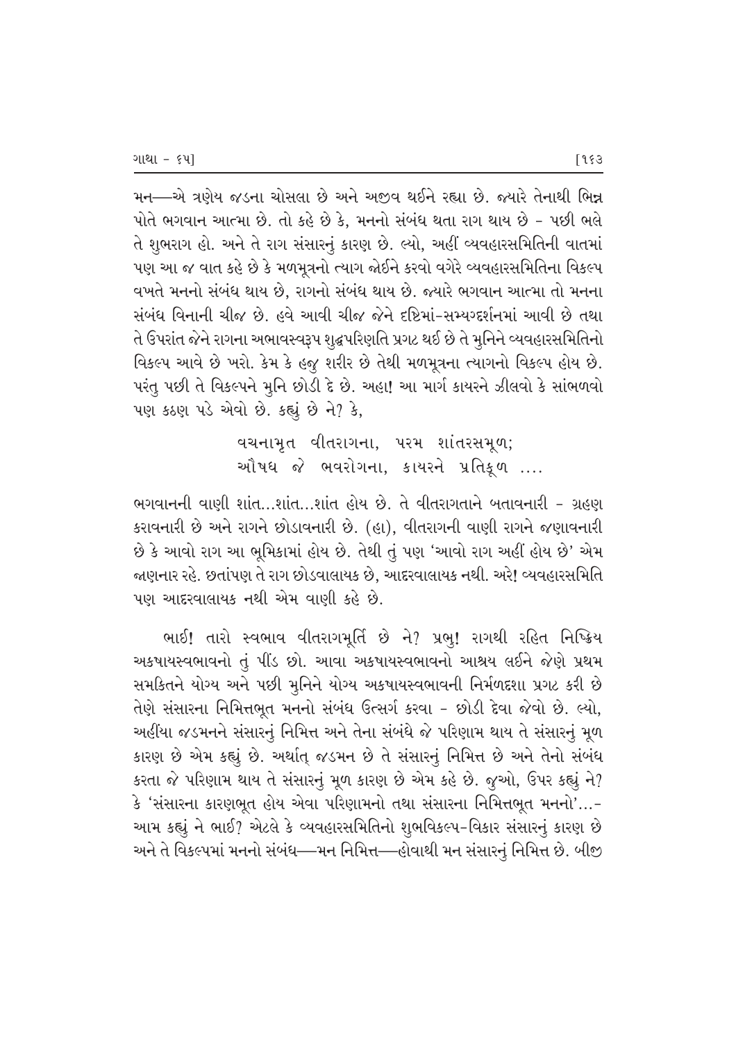મન—એ ત્રણેય જડના ચોસલા છે અને અજીવ થઈને રહ્યા છે. જ્યારે તેનાથી ભિન્ન પોતે ભગવાન આત્મા છે. તો કહે છે કે, મનનો સંબંધ થતા રાગ થાય છે - પછી ભલે તે શુભરાગ હો. અને તે રાગ સંસારનું કારણ છે. લ્યો, અહીં વ્યવહારસમિતિની વાતમાં પણ આ જ વાત કહે છે કે મળમૂત્રનો ત્યાગ જોઈને કરવો વગેરે વ્યવહારસમિતિના વિકલ્પ વખતે મનનો સંબંધ થાય છે, રાગનો સંબંધ થાય છે. જ્યારે ભગવાન આત્મા તો મનના સંબંધ વિનાની ચીજ છે. હવે આવી ચીજ જેને દૃષ્ટિમાં-સમ્યગ્દર્શનમાં આવી છે તથા તે ઉપરાંત જેને રાગના અભાવસ્વરૂપ શુદ્ધપરિણતિ પ્રગટ થઈ છે તે મુનિને વ્યવહારસમિતિનો વિકલ્પ આવે છે ખરો. કેમ કે હજુ શરીર છે તેથી મળમૂત્રના ત્યાગનો વિકલ્પ હોય છે. પરંતુ પછી તે વિકલ્પને મુનિ છોડી દે છે. અહા! આ માર્ગ કાયરને ઝીલવો કે સાંભળવો પણ કઠણ પડે એવો છે. કહ્યું છે ને? કે,

> વચનામૃત વીતરાગના, પરમ શાંતરસમૂળ;
> ઔષધ જે ભવરોગના, કાયરને પ્રતિકૂળ ....

ભગવાનની વાણી શાંત...શાંત...શાંત હોય છે. તે વીતરાગતાને બતાવનારી - ગ્રહણ કરાવનારી છે અને રાગને છોડાવનારી છે. (હા), વીતરાગની વાણી રાગને જણાવનારી છે કે આવો રાગ આ ભૂમિકામાં હોય છે. તેથી તું પણ 'આવો રાગ અહીં હોય છે' એમ જાણનાર રહે. છતાંપણ તે રાગ છોડવાલાયક છે, આદરવાલાયક નથી. અરે! વ્યવહારસમિતિ પણ આદરવાલાયક નથી એમ વાણી કહે છે.

ભાઈ! તારો સ્વભાવ વીતરાગમૂર્તિ છે ને? પ્રભુ! રાગથી રહિત નિષ્ક્રિય અકષાયસ્વભાવનો તું પીંડ છો. આવા અકષાયસ્વભાવનો આશ્રય લઈને જેણે પ્રથમ સમકિતને યોગ્ય અને પછી મુનિને યોગ્ય અકષાયસ્વભાવની નિર્મળદશા પ્રગટ કરી છે તેણે સંસારના નિમિત્તભૂત મનનો સંબંધ ઉત્સર્ગ કરવા - છોડી દેવા જેવો છે. લ્યો, અહીંયા જડમનને સંસારનું નિમિત્ત અને તેના સંબંધે જે પરિણામ થાય તે સંસારનું મૂળ કારણ છે એમ કહ્યું છે. અર્થાત્ જડમન છે તે સંસારનું નિમિત્ત છે અને તેનો સંબંધ કરતા જે પરિણામ થાય તે સંસારનું મૂળ કારણ છે એમ કહે છે. જુઓ, ઉપર કહ્યું ને? કે 'સંસારના કારણભૂત હોય એવા પરિણામનો તથા સંસારના નિમિત્તભૂત મનનો'...- આમ કહ્યું ને ભાઈ? એટલે કે વ્યવહારસમિતિનો શુભવિકલ્પ-વિકાર સંસારનું કારણ છે અને તે વિકલ્પમાં મનનો સંબંધ—મન નિમિત્ત—હોવાથી મન સંસારનું નિમિત્ત છે. બીજી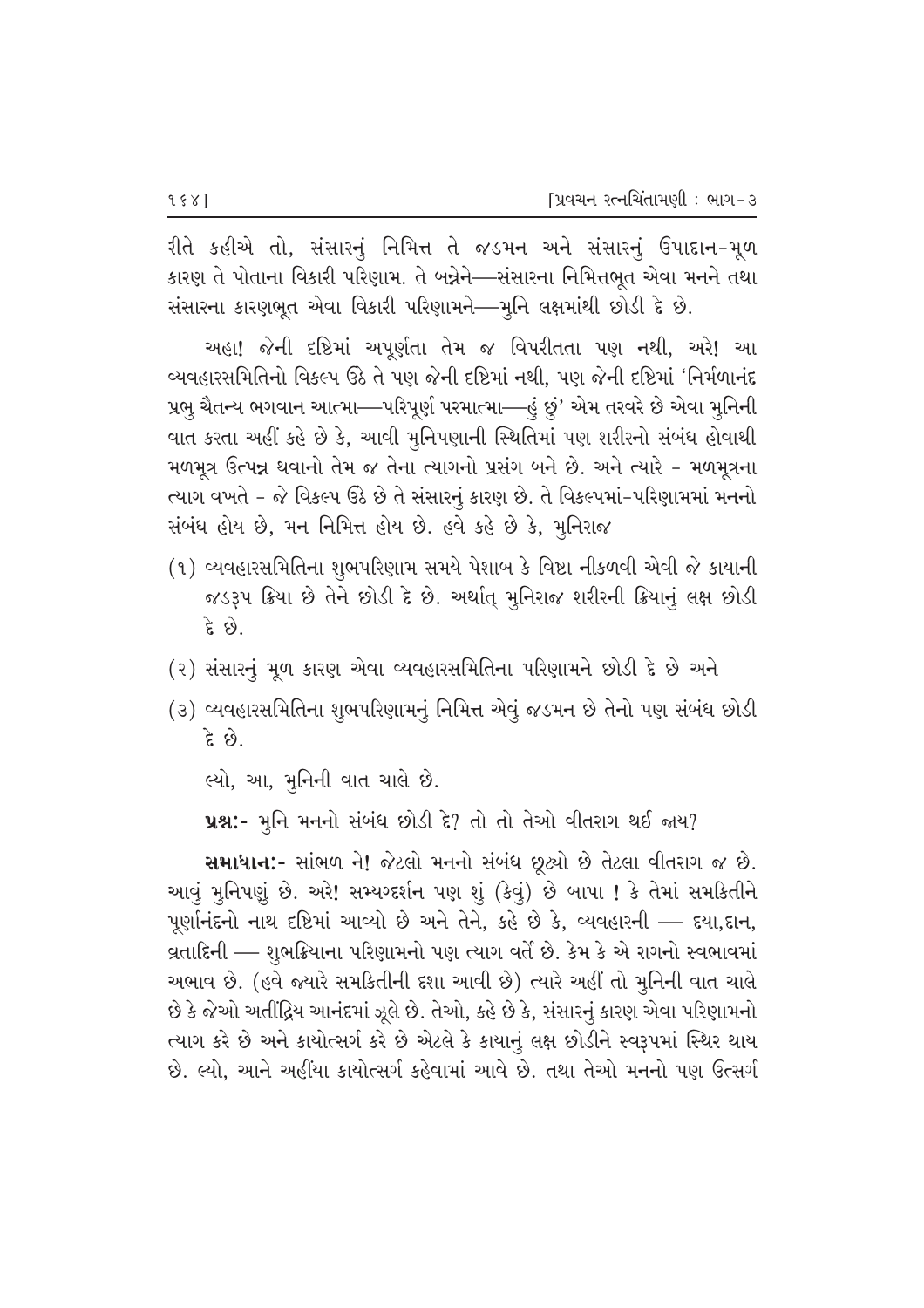રીતે કહીએ તો, સંસારનું નિમિત્ત તે જડમન અને સંસારનું ઉપાદાન-મૂળ કારણ તે પોતાના વિકારી પરિણામ. તે બન્નેને—સંસારના નિમિત્તભૂત એવા મનને તથા સંસારના કારણભૂત એવા વિકારી પરિણામને—મુનિ લક્ષમાંથી છોડી દે છે.

અહા! જેની દૃષ્ટિમાં અપૂર્ણતા તેમ જ વિપરીતતા પણ નથી, અરે! આ વ્યવહારસમિતિનો વિકલ્પ ઉઠે તે પણ જેની દૃષ્ટિમાં નથી, પણ જેની દૃષ્ટિમાં 'નિર્મળાનંદ પ્રભુ ચૈતન્ય ભગવાન આત્મા—પરિપૂર્ણ પરમાત્મા—હું છું' એમ તરવરે છે એવા મુનિની વાત કરતા અહીં કહે છે કે, આવી મુનિપણાની સ્થિતિમાં પણ શરીરનો સંબંધ હોવાથી મળમૂત્ર ઉત્પન્ન થવાનો તેમ જ તેના ત્યાગનો પ્રસંગ બને છે. અને ત્યારે - મળમૂત્રના ત્યાગ વખતે - જે વિકલ્પ ઉઠે છે તે સંસારનું કારણ છે. તે વિકલ્પમાં-પરિણામમાં મનનો સંબંધ હોય છે, મન નિમિત્ત હોય છે. હવે કહે છે કે, મુનિરાજ

(૧) વ્યવહારસમિતિના શુભપરિણામ સમયે પેશાબ કે વિષ્ટા નીકળવી એવી જે કાયાની જડરૂપ ક્રિયા છે તેને છોડી દે છે. અર્થાત્ મુનિરાજ શરીરની ક્રિયાનું લક્ષ છોડી દે છે.

(૨) સંસારનું મૂળ કારણ એવા વ્યવહારસમિતિના પરિણામને છોડી દે છે અને

(૩) વ્યવહારસમિતિના શુભપરિણામનું નિમિત્ત એવું જડમન છે તેનો પણ સંબંધ છોડી દે છે.

લ્યો, આ, મુનિની વાત ચાલે છે.

**પ્રશ્નઃ-** મુનિ મનનો સંબંધ છોડી દે? તો તો તેઓ વીતરાગ થઈ જાય?

**સમાધાનઃ-** સાંભળ ને! જેટલો મનનો સંબંધ છૂટ્યો છે તેટલા વીતરાગ જ છે. આવું મુનિપણું છે. અરે! સમ્યગ્દર્શન પણ શું (કેવું) છે બાપા ! કે તેમાં સમકિતીને પૂર્ણાનંદનો નાથ દૃષ્ટિમાં આવ્યો છે અને તેને, કહે છે કે, વ્યવહારની — દયા,દાન, વ્રતાદિની — શુભક્રિયાના પરિણામનો પણ ત્યાગ વર્તે છે. કેમ કે એ રાગનો સ્વભાવમાં અભાવ છે. (હવે જ્યારે સમકિતીની દશા આવી છે) ત્યારે અહીં તો મુનિની વાત ચાલે છે કે જેઓ અતીંદ્રિય આનંદમાં ઝૂલે છે. તેઓ, કહે છે કે, સંસારનું કારણ એવા પરિણામનો ત્યાગ કરે છે અને કાયોત્સર્ગ કરે છે એટલે કે કાયાનું લક્ષ છોડીને સ્વરૂપમાં સ્થિર થાય છે. લ્યો, આને અહીંયા કાયોત્સર્ગ કહેવામાં આવે છે. તથા તેઓ મનનો પણ ઉત્સર્ગ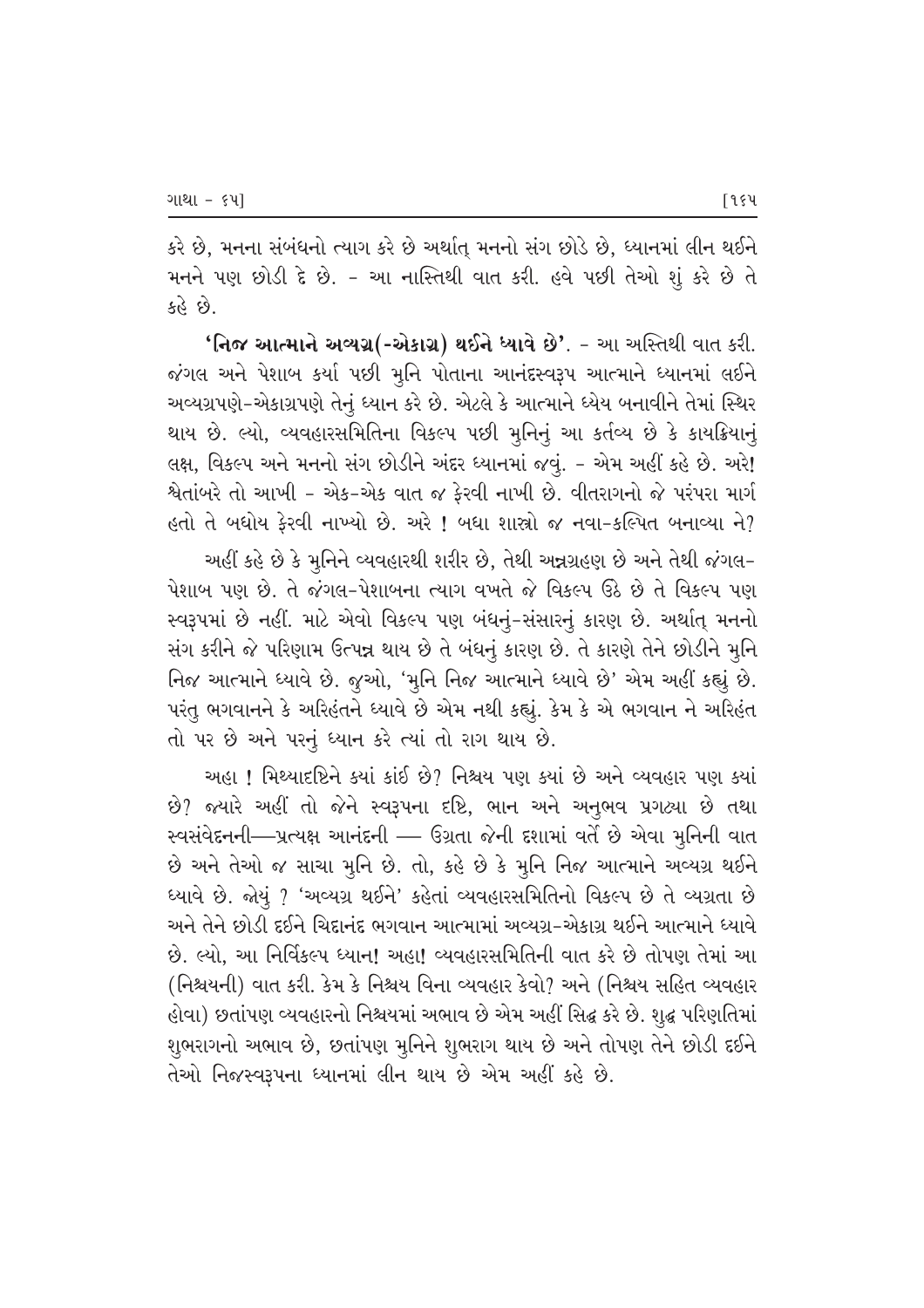કરે છે, મનના સંબંધનો ત્યાગ કરે છે અર્થાત્ મનનો સંગ છોડે છે, ધ્યાનમાં લીન થઈને મનને પણ છોડી દે છે. - આ નાસ્તિથી વાત કરી. હવે પછી તેઓ શું કરે છે તે કહે છે.

**'નિજ આત્માને અવ્યગ્ર(-એકાગ્ર) થઈને ધ્યાવે છે'**. - આ અસ્તિથી વાત કરી. જંગલ અને પેશાબ કર્યા પછી મુનિ પોતાના આનંદસ્વરૂપ આત્માને ધ્યાનમાં લઈને અવ્યગ્રપણે-એકાગ્રપણે તેનું ધ્યાન કરે છે. એટલે કે આત્માને ધ્યેય બનાવીને તેમાં સ્થિર થાય છે. લ્યો, વ્યવહારસમિતિના વિકલ્પ પછી મુનિનું આ કર્તવ્ય છે કે કાયક્રિયાનું લક્ષ, વિકલ્પ અને મનનો સંગ છોડીને અંદર ધ્યાનમાં જવું. - એમ અહીં કહે છે. અરે! શ્વેતાંબરે તો આખી - એક-એક વાત જ ફેરવી નાખી છે. વીતરાગનો જે પરંપરા માર્ગ હતો તે બધોય ફેરવી નાખ્યો છે. અરે ! બધા શાસ્ત્રો જ નવા-કલ્પિત બનાવ્યા ને?

અહીં કહે છે કે મુનિને વ્યવહારથી શરીર છે, તેથી અન્નગ્રહણ છે અને તેથી જંગલ-પેશાબ પણ છે. તે જંગલ-પેશાબના ત્યાગ વખતે જે વિકલ્પ ઊઠે છે તે વિકલ્પ પણ સ્વરૂપમાં છે નહીં. માટે એવો વિકલ્પ પણ બંધનું-સંસારનું કારણ છે. અર્થાત્ મનનો સંગ કરીને જે પરિણામ ઉત્પન્ન થાય છે તે બંધનું કારણ છે. તે કારણે તેને છોડીને મુનિ નિજ આત્માને ધ્યાવે છે. જુઓ, 'મુનિ નિજ આત્માને ધ્યાવે છે' એમ અહીં કહ્યું છે. પરંતુ ભગવાનને કે અરિહંતને ધ્યાવે છે એમ નથી કહ્યું. કેમ કે એ ભગવાન ને અરિહંત તો પર છે અને પરનું ધ્યાન કરે ત્યાં તો રાગ થાય છે.

અહા ! મિથ્યાદૃષ્ટિને ક્યાં કાંઈ છે? નિશ્ચય પણ ક્યાં છે અને વ્યવહાર પણ ક્યાં છે? જ્યારે અહીં તો જેને સ્વરૂપના દૃષ્ટિ, ભાન અને અનુભવ પ્રગટ્યા છે તથા સ્વસંવેદનની—પ્રત્યક્ષ આનંદની — ઉગ્રતા જેની દશામાં વર્તે છે એવા મુનિની વાત છે અને તેઓ જ સાચા મુનિ છે. તો, કહે છે કે મુનિ નિજ આત્માને અવ્યગ્ર થઈને ધ્યાવે છે. જોયું ? 'અવ્યગ્ર થઈને' કહેતાં વ્યવહારસમિતિનો વિકલ્પ છે તે વ્યગ્રતા છે અને તેને છોડી દઈને ચિદાનંદ ભગવાન આત્મામાં અવ્યગ્ર-એકાગ્ર થઈને આત્માને ધ્યાવે છે. લ્યો, આ નિર્વિકલ્પ ધ્યાન! અહા! વ્યવહારસમિતિની વાત કરે છે તોપણ તેમાં આ (નિશ્ચયની) વાત કરી. કેમ કે નિશ્ચય વિના વ્યવહાર કેવો? અને (નિશ્ચય સહિત વ્યવહાર હોવા) છતાંપણ વ્યવહારનો નિશ્ચયમાં અભાવ છે એમ અહીં સિદ્ધ કરે છે. શુદ્ધ પરિણતિમાં શુભરાગનો અભાવ છે, છતાંપણ મુનિને શુભરાગ થાય છે અને તોપણ તેને છોડી દઈને તેઓ નિજસ્વરૂપના ધ્યાનમાં લીન થાય છે એમ અહીં કહે છે.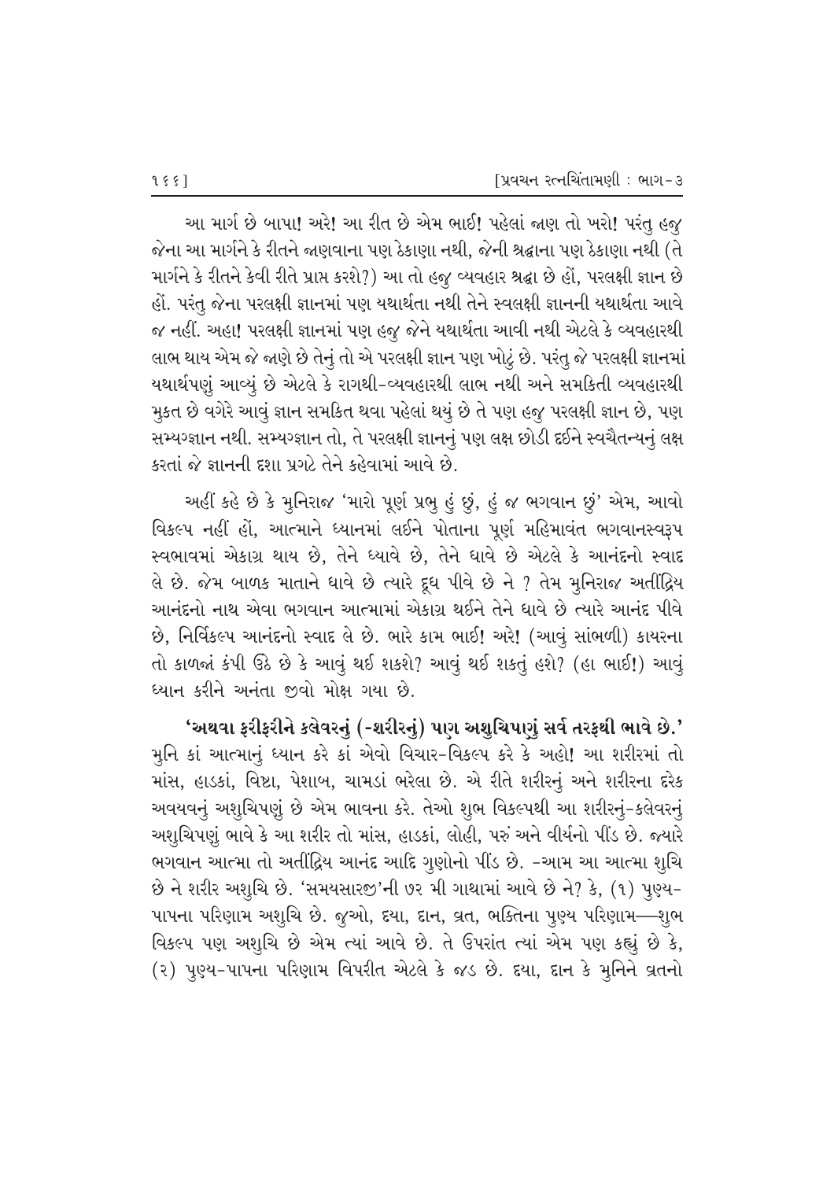આ માર્ગ છે બાપા! અરે! આ રીત છે એમ ભાઈ! પહેલાં જાણ તો ખરો! પરંતુ હજુ જેના આ માર્ગને કે રીતને જાણવાના પણ ઠેકાણા નથી, જેની શ્રદ્ધાના પણ ઠેકાણા નથી (તે માર્ગને કે રીતને કેવી રીતે પ્રાપ્ત કરશે?) આ તો હજુ વ્યવહાર શ્રદ્ધા છે હોં, પરલક્ષી જ્ઞાન છે હોં. પરંતુ જેના પરલક્ષી જ્ઞાનમાં પણ યથાર્થતા નથી તેને સ્વલક્ષી જ્ઞાનની યથાર્થતા આવે જ નહીં. અહા! પરલક્ષી જ્ઞાનમાં પણ હજુ જેને યથાર્થતા આવી નથી એટલે કે વ્યવહારથી લાભ થાય એમ જે જાણે છે તેનું તો એ પરલક્ષી જ્ઞાન પણ ખોટું છે. પરંતુ જે પરલક્ષી જ્ઞાનમાં યથાર્થપણું આવ્યું છે એટલે કે રાગથી-વ્યવહારથી લાભ નથી અને સમકિતી વ્યવહારથી મુક્ત છે વગેરે આવું જ્ઞાન સમકિત થવા પહેલાં થયું છે તે પણ હજુ પરલક્ષી જ્ઞાન છે, પણ સમ્યગ્જ્ઞાન નથી. સમ્યગ્જ્ઞાન તો, તે પરલક્ષી જ્ઞાનનું પણ લક્ષ છોડી દઈને સ્વચૈતન્યનું લક્ષ કરતાં જે જ્ઞાનની દશા પ્રગટે તેને કહેવામાં આવે છે.

અહીં કહે છે કે મુનિરાજ 'મારો પૂર્ણ પ્રભુ હું છું, હું જ ભગવાન છું' એમ, આવો વિકલ્પ નહીં હોં, આત્માને ધ્યાનમાં લઈને પોતાના પૂર્ણ મહિમાવંત ભગવાનસ્વરૂપ સ્વભાવમાં એકાગ્ર થાય છે, તેને ધ્યાવે છે, તેને ધાવે છે એટલે કે આનંદનો સ્વાદ લે છે. જેમ બાળક માતાને ધાવે છે ત્યારે દૂધ પીવે છે ને ? તેમ મુનિરાજ અતીંદ્રિય આનંદનો નાથ એવા ભગવાન આત્મામાં એકાગ્ર થઈને તેને ધાવે છે ત્યારે આનંદ પીવે છે, નિર્વિકલ્પ આનંદનો સ્વાદ લે છે. ભારે કામ ભાઈ! અરે! (આવું સાંભળી) કાયરના તો કાળજાં કંપી ઉઠે છે કે આવું થઈ શકશે? આવું થઈ શકતું હશે? (હા ભાઈ!) આવું ધ્યાન કરીને અનંતા જીવો મોક્ષ ગયા છે.

**'અથવા ફરીફરીને કલેવરનું (-શરીરનું) પણ અશુચિપણું સર્વ તરફથી ભાવે છે.'** મુનિ કાં આત્માનું ધ્યાન કરે કાં એવો વિચાર-વિકલ્પ કરે કે અહો! આ શરીરમાં તો માંસ, હાડકાં, વિષ્ટા, પેશાબ, ચામડાં ભરેલા છે. એ રીતે શરીરનું અને શરીરના દરેક અવયવનું અશુચિપણું છે એમ ભાવના કરે. તેઓ શુભ વિકલ્પથી આ શરીરનું-કલેવરનું અશુચિપણું ભાવે કે આ શરીર તો માંસ, હાડકાં, લોહી, પરું અને વીર્યનો પીંડ છે. જ્યારે ભગવાન આત્મા તો અતીંદ્રિય આનંદ આદિ ગુણોનો પીંડ છે. -આમ આ આત્મા શુચિ છે ને શરીર અશુચિ છે. 'સમયસારજી'ની ૭૨ મી ગાથામાં આવે છે ને? કે, (૧) પુણ્ય-પાપના પરિણામ અશુચિ છે. જુઓ, દયા, દાન, વ્રત, ભક્તિના પુણ્ય પરિણામ—શુભ વિકલ્પ પણ અશુચિ છે એમ ત્યાં આવે છે. તે ઉપરાંત ત્યાં એમ પણ કહ્યું છે કે, (૨) પુણ્ય-પાપના પરિણામ વિપરીત એટલે કે જડ છે. દયા, દાન કે મુનિને વ્રતનો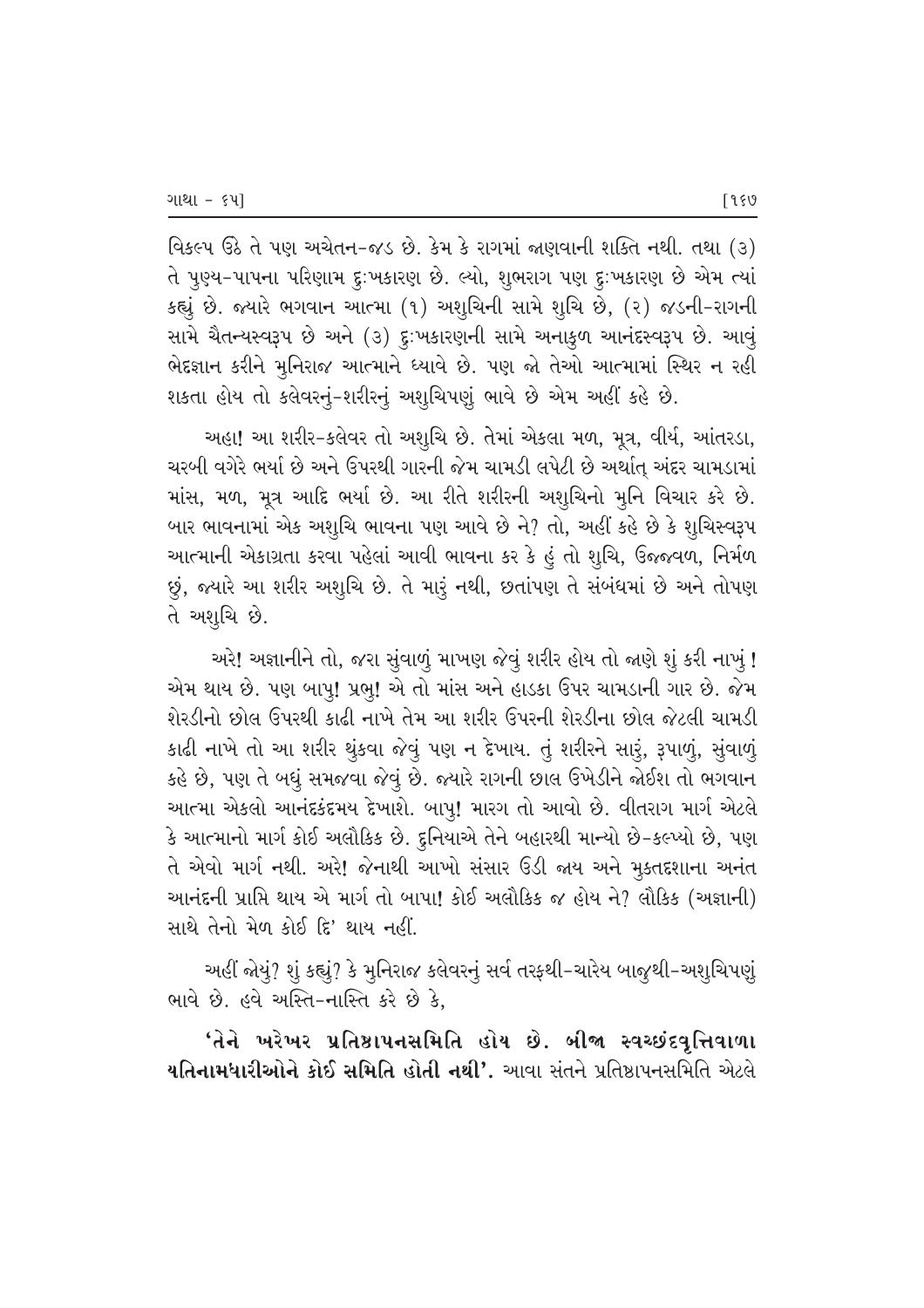વિકલ્પ ઉઠે તે પણ અચેતન-જડ છે. કેમ કે રાગમાં જાણવાની શક્તિ નથી. તથા (૩) તે પુણ્ય-પાપના પરિણામ દુઃખકારણ છે. લ્યો, શુભરાગ પણ દુઃખકારણ છે એમ ત્યાં કહ્યું છે. જ્યારે ભગવાન આત્મા (૧) અશુચિની સામે શુચિ છે, (૨) જડની-રાગની સામે ચૈતન્યસ્વરૂપ છે અને (૩) દુઃખકારણની સામે અનાકુળ આનંદસ્વરૂપ છે. આવું ભેદજ્ઞાન કરીને મુનિરાજ આત્માને ધ્યાવે છે. પણ જો તેઓ આત્મામાં સ્થિર ન રહી શકતા હોય તો કલેવરનું-શરીરનું અશુચિપણું ભાવે છે એમ અહીં કહે છે.

અહા! આ શરીર-કલેવર તો અશુચિ છે. તેમાં એકલા મળ, મૂત્ર, વીર્ય, આંતરડા, ચરબી વગેરે ભર્યા છે અને ઉપરથી ગારની જેમ ચામડી લપેટી છે અર્થાત્ અંદર ચામડામાં માંસ, મળ, મૂત્ર આદિ ભર્યા છે. આ રીતે શરીરની અશુચિનો મુનિ વિચાર કરે છે. બાર ભાવનામાં એક અશુચિ ભાવના પણ આવે છે ને? તો, અહીં કહે છે કે શુચિસ્વરૂપ આત્માની એકાગ્રતા કરવા પહેલાં આવી ભાવના કર કે હું તો શુચિ, ઉજ્જવળ, નિર્મળ છું, જ્યારે આ શરીર અશુચિ છે. તે મારું નથી, છતાંપણ તે સંબંધમાં છે અને તોપણ તે અશુચિ છે.

અરે! અજ્ઞાનીને તો, જરા સુંવાળું માખણ જેવું શરીર હોય તો જાણે શું કરી નાખું! એમ થાય છે. પણ બાપુ! પ્રભુ! એ તો માંસ અને હાડકા ઉપર ચામડાની ગાર છે. જેમ શેરડીનો છોલ ઉપરથી કાઢી નાખે તેમ આ શરીર ઉપરની શેરડીના છોલ જેટલી ચામડી કાઢી નાખે તો આ શરીર થુંકવા જેવું પણ ન દેખાય. તું શરીરને સારું, રૂપાળું, સુંવાળું કહે છે, પણ તે બધું સમજવા જેવું છે. જ્યારે રાગની છાલ ઉખેડીને જોઈશ તો ભગવાન આત્મા એકલો આનંદકંદમય દેખાશે. બાપુ! મારગ તો આવો છે. વીતરાગ માર્ગ એટલે કે આત્માનો માર્ગ કોઈ અલૌકિક છે. દુનિયાએ તેને બહારથી માન્યો છે-કલ્પ્યો છે, પણ તે એવો માર્ગ નથી. અરે! જેનાથી આખો સંસાર ઉડી જાય અને મુક્તદશાના અનંત આનંદની પ્રાપ્તિ થાય એ માર્ગ તો બાપા! કોઈ અલૌકિક જ હોય ને? લૌકિક (અજ્ઞાની) સાથે તેનો મેળ કોઈ દિ' થાય નહીં.

અહીં જોયું? શું કહ્યું? કે મુનિરાજ કલેવરનું સર્વ તરફથી-ચારેય બાજુથી-અશુચિપણું ભાવે છે. હવે અસ્તિ-નાસ્તિ કરે છે કે,

**'તેને ખરેખર પ્રતિષ્ઠાપનસમિતિ હોય છે. બીજા સ્વચ્છંદવૃત્તિવાળા યતિનામધારીઓને કોઈ સમિતિ હોતી નથી'.** આવા સંતને પ્રતિષ્ઠાપનસમિતિ એટલે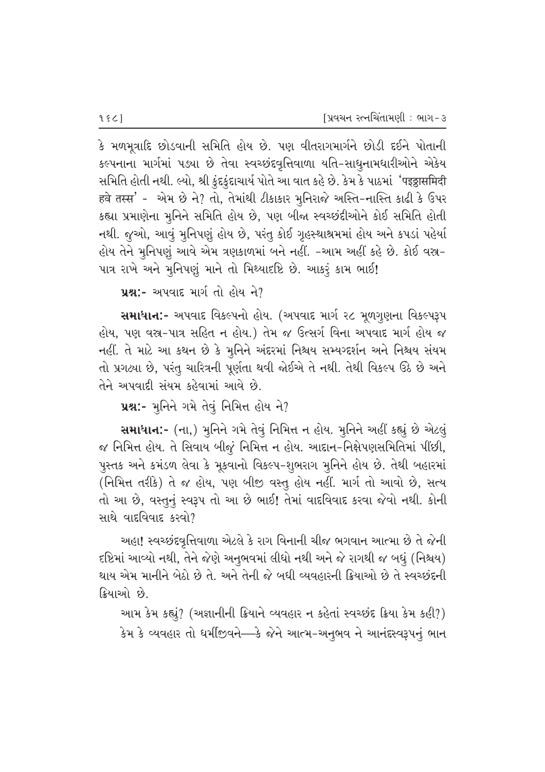કે મળમૂત્રાદિ છોડવાની સમિતિ હોય છે. પણ વીતરાગમાર્ગને છોડી દઈને પોતાની કલ્પનાના માર્ગમાં પડ્યા છે તેવા સ્વચ્છંદવૃત્તિવાળા યતિ-સાધુનામધારીઓને એકેય સમિતિ હોતી નથી. લ્યો, શ્રી કુંદકુંદાચાર્ય પોતે આ વાત કહે છે. કેમ કે પાઠમાં 'पइट्ठासमिदी हवे तस्स' - એમ છે ને? તો, તેમાંથી ટીકાકાર મુનિરાજે અસ્તિ-નાસ્તિ કાઢી કે ઉપર કહ્યા પ્રમાણેના મુનિને સમિતિ હોય છે, પણ બીજા સ્વચ્છંદીઓને કોઈ સમિતિ હોતી નથી. જુઓ, આવું મુનિપણું હોય છે, પરંતુ કોઈ ગૃહસ્થાશ્રમમાં હોય અને કપડાં પહેર્યાં હોય તેને મુનિપણું આવે એમ ત્રણકાળમાં બને નહીં. -આમ અહીં કહે છે. કોઈ વસ્ત્ર-પાત્ર રાખે અને મુનિપણું માને તો મિથ્યાદૃષ્ટિ છે. આકરું કામ ભાઈ!

**પ્રશ્ન:-** અપવાદ માર્ગ તો હોય ને?

**સમાધાન:-** અપવાદ વિકલ્પનો હોય. (અપવાદ માર્ગ ૨૮ મૂળગુણના વિકલ્પરૂપ હોય, પણ વસ્ત્ર-પાત્ર સહિત ન હોય.) તેમ જ ઉત્સર્ગ વિના અપવાદ માર્ગ હોય જ નહીં. તે માટે આ કથન છે કે મુનિને અંદરમાં નિશ્ચય સમ્યગ્દર્શન અને નિશ્ચય સંયમ તો પ્રગટ્યા છે, પરંતુ ચારિત્રની પૂર્ણતા થવી જોઈએ તે નથી. તેથી વિકલ્પ ઉઠે છે અને તેને અપવાદી સંયમ કહેવામાં આવે છે.

**પ્રશ્ન:-** મુનિને ગમે તેવું નિમિત્ત હોય ને?

**સમાધાન:-** (ના,) મુનિને ગમે તેવું નિમિત્ત ન હોય. મુનિને અહીં કહ્યું છે એટલું જ નિમિત્ત હોય. તે સિવાય બીજું નિમિત્ત ન હોય. આદાન-નિક્ષેપણસમિતિમાં પીંછી, પુસ્તક અને કમંડળ લેવા કે મૂકવાનો વિકલ્પ-શુભરાગ મુનિને હોય છે. તેથી બહારમાં (નિમિત્ત તરીકે) તે જ હોય, પણ બીજી વસ્તુ હોય નહીં. માર્ગ તો આવો છે, સત્ય તો આ છે, વસ્તુનું સ્વરૂપ તો આ છે ભાઈ! તેમાં વાદવિવાદ કરવા જેવો નથી. કોની સાથે વાદવિવાદ કરવો?

અહા! સ્વચ્છંદવૃત્તિવાળા એટલે કે રાગ વિનાની ચીજ ભગવાન આત્મા છે તે જેની દૃષ્ટિમાં આવ્યો નથી, તેને જેણે અનુભવમાં લીધો નથી અને જે રાગથી જ બધું (નિશ્ચય) થાય એમ માનીને બેઠો છે તે. અને તેની જે બધી વ્યવહારની ક્રિયાઓ છે તે સ્વચ્છંદની ક્રિયાઓ છે.

આમ કેમ કહ્યું? (અજ્ઞાનીની ક્રિયાને વ્યવહાર ન કહેતાં સ્વચ્છંદ ક્રિયા કેમ કહી?) કેમ કે વ્યવહાર તો ધર્મીજીવને—કે જેને આત્મ-અનુભવ ને આનંદસ્વરૂપનું ભાન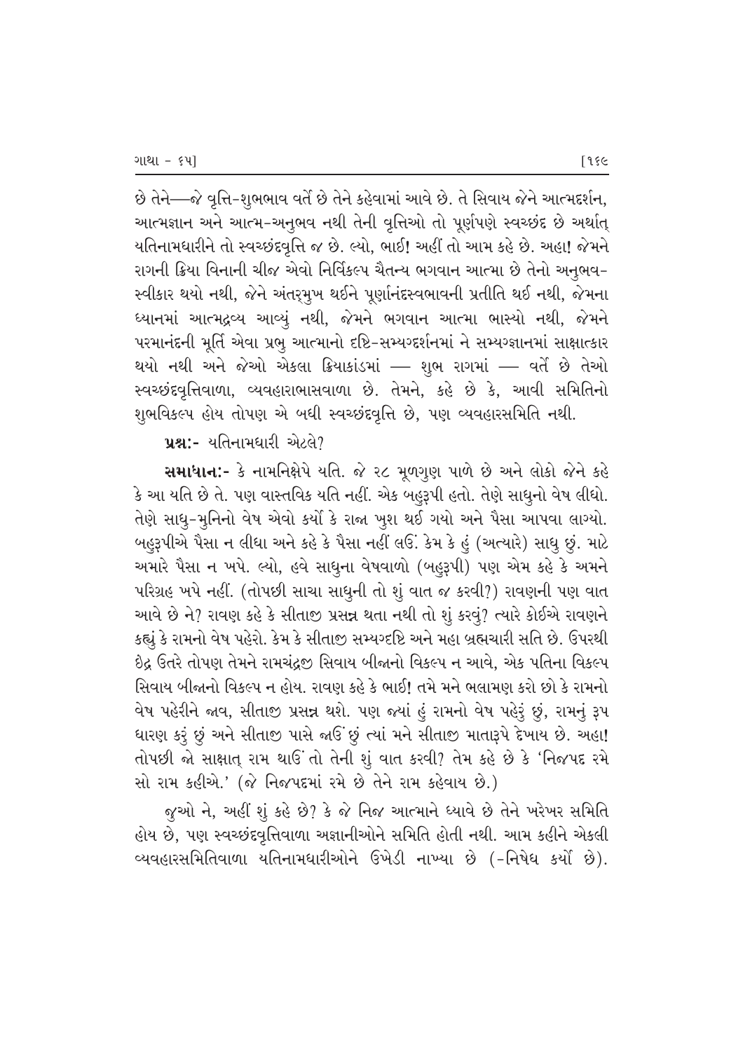છે તેને—જે વૃત્તિ-શુભભાવ વર્તે છે તેને કહેવામાં આવે છે. તે સિવાય જેને આત્મદર્શન, આત્મજ્ઞાન અને આત્મ-અનુભવ નથી તેની વૃત્તિઓ તો પૂર્ણપણે સ્વચ્છંદ છે અર્થાત્ યતિનામધારીને તો સ્વચ્છંદવૃત્તિ જ છે. લ્યો, ભાઈ! અહીં તો આમ કહે છે. અહા! જેમને રાગની ક્રિયા વિનાની ચીજ એવો નિર્વિકલ્પ ચૈતન્ય ભગવાન આત્મા છે તેનો અનુભવ-સ્વીકાર થયો નથી, જેને અંતર્મુખ થઈને પૂર્ણાનંદસ્વભાવની પ્રતીતિ થઈ નથી, જેમના ધ્યાનમાં આત્મદ્રવ્ય આવ્યું નથી, જેમને ભગવાન આત્મા ભાસ્યો નથી, જેમને પરમાનંદની મૂર્તિ એવા પ્રભુ આત્માનો દૃષ્ટિ-સમ્યગ્દર્શનમાં ને સમ્યગ્જ્ઞાનમાં સાક્ષાત્કાર થયો નથી અને જેઓ એકલા ક્રિયાકાંડમાં — શુભ રાગમાં — વર્તે છે તેઓ સ્વચ્છંદવૃત્તિવાળા, વ્યવહારાભાસવાળા છે. તેમને, કહે છે કે, આવી સમિતિનો શુભવિકલ્પ હોય તોપણ એ બધી સ્વચ્છંદવૃત્તિ છે, પણ વ્યવહારસમિતિ નથી.

**પ્રશ્નઃ-** યતિનામધારી એટલે?

**સમાધાનઃ-** કે નામનિક્ષેપે યતિ. જે ૨૮ મૂળગુણ પાળે છે અને લોકો જેને કહે કે આ યતિ છે તે. પણ વાસ્તવિક યતિ નહીં. એક બહુરૂપી હતો. તેણે સાધુનો વેષ લીધો. તેણે સાધુ-મુનિનો વેષ એવો કર્યો કે રાજા ખુશ થઈ ગયો અને પૈસા આપવા લાગ્યો. બહુરૂપીએ પૈસા ન લીધા અને કહે કે પૈસા નહીં લઉં. કેમ કે હું (અત્યારે) સાધુ છું. માટે અમારે પૈસા ન ખપે. લ્યો, હવે સાધુના વેષવાળો (બહુરૂપી) પણ એમ કહે કે અમને પરિગ્રહ ખપે નહીં. (તોપછી સાચા સાધુની તો શું વાત જ કરવી?) રાવણની પણ વાત આવે છે ને? રાવણ કહે કે સીતાજી પ્રસન્ન થતા નથી તો શું કરવું? ત્યારે કોઈએ રાવણને કહ્યું કે રામનો વેષ પહેરો. કેમ કે સીતાજી સમ્યગ્દૃષ્ટિ અને મહા બ્રહ્મચારી સતિ છે. ઉપરથી ઇંદ્ર ઉતરે તોપણ તેમને રામચંદ્રજી સિવાય બીજાનો વિકલ્પ ન આવે, એક પતિના વિકલ્પ સિવાય બીજાનો વિકલ્પ ન હોય. રાવણ કહે કે ભાઈ! તમે મને ભલામણ કરો છો કે રામનો વેષ પહેરીને જાવ, સીતાજી પ્રસન્ન થશે. પણ જ્યાં હું રામનો વેષ પહેરું છું, રામનું રૂપ ધારણ કરું છું અને સીતાજી પાસે જાઉં છું ત્યાં મને સીતાજી માતારૂપે દેખાય છે. અહા! તોપછી જો સાક્ષાત્ રામ થાઉં તો તેની શું વાત કરવી? તેમ કહે છે કે 'નિજપદ રમે સો રામ કહીએ.' (જે નિજપદમાં રમે છે તેને રામ કહેવાય છે.)

જુઓ ને, અહીં શું કહે છે? કે જે નિજ આત્માને ધ્યાવે છે તેને ખરેખર સમિતિ હોય છે, પણ સ્વચ્છંદવૃત્તિવાળા અજ્ઞાનીઓને સમિતિ હોતી નથી. આમ કહીને એકલી વ્યવહારસમિતિવાળા યતિનામધારીઓને ઉખેડી નાખ્યા છે (-નિષેધ કર્યો છે).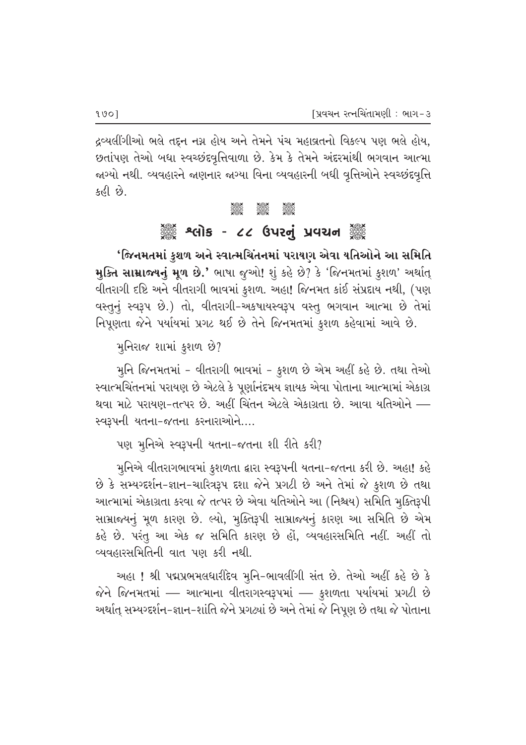દ્રવ્યલીંગીઓ ભલે તદ્દન નગ્ન હોય અને તેમને પંચ મહાવ્રતનો વિકલ્પ પણ ભલે હોય, છતાંપણ તેઓ બધા સ્વચ્છંદવૃત્તિવાળા છે. કેમ કે તેમને અંદરમાંથી ભગવાન આત્મા જાગ્યો નથી. વ્યવહારને જાણનાર જાગ્યા વિના વ્યવહારની બધી વૃત્તિઓને સ્વચ્છંદવૃત્તિ કહી છે.

## શ્લોક - ૮૮ ઉપરનું પ્રવચન

**'જિનમતમાં કુશળ અને સ્વાત્મચિંતનમાં પરાયણ એવા યતિઓને આ સમિતિ મુક્તિ સામ્રાજ્યનું મૂળ છે.'** ભાષા જુઓ! શું કહે છે? કે 'જિનમતમાં કુશળ' અર્થાત્ વીતરાગી દૃષ્ટિ અને વીતરાગી ભાવમાં કુશળ. અહા! જિનમત કાંઈ સંપ્રદાય નથી, (પણ વસ્તુનું સ્વરૂપ છે.) તો, વીતરાગી-અકષાયસ્વરૂપ વસ્તુ ભગવાન આત્મા છે તેમાં નિપૂણતા જેને પર્યાયમાં પ્રગટ થઈ છે તેને જિનમતમાં કુશળ કહેવામાં આવે છે.

મુનિરાજ શામાં કુશળ છે?

મુનિ જિનમતમાં - વીતરાગી ભાવમાં - કુશળ છે એમ અહીં કહે છે. તથા તેઓ સ્વાત્મચિંતનમાં પરાયણ છે એટલે કે પૂર્ણાનંદમય જ્ઞાયક એવા પોતાના આત્મામાં એકાગ્ર થવા માટે પરાયણ-તત્પર છે. અહીં ચિંતન એટલે એકાગ્રતા છે. આવા યતિઓને — સ્વરૂપની યતના-જતના કરનારાઓને....

પણ મુનિએ સ્વરૂપની યતના-જતના શી રીતે કરી?

મુનિએ વીતરાગભાવમાં કુશળતા દ્વારા સ્વરૂપની યતના-જતના કરી છે. અહા! કહે છે કે સમ્યગ્દર્શન-જ્ઞાન-ચારિત્રરૂપ દશા જેને પ્રગટી છે અને તેમાં જે કુશળ છે તથા આત્મામાં એકાગ્રતા કરવા જે તત્પર છે એવા યતિઓને આ (નિશ્ચય) સમિતિ મુક્તિરૂપી સામ્રાજ્યનું મૂળ કારણ છે. લ્યો, મુક્તિરૂપી સામ્રાજ્યનું કારણ આ સમિતિ છે એમ કહે છે. પરંતુ આ એક જ સમિતિ કારણ છે હોં, વ્યવહારસમિતિ નહીં. અહીં તો વ્યવહારસમિતિની વાત પણ કરી નથી.

અહા ! શ્રી પદ્મપ્રભમલધારીદેવ મુનિ-ભાવલીંગી સંત છે. તેઓ અહીં કહે છે કે જેને જિનમતમાં — આત્માના વીતરાગસ્વરૂપમાં — કુશળતા પર્યાયમાં પ્રગટી છે અર્થાત્ સમ્યગ્દર્શન-જ્ઞાન-શાંતિ જેને પ્રગટ્યાં છે અને તેમાં જે નિપૂણ છે તથા જે પોતાના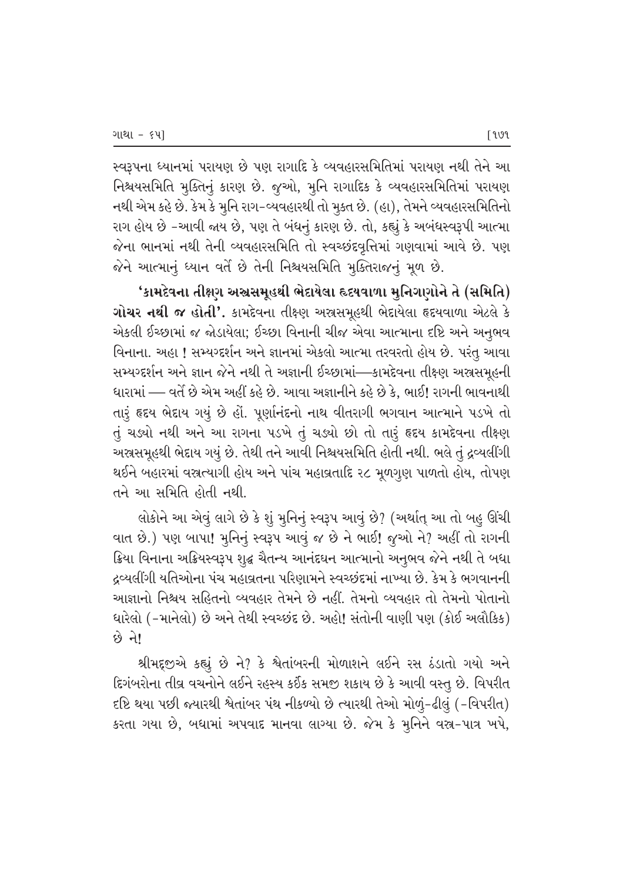સ્વરૂપના ધ્યાનમાં પરાયણ છે પણ રાગાદિ કે વ્યવહારસમિતિમાં પરાયણ નથી તેને આ નિશ્ચયસમિતિ મુક્તિનું કારણ છે. જુઓ, મુનિ રાગાદિક કે વ્યવહારસમિતિમાં પરાયણ નથી એમ કહે છે. કેમ કે મુનિ રાગ-વ્યવહારથી તો મુક્ત છે. (હા), તેમને વ્યવહારસમિતિનો રાગ હોય છે -આવી જાય છે, પણ તે બંધનું કારણ છે. તો, કહ્યું કે અબંધસ્વરૂપી આત્મા જેના ભાનમાં નથી તેની વ્યવહારસમિતિ તો સ્વચ્છંદવૃત્તિમાં ગણવામાં આવે છે. પણ જેને આત્માનું ધ્યાન વર્તે છે તેની નિશ્ચયસમિતિ મુક્તિરાજનું મૂળ છે.

**'કામદેવના તીક્ષ્ણ અસ્ત્રસમૂહથી ભેદાયેલા હૃદયવાળા મુનિગણોને તે (સમિતિ) ગોચર નથી જ હોતી'.** કામદેવના તીક્ષ્ણ અસ્ત્રસમૂહથી ભેદાયેલા હૃદયવાળા એટલે કે એકલી ઈચ્છામાં જ જોડાયેલા; ઈચ્છા વિનાની ચીજ એવા આત્માના દૃષ્ટિ અને અનુભવ વિનાના. અહા ! સમ્યગ્દર્શન અને જ્ઞાનમાં એકલો આત્મા તરવરતો હોય છે. પરંતુ આવા સમ્યગ્દર્શન અને જ્ઞાન જેને નથી તે અજ્ઞાની ઈચ્છામાં—કામદેવના તીક્ષ્ણ અસ્ત્રસમૂહની ધારામાં — વર્તે છે એમ અહીં કહે છે. આવા અજ્ઞાનીને કહે છે કે, ભાઈ! રાગની ભાવનાથી તારું હૃદય ભેદાય ગયું છે હોં. પૂર્ણાનંદનો નાથ વીતરાગી ભગવાન આત્માને પડખે તો તું ચડ્યો નથી અને આ રાગના પડખે તું ચડ્યો છો તો તારું હૃદય કામદેવના તીક્ષ્ણ અસ્ત્રસમૂહથી ભેદાય ગયું છે. તેથી તને આવી નિશ્ચયસમિતિ હોતી નથી. ભલે તું દ્રવ્યલીંગી થઈને બહારમાં વસ્ત્રત્યાગી હોય અને પાંચ મહાવ્રતાદિ ૨૮ મૂળગુણ પાળતો હોય, તોપણ તને આ સમિતિ હોતી નથી.

લોકોને આ એવું લાગે છે કે શું મુનિનું સ્વરૂપ આવું છે? (અર્થાત્ આ તો બહુ ઊંચી વાત છે.) પણ બાપા! મુનિનું સ્વરૂપ આવું જ છે ને ભાઈ! જુઓ ને? અહીં તો રાગની ક્રિયા વિનાના અક્રિયસ્વરૂપ શુદ્ધ ચૈતન્ય આનંદઘન આત્માનો અનુભવ જેને નથી તે બધા દ્રવ્યલીંગી યતિઓના પંચ મહાવ્રતના પરિણામને સ્વચ્છંદમાં નાખ્યા છે. કેમ કે ભગવાનની આજ્ઞાનો નિશ્ચય સહિતનો વ્યવહાર તેમને છે નહીં. તેમનો વ્યવહાર તો તેમનો પોતાનો ધારેલો (-માનેલો) છે અને તેથી સ્વચ્છંદ છે. અહો! સંતોની વાણી પણ (કોઈ અલૌકિક) છે ને!

શ્રીમદ્જીએ કહ્યું છે ને? કે શ્વેતાંબરની મોળાશને લઈને રસ ઠંડાતો ગયો અને દિગંબરોના તીવ્ર વચનોને લઈને રહસ્ય કંઈક સમજી શકાય છે કે આવી વસ્તુ છે. વિપરીત દૃષ્ટિ થયા પછી જ્યારથી શ્વેતાંબર પંથ નીકળ્યો છે ત્યારથી તેઓ મોળું-ઢીલું (-વિપરીત) કરતા ગયા છે, બધામાં અપવાદ માનવા લાગ્યા છે. જેમ કે મુનિને વસ્ત્ર-પાત્ર ખપે,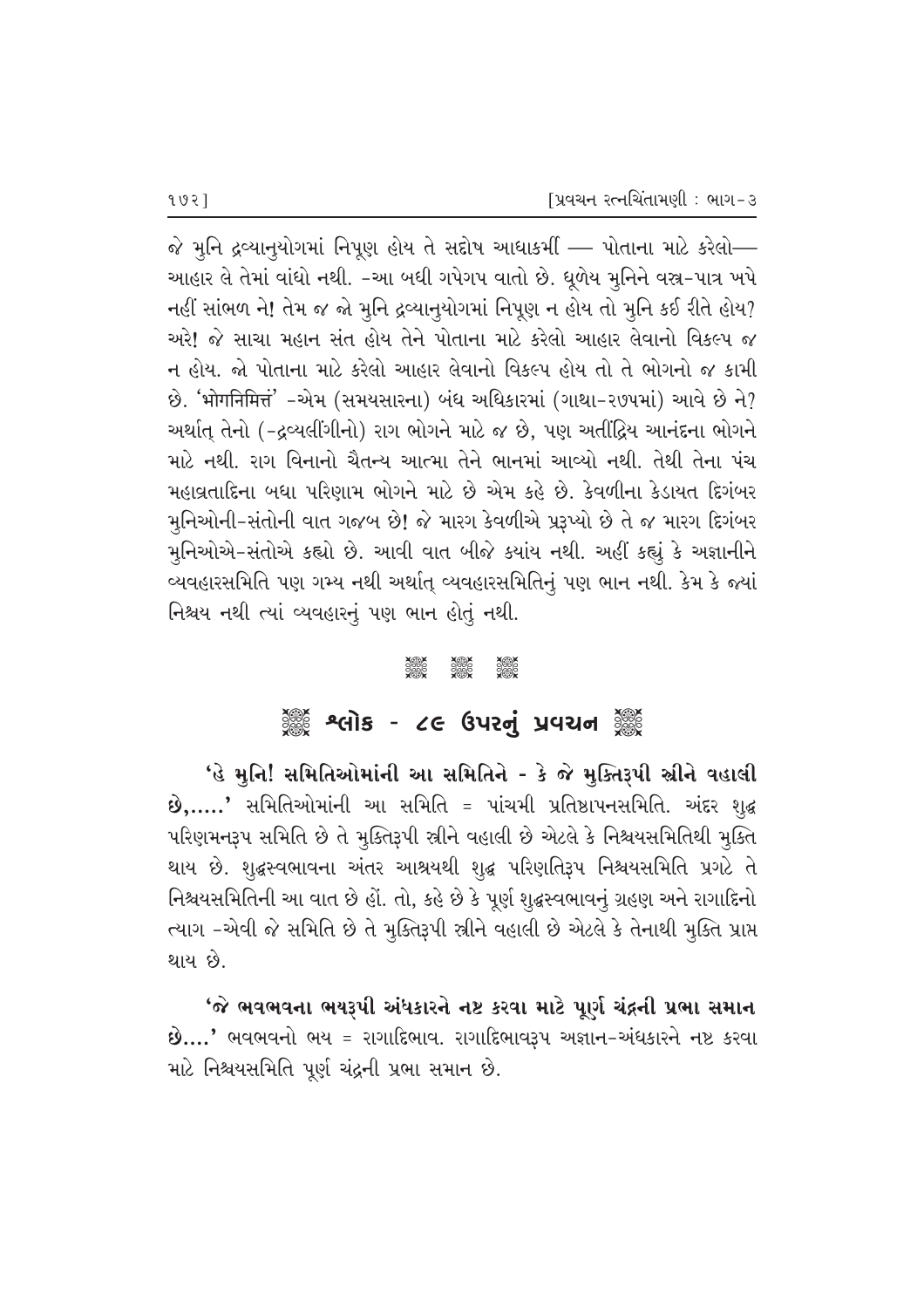જે મુનિ દ્રવ્યાનુયોગમાં નિપૂણ હોય તે સદોષ આધાકર્મી — પોતાના માટે કરેલો— આહાર લે તેમાં વાંધો નથી. -આ બધી ગપેગપ વાતો છે. ધૂળેય મુનિને વસ્ત્ર-પાત્ર ખપે નહીં સાંભળ ને! તેમ જ જો મુનિ દ્રવ્યાનુયોગમાં નિપૂણ ન હોય તો મુનિ કઈ રીતે હોય? અરે! જે સાચા મહાન સંત હોય તેને પોતાના માટે કરેલો આહાર લેવાનો વિકલ્પ જ ન હોય. જો પોતાના માટે કરેલો આહાર લેવાનો વિકલ્પ હોય તો તે ભોગનો જ કામી છે. 'भोगनिमित्तं' -એમ (સમયસારના) બંધ અધિકારમાં (ગાથા-૨૭૫માં) આવે છે ને? અર્થાત્ તેનો (-દ્રવ્યલીંગીનો) રાગ ભોગને માટે જ છે, પણ અતીંદ્રિય આનંદના ભોગને માટે નથી. રાગ વિનાનો ચૈતન્ય આત્મા તેને ભાનમાં આવ્યો નથી. તેથી તેના પંચ મહાવ્રતાદિના બધા પરિણામ ભોગને માટે છે એમ કહે છે. કેવળીના કેડાયત દિગંબર મુનિઓની-સંતોની વાત ગજબ છે! જે મારગ કેવળીએ પ્રરૂપ્યો છે તે જ મારગ દિગંબર મુનિઓએ-સંતોએ કહ્યો છે. આવી વાત બીજે ક્યાંય નથી. અહીં કહ્યું કે અજ્ઞાનીને વ્યવહારસમિતિ પણ ગમ્ય નથી અર્થાત્ વ્યવહારસમિતિનું પણ ભાન નથી. કેમ કે જ્યાં નિશ્ચય નથી ત્યાં વ્યવહારનું પણ ભાન હોતું નથી.

## શ્લોક - ૮૯ ઉપરનું પ્રવચન

**'હે મુનિ! સમિતિઓમાંની આ સમિતિને - કે જે મુક્તિરૂપી સ્ત્રીને વહાલી છે,.....'** સમિતિઓમાંની આ સમિતિ = પાંચમી પ્રતિષ્ઠાપનસમિતિ. અંદર શુદ્ધ પરિણમનરૂપ સમિતિ છે તે મુક્તિરૂપી સ્ત્રીને વહાલી છે એટલે કે નિશ્ચયસમિતિથી મુક્તિ થાય છે. શુદ્ધસ્વભાવના અંતર આશ્રયથી શુદ્ધ પરિણતિરૂપ નિશ્ચયસમિતિ પ્રગટે તે નિશ્ચયસમિતિની આ વાત છે હોં. તો, કહે છે કે પૂર્ણ શુદ્ધસ્વભાવનું ગ્રહણ અને રાગાદિનો ત્યાગ -એવી જે સમિતિ છે તે મુક્તિરૂપી સ્ત્રીને વહાલી છે એટલે કે તેનાથી મુક્તિ પ્રાપ્ત થાય છે.

**'જે ભવભવના ભયરૂપી અંધકારને નષ્ટ કરવા માટે પૂર્ણ ચંદ્રની પ્રભા સમાન છે....'** ભવભવનો ભય = રાગાદિભાવ. રાગાદિભાવરૂપ અજ્ઞાન-અંધકારને નષ્ટ કરવા માટે નિશ્ચયસમિતિ પૂર્ણ ચંદ્રની પ્રભા સમાન છે.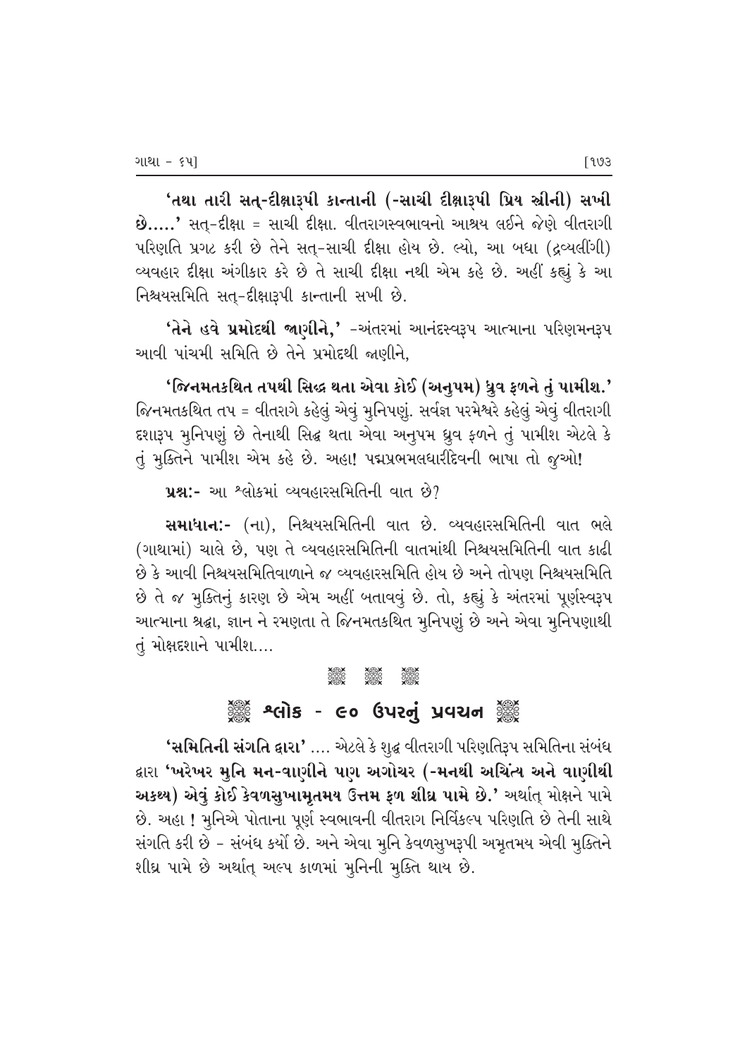**'તથા તારી સત્-દીક્ષારૂપી કાન્તાની (-સાચી દીક્ષારૂપી પ્રિય સ્ત્રીની) સખી છે.....'** સત્-દીક્ષા = સાચી દીક્ષા. વીતરાગસ્વભાવનો આશ્રય લઈને જેણે વીતરાગી પરિણતિ પ્રગટ કરી છે તેને સત્-સાચી દીક્ષા હોય છે. લ્યો, આ બધા (દ્રવ્યલીંગી) વ્યવહાર દીક્ષા અંગીકાર કરે છે તે સાચી દીક્ષા નથી એમ કહે છે. અહીં કહ્યું કે આ નિશ્ચયસમિતિ સત્-દીક્ષારૂપી કાન્તાની સખી છે.

**'તેને હવે પ્રમોદથી જાણીને,'** -અંતરમાં આનંદસ્વરૂપ આત્માના પરિણમનરૂપ આવી પાંચમી સમિતિ છે તેને પ્રમોદથી જાણીને,

**'જિનમતકથિત તપથી સિદ્ધ થતા એવા કોઈ (અનુપમ) ધ્રુવ ફળને તું પામીશ.'** જિનમતકથિત તપ = વીતરાગે કહેલું એવું મુનિપણું. સર્વજ્ઞ પરમેશ્વરે કહેલું એવું વીતરાગી દશારૂપ મુનિપણું છે તેનાથી સિદ્ધ થતા એવા અનુપમ ધ્રુવ ફળને તું પામીશ એટલે કે તું મુક્તિને પામીશ એમ કહે છે. અહા! પદ્મપ્રભમલધારીદેવની ભાષા તો જુઓ!

**પ્રશ્ન:-** આ શ્લોકમાં વ્યવહારસમિતિની વાત છે?

**સમાધાન:-** (ના), નિશ્ચયસમિતિની વાત છે. વ્યવહારસમિતિની વાત ભલે (ગાથામાં) ચાલે છે, પણ તે વ્યવહારસમિતિની વાતમાંથી નિશ્ચયસમિતિની વાત કાઢી છે કે આવી નિશ્ચયસમિતિવાળાને જ વ્યવહારસમિતિ હોય છે અને તોપણ નિશ્ચયસમિતિ છે તે જ મુક્તિનું કારણ છે એમ અહીં બતાવવું છે. તો, કહ્યું કે અંતરમાં પૂર્ણસ્વરૂપ આત્માના શ્રદ્ધા, જ્ઞાન ને રમણતા તે જિનમતકથિત મુનિપણું છે અને એવા મુનિપણાથી તું મોક્ષદશાને પામીશ....

## શ્લોક - ૯૦ ઉપરનું પ્રવચન

**'સમિતિની સંગતિ દ્વારા'** .... એટલે કે શુદ્ધ વીતરાગી પરિણતિરૂપ સમિતિના સંબંધ દ્વારા **'ખરેખર મુનિ મન-વાણીને પણ અગોચર (-મનથી અચિંત્ય અને વાણીથી અકથ્ય) એવું કોઈ કેવળસુખામૃતમય ઉત્તમ ફળ શીઘ્ર પામે છે.'** અર્થાત્ મોક્ષને પામે છે. અહા ! મુનિએ પોતાના પૂર્ણ સ્વભાવની વીતરાગ નિર્વિકલ્પ પરિણતિ છે તેની સાથે સંગતિ કરી છે - સંબંધ કર્યો છે. અને એવા મુનિ કેવળસુખરૂપી અમૃતમય એવી મુક્તિને શીઘ્ર પામે છે અર્થાત્ અલ્પ કાળમાં મુનિની મુક્તિ થાય છે.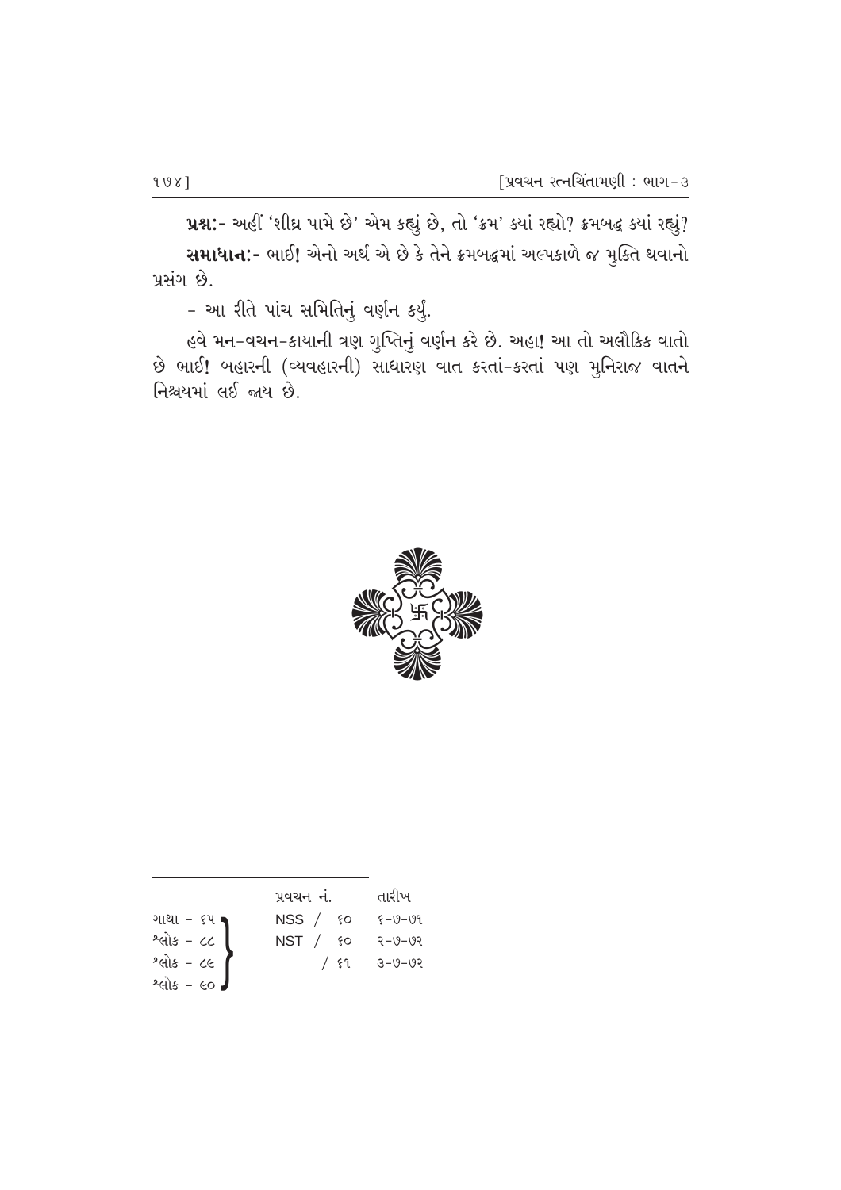**પ્રશ્ન:-** અહીં 'શીઘ્ર પામે છે' એમ કહ્યું છે, તો 'ક્રમ' ક્યાં રહ્યો? ક્રમબદ્ધ ક્યાં રહ્યું?

**સમાધાન:-** ભાઈ! એનો અર્થ એ છે કે તેને ક્રમબદ્ધમાં અલ્પકાળે જ મુક્તિ થવાનો પ્રસંગ છે.

- આ રીતે પાંચ સમિતિનું વર્ણન કર્યું.

હવે મન-વચન-કાયાની ત્રણ ગુપ્તિનું વર્ણન કરે છે. અહા! આ તો અલૌકિક વાતો છે ભાઈ! બહારની (વ્યવહારની) સાધારણ વાત કરતાં-કરતાં પણ મુનિરાજ વાતને નિશ્ચયમાં લઈ જાય છે.

---

| | પ્રવચન નં. | તારીખ |
|---|---|---|
| ગાથા - ૬૫ | NSS / ૬૦ | ૬-૭-૭૧ |
| શ્લોક - ૮૮ | NST / ૬૦ | ૨-૭-૭૨ |
| શ્લોક - ૮૯ | / ૬૧ | ૩-૭-૭૨ |
| શ્લોક - ૯૦ | | |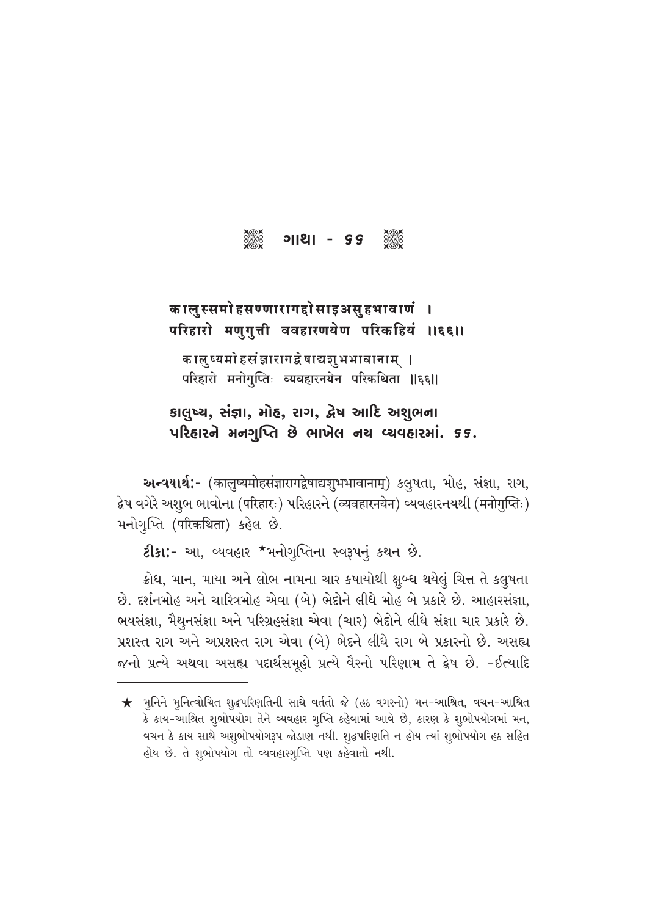## ❋ ગાથા - ૬૬ ❋

**कालुस्समोहसण्णारागद्दोसाइअसुहभावाणं ।**
**परिहारो मणुगुत्ती ववहारणयेण परिकहियं ॥६६॥**

कालुष्यमोहसंज्ञारागद्वेषाद्यशुभभावानाम् ।
परिहारो मनोगुप्तिः व्यवहारनयेन परिकथिता ॥६६॥

**કાલુષ્ય, સંજ્ઞા, મોહ, રાગ, દ્વેષ આદિ અશુભના**
**પરિહારને મનગુપ્તિ છે ભાખેલ નય વ્યવહારમાં. ૬૬.**

**અન્વયાર્થઃ-** (कालुष्यमोहसंज्ञारागद्वेषाद्यशुभभावानाम्) કલુષતા, મોહ, સંજ્ઞા, રાગ, દ્વેષ વગેરે અશુભ ભાવોના (परिहारः) પરિહારને (व्यवहारनयेन) વ્યવહારનયથી (मनोगुप्तिः) મનોગુપ્તિ (परिकथिता) કહેલ છે.

**ટીકાઃ-** આ, વ્યવહાર ★મનોગુપ્તિના સ્વરૂપનું કથન છે.

ક્રોધ, માન, માયા અને લોભ નામના ચાર કષાયોથી ક્ષુબ્ધ થયેલું ચિત્ત તે કલુષતા છે. દર્શનમોહ અને ચારિત્રમોહ એવા (બે) ભેદોને લીધે મોહ બે પ્રકારે છે. આહારસંજ્ઞા, ભયસંજ્ઞા, મૈથુનસંજ્ઞા અને પરિગ્રહસંજ્ઞા એવા (ચાર) ભેદોને લીધે સંજ્ઞા ચાર પ્રકારે છે. પ્રશસ્ત રાગ અને અપ્રશસ્ત રાગ એવા (બે) ભેદને લીધે રાગ બે પ્રકારનો છે. અસહ્ય જનો પ્રત્યે અથવા અસહ્ય પદાર્થસમૂહો પ્રત્યે વૈરનો પરિણામ તે દ્વેષ છે. -ઈત્યાદિ

---

★ મુનિને મુનિત્વોચિત શુદ્ધપરિણતિની સાથે વર્તતો જે (હઠ વગરનો) મન-આશ્રિત, વચન-આશ્રિત કે કાય-આશ્રિત શુભોપયોગ તેને વ્યવહાર ગુપ્તિ કહેવામાં આવે છે, કારણ કે શુભોપયોગમાં મન, વચન કે કાય સાથે અશુભોપયોગરૂપ જોડાણ નથી. શુદ્ધપરિણતિ ન હોય ત્યાં શુભોપયોગ હઠ સહિત હોય છે. તે શુભોપયોગ તો વ્યવહારગુપ્તિ પણ કહેવાતો નથી.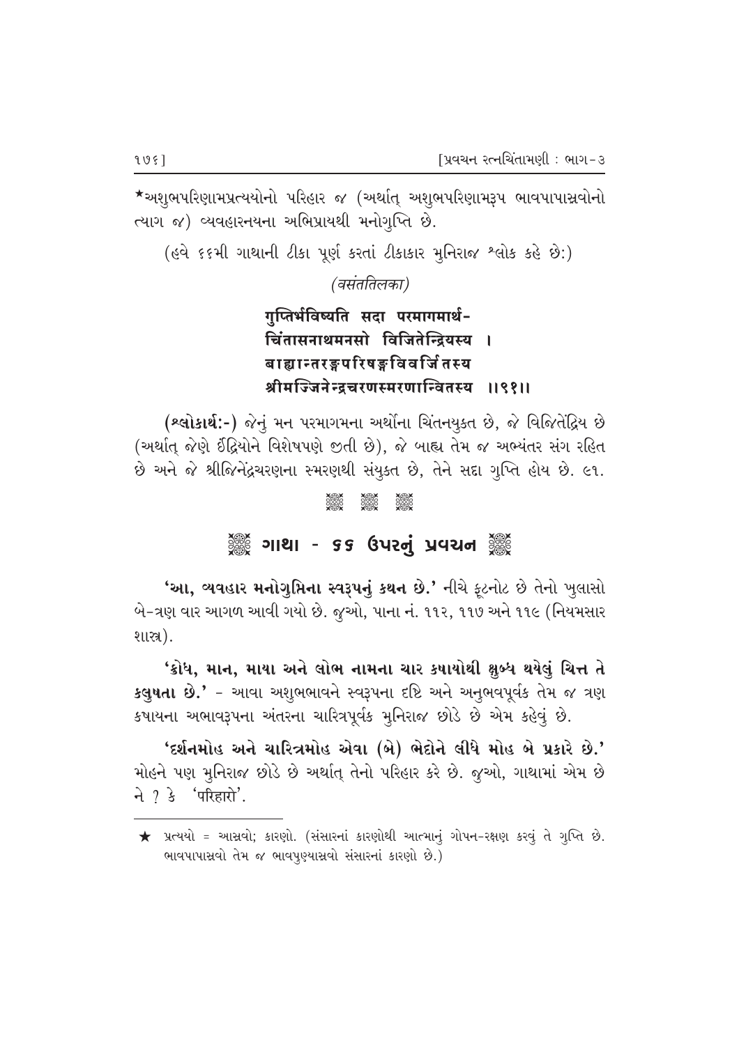★અશુભપરિણામપ્રત્યયોનો પરિહાર જ (અર્થાત્ અશુભપરિણામરૂપ ભાવપાપાસ્રવોનો ત્યાગ જ) વ્યવહારનયના અભિપ્રાયથી મનોગુપ્તિ છે.

(હવે ૬૬મી ગાથાની ટીકા પૂર્ણ કરતાં ટીકાકાર મુનિરાજ શ્લોક કહે છે:)

*(वसंततिलका)*

**गुप्तिर्भविष्यति सदा परमागमार्थ-**
**चिंतासनाथमनसो विजितेन्द्रियस्य ।**
**बाह्यान्तरङ्गपरिषङ्गविवर्जितस्य**
**श्रीमज्जिनेन्द्रचरणस्मरणान्वितस्य ॥९१॥**

**(શ્લોકાર્થ:-)** જેનું મન પરમાગમના અર્થોના ચિંતનયુક્ત છે, જે વિજિતેંદ્રિય છે (અર્થાત્ જેણે ઈંદ્રિયોને વિશેષપણે જીતી છે), જે બાહ્ય તેમ જ અભ્યંતર સંગ રહિત છે અને જે શ્રીજિનેંદ્રચરણના સ્મરણથી સંયુક્ત છે, તેને સદા ગુપ્તિ હોય છે. ૯૧.

## ગાથા - ૬૬ ઉપરનું પ્રવચન

**'આ, વ્યવહાર મનોગુપ્તિના સ્વરૂપનું કથન છે.'** નીચે ફૂટનોટ છે તેનો ખુલાસો બે-ત્રણ વાર આગળ આવી ગયો છે. જુઓ, પાના નં. ૧૧૨, ૧૧૭ અને ૧૧૯ (નિયમસાર શાસ્ત્ર).

**'ક્રોધ, માન, માયા અને લોભ નામના ચાર કષાયોથી ક્ષુબ્ધ થયેલું ચિત્ત તે કલુષતા છે.'** - આવા અશુભભાવને સ્વરૂપના દૃષ્ટિ અને અનુભવપૂર્વક તેમ જ ત્રણ કષાયના અભાવરૂપના અંતરના ચારિત્રપૂર્વક મુનિરાજ છોડે છે એમ કહેવું છે.

**'દર્શનમોહ અને ચારિત્રમોહ એવા (બે) ભેદોને લીધે મોહ બે પ્રકારે છે.'** મોહને પણ મુનિરાજ છોડે છે અર્થાત્ તેનો પરિહાર કરે છે. જુઓ, ગાથામાં એમ છે ને ? કે 'परिहारो'.

---

★ પ્રત્યયો = આસ્રવો; કારણો. (સંસારનાં કારણોથી આત્માનું ગોપન-રક્ષણ કરવું તે ગુપ્તિ છે. ભાવપાપાસ્રવો તેમ જ ભાવપુણ્યાસ્રવો સંસારનાં કારણો છે.)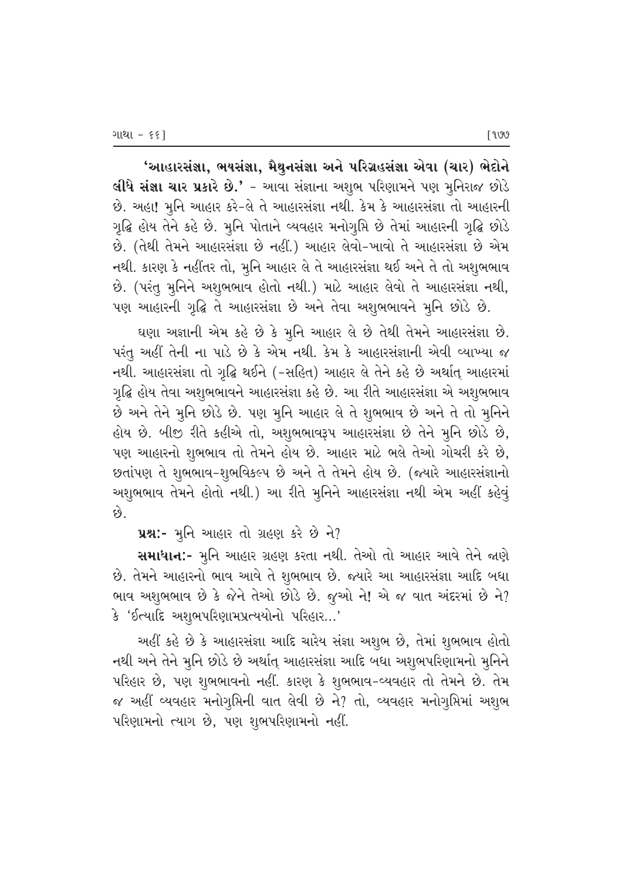**'આહારસંજ્ઞા, ભયસંજ્ઞા, મૈથુનસંજ્ઞા અને પરિગ્રહસંજ્ઞા એવા (ચાર) ભેદોને લીધે સંજ્ઞા ચાર પ્રકારે છે.'** - આવા સંજ્ઞાના અશુભ પરિણામને પણ મુનિરાજ છોડે છે. અહા! મુનિ આહાર કરે-લે તે આહારસંજ્ઞા નથી. કેમ કે આહારસંજ્ઞા તો આહારની ગૃદ્ધિ હોય તેને કહે છે. મુનિ પોતાને વ્યવહાર મનોગુપ્તિ છે તેમાં આહારની ગૃદ્ધિ છોડે છે. (તેથી તેમને આહારસંજ્ઞા છે નહીં.) આહાર લેવો-ખાવો તે આહારસંજ્ઞા છે એમ નથી. કારણ કે નહીંતર તો, મુનિ આહાર લે તે આહારસંજ્ઞા થઈ અને તે તો અશુભભાવ છે. (પરંતુ મુનિને અશુભભાવ હોતો નથી.) માટે આહાર લેવો તે આહારસંજ્ઞા નથી, પણ આહારની ગૃદ્ધિ તે આહારસંજ્ઞા છે અને તેવા અશુભભાવને મુનિ છોડે છે.

ઘણા અજ્ઞાની એમ કહે છે કે મુનિ આહાર લે છે તેથી તેમને આહારસંજ્ઞા છે. પરંતુ અહીં તેની ના પાડે છે કે એમ નથી. કેમ કે આહારસંજ્ઞાની એવી વ્યાખ્યા જ નથી. આહારસંજ્ઞા તો ગૃદ્ધિ થઈને (-સહિત) આહાર લે તેને કહે છે અર્થાત્ આહારમાં ગૃદ્ધિ હોય તેવા અશુભભાવને આહારસંજ્ઞા કહે છે. આ રીતે આહારસંજ્ઞા એ અશુભભાવ છે અને તેને મુનિ છોડે છે. પણ મુનિ આહાર લે તે શુભભાવ છે અને તે તો મુનિને હોય છે. બીજી રીતે કહીએ તો, અશુભભાવરૂપ આહારસંજ્ઞા છે તેને મુનિ છોડે છે, પણ આહારનો શુભભાવ તો તેમને હોય છે. આહાર માટે ભલે તેઓ ગોચરી કરે છે, છતાંપણ તે શુભભાવ-શુભવિકલ્પ છે અને તે તેમને હોય છે. (જ્યારે આહારસંજ્ઞાનો અશુભભાવ તેમને હોતો નથી.) આ રીતે મુનિને આહારસંજ્ઞા નથી એમ અહીં કહેવું છે.

**પ્રશ્ન:-** મુનિ આહાર તો ગ્રહણ કરે છે ને?

**સમાધાન:-** મુનિ આહાર ગ્રહણ કરતા નથી. તેઓ તો આહાર આવે તેને જાણે છે. તેમને આહારનો ભાવ આવે તે શુભભાવ છે. જ્યારે આ આહારસંજ્ઞા આદિ બધા ભાવ અશુભભાવ છે કે જેને તેઓ છોડે છે. જુઓ ને! એ જ વાત અંદરમાં છે ને? કે 'ઈત્યાદિ અશુભપરિણામપ્રત્યયોનો પરિહાર...'

અહીં કહે છે કે આહારસંજ્ઞા આદિ ચારેય સંજ્ઞા અશુભ છે, તેમાં શુભભાવ હોતો નથી અને તેને મુનિ છોડે છે અર્થાત્ આહારસંજ્ઞા આદિ બધા અશુભપરિણામનો મુનિને પરિહાર છે, પણ શુભભાવનો નહીં. કારણ કે શુભભાવ-વ્યવહાર તો તેમને છે. તેમ જ અહીં વ્યવહાર મનોગુપ્તિની વાત લેવી છે ને? તો, વ્યવહાર મનોગુપ્તિમાં અશુભ પરિણામનો ત્યાગ છે, પણ શુભપરિણામનો નહીં.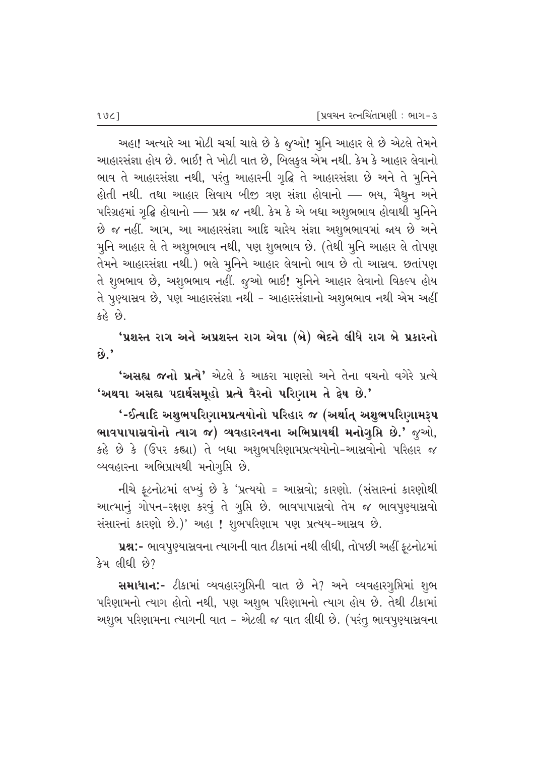અહા! અત્યારે આ મોટી ચર્ચા ચાલે છે કે જુઓ! મુનિ આહાર લે છે એટલે તેમને આહારસંજ્ઞા હોય છે. ભાઈ! તે ખોટી વાત છે, બિલકુલ એમ નથી. કેમ કે આહાર લેવાનો ભાવ તે આહારસંજ્ઞા નથી, પરંતુ આહારની ગૃદ્ધિ તે આહારસંજ્ઞા છે અને તે મુનિને હોતી નથી. તથા આહાર સિવાય બીજી ત્રણ સંજ્ઞા હોવાનો — ભય, મૈથુન અને પરિગ્રહમાં ગૃદ્ધિ હોવાનો — પ્રશ્ન જ નથી. કેમ કે એ બધા અશુભભાવ હોવાથી મુનિને છે જ નહીં. આમ, આ આહારસંજ્ઞા આદિ ચારેય સંજ્ઞા અશુભભાવમાં જાય છે અને મુનિ આહાર લે તે અશુભભાવ નથી, પણ શુભભાવ છે. (તેથી મુનિ આહાર લે તોપણ તેમને આહારસંજ્ઞા નથી.) ભલે મુનિને આહાર લેવાનો ભાવ છે તો આસ્રવ. છતાંપણ તે શુભભાવ છે, અશુભભાવ નહીં. જુઓ ભાઈ! મુનિને આહાર લેવાનો વિકલ્પ હોય તે પુણ્યાસ્રવ છે, પણ આહારસંજ્ઞા નથી - આહારસંજ્ઞાનો અશુભભાવ નથી એમ અહીં કહે છે.

**'પ્રશસ્ત રાગ અને અપ્રશસ્ત રાગ એવા (બે) ભેદને લીધે રાગ બે પ્રકારનો છે.'**

**'અસહ્ય જનો પ્રત્યે'** એટલે કે આકરા માણસો અને તેના વચનો વગેરે પ્રત્યે **'અથવા અસહ્ય પદાર્થસમૂહો પ્રત્યે વૈરનો પરિણામ તે દ્વેષ છે.'**

**'-ઈત્યાદિ અશુભપરિણામપ્રત્યયોનો પરિહાર જ (અર્થાત્ અશુભપરિણામરૂપ ભાવપાપાસ્રવોનો ત્યાગ જ) વ્યવહારનયના અભિપ્રાયથી મનોગુપ્તિ છે.'** જુઓ, કહે છે કે (ઉપર કહ્યા) તે બધા અશુભપરિણામપ્રત્યયોનો-આસ્રવોનો પરિહાર જ વ્યવહારના અભિપ્રાયથી મનોગુપ્તિ છે.

નીચે ફૂટનોટમાં લખ્યું છે કે 'પ્રત્યયો = આસ્રવો; કારણો. (સંસારનાં કારણોથી આત્માનું ગોપન-રક્ષણ કરવું તે ગુપ્તિ છે. ભાવપાપાસ્રવો તેમ જ ભાવપુણ્યાસ્રવો સંસારનાં કારણો છે.)' અહા ! શુભપરિણામ પણ પ્રત્યય-આસ્રવ છે.

**પ્રશ્ન:-** ભાવપુણ્યાસ્રવના ત્યાગની વાત ટીકામાં નથી લીધી, તોપછી અહીં ફૂટનોટમાં કેમ લીધી છે?

**સમાધાન:-** ટીકામાં વ્યવહારગુપ્તિની વાત છે ને? અને વ્યવહારગુપ્તિમાં શુભ પરિણામનો ત્યાગ હોતો નથી, પણ અશુભ પરિણામનો ત્યાગ હોય છે. તેથી ટીકામાં અશુભ પરિણામના ત્યાગની વાત - એટલી જ વાત લીધી છે. (પરંતુ ભાવપુણ્યાસ્રવના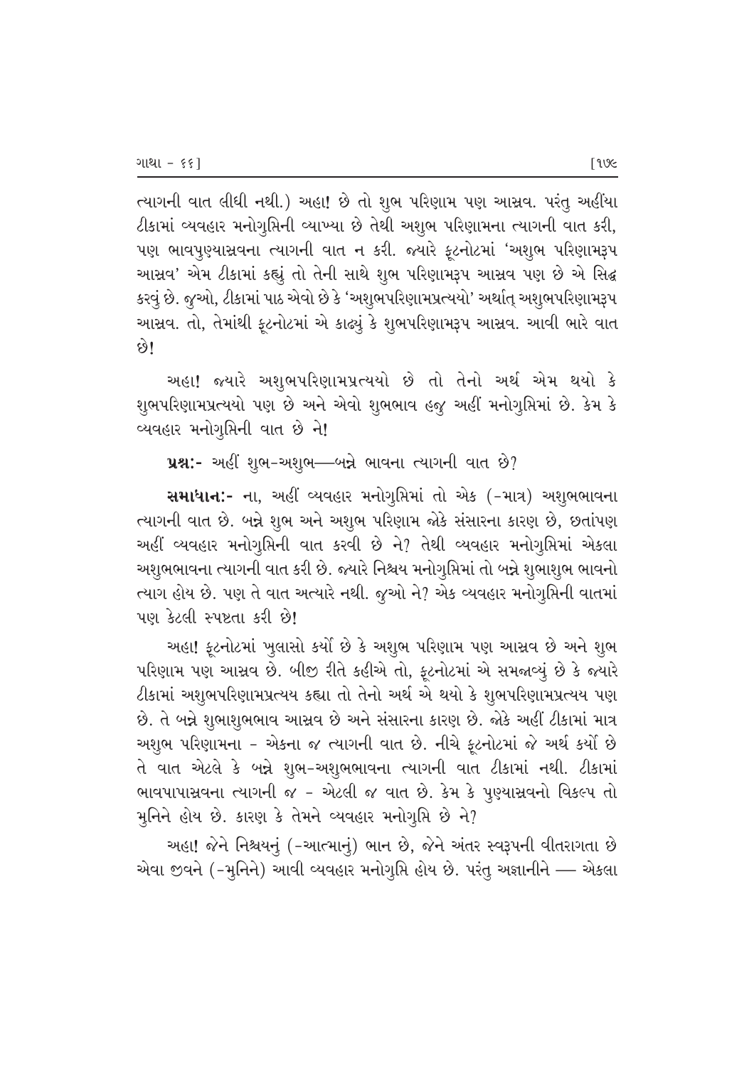ત્યાગની વાત લીધી નથી.) અહા! છે તો શુભ પરિણામ પણ આસ્રવ. પરંતુ અહીંયા ટીકામાં વ્યવહાર મનોગુપ્તિની વ્યાખ્યા છે તેથી અશુભ પરિણામના ત્યાગની વાત કરી, પણ ભાવપુણ્યાસ્રવના ત્યાગની વાત ન કરી. જ્યારે ફૂટનોટમાં 'અશુભ પરિણામરૂપ આસ્રવ' એમ ટીકામાં કહ્યું તો તેની સાથે શુભ પરિણામરૂપ આસ્રવ પણ છે એ સિદ્ધ કરવું છે. જુઓ, ટીકામાં પાઠ એવો છે કે 'અશુભપરિણામપ્રત્યયો' અર્થાત્ અશુભપરિણામરૂપ આસ્રવ. તો, તેમાંથી ફૂટનોટમાં એ કાઢ્યું કે શુભપરિણામરૂપ આસ્રવ. આવી ભારે વાત છે!

અહા! જ્યારે અશુભપરિણામપ્રત્યયો છે તો તેનો અર્થ એમ થયો કે શુભપરિણામપ્રત્યયો પણ છે અને એવો શુભભાવ હજુ અહીં મનોગુપ્તિમાં છે. કેમ કે વ્યવહાર મનોગુપ્તિની વાત છે ને!

**પ્રશ્ન:-** અહીં શુભ-અશુભ—બન્ને ભાવના ત્યાગની વાત છે?

**સમાધાન:-** ના, અહીં વ્યવહાર મનોગુપ્તિમાં તો એક (-માત્ર) અશુભભાવના ત્યાગની વાત છે. બન્ને શુભ અને અશુભ પરિણામ જોકે સંસારના કારણ છે, છતાંપણ અહીં વ્યવહાર મનોગુપ્તિની વાત કરવી છે ને? તેથી વ્યવહાર મનોગુપ્તિમાં એકલા અશુભભાવના ત્યાગની વાત કરી છે. જ્યારે નિશ્ચય મનોગુપ્તિમાં તો બન્ને શુભાશુભ ભાવનો ત્યાગ હોય છે. પણ તે વાત અત્યારે નથી. જુઓ ને? એક વ્યવહાર મનોગુપ્તિની વાતમાં પણ કેટલી સ્પષ્ટતા કરી છે!

અહા! ફૂટનોટમાં ખુલાસો કર્યો છે કે અશુભ પરિણામ પણ આસ્રવ છે અને શુભ પરિણામ પણ આસ્રવ છે. બીજી રીતે કહીએ તો, ફૂટનોટમાં એ સમજાવ્યું છે કે જ્યારે ટીકામાં અશુભપરિણામપ્રત્યય કહ્યા તો તેનો અર્થ એ થયો કે શુભપરિણામપ્રત્યય પણ છે. તે બન્ને શુભાશુભભાવ આસ્રવ છે અને સંસારના કારણ છે. જોકે અહીં ટીકામાં માત્ર અશુભ પરિણામના - એકના જ ત્યાગની વાત છે. નીચે ફૂટનોટમાં જે અર્થ કર્યો છે તે વાત એટલે કે બન્ને શુભ-અશુભભાવના ત્યાગની વાત ટીકામાં નથી. ટીકામાં ભાવપાપાસ્રવના ત્યાગની જ - એટલી જ વાત છે. કેમ કે પુણ્યાસ્રવનો વિકલ્પ તો મુનિને હોય છે. કારણ કે તેમને વ્યવહાર મનોગુપ્તિ છે ને?

અહા! જેને નિશ્ચયનું (-આત્માનું) ભાન છે, જેને અંતર સ્વરૂપની વીતરાગતા છે એવા જીવને (-મુનિને) આવી વ્યવહાર મનોગુપ્તિ હોય છે. પરંતુ અજ્ઞાનીને — એકલા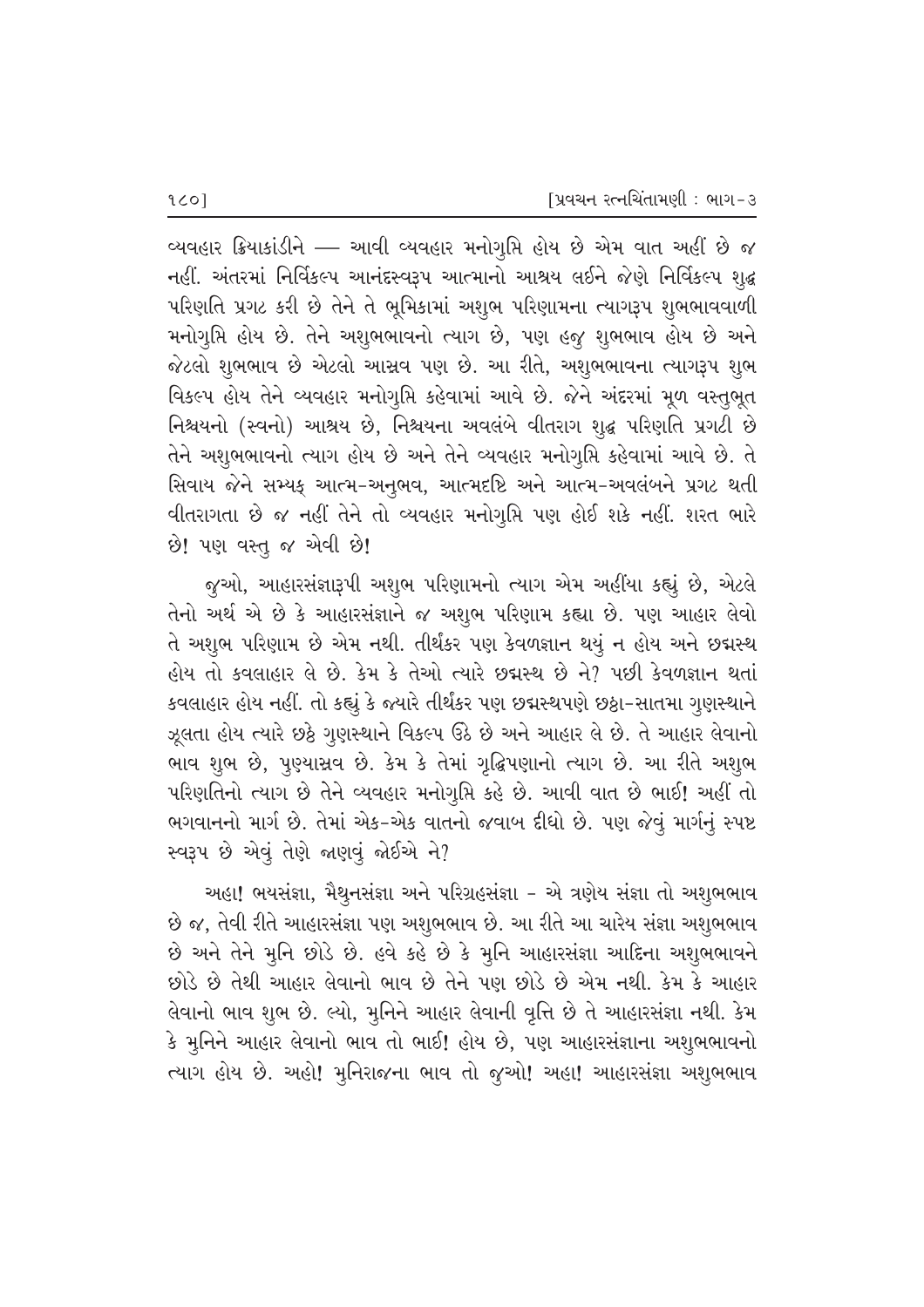વ્યવહાર ક્રિયાકાંડીને — આવી વ્યવહાર મનોગુપ્તિ હોય છે એમ વાત અહીં છે જ નહીં. અંતરમાં નિર્વિકલ્પ આનંદસ્વરૂપ આત્માનો આશ્રય લઈને જેણે નિર્વિકલ્પ શુદ્ધ પરિણતિ પ્રગટ કરી છે તેને તે ભૂમિકામાં અશુભ પરિણામના ત્યાગરૂપ શુભભાવવાળી મનોગુપ્તિ હોય છે. તેને અશુભભાવનો ત્યાગ છે, પણ હજુ શુભભાવ હોય છે અને જેટલો શુભભાવ છે એટલો આસ્રવ પણ છે. આ રીતે, અશુભભાવના ત્યાગરૂપ શુભ વિકલ્પ હોય તેને વ્યવહાર મનોગુપ્તિ કહેવામાં આવે છે. જેને અંદરમાં મૂળ વસ્તુભૂત નિશ્ચયનો (સ્વનો) આશ્રય છે, નિશ્ચયના અવલંબે વીતરાગ શુદ્ધ પરિણતિ પ્રગટી છે તેને અશુભભાવનો ત્યાગ હોય છે અને તેને વ્યવહાર મનોગુપ્તિ કહેવામાં આવે છે. તે સિવાય જેને સમ્યક્ આત્મ-અનુભવ, આત્મદૃષ્ટિ અને આત્મ-અવલંબને પ્રગટ થતી વીતરાગતા છે જ નહીં તેને તો વ્યવહાર મનોગુપ્તિ પણ હોઈ શકે નહીં. શરત ભારે છે! પણ વસ્તુ જ એવી છે!

જુઓ, આહારસંજ્ઞારૂપી અશુભ પરિણામનો ત્યાગ એમ અહીંયા કહ્યું છે, એટલે તેનો અર્થ એ છે કે આહારસંજ્ઞાને જ અશુભ પરિણામ કહ્યા છે. પણ આહાર લેવો તે અશુભ પરિણામ છે એમ નથી. તીર્થંકર પણ કેવળજ્ઞાન થયું ન હોય અને છદ્મસ્થ હોય તો કવલાહાર લે છે. કેમ કે તેઓ ત્યારે છદ્મસ્થ છે ને? પછી કેવળજ્ઞાન થતાં કવલાહાર હોય નહીં. તો કહ્યું કે જ્યારે તીર્થંકર પણ છદ્મસ્થપણે છઠ્ઠા-સાતમા ગુણસ્થાને ઝૂલતા હોય ત્યારે છઠ્ઠે ગુણસ્થાને વિકલ્પ ઉઠે છે અને આહાર લે છે. તે આહાર લેવાનો ભાવ શુભ છે, પુણ્યાસ્રવ છે. કેમ કે તેમાં ગૃદ્ધિપણાનો ત્યાગ છે. આ રીતે અશુભ પરિણતિનો ત્યાગ છે તેને વ્યવહાર મનોગુપ્તિ કહે છે. આવી વાત છે ભાઈ! અહીં તો ભગવાનનો માર્ગ છે. તેમાં એક-એક વાતનો જવાબ દીધો છે. પણ જેવું માર્ગનું સ્પષ્ટ સ્વરૂપ છે એવું તેણે જાણવું જોઈએ ને?

અહા! ભયસંજ્ઞા, મૈથુનસંજ્ઞા અને પરિગ્રહસંજ્ઞા - એ ત્રણેય સંજ્ઞા તો અશુભભાવ છે જ, તેવી રીતે આહારસંજ્ઞા પણ અશુભભાવ છે. આ રીતે આ ચારેય સંજ્ઞા અશુભભાવ છે અને તેને મુનિ છોડે છે. હવે કહે છે કે મુનિ આહારસંજ્ઞા આદિના અશુભભાવને છોડે છે તેથી આહાર લેવાનો ભાવ છે તેને પણ છોડે છે એમ નથી. કેમ કે આહાર લેવાનો ભાવ શુભ છે. લ્યો, મુનિને આહાર લેવાની વૃત્તિ છે તે આહારસંજ્ઞા નથી. કેમ કે મુનિને આહાર લેવાનો ભાવ તો ભાઈ! હોય છે, પણ આહારસંજ્ઞાના અશુભભાવનો ત્યાગ હોય છે. અહો! મુનિરાજના ભાવ તો જુઓ! અહા! આહારસંજ્ઞા અશુભભાવ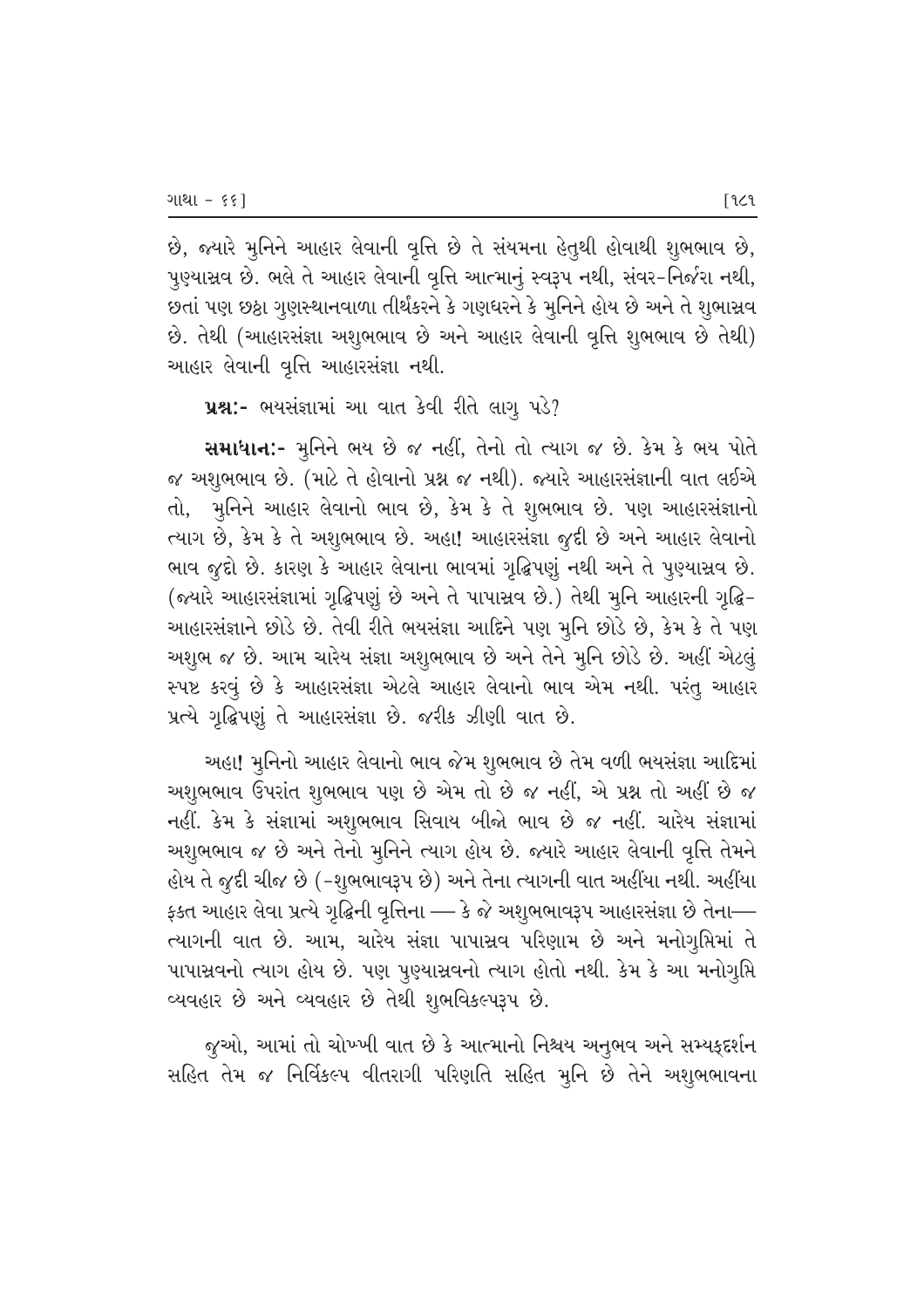છે, જ્યારે મુનિને આહાર લેવાની વૃત્તિ છે તે સંયમના હેતુથી હોવાથી શુભભાવ છે, પુણ્યાસ્રવ છે. ભલે તે આહાર લેવાની વૃત્તિ આત્માનું સ્વરૂપ નથી, સંવર-નિર્જરા નથી, છતાં પણ છઠ્ઠા ગુણસ્થાનવાળા તીર્થંકરને કે ગણધરને કે મુનિને હોય છે અને તે શુભાસ્રવ છે. તેથી (આહારસંજ્ઞા અશુભભાવ છે અને આહાર લેવાની વૃત્તિ શુભભાવ છે તેથી) આહાર લેવાની વૃત્તિ આહારસંજ્ઞા નથી.

**પ્રશ્ન:-** ભયસંજ્ઞામાં આ વાત કેવી રીતે લાગુ પડે?

**સમાધાન:-** મુનિને ભય છે જ નહીં, તેનો તો ત્યાગ જ છે. કેમ કે ભય પોતે જ અશુભભાવ છે. (માટે તે હોવાનો પ્રશ્ન જ નથી). જ્યારે આહારસંજ્ઞાની વાત લઈએ તો, મુનિને આહાર લેવાનો ભાવ છે, કેમ કે તે શુભભાવ છે. પણ આહારસંજ્ઞાનો ત્યાગ છે, કેમ કે તે અશુભભાવ છે. અહા! આહારસંજ્ઞા જુદી છે અને આહાર લેવાનો ભાવ જુદો છે. કારણ કે આહાર લેવાના ભાવમાં ગૃદ્ધિપણું નથી અને તે પુણ્યાસ્રવ છે. (જ્યારે આહારસંજ્ઞામાં ગૃદ્ધિપણું છે અને તે પાપાસ્રવ છે.) તેથી મુનિ આહારની ગૃદ્ધિ-આહારસંજ્ઞાને છોડે છે. તેવી રીતે ભયસંજ્ઞા આદિને પણ મુનિ છોડે છે, કેમ કે તે પણ અશુભ જ છે. આમ ચારેય સંજ્ઞા અશુભભાવ છે અને તેને મુનિ છોડે છે. અહીં એટલું સ્પષ્ટ કરવું છે કે આહારસંજ્ઞા એટલે આહાર લેવાનો ભાવ એમ નથી. પરંતુ આહાર પ્રત્યે ગૃદ્ધિપણું તે આહારસંજ્ઞા છે. જરીક ઝીણી વાત છે.

અહા! મુનિનો આહાર લેવાનો ભાવ જેમ શુભભાવ છે તેમ વળી ભયસંજ્ઞા આદિમાં અશુભભાવ ઉપરાંત શુભભાવ પણ છે એમ તો છે જ નહીં, એ પ્રશ્ન તો અહીં છે જ નહીં. કેમ કે સંજ્ઞામાં અશુભભાવ સિવાય બીજો ભાવ છે જ નહીં. ચારેય સંજ્ઞામાં અશુભભાવ જ છે અને તેનો મુનિને ત્યાગ હોય છે. જ્યારે આહાર લેવાની વૃત્તિ તેમને હોય તે જુદી ચીજ છે (-શુભભાવરૂપ છે) અને તેના ત્યાગની વાત અહીંયા નથી. અહીંયા ફક્ત આહાર લેવા પ્રત્યે ગૃદ્ધિની વૃત્તિના — કે જે અશુભભાવરૂપ આહારસંજ્ઞા છે તેના— ત્યાગની વાત છે. આમ, ચારેય સંજ્ઞા પાપાસ્રવ પરિણામ છે અને મનોગુપ્તિમાં તે પાપાસ્રવનો ત્યાગ હોય છે. પણ પુણ્યાસ્રવનો ત્યાગ હોતો નથી. કેમ કે આ મનોગુપ્તિ વ્યવહાર છે અને વ્યવહાર છે તેથી શુભવિકલ્પરૂપ છે.

જુઓ, આમાં તો ચોખ્ખી વાત છે કે આત્માનો નિશ્ચય અનુભવ અને સમ્યક્દર્શન સહિત તેમ જ નિર્વિકલ્પ વીતરાગી પરિણતિ સહિત મુનિ છે તેને અશુભભાવના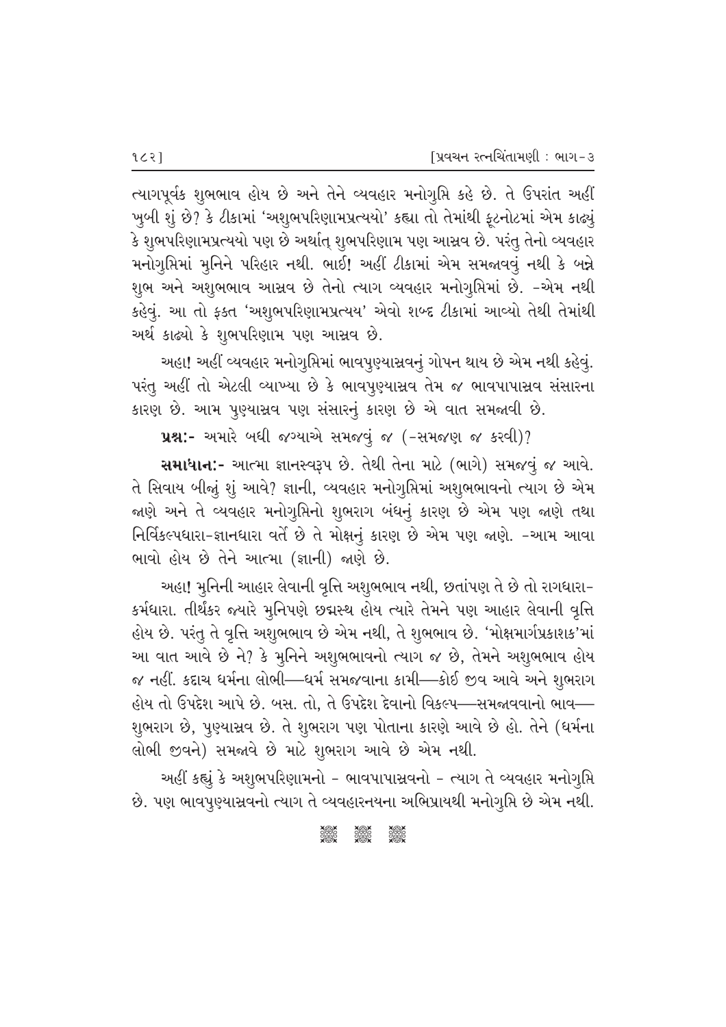ત્યાગપૂર્વક શુભભાવ હોય છે અને તેને વ્યવહાર મનોગુપ્તિ કહે છે. તે ઉપરાંત અહીં ખુબી શું છે? કે ટીકામાં 'અશુભપરિણામપ્રત્યયો' કહ્યા તો તેમાંથી ફૂટનોટમાં એમ કાઢ્યું કે શુભપરિણામપ્રત્યયો પણ છે અર્થાત્ શુભપરિણામ પણ આસ્રવ છે. પરંતુ તેનો વ્યવહાર મનોગુપ્તિમાં મુનિને પરિહાર નથી. ભાઈ! અહીં ટીકામાં એમ સમજાવવું નથી કે બન્ને શુભ અને અશુભભાવ આસ્રવ છે તેનો ત્યાગ વ્યવહાર મનોગુપ્તિમાં છે. -એમ નથી કહેવું. આ તો ફક્ત 'અશુભપરિણામપ્રત્યય' એવો શબ્દ ટીકામાં આવ્યો તેથી તેમાંથી અર્થ કાઢ્યો કે શુભપરિણામ પણ આસ્રવ છે.

અહા! અહીં વ્યવહાર મનોગુપ્તિમાં ભાવપુણ્યાસ્રવનું ગોપન થાય છે એમ નથી કહેવું. પરંતુ અહીં તો એટલી વ્યાખ્યા છે કે ભાવપુણ્યાસ્રવ તેમ જ ભાવપાપાસ્રવ સંસારના કારણ છે. આમ પુણ્યાસ્રવ પણ સંસારનું કારણ છે એ વાત સમજાવી છે.

**પ્રશ્ન:-** અમારે બધી જગ્યાએ સમજવું જ (-સમજણ જ કરવી)?

**સમાધાન:-** આત્મા જ્ઞાનસ્વરૂપ છે. તેથી તેના માટે (ભાગે) સમજવું જ આવે. તે સિવાય બીજું શું આવે? જ્ઞાની, વ્યવહાર મનોગુપ્તિમાં અશુભભાવનો ત્યાગ છે એમ જાણે અને તે વ્યવહાર મનોગુપ્તિનો શુભરાગ બંધનું કારણ છે એમ પણ જાણે તથા નિર્વિકલ્પધારા-જ્ઞાનધારા વર્તે છે તે મોક્ષનું કારણ છે એમ પણ જાણે. -આમ આવા ભાવો હોય છે તેને આત્મા (જ્ઞાની) જાણે છે.

અહા! મુનિની આહાર લેવાની વૃત્તિ અશુભભાવ નથી, છતાંપણ તે છે તો રાગધારા-કર્મધારા. તીર્થંકર જ્યારે મુનિપણે છદ્મસ્થ હોય ત્યારે તેમને પણ આહાર લેવાની વૃત્તિ હોય છે. પરંતુ તે વૃત્તિ અશુભભાવ છે એમ નથી, તે શુભભાવ છે. 'મોક્ષમાર્ગપ્રકાશક'માં આ વાત આવે છે ને? કે મુનિને અશુભભાવનો ત્યાગ જ છે, તેમને અશુભભાવ હોય જ નહીં. કદાચ ધર્મના લોભી—ધર્મ સમજવાના કામી—કોઈ જીવ આવે અને શુભરાગ હોય તો ઉપદેશ આપે છે. બસ. તો, તે ઉપદેશ દેવાનો વિકલ્પ—સમજાવવાનો ભાવ—શુભરાગ છે, પુણ્યાસ્રવ છે. તે શુભરાગ પણ પોતાના કારણે આવે છે હો. તેને (ધર્મના લોભી જીવને) સમજાવે છે માટે શુભરાગ આવે છે એમ નથી.

અહીં કહ્યું કે અશુભપરિણામનો - ભાવપાપાસ્રવનો - ત્યાગ તે વ્યવહાર મનોગુપ્તિ છે. પણ ભાવપુણ્યાસ્રવનો ત્યાગ તે વ્યવહારનયના અભિપ્રાયથી મનોગુપ્તિ છે એમ નથી.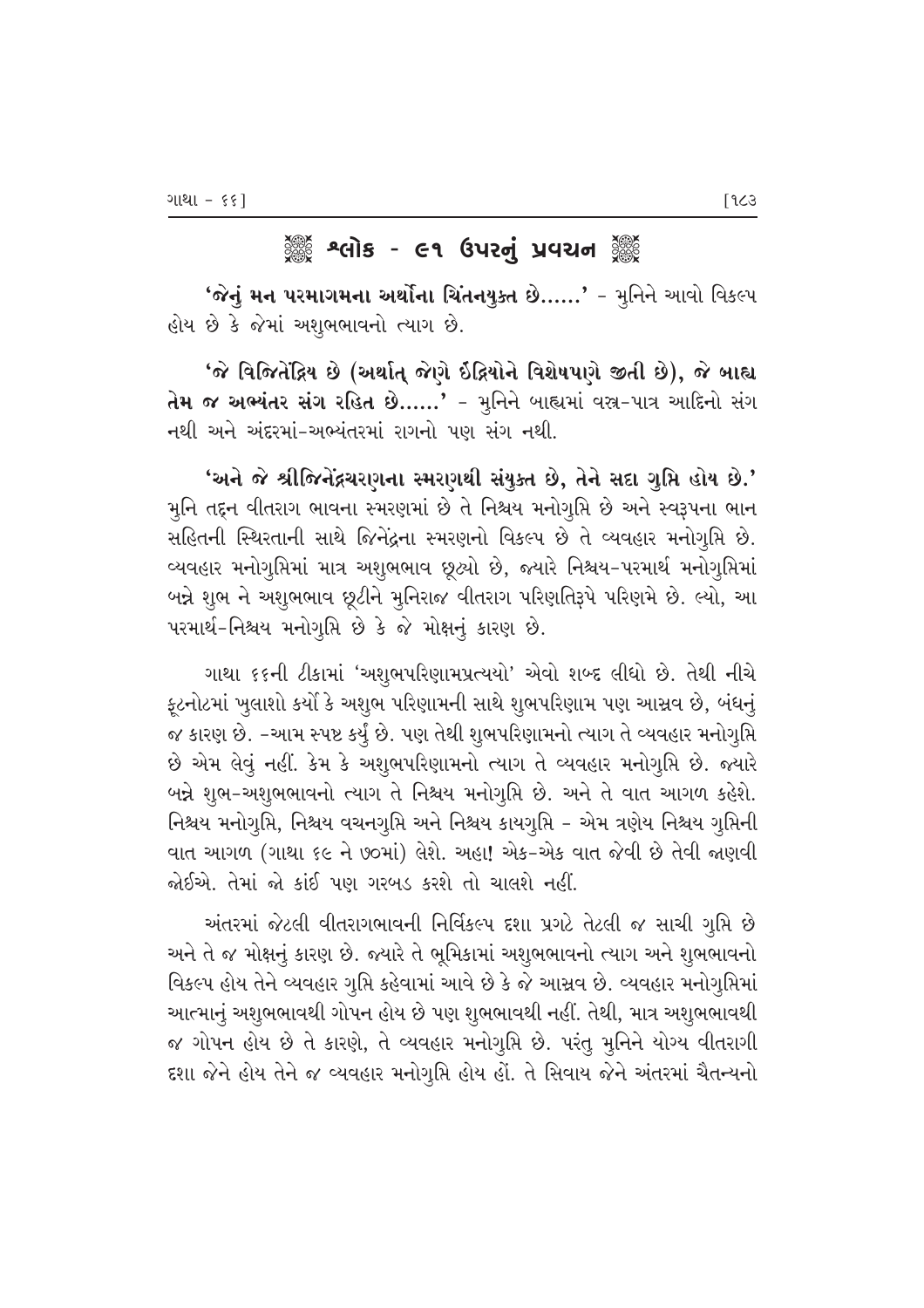## ❀ શ્લોક - ૯૧ ઉપરનું પ્રવચન ❀

**'જેનું મન પરમાગમના અર્થોના ચિંતનયુક્ત છે......'** - મુનિને આવો વિકલ્પ હોય છે કે જેમાં અશુભભાવનો ત્યાગ છે.

**'જે વિજિતેંદ્રિય છે (અર્થાત્ જેણે ઇંદ્રિયોને વિશેષપણે જીતી છે), જે બાહ્ય તેમ જ અભ્યંતર સંગ રહિત છે......'** - મુનિને બાહ્યમાં વસ્ત્ર-પાત્ર આદિનો સંગ નથી અને અંદરમાં-અભ્યંતરમાં રાગનો પણ સંગ નથી.

**'અને જે શ્રીજિનેંદ્રચરણના સ્મરણથી સંયુક્ત છે, તેને સદા ગુપ્તિ હોય છે.'** મુનિ તદ્દન વીતરાગ ભાવના સ્મરણમાં છે તે નિશ્ચય મનોગુપ્તિ છે અને સ્વરૂપના ભાન સહિતની સ્થિરતાની સાથે જિનેંદ્રના સ્મરણનો વિકલ્પ છે તે વ્યવહાર મનોગુપ્તિ છે. વ્યવહાર મનોગુપ્તિમાં માત્ર અશુભભાવ છૂટ્યો છે, જ્યારે નિશ્ચય-પરમાર્થ મનોગુપ્તિમાં બન્ને શુભ ને અશુભભાવ છૂટીને મુનિરાજ વીતરાગ પરિણતિરૂપે પરિણમે છે. લ્યો, આ પરમાર્થ-નિશ્ચય મનોગુપ્તિ છે કે જે મોક્ષનું કારણ છે.

ગાથા ૬૬ની ટીકામાં 'અશુભપરિણામપ્રત્યયો' એવો શબ્દ લીધો છે. તેથી નીચે ફૂટનોટમાં ખુલાશો કર્યો કે અશુભ પરિણામની સાથે શુભપરિણામ પણ આસ્રવ છે, બંધનું જ કારણ છે. -આમ સ્પષ્ટ કર્યું છે. પણ તેથી શુભપરિણામનો ત્યાગ તે વ્યવહાર મનોગુપ્તિ છે એમ લેવું નહીં. કેમ કે અશુભપરિણામનો ત્યાગ તે વ્યવહાર મનોગુપ્તિ છે. જ્યારે બન્ને શુભ-અશુભભાવનો ત્યાગ તે નિશ્ચય મનોગુપ્તિ છે. અને તે વાત આગળ કહેશે. નિશ્ચય મનોગુપ્તિ, નિશ્ચય વચનગુપ્તિ અને નિશ્ચય કાયગુપ્તિ - એમ ત્રણેય નિશ્ચય ગુપ્તિની વાત આગળ (ગાથા ૬૯ ને ૭૦માં) લેશે. અહા! એક-એક વાત જેવી છે તેવી જાણવી જોઈએ. તેમાં જો કાંઈ પણ ગરબડ કરશે તો ચાલશે નહીં.

અંતરમાં જેટલી વીતરાગભાવની નિર્વિકલ્પ દશા પ્રગટે તેટલી જ સાચી ગુપ્તિ છે અને તે જ મોક્ષનું કારણ છે. જ્યારે તે ભૂમિકામાં અશુભભાવનો ત્યાગ અને શુભભાવનો વિકલ્પ હોય તેને વ્યવહાર ગુપ્તિ કહેવામાં આવે છે કે જે આસ્રવ છે. વ્યવહાર મનોગુપ્તિમાં આત્માનું અશુભભાવથી ગોપન હોય છે પણ શુભભાવથી નહીં. તેથી, માત્ર અશુભભાવથી જ ગોપન હોય છે તે કારણે, તે વ્યવહાર મનોગુપ્તિ છે. પરંતુ મુનિને યોગ્ય વીતરાગી દશા જેને હોય તેને જ વ્યવહાર મનોગુપ્તિ હોય હોં. તે સિવાય જેને અંતરમાં ચૈતન્યનો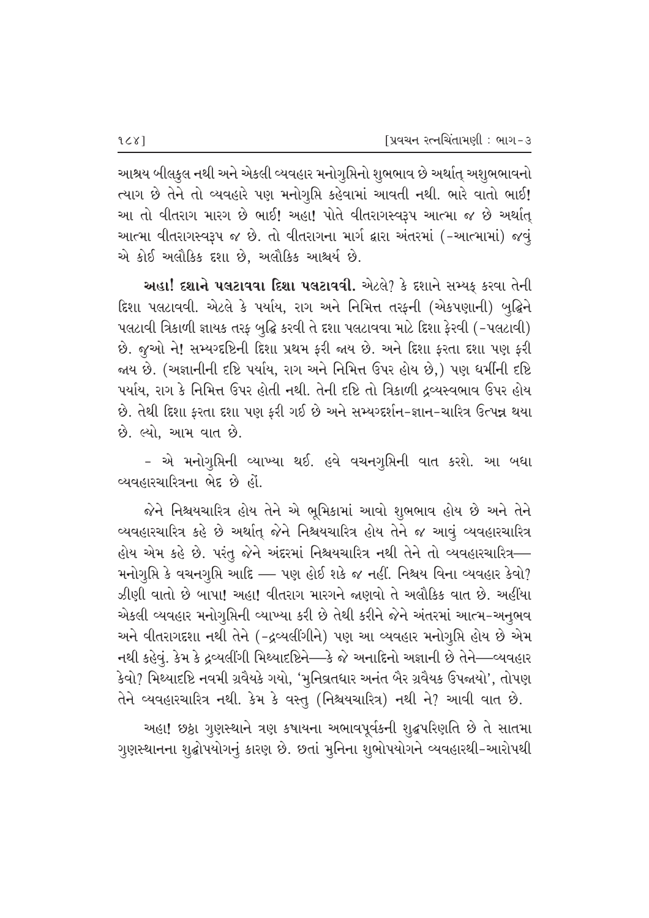આશ્રય બીલકુલ નથી અને એકલી વ્યવહાર મનોગુપ્તિનો શુભભાવ છે અર્થાત્ અશુભભાવનો ત્યાગ છે તેને તો વ્યવહારે પણ મનોગુપ્તિ કહેવામાં આવતી નથી. ભારે વાતો ભાઈ! આ તો વીતરાગ મારગ છે ભાઈ! અહા! પોતે વીતરાગસ્વરૂપ આત્મા જ છે અર્થાત્ આત્મા વીતરાગસ્વરૂપ જ છે. તો વીતરાગના માર્ગ દ્વારા અંતરમાં (-આત્મામાં) જવું એ કોઈ અલૌકિક દશા છે, અલૌકિક આશ્ચર્ય છે.

**અહા! દશાને પલટાવવા દિશા પલટાવવી.** એટલે? કે દશાને સમ્યક્ કરવા તેની દિશા પલટાવવી. એટલે કે પર્યાય, રાગ અને નિમિત્ત તરફની (એકપણાની) બુદ્ધિને પલટાવી ત્રિકાળી જ્ઞાયક તરફ બુદ્ધિ કરવી તે દશા પલટાવવા માટે દિશા ફેરવી (-પલટાવી) છે. જુઓ ને! સમ્યગ્દૃષ્ટિની દિશા પ્રથમ ફરી જાય છે. અને દિશા ફરતા દશા પણ ફરી જાય છે. (અજ્ઞાનીની દૃષ્ટિ પર્યાય, રાગ અને નિમિત્ત ઉપર હોય છે,) પણ ધર્મીની દૃષ્ટિ પર્યાય, રાગ કે નિમિત્ત ઉપર હોતી નથી. તેની દૃષ્ટિ તો ત્રિકાળી દ્રવ્યસ્વભાવ ઉપર હોય છે. તેથી દિશા ફરતા દશા પણ ફરી ગઈ છે અને સમ્યગ્દર્શન-જ્ઞાન-ચારિત્ર ઉત્પન્ન થયા છે. લ્યો, આમ વાત છે.

- એ મનોગુપ્તિની વ્યાખ્યા થઈ. હવે વચનગુપ્તિની વાત કરશે. આ બધા વ્યવહારચારિત્રના ભેદ છે હોં.

જેને નિશ્ચયચારિત્ર હોય તેને એ ભૂમિકામાં આવો શુભભાવ હોય છે અને તેને વ્યવહારચારિત્ર કહે છે અર્થાત્ જેને નિશ્ચયચારિત્ર હોય તેને જ આવું વ્યવહારચારિત્ર હોય એમ કહે છે. પરંતુ જેને અંદરમાં નિશ્ચયચારિત્ર નથી તેને તો વ્યવહારચારિત્ર— મનોગુપ્તિ કે વચનગુપ્તિ આદિ — પણ હોઈ શકે જ નહીં. નિશ્ચય વિના વ્યવહાર કેવો? ઝીણી વાતો છે બાપા! અહા! વીતરાગ મારગને જાણવો તે અલૌકિક વાત છે. અહીંયા એકલી વ્યવહાર મનોગુપ્તિની વ્યાખ્યા કરી છે તેથી કરીને જેને અંતરમાં આત્મ-અનુભવ અને વીતરાગદશા નથી તેને (-દ્રવ્યલીંગીને) પણ આ વ્યવહાર મનોગુપ્તિ હોય છે એમ નથી કહેવું. કેમ કે દ્રવ્યલીંગી મિથ્યાદૃષ્ટિને—કે જે અનાદિનો અજ્ઞાની છે તેને—વ્યવહાર કેવો? મિથ્યાદૃષ્ટિ નવમી ગ્રૈવેયકે ગયો, 'મુનિવ્રતધાર અનંત બૈર ગ્રૈવેયક ઉપજાયો', તોપણ તેને વ્યવહારચારિત્ર નથી. કેમ કે વસ્તુ (નિશ્ચયચારિત્ર) નથી ને? આવી વાત છે.

અહા! છઠ્ઠા ગુણસ્થાને ત્રણ કષાયના અભાવપૂર્વકની શુદ્ધપરિણતિ છે તે સાતમા ગુણસ્થાનના શુદ્ધોપયોગનું કારણ છે. છતાં મુનિના શુભોપયોગને વ્યવહારથી-આરોપથી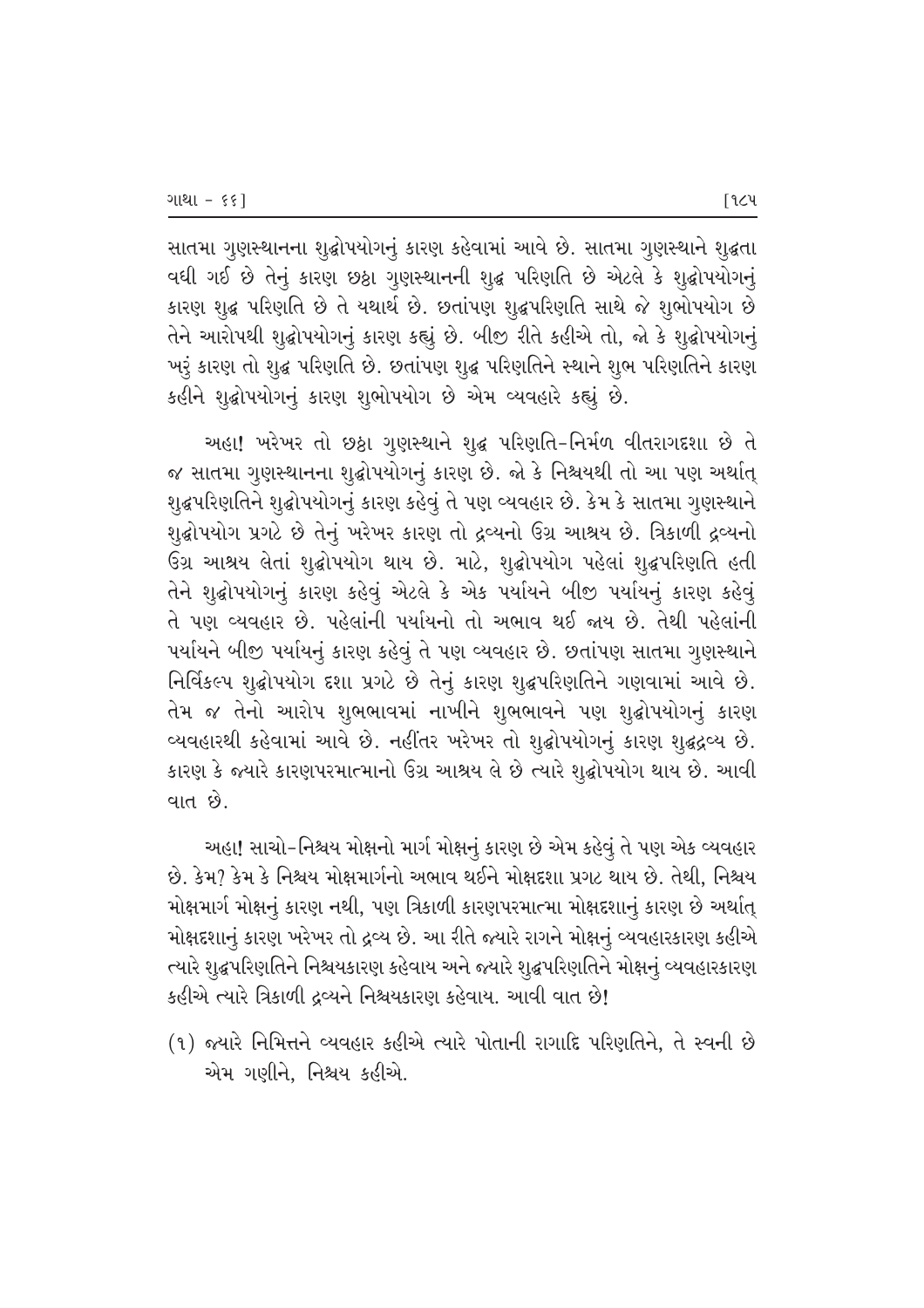સાતમા ગુણસ્થાનના શુદ્ધોપયોગનું કારણ કહેવામાં આવે છે. સાતમા ગુણસ્થાને શુદ્ધતા વધી ગઈ છે તેનું કારણ છઠ્ઠા ગુણસ્થાનની શુદ્ધ પરિણતિ છે એટલે કે શુદ્ધોપયોગનું કારણ શુદ્ધ પરિણતિ છે તે યથાર્થ છે. છતાંપણ શુદ્ધપરિણતિ સાથે જે શુભોપયોગ છે તેને આરોપથી શુદ્ધોપયોગનું કારણ કહ્યું છે. બીજી રીતે કહીએ તો, જો કે શુદ્ધોપયોગનું ખરું કારણ તો શુદ્ધ પરિણતિ છે. છતાંપણ શુદ્ધ પરિણતિને સ્થાને શુભ પરિણતિને કારણ કહીને શુદ્ધોપયોગનું કારણ શુભોપયોગ છે એમ વ્યવહારે કહ્યું છે.

અહા! ખરેખર તો છઠ્ઠા ગુણસ્થાને શુદ્ધ પરિણતિ-નિર્મળ વીતરાગદશા છે તે જ સાતમા ગુણસ્થાનના શુદ્ધોપયોગનું કારણ છે. જો કે નિશ્ચયથી તો આ પણ અર્થાત્ શુદ્ધપરિણતિને શુદ્ધોપયોગનું કારણ કહેવું તે પણ વ્યવહાર છે. કેમ કે સાતમા ગુણસ્થાને શુદ્ધોપયોગ પ્રગટે છે તેનું ખરેખર કારણ તો દ્રવ્યનો ઉગ્ર આશ્રય છે. ત્રિકાળી દ્રવ્યનો ઉગ્ર આશ્રય લેતાં શુદ્ધોપયોગ થાય છે. માટે, શુદ્ધોપયોગ પહેલાં શુદ્ધપરિણતિ હતી તેને શુદ્ધોપયોગનું કારણ કહેવું એટલે કે એક પર્યાયને બીજી પર્યાયનું કારણ કહેવું તે પણ વ્યવહાર છે. પહેલાંની પર્યાયનો તો અભાવ થઈ જાય છે. તેથી પહેલાંની પર્યાયને બીજી પર્યાયનું કારણ કહેવું તે પણ વ્યવહાર છે. છતાંપણ સાતમા ગુણસ્થાને નિર્વિકલ્પ શુદ્ધોપયોગ દશા પ્રગટે છે તેનું કારણ શુદ્ધપરિણતિને ગણવામાં આવે છે. તેમ જ તેનો આરોપ શુભભાવમાં નાખીને શુભભાવને પણ શુદ્ધોપયોગનું કારણ વ્યવહારથી કહેવામાં આવે છે. નહીંતર ખરેખર તો શુદ્ધોપયોગનું કારણ શુદ્ધદ્રવ્ય છે. કારણ કે જ્યારે કારણપરમાત્માનો ઉગ્ર આશ્રય લે છે ત્યારે શુદ્ધોપયોગ થાય છે. આવી વાત છે.

અહા! સાચો-નિશ્ચય મોક્ષનો માર્ગ મોક્ષનું કારણ છે એમ કહેવું તે પણ એક વ્યવહાર છે. કેમ? કેમ કે નિશ્ચય મોક્ષમાર્ગનો અભાવ થઈને મોક્ષદશા પ્રગટ થાય છે. તેથી, નિશ્ચય મોક્ષમાર્ગ મોક્ષનું કારણ નથી, પણ ત્રિકાળી કારણપરમાત્મા મોક્ષદશાનું કારણ છે અર્થાત્ મોક્ષદશાનું કારણ ખરેખર તો દ્રવ્ય છે. આ રીતે જ્યારે રાગને મોક્ષનું વ્યવહારકારણ કહીએ ત્યારે શુદ્ધપરિણતિને નિશ્ચયકારણ કહેવાય અને જ્યારે શુદ્ધપરિણતિને મોક્ષનું વ્યવહારકારણ કહીએ ત્યારે ત્રિકાળી દ્રવ્યને નિશ્ચયકારણ કહેવાય. આવી વાત છે!

(૧) જ્યારે નિમિત્તને વ્યવહાર કહીએ ત્યારે પોતાની રાગાદિ પરિણતિને, તે સ્વની છે એમ ગણીને, નિશ્ચય કહીએ.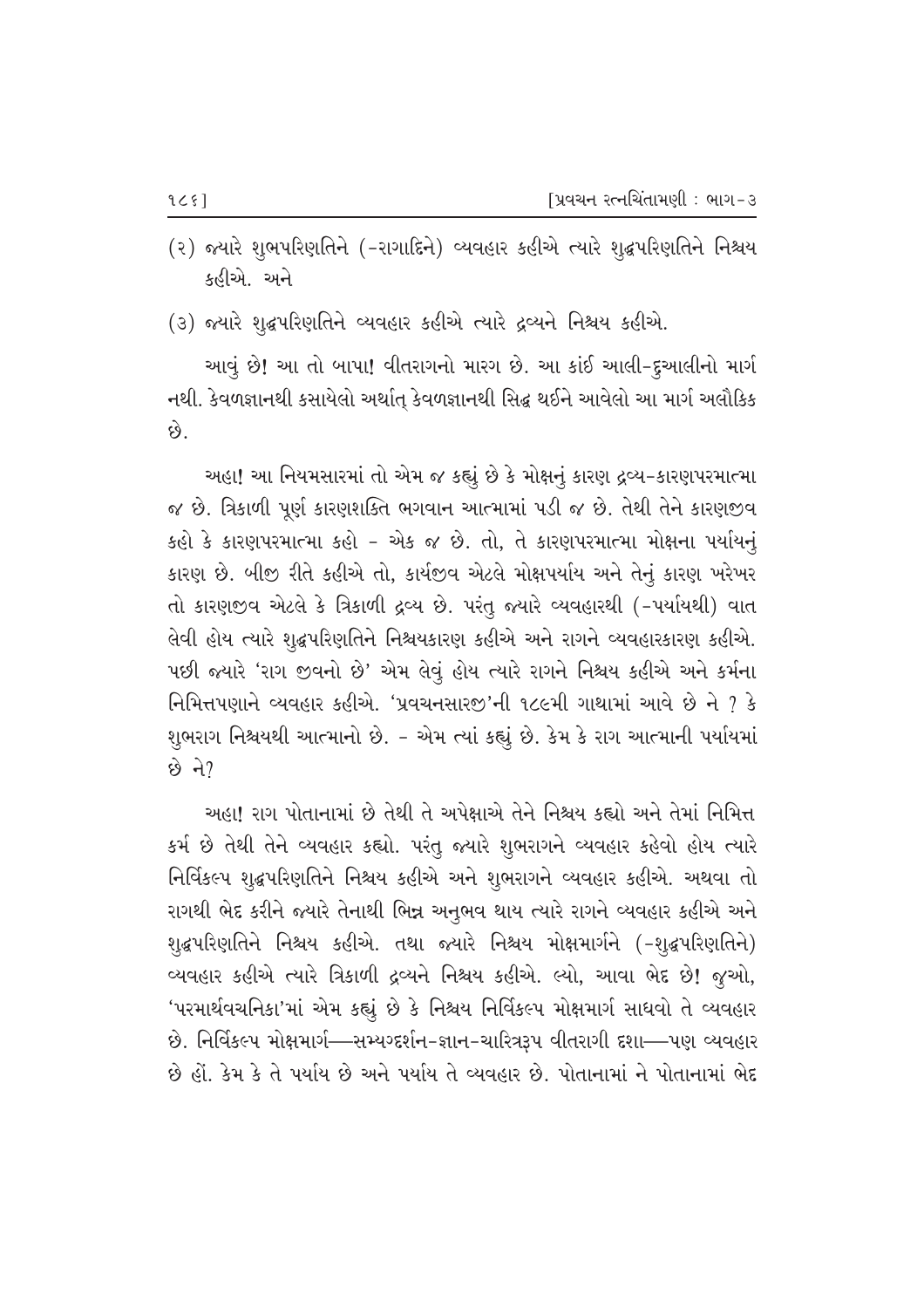(૨) જ્યારે શુભપરિણતિને (-રાગાદિને) વ્યવહાર કહીએ ત્યારે શુદ્ધપરિણતિને નિશ્ચય કહીએ. અને

(૩) જ્યારે શુદ્ધપરિણતિને વ્યવહાર કહીએ ત્યારે દ્રવ્યને નિશ્ચય કહીએ.

આવું છે! આ તો બાપા! વીતરાગનો મારગ છે. આ કાંઈ આલી-દુઆલીનો માર્ગ નથી. કેવળજ્ઞાનથી કસાયેલો અર્થાત્ કેવળજ્ઞાનથી સિદ્ધ થઈને આવેલો આ માર્ગ અલૌકિક છે.

અહા! આ નિયમસારમાં તો એમ જ કહ્યું છે કે મોક્ષનું કારણ દ્રવ્ય-કારણપરમાત્મા જ છે. ત્રિકાળી પૂર્ણ કારણશક્તિ ભગવાન આત્મામાં પડી જ છે. તેથી તેને કારણજીવ કહો કે કારણપરમાત્મા કહો - એક જ છે. તો, તે કારણપરમાત્મા મોક્ષના પર્યાયનું કારણ છે. બીજી રીતે કહીએ તો, કાર્યજીવ એટલે મોક્ષપર્યાય અને તેનું કારણ ખરેખર તો કારણજીવ એટલે કે ત્રિકાળી દ્રવ્ય છે. પરંતુ જ્યારે વ્યવહારથી (-પર્યાયથી) વાત લેવી હોય ત્યારે શુદ્ધપરિણતિને નિશ્ચયકારણ કહીએ અને રાગને વ્યવહારકારણ કહીએ. પછી જ્યારે 'રાગ જીવનો છે' એમ લેવું હોય ત્યારે રાગને નિશ્ચય કહીએ અને કર્મના નિમિત્તપણાને વ્યવહાર કહીએ. 'પ્રવચનસારજી'ની ૧૮૯મી ગાથામાં આવે છે ને ? કે શુભરાગ નિશ્ચયથી આત્માનો છે. - એમ ત્યાં કહ્યું છે. કેમ કે રાગ આત્માની પર્યાયમાં છે ને?

અહા! રાગ પોતાનામાં છે તેથી તે અપેક્ષાએ તેને નિશ્ચય કહ્યો અને તેમાં નિમિત્ત કર્મ છે તેથી તેને વ્યવહાર કહ્યો. પરંતુ જ્યારે શુભરાગને વ્યવહાર કહેવો હોય ત્યારે નિર્વિકલ્પ શુદ્ધપરિણતિને નિશ્ચય કહીએ અને શુભરાગને વ્યવહાર કહીએ. અથવા તો રાગથી ભેદ કરીને જ્યારે તેનાથી ભિન્ન અનુભવ થાય ત્યારે રાગને વ્યવહાર કહીએ અને શુદ્ધપરિણતિને નિશ્ચય કહીએ. તથા જ્યારે નિશ્ચય મોક્ષમાર્ગને (-શુદ્ધપરિણતિને) વ્યવહાર કહીએ ત્યારે ત્રિકાળી દ્રવ્યને નિશ્ચય કહીએ. લ્યો, આવા ભેદ છે! જુઓ, 'પરમાર્થવચનિકા'માં એમ કહ્યું છે કે નિશ્ચય નિર્વિકલ્પ મોક્ષમાર્ગ સાધવો તે વ્યવહાર છે. નિર્વિકલ્પ મોક્ષમાર્ગ—સમ્યગ્દર્શન-જ્ઞાન-ચારિત્રરૂપ વીતરાગી દશા—પણ વ્યવહાર છે હોં. કેમ કે તે પર્યાય છે અને પર્યાય તે વ્યવહાર છે. પોતાનામાં ને પોતાનામાં ભેદ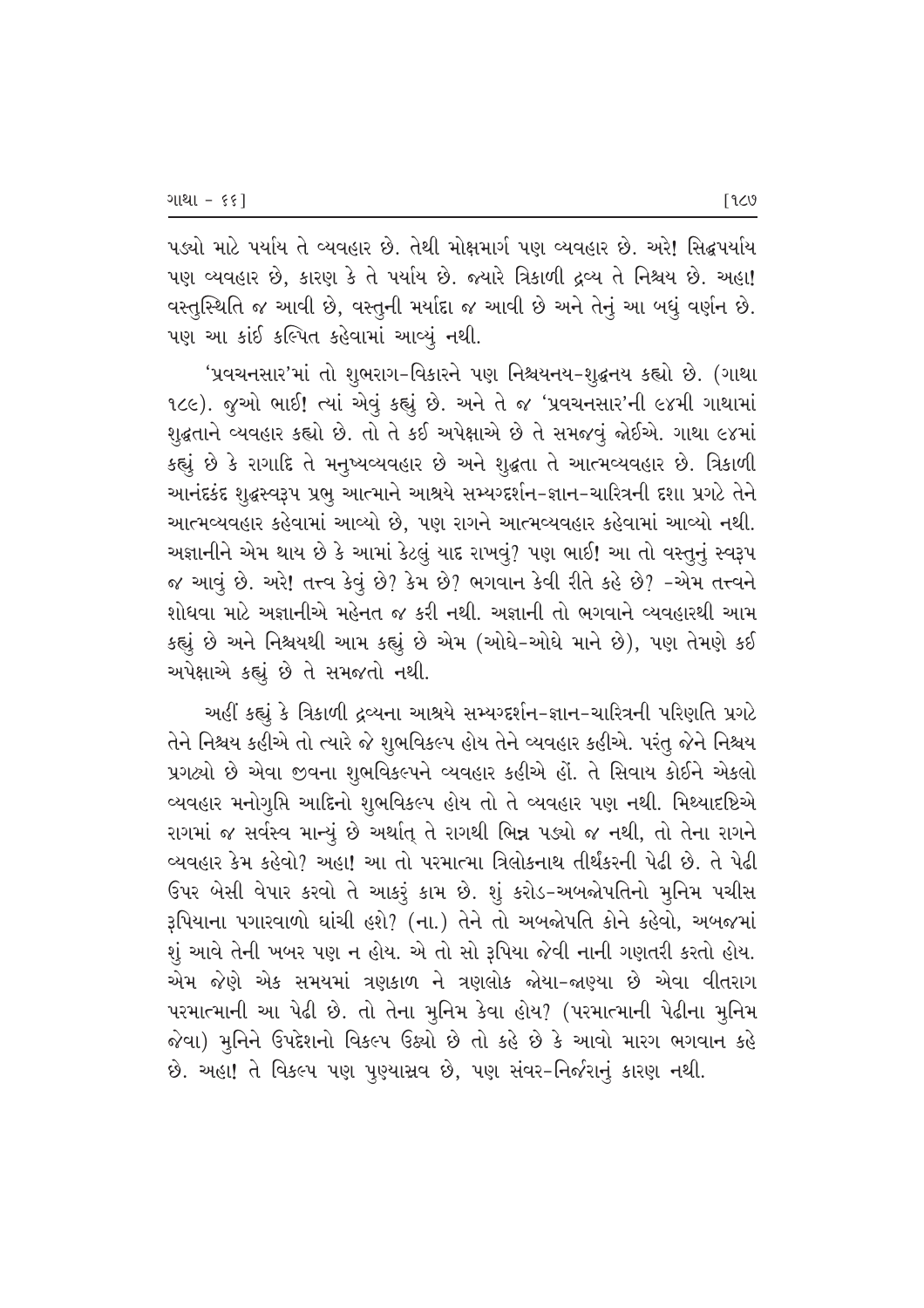પડ્યો માટે પર્યાય તે વ્યવહાર છે. તેથી મોક્ષમાર્ગ પણ વ્યવહાર છે. અરે! સિદ્ધપર્યાય પણ વ્યવહાર છે, કારણ કે તે પર્યાય છે. જ્યારે ત્રિકાળી દ્રવ્ય તે નિશ્ચય છે. અહા! વસ્તુસ્થિતિ જ આવી છે, વસ્તુની મર્યાદા જ આવી છે અને તેનું આ બધું વર્ણન છે. પણ આ કાંઈ કલ્પિત કહેવામાં આવ્યું નથી.

'પ્રવચનસાર'માં તો શુભરાગ-વિકારને પણ નિશ્ચયનય-શુદ્ધનય કહ્યો છે. (ગાથા ૧૮૯). જુઓ ભાઈ! ત્યાં એવું કહ્યું છે. અને તે જ 'પ્રવચનસાર'ની ૯૪મી ગાથામાં શુદ્ધતાને વ્યવહાર કહ્યો છે. તો તે કઈ અપેક્ષાએ છે તે સમજવું જોઈએ. ગાથા ૯૪માં કહ્યું છે કે રાગાદિ તે મનુષ્યવ્યવહાર છે અને શુદ્ધતા તે આત્મવ્યવહાર છે. ત્રિકાળી આનંદકંદ શુદ્ધસ્વરૂપ પ્રભુ આત્માને આશ્રયે સમ્યગ્દર્શન-જ્ઞાન-ચારિત્રની દશા પ્રગટે તેને આત્મવ્યવહાર કહેવામાં આવ્યો છે, પણ રાગને આત્મવ્યવહાર કહેવામાં આવ્યો નથી. અજ્ઞાનીને એમ થાય છે કે આમાં કેટલું યાદ રાખવું? પણ ભાઈ! આ તો વસ્તુનું સ્વરૂપ જ આવું છે. અરે! તત્ત્વ કેવું છે? કેમ છે? ભગવાન કેવી રીતે કહે છે? -એમ તત્ત્વને શોધવા માટે અજ્ઞાનીએ મહેનત જ કરી નથી. અજ્ઞાની તો ભગવાને વ્યવહારથી આમ કહ્યું છે અને નિશ્ચયથી આમ કહ્યું છે એમ (ઓઘે-ઓઘે માને છે), પણ તેમણે કઈ અપેક્ષાએ કહ્યું છે તે સમજતો નથી.

અહીં કહ્યું કે ત્રિકાળી દ્રવ્યના આશ્રયે સમ્યગ્દર્શન-જ્ઞાન-ચારિત્રની પરિણતિ પ્રગટે તેને નિશ્ચય કહીએ તો ત્યારે જે શુભવિકલ્પ હોય તેને વ્યવહાર કહીએ. પરંતુ જેને નિશ્ચય પ્રગટ્યો છે એવા જીવના શુભવિકલ્પને વ્યવહાર કહીએ હોં. તે સિવાય કોઈને એકલો વ્યવહાર મનોગુપ્તિ આદિનો શુભવિકલ્પ હોય તો તે વ્યવહાર પણ નથી. મિથ્યાદૃષ્ટિએ રાગમાં જ સર્વસ્વ માન્યું છે અર્થાત્ તે રાગથી ભિન્ન પડ્યો જ નથી, તો તેના રાગને વ્યવહાર કેમ કહેવો? અહા! આ તો પરમાત્મા ત્રિલોકનાથ તીર્થંકરની પેઢી છે. તે પેઢી ઉપર બેસી વેપાર કરવો તે આકરું કામ છે. શું કરોડ-અબજોપતિનો મુનિમ પચીસ રૂપિયાના પગારવાળો ઘાંચી હશે? (ના.) તેને તો અબજોપતિ કોને કહેવો, અબજમાં શું આવે તેની ખબર પણ ન હોય. એ તો સો રૂપિયા જેવી નાની ગણતરી કરતો હોય. એમ જેણે એક સમયમાં ત્રણકાળ ને ત્રણલોક જોયા-જાણ્યા છે એવા વીતરાગ પરમાત્માની આ પેઢી છે. તો તેના મુનિમ કેવા હોય? (પરમાત્માની પેઢીના મુનિમ જેવા) મુનિને ઉપદેશનો વિકલ્પ ઉઠ્યો છે તો કહે છે કે આવો મારગ ભગવાન કહે છે. અહા! તે વિકલ્પ પણ પુણ્યાસ્રવ છે, પણ સંવર-નિર્જરાનું કારણ નથી.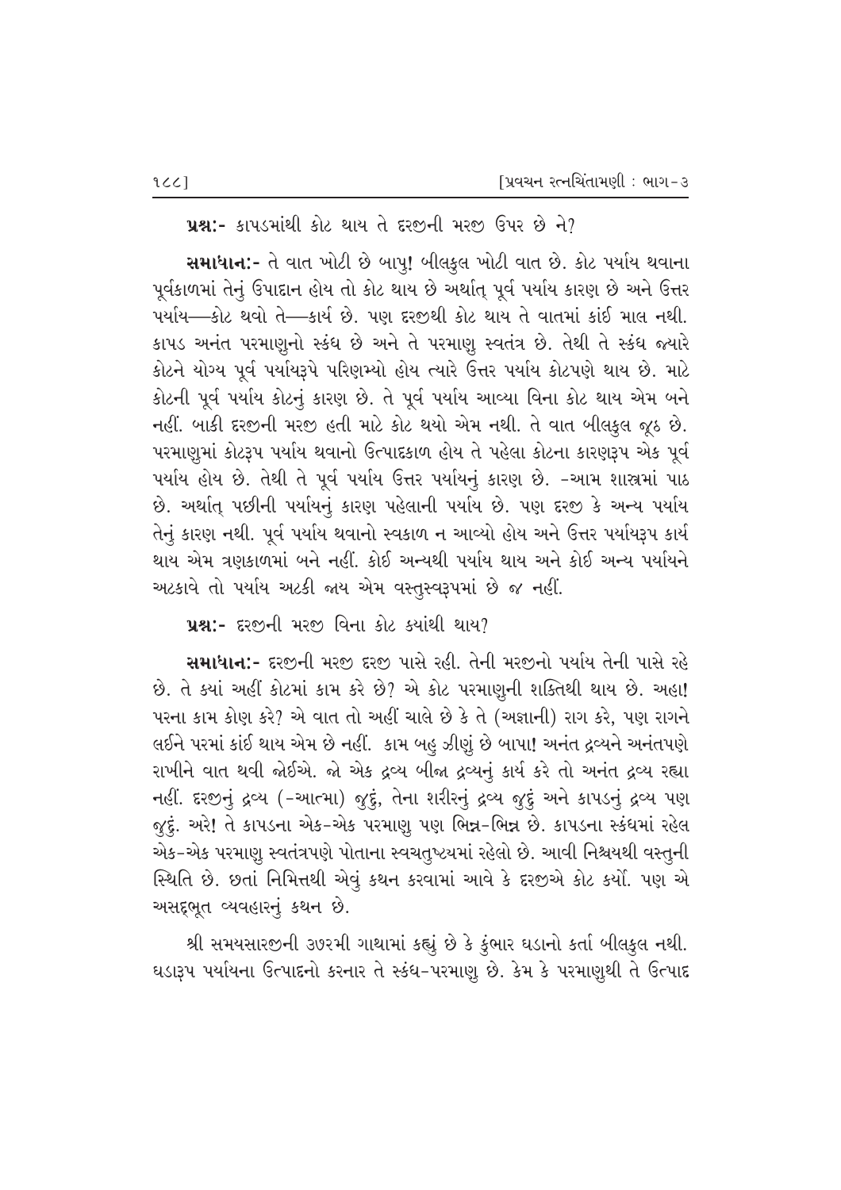**પ્રશ્ન:-** કાપડમાંથી કોટ થાય તે દરજીની મરજી ઉપર છે ને?

**સમાધાન:-** તે વાત ખોટી છે બાપુ! બીલકુલ ખોટી વાત છે. કોટ પર્યાય થવાના પૂર્વકાળમાં તેનું ઉપાદાન હોય તો કોટ થાય છે અર્થાત્ પૂર્વ પર્યાય કારણ છે અને ઉત્તર પર્યાય—કોટ થવો તે—કાર્ય છે. પણ દરજીથી કોટ થાય તે વાતમાં કાંઈ માલ નથી. કાપડ અનંત પરમાણુનો સ્કંધ છે અને તે પરમાણુ સ્વતંત્ર છે. તેથી તે સ્કંધ જ્યારે કોટને યોગ્ય પૂર્વ પર્યાયરૂપે પરિણમ્યો હોય ત્યારે ઉત્તર પર્યાય કોટપણે થાય છે. માટે કોટની પૂર્વ પર્યાય કોટનું કારણ છે. તે પૂર્વ પર્યાય આવ્યા વિના કોટ થાય એમ બને નહીં. બાકી દરજીની મરજી હતી માટે કોટ થયો એમ નથી. તે વાત બીલકુલ જૂઠ છે. પરમાણુમાં કોટરૂપ પર્યાય થવાનો ઉત્પાદકાળ હોય તે પહેલા કોટના કારણરૂપ એક પૂર્વ પર્યાય હોય છે. તેથી તે પૂર્વ પર્યાય ઉત્તર પર્યાયનું કારણ છે. -આમ શાસ્ત્રમાં પાઠ છે. અર્થાત્ પછીની પર્યાયનું કારણ પહેલાની પર્યાય છે. પણ દરજી કે અન્ય પર્યાય તેનું કારણ નથી. પૂર્વ પર્યાય થવાનો સ્વકાળ ન આવ્યો હોય અને ઉત્તર પર્યાયરૂપ કાર્ય થાય એમ ત્રણકાળમાં બને નહીં. કોઈ અન્યથી પર્યાય થાય અને કોઈ અન્ય પર્યાયને અટકાવે તો પર્યાય અટકી જાય એમ વસ્તુસ્વરૂપમાં છે જ નહીં.

**પ્રશ્ન:-** દરજીની મરજી વિના કોટ ક્યાંથી થાય?

**સમાધાન:-** દરજીની મરજી દરજી પાસે રહી. તેની મરજીનો પર્યાય તેની પાસે રહે છે. તે ક્યાં અહીં કોટમાં કામ કરે છે? એ કોટ પરમાણુની શક્તિથી થાય છે. અહા! પરના કામ કોણ કરે? એ વાત તો અહીં ચાલે છે કે તે (અજ્ઞાની) રાગ કરે, પણ રાગને લઈને પરમાં કાંઈ થાય એમ છે નહીં. કામ બહુ ઝીણું છે બાપા! અનંત દ્રવ્યને અનંતપણે રાખીને વાત થવી જોઈએ. જો એક દ્રવ્ય બીજા દ્રવ્યનું કાર્ય કરે તો અનંત દ્રવ્ય રહ્યા નહીં. દરજીનું દ્રવ્ય (-આત્મા) જુદું, તેના શરીરનું દ્રવ્ય જુદું અને કાપડનું દ્રવ્ય પણ જુદું. અરે! તે કાપડના એક-એક પરમાણુ પણ ભિન્ન-ભિન્ન છે. કાપડના સ્કંધમાં રહેલ એક-એક પરમાણુ સ્વતંત્રપણે પોતાના સ્વચતુષ્ટયમાં રહેલો છે. આવી નિશ્ચયથી વસ્તુની સ્થિતિ છે. છતાં નિમિત્તથી એવું કથન કરવામાં આવે કે દરજીએ કોટ કર્યો. પણ એ અસદ્દભૂત વ્યવહારનું કથન છે.

શ્રી સમયસારજીની ૩૭૨મી ગાથામાં કહ્યું છે કે કુંભાર ઘડાનો કર્તા બીલકુલ નથી. ઘડારૂપ પર્યાયના ઉત્પાદનો કરનાર તે સ્કંધ-પરમાણુ છે. કેમ કે પરમાણુથી તે ઉત્પાદ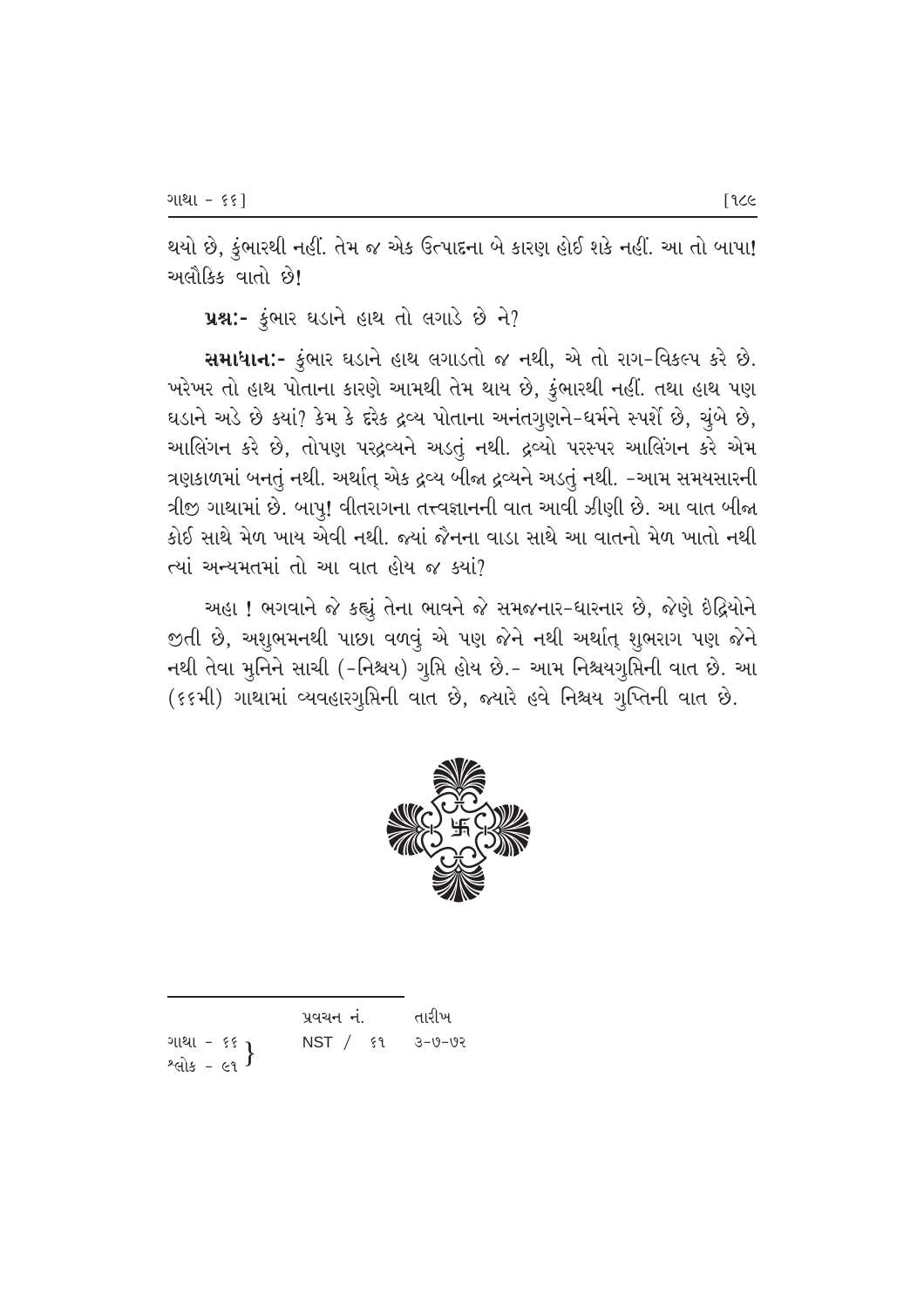થયો છે, કુંભારથી નહીં. તેમ જ એક ઉત્પાદના બે કારણ હોઈ શકે નહીં. આ તો બાપા! અલૌકિક વાતો છે!

**પ્રશ્ન:-** કુંભાર ઘડાને હાથ તો લગાડે છે ને?

**સમાધાન:-** કુંભાર ઘડાને હાથ લગાડતો જ નથી, એ તો રાગ-વિકલ્પ કરે છે. ખરેખર તો હાથ પોતાના કારણે આમથી તેમ થાય છે, કુંભારથી નહીં. તથા હાથ પણ ઘડાને અડે છે ક્યાં? કેમ કે દરેક દ્રવ્ય પોતાના અનંતગુણને-ધર્મને સ્પર્શે છે, ચુંબે છે, આલિંગન કરે છે, તોપણ પરદ્રવ્યને અડતું નથી. દ્રવ્યો પરસ્પર આલિંગન કરે એમ ત્રણકાળમાં બનતું નથી. અર્થાત્ એક દ્રવ્ય બીજા દ્રવ્યને અડતું નથી. -આમ સમયસારની ત્રીજી ગાથામાં છે. બાપુ! વીતરાગના તત્ત્વજ્ઞાનની વાત આવી ઝીણી છે. આ વાત બીજા કોઈ સાથે મેળ ખાય એવી નથી. જ્યાં જૈનના વાડા સાથે આ વાતનો મેળ ખાતો નથી ત્યાં અન્યમતમાં તો આ વાત હોય જ ક્યાં?

અહા ! ભગવાને જે કહ્યું તેના ભાવને જે સમજનાર-ધારનાર છે, જેણે ઇંદ્રિયોને જીતી છે, અશુભમનથી પાછા વળવું એ પણ જેને નથી અર્થાત્ શુભરાગ પણ જેને નથી તેવા મુનિને સાચી (-નિશ્ચય) ગુપ્તિ હોય છે.- આમ નિશ્ચયગુપ્તિની વાત છે. આ (૬૬મી) ગાથામાં વ્યવહારગુપ્તિની વાત છે, જ્યારે હવે નિશ્ચય ગુપ્તિની વાત છે.

---

| | પ્રવચન નં. | તારીખ |
|---|---|---|
| ગાથા - ૬૬, શ્લોક - ૯૧ | NST / ૬૧ | ૩-૭-૭૨ |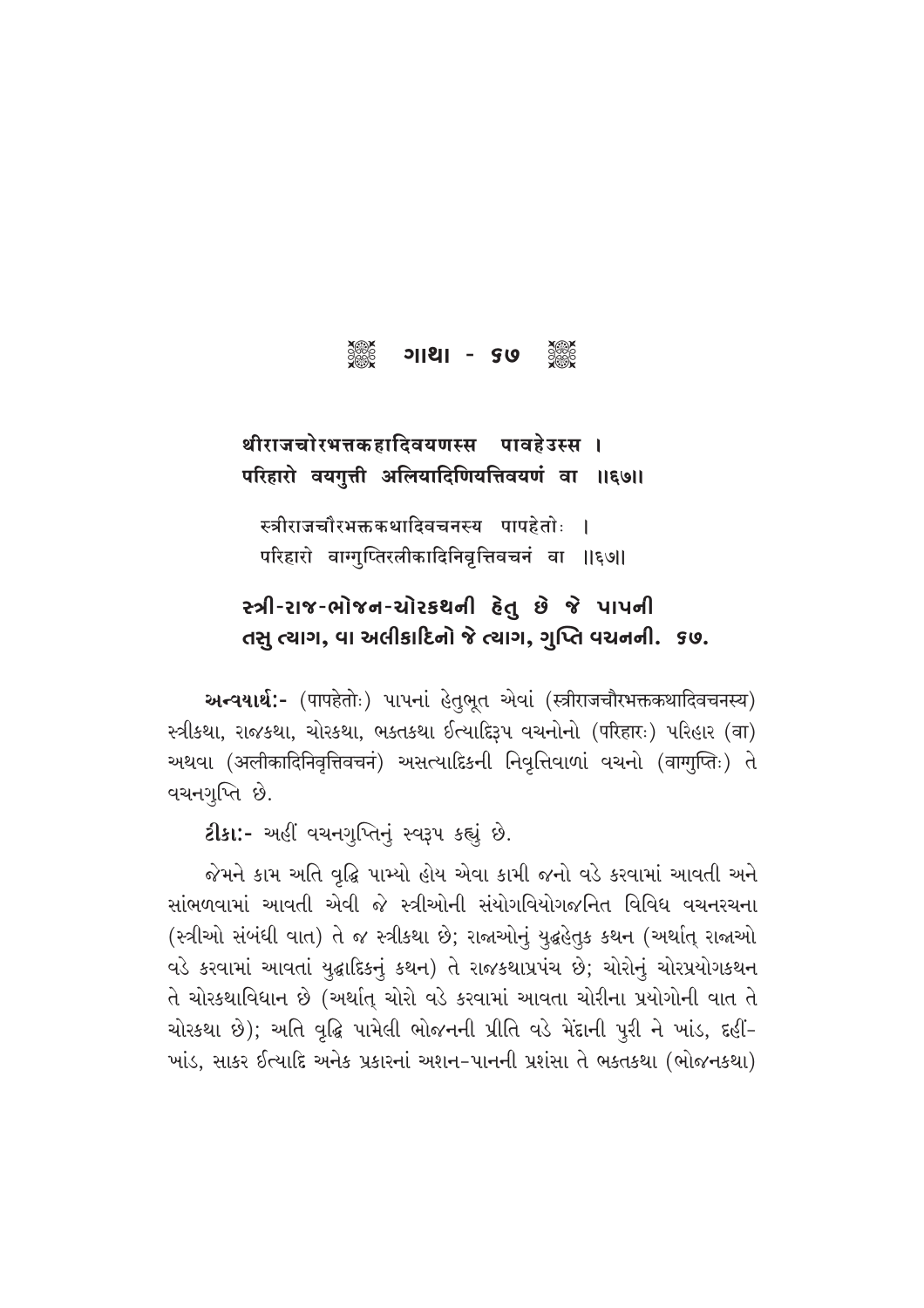# ગાથા - ૬૭

**थीराजचोरभत्तकहादिवयणस्स पावहेउस्स ।**
**परिहारो वयगुत्ती अलियादिणियत्तिवयणं वा ।।६७।।**

स्त्रीराजचौरभक्तकथादिवचनस्य पापहेतोः ।
परिहारो वाग्गुप्तिरलीकादिनिवृत्तिवचनं वा ।।६७।।

**સ્ત્રી-રાજ-ભોજન-ચોરકથની હેતુ છે જે પાપની**
**તસુ ત્યાગ, વા અલીકાદિનો જે ત્યાગ, ગુપ્તિ વચનની. ૬૭.**

**અન્વયાર્થ:-** (पापहेतोः) પાપનાં હેતુભૂત એવાં (स्त्रीराजचौरभक्तकथादिवचनस्य) સ્ત્રીકથા, રાજકથા, ચોરકથા, ભક્તકથા ઈત્યાદિરૂપ વચનોનો (परिहारः) પરિહાર (वा) અથવા (अलीकादिनिवृत्तिवचनं) અસત્યાદિકની નિવૃત્તિવાળાં વચનો (वाग्गुप्तिः) તે વચનગુપ્તિ છે.

**ટીકા:-** અહીં વચનગુપ્તિનું સ્વરૂપ કહ્યું છે.

જેમને કામ અતિ વૃદ્ધિ પામ્યો હોય એવા કામી જનો વડે કરવામાં આવતી અને સાંભળવામાં આવતી એવી જે સ્ત્રીઓની સંયોગવિયોગજનિત વિવિધ વચનરચના (સ્ત્રીઓ સંબંધી વાત) તે જ સ્ત્રીકથા છે; રાજાઓનું યુદ્ધહેતુક કથન (અર્થાત્ રાજાઓ વડે કરવામાં આવતાં યુદ્ધાદિકનું કથન) તે રાજકથાપ્રપંચ છે; ચોરોનું ચોરપ્રયોગકથન તે ચોરકથાવિધાન છે (અર્થાત્ ચોરો વડે કરવામાં આવતા ચોરીના પ્રયોગોની વાત તે ચોરકથા છે); અતિ વૃદ્ધિ પામેલી ભોજનની પ્રીતિ વડે મેંદાની પુરી ને ખાંડ, દહીં-ખાંડ, સાકર ઈત્યાદિ અનેક પ્રકારનાં અશન-પાનની પ્રશંસા તે ભક્તકથા (ભોજનકથા)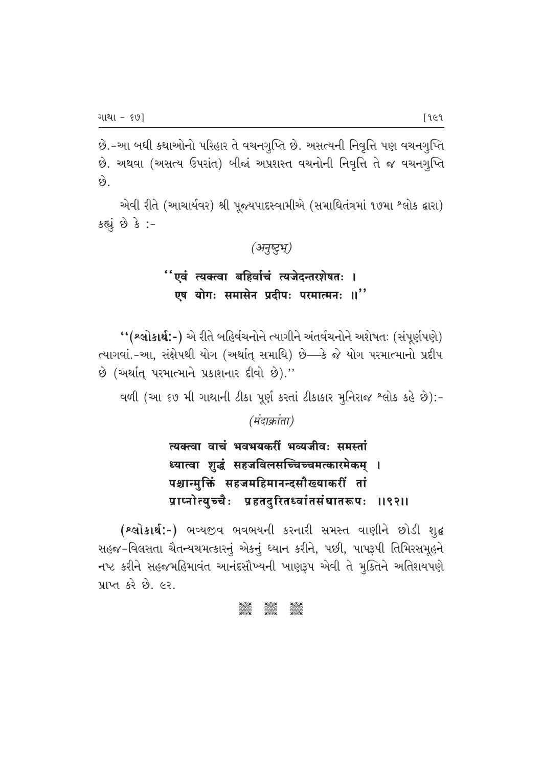છે.-આ બધી કથાઓનો પરિહાર તે વચનગુપ્તિ છે. અસત્યની નિવૃત્તિ પણ વચનગુપ્તિ છે. અથવા (અસત્ય ઉપરાંત) બીજાં અપ્રશસ્ત વચનોની નિવૃત્તિ તે જ વચનગુપ્તિ છે.

એવી રીતે (આચાર્યવર) શ્રી પૂજ્યપાદસ્વામીએ (સમાધિતંત્રમાં ૧૭મા શ્લોક દ્વારા) કહ્યું છે કે :-

*(अनुष्टुभ्)*

**''एवं त्यक्त्वा बहिर्वाचं त्यजेदन्तरशेषतः ।**
**एष योगः समासेन प्रदीपः परमात्मनः ॥''**

''**(શ્લોકાર્થ:-)** એ રીતે બહિર્વચનોને ત્યાગીને અંતર્વચનોને અશેષતઃ (સંપૂર્ણપણે) ત્યાગવાં.-આ, સંક્ષેપથી યોગ (અર્થાત્ સમાધિ) છે—કે જે યોગ પરમાત્માનો પ્રદીપ છે (અર્થાત્ પરમાત્માને પ્રકાશનાર દીવો છે).''

વળી (આ ૬૭ મી ગાથાની ટીકા પૂર્ણ કરતાં ટીકાકાર મુનિરાજ શ્લોક કહે છે):-

*(मंदाक्रांता)*

**त्यक्त्वा वाचं भवभयकरीं भव्यजीवः समस्तां**
**ध्यात्वा शुद्धं सहजविलसच्चिच्चमत्कारमेकम् ।**
**पश्चान्मुक्तिं सहजमहिमानन्दसौख्याकरीं तां**
**प्राप्नोत्युच्चैः प्रहतदुरितध्वांतसंघातरूपः ॥९२॥**

**(શ્લોકાર્થ:-)** ભવ્યજીવ ભવભયની કરનારી સમસ્ત વાણીને છોડી શુદ્ધ સહજ-વિલસતા ચૈતન્યચમત્કારનું એકનું ધ્યાન કરીને, પછી, પાપરૂપી તિમિરસમૂહને નષ્ટ કરીને સહજમહિમાવંત આનંદસૌખ્યની ખાણરૂપ એવી તે મુક્તિને અતિશયપણે પ્રાપ્ત કરે છે. ૯૨.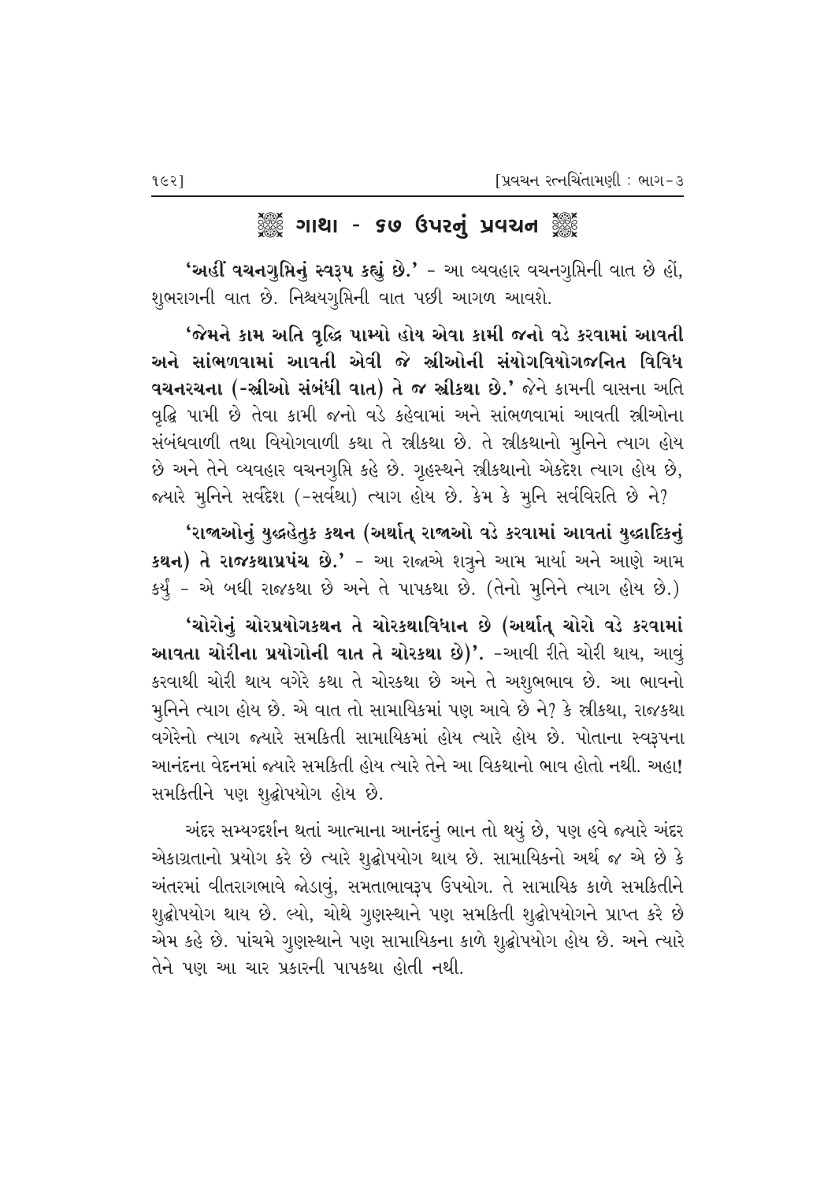## ❀ ગાથા - ૬૭ ઉપરનું પ્રવચન ❀

**'અહીં વચનગુપ્તિનું સ્વરૂપ કહ્યું છે.'** - આ વ્યવહાર વચનગુપ્તિની વાત છે હોં, શુભરાગની વાત છે. નિશ્ચયગુપ્તિની વાત પછી આગળ આવશે.

**'જેમને કામ અતિ વૃદ્ધિ પામ્યો હોય એવા કામી જનો વડે કરવામાં આવતી અને સાંભળવામાં આવતી એવી જે સ્ત્રીઓની સંયોગવિયોગજનિત વિવિધ વચનરચના (-સ્ત્રીઓ સંબંધી વાત) તે જ સ્ત્રીકથા છે.'** જેને કામની વાસના અતિ વૃદ્ધિ પામી છે તેવા કામી જનો વડે કહેવામાં અને સાંભળવામાં આવતી સ્ત્રીઓના સંબંધવાળી તથા વિયોગવાળી કથા તે સ્ત્રીકથા છે. તે સ્ત્રીકથાનો મુનિને ત્યાગ હોય છે અને તેને વ્યવહાર વચનગુપ્તિ કહે છે. ગૃહસ્થને સ્ત્રીકથાનો એકદેશ ત્યાગ હોય છે, જ્યારે મુનિને સર્વદેશ (-સર્વથા) ત્યાગ હોય છે. કેમ કે મુનિ સર્વવિરતિ છે ને?

**'રાજાઓનું યુદ્ધહેતુક કથન (અર્થાત્ રાજાઓ વડે કરવામાં આવતાં યુદ્ધાદિકનું કથન) તે રાજકથાપ્રપંચ છે.'** - આ રાજાએ શત્રુને આમ માર્યા અને આણે આમ કર્યું - એ બધી રાજકથા છે અને તે પાપકથા છે. (તેનો મુનિને ત્યાગ હોય છે.)

**'ચોરોનું ચોરપ્રયોગકથન તે ચોરકથાવિધાન છે (અર્થાત્ ચોરો વડે કરવામાં આવતા ચોરીના પ્રયોગોની વાત તે ચોરકથા છે)'.** -આવી રીતે ચોરી થાય, આવું કરવાથી ચોરી થાય વગેરે કથા તે ચોરકથા છે અને તે અશુભભાવ છે. આ ભાવનો મુનિને ત્યાગ હોય છે. એ વાત તો સામાયિકમાં પણ આવે છે ને? કે સ્ત્રીકથા, રાજકથા વગેરેનો ત્યાગ જ્યારે સમકિતી સામાયિકમાં હોય ત્યારે હોય છે. પોતાના સ્વરૂપના આનંદના વેદનમાં જ્યારે સમકિતી હોય ત્યારે તેને આ વિકથાનો ભાવ હોતો નથી. અહા! સમકિતીને પણ શુદ્ધોપયોગ હોય છે.

અંદર સમ્યગ્દર્શન થતાં આત્માના આનંદનું ભાન તો થયું છે, પણ હવે જ્યારે અંદર એકાગ્રતાનો પ્રયોગ કરે છે ત્યારે શુદ્ધોપયોગ થાય છે. સામાયિકનો અર્થ જ એ છે કે અંતરમાં વીતરાગભાવે જોડાવું, સમતાભાવરૂપ ઉપયોગ. તે સામાયિક કાળે સમકિતીને શુદ્ધોપયોગ થાય છે. લ્યો, ચોથે ગુણસ્થાને પણ સમકિતી શુદ્ધોપયોગને પ્રાપ્ત કરે છે એમ કહે છે. પાંચમે ગુણસ્થાને પણ સામાયિકના કાળે શુદ્ધોપયોગ હોય છે. અને ત્યારે તેને પણ આ ચાર પ્રકારની પાપકથા હોતી નથી.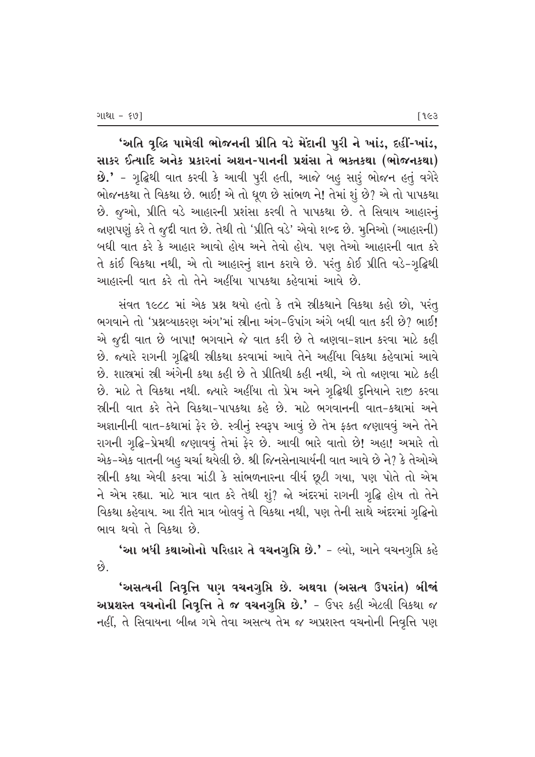**'અતિ વૃદ્ધિ પામેલી ભોજનની પ્રીતિ વડે મેંદાની પુરી ને ખાંડ, દહીં-ખાંડ, સાકર ઈત્યાદિ અનેક પ્રકારનાં અશન-પાનની પ્રશંસા તે ભક્તકથા (ભોજનકથા) છે.'** - ગૃદ્ધિથી વાત કરવી કે આવી પુરી હતી, આજે બહુ સારું ભોજન હતું વગેરે ભોજનકથા તે વિકથા છે. ભાઈ! એ તો ધૂળ છે સાંભળ ને! તેમાં શું છે? એ તો પાપકથા છે. જુઓ, પ્રીતિ વડે આહારની પ્રશંસા કરવી તે પાપકથા છે. તે સિવાય આહારનું જાણપણું કરે તે જુદી વાત છે. તેથી તો 'પ્રીતિ વડે' એવો શબ્દ છે. મુનિઓ (આહારની) બધી વાત કરે કે આહાર આવો હોય અને તેવો હોય. પણ તેઓ આહારની વાત કરે તે કાંઈ વિકથા નથી, એ તો આહારનું જ્ઞાન કરાવે છે. પરંતુ કોઈ પ્રીતિ વડે-ગૃદ્ધિથી આહારની વાત કરે તો તેને અહીંયા પાપકથા કહેવામાં આવે છે.

સંવત ૧૯૮૮ માં એક પ્રશ્ન થયો હતો કે તમે સ્ત્રીકથાને વિકથા કહો છો, પરંતુ ભગવાને તો 'પ્રશ્નવ્યાકરણ અંગ'માં સ્ત્રીના અંગ-ઉપાંગ અંગે બધી વાત કરી છે? ભાઈ! એ જુદી વાત છે બાપા! ભગવાને જે વાત કરી છે તે જાણવા-જ્ઞાન કરવા માટે કહી છે. જ્યારે રાગની ગૃદ્ધિથી સ્ત્રીકથા કરવામાં આવે તેને અહીંયા વિકથા કહેવામાં આવે છે. શાસ્ત્રમાં સ્ત્રી અંગેની કથા કહી છે તે પ્રીતિથી કહી નથી, એ તો જાણવા માટે કહી છે. માટે તે વિકથા નથી. જ્યારે અહીંયા તો પ્રેમ અને ગૃદ્ધિથી દુનિયાને રાજી કરવા સ્ત્રીની વાત કરે તેને વિકથા-પાપકથા કહે છે. માટે ભગવાનની વાત-કથામાં અને અજ્ઞાનીની વાત-કથામાં ફેર છે. સ્ત્રીનું સ્વરૂપ આવું છે તેમ ફક્ત જણાવવું અને તેને રાગની ગૃદ્ધિ-પ્રેમથી જણાવવું તેમાં ફેર છે. આવી ભારે વાતો છે! અહા! અમારે તો એક-એક વાતની બહુ ચર્ચા થયેલી છે. શ્રી જિનસેનાચાર્યની વાત આવે છે ને? કે તેઓએ સ્ત્રીની કથા એવી કરવા માંડી કે સાંભળનારના વીર્ય છૂટી ગયા, પણ પોતે તો એમ ને એમ રહ્યા. માટે માત્ર વાત કરે તેથી શું? જો અંદરમાં રાગની ગૃદ્ધિ હોય તો તેને વિકથા કહેવાય. આ રીતે માત્ર બોલવું તે વિકથા નથી, પણ તેની સાથે અંદરમાં ગૃદ્ધિનો ભાવ થવો તે વિકથા છે.

**'આ બધી કથાઓનો પરિહાર તે વચનગુપ્તિ છે.'** - લ્યો, આને વચનગુપ્તિ કહે છે.

**'અસત્યની નિવૃત્તિ પણ વચનગુપ્તિ છે. અથવા (અસત્ય ઉપરાંત) બીજાં અપ્રશસ્ત વચનોની નિવૃત્તિ તે જ વચનગુપ્તિ છે.'** - ઉપર કહી એટલી વિકથા જ નહીં, તે સિવાયના બીજા ગમે તેવા અસત્ય તેમ જ અપ્રશસ્ત વચનોની નિવૃત્તિ પણ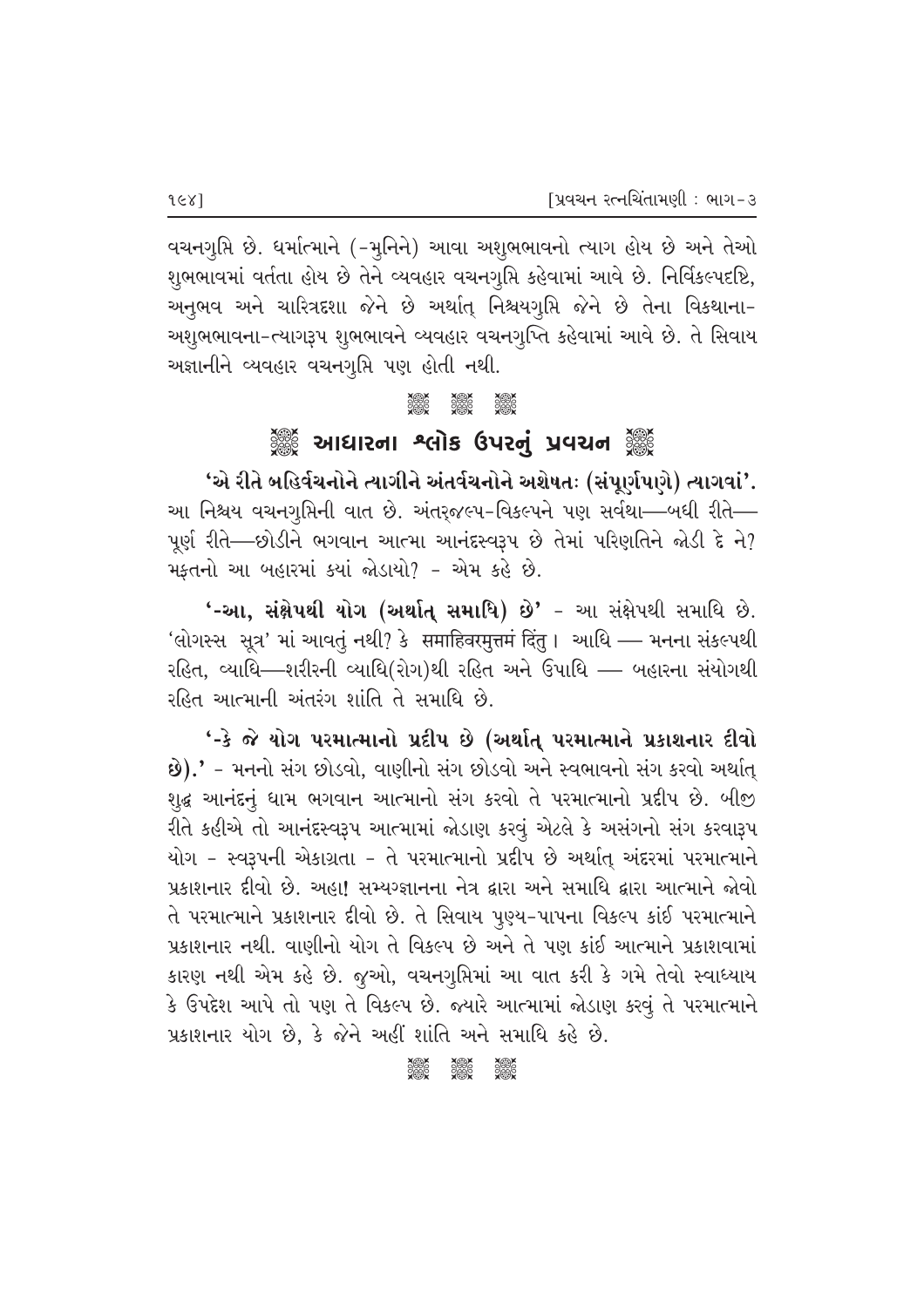વચનગુપ્તિ છે. ધર્માત્માને (-મુનિને) આવા અશુભભાવનો ત્યાગ હોય છે અને તેઓ શુભભાવમાં વર્તતા હોય છે તેને વ્યવહાર વચનગુપ્તિ કહેવામાં આવે છે. નિર્વિકલ્પદૃષ્ટિ, અનુભવ અને ચારિત્રદશા જેને છે અર્થાત્ નિશ્ચયગુપ્તિ જેને છે તેના વિકથાના-અશુભભાવના-ત્યાગરૂપ શુભભાવને વ્યવહાર વચનગુપ્તિ કહેવામાં આવે છે. તે સિવાય અજ્ઞાનીને વ્યવહાર વચનગુપ્તિ પણ હોતી નથી.

## આધારના શ્લોક ઉપરનું પ્રવચન

**'એ રીતે બહિર્વચનોને ત્યાગીને અંતર્વચનોને અશેષતઃ (સંપૂર્ણપણે) ત્યાગવાં'.** આ નિશ્ચય વચનગુપ્તિની વાત છે. અંતર્જલ્પ-વિકલ્પને પણ સર્વથા—બધી રીતે—પૂર્ણ રીતે—છોડીને ભગવાન આત્મા આનંદસ્વરૂપ છે તેમાં પરિણતિને જોડી દે ને? મફતનો આ બહારમાં ક્યાં જોડાયો? - એમ કહે છે.

**'-આ, સંક્ષેપથી યોગ (અર્થાત્ સમાધિ) છે'** - આ સંક્ષેપથી સમાધિ છે. 'લોગસ્સ સૂત્ર' માં આવતું નથી? કે समाहिवरमुत्तमं दिंतु। આધિ — મનના સંકલ્પથી રહિત, વ્યાધિ—શરીરની વ્યાધિ(રોગ)થી રહિત અને ઉપાધિ — બહારના સંયોગથી રહિત આત્માની અંતરંગ શાંતિ તે સમાધિ છે.

**'-કે જે યોગ પરમાત્માનો પ્રદીપ છે (અર્થાત્ પરમાત્માને પ્રકાશનાર દીવો છે).'** - મનનો સંગ છોડવો, વાણીનો સંગ છોડવો અને સ્વભાવનો સંગ કરવો અર્થાત્ શુદ્ધ આનંદનું ધામ ભગવાન આત્માનો સંગ કરવો તે પરમાત્માનો પ્રદીપ છે. બીજી રીતે કહીએ તો આનંદસ્વરૂપ આત્મામાં જોડાણ કરવું એટલે કે અસંગનો સંગ કરવારૂપ યોગ - સ્વરૂપની એકાગ્રતા - તે પરમાત્માનો પ્રદીપ છે અર્થાત્ અંદરમાં પરમાત્માને પ્રકાશનાર દીવો છે. અહા! સમ્યગ્જ્ઞાનના નેત્ર દ્વારા અને સમાધિ દ્વારા આત્માને જોવો તે પરમાત્માને પ્રકાશનાર દીવો છે. તે સિવાય પુણ્ય-પાપના વિકલ્પ કાંઈ પરમાત્માને પ્રકાશનાર નથી. વાણીનો યોગ તે વિકલ્પ છે અને તે પણ કાંઈ આત્માને પ્રકાશવામાં કારણ નથી એમ કહે છે. જુઓ, વચનગુપ્તિમાં આ વાત કરી કે ગમે તેવો સ્વાધ્યાય કે ઉપદેશ આપે તો પણ તે વિકલ્પ છે. જ્યારે આત્મામાં જોડાણ કરવું તે પરમાત્માને પ્રકાશનાર યોગ છે, કે જેને અહીં શાંતિ અને સમાધિ કહે છે.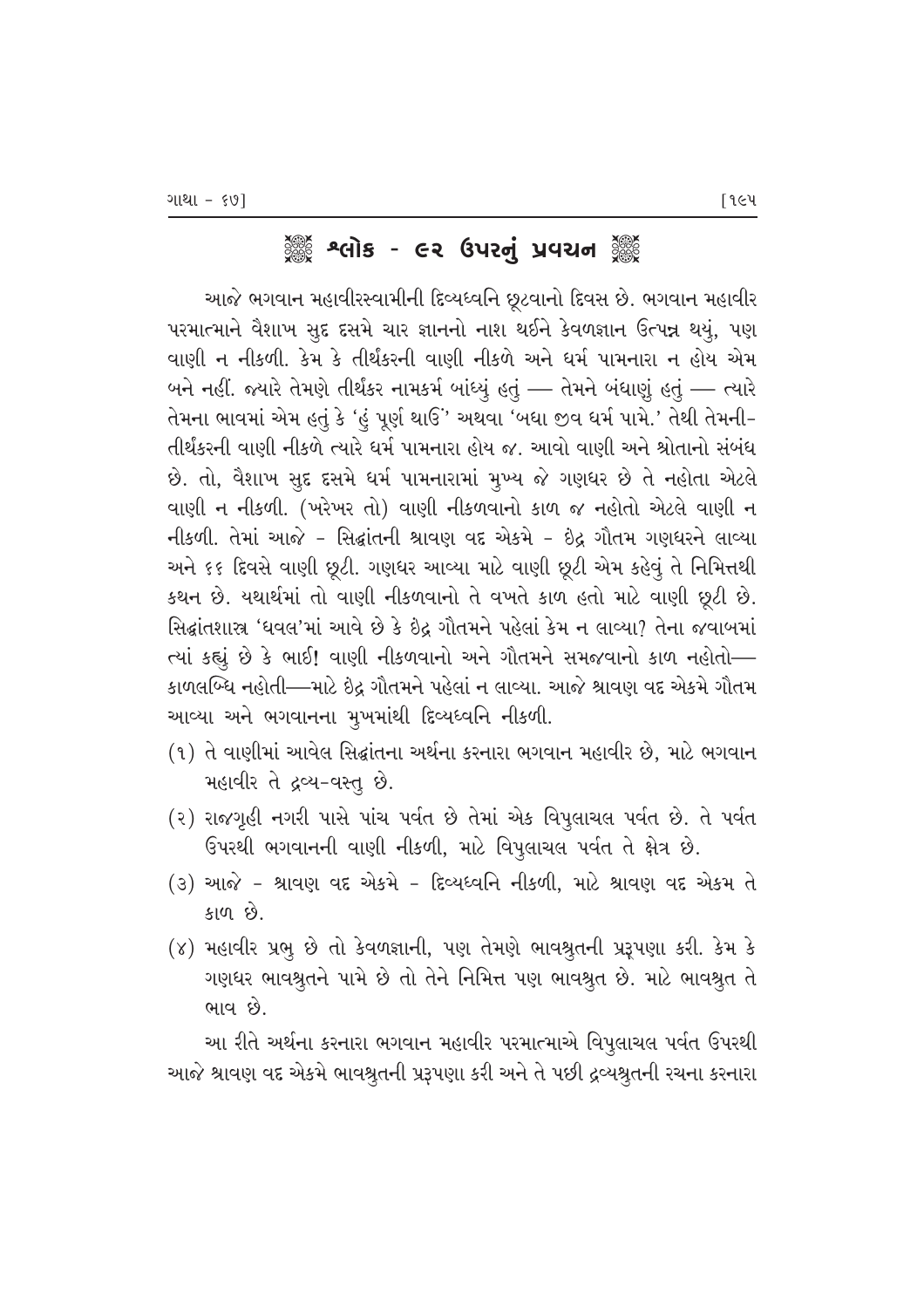# શ્લોક - ૯૨ ઉપરનું પ્રવચન

આજે ભગવાન મહાવીરસ્વામીની દિવ્યધ્વનિ છૂટવાનો દિવસ છે. ભગવાન મહાવીર પરમાત્માને વૈશાખ સુદ દસમે ચાર જ્ઞાનનો નાશ થઈને કેવળજ્ઞાન ઉત્પન્ન થયું, પણ વાણી ન નીકળી. કેમ કે તીર્થંકરની વાણી નીકળે અને ધર્મ પામનારા ન હોય એમ બને નહીં. જ્યારે તેમણે તીર્થંકર નામકર્મ બાંધ્યું હતું — તેમને બંધાણું હતું — ત્યારે તેમના ભાવમાં એમ હતું કે 'હું પૂર્ણ થાઉં' અથવા 'બધા જીવ ધર્મ પામે.' તેથી તેમની-તીર્થંકરની વાણી નીકળે ત્યારે ધર્મ પામનારા હોય જ. આવો વાણી અને શ્રોતાનો સંબંધ છે. તો, વૈશાખ સુદ દસમે ધર્મ પામનારામાં મુખ્ય જે ગણધર છે તે નહોતા એટલે વાણી ન નીકળી. (ખરેખર તો) વાણી નીકળવાનો કાળ જ નહોતો એટલે વાણી ન નીકળી. તેમાં આજે - સિદ્ધાંતની શ્રાવણ વદ એકમે - ઇંદ્ર ગૌતમ ગણધરને લાવ્યા અને ૬૬ દિવસે વાણી છૂટી. ગણધર આવ્યા માટે વાણી છૂટી એમ કહેવું તે નિમિત્તથી કથન છે. યથાર્થમાં તો વાણી નીકળવાનો તે વખતે કાળ હતો માટે વાણી છૂટી છે. સિદ્ધાંતશાસ્ત્ર 'ધવલ'માં આવે છે કે ઇંદ્ર ગૌતમને પહેલાં કેમ ન લાવ્યા? તેના જવાબમાં ત્યાં કહ્યું છે કે ભાઈ! વાણી નીકળવાનો અને ગૌતમને સમજવાનો કાળ નહોતો—કાળલબ્ધિ નહોતી—માટે ઇંદ્ર ગૌતમને પહેલાં ન લાવ્યા. આજે શ્રાવણ વદ એકમે ગૌતમ આવ્યા અને ભગવાનના મુખમાંથી દિવ્યધ્વનિ નીકળી.

(૧) તે વાણીમાં આવેલ સિદ્ધાંતના અર્થના કરનારા ભગવાન મહાવીર છે, માટે ભગવાન મહાવીર તે દ્રવ્ય-વસ્તુ છે.

(૨) રાજગૃહી નગરી પાસે પાંચ પર્વત છે તેમાં એક વિપુલાચલ પર્વત છે. તે પર્વત ઉપરથી ભગવાનની વાણી નીકળી, માટે વિપુલાચલ પર્વત તે ક્ષેત્ર છે.

(૩) આજે - શ્રાવણ વદ એકમે - દિવ્યધ્વનિ નીકળી, માટે શ્રાવણ વદ એકમ તે કાળ છે.

(૪) મહાવીર પ્રભુ છે તો કેવળજ્ઞાની, પણ તેમણે ભાવશ્રુતની પ્રરૂપણા કરી. કેમ કે ગણધર ભાવશ્રુતને પામે છે તો તેને નિમિત્ત પણ ભાવશ્રુત છે. માટે ભાવશ્રુત તે ભાવ છે.

આ રીતે અર્થના કરનારા ભગવાન મહાવીર પરમાત્માએ વિપુલાચલ પર્વત ઉપરથી આજે શ્રાવણ વદ એકમે ભાવશ્રુતની પ્રરૂપણા કરી અને તે પછી દ્રવ્યશ્રુતની રચના કરનારા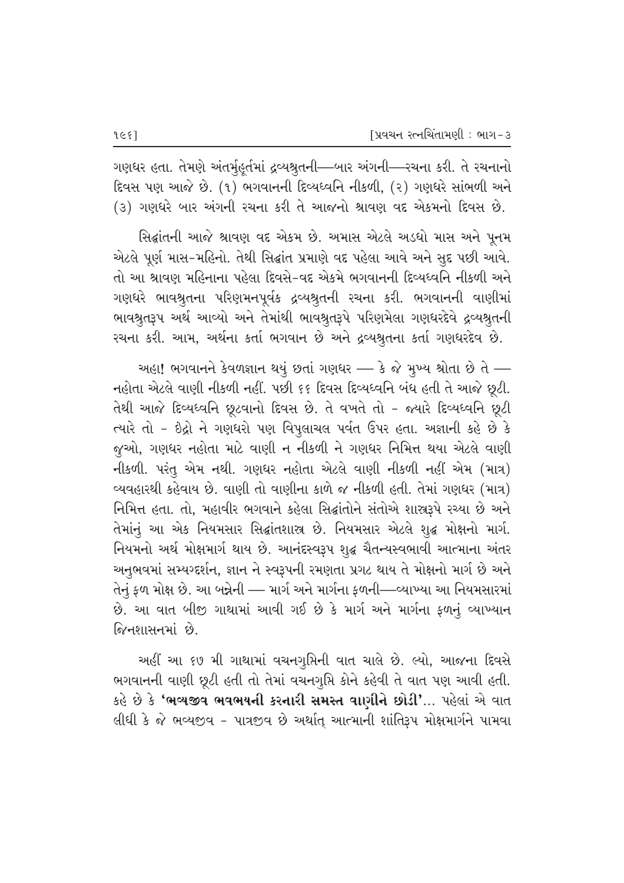ગણધર હતા. તેમણે અંતર્મુહૂર્તમાં દ્રવ્યશ્રુતની—બાર અંગની—રચના કરી. તે રચનાનો દિવસ પણ આજે છે. (૧) ભગવાનની દિવ્યધ્વનિ નીકળી, (૨) ગણધરે સાંભળી અને (૩) ગણધરે બાર અંગની રચના કરી તે આજનો શ્રાવણ વદ એકમનો દિવસ છે.

સિદ્ધાંતની આજે શ્રાવણ વદ એકમ છે. અમાસ એટલે અડધો માસ અને પૂનમ એટલે પૂર્ણ માસ-મહિનો. તેથી સિદ્ધાંત પ્રમાણે વદ પહેલા આવે અને સુદ પછી આવે. તો આ શ્રાવણ મહિનાના પહેલા દિવસે-વદ એકમે ભગવાનની દિવ્યધ્વનિ નીકળી અને ગણધરે ભાવશ્રુતના પરિણમનપૂર્વક દ્રવ્યશ્રુતની રચના કરી. ભગવાનની વાણીમાં ભાવશ્રુતરૂપ અર્થ આવ્યો અને તેમાંથી ભાવશ્રુતરૂપે પરિણમેલા ગણધરદેવે દ્રવ્યશ્રુતની રચના કરી. આમ, અર્થના કર્તા ભગવાન છે અને દ્રવ્યશ્રુતના કર્તા ગણધરદેવ છે.

અહા! ભગવાનને કેવળજ્ઞાન થયું છતાં ગણધર — કે જે મુખ્ય શ્રોતા છે તે — નહોતા એટલે વાણી નીકળી નહીં. પછી ૬૬ દિવસ દિવ્યધ્વનિ બંધ હતી તે આજે છૂટી. તેથી આજે દિવ્યધ્વનિ છૂટવાનો દિવસ છે. તે વખતે તો - જ્યારે દિવ્યધ્વનિ છૂટી ત્યારે તો - ઇંદ્રો ને ગણધરો પણ વિપુલાચલ પર્વત ઉપર હતા. અજ્ઞાની કહે છે કે જુઓ, ગણધર નહોતા માટે વાણી ન નીકળી ને ગણધર નિમિત્ત થયા એટલે વાણી નીકળી. પરંતુ એમ નથી. ગણધર નહોતા એટલે વાણી નીકળી નહીં એમ (માત્ર) વ્યવહારથી કહેવાય છે. વાણી તો વાણીના કાળે જ નીકળી હતી. તેમાં ગણધર (માત્ર) નિમિત્ત હતા. તો, મહાવીર ભગવાને કહેલા સિદ્ધાંતોને સંતોએ શાસ્ત્રરૂપે રચ્યા છે અને તેમાંનું આ એક નિયમસાર સિદ્ધાંતશાસ્ત્ર છે. નિયમસાર એટલે શુદ્ધ મોક્ષનો માર્ગ. નિયમનો અર્થ મોક્ષમાર્ગ થાય છે. આનંદસ્વરૂપ શુદ્ધ ચૈતન્યસ્વભાવી આત્માના અંતર અનુભવમાં સમ્યગ્દર્શન, જ્ઞાન ને સ્વરૂપની રમણતા પ્રગટ થાય તે મોક્ષનો માર્ગ છે અને તેનું ફળ મોક્ષ છે. આ બન્નેની — માર્ગ અને માર્ગના ફળની—વ્યાખ્યા આ નિયમસારમાં છે. આ વાત બીજી ગાથામાં આવી ગઈ છે કે માર્ગ અને માર્ગના ફળનું વ્યાખ્યાન જિનશાસનમાં છે.

અહીં આ ૬૭ મી ગાથામાં વચનગુપ્તિની વાત ચાલે છે. લ્યો, આજના દિવસે ભગવાનની વાણી છૂટી હતી તો તેમાં વચનગુપ્તિ કોને કહેવી તે વાત પણ આવી હતી. કહે છે કે **'ભવ્યજીવ ભવભયની કરનારી સમસ્ત વાણીને છોડી'**... પહેલાં એ વાત લીધી કે જે ભવ્યજીવ - પાત્રજીવ છે અર્થાત્ આત્માની શાંતિરૂપ મોક્ષમાર્ગને પામવા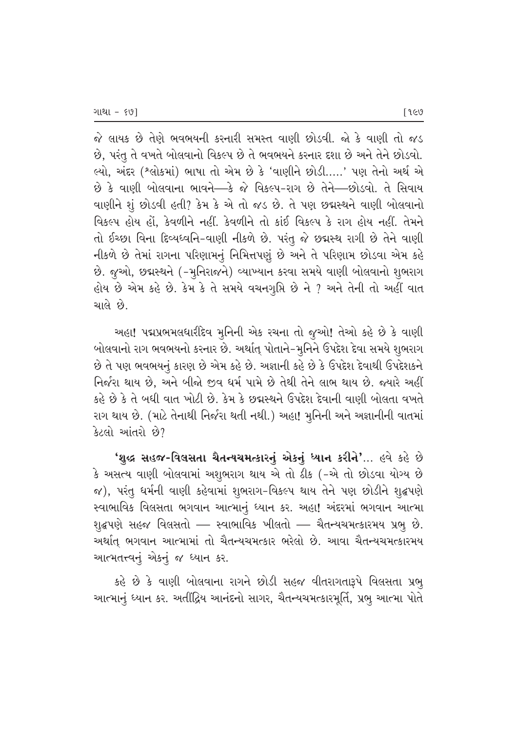જે લાયક છે તેણે ભવભયની કરનારી સમસ્ત વાણી છોડવી. જો કે વાણી તો જડ છે, પરંતુ તે વખતે બોલવાનો વિકલ્પ છે તે ભવભયને કરનાર દશા છે અને તેને છોડવો. લ્યો, અંદર (શ્લોકમાં) ભાષા તો એમ છે કે 'વાણીને છોડી.....' પણ તેનો અર્થ એ છે કે વાણી બોલવાના ભાવને—કે જે વિકલ્પ-રાગ છે તેને—છોડવો. તે સિવાય વાણીને શું છોડવી હતી? કેમ કે એ તો જડ છે. તે પણ છદ્મસ્થને વાણી બોલવાનો વિકલ્પ હોય હોં, કેવળીને નહીં. કેવળીને તો કાંઈ વિકલ્પ કે રાગ હોય નહીં. તેમને તો ઈચ્છા વિના દિવ્યધ્વનિ-વાણી નીકળે છે. પરંતુ જે છદ્મસ્થ રાગી છે તેને વાણી નીકળે છે તેમાં રાગના પરિણામનું નિમિત્તપણું છે અને તે પરિણામ છોડવા એમ કહે છે. જુઓ, છદ્મસ્થને (-મુનિરાજને) વ્યાખ્યાન કરવા સમયે વાણી બોલવાનો શુભરાગ હોય છે એમ કહે છે. કેમ કે તે સમયે વચનગુપ્તિ છે ને ? અને તેની તો અહીં વાત ચાલે છે.

અહા! પદ્મપ્રભમલધારીદેવ મુનિની એક રચના તો જુઓ! તેઓ કહે છે કે વાણી બોલવાનો રાગ ભવભયનો કરનાર છે. અર્થાત્ પોતાને-મુનિને ઉપદેશ દેવા સમયે શુભરાગ છે તે પણ ભવભયનું કારણ છે એમ કહે છે. અજ્ઞાની કહે છે કે ઉપદેશ દેવાથી ઉપદેશકને નિર્જરા થાય છે, અને બીજો જીવ ધર્મ પામે છે તેથી તેને લાભ થાય છે. જ્યારે અહીં કહે છે કે તે બધી વાત ખોટી છે. કેમ કે છદ્મસ્થને ઉપદેશ દેવાની વાણી બોલતા વખતે રાગ થાય છે. (માટે તેનાથી નિર્જરા થતી નથી.) અહા! મુનિની અને અજ્ઞાનીની વાતમાં કેટલો આંતરો છે?

**'શુદ્ધ સહજ-વિલસતા ચૈતન્યચમત્કારનું એકનું ધ્યાન કરીને'**... હવે કહે છે કે અસત્ય વાણી બોલવામાં અશુભરાગ થાય એ તો ઠીક (-એ તો છોડવા યોગ્ય છે જ), પરંતુ ધર્મની વાણી કહેવામાં શુભરાગ-વિકલ્પ થાય તેને પણ છોડીને શુદ્ધપણે સ્વાભાવિક વિલસતા ભગવાન આત્માનું ધ્યાન કર. અહા! અંદરમાં ભગવાન આત્મા શુદ્ધપણે સહજ વિલસતો — સ્વાભાવિક ખીલતો — ચૈતન્યચમત્કારમય પ્રભુ છે. અર્થાત્ ભગવાન આત્મામાં તો ચૈતન્યચમત્કાર ભરેલો છે. આવા ચૈતન્યચમત્કારમય આત્મતત્ત્વનું એકનું જ ધ્યાન કર.

કહે છે કે વાણી બોલવાના રાગને છોડી સહજ વીતરાગતારૂપે વિલસતા પ્રભુ આત્માનું ધ્યાન કર. અતીંદ્રિય આનંદનો સાગર, ચૈતન્યચમત્કારમૂર્તિ, પ્રભુ આત્મા પોતે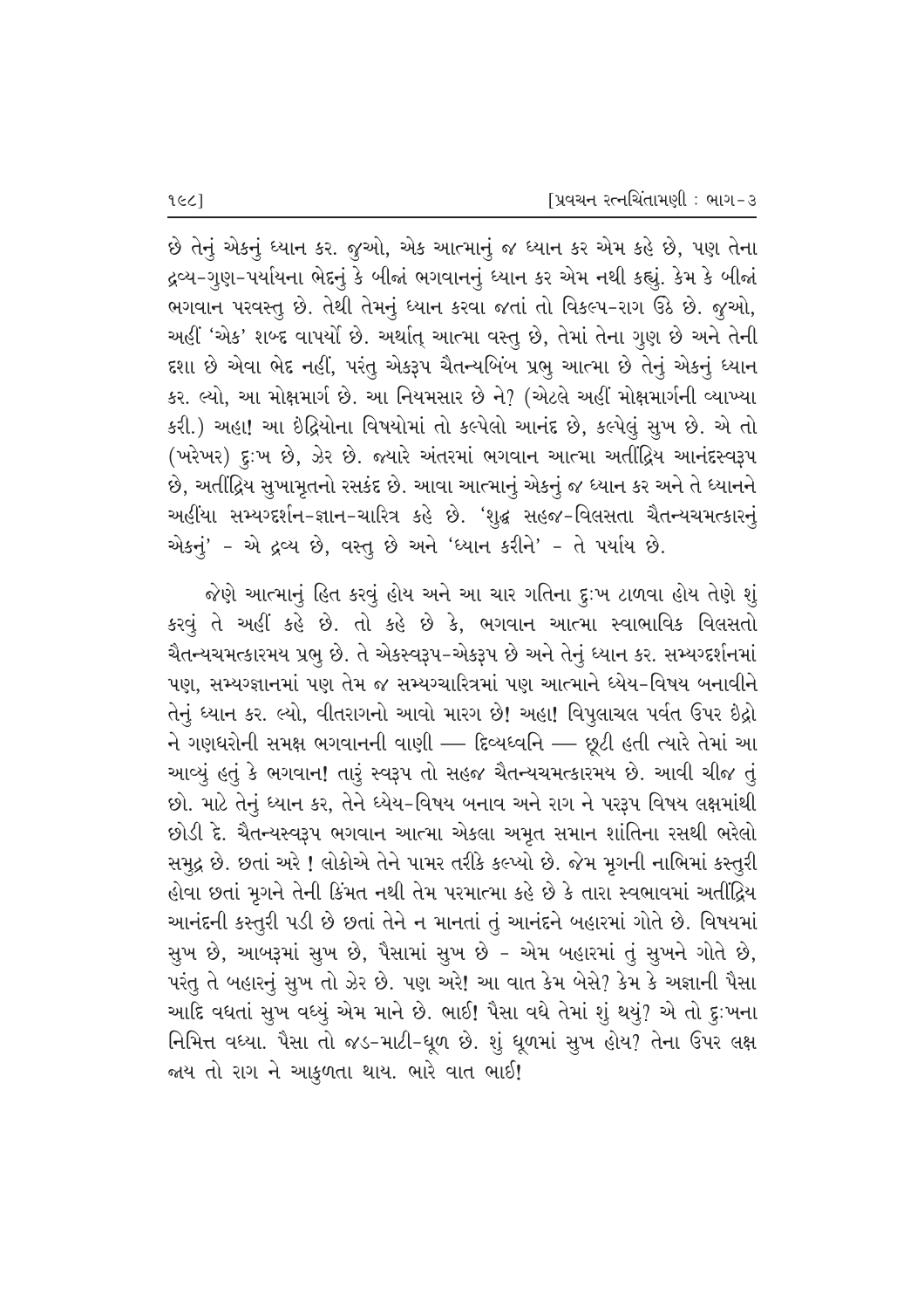છે તેનું એકનું ધ્યાન કર. જુઓ, એક આત્માનું જ ધ્યાન કર એમ કહે છે, પણ તેના દ્રવ્ય-ગુણ-પર્યાયના ભેદનું કે બીજાં ભગવાનનું ધ્યાન કર એમ નથી કહ્યું. કેમ કે બીજાં ભગવાન પરવસ્તુ છે. તેથી તેમનું ધ્યાન કરવા જતાં તો વિકલ્પ-રાગ ઉઠે છે. જુઓ, અહીં 'એક' શબ્દ વાપર્યો છે. અર્થાત્ આત્મા વસ્તુ છે, તેમાં તેના ગુણ છે અને તેની દશા છે એવા ભેદ નહીં, પરંતુ એકરૂપ ચૈતન્યબિંબ પ્રભુ આત્મા છે તેનું એકનું ધ્યાન કર. લ્યો, આ મોક્ષમાર્ગ છે. આ નિયમસાર છે ને? (એટલે અહીં મોક્ષમાર્ગની વ્યાખ્યા કરી.) અહા! આ ઇંદ્રિયોના વિષયોમાં તો કલ્પેલો આનંદ છે, કલ્પેલું સુખ છે. એ તો (ખરેખર) દુઃખ છે, ઝેર છે. જ્યારે અંતરમાં ભગવાન આત્મા અતીંદ્રિય આનંદસ્વરૂપ છે, અતીંદ્રિય સુખામૃતનો રસકંદ છે. આવા આત્માનું એકનું જ ધ્યાન કર અને તે ધ્યાનને અહીંયા સમ્યગ્દર્શન-જ્ઞાન-ચારિત્ર કહે છે. 'શુદ્ધ સહજ-વિલસતા ચૈતન્યચમત્કારનું એકનું' - એ દ્રવ્ય છે, વસ્તુ છે અને 'ધ્યાન કરીને' - તે પર્યાય છે.

જેણે આત્માનું હિત કરવું હોય અને આ ચાર ગતિના દુઃખ ટાળવા હોય તેણે શું કરવું તે અહીં કહે છે. તો કહે છે કે, ભગવાન આત્મા સ્વાભાવિક વિલસતો ચૈતન્યચમત્કારમય પ્રભુ છે. તે એકસ્વરૂપ-એકરૂપ છે અને તેનું ધ્યાન કર. સમ્યગ્દર્શનમાં પણ, સમ્યગ્જ્ઞાનમાં પણ તેમ જ સમ્યગ્ચારિત્રમાં પણ આત્માને ધ્યેય-વિષય બનાવીને તેનું ધ્યાન કર. લ્યો, વીતરાગનો આવો મારગ છે! અહા! વિપુલાચલ પર્વત ઉપર ઇંદ્રો ને ગણધરોની સમક્ષ ભગવાનની વાણી — દિવ્યધ્વનિ — છૂટી હતી ત્યારે તેમાં આ આવ્યું હતું કે ભગવાન! તારું સ્વરૂપ તો સહજ ચૈતન્યચમત્કારમય છે. આવી ચીજ તું છો. માટે તેનું ધ્યાન કર, તેને ધ્યેય-વિષય બનાવ અને રાગ ને પરરૂપ વિષય લક્ષમાંથી છોડી દે. ચૈતન્યસ્વરૂપ ભગવાન આત્મા એકલા અમૃત સમાન શાંતિના રસથી ભરેલો સમુદ્ર છે. છતાં અરે ! લોકોએ તેને પામર તરીકે કલ્પ્યો છે. જેમ મૃગની નાભિમાં કસ્તુરી હોવા છતાં મૃગને તેની કિંમત નથી તેમ પરમાત્મા કહે છે કે તારા સ્વભાવમાં અતીંદ્રિય આનંદની કસ્તુરી પડી છે છતાં તેને ન માનતાં તું આનંદને બહારમાં ગોતે છે. વિષયમાં સુખ છે, આબરૂમાં સુખ છે, પૈસામાં સુખ છે - એમ બહારમાં તું સુખને ગોતે છે, પરંતુ તે બહારનું સુખ તો ઝેર છે. પણ અરે! આ વાત કેમ બેસે? કેમ કે અજ્ઞાની પૈસા આદિ વધતાં સુખ વધ્યું એમ માને છે. ભાઈ! પૈસા વધે તેમાં શું થયું? એ તો દુઃખના નિમિત્ત વધ્યા. પૈસા તો જડ-માટી-ધૂળ છે. શું ધૂળમાં સુખ હોય? તેના ઉપર લક્ષ જાય તો રાગ ને આકુળતા થાય. ભારે વાત ભાઈ!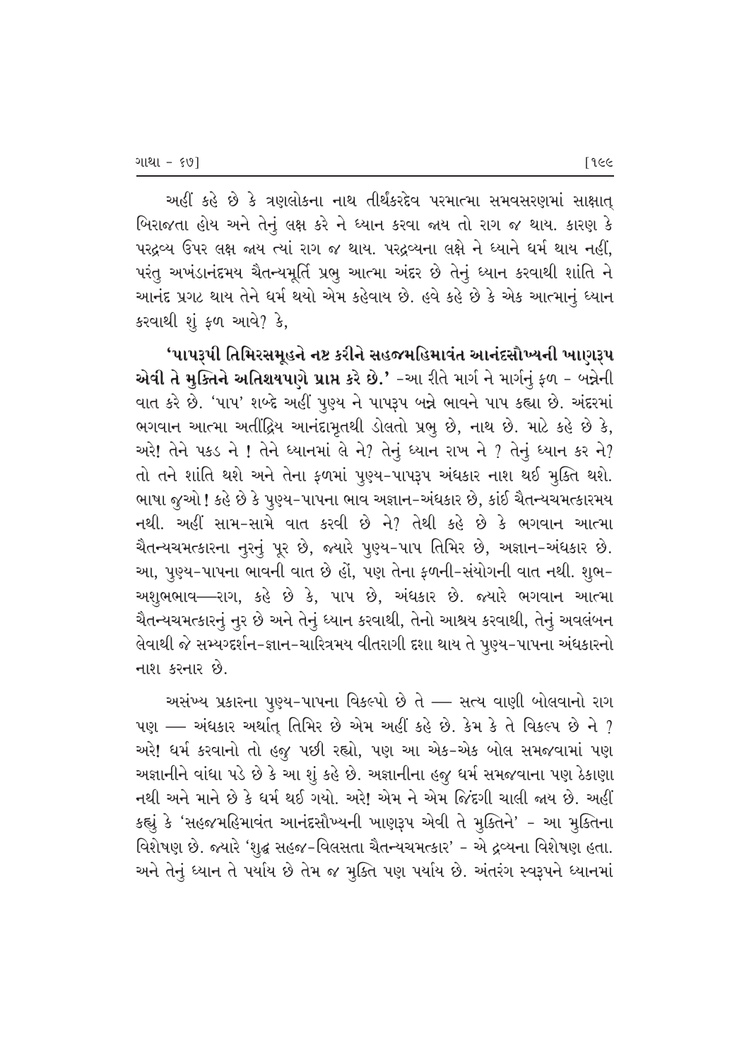અહીં કહે છે કે ત્રણલોકના નાથ તીર્થંકરદેવ પરમાત્મા સમવસરણમાં સાક્ષાત્ બિરાજતા હોય અને તેનું લક્ષ કરે ને ધ્યાન કરવા જાય તો રાગ જ થાય. કારણ કે પરદ્રવ્ય ઉપર લક્ષ જાય ત્યાં રાગ જ થાય. પરદ્રવ્યના લક્ષે ને ધ્યાને ધર્મ થાય નહીં, પરંતુ અખંડાનંદમય ચૈતન્યમૂર્તિ પ્રભુ આત્મા અંદર છે તેનું ધ્યાન કરવાથી શાંતિ ને આનંદ પ્રગટ થાય તેને ધર્મ થયો એમ કહેવાય છે. હવે કહે છે કે એક આત્માનું ધ્યાન કરવાથી શું ફળ આવે? કે,

**'પાપરૂપી તિમિરસમૂહને નષ્ટ કરીને સહજમહિમાવંત આનંદસૌખ્યની ખાણરૂપ એવી તે મુક્તિને અતિશયપણે પ્રાપ્ત કરે છે.'** -આ રીતે માર્ગ ને માર્ગનું ફળ - બન્નેની વાત કરે છે. 'પાપ' શબ્દે અહીં પુણ્ય ને પાપરૂપ બન્ને ભાવને પાપ કહ્યા છે. અંદરમાં ભગવાન આત્મા અતીંદ્રિય આનંદામૃતથી ડોલતો પ્રભુ છે, નાથ છે. માટે કહે છે કે, અરે! તેને પકડ ને ! તેને ધ્યાનમાં લે ને? તેનું ધ્યાન રાખ ને ? તેનું ધ્યાન કર ને? તો તને શાંતિ થશે અને તેના ફળમાં પુણ્ય-પાપરૂપ અંધકાર નાશ થઈ મુક્તિ થશે. ભાષા જુઓ ! કહે છે કે પુણ્ય-પાપના ભાવ અજ્ઞાન-અંધકાર છે, કાંઈ ચૈતન્યચમત્કારમય નથી. અહીં સામ-સામે વાત કરવી છે ને? તેથી કહે છે કે ભગવાન આત્મા ચૈતન્યચમત્કારના નુરનું પૂર છે, જ્યારે પુણ્ય-પાપ તિમિર છે, અજ્ઞાન-અંધકાર છે. આ, પુણ્ય-પાપના ભાવની વાત છે હોં, પણ તેના ફળની-સંયોગની વાત નથી. શુભ-અશુભભાવ—રાગ, કહે છે કે, પાપ છે, અંધકાર છે. જ્યારે ભગવાન આત્મા ચૈતન્યચમત્કારનું નુર છે અને તેનું ધ્યાન કરવાથી, તેનો આશ્રય કરવાથી, તેનું અવલંબન લેવાથી જે સમ્યગ્દર્શન-જ્ઞાન-ચારિત્રમય વીતરાગી દશા થાય તે પુણ્ય-પાપના અંધકારનો નાશ કરનાર છે.

અસંખ્ય પ્રકારના પુણ્ય-પાપના વિકલ્પો છે તે — સત્ય વાણી બોલવાનો રાગ પણ — અંધકાર અર્થાત્ તિમિર છે એમ અહીં કહે છે. કેમ કે તે વિકલ્પ છે ને ? અરે! ધર્મ કરવાનો તો હજુ પછી રહ્યો, પણ આ એક-એક બોલ સમજવામાં પણ અજ્ઞાનીને વાંધા પડે છે કે આ શું કહે છે. અજ્ઞાનીના હજુ ધર્મ સમજવાના પણ ઠેકાણા નથી અને માને છે કે ધર્મ થઈ ગયો. અરે! એમ ને એમ જિંદગી ચાલી જાય છે. અહીં કહ્યું કે 'સહજમહિમાવંત આનંદસૌખ્યની ખાણરૂપ એવી તે મુક્તિને' - આ મુક્તિના વિશેષણ છે. જ્યારે 'શુદ્ધ સહજ-વિલસતા ચૈતન્યચમત્કાર' - એ દ્રવ્યના વિશેષણ હતા. અને તેનું ધ્યાન તે પર્યાય છે તેમ જ મુક્તિ પણ પર્યાય છે. અંતરંગ સ્વરૂપને ધ્યાનમાં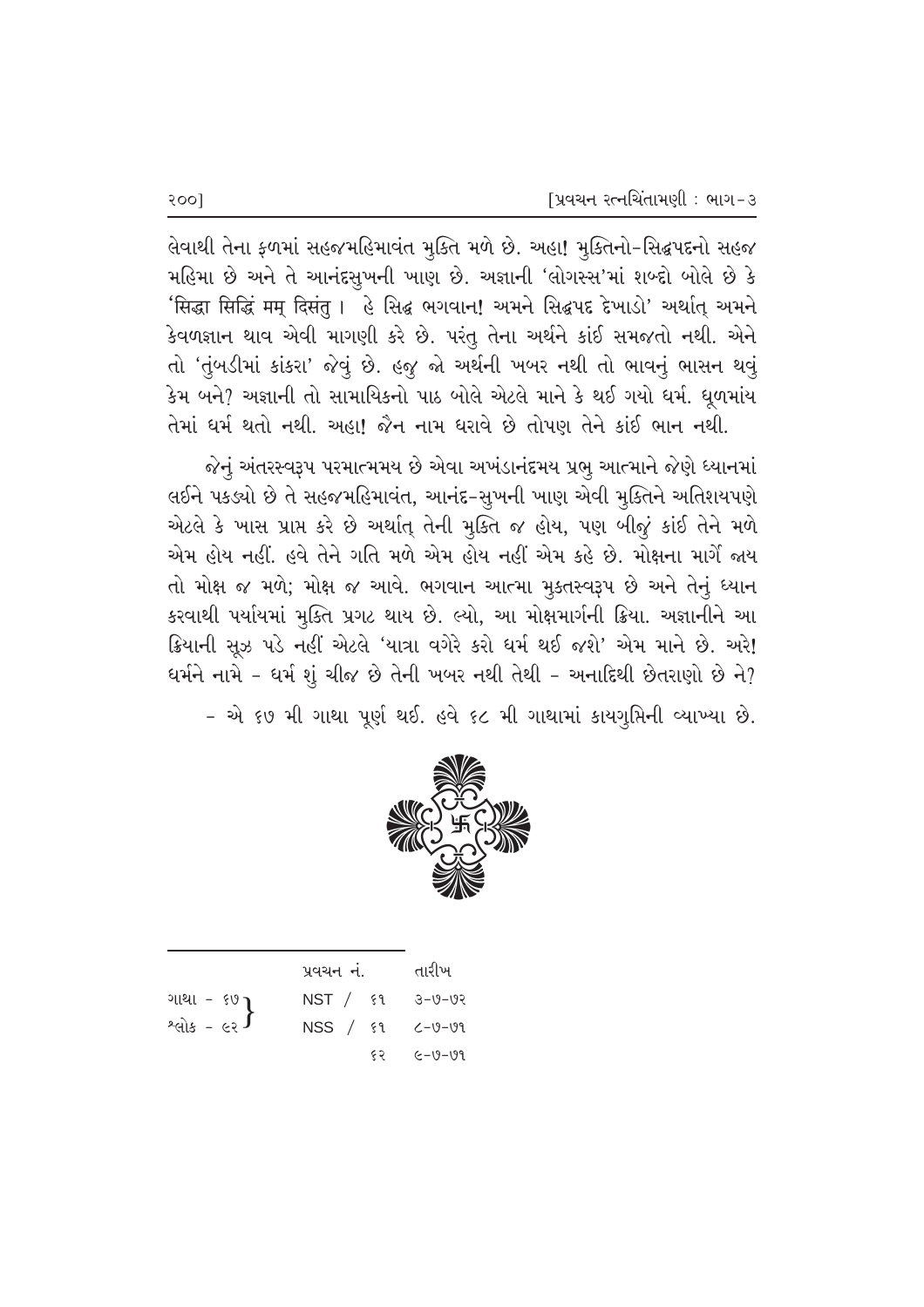લેવાથી તેના ફળમાં સહજમહિમાવંત મુક્તિ મળે છે. અહા! મુક્તિનો-સિદ્ધપદનો સહજ મહિમા છે અને તે આનંદસુખની ખાણ છે. અજ્ઞાની 'લોગસ્સ'માં શબ્દો બોલે છે કે 'સિદ્ધા સિદ્ધિં મમ્ દિસંતુ । હે સિદ્ધ ભગવાન! અમને સિદ્ધપદ દેખાડો' અર્થાત્ અમને કેવળજ્ઞાન થાવ એવી માગણી કરે છે. પરંતુ તેના અર્થને કાંઈ સમજતો નથી. એને તો 'તુંબડીમાં કાંકરા' જેવું છે. હજુ જો અર્થની ખબર નથી તો ભાવનું ભાસન થવું કેમ બને? અજ્ઞાની તો સામાયિકનો પાઠ બોલે એટલે માને કે થઈ ગયો ધર્મ. ધૂળમાંય તેમાં ધર્મ થતો નથી. અહા! જૈન નામ ધરાવે છે તોપણ તેને કાંઈ ભાન નથી.

જેનું અંતરસ્વરૂપ પરમાત્મમય છે એવા અખંડાનંદમય પ્રભુ આત્માને જેણે ધ્યાનમાં લઈને પકડ્યો છે તે સહજમહિમાવંત, આનંદ-સુખની ખાણ એવી મુક્તિને અતિશયપણે એટલે કે ખાસ પ્રાપ્ત કરે છે અર્થાત્ તેની મુક્તિ જ હોય, પણ બીજું કાંઈ તેને મળે એમ હોય નહીં. હવે તેને ગતિ મળે એમ હોય નહીં એમ કહે છે. મોક્ષના માર્ગે જાય તો મોક્ષ જ મળે; મોક્ષ જ આવે. ભગવાન આત્મા મુક્તસ્વરૂપ છે અને તેનું ધ્યાન કરવાથી પર્યાયમાં મુક્તિ પ્રગટ થાય છે. લ્યો, આ મોક્ષમાર્ગની ક્રિયા. અજ્ઞાનીને આ ક્રિયાની સૂઝ પડે નહીં એટલે 'યાત્રા વગેરે કરો ધર્મ થઈ જશે' એમ માને છે. અરે! ધર્મને નામે - ધર્મ શું ચીજ છે તેની ખબર નથી તેથી - અનાદિથી છેતરાણો છે ને?

- એ ૬૭ મી ગાથા પૂર્ણ થઈ. હવે ૬૮ મી ગાથામાં કાયગુપ્તિની વ્યાખ્યા છે.

---

| | પ્રવચન નં. | તારીખ |
|---|---|---|
| ગાથા - ૬૭ } | NST / ૬૧ | ૩-૭-૭૨ |
| શ્લોક - ૯૨ } | NSS / ૬૧ | ૮-૭-૭૧ |
| | ૬૨ | ૯-૭-૭૧ |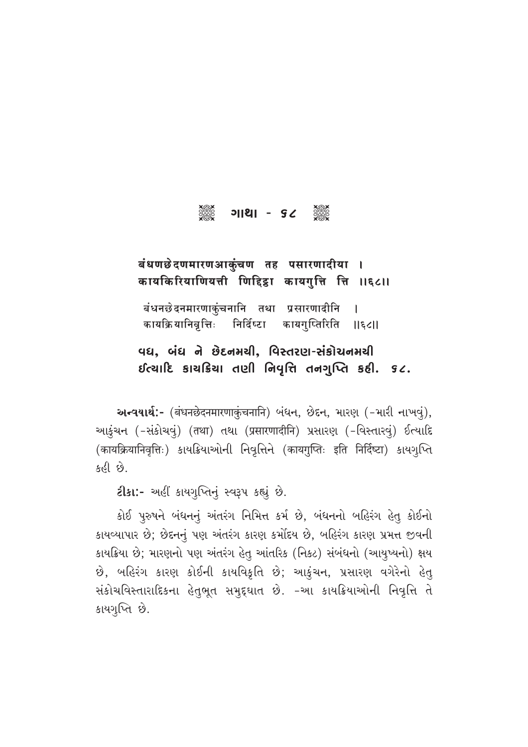## ❁ ગાથા - ૬૮ ❁

**बंधणछेदणमारणआकुंचण तह पसारणादीया ।**
**कायकिरियाणियत्ती णिद्दिट्ठा कायगुत्ति त्ति ॥६८॥**

बंधनछेदनमारणाकुंचनानि तथा प्रसारणादीनि ।
कायक्रियानिवृत्तिः निर्दिष्टा कायगुप्तिरिति ॥६८॥

**વધ, બંધ ને છેદનમયી, વિસ્તરણ-સંકોચનમયી**
**ઈત્યાદિ કાયક્રિયા તણી નિવૃત્તિ તનગુપ્તિ કહી. ૬૮.**

**અન્વયાર્થ:-** (बंधनछेदनमारणाकुंचनानि) બંધન, છેદન, મારણ (-મારી નાખવું), આકુંચન (-સંકોચવું) (तथा) તથા (प्रसारणादीनि) પ્રસારણ (-વિસ્તારવું) ઈત્યાદિ (कायक्रियानिवृत्तिः) કાયક્રિયાઓની નિવૃત્તિને (कायगुप्तिः इति निर्दिष्टा) કાયગુપ્તિ કહી છે.

**ટીકા:-** અહીં કાયગુપ્તિનું સ્વરૂપ કહ્યું છે.

કોઈ પુરુષને બંધનનું અંતરંગ નિમિત્ત કર્મ છે, બંધનનો બહિરંગ હેતુ કોઈનો કાયવ્યાપાર છે; છેદનનું પણ અંતરંગ કારણ કર્મોદય છે, બહિરંગ કારણ પ્રમત્ત જીવની કાયક્રિયા છે; મારણનો પણ અંતરંગ હેતુ આંતરિક (નિકટ) સંબંધનો (આયુષ્યનો) ક્ષય છે, બહિરંગ કારણ કોઈની કાયવિકૃતિ છે; આકુંચન, પ્રસારણ વગેરેનો હેતુ સંકોચવિસ્તારાદિકના હેતુભૂત સમુદ્ઘાત છે. -આ કાયક્રિયાઓની નિવૃત્તિ તે કાયગુપ્તિ છે.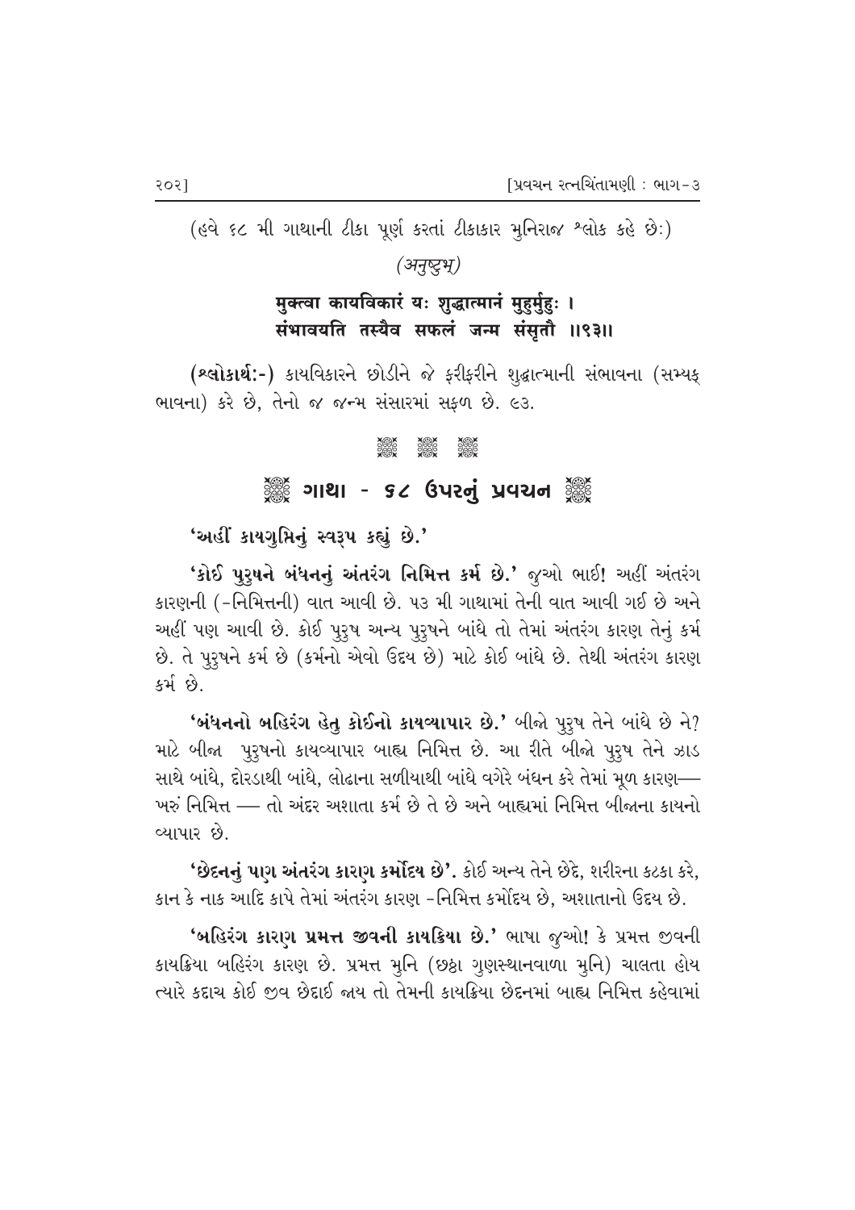(હવે ૬૮ મી ગાથાની ટીકા પૂર્ણ કરતાં ટીકાકાર મુનિરાજ શ્લોક કહે છે:)

*(अनुष्टुभ्)*

**मुक्त्वा कायविकारं यः शुद्धात्मानं मुहुर्मुहुः ।**
**संभावयति तस्यैव सफलं जन्म संसृतौ ।।९३।।**

**(શ્લોકાર્થ:-)** કાયવિકારને છોડીને જે ફરીફરીને શુદ્ધાત્માની સંભાવના (સમ્યક્ ભાવના) કરે છે, તેનો જ જન્મ સંસારમાં સફળ છે. ૯૩.

## ગાથા - ૬૮ ઉપરનું પ્રવચન

**'અહીં કાયગુપ્તિનું સ્વરૂપ કહ્યું છે.'**

**'કોઈ પુરુષને બંધનનું અંતરંગ નિમિત્ત કર્મ છે.'** જુઓ ભાઈ! અહીં અંતરંગ કારણની (-નિમિત્તની) વાત આવી છે. ૫૩ મી ગાથામાં તેની વાત આવી ગઈ છે અને અહીં પણ આવી છે. કોઈ પુરુષ અન્ય પુરુષને બાંધે તો તેમાં અંતરંગ કારણ તેનું કર્મ છે. તે પુરુષને કર્મ છે (કર્મનો એવો ઉદય છે) માટે કોઈ બાંધે છે. તેથી અંતરંગ કારણ કર્મ છે.

**'બંધનનો બહિરંગ હેતુ કોઈનો કાયવ્યાપાર છે.'** બીજો પુરુષ તેને બાંધે છે ને? માટે બીજા પુરુષનો કાયવ્યાપાર બાહ્ય નિમિત્ત છે. આ રીતે બીજો પુરુષ તેને ઝાડ સાથે બાંધે, દોરડાથી બાંધે, લોઢાના સળીયાથી બાંધે વગેરે બંધન કરે તેમાં મૂળ કારણ— ખરું નિમિત્ત — તો અંદર અશાતા કર્મ છે તે છે અને બાહ્યમાં નિમિત્ત બીજાના કાયનો વ્યાપાર છે.

**'છેદનનું પણ અંતરંગ કારણ કર્મોદય છે'.** કોઈ અન્ય તેને છેદે, શરીરના કટકા કરે, કાન કે નાક આદિ કાપે તેમાં અંતરંગ કારણ -નિમિત્ત કર્મોદય છે, અશાતાનો ઉદય છે.

**'બહિરંગ કારણ પ્રમત્ત જીવની કાયક્રિયા છે.'** ભાષા જુઓ! કે પ્રમત્ત જીવની કાયક્રિયા બહિરંગ કારણ છે. પ્રમત્ત મુનિ (છઠ્ઠા ગુણસ્થાનવાળા મુનિ) ચાલતા હોય ત્યારે કદાચ કોઈ જીવ છેદાઈ જાય તો તેમની કાયક્રિયા છેદનમાં બાહ્ય નિમિત્ત કહેવામાં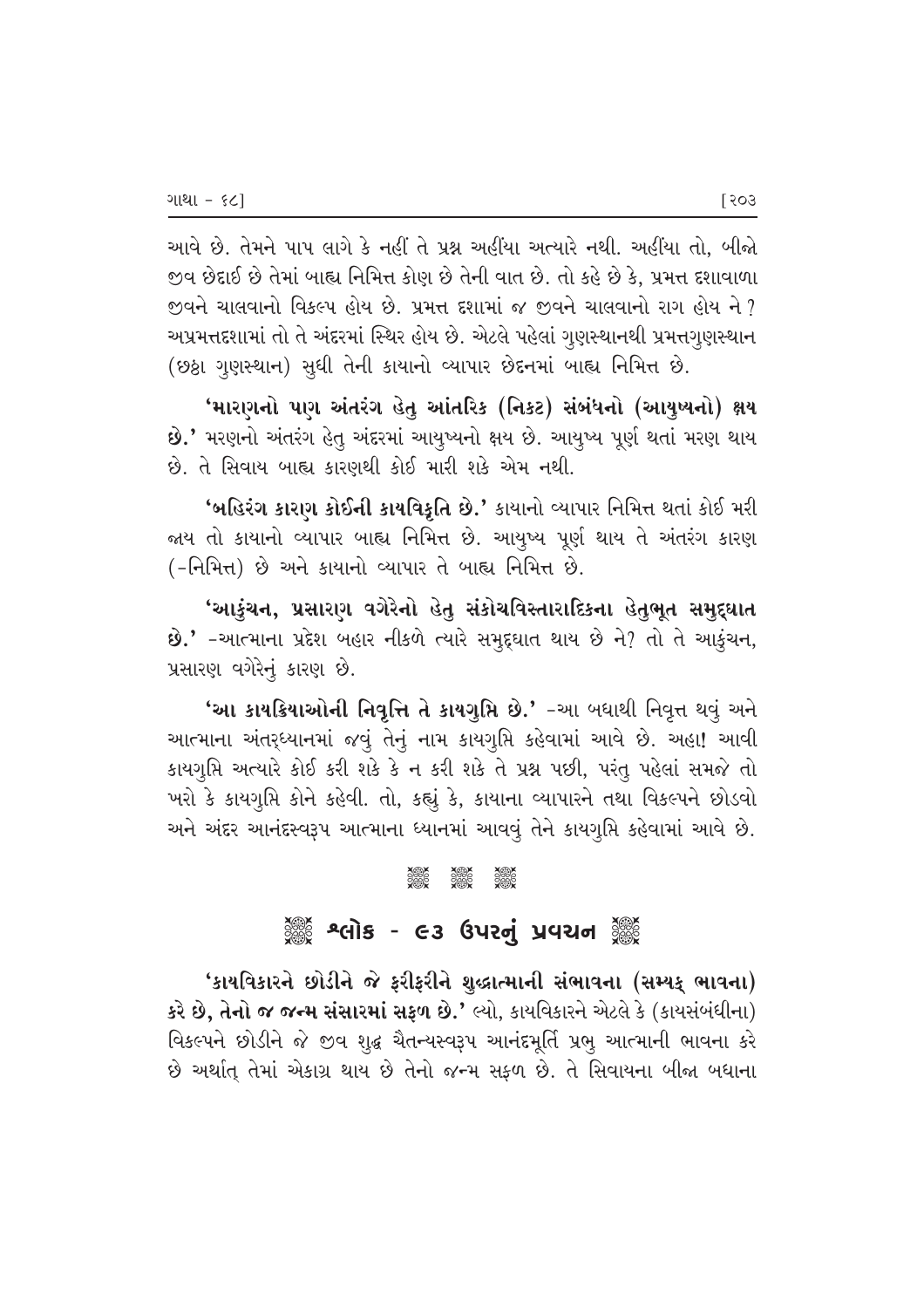આવે છે. તેમને પાપ લાગે કે નહીં તે પ્રશ્ન અહીંયા અત્યારે નથી. અહીંયા તો, બીજો જીવ છેદાઈ છે તેમાં બાહ્ય નિમિત્ત કોણ છે તેની વાત છે. તો કહે છે કે, પ્રમત્ત દશાવાળા જીવને ચાલવાનો વિકલ્પ હોય છે. પ્રમત્ત દશામાં જ જીવને ચાલવાનો રાગ હોય ને? અપ્રમત્તદશામાં તો તે અંદરમાં સ્થિર હોય છે. એટલે પહેલાં ગુણસ્થાનથી પ્રમત્તગુણસ્થાન (છઠ્ઠા ગુણસ્થાન) સુધી તેની કાયાનો વ્યાપાર છેદનમાં બાહ્ય નિમિત્ત છે.

**'મારણનો પણ અંતરંગ હેતુ આંતરિક (નિકટ) સંબંધનો (આયુષ્યનો) ક્ષય છે.'** મરણનો અંતરંગ હેતુ અંદરમાં આયુષ્યનો ક્ષય છે. આયુષ્ય પૂર્ણ થતાં મરણ થાય છે. તે સિવાય બાહ્ય કારણથી કોઈ મારી શકે એમ નથી.

**'બહિરંગ કારણ કોઈની કાયવિકૃતિ છે.'** કાયાનો વ્યાપાર નિમિત્ત થતાં કોઈ મરી જાય તો કાયાનો વ્યાપાર બાહ્ય નિમિત્ત છે. આયુષ્ય પૂર્ણ થાય તે અંતરંગ કારણ (-નિમિત્ત) છે અને કાયાનો વ્યાપાર તે બાહ્ય નિમિત્ત છે.

**'આકુંચન, પ્રસારણ વગેરેનો હેતુ સંકોચવિસ્તારાદિકના હેતુભૂત સમુદ્ઘાત છે.'** -આત્માના પ્રદેશ બહાર નીકળે ત્યારે સમુદ્ઘાત થાય છે ને? તો તે આકુંચન, પ્રસારણ વગેરેનું કારણ છે.

**'આ કાયક્રિયાઓની નિવૃત્તિ તે કાયગુપ્તિ છે.'** -આ બધાથી નિવૃત્ત થવું અને આત્માના અંતર્ધ્યાનમાં જવું તેનું નામ કાયગુપ્તિ કહેવામાં આવે છે. અહા! આવી કાયગુપ્તિ અત્યારે કોઈ કરી શકે કે ન કરી શકે તે પ્રશ્ન પછી, પરંતુ પહેલાં સમજે તો ખરો કે કાયગુપ્તિ કોને કહેવી. તો, કહ્યું કે, કાયાના વ્યાપારને તથા વિકલ્પને છોડવો અને અંદર આનંદસ્વરૂપ આત્માના ધ્યાનમાં આવવું તેને કાયગુપ્તિ કહેવામાં આવે છે.

❊ ❊ ❊

## ❊ શ્લોક - ૯૩ ઉપરનું પ્રવચન ❊

**'કાયવિકારને છોડીને જે ફરીફરીને શુદ્ધાત્માની સંભાવના (સમ્યક્ ભાવના) કરે છે, તેનો જ જન્મ સંસારમાં સફળ છે.'** લ્યો, કાયવિકારને એટલે કે (કાયસંબંધીના) વિકલ્પને છોડીને જે જીવ શુદ્ધ ચૈતન્યસ્વરૂપ આનંદમૂર્તિ પ્રભુ આત્માની ભાવના કરે છે અર્થાત્ તેમાં એકાગ્ર થાય છે તેનો જન્મ સફળ છે. તે સિવાયના બીજા બધાના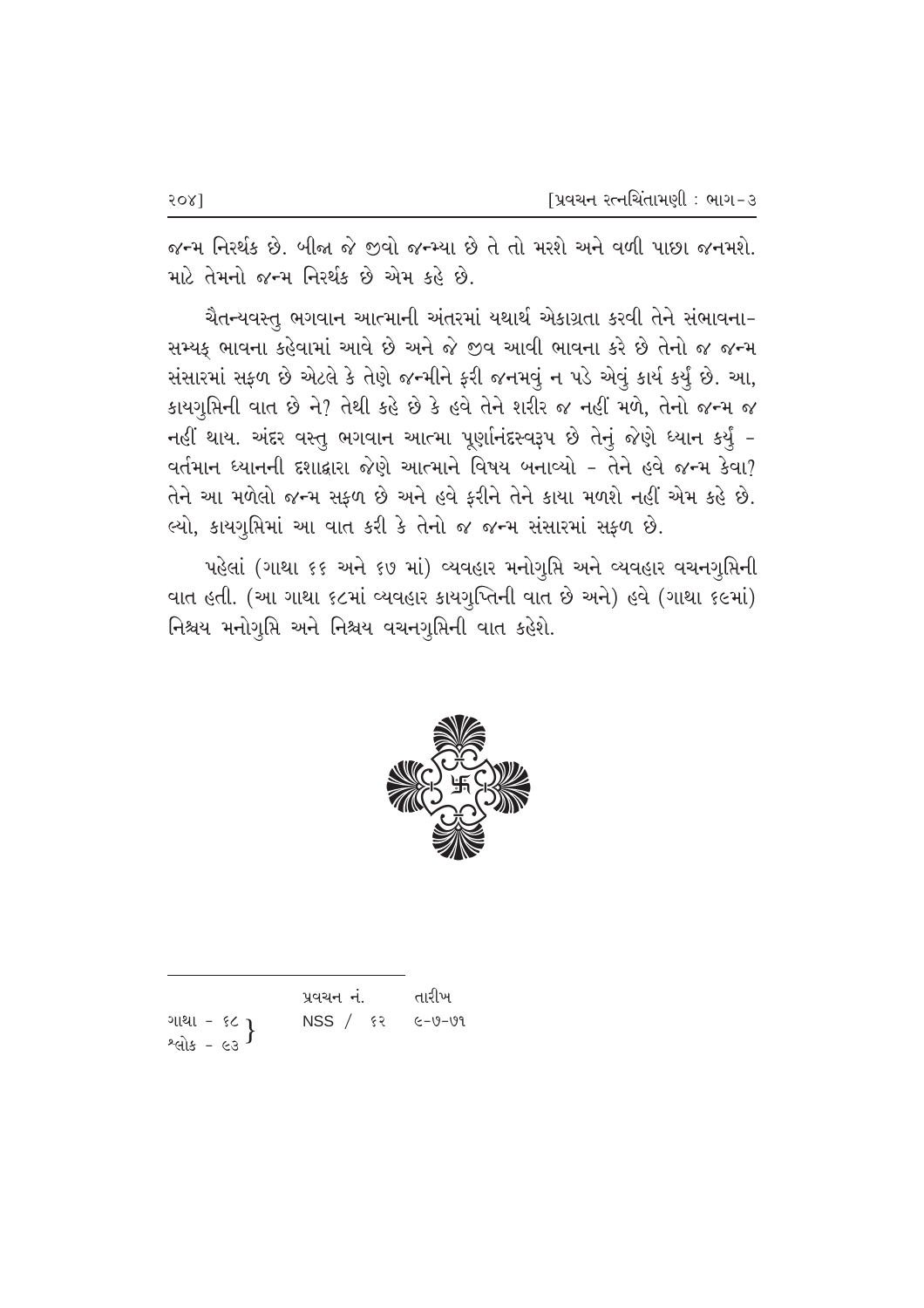જન્મ નિરર્થક છે. બીજા જે જીવો જન્મ્યા છે તે તો મરશે અને વળી પાછા જનમશે. માટે તેમનો જન્મ નિરર્થક છે એમ કહે છે.

ચૈતન્યવસ્તુ ભગવાન આત્માની અંતરમાં યથાર્થ એકાગ્રતા કરવી તેને સંભાવના-સમ્યક્ ભાવના કહેવામાં આવે છે અને જે જીવ આવી ભાવના કરે છે તેનો જ જન્મ સંસારમાં સફળ છે એટલે કે તેણે જન્મીને ફરી જનમવું ન પડે એવું કાર્ય કર્યું છે. આ, કાયગુપ્તિની વાત છે ને? તેથી કહે છે કે હવે તેને શરીર જ નહીં મળે, તેનો જન્મ જ નહીં થાય. અંદર વસ્તુ ભગવાન આત્મા પૂર્ણાનંદસ્વરૂપ છે તેનું જેણે ધ્યાન કર્યું - વર્તમાન ધ્યાનની દશાદ્વારા જેણે આત્માને વિષય બનાવ્યો - તેને હવે જન્મ કેવા? તેને આ મળેલો જન્મ સફળ છે અને હવે ફરીને તેને કાયા મળશે નહીં એમ કહે છે. લ્યો, કાયગુપ્તિમાં આ વાત કરી કે તેનો જ જન્મ સંસારમાં સફળ છે.

પહેલાં (ગાથા ૬૬ અને ૬૭ માં) વ્યવહાર મનોગુપ્તિ અને વ્યવહાર વચનગુપ્તિની વાત હતી. (આ ગાથા ૬૮માં વ્યવહાર કાયગુપ્તિની વાત છે અને) હવે (ગાથા ૬૯માં) નિશ્ચય મનોગુપ્તિ અને નિશ્ચય વચનગુપ્તિની વાત કહેશે.

---

| | પ્રવચન નં. | તારીખ |
|---|---|---|
| ગાથા - ૬૮ / શ્લોક - ૯૩ | NSS / ૬૨ | ૯-૭-૭૧ |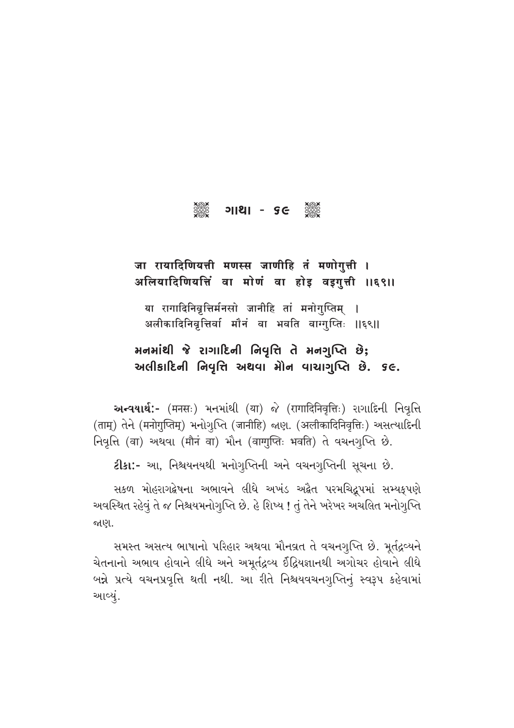## ગાથા - ૬૯

**जा रायादिणियत्ती मणस्स जाणीहि तं मणोगुत्ती ।**
**अलियादिणियत्तिं वा मोणं वा होइ वइगुत्ती ।।६९।।**

या रागादिनिवृत्तिर्मनसो जानीहि तां मनोगुप्तिम् ।
अलीकादिनिवृत्तिर्वा मौनं वा भवति वाग्गुप्तिः ।।६९।।

**મનમાંથી જે રાગાદિની નિવૃત્તિ તે મનગુપ્તિ છે;**
**અલીકાદિની નિવૃત્તિ અથવા મૌન વાચાગુપ્તિ છે. ૬૯.**

**અન્વયાર્થ:-** (मनसः) મનમાંથી (या) જે (रागादिनिवृत्तिः) રાગાદિની નિવૃત્તિ (ताम्) તેને (मनोगुप्तिम्) મનોગુપ્તિ (जानीहि) જાણ. (अलीकादिनिवृत्तिः) અસત્યાદિની નિવૃત્તિ (वा) અથવા (मौनं वा) મૌન (वाग्गुप्तिः भवति) તે વચનગુપ્તિ છે.

**ટીકા:-** આ, નિશ્ચયનયથી મનોગુપ્તિની અને વચનગુપ્તિની સૂચના છે.

સકળ મોહરાગદ્વેષના અભાવને લીધે અખંડ અદ્વૈત પરમચિદ્રૂપમાં સમ્યક્પણે અવસ્થિત રહેવું તે જ નિશ્ચયમનોગુપ્તિ છે. હે શિષ્ય ! તું તેને ખરેખર અચલિત મનોગુપ્તિ જાણ.

સમસ્ત અસત્ય ભાષાનો પરિહાર અથવા મૌનવ્રત તે વચનગુપ્તિ છે. મૂર્તદ્રવ્યને ચેતનાનો અભાવ હોવાને લીધે અને અમૂર્તદ્રવ્ય ઈંદ્રિયજ્ઞાનથી અગોચર હોવાને લીધે બન્ને પ્રત્યે વચનપ્રવૃત્તિ થતી નથી. આ રીતે નિશ્ચયવચનગુપ્તિનું સ્વરૂપ કહેવામાં આવ્યું.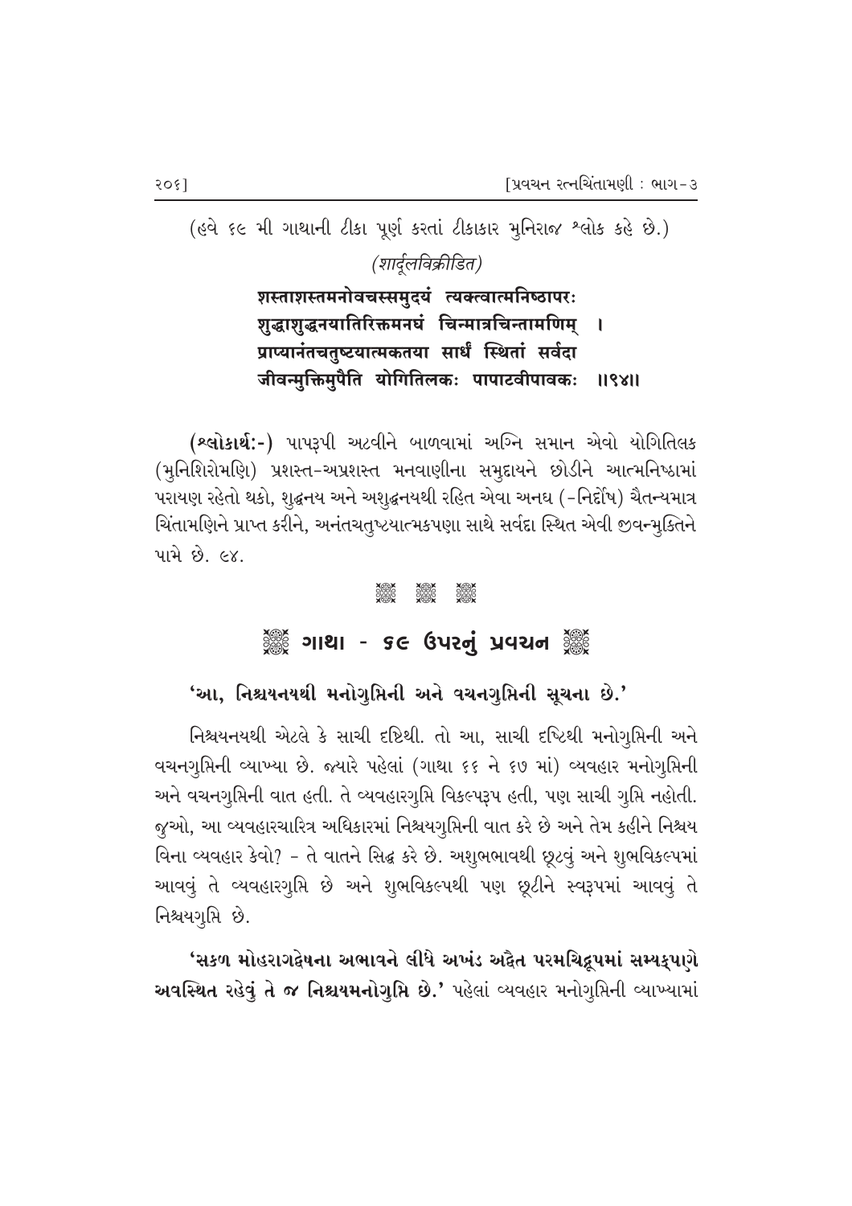(હવે ૬૯ મી ગાથાની ટીકા પૂર્ણ કરતાં ટીકાકાર મુનિરાજ શ્લોક કહે છે.)

*(शार्दूलविक्रीडित)*

**शस्ताशस्तमनोवचस्समुदयं त्यक्त्वात्मनिष्ठापरः**
**शुद्धाशुद्धनयातिरिक्तमनघं चिन्मात्रचिन्तामणिम् ।**
**प्राप्यानंतचतुष्टयात्मकतया सार्धं स्थितां सर्वदा**
**जीवन्मुक्तिमुपैति योगितिलकः पापाटवीपावकः ॥९४॥**

**(શ્લોકાર્થઃ-)** પાપરૂપી અટવીને બાળવામાં અગ્નિ સમાન એવો યોગિતિલક (મુનિશિરોમણિ) પ્રશસ્ત-અપ્રશસ્ત મનવાણીના સમુદાયને છોડીને આત્મનિષ્ઠામાં પરાયણ રહેતો થકો, શુદ્ધનય અને અશુદ્ધનયથી રહિત એવા અનઘ (-નિર્દોષ) ચૈતન્યમાત્ર ચિંતામણિને પ્રાપ્ત કરીને, અનંતચતુષ્ટયાત્મકપણા સાથે સર્વદા સ્થિત એવી જીવન્મુક્તિને પામે છે. ૯૪.

## ગાથા - ૬૯ ઉપરનું પ્રવચન

**'આ, નિશ્ચયનયથી મનોગુપ્તિની અને વચનગુપ્તિની સૂચના છે.'**

નિશ્ચયનયથી એટલે કે સાચી દૃષ્ટિથી. તો આ, સાચી દૃષ્ટિથી મનોગુપ્તિની અને વચનગુપ્તિની વ્યાખ્યા છે. જ્યારે પહેલાં (ગાથા ૬૬ ને ૬૭ માં) વ્યવહાર મનોગુપ્તિની અને વચનગુપ્તિની વાત હતી. તે વ્યવહારગુપ્તિ વિકલ્પરૂપ હતી, પણ સાચી ગુપ્તિ નહોતી. જુઓ, આ વ્યવહારચારિત્ર અધિકારમાં નિશ્ચયગુપ્તિની વાત કરે છે અને તેમ કહીને નિશ્ચય વિના વ્યવહાર કેવો? - તે વાતને સિદ્ધ કરે છે. અશુભભાવથી છૂટવું અને શુભવિકલ્પમાં આવવું તે વ્યવહારગુપ્તિ છે અને શુભવિકલ્પથી પણ છૂટીને સ્વરૂપમાં આવવું તે નિશ્ચયગુપ્તિ છે.

**'સકળ મોહરાગદ્વેષના અભાવને લીધે અખંડ અદ્વૈત પરમચિદ્રૂપમાં સમ્યક્પણે અવસ્થિત રહેવું તે જ નિશ્ચયમનોગુપ્તિ છે.'** પહેલાં વ્યવહાર મનોગુપ્તિની વ્યાખ્યામાં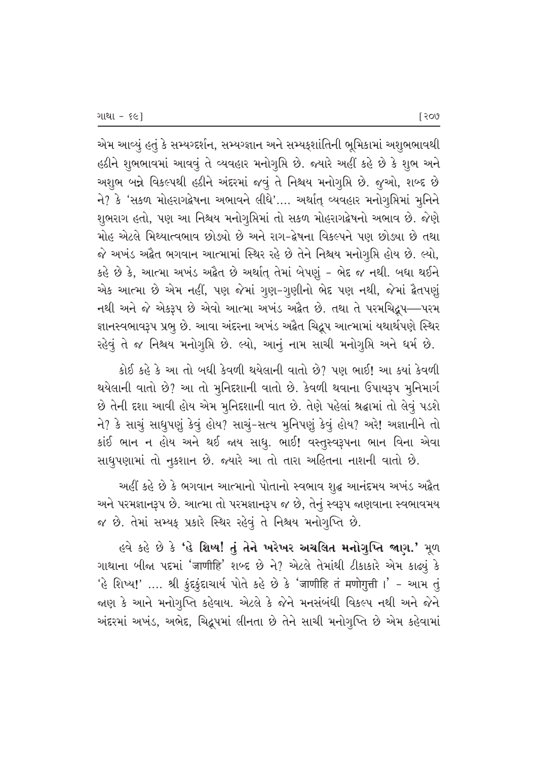એમ આવ્યું હતું કે સમ્યગ્દર્શન, સમ્યગ્જ્ઞાન અને સમ્યક્શાંતિની ભૂમિકામાં અશુભભાવથી હઠીને શુભભાવમાં આવવું તે વ્યવહાર મનોગુપ્તિ છે. જ્યારે અહીં કહે છે કે શુભ અને અશુભ બન્ને વિકલ્પથી હઠીને અંદરમાં જવું તે નિશ્ચય મનોગુપ્તિ છે. જુઓ, શબ્દ છે ને? કે 'સકળ મોહરાગદ્વેષના અભાવને લીધે'.... અર્થાત્ વ્યવહાર મનોગુપ્તિમાં મુનિને શુભરાગ હતો, પણ આ નિશ્ચય મનોગુપ્તિમાં તો સકળ મોહરાગદ્વેષનો અભાવ છે. જેણે મોહ એટલે મિથ્યાત્વભાવ છોડ્યો છે અને રાગ-દ્વેષના વિકલ્પને પણ છોડ્યા છે તથા જે અખંડ અદ્વૈત ભગવાન આત્મામાં સ્થિર રહે છે તેને નિશ્ચય મનોગુપ્તિ હોય છે. લ્યો, કહે છે કે, આત્મા અખંડ અદ્વૈત છે અર્થાત્ તેમાં બેપણું - ભેદ જ નથી. બધા થઈને એક આત્મા છે એમ નહીં, પણ જેમાં ગુણ-ગુણીનો ભેદ પણ નથી, જેમાં દ્વૈતપણું નથી અને જે એકરૂપ છે એવો આત્મા અખંડ અદ્વૈત છે. તથા તે પરમચિદ્રૂપ—પરમ જ્ઞાનસ્વભાવરૂપ પ્રભુ છે. આવા અંદરના અખંડ અદ્વૈત ચિદ્રૂપ આત્મામાં યથાર્થપણે સ્થિર રહેવું તે જ નિશ્ચય મનોગુપ્તિ છે. લ્યો, આનું નામ સાચી મનોગુપ્તિ અને ધર્મ છે.

કોઈ કહે કે આ તો બધી કેવળી થયેલાની વાતો છે? પણ ભાઈ! આ ક્યાં કેવળી થયેલાની વાતો છે? આ તો મુનિદશાની વાતો છે. કેવળી થવાના ઉપાયરૂપ મુનિમાર્ગ છે તેની દશા આવી હોય એમ મુનિદશાની વાત છે. તેણે પહેલાં શ્રદ્ધામાં તો લેવું પડશે ને? કે સાચું સાધુપણું કેવું હોય? સાચું-સત્ય મુનિપણું કેવું હોય? અરે! અજ્ઞાનીને તો કાંઈ ભાન ન હોય અને થઈ જાય સાધુ. ભાઈ! વસ્તુસ્વરૂપના ભાન વિના એવા સાધુપણામાં તો નુકશાન છે. જ્યારે આ તો તારા અહિતના નાશની વાતો છે.

અહીં કહે છે કે ભગવાન આત્માનો પોતાનો સ્વભાવ શુદ્ધ આનંદમય અખંડ અદ્વૈત અને પરમજ્ઞાનરૂપ છે. આત્મા તો પરમજ્ઞાનરૂપ જ છે, તેનું સ્વરૂપ જાણવાના સ્વભાવમય જ છે. તેમાં સમ્યક્ પ્રકારે સ્થિર રહેવું તે નિશ્ચય મનોગુપ્તિ છે.

હવે કહે છે કે **'હે શિષ્ય! તું તેને ખરેખર અચલિત મનોગુપ્તિ જાણ.'** મૂળ ગાથાના બીજા પદમાં 'जाणीहि' શબ્દ છે ને? એટલે તેમાંથી ટીકાકારે એમ કાઢ્યું કે 'હે શિષ્ય!' .... શ્રી કુંદકુંદાચાર્ય પોતે કહે છે કે 'जाणीहि तं मणोगुत्ती ।' - આમ તું જાણ કે આને મનોગુપ્તિ કહેવાય. એટલે કે જેને મનસંબંધી વિકલ્પ નથી અને જેને અંદરમાં અખંડ, અભેદ, ચિદ્રૂપમાં લીનતા છે તેને સાચી મનોગુપ્તિ છે એમ કહેવામાં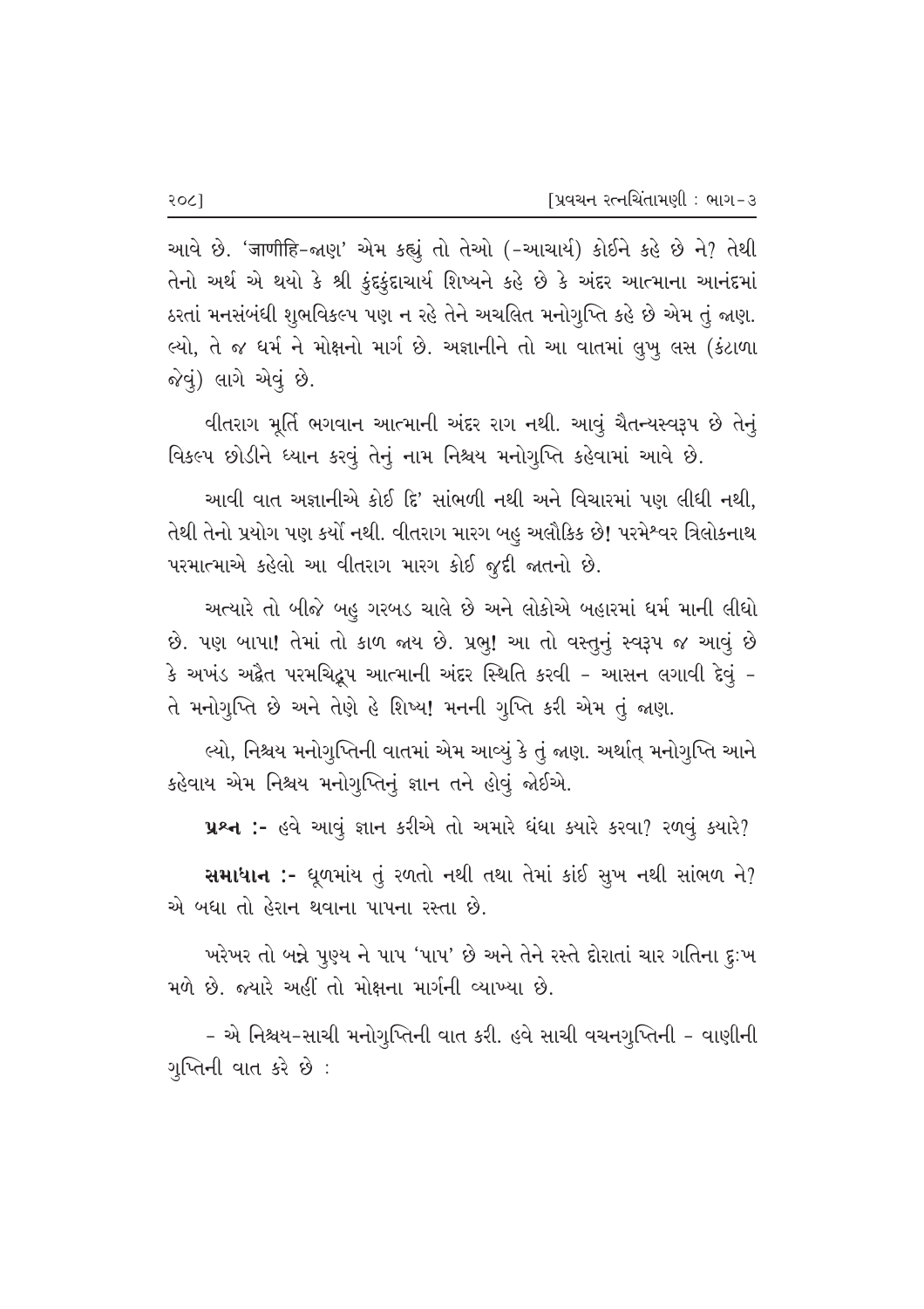આવે છે. 'जाणीहि-જાણ' એમ કહ્યું તો તેઓ (-આચાર્ય) કોઈને કહે છે ને? તેથી તેનો અર્થ એ થયો કે શ્રી કુંદકુંદાચાર્ય શિષ્યને કહે છે કે અંદર આત્માના આનંદમાં ઠરતાં મનસંબંધી શુભવિકલ્પ પણ ન રહે તેને અચલિત મનોગુપ્તિ કહે છે એમ તું જાણ. લ્યો, તે જ ધર્મ ને મોક્ષનો માર્ગ છે. અજ્ઞાનીને તો આ વાતમાં લુખુ લસ (કંટાળા જેવું) લાગે એવું છે.

વીતરાગ મૂર્તિ ભગવાન આત્માની અંદર રાગ નથી. આવું ચૈતન્યસ્વરૂપ છે તેનું વિકલ્પ છોડીને ધ્યાન કરવું તેનું નામ નિશ્ચય મનોગુપ્તિ કહેવામાં આવે છે.

આવી વાત અજ્ઞાનીએ કોઈ દિ' સાંભળી નથી અને વિચારમાં પણ લીધી નથી, તેથી તેનો પ્રયોગ પણ કર્યો નથી. વીતરાગ મારગ બહુ અલૌકિક છે! પરમેશ્વર ત્રિલોકનાથ પરમાત્માએ કહેલો આ વીતરાગ મારગ કોઈ જુદી જાતનો છે.

અત્યારે તો બીજે બહુ ગરબડ ચાલે છે અને લોકોએ બહારમાં ધર્મ માની લીધો છે. પણ બાપા! તેમાં તો કાળ જાય છે. પ્રભુ! આ તો વસ્તુનું સ્વરૂપ જ આવું છે કે અખંડ અદ્વૈત પરમચિદ્રૂપ આત્માની અંદર સ્થિતિ કરવી - આસન લગાવી દેવું - તે મનોગુપ્તિ છે અને તેણે હે શિષ્ય! મનની ગુપ્તિ કરી એમ તું જાણ.

લ્યો, નિશ્ચય મનોગુપ્તિની વાતમાં એમ આવ્યું કે તું જાણ. અર્થાત્ મનોગુપ્તિ આને કહેવાય એમ નિશ્ચય મનોગુપ્તિનું જ્ઞાન તને હોવું જોઈએ.

**પ્રશ્ન :-** હવે આવું જ્ઞાન કરીએ તો અમારે ધંધા ક્યારે કરવા? રળવું ક્યારે?

**સમાધાન :-** ધૂળમાંય તું રળતો નથી તથા તેમાં કાંઈ સુખ નથી સાંભળ ને? એ બધા તો હેરાન થવાના પાપના રસ્તા છે.

ખરેખર તો બન્ને પુણ્ય ને પાપ 'પાપ' છે અને તેને રસ્તે દોરાતાં ચાર ગતિના દુઃખ મળે છે. જ્યારે અહીં તો મોક્ષના માર્ગની વ્યાખ્યા છે.

- એ નિશ્ચય-સાચી મનોગુપ્તિની વાત કરી. હવે સાચી વચનગુપ્તિની - વાણીની ગુપ્તિની વાત કરે છે :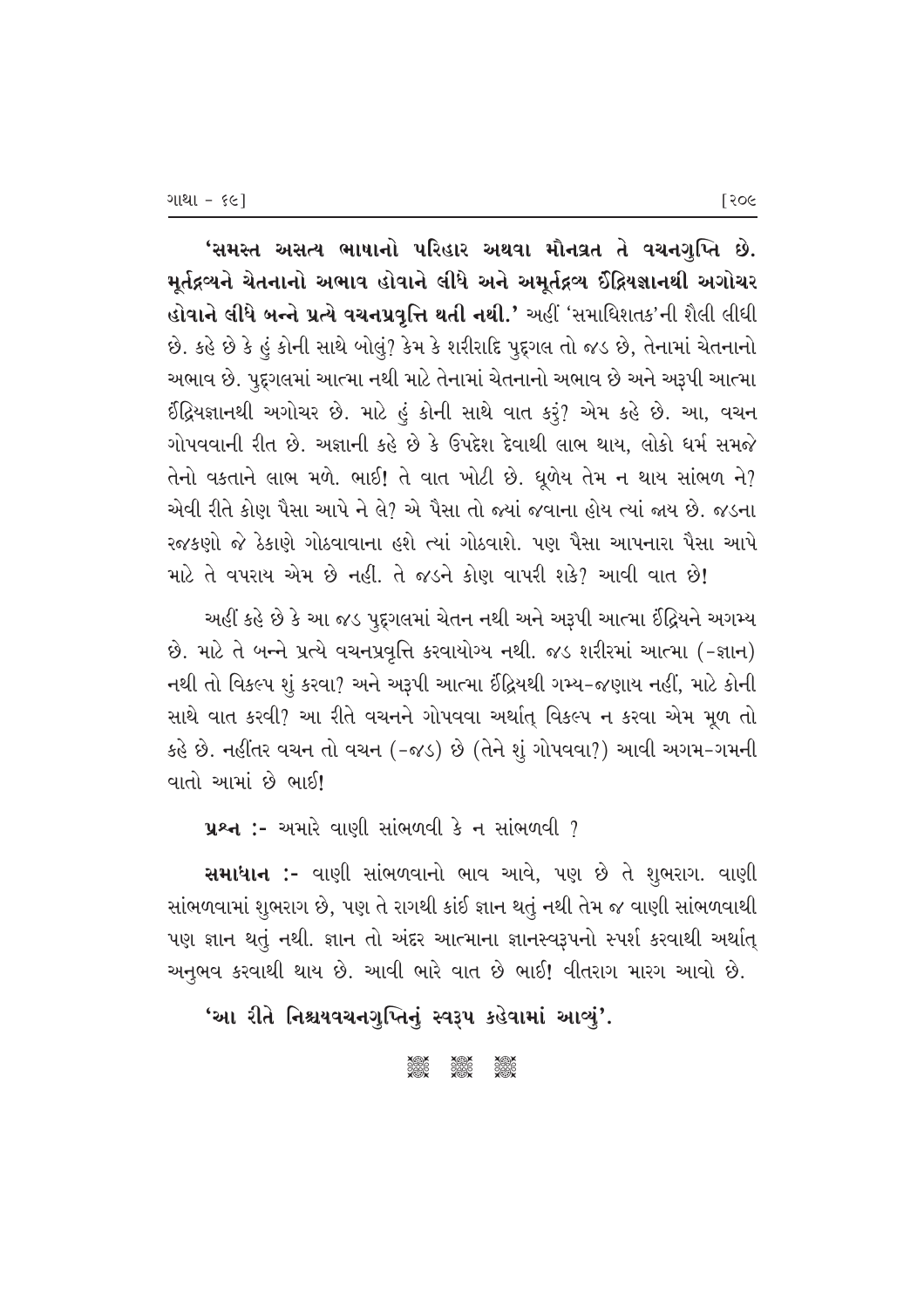**'સમસ્ત અસત્ય ભાષાનો પરિહાર અથવા મૌનવ્રત તે વચનગુપ્તિ છે. મૂર્તદ્રવ્યને ચેતનાનો અભાવ હોવાને લીધે અને અમૂર્તદ્રવ્ય ઈંદ્રિયજ્ઞાનથી અગોચર હોવાને લીધે બન્ને પ્રત્યે વચનપ્રવૃત્તિ થતી નથી.'** અહીં 'સમાધિશતક'ની શૈલી લીધી છે. કહે છે કે હું કોની સાથે બોલું? કેમ કે શરીરાદિ પુદ્‌ગલ તો જડ છે, તેનામાં ચેતનાનો અભાવ છે. પુદ્‌ગલમાં આત્મા નથી માટે તેનામાં ચેતનાનો અભાવ છે અને અરૂપી આત્મા ઈંદ્રિયજ્ઞાનથી અગોચર છે. માટે હું કોની સાથે વાત કરું? એમ કહે છે. આ, વચન ગોપવવાની રીત છે. અજ્ઞાની કહે છે કે ઉપદેશ દેવાથી લાભ થાય, લોકો ધર્મ સમજે તેનો વક્તાને લાભ મળે. ભાઈ! તે વાત ખોટી છે. ધૂળેય તેમ ન થાય સાંભળ ને? એવી રીતે કોણ પૈસા આપે ને લે? એ પૈસા તો જ્યાં જવાના હોય ત્યાં જાય છે. જડના રજકણો જે ઠેકાણે ગોઠવાવાના હશે ત્યાં ગોઠવાશે. પણ પૈસા આપનારા પૈસા આપે માટે તે વપરાય એમ છે નહીં. તે જડને કોણ વાપરી શકે? આવી વાત છે!

અહીં કહે છે કે આ જડ પુદ્‌ગલમાં ચેતન નથી અને અરૂપી આત્મા ઈંદ્રિયને અગમ્ય છે. માટે તે બન્ને પ્રત્યે વચનપ્રવૃત્તિ કરવાયોગ્ય નથી. જડ શરીરમાં આત્મા (-જ્ઞાન) નથી તો વિકલ્પ શું કરવા? અને અરૂપી આત્મા ઈંદ્રિયથી ગમ્ય-જણાય નહીં, માટે કોની સાથે વાત કરવી? આ રીતે વચનને ગોપવવા અર્થાત્ વિકલ્પ ન કરવા એમ મૂળ તો કહે છે. નહીંતર વચન તો વચન (-જડ) છે (તેને શું ગોપવવા?) આવી અગમ-ગમની વાતો આમાં છે ભાઈ!

**પ્રશ્ન :-** અમારે વાણી સાંભળવી કે ન સાંભળવી ?

**સમાધાન :-** વાણી સાંભળવાનો ભાવ આવે, પણ છે તે શુભરાગ. વાણી સાંભળવામાં શુભરાગ છે, પણ તે રાગથી કાંઈ જ્ઞાન થતું નથી તેમ જ વાણી સાંભળવાથી પણ જ્ઞાન થતું નથી. જ્ઞાન તો અંદર આત્માના જ્ઞાનસ્વરૂપનો સ્પર્શ કરવાથી અર્થાત્ અનુભવ કરવાથી થાય છે. આવી ભારે વાત છે ભાઈ! વીતરાગ મારગ આવો છે.

**'આ રીતે નિશ્ચયવચનગુપ્તિનું સ્વરૂપ કહેવામાં આવ્યું'.**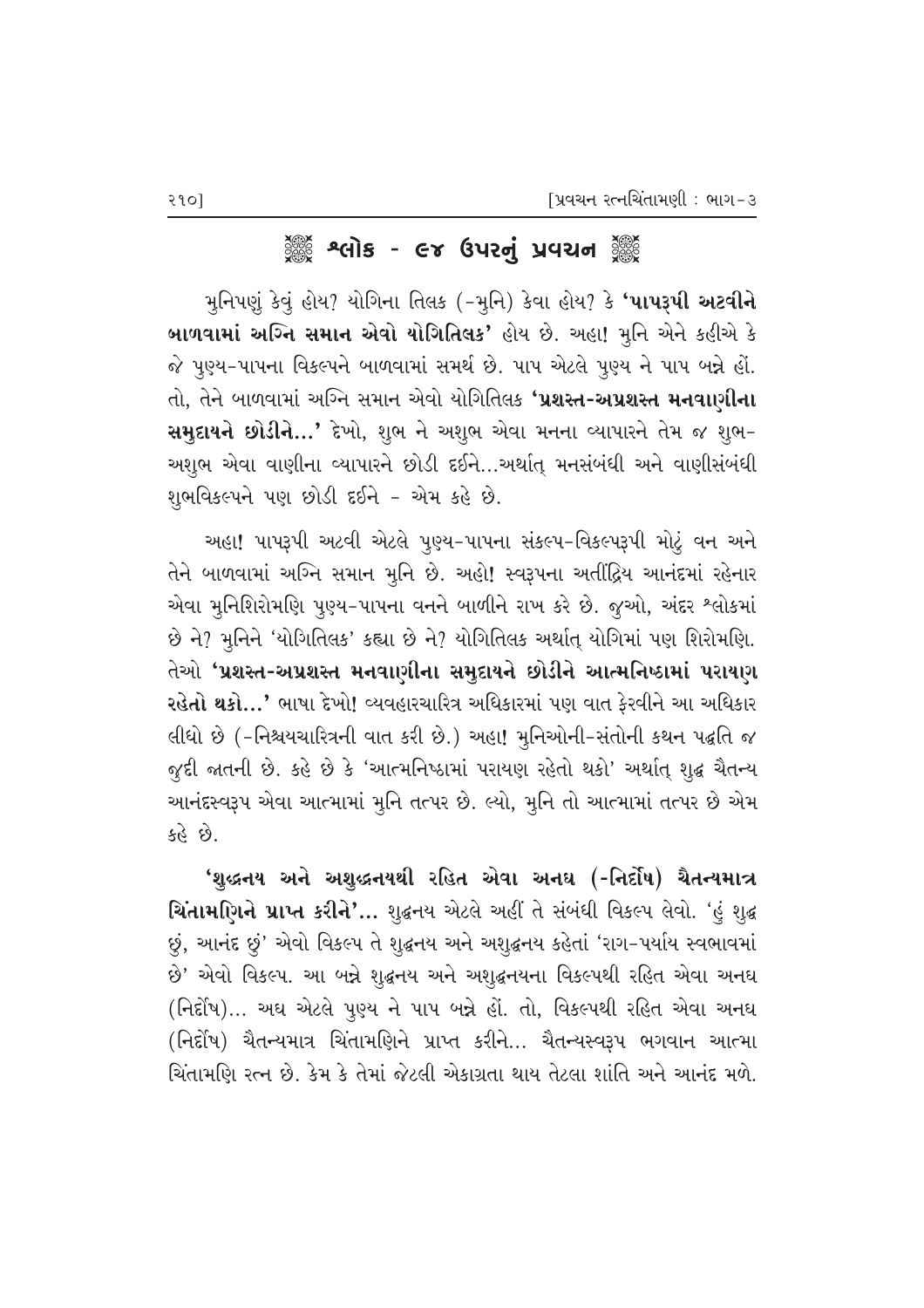## ❁ શ્લોક - ૯૪ ઉપરનું પ્રવચન ❁

મુનિપણું કેવું હોય? યોગિના તિલક (-મુનિ) કેવા હોય? કે **'પાપરૂપી અટવીને બાળવામાં અગ્નિ સમાન એવો યોગિતિલક'** હોય છે. અહા! મુનિ એને કહીએ કે જે પુણ્ય-પાપના વિકલ્પને બાળવામાં સમર્થ છે. પાપ એટલે પુણ્ય ને પાપ બન્ને હોં. તો, તેને બાળવામાં અગ્નિ સમાન એવો યોગિતિલક **'પ્રશસ્ત-અપ્રશસ્ત મનવાણીના સમુદાયને છોડીને...'** દેખો, શુભ ને અશુભ એવા મનના વ્યાપારને તેમ જ શુભ-અશુભ એવા વાણીના વ્યાપારને છોડી દઈને...અર્થાત્ મનસંબંધી અને વાણીસંબંધી શુભવિકલ્પને પણ છોડી દઈને - એમ કહે છે.

અહા! પાપરૂપી અટવી એટલે પુણ્ય-પાપના સંકલ્પ-વિકલ્પરૂપી મોટું વન અને તેને બાળવામાં અગ્નિ સમાન મુનિ છે. અહો! સ્વરૂપના અતીંદ્રિય આનંદમાં રહેનાર એવા મુનિશિરોમણિ પુણ્ય-પાપના વનને બાળીને રાખ કરે છે. જુઓ, અંદર શ્લોકમાં છે ને? મુનિને 'યોગિતિલક' કહ્યા છે ને? યોગિતિલક અર્થાત્ યોગિમાં પણ શિરોમણિ. તેઓ **'પ્રશસ્ત-અપ્રશસ્ત મનવાણીના સમુદાયને છોડીને આત્મનિષ્ઠામાં પરાયણ રહેતો થકો...'** ભાષા દેખો! વ્યવહારચારિત્ર અધિકારમાં પણ વાત ફેરવીને આ અધિકાર લીધો છે (-નિશ્ચયચારિત્રની વાત કરી છે.) અહા! મુનિઓની-સંતોની કથન પદ્ધતિ જ જુદી જાતની છે. કહે છે કે 'આત્મનિષ્ઠામાં પરાયણ રહેતો થકો' અર્થાત્ શુદ્ધ ચૈતન્ય આનંદસ્વરૂપ એવા આત્મામાં મુનિ તત્પર છે. લ્યો, મુનિ તો આત્મામાં તત્પર છે એમ કહે છે.

**'શુદ્ધનય અને અશુદ્ધનયથી રહિત એવા અનઘ (-નિર્દોષ) ચૈતન્યમાત્ર ચિંતામણિને પ્રાપ્ત કરીને'...** શુદ્ધનય એટલે અહીં તે સંબંધી વિકલ્પ લેવો. 'હું શુદ્ધ છું, આનંદ છું' એવો વિકલ્પ તે શુદ્ધનય અને અશુદ્ધનય કહેતાં 'રાગ-પર્યાય સ્વભાવમાં છે' એવો વિકલ્પ. આ બન્ને શુદ્ધનય અને અશુદ્ધનયના વિકલ્પથી રહિત એવા અનઘ (નિર્દોષ)... અઘ એટલે પુણ્ય ને પાપ બન્ને હોં. તો, વિકલ્પથી રહિત એવા અનઘ (નિર્દોષ) ચૈતન્યમાત્ર ચિંતામણિને પ્રાપ્ત કરીને... ચૈતન્યસ્વરૂપ ભગવાન આત્મા ચિંતામણિ રત્ન છે. કેમ કે તેમાં જેટલી એકાગ્રતા થાય તેટલા શાંતિ અને આનંદ મળે.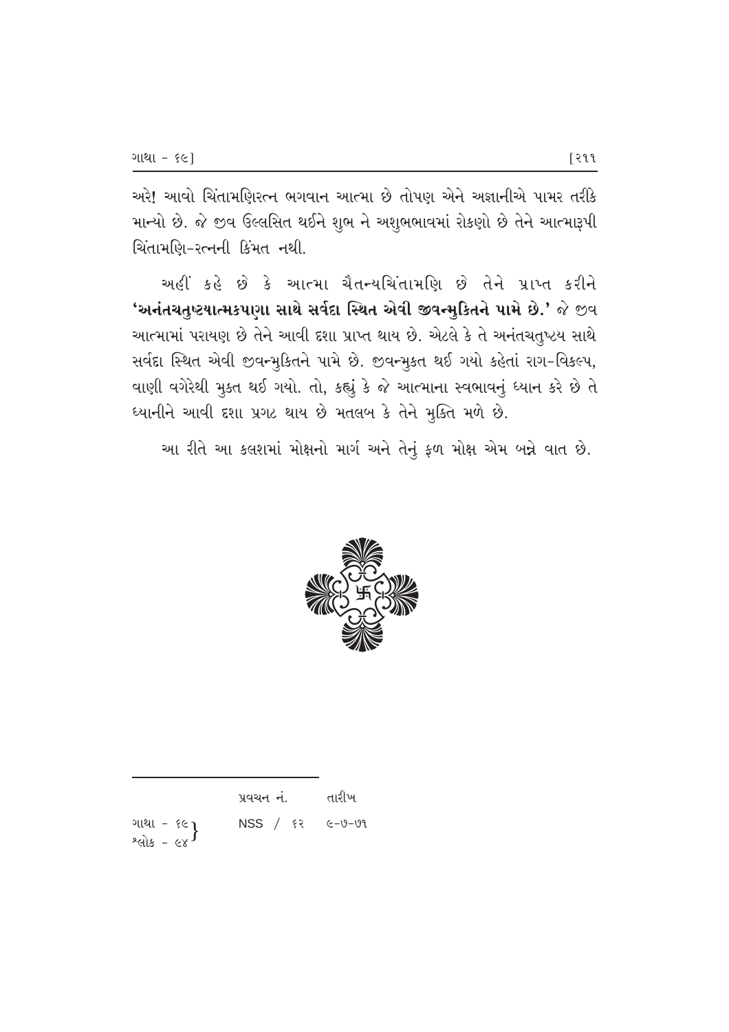અરે! આવો ચિંતામણિરત્ન ભગવાન આત્મા છે તોપણ એને અજ્ઞાનીએ પામર તરીકે માન્યો છે. જે જીવ ઉલ્લસિત થઈને શુભ ને અશુભભાવમાં રોકણો છે તેને આત્મારૂપી ચિંતામણિ-રત્નની કિંમત નથી.

અહીં કહે છે કે આત્મા ચૈતન્યચિંતામણિ છે તેને પ્રાપ્ત કરીને **'અનંતચતુષ્ટયાત્મકપણા સાથે સર્વદા સ્થિત એવી જીવન્મુક્તિને પામે છે.'** જે જીવ આત્મામાં પરાયણ છે તેને આવી દશા પ્રાપ્ત થાય છે. એટલે કે તે અનંતચતુષ્ટય સાથે સર્વદા સ્થિત એવી જીવન્મુક્તિને પામે છે. જીવન્મુક્ત થઈ ગયો કહેતાં રાગ-વિકલ્પ, વાણી વગેરેથી મુક્ત થઈ ગયો. તો, કહ્યું કે જે આત્માના સ્વભાવનું ધ્યાન કરે છે તે ધ્યાનીને આવી દશા પ્રગટ થાય છે મતલબ કે તેને મુક્તિ મળે છે.

આ રીતે આ કલશમાં મોક્ષનો માર્ગ અને તેનું ફળ મોક્ષ એમ બન્ને વાત છે.

---

| | પ્રવચન નં. | તારીખ |
|---|---|---|
| ગાથા - ૬૯, શ્લોક - ૯૪ | NSS / ૬૨ | ૯-૭-૭૧ |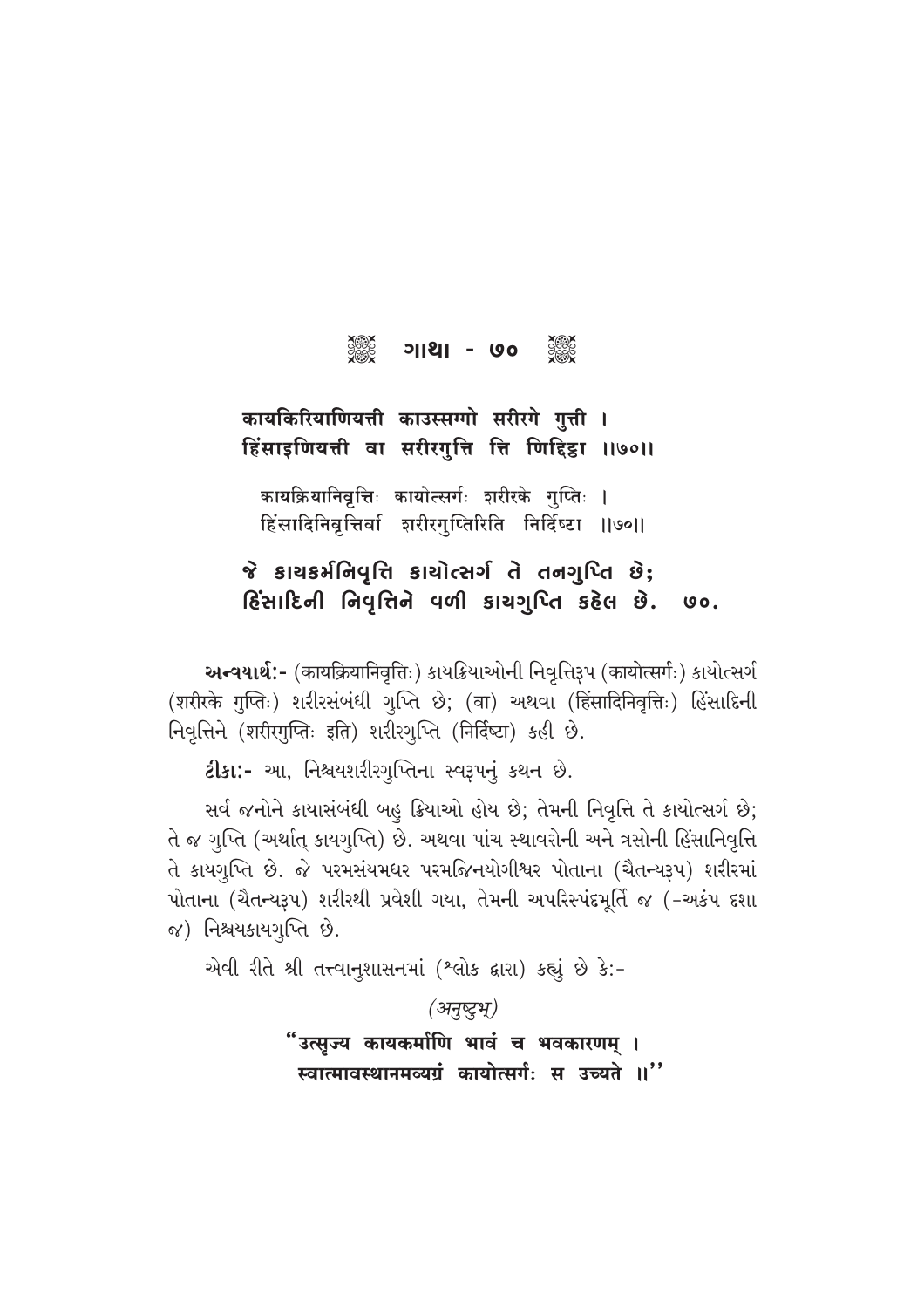## ગાથા - ૭૦

**कायकिरियाणियत्ती काउस्सग्गो सरीरगे गुत्ती ।**
**हिंसाइणियत्ती वा सरीरगुत्ति त्ति णिद्दिट्ठा ॥७०॥**

कायक्रियानिवृत्तिः कायोत्सर्गः शरीरके गुप्तिः ।
हिंसादिनिवृत्तिर्वा शरीरगुप्तिरिति निर्दिष्टा ॥७०॥

**જે કાયકર્મનિવૃત્તિ કાયોત્સર્ગ તે તનગુપ્તિ છે;**
**હિંસાદિની નિવૃત્તિને વળી કાયગુપ્તિ કહેલ છે. ૭૦.**

**અન્વયાર્થઃ-** (कायक्रियानिवृत्तिः) કાયક્રિયાઓની નિવૃત્તિરૂપ (कायोत्सर्गः) કાયોત્સર્ગ (शरीरके गुप्तिः) શરીરસંબંધી ગુપ્તિ છે; (वा) અથવા (हिंसादिनिवृत्तिः) હિંસાદિની નિવૃત્તિને (शरीरगुप्तिः इति) શરીરગુપ્તિ (निर्दिष्टा) કહી છે.

**ટીકાઃ-** આ, નિશ્ચયશરીરગુપ્તિના સ્વરૂપનું કથન છે.

સર્વ જનોને કાયાસંબંધી બહુ ક્રિયાઓ હોય છે; તેમની નિવૃત્તિ તે કાયોત્સર્ગ છે; તે જ ગુપ્તિ (અર્થાત્ કાયગુપ્તિ) છે. અથવા પાંચ સ્થાવરોની અને ત્રસોની હિંસાનિવૃત્તિ તે કાયગુપ્તિ છે. જે પરમસંયમધર પરમજિનયોગીશ્વર પોતાના (ચૈતન્યરૂપ) શરીરમાં પોતાના (ચૈતન્યરૂપ) શરીરથી પ્રવેશી ગયા, તેમની અપરિસ્પંદમૂર્તિ જ (-અકંપ દશા જ) નિશ્ચયકાયગુપ્તિ છે.

એવી રીતે શ્રી તત્ત્વાનુશાસનમાં (શ્લોક દ્વારા) કહ્યું છે કેઃ-

*(अनुष्टुभ्)*

**"उत्सृज्य कायकर्माणि भावं च भवकारणम् ।**
**स्वात्मावस्थानमव्यग्रं कायोत्सर्गः स उच्यते ॥"**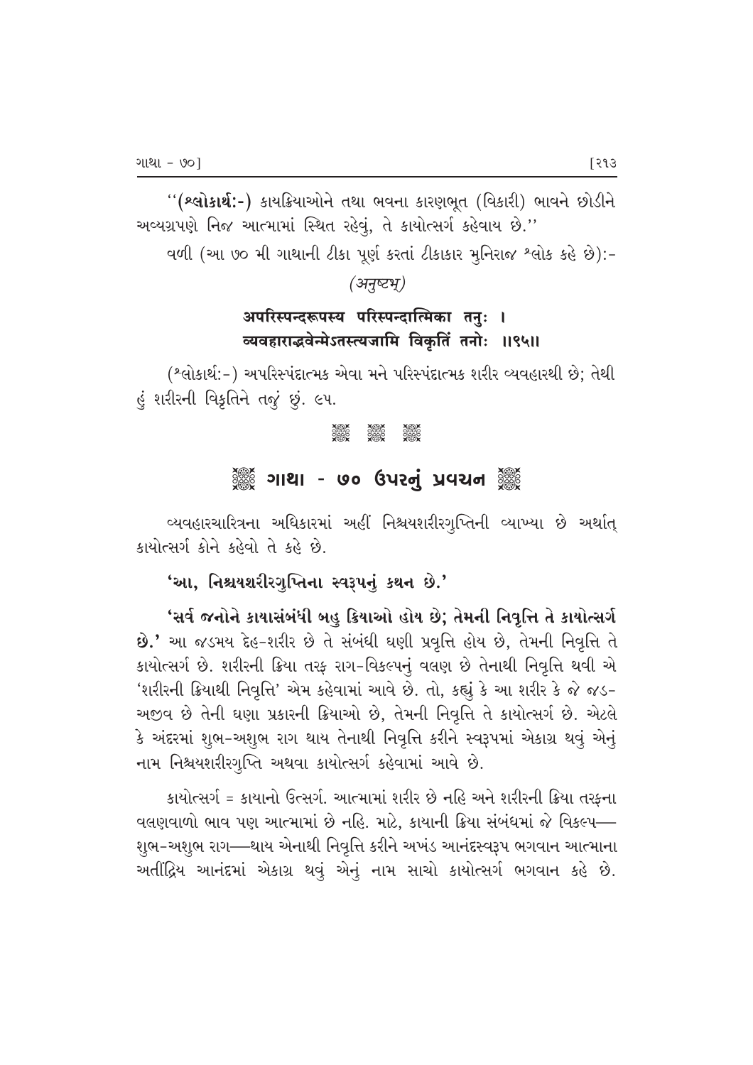''(**શ્લોકાર્થ:-**) કાયક્રિયાઓને તથા ભવના કારણભૂત (વિકારી) ભાવને છોડીને અવ્યગ્રપણે નિજ આત્મામાં સ્થિત રહેવું, તે કાયોત્સર્ગ કહેવાય છે.''

વળી (આ ૭૦ મી ગાથાની ટીકા પૂર્ણ કરતાં ટીકાકાર મુનિરાજ શ્લોક કહે છે):-

*(अनुष्टभ्)*

**अपरिस्पन्दरूपस्य परिस्पन्दात्मिका तनुः ।**
**व्यवहाराद्भवेन्मेऽतस्त्यजामि विकृतिं तनोः ॥९५॥**

(શ્લોકાર્થ:-) અપરિસ્પંદાત્મક એવા મને પરિસ્પંદાત્મક શરીર વ્યવહારથી છે; તેથી હું શરીરની વિકૃતિને તજું છું. ૯૫.

## ગાથા - ૭૦ ઉપરનું પ્રવચન

વ્યવહારચારિત્રના અધિકારમાં અહીં નિશ્ચયશરીરગુપ્તિની વ્યાખ્યા છે અર્થાત્ કાયોત્સર્ગ કોને કહેવો તે કહે છે.

**'આ, નિશ્ચયશરીરગુપ્તિના સ્વરૂપનું કથન છે.'**

**'સર્વ જનોને કાયાસંબંધી બહુ ક્રિયાઓ હોય છે; તેમની નિવૃત્તિ તે કાયોત્સર્ગ છે.'** આ જડમય દેહ-શરીર છે તે સંબંધી ઘણી પ્રવૃત્તિ હોય છે, તેમની નિવૃત્તિ તે કાયોત્સર્ગ છે. શરીરની ક્રિયા તરફ રાગ-વિકલ્પનું વલણ છે તેનાથી નિવૃત્તિ થવી એ 'શરીરની ક્રિયાથી નિવૃત્તિ' એમ કહેવામાં આવે છે. તો, કહ્યું કે આ શરીર કે જે જડ-અજીવ છે તેની ઘણા પ્રકારની ક્રિયાઓ છે, તેમની નિવૃત્તિ તે કાયોત્સર્ગ છે. એટલે કે અંદરમાં શુભ-અશુભ રાગ થાય તેનાથી નિવૃત્તિ કરીને સ્વરૂપમાં એકાગ્ર થવું એનું નામ નિશ્ચયશરીરગુપ્તિ અથવા કાયોત્સર્ગ કહેવામાં આવે છે.

કાયોત્સર્ગ = કાયાનો ઉત્સર્ગ. આત્મામાં શરીર છે નહિ અને શરીરની ક્રિયા તરફના વલણવાળો ભાવ પણ આત્મામાં છે નહિ. માટે, કાયાની ક્રિયા સંબંધમાં જે વિકલ્પ—શુભ-અશુભ રાગ—થાય એનાથી નિવૃત્તિ કરીને અખંડ આનંદસ્વરૂપ ભગવાન આત્માના અતીંદ્રિય આનંદમાં એકાગ્ર થવું એનું નામ સાચો કાયોત્સર્ગ ભગવાન કહે છે.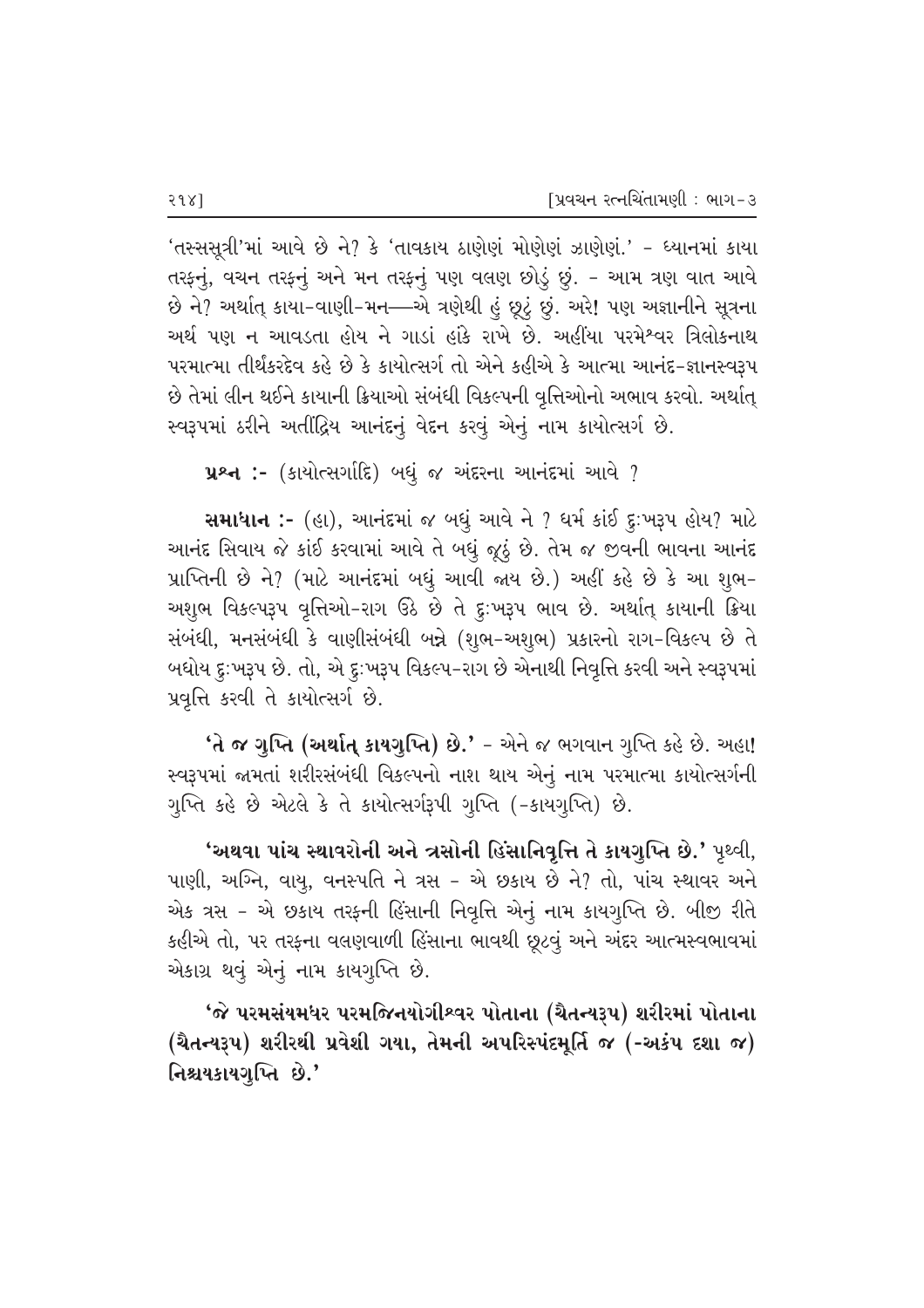'તસ્સસૂત્રી'માં આવે છે ને? કે 'તાવકાય ઠાણેણં મોણેણં ઝાણેણં.' - ધ્યાનમાં કાયા તરફનું, વચન તરફનું અને મન તરફનું પણ વલણ છોડું છું. - આમ ત્રણ વાત આવે છે ને? અર્થાત્ કાયા-વાણી-મન—એ ત્રણેથી હું છૂટું છું. અરે! પણ અજ્ઞાનીને સૂત્રના અર્થ પણ ન આવડતા હોય ને ગાડાં હાંકે રાખે છે. અહીંયા પરમેશ્વર ત્રિલોકનાથ પરમાત્મા તીર્થંકરદેવ કહે છે કે કાયોત્સર્ગ તો એને કહીએ કે આત્મા આનંદ-જ્ઞાનસ્વરૂપ છે તેમાં લીન થઈને કાયાની ક્રિયાઓ સંબંધી વિકલ્પની વૃત્તિઓનો અભાવ કરવો. અર્થાત્ સ્વરૂપમાં ઠરીને અતીંદ્રિય આનંદનું વેદન કરવું એનું નામ કાયોત્સર્ગ છે.

**પ્રશ્ન :-** (કાયોત્સર્ગાદિ) બધું જ અંદરના આનંદમાં આવે ?

**સમાધાન :-** (હા), આનંદમાં જ બધું આવે ને ? ધર્મ કાંઈ દુઃખરૂપ હોય? માટે આનંદ સિવાય જે કાંઈ કરવામાં આવે તે બધું જૂઠું છે. તેમ જ જીવની ભાવના આનંદ પ્રાપ્તિની છે ને? (માટે આનંદમાં બધું આવી જાય છે.) અહીં કહે છે કે આ શુભ-અશુભ વિકલ્પરૂપ વૃત્તિઓ-રાગ ઉઠે છે તે દુઃખરૂપ ભાવ છે. અર્થાત્ કાયાની ક્રિયા સંબંધી, મનસંબંધી કે વાણીસંબંધી બન્ને (શુભ-અશુભ) પ્રકારનો રાગ-વિકલ્પ છે તે બધોય દુઃખરૂપ છે. તો, એ દુઃખરૂપ વિકલ્પ-રાગ છે એનાથી નિવૃત્તિ કરવી અને સ્વરૂપમાં પ્રવૃત્તિ કરવી તે કાયોત્સર્ગ છે.

**'તે જ ગુપ્તિ (અર્થાત્ કાયગુપ્તિ) છે.'** - એને જ ભગવાન ગુપ્તિ કહે છે. અહા! સ્વરૂપમાં જામતાં શરીરસંબંધી વિકલ્પનો નાશ થાય એનું નામ પરમાત્મા કાયોત્સર્ગની ગુપ્તિ કહે છે એટલે કે તે કાયોત્સર્ગરૂપી ગુપ્તિ (-કાયગુપ્તિ) છે.

**'અથવા પાંચ સ્થાવરોની અને ત્રસોની હિંસાનિવૃત્તિ તે કાયગુપ્તિ છે.'** પૃથ્વી, પાણી, અગ્નિ, વાયુ, વનસ્પતિ ને ત્રસ - એ છકાય છે ને? તો, પાંચ સ્થાવર અને એક ત્રસ - એ છકાય તરફની હિંસાની નિવૃત્તિ એનું નામ કાયગુપ્તિ છે. બીજી રીતે કહીએ તો, પર તરફના વલણવાળી હિંસાના ભાવથી છૂટવું અને અંદર આત્મસ્વભાવમાં એકાગ્ર થવું એનું નામ કાયગુપ્તિ છે.

**'જે પરમસંયમધર પરમજિનયોગીશ્વર પોતાના (ચૈતન્યરૂપ) શરીરમાં પોતાના (ચૈતન્યરૂપ) શરીરથી પ્રવેશી ગયા, તેમની અપરિસ્પંદમૂર્તિ જ (-અકંપ દશા જ) નિશ્ચયકાયગુપ્તિ છે.'**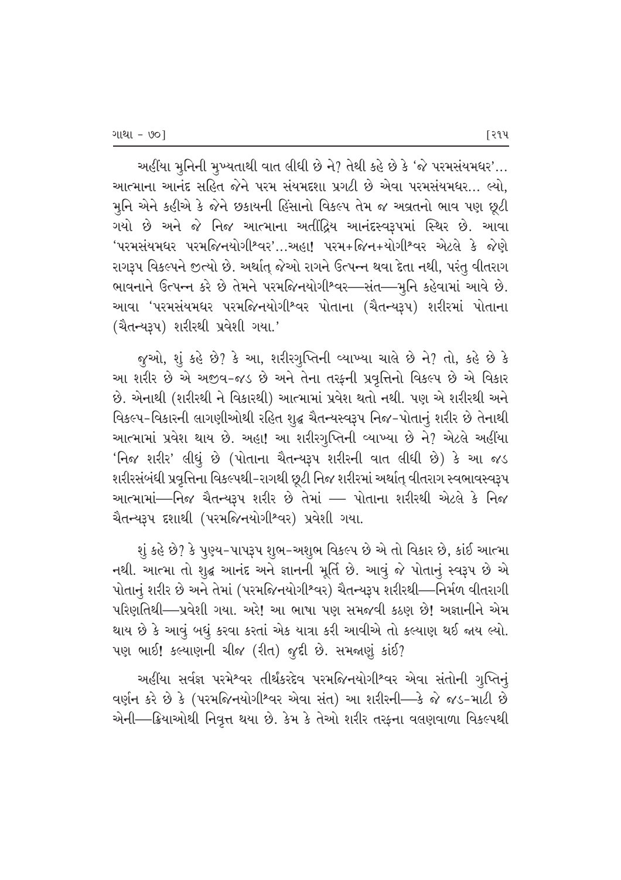અહીંયા મુનિની મુખ્યતાથી વાત લીધી છે ને? તેથી કહે છે કે 'જે પરમસંયમધર'... આત્માના આનંદ સહિત જેને પરમ સંયમદશા પ્રગટી છે એવા પરમસંયમધર... લ્યો, મુનિ એને કહીએ કે જેને છકાયની હિંસાનો વિકલ્પ તેમ જ અવ્રતનો ભાવ પણ છૂટી ગયો છે અને જે નિજ આત્માના અતીંદ્રિય આનંદસ્વરૂપમાં સ્થિર છે. આવા 'પરમસંયમધર પરમજિનયોગીશ્વર'...અહા! પરમ+જિન+યોગીશ્વર એટલે કે જેણે રાગરૂપ વિકલ્પને જીત્યો છે. અર્થાત્ જેઓ રાગને ઉત્પન્ન થવા દેતા નથી, પરંતુ વીતરાગ ભાવનાને ઉત્પન્ન કરે છે તેમને પરમજિનયોગીશ્વર—સંત—મુનિ કહેવામાં આવે છે. આવા 'પરમસંયમધર પરમજિનયોગીશ્વર પોતાના (ચૈતન્યરૂપ) શરીરમાં પોતાના (ચૈતન્યરૂપ) શરીરથી પ્રવેશી ગયા.'

જુઓ, શું કહે છે? કે આ, શરીરગુપ્તિની વ્યાખ્યા ચાલે છે ને? તો, કહે છે કે આ શરીર છે એ અજીવ-જડ છે અને તેના તરફની પ્રવૃત્તિનો વિકલ્પ છે એ વિકાર છે. એનાથી (શરીરથી ને વિકારથી) આત્મામાં પ્રવેશ થતો નથી. પણ એ શરીરથી અને વિકલ્પ-વિકારની લાગણીઓથી રહિત શુદ્ધ ચૈતન્યસ્વરૂપ નિજ-પોતાનું શરીર છે તેનાથી આત્મામાં પ્રવેશ થાય છે. અહા! આ શરીરગુપ્તિની વ્યાખ્યા છે ને? એટલે અહીંયા 'નિજ શરીર' લીધું છે (પોતાના ચૈતન્યરૂપ શરીરની વાત લીધી છે) કે આ જડ શરીરસંબંધી પ્રવૃત્તિના વિકલ્પથી-રાગથી છૂટી નિજ શરીરમાં અર્થાત્ વીતરાગ સ્વભાવસ્વરૂપ આત્મામાં—નિજ ચૈતન્યરૂપ શરીર છે તેમાં — પોતાના શરીરથી એટલે કે નિજ ચૈતન્યરૂપ દશાથી (પરમજિનયોગીશ્વર) પ્રવેશી ગયા.

શું કહે છે? કે પુણ્ય-પાપરૂપ શુભ-અશુભ વિકલ્પ છે એ તો વિકાર છે, કાંઈ આત્મા નથી. આત્મા તો શુદ્ધ આનંદ અને જ્ઞાનની મૂર્તિ છે. આવું જે પોતાનું સ્વરૂપ છે એ પોતાનું શરીર છે અને તેમાં (પરમજિનયોગીશ્વર) ચૈતન્યરૂપ શરીરથી—નિર્મળ વીતરાગી પરિણતિથી—પ્રવેશી ગયા. અરે! આ ભાષા પણ સમજવી કઠણ છે! અજ્ઞાનીને એમ થાય છે કે આવું બધું કરવા કરતાં એક યાત્રા કરી આવીએ તો કલ્યાણ થઈ જાય લ્યો. પણ ભાઈ! કલ્યાણની ચીજ (રીત) જુદી છે. સમજાણું કાંઈ?

અહીંયા સર્વજ્ઞ પરમેશ્વર તીર્થંકરદેવ પરમજિનયોગીશ્વર એવા સંતોની ગુપ્તિનું વર્ણન કરે છે કે (પરમજિનયોગીશ્વર એવા સંત) આ શરીરની—કે જે જડ-માટી છે એની—ક્રિયાઓથી નિવૃત્ત થયા છે. કેમ કે તેઓ શરીર તરફના વલણવાળા વિકલ્પથી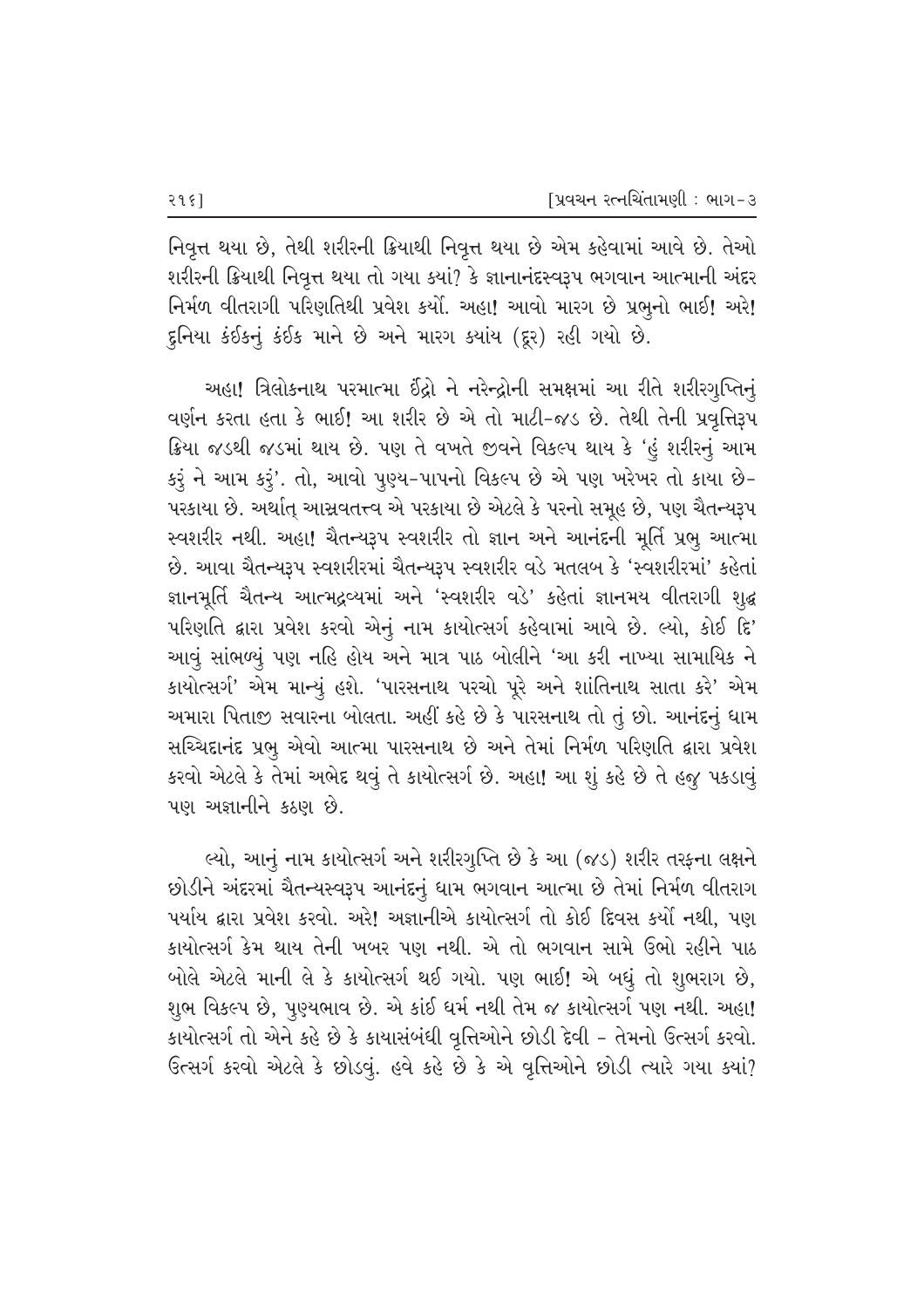નિવૃત્ત થયા છે, તેથી શરીરની ક્રિયાથી નિવૃત્ત થયા છે એમ કહેવામાં આવે છે. તેઓ શરીરની ક્રિયાથી નિવૃત્ત થયા તો ગયા ક્યાં? કે જ્ઞાનાનંદસ્વરૂપ ભગવાન આત્માની અંદર નિર્મળ વીતરાગી પરિણતિથી પ્રવેશ કર્યો. અહા! આવો મારગ છે પ્રભુનો ભાઈ! અરે! દુનિયા કંઈકનું કંઈક માને છે અને મારગ ક્યાંય (દૂર) રહી ગયો છે.

અહા! ત્રિલોકનાથ પરમાત્મા ઈંદ્રો ને નરેન્દ્રોની સમક્ષમાં આ રીતે શરીરગુપ્તિનું વર્ણન કરતા હતા કે ભાઈ! આ શરીર છે એ તો માટી-જડ છે. તેથી તેની પ્રવૃત્તિરૂપ ક્રિયા જડથી જડમાં થાય છે. પણ તે વખતે જીવને વિકલ્પ થાય કે 'હું શરીરનું આમ કરું ને આમ કરું'. તો, આવો પુણ્ય-પાપનો વિકલ્પ છે એ પણ ખરેખર તો કાયા છે- પરકાયા છે. અર્થાત્ આસ્રવતત્ત્વ એ પરકાયા છે એટલે કે પરનો સમૂહ છે, પણ ચૈતન્યરૂપ સ્વશરીર નથી. અહા! ચૈતન્યરૂપ સ્વશરીર તો જ્ઞાન અને આનંદની મૂર્તિ પ્રભુ આત્મા છે. આવા ચૈતન્યરૂપ સ્વશરીરમાં ચૈતન્યરૂપ સ્વશરીર વડે મતલબ કે 'સ્વશરીરમાં' કહેતાં જ્ઞાનમૂર્તિ ચૈતન્ય આત્મદ્રવ્યમાં અને 'સ્વશરીર વડે' કહેતાં જ્ઞાનમય વીતરાગી શુદ્ધ પરિણતિ દ્વારા પ્રવેશ કરવો એનું નામ કાયોત્સર્ગ કહેવામાં આવે છે. લ્યો, કોઈ દિ' આવું સાંભળ્યું પણ નહિ હોય અને માત્ર પાઠ બોલીને 'આ કરી નાખ્યા સામાયિક ને કાયોત્સર્ગ' એમ માન્યું હશે. 'પારસનાથ પરચો પૂરે અને શાંતિનાથ સાતા કરે' એમ અમારા પિતાજી સવારના બોલતા. અહીં કહે છે કે પારસનાથ તો તું છો. આનંદનું ધામ સચ્ચિદાનંદ પ્રભુ એવો આત્મા પારસનાથ છે અને તેમાં નિર્મળ પરિણતિ દ્વારા પ્રવેશ કરવો એટલે કે તેમાં અભેદ થવું તે કાયોત્સર્ગ છે. અહા! આ શું કહે છે તે હજુ પકડાવું પણ અજ્ઞાનીને કઠણ છે.

લ્યો, આનું નામ કાયોત્સર્ગ અને શરીરગુપ્તિ છે કે આ (જડ) શરીર તરફના લક્ષને છોડીને અંદરમાં ચૈતન્યસ્વરૂપ આનંદનું ધામ ભગવાન આત્મા છે તેમાં નિર્મળ વીતરાગ પર્યાય દ્વારા પ્રવેશ કરવો. અરે! અજ્ઞાનીએ કાયોત્સર્ગ તો કોઈ દિવસ કર્યો નથી, પણ કાયોત્સર્ગ કેમ થાય તેની ખબર પણ નથી. એ તો ભગવાન સામે ઉભો રહીને પાઠ બોલે એટલે માની લે કે કાયોત્સર્ગ થઈ ગયો. પણ ભાઈ! એ બધું તો શુભરાગ છે, શુભ વિકલ્પ છે, પુણ્યભાવ છે. એ કાંઈ ધર્મ નથી તેમ જ કાયોત્સર્ગ પણ નથી. અહા! કાયોત્સર્ગ તો એને કહે છે કે કાયાસંબંધી વૃત્તિઓને છોડી દેવી - તેમનો ઉત્સર્ગ કરવો. ઉત્સર્ગ કરવો એટલે કે છોડવું. હવે કહે છે કે એ વૃત્તિઓને છોડી ત્યારે ગયા ક્યાં?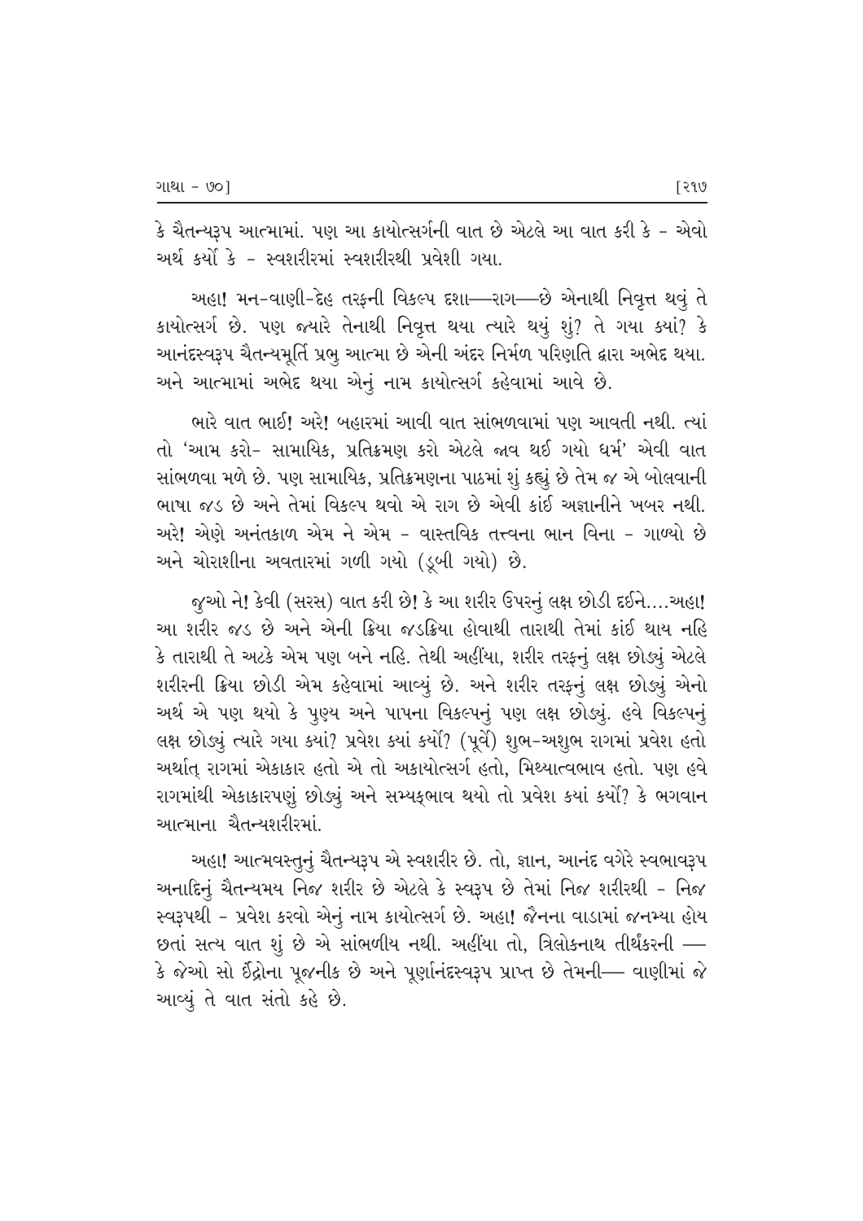કે ચૈતન્યરૂપ આત્મામાં. પણ આ કાયોત્સર્ગની વાત છે એટલે આ વાત કરી કે - એવો અર્થ કર્યો કે - સ્વશરીરમાં સ્વશરીરથી પ્રવેશી ગયા.

અહા! મન-વાણી-દેહ તરફની વિકલ્પ દશા—રાગ—છે એનાથી નિવૃત્ત થવું તે કાયોત્સર્ગ છે. પણ જ્યારે તેનાથી નિવૃત્ત થયા ત્યારે થયું શું? તે ગયા ક્યાં? કે આનંદસ્વરૂપ ચૈતન્યમૂર્તિ પ્રભુ આત્મા છે એની અંદર નિર્મળ પરિણતિ દ્વારા અભેદ થયા. અને આત્મામાં અભેદ થયા એનું નામ કાયોત્સર્ગ કહેવામાં આવે છે.

ભારે વાત ભાઈ! અરે! બહારમાં આવી વાત સાંભળવામાં પણ આવતી નથી. ત્યાં તો 'આમ કરો- સામાયિક, પ્રતિક્રમણ કરો એટલે જાવ થઈ ગયો ધર્મ' એવી વાત સાંભળવા મળે છે. પણ સામાયિક, પ્રતિક્રમણના પાઠમાં શું કહ્યું છે તેમ જ એ બોલવાની ભાષા જડ છે અને તેમાં વિકલ્પ થવો એ રાગ છે એવી કાંઈ અજ્ઞાનીને ખબર નથી. અરે! એણે અનંતકાળ એમ ને એમ - વાસ્તવિક તત્ત્વના ભાન વિના - ગાળ્યો છે અને ચોરાશીના અવતારમાં ગળી ગયો (ડૂબી ગયો) છે.

જુઓ ને! કેવી (સરસ) વાત કરી છે! કે આ શરીર ઉપરનું લક્ષ છોડી દઈને....અહા! આ શરીર જડ છે અને એની ક્રિયા જડક્રિયા હોવાથી તારાથી તેમાં કાંઈ થાય નહિ કે તારાથી તે અટકે એમ પણ બને નહિ. તેથી અહીંયા, શરીર તરફનું લક્ષ છોડ્યું એટલે શરીરની ક્રિયા છોડી એમ કહેવામાં આવ્યું છે. અને શરીર તરફનું લક્ષ છોડ્યું એનો અર્થ એ પણ થયો કે પુણ્ય અને પાપના વિકલ્પનું પણ લક્ષ છોડ્યું. હવે વિકલ્પનું લક્ષ છોડ્યું ત્યારે ગયા ક્યાં? પ્રવેશ ક્યાં કર્યો? (પૂર્વે) શુભ-અશુભ રાગમાં પ્રવેશ હતો અર્થાત્ રાગમાં એકાકાર હતો એ તો અકાયોત્સર્ગ હતો, મિથ્યાત્વભાવ હતો. પણ હવે રાગમાંથી એકાકારપણું છોડ્યું અને સમ્યક્ભાવ થયો તો પ્રવેશ કયાં કર્યો? કે ભગવાન આત્માના ચૈતન્યશરીરમાં.

અહા! આત્મવસ્તુનું ચૈતન્યરૂપ એ સ્વશરીર છે. તો, જ્ઞાન, આનંદ વગેરે સ્વભાવરૂપ અનાદિનું ચૈતન્યમય નિજ શરીર છે એટલે કે સ્વરૂપ છે તેમાં નિજ શરીરથી - નિજ સ્વરૂપથી - પ્રવેશ કરવો એનું નામ કાયોત્સર્ગ છે. અહા! જૈનના વાડામાં જન્મ્યા હોય છતાં સત્ય વાત શું છે એ સાંભળીય નથી. અહીંયા તો, ત્રિલોકનાથ તીર્થંકરની — કે જેઓ સો ઈંદ્રોના પૂજનીક છે અને પૂર્ણાનંદસ્વરૂપ પ્રાપ્ત છે તેમની— વાણીમાં જે આવ્યું તે વાત સંતો કહે છે.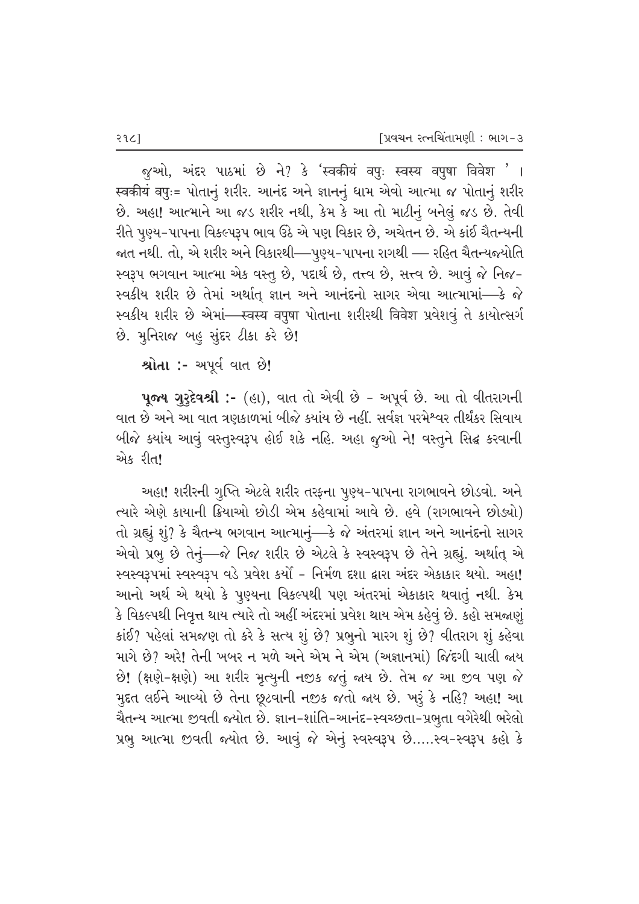જુઓ, અંદર પાઠમાં છે ને? કે 'स्वकीयं वपुः स्वस्य वपुषा विवेश ' । स्वकीयं वपुः= પોતાનું શરીર. આનંદ અને જ્ઞાનનું ધામ એવો આત્મા જ પોતાનું શરીર છે. અહા! આત્માને આ જડ શરીર નથી, કેમ કે આ તો માટીનું બનેલું જડ છે. તેવી રીતે પુણ્ય-પાપના વિકલ્પરૂપ ભાવ ઉઠે એ પણ વિકાર છે, અચેતન છે. એ કાંઈ ચૈતન્યની જાત નથી. તો, એ શરીર અને વિકારથી—પુણ્ય-પાપના રાગથી — રહિત ચૈતન્યજ્યોતિ સ્વરૂપ ભગવાન આત્મા એક વસ્તુ છે, પદાર્થ છે, તત્ત્વ છે, સત્ત્વ છે. આવું જે નિજ-સ્વકીય શરીર છે તેમાં અર્થાત્ જ્ઞાન અને આનંદનો સાગર એવા આત્મામાં—કે જે સ્વકીય શરીર છે એમાં—स्वस्य वपुषा પોતાના શરીરથી વિવેશ પ્રવેશવું તે કાયોત્સર્ગ છે. મુનિરાજ બહુ સુંદર ટીકા કરે છે!

**શ્રોતા :-** અપૂર્વ વાત છે!

**પૂજ્ય ગુરુદેવશ્રી :-** (હા), વાત તો એવી છે - અપૂર્વ છે. આ તો વીતરાગની વાત છે અને આ વાત ત્રણકાળમાં બીજે ક્યાંય છે નહીં. સર્વજ્ઞ પરમેશ્વર તીર્થંકર સિવાય બીજે ક્યાંય આવું વસ્તુસ્વરૂપ હોઈ શકે નહિ. અહા જુઓ ને! વસ્તુને સિદ્ધ કરવાની એક રીત!

અહા! શરીરની ગુપ્તિ એટલે શરીર તરફના પુણ્ય-પાપના રાગભાવને છોડવો. અને ત્યારે એણે કાયાની ક્રિયાઓ છોડી એમ કહેવામાં આવે છે. હવે (રાગભાવને છોડ્યો) તો ગ્રહ્યું શું? કે ચૈતન્ય ભગવાન આત્માનું—કે જે અંતરમાં જ્ઞાન અને આનંદનો સાગર એવો પ્રભુ છે તેનું—જે નિજ શરીર છે એટલે કે સ્વસ્વરૂપ છે તેને ગ્રહ્યું. અર્થાત્ એ સ્વસ્વરૂપમાં સ્વસ્વરૂપ વડે પ્રવેશ કર્યો - નિર્મળ દશા દ્વારા અંદર એકાકાર થયો. અહા! આનો અર્થ એ થયો કે પુણ્યના વિકલ્પથી પણ અંતરમાં એકાકાર થવાતું નથી. કેમ કે વિકલ્પથી નિવૃત્ત થાય ત્યારે તો અહીં અંદરમાં પ્રવેશ થાય એમ કહેવું છે. કહો સમજાણું કાંઈ? પહેલાં સમજણ તો કરે કે સત્ય શું છે? પ્રભુનો મારગ શું છે? વીતરાગ શું કહેવા માગે છે? અરે! તેની ખબર ન મળે અને એમ ને એમ (અજ્ઞાનમાં) જિંદગી ચાલી જાય છે! (ક્ષણે-ક્ષણે) આ શરીર મૃત્યુની નજીક જતું જાય છે. તેમ જ આ જીવ પણ જે મુદ્દત લઈને આવ્યો છે તેના છૂટવાની નજીક જતો જાય છે. ખરું કે નહિ? અહા! આ ચૈતન્ય આત્મા જીવતી જ્યોત છે. જ્ઞાન-શાંતિ-આનંદ-સ્વચ્છતા-પ્રભુતા વગેરેથી ભરેલો પ્રભુ આત્મા જીવતી જ્યોત છે. આવું જે એનું સ્વસ્વરૂપ છે.....સ્વ-સ્વરૂપ કહો કે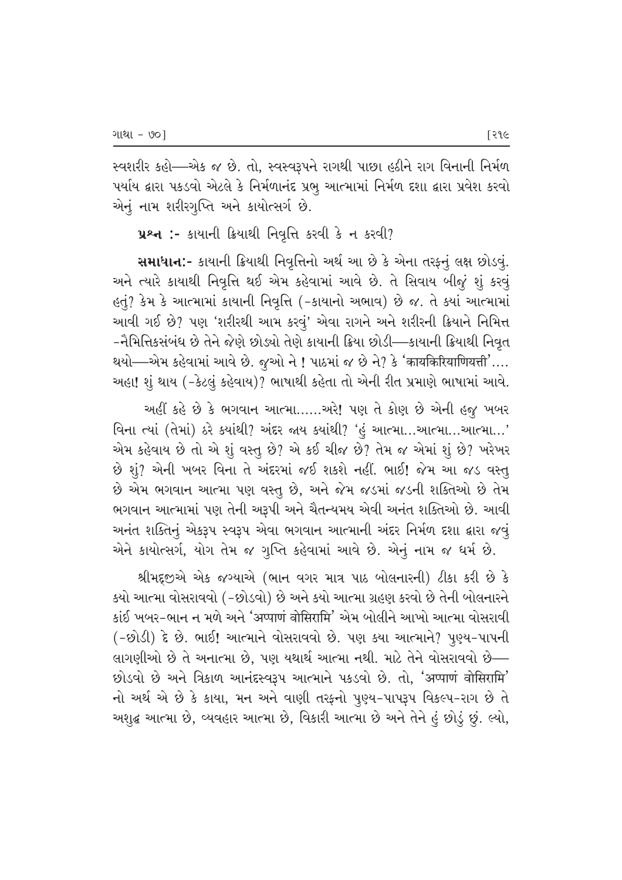સ્વશરીર કહો—એક જ છે. તો, સ્વસ્વરૂપને રાગથી પાછા હઠીને રાગ વિનાની નિર્મળ પર્યાય દ્વારા પકડવો એટલે કે નિર્મળાનંદ પ્રભુ આત્મામાં નિર્મળ દશા દ્વારા પ્રવેશ કરવો એનું નામ શરીરગુપ્તિ અને કાયોત્સર્ગ છે.

**પ્રશ્ન :-** કાયાની ક્રિયાથી નિવૃત્તિ કરવી કે ન કરવી?

**સમાધાન:-** કાયાની ક્રિયાથી નિવૃત્તિનો અર્થ આ છે કે એના તરફનું લક્ષ છોડવું. અને ત્યારે કાયાથી નિવૃત્તિ થઈ એમ કહેવામાં આવે છે. તે સિવાય બીજું શું કરવું હતું? કેમ કે આત્મામાં કાયાની નિવૃત્તિ (-કાયાનો અભાવ) છે જ. તે ક્યાં આત્મામાં આવી ગઈ છે? પણ 'શરીરથી આમ કરવું' એવા રાગને અને શરીરની ક્રિયાને નિમિત્ત -નૈમિત્તિકસંબંધ છે તેને જેણે છોડ્યો તેણે કાયાની ક્રિયા છોડી—કાયાની ક્રિયાથી નિવૃત થયો—એમ કહેવામાં આવે છે. જુઓ ને ! પાઠમાં જ છે ને? કે 'कायकिरियाणियत्ती'.... અહા! શું થાય (-કેટલું કહેવાય)? ભાષાથી કહેતા તો એની રીત પ્રમાણે ભાષામાં આવે.

અહીં કહે છે કે ભગવાન આત્મા......અરે! પણ તે કોણ છે એની હજુ ખબર વિના ત્યાં (તેમાં) ઠરે ક્યાંથી? અંદર જાય ક્યાંથી? 'હું આત્મા...આત્મા...આત્મા...' એમ કહેવાય છે તો એ શું વસ્તુ છે? એ કઈ ચીજ છે? તેમ જ એમાં શું છે? ખરેખર છે શું? એની ખબર વિના તે અંદરમાં જઈ શકશે નહીં. ભાઈ! જેમ આ જડ વસ્તુ છે એમ ભગવાન આત્મા પણ વસ્તુ છે, અને જેમ જડમાં જડની શક્તિઓ છે તેમ ભગવાન આત્મામાં પણ તેની અરૂપી અને ચૈતન્યમય એવી અનંત શક્તિઓ છે. આવી અનંત શક્તિનું એકરૂપ સ્વરૂપ એવા ભગવાન આત્માની અંદર નિર્મળ દશા દ્વારા જવું એને કાયોત્સર્ગ, યોગ તેમ જ ગુપ્તિ કહેવામાં આવે છે. એનું નામ જ ધર્મ છે.

શ્રીમદ્દજીએ એક જગ્યાએ (ભાન વગર માત્ર પાઠ બોલનારની) ટીકા કરી છે કે કયો આત્મા વોસરાવવો (-છોડવો) છે અને કયો આત્મા ગ્રહણ કરવો છે તેની બોલનારને કાંઈ ખબર-ભાન ન મળે અને 'अप्पाणं वोसिरामि' એમ બોલીને આખો આત્મા વોસરાવી (-છોડી) દે છે. ભાઈ! આત્માને વોસરાવવો છે. પણ કયા આત્માને? પુણ્ય-પાપની લાગણીઓ છે તે અનાત્મા છે, પણ યથાર્થ આત્મા નથી. માટે તેને વોસરાવવો છે— છોડવો છે અને ત્રિકાળ આનંદસ્વરૂપ આત્માને પકડવો છે. તો, 'अप्पाणं वोसिरामि' નો અર્થ એ છે કે કાયા, મન અને વાણી તરફનો પુણ્ય-પાપરૂપ વિકલ્પ-રાગ છે તે અશુદ્ધ આત્મા છે, વ્યવહાર આત્મા છે, વિકારી આત્મા છે અને તેને હું છોડું છું. લ્યો,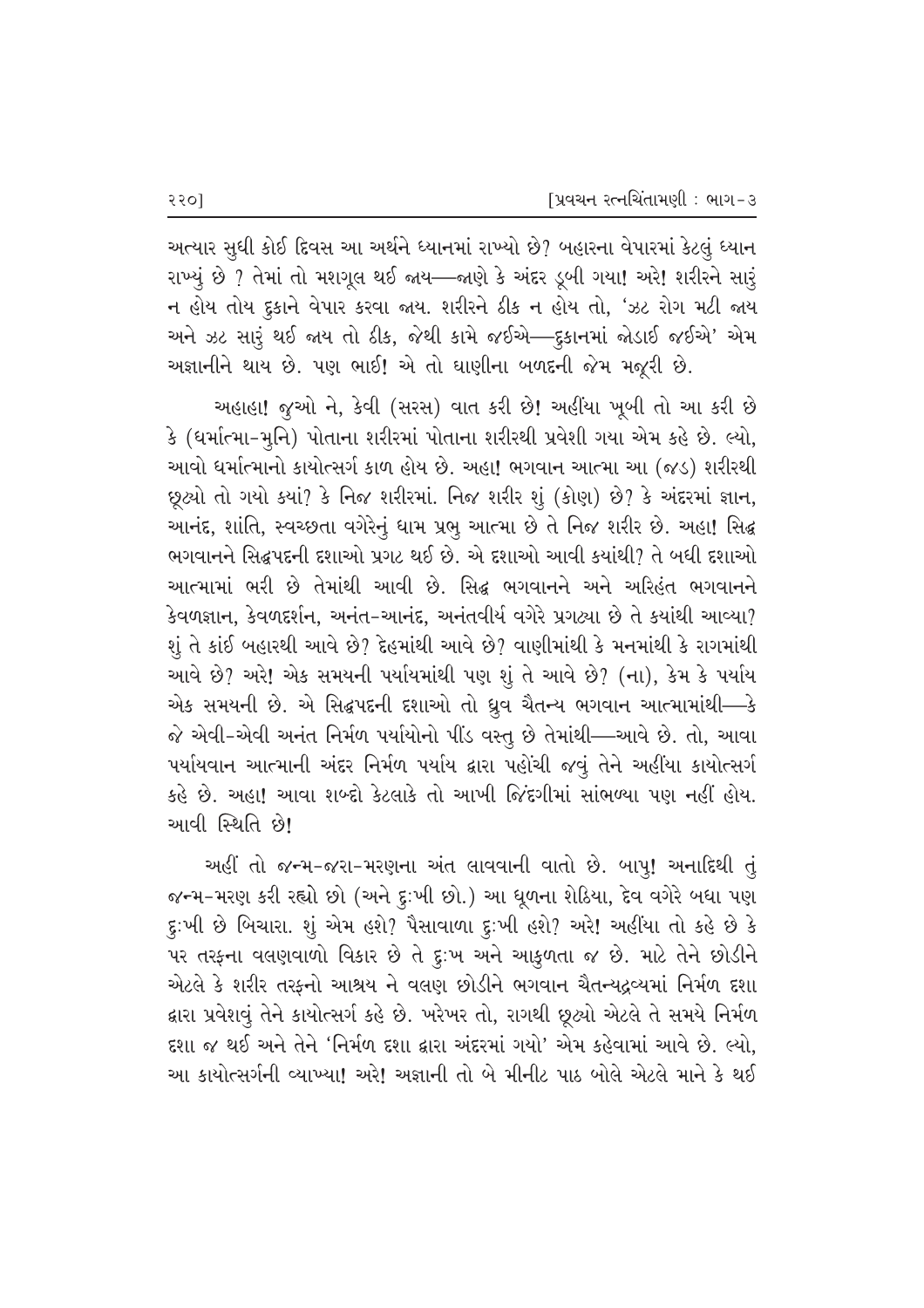અત્યાર સુધી કોઈ દિવસ આ અર્થને ધ્યાનમાં રાખ્યો છે? બહારના વેપારમાં કેટલું ધ્યાન રાખ્યું છે ? તેમાં તો મશગૂલ થઈ જાય—જાણે કે અંદર ડૂબી ગયા! અરે! શરીરને સારું ન હોય તોય દુકાને વેપાર કરવા જાય. શરીરને ઠીક ન હોય તો, 'ઝટ રોગ મટી જાય અને ઝટ સારું થઈ જાય તો ઠીક, જેથી કામે જઈએ—દુકાનમાં જોડાઈ જઈએ' એમ અજ્ઞાનીને થાય છે. પણ ભાઈ! એ તો ઘાણીના બળદની જેમ મજૂરી છે.

અહાહા! જુઓ ને, કેવી (સરસ) વાત કરી છે! અહીંયા ખૂબી તો આ કરી છે કે (ધર્માત્મા-મુનિ) પોતાના શરીરમાં પોતાના શરીરથી પ્રવેશી ગયા એમ કહે છે. લ્યો, આવો ધર્માત્માનો કાયોત્સર્ગ કાળ હોય છે. અહા! ભગવાન આત્મા આ (જડ) શરીરથી છૂટ્યો તો ગયો ક્યાં? કે નિજ શરીરમાં. નિજ શરીર શું (કોણ) છે? કે અંદરમાં જ્ઞાન, આનંદ, શાંતિ, સ્વચ્છતા વગેરેનું ધામ પ્રભુ આત્મા છે તે નિજ શરીર છે. અહા! સિદ્ધ ભગવાનને સિદ્ધપદની દશાઓ પ્રગટ થઈ છે. એ દશાઓ આવી ક્યાંથી? તે બધી દશાઓ આત્મામાં ભરી છે તેમાંથી આવી છે. સિદ્ધ ભગવાનને અને અરિહંત ભગવાનને કેવળજ્ઞાન, કેવળદર્શન, અનંત-આનંદ, અનંતવીર્ય વગેરે પ્રગટ્યા છે તે ક્યાંથી આવ્યા? શું તે કાંઈ બહારથી આવે છે? દેહમાંથી આવે છે? વાણીમાંથી કે મનમાંથી કે રાગમાંથી આવે છે? અરે! એક સમયની પર્યાયમાંથી પણ શું તે આવે છે? (ના), કેમ કે પર્યાય એક સમયની છે. એ સિદ્ધપદની દશાઓ તો ધ્રુવ ચૈતન્ય ભગવાન આત્મામાંથી—કે જે એવી-એવી અનંત નિર્મળ પર્યાયોનો પીંડ વસ્તુ છે તેમાંથી—આવે છે. તો, આવા પર્યાયવાન આત્માની અંદર નિર્મળ પર્યાય દ્વારા પહોંચી જવું તેને અહીંયા કાયોત્સર્ગ કહે છે. અહા! આવા શબ્દો કેટલાકે તો આખી જિંદગીમાં સાંભળ્યા પણ નહીં હોય. આવી સ્થિતિ છે!

અહીં તો જન્મ-જરા-મરણના અંત લાવવાની વાતો છે. બાપુ! અનાદિથી તું જન્મ-મરણ કરી રહ્યો છો (અને દુઃખી છો.) આ ધૂળના શેઠિયા, દેવ વગેરે બધા પણ દુઃખી છે બિચારા. શું એમ હશે? પૈસાવાળા દુઃખી હશે? અરે! અહીંયા તો કહે છે કે પર તરફના વલણવાળો વિકાર છે તે દુઃખ અને આકુળતા જ છે. માટે તેને છોડીને એટલે કે શરીર તરફનો આશ્રય ને વલણ છોડીને ભગવાન ચૈતન્યદ્રવ્યમાં નિર્મળ દશા દ્વારા પ્રવેશવું તેને કાયોત્સર્ગ કહે છે. ખરેખર તો, રાગથી છૂટ્યો એટલે તે સમયે નિર્મળ દશા જ થઈ અને તેને 'નિર્મળ દશા દ્વારા અંદરમાં ગયો' એમ કહેવામાં આવે છે. લ્યો, આ કાયોત્સર્ગની વ્યાખ્યા! અરે! અજ્ઞાની તો બે મીનીટ પાઠ બોલે એટલે માને કે થઈ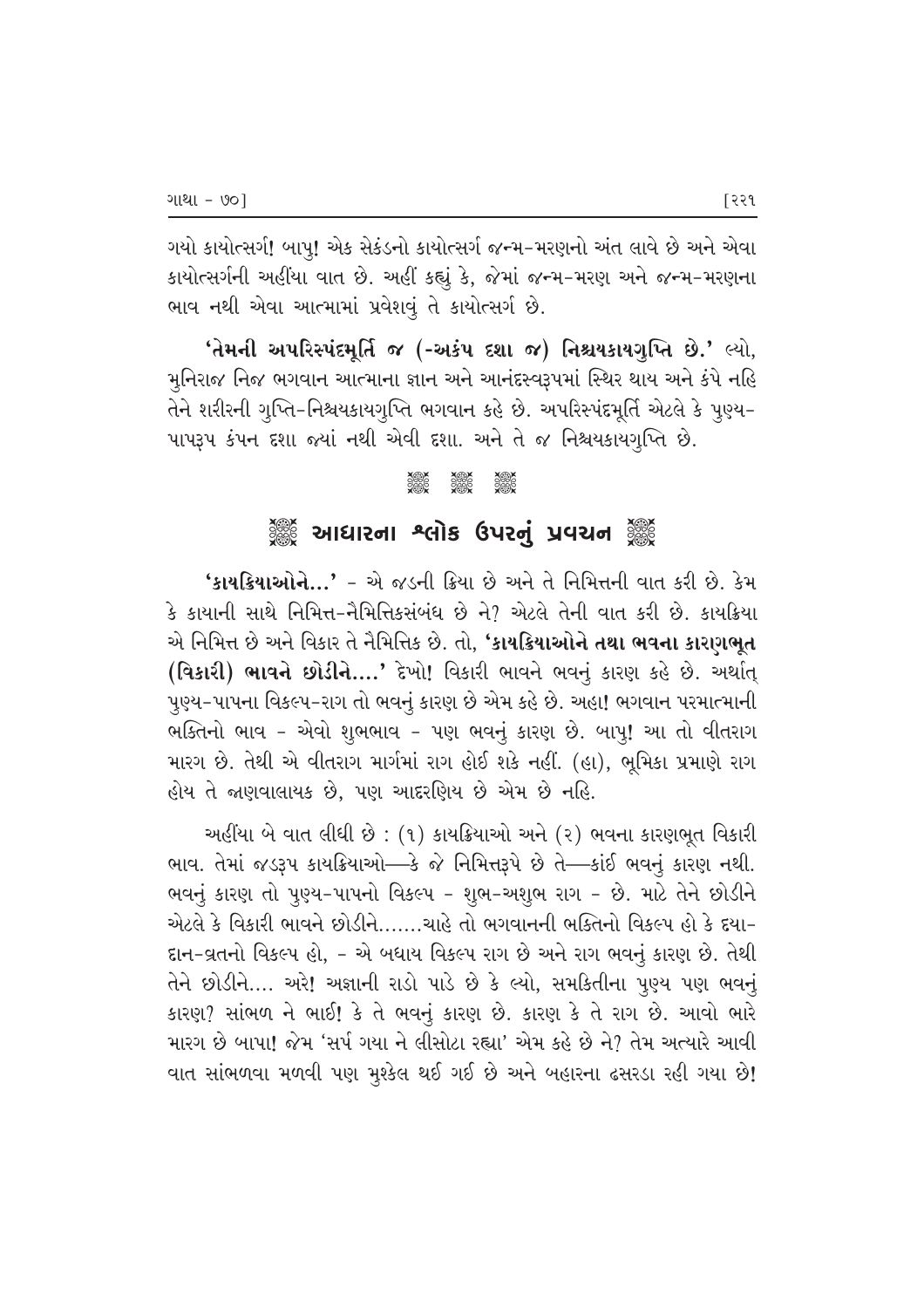ગયો કાયોત્સર્ગ! બાપુ! એક સેકંડનો કાયોત્સર્ગ જન્મ-મરણનો અંત લાવે છે અને એવા કાયોત્સર્ગની અહીંયા વાત છે. અહીં કહ્યું કે, જેમાં જન્મ-મરણ અને જન્મ-મરણના ભાવ નથી એવા આત્મામાં પ્રવેશવું તે કાયોત્સર્ગ છે.

**'તેમની અપરિસ્પંદમૂર્તિ જ (-અકંપ દશા જ) નિશ્ચયકાયગુપ્તિ છે.'** લ્યો, મુનિરાજ નિજ ભગવાન આત્માના જ્ઞાન અને આનંદસ્વરૂપમાં સ્થિર થાય અને કંપે નહિ તેને શરીરની ગુપ્તિ-નિશ્ચયકાયગુપ્તિ ભગવાન કહે છે. અપરિસ્પંદમૂર્તિ એટલે કે પુણ્ય-પાપરૂપ કંપન દશા જ્યાં નથી એવી દશા. અને તે જ નિશ્ચયકાયગુપ્તિ છે.

## આધારના શ્લોક ઉપરનું પ્રવચન

**'કાયક્રિયાઓને...'** - એ જડની ક્રિયા છે અને તે નિમિત્તની વાત કરી છે. કેમ કે કાયાની સાથે નિમિત્ત-નૈમિત્તિકસંબંધ છે ને? એટલે તેની વાત કરી છે. કાયક્રિયા એ નિમિત્ત છે અને વિકાર તે નૈમિત્તિક છે. તો, **'કાયક્રિયાઓને તથા ભવના કારણભૂત (વિકારી) ભાવને છોડીને....'** દેખો! વિકારી ભાવને ભવનું કારણ કહે છે. અર્થાત્ પુણ્ય-પાપના વિકલ્પ-રાગ તો ભવનું કારણ છે એમ કહે છે. અહા! ભગવાન પરમાત્માની ભક્તિનો ભાવ - એવો શુભભાવ - પણ ભવનું કારણ છે. બાપુ! આ તો વીતરાગ મારગ છે. તેથી એ વીતરાગ માર્ગમાં રાગ હોઈ શકે નહીં. (હા), ભૂમિકા પ્રમાણે રાગ હોય તે જાણવાલાયક છે, પણ આદરણિય છે એમ છે નહિ.

અહીંયા બે વાત લીધી છે : (૧) કાયક્રિયાઓ અને (૨) ભવના કારણભૂત વિકારી ભાવ. તેમાં જડરૂપ કાયક્રિયાઓ—કે જે નિમિત્તરૂપે છે તે—કાંઈ ભવનું કારણ નથી. ભવનું કારણ તો પુણ્ય-પાપનો વિકલ્પ - શુભ-અશુભ રાગ - છે. માટે તેને છોડીને એટલે કે વિકારી ભાવને છોડીને.......ચાહે તો ભગવાનની ભક્તિનો વિકલ્પ હો કે દયા-દાન-વ્રતનો વિકલ્પ હો, - એ બધાય વિકલ્પ રાગ છે અને રાગ ભવનું કારણ છે. તેથી તેને છોડીને.... અરે! અજ્ઞાની રાડો પાડે છે કે લ્યો, સમકિતીના પુણ્ય પણ ભવનું કારણ? સાંભળ ને ભાઈ! કે તે ભવનું કારણ છે. કારણ કે તે રાગ છે. આવો ભારે મારગ છે બાપા! જેમ 'સર્પ ગયા ને લીસોટા રહ્યા' એમ કહે છે ને? તેમ અત્યારે આવી વાત સાંભળવા મળવી પણ મુશ્કેલ થઈ ગઈ છે અને બહારના ઢસરડા રહી ગયા છે!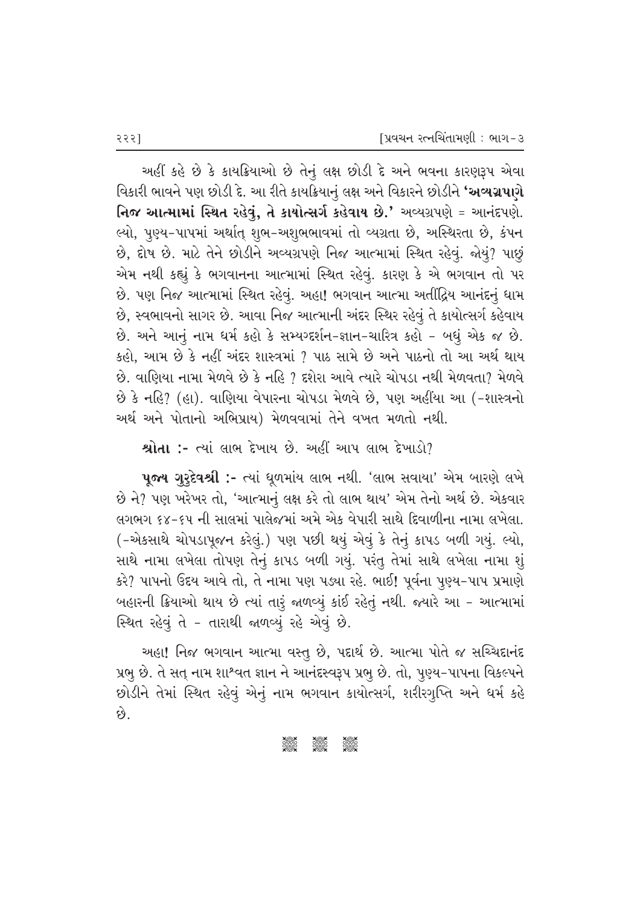અહીં કહે છે કે કાયક્રિયાઓ છે તેનું લક્ષ છોડી દે અને ભવના કારણરૂપ એવા વિકારી ભાવને પણ છોડી દે. આ રીતે કાયક્રિયાનું લક્ષ અને વિકારને છોડીને **'અવ્યગ્રપણે નિજ આત્મામાં સ્થિત રહેવું, તે કાયોત્સર્ગ કહેવાય છે.'** અવ્યગ્રપણે = આનંદપણે. લ્યો, પુણ્ય-પાપમાં અર્થાત્ શુભ-અશુભભાવમાં તો વ્યગ્રતા છે, અસ્થિરતા છે, કંપન છે, દોષ છે. માટે તેને છોડીને અવ્યગ્રપણે નિજ આત્મામાં સ્થિત રહેવું. જોયું? પાછું એમ નથી કહ્યું કે ભગવાનના આત્મામાં સ્થિત રહેવું. કારણ કે એ ભગવાન તો પર છે. પણ નિજ આત્મામાં સ્થિત રહેવું. અહા! ભગવાન આત્મા અતીંદ્રિય આનંદનું ધામ છે, સ્વભાવનો સાગર છે. આવા નિજ આત્માની અંદર સ્થિર રહેવું તે કાયોત્સર્ગ કહેવાય છે. અને આનું નામ ધર્મ કહો કે સમ્યગ્દર્શન-જ્ઞાન-ચારિત્ર કહો - બધું એક જ છે. કહો, આમ છે કે નહીં અંદર શાસ્ત્રમાં ? પાઠ સામે છે અને પાઠનો તો આ અર્થ થાય છે. વાણિયા નામા મેળવે છે કે નહિ ? દશેરા આવે ત્યારે ચોપડા નથી મેળવતા? મેળવે છે કે નહિ? (હા). વાણિયા વેપારના ચોપડા મેળવે છે, પણ અહીંયા આ (-શાસ્ત્રનો અર્થ અને પોતાનો અભિપ્રાય) મેળવવામાં તેને વખત મળતો નથી.

**શ્રોતા :-** ત્યાં લાભ દેખાય છે. અહીં આપ લાભ દેખાડો?

**પૂજ્ય ગુરુદેવશ્રી :-** ત્યાં ધૂળમાંય લાભ નથી. 'લાભ સવાયા' એમ બારણે લખે છે ને? પણ ખરેખર તો, 'આત્માનું લક્ષ કરે તો લાભ થાય' એમ તેનો અર્થ છે. એકવાર લગભગ ૬૪-૬૫ ની સાલમાં પાલેજમાં અમે એક વેપારી સાથે દિવાળીના નામા લખેલા. (-એકસાથે ચોપડાપૂજન કરેલું.) પણ પછી થયું એવું કે તેનું કાપડ બળી ગયું. લ્યો, સાથે નામા લખેલા તોપણ તેનું કાપડ બળી ગયું. પરંતુ તેમાં સાથે લખેલા નામા શું કરે? પાપનો ઉદય આવે તો, તે નામા પણ પડ્યા રહે. ભાઈ! પૂર્વના પુણ્ય-પાપ પ્રમાણે બહારની ક્રિયાઓ થાય છે ત્યાં તારું જાળવ્યું કાંઈ રહેતું નથી. જ્યારે આ - આત્મામાં સ્થિત રહેવું તે - તારાથી જાળવ્યું રહે એવું છે.

અહા! નિજ ભગવાન આત્મા વસ્તુ છે, પદાર્થ છે. આત્મા પોતે જ સચ્ચિદાનંદ પ્રભુ છે. તે સત્ નામ શાશ્વત જ્ઞાન ને આનંદસ્વરૂપ પ્રભુ છે. તો, પુણ્ય-પાપના વિકલ્પને છોડીને તેમાં સ્થિત રહેવું એનું નામ ભગવાન કાયોત્સર્ગ, શરીરગુપ્તિ અને ધર્મ કહે છે.

❀ ❀ ❀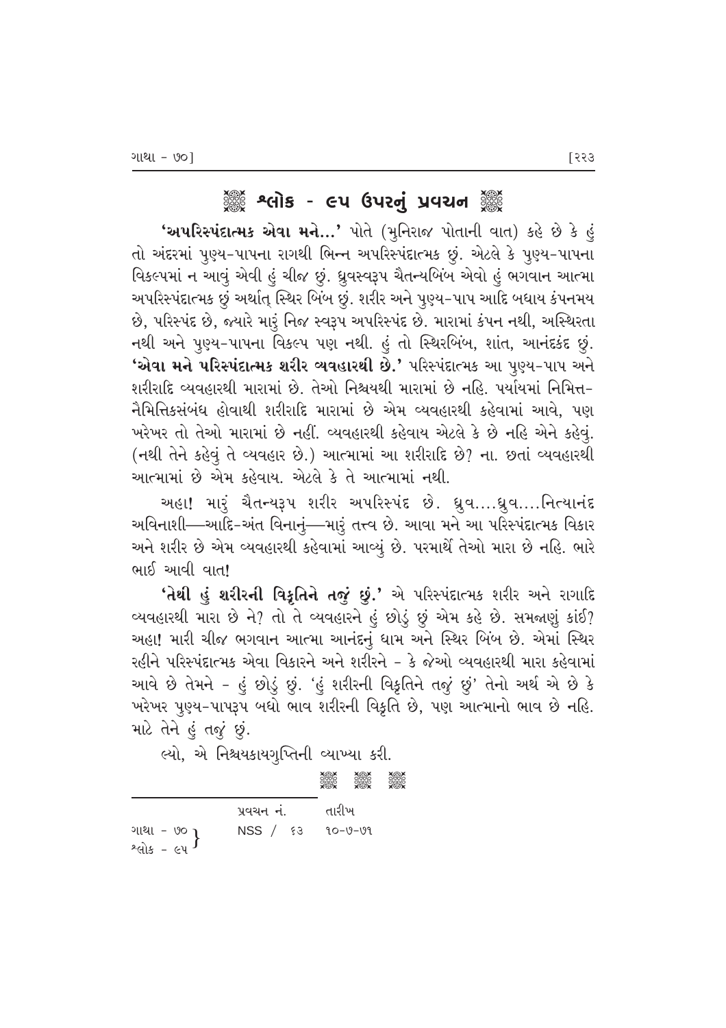## ❁ શ્લોક - ૯૫ ઉપરનું પ્રવચન ❁

**'અપરિસ્પંદાત્મક એવા મને...'** પોતે (મુનિરાજ પોતાની વાત) કહે છે કે હું તો અંદરમાં પુણ્ય-પાપના રાગથી ભિન્ન અપરિસ્પંદાત્મક છું. એટલે કે પુણ્ય-પાપના વિકલ્પમાં ન આવું એવી હું ચીજ છું. ધ્રુવસ્વરૂપ ચૈતન્યબિંબ એવો હું ભગવાન આત્મા અપરિસ્પંદાત્મક છું અર્થાત્ સ્થિર બિંબ છું. શરીર અને પુણ્ય-પાપ આદિ બધાય કંપનમય છે, પરિસ્પંદ છે, જ્યારે મારું નિજ સ્વરૂપ અપરિસ્પંદ છે. મારામાં કંપન નથી, અસ્થિરતા નથી અને પુણ્ય-પાપના વિકલ્પ પણ નથી. હું તો સ્થિરબિંબ, શાંત, આનંદકંદ છું. **'એવા મને પરિસ્પંદાત્મક શરીર વ્યવહારથી છે.'** પરિસ્પંદાત્મક આ પુણ્ય-પાપ અને શરીરાદિ વ્યવહારથી મારામાં છે. તેઓ નિશ્ચયથી મારામાં છે નહિ. પર્યાયમાં નિમિત્ત-નૈમિત્તિકસંબંધ હોવાથી શરીરાદિ મારામાં છે એમ વ્યવહારથી કહેવામાં આવે, પણ ખરેખર તો તેઓ મારામાં છે નહીં. વ્યવહારથી કહેવાય એટલે કે છે નહિ એને કહેવું. (નથી તેને કહેવું તે વ્યવહાર છે.) આત્મામાં આ શરીરાદિ છે? ના. છતાં વ્યવહારથી આત્મામાં છે એમ કહેવાય. એટલે કે તે આત્મામાં નથી.

અહા! મારું ચૈતન્યરૂપ શરીર અપરિસ્પંદ છે. ધ્રુવ....ધ્રુવ....નિત્યાનંદ અવિનાશી—આદિ-અંત વિનાનું—મારું તત્ત્વ છે. આવા મને આ પરિસ્પંદાત્મક વિકાર અને શરીર છે એમ વ્યવહારથી કહેવામાં આવ્યું છે. પરમાર્થે તેઓ મારા છે નહિ. ભારે ભાઈ આવી વાત!

**'તેથી હું શરીરની વિકૃતિને તજું છું.'** એ પરિસ્પંદાત્મક શરીર અને રાગાદિ વ્યવહારથી મારા છે ને? તો તે વ્યવહારને હું છોડું છું એમ કહે છે. સમજાણું કાંઈ? અહા! મારી ચીજ ભગવાન આત્મા આનંદનું ધામ અને સ્થિર બિંબ છે. એમાં સ્થિર રહીને પરિસ્પંદાત્મક એવા વિકારને અને શરીરને - કે જેઓ વ્યવહારથી મારા કહેવામાં આવે છે તેમને - હું છોડું છું. 'હું શરીરની વિકૃતિને તજું છું' તેનો અર્થ એ છે કે ખરેખર પુણ્ય-પાપરૂપ બધો ભાવ શરીરની વિકૃતિ છે, પણ આત્માનો ભાવ છે નહિ. માટે તેને હું તજું છું.

લ્યો, એ નિશ્ચયકાયગુપ્તિની વ્યાખ્યા કરી.

❁ ❁ ❁

| | પ્રવચન નં. | તારીખ |
|---|---|---|
| ગાથા - ૭૦ / શ્લોક - ૯૫ | NSS / ૬૩ | ૧૦-૭-૭૧ |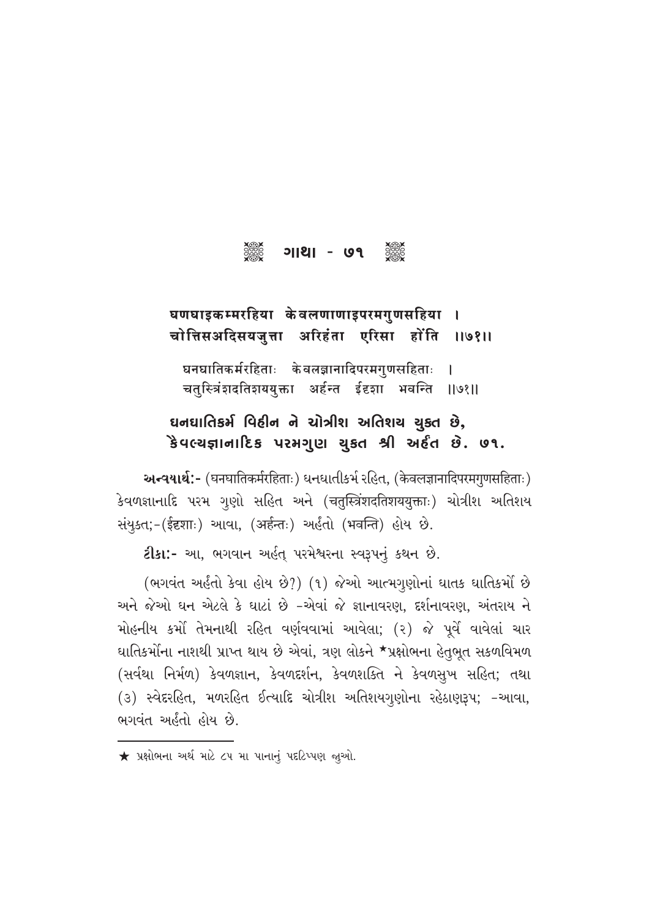## ❀ ગાથા - ૭૧ ❀

**घणघाइकम्मरहिया केवलणाणाइपरमगुणसहिया ।**
**चोत्तिसअदिसयजुत्ता अरिहंता एरिसा होंति ॥७१॥**

घनघातिकर्मरहिताः केवलज्ञानादिपरमगुणसहिताः ।
चतुस्त्रिंशदतिशययुक्ता अर्हन्त ईदृशा भवन्ति ॥७१॥

**ઘનઘાતિકર્મ વિહીન ને ચોત્રીશ અતિશય યુક્ત છે,**
**કૈવલ્યજ્ઞાનાદિક પરમગુણ યુક્ત શ્રી અર્હંત છે. ૭૧.**

**અન્વયાર્થ:-** (घनघातिकर्मरहिताः) ઘનઘાતીકર્મ રહિત, (केवलज्ञानादिपरमगुणसहिताः) કેવળજ્ઞાનાદિ પરમ ગુણો સહિત અને (चतुस्त्रिंशदतिशययुक्ताः) ચોત્રીશ અતિશય સંયુક્ત;-(ईदृशाः) આવા, (अर्हन्तः) અર્હંતો (भवन्ति) હોય છે.

**ટીકા:-** આ, ભગવાન અર્હત્ પરમેશ્વરના સ્વરૂપનું કથન છે.

(ભગવંત અર્હંતો કેવા હોય છે?) (૧) જેઓ આત્મગુણોનાં ઘાતક ઘાતિકર્મો છે અને જેઓ ઘન એટલે કે ઘાટાં છે -એવાં જે જ્ઞાનાવરણ, દર્શનાવરણ, અંતરાય ને મોહનીય કર્મો તેમનાથી રહિત વર્ણવવામાં આવેલા; (૨) જે પૂર્વે વાવેલાં ચાર ઘાતિકર્મોના નાશથી પ્રાપ્ત થાય છે એવાં, ત્રણ લોકને ★પ્રક્ષોભના હેતુભૂત સકળવિમળ (સર્વથા નિર્મળ) કેવળજ્ઞાન, કેવળદર્શન, કેવળશક્તિ ને કેવળસુખ સહિત; તથા (૩) સ્વેદરહિત, મળરહિત ઈત્યાદિ ચોત્રીશ અતિશયગુણોના રહેઠાણરૂપ; -આવા, ભગવંત અર્હંતો હોય છે.

---

★ પ્રક્ષોભના અર્થ માટે ૮૫ મા પાનાનું પદટિપ્પણ જુઓ.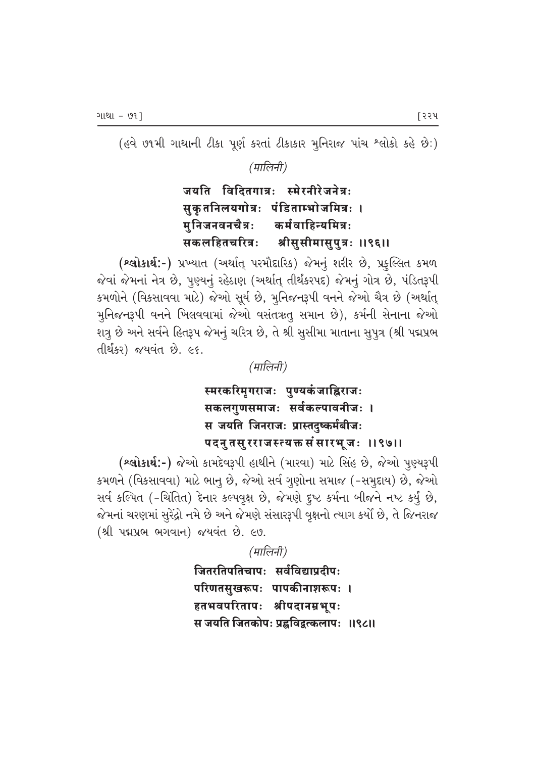(હવે ૭૧મી ગાથાની ટીકા પૂર્ણ કરતાં ટીકાકાર મુનિરાજ પાંચ શ્લોકો કહે છેઃ)

*(मालिनी)*

**जयति विदितगात्रः स्मेरनीरेजनेत्रः**
**सुकृतनिलयगोत्रः पंडिताम्भोजमित्रः ।**
**मुनिजनवनचैत्रः कर्मवाहिन्यमित्रः**
**सकलहितचरित्रः श्रीसुसीमासुपुत्रः ।।९६।।**

**(શ્લોકાર્થઃ-)** પ્રખ્યાત (અર્થાત્ પરમૌદારિક) જેમનું શરીર છે, પ્રફુલ્લિત કમળ જેવાં જેમનાં નેત્ર છે, પુણ્યનું રહેઠાણ (અર્થાત્ તીર્થંકરપદ) જેમનું ગોત્ર છે, પંડિતરૂપી કમળોને (વિકસાવવા માટે) જેઓ સૂર્ય છે, મુનિજનરૂપી વનને જેઓ ચૈત્ર છે (અર્થાત્ મુનિજનરૂપી વનને ખિલવવામાં જેઓ વસંતઋતુ સમાન છે), કર્મની સેનાના જેઓ શત્રુ છે અને સર્વને હિતરૂપ જેમનું ચરિત્ર છે, તે શ્રી સુસીમા માતાના સુપુત્ર (શ્રી પદ્મપ્રભ તીર્થંકર) જયવંત છે. ૯૬.

*(मालिनी)*

**स्मरकरिमृगराजः पुण्यकंजाह्निराजः**
**सकलगुणसमाजः सर्वकल्पावनीजः ।**
**स जयति जिनराजः प्रास्तदुष्कर्मबीजः**
**पदनुतसुरराजस्त्यक्तसंसारभूजः ।।९७।।**

**(શ્લોકાર્થઃ-)** જેઓ કામદેવરૂપી હાથીને (મારવા) માટે સિંહ છે, જેઓ પુણ્યરૂપી કમળને (વિકસાવવા) માટે ભાનુ છે, જેઓ સર્વ ગુણોના સમાજ (-સમુદાય) છે, જેઓ સર્વ કલ્પિત (-ચિંતિત) દેનાર કલ્પવૃક્ષ છે, જેમણે દુષ્ટ કર્મના બીજને નષ્ટ કર્યું છે, જેમનાં ચરણમાં સુરેંદ્રો નમે છે અને જેમણે સંસારરૂપી વૃક્ષનો ત્યાગ કર્યો છે, તે જિનરાજ (શ્રી પદ્મપ્રભ ભગવાન) જયવંત છે. ૯૭.

*(मालिनी)*

**जितरतिपतिचापः सर्वविद्याप्रदीपः**
**परिणतसुखरूपः पापकीनाशरूपः ।**
**हतभवपरितापः श्रीपदानम्रभूपः**
**स जयति जितकोपः प्रह्वविद्वत्कलापः ।।९८।।**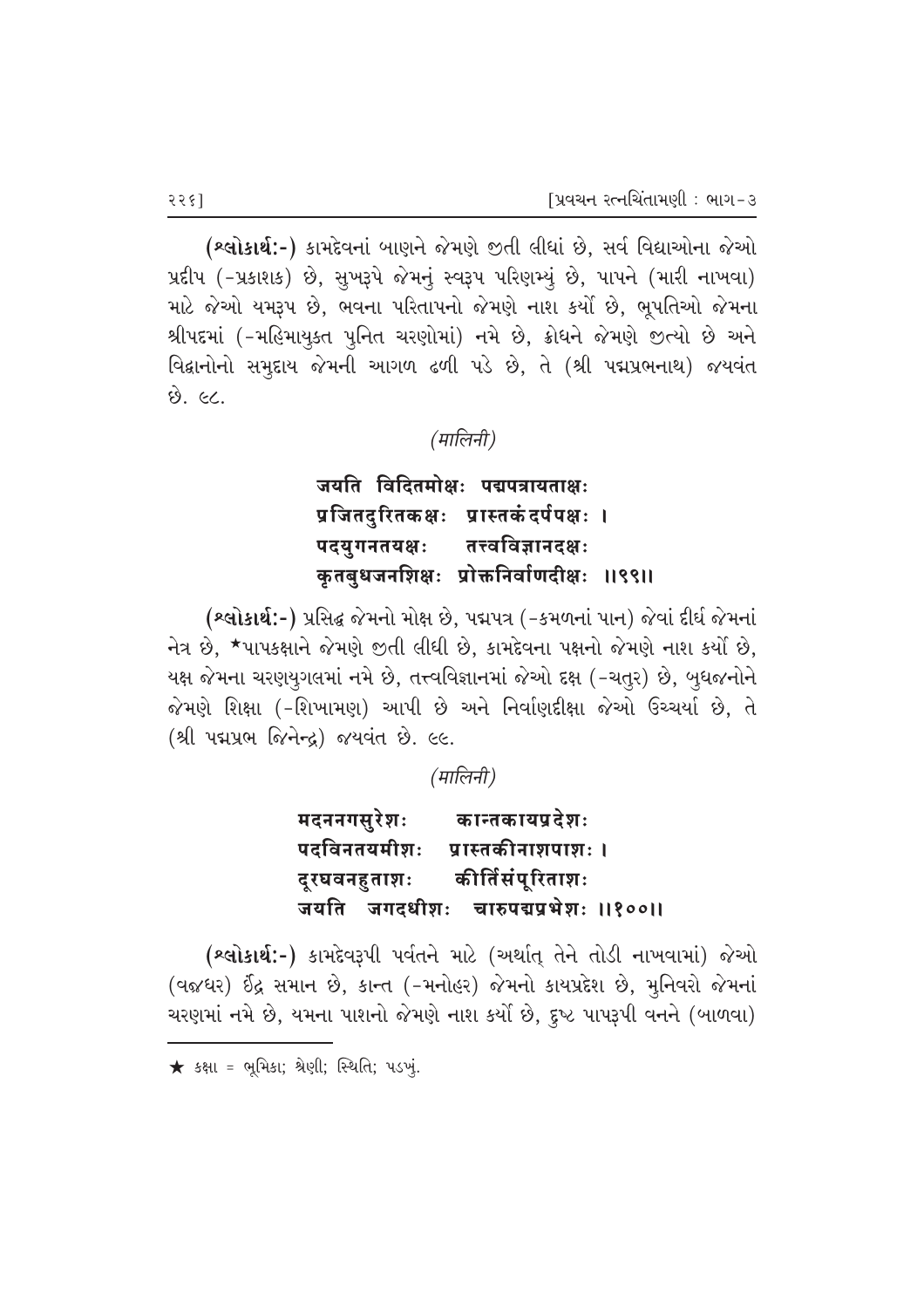(**શ્લોકાર્થઃ-**) કામદેવનાં બાણને જેમણે જીતી લીધાં છે, સર્વ વિદ્યાઓના જેઓ પ્રદીપ (-પ્રકાશક) છે, સુખરૂપે જેમનું સ્વરૂપ પરિણમ્યું છે, પાપને (મારી નાખવા) માટે જેઓ યમરૂપ છે, ભવના પરિતાપનો જેમણે નાશ કર્યો છે, ભૂપતિઓ જેમના શ્રીપદમાં (-મહિમાયુક્ત પુનિત ચરણોમાં) નમે છે, ક્રોધને જેમણે જીત્યો છે અને વિદ્વાનોનો સમુદાય જેમની આગળ ઢળી પડે છે, તે (શ્રી પદ્મપ્રભનાથ) જયવંત છે. ૯૮.

*(मालिनी)*

**जयति विदितमोक्षः पद्मपत्रायताक्षः**
**प्रजितदुरितकक्षः प्रास्तकंदर्पपक्षः ।**
**पदयुगनतयक्षः तत्त्वविज्ञानदक्षः**
**कृतबुधजनशिक्षः प्रोक्तनिर्वाणदीक्षः ॥९९॥**

(**શ્લોકાર્થઃ-**) પ્રસિદ્ધ જેમનો મોક્ષ છે, પદ્મપત્ર (-કમળનાં પાન) જેવાં દીર્ઘ જેમનાં નેત્ર છે, ★પાપકક્ષાને જેમણે જીતી લીધી છે, કામદેવના પક્ષનો જેમણે નાશ કર્યો છે, યક્ષ જેમના ચરણયુગલમાં નમે છે, તત્ત્વવિજ્ઞાનમાં જેઓ દક્ષ (-ચતુર) છે, બુધજનોને જેમણે શિક્ષા (-શિખામણ) આપી છે અને નિર્વાણદીક્ષા જેઓ ઉચ્ચર્યા છે, તે (શ્રી પદ્મપ્રભ જિનેન્દ્ર) જયવંત છે. ૯૯.

*(मालिनी)*

**मदननगसुरेशः कान्तकायप्रदेशः**
**पदविनतयमीशः प्रास्तकीनाशपाशः ।**
**दूरघवनहुताशः कीर्तिसंपूरिताशः**
**जयति जगदधीशः चारुपद्मप्रभेशः ॥१००॥**

(**શ્લોકાર્થઃ-**) કામદેવરૂપી પર્વતને માટે (અર્થાત્ તેને તોડી નાખવામાં) જેઓ (વજ્રધર) ઈંદ્ર સમાન છે, કાન્ત (-મનોહર) જેમનો કાયપ્રદેશ છે, મુનિવરો જેમનાં ચરણમાં નમે છે, યમના પાશનો જેમણે નાશ કર્યો છે, દુષ્ટ પાપરૂપી વનને (બાળવા)

★ કક્ષા = ભૂમિકા; શ્રેણી; સ્થિતિ; પડખું.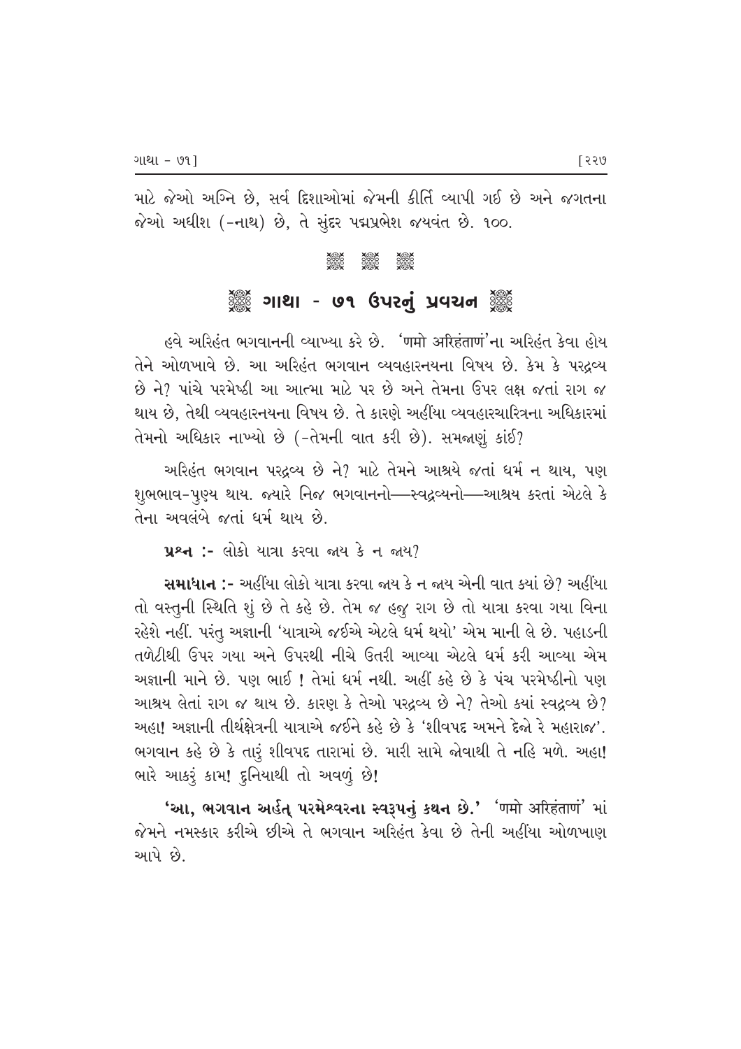માટે જેઓ અગ્નિ છે, સર્વ દિશાઓમાં જેમની કીર્તિ વ્યાપી ગઈ છે અને જગતના જેઓ અધીશ (-નાથ) છે, તે સુંદર પદ્મપ્રભેશ જયવંત છે. ૧૦૦.

## ગાથા - ૭૧ ઉપરનું પ્રવચન

હવે અરિહંત ભગવાનની વ્યાખ્યા કરે છે. 'णमो अरिहंताणं'ના અરિહંત કેવા હોય તેને ઓળખાવે છે. આ અરિહંત ભગવાન વ્યવહારનયના વિષય છે. કેમ કે પરદ્રવ્ય છે ને? પાંચે પરમેષ્ઠી આ આત્મા માટે પર છે અને તેમના ઉપર લક્ષ જતાં રાગ જ થાય છે, તેથી વ્યવહારનયના વિષય છે. તે કારણે અહીંયા વ્યવહારચારિત્રના અધિકારમાં તેમનો અધિકાર નાખ્યો છે (-તેમની વાત કરી છે). સમજાણું કાંઈ?

અરિહંત ભગવાન પરદ્રવ્ય છે ને? માટે તેમને આશ્રયે જતાં ધર્મ ન થાય, પણ શુભભાવ-પુણ્ય થાય. જ્યારે નિજ ભગવાનનો—સ્વદ્રવ્યનો—આશ્રય કરતાં એટલે કે તેના અવલંબે જતાં ધર્મ થાય છે.

**પ્રશ્ન :-** લોકો યાત્રા કરવા જાય કે ન જાય?

**સમાધાન :-** અહીંયા લોકો યાત્રા કરવા જાય કે ન જાય એની વાત ક્યાં છે? અહીંયા તો વસ્તુની સ્થિતિ શું છે તે કહે છે. તેમ જ હજુ રાગ છે તો યાત્રા કરવા ગયા વિના રહેશે નહીં. પરંતુ અજ્ઞાની 'યાત્રાએ જઈએ એટલે ધર્મ થયો' એમ માની લે છે. પહાડની તળેટીથી ઉપર ગયા અને ઉપરથી નીચે ઉતરી આવ્યા એટલે ધર્મ કરી આવ્યા એમ અજ્ઞાની માને છે. પણ ભાઈ ! તેમાં ધર્મ નથી. અહીં કહે છે કે પંચ પરમેષ્ઠીનો પણ આશ્રય લેતાં રાગ જ થાય છે. કારણ કે તેઓ પરદ્રવ્ય છે ને? તેઓ ક્યાં સ્વદ્રવ્ય છે? અહા! અજ્ઞાની તીર્થક્ષેત્રની યાત્રાએ જઈને કહે છે કે 'શીવપદ અમને દેજો રે મહારાજ'. ભગવાન કહે છે કે તારું શીવપદ તારામાં છે. મારી સામે જોવાથી તે નહિ મળે. અહા! ભારે આકરું કામ! દુનિયાથી તો અવળું છે!

**'આ, ભગવાન અર્હત્ પરમેશ્વરના સ્વરૂપનું કથન છે.'** 'णमो अरिहंताणं' માં જેમને નમસ્કાર કરીએ છીએ તે ભગવાન અરિહંત કેવા છે તેની અહીંયા ઓળખાણ આપે છે.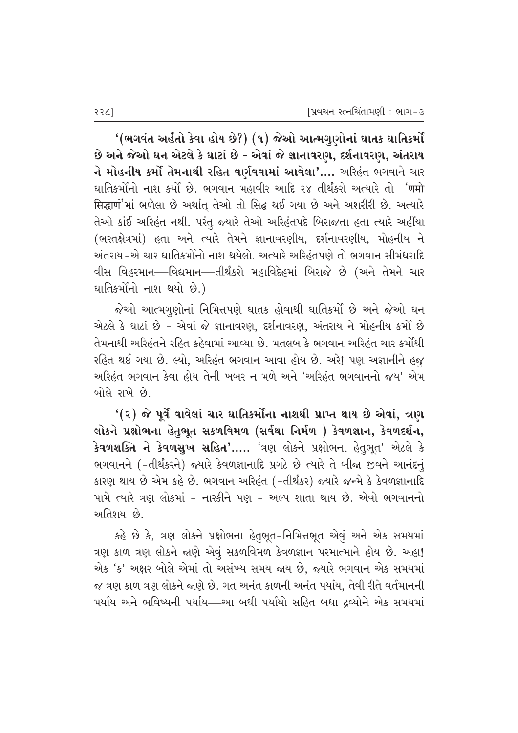**'(ભગવંત અર્હંતો કેવા હોય છે?) (૧) જેઓ આત્મગુણોનાં ઘાતક ઘાતિકર્મો છે અને જેઓ ઘન એટલે કે ઘાટાં છે - એવાં જે જ્ઞાનાવરણ, દર્શનાવરણ, અંતરાય ને મોહનીય કર્મો તેમનાથી રહિત વર્ણવવામાં આવેલા'....** અરિહંત ભગવાને ચાર ઘાતિકર્મોનો નાશ કર્યો છે. ભગવાન મહાવીર આદિ ૨૪ તીર્થંકરો અત્યારે તો 'णमो सिद्धाणं'માં ભળેલા છે અર્થાત્ તેઓ તો સિદ્ધ થઈ ગયા છે અને અશરીરી છે. અત્યારે તેઓ કાંઈ અરિહંત નથી. પરંતુ જ્યારે તેઓ અરિહંતપદે બિરાજતા હતા ત્યારે અહીંયા (ભરતક્ષેત્રમાં) હતા અને ત્યારે તેમને જ્ઞાનાવરણીય, દર્શનાવરણીય, મોહનીય ને અંતરાય-એ ચાર ઘાતિકર્મોનો નાશ થયેલો. અત્યારે અરિહંતપણે તો ભગવાન સીમંધરાદિ વીસ વિહરમાન—વિદ્યમાન—તીર્થંકરો મહાવિદેહમાં બિરાજે છે (અને તેમને ચાર ઘાતિકર્મોનો નાશ થયો છે.)

જેઓ આત્મગુણોનાં નિમિત્તપણે ઘાતક હોવાથી ઘાતિકર્મો છે અને જેઓ ઘન એટલે કે ઘાટાં છે - એવાં જે જ્ઞાનાવરણ, દર્શનાવરણ, અંતરાય ને મોહનીય કર્મો છે તેમનાથી અરિહંતને રહિત કહેવામાં આવ્યા છે. મતલબ કે ભગવાન અરિહંત ચાર કર્મોથી રહિત થઈ ગયા છે. લ્યો, અરિહંત ભગવાન આવા હોય છે. અરે! પણ અજ્ઞાનીને હજુ અરિહંત ભગવાન કેવા હોય તેની ખબર ન મળે અને 'અરિહંત ભગવાનનો જય' એમ બોલે રાખે છે.

**'(૨) જે પૂર્વે વાવેલાં ચાર ઘાતિકર્મોના નાશથી પ્રાપ્ત થાય છે એવાં, ત્રણ લોકને પ્રક્ષોભના હેતુભૂત સકળવિમળ (સર્વથા નિર્મળ ) કેવળજ્ઞાન, કેવળદર્શન, કેવળશક્તિ ને કેવળસુખ સહિત'.....** 'ત્રણ લોકને પ્રક્ષોભના હેતુભૂત' એટલે કે ભગવાનને (-તીર્થંકરને) જ્યારે કેવળજ્ઞાનાદિ પ્રગટે છે ત્યારે તે બીજા જીવને આનંદનું કારણ થાય છે એમ કહે છે. ભગવાન અરિહંત (-તીર્થંકર) જ્યારે જન્મે કે કેવળજ્ઞાનાદિ પામે ત્યારે ત્રણ લોકમાં - નારકીને પણ - અલ્પ શાતા થાય છે. એવો ભગવાનનો અતિશય છે.

કહે છે કે, ત્રણ લોકને પ્રક્ષોભના હેતુભૂત-નિમિત્તભૂત એવું અને એક સમયમાં ત્રણ કાળ ત્રણ લોકને જાણે એવું સકળવિમળ કેવળજ્ઞાન પરમાત્માને હોય છે. અહા! એક 'ક' અક્ષર બોલે એમાં તો અસંખ્ય સમય જાય છે, જ્યારે ભગવાન એક સમયમાં જ ત્રણ કાળ ત્રણ લોકને જાણે છે. ગત અનંત કાળની અનંત પર્યાય, તેવી રીતે વર્તમાનની પર્યાય અને ભવિષ્યની પર્યાય—આ બધી પર્યાયો સહિત બધા દ્રવ્યોને એક સમયમાં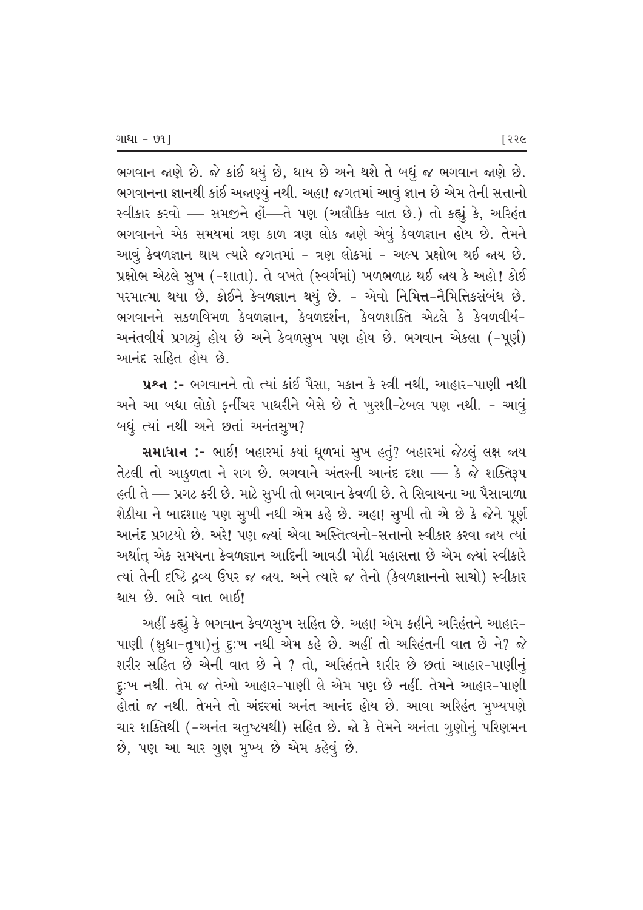ભગવાન જાણે છે. જે કાંઈ થયું છે, થાય છે અને થશે તે બધું જ ભગવાન જાણે છે. ભગવાનના જ્ઞાનથી કાંઈ અજાણ્યું નથી. અહા! જગતમાં આવું જ્ઞાન છે એમ તેની સત્તાનો સ્વીકાર કરવો — સમજીને હોં—તે પણ (અલૌકિક વાત છે.) તો કહ્યું કે, અરિહંત ભગવાનને એક સમયમાં ત્રણ કાળ ત્રણ લોક જાણે એવું કેવળજ્ઞાન હોય છે. તેમને આવું કેવળજ્ઞાન થાય ત્યારે જગતમાં - ત્રણ લોકમાં - અલ્પ પ્રક્ષોભ થઈ જાય છે. પ્રક્ષોભ એટલે સુખ (-શાતા). તે વખતે (સ્વર્ગમાં) ખળભળાટ થઈ જાય કે અહો! કોઈ પરમાત્મા થયા છે, કોઈને કેવળજ્ઞાન થયું છે. - એવો નિમિત્ત-નૈમિત્તિકસંબંધ છે. ભગવાનને સકળવિમળ કેવળજ્ઞાન, કેવળદર્શન, કેવળશક્તિ એટલે કે કેવળવીર્ય-અનંતવીર્ય પ્રગટ્યું હોય છે અને કેવળસુખ પણ હોય છે. ભગવાન એકલા (-પૂર્ણ) આનંદ સહિત હોય છે.

**પ્રશ્ન :-** ભગવાનને તો ત્યાં કાંઈ પૈસા, મકાન કે સ્ત્રી નથી, આહાર-પાણી નથી અને આ બધા લોકો ફર્નીચર પાથરીને બેસે છે તે ખુરશી-ટેબલ પણ નથી. - આવું બધું ત્યાં નથી અને છતાં અનંતસુખ?

**સમાધાન :-** ભાઈ! બહારમાં ક્યાં ધૂળમાં સુખ હતું? બહારમાં જેટલું લક્ષ જાય તેટલી તો આકુળતા ને રાગ છે. ભગવાને અંતરની આનંદ દશા — કે જે શક્તિરૂપ હતી તે — પ્રગટ કરી છે. માટે સુખી તો ભગવાન કેવળી છે. તે સિવાયના આ પૈસાવાળા શેઠીયા ને બાદશાહ પણ સુખી નથી એમ કહે છે. અહા! સુખી તો એ છે કે જેને પૂર્ણ આનંદ પ્રગટ્યો છે. અરે! પણ જ્યાં એવા અસ્તિત્વનો-સત્તાનો સ્વીકાર કરવા જાય ત્યાં અર્થાત્ એક સમયના કેવળજ્ઞાન આદિની આવડી મોટી મહાસત્તા છે એમ જ્યાં સ્વીકારે ત્યાં તેની દૃષ્ટિ દ્રવ્ય ઉપર જ જાય. અને ત્યારે જ તેનો (કેવળજ્ઞાનનો સાચો) સ્વીકાર થાય છે. ભારે વાત ભાઈ!

અહીં કહ્યું કે ભગવાન કેવળસુખ સહિત છે. અહા! એમ કહીને અરિહંતને આહાર-પાણી (ક્ષુધા-તૃષા)નું દુઃખ નથી એમ કહે છે. અહીં તો અરિહંતની વાત છે ને? જે શરીર સહિત છે એની વાત છે ને ? તો, અરિહંતને શરીર છે છતાં આહાર-પાણીનું દુઃખ નથી. તેમ જ તેઓ આહાર-પાણી લે એમ પણ છે નહીં. તેમને આહાર-પાણી હોતાં જ નથી. તેમને તો અંદરમાં અનંત આનંદ હોય છે. આવા અરિહંત મુખ્યપણે ચાર શક્તિથી (-અનંત ચતુષ્ટયથી) સહિત છે. જો કે તેમને અનંતા ગુણોનું પરિણમન છે, પણ આ ચાર ગુણ મુખ્ય છે એમ કહેવું છે.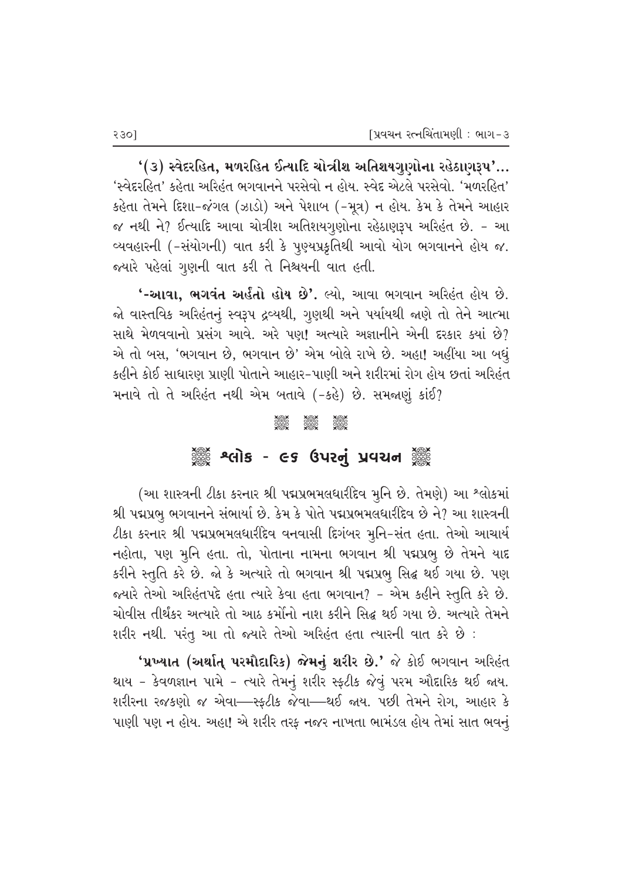**'(૩) સ્વેદરહિત, મળરહિત ઈત્યાદિ ચોત્રીશ અતિશયગુણોના રહેઠાણરૂપ'...** 'સ્વેદરહિત' કહેતા અરિહંત ભગવાનને પરસેવો ન હોય. સ્વેદ એટલે પરસેવો. 'મળરહિત' કહેતા તેમને દિશા-જંગલ (ઝાડો) અને પેશાબ (-મૂત્ર) ન હોય. કેમ કે તેમને આહાર જ નથી ને? ઈત્યાદિ આવા ચોત્રીશ અતિશયગુણોના રહેઠાણરૂપ અરિહંત છે. - આ વ્યવહારની (-સંયોગની) વાત કરી કે પુણ્યપ્રકૃતિથી આવો યોગ ભગવાનને હોય જ. જ્યારે પહેલાં ગુણની વાત કરી તે નિશ્ચયની વાત હતી.

**'-આવા, ભગવંત અર્હંતો હોય છે'.** લ્યો, આવા ભગવાન અરિહંત હોય છે. જો વાસ્તવિક અરિહંતનું સ્વરૂપ દ્રવ્યથી, ગુણથી અને પર્યાયથી જાણે તો તેને આત્મા સાથે મેળવવાનો પ્રસંગ આવે. અરે પણ! અત્યારે અજ્ઞાનીને એની દરકાર ક્યાં છે? એ તો બસ, 'ભગવાન છે, ભગવાન છે' એમ બોલે રાખે છે. અહા! અહીંયા આ બધું કહીને કોઈ સાધારણ પ્રાણી પોતાને આહાર-પાણી અને શરીરમાં રોગ હોય છતાં અરિહંત મનાવે તો તે અરિહંત નથી એમ બતાવે (-કહે) છે. સમજાણું કાંઈ?

## શ્લોક - ૯૬ ઉપરનું પ્રવચન

(આ શાસ્ત્રની ટીકા કરનાર શ્રી પદ્મપ્રભમલધારીદેવ મુનિ છે. તેમણે) આ શ્લોકમાં શ્રી પદ્મપ્રભુ ભગવાનને સંભાર્યા છે. કેમ કે પોતે પદ્મપ્રભમલધારીદેવ છે ને? આ શાસ્ત્રની ટીકા કરનાર શ્રી પદ્મપ્રભમલધારીદેવ વનવાસી દિગંબર મુનિ-સંત હતા. તેઓ આચાર્ય નહોતા, પણ મુનિ હતા. તો, પોતાના નામના ભગવાન શ્રી પદ્મપ્રભુ છે તેમને યાદ કરીને સ્તુતિ કરે છે. જો કે અત્યારે તો ભગવાન શ્રી પદ્મપ્રભુ સિદ્ધ થઈ ગયા છે. પણ જ્યારે તેઓ અરિહંતપદે હતા ત્યારે કેવા હતા ભગવાન? - એમ કહીને સ્તુતિ કરે છે. ચોવીસ તીર્થંકર અત્યારે તો આઠ કર્મોનો નાશ કરીને સિદ્ધ થઈ ગયા છે. અત્યારે તેમને શરીર નથી. પરંતુ આ તો જ્યારે તેઓ અરિહંત હતા ત્યારની વાત કરે છે :

**'પ્રખ્યાત (અર્થાત્ પરમૌદારિક) જેમનું શરીર છે.'** જે કોઈ ભગવાન અરિહંત થાય - કેવળજ્ઞાન પામે - ત્યારે તેમનું શરીર સ્ફટીક જેવું પરમ ઔદારિક થઈ જાય. શરીરના રજકણો જ એવા—સ્ફટીક જેવા—થઈ જાય. પછી તેમને રોગ, આહાર કે પાણી પણ ન હોય. અહા! એ શરીર તરફ નજર નાખતા ભામંડલ હોય તેમાં સાત ભવનું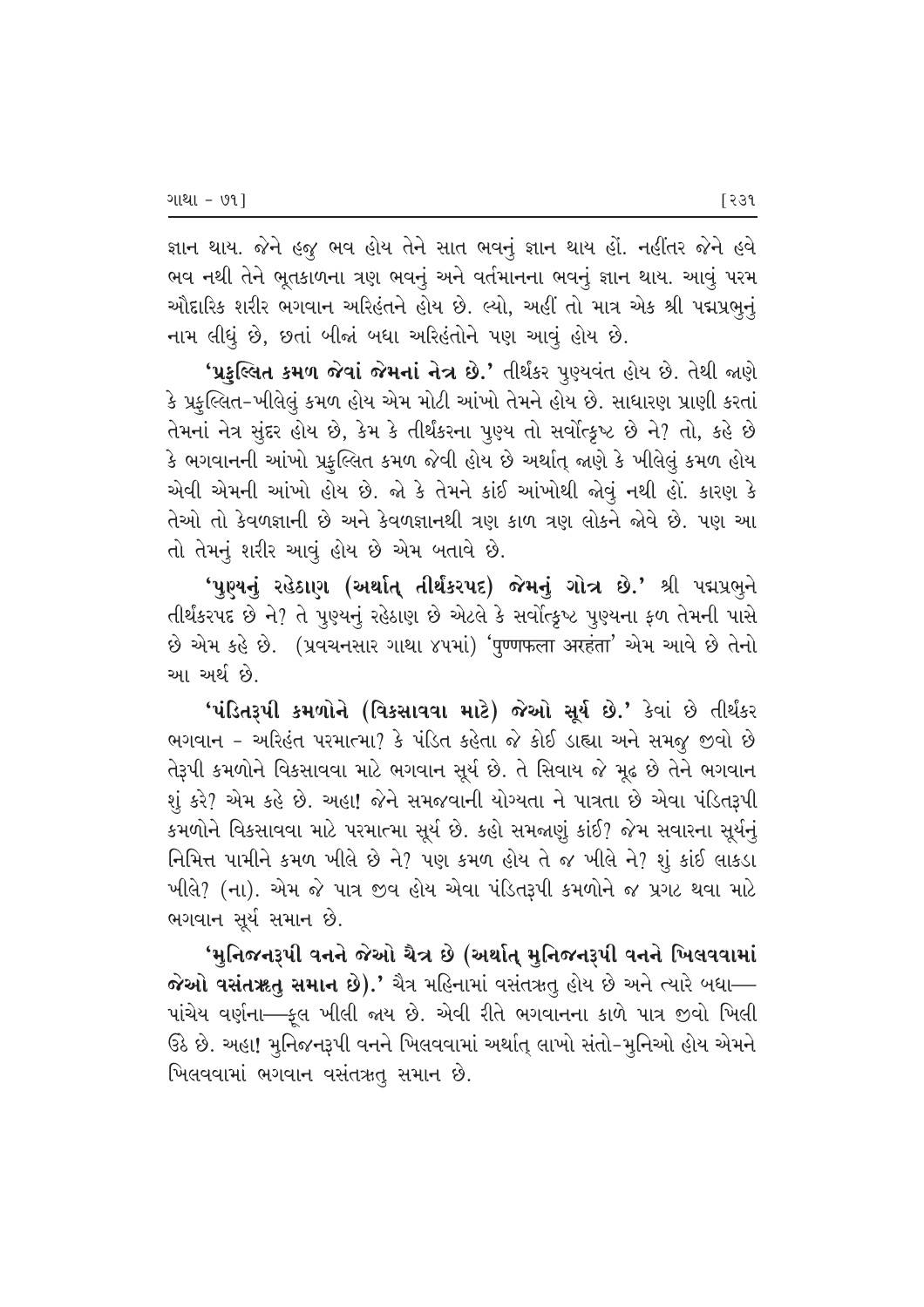જ્ઞાન થાય. જેને હજુ ભવ હોય તેને સાત ભવનું જ્ઞાન થાય હોં. નહીંતર જેને હવે ભવ નથી તેને ભૂતકાળના ત્રણ ભવનું અને વર્તમાનના ભવનું જ્ઞાન થાય. આવું પરમ ઔદારિક શરીર ભગવાન અરિહંતને હોય છે. લ્યો, અહીં તો માત્ર એક શ્રી પદ્મપ્રભુનું નામ લીધું છે, છતાં બીજાં બધા અરિહંતોને પણ આવું હોય છે.

**'પ્રફુલ્લિત કમળ જેવાં જેમનાં નેત્ર છે.'** તીર્થંકર પુણ્યવંત હોય છે. તેથી જાણે કે પ્રફુલ્લિત-ખીલેલું કમળ હોય એમ મોટી આંખો તેમને હોય છે. સાધારણ પ્રાણી કરતાં તેમનાં નેત્ર સુંદર હોય છે, કેમ કે તીર્થંકરના પુણ્ય તો સર્વોત્કૃષ્ટ છે ને? તો, કહે છે કે ભગવાનની આંખો પ્રફુલ્લિત કમળ જેવી હોય છે અર્થાત્ જાણે કે ખીલેલું કમળ હોય એવી એમની આંખો હોય છે. જો કે તેમને કાંઈ આંખોથી જોવું નથી હોં. કારણ કે તેઓ તો કેવળજ્ઞાની છે અને કેવળજ્ઞાનથી ત્રણ કાળ ત્રણ લોકને જોવે છે. પણ આ તો તેમનું શરીર આવું હોય છે એમ બતાવે છે.

**'પુણ્યનું રહેઠાણ (અર્થાત્ તીર્થંકરપદ) જેમનું ગોત્ર છે.'** શ્રી પદ્મપ્રભુને તીર્થંકરપદ છે ને? તે પુણ્યનું રહેઠાણ છે એટલે કે સર્વોત્કૃષ્ટ પુણ્યના ફળ તેમની પાસે છે એમ કહે છે. (પ્રવચનસાર ગાથા ૪૫માં) 'पुण्णफला अरहंता' એમ આવે છે તેનો આ અર્થ છે.

**'પંડિતરૂપી કમળોને (વિકસાવવા માટે) જેઓ સૂર્ય છે.'** કેવાં છે તીર્થંકર ભગવાન - અરિહંત પરમાત્મા? કે પંડિત કહેતા જે કોઈ ડાહ્યા અને સમજુ જીવો છે તેરૂપી કમળોને વિકસાવવા માટે ભગવાન સૂર્ય છે. તે સિવાય જે મૂઢ છે તેને ભગવાન શું કરે? એમ કહે છે. અહા! જેને સમજવાની યોગ્યતા ને પાત્રતા છે એવા પંડિતરૂપી કમળોને વિકસાવવા માટે પરમાત્મા સૂર્ય છે. કહો સમજાણું કાંઈ? જેમ સવારના સૂર્યનું નિમિત્ત પામીને કમળ ખીલે છે ને? પણ કમળ હોય તે જ ખીલે ને? શું કાંઈ લાકડા ખીલે? (ના). એમ જે પાત્ર જીવ હોય એવા પંડિતરૂપી કમળોને જ પ્રગટ થવા માટે ભગવાન સૂર્ય સમાન છે.

**'મુનિજનરૂપી વનને જેઓ ચૈત્ર છે (અર્થાત્ મુનિજનરૂપી વનને ખિલવવામાં જેઓ વસંતઋતુ સમાન છે).'** ચૈત્ર મહિનામાં વસંતઋતુ હોય છે અને ત્યારે બધા—પાંચેય વર્ણના—ફૂલ ખીલી જાય છે. એવી રીતે ભગવાનના કાળે પાત્ર જીવો ખિલી ઉઠે છે. અહા! મુનિજનરૂપી વનને ખિલવવામાં અર્થાત્ લાખો સંતો-મુનિઓ હોય એમને ખિલવવામાં ભગવાન વસંતઋતુ સમાન છે.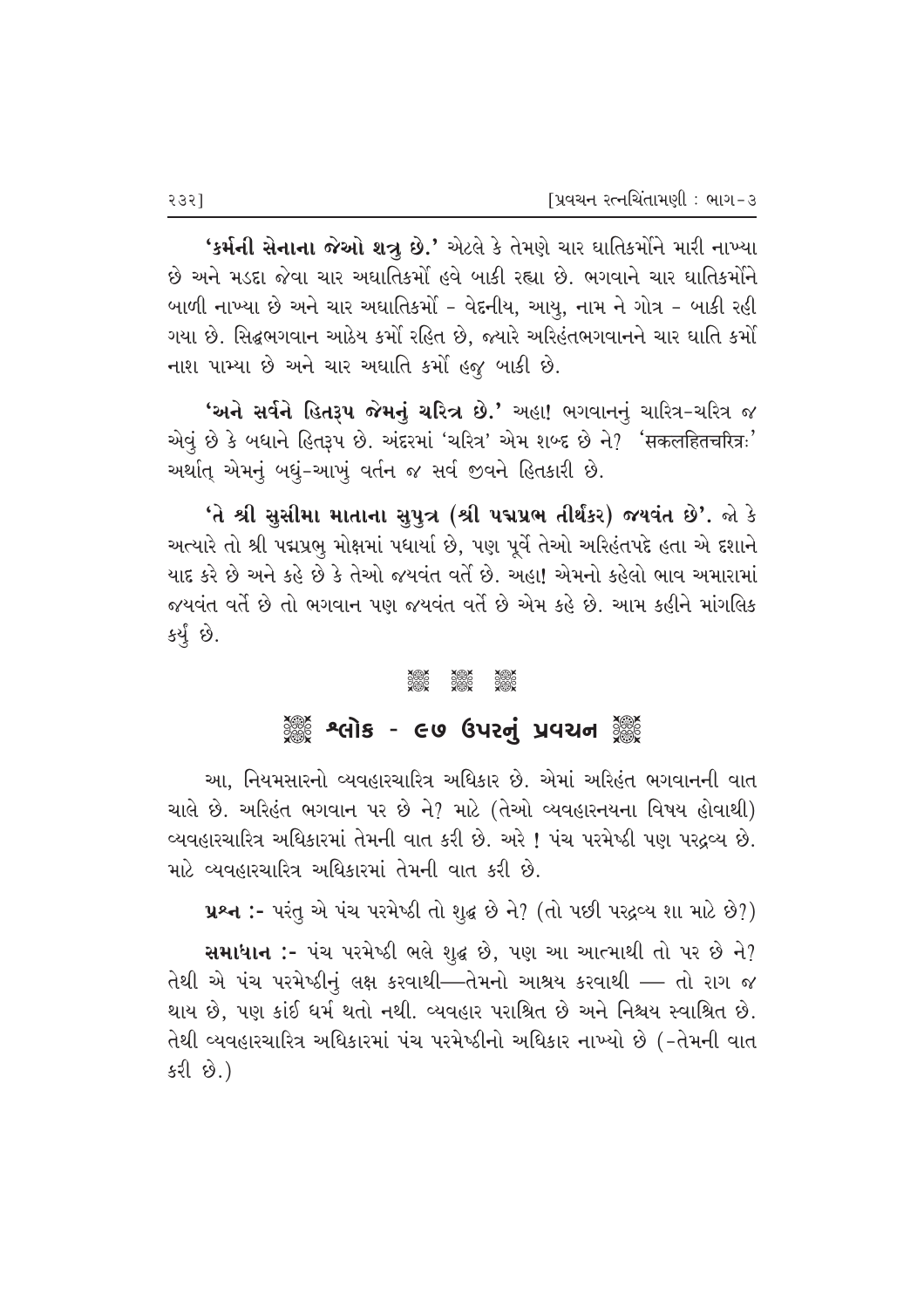**'કર્મની સેનાના જેઓ શત્રુ છે.'** એટલે કે તેમણે ચાર ઘાતિકર્મોને મારી નાખ્યા છે અને મડદા જેવા ચાર અઘાતિકર્મો હવે બાકી રહ્યા છે. ભગવાને ચાર ઘાતિકર્મોને બાળી નાખ્યા છે અને ચાર અઘાતિકર્મો - વેદનીય, આયુ, નામ ને ગોત્ર - બાકી રહી ગયા છે. સિદ્ધભગવાન આઠેય કર્મો રહિત છે, જ્યારે અરિહંતભગવાનને ચાર ઘાતિ કર્મો નાશ પામ્યા છે અને ચાર અઘાતિ કર્મો હજુ બાકી છે.

**'અને સર્વને હિતરૂપ જેમનું ચરિત્ર છે.'** અહા! ભગવાનનું ચારિત્ર-ચરિત્ર જ એવું છે કે બધાને હિતરૂપ છે. અંદરમાં 'ચરિત્ર' એમ શબ્દ છે ને? 'सकलहितचरित्रः' અર્થાત્ એમનું બધું-આખું વર્તન જ સર્વ જીવને હિતકારી છે.

**'તે શ્રી સુસીમા માતાના સુપુત્ર (શ્રી પદ્મપ્રભ તીર્થંકર) જયવંત છે'.** જો કે અત્યારે તો શ્રી પદ્મપ્રભુ મોક્ષમાં પધાર્યા છે, પણ પૂર્વે તેઓ અરિહંતપદે હતા એ દશાને યાદ કરે છે અને કહે છે કે તેઓ જયવંત વર્તે છે. અહા! એમનો કહેલો ભાવ અમારામાં જયવંત વર્તે છે તો ભગવાન પણ જયવંત વર્તે છે એમ કહે છે. આમ કહીને માંગલિક કર્યું છે.

## શ્લોક - ૯૭ ઉપરનું પ્રવચન

આ, નિયમસારનો વ્યવહારચારિત્ર અધિકાર છે. એમાં અરિહંત ભગવાનની વાત ચાલે છે. અરિહંત ભગવાન પર છે ને? માટે (તેઓ વ્યવહારનયના વિષય હોવાથી) વ્યવહારચારિત્ર અધિકારમાં તેમની વાત કરી છે. અરે ! પંચ પરમેષ્ઠી પણ પરદ્રવ્ય છે. માટે વ્યવહારચારિત્ર અધિકારમાં તેમની વાત કરી છે.

**પ્રશ્ન :-** પરંતુ એ પંચ પરમેષ્ઠી તો શુદ્ધ છે ને? (તો પછી પરદ્રવ્ય શા માટે છે?)

**સમાધાન :-** પંચ પરમેષ્ઠી ભલે શુદ્ધ છે, પણ આ આત્માથી તો પર છે ને? તેથી એ પંચ પરમેષ્ઠીનું લક્ષ કરવાથી—તેમનો આશ્રય કરવાથી — તો રાગ જ થાય છે, પણ કાંઈ ધર્મ થતો નથી. વ્યવહાર પરાશ્રિત છે અને નિશ્ચય સ્વાશ્રિત છે. તેથી વ્યવહારચારિત્ર અધિકારમાં પંચ પરમેષ્ઠીનો અધિકાર નાખ્યો છે (-તેમની વાત કરી છે.)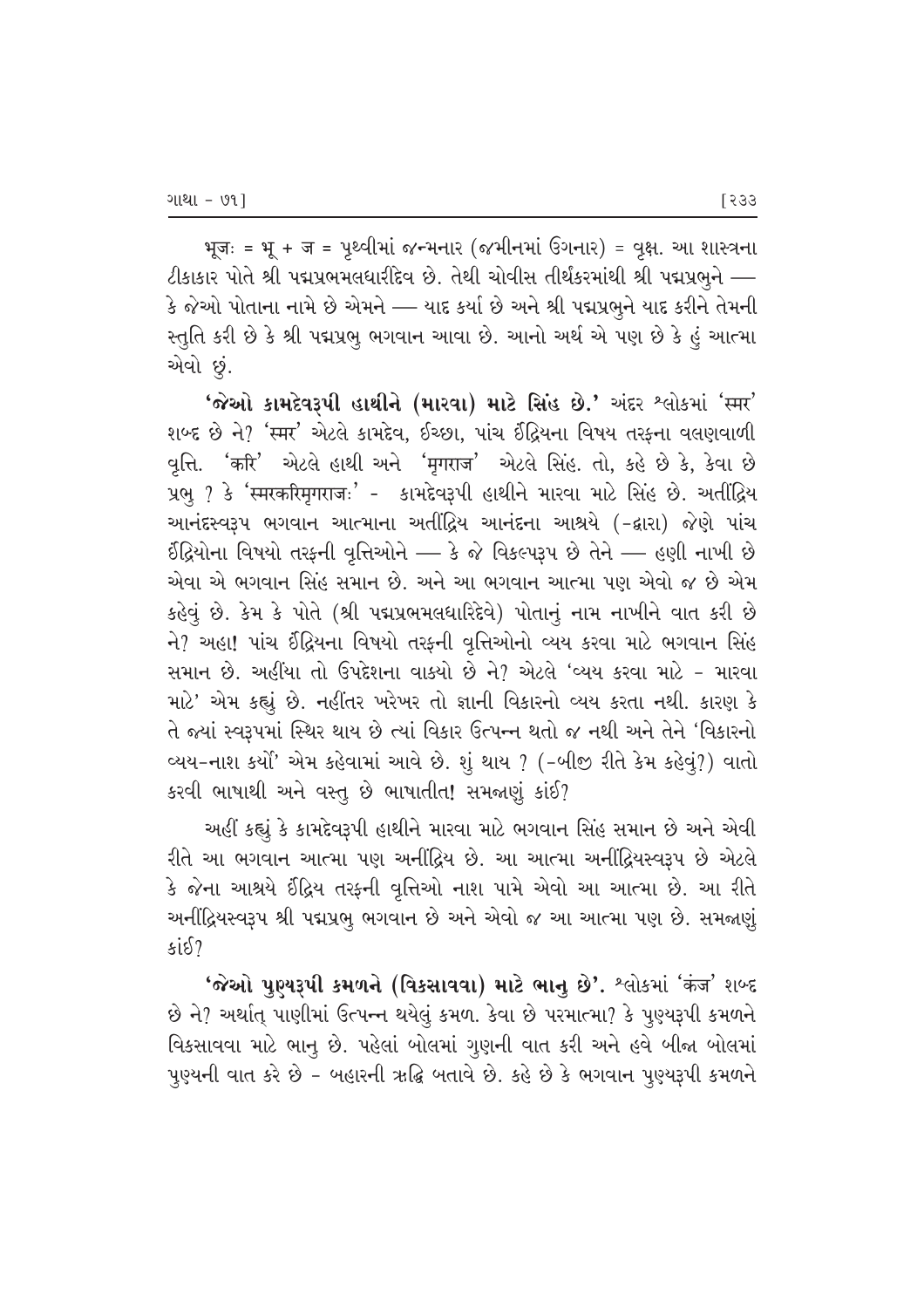भूजः = भू + ज = પૃથ્વીમાં જન્મનાર (જમીનમાં ઉગનાર) = વૃક્ષ. આ શાસ્ત્રના ટીકાકાર પોતે શ્રી પદ્મપ્રભમલધારીદેવ છે. તેથી ચોવીસ તીર્થંકરમાંથી શ્રી પદ્મપ્રભુને — કે જેઓ પોતાના નામે છે એમને — યાદ કર્યા છે અને શ્રી પદ્મપ્રભુને યાદ કરીને તેમની સ્તુતિ કરી છે કે શ્રી પદ્મપ્રભુ ભગવાન આવા છે. આનો અર્થ એ પણ છે કે હું આત્મા એવો છું.

**'જેઓ કામદેવરૂપી હાથીને (મારવા) માટે સિંહ છે.'** અંદર શ્લોકમાં 'स्मर' શબ્દ છે ને? 'स्मर' એટલે કામદેવ, ઈચ્છા, પાંચ ઈંદ્રિયના વિષય તરફના વલણવાળી વૃત્તિ. 'करि' એટલે હાથી અને 'मृगराज' એટલે સિંહ. તો, કહે છે કે, કેવા છે પ્રભુ ? કે 'स्मरकरिमृगराजः' - કામદેવરૂપી હાથીને મારવા માટે સિંહ છે. અતીંદ્રિય આનંદસ્વરૂપ ભગવાન આત્માના અતીંદ્રિય આનંદના આશ્રયે (-દ્વારા) જેણે પાંચ ઈંદ્રિયોના વિષયો તરફની વૃત્તિઓને — કે જે વિકલ્પરૂપ છે તેને — હણી નાખી છે એવા એ ભગવાન સિંહ સમાન છે. અને આ ભગવાન આત્મા પણ એવો જ છે એમ કહેવું છે. કેમ કે પોતે (શ્રી પદ્મપ્રભમલધારિદેવે) પોતાનું નામ નાખીને વાત કરી છે ને? અહા! પાંચ ઈંદ્રિયના વિષયો તરફની વૃત્તિઓનો વ્યય કરવા માટે ભગવાન સિંહ સમાન છે. અહીંયા તો ઉપદેશના વાક્યો છે ને? એટલે 'વ્યય કરવા માટે - મારવા માટે' એમ કહ્યું છે. નહીંતર ખરેખર તો જ્ઞાની વિકારનો વ્યય કરતા નથી. કારણ કે તે જ્યાં સ્વરૂપમાં સ્થિર થાય છે ત્યાં વિકાર ઉત્પન્ન થતો જ નથી અને તેને 'વિકારનો વ્યય-નાશ કર્યો' એમ કહેવામાં આવે છે. શું થાય ? (-બીજી રીતે કેમ કહેવું?) વાતો કરવી ભાષાથી અને વસ્તુ છે ભાષાતીત! સમજાણું કાંઈ?

અહીં કહ્યું કે કામદેવરૂપી હાથીને મારવા માટે ભગવાન સિંહ સમાન છે અને એવી રીતે આ ભગવાન આત્મા પણ અનીંદ્રિય છે. આ આત્મા અનીંદ્રિયસ્વરૂપ છે એટલે કે જેના આશ્રયે ઈંદ્રિય તરફની વૃત્તિઓ નાશ પામે એવો આ આત્મા છે. આ રીતે અનીંદ્રિયસ્વરૂપ શ્રી પદ્મપ્રભુ ભગવાન છે અને એવો જ આ આત્મા પણ છે. સમજાણું કાંઈ?

**'જેઓ પુણ્યરૂપી કમળને (વિકસાવવા) માટે ભાનુ છે'.** શ્લોકમાં 'कंज' શબ્દ છે ને? અર્થાત્ પાણીમાં ઉત્પન્ન થયેલું કમળ. કેવા છે પરમાત્મા? કે પુણ્યરૂપી કમળને વિકસાવવા માટે ભાનુ છે. પહેલાં બોલમાં ગુણની વાત કરી અને હવે બીજા બોલમાં પુણ્યની વાત કરે છે - બહારની ઋદ્ધિ બતાવે છે. કહે છે કે ભગવાન પુણ્યરૂપી કમળને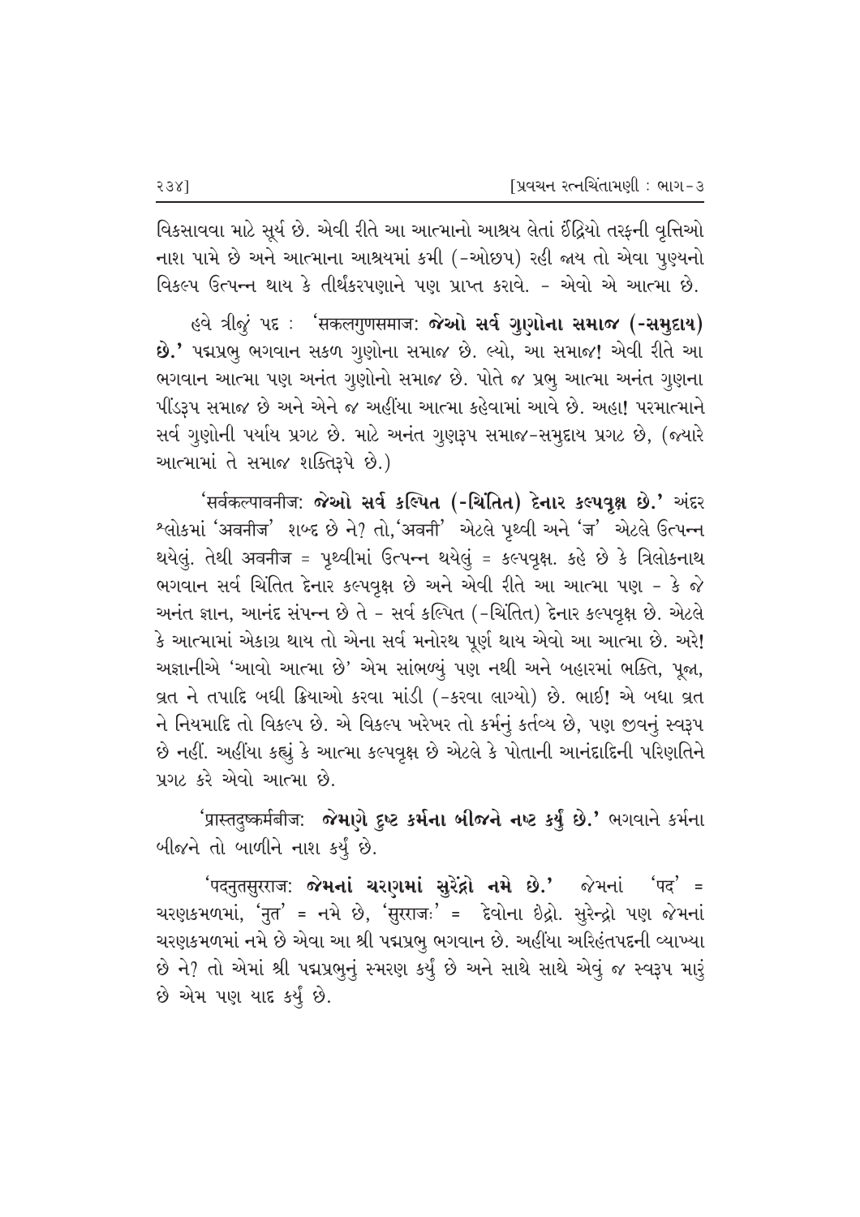વિકસાવવા માટે સૂર્ય છે. એવી રીતે આ આત્માનો આશ્રય લેતાં ઈંદ્રિયો તરફની વૃત્તિઓ નાશ પામે છે અને આત્માના આશ્રયમાં કમી (-ઓછપ) રહી જાય તો એવા પુણ્યનો વિકલ્પ ઉત્પન્ન થાય કે તીર્થંકરપણાને પણ પ્રાપ્ત કરાવે. - એવો એ આત્મા છે.

હવે ત્રીજું પદ : 'सकलगुणसमाजः **જેઓ સર્વ ગુણોના સમાજ (-સમુદાય) છે.'** પદ્મપ્રભુ ભગવાન સકળ ગુણોના સમાજ છે. લ્યો, આ સમાજ! એવી રીતે આ ભગવાન આત્મા પણ અનંત ગુણોનો સમાજ છે. પોતે જ પ્રભુ આત્મા અનંત ગુણના પીંડરૂપ સમાજ છે અને એને જ અહીંયા આત્મા કહેવામાં આવે છે. અહા! પરમાત્માને સર્વ ગુણોની પર્યાય પ્રગટ છે. માટે અનંત ગુણરૂપ સમાજ-સમુદાય પ્રગટ છે, (જ્યારે આત્મામાં તે સમાજ શક્તિરૂપે છે.)

'सर्वकल्पावनीजः **જેઓ સર્વ કલ્પિત (-ચિંતિત) દેનાર કલ્પવૃક્ષ છે.'** અંદર શ્લોકમાં 'अवनीज' શબ્દ છે ને? તો,'अवनी' એટલે પૃથ્વી અને 'ज' એટલે ઉત્પન્ન થયેલું. તેથી અવનીજ = પૃથ્વીમાં ઉત્પન્ન થયેલું = કલ્પવૃક્ષ. કહે છે કે ત્રિલોકનાથ ભગવાન સર્વ ચિંતિત દેનાર કલ્પવૃક્ષ છે અને એવી રીતે આ આત્મા પણ - કે જે અનંત જ્ઞાન, આનંદ સંપન્ન છે તે - સર્વ કલ્પિત (-ચિંતિત) દેનાર કલ્પવૃક્ષ છે. એટલે કે આત્મામાં એકાગ્ર થાય તો એના સર્વ મનોરથ પૂર્ણ થાય એવો આ આત્મા છે. અરે! અજ્ઞાનીએ 'આવો આત્મા છે' એમ સાંભળ્યું પણ નથી અને બહારમાં ભક્તિ, પૂજા, વ્રત ને તપાદિ બધી ક્રિયાઓ કરવા માંડી (-કરવા લાગ્યો) છે. ભાઈ! એ બધા વ્રત ને નિયમાદિ તો વિકલ્પ છે. એ વિકલ્પ ખરેખર તો કર્મનું કર્તવ્ય છે, પણ જીવનું સ્વરૂપ છે નહીં. અહીંયા કહ્યું કે આત્મા કલ્પવૃક્ષ છે એટલે કે પોતાની આનંદાદિની પરિણતિને પ્રગટ કરે એવો આત્મા છે.

'प्रास्तदुष्कर्मबीजः **જેમણે દુષ્ટ કર્મના બીજને નષ્ટ કર્યું છે.'** ભગવાને કર્મના બીજને તો બાળીને નાશ કર્યું છે.

'पदनुतसुरराजः **જેમનાં ચરણમાં સુરેંદ્રો નમે છે.'** જેમનાં 'पद' = ચરણકમળમાં, 'नुत' = નમે છે, 'सुरराजः' = દેવોના ઇંદ્રો. સુરેન્દ્રો પણ જેમનાં ચરણકમળમાં નમે છે એવા આ શ્રી પદ્મપ્રભુ ભગવાન છે. અહીંયા અરિહંતપદની વ્યાખ્યા છે ને? તો એમાં શ્રી પદ્મપ્રભુનું સ્મરણ કર્યું છે અને સાથે સાથે એવું જ સ્વરૂપ મારું છે એમ પણ યાદ કર્યું છે.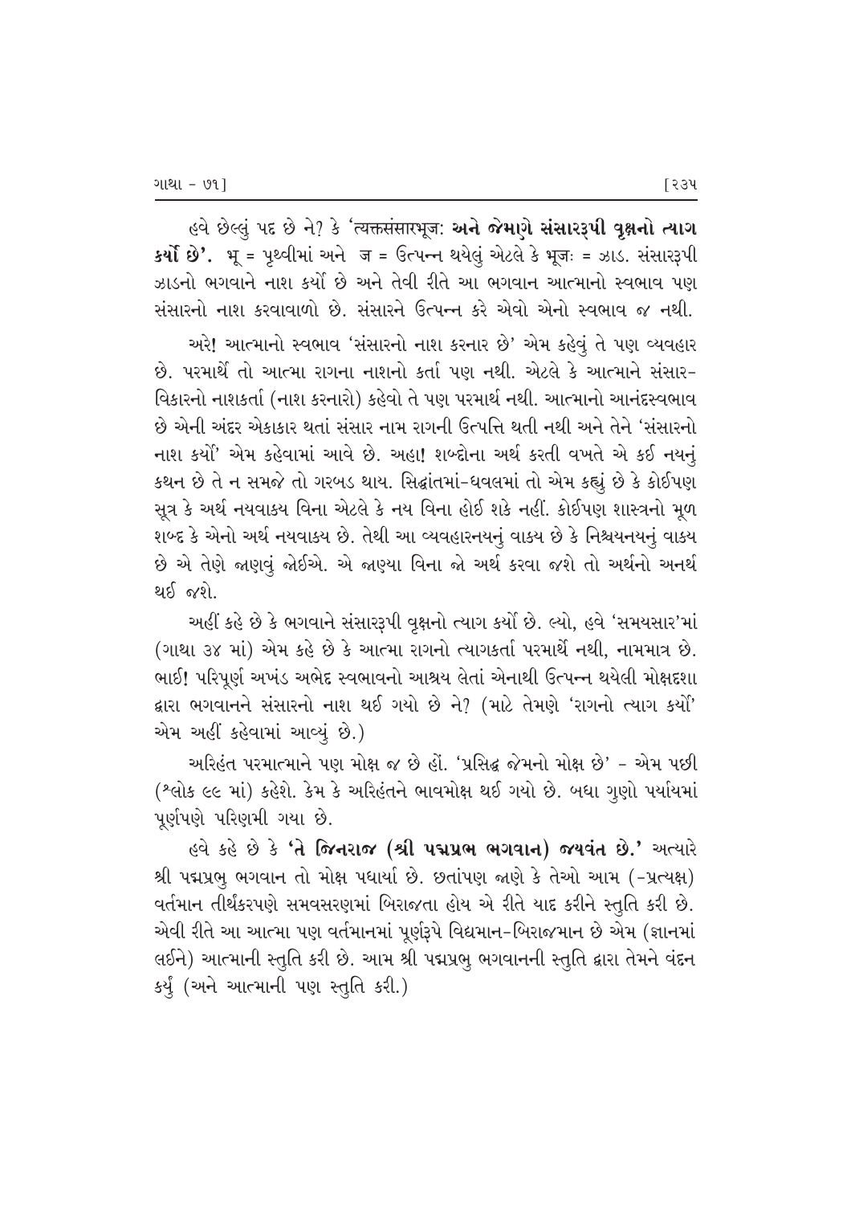હવે છેલ્લું પદ છે ને? કે 'त्यक्तसंसारभूजः **અને જેમાણે સંસારરૂપી વૃક્ષનો ત્યાગ કર્યો છે'.** भू = પૃથ્વીમાં અને ज = ઉત્પન્ન થયેલું એટલે કે भूजः = ઝાડ. સંસારરૂપી ઝાડનો ભગવાને નાશ કર્યો છે અને તેવી રીતે આ ભગવાન આત્માનો સ્વભાવ પણ સંસારનો નાશ કરવાવાળો છે. સંસારને ઉત્પન્ન કરે એવો એનો સ્વભાવ જ નથી.

અરે! આત્માનો સ્વભાવ 'સંસારનો નાશ કરનાર છે' એમ કહેવું તે પણ વ્યવહાર છે. પરમાર્થે તો આત્મા રાગના નાશનો કર્તા પણ નથી. એટલે કે આત્માને સંસાર-વિકારનો નાશકર્તા (નાશ કરનારો) કહેવો તે પણ પરમાર્થ નથી. આત્માનો આનંદસ્વભાવ છે એની અંદર એકાકાર થતાં સંસાર નામ રાગની ઉત્પત્તિ થતી નથી અને તેને 'સંસારનો નાશ કર્યો' એમ કહેવામાં આવે છે. અહા! શબ્દોના અર્થ કરતી વખતે એ કઈ નયનું કથન છે તે ન સમજે તો ગરબડ થાય. સિદ્ધાંતમાં-ધવલમાં તો એમ કહ્યું છે કે કોઈપણ સૂત્ર કે અર્થ નયવાક્ય વિના એટલે કે નય વિના હોઈ શકે નહીં. કોઈપણ શાસ્ત્રનો મૂળ શબ્દ કે એનો અર્થ નયવાક્ય છે. તેથી આ વ્યવહારનયનું વાક્ય છે કે નિશ્ચયનયનું વાક્ય છે એ તેણે જાણવું જોઈએ. એ જાણ્યા વિના જો અર્થ કરવા જશે તો અર્થનો અનર્થ થઈ જશે.

અહીં કહે છે કે ભગવાને સંસારરૂપી વૃક્ષનો ત્યાગ કર્યો છે. લ્યો, હવે 'સમયસાર'માં (ગાથા ૩૪ માં) એમ કહે છે કે આત્મા રાગનો ત્યાગકર્તા પરમાર્થે નથી, નામમાત્ર છે. ભાઈ! પરિપૂર્ણ અખંડ અભેદ સ્વભાવનો આશ્રય લેતાં એનાથી ઉત્પન્ન થયેલી મોક્ષદશા દ્વારા ભગવાનને સંસારનો નાશ થઈ ગયો છે ને? (માટે તેમણે 'રાગનો ત્યાગ કર્યો' એમ અહીં કહેવામાં આવ્યું છે.)

અરિહંત પરમાત્માને પણ મોક્ષ જ છે હોં. 'પ્રસિદ્ધ જેમનો મોક્ષ છે' - એમ પછી (શ્લોક ૯૯ માં) કહેશે. કેમ કે અરિહંતને ભાવમોક્ષ થઈ ગયો છે. બધા ગુણો પર્યાયમાં પૂર્ણપણે પરિણમી ગયા છે.

હવે કહે છે કે **'તે જિનરાજ (શ્રી પદ્મપ્રભ ભગવાન) જયવંત છે.'** અત્યારે શ્રી પદ્મપ્રભુ ભગવાન તો મોક્ષ પધાર્યા છે. છતાંપણ જાણે કે તેઓ આમ (-પ્રત્યક્ષ) વર્તમાન તીર્થંકરપણે સમવસરણમાં બિરાજતા હોય એ રીતે યાદ કરીને સ્તુતિ કરી છે. એવી રીતે આ આત્મા પણ વર્તમાનમાં પૂર્ણરૂપે વિદ્યમાન-બિરાજમાન છે એમ (જ્ઞાનમાં લઈને) આત્માની સ્તુતિ કરી છે. આમ શ્રી પદ્મપ્રભુ ભગવાનની સ્તુતિ દ્વારા તેમને વંદન કર્યું (અને આત્માની પણ સ્તુતિ કરી.)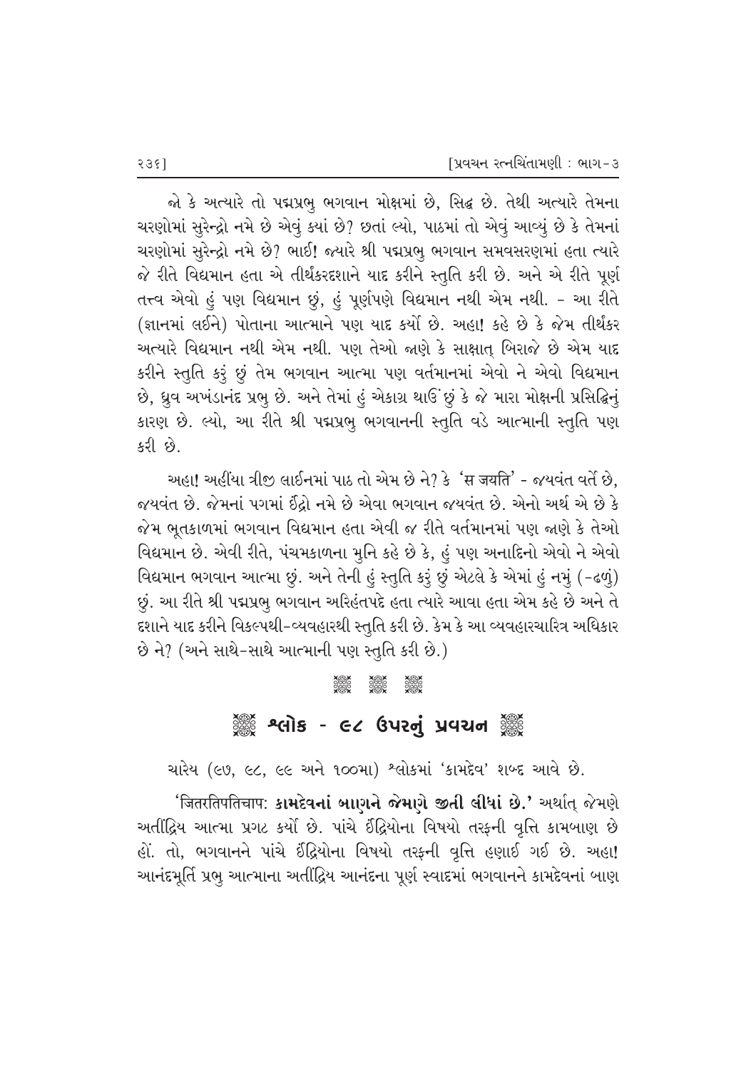જો કે અત્યારે તો પદ્મપ્રભુ ભગવાન મોક્ષમાં છે, સિદ્ધ છે. તેથી અત્યારે તેમના ચરણોમાં સુરેન્દ્રો નમે છે એવું ક્યાં છે? છતાં લ્યો, પાઠમાં તો એવું આવ્યું છે કે તેમનાં ચરણોમાં સુરેન્દ્રો નમે છે? ભાઈ! જ્યારે શ્રી પદ્મપ્રભુ ભગવાન સમવસરણમાં હતા ત્યારે જે રીતે વિદ્યમાન હતા એ તીર્થંકરદશાને યાદ કરીને સ્તુતિ કરી છે. અને એ રીતે પૂર્ણ તત્ત્વ એવો હું પણ વિદ્યમાન છું, હું પૂર્ણપણે વિદ્યમાન નથી એમ નથી. - આ રીતે (જ્ઞાનમાં લઈને) પોતાના આત્માને પણ યાદ કર્યો છે. અહા! કહે છે કે જેમ તીર્થંકર અત્યારે વિદ્યમાન નથી એમ નથી. પણ તેઓ જાણે કે સાક્ષાત્ બિરાજે છે એમ યાદ કરીને સ્તુતિ કરું છું તેમ ભગવાન આત્મા પણ વર્તમાનમાં એવો ને એવો વિદ્યમાન છે, ધ્રુવ અખંડાનંદ પ્રભુ છે. અને તેમાં હું એકાગ્ર થાઉં છું કે જે મારા મોક્ષની પ્રસિદ્ધિનું કારણ છે. લ્યો, આ રીતે શ્રી પદ્મપ્રભુ ભગવાનની સ્તુતિ વડે આત્માની સ્તુતિ પણ કરી છે.

અહા! અહીંયા ત્રીજી લાઈનમાં પાઠ તો એમ છે ને? કે 'स जयति' - જયવંત વર્તે છે, જયવંત છે. જેમનાં પગમાં ઈંદ્રો નમે છે એવા ભગવાન જયવંત છે. એનો અર્થ એ છે કે જેમ ભૂતકાળમાં ભગવાન વિદ્યમાન હતા એવી જ રીતે વર્તમાનમાં પણ જાણે કે તેઓ વિદ્યમાન છે. એવી રીતે, પંચમકાળના મુનિ કહે છે કે, હું પણ અનાદિનો એવો ને એવો વિદ્યમાન ભગવાન આત્મા છું. અને તેની હું સ્તુતિ કરું છું એટલે કે એમાં હું નમું (-ઢળું) છું. આ રીતે શ્રી પદ્મપ્રભુ ભગવાન અરિહંતપદે હતા ત્યારે આવા હતા એમ કહે છે અને તે દશાને યાદ કરીને વિકલ્પથી-વ્યવહારથી સ્તુતિ કરી છે. કેમ કે આ વ્યવહારચારિત્ર અધિકાર છે ને? (અને સાથે-સાથે આત્માની પણ સ્તુતિ કરી છે.)

## શ્લોક - ૯૮ ઉપરનું પ્રવચન

ચારેય (૯૭, ૯૮, ૯૯ અને ૧૦૦મા) શ્લોકમાં 'કામદેવ' શબ્દ આવે છે.

'जितरतिपतिचापः **કામદેવનાં બાણને જેમણે જીતી લીધાં છે.**' અર્થાત્ જેમણે અતીંદ્રિય આત્મા પ્રગટ કર્યો છે. પાંચે ઈંદ્રિયોના વિષયો તરફની વૃત્તિ કામબાણ છે હોં. તો, ભગવાનને પાંચે ઈંદ્રિયોના વિષયો તરફની વૃત્તિ હણાઈ ગઈ છે. અહા! આનંદમૂર્તિ પ્રભુ આત્માના અતીંદ્રિય આનંદના પૂર્ણ સ્વાદમાં ભગવાનને કામદેવનાં બાણ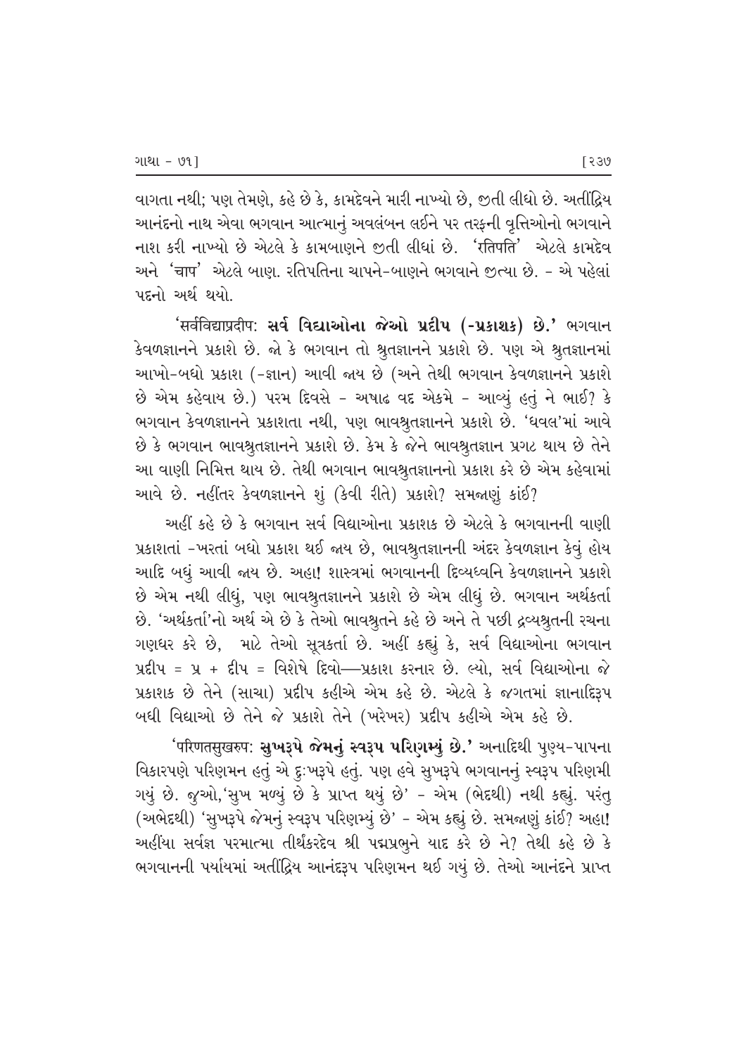વાગતા નથી; પણ તેમણે, કહે છે કે, કામદેવને મારી નાખ્યો છે, જીતી લીધો છે. અતીંદ્રિય આનંદનો નાથ એવા ભગવાન આત્માનું અવલંબન લઈને પર તરફની વૃત્તિઓનો ભગવાને નાશ કરી નાખ્યો છે એટલે કે કામબાણને જીતી લીધાં છે. 'रतिपति' એટલે કામદેવ અને 'चाप' એટલે બાણ. રતિપતિના ચાપને-બાણને ભગવાને જીત્યા છે. - એ પહેલાં પદનો અર્થ થયો.

'सर्वविद्याप्रदीप: **સર્વ વિદ્યાઓના જેઓ પ્રદીપ (-પ્રકાશક) છે.'** ભગવાન કેવળજ્ઞાનને પ્રકાશે છે. જો કે ભગવાન તો શ્રુતજ્ઞાનને પ્રકાશે છે. પણ એ શ્રુતજ્ઞાનમાં આખો-બધો પ્રકાશ (-જ્ઞાન) આવી જાય છે (અને તેથી ભગવાન કેવળજ્ઞાનને પ્રકાશે છે એમ કહેવાય છે.) પરમ દિવસે - અષાઢ વદ એકમે - આવ્યું હતું ને ભાઈ? કે ભગવાન કેવળજ્ઞાનને પ્રકાશતા નથી, પણ ભાવશ્રુતજ્ઞાનને પ્રકાશે છે. 'ધવલ'માં આવે છે કે ભગવાન ભાવશ્રુતજ્ઞાનને પ્રકાશે છે. કેમ કે જેને ભાવશ્રુતજ્ઞાન પ્રગટ થાય છે તેને આ વાણી નિમિત્ત થાય છે. તેથી ભગવાન ભાવશ્રુતજ્ઞાનનો પ્રકાશ કરે છે એમ કહેવામાં આવે છે. નહીંતર કેવળજ્ઞાનને શું (કેવી રીતે) પ્રકાશે? સમજાણું કાંઈ?

અહીં કહે છે કે ભગવાન સર્વ વિદ્યાઓના પ્રકાશક છે એટલે કે ભગવાનની વાણી પ્રકાશતાં -ખરતાં બધો પ્રકાશ થઈ જાય છે, ભાવશ્રુતજ્ઞાનની અંદર કેવળજ્ઞાન કેવું હોય આદિ બધું આવી જાય છે. અહા! શાસ્ત્રમાં ભગવાનની દિવ્યધ્વનિ કેવળજ્ઞાનને પ્રકાશે છે એમ નથી લીધું, પણ ભાવશ્રુતજ્ઞાનને પ્રકાશે છે એમ લીધું છે. ભગવાન અર્થકર્તા છે. 'અર્થકર્તા'નો અર્થ એ છે કે તેઓ ભાવશ્રુતને કહે છે અને તે પછી દ્રવ્યશ્રુતની રચના ગણધર કરે છે, માટે તેઓ સૂત્રકર્તા છે. અહીં કહ્યું કે, સર્વ વિદ્યાઓના ભગવાન પ્રદીપ = પ્ર + દીપ = વિશેષે દિવો—પ્રકાશ કરનાર છે. લ્યો, સર્વ વિદ્યાઓના જે પ્રકાશક છે તેને (સાચા) પ્રદીપ કહીએ એમ કહે છે. એટલે કે જગતમાં જ્ઞાનાદિરૂપ બધી વિદ્યાઓ છે તેને જે પ્રકાશે તેને (ખરેખર) પ્રદીપ કહીએ એમ કહે છે.

'परिणतसुखरूप: **સુખરૂપે જેમનું સ્વરૂપ પરિણમ્યું છે.'** અનાદિથી પુણ્ય-પાપના વિકારપણે પરિણમન હતું એ દુઃખરૂપે હતું. પણ હવે સુખરૂપે ભગવાનનું સ્વરૂપ પરિણમી ગયું છે. જુઓ,'સુખ મળ્યું છે કે પ્રાપ્ત થયું છે' - એમ (ભેદથી) નથી કહ્યું. પરંતુ (અભેદથી) 'સુખરૂપે જેમનું સ્વરૂપ પરિણમ્યું છે' - એમ કહ્યું છે. સમજાણું કાંઈ? અહા! અહીંયા સર્વજ્ઞ પરમાત્મા તીર્થંકરદેવ શ્રી પદ્મપ્રભુને યાદ કરે છે ને? તેથી કહે છે કે ભગવાનની પર્યાયમાં અતીંદ્રિય આનંદરૂપ પરિણમન થઈ ગયું છે. તેઓ આનંદને પ્રાપ્ત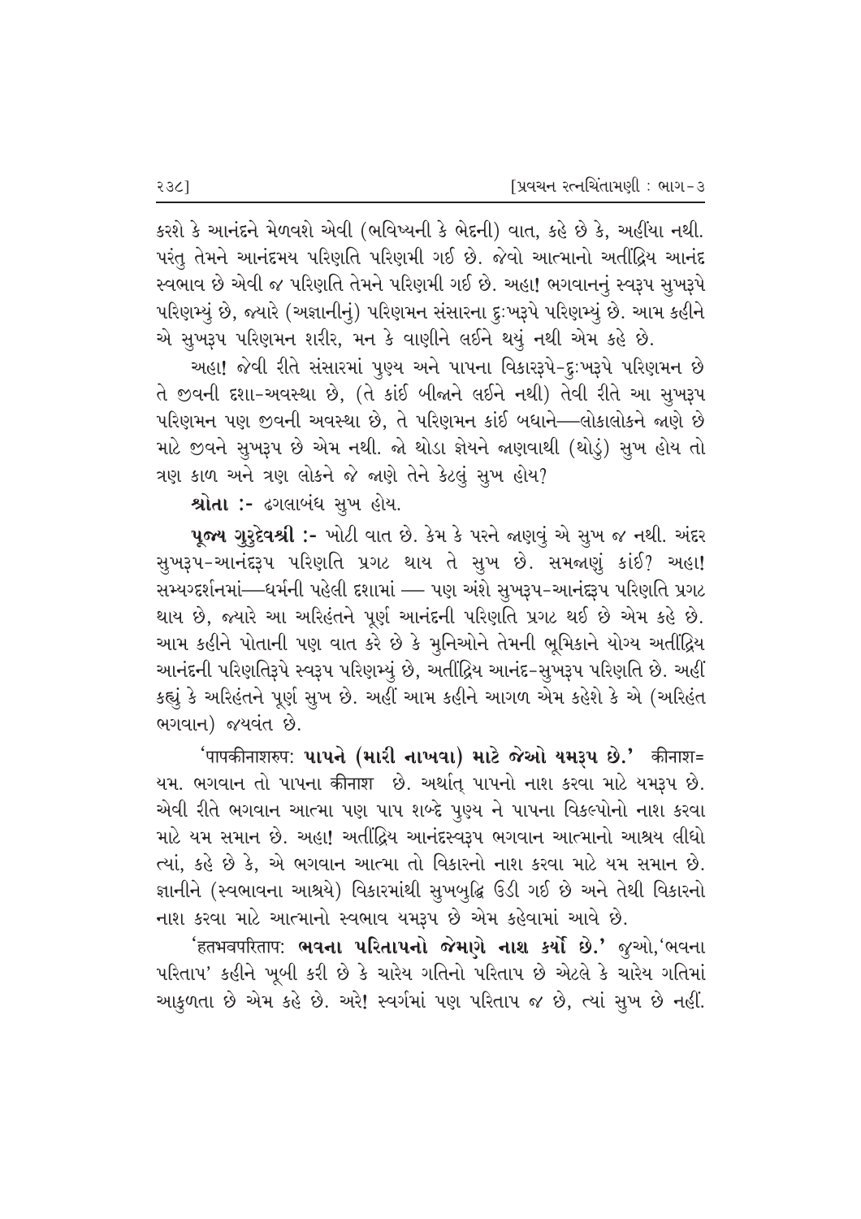કરશે કે આનંદને મેળવશે એવી (ભવિષ્યની કે ભેદની) વાત, કહે છે કે, અહીંયા નથી. પરંતુ તેમને આનંદમય પરિણતિ પરિણમી ગઈ છે. જેવો આત્માનો અતીંદ્રિય આનંદ સ્વભાવ છે એવી જ પરિણતિ તેમને પરિણમી ગઈ છે. અહા! ભગવાનનું સ્વરૂપ સુખરૂપે પરિણમ્યું છે, જ્યારે (અજ્ઞાનીનું) પરિણમન સંસારના દુઃખરૂપે પરિણમ્યું છે. આમ કહીને એ સુખરૂપ પરિણમન શરીર, મન કે વાણીને લઈને થયું નથી એમ કહે છે.

અહા! જેવી રીતે સંસારમાં પુણ્ય અને પાપના વિકારરૂપે-દુઃખરૂપે પરિણમન છે તે જીવની દશા-અવસ્થા છે, (તે કાંઈ બીજાને લઈને નથી) તેવી રીતે આ સુખરૂપ પરિણમન પણ જીવની અવસ્થા છે, તે પરિણમન કાંઈ બધાને—લોકાલોકને જાણે છે માટે જીવને સુખરૂપ છે એમ નથી. જો થોડા જ્ઞેયને જાણવાથી (થોડું) સુખ હોય તો ત્રણ કાળ અને ત્રણ લોકને જે જાણે તેને કેટલું સુખ હોય?

**શ્રોતા :-** ઢગલાબંધ સુખ હોય.

**પૂજ્ય ગુરુદેવશ્રી :-** ખોટી વાત છે. કેમ કે પરને જાણવું એ સુખ જ નથી. અંદર સુખરૂપ-આનંદરૂપ પરિણતિ પ્રગટ થાય તે સુખ છે. સમજાણું કાંઈ? અહા! સમ્યગ્દર્શનમાં—ધર્મની પહેલી દશામાં — પણ અંશે સુખરૂપ-આનંદરૂપ પરિણતિ પ્રગટ થાય છે, જ્યારે આ અરિહંતને પૂર્ણ આનંદની પરિણતિ પ્રગટ થઈ છે એમ કહે છે. આમ કહીને પોતાની પણ વાત કરે છે કે મુનિઓને તેમની ભૂમિકાને યોગ્ય અતીંદ્રિય આનંદની પરિણતિરૂપે સ્વરૂપ પરિણમ્યું છે, અતીંદ્રિય આનંદ-સુખરૂપ પરિણતિ છે. અહીં કહ્યું કે અરિહંતને પૂર્ણ સુખ છે. અહીં આમ કહીને આગળ એમ કહેશે કે એ (અરિહંત ભગવાન) જયવંત છે.

'पापकीनाशरुप: **પાપને (મારી નાખવા) માટે જેઓ યમરૂપ છે.'** कीनाश= યમ. ભગવાન તો પાપના कीनाश છે. અર્થાત્ પાપનો નાશ કરવા માટે યમરૂપ છે. એવી રીતે ભગવાન આત્મા પણ પાપ શબ્દે પુણ્ય ને પાપના વિકલ્પોનો નાશ કરવા માટે યમ સમાન છે. અહા! અતીંદ્રિય આનંદસ્વરૂપ ભગવાન આત્માનો આશ્રય લીધો ત્યાં, કહે છે કે, એ ભગવાન આત્મા તો વિકારનો નાશ કરવા માટે યમ સમાન છે. જ્ઞાનીને (સ્વભાવના આશ્રયે) વિકારમાંથી સુખબુદ્ધિ ઉડી ગઈ છે અને તેથી વિકારનો નાશ કરવા માટે આત્માનો સ્વભાવ યમરૂપ છે એમ કહેવામાં આવે છે.

'हतभवपरिताप: **ભવના પરિતાપનો જેમણે નાશ કર્યો છે.'** જુઓ,'ભવના પરિતાપ' કહીને ખૂબી કરી છે કે ચારેય ગતિનો પરિતાપ છે એટલે કે ચારેય ગતિમાં આકુળતા છે એમ કહે છે. અરે! સ્વર્ગમાં પણ પરિતાપ જ છે, ત્યાં સુખ છે નહીં.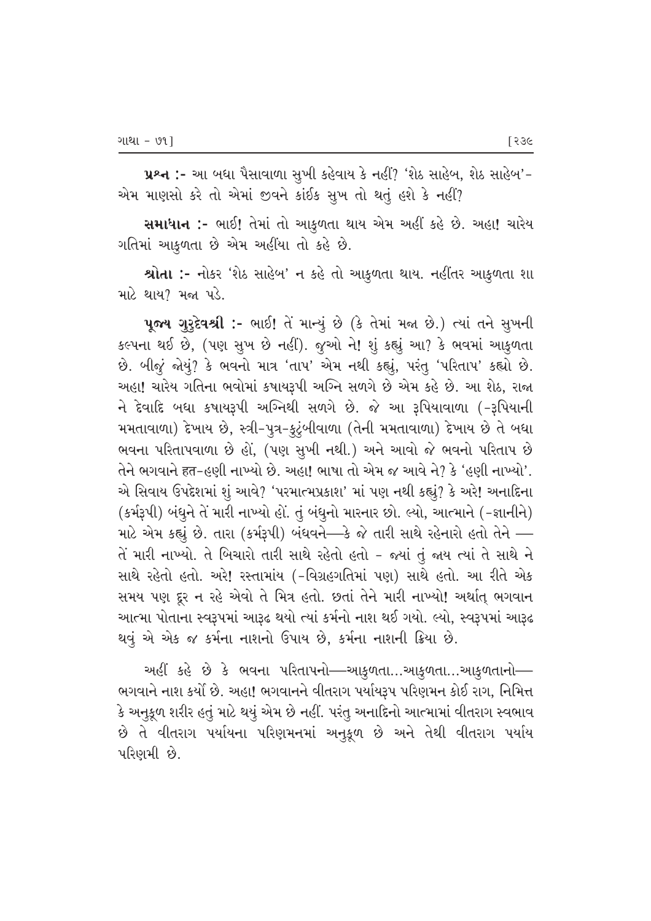**પ્રશ્ન :-** આ બધા પૈસાવાળા સુખી કહેવાય કે નહીં? 'શેઠ સાહેબ, શેઠ સાહેબ'- એમ માણસો કરે તો એમાં જીવને કાંઈક સુખ તો થતું હશે કે નહીં?

**સમાધાન :-** ભાઈ! તેમાં તો આકુળતા થાય એમ અહીં કહે છે. અહા! ચારેય ગતિમાં આકુળતા છે એમ અહીંયા તો કહે છે.

**શ્રોતા :-** નોકર 'શેઠ સાહેબ' ન કહે તો આકુળતા થાય. નહીંતર આકુળતા શા માટે થાય? મજા પડે.

**પૂજ્ય ગુરુદેવશ્રી :-** ભાઈ! તેં માન્યું છે (કે તેમાં મજા છે.) ત્યાં તને સુખની કલ્પના થઈ છે, (પણ સુખ છે નહીં). જુઓ ને! શું કહ્યું આ? કે ભવમાં આકુળતા છે. બીજું જોયું? કે ભવનો માત્ર 'તાપ' એમ નથી કહ્યું, પરંતુ 'પરિતાપ' કહ્યો છે. અહા! ચારેય ગતિના ભવોમાં કષાયરૂપી અગ્નિ સળગે છે એમ કહે છે. આ શેઠ, રાજા ને દેવાદિ બધા કષાયરૂપી અગ્નિથી સળગે છે. જે આ રૂપિયાવાળા (-રૂપિયાની મમતાવાળા) દેખાય છે, સ્ત્રી-પુત્ર-કુટુંબીવાળા (તેની મમતાવાળા) દેખાય છે તે બધા ભવના પરિતાપવાળા છે હોં, (પણ સુખી નથી.) અને આવો જે ભવનો પરિતાપ છે તેને ભગવાને હત-હણી નાખ્યો છે. અહા! ભાષા તો એમ જ આવે ને? કે 'હણી નાખ્યો'. એ સિવાય ઉપદેશમાં શું આવે? 'પરમાત્મપ્રકાશ' માં પણ નથી કહ્યું? કે અરે! અનાદિના (કર્મરૂપી) બંધુને તેં મારી નાખ્યો હોં. તું બંધુનો મારનાર છો. લ્યો, આત્માને (-જ્ઞાનીને) માટે એમ કહ્યું છે. તારા (કર્મરૂપી) બંધવને—કે જે તારી સાથે રહેનારો હતો તેને — તેં મારી નાખ્યો. તે બિચારો તારી સાથે રહેતો હતો - જ્યાં તું જાય ત્યાં તે સાથે ને સાથે રહેતો હતો. અરે! રસ્તામાંય (-વિગ્રહગતિમાં પણ) સાથે હતો. આ રીતે એક સમય પણ દૂર ન રહે એવો તે મિત્ર હતો. છતાં તેને મારી નાખ્યો! અર્થાત્ ભગવાન આત્મા પોતાના સ્વરૂપમાં આરૂઢ થયો ત્યાં કર્મનો નાશ થઈ ગયો. લ્યો, સ્વરૂપમાં આરૂઢ થવું એ એક જ કર્મના નાશનો ઉપાય છે, કર્મના નાશની ક્રિયા છે.

અહીં કહે છે કે ભવના પરિતાપનો—આકુળતા...આકુળતા...આકુળતાનો— ભગવાને નાશ કર્યો છે. અહા! ભગવાનને વીતરાગ પર્યાયરૂપ પરિણમન કોઈ રાગ, નિમિત્ત કે અનુકૂળ શરીર હતું માટે થયું એમ છે નહીં. પરંતુ અનાદિનો આત્મામાં વીતરાગ સ્વભાવ છે તે વીતરાગ પર્યાયના પરિણમનમાં અનુકૂળ છે અને તેથી વીતરાગ પર્યાય પરિણમી છે.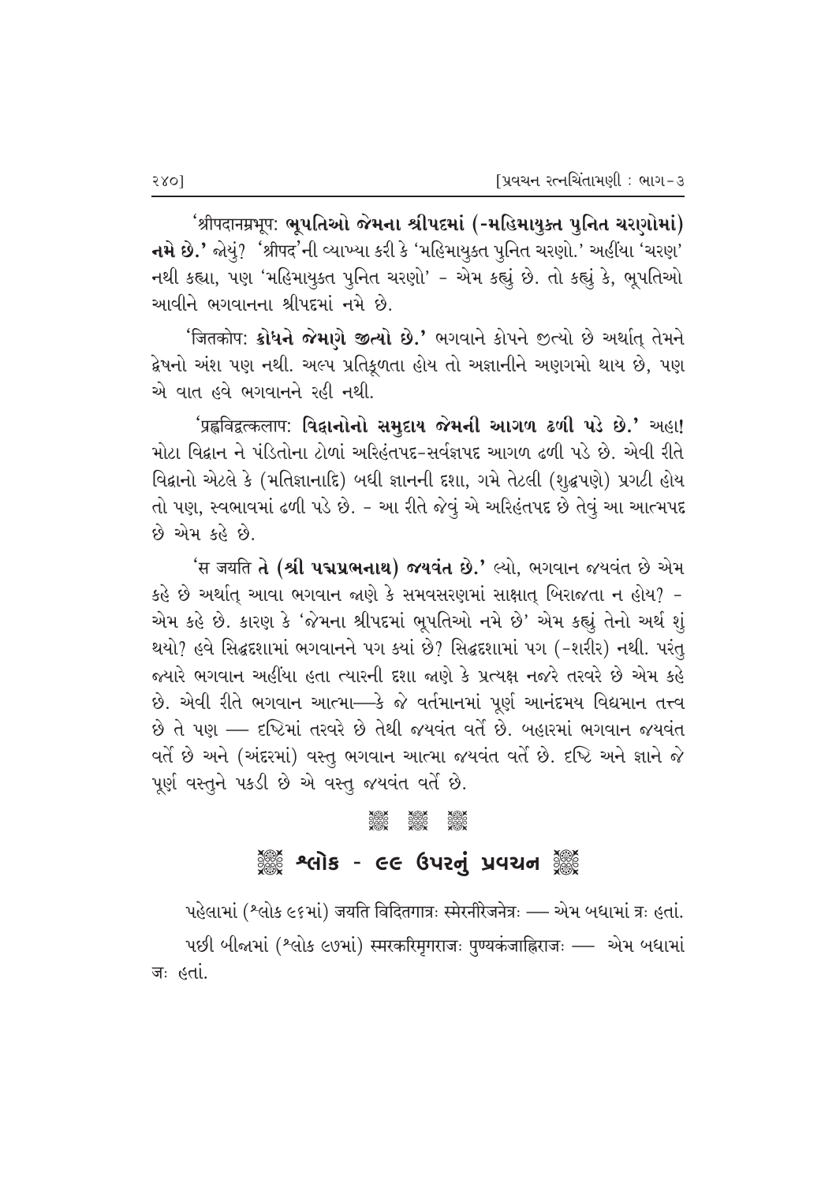'श्रीपदानम्रभूपः **ભૂપતિઓ જેમના શ્રીપદમાં (-મહિમાયુક્ત પુનિત ચરણોમાં) નમે છે.'** જોયું? 'श्रीपद'ની વ્યાખ્યા કરી કે 'મહિમાયુક્ત પુનિત ચરણો.' અહીંયા 'ચરણ' નથી કહ્યા, પણ 'મહિમાયુક્ત પુનિત ચરણો' - એમ કહ્યું છે. તો કહ્યું કે, ભૂપતિઓ આવીને ભગવાનના શ્રીપદમાં નમે છે.

'जितकोपः **ક્રોધને જેમણે જીત્યો છે.'** ભગવાને કોપને જીત્યો છે અર્થાત્ તેમને દ્વેષનો અંશ પણ નથી. અલ્પ પ્રતિકૂળતા હોય તો અજ્ઞાનીને અણગમો થાય છે, પણ એ વાત હવે ભગવાનને રહી નથી.

'प्रह्वविद्वत्कलापः **વિદ્વાનોનો સમુદાય જેમની આગળ ઢળી પડે છે.'** અહા! મોટા વિદ્વાન ને પંડિતોના ટોળાં અરિહંતપદ-સર્વજ્ઞપદ આગળ ઢળી પડે છે. એવી રીતે વિદ્વાનો એટલે કે (મતિજ્ઞાનાદિ) બધી જ્ઞાનની દશા, ગમે તેટલી (શુદ્ધપણે) પ્રગટી હોય તો પણ, સ્વભાવમાં ઢળી પડે છે. - આ રીતે જેવું એ અરિહંતપદ છે તેવું આ આત્મપદ છે એમ કહે છે.

'स जयति **તે (શ્રી પદ્મપ્રભનાથ) જયવંત છે.'** લ્યો, ભગવાન જયવંત છે એમ કહે છે અર્થાત્ આવા ભગવાન જાણે કે સમવસરણમાં સાક્ષાત્ બિરાજતા ન હોય? - એમ કહે છે. કારણ કે 'જેમના શ્રીપદમાં ભૂપતિઓ નમે છે' એમ કહ્યું તેનો અર્થ શું થયો? હવે સિદ્ધદશામાં ભગવાનને પગ ક્યાં છે? સિદ્ધદશામાં પગ (-શરીર) નથી. પરંતુ જ્યારે ભગવાન અહીંયા હતા ત્યારની દશા જાણે કે પ્રત્યક્ષ નજરે તરવરે છે એમ કહે છે. એવી રીતે ભગવાન આત્મા—કે જે વર્તમાનમાં પૂર્ણ આનંદમય વિદ્યમાન તત્ત્વ છે તે પણ — દૃષ્ટિમાં તરવરે છે તેથી જયવંત વર્તે છે. બહારમાં ભગવાન જયવંત વર્તે છે અને (અંદરમાં) વસ્તુ ભગવાન આત્મા જયવંત વર્તે છે. દૃષ્ટિ અને જ્ઞાને જે પૂર્ણ વસ્તુને પકડી છે એ વસ્તુ જયવંત વર્તે છે.

## શ્લોક - ૯૯ ઉપરનું પ્રવચન

પહેલામાં (શ્લોક ૯૬માં) जयति विदितगात्रः स्मेरनीरेजनेत्रः — એમ બધામાં त्रः હતાં.

પછી બીજામાં (શ્લોક ૯૭માં) स्मरकरिमृगराजः पुण्यकंजाह्निराजः — એમ બધામાં जः હતાં.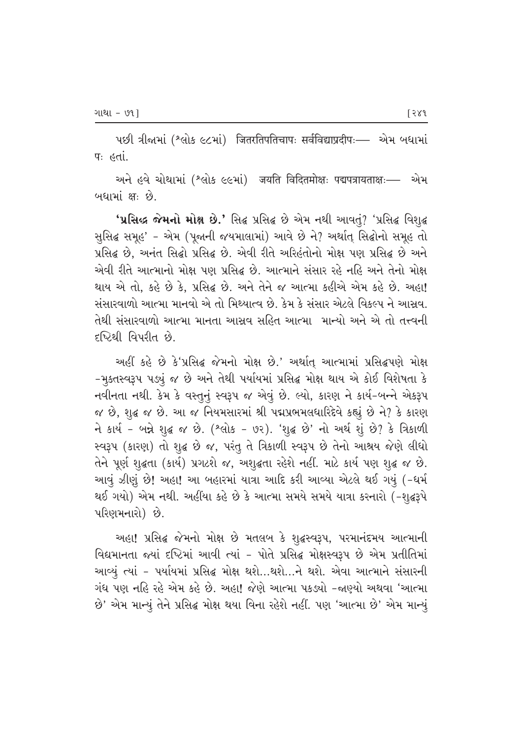પછી ત્રીજામાં (શ્લોક ૯૮માં) जितरतिपतिचापः सर्वविद्याप्रदीपः— એમ બધામાં पः હતાં.

અને હવે ચોથામાં (શ્લોક ૯૯માં) जयति विदितमोक्षः पद्मपत्रायताक्षः— એમ બધામાં क्षः છે.

**'પ્રસિદ્ધ જેમનો મોક્ષ છે.'** સિદ્ધ પ્રસિદ્ધ છે એમ નથી આવતું? 'પ્રસિદ્ધ વિશુદ્ધ સુસિદ્ધ સમૂહ' - એમ (પૂજાની જયમાલામાં) આવે છે ને? અર્થાત્ સિદ્ધોનો સમૂહ તો પ્રસિદ્ધ છે, અનંત સિદ્ધો પ્રસિદ્ધ છે. એવી રીતે અરિહંતોનો મોક્ષ પણ પ્રસિદ્ધ છે અને એવી રીતે આત્માનો મોક્ષ પણ પ્રસિદ્ધ છે. આત્માને સંસાર રહે નહિ અને તેનો મોક્ષ થાય એ તો, કહે છે કે, પ્રસિદ્ધ છે. અને તેને જ આત્મા કહીએ એમ કહે છે. અહા! સંસારવાળો આત્મા માનવો એ તો મિથ્યાત્વ છે. કેમ કે સંસાર એટલે વિકલ્પ ને આસ્રવ. તેથી સંસારવાળો આત્મા માનતા આસ્રવ સહિત આત્મા માન્યો અને એ તો તત્ત્વની દૃષ્ટિથી વિપરીત છે.

અહીં કહે છે કે'પ્રસિદ્ધ જેમનો મોક્ષ છે.' અર્થાત્ આત્મામાં પ્રસિદ્ધપણે મોક્ષ -મુક્તસ્વરૂપ પડ્યું જ છે અને તેથી પર્યાયમાં પ્રસિદ્ધ મોક્ષ થાય એ કોઈ વિશેષતા કે નવીનતા નથી. કેમ કે વસ્તુનું સ્વરૂપ જ એવું છે. લ્યો, કારણ ને કાર્ય-બન્ને એકરૂપ જ છે, શુદ્ધ જ છે. આ જ નિયમસારમાં શ્રી પદ્મપ્રભમલધારિદેવે કહ્યું છે ને? કે કારણ ને કાર્ય - બન્ને શુદ્ધ જ છે. (શ્લોક - ૭૨). 'શુદ્ધ છે' નો અર્થ શું છે? કે ત્રિકાળી સ્વરૂપ (કારણ) તો શુદ્ધ છે જ, પરંતુ તે ત્રિકાળી સ્વરૂપ છે તેનો આશ્રય જેણે લીધો તેને પૂર્ણ શુદ્ધતા (કાર્ય) પ્રગટશે જ, અશુદ્ધતા રહેશે નહીં. માટે કાર્ય પણ શુદ્ધ જ છે. આવું ઝીણું છે! અહા! આ બહારમાં યાત્રા આદિ કરી આવ્યા એટલે થઈ ગયું (-ધર્મ થઈ ગયો) એમ નથી. અહીંયા કહે છે કે આત્મા સમયે સમયે યાત્રા કરનારો (-શુદ્ધરૂપે પરિણમનારો) છે.

અહા! પ્રસિદ્ધ જેમનો મોક્ષ છે મતલબ કે શુદ્ધસ્વરૂપ, પરમાનંદમય આત્માની વિદ્યમાનતા જ્યાં દૃષ્ટિમાં આવી ત્યાં - પોતે પ્રસિદ્ધ મોક્ષસ્વરૂપ છે એમ પ્રતીતિમાં આવ્યું ત્યાં - પર્યાયમાં પ્રસિદ્ધ મોક્ષ થશે...થશે...ને થશે. એવા આત્માને સંસારની ગંધ પણ નહિ રહે એમ કહે છે. અહા! જેણે આત્મા પકડ્યો -જાણ્યો અથવા 'આત્મા છે' એમ માન્યું તેને પ્રસિદ્ધ મોક્ષ થયા વિના રહેશે નહીં. પણ 'આત્મા છે' એમ માન્યું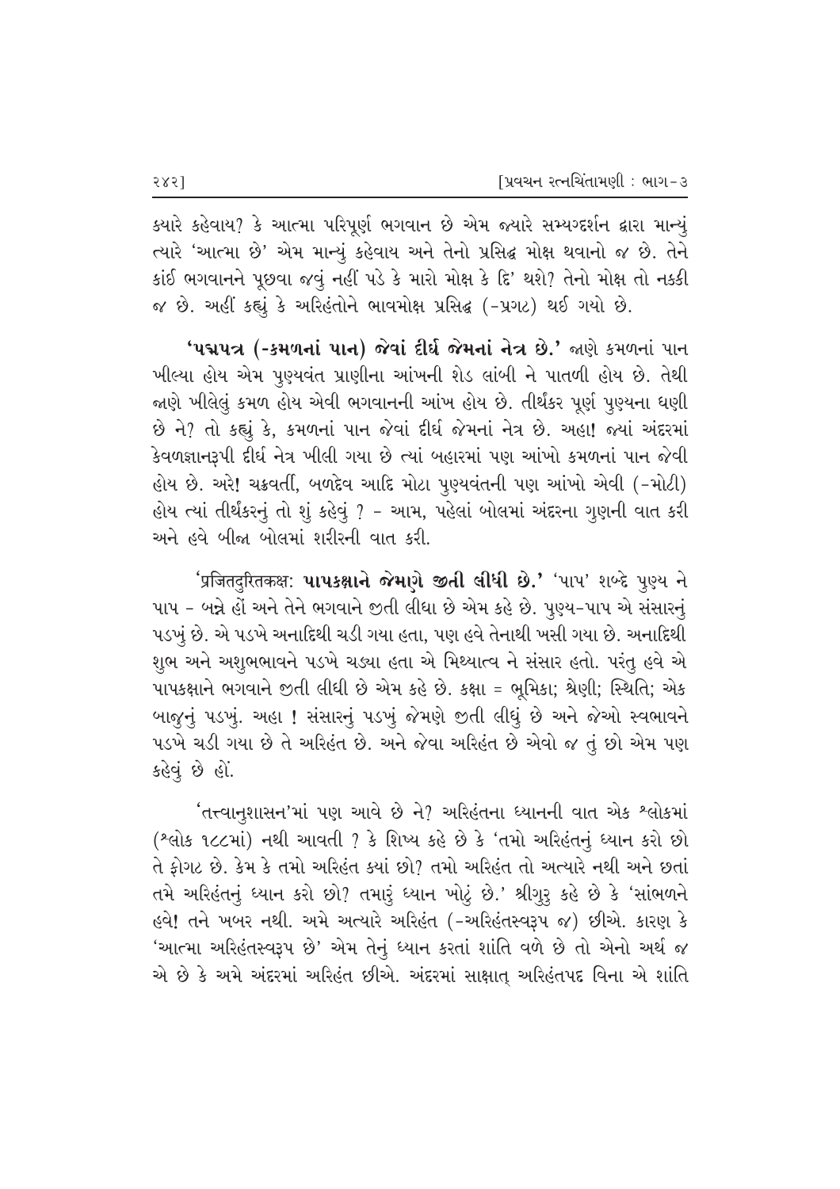ક્યારે કહેવાય? કે આત્મા પરિપૂર્ણ ભગવાન છે એમ જ્યારે સમ્યગ્દર્શન દ્વારા માન્યું ત્યારે 'આત્મા છે' એમ માન્યું કહેવાય અને તેનો પ્રસિદ્ધ મોક્ષ થવાનો જ છે. તેને કાંઈ ભગવાનને પૂછવા જવું નહીં પડે કે મારો મોક્ષ કે દિ' થશે? તેનો મોક્ષ તો નક્કી જ છે. અહીં કહ્યું કે અરિહંતોને ભાવમોક્ષ પ્રસિદ્ધ (-પ્રગટ) થઈ ગયો છે.

**'પદ્મપત્ર (-કમળનાં પાન) જેવાં દીર્ઘ જેમનાં નેત્ર છે.'** જાણે કમળનાં પાન ખીલ્યા હોય એમ પુણ્યવંત પ્રાણીના આંખની શેડ લાંબી ને પાતળી હોય છે. તેથી જાણે ખીલેલું કમળ હોય એવી ભગવાનની આંખ હોય છે. તીર્થંકર પૂર્ણ પુણ્યના ધણી છે ને? તો કહ્યું કે, કમળનાં પાન જેવાં દીર્ઘ જેમનાં નેત્ર છે. અહા! જ્યાં અંદરમાં કેવળજ્ઞાનરૂપી દીર્ઘ નેત્ર ખીલી ગયા છે ત્યાં બહારમાં પણ આંખો કમળનાં પાન જેવી હોય છે. અરે! ચક્રવર્તી, બળદેવ આદિ મોટા પુણ્યવંતની પણ આંખો એવી (-મોટી) હોય ત્યાં તીર્થંકરનું તો શું કહેવું ? - આમ, પહેલાં બોલમાં અંદરના ગુણની વાત કરી અને હવે બીજા બોલમાં શરીરની વાત કરી.

'પ્રજિતદુરિતકક્ષઃ **પાપકક્ષાને જેમણે જીતી લીધી છે.'** 'પાપ' શબ્દે પુણ્ય ને પાપ - બન્ને હોં અને તેને ભગવાને જીતી લીધા છે એમ કહે છે. પુણ્ય-પાપ એ સંસારનું પડખું છે. એ પડખે અનાદિથી ચડી ગયા હતા, પણ હવે તેનાથી ખસી ગયા છે. અનાદિથી શુભ અને અશુભભાવને પડખે ચડ્યા હતા એ મિથ્યાત્વ ને સંસાર હતો. પરંતુ હવે એ પાપકક્ષાને ભગવાને જીતી લીધી છે એમ કહે છે. કક્ષા = ભૂમિકા; શ્રેણી; સ્થિતિ; એક બાજુનું પડખું. અહા ! સંસારનું પડખું જેમણે જીતી લીધું છે અને જેઓ સ્વભાવને પડખે ચડી ગયા છે તે અરિહંત છે. અને જેવા અરિહંત છે એવો જ તું છો એમ પણ કહેવું છે હોં.

'તત્ત્વાનુશાસન'માં પણ આવે છે ને? અરિહંતના ધ્યાનની વાત એક શ્લોકમાં (શ્લોક ૧૮૮માં) નથી આવતી ? કે શિષ્ય કહે છે કે 'તમો અરિહંતનું ધ્યાન કરો છો તે ફોગટ છે. કેમ કે તમો અરિહંત ક્યાં છો? તમો અરિહંત તો અત્યારે નથી અને છતાં તમે અરિહંતનું ધ્યાન કરો છો? તમારું ધ્યાન ખોટું છે.' શ્રીગુરુ કહે છે કે 'સાંભળને હવે! તને ખબર નથી. અમે અત્યારે અરિહંત (-અરિહંતસ્વરૂપ જ) છીએ. કારણ કે 'આત્મા અરિહંતસ્વરૂપ છે' એમ તેનું ધ્યાન કરતાં શાંતિ વળે છે તો એનો અર્થ જ એ છે કે અમે અંદરમાં અરિહંત છીએ. અંદરમાં સાક્ષાત્ અરિહંતપદ વિના એ શાંતિ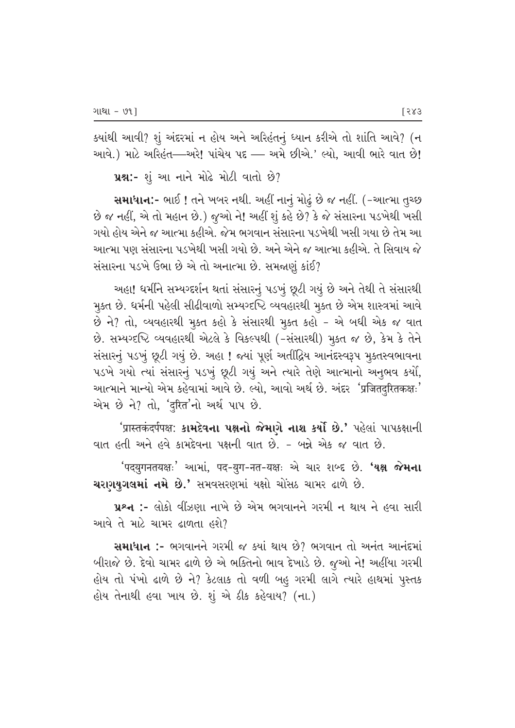ક્યાંથી આવી? શું અંદરમાં ન હોય અને અરિહંતનું ધ્યાન કરીએ તો શાંતિ આવે? (ન આવે.) માટે અરિહંત—અરે! પાંચેય પદ — અમે છીએ.' લ્યો, આવી ભારે વાત છે!

**પ્રશ્ન:-** શું આ નાને મોઢે મોટી વાતો છે?

**સમાધાન:-** ભાઈ ! તને ખબર નથી. અહીં નાનું મોઢું છે જ નહીં. (-આત્મા તુચ્છ છે જ નહીં, એ તો મહાન છે.) જુઓ ને! અહીં શું કહે છે? કે જે સંસારના પડખેથી ખસી ગયો હોય એને જ આત્મા કહીએ. જેમ ભગવાન સંસારના પડખેથી ખસી ગયા છે તેમ આ આત્મા પણ સંસારના પડખેથી ખસી ગયો છે. અને એને જ આત્મા કહીએ. તે સિવાય જે સંસારના પડખે ઉભા છે એ તો અનાત્મા છે. સમજાણું કાંઈ?

અહા! ધર્મીને સમ્યગ્દર્શન થતાં સંસારનું પડખું છૂટી ગયું છે અને તેથી તે સંસારથી મુક્ત છે. ધર્મની પહેલી સીઢીવાળો સમ્યગ્દૃષ્ટિ વ્યવહારથી મુક્ત છે એમ શાસ્ત્રમાં આવે છે ને? તો, વ્યવહારથી મુક્ત કહો કે સંસારથી મુક્ત કહો - એ બધી એક જ વાત છે. સમ્યગ્દૃષ્ટિ વ્યવહારથી એટલે કે વિકલ્પથી (-સંસારથી) મુક્ત જ છે, કેમ કે તેને સંસારનું પડખું છૂટી ગયું છે. અહા ! જ્યાં પૂર્ણ અતીંદ્રિય આનંદસ્વરૂપ મુક્તસ્વભાવના પડખે ગયો ત્યાં સંસારનું પડખું છૂટી ગયું અને ત્યારે તેણે આત્માનો અનુભવ કર્યો, આત્માને માન્યો એમ કહેવામાં આવે છે. લ્યો, આવો અર્થ છે. અંદર 'प्रजितदुरितकक्षः' એમ છે ને? તો, 'दुरित'નો અર્થ પાપ છે.

'प्रास्तकंदर्पपक्षः **કામદેવના પક્ષનો જેમણે નાશ કર્યો છે.'** પહેલાં પાપકક્ષાની વાત હતી અને હવે કામદેવના પક્ષની વાત છે. - બન્ને એક જ વાત છે.

'पदयुगनतयक्षः' આમાં, पद-युग-नत-यक्षः એ ચાર શબ્દ છે. **'યક્ષ જેમના ચરણયુગલમાં નમે છે.'** સમવસરણમાં યક્ષો ચોંસઠ ચામર ઢાળે છે.

**પ્રશ્ન :-** લોકો વીંઝણા નાખે છે એમ ભગવાનને ગરમી ન થાય ને હવા સારી આવે તે માટે ચામર ઢાળતા હશે?

**સમાધાન :-** ભગવાનને ગરમી જ ક્યાં થાય છે? ભગવાન તો અનંત આનંદમાં બીરાજે છે. દેવો ચામર ઢાળે છે એ ભક્તિનો ભાવ દેખાડે છે. જુઓ ને! અહીંયા ગરમી હોય તો પંખો ઢાળે છે ને? કેટલાક તો વળી બહુ ગરમી લાગે ત્યારે હાથમાં પુસ્તક હોય તેનાથી હવા ખાય છે. શું એ ઠીક કહેવાય? (ના.)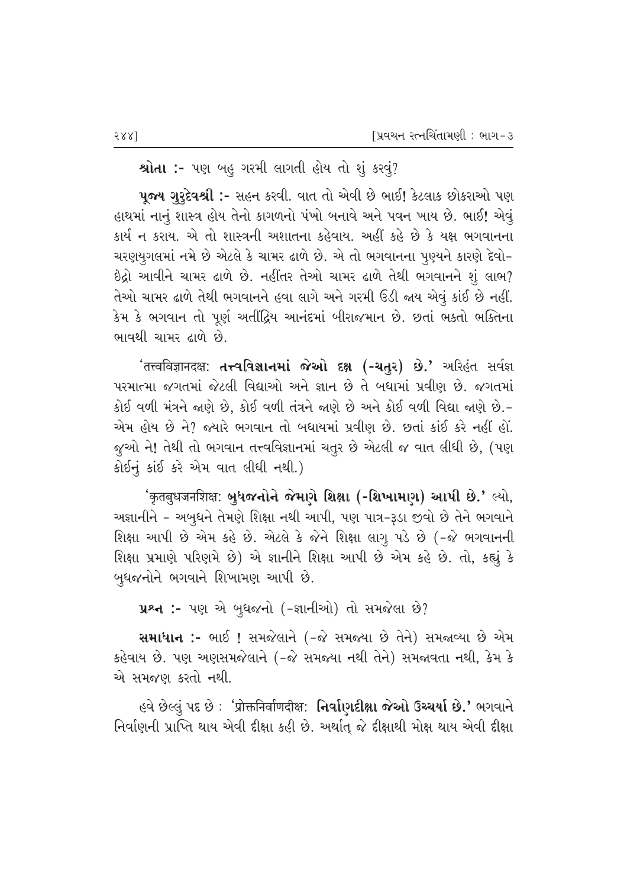**શ્રોતા :-** પણ બહુ ગરમી લાગતી હોય તો શું કરવું?

**પૂજ્ય ગુરુદેવશ્રી :-** સહન કરવી. વાત તો એવી છે ભાઈ! કેટલાક છોકરાઓ પણ હાથમાં નાનું શાસ્ત્ર હોય તેનો કાગળનો પંખો બનાવે અને પવન ખાય છે. ભાઈ! એવું કાર્ય ન કરાય. એ તો શાસ્ત્રની અશાતના કહેવાય. અહીં કહે છે કે યક્ષ ભગવાનના ચરણયુગલમાં નમે છે એટલે કે ચામર ઢાળે છે. એ તો ભગવાનના પુણ્યને કારણે દેવો-ઇંદ્રો આવીને ચામર ઢાળે છે. નહીંતર તેઓ ચામર ઢાળે તેથી ભગવાનને શું લાભ? તેઓ ચામર ઢાળે તેથી ભગવાનને હવા લાગે અને ગરમી ઉડી જાય એવું કાંઈ છે નહીં. કેમ કે ભગવાન તો પૂર્ણ અતીંદ્રિય આનંદમાં બીરાજમાન છે. છતાં ભક્તો ભક્તિના ભાવથી ચામર ઢાળે છે.

'तत्त्वविज्ञानदक्षः **તત્ત્વવિજ્ઞાનમાં જેઓ દક્ષ (-ચતુર) છે.'** અરિહંત સર્વજ્ઞ પરમાત્મા જગતમાં જેટલી વિદ્યાઓ અને જ્ઞાન છે તે બધામાં પ્રવીણ છે. જગતમાં કોઈ વળી મંત્રને જાણે છે, કોઈ વળી તંત્રને જાણે છે અને કોઈ વળી વિદ્યા જાણે છે.- એમ હોય છે ને? જ્યારે ભગવાન તો બધાયમાં પ્રવીણ છે. છતાં કાંઈ કરે નહીં હોં. જુઓ ને! તેથી તો ભગવાન તત્ત્વવિજ્ઞાનમાં ચતુર છે એટલી જ વાત લીધી છે, (પણ કોઈનું કાંઈ કરે એમ વાત લીધી નથી.)

'कृतबुधजनशिक्षः **બુધજનોને જેમણે શિક્ષા (-શિખામણ) આપી છે.'** લ્યો, અજ્ઞાનીને - અબુધને તેમણે શિક્ષા નથી આપી, પણ પાત્ર-રૂડા જીવો છે તેને ભગવાને શિક્ષા આપી છે એમ કહે છે. એટલે કે જેને શિક્ષા લાગુ પડે છે (-જે ભગવાનની શિક્ષા પ્રમાણે પરિણમે છે) એ જ્ઞાનીને શિક્ષા આપી છે એમ કહે છે. તો, કહ્યું કે બુધજનોને ભગવાને શિખામણ આપી છે.

**પ્રશ્ન :-** પણ એ બુધજનો (-જ્ઞાનીઓ) તો સમજેલા છે?

**સમાધાન :-** ભાઈ ! સમજેલાને (-જે સમજ્યા છે તેને) સમજાવ્યા છે એમ કહેવાય છે. પણ અણસમજેલાને (-જે સમજ્યા નથી તેને) સમજાવતા નથી, કેમ કે એ સમજણ કરતો નથી.

હવે છેલ્લું પદ છે : 'प्रोक्तनिर्वाणदीक्षः **નિર્વાણદીક્ષા જેઓ ઉચ્ચર્યા છે.'** ભગવાને નિર્વાણની પ્રાપ્તિ થાય એવી દીક્ષા કહી છે. અર્થાત્ જે દીક્ષાથી મોક્ષ થાય એવી દીક્ષા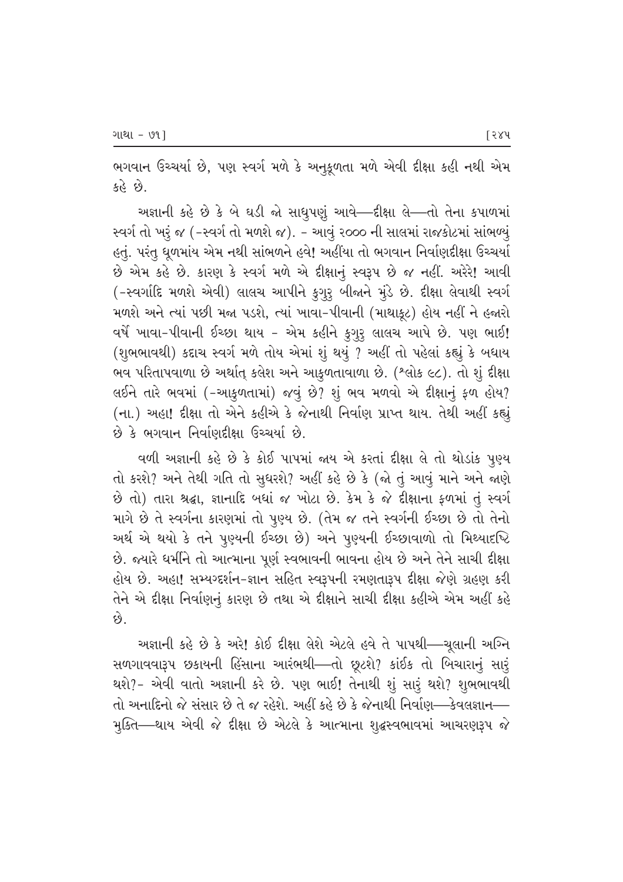ભગવાન ઉચ્ચર્યા છે, પણ સ્વર્ગ મળે કે અનુકૂળતા મળે એવી દીક્ષા કહી નથી એમ કહે છે.

અજ્ઞાની કહે છે કે બે ઘડી જો સાધુપણું આવે—દીક્ષા લે—તો તેના કપાળમાં સ્વર્ગ તો ખરું જ (-સ્વર્ગ તો મળશે જ). - આવું ૨૦૦૦ ની સાલમાં રાજકોટમાં સાંભળ્યું હતું. પરંતુ ધૂળમાંય એમ નથી સાંભળને હવે! અહીંયા તો ભગવાન નિર્વાણદીક્ષા ઉચ્ચર્યા છે એમ કહે છે. કારણ કે સ્વર્ગ મળે એ દીક્ષાનું સ્વરૂપ છે જ નહીં. અરેરે! આવી (-સ્વર્ગાદિ મળશે એવી) લાલચ આપીને કુગુરુ બીજાને મુંડે છે. દીક્ષા લેવાથી સ્વર્ગ મળશે અને ત્યાં પછી મજા પડશે, ત્યાં ખાવા-પીવાની (માથાકૂટ) હોય નહીં ને હજારો વર્ષે ખાવા-પીવાની ઈચ્છા થાય - એમ કહીને કુગુરુ લાલચ આપે છે. પણ ભાઈ! (શુભભાવથી) કદાચ સ્વર્ગ મળે તોય એમાં શું થયું ? અહીં તો પહેલાં કહ્યું કે બધાય ભવ પરિતાપવાળા છે અર્થાત્ કલેશ અને આકુળતાવાળા છે. (શ્લોક ૯૮). તો શું દીક્ષા લઈને તારે ભવમાં (-આકુળતામાં) જવું છે? શું ભવ મળવો એ દીક્ષાનું ફળ હોય? (ના.) અહા! દીક્ષા તો એને કહીએ કે જેનાથી નિર્વાણ પ્રાપ્ત થાય. તેથી અહીં કહ્યું છે કે ભગવાન નિર્વાણદીક્ષા ઉચ્ચર્યા છે.

વળી અજ્ઞાની કહે છે કે કોઈ પાપમાં જાય એ કરતાં દીક્ષા લે તો થોડાંક પુણ્ય તો કરશે? અને તેથી ગતિ તો સુધરશે? અહીં કહે છે કે (જો તું આવું માને અને જાણે છે તો) તારા શ્રદ્ધા, જ્ઞાનાદિ બધાં જ ખોટા છે. કેમ કે જે દીક્ષાના ફળમાં તું સ્વર્ગ માગે છે તે સ્વર્ગના કારણમાં તો પુણ્ય છે. (તેમ જ તને સ્વર્ગની ઈચ્છા છે તો તેનો અર્થ એ થયો કે તને પુણ્યની ઈચ્છા છે) અને પુણ્યની ઈચ્છાવાળો તો મિથ્યાદૃષ્ટિ છે. જ્યારે ધર્મીને તો આત્માના પૂર્ણ સ્વભાવની ભાવના હોય છે અને તેને સાચી દીક્ષા હોય છે. અહા! સમ્યગ્દર્શન-જ્ઞાન સહિત સ્વરૂપની રમણતારૂપ દીક્ષા જેણે ગ્રહણ કરી તેને એ દીક્ષા નિર્વાણનું કારણ છે તથા એ દીક્ષાને સાચી દીક્ષા કહીએ એમ અહીં કહે છે.

અજ્ઞાની કહે છે કે અરે! કોઈ દીક્ષા લેશે એટલે હવે તે પાપથી—ચૂલાની અગ્નિ સળગાવવારૂપ છકાયની હિંસાના આરંભથી—તો છૂટશે? કાંઈક તો બિચારાનું સારું થશે?- એવી વાતો અજ્ઞાની કરે છે. પણ ભાઈ! તેનાથી શું સારું થશે? શુભભાવથી તો અનાદિનો જે સંસાર છે તે જ રહેશે. અહીં કહે છે કે જેનાથી નિર્વાણ—કેવલજ્ઞાન—મુક્તિ—થાય એવી જે દીક્ષા છે એટલે કે આત્માના શુદ્ધસ્વભાવમાં આચરણરૂપ જે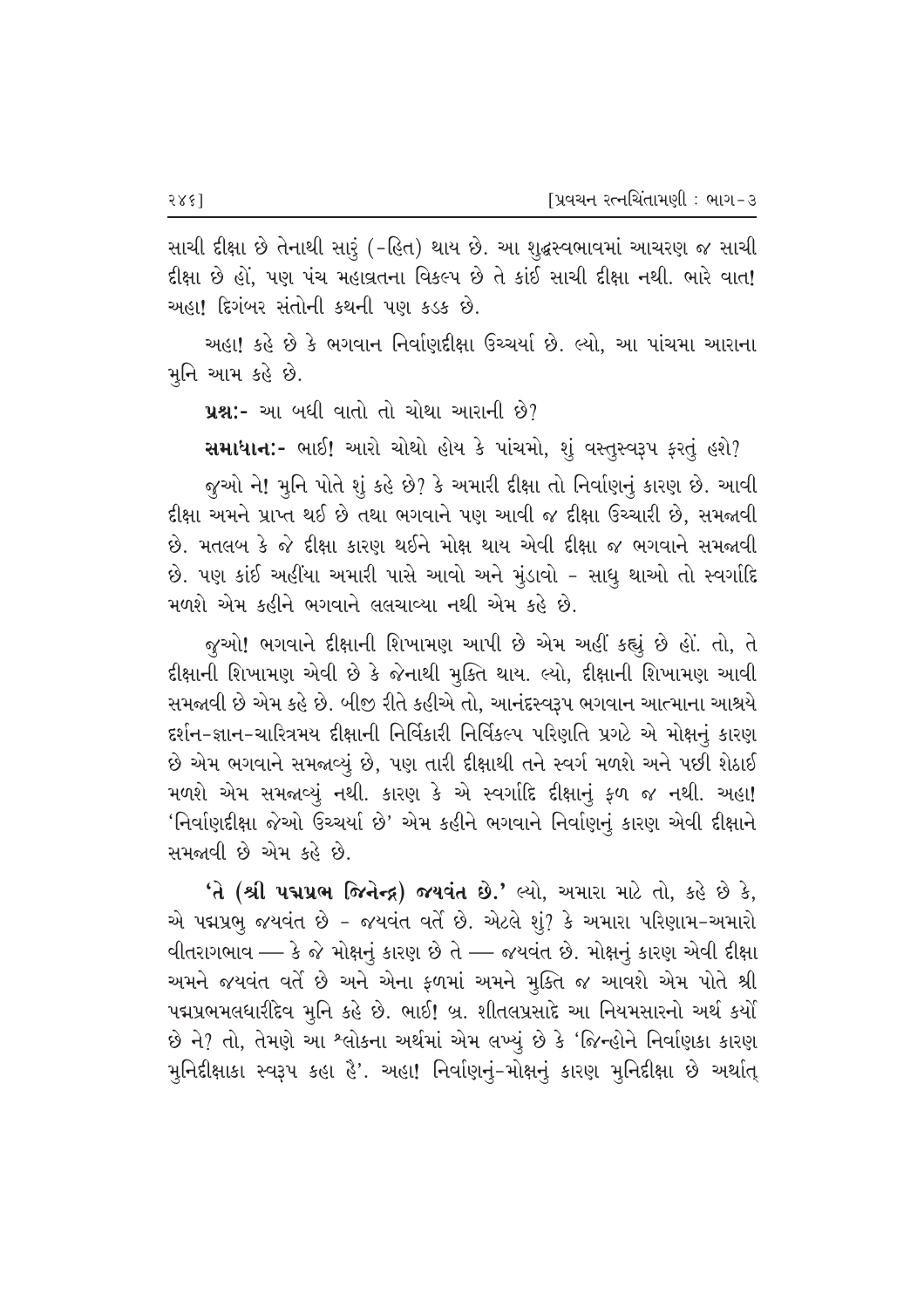સાચી દીક્ષા છે તેનાથી સારું (-હિત) થાય છે. આ શુદ્ધસ્વભાવમાં આચરણ જ સાચી દીક્ષા છે હોં, પણ પંચ મહાવ્રતના વિકલ્પ છે તે કાંઈ સાચી દીક્ષા નથી. ભારે વાત! અહા! દિગંબર સંતોની કથની પણ કડક છે.

અહા! કહે છે કે ભગવાન નિર્વાણદીક્ષા ઉચ્ચર્યા છે. લ્યો, આ પાંચમા આરાના મુનિ આમ કહે છે.

**પ્રશ્ન:-** આ બધી વાતો તો ચોથા આરાની છે?

**સમાધાન:-** ભાઈ! આરો ચોથો હોય કે પાંચમો, શું વસ્તુસ્વરૂપ ફરતું હશે?

જુઓ ને! મુનિ પોતે શું કહે છે? કે અમારી દીક્ષા તો નિર્વાણનું કારણ છે. આવી દીક્ષા અમને પ્રાપ્ત થઈ છે તથા ભગવાને પણ આવી જ દીક્ષા ઉચ્ચારી છે, સમજાવી છે. મતલબ કે જે દીક્ષા કારણ થઈને મોક્ષ થાય એવી દીક્ષા જ ભગવાને સમજાવી છે. પણ કાંઈ અહીંયા અમારી પાસે આવો અને મુંડાવો - સાધુ થાઓ તો સ્વર્ગાદિ મળશે એમ કહીને ભગવાને લલચાવ્યા નથી એમ કહે છે.

જુઓ! ભગવાને દીક્ષાની શિખામણ આપી છે એમ અહીં કહ્યું છે હોં. તો, તે દીક્ષાની શિખામણ એવી છે કે જેનાથી મુક્તિ થાય. લ્યો, દીક્ષાની શિખામણ આવી સમજાવી છે એમ કહે છે. બીજી રીતે કહીએ તો, આનંદસ્વરૂપ ભગવાન આત્માના આશ્રયે દર્શન-જ્ઞાન-ચારિત્રમય દીક્ષાની નિર્વિકારી નિર્વિકલ્પ પરિણતિ પ્રગટે એ મોક્ષનું કારણ છે એમ ભગવાને સમજાવ્યું છે, પણ તારી દીક્ષાથી તને સ્વર્ગ મળશે અને પછી શેઠાઈ મળશે એમ સમજાવ્યું નથી. કારણ કે એ સ્વર્ગાદિ દીક્ષાનું ફળ જ નથી. અહા! 'નિર્વાણદીક્ષા જેઓ ઉચ્ચર્યા છે' એમ કહીને ભગવાને નિર્વાણનું કારણ એવી દીક્ષાને સમજાવી છે એમ કહે છે.

**'તે (શ્રી પદ્મપ્રભ જિનેન્દ્ર) જયવંત છે.'** લ્યો, અમારા માટે તો, કહે છે કે, એ પદ્મપ્રભુ જયવંત છે - જયવંત વર્તે છે. એટલે શું? કે અમારા પરિણામ-અમારો વીતરાગભાવ — કે જે મોક્ષનું કારણ છે તે — જયવંત છે. મોક્ષનું કારણ એવી દીક્ષા અમને જયવંત વર્તે છે અને એના ફળમાં અમને મુક્તિ જ આવશે એમ પોતે શ્રી પદ્મપ્રભમલધારીદેવ મુનિ કહે છે. ભાઈ! બ્ર. શીતલપ્રસાદે આ નિયમસારનો અર્થ કર્યો છે ને? તો, તેમણે આ શ્લોકના અર્થમાં એમ લખ્યું છે કે 'જિન્હોને નિર્વાણકા કારણ મુનિદીક્ષાકા સ્વરૂપ કહા હૈ'. અહા! નિર્વાણનું-મોક્ષનું કારણ મુનિદીક્ષા છે અર્થાત્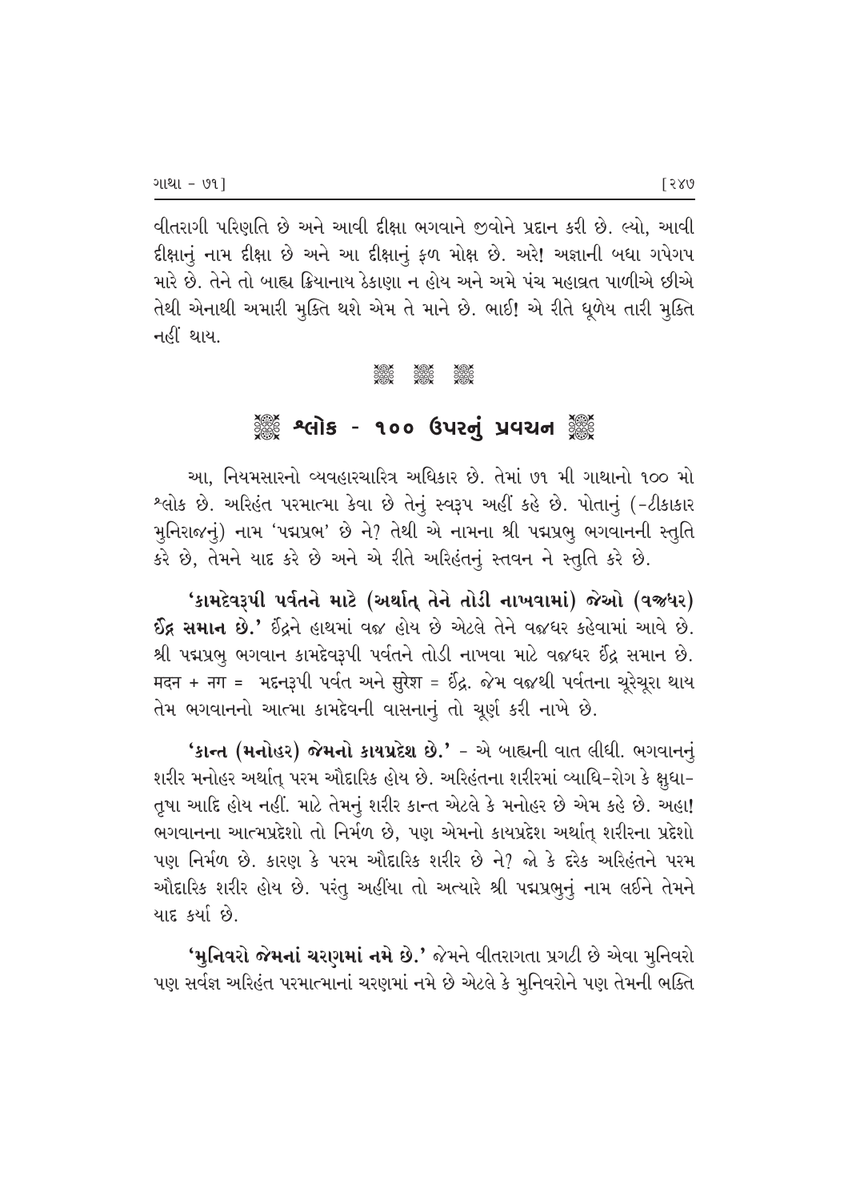વીતરાગી પરિણતિ છે અને આવી દીક્ષા ભગવાને જીવોને પ્રદાન કરી છે. લ્યો, આવી દીક્ષાનું નામ દીક્ષા છે અને આ દીક્ષાનું ફળ મોક્ષ છે. અરે! અજ્ઞાની બધા ગપેગપ મારે છે. તેને તો બાહ્ય ક્રિયાનાય ઠેકાણા ન હોય અને અમે પંચ મહાવ્રત પાળીએ છીએ તેથી એનાથી અમારી મુક્તિ થશે એમ તે માને છે. ભાઈ! એ રીતે ધૂળેય તારી મુક્તિ નહીં થાય.

## શ્લોક - ૧૦૦ ઉપરનું પ્રવચન

આ, નિયમસારનો વ્યવહારચારિત્ર અધિકાર છે. તેમાં ૭૧ મી ગાથાનો ૧૦૦ મો શ્લોક છે. અરિહંત પરમાત્મા કેવા છે તેનું સ્વરૂપ અહીં કહે છે. પોતાનું (-ટીકાકાર મુનિરાજનું) નામ 'પદ્મપ્રભ' છે ને? તેથી એ નામના શ્રી પદ્મપ્રભુ ભગવાનની સ્તુતિ કરે છે, તેમને યાદ કરે છે અને એ રીતે અરિહંતનું સ્તવન ને સ્તુતિ કરે છે.

**'કામદેવરૂપી પર્વતને માટે (અર્થાત્ તેને તોડી નાખવામાં) જેઓ (વજ્રધર) ઈંદ્ર સમાન છે.'** ઈંદ્રને હાથમાં વજ્ર હોય છે એટલે તેને વજ્રધર કહેવામાં આવે છે. શ્રી પદ્મપ્રભુ ભગવાન કામદેવરૂપી પર્વતને તોડી નાખવા માટે વજ્રધર ઈંદ્ર સમાન છે. मदन + नग = મદનરૂપી પર્વત અને सुरेश = ઈંદ્ર. જેમ વજ્રથી પર્વતના ચૂરેચૂરા થાય તેમ ભગવાનનો આત્મા કામદેવની વાસનાનું તો ચૂર્ણ કરી નાખે છે.

**'કાન્ત (મનોહર) જેમનો કાયપ્રદેશ છે.'** - એ બાહ્યની વાત લીધી. ભગવાનનું શરીર મનોહર અર્થાત્ પરમ ઔદારિક હોય છે. અરિહંતના શરીરમાં વ્યાધિ-રોગ કે ક્ષુધા-તૃષા આદિ હોય નહીં. માટે તેમનું શરીર કાન્ત એટલે કે મનોહર છે એમ કહે છે. અહા! ભગવાનના આત્મપ્રદેશો તો નિર્મળ છે, પણ એમનો કાયપ્રદેશ અર્થાત્ શરીરના પ્રદેશો પણ નિર્મળ છે. કારણ કે પરમ ઔદારિક શરીર છે ને? જો કે દરેક અરિહંતને પરમ ઔદારિક શરીર હોય છે. પરંતુ અહીંયા તો અત્યારે શ્રી પદ્મપ્રભુનું નામ લઈને તેમને યાદ કર્યા છે.

**'મુનિવરો જેમનાં ચરણમાં નમે છે.'** જેમને વીતરાગતા પ્રગટી છે એવા મુનિવરો પણ સર્વજ્ઞ અરિહંત પરમાત્માનાં ચરણમાં નમે છે એટલે કે મુનિવરોને પણ તેમની ભક્તિ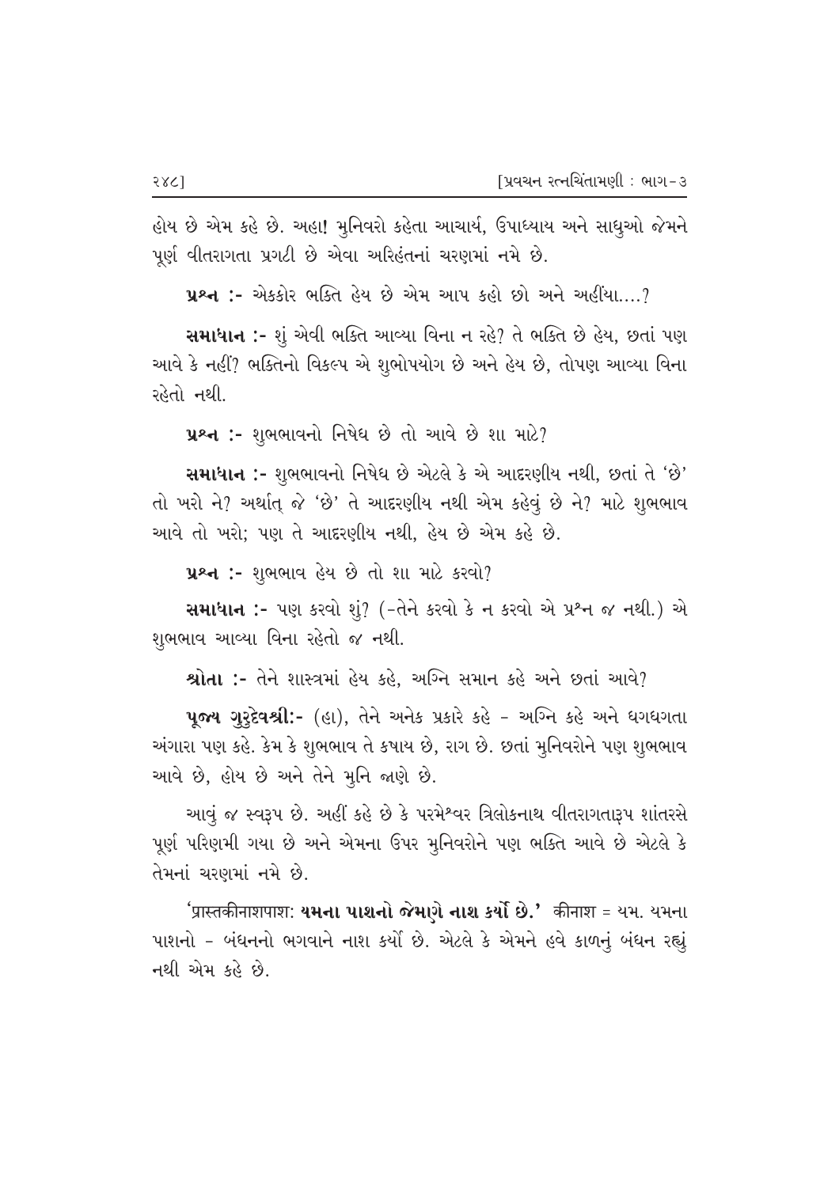હોય છે એમ કહે છે. અહા! મુનિવરો કહેતા આચાર્ય, ઉપાધ્યાય અને સાધુઓ જેમને પૂર્ણ વીતરાગતા પ્રગટી છે એવા અરિહંતનાં ચરણમાં નમે છે.

**પ્રશ્ન :-** એકકોર ભક્તિ હેય છે એમ આપ કહો છો અને અહીંયા....?

**સમાધાન :-** શું એવી ભક્તિ આવ્યા વિના ન રહે? તે ભક્તિ છે હેય, છતાં પણ આવે કે નહીં? ભક્તિનો વિકલ્પ એ શુભોપયોગ છે અને હેય છે, તોપણ આવ્યા વિના રહેતો નથી.

**પ્રશ્ન :-** શુભભાવનો નિષેધ છે તો આવે છે શા માટે?

**સમાધાન :-** શુભભાવનો નિષેધ છે એટલે કે એ આદરણીય નથી, છતાં તે 'છે' તો ખરો ને? અર્થાત્ જે 'છે' તે આદરણીય નથી એમ કહેવું છે ને? માટે શુભભાવ આવે તો ખરો; પણ તે આદરણીય નથી, હેય છે એમ કહે છે.

**પ્રશ્ન :-** શુભભાવ હેય છે તો શા માટે કરવો?

**સમાધાન :-** પણ કરવો શું? (-તેને કરવો કે ન કરવો એ પ્રશ્ન જ નથી.) એ શુભભાવ આવ્યા વિના રહેતો જ નથી.

**શ્રોતા :-** તેને શાસ્ત્રમાં હેય કહે, અગ્નિ સમાન કહે અને છતાં આવે?

**પૂજ્ય ગુરુદેવશ્રી:-** (હા), તેને અનેક પ્રકારે કહે - અગ્નિ કહે અને ધગધગતા અંગારા પણ કહે. કેમ કે શુભભાવ તે કષાય છે, રાગ છે. છતાં મુનિવરોને પણ શુભભાવ આવે છે, હોય છે અને તેને મુનિ જાણે છે.

આવું જ સ્વરૂપ છે. અહીં કહે છે કે પરમેશ્વર ત્રિલોકનાથ વીતરાગતારૂપ શાંતરસે પૂર્ણ પરિણમી ગયા છે અને એમના ઉપર મુનિવરોને પણ ભક્તિ આવે છે એટલે કે તેમનાં ચરણમાં નમે છે.

'प्रास्तकीनाशपाशः **યમના પાશનો જેમણે નાશ કર્યો છે.'** कीनाश = યમ. યમના પાશનો - બંધનનો ભગવાને નાશ કર્યો છે. એટલે કે એમને હવે કાળનું બંધન રહ્યું નથી એમ કહે છે.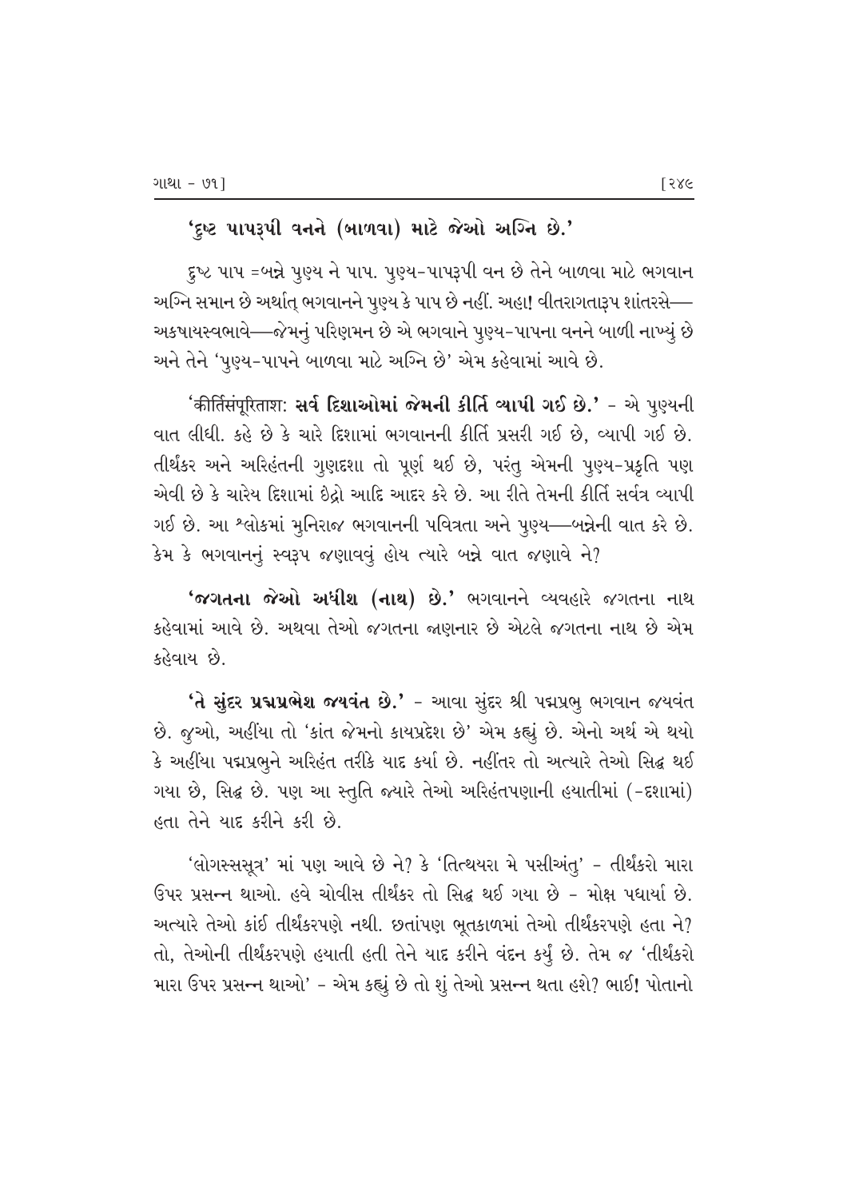**'દુષ્ટ પાપરૂપી વનને (બાળવા) માટે જેઓ અગ્નિ છે.'**

દુષ્ટ પાપ =બન્ને પુણ્ય ને પાપ. પુણ્ય-પાપરૂપી વન છે તેને બાળવા માટે ભગવાન અગ્નિ સમાન છે અર્થાત્ ભગવાનને પુણ્ય કે પાપ છે નહીં. અહા! વીતરાગતારૂપ શાંતરસે— અકષાયસ્વભાવે—જેમનું પરિણમન છે એ ભગવાને પુણ્ય-પાપના વનને બાળી નાખ્યું છે અને તેને 'પુણ્ય-પાપને બાળવા માટે અગ્નિ છે' એમ કહેવામાં આવે છે.

'कीर्तिसंपूरिताशः **સર્વ દિશાઓમાં જેમની કીર્તિ વ્યાપી ગઈ છે.'** - એ પુણ્યની વાત લીધી. કહે છે કે ચારે દિશામાં ભગવાનની કીર્તિ પ્રસરી ગઈ છે, વ્યાપી ગઈ છે. તીર્થંકર અને અરિહંતની ગુણદશા તો પૂર્ણ થઈ છે, પરંતુ એમની પુણ્ય-પ્રકૃતિ પણ એવી છે કે ચારેય દિશામાં ઇંદ્રો આદિ આદર કરે છે. આ રીતે તેમની કીર્તિ સર્વત્ર વ્યાપી ગઈ છે. આ શ્લોકમાં મુનિરાજ ભગવાનની પવિત્રતા અને પુણ્ય—બન્નેની વાત કરે છે. કેમ કે ભગવાનનું સ્વરૂપ જણાવવું હોય ત્યારે બન્ને વાત જણાવે ને?

**'જગતના જેઓ અધીશ (નાથ) છે.'** ભગવાનને વ્યવહારે જગતના નાથ કહેવામાં આવે છે. અથવા તેઓ જગતના જાણનાર છે એટલે જગતના નાથ છે એમ કહેવાય છે.

**'તે સુંદર પદ્મપ્રભેશ જયવંત છે.'** - આવા સુંદર શ્રી પદ્મપ્રભુ ભગવાન જયવંત છે. જુઓ, અહીંયા તો 'કાંત જેમનો કાયપ્રદેશ છે' એમ કહ્યું છે. એનો અર્થ એ થયો કે અહીંયા પદ્મપ્રભુને અરિહંત તરીકે યાદ કર્યા છે. નહીંતર તો અત્યારે તેઓ સિદ્ધ થઈ ગયા છે, સિદ્ધ છે. પણ આ સ્તુતિ જ્યારે તેઓ અરિહંતપણાની હયાતીમાં (-દશામાં) હતા તેને યાદ કરીને કરી છે.

'લોગસ્સસૂત્ર' માં પણ આવે છે ને? કે 'તિત્થયરા મે પસીઅંતુ' - તીર્થંકરો મારા ઉપર પ્રસન્ન થાઓ. હવે ચોવીસ તીર્થંકર તો સિદ્ધ થઈ ગયા છે - મોક્ષ પધાર્યા છે. અત્યારે તેઓ કાંઈ તીર્થંકરપણે નથી. છતાંપણ ભૂતકાળમાં તેઓ તીર્થંકરપણે હતા ને? તો, તેઓની તીર્થંકરપણે હયાતી હતી તેને યાદ કરીને વંદન કર્યું છે. તેમ જ 'તીર્થંકરો મારા ઉપર પ્રસન્ન થાઓ' - એમ કહ્યું છે તો શું તેઓ પ્રસન્ન થતા હશે? ભાઈ! પોતાનો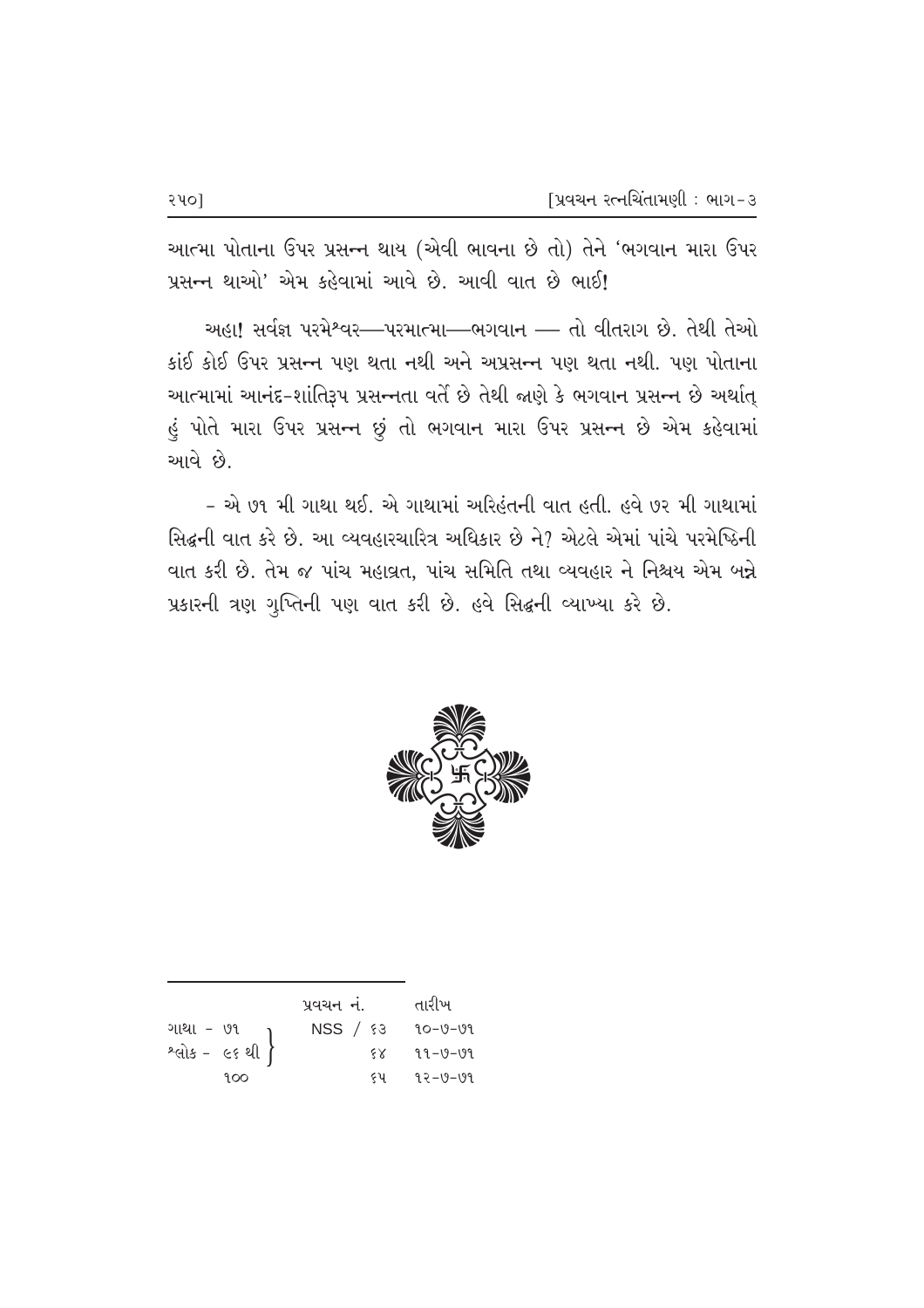આત્મા પોતાના ઉપર પ્રસન્ન થાય (એવી ભાવના છે તો) તેને 'ભગવાન મારા ઉપર પ્રસન્ન થાઓ' એમ કહેવામાં આવે છે. આવી વાત છે ભાઈ!

અહા! સર્વજ્ઞ પરમેશ્વર—પરમાત્મા—ભગવાન — તો વીતરાગ છે. તેથી તેઓ કાંઈ કોઈ ઉપર પ્રસન્ન પણ થતા નથી અને અપ્રસન્ન પણ થતા નથી. પણ પોતાના આત્મામાં આનંદ-શાંતિરૂપ પ્રસન્નતા વર્તે છે તેથી જાણે કે ભગવાન પ્રસન્ન છે અર્થાત્ હું પોતે મારા ઉપર પ્રસન્ન છું તો ભગવાન મારા ઉપર પ્રસન્ન છે એમ કહેવામાં આવે છે.

- એ ૭૧ મી ગાથા થઈ. એ ગાથામાં અરિહંતની વાત હતી. હવે ૭૨ મી ગાથામાં સિદ્ધની વાત કરે છે. આ વ્યવહારચારિત્ર અધિકાર છે ને? એટલે એમાં પાંચે પરમેષ્ઠિની વાત કરી છે. તેમ જ પાંચ મહાવ્રત, પાંચ સમિતિ તથા વ્યવહાર ને નિશ્ચય એમ બન્ને પ્રકારની ત્રણ ગુપ્તિની પણ વાત કરી છે. હવે સિદ્ધની વ્યાખ્યા કરે છે.

---

| | પ્રવચન નં. | તારીખ |
|---|---|---|
| ગાથા - ૭૧ | NSS / ૬૩ | ૧૦-૭-૭૧ |
| શ્લોક - ૯૬ થી | ૬૪ | ૧૧-૭-૭૧ |
| ૧૦૦ | ૬૫ | ૧૨-૭-૭૧ |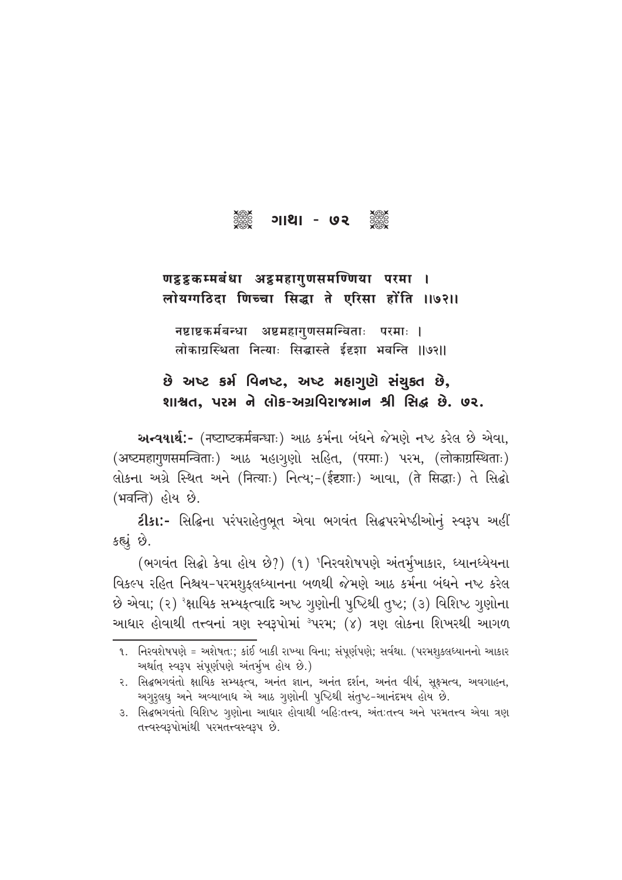## ગાથા - ૭૨

**णट्ठट्ठकम्मबंधा अट्ठमहागुणसमण्णिया परमा ।**
**लोयग्गठिदा णिच्चा सिद्धा ते एरिसा होंति ॥७२॥**

नष्टाष्टकर्मबन्धा अष्टमहागुणसमन्विताः परमाः ।
लोकाग्रस्थिता नित्याः सिद्धास्ते ईदृशा भवन्ति ॥७२॥

**છે અષ્ટ કર્મ વિનષ્ટ, અષ્ટ મહાગુણે સંયુક્ત છે,**
**શાશ્વત, પરમ ને લોક-અગ્રવિરાજમાન શ્રી સિદ્ધ છે. ૭૨.**

**અન્વયાર્થ:-** (नष्टाष्टकर्मबन्धाः) આઠ કર્મના બંધને જેમણે નષ્ટ કરેલ છે એવા, (अष्टमहागुणसमन्विताः) આઠ મહાગુણો સહિત, (परमाः) પરમ, (लोकाग्रस्थिताः) લોકના અગ્રે સ્થિત અને (नित्याः) નિત્ય;-(ईदृशाः) આવા, (ते सिद्धाः) તે સિદ્ધો (भवन्ति) હોય છે.

**ટીકા:-** સિદ્ધિના પરંપરાહેતુભૂત એવા ભગવંત સિદ્ધપરમેષ્ઠીઓનું સ્વરૂપ અહીં કહ્યું છે.

(ભગવંત સિદ્ધો કેવા હોય છે?) (૧) [૧]નિરવશેષપણે અંતર્મુખાકાર, ધ્યાનધ્યેયના વિકલ્પ રહિત નિશ્ચય-પરમશુક્લધ્યાનના બળથી જેમણે આઠ કર્મના બંધને નષ્ટ કરેલ છે એવા; (૨) [૨]ક્ષાયિક સમ્યક્ત્વાદિ અષ્ટ ગુણોની પુષ્ટિથી તુષ્ટ; (૩) વિશિષ્ટ ગુણોના આધાર હોવાથી તત્ત્વનાં ત્રણ સ્વરૂપોમાં [૩]પરમ; (૪) ત્રણ લોકના શિખરથી આગળ

---

૧. નિરવશેષપણે = અશેષતઃ; કાંઈ બાકી રાખ્યા વિના; સંપૂર્ણપણે; સર્વથા. (પરમશુક્લધ્યાનનો આકાર અર્થાત્ સ્વરૂપ સંપૂર્ણપણે અંતર્મુખ હોય છે.)

૨. સિદ્ધભગવંતો ક્ષાયિક સમ્યક્ત્વ, અનંત જ્ઞાન, અનંત દર્શન, અનંત વીર્ય, સૂક્ષ્મત્વ, અવગાહન, અગુરુલઘુ અને અવ્યાબાધ એ આઠ ગુણોની પુષ્ટિથી સંતુષ્ટ-આનંદમય હોય છે.

૩. સિદ્ધભગવંતો વિશિષ્ટ ગુણોના આધાર હોવાથી બહિઃતત્ત્વ, અંતઃતત્ત્વ અને પરમતત્ત્વ એવા ત્રણ તત્ત્વસ્વરૂપોમાંથી પરમતત્ત્વસ્વરૂપ છે.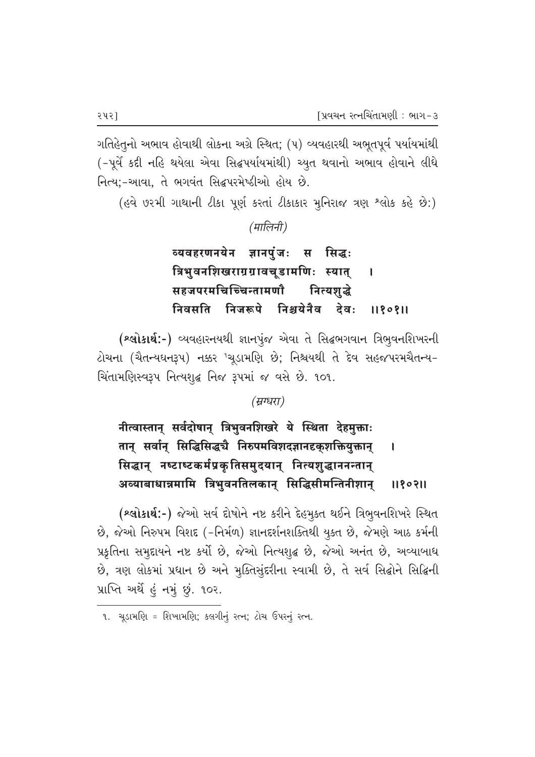ગતિહેતુનો અભાવ હોવાથી લોકના અગ્રે સ્થિત; (૫) વ્યવહારથી અભૂતપૂર્વ પર્યાયમાંથી (-પૂર્વે કદી નહિ થયેલા એવા સિદ્ધપર્યાયમાંથી) ચ્યુત થવાનો અભાવ હોવાને લીધે નિત્ય;-આવા, તે ભગવંત સિદ્ધપરમેષ્ઠીઓ હોય છે.

(હવે ૭૨મી ગાથાની ટીકા પૂર્ણ કરતાં ટીકાકાર મુનિરાજ ત્રણ શ્લોક કહે છે:)

*(मालिनी)*

व्यवहरणनयेन ज्ञानपुंजः स सिद्धः
त्रिभुवनशिखराग्रग्रावचूडामणिः स्यात् ।
सहजपरमचिच्चिन्तामणौ नित्यशुद्धे
निवसति निजरूपे निश्चयेनैव देवः ॥१०१॥

**(શ્લોકાર્થ:-)** વ્યવહારનયથી જ્ઞાનપુંજ એવા તે સિદ્ધભગવાન ત્રિભુવનશિખરની ટોચના (ચૈતન્યઘનરૂપ) નક્કર [1]ચૂડામણિ છે; નિશ્ચયથી તે દેવ સહજપરમચૈતન્ય-ચિંતામણિસ્વરૂપ નિત્યશુદ્ધ નિજ રૂપમાં જ વસે છે. ૧૦૧.

*(स्रग्धरा)*

नीत्वास्तान् सर्वदोषान् त्रिभुवनशिखरे ये स्थिता देहमुक्ताः
तान् सर्वान् सिद्धिसिद्धयै निरुपमविशदज्ञानदृक्शक्तियुक्तान् ।
सिद्धान् नष्टाष्टकर्मप्रकृतिसमुदयान् नित्यशुद्धाननन्तान्
अव्याबाधान्नमामि त्रिभुवनतिलकान् सिद्धिसीमन्तिनीशान् ॥१०२॥

**(શ્લોકાર્થ:-)** જેઓ સર્વ દોષોને નષ્ટ કરીને દેહમુક્ત થઈને ત્રિભુવનશિખરે સ્થિત છે, જેઓ નિરુપમ વિશદ (-નિર્મળ) જ્ઞાનદર્શનશક્તિથી યુક્ત છે, જેમણે આઠ કર્મની પ્રકૃતિના સમુદાયને નષ્ટ કર્યો છે, જેઓ નિત્યશુદ્ધ છે, જેઓ અનંત છે, અવ્યાબાધ છે, ત્રણ લોકમાં પ્રધાન છે અને મુક્તિસુંદરીના સ્વામી છે, તે સર્વ સિદ્ધોને સિદ્ધિની પ્રાપ્તિ અર્થે હું નમું છું. ૧૦૨.

---

૧. ચૂડામણિ = શિખામણિ; કલગીનું રત્ન; ટોચ ઉપરનું રત્ન.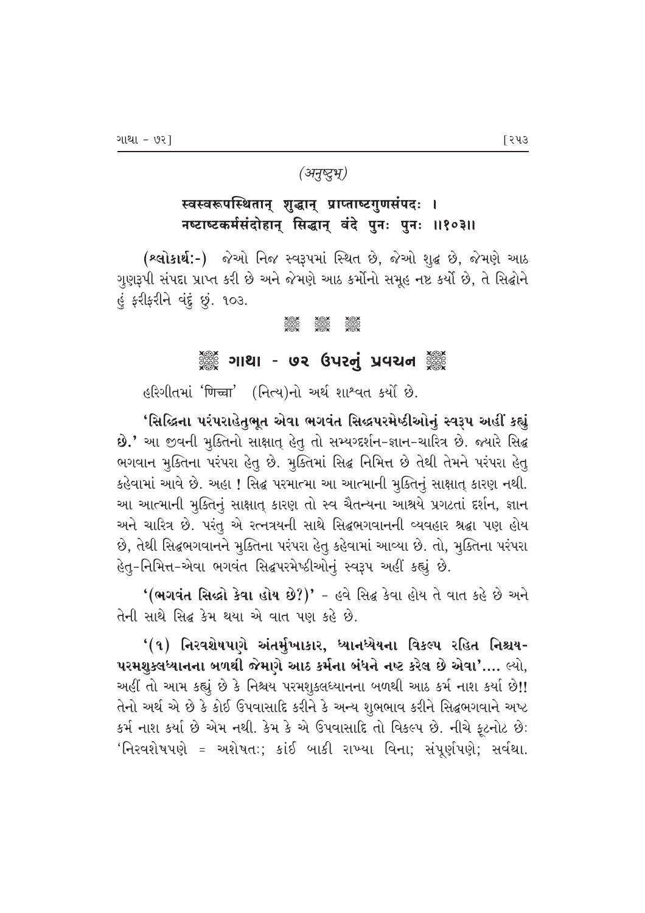*(अनुष्टुभ्)*

**स्वस्वरूपस्थितान् शुद्धान् प्राप्ताष्टगुणसंपदः ।**
**नष्टाष्टकर्मसंदोहान् सिद्धान् वंदे पुनः पुनः ॥१०३॥**

**(શ્લોકાર્થ:-)** જેઓ નિજ સ્વરૂપમાં સ્થિત છે, જેઓ શુદ્ધ છે, જેમણે આઠ ગુણરૂપી સંપદા પ્રાપ્ત કરી છે અને જેમણે આઠ કર્મોનો સમૂહ નષ્ટ કર્યો છે, તે સિદ્ધોને હું ફરીફરીને વંદું છું. ૧૦૩.

## ગાથા - ૭૨ ઉપરનું પ્રવચન

હરિગીતમાં 'णिच्चा' (નિત્ય)નો અર્થ શાશ્વત કર્યો છે.

**'સિદ્ધિના પરંપરાહેતુભૂત એવા ભગવંત સિદ્ધપરમેષ્ઠીઓનું સ્વરૂપ અહીં કહ્યું છે.'** આ જીવની મુક્તિનો સાક્ષાત્ હેતુ તો સમ્યગ્દર્શન-જ્ઞાન-ચારિત્ર છે. જ્યારે સિદ્ધ ભગવાન મુક્તિના પરંપરા હેતુ છે. મુક્તિમાં સિદ્ધ નિમિત્ત છે તેથી તેમને પરંપરા હેતુ કહેવામાં આવે છે. અહા ! સિદ્ધ પરમાત્મા આ આત્માની મુક્તિનું સાક્ષાત્ કારણ નથી. આ આત્માની મુક્તિનું સાક્ષાત્ કારણ તો સ્વ ચૈતન્યના આશ્રયે પ્રગટતાં દર્શન, જ્ઞાન અને ચારિત્ર છે. પરંતુ એ રત્નત્રયની સાથે સિદ્ધભગવાનની વ્યવહાર શ્રદ્ધા પણ હોય છે, તેથી સિદ્ધભગવાનને મુક્તિના પરંપરા હેતુ કહેવામાં આવ્યા છે. તો, મુક્તિના પરંપરા હેતુ-નિમિત્ત-એવા ભગવંત સિદ્ધપરમેષ્ઠીઓનું સ્વરૂપ અહીં કહ્યું છે.

**'(ભગવંત સિદ્ધો કેવા હોય છે?)'** - હવે સિદ્ધ કેવા હોય તે વાત કહે છે અને તેની સાથે સિદ્ધ કેમ થયા એ વાત પણ કહે છે.

**'(૧) નિરવશેષપણે અંતર્મુખાકાર, ધ્યાનધ્યેયના વિકલ્પ રહિત નિશ્ચય-પરમશુક્લધ્યાનના બળથી જેમણે આઠ કર્મના બંધને નષ્ટ કરેલ છે એવા'....** લ્યો, અહીં તો આમ કહ્યું છે કે નિશ્ચય પરમશુક્લધ્યાનના બળથી આઠ કર્મ નાશ કર્યા છે!! તેનો અર્થ એ છે કે કોઈ ઉપવાસાદિ કરીને કે અન્ય શુભભાવ કરીને સિદ્ધભગવાને અષ્ટ કર્મ નાશ કર્યા છે એમ નથી. કેમ કે એ ઉપવાસાદિ તો વિકલ્પ છે. નીચે ફૂટનોટ છે: 'નિરવશેષપણે = અશેષતઃ; કાંઈ બાકી રાખ્યા વિના; સંપૂર્ણપણે; સર્વથા.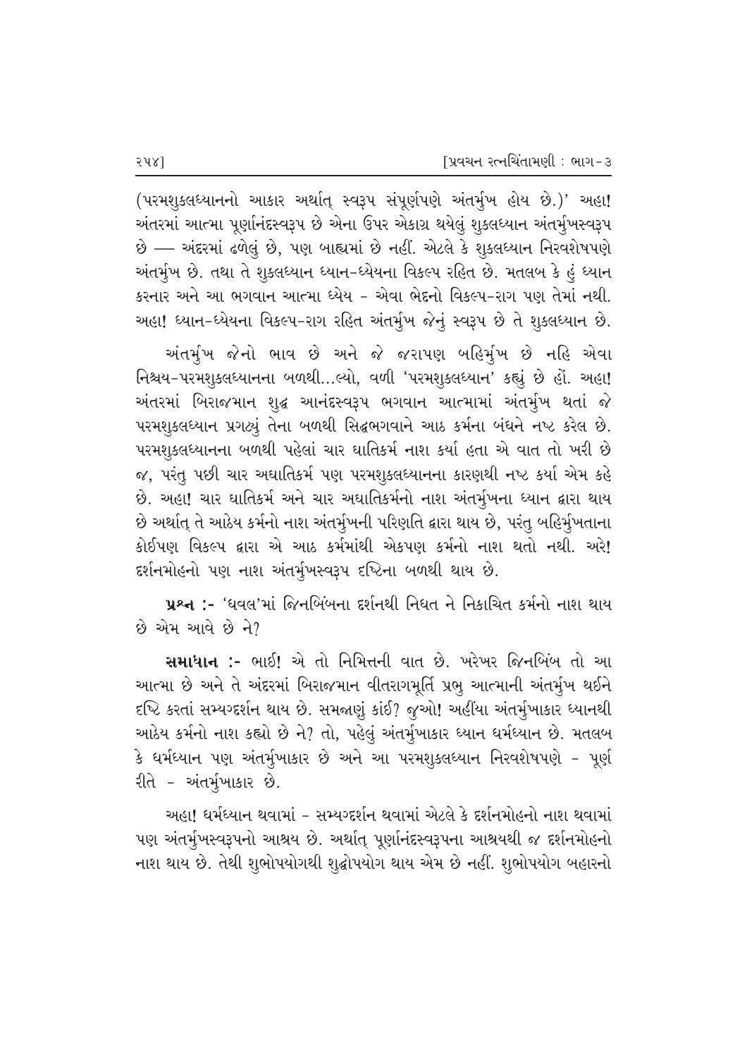(પરમશુક્લધ્યાનનો આકાર અર્થાત્ સ્વરૂપ સંપૂર્ણપણે અંતર્મુખ હોય છે.)' અહા! અંતરમાં આત્મા પૂર્ણાનંદસ્વરૂપ છે એના ઉપર એકાગ્ર થયેલું શુક્લધ્યાન અંતર્મુખસ્વરૂપ છે — અંદરમાં ઢળેલું છે, પણ બાહ્યમાં છે નહીં. એટલે કે શુક્લધ્યાન નિરવશેષપણે અંતર્મુખ છે. તથા તે શુક્લધ્યાન ધ્યાન-ધ્યેયના વિકલ્પ રહિત છે. મતલબ કે હું ધ્યાન કરનાર અને આ ભગવાન આત્મા ધ્યેય - એવા ભેદનો વિકલ્પ-રાગ પણ તેમાં નથી. અહા! ધ્યાન-ધ્યેયના વિકલ્પ-રાગ રહિત અંતર્મુખ જેનું સ્વરૂપ છે તે શુક્લધ્યાન છે.

અંતર્મુખ જેનો ભાવ છે અને જે જરાપણ બહિર્મુખ છે નહિ એવા નિશ્ચય-પરમશુક્લધ્યાનના બળથી...લ્યો, વળી 'પરમશુક્લધ્યાન' કહ્યું છે હોં. અહા! અંતરમાં બિરાજમાન શુદ્ધ આનંદસ્વરૂપ ભગવાન આત્મામાં અંતર્મુખ થતાં જે પરમશુક્લધ્યાન પ્રગટ્યું તેના બળથી સિદ્ધભગવાને આઠ કર્મના બંધને નષ્ટ કરેલ છે. પરમશુક્લધ્યાનના બળથી પહેલાં ચાર ઘાતિકર્મ નાશ કર્યા હતા એ વાત તો ખરી છે જ, પરંતુ પછી ચાર અઘાતિકર્મ પણ પરમશુક્લધ્યાનના કારણથી નષ્ટ કર્યા એમ કહે છે. અહા! ચાર ઘાતિકર્મ અને ચાર અઘાતિકર્મનો નાશ અંતર્મુખના ધ્યાન દ્વારા થાય છે અર્થાત્ તે આઠેય કર્મનો નાશ અંતર્મુખની પરિણતિ દ્વારા થાય છે, પરંતુ બહિર્મુખતાના કોઈપણ વિકલ્પ દ્વારા એ આઠ કર્મમાંથી એકપણ કર્મનો નાશ થતો નથી. અરે! દર્શનમોહનો પણ નાશ અંતર્મુખસ્વરૂપ દૃષ્ટિના બળથી થાય છે.

**પ્રશ્ન :-** 'ધવલ'માં જિનબિંબના દર્શનથી નિધત ને નિકાચિત કર્મનો નાશ થાય છે એમ આવે છે ને?

**સમાધાન :-** ભાઈ! એ તો નિમિત્તની વાત છે. ખરેખર જિનબિંબ તો આ આત્મા છે અને તે અંદરમાં બિરાજમાન વીતરાગમૂર્તિ પ્રભુ આત્માની અંતર્મુખ થઈને દૃષ્ટિ કરતાં સમ્યગ્દર્શન થાય છે. સમજાણું કાંઈ? જુઓ! અહીંયા અંતર્મુખાકાર ધ્યાનથી આઠેય કર્મનો નાશ કહ્યો છે ને? તો, પહેલું અંતર્મુખાકાર ધ્યાન ધર્મધ્યાન છે. મતલબ કે ધર્મધ્યાન પણ અંતર્મુખાકાર છે અને આ પરમશુક્લધ્યાન નિરવશેષપણે - પૂર્ણ રીતે - અંતર્મુખાકાર છે.

અહા! ધર્મધ્યાન થવામાં - સમ્યગ્દર્શન થવામાં એટલે કે દર્શનમોહનો નાશ થવામાં પણ અંતર્મુખસ્વરૂપનો આશ્રય છે. અર્થાત્ પૂર્ણાનંદસ્વરૂપના આશ્રયથી જ દર્શનમોહનો નાશ થાય છે. તેથી શુભોપયોગથી શુદ્ધોપયોગ થાય એમ છે નહીં. શુભોપયોગ બહારનો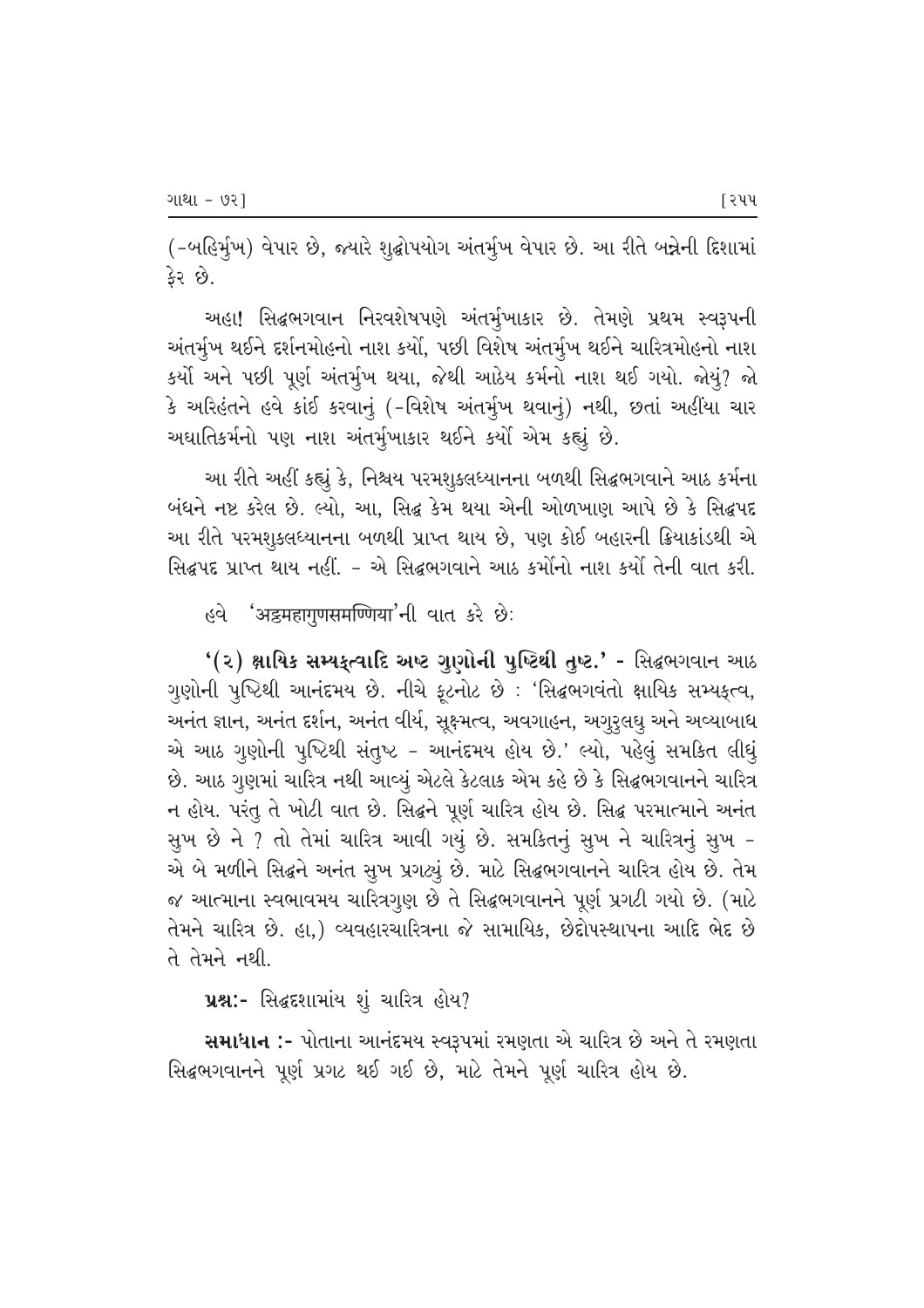(-બહિર્મુખ) વેપાર છે, જ્યારે શુદ્ધોપયોગ અંતર્મુખ વેપાર છે. આ રીતે બન્નેની દિશામાં ફેર છે.

અહા! સિદ્ધભગવાન નિરવશેષપણે અંતર્મુખાકાર છે. તેમણે પ્રથમ સ્વરૂપની અંતર્મુખ થઈને દર્શનમોહનો નાશ કર્યો, પછી વિશેષ અંતર્મુખ થઈને ચારિત્રમોહનો નાશ કર્યો અને પછી પૂર્ણ અંતર્મુખ થયા, જેથી આઠેય કર્મનો નાશ થઈ ગયો. જોયું? જો કે અરિહંતને હવે કાંઈ કરવાનું (-વિશેષ અંતર્મુખ થવાનું) નથી, છતાં અહીંયા ચાર અઘાતિકર્મનો પણ નાશ અંતર્મુખાકાર થઈને કર્યો એમ કહ્યું છે.

આ રીતે અહીં કહ્યું કે, નિશ્ચય પરમશુક્લધ્યાનના બળથી સિદ્ધભગવાને આઠ કર્મના બંધને નષ્ટ કરેલ છે. લ્યો, આ, સિદ્ધ કેમ થયા એની ઓળખાણ આપે છે કે સિદ્ધપદ આ રીતે પરમશુક્લધ્યાનના બળથી પ્રાપ્ત થાય છે, પણ કોઈ બહારની ક્રિયાકાંડથી એ સિદ્ધપદ પ્રાપ્ત થાય નહીં. - એ સિદ્ધભગવાને આઠ કર્મોનો નાશ કર્યો તેની વાત કરી.

હવે 'अट्ठमहागुणसमण्णिया'ની વાત કરે છેઃ

**'(૨) ક્ષાયિક સમ્યક્ત્વાદિ અષ્ટ ગુણોની પુષ્ટિથી તુષ્ટ.'** - સિદ્ધભગવાન આઠ ગુણોની પુષ્ટિથી આનંદમય છે. નીચે ફૂટનોટ છે : 'સિદ્ધભગવંતો ક્ષાયિક સમ્યક્ત્વ, અનંત જ્ઞાન, અનંત દર્શન, અનંત વીર્ય, સૂક્ષ્મત્વ, અવગાહન, અગુરુલઘુ અને અવ્યાબાધ એ આઠ ગુણોની પુષ્ટિથી સંતુષ્ટ - આનંદમય હોય છે.' લ્યો, પહેલું સમકિત લીધું છે. આઠ ગુણમાં ચારિત્ર નથી આવ્યું એટલે કેટલાક એમ કહે છે કે સિદ્ધભગવાનને ચારિત્ર ન હોય. પરંતુ તે ખોટી વાત છે. સિદ્ધને પૂર્ણ ચારિત્ર હોય છે. સિદ્ધ પરમાત્માને અનંત સુખ છે ને ? તો તેમાં ચારિત્ર આવી ગયું છે. સમકિતનું સુખ ને ચારિત્રનું સુખ - એ બે મળીને સિદ્ધને અનંત સુખ પ્રગટ્યું છે. માટે સિદ્ધભગવાનને ચારિત્ર હોય છે. તેમ જ આત્માના સ્વભાવમય ચારિત્રગુણ છે તે સિદ્ધભગવાનને પૂર્ણ પ્રગટી ગયો છે. (માટે તેમને ચારિત્ર છે. હા,) વ્યવહારચારિત્રના જે સામાયિક, છેદોપસ્થાપના આદિ ભેદ છે તે તેમને નથી.

**પ્રશ્નઃ-** સિદ્ધદશામાંય શું ચારિત્ર હોય?

**સમાધાન :-** પોતાના આનંદમય સ્વરૂપમાં રમણતા એ ચારિત્ર છે અને તે રમણતા સિદ્ધભગવાનને પૂર્ણ પ્રગટ થઈ ગઈ છે, માટે તેમને પૂર્ણ ચારિત્ર હોય છે.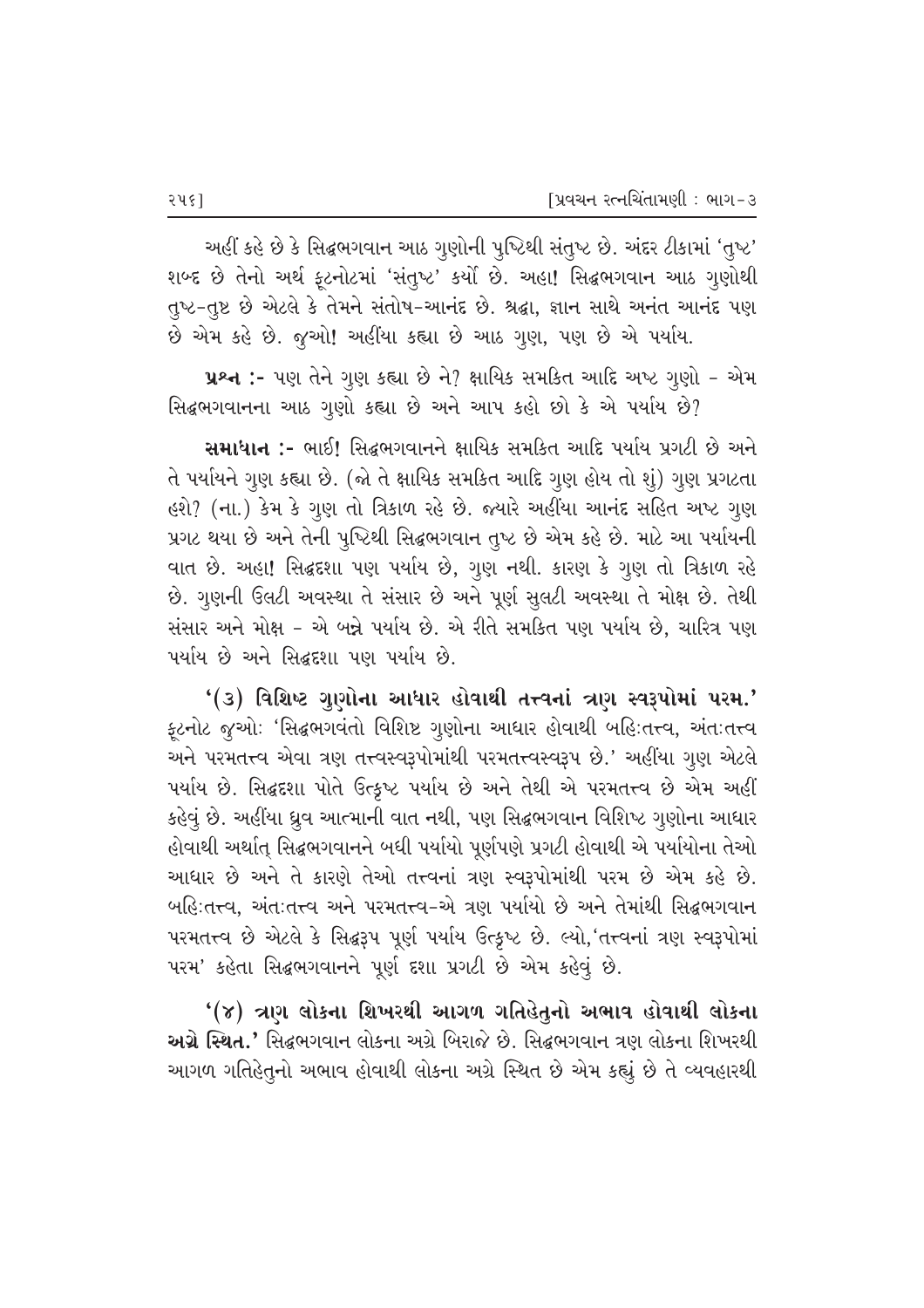અહીં કહે છે કે સિદ્ધભગવાન આઠ ગુણોની પુષ્ટિથી સંતુષ્ટ છે. અંદર ટીકામાં 'તુષ્ટ' શબ્દ છે તેનો અર્થ ફૂટનોટમાં 'સંતુષ્ટ' કર્યો છે. અહા! સિદ્ધભગવાન આઠ ગુણોથી તુષ્ટ-તુષ્ટ છે એટલે કે તેમને સંતોષ-આનંદ છે. શ્રદ્ધા, જ્ઞાન સાથે અનંત આનંદ પણ છે એમ કહે છે. જુઓ! અહીંયા કહ્યા છે આઠ ગુણ, પણ છે એ પર્યાય.

**પ્રશ્ન :-** પણ તેને ગુણ કહ્યા છે ને? ક્ષાયિક સમકિત આદિ અષ્ટ ગુણો - એમ સિદ્ધભગવાનના આઠ ગુણો કહ્યા છે અને આપ કહો છો કે એ પર્યાય છે?

**સમાધાન :-** ભાઈ! સિદ્ધભગવાનને ક્ષાયિક સમકિત આદિ પર્યાય પ્રગટી છે અને તે પર્યાયને ગુણ કહ્યા છે. (જો તે ક્ષાયિક સમકિત આદિ ગુણ હોય તો શું) ગુણ પ્રગટતા હશે? (ના.) કેમ કે ગુણ તો ત્રિકાળ રહે છે. જ્યારે અહીંયા આનંદ સહિત અષ્ટ ગુણ પ્રગટ થયા છે અને તેની પુષ્ટિથી સિદ્ધભગવાન તુષ્ટ છે એમ કહે છે. માટે આ પર્યાયની વાત છે. અહા! સિદ્ધદશા પણ પર્યાય છે, ગુણ નથી. કારણ કે ગુણ તો ત્રિકાળ રહે છે. ગુણની ઉલટી અવસ્થા તે સંસાર છે અને પૂર્ણ સુલટી અવસ્થા તે મોક્ષ છે. તેથી સંસાર અને મોક્ષ - એ બન્ને પર્યાય છે. એ રીતે સમકિત પણ પર્યાય છે, ચારિત્ર પણ પર્યાય છે અને સિદ્ધદશા પણ પર્યાય છે.

**'(૩) વિશિષ્ટ ગુણોના આધાર હોવાથી તત્ત્વનાં ત્રણ સ્વરૂપોમાં પરમ.'** ફૂટનોટ જુઓ: 'સિદ્ધભગવંતો વિશિષ્ટ ગુણોના આધાર હોવાથી બહિઃતત્ત્વ, અંતઃતત્ત્વ અને પરમતત્ત્વ એવા ત્રણ તત્ત્વસ્વરૂપોમાંથી પરમતત્ત્વસ્વરૂપ છે.' અહીંયા ગુણ એટલે પર્યાય છે. સિદ્ધદશા પોતે ઉત્કૃષ્ટ પર્યાય છે અને તેથી એ પરમતત્ત્વ છે એમ અહીં કહેવું છે. અહીંયા ધ્રુવ આત્માની વાત નથી, પણ સિદ્ધભગવાન વિશિષ્ટ ગુણોના આધાર હોવાથી અર્થાત્ સિદ્ધભગવાનને બધી પર્યાયો પૂર્ણપણે પ્રગટી હોવાથી એ પર્યાયોના તેઓ આધાર છે અને તે કારણે તેઓ તત્ત્વનાં ત્રણ સ્વરૂપોમાંથી પરમ છે એમ કહે છે. બહિઃતત્ત્વ, અંતઃતત્ત્વ અને પરમતત્ત્વ-એ ત્રણ પર્યાયો છે અને તેમાંથી સિદ્ધભગવાન પરમતત્ત્વ છે એટલે કે સિદ્ધરૂપ પૂર્ણ પર્યાય ઉત્કૃષ્ટ છે. લ્યો,'તત્ત્વનાં ત્રણ સ્વરૂપોમાં પરમ' કહેતા સિદ્ધભગવાનને પૂર્ણ દશા પ્રગટી છે એમ કહેવું છે.

**'(૪) ત્રણ લોકના શિખરથી આગળ ગતિહેતુનો અભાવ હોવાથી લોકના અગ્રે સ્થિત.'** સિદ્ધભગવાન લોકના અગ્રે બિરાજે છે. સિદ્ધભગવાન ત્રણ લોકના શિખરથી આગળ ગતિહેતુનો અભાવ હોવાથી લોકના અગ્રે સ્થિત છે એમ કહ્યું છે તે વ્યવહારથી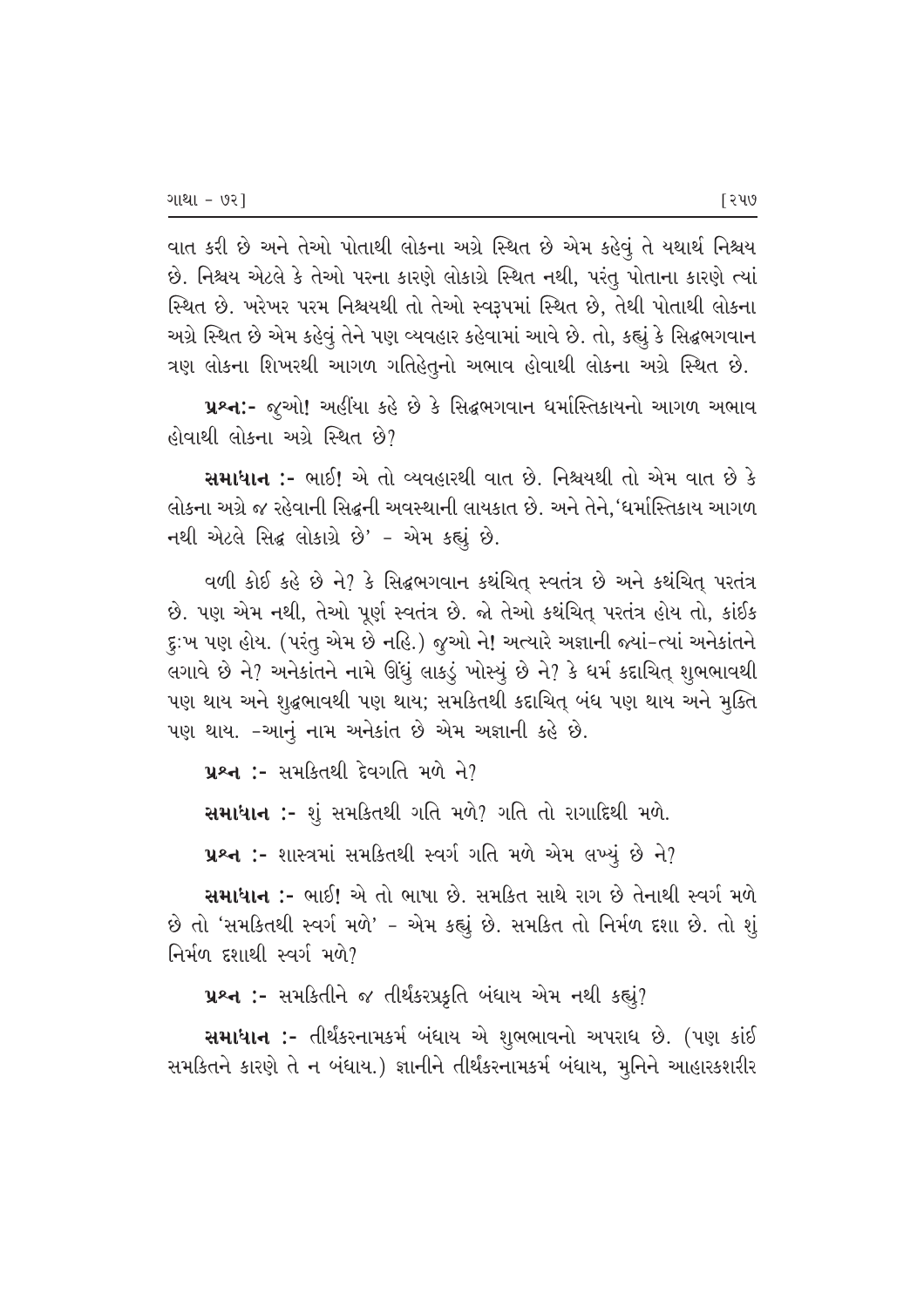વાત કરી છે અને તેઓ પોતાથી લોકના અગ્રે સ્થિત છે એમ કહેવું તે યથાર્થ નિશ્ચય છે. નિશ્ચય એટલે કે તેઓ પરના કારણે લોકાગ્રે સ્થિત નથી, પરંતુ પોતાના કારણે ત્યાં સ્થિત છે. ખરેખર પરમ નિશ્ચયથી તો તેઓ સ્વરૂપમાં સ્થિત છે, તેથી પોતાથી લોકના અગ્રે સ્થિત છે એમ કહેવું તેને પણ વ્યવહાર કહેવામાં આવે છે. તો, કહ્યું કે સિદ્ધભગવાન ત્રણ લોકના શિખરથી આગળ ગતિહેતુનો અભાવ હોવાથી લોકના અગ્રે સ્થિત છે.

**પ્રશ્નઃ-** જુઓ! અહીંયા કહે છે કે સિદ્ધભગવાન ધર્માસ્તિકાયનો આગળ અભાવ હોવાથી લોકના અગ્રે સ્થિત છે?

**સમાધાન :-** ભાઈ! એ તો વ્યવહારથી વાત છે. નિશ્ચયથી તો એમ વાત છે કે લોકના અગ્રે જ રહેવાની સિદ્ધની અવસ્થાની લાયકાત છે. અને તેને,'ધર્માસ્તિકાય આગળ નથી એટલે સિદ્ધ લોકાગ્રે છે' - એમ કહ્યું છે.

વળી કોઈ કહે છે ને? કે સિદ્ધભગવાન કથંચિત્ સ્વતંત્ર છે અને કથંચિત્ પરતંત્ર છે. પણ એમ નથી, તેઓ પૂર્ણ સ્વતંત્ર છે. જો તેઓ કથંચિત્ પરતંત્ર હોય તો, કાંઈક દુઃખ પણ હોય. (પરંતુ એમ છે નહિ.) જુઓ ને! અત્યારે અજ્ઞાની જ્યાં-ત્યાં અનેકાંતને લગાવે છે ને? અનેકાંતને નામે ઊંધું લાકડું ખોસ્યું છે ને? કે ધર્મ કદાચિત્ શુભભાવથી પણ થાય અને શુદ્ધભાવથી પણ થાય; સમકિતથી કદાચિત્ બંધ પણ થાય અને મુક્તિ પણ થાય. -આનું નામ અનેકાંત છે એમ અજ્ઞાની કહે છે.

**પ્રશ્ન :-** સમકિતથી દેવગતિ મળે ને?

**સમાધાન :-** શું સમકિતથી ગતિ મળે? ગતિ તો રાગાદિથી મળે.

**પ્રશ્ન :-** શાસ્ત્રમાં સમકિતથી સ્વર્ગ ગતિ મળે એમ લખ્યું છે ને?

**સમાધાન :-** ભાઈ! એ તો ભાષા છે. સમકિત સાથે રાગ છે તેનાથી સ્વર્ગ મળે છે તો 'સમકિતથી સ્વર્ગ મળે' - એમ કહ્યું છે. સમકિત તો નિર્મળ દશા છે. તો શું નિર્મળ દશાથી સ્વર્ગ મળે?

**પ્રશ્ન :-** સમકિતીને જ તીર્થંકરપ્રકૃતિ બંધાય એમ નથી કહ્યું?

**સમાધાન :-** તીર્થંકરનામકર્મ બંધાય એ શુભભાવનો અપરાધ છે. (પણ કાંઈ સમકિતને કારણે તે ન બંધાય.) જ્ઞાનીને તીર્થંકરનામકર્મ બંધાય, મુનિને આહારકશરીર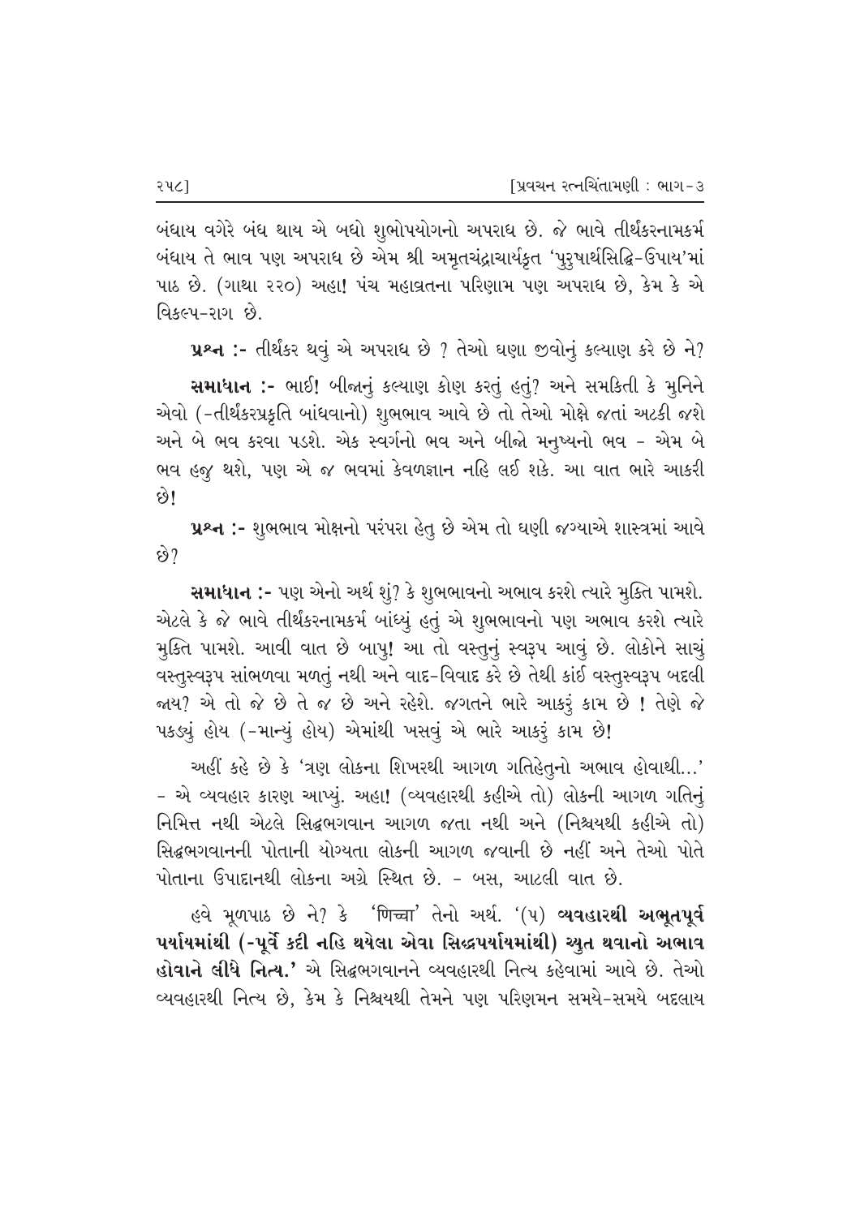બંધાય વગેરે બંધ થાય એ બધો શુભોપયોગનો અપરાધ છે. જે ભાવે તીર્થંકરનામકર્મ બંધાય તે ભાવ પણ અપરાધ છે એમ શ્રી અમૃતચંદ્રાચાર્યકૃત 'પુરુષાર્થસિદ્ધિ-ઉપાય'માં પાઠ છે. (ગાથા ૨૨૦) અહા! પંચ મહાવ્રતના પરિણામ પણ અપરાધ છે, કેમ કે એ વિકલ્પ-રાગ છે.

**પ્રશ્ન :-** તીર્થંકર થવું એ અપરાધ છે ? તેઓ ઘણા જીવોનું કલ્યાણ કરે છે ને?

**સમાધાન :-** ભાઈ! બીજાનું કલ્યાણ કોણ કરતું હતું? અને સમકિતી કે મુનિને એવો (-તીર્થંકરપ્રકૃતિ બાંધવાનો) શુભભાવ આવે છે તો તેઓ મોક્ષે જતાં અટકી જશે અને બે ભવ કરવા પડશે. એક સ્વર્ગનો ભવ અને બીજો મનુષ્યનો ભવ - એમ બે ભવ હજુ થશે, પણ એ જ ભવમાં કેવળજ્ઞાન નહિ લઈ શકે. આ વાત ભારે આકરી છે!

**પ્રશ્ન :-** શુભભાવ મોક્ષનો પરંપરા હેતુ છે એમ તો ઘણી જગ્યાએ શાસ્ત્રમાં આવે છે?

**સમાધાન :-** પણ એનો અર્થ શું? કે શુભભાવનો અભાવ કરશે ત્યારે મુક્તિ પામશે. એટલે કે જે ભાવે તીર્થંકરનામકર્મ બાંધ્યું હતું એ શુભભાવનો પણ અભાવ કરશે ત્યારે મુક્તિ પામશે. આવી વાત છે બાપુ! આ તો વસ્તુનું સ્વરૂપ આવું છે. લોકોને સાચું વસ્તુસ્વરૂપ સાંભળવા મળતું નથી અને વાદ-વિવાદ કરે છે તેથી કાંઈ વસ્તુસ્વરૂપ બદલી જાય? એ તો જે છે તે જ છે અને રહેશે. જગતને ભારે આકરું કામ છે ! તેણે જે પકડ્યું હોય (-માન્યું હોય) એમાંથી ખસવું એ ભારે આકરું કામ છે!

અહીં કહે છે કે 'ત્રણ લોકના શિખરથી આગળ ગતિહેતુનો અભાવ હોવાથી...' - એ વ્યવહાર કારણ આપ્યું. અહા! (વ્યવહારથી કહીએ તો) લોકની આગળ ગતિનું નિમિત્ત નથી એટલે સિદ્ધભગવાન આગળ જતા નથી અને (નિશ્ચયથી કહીએ તો) સિદ્ધભગવાનની પોતાની યોગ્યતા લોકની આગળ જવાની છે નહીં અને તેઓ પોતે પોતાના ઉપાદાનથી લોકના અગ્રે સ્થિત છે. - બસ, આટલી વાત છે.

હવે મૂળપાઠ છે ને? કે 'णिच्चा' તેનો અર્થ. '(૫) **વ્યવહારથી અભૂતપૂર્વ પર્યાયમાંથી (-પૂર્વે કદી નહિ થયેલા એવા સિદ્ધપર્યાયમાંથી) ચ્યુત થવાનો અભાવ હોવાને લીધે નિત્ય.'** એ સિદ્ધભગવાનને વ્યવહારથી નિત્ય કહેવામાં આવે છે. તેઓ વ્યવહારથી નિત્ય છે, કેમ કે નિશ્ચયથી તેમને પણ પરિણમન સમયે-સમયે બદલાય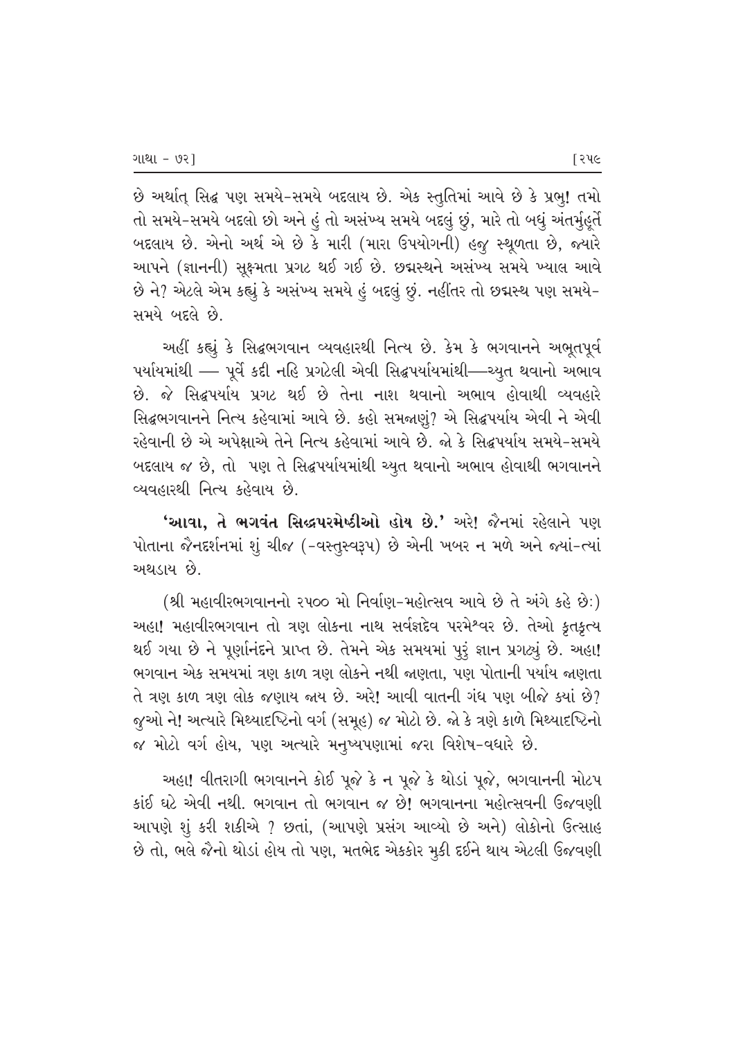છે અર્થાત્ સિદ્ધ પણ સમયે-સમયે બદલાય છે. એક સ્તુતિમાં આવે છે કે પ્રભુ! તમો તો સમયે-સમયે બદલો છો અને હું તો અસંખ્ય સમયે બદલું છું, મારે તો બધું અંતર્મુહૂર્તે બદલાય છે. એનો અર્થ એ છે કે મારી (મારા ઉપયોગની) હજુ સ્થૂળતા છે, જ્યારે આપને (જ્ઞાનની) સૂક્ષ્મતા પ્રગટ થઈ ગઈ છે. છદ્મસ્થને અસંખ્ય સમયે ખ્યાલ આવે છે ને? એટલે એમ કહ્યું કે અસંખ્ય સમયે હું બદલું છું. નહીંતર તો છદ્મસ્થ પણ સમયે-સમયે બદલે છે.

અહીં કહ્યું કે સિદ્ધભગવાન વ્યવહારથી નિત્ય છે. કેમ કે ભગવાનને અભૂતપૂર્વ પર્યાયમાંથી — પૂર્વે કદી નહિ પ્રગટેલી એવી સિદ્ધપર્યાયમાંથી—ચ્યુત થવાનો અભાવ છે. જે સિદ્ધપર્યાય પ્રગટ થઈ છે તેના નાશ થવાનો અભાવ હોવાથી વ્યવહારે સિદ્ધભગવાનને નિત્ય કહેવામાં આવે છે. કહો સમજાણું? એ સિદ્ધપર્યાય એવી ને એવી રહેવાની છે એ અપેક્ષાએ તેને નિત્ય કહેવામાં આવે છે. જો કે સિદ્ધપર્યાય સમયે-સમયે બદલાય જ છે, તો પણ તે સિદ્ધપર્યાયમાંથી ચ્યુત થવાનો અભાવ હોવાથી ભગવાનને વ્યવહારથી નિત્ય કહેવાય છે.

**'આવા, તે ભગવંત સિદ્ધપરમેષ્ઠીઓ હોય છે.'** અરે! જૈનમાં રહેલાને પણ પોતાના જૈનદર્શનમાં શું ચીજ (-વસ્તુસ્વરૂપ) છે એની ખબર ન મળે અને જ્યાં-ત્યાં અથડાય છે.

(શ્રી મહાવીરભગવાનનો ૨૫૦૦ મો નિર્વાણ-મહોત્સવ આવે છે તે અંગે કહે છે:) અહા! મહાવીરભગવાન તો ત્રણ લોકના નાથ સર્વજ્ઞદેવ પરમેશ્વર છે. તેઓ કૃતકૃત્ય થઈ ગયા છે ને પૂર્ણાનંદને પ્રાપ્ત છે. તેમને એક સમયમાં પુરું જ્ઞાન પ્રગટ્યું છે. અહા! ભગવાન એક સમયમાં ત્રણ કાળ ત્રણ લોકને નથી જાણતા, પણ પોતાની પર્યાય જાણતા તે ત્રણ કાળ ત્રણ લોક જણાય જાય છે. અરે! આવી વાતની ગંધ પણ બીજે ક્યાં છે? જુઓ ને! અત્યારે મિથ્યાદષ્ટિનો વર્ગ (સમૂહ) જ મોટો છે. જો કે ત્રણે કાળે મિથ્યાદષ્ટિનો જ મોટો વર્ગ હોય, પણ અત્યારે મનુષ્યપણામાં જરા વિશેષ-વધારે છે.

અહા! વીતરાગી ભગવાનને કોઈ પૂજે કે ન પૂજે કે થોડાં પૂજે, ભગવાનની મોટપ કાંઈ ઘટે એવી નથી. ભગવાન તો ભગવાન જ છે! ભગવાનના મહોત્સવની ઉજવણી આપણે શું કરી શકીએ ? છતાં, (આપણે પ્રસંગ આવ્યો છે અને) લોકોનો ઉત્સાહ છે તો, ભલે જૈનો થોડાં હોય તો પણ, મતભેદ એકકોર મુકી દઈને થાય એટલી ઉજવણી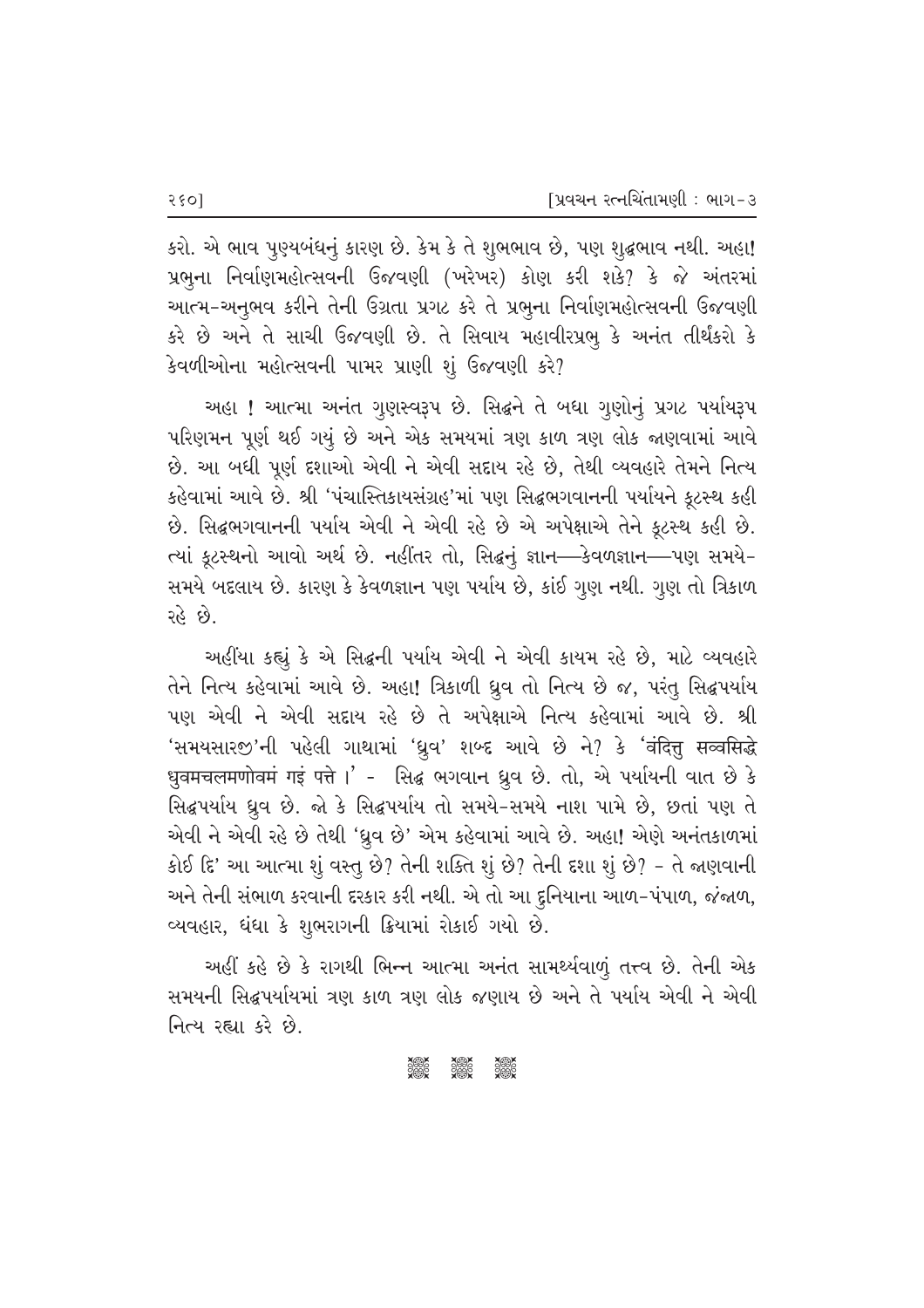કરો. એ ભાવ પુણ્યબંધનું કારણ છે. કેમ કે તે શુભભાવ છે, પણ શુદ્ધભાવ નથી. અહા! પ્રભુના નિર્વાણમહોત્સવની ઉજવણી (ખરેખર) કોણ કરી શકે? કે જે અંતરમાં આત્મ-અનુભવ કરીને તેની ઉગ્રતા પ્રગટ કરે તે પ્રભુના નિર્વાણમહોત્સવની ઉજવણી કરે છે અને તે સાચી ઉજવણી છે. તે સિવાય મહાવીરપ્રભુ કે અનંત તીર્થંકરો કે કેવળીઓના મહોત્સવની પામર પ્રાણી શું ઉજવણી કરે?

અહા ! આત્મા અનંત ગુણસ્વરૂપ છે. સિદ્ધને તે બધા ગુણોનું પ્રગટ પર્યાયરૂપ પરિણમન પૂર્ણ થઈ ગયું છે અને એક સમયમાં ત્રણ કાળ ત્રણ લોક જાણવામાં આવે છે. આ બધી પૂર્ણ દશાઓ એવી ને એવી સદાય રહે છે, તેથી વ્યવહારે તેમને નિત્ય કહેવામાં આવે છે. શ્રી 'પંચાસ્તિકાયસંગ્રહ'માં પણ સિદ્ધભગવાનની પર્યાયને કૂટસ્થ કહી છે. સિદ્ધભગવાનની પર્યાય એવી ને એવી રહે છે એ અપેક્ષાએ તેને કૂટસ્થ કહી છે. ત્યાં કૂટસ્થનો આવો અર્થ છે. નહીંતર તો, સિદ્ધનું જ્ઞાન—કેવળજ્ઞાન—પણ સમયે-સમયે બદલાય છે. કારણ કે કેવળજ્ઞાન પણ પર્યાય છે, કાંઈ ગુણ નથી. ગુણ તો ત્રિકાળ રહે છે.

અહીંયા કહ્યું કે એ સિદ્ધની પર્યાય એવી ને એવી કાયમ રહે છે, માટે વ્યવહારે તેને નિત્ય કહેવામાં આવે છે. અહા! ત્રિકાળી ધ્રુવ તો નિત્ય છે જ, પરંતુ સિદ્ધપર્યાય પણ એવી ને એવી સદાય રહે છે તે અપેક્ષાએ નિત્ય કહેવામાં આવે છે. શ્રી 'સમયસારજી'ની પહેલી ગાથામાં 'ધ્રુવ' શબ્દ આવે છે ને? કે 'वंदित्तु सव्वसिद्धे धुवमचलमणोवमं गइं पत्ते ।' - સિદ્ધ ભગવાન ધ્રુવ છે. તો, એ પર્યાયની વાત છે કે સિદ્ધપર્યાય ધ્રુવ છે. જો કે સિદ્ધપર્યાય તો સમયે-સમયે નાશ પામે છે, છતાં પણ તે એવી ને એવી રહે છે તેથી 'ધ્રુવ છે' એમ કહેવામાં આવે છે. અહા! એણે અનંતકાળમાં કોઈ દિ' આ આત્મા શું વસ્તુ છે? તેની શક્તિ શું છે? તેની દશા શું છે? - તે જાણવાની અને તેની સંભાળ કરવાની દરકાર કરી નથી. એ તો આ દુનિયાના આળ-પંપાળ, જંજાળ, વ્યવહાર, ધંધા કે શુભરાગની ક્રિયામાં રોકાઈ ગયો છે.

અહીં કહે છે કે રાગથી ભિન્ન આત્મા અનંત સામર્થ્યવાળું તત્ત્વ છે. તેની એક સમયની સિદ્ધપર્યાયમાં ત્રણ કાળ ત્રણ લોક જણાય છે અને તે પર્યાય એવી ને એવી નિત્ય રહ્યા કરે છે.

❋ ❋ ❋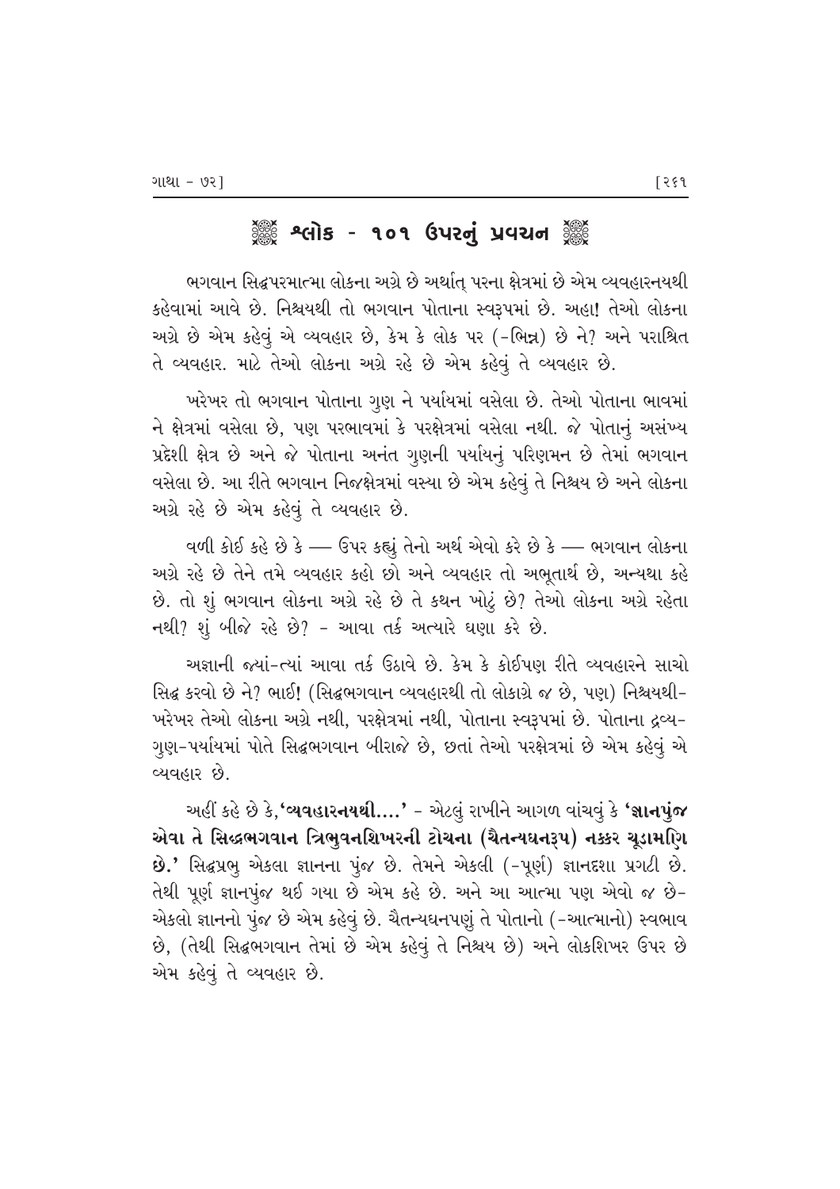# ❀ શ્લોક - ૧૦૧ ઉપરનું પ્રવચન ❀

ભગવાન સિદ્ધપરમાત્મા લોકના અગ્રે છે અર્થાત્ પરના ક્ષેત્રમાં છે એમ વ્યવહારનયથી કહેવામાં આવે છે. નિશ્ચયથી તો ભગવાન પોતાના સ્વરૂપમાં છે. અહા! તેઓ લોકના અગ્રે છે એમ કહેવું એ વ્યવહાર છે, કેમ કે લોક પર (-ભિન્ન) છે ને? અને પરાશ્રિત તે વ્યવહાર. માટે તેઓ લોકના અગ્રે રહે છે એમ કહેવું તે વ્યવહાર છે.

ખરેખર તો ભગવાન પોતાના ગુણ ને પર્યાયમાં વસેલા છે. તેઓ પોતાના ભાવમાં ને ક્ષેત્રમાં વસેલા છે, પણ પરભાવમાં કે પરક્ષેત્રમાં વસેલા નથી. જે પોતાનું અસંખ્ય પ્રદેશી ક્ષેત્ર છે અને જે પોતાના અનંત ગુણની પર્યાયનું પરિણમન છે તેમાં ભગવાન વસેલા છે. આ રીતે ભગવાન નિજક્ષેત્રમાં વસ્યા છે એમ કહેવું તે નિશ્ચય છે અને લોકના અગ્રે રહે છે એમ કહેવું તે વ્યવહાર છે.

વળી કોઈ કહે છે કે — ઉપર કહ્યું તેનો અર્થ એવો કરે છે કે — ભગવાન લોકના અગ્રે રહે છે તેને તમે વ્યવહાર કહો છો અને વ્યવહાર તો અભૂતાર્થ છે, અન્યથા કહે છે. તો શું ભગવાન લોકના અગ્રે રહે છે તે કથન ખોટું છે? તેઓ લોકના અગ્રે રહેતા નથી? શું બીજે રહે છે? - આવા તર્ક અત્યારે ઘણા કરે છે.

અજ્ઞાની જ્યાં-ત્યાં આવા તર્ક ઉઠાવે છે. કેમ કે કોઈપણ રીતે વ્યવહારને સાચો સિદ્ધ કરવો છે ને? ભાઈ! (સિદ્ધભગવાન વ્યવહારથી તો લોકાગ્રે જ છે, પણ) નિશ્ચયથી-ખરેખર તેઓ લોકના અગ્રે નથી, પરક્ષેત્રમાં નથી, પોતાના સ્વરૂપમાં છે. પોતાના દ્રવ્ય-ગુણ-પર્યાયમાં પોતે સિદ્ધભગવાન બીરાજે છે, છતાં તેઓ પરક્ષેત્રમાં છે એમ કહેવું એ વ્યવહાર છે.

અહીં કહે છે કે,**'વ્યવહારનયથી....'** - એટલું રાખીને આગળ વાંચવું કે **'જ્ઞાનપુંજ એવા તે સિદ્ધભગવાન ત્રિભુવનશિખરની ટોચના (ચૈતન્યઘનરૂપ) નક્કર ચૂડામણિ છે.'** સિદ્ધપ્રભુ એકલા જ્ઞાનના પુંજ છે. તેમને એકલી (-પૂર્ણ) જ્ઞાનદશા પ્રગટી છે. તેથી પૂર્ણ જ્ઞાનપુંજ થઈ ગયા છે એમ કહે છે. અને આ આત્મા પણ એવો જ છે- એકલો જ્ઞાનનો પુંજ છે એમ કહેવું છે. ચૈતન્યઘનપણું તે પોતાનો (-આત્માનો) સ્વભાવ છે, (તેથી સિદ્ધભગવાન તેમાં છે એમ કહેવું તે નિશ્ચય છે) અને લોકશિખર ઉપર છે એમ કહેવું તે વ્યવહાર છે.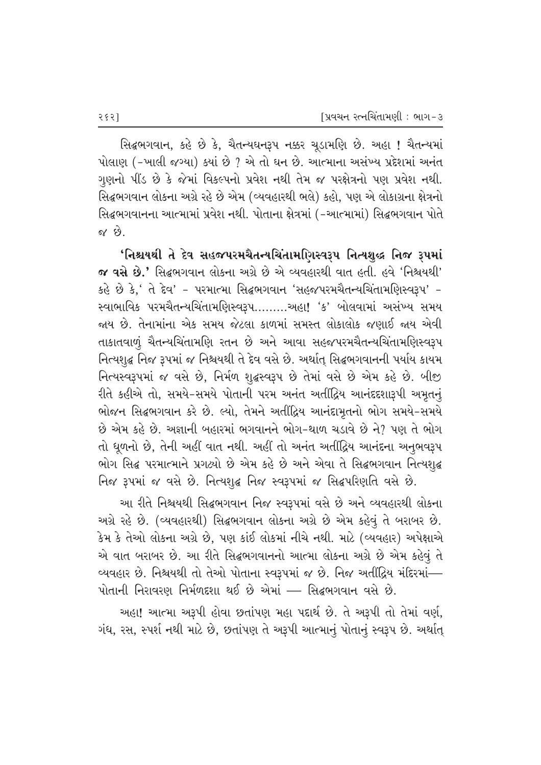સિદ્ધભગવાન, કહે છે કે, ચૈતન્યઘનરૂપ નક્કર ચૂડામણિ છે. અહા ! ચૈતન્યમાં પોલાણ (-ખાલી જગ્યા) ક્યાં છે ? એ તો ઘન છે. આત્માના અસંખ્ય પ્રદેશમાં અનંત ગુણનો પીંડ છે કે જેમાં વિકલ્પનો પ્રવેશ નથી તેમ જ પરક્ષેત્રનો પણ પ્રવેશ નથી. સિદ્ધભગવાન લોકના અગ્રે રહે છે એમ (વ્યવહારથી ભલે) કહો, પણ એ લોકાગ્રના ક્ષેત્રનો સિદ્ધભગવાનના આત્મામાં પ્રવેશ નથી. પોતાના ક્ષેત્રમાં (-આત્મામાં) સિદ્ધભગવાન પોતે જ છે.

**'નિશ્ચયથી તે દેવ સહજપરમચૈતન્યચિંતામણિસ્વરૂપ નિત્યશુદ્ધ નિજ રૂપમાં જ વસે છે.'** સિદ્ધભગવાન લોકના અગ્રે છે એ વ્યવહારથી વાત હતી. હવે 'નિશ્ચયથી' કહે છે કે,' તે દેવ' - પરમાત્મા સિદ્ધભગવાન 'સહજપરમચૈતન્યચિંતામણિસ્વરૂપ' - સ્વાભાવિક પરમચૈતન્યચિંતામણિસ્વરૂપ.........અહા! 'ક' બોલવામાં અસંખ્ય સમય જાય છે. તેનામાંના એક સમય જેટલા કાળમાં સમસ્ત લોકાલોક જણાઈ જાય એવી તાકાતવાળું ચૈતન્યચિંતામણિ રતન છે અને આવા સહજપરમચૈતન્યચિંતામણિસ્વરૂપ નિત્યશુદ્ધ નિજ રૂપમાં જ નિશ્ચયથી તે દેવ વસે છે. અર્થાત્ સિદ્ધભગવાનની પર્યાય કાયમ નિત્યસ્વરૂપમાં જ વસે છે, નિર્મળ શુદ્ધસ્વરૂપ છે તેમાં વસે છે એમ કહે છે. બીજી રીતે કહીએ તો, સમયે-સમયે પોતાની પરમ અનંત અતીંદ્રિય આનંદદશારૂપી અમૃતનું ભોજન સિદ્ધભગવાન કરે છે. લ્યો, તેમને અતીંદ્રિય આનંદામૃતનો ભોગ સમયે-સમયે છે એમ કહે છે. અજ્ઞાની બહારમાં ભગવાનને ભોગ-થાળ ચડાવે છે ને? પણ તે ભોગ તો ધૂળનો છે, તેની અહીં વાત નથી. અહીં તો અનંત અતીંદ્રિય આનંદના અનુભવરૂપ ભોગ સિદ્ધ પરમાત્માને પ્રગટ્યો છે એમ કહે છે અને એવા તે સિદ્ધભગવાન નિત્યશુદ્ધ નિજ રૂપમાં જ વસે છે. નિત્યશુદ્ધ નિજ સ્વરૂપમાં જ સિદ્ધપરિણતિ વસે છે.

આ રીતે નિશ્ચયથી સિદ્ધભગવાન નિજ સ્વરૂપમાં વસે છે અને વ્યવહારથી લોકના અગ્રે રહે છે. (વ્યવહારથી) સિદ્ધભગવાન લોકના અગ્રે છે એમ કહેવું તે બરાબર છે. કેમ કે તેઓ લોકના અગ્રે છે, પણ કાંઈ લોકમાં નીચે નથી. માટે (વ્યવહાર) અપેક્ષાએ એ વાત બરાબર છે. આ રીતે સિદ્ધભગવાનનો આત્મા લોકના અગ્રે છે એમ કહેવું તે વ્યવહાર છે. નિશ્ચયથી તો તેઓ પોતાના સ્વરૂપમાં જ છે. નિજ અતીંદ્રિય મંદિરમાં— પોતાની નિરાવરણ નિર્મળદશા થઈ છે એમાં — સિદ્ધભગવાન વસે છે.

અહા! આત્મા અરૂપી હોવા છતાંપણ મહા પદાર્થ છે. તે અરૂપી તો તેમાં વર્ણ, ગંધ, રસ, સ્પર્શ નથી માટે છે, છતાંપણ તે અરૂપી આત્માનું પોતાનું સ્વરૂપ છે. અર્થાત્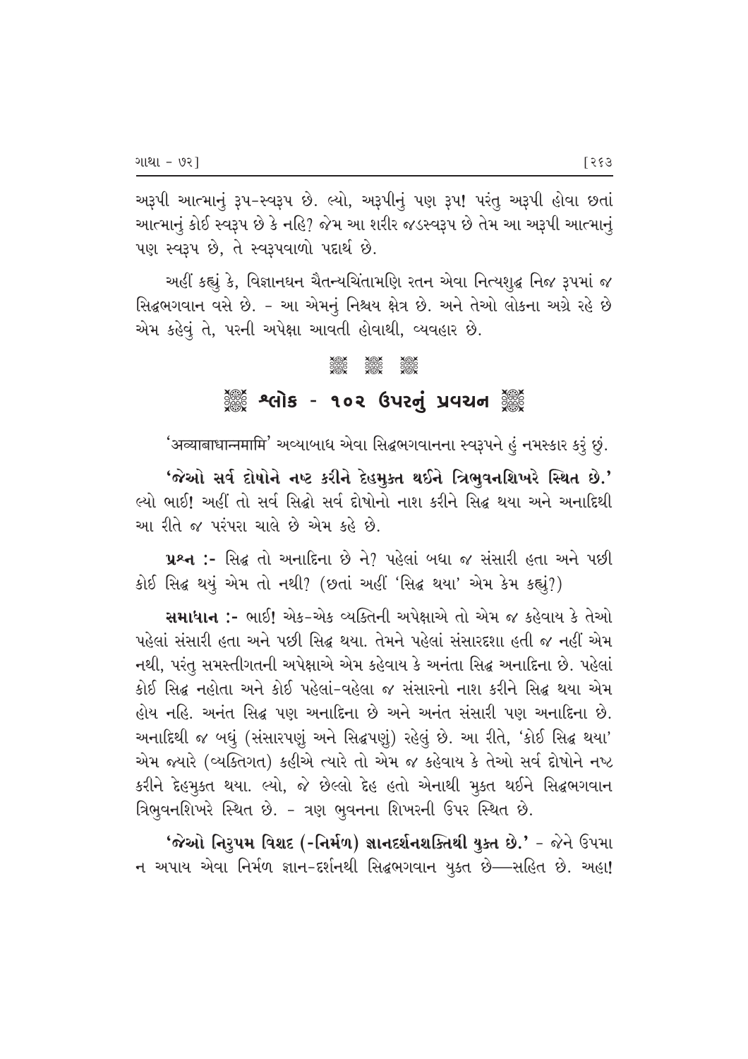અરૂપી આત્માનું રૂપ-સ્વરૂપ છે. લ્યો, અરૂપીનું પણ રૂપ! પરંતુ અરૂપી હોવા છતાં આત્માનું કોઈ સ્વરૂપ છે કે નહિ? જેમ આ શરીર જડસ્વરૂપ છે તેમ આ અરૂપી આત્માનું પણ સ્વરૂપ છે, તે સ્વરૂપવાળો પદાર્થ છે.

અહીં કહ્યું કે, વિજ્ઞાનઘન ચૈતન્યચિંતામણિ રતન એવા નિત્યશુદ્ધ નિજ રૂપમાં જ સિદ્ધભગવાન વસે છે. - આ એમનું નિશ્ચય ક્ષેત્ર છે. અને તેઓ લોકના અગ્રે રહે છે એમ કહેવું તે, પરની અપેક્ષા આવતી હોવાથી, વ્યવહાર છે.

## શ્લોક - ૧૦૨ ઉપરનું પ્રવચન

'अव्याबाधान्नमामि' અવ્યાબાધ એવા સિદ્ધભગવાનના સ્વરૂપને હું નમસ્કાર કરું છું.

**'જેઓ સર્વ દોષોને નષ્ટ કરીને દેહમુક્ત થઈને ત્રિભુવનશિખરે સ્થિત છે.'** લ્યો ભાઈ! અહીં તો સર્વ સિદ્ધો સર્વ દોષોનો નાશ કરીને સિદ્ધ થયા અને અનાદિથી આ રીતે જ પરંપરા ચાલે છે એમ કહે છે.

**પ્રશ્ન :-** સિદ્ધ તો અનાદિના છે ને? પહેલાં બધા જ સંસારી હતા અને પછી કોઈ સિદ્ધ થયું એમ તો નથી? (છતાં અહીં 'સિદ્ધ થયા' એમ કેમ કહ્યું?)

**સમાધાન :-** ભાઈ! એક-એક વ્યક્તિની અપેક્ષાએ તો એમ જ કહેવાય કે તેઓ પહેલાં સંસારી હતા અને પછી સિદ્ધ થયા. તેમને પહેલાં સંસારદશા હતી જ નહીં એમ નથી, પરંતુ સમસ્તીગતની અપેક્ષાએ એમ કહેવાય કે અનંતા સિદ્ધ અનાદિના છે. પહેલાં કોઈ સિદ્ધ નહોતા અને કોઈ પહેલાં-વહેલા જ સંસારનો નાશ કરીને સિદ્ધ થયા એમ હોય નહિ. અનંત સિદ્ધ પણ અનાદિના છે અને અનંત સંસારી પણ અનાદિના છે. અનાદિથી જ બધું (સંસારપણું અને સિદ્ધપણું) રહેલું છે. આ રીતે, 'કોઈ સિદ્ધ થયા' એમ જ્યારે (વ્યક્તિગત) કહીએ ત્યારે તો એમ જ કહેવાય કે તેઓ સર્વ દોષોને નષ્ટ કરીને દેહમુક્ત થયા. લ્યો, જે છેલ્લો દેહ હતો એનાથી મુક્ત થઈને સિદ્ધભગવાન ત્રિભુવનશિખરે સ્થિત છે. - ત્રણ ભુવનના શિખરની ઉપર સ્થિત છે.

**'જેઓ નિરુપમ વિશદ (-નિર્મળ) જ્ઞાનદર્શનશક્તિથી યુક્ત છે.'** - જેને ઉપમા ન અપાય એવા નિર્મળ જ્ઞાન-દર્શનથી સિદ્ધભગવાન યુક્ત છે—સહિત છે. અહા!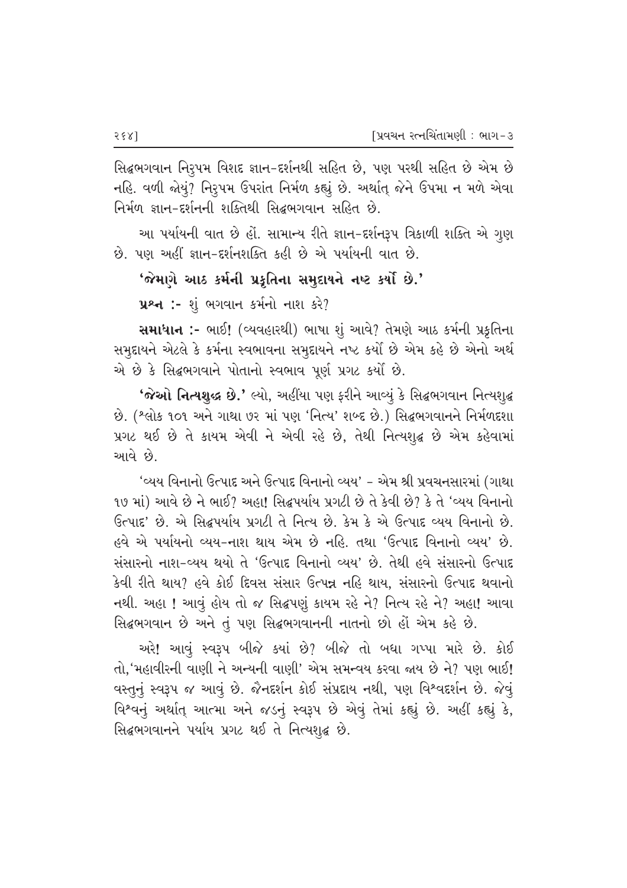સિદ્ધભગવાન નિરુપમ વિશદ જ્ઞાન-દર્શનથી સહિત છે, પણ પરથી સહિત છે એમ છે નહિ. વળી જોયું? નિરુપમ ઉપરાંત નિર્મળ કહ્યું છે. અર્થાત્ જેને ઉપમા ન મળે એવા નિર્મળ જ્ઞાન-દર્શનની શક્તિથી સિદ્ધભગવાન સહિત છે.

આ પર્યાયની વાત છે હોં. સામાન્ય રીતે જ્ઞાન-દર્શનરૂપ ત્રિકાળી શક્તિ એ ગુણ છે. પણ અહીં જ્ઞાન-દર્શનશક્તિ કહી છે એ પર્યાયની વાત છે.

**'જેમણે આઠ કર્મની પ્રકૃતિના સમુદાયને નષ્ટ કર્યો છે.'**

**પ્રશ્ન :-** શું ભગવાન કર્મનો નાશ કરે?

**સમાધાન :-** ભાઈ! (વ્યવહારથી) ભાષા શું આવે? તેમણે આઠ કર્મની પ્રકૃતિના સમુદાયને એટલે કે કર્મના સ્વભાવના સમુદાયને નષ્ટ કર્યો છે એમ કહે છે એનો અર્થ એ છે કે સિદ્ધભગવાને પોતાનો સ્વભાવ પૂર્ણ પ્રગટ કર્યો છે.

**'જેઓ નિત્યશુદ્ધ છે.'** લ્યો, અહીંયા પણ ફરીને આવ્યું કે સિદ્ધભગવાન નિત્યશુદ્ધ છે. (શ્લોક ૧૦૧ અને ગાથા ૭૨ માં પણ 'નિત્ય' શબ્દ છે.) સિદ્ધભગવાનને નિર્મળદશા પ્રગટ થઈ છે તે કાયમ એવી ને એવી રહે છે, તેથી નિત્યશુદ્ધ છે એમ કહેવામાં આવે છે.

'વ્યય વિનાનો ઉત્પાદ અને ઉત્પાદ વિનાનો વ્યય' - એમ શ્રી પ્રવચનસારમાં (ગાથા ૧૭ માં) આવે છે ને ભાઈ? અહા! સિદ્ધપર્યાય પ્રગટી છે તે કેવી છે? કે તે 'વ્યય વિનાનો ઉત્પાદ' છે. એ સિદ્ધપર્યાય પ્રગટી તે નિત્ય છે. કેમ કે એ ઉત્પાદ વ્યય વિનાનો છે. હવે એ પર્યાયનો વ્યય-નાશ થાય એમ છે નહિ. તથા 'ઉત્પાદ વિનાનો વ્યય' છે. સંસારનો નાશ-વ્યય થયો તે 'ઉત્પાદ વિનાનો વ્યય' છે. તેથી હવે સંસારનો ઉત્પાદ કેવી રીતે થાય? હવે કોઈ દિવસ સંસાર ઉત્પન્ન નહિ થાય, સંસારનો ઉત્પાદ થવાનો નથી. અહા ! આવું હોય તો જ સિદ્ધપણું કાયમ રહે ને? નિત્ય રહે ને? અહા! આવા સિદ્ધભગવાન છે અને તું પણ સિદ્ધભગવાનની નાતનો છો હોં એમ કહે છે.

અરે! આવું સ્વરૂપ બીજે કયાં છે? બીજે તો બધા ગપ્પા મારે છે. કોઈ તો,'મહાવીરની વાણી ને અન્યની વાણી' એમ સમન્વય કરવા જાય છે ને? પણ ભાઈ! વસ્તુનું સ્વરૂપ જ આવું છે. જૈનદર્શન કોઈ સંપ્રદાય નથી, પણ વિશ્વદર્શન છે. જેવું વિશ્વનું અર્થાત્ આત્મા અને જડનું સ્વરૂપ છે એવું તેમાં કહ્યું છે. અહીં કહ્યું કે, સિદ્ધભગવાનને પર્યાય પ્રગટ થઈ તે નિત્યશુદ્ધ છે.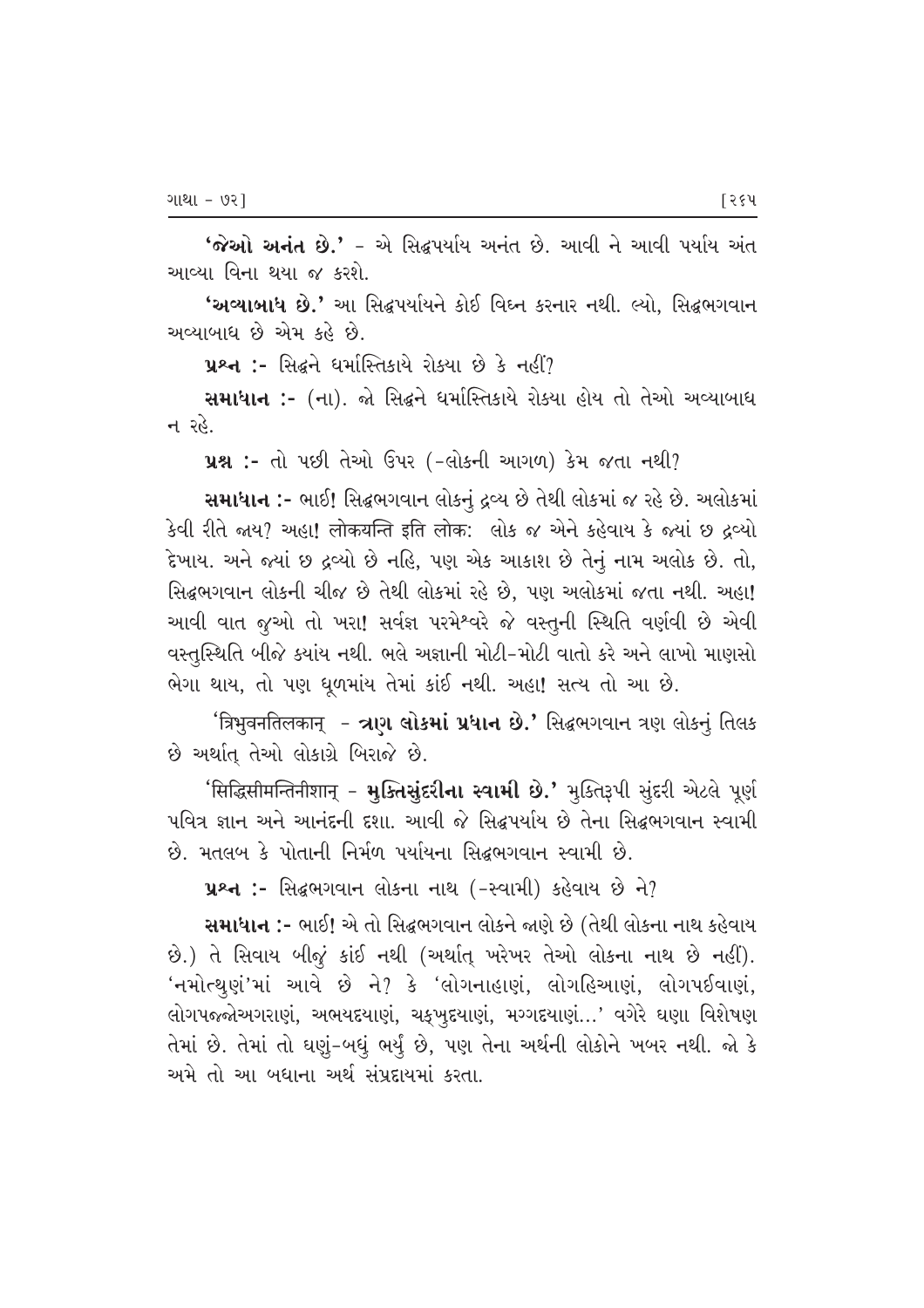**'જેઓ અનંત છે.'** - એ સિદ્ધપર્યાય અનંત છે. આવી ને આવી પર્યાય અંત આવ્યા વિના થયા જ કરશે.

**'અવ્યાબાધ છે.'** આ સિદ્ધપર્યાયને કોઈ વિઘ્ન કરનાર નથી. લ્યો, સિદ્ધભગવાન અવ્યાબાધ છે એમ કહે છે.

**પ્રશ્ન :-** સિદ્ધને ધર્માસ્તિકાયે રોક્યા છે કે નહીં?

**સમાધાન :-** (ના). જો સિદ્ધને ધર્માસ્તિકાયે રોક્યા હોય તો તેઓ અવ્યાબાધ ન રહે.

**પ્રશ્ન :-** તો પછી તેઓ ઉપર (-લોકની આગળ) કેમ જતા નથી?

**સમાધાન :-** ભાઈ! સિદ્ધભગવાન લોકનું દ્રવ્ય છે તેથી લોકમાં જ રહે છે. અલોકમાં કેવી રીતે જાય? અહા! लोकयन्ति इति लोक: લોક જ એને કહેવાય કે જ્યાં છ દ્રવ્યો દેખાય. અને જ્યાં છ દ્રવ્યો છે નહિ, પણ એક આકાશ છે તેનું નામ અલોક છે. તો, સિદ્ધભગવાન લોકની ચીજ છે તેથી લોકમાં રહે છે, પણ અલોકમાં જતા નથી. અહા! આવી વાત જુઓ તો ખરા! સર્વજ્ઞ પરમેશ્વરે જે વસ્તુની સ્થિતિ વર્ણવી છે એવી વસ્તુસ્થિતિ બીજે ક્યાંય નથી. ભલે અજ્ઞાની મોટી-મોટી વાતો કરે અને લાખો માણસો ભેગા થાય, તો પણ ધૂળમાંય તેમાં કાંઈ નથી. અહા! સત્ય તો આ છે.

'त्रिभुवनतिलकान् - **ત્રણ લોકમાં પ્રધાન છે.'** સિદ્ધભગવાન ત્રણ લોકનું તિલક છે અર્થાત્ તેઓ લોકાગ્રે બિરાજે છે.

'सिद्धिसीमन्तिनीशान् - **મુક્તિસુંદરીના સ્વામી છે.'** મુક્તિરૂપી સુંદરી એટલે પૂર્ણ પવિત્ર જ્ઞાન અને આનંદની દશા. આવી જે સિદ્ધપર્યાય છે તેના સિદ્ધભગવાન સ્વામી છે. મતલબ કે પોતાની નિર્મળ પર્યાયના સિદ્ધભગવાન સ્વામી છે.

**પ્રશ્ન :-** સિદ્ધભગવાન લોકના નાથ (-સ્વામી) કહેવાય છે ને?

**સમાધાન :-** ભાઈ! એ તો સિદ્ધભગવાન લોકને જાણે છે (તેથી લોકના નાથ કહેવાય છે.) તે સિવાય બીજું કાંઈ નથી (અર્થાત્ ખરેખર તેઓ લોકના નાથ છે નહીં). 'નમોત્થુણં'માં આવે છે ને? કે 'લોગનાહાણં, લોગહિઆણં, લોગપઈવાણં, લોગપજ્જોઅગરાણં, અભયદયાણં, ચક્ખુદયાણં, મગ્ગદયાણં...' વગેરે ઘણા વિશેષણ તેમાં છે. તેમાં તો ઘણું-બધું ભર્યું છે, પણ તેના અર્થની લોકોને ખબર નથી. જો કે અમે તો આ બધાના અર્થ સંપ્રદાયમાં કરતા.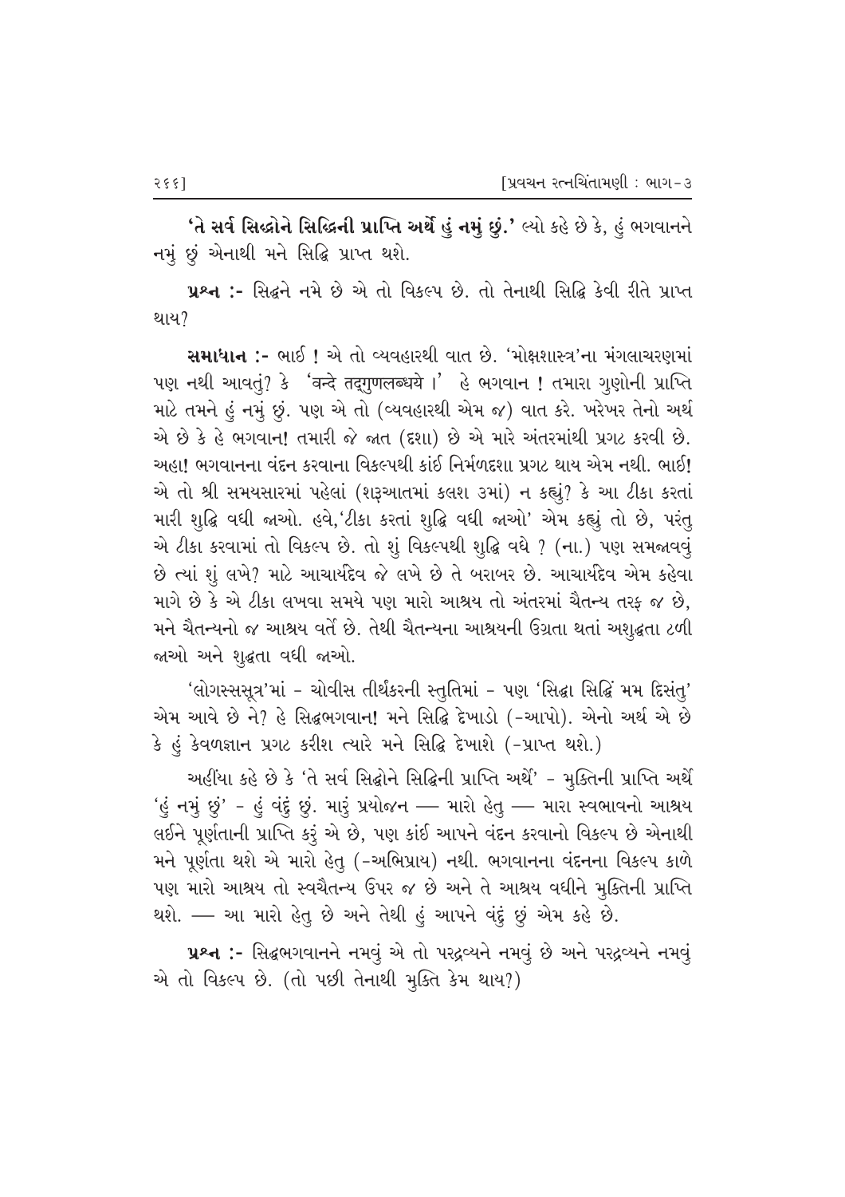**'તે સર્વ સિદ્ધોને સિદ્ધિની પ્રાપ્તિ અર્થે હું નમું છું.'** લ્યો કહે છે કે, હું ભગવાનને નમું છું એનાથી મને સિદ્ધિ પ્રાપ્ત થશે.

**પ્રશ્ન :-** સિદ્ધને નમે છે એ તો વિકલ્પ છે. તો તેનાથી સિદ્ધિ કેવી રીતે પ્રાપ્ત થાય?

**સમાધાન :-** ભાઈ ! એ તો વ્યવહારથી વાત છે. 'મોક્ષશાસ્ત્ર'ના મંગલાચરણમાં પણ નથી આવતું? કે 'वन्दे तद्गुणलब्धये ।' હે ભગવાન ! તમારા ગુણોની પ્રાપ્તિ માટે તમને હું નમું છું. પણ એ તો (વ્યવહારથી એમ જ) વાત કરે. ખરેખર તેનો અર્થ એ છે કે હે ભગવાન! તમારી જે જાત (દશા) છે એ મારે અંતરમાંથી પ્રગટ કરવી છે. અહા! ભગવાનના વંદન કરવાના વિકલ્પથી કાંઈ નિર્મળદશા પ્રગટ થાય એમ નથી. ભાઈ! એ તો શ્રી સમયસારમાં પહેલાં (શરૂઆતમાં કલશ ૩માં) ન કહ્યું? કે આ ટીકા કરતાં મારી શુદ્ધિ વધી જાઓ. હવે,'ટીકા કરતાં શુદ્ધિ વધી જાઓ' એમ કહ્યું તો છે, પરંતુ એ ટીકા કરવામાં તો વિકલ્પ છે. તો શું વિકલ્પથી શુદ્ધિ વધે ? (ના.) પણ સમજાવવું છે ત્યાં શું લખે? માટે આચાર્યદેવ જે લખે છે તે બરાબર છે. આચાર્યદેવ એમ કહેવા માગે છે કે એ ટીકા લખવા સમયે પણ મારો આશ્રય તો અંતરમાં ચૈતન્ય તરફ જ છે, મને ચૈતન્યનો જ આશ્રય વર્તે છે. તેથી ચૈતન્યના આશ્રયની ઉગ્રતા થતાં અશુદ્ધતા ટળી જાઓ અને શુદ્ધતા વધી જાઓ.

'લોગસ્સસૂત્ર'માં - ચોવીસ તીર્થંકરની સ્તુતિમાં - પણ 'સિદ્ધા સિદ્ધિં મમ દિસંતુ' એમ આવે છે ને? હે સિદ્ધભગવાન! મને સિદ્ધિ દેખાડો (-આપો). એનો અર્થ એ છે કે હું કેવળજ્ઞાન પ્રગટ કરીશ ત્યારે મને સિદ્ધિ દેખાશે (-પ્રાપ્ત થશે.)

અહીંયા કહે છે કે 'તે સર્વ સિદ્ધોને સિદ્ધિની પ્રાપ્તિ અર્થે' - મુક્તિની પ્રાપ્તિ અર્થે 'હું નમું છું' - હું વંદું છું. મારું પ્રયોજન — મારો હેતુ — મારા સ્વભાવનો આશ્રય લઈને પૂર્ણતાની પ્રાપ્તિ કરું એ છે, પણ કાંઈ આપને વંદન કરવાનો વિકલ્પ છે એનાથી મને પૂર્ણતા થશે એ મારો હેતુ (-અભિપ્રાય) નથી. ભગવાનના વંદનના વિકલ્પ કાળે પણ મારો આશ્રય તો સ્વચૈતન્ય ઉપર જ છે અને તે આશ્રય વધીને મુક્તિની પ્રાપ્તિ થશે. — આ મારો હેતુ છે અને તેથી હું આપને વંદું છું એમ કહે છે.

**પ્રશ્ન :-** સિદ્ધભગવાનને નમવું એ તો પરદ્રવ્યને નમવું છે અને પરદ્રવ્યને નમવું એ તો વિકલ્પ છે. (તો પછી તેનાથી મુક્તિ કેમ થાય?)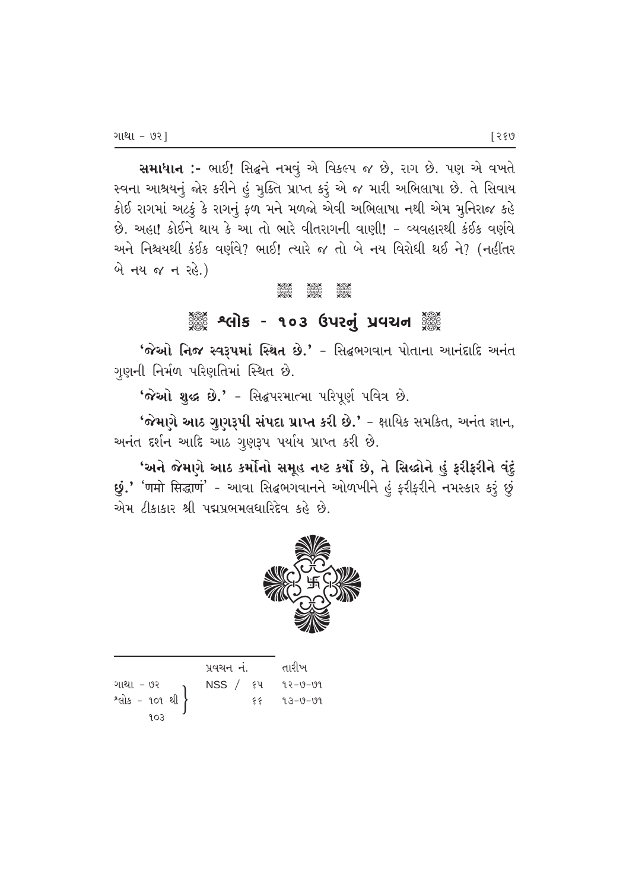**સમાધાન :-** ભાઈ! સિદ્ધને નમવું એ વિકલ્પ જ છે, રાગ છે. પણ એ વખતે સ્વના આશ્રયનું જોર કરીને હું મુક્તિ પ્રાપ્ત કરું એ જ મારી અભિલાષા છે. તે સિવાય કોઈ રાગમાં અટકું કે રાગનું ફળ મને મળજો એવી અભિલાષા નથી એમ મુનિરાજ કહે છે. અહા! કોઈને થાય કે આ તો ભારે વીતરાગની વાણી! - વ્યવહારથી કંઈક વર્ણવે અને નિશ્ચયથી કંઈક વર્ણવે? ભાઈ! ત્યારે જ તો બે નય વિરોધી થઈ ને? (નહીંતર બે નય જ ન રહે.)

## શ્લોક - ૧૦૩ ઉપરનું પ્રવચન

**'જેઓ નિજ સ્વરૂપમાં સ્થિત છે.'** - સિદ્ધભગવાન પોતાના આનંદાદિ અનંત ગુણની નિર્મળ પરિણતિમાં સ્થિત છે.

**'જેઓ શુદ્ધ છે.'** - સિદ્ધપરમાત્મા પરિપૂર્ણ પવિત્ર છે.

**'જેમણે આઠ ગુણરૂપી સંપદા પ્રાપ્ત કરી છે.'** - ક્ષાયિક સમકિત, અનંત જ્ઞાન, અનંત દર્શન આદિ આઠ ગુણરૂપ પર્યાય પ્રાપ્ત કરી છે.

**'અને જેમણે આઠ કર્મોનો સમૂહ નષ્ટ કર્યો છે, તે સિદ્ધોને હું ફરીફરીને વંદું છું.'** 'ણમો સિદ્ધાણં' - આવા સિદ્ધભગવાનને ઓળખીને હું ફરીફરીને નમસ્કાર કરું છું એમ ટીકાકાર શ્રી પદ્મપ્રભમલધારિદેવ કહે છે.

---

| | પ્રવચન નં. | તારીખ |
|---|---|---|
| ગાથા - ૭૨ | NSS / ૬૫ | ૧૨-૭-૭૧ |
| શ્લોક - ૧૦૧ થી ૧૦૩ | ૬૬ | ૧૩-૭-૭૧ |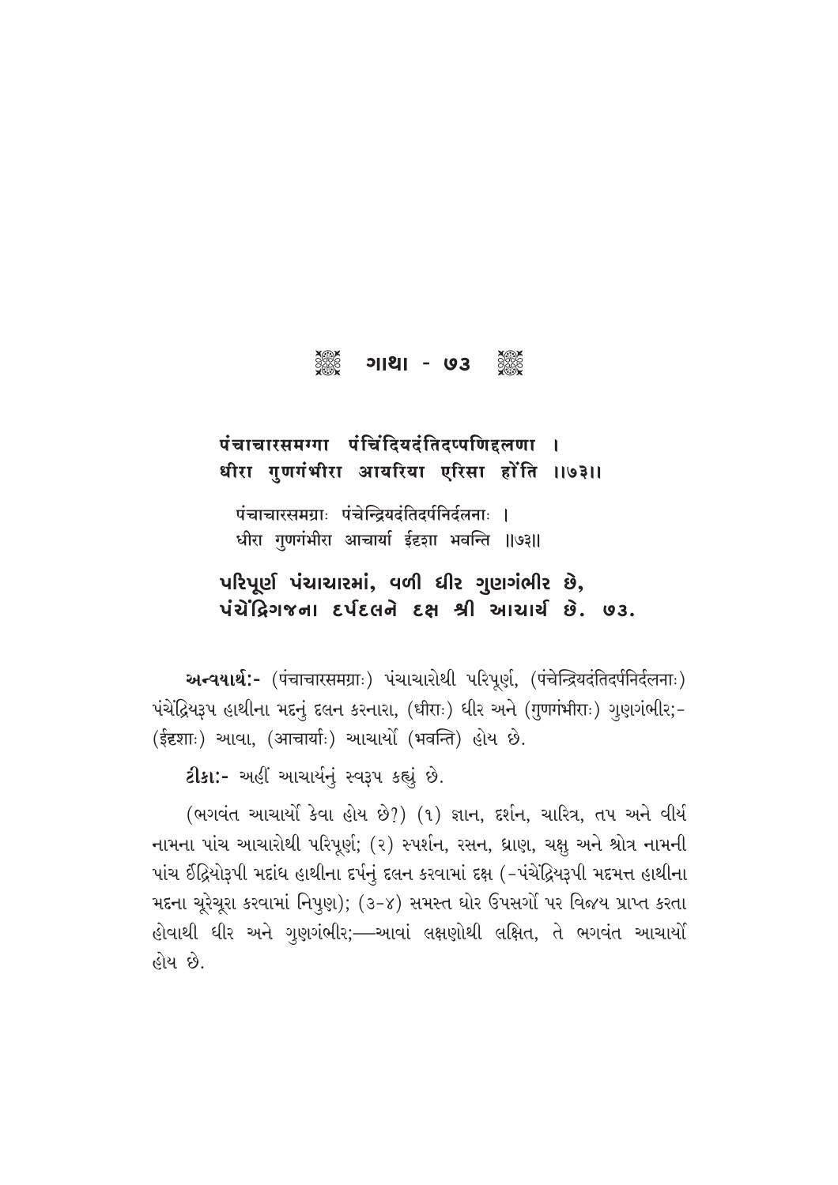## ❈ ગાથા - ૭૩ ❈

**पंचाचारसमग्गा पंचिंदियदंतिदप्पणिद्दलणा ।**
**धीरा गुणगंभीरा आयरिया एरिसा होंति ॥७३॥**

पंचाचारसमग्राः पंचेन्द्रियदंतिदर्पनिर्दलनाः ।
धीरा गुणगंभीरा आचार्या ईदृशा भवन्ति ॥७३॥

**પરિપૂર્ણ પંચાચારમાં, વળી ધીર ગુણગંભીર છે,**
**પંચેંદ્રિગજના દર્પદલને દક્ષ શ્રી આચાર્ય છે. ૭૩.**

**અન્વયાર્થઃ-** (पंचाचारसमग्राः) પંચાચારોથી પરિપૂર્ણ, (पंचेन्द्रियदंतिदर्पनिर्दलनाः) પંચેંદ્રિયરૂપ હાથીના મદનું દલન કરનારા, (धीराः) ધીર અને (गुणगंभीराः) ગુણગંભીર;- (ईदृशाः) આવા, (आचार्याः) આચાર્યો (भवन्ति) હોય છે.

**ટીકાઃ-** અહીં આચાર્યનું સ્વરૂપ કહ્યું છે.

(ભગવંત આચાર્યો કેવા હોય છે?) (૧) જ્ઞાન, દર્શન, ચારિત્ર, તપ અને વીર્ય નામના પાંચ આચારોથી પરિપૂર્ણ; (૨) સ્પર્શન, રસન, ઘ્રાણ, ચક્ષુ અને શ્રોત્ર નામની પાંચ ઈંદ્રિયોરૂપી મદાંધ હાથીના દર્પનું દલન કરવામાં દક્ષ (-પંચેંદ્રિયરૂપી મદમત્ત હાથીના મદના ચૂરેચૂરા કરવામાં નિપુણ); (૩-૪) સમસ્ત ઘોર ઉપસર્ગો પર વિજય પ્રાપ્ત કરતા હોવાથી ધીર અને ગુણગંભીર;—આવાં લક્ષણોથી લક્ષિત, તે ભગવંત આચાર્યો હોય છે.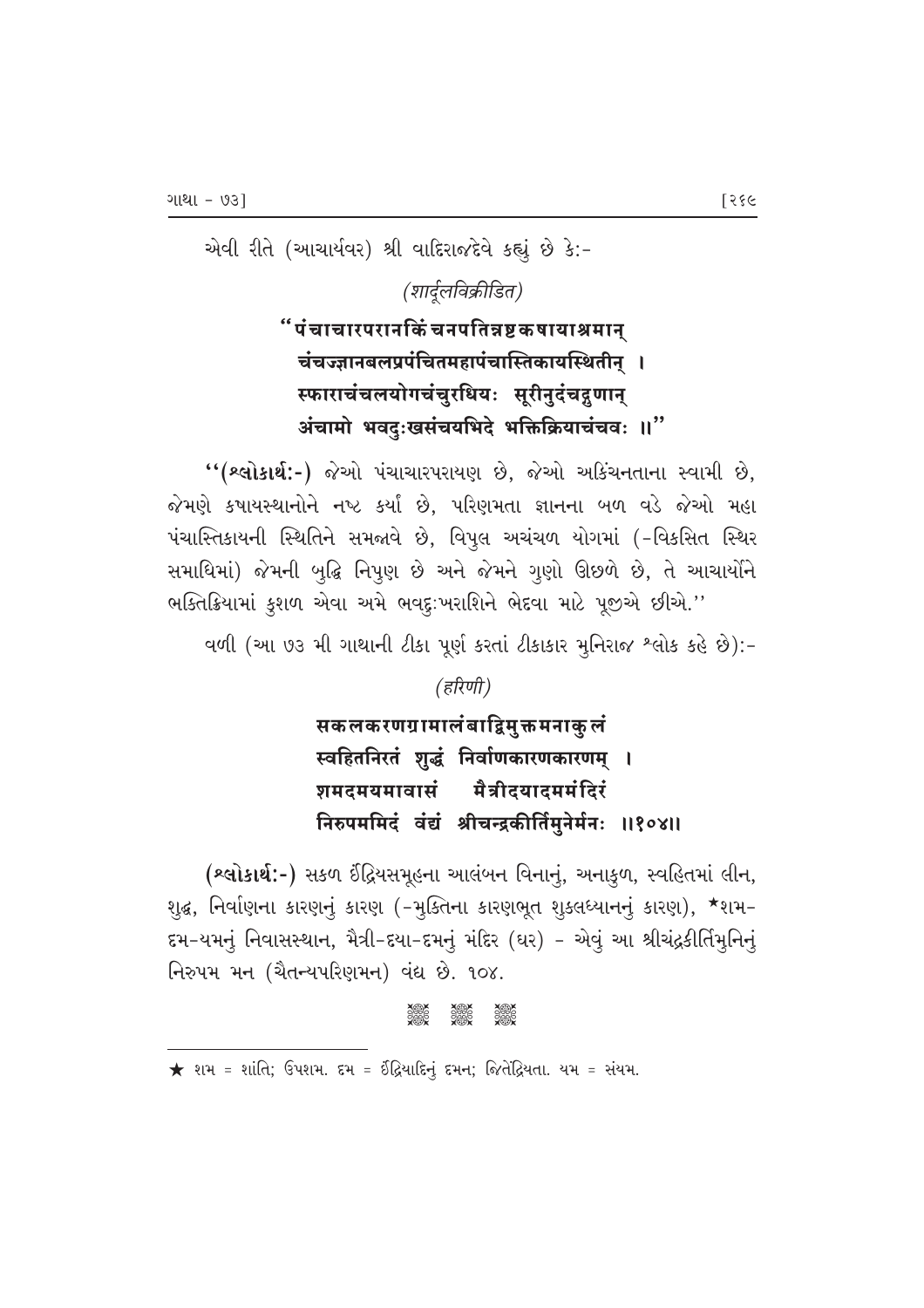એવી રીતે (આચાર્યવર) શ્રી વાદિરાજદેવે કહ્યું છે કે:-

*(શાર્દૂલવિક્રીડિત)*

**"पंचाचारपरानकिंचनपतिन्नष्टकषायाश्रमान्**
**चंचज्ज्ञानबलप्रपंचितमहापंचास्तिकायस्थितीन् ।**
**स्फाराचंचलयोगचंचुरधियः सूरीनुदंचद्गुणान्**
**अंचामो भवदुःखसंचयभिदे भक्तिक्रियाचंचवः ॥"**

"**(શ્લોકાર્થ:-)** જેઓ પંચાચારપરાયણ છે, જેઓ અકિંચનતાના સ્વામી છે, જેમણે કષાયસ્થાનોને નષ્ટ કર્યાં છે, પરિણમતા જ્ઞાનના બળ વડે જેઓ મહા પંચાસ્તિકાયની સ્થિતિને સમજાવે છે, વિપુલ અચંચળ યોગમાં (-વિકસિત સ્થિર સમાધિમાં) જેમની બુદ્ધિ નિપુણ છે અને જેમને ગુણો ઊછળે છે, તે આચાર્યોને ભક્તિક્રિયામાં કુશળ એવા અમે ભવદુઃખરાશિને ભેદવા માટે પૂજીએ છીએ."

વળી (આ ૭૩ મી ગાથાની ટીકા પૂર્ણ કરતાં ટીકાકાર મુનિરાજ શ્લોક કહે છે):-

*(हरिणी)*

**सकलकरणग्रामालंबाद्विमुक्तमनाकुलं**
**स्वहितनिरतं शुद्धं निर्वाणकारणकारणम् ।**
**शमदमयमावासं मैत्रीदयादममंदिरं**
**निरुपममिदं वंद्यं श्रीचन्द्रकीर्तिमुनेर्मनः ॥१०४॥**

**(શ્લોકાર્થ:-)** સકળ ઈંદ્રિયસમૂહના આલંબન વિનાનું, અનાકુળ, સ્વહિતમાં લીન, શુદ્ધ, નિર્વાણના કારણનું કારણ (-મુક્તિના કારણભૂત શુકલધ્યાનનું કારણ), ★શમ-દમ-યમનું નિવાસસ્થાન, મૈત્રી-દયા-દમનું મંદિર (ઘર) - એવું આ શ્રીચંદ્રકીર્તિમુનિનું નિરુપમ મન (ચૈતન્યપરિણમન) વંદ્ય છે. ૧૦૪.

---

★ શમ = શાંતિ; ઉપશમ. દમ = ઈંદ્રિયાદિનું દમન; જિતેંદ્રિયતા. યમ = સંયમ.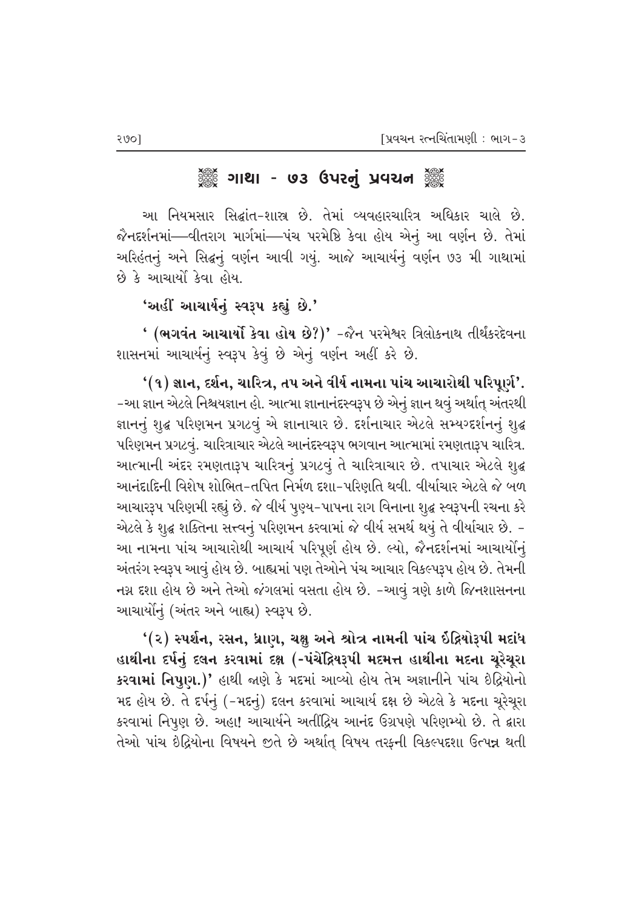## ગાથા - ૭૩ ઉપરનું પ્રવચન

આ નિયમસાર સિદ્ધાંત-શાસ્ત્ર છે. તેમાં વ્યવહારચારિત્ર અધિકાર ચાલે છે. જૈનદર્શનમાં—વીતરાગ માર્ગમાં—પંચ પરમેષ્ઠિ કેવા હોય એનું આ વર્ણન છે. તેમાં અરિહંતનું અને સિદ્ધનું વર્ણન આવી ગયું. આજે આચાર્યનું વર્ણન ૭૩ મી ગાથામાં છે કે આચાર્યો કેવા હોય.

**'અહીં આચાર્યનું સ્વરૂપ કહ્યું છે.'**

**' (ભગવંત આચાર્યો કેવા હોય છે?)'** -જૈન પરમેશ્વર ત્રિલોકનાથ તીર્થંકરદેવના શાસનમાં આચાર્યનું સ્વરૂપ કેવું છે એનું વર્ણન અહીં કરે છે.

**'(૧) જ્ઞાન, દર્શન, ચારિત્ર, તપ અને વીર્ય નામના પાંચ આચારોથી પરિપૂર્ણ'.** -આ જ્ઞાન એટલે નિશ્ચયજ્ઞાન હો. આત્મા જ્ઞાનાનંદસ્વરૂપ છે એનું જ્ઞાન થવું અર્થાત્ અંતરથી જ્ઞાનનું શુદ્ધ પરિણમન પ્રગટવું એ જ્ઞાનાચાર છે. દર્શનાચાર એટલે સમ્યગ્દર્શનનું શુદ્ધ પરિણમન પ્રગટવું. ચારિત્રાચાર એટલે આનંદસ્વરૂપ ભગવાન આત્મામાં રમણતારૂપ ચારિત્ર. આત્માની અંદર રમણતારૂપ ચારિત્રનું પ્રગટવું તે ચારિત્રાચાર છે. તપાચાર એટલે શુદ્ધ આનંદાદિની વિશેષ શોભિત-તપિત નિર્મળ દશા-પરિણતિ થવી. વીર્યાચાર એટલે જે બળ આચારરૂપ પરિણમી રહ્યું છે. જે વીર્ય પુણ્ય-પાપના રાગ વિનાના શુદ્ધ સ્વરૂપની રચના કરે એટલે કે શુદ્ધ શક્તિના સત્ત્વનું પરિણમન કરવામાં જે વીર્ય સમર્થ થયું તે વીર્યાચાર છે. - આ નામના પાંચ આચારોથી આચાર્ય પરિપૂર્ણ હોય છે. લ્યો, જૈનદર્શનમાં આચાર્યોનું અંતરંગ સ્વરૂપ આવું હોય છે. બાહ્યમાં પણ તેઓને પંચ આચાર વિકલ્પરૂપ હોય છે. તેમની નગ્ન દશા હોય છે અને તેઓ જંગલમાં વસતા હોય છે. -આવું ત્રણે કાળે જિનશાસનના આચાર્યોનું (અંતર અને બાહ્ય) સ્વરૂપ છે.

**'(૨) સ્પર્શન, રસન, ઘ્રાણ, ચક્ષુ અને શ્રોત્ર નામની પાંચ ઇંદ્રિયોરૂપી મદાંધ હાથીના દર્પનું દલન કરવામાં દક્ષ (-પંચેંદ્રિયરૂપી મદમત્ત હાથીના મદના ચૂરેચૂરા કરવામાં નિપુણ.)'** હાથી જાણે કે મદમાં આવ્યો હોય તેમ અજ્ઞાનીને પાંચ ઇંદ્રિયોનો મદ હોય છે. તે દર્પનું (-મદનું) દલન કરવામાં આચાર્ય દક્ષ છે એટલે કે મદના ચૂરેચૂરા કરવામાં નિપુણ છે. અહા! આચાર્યને અતીંદ્રિય આનંદ ઉગ્રપણે પરિણમ્યો છે. તે દ્વારા તેઓ પાંચ ઇંદ્રિયોના વિષયને જીતે છે અર્થાત્ વિષય તરફની વિકલ્પદશા ઉત્પન્ન થતી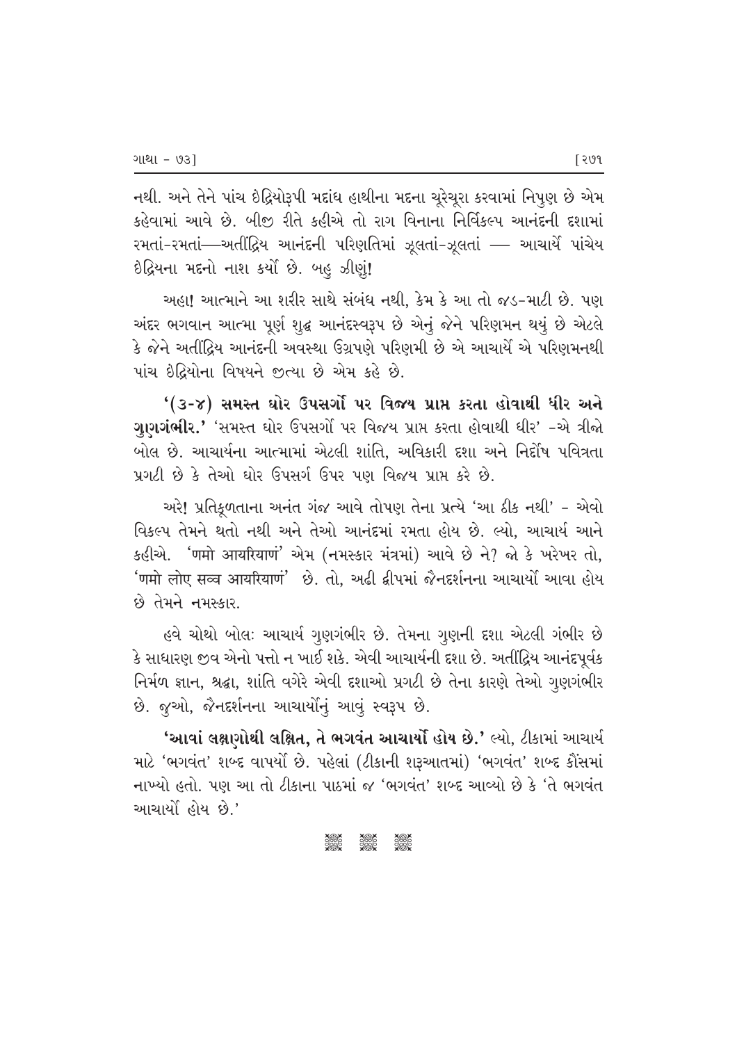નથી. અને તેને પાંચ ઇંદ્રિયોરૂપી મદાંધ હાથીના મદના ચૂરેચૂરા કરવામાં નિપુણ છે એમ કહેવામાં આવે છે. બીજી રીતે કહીએ તો રાગ વિનાના નિર્વિકલ્પ આનંદની દશામાં રમતાં-રમતાં—અતીંદ્રિય આનંદની પરિણતિમાં ઝૂલતાં-ઝૂલતાં — આચાર્યે પાંચેય ઇંદ્રિયના મદનો નાશ કર્યો છે. બહુ ઝીણું!

અહા! આત્માને આ શરીર સાથે સંબંધ નથી, કેમ કે આ તો જડ-માટી છે. પણ અંદર ભગવાન આત્મા પૂર્ણ શુદ્ધ આનંદસ્વરૂપ છે એનું જેને પરિણમન થયું છે એટલે કે જેને અતીંદ્રિય આનંદની અવસ્થા ઉગ્રપણે પરિણમી છે એ આચાર્યે એ પરિણમનથી પાંચ ઇંદ્રિયોના વિષયને જીત્યા છે એમ કહે છે.

**'(૩-૪) સમસ્ત ઘોર ઉપસર્ગો પર વિજય પ્રાપ્ત કરતા હોવાથી ધીર અને ગુણગંભીર.'** 'સમસ્ત ઘોર ઉપસર્ગો પર વિજય પ્રાપ્ત કરતા હોવાથી ધીર' -એ ત્રીજો બોલ છે. આચાર્યના આત્મામાં એટલી શાંતિ, અવિકારી દશા અને નિર્દોષ પવિત્રતા પ્રગટી છે કે તેઓ ઘોર ઉપસર્ગ ઉપર પણ વિજય પ્રાપ્ત કરે છે.

અરે! પ્રતિકૂળતાના અનંત ગંજ આવે તોપણ તેના પ્રત્યે 'આ ઠીક નથી' - એવો વિકલ્પ તેમને થતો નથી અને તેઓ આનંદમાં રમતા હોય છે. લ્યો, આચાર્ય આને કહીએ. 'णमो आयरियाणं' એમ (નમસ્કાર મંત્રમાં) આવે છે ને? જો કે ખરેખર તો, 'णमो लोए सव्व आयरियाणं' છે. તો, અઢી દ્વીપમાં જૈનદર્શનના આચાર્યો આવા હોય છે તેમને નમસ્કાર.

હવે ચોથો બોલ: આચાર્ય ગુણગંભીર છે. તેમના ગુણની દશા એટલી ગંભીર છે કે સાધારણ જીવ એનો પત્તો ન ખાઈ શકે. એવી આચાર્યની દશા છે. અતીંદ્રિય આનંદપૂર્વક નિર્મળ જ્ઞાન, શ્રદ્ધા, શાંતિ વગેરે એવી દશાઓ પ્રગટી છે તેના કારણે તેઓ ગુણગંભીર છે. જુઓ, જૈનદર્શનના આચાર્યોનું આવું સ્વરૂપ છે.

**'આવાં લક્ષણોથી લક્ષિત, તે ભગવંત આચાર્યો હોય છે.'** લ્યો, ટીકામાં આચાર્ય માટે 'ભગવંત' શબ્દ વાપર્યો છે. પહેલાં (ટીકાની શરૂઆતમાં) 'ભગવંત' શબ્દ કૌંસમાં નાખ્યો હતો. પણ આ તો ટીકાના પાઠમાં જ 'ભગવંત' શબ્દ આવ્યો છે કે 'તે ભગવંત આચાર્યો હોય છે.'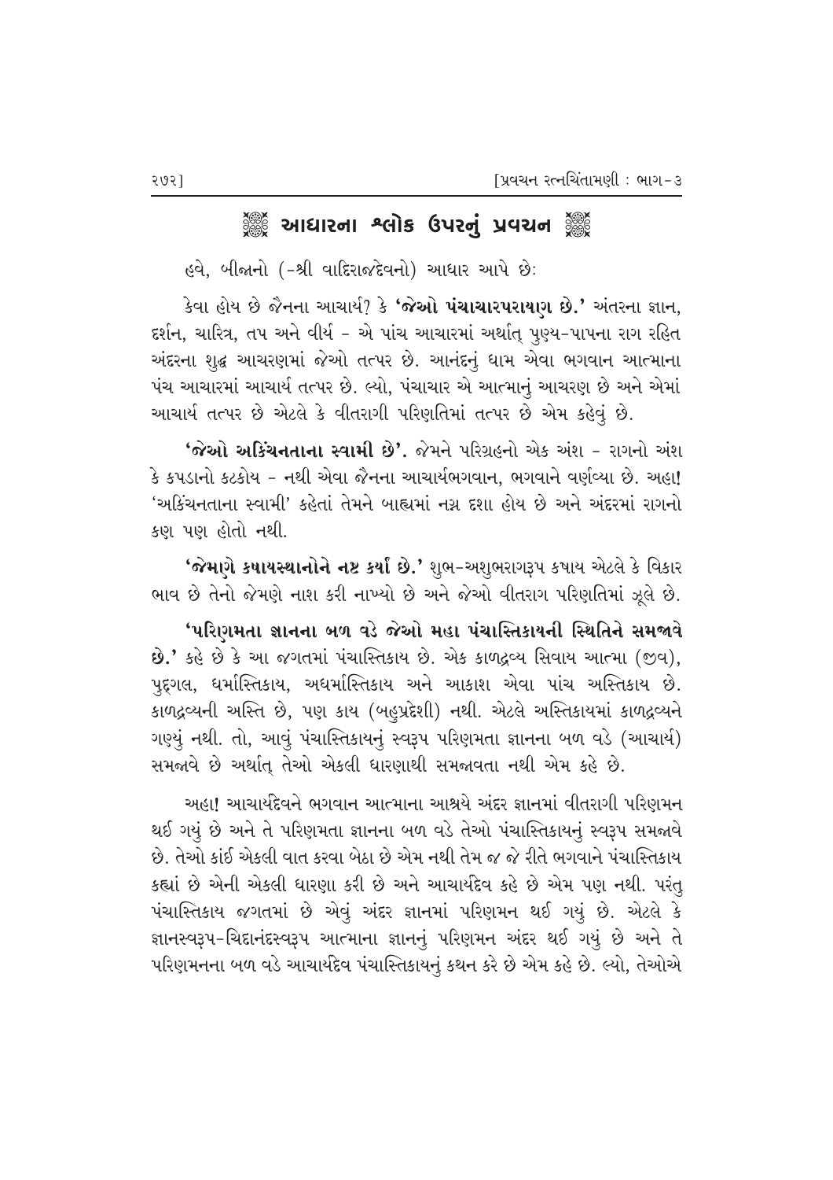## ❁ આધારના શ્લોક ઉપરનું પ્રવચન ❁

હવે, બીજાનો (-શ્રી વાદિરાજદેવનો) આધાર આપે છેઃ

કેવા હોય છે જૈનના આચાર્ય? કે **'જેઓ પંચાચારપરાયણ છે.'** અંતરના જ્ઞાન, દર્શન, ચારિત્ર, તપ અને વીર્ય - એ પાંચ આચારમાં અર્થાત્ પુણ્ય-પાપના રાગ રહિત અંદરના શુદ્ધ આચરણમાં જેઓ તત્પર છે. આનંદનું ધામ એવા ભગવાન આત્માના પંચ આચારમાં આચાર્ય તત્પર છે. લ્યો, પંચાચાર એ આત્માનું આચરણ છે અને એમાં આચાર્ય તત્પર છે એટલે કે વીતરાગી પરિણતિમાં તત્પર છે એમ કહેવું છે.

**'જેઓ અકિંચનતાના સ્વામી છે'.** જેમને પરિગ્રહનો એક અંશ - રાગનો અંશ કે કપડાનો કટકોય - નથી એવા જૈનના આચાર્યભગવાન, ભગવાને વર્ણવ્યા છે. અહા! 'અકિંચનતાના સ્વામી' કહેતાં તેમને બાહ્યમાં નગ્ન દશા હોય છે અને અંદરમાં રાગનો કણ પણ હોતો નથી.

**'જેમણે કષાયસ્થાનોને નષ્ટ કર્યાં છે.'** શુભ-અશુભરાગરૂપ કષાય એટલે કે વિકાર ભાવ છે તેનો જેમણે નાશ કરી નાખ્યો છે અને જેઓ વીતરાગ પરિણતિમાં ઝૂલે છે.

**'પરિણમતા જ્ઞાનના બળ વડે જેઓ મહા પંચાસ્તિકાયની સ્થિતિને સમજાવે છે.'** કહે છે કે આ જગતમાં પંચાસ્તિકાય છે. એક કાળદ્રવ્ય સિવાય આત્મા (જીવ), પુદ્ગલ, ધર્માસ્તિકાય, અધર્માસ્તિકાય અને આકાશ એવા પાંચ અસ્તિકાય છે. કાળદ્રવ્યની અસ્તિ છે, પણ કાય (બહુપ્રદેશી) નથી. એટલે અસ્તિકાયમાં કાળદ્રવ્યને ગણ્યું નથી. તો, આવું પંચાસ્તિકાયનું સ્વરૂપ પરિણમતા જ્ઞાનના બળ વડે (આચાર્ય) સમજાવે છે અર્થાત્ તેઓ એકલી ધારણાથી સમજાવતા નથી એમ કહે છે.

અહા! આચાર્યદેવને ભગવાન આત્માના આશ્રયે અંદર જ્ઞાનમાં વીતરાગી પરિણમન થઈ ગયું છે અને તે પરિણમતા જ્ઞાનના બળ વડે તેઓ પંચાસ્તિકાયનું સ્વરૂપ સમજાવે છે. તેઓ કાંઈ એકલી વાત કરવા બેઠા છે એમ નથી તેમ જ જે રીતે ભગવાને પંચાસ્તિકાય કહ્યાં છે એની એકલી ધારણા કરી છે અને આચાર્યદેવ કહે છે એમ પણ નથી. પરંતુ પંચાસ્તિકાય જગતમાં છે એવું અંદર જ્ઞાનમાં પરિણમન થઈ ગયું છે. એટલે કે જ્ઞાનસ્વરૂપ-ચિદાનંદસ્વરૂપ આત્માના જ્ઞાનનું પરિણમન અંદર થઈ ગયું છે અને તે પરિણમનના બળ વડે આચાર્યદેવ પંચાસ્તિકાયનું કથન કરે છે એમ કહે છે. લ્યો, તેઓએ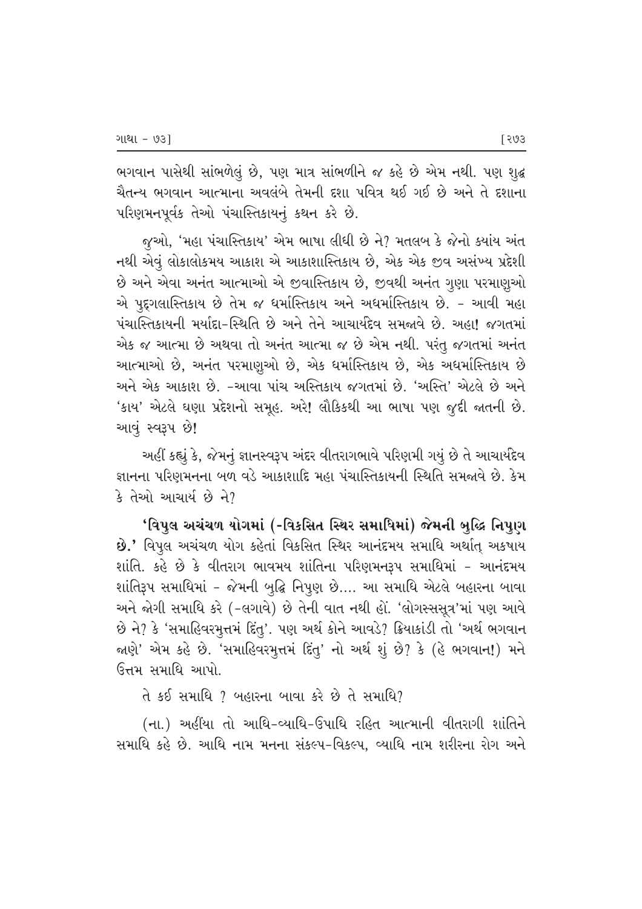ભગવાન પાસેથી સાંભળેલું છે, પણ માત્ર સાંભળીને જ કહે છે એમ નથી. પણ શુદ્ધ ચૈતન્ય ભગવાન આત્માના અવલંબે તેમની દશા પવિત્ર થઈ ગઈ છે અને તે દશાના પરિણમનપૂર્વક તેઓ પંચાસ્તિકાયનું કથન કરે છે.

જુઓ, 'મહા પંચાસ્તિકાય' એમ ભાષા લીધી છે ને? મતલબ કે જેનો ક્યાંય અંત નથી એવું લોકાલોકમય આકાશ એ આકાશાસ્તિકાય છે, એક એક જીવ અસંખ્ય પ્રદેશી છે અને એવા અનંત આત્માઓ એ જીવાસ્તિકાય છે, જીવથી અનંત ગુણા પરમાણુઓ એ પુદ્ગલાસ્તિકાય છે તેમ જ ધર્માસ્તિકાય અને અધર્માસ્તિકાય છે. - આવી મહા પંચાસ્તિકાયની મર્યાદા-સ્થિતિ છે અને તેને આચાર્યદેવ સમજાવે છે. અહા! જગતમાં એક જ આત્મા છે અથવા તો અનંત આત્મા જ છે એમ નથી. પરંતુ જગતમાં અનંત આત્માઓ છે, અનંત પરમાણુઓ છે, એક ધર્માસ્તિકાય છે, એક અધર્માસ્તિકાય છે અને એક આકાશ છે. -આવા પાંચ અસ્તિકાય જગતમાં છે. 'અસ્તિ' એટલે છે અને 'કાય' એટલે ઘણા પ્રદેશોનો સમૂહ. અરે! લૌકિકથી આ ભાષા પણ જુદી જાતની છે. આવું સ્વરૂપ છે!

અહીં કહ્યું કે, જેમનું જ્ઞાનસ્વરૂપ અંદર વીતરાગભાવે પરિણમી ગયું છે તે આચાર્યદેવ જ્ઞાનના પરિણમનના બળ વડે આકાશાદિ મહા પંચાસ્તિકાયની સ્થિતિ સમજાવે છે. કેમ કે તેઓ આચાર્ય છે ને?

**'વિપુલ અચંચળ યોગમાં (-વિકસિત સ્થિર સમાધિમાં) જેમની બુદ્ધિ નિપુણ છે.'** વિપુલ અચંચળ યોગ કહેતાં વિકસિત સ્થિર આનંદમય સમાધિ અર્થાત્ અકષાય શાંતિ. કહે છે કે વીતરાગ ભાવમય શાંતિના પરિણમનરૂપ સમાધિમાં - આનંદમય શાંતિરૂપ સમાધિમાં - જેમની બુદ્ધિ નિપુણ છે.... આ સમાધિ એટલે બહારના બાવા અને જોગી સમાધિ કરે (-લગાવે) છે તેની વાત નથી હોં. 'લોગસ્સસૂત્ર'માં પણ આવે છે ને? કે 'સમાહિવરમુત્તમં દિંતુ'. પણ અર્થ કોને આવડે? ક્રિયાકાંડી તો 'અર્થ ભગવાન જાણે' એમ કહે છે. 'સમાહિવરમુત્તમં દિંતુ' નો અર્થ શું છે? કે (હે ભગવાન!) મને ઉત્તમ સમાધિ આપો.

તે કઈ સમાધિ ? બહારના બાવા કરે છે તે સમાધિ?

(ના.) અહીંયા તો આધિ-વ્યાધિ-ઉપાધિ રહિત આત્માની વીતરાગી શાંતિને સમાધિ કહે છે. આધિ નામ મનના સંકલ્પ-વિકલ્પ, વ્યાધિ નામ શરીરના રોગ અને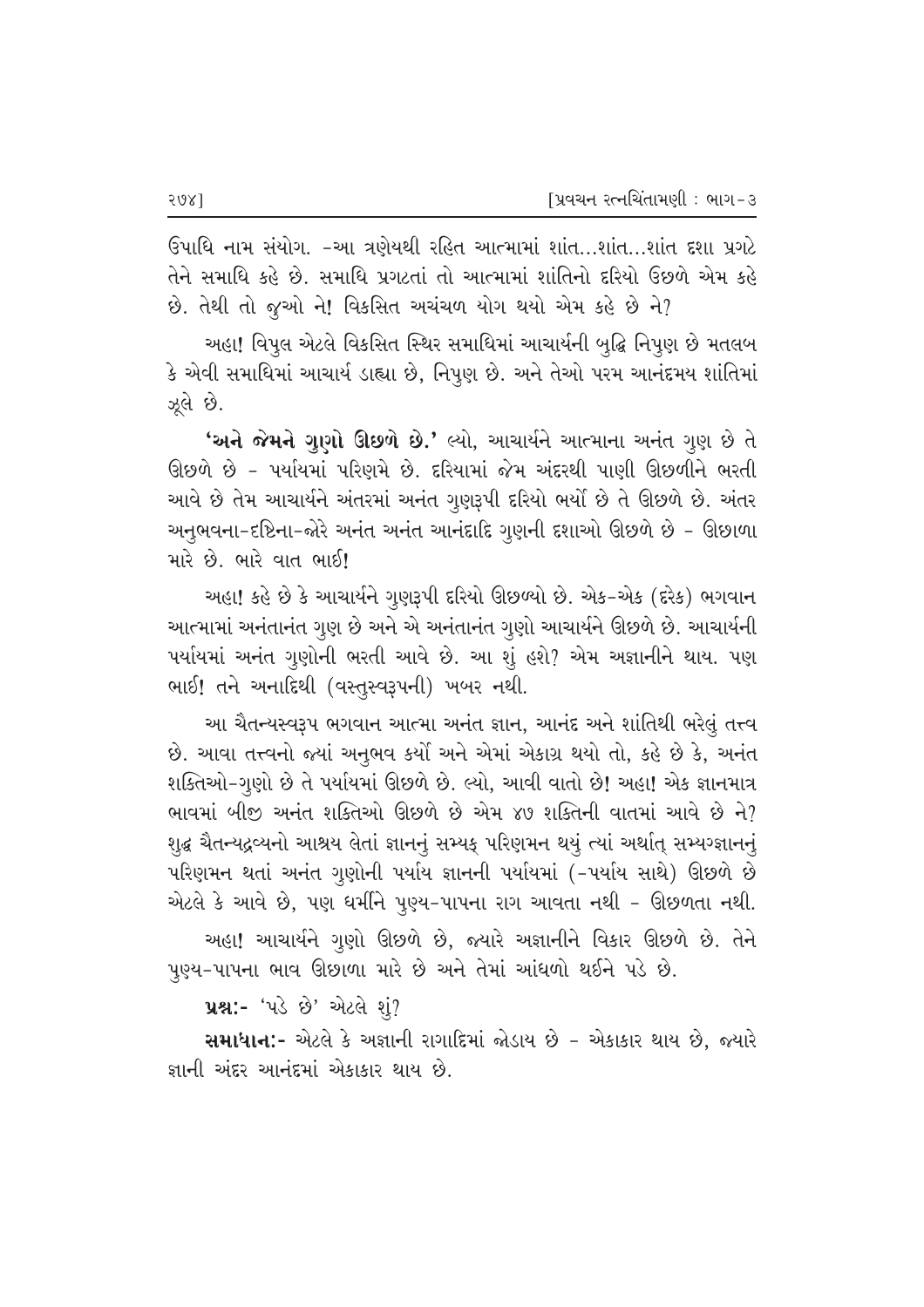ઉપાધિ નામ સંયોગ. -આ ત્રણેયથી રહિત આત્મામાં શાંત...શાંત...શાંત દશા પ્રગટે તેને સમાધિ કહે છે. સમાધિ પ્રગટતાં તો આત્મામાં શાંતિનો દરિયો ઉછળે એમ કહે છે. તેથી તો જુઓ ને! વિકસિત અચંચળ યોગ થયો એમ કહે છે ને?

અહા! વિપુલ એટલે વિકસિત સ્થિર સમાધિમાં આચાર્યની બુદ્ધિ નિપુણ છે મતલબ કે એવી સમાધિમાં આચાર્ય ડાહ્યા છે, નિપુણ છે. અને તેઓ પરમ આનંદમય શાંતિમાં ઝૂલે છે.

**'અને જેમને ગુણો ઊછળે છે.'** લ્યો, આચાર્યને આત્માના અનંત ગુણ છે તે ઊછળે છે - પર્યાયમાં પરિણમે છે. દરિયામાં જેમ અંદરથી પાણી ઊછળીને ભરતી આવે છે તેમ આચાર્યને અંતરમાં અનંત ગુણરૂપી દરિયો ભર્યો છે તે ઊછળે છે. અંતર અનુભવના-દૃષ્ટિના-જોરે અનંત અનંત આનંદાદિ ગુણની દશાઓ ઊછળે છે - ઊછાળા મારે છે. ભારે વાત ભાઈ!

અહા! કહે છે કે આચાર્યને ગુણરૂપી દરિયો ઊછળ્યો છે. એક-એક (દરેક) ભગવાન આત્મામાં અનંતાનંત ગુણ છે અને એ અનંતાનંત ગુણો આચાર્યને ઊછળે છે. આચાર્યની પર્યાયમાં અનંત ગુણોની ભરતી આવે છે. આ શું હશે? એમ અજ્ઞાનીને થાય. પણ ભાઈ! તને અનાદિથી (વસ્તુસ્વરૂપની) ખબર નથી.

આ ચૈતન્યસ્વરૂપ ભગવાન આત્મા અનંત જ્ઞાન, આનંદ અને શાંતિથી ભરેલું તત્ત્વ છે. આવા તત્ત્વનો જ્યાં અનુભવ કર્યો અને એમાં એકાગ્ર થયો તો, કહે છે કે, અનંત શક્તિઓ-ગુણો છે તે પર્યાયમાં ઊછળે છે. લ્યો, આવી વાતો છે! અહા! એક જ્ઞાનમાત્ર ભાવમાં બીજી અનંત શક્તિઓ ઊછળે છે એમ ૪૭ શક્તિની વાતમાં આવે છે ને? શુદ્ધ ચૈતન્યદ્રવ્યનો આશ્રય લેતાં જ્ઞાનનું સમ્યક્ પરિણમન થયું ત્યાં અર્થાત્ સમ્યગ્જ્ઞાનનું પરિણમન થતાં અનંત ગુણોની પર્યાય જ્ઞાનની પર્યાયમાં (-પર્યાય સાથે) ઊછળે છે એટલે કે આવે છે, પણ ધર્મીને પુણ્ય-પાપના રાગ આવતા નથી - ઊછળતા નથી.

અહા! આચાર્યને ગુણો ઊછળે છે, જ્યારે અજ્ઞાનીને વિકાર ઊછળે છે. તેને પુણ્ય-પાપના ભાવ ઊછાળા મારે છે અને તેમાં આંધળો થઈને પડે છે.

**પ્રશ્ન:-** 'પડે છે' એટલે શું?

**સમાધાન:-** એટલે કે અજ્ઞાની રાગાદિમાં જોડાય છે - એકાકાર થાય છે, જ્યારે જ્ઞાની અંદર આનંદમાં એકાકાર થાય છે.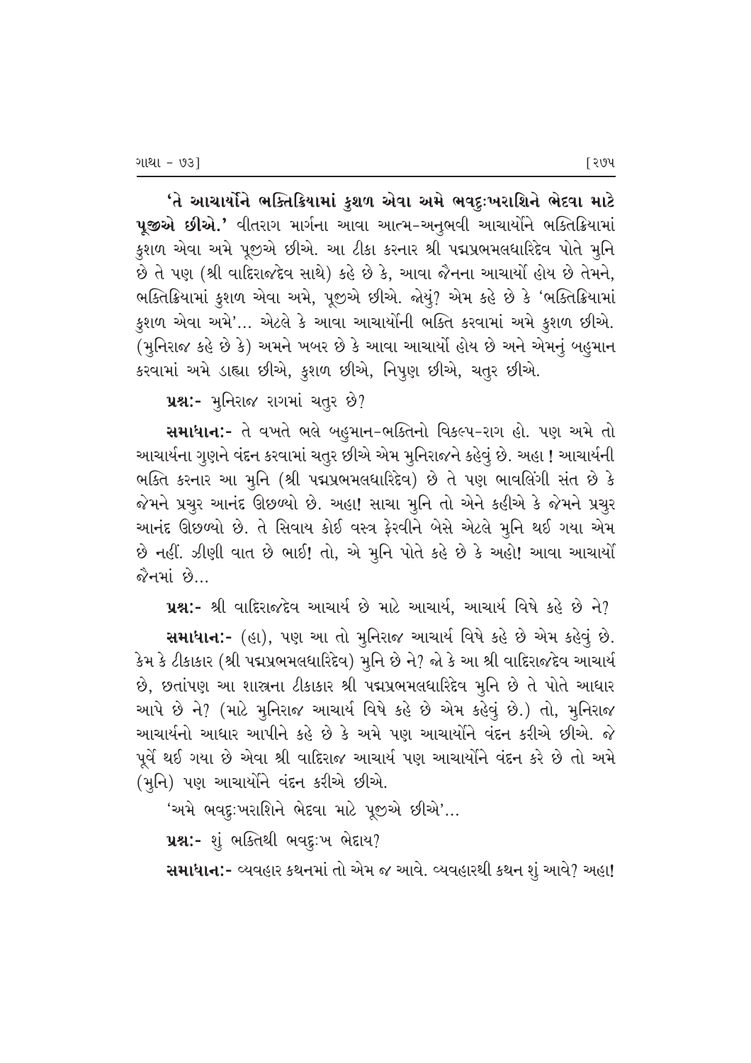**'તે આચાર્યોને ભક્તિક્રિયામાં કુશળ એવા અમે ભવદુઃખરાશિને ભેદવા માટે પૂજીએ છીએ.'** વીતરાગ માર્ગના આવા આત્મ-અનુભવી આચાર્યોને ભક્તિક્રિયામાં કુશળ એવા અમે પૂજીએ છીએ. આ ટીકા કરનાર શ્રી પદ્મપ્રભમલધારિદેવ પોતે મુનિ છે તે પણ (શ્રી વાદિરાજદેવ સાથે) કહે છે કે, આવા જૈનના આચાર્યો હોય છે તેમને, ભક્તિક્રિયામાં કુશળ એવા અમે, પૂજીએ છીએ. જોયું? એમ કહે છે કે 'ભક્તિક્રિયામાં કુશળ એવા અમે'... એટલે કે આવા આચાર્યોની ભક્તિ કરવામાં અમે કુશળ છીએ. (મુનિરાજ કહે છે કે) અમને ખબર છે કે આવા આચાર્યો હોય છે અને એમનું બહુમાન કરવામાં અમે ડાહ્યા છીએ, કુશળ છીએ, નિપુણ છીએ, ચતુર છીએ.

**પ્રશ્ન:-** મુનિરાજ રાગમાં ચતુર છે?

**સમાધાન:-** તે વખતે ભલે બહુમાન-ભક્તિનો વિકલ્પ-રાગ હો. પણ અમે તો આચાર્યના ગુણને વંદન કરવામાં ચતુર છીએ એમ મુનિરાજને કહેવું છે. અહા ! આચાર્યની ભક્તિ કરનાર આ મુનિ (શ્રી પદ્મપ્રભમલધારિદેવ) છે તે પણ ભાવલિંગી સંત છે કે જેમને પ્રચુર આનંદ ઊછળ્યો છે. અહા! સાચા મુનિ તો એને કહીએ કે જેમને પ્રચુર આનંદ ઊછળ્યો છે. તે સિવાય કોઈ વસ્ત્ર ફેરવીને બેસે એટલે મુનિ થઈ ગયા એમ છે નહીં. ઝીણી વાત છે ભાઈ! તો, એ મુનિ પોતે કહે છે કે અહો! આવા આચાર્યો જૈનમાં છે...

**પ્રશ્ન:-** શ્રી વાદિરાજદેવ આચાર્ય છે માટે આચાર્ય, આચાર્ય વિષે કહે છે ને?

**સમાધાન:-** (હા), પણ આ તો મુનિરાજ આચાર્ય વિષે કહે છે એમ કહેવું છે. કેમ કે ટીકાકાર (શ્રી પદ્મપ્રભમલધારિદેવ) મુનિ છે ને? જો કે આ શ્રી વાદિરાજદેવ આચાર્ય છે, છતાંપણ આ શાસ્ત્રના ટીકાકાર શ્રી પદ્મપ્રભમલધારિદેવ મુનિ છે તે પોતે આધાર આપે છે ને? (માટે મુનિરાજ આચાર્ય વિષે કહે છે એમ કહેવું છે.) તો, મુનિરાજ આચાર્યનો આધાર આપીને કહે છે કે અમે પણ આચાર્યોને વંદન કરીએ છીએ. જે પૂર્વે થઈ ગયા છે એવા શ્રી વાદિરાજ આચાર્ય પણ આચાર્યોને વંદન કરે છે તો અમે (મુનિ) પણ આચાર્યોને વંદન કરીએ છીએ.

'અમે ભવદુઃખરાશિને ભેદવા માટે પૂજીએ છીએ'...

**પ્રશ્ન:-** શું ભક્તિથી ભવદુઃખ ભેદાય?

**સમાધાન:-** વ્યવહાર કથનમાં તો એમ જ આવે. વ્યવહારથી કથન શું આવે? અહા!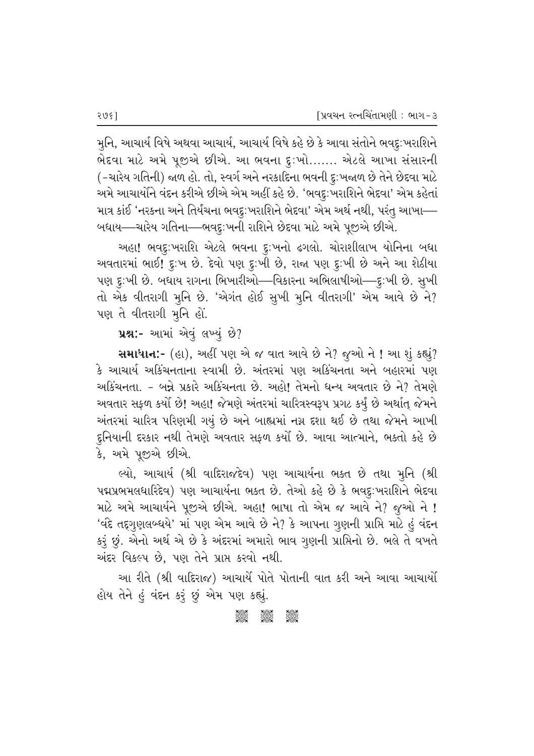મુનિ, આચાર્ય વિષે અથવા આચાર્ય, આચાર્ય વિષે કહે છે કે આવા સંતોને ભવદુઃખરાશિને ભેદવા માટે અમે પૂજીએ છીએ. આ ભવના દુઃખો....... એટલે આખા સંસારની (-ચારેય ગતિની) જાળ હો. તો, સ્વર્ગ અને નરકાદિના ભવની દુઃખજાળ છે તેને છેદવા માટે અમે આચાર્યોને વંદન કરીએ છીએ એમ અહીં કહે છે. 'ભવદુઃખરાશિને ભેદવા' એમ કહેતાં માત્ર કાંઈ 'નરકના અને તિર્યંચના ભવદુઃખરાશિને ભેદવા' એમ અર્થ નથી, પરંતુ આખા— બધાય—ચારેય ગતિના—ભવદુઃખની રાશિને છેદવા માટે અમે પૂજીએ છીએ.

અહા! ભવદુઃખરાશિ એટલે ભવના દુઃખનો ઢગલો. ચોરાશીલાખ યોનિના બધા અવતારમાં ભાઈ! દુઃખ છે. દેવો પણ દુઃખી છે, રાજા પણ દુઃખી છે અને આ શેઠીયા પણ દુઃખી છે. બધાય રાગના ભિખારીઓ—વિકારના અભિલાષીઓ—દુઃખી છે. સુખી તો એક વીતરાગી મુનિ છે. 'એગંત હોઈ સુખી મુનિ વીતરાગી' એમ આવે છે ને? પણ તે વીતરાગી મુનિ હોં.

**પ્રશ્નઃ-** આમાં એવું લખ્યું છે?

**સમાધાનઃ-** (હા), અહીં પણ એ જ વાત આવે છે ને? જુઓ ને ! આ શું કહ્યું? કે આચાર્ય અકિંચનતાના સ્વામી છે. અંતરમાં પણ અકિંચનતા અને બહારમાં પણ અકિંચનતા. - બન્ને પ્રકારે અકિંચનતા છે. અહો! તેમનો ધન્ય અવતાર છે ને? તેમણે અવતાર સફળ કર્યો છે! અહા! જેમણે અંતરમાં ચારિત્રસ્વરૂપ પ્રગટ કર્યું છે અર્થાત્ જેમને અંતરમાં ચારિત્ર પરિણમી ગયું છે અને બાહ્યમાં નગ્ન દશા થઈ છે તથા જેમને આખી દુનિયાની દરકાર નથી તેમણે અવતાર સફળ કર્યો છે. આવા આત્માને, ભક્તો કહે છે કે, અમે પૂજીએ છીએ.

લ્યો, આચાર્ય (શ્રી વાદિરાજદેવ) પણ આચાર્યના ભક્ત છે તથા મુનિ (શ્રી પદ્મપ્રભમલધારિદેવ) પણ આચાર્યના ભક્ત છે. તેઓ કહે છે કે ભવદુઃખરાશિને ભેદવા માટે અમે આચાર્યને પૂજીએ છીએ. અહા! ભાષા તો એમ જ આવે ને? જુઓ ને ! 'વંદે તદ્ગુણલબ્ધયે' માં પણ એમ આવે છે ને? કે આપના ગુણની પ્રાપ્તિ માટે હું વંદન કરું છું. એનો અર્થ એ છે કે અંદરમાં અમારો ભાવ ગુણની પ્રાપ્તિનો છે. ભલે તે વખતે અંદર વિકલ્પ છે, પણ તેને પ્રાપ્ત કરવો નથી.

આ રીતે (શ્રી વાદિરાજ) આચાર્યે પોતે પોતાની વાત કરી અને આવા આચાર્યો હોય તેને હું વંદન કરું છું એમ પણ કહ્યું.

❀ ❀ ❀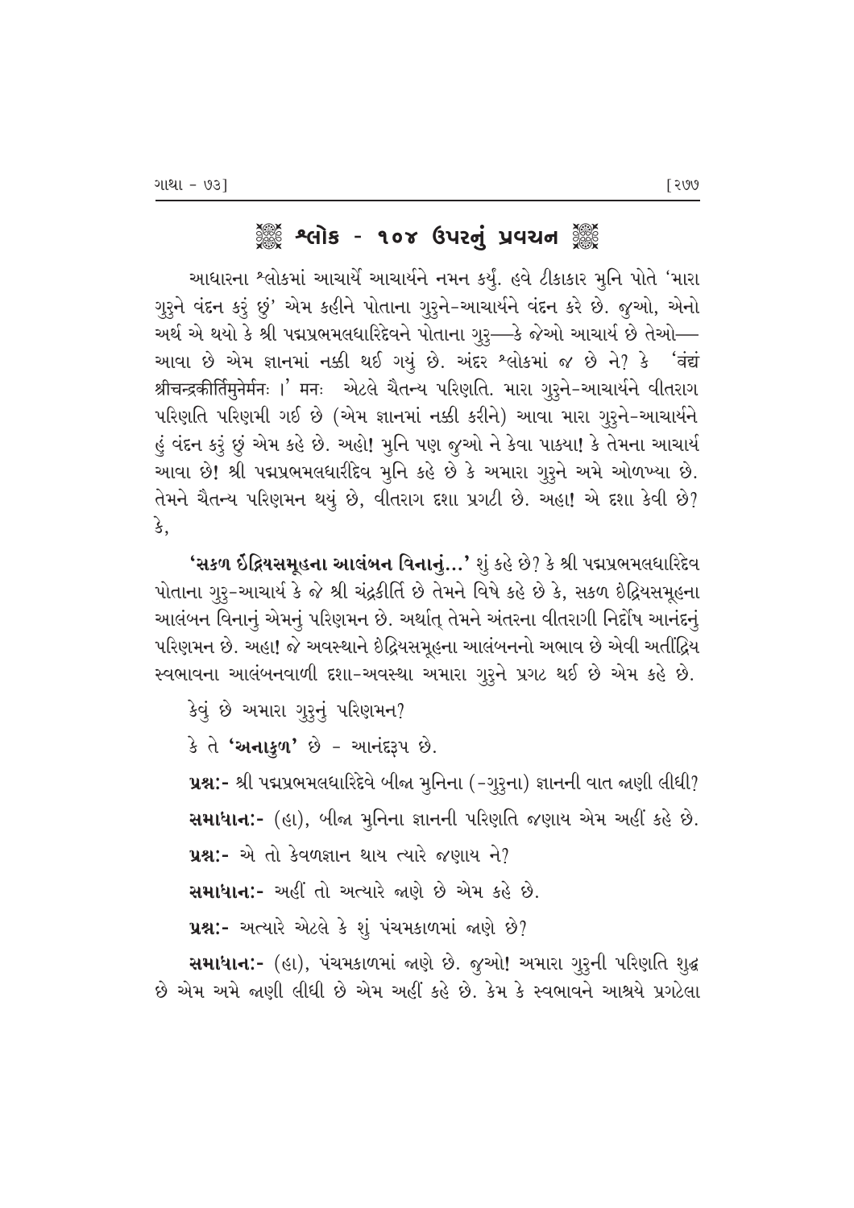## ❀ શ્લોક - ૧૦૪ ઉપરનું પ્રવચન ❀

આધારના શ્લોકમાં આચાર્યે આચાર્યને નમન કર્યું. હવે ટીકાકાર મુનિ પોતે 'મારા ગુરુને વંદન કરું છું' એમ કહીને પોતાના ગુરુને-આચાર્યને વંદન કરે છે. જુઓ, એનો અર્થ એ થયો કે શ્રી પદ્મપ્રભમલધારિદેવને પોતાના ગુરુ—કે જેઓ આચાર્ય છે તેઓ— આવા છે એમ જ્ઞાનમાં નક્કી થઈ ગયું છે. અંદર શ્લોકમાં જ છે ને? કે 'वंद्यं श्रीचन्द्रकीर्तिमुनेर्मनः ।' मनः એટલે ચૈતન્ય પરિણતિ. મારા ગુરુને-આચાર્યને વીતરાગ પરિણતિ પરિણમી ગઈ છે (એમ જ્ઞાનમાં નક્કી કરીને) આવા મારા ગુરુને-આચાર્યને હું વંદન કરું છું એમ કહે છે. અહો! મુનિ પણ જુઓ ને કેવા પાક્યા! કે તેમના આચાર્ય આવા છે! શ્રી પદ્મપ્રભમલધારીદેવ મુનિ કહે છે કે અમારા ગુરુને અમે ઓળખ્યા છે. તેમને ચૈતન્ય પરિણમન થયું છે, વીતરાગ દશા પ્રગટી છે. અહા! એ દશા કેવી છે? કે,

**'સકળ ઇંદ્રિયસમૂહના આલંબન વિનાનું...'** શું કહે છે? કે શ્રી પદ્મપ્રભમલધારિદેવ પોતાના ગુરુ-આચાર્ય કે જે શ્રી ચંદ્રકીર્તિ છે તેમને વિષે કહે છે કે, સકળ ઇંદ્રિયસમૂહના આલંબન વિનાનું એમનું પરિણમન છે. અર્થાત્ તેમને અંતરના વીતરાગી નિર્દોષ આનંદનું પરિણમન છે. અહા! જે અવસ્થાને ઇંદ્રિયસમૂહના આલંબનનો અભાવ છે એવી અતીંદ્રિય સ્વભાવના આલંબનવાળી દશા-અવસ્થા અમારા ગુરુને પ્રગટ થઈ છે એમ કહે છે.

કેવું છે અમારા ગુરુનું પરિણમન?

કે તે **'અનાકુળ'** છે - આનંદરૂપ છે.

**પ્રશ્ન:-** શ્રી પદ્મપ્રભમલધારિદેવે બીજા મુનિના (-ગુરુના) જ્ઞાનની વાત જાણી લીધી?

**સમાધાન:-** (હા), બીજા મુનિના જ્ઞાનની પરિણતિ જણાય એમ અહીં કહે છે.

**પ્રશ્ન:-** એ તો કેવળજ્ઞાન થાય ત્યારે જણાય ને?

**સમાધાન:-** અહીં તો અત્યારે જાણે છે એમ કહે છે.

**પ્રશ્ન:-** અત્યારે એટલે કે શું પંચમકાળમાં જાણે છે?

**સમાધાન:-** (હા), પંચમકાળમાં જાણે છે. જુઓ! અમારા ગુરુની પરિણતિ શુદ્ધ છે એમ અમે જાણી લીધી છે એમ અહીં કહે છે. કેમ કે સ્વભાવને આશ્રયે પ્રગટેલા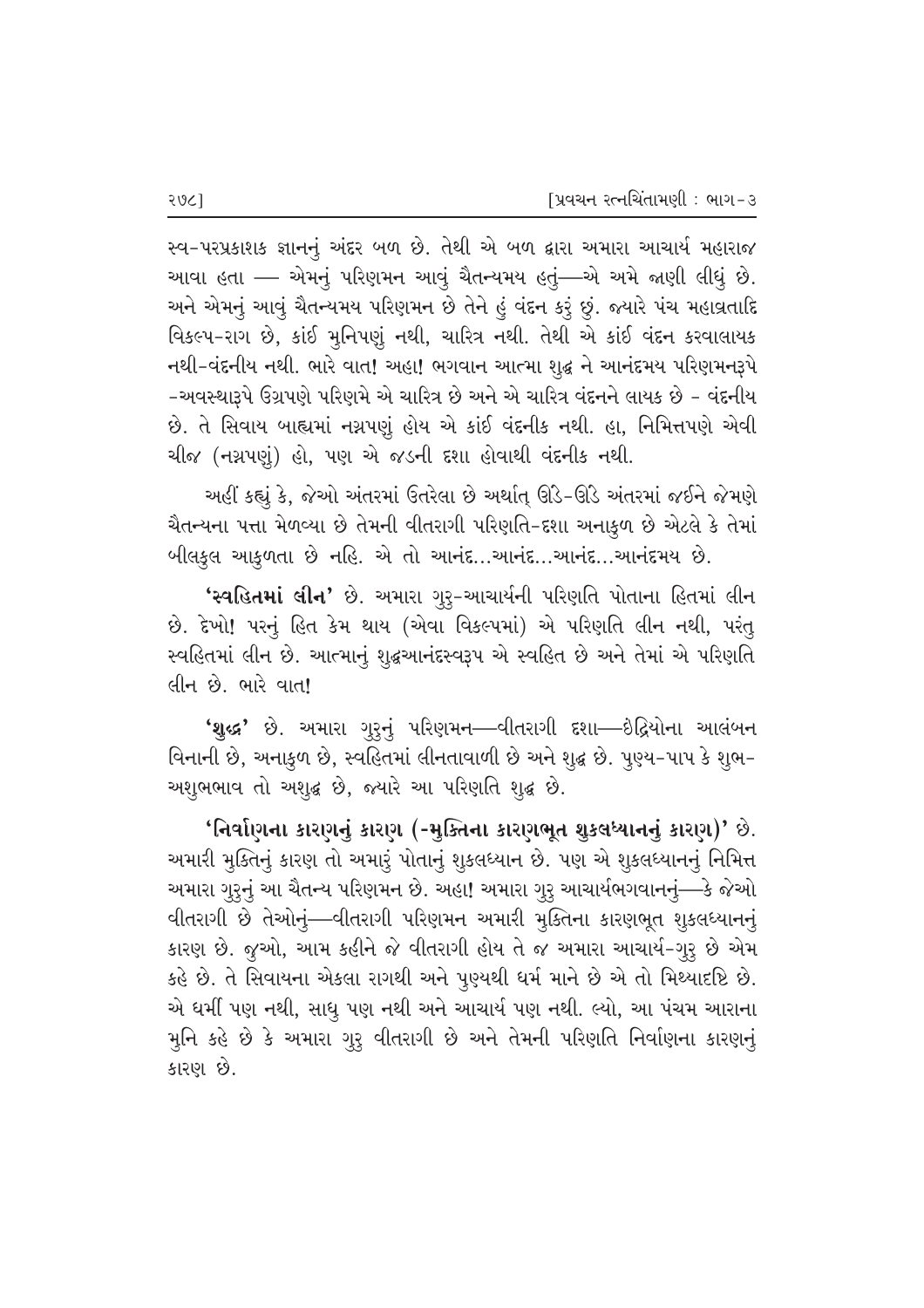સ્વ-પરપ્રકાશક જ્ઞાનનું અંદર બળ છે. તેથી એ બળ દ્વારા અમારા આચાર્ય મહારાજ આવા હતા — એમનું પરિણમન આવું ચૈતન્યમય હતું—એ અમે જાણી લીધું છે. અને એમનું આવું ચૈતન્યમય પરિણમન છે તેને હું વંદન કરું છું. જ્યારે પંચ મહાવ્રતાદિ વિકલ્પ-રાગ છે, કાંઈ મુનિપણું નથી, ચારિત્ર નથી. તેથી એ કાંઈ વંદન કરવાલાયક નથી-વંદનીય નથી. ભારે વાત! અહા! ભગવાન આત્મા શુદ્ધ ને આનંદમય પરિણમનરૂપે -અવસ્થારૂપે ઉગ્રપણે પરિણમે એ ચારિત્ર છે અને એ ચારિત્ર વંદનને લાયક છે - વંદનીય છે. તે સિવાય બાહ્યમાં નગ્નપણું હોય એ કાંઈ વંદનીક નથી. હા, નિમિત્તપણે એવી ચીજ (નગ્નપણું) હો, પણ એ જડની દશા હોવાથી વંદનીક નથી.

અહીં કહ્યું કે, જેઓ અંતરમાં ઉતરેલા છે અર્થાત્ ઊંડે-ઊંડે અંતરમાં જઈને જેમણે ચૈતન્યના પત્તા મેળવ્યા છે તેમની વીતરાગી પરિણતિ-દશા અનાકુળ છે એટલે કે તેમાં બીલકુલ આકુળતા છે નહિ. એ તો આનંદ...આનંદ...આનંદ...આનંદમય છે.

**'સ્વહિતમાં લીન'** છે. અમારા ગુરુ-આચાર્યની પરિણતિ પોતાના હિતમાં લીન છે. દેખો! પરનું હિત કેમ થાય (એવા વિકલ્પમાં) એ પરિણતિ લીન નથી, પરંતુ સ્વહિતમાં લીન છે. આત્માનું શુદ્ધઆનંદસ્વરૂપ એ સ્વહિત છે અને તેમાં એ પરિણતિ લીન છે. ભારે વાત!

**'શુદ્ધ'** છે. અમારા ગુરુનું પરિણમન—વીતરાગી દશા—ઇંદ્રિયોના આલંબન વિનાની છે, અનાકુળ છે, સ્વહિતમાં લીનતાવાળી છે અને શુદ્ધ છે. પુણ્ય-પાપ કે શુભ-અશુભભાવ તો અશુદ્ધ છે, જ્યારે આ પરિણતિ શુદ્ધ છે.

**'નિર્વાણના કારણનું કારણ (-મુક્તિના કારણભૂત શુકલધ્યાનનું કારણ)'** છે. અમારી મુક્તિનું કારણ તો અમારું પોતાનું શુકલધ્યાન છે. પણ એ શુકલધ્યાનનું નિમિત્ત અમારા ગુરુનું આ ચૈતન્ય પરિણમન છે. અહા! અમારા ગુરુ આચાર્યભગવાનનું—કે જેઓ વીતરાગી છે તેઓનું—વીતરાગી પરિણમન અમારી મુક્તિના કારણભૂત શુકલધ્યાનનું કારણ છે. જુઓ, આમ કહીને જે વીતરાગી હોય તે જ અમારા આચાર્ય-ગુરુ છે એમ કહે છે. તે સિવાયના એકલા રાગથી અને પુણ્યથી ધર્મ માને છે એ તો મિથ્યાદષ્ટિ છે. એ ધર્મી પણ નથી, સાધુ પણ નથી અને આચાર્ય પણ નથી. લ્યો, આ પંચમ આરાના મુનિ કહે છે કે અમારા ગુરુ વીતરાગી છે અને તેમની પરિણતિ નિર્વાણના કારણનું કારણ છે.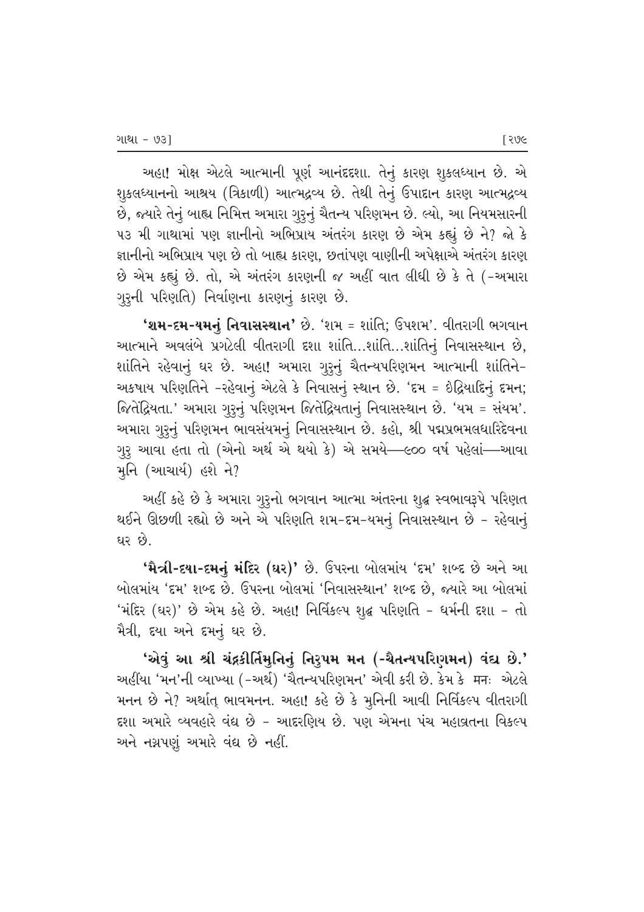અહા! મોક્ષ એટલે આત્માની પૂર્ણ આનંદદશા. તેનું કારણ શુક્લધ્યાન છે. એ શુક્લધ્યાનનો આશ્રય (ત્રિકાળી) આત્મદ્રવ્ય છે. તેથી તેનું ઉપાદાન કારણ આત્મદ્રવ્ય છે, જ્યારે તેનું બાહ્ય નિમિત્ત અમારા ગુરુનું ચૈતન્ય પરિણમન છે. લ્યો, આ નિયમસારની ૫૩ મી ગાથામાં પણ જ્ઞાનીનો અભિપ્રાય અંતરંગ કારણ છે એમ કહ્યું છે ને? જો કે જ્ઞાનીનો અભિપ્રાય પણ છે તો બાહ્ય કારણ, છતાંપણ વાણીની અપેક્ષાએ અંતરંગ કારણ છે એમ કહ્યું છે. તો, એ અંતરંગ કારણની જ અહીં વાત લીધી છે કે તે (-અમારા ગુરુની પરિણતિ) નિર્વાણના કારણનું કારણ છે.

**'શમ-દમ-યમનું નિવાસસ્થાન'** છે. 'શમ = શાંતિ; ઉપશમ'. વીતરાગી ભગવાન આત્માને અવલંબે પ્રગટેલી વીતરાગી દશા શાંતિ...શાંતિ...શાંતિનું નિવાસસ્થાન છે, શાંતિને રહેવાનું ઘર છે. અહા! અમારા ગુરુનું ચૈતન્યપરિણમન આત્માની શાંતિને-અકષાય પરિણતિને -રહેવાનું એટલે કે નિવાસનું સ્થાન છે. 'દમ = ઇંદ્રિયાદિનું દમન; જિતેંદ્રિયતા.' અમારા ગુરુનું પરિણમન જિતેંદ્રિયતાનું નિવાસસ્થાન છે. 'યમ = સંયમ'. અમારા ગુરુનું પરિણમન ભાવસંયમનું નિવાસસ્થાન છે. કહો, શ્રી પદ્મપ્રભમલધારિદેવના ગુરુ આવા હતા તો (એનો અર્થ એ થયો કે) એ સમયે—૯૦૦ વર્ષ પહેલાં—આવા મુનિ (આચાર્ય) હશે ને?

અહીં કહે છે કે અમારા ગુરુનો ભગવાન આત્મા અંતરના શુદ્ધ સ્વભાવરૂપે પરિણત થઈને ઊછળી રહ્યો છે અને એ પરિણતિ શમ-દમ-યમનું નિવાસસ્થાન છે - રહેવાનું ઘર છે.

**'મૈત્રી-દયા-દમનું મંદિર (ઘર)'** છે. ઉપરના બોલમાંય 'દમ' શબ્દ છે અને આ બોલમાંય 'દમ' શબ્દ છે. ઉપરના બોલમાં 'નિવાસસ્થાન' શબ્દ છે, જ્યારે આ બોલમાં 'મંદિર (ઘર)' છે એમ કહે છે. અહા! નિર્વિકલ્પ શુદ્ધ પરિણતિ - ધર્મની દશા - તો મૈત્રી, દયા અને દમનું ઘર છે.

**'એવું આ શ્રી ચંદ્રકીર્તિમુનિનું નિરુપમ મન (-ચૈતન્યપરિણમન) વંદ્ય છે.'** અહીંયા 'મન'ની વ્યાખ્યા (-અર્થ) 'ચૈતન્યપરિણમન' એવી કરી છે. કેમ કે મનઃ એટલે મનન છે ને? અર્થાત્ ભાવમનન. અહા! કહે છે કે મુનિની આવી નિર્વિકલ્પ વીતરાગી દશા અમારે વ્યવહારે વંદ્ય છે - આદરણિય છે. પણ એમના પંચ મહાવ્રતના વિકલ્પ અને નગ્નપણું અમારે વંદ્ય છે નહીં.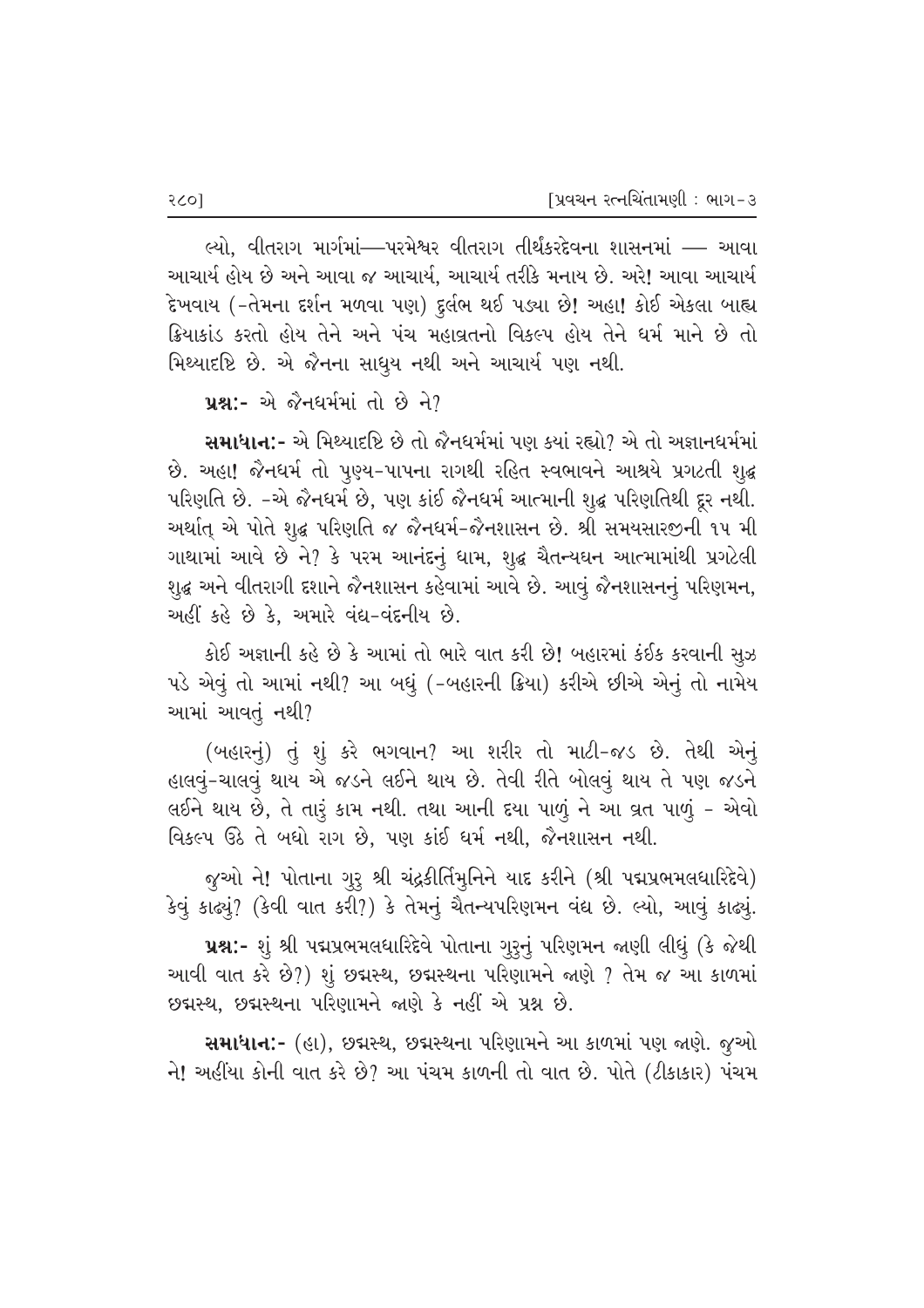લ્યો, વીતરાગ માર્ગમાં—પરમેશ્વર વીતરાગ તીર્થંકરદેવના શાસનમાં — આવા આચાર્ય હોય છે અને આવા જ આચાર્ય, આચાર્ય તરીકે મનાય છે. અરે! આવા આચાર્ય દેખવાય (-તેમના દર્શન મળવા પણ) દુર્લભ થઈ પડ્યા છે! અહા! કોઈ એકલા બાહ્ય ક્રિયાકાંડ કરતો હોય તેને અને પંચ મહાવ્રતનો વિકલ્પ હોય તેને ધર્મ માને છે તો મિથ્યાદૃષ્ટિ છે. એ જૈનના સાધુય નથી અને આચાર્ય પણ નથી.

**પ્રશ્ન:-** એ જૈનધર્મમાં તો છે ને?

**સમાધાન:-** એ મિથ્યાદૃષ્ટિ છે તો જૈનધર્મમાં પણ કયાં રહ્યો? એ તો અજ્ઞાનધર્મમાં છે. અહા! જૈનધર્મ તો પુણ્ય-પાપના રાગથી રહિત સ્વભાવને આશ્રયે પ્રગટતી શુદ્ધ પરિણતિ છે. -એ જૈનધર્મ છે, પણ કાંઈ જૈનધર્મ આત્માની શુદ્ધ પરિણતિથી દૂર નથી. અર્થાત્ એ પોતે શુદ્ધ પરિણતિ જ જૈનધર્મ-જૈનશાસન છે. શ્રી સમયસારજીની ૧૫ મી ગાથામાં આવે છે ને? કે પરમ આનંદનું ધામ, શુદ્ધ ચૈતન્યઘન આત્મામાંથી પ્રગટેલી શુદ્ધ અને વીતરાગી દશાને જૈનશાસન કહેવામાં આવે છે. આવું જૈનશાસનનું પરિણમન, અહીં કહે છે કે, અમારે વંદ્ય-વંદનીય છે.

કોઈ અજ્ઞાની કહે છે કે આમાં તો ભારે વાત કરી છે! બહારમાં કંઈક કરવાની સુઝ પડે એવું તો આમાં નથી? આ બધું (-બહારની ક્રિયા) કરીએ છીએ એનું તો નામેય આમાં આવતું નથી?

(બહારનું) તું શું કરે ભગવાન? આ શરીર તો માટી-જડ છે. તેથી એનું હાલવું-ચાલવું થાય એ જડને લઈને થાય છે. તેવી રીતે બોલવું થાય તે પણ જડને લઈને થાય છે, તે તારું કામ નથી. તથા આની દયા પાળું ને આ વ્રત પાળું - એવો વિકલ્પ ઉઠે તે બધો રાગ છે, પણ કાંઈ ધર્મ નથી, જૈનશાસન નથી.

જુઓ ને! પોતાના ગુરુ શ્રી ચંદ્રકીર્તિમુનિને યાદ કરીને (શ્રી પદ્મપ્રભમલધારિદેવે) કેવું કાઢ્યું? (કેવી વાત કરી?) કે તેમનું ચૈતન્યપરિણમન વંદ્ય છે. લ્યો, આવું કાઢ્યું.

**પ્રશ્ન:-** શું શ્રી પદ્મપ્રભમલધારિદેવે પોતાના ગુરુનું પરિણમન જાણી લીધું (કે જેથી આવી વાત કરે છે?) શું છદ્મસ્થ, છદ્મસ્થના પરિણામને જાણે ? તેમ જ આ કાળમાં છદ્મસ્થ, છદ્મસ્થના પરિણામને જાણે કે નહીં એ પ્રશ્ન છે.

**સમાધાન:-** (હા), છદ્મસ્થ, છદ્મસ્થના પરિણામને આ કાળમાં પણ જાણે. જુઓ ને! અહીંયા કોની વાત કરે છે? આ પંચમ કાળની તો વાત છે. પોતે (ટીકાકાર) પંચમ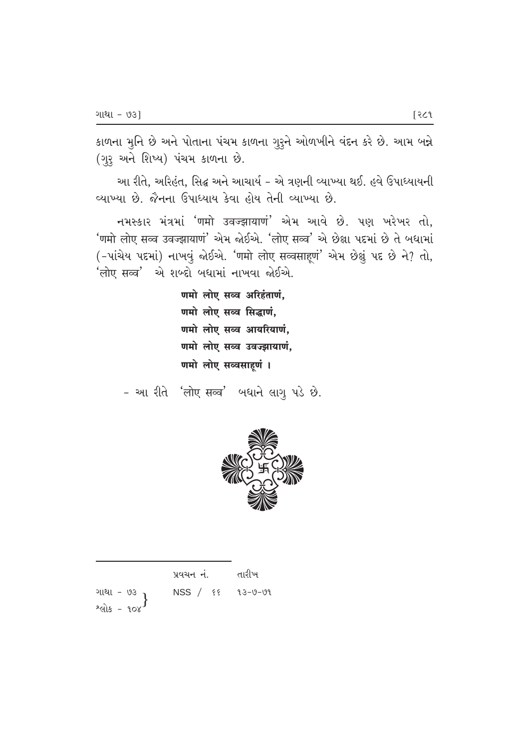કાળના મુનિ છે અને પોતાના પંચમ કાળના ગુરુને ઓળખીને વંદન કરે છે. આમ બન્ને (ગુરુ અને શિષ્ય) પંચમ કાળના છે.

આ રીતે, અરિહંત, સિદ્ધ અને આચાર્ય - એ ત્રણની વ્યાખ્યા થઈ. હવે ઉપાધ્યાયની વ્યાખ્યા છે. જૈનના ઉપાધ્યાય કેવા હોય તેની વ્યાખ્યા છે.

નમસ્કાર મંત્રમાં 'णमो उवज्झायाणं' એમ આવે છે. પણ ખરેખર તો, 'णमो लोए सव्व उवज्झायाणं' એમ જોઈએ. 'लोए सव्व' એ છેલ્લા પદમાં છે તે બધામાં (-પાંચેય પદમાં) નાખવું જોઈએ. 'णमो लोए सव्वसाहूणं' એમ છેલ્લું પદ છે ને? તો, 'लोए सव्व' એ શબ્દો બધામાં નાખવા જોઈએ.

**णमो लोए सव्व अरिहंताणं,**
**णमो लोए सव्व सिद्धाणं,**
**णमो लोए सव्व आयरियाणं,**
**णमो लोए सव्व उवज्झायाणं,**
**णमो लोए सव्वसाहूणं ।**

- આ રીતે 'लोए सव्व' બધાને લાગુ પડે છે.

---

| | પ્રવચન નં. | તારીખ |
|---|---|---|
| ગાથા - ૭૩, શ્લોક - ૧૦૪ | NSS / ૬૬ | ૧૩-૭-૭૧ |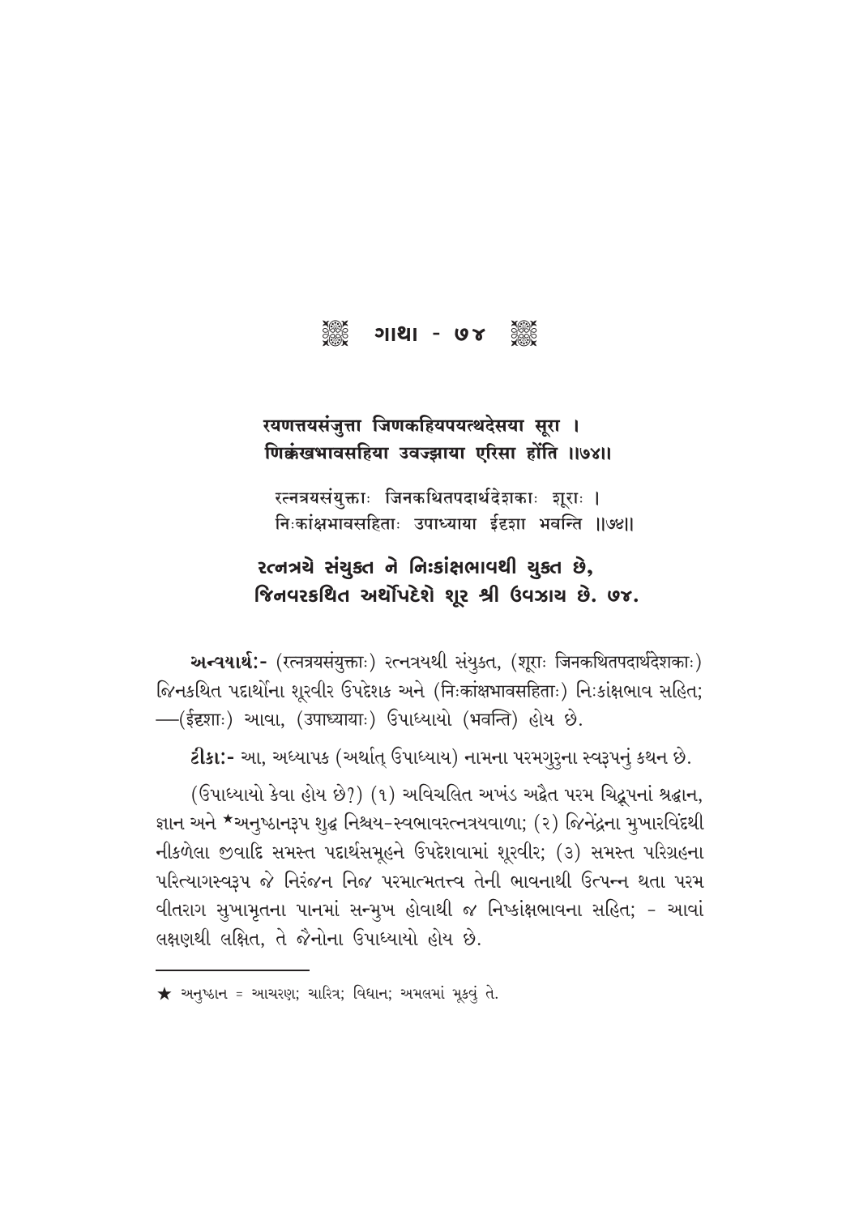## ગાથા - ૭૪

**रयणत्तयसंजुत्ता जिणकहियपयत्थदेसया सूरा ।**
**णिक्कंखभावसहिया उवज्झाया एरिसा होंति ॥७४॥**

रत्नत्रयसंयुक्ताः जिनकथितपदार्थदेशकाः शूराः ।
निःकांक्षभावसहिताः उपाध्याया ईदृशा भवन्ति ॥७४॥

**રત્નત્રયે સંયુક્ત ને નિઃકાંક્ષભાવથી યુક્ત છે,**
**જિનવરકથિત અર્થોપદેશે શૂર શ્રી ઉવઝાય છે. ૭૪.**

**અન્વયાર્થ:-** (रत्नत्रयसंयुक्ताः) રત્નત્રયથી સંયુક્ત, (शूराः जिनकथितपदार्थदेशकाः) જિનકથિત પદાર્થોના શૂરવીર ઉપદેશક અને (निःकांक्षभावसहिताः) નિઃકાંક્ષભાવ સહિત; —(ईदृशाः) આવા, (उपाध्यायाः) ઉપાધ્યાયો (भवन्ति) હોય છે.

**ટીકા:-** આ, અધ્યાપક (અર્થાત્ ઉપાધ્યાય) નામના પરમગુરુના સ્વરૂપનું કથન છે.

(ઉપાધ્યાયો કેવા હોય છે?) (૧) અવિચલિત અખંડ અદ્વૈત પરમ ચિદ્રૂપનાં શ્રદ્ધાન, જ્ઞાન અને ★અનુષ્ઠાનરૂપ શુદ્ધ નિશ્ચય-સ્વભાવરત્નત્રયવાળા; (૨) જિનેંદ્રના મુખારવિંદથી નીકળેલા જીવાદિ સમસ્ત પદાર્થસમૂહને ઉપદેશવામાં શૂરવીર; (૩) સમસ્ત પરિગ્રહના પરિત્યાગસ્વરૂપ જે નિરંજન નિજ પરમાત્મતત્ત્વ તેની ભાવનાથી ઉત્પન્ન થતા પરમ વીતરાગ સુખામૃતના પાનમાં સન્મુખ હોવાથી જ નિષ્કાંક્ષભાવના સહિત; - આવાં લક્ષણથી લક્ષિત, તે જૈનોના ઉપાધ્યાયો હોય છે.

---

★ અનુષ્ઠાન = આચરણ; ચારિત્ર; વિધાન; અમલમાં મૂકવું તે.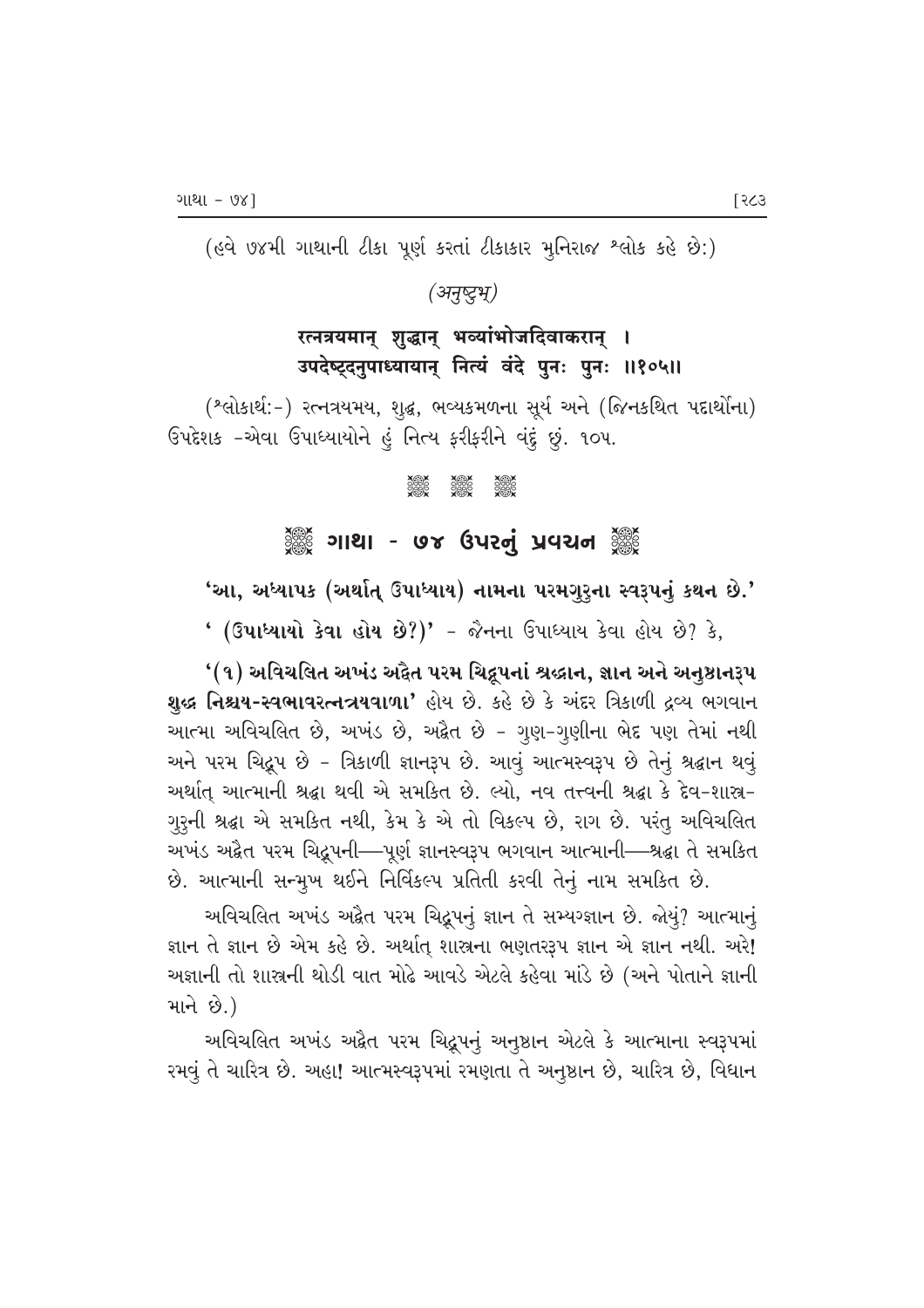(હવે ૭૪મી ગાથાની ટીકા પૂર્ણ કરતાં ટીકાકાર મુનિરાજ શ્લોક કહે છે:)

*(अनुष्टुभ्)*

**रत्नत्रयमान् शुद्धान् भव्यांभोजदिवाकरान् ।**
**उपदेष्टृदनुपाध्यायान् नित्यं वंदे पुनः पुनः ॥१०५॥**

(શ્લોકાર્થ:-) રત્નત્રયમય, શુદ્ધ, ભવ્યકમળના સૂર્ય અને (જિનકથિત પદાર્થોના) ઉપદેશક -એવા ઉપાધ્યાયોને હું નિત્ય ફરીફરીને વંદું છું. ૧૦૫.

## ગાથા - ૭૪ ઉપરનું પ્રવચન

**'આ, અધ્યાપક (અર્થાત્ ઉપાધ્યાય) નામના પરમગુરુના સ્વરૂપનું કથન છે.'**

**' (ઉપાધ્યાયો કેવા હોય છે?)'** - જૈનના ઉપાધ્યાય કેવા હોય છે? કે,

**'(૧) અવિચલિત અખંડ અદ્વૈત પરમ ચિદ્રૂપનાં શ્રદ્ધાન, જ્ઞાન અને અનુષ્ઠાનરૂપ શુદ્ધ નિશ્ચય-સ્વભાવરત્નત્રયવાળા'** હોય છે. કહે છે કે અંદર ત્રિકાળી દ્રવ્ય ભગવાન આત્મા અવિચલિત છે, અખંડ છે, અદ્વૈત છે - ગુણ-ગુણીના ભેદ પણ તેમાં નથી અને પરમ ચિદ્રૂપ છે - ત્રિકાળી જ્ઞાનરૂપ છે. આવું આત્મસ્વરૂપ છે તેનું શ્રદ્ધાન થવું અર્થાત્ આત્માની શ્રદ્ધા થવી એ સમકિત છે. લ્યો, નવ તત્ત્વની શ્રદ્ધા કે દેવ-શાસ્ત્ર-ગુરુની શ્રદ્ધા એ સમકિત નથી, કેમ કે એ તો વિકલ્પ છે, રાગ છે. પરંતુ અવિચલિત અખંડ અદ્વૈત પરમ ચિદ્રૂપની—પૂર્ણ જ્ઞાનસ્વરૂપ ભગવાન આત્માની—શ્રદ્ધા તે સમકિત છે. આત્માની સન્મુખ થઈને નિર્વિકલ્પ પ્રતિતી કરવી તેનું નામ સમકિત છે.

અવિચલિત અખંડ અદ્વૈત પરમ ચિદ્રૂપનું જ્ઞાન તે સમ્યગ્જ્ઞાન છે. જોયું? આત્માનું જ્ઞાન તે જ્ઞાન છે એમ કહે છે. અર્થાત્ શાસ્ત્રના ભણતરરૂપ જ્ઞાન એ જ્ઞાન નથી. અરે! અજ્ઞાની તો શાસ્ત્રની થોડી વાત મોઢે આવડે એટલે કહેવા માંડે છે (અને પોતાને જ્ઞાની માને છે.)

અવિચલિત અખંડ અદ્વૈત પરમ ચિદ્રૂપનું અનુષ્ઠાન એટલે કે આત્માના સ્વરૂપમાં રમવું તે ચારિત્ર છે. અહા! આત્મસ્વરૂપમાં રમણતા તે અનુષ્ઠાન છે, ચારિત્ર છે, વિધાન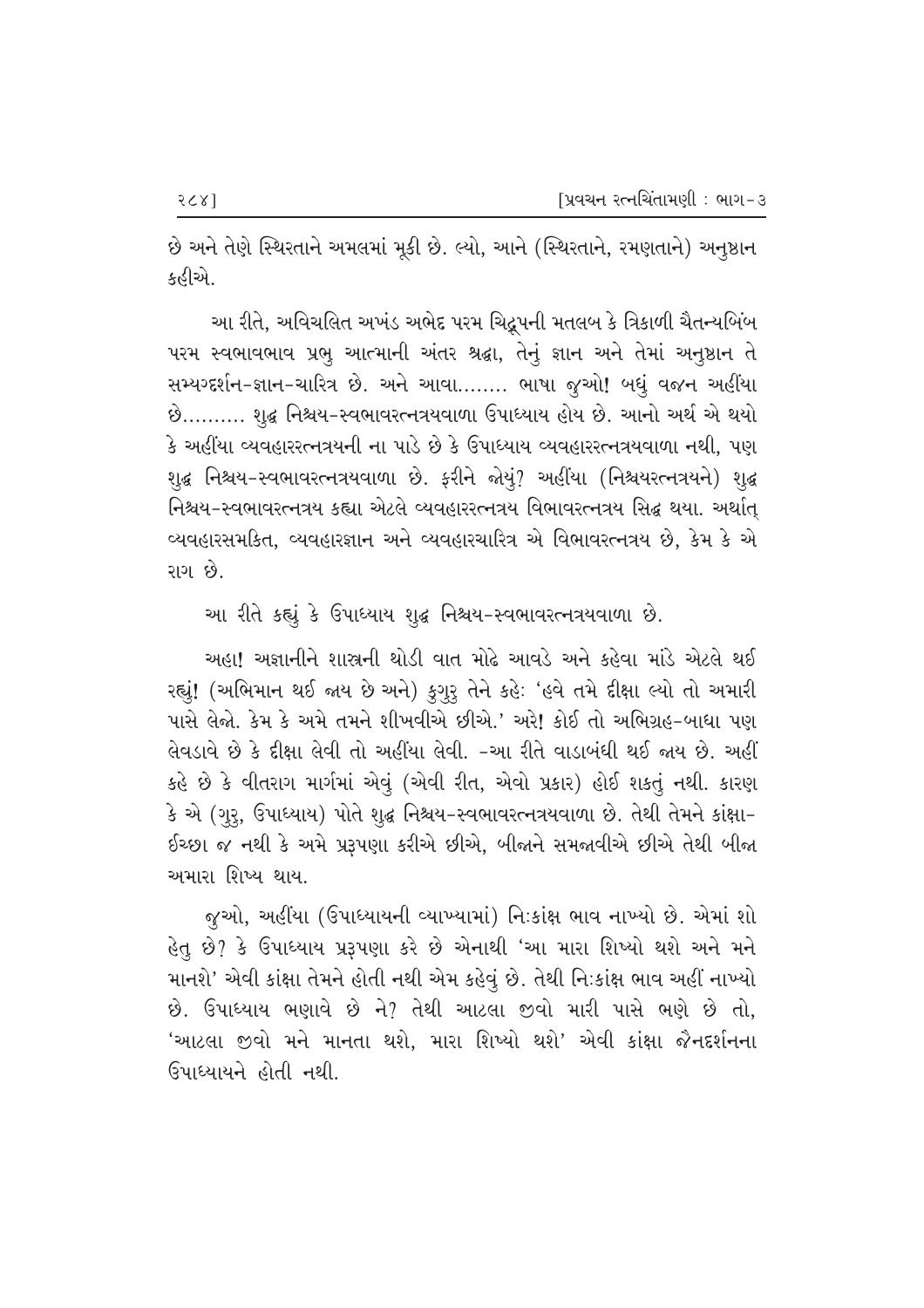છે અને તેણે સ્થિરતાને અમલમાં મૂકી છે. લ્યો, આને (સ્થિરતાને, રમણતાને) અનુષ્ઠાન કહીએ.

આ રીતે, અવિચલિત અખંડ અભેદ પરમ ચિદ્રૂપની મતલબ કે ત્રિકાળી ચૈતન્યબિંબ પરમ સ્વભાવભાવ પ્રભુ આત્માની અંતર શ્રદ્ધા, તેનું જ્ઞાન અને તેમાં અનુષ્ઠાન તે સમ્યગ્દર્શન-જ્ઞાન-ચારિત્ર છે. અને આવા........ ભાષા જુઓ! બધું વજન અહીંયા છે.......... શુદ્ધ નિશ્ચય-સ્વભાવરત્નત્રયવાળા ઉપાધ્યાય હોય છે. આનો અર્થ એ થયો કે અહીંયા વ્યવહારરત્નત્રયની ના પાડે છે કે ઉપાધ્યાય વ્યવહારરત્નત્રયવાળા નથી, પણ શુદ્ધ નિશ્ચય-સ્વભાવરત્નત્રયવાળા છે. ફરીને જોયું? અહીંયા (નિશ્ચયરત્નત્રયને) શુદ્ધ નિશ્ચય-સ્વભાવરત્નત્રય કહ્યા એટલે વ્યવહારરત્નત્રય વિભાવરત્નત્રય સિદ્ધ થયા. અર્થાત્ વ્યવહારસમકિત, વ્યવહારજ્ઞાન અને વ્યવહારચારિત્ર એ વિભાવરત્નત્રય છે, કેમ કે એ રાગ છે.

આ રીતે કહ્યું કે ઉપાધ્યાય શુદ્ધ નિશ્ચય-સ્વભાવરત્નત્રયવાળા છે.

અહા! અજ્ઞાનીને શાસ્ત્રની થોડી વાત મોઢે આવડે અને કહેવા માંડે એટલે થઈ રહ્યું! (અભિમાન થઈ જાય છે અને) કુગુરુ તેને કહેઃ 'હવે તમે દીક્ષા લ્યો તો અમારી પાસે લેજો. કેમ કે અમે તમને શીખવીએ છીએ.' અરે! કોઈ તો અભિગ્રહ-બાધા પણ લેવડાવે છે કે દીક્ષા લેવી તો અહીંયા લેવી. -આ રીતે વાડાબંધી થઈ જાય છે. અહીં કહે છે કે વીતરાગ માર્ગમાં એવું (એવી રીત, એવો પ્રકાર) હોઈ શકતું નથી. કારણ કે એ (ગુરુ, ઉપાધ્યાય) પોતે શુદ્ધ નિશ્ચય-સ્વભાવરત્નત્રયવાળા છે. તેથી તેમને કાંક્ષા-ઈચ્છા જ નથી કે અમે પ્રરૂપણા કરીએ છીએ, બીજાને સમજાવીએ છીએ તેથી બીજા અમારા શિષ્ય થાય.

જુઓ, અહીંયા (ઉપાધ્યાયની વ્યાખ્યામાં) નિઃકાંક્ષ ભાવ નાખ્યો છે. એમાં શો હેતુ છે? કે ઉપાધ્યાય પ્રરૂપણા કરે છે એનાથી 'આ મારા શિષ્યો થશે અને મને માનશે' એવી કાંક્ષા તેમને હોતી નથી એમ કહેવું છે. તેથી નિઃકાંક્ષ ભાવ અહીં નાખ્યો છે. ઉપાધ્યાય ભણાવે છે ને? તેથી આટલા જીવો મારી પાસે ભણે છે તો, 'આટલા જીવો મને માનતા થશે, મારા શિષ્યો થશે' એવી કાંક્ષા જૈનદર્શનના ઉપાધ્યાયને હોતી નથી.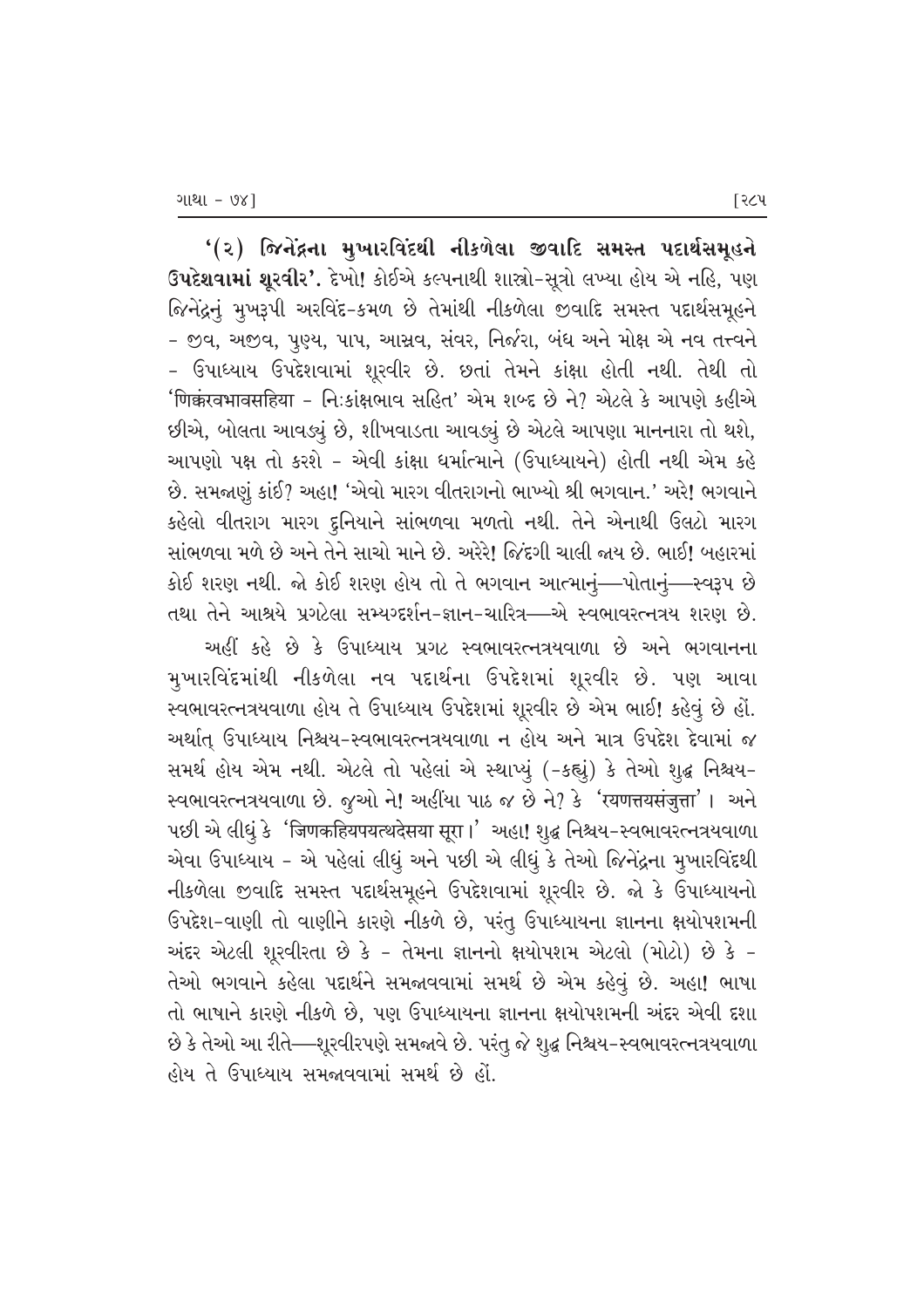**'(૨) જિનેંદ્રના મુખારવિંદથી નીકળેલા જીવાદિ સમસ્ત પદાર્થસમૂહને ઉપદેશવામાં શૂરવીર'.** દેખો! કોઈએ કલ્પનાથી શાસ્ત્રો-સૂત્રો લખ્યા હોય એ નહિ, પણ જિનેંદ્રનું મુખરૂપી અરવિંદ-કમળ છે તેમાંથી નીકળેલા જીવાદિ સમસ્ત પદાર્થસમૂહને - જીવ, અજીવ, પુણ્ય, પાપ, આસ્રવ, સંવર, નિર્જરા, બંધ અને મોક્ષ એ નવ તત્ત્વને - ઉપાધ્યાય ઉપદેશવામાં શૂરવીર છે. છતાં તેમને કાંક્ષા હોતી નથી. તેથી તો 'णिक्कंखभावसहिया - નિઃકાંક્ષભાવ સહિત' એમ શબ્દ છે ને? એટલે કે આપણે કહીએ છીએ, બોલતા આવડ્યું છે, શીખવાડતા આવડ્યું છે એટલે આપણા માનનારા તો થશે, આપણો પક્ષ તો કરશે - એવી કાંક્ષા ધર્માત્માને (ઉપાધ્યાયને) હોતી નથી એમ કહે છે. સમજાણું કાંઈ? અહા! 'એવો મારગ વીતરાગનો ભાખ્યો શ્રી ભગવાન.' અરે! ભગવાને કહેલો વીતરાગ મારગ દુનિયાને સાંભળવા મળતો નથી. તેને એનાથી ઉલટો મારગ સાંભળવા મળે છે અને તેને સાચો માને છે. અરેરે! જિંદગી ચાલી જાય છે. ભાઈ! બહારમાં કોઈ શરણ નથી. જો કોઈ શરણ હોય તો તે ભગવાન આત્માનું—પોતાનું—સ્વરૂપ છે તથા તેને આશ્રયે પ્રગટેલા સમ્યગ્દર્શન-જ્ઞાન-ચારિત્ર—એ સ્વભાવરત્નત્રય શરણ છે.

અહીં કહે છે કે ઉપાધ્યાય પ્રગટ સ્વભાવરત્નત્રયવાળા છે અને ભગવાનના મુખારવિંદમાંથી નીકળેલા નવ પદાર્થના ઉપદેશમાં શૂરવીર છે. પણ આવા સ્વભાવરત્નત્રયવાળા હોય તે ઉપાધ્યાય ઉપદેશમાં શૂરવીર છે એમ ભાઈ! કહેવું છે હોં. અર્થાત્ ઉપાધ્યાય નિશ્ચય-સ્વભાવરત્નત્રયવાળા ન હોય અને માત્ર ઉપદેશ દેવામાં જ સમર્થ હોય એમ નથી. એટલે તો પહેલાં એ સ્થાપ્યું (-કહ્યું) કે તેઓ શુદ્ધ નિશ્ચય-સ્વભાવરત્નત્રયવાળા છે. જુઓ ને! અહીંયા પાઠ જ છે ને? કે 'रयणत्तयसंजुत्ता'। અને પછી એ લીધું કે 'जिणकहियपयत्थदेसया सूरा।' અહા! શુદ્ધ નિશ્ચય-સ્વભાવરત્નત્રયવાળા એવા ઉપાધ્યાય - એ પહેલાં લીધું અને પછી એ લીધું કે તેઓ જિનેંદ્રના મુખારવિંદથી નીકળેલા જીવાદિ સમસ્ત પદાર્થસમૂહને ઉપદેશવામાં શૂરવીર છે. જો કે ઉપાધ્યાયનો ઉપદેશ-વાણી તો વાણીને કારણે નીકળે છે, પરંતુ ઉપાધ્યાયના જ્ઞાનના ક્ષયોપશમની અંદર એટલી શૂરવીરતા છે કે - તેમના જ્ઞાનનો ક્ષયોપશમ એટલો (મોટો) છે કે - તેઓ ભગવાને કહેલા પદાર્થને સમજાવવામાં સમર્થ છે એમ કહેવું છે. અહા! ભાષા તો ભાષાને કારણે નીકળે છે, પણ ઉપાધ્યાયના જ્ઞાનના ક્ષયોપશમની અંદર એવી દશા છે કે તેઓ આ રીતે—શૂરવીરપણે સમજાવે છે. પરંતુ જે શુદ્ધ નિશ્ચય-સ્વભાવરત્નત્રયવાળા હોય તે ઉપાધ્યાય સમજાવવામાં સમર્થ છે હોં.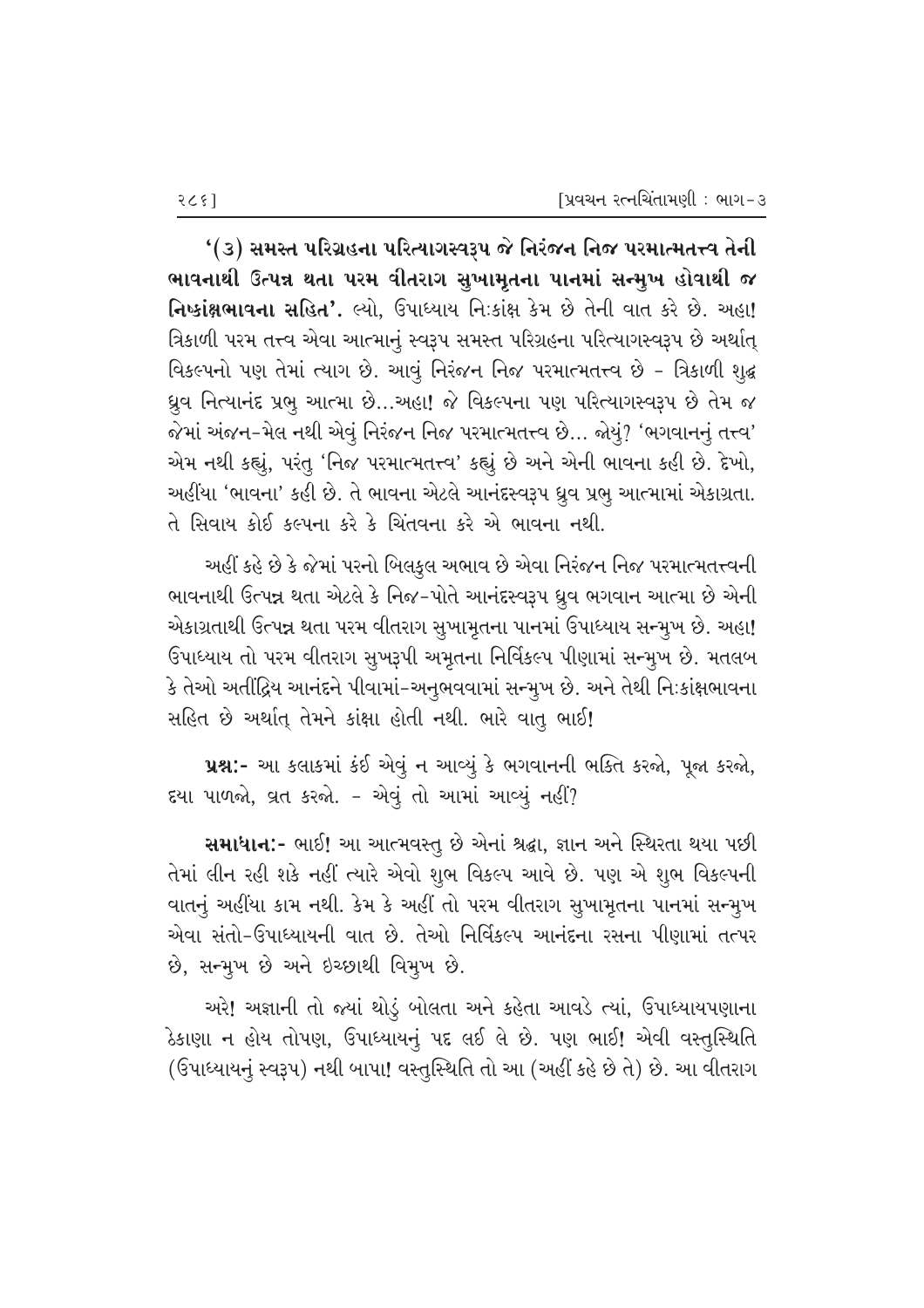**'(૩) સમસ્ત પરિગ્રહના પરિત્યાગસ્વરૂપ જે નિરંજન નિજ પરમાત્મતત્ત્વ તેની ભાવનાથી ઉત્પન્ન થતા પરમ વીતરાગ સુખામૃતના પાનમાં સન્મુખ હોવાથી જ નિષ્કાંક્ષભાવના સહિત'.** લ્યો, ઉપાધ્યાય નિઃકાંક્ષ કેમ છે તેની વાત કરે છે. અહા! ત્રિકાળી પરમ તત્ત્વ એવા આત્માનું સ્વરૂપ સમસ્ત પરિગ્રહના પરિત્યાગસ્વરૂપ છે અર્થાત્ વિકલ્પનો પણ તેમાં ત્યાગ છે. આવું નિરંજન નિજ પરમાત્મતત્ત્વ છે - ત્રિકાળી શુદ્ધ ધ્રુવ નિત્યાનંદ પ્રભુ આત્મા છે...અહા! જે વિકલ્પના પણ પરિત્યાગસ્વરૂપ છે તેમ જ જેમાં અંજન-મેલ નથી એવું નિરંજન નિજ પરમાત્મતત્ત્વ છે... જોયું? 'ભગવાનનું તત્ત્વ' એમ નથી કહ્યું, પરંતુ 'નિજ પરમાત્મતત્ત્વ' કહ્યું છે અને એની ભાવના કહી છે. દેખો, અહીંયા 'ભાવના' કહી છે. તે ભાવના એટલે આનંદસ્વરૂપ ધ્રુવ પ્રભુ આત્મામાં એકાગ્રતા. તે સિવાય કોઈ કલ્પના કરે કે ચિંતવના કરે એ ભાવના નથી.

અહીં કહે છે કે જેમાં પરનો બિલકુલ અભાવ છે એવા નિરંજન નિજ પરમાત્મતત્ત્વની ભાવનાથી ઉત્પન્ન થતા એટલે કે નિજ-પોતે આનંદસ્વરૂપ ધ્રુવ ભગવાન આત્મા છે એની એકાગ્રતાથી ઉત્પન્ન થતા પરમ વીતરાગ સુખામૃતના પાનમાં ઉપાધ્યાય સન્મુખ છે. અહા! ઉપાધ્યાય તો પરમ વીતરાગ સુખરૂપી અમૃતના નિર્વિકલ્પ પીણામાં સન્મુખ છે. મતલબ કે તેઓ અતીંદ્રિય આનંદને પીવામાં-અનુભવવામાં સન્મુખ છે. અને તેથી નિઃકાંક્ષભાવના સહિત છે અર્થાત્ તેમને કાંક્ષા હોતી નથી. ભારે વાતુ ભાઈ!

**પ્રશ્નઃ-** આ કલાકમાં કંઈ એવું ન આવ્યું કે ભગવાનની ભક્તિ કરજો, પૂજા કરજો, દયા પાળજો, વ્રત કરજો. - એવું તો આમાં આવ્યું નહીં?

**સમાધાનઃ-** ભાઈ! આ આત્મવસ્તુ છે એનાં શ્રદ્ધા, જ્ઞાન અને સ્થિરતા થયા પછી તેમાં લીન રહી શકે નહીં ત્યારે એવો શુભ વિકલ્પ આવે છે. પણ એ શુભ વિકલ્પની વાતનું અહીંયા કામ નથી. કેમ કે અહીં તો પરમ વીતરાગ સુખામૃતના પાનમાં સન્મુખ એવા સંતો-ઉપાધ્યાયની વાત છે. તેઓ નિર્વિકલ્પ આનંદના રસના પીણામાં તત્પર છે, સન્મુખ છે અને ઇચ્છાથી વિમુખ છે.

અરે! અજ્ઞાની તો જ્યાં થોડું બોલતા અને કહેતા આવડે ત્યાં, ઉપાધ્યાયપણાના ઠેકાણા ન હોય તોપણ, ઉપાધ્યાયનું પદ લઈ લે છે. પણ ભાઈ! એવી વસ્તુસ્થિતિ (ઉપાધ્યાયનું સ્વરૂપ) નથી બાપા! વસ્તુસ્થિતિ તો આ (અહીં કહે છે તે) છે. આ વીતરાગ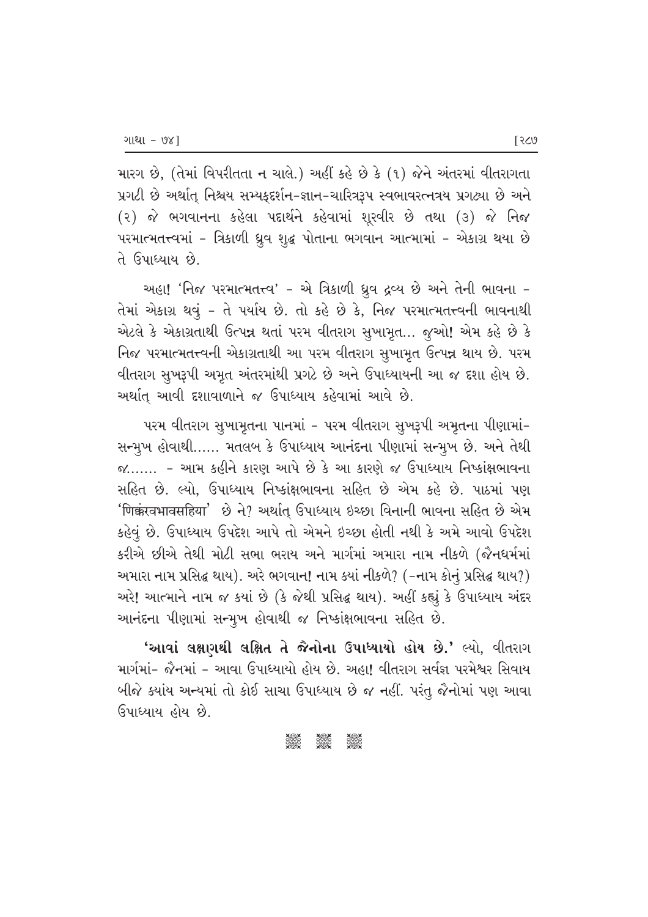મારગ છે, (તેમાં વિપરીતતા ન ચાલે.) અહીં કહે છે કે (૧) જેને અંતરમાં વીતરાગતા પ્રગટી છે અર્થાત્ નિશ્ચય સમ્યક્દર્શન-જ્ઞાન-ચારિત્રરૂપ સ્વભાવરત્નત્રય પ્રગટ્યા છે અને (૨) જે ભગવાનના કહેલા પદાર્થને કહેવામાં શૂરવીર છે તથા (૩) જે નિજ પરમાત્મતત્ત્વમાં - ત્રિકાળી ધ્રુવ શુદ્ધ પોતાના ભગવાન આત્મામાં - એકાગ્ર થયા છે તે ઉપાધ્યાય છે.

અહા! 'નિજ પરમાત્મતત્ત્વ' - એ ત્રિકાળી ધ્રુવ દ્રવ્ય છે અને તેની ભાવના - તેમાં એકાગ્ર થવું - તે પર્યાય છે. તો કહે છે કે, નિજ પરમાત્મતત્ત્વની ભાવનાથી એટલે કે એકાગ્રતાથી ઉત્પન્ન થતાં પરમ વીતરાગ સુખામૃત... જુઓ! એમ કહે છે કે નિજ પરમાત્મતત્ત્વની એકાગ્રતાથી આ પરમ વીતરાગ સુખામૃત ઉત્પન્ન થાય છે. પરમ વીતરાગ સુખરૂપી અમૃત અંતરમાંથી પ્રગટે છે અને ઉપાધ્યાયની આ જ દશા હોય છે. અર્થાત્ આવી દશાવાળાને જ ઉપાધ્યાય કહેવામાં આવે છે.

પરમ વીતરાગ સુખામૃતના પાનમાં - પરમ વીતરાગ સુખરૂપી અમૃતના પીણામાં- સન્મુખ હોવાથી...... મતલબ કે ઉપાધ્યાય આનંદના પીણામાં સન્મુખ છે. અને તેથી જ....... - આમ કહીને કારણ આપે છે કે આ કારણે જ ઉપાધ્યાય નિષ્કાંક્ષભાવના સહિત છે. લ્યો, ઉપાધ્યાય નિષ્કાંક્ષભાવના સહિત છે એમ કહે છે. પાઠમાં પણ 'णिक्कंखभावसहिया' છે ને? અર્થાત્ ઉપાધ્યાય ઇચ્છા વિનાની ભાવના સહિત છે એમ કહેવું છે. ઉપાધ્યાય ઉપદેશ આપે તો એમને ઇચ્છા હોતી નથી કે અમે આવો ઉપદેશ કરીએ છીએ તેથી મોટી સભા ભરાય અને માર્ગમાં અમારા નામ નીકળે (જૈનધર્મમાં અમારા નામ પ્રસિદ્ધ થાય). અરે ભગવાન! નામ ક્યાં નીકળે? (-નામ કોનું પ્રસિદ્ધ થાય?) અરે! આત્માને નામ જ ક્યાં છે (કે જેથી પ્રસિદ્ધ થાય). અહીં કહ્યું કે ઉપાધ્યાય અંદર આનંદના પીણામાં સન્મુખ હોવાથી જ નિષ્કાંક્ષભાવના સહિત છે.

**'આવાં લક્ષણથી લક્ષિત તે જૈનોના ઉપાધ્યાયો હોય છે.'** લ્યો, વીતરાગ માર્ગમાં- જૈનમાં - આવા ઉપાધ્યાયો હોય છે. અહા! વીતરાગ સર્વજ્ઞ પરમેશ્વર સિવાય બીજે ક્યાંય અન્યમાં તો કોઈ સાચા ઉપાધ્યાય છે જ નહીં. પરંતુ જૈનોમાં પણ આવા ઉપાધ્યાય હોય છે.

❋ ❋ ❋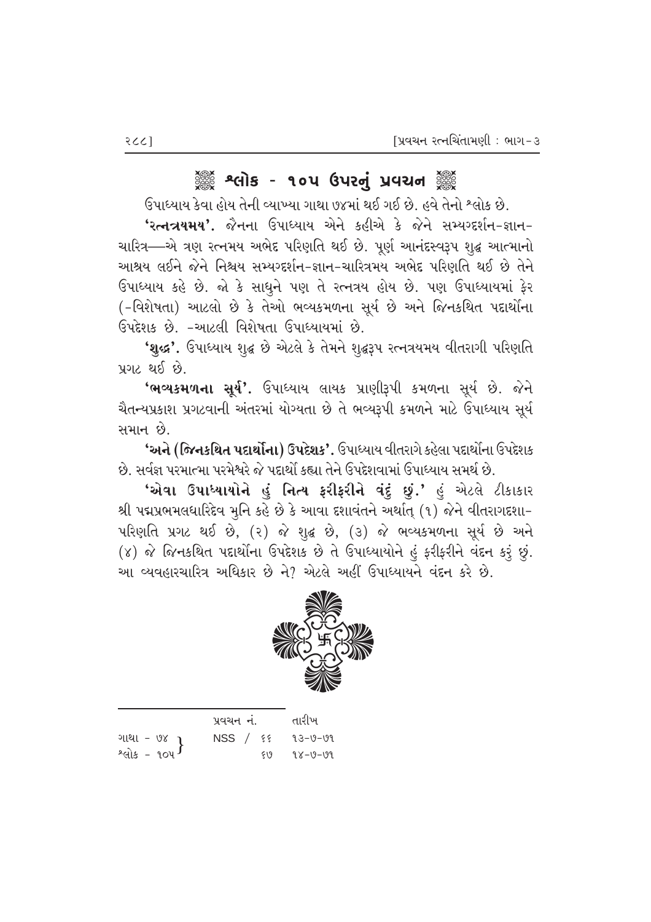## શ્લોક - ૧૦૫ ઉપરનું પ્રવચન

ઉપાધ્યાય કેવા હોય તેની વ્યાખ્યા ગાથા ૭૪માં થઈ ગઈ છે. હવે તેનો શ્લોક છે.

**'રત્નત્રયમય'.** જૈનના ઉપાધ્યાય એને કહીએ કે જેને સમ્યગ્દર્શન-જ્ઞાન-ચારિત્ર—એ ત્રણ રત્નમય અભેદ પરિણતિ થઈ છે. પૂર્ણ આનંદસ્વરૂપ શુદ્ધ આત્માનો આશ્રય લઈને જેને નિશ્ચય સમ્યગ્દર્શન-જ્ઞાન-ચારિત્રમય અભેદ પરિણતિ થઈ છે તેને ઉપાધ્યાય કહે છે. જો કે સાધુને પણ તે રત્નત્રય હોય છે. પણ ઉપાધ્યાયમાં ફેર (-વિશેષતા) આટલો છે કે તેઓ ભવ્યકમળના સૂર્ય છે અને જિનકથિત પદાર્થોના ઉપદેશક છે. -આટલી વિશેષતા ઉપાધ્યાયમાં છે.

**'શુદ્ધ'.** ઉપાધ્યાય શુદ્ધ છે એટલે કે તેમને શુદ્ધરૂપ રત્નત્રયમય વીતરાગી પરિણતિ પ્રગટ થઈ છે.

**'ભવ્યકમળના સૂર્ય'.** ઉપાધ્યાય લાયક પ્રાણીરૂપી કમળના સૂર્ય છે. જેને ચૈતન્યપ્રકાશ પ્રગટવાની અંતરમાં યોગ્યતા છે તે ભવ્યરૂપી કમળને માટે ઉપાધ્યાય સૂર્ય સમાન છે.

**'અને (જિનકથિત પદાર્થોના) ઉપદેશક'.** ઉપાધ્યાય વીતરાગે કહેલા પદાર્થોના ઉપદેશક છે. સર્વજ્ઞ પરમાત્મા પરમેશ્વરે જે પદાર્થો કહ્યા તેને ઉપદેશવામાં ઉપાધ્યાય સમર્થ છે.

**'એવા ઉપાધ્યાયોને હું નિત્ય ફરીફરીને વંદું છું.'** હું એટલે ટીકાકાર શ્રી પદ્મપ્રભમલધારિદેવ મુનિ કહે છે કે આવા દશાવંતને અર્થાત્ (૧) જેને વીતરાગદશા-પરિણતિ પ્રગટ થઈ છે, (૨) જે શુદ્ધ છે, (૩) જે ભવ્યકમળના સૂર્ય છે અને (૪) જે જિનકથિત પદાર્થોના ઉપદેશક છે તે ઉપાધ્યાયોને હું ફરીફરીને વંદન કરું છું. આ વ્યવહારચારિત્ર અધિકાર છે ને? એટલે અહીં ઉપાધ્યાયને વંદન કરે છે.

---

| | પ્રવચન નં. | તારીખ |
|---|---|---|
| ગાથા - ૭૪ | NSS / ૬૬ | ૧૩-૭-૭૧ |
| શ્લોક - ૧૦૫ | ૬૭ | ૧૪-૭-૭૧ |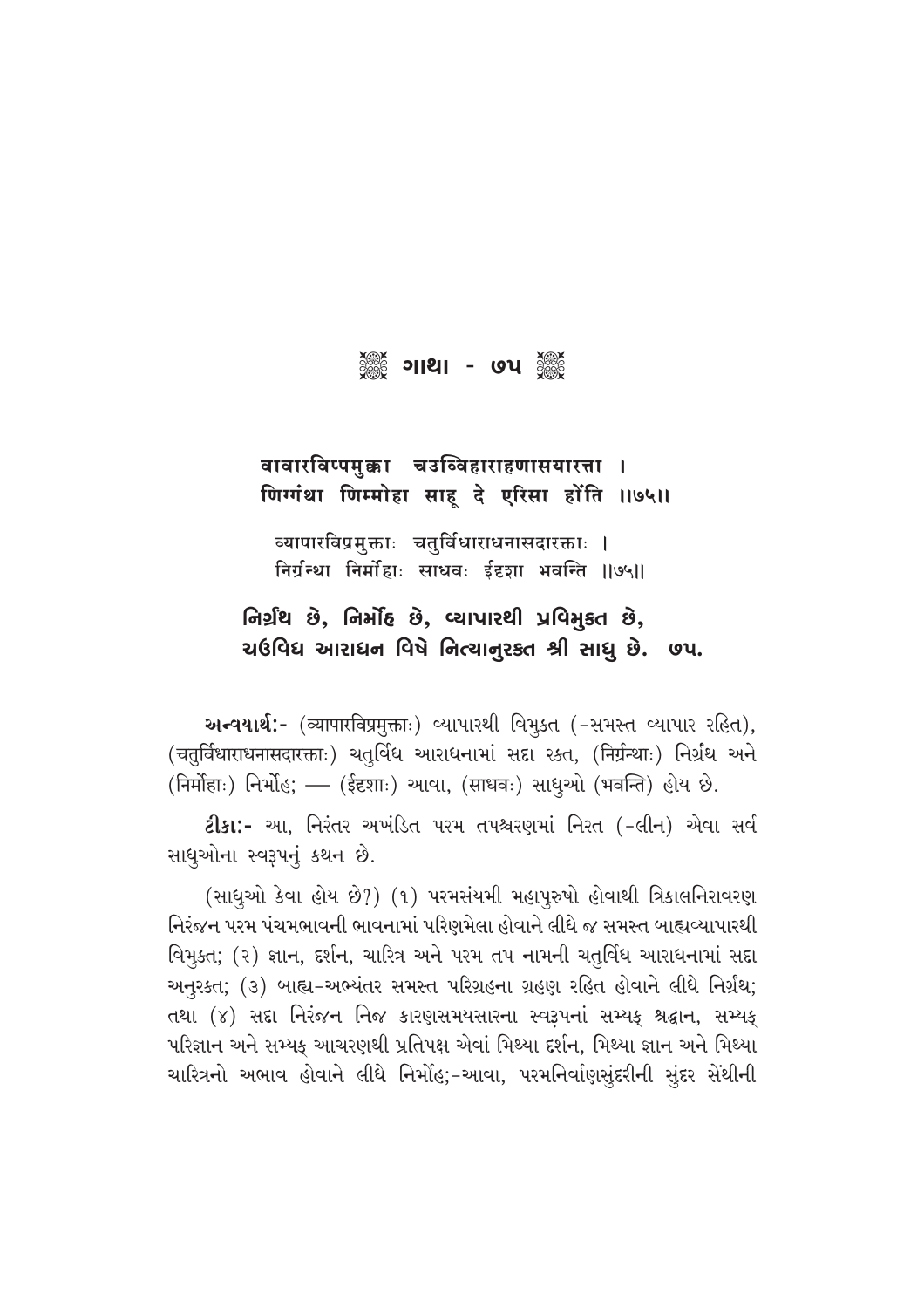## ગાથા - ૭૫

**वावारविप्पमुक्का चउव्विहाराहणासयारत्ता ।**
**णिग्गंथा णिम्मोहा साहू दे एरिसा होंति ।।७५।।**

व्यापारविप्रमुक्ताः चतुर्विधाराधनासदारक्ताः ।
निर्ग्रन्था निर्मोहाः साधवः ईद्दशा भवन्ति ।।७५।।

**નિર્ગ્રંથ છે, નિર્મોહ છે, વ્યાપારથી પ્રવિમુક્ત છે,**
**ચઉવિધ આરાધન વિષે નિત્યાનુરક્ત શ્રી સાધુ છે. ૭૫.**

**અન્વયાર્થ:-** (व्यापारविप्रमुक्ताः) વ્યાપારથી વિમુક્ત (-સમસ્ત વ્યાપાર રહિત), (चतुर्विधाराधनासदारक्ताः) ચતુર્વિધ આરાધનામાં સદા રક્ત, (निर्ग्रन्थाः) નિર્ગ્રંથ અને (निर्मोहाः) નિર્મોહ; — (ईद्दशाः) આવા, (साधवः) સાધુઓ (भवन्ति) હોય છે.

**ટીકા:-** આ, નિરંતર અખંડિત પરમ તપશ્ચરણમાં નિરત (-લીન) એવા સર્વ સાધુઓના સ્વરૂપનું કથન છે.

(સાધુઓ કેવા હોય છે?) (૧) પરમસંયમી મહાપુરુષો હોવાથી ત્રિકાલનિરાવરણ નિરંજન પરમ પંચમભાવની ભાવનામાં પરિણમેલા હોવાને લીધે જ સમસ્ત બાહ્યવ્યાપારથી વિમુક્ત; (૨) જ્ઞાન, દર્શન, ચારિત્ર અને પરમ તપ નામની ચતુર્વિધ આરાધનામાં સદા અનુરક્ત; (૩) બાહ્ય-અભ્યંતર સમસ્ત પરિગ્રહના ગ્રહણ રહિત હોવાને લીધે નિર્ગ્રંથ; તથા (૪) સદા નિરંજન નિજ કારણસમયસારના સ્વરૂપનાં સમ્યક્ શ્રદ્ધાન, સમ્યક્ પરિજ્ઞાન અને સમ્યક્ આચરણથી પ્રતિપક્ષ એવાં મિથ્યા દર્શન, મિથ્યા જ્ઞાન અને મિથ્યા ચારિત્રનો અભાવ હોવાને લીધે નિર્મોહ;-આવા, પરમનિર્વાણસુંદરીની સુંદર સેંથીની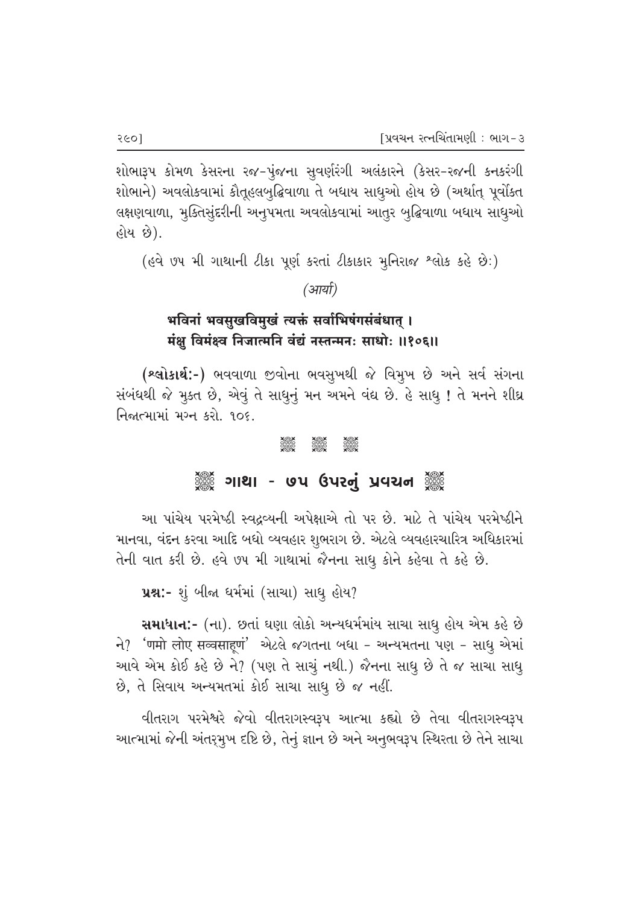શોભારૂપ કોમળ કેસરના રજ-પુંજના સુવર્ણરંગી અલંકારને (કેસર-રજની કનકરંગી શોભાને) અવલોકવામાં કૌતૂહલબુદ્ધિવાળા તે બધાય સાધુઓ હોય છે (અર્થાત્ પૂર્વોક્ત લક્ષણવાળા, મુક્તિસુંદરીની અનુપમતા અવલોકવામાં આતુર બુદ્ધિવાળા બધાય સાધુઓ હોય છે).

(હવે ૭૫ મી ગાથાની ટીકા પૂર્ણ કરતાં ટીકાકાર મુનિરાજ શ્લોક કહે છેઃ)

*(आर्या)*

**भविनां भवसुखविमुखं त्यक्तं सर्वाभिषंगसंबंधात् ।**
**मंक्षु विमंक्ष्व निजात्मनि वंद्यं नस्तन्मनः साधोः ॥१०६॥**

**(શ્લોકાર્થઃ-)** ભવવાળા જીવોના ભવસુખથી જે વિમુખ છે અને સર્વ સંગના સંબંધથી જે મુક્ત છે, એવું તે સાધુનું મન અમને વંદ્ય છે. હે સાધુ ! તે મનને શીઘ્ર નિજાત્મામાં મગ્ન કરો. ૧૦૬.

## ગાથા - ૭૫ ઉપરનું પ્રવચન

આ પાંચેય પરમેષ્ઠી સ્વદ્રવ્યની અપેક્ષાએ તો પર છે. માટે તે પાંચેય પરમેષ્ઠીને માનવા, વંદન કરવા આદિ બધો વ્યવહાર શુભરાગ છે. એટલે વ્યવહારચારિત્ર અધિકારમાં તેની વાત કરી છે. હવે ૭૫ મી ગાથામાં જૈનના સાધુ કોને કહેવા તે કહે છે.

**પ્રશ્નઃ-** શું બીજા ધર્મમાં (સાચા) સાધુ હોય?

**સમાધાનઃ-** (ના). છતાં ઘણા લોકો અન્યધર્મમાંય સાચા સાધુ હોય એમ કહે છે ને? 'णमो लोए सव्वसाहूणं' એટલે જગતના બધા - અન્યમતના પણ - સાધુ એમાં આવે એમ કોઈ કહે છે ને? (પણ તે સાચું નથી.) જૈનના સાધુ છે તે જ સાચા સાધુ છે, તે સિવાય અન્યમતમાં કોઈ સાચા સાધુ છે જ નહીં.

વીતરાગ પરમેશ્વરે જેવો વીતરાગસ્વરૂપ આત્મા કહ્યો છે તેવા વીતરાગસ્વરૂપ આત્મામાં જેની અંતર્મુખ દૃષ્ટિ છે, તેનું જ્ઞાન છે અને અનુભવરૂપ સ્થિરતા છે તેને સાચા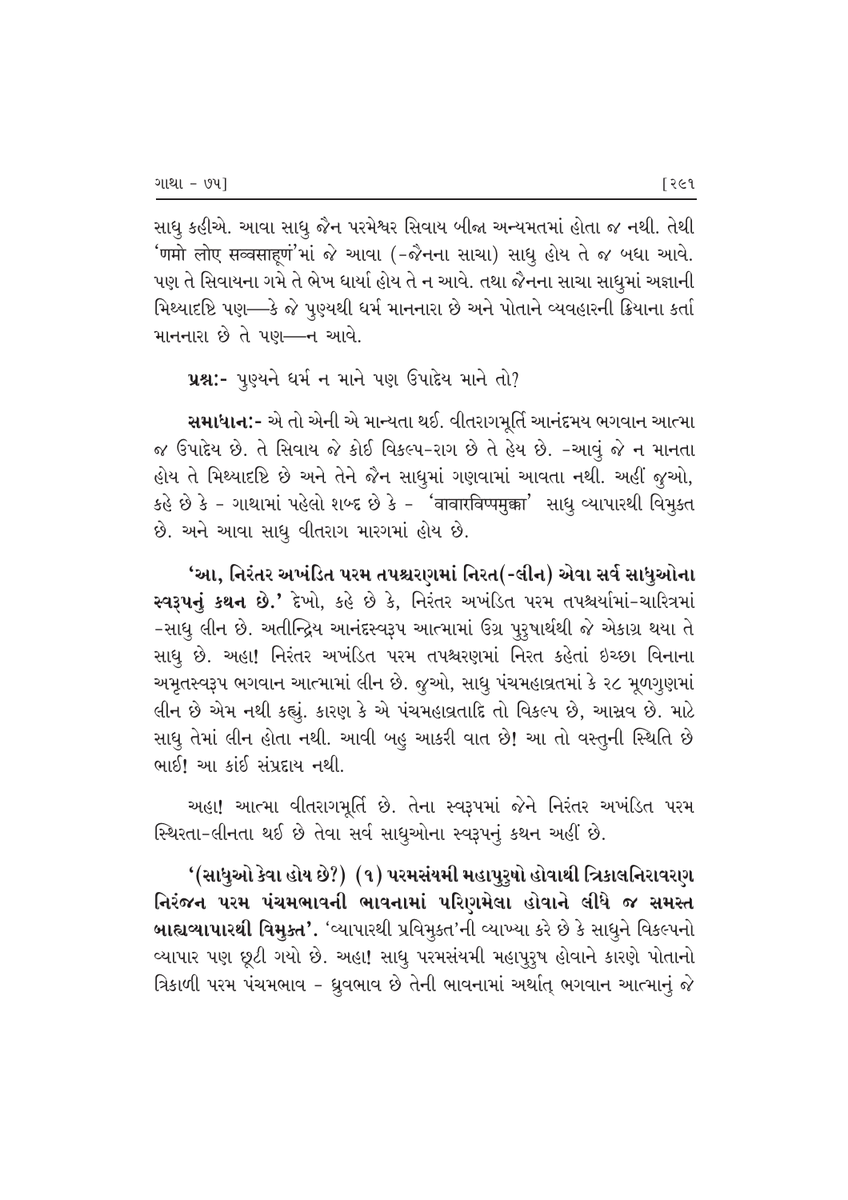સાધુ કહીએ. આવા સાધુ જૈન પરમેશ્વર સિવાય બીજા અન્યમતમાં હોતા જ નથી. તેથી 'णमो लोए सव्वसाहूणं'માં જે આવા (-જૈનના સાચા) સાધુ હોય તે જ બધા આવે. પણ તે સિવાયના ગમે તે ભેખ ધાર્યા હોય તે ન આવે. તથા જૈનના સાચા સાધુમાં અજ્ઞાની મિથ્યાદૃષ્ટિ પણ—કે જે પુણ્યથી ધર્મ માનનારા છે અને પોતાને વ્યવહારની ક્રિયાના કર્તા માનનારા છે તે પણ—ન આવે.

**પ્રશ્નઃ-** પુણ્યને ધર્મ ન માને પણ ઉપાદેય માને તો?

**સમાધાનઃ-** એ તો એની એ માન્યતા થઈ. વીતરાગમૂર્તિ આનંદમય ભગવાન આત્મા જ ઉપાદેય છે. તે સિવાય જે કોઈ વિકલ્પ-રાગ છે તે હેય છે. -આવું જે ન માનતા હોય તે મિથ્યાદૃષ્ટિ છે અને તેને જૈન સાધુમાં ગણવામાં આવતા નથી. અહીં જુઓ, કહે છે કે - ગાથામાં પહેલો શબ્દ છે કે - 'वावारविप्पमुक्का' સાધુ વ્યાપારથી વિમુક્ત છે. અને આવા સાધુ વીતરાગ મારગમાં હોય છે.

**'આ, નિરંતર અખંડિત પરમ તપશ્ચરણમાં નિરત(-લીન) એવા સર્વ સાધુઓના સ્વરૂપનું કથન છે.'** દેખો, કહે છે કે, નિરંતર અખંડિત પરમ તપશ્ચર્યામાં-ચારિત્રમાં -સાધુ લીન છે. અતીન્દ્રિય આનંદસ્વરૂપ આત્મામાં ઉગ્ર પુરુષાર્થથી જે એકાગ્ર થયા તે સાધુ છે. અહા! નિરંતર અખંડિત પરમ તપશ્ચરણમાં નિરત કહેતાં ઇચ્છા વિનાના અમૃતસ્વરૂપ ભગવાન આત્મામાં લીન છે. જુઓ, સાધુ પંચમહાવ્રતમાં કે ૨૮ મૂળગુણમાં લીન છે એમ નથી કહ્યું. કારણ કે એ પંચમહાવ્રતાદિ તો વિકલ્પ છે, આસ્રવ છે. માટે સાધુ તેમાં લીન હોતા નથી. આવી બહુ આકરી વાત છે! આ તો વસ્તુની સ્થિતિ છે ભાઈ! આ કાંઈ સંપ્રદાય નથી.

અહા! આત્મા વીતરાગમૂર્તિ છે. તેના સ્વરૂપમાં જેને નિરંતર અખંડિત પરમ સ્થિરતા-લીનતા થઈ છે તેવા સર્વ સાધુઓના સ્વરૂપનું કથન અહીં છે.

**'(સાધુઓ કેવા હોય છે?) (૧) પરમસંયમી મહાપુરુષો હોવાથી ત્રિકાલનિરાવરણ નિરંજન પરમ પંચમભાવની ભાવનામાં પરિણમેલા હોવાને લીધે જ સમસ્ત બાહ્યવ્યાપારથી વિમુક્ત'.** 'વ્યાપારથી પ્રવિમુક્ત'ની વ્યાખ્યા કરે છે કે સાધુને વિકલ્પનો વ્યાપાર પણ છૂટી ગયો છે. અહા! સાધુ પરમસંયમી મહાપુરુષ હોવાને કારણે પોતાનો ત્રિકાળી પરમ પંચમભાવ - ધ્રુવભાવ છે તેની ભાવનામાં અર્થાત્ ભગવાન આત્માનું જે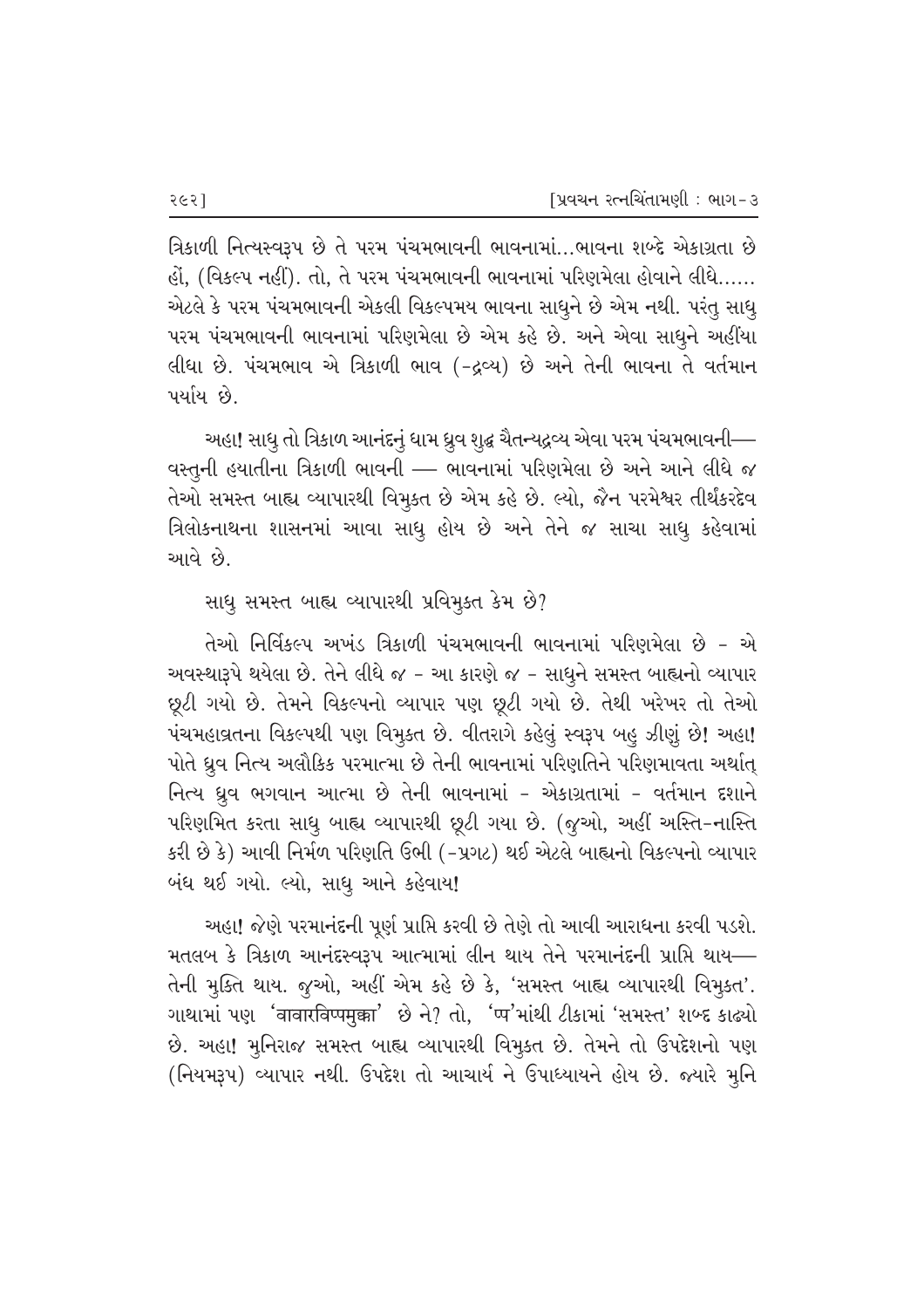ત્રિકાળી નિત્યસ્વરૂપ છે તે પરમ પંચમભાવની ભાવનામાં...ભાવના શબ્દે એકાગ્રતા છે હોં, (વિકલ્પ નહીં). તો, તે પરમ પંચમભાવની ભાવનામાં પરિણમેલા હોવાને લીધે...... એટલે કે પરમ પંચમભાવની એકલી વિકલ્પમય ભાવના સાધુને છે એમ નથી. પરંતુ સાધુ પરમ પંચમભાવની ભાવનામાં પરિણમેલા છે એમ કહે છે. અને એવા સાધુને અહીંયા લીધા છે. પંચમભાવ એ ત્રિકાળી ભાવ (-દ્રવ્ય) છે અને તેની ભાવના તે વર્તમાન પર્યાય છે.

અહા! સાધુ તો ત્રિકાળ આનંદનું ધામ ધ્રુવ શુદ્ધ ચૈતન્યદ્રવ્ય એવા પરમ પંચમભાવની— વસ્તુની હયાતીના ત્રિકાળી ભાવની — ભાવનામાં પરિણમેલા છે અને આને લીધે જ તેઓ સમસ્ત બાહ્ય વ્યાપારથી વિમુક્ત છે એમ કહે છે. લ્યો, જૈન પરમેશ્વર તીર્થંકરદેવ ત્રિલોકનાથના શાસનમાં આવા સાધુ હોય છે અને તેને જ સાચા સાધુ કહેવામાં આવે છે.

સાધુ સમસ્ત બાહ્ય વ્યાપારથી પ્રવિમુક્ત કેમ છે?

તેઓ નિર્વિકલ્પ અખંડ ત્રિકાળી પંચમભાવની ભાવનામાં પરિણમેલા છે - એ અવસ્થારૂપે થયેલા છે. તેને લીધે જ - આ કારણે જ - સાધુને સમસ્ત બાહ્યનો વ્યાપાર છૂટી ગયો છે. તેમને વિકલ્પનો વ્યાપાર પણ છૂટી ગયો છે. તેથી ખરેખર તો તેઓ પંચમહાવ્રતના વિકલ્પથી પણ વિમુક્ત છે. વીતરાગે કહેલું સ્વરૂપ બહુ ઝીણું છે! અહા! પોતે ધ્રુવ નિત્ય અલૌકિક પરમાત્મા છે તેની ભાવનામાં પરિણતિને પરિણમાવતા અર્થાત્ નિત્ય ધ્રુવ ભગવાન આત્મા છે તેની ભાવનામાં - એકાગ્રતામાં - વર્તમાન દશાને પરિણમિત કરતા સાધુ બાહ્ય વ્યાપારથી છૂટી ગયા છે. (જુઓ, અહીં અસ્તિ-નાસ્તિ કરી છે કે) આવી નિર્મળ પરિણતિ ઉભી (-પ્રગટ) થઈ એટલે બાહ્યનો વિકલ્પનો વ્યાપાર બંધ થઈ ગયો. લ્યો, સાધુ આને કહેવાય!

અહા! જેણે પરમાનંદની પૂર્ણ પ્રાપ્તિ કરવી છે તેણે તો આવી આરાધના કરવી પડશે. મતલબ કે ત્રિકાળ આનંદસ્વરૂપ આત્મામાં લીન થાય તેને પરમાનંદની પ્રાપ્તિ થાય— તેની મુક્તિ થાય. જુઓ, અહીં એમ કહે છે કે, 'સમસ્ત બાહ્ય વ્યાપારથી વિમુક્ત'. ગાથામાં પણ 'वावारविप्पमुक्का' છે ને? તો, 'प्प'માંથી ટીકામાં 'સમસ્ત' શબ્દ કાઢ્યો છે. અહા! મુનિરાજ સમસ્ત બાહ્ય વ્યાપારથી વિમુક્ત છે. તેમને તો ઉપદેશનો પણ (નિયમરૂપ) વ્યાપાર નથી. ઉપદેશ તો આચાર્ય ને ઉપાધ્યાયને હોય છે. જ્યારે મુનિ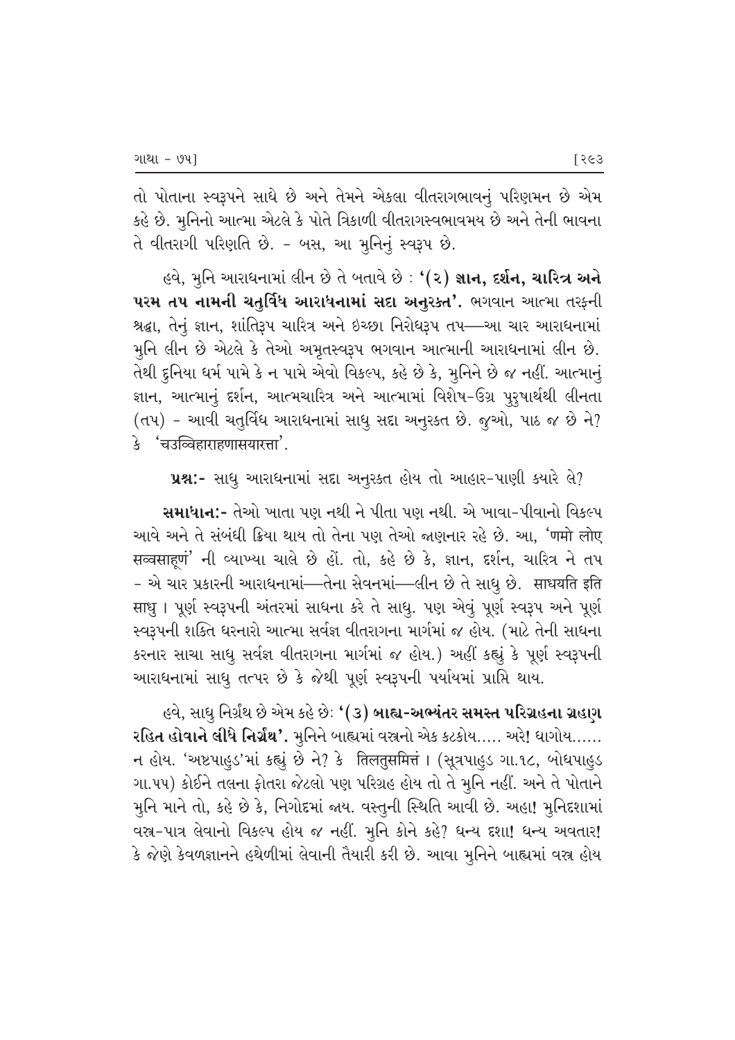તો પોતાના સ્વરૂપને સાધે છે અને તેમને એકલા વીતરાગભાવનું પરિણમન છે એમ કહે છે. મુનિનો આત્મા એટલે કે પોતે ત્રિકાળી વીતરાગસ્વભાવમય છે અને તેની ભાવના તે વીતરાગી પરિણતિ છે. - બસ, આ મુનિનું સ્વરૂપ છે.

હવે, મુનિ આરાધનામાં લીન છે તે બતાવે છે : **'(૨) જ્ઞાન, દર્શન, ચારિત્ર અને પરમ તપ નામની ચતુર્વિધ આરાધનામાં સદા અનુરક્ત'.** ભગવાન આત્મા તરફની શ્રદ્ધા, તેનું જ્ઞાન, શાંતિરૂપ ચારિત્ર અને ઇચ્છા નિરોધરૂપ તપ—આ ચાર આરાધનામાં મુનિ લીન છે એટલે કે તેઓ અમૃતસ્વરૂપ ભગવાન આત્માની આરાધનામાં લીન છે. તેથી દુનિયા ધર્મ પામે કે ન પામે એવો વિકલ્પ, કહે છે કે, મુનિને છે જ નહીં. આત્માનું જ્ઞાન, આત્માનું દર્શન, આત્મચારિત્ર અને આત્મામાં વિશેષ-ઉગ્ર પુરુષાર્થથી લીનતા (તપ) - આવી ચતુર્વિધ આરાધનામાં સાધુ સદા અનુરક્ત છે. જુઓ, પાઠ જ છે ને? કે 'चउव्विहाराहणासयारत्ता'.

**પ્રશ્ન:-** સાધુ આરાધનામાં સદા અનુરક્ત હોય તો આહાર-પાણી ક્યારે લે?

**સમાધાન:-** તેઓ ખાતા પણ નથી ને પીતા પણ નથી. એ ખાવા-પીવાનો વિકલ્પ આવે અને તે સંબંધી ક્રિયા થાય તો તેના પણ તેઓ જાણનાર રહે છે. આ, 'णमो लोए सव्वसाहूणं' ની વ્યાખ્યા ચાલે છે હોં. તો, કહે છે કે, જ્ઞાન, દર્શન, ચારિત્ર ને તપ - એ ચાર પ્રકારની આરાધનામાં—તેના સેવનમાં—લીન છે તે સાધુ છે. साधयति इति साधु । પૂર્ણ સ્વરૂપની અંતરમાં સાધના કરે તે સાધુ. પણ એવું પૂર્ણ સ્વરૂપ અને પૂર્ણ સ્વરૂપની શક્તિ ધરનારો આત્મા સર્વજ્ઞ વીતરાગના માર્ગમાં જ હોય. (માટે તેની સાધના કરનાર સાચા સાધુ સર્વજ્ઞ વીતરાગના માર્ગમાં જ હોય.) અહીં કહ્યું કે પૂર્ણ સ્વરૂપની આરાધનામાં સાધુ તત્પર છે કે જેથી પૂર્ણ સ્વરૂપની પર્યાયમાં પ્રાપ્તિ થાય.

હવે, સાધુ નિર્ગ્રંથ છે એમ કહે છે: **'(૩) બાહ્ય-અભ્યંતર સમસ્ત પરિગ્રહના ગ્રહણ રહિત હોવાને લીધે નિર્ગ્રંથ'.** મુનિને બાહ્યમાં વસ્ત્રનો એક કટકોય..... અરે! ધાગોય...... ન હોય. 'અષ્ટપાહુડ'માં કહ્યું છે ને? કે तिलतुसमित्तं । (સૂત્રપાહુડ ગા.૧૮, બોધપાહુડ ગા.૫૫) કોઈને તલના ફોતરા જેટલો પણ પરિગ્રહ હોય તો તે મુનિ નહીં. અને તે પોતાને મુનિ માને તો, કહે છે કે, નિગોદમાં જાય. વસ્તુની સ્થિતિ આવી છે. અહા! મુનિદશામાં વસ્ત્ર-પાત્ર લેવાનો વિકલ્પ હોય જ નહીં. મુનિ કોને કહે? ધન્ય દશા! ધન્ય અવતાર! કે જેણે કેવળજ્ઞાનને હથેળીમાં લેવાની તૈયારી કરી છે. આવા મુનિને બાહ્યમાં વસ્ત્ર હોય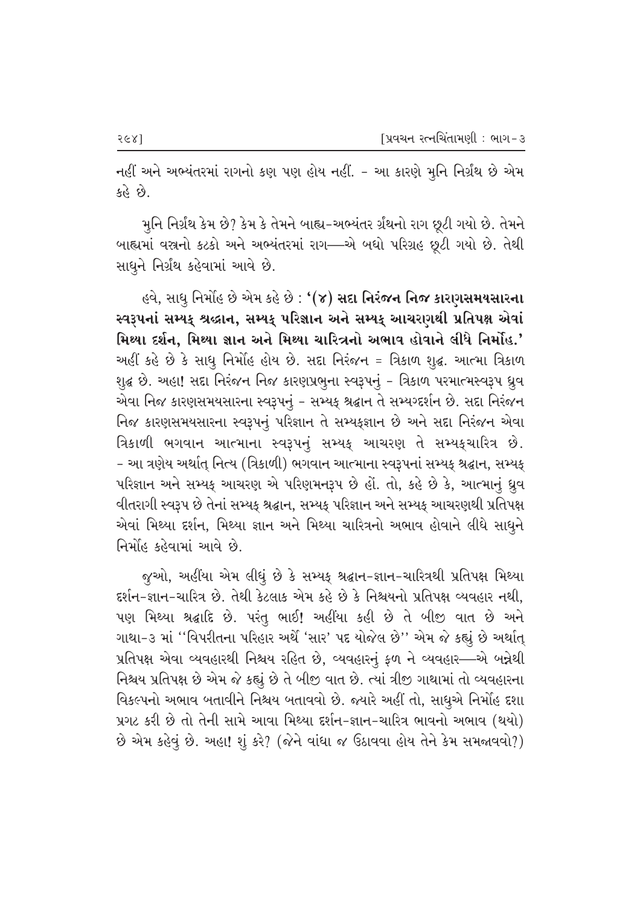નહીં અને અભ્યંતરમાં રાગનો કણ પણ હોય નહીં. - આ કારણે મુનિ નિર્ગ્રંથ છે એમ કહે છે.

મુનિ નિર્ગ્રંથ કેમ છે? કેમ કે તેમને બાહ્ય-અભ્યંતર ગ્રંથનો રાગ છૂટી ગયો છે. તેમને બાહ્યમાં વસ્ત્રનો કટકો અને અભ્યંતરમાં રાગ—એ બધો પરિગ્રહ છૂટી ગયો છે. તેથી સાધુને નિર્ગ્રંથ કહેવામાં આવે છે.

હવે, સાધુ નિર્મોહ છે એમ કહે છે : **'(૪) સદા નિરંજન નિજ કારણસમયસારના સ્વરૂપનાં સમ્યક્ શ્રદ્ધાન, સમ્યક્ પરિજ્ઞાન અને સમ્યક્ આચરણથી પ્રતિપક્ષ એવાં મિથ્યા દર્શન, મિથ્યા જ્ઞાન અને મિથ્યા ચારિત્રનો અભાવ હોવાને લીધે નિર્મોહ.'** અહીં કહે છે કે સાધુ નિર્મોહ હોય છે. સદા નિરંજન = ત્રિકાળ શુદ્ધ. આત્મા ત્રિકાળ શુદ્ધ છે. અહા! સદા નિરંજન નિજ કારણપ્રભુના સ્વરૂપનું - ત્રિકાળ પરમાત્મસ્વરૂપ ધ્રુવ એવા નિજ કારણસમયસારના સ્વરૂપનું - સમ્યક્ શ્રદ્ધાન તે સમ્યગ્દર્શન છે. સદા નિરંજન નિજ કારણસમયસારના સ્વરૂપનું પરિજ્ઞાન તે સમ્યક્જ્ઞાન છે અને સદા નિરંજન એવા ત્રિકાળી ભગવાન આત્માના સ્વરૂપનું સમ્યક્ આચરણ તે સમ્યક્ચારિત્ર છે. - આ ત્રણેય અર્થાત્ નિત્ય (ત્રિકાળી) ભગવાન આત્માના સ્વરૂપનાં સમ્યક્ શ્રદ્ધાન, સમ્યક્ પરિજ્ઞાન અને સમ્યક્ આચરણ એ પરિણમનરૂપ છે હોં. તો, કહે છે કે, આત્માનું ધ્રુવ વીતરાગી સ્વરૂપ છે તેનાં સમ્યક્ શ્રદ્ધાન, સમ્યક્ પરિજ્ઞાન અને સમ્યક્ આચરણથી પ્રતિપક્ષ એવાં મિથ્યા દર્શન, મિથ્યા જ્ઞાન અને મિથ્યા ચારિત્રનો અભાવ હોવાને લીધે સાધુને નિર્મોહ કહેવામાં આવે છે.

જુઓ, અહીંયા એમ લીધું છે કે સમ્યક્ શ્રદ્ધાન-જ્ઞાન-ચારિત્રથી પ્રતિપક્ષ મિથ્યા દર્શન-જ્ઞાન-ચારિત્ર છે. તેથી કેટલાક એમ કહે છે કે નિશ્ચયનો પ્રતિપક્ષ વ્યવહાર નથી, પણ મિથ્યા શ્રદ્ધાદિ છે. પરંતુ ભાઈ! અહીંયા કહી છે તે બીજી વાત છે અને ગાથા-૩ માં ''વિપરીતના પરિહાર અર્થે 'સાર' પદ યોજેલ છે'' એમ જે કહ્યું છે અર્થાત્ પ્રતિપક્ષ એવા વ્યવહારથી નિશ્ચય રહિત છે, વ્યવહારનું ફળ ને વ્યવહાર—એ બન્નેથી નિશ્ચય પ્રતિપક્ષ છે એમ જે કહ્યું છે તે બીજી વાત છે. ત્યાં ત્રીજી ગાથામાં તો વ્યવહારના વિકલ્પનો અભાવ બતાવીને નિશ્ચય બતાવવો છે. જ્યારે અહીં તો, સાધુએ નિર્મોહ દશા પ્રગટ કરી છે તો તેની સામે આવા મિથ્યા દર્શન-જ્ઞાન-ચારિત્ર ભાવનો અભાવ (થયો) છે એમ કહેવું છે. અહા! શું કરે? (જેને વાંધા જ ઉઠાવવા હોય તેને કેમ સમજાવવો?)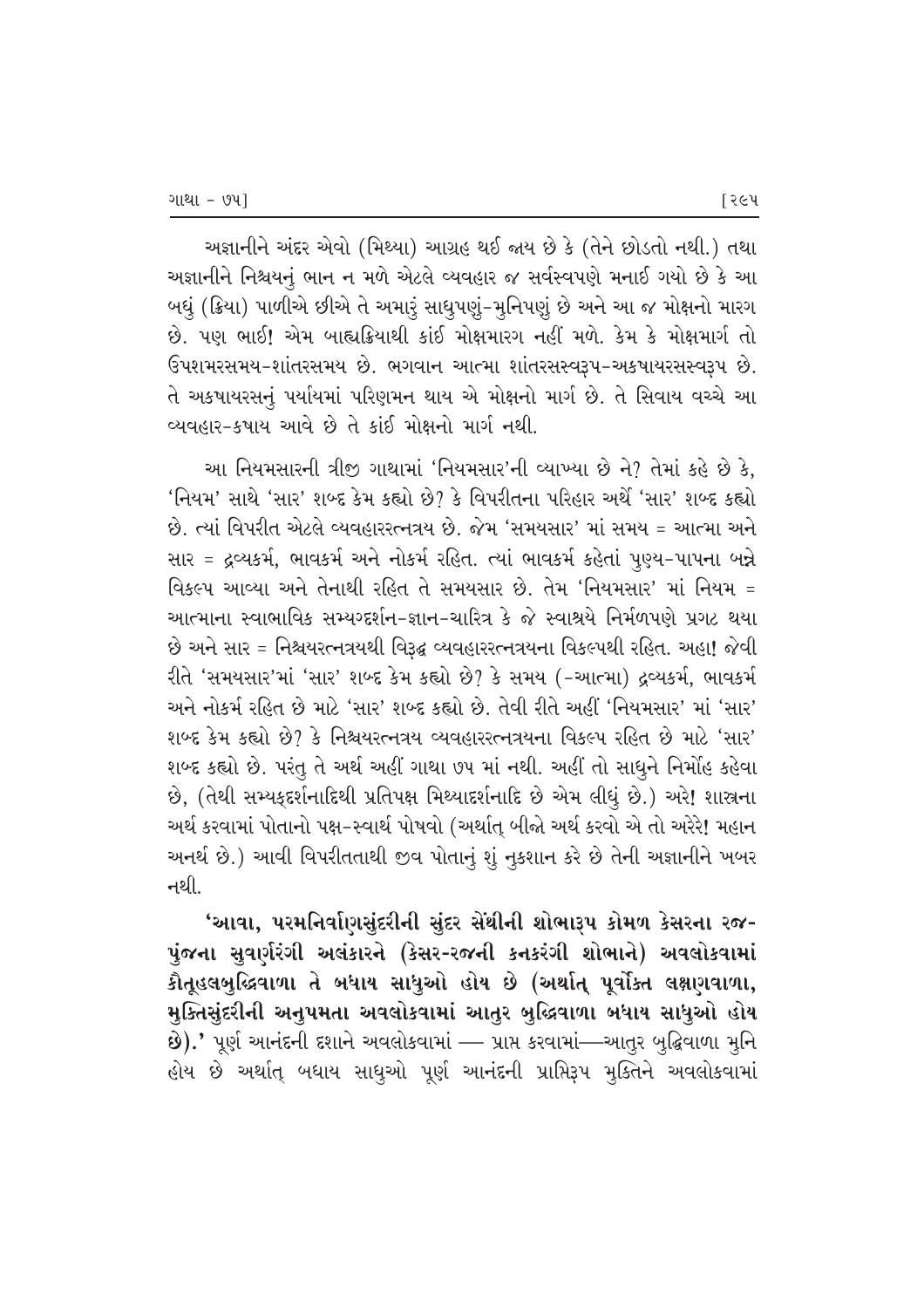અજ્ઞાનીને અંદર એવો (મિથ્યા) આગ્રહ થઈ જાય છે કે (તેને છોડતો નથી.) તથા અજ્ઞાનીને નિશ્ચયનું ભાન ન મળે એટલે વ્યવહાર જ સર્વસ્વપણે મનાઈ ગયો છે કે આ બધું (ક્રિયા) પાળીએ છીએ તે અમારું સાધુપણું-મુનિપણું છે અને આ જ મોક્ષનો મારગ છે. પણ ભાઈ! એમ બાહ્યક્રિયાથી કાંઈ મોક્ષમારગ નહીં મળે. કેમ કે મોક્ષમાર્ગ તો ઉપશમરસમય-શાંતરસમય છે. ભગવાન આત્મા શાંતરસસ્વરૂપ-અકષાયરસસ્વરૂપ છે. તે અકષાયરસનું પર્યાયમાં પરિણમન થાય એ મોક્ષનો માર્ગ છે. તે સિવાય વચ્ચે આ વ્યવહાર-કષાય આવે છે તે કાંઈ મોક્ષનો માર્ગ નથી.

આ નિયમસારની ત્રીજી ગાથામાં 'નિયમસાર'ની વ્યાખ્યા છે ને? તેમાં કહે છે કે, 'નિયમ' સાથે 'સાર' શબ્દ કેમ કહ્યો છે? કે વિપરીતના પરિહાર અર્થે 'સાર' શબ્દ કહ્યો છે. ત્યાં વિપરીત એટલે વ્યવહારરત્નત્રય છે. જેમ 'સમયસાર' માં સમય = આત્મા અને સાર = દ્રવ્યકર્મ, ભાવકર્મ અને નોકર્મ રહિત. ત્યાં ભાવકર્મ કહેતાં પુણ્ય-પાપના બન્ને વિકલ્પ આવ્યા અને તેનાથી રહિત તે સમયસાર છે. તેમ 'નિયમસાર' માં નિયમ = આત્માના સ્વાભાવિક સમ્યગ્દર્શન-જ્ઞાન-ચારિત્ર કે જે સ્વાશ્રયે નિર્મળપણે પ્રગટ થયા છે અને સાર = નિશ્ચયરત્નત્રયથી વિરૂદ્ધ વ્યવહારરત્નત્રયના વિકલ્પથી રહિત. અહા! જેવી રીતે 'સમયસાર'માં 'સાર' શબ્દ કેમ કહ્યો છે? કે સમય (-આત્મા) દ્રવ્યકર્મ, ભાવકર્મ અને નોકર્મ રહિત છે માટે 'સાર' શબ્દ કહ્યો છે. તેવી રીતે અહીં 'નિયમસાર' માં 'સાર' શબ્દ કેમ કહ્યો છે? કે નિશ્ચયરત્નત્રય વ્યવહારરત્નત્રયના વિકલ્પ રહિત છે માટે 'સાર' શબ્દ કહ્યો છે. પરંતુ તે અર્થ અહીં ગાથા ૭૫ માં નથી. અહીં તો સાધુને નિર્મોહ કહેવા છે, (તેથી સમ્યક્દર્શનાદિથી પ્રતિપક્ષ મિથ્યાદર્શનાદિ છે એમ લીધું છે.) અરે! શાસ્ત્રના અર્થ કરવામાં પોતાનો પક્ષ-સ્વાર્થ પોષવો (અર્થાત્ બીજો અર્થ કરવો એ તો અરેરે! મહાન અનર્થ છે.) આવી વિપરીતતાથી જીવ પોતાનું શું નુકશાન કરે છે તેની અજ્ઞાનીને ખબર નથી.

**'આવા, પરમનિર્વાણસુંદરીની સુંદર સેંથીની શોભારૂપ કોમળ કેસરના રજ-પુંજના સુવર્ણરંગી અલંકારને (કેસર-રજની કનકરંગી શોભાને) અવલોકવામાં કૌતૂહલબુદ્ધિવાળા તે બધાય સાધુઓ હોય છે (અર્થાત્ પૂર્વોક્ત લક્ષણવાળા, મુક્તિસુંદરીની અનુપમતા અવલોકવામાં આતુર બુદ્ધિવાળા બધાય સાધુઓ હોય છે).'** પૂર્ણ આનંદની દશાને અવલોકવામાં — પ્રાપ્ત કરવામાં—આતુર બુદ્ધિવાળા મુનિ હોય છે અર્થાત્ બધાય સાધુઓ પૂર્ણ આનંદની પ્રાપ્તિરૂપ મુક્તિને અવલોકવામાં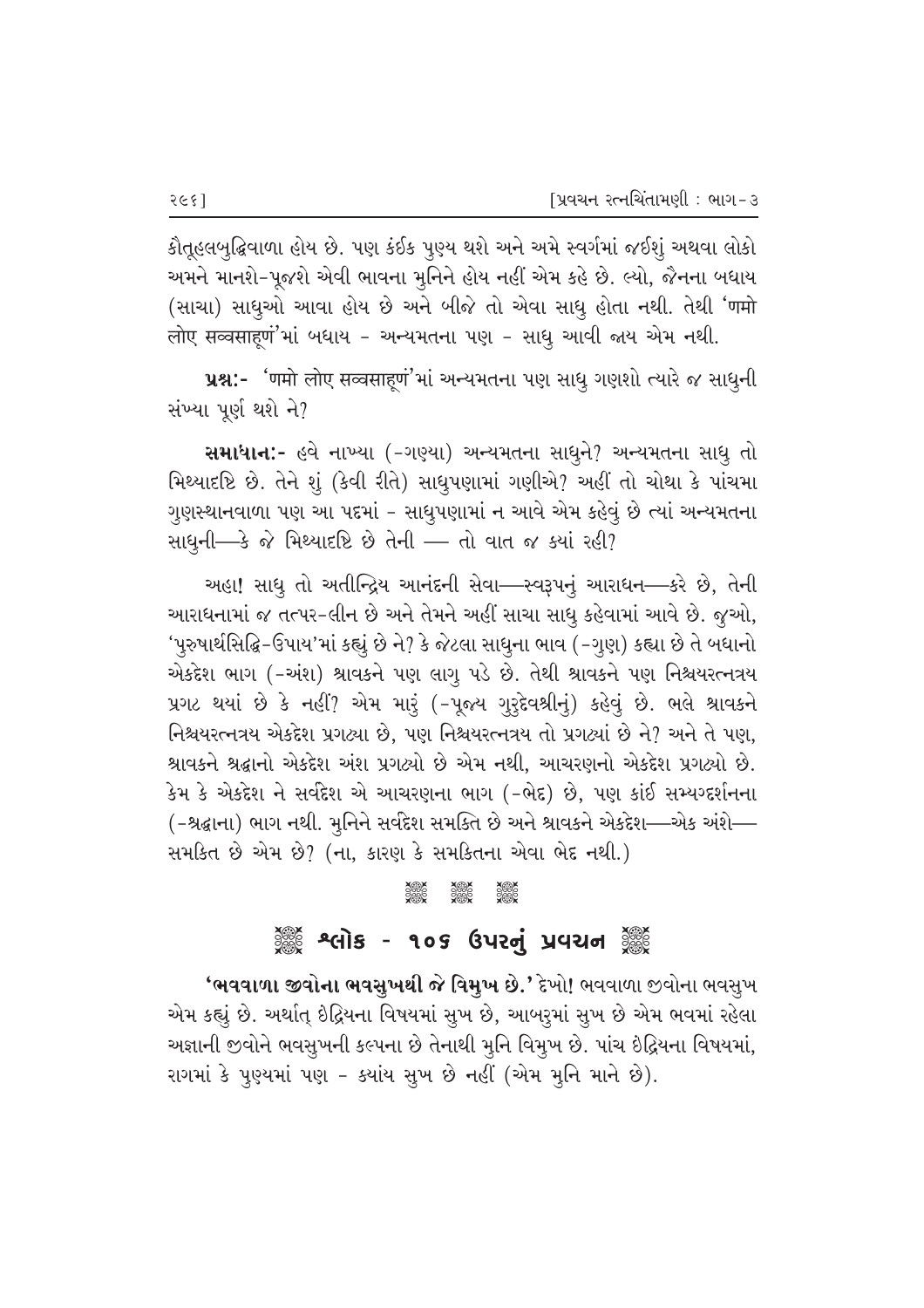કૌતૂહલબુદ્ધિવાળા હોય છે. પણ કંઈક પુણ્ય થશે અને અમે સ્વર્ગમાં જઈશું અથવા લોકો અમને માનશે-પૂજશે એવી ભાવના મુનિને હોય નહીં એમ કહે છે. લ્યો, જૈનના બધાય (સાચા) સાધુઓ આવા હોય છે અને બીજે તો એવા સાધુ હોતા નથી. તેથી 'णमो लोए सव्वसाहूणं'માં બધાય - અન્યમતના પણ - સાધુ આવી જાય એમ નથી.

**પ્રશ્નઃ-** 'णमो लोए सव्वसाहूणं'માં અન્યમતના પણ સાધુ ગણશો ત્યારે જ સાધુની સંખ્યા પૂર્ણ થશે ને?

**સમાધાનઃ-** હવે નાખ્યા (-ગણ્યા) અન્યમતના સાધુને? અન્યમતના સાધુ તો મિથ્યાદૃષ્ટિ છે. તેને શું (કેવી રીતે) સાધુપણામાં ગણીએ? અહીં તો ચોથા કે પાંચમા ગુણસ્થાનવાળા પણ આ પદમાં - સાધુપણામાં ન આવે એમ કહેવું છે ત્યાં અન્યમતના સાધુની—કે જે મિથ્યાદૃષ્ટિ છે તેની — તો વાત જ ક્યાં રહી?

અહા! સાધુ તો અતીન્દ્રિય આનંદની સેવા—સ્વરૂપનું આરાધન—કરે છે, તેની આરાધનામાં જ તત્પર-લીન છે અને તેમને અહીં સાચા સાધુ કહેવામાં આવે છે. જુઓ, 'પુરુષાર્થસિદ્ધિ-ઉપાય'માં કહ્યું છે ને? કે જેટલા સાધુના ભાવ (-ગુણ) કહ્યા છે તે બધાનો એકદેશ ભાગ (-અંશ) શ્રાવકને પણ લાગુ પડે છે. તેથી શ્રાવકને પણ નિશ્ચયરત્નત્રય પ્રગટ થયાં છે કે નહીં? એમ મારું (-પૂજ્ય ગુરુદેવશ્રીનું) કહેવું છે. ભલે શ્રાવકને નિશ્ચયરત્નત્રય એકદેશ પ્રગટ્યા છે, પણ નિશ્ચયરત્નત્રય તો પ્રગટ્યાં છે ને? અને તે પણ, શ્રાવકને શ્રદ્ધાનો એકદેશ અંશ પ્રગટ્યો છે એમ નથી, આચરણનો એકદેશ પ્રગટ્યો છે. કેમ કે એકદેશ ને સર્વદેશ એ આચરણના ભાગ (-ભેદ) છે, પણ કાંઈ સમ્યગ્દર્શનના (-શ્રદ્ધાના) ભાગ નથી. મુનિને સર્વદેશ સમકિત છે અને શ્રાવકને એકદેશ—એક અંશે—સમકિત છે એમ છે? (ના, કારણ કે સમકિતના એવા ભેદ નથી.)

## શ્લોક - ૧૦૬ ઉપરનું પ્રવચન

**'ભવવાળા જીવોના ભવસુખથી જે વિમુખ છે.'** દેખો! ભવવાળા જીવોના ભવસુખ એમ કહ્યું છે. અર્થાત્ ઇંદ્રિયના વિષયમાં સુખ છે, આબરુમાં સુખ છે એમ ભવમાં રહેલા અજ્ઞાની જીવોને ભવસુખની કલ્પના છે તેનાથી મુનિ વિમુખ છે. પાંચ ઇંદ્રિયના વિષયમાં, રાગમાં કે પુણ્યમાં પણ - ક્યાંય સુખ છે નહીં (એમ મુનિ માને છે).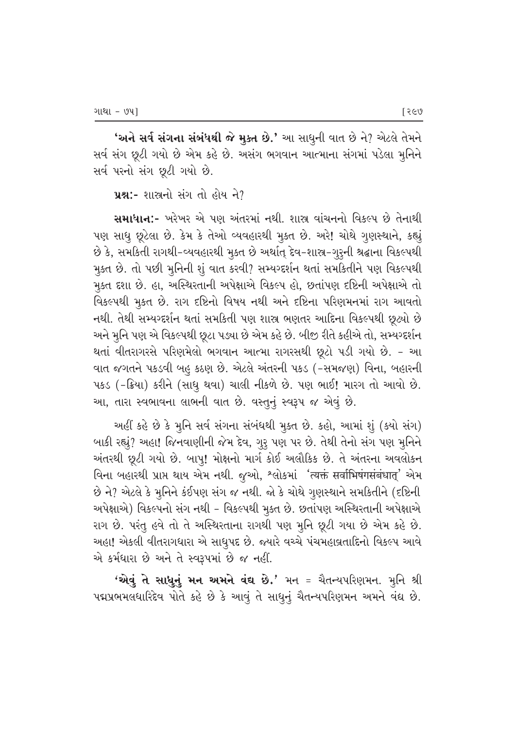**'અને સર્વ સંગના સંબંધથી જે મુક્ત છે.'** આ સાધુની વાત છે ને? એટલે તેમને સર્વ સંગ છૂટી ગયો છે એમ કહે છે. અસંગ ભગવાન આત્માના સંગમાં પડેલા મુનિને સર્વ પરનો સંગ છૂટી ગયો છે.

**પ્રશ્ન:-** શાસ્ત્રનો સંગ તો હોય ને?

**સમાધાન:-** ખરેખર એ પણ અંતરમાં નથી. શાસ્ત્ર વાંચનનો વિકલ્પ છે તેનાથી પણ સાધુ છૂટેલા છે. કેમ કે તેઓ વ્યવહારથી મુક્ત છે. અરે! ચોથે ગુણસ્થાને, કહ્યું છે કે, સમકિતી રાગથી-વ્યવહારથી મુક્ત છે અર્થાત્ દેવ-શાસ્ત્ર-ગુરુની શ્રદ્ધાના વિકલ્પથી મુક્ત છે. તો પછી મુનિની શું વાત કરવી? સમ્યગ્દર્શન થતાં સમકિતીને પણ વિકલ્પથી મુક્ત દશા છે. હા, અસ્થિરતાની અપેક્ષાએ વિકલ્પ હો, છતાંપણ દૃષ્ટિની અપેક્ષાએ તો વિકલ્પથી મુક્ત છે. રાગ દૃષ્ટિનો વિષય નથી અને દૃષ્ટિના પરિણમનમાં રાગ આવતો નથી. તેથી સમ્યગ્દર્શન થતાં સમકિતી પણ શાસ્ત્ર ભણતર આદિના વિકલ્પથી છૂટ્યો છે અને મુનિ પણ એ વિકલ્પથી છૂટા પડ્યા છે એમ કહે છે. બીજી રીતે કહીએ તો, સમ્યગ્દર્શન થતાં વીતરાગરસે પરિણમેલો ભગવાન આત્મા રાગરસથી છૂટો પડી ગયો છે. - આ વાત જગતને પકડવી બહુ કઠણ છે. એટલે અંતરની પકડ (-સમજણ) વિના, બહારની પકડ (-ક્રિયા) કરીને (સાધુ થવા) ચાલી નીકળે છે. પણ ભાઈ! મારગ તો આવો છે. આ, તારા સ્વભાવના લાભની વાત છે. વસ્તુનું સ્વરૂપ જ એવું છે.

અહીં કહે છે કે મુનિ સર્વ સંગના સંબંધથી મુક્ત છે. કહો, આમાં શું (ક્યો સંગ) બાકી રહ્યું? અહા! જિનવાણીની જેમ દેવ, ગુરુ પણ પર છે. તેથી તેનો સંગ પણ મુનિને અંતરથી છૂટી ગયો છે. બાપુ! મોક્ષનો માર્ગ કોઈ અલૌકિક છે. તે અંતરના અવલોકન વિના બહારથી પ્રાપ્ત થાય એમ નથી. જુઓ, શ્લોકમાં 'त्यक्त सर्वाभिषंगसंबंधात्' એમ છે ને? એટલે કે મુનિને કંઈપણ સંગ જ નથી. જો કે ચોથે ગુણસ્થાને સમકિતીને (દૃષ્ટિની અપેક્ષાએ) વિકલ્પનો સંગ નથી - વિકલ્પથી મુક્ત છે. છતાંપણ અસ્થિરતાની અપેક્ષાએ રાગ છે. પરંતુ હવે તો તે અસ્થિરતાના રાગથી પણ મુનિ છૂટી ગયા છે એમ કહે છે. અહા! એકલી વીતરાગધારા એ સાધુપદ છે. જ્યારે વચ્ચે પંચમહાવ્રતાદિનો વિકલ્પ આવે એ કર્મધારા છે અને તે સ્વરૂપમાં છે જ નહીં.

**'એવું તે સાધુનું મન અમને વંદ્ય છે.'** મન = ચૈતન્યપરિણમન. મુનિ શ્રી પદ્મપ્રભમલધારિદેવ પોતે કહે છે કે આવું તે સાધુનું ચૈતન્યપરિણમન અમને વંદ્ય છે.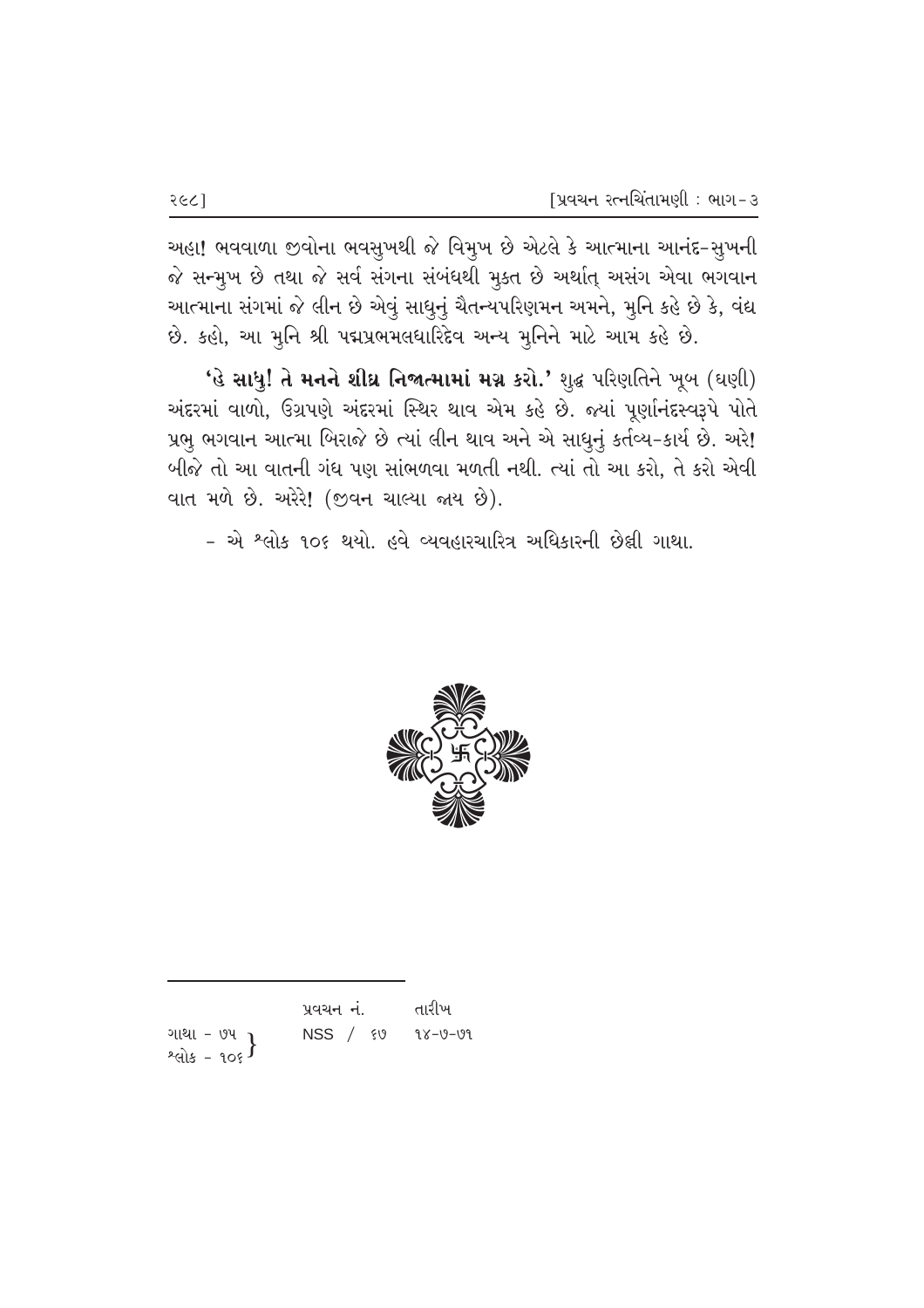અહા! ભવવાળા જીવોના ભવસુખથી જે વિમુખ છે એટલે કે આત્માના આનંદ-સુખની જે સન્મુખ છે તથા જે સર્વ સંગના સંબંધથી મુક્ત છે અર્થાત્ અસંગ એવા ભગવાન આત્માના સંગમાં જે લીન છે એવું સાધુનું ચૈતન્યપરિણમન અમને, મુનિ કહે છે કે, વંદ્ય છે. કહો, આ મુનિ શ્રી પદ્મપ્રભમલધારિદેવ અન્ય મુનિને માટે આમ કહે છે.

**'હે સાધુ! તે મનને શીઘ્ર નિજાત્મામાં મગ્ન કરો.'** શુદ્ધ પરિણતિને ખૂબ (ઘણી) અંદરમાં વાળો, ઉગ્રપણે અંદરમાં સ્થિર થાવ એમ કહે છે. જ્યાં પૂર્ણાનંદસ્વરૂપે પોતે પ્રભુ ભગવાન આત્મા બિરાજે છે ત્યાં લીન થાવ અને એ સાધુનું કર્તવ્ય-કાર્ય છે. અરે! બીજે તો આ વાતની ગંધ પણ સાંભળવા મળતી નથી. ત્યાં તો આ કરો, તે કરો એવી વાત મળે છે. અરેરે! (જીવન ચાલ્યા જાય છે).

- એ શ્લોક ૧૦૬ થયો. હવે વ્યવહારચારિત્ર અધિકારની છેલ્લી ગાથા.

---

| | પ્રવચન નં. | તારીખ |
|---|---|---|
| ગાથા - ૭૫, શ્લોક - ૧૦૬ | NSS / ૬૭ | ૧૪-૭-૭૧ |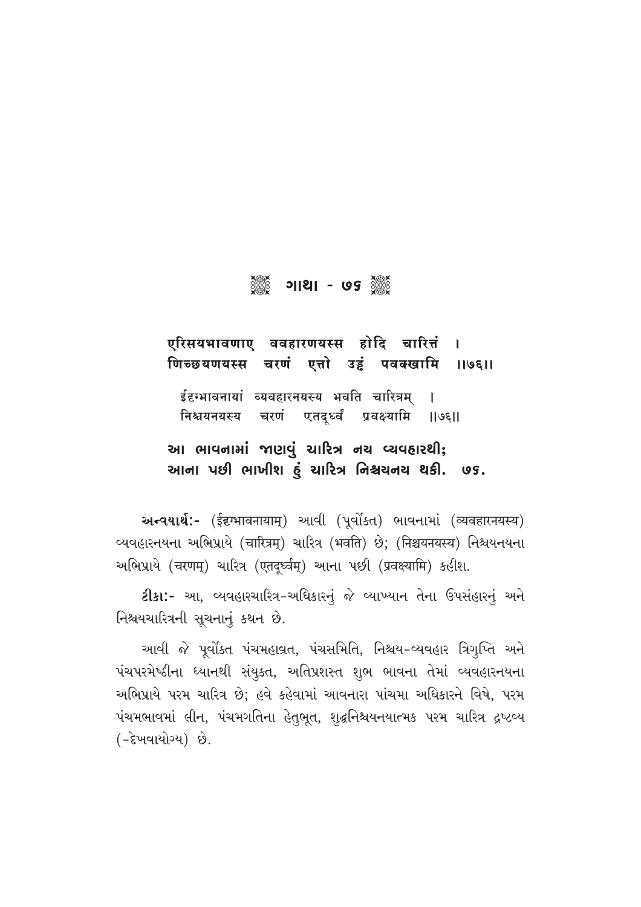## ગાથા - ૭૬

**एरिसयभावणाए ववहारणयस्स होदि चारित्तं ।**
**णिच्छयणयस्स चरणं एत्तो उड्ढं पवक्खामि ।।७६।।**

ईद्दग्भावनायां व्यवहारनयस्य भवति चारित्रम् ।
निश्चयनयस्य चरणं एतदूर्ध्वं प्रवक्ष्यामि ।।७६।।

**આ ભાવનામાં જાણવું ચારિત્ર નય વ્યવહારથી;**
**આના પછી ભાખીશ હું ચારિત્ર નિશ્ચયનય થકી. ૭૬.**

**અન્વયાર્થ:-** (ईद्दग्भावनायाम्) આવી (પૂર્વોક્ત) ભાવનામાં (व्यवहारनयस्य) વ્યવહારનયના અભિપ્રાયે (चारित्रम्) ચારિત્ર (भवति) છે; (निश्चयनयस्य) નિશ્ચયનયના અભિપ્રાયે (चरणम्) ચારિત્ર (एतदूर्ध्वम्) આના પછી (प्रवक्ष्यामि) કહીશ.

**ટીકા:-** આ, વ્યવહારચારિત્ર-અધિકારનું જે વ્યાખ્યાન તેના ઉપસંહારનું અને નિશ્ચયચારિત્રની સૂચનાનું કથન છે.

આવી જે પૂર્વોક્ત પંચમહાવ્રત, પંચસમિતિ, નિશ્ચય-વ્યવહાર ત્રિગુપ્તિ અને પંચપરમેષ્ઠીના ધ્યાનથી સંયુક્ત, અતિપ્રશસ્ત શુભ ભાવના તેમાં વ્યવહારનયના અભિપ્રાયે પરમ ચારિત્ર છે; હવે કહેવામાં આવનારા પાંચમા અધિકારને વિષે, પરમ પંચમભાવમાં લીન, પંચમગતિના હેતુભૂત, શુદ્ધનિશ્ચયનયાત્મક પરમ ચારિત્ર દ્રષ્ટવ્ય (-દેખવાયોગ્ય) છે.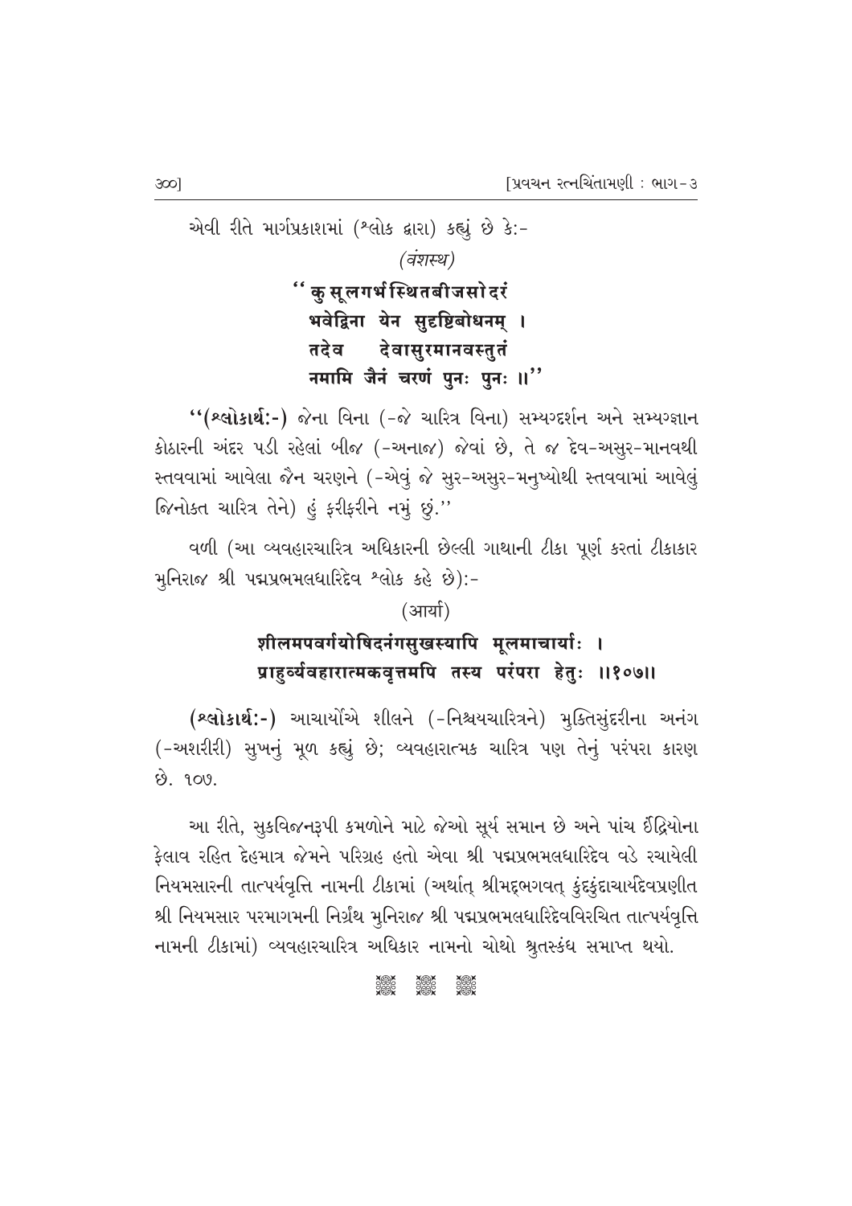એવી રીતે માર્ગપ્રકાશમાં (શ્લોક દ્વારા) કહ્યું છે કે:-

*(वंशस्थ)*

**"कुसूलगर्भस्थितबीजसोदरं
भवेद्विना येन सुदृष्टिबोधनम् ।
तदेव देवासुरमानवस्तुतं
नमामि जैनं चरणं पुनः पुनः ॥"**

"**(શ્લોકાર્થ:-)** જેના વિના (-જે ચારિત્ર વિના) સમ્યગ્દર્શન અને સમ્યગ્જ્ઞાન કોઠારની અંદર પડી રહેલાં બીજ (-અનાજ) જેવાં છે, તે જ દેવ-અસુર-માનવથી સ્તવવામાં આવેલા જૈન ચરણને (-એવું જે સુર-અસુર-મનુષ્યોથી સ્તવવામાં આવેલું જિનોક્ત ચારિત્ર તેને) હું ફરીફરીને નમું છું."

વળી (આ વ્યવહારચારિત્ર અધિકારની છેલ્લી ગાથાની ટીકા પૂર્ણ કરતાં ટીકાકાર મુનિરાજ શ્રી પદ્મપ્રભમલધારિદેવ શ્લોક કહે છે):-

(आर्या)

**शीलमपवर्गयोषिदनंगसुखस्यापि मूलमाचार्याः ।
प्राहुर्व्यवहारात्मकवृत्तमपि तस्य परंपरा हेतुः ॥१०७॥**

**(શ્લોકાર્થ:-)** આચાર્યોએ શીલને (-નિશ્ચયચારિત્રને) મુક્તિસુંદરીના અનંગ (-અશરીરી) સુખનું મૂળ કહ્યું છે; વ્યવહારાત્મક ચારિત્ર પણ તેનું પરંપરા કારણ છે. ૧૦૭.

આ રીતે, સુકવિજનરૂપી કમળોને માટે જેઓ સૂર્ય સમાન છે અને પાંચ ઈંદ્રિયોના ફેલાવ રહિત દેહમાત્ર જેમને પરિગ્રહ હતો એવા શ્રી પદ્મપ્રભમલધારિદેવ વડે રચાયેલી નિયમસારની તાત્પર્યવૃત્તિ નામની ટીકામાં (અર્થાત્ શ્રીમદ્‌ભગવત્ કુંદકુંદાચાર્યદેવપ્રણીત શ્રી નિયમસાર પરમાગમની નિર્ગ્રંથ મુનિરાજ શ્રી પદ્મપ્રભમલધારિદેવવિરચિત તાત્પર્યવૃત્તિ નામની ટીકામાં) વ્યવહારચારિત્ર અધિકાર નામનો ચોથો શ્રુતસ્કંધ સમાપ્ત થયો.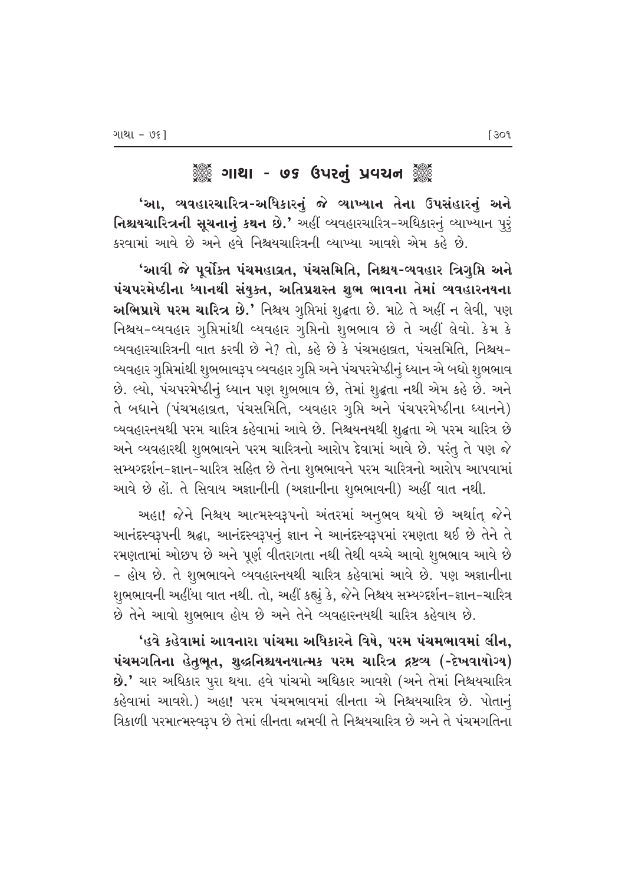## ગાથા - ૭૬ ઉપરનું પ્રવચન

**'આ, વ્યવહારચારિત્ર-અધિકારનું જે વ્યાખ્યાન તેના ઉપસંહારનું અને નિશ્ચયચારિત્રની સૂચનાનું કથન છે.'** અહીં વ્યવહારચારિત્ર-અધિકારનું વ્યાખ્યાન પુરું કરવામાં આવે છે અને હવે નિશ્ચયચારિત્રની વ્યાખ્યા આવશે એમ કહે છે.

**'આવી જે પૂર્વોક્ત પંચમહાવ્રત, પંચસમિતિ, નિશ્ચય-વ્યવહાર ત્રિગુપ્તિ અને પંચપરમેષ્ઠીના ધ્યાનથી સંયુક્ત, અતિપ્રશસ્ત શુભ ભાવના તેમાં વ્યવહારનયના અભિપ્રાયે પરમ ચારિત્ર છે.'** નિશ્ચય ગુપ્તિમાં શુદ્ધતા છે. માટે તે અહીં ન લેવી, પણ નિશ્ચય-વ્યવહાર ગુપ્તિમાંથી વ્યવહાર ગુપ્તિનો શુભભાવ છે તે અહીં લેવો. કેમ કે વ્યવહારચારિત્રની વાત કરવી છે ને? તો, કહે છે કે પંચમહાવ્રત, પંચસમિતિ, નિશ્ચય-વ્યવહાર ગુપ્તિમાંથી શુભભાવરૂપ વ્યવહાર ગુપ્તિ અને પંચપરમેષ્ઠીનું ધ્યાન એ બધો શુભભાવ છે. લ્યો, પંચપરમેષ્ઠીનું ધ્યાન પણ શુભભાવ છે, તેમાં શુદ્ધતા નથી એમ કહે છે. અને તે બધાને (પંચમહાવ્રત, પંચસમિતિ, વ્યવહાર ગુપ્તિ અને પંચપરમેષ્ઠીના ધ્યાનને) વ્યવહારનયથી પરમ ચારિત્ર કહેવામાં આવે છે. નિશ્ચયનયથી શુદ્ધતા એ પરમ ચારિત્ર છે અને વ્યવહારથી શુભભાવને પરમ ચારિત્રનો આરોપ દેવામાં આવે છે. પરંતુ તે પણ જે સમ્યગ્દર્શન-જ્ઞાન-ચારિત્ર સહિત છે તેના શુભભાવને પરમ ચારિત્રનો આરોપ આપવામાં આવે છે હોં. તે સિવાય અજ્ઞાનીની (અજ્ઞાનીના શુભભાવની) અહીં વાત નથી.

અહા! જેને નિશ્ચય આત્મસ્વરૂપનો અંતરમાં અનુભવ થયો છે અર્થાત્ જેને આનંદસ્વરૂપની શ્રદ્ધા, આનંદસ્વરૂપનું જ્ઞાન ને આનંદસ્વરૂપમાં રમણતા થઈ છે તેને તે રમણતામાં ઓછપ છે અને પૂર્ણ વીતરાગતા નથી તેથી વચ્ચે આવો શુભભાવ આવે છે - હોય છે. તે શુભભાવને વ્યવહારનયથી ચારિત્ર કહેવામાં આવે છે. પણ અજ્ઞાનીના શુભભાવની અહીંયા વાત નથી. તો, અહીં કહ્યું કે, જેને નિશ્ચય સમ્યગ્દર્શન-જ્ઞાન-ચારિત્ર છે તેને આવો શુભભાવ હોય છે અને તેને વ્યવહારનયથી ચારિત્ર કહેવાય છે.

**'હવે કહેવામાં આવનારા પાંચમા અધિકારને વિષે, પરમ પંચમભાવમાં લીન, પંચમગતિના હેતુભૂત, શુદ્ધનિશ્ચયનયાત્મક પરમ ચારિત્ર દ્રષ્ટવ્ય (-દેખવાયોગ્ય) છે.'** ચાર અધિકાર પુરા થયા. હવે પાંચમો અધિકાર આવશે (અને તેમાં નિશ્ચયચારિત્ર કહેવામાં આવશે.) અહા! પરમ પંચમભાવમાં લીનતા એ નિશ્ચયચારિત્ર છે. પોતાનું ત્રિકાળી પરમાત્મસ્વરૂપ છે તેમાં લીનતા જામવી તે નિશ્ચયચારિત્ર છે અને તે પંચમગતિના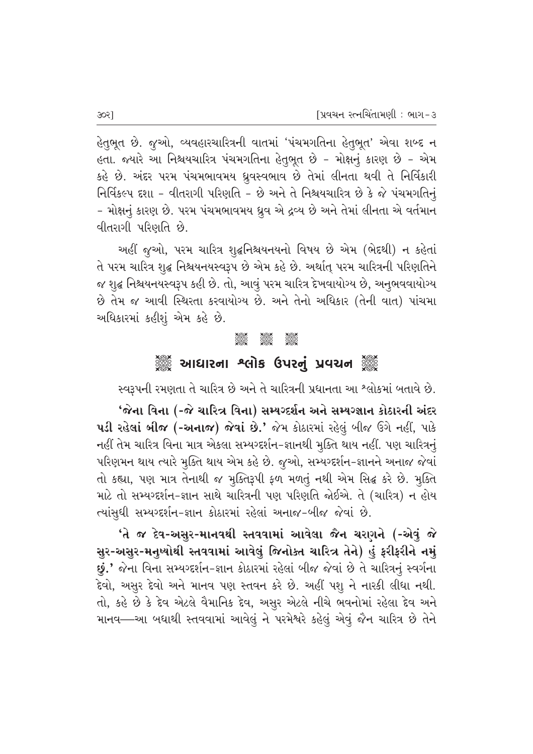હેતુભૂત છે. જુઓ, વ્યવહારચારિત્રની વાતમાં 'પંચમગતિના હેતુભૂત' એવા શબ્દ ન હતા. જ્યારે આ નિશ્ચયચારિત્ર પંચમગતિના હેતુભૂત છે - મોક્ષનું કારણ છે - એમ કહે છે. અંદર પરમ પંચમભાવમય ધ્રુવસ્વભાવ છે તેમાં લીનતા થવી તે નિર્વિકારી નિર્વિકલ્પ દશા - વીતરાગી પરિણતિ - છે અને તે નિશ્ચયચારિત્ર છે કે જે પંચમગતિનું - મોક્ષનું કારણ છે. પરમ પંચમભાવમય ધ્રુવ એ દ્રવ્ય છે અને તેમાં લીનતા એ વર્તમાન વીતરાગી પરિણતિ છે.

અહીં જુઓ, પરમ ચારિત્ર શુદ્ધનિશ્ચયનયનો વિષય છે એમ (ભેદથી) ન કહેતાં તે પરમ ચારિત્ર શુદ્ધ નિશ્ચયનયસ્વરૂપ છે એમ કહે છે. અર્થાત્ પરમ ચારિત્રની પરિણતિને જ શુદ્ધ નિશ્ચયનયસ્વરૂપ કહી છે. તો, આવું પરમ ચારિત્ર દેખવાયોગ્ય છે, અનુભવવાયોગ્ય છે તેમ જ આવી સ્થિરતા કરવાયોગ્ય છે. અને તેનો અધિકાર (તેની વાત) પાંચમા અધિકારમાં કહીશું એમ કહે છે.

## આધારના શ્લોક ઉપરનું પ્રવચન

સ્વરૂપની રમણતા તે ચારિત્ર છે અને તે ચારિત્રની પ્રધાનતા આ શ્લોકમાં બતાવે છે.

**'જેના વિના (-જે ચારિત્ર વિના) સમ્યગ્દર્શન અને સમ્યગ્જ્ઞાન કોઠારની અંદર પડી રહેલાં બીજ (-અનાજ) જેવાં છે.'** જેમ કોઠારમાં રહેલું બીજ ઉગે નહીં, પાકે નહીં તેમ ચારિત્ર વિના માત્ર એકલા સમ્યગ્દર્શન-જ્ઞાનથી મુક્તિ થાય નહીં. પણ ચારિત્રનું પરિણમન થાય ત્યારે મુક્તિ થાય એમ કહે છે. જુઓ, સમ્યગ્દર્શન-જ્ઞાનને અનાજ જેવાં તો કહ્યા, પણ માત્ર તેનાથી જ મુક્તિરૂપી ફળ મળતું નથી એમ સિદ્ધ કરે છે. મુક્તિ માટે તો સમ્યગ્દર્શન-જ્ઞાન સાથે ચારિત્રની પણ પરિણતિ જોઈએ. તે (ચારિત્ર) ન હોય ત્યાંસુધી સમ્યગ્દર્શન-જ્ઞાન કોઠારમાં રહેલાં અનાજ-બીજ જેવાં છે.

**'તે જ દેવ-અસુર-માનવથી સ્તવવામાં આવેલા જૈન ચરણને (-એવું જે સુર-અસુર-મનુષ્યોથી સ્તવવામાં આવેલું જિનોક્ત ચારિત્ર તેને) હું ફરીફરીને નમું છું.'** જેના વિના સમ્યગ્દર્શન-જ્ઞાન કોઠારમાં રહેલાં બીજ જેવાં છે તે ચારિત્રનું સ્વર્ગના દેવો, અસુર દેવો અને માનવ પણ સ્તવન કરે છે. અહીં પશુ ને નારકી લીધા નથી. તો, કહે છે કે દેવ એટલે વૈમાનિક દેવ, અસુર એટલે નીચે ભવનોમાં રહેલા દેવ અને માનવ—આ બધાથી સ્તવવામાં આવેલું ને પરમેશ્વરે કહેલું એવું જૈન ચારિત્ર છે તેને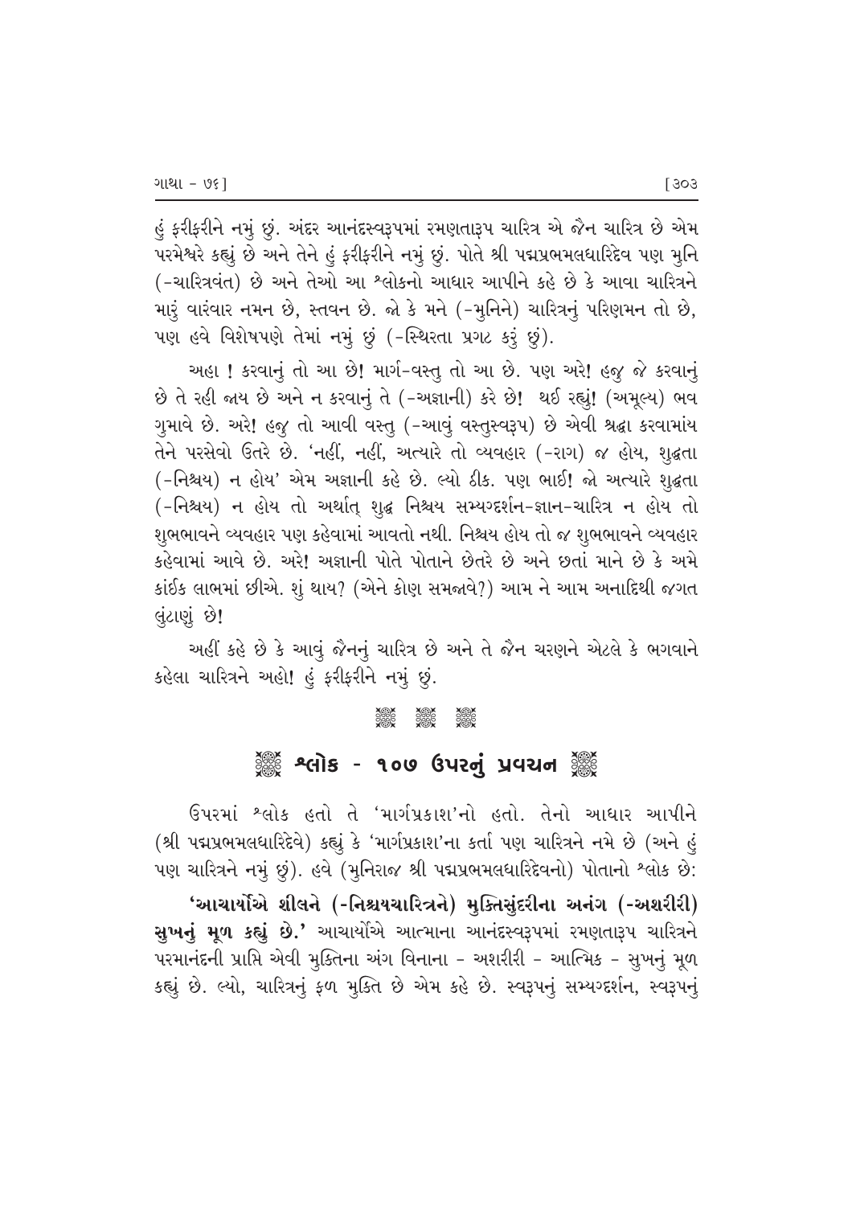હું ફરીફરીને નમું છું. અંદર આનંદસ્વરૂપમાં રમણતારૂપ ચારિત્ર એ જૈન ચારિત્ર છે એમ પરમેશ્વરે કહ્યું છે અને તેને હું ફરીફરીને નમું છું. પોતે શ્રી પદ્મપ્રભમલધારિદેવ પણ મુનિ (-ચારિત્રવંત) છે અને તેઓ આ શ્લોકનો આધાર આપીને કહે છે કે આવા ચારિત્રને મારું વારંવાર નમન છે, સ્તવન છે. જો કે મને (-મુનિને) ચારિત્રનું પરિણમન તો છે, પણ હવે વિશેષપણે તેમાં નમું છું (-સ્થિરતા પ્રગટ કરું છું).

અહા ! કરવાનું તો આ છે! માર્ગ-વસ્તુ તો આ છે. પણ અરે! હજુ જે કરવાનું છે તે રહી જાય છે અને ન કરવાનું તે (-અજ્ઞાની) કરે છે! થઈ રહ્યું! (અમૂલ્ય) ભવ ગુમાવે છે. અરે! હજુ તો આવી વસ્તુ (-આવું વસ્તુસ્વરૂપ) છે એવી શ્રદ્ધા કરવામાંય તેને પરસેવો ઉતરે છે. 'નહીં, નહીં, અત્યારે તો વ્યવહાર (-રાગ) જ હોય, શુદ્ધતા (-નિશ્ચય) ન હોય' એમ અજ્ઞાની કહે છે. લ્યો ઠીક. પણ ભાઈ! જો અત્યારે શુદ્ધતા (-નિશ્ચય) ન હોય તો અર્થાત્ શુદ્ધ નિશ્ચય સમ્યગ્દર્શન-જ્ઞાન-ચારિત્ર ન હોય તો શુભભાવને વ્યવહાર પણ કહેવામાં આવતો નથી. નિશ્ચય હોય તો જ શુભભાવને વ્યવહાર કહેવામાં આવે છે. અરે! અજ્ઞાની પોતે પોતાને છેતરે છે અને છતાં માને છે કે અમે કાંઈક લાભમાં છીએ. શું થાય? (એને કોણ સમજાવે?) આમ ને આમ અનાદિથી જગત લુંટાણું છે!

અહીં કહે છે કે આવું જૈનનું ચારિત્ર છે અને તે જૈન ચરણને એટલે કે ભગવાને કહેલા ચારિત્રને અહો! હું ફરીફરીને નમું છું.

## શ્લોક - ૧૦૭ ઉપરનું પ્રવચન

ઉપરમાં શ્લોક હતો તે 'માર્ગપ્રકાશ'નો હતો. તેનો આધાર આપીને (શ્રી પદ્મપ્રભમલધારિદેવે) કહ્યું કે 'માર્ગપ્રકાશ'ના કર્તા પણ ચારિત્રને નમે છે (અને હું પણ ચારિત્રને નમું છું). હવે (મુનિરાજ શ્રી પદ્મપ્રભમલધારિદેવનો) પોતાનો શ્લોક છે:

**'આચાર્યોએ શીલને (-નિશ્ચયચારિત્રને) મુક્તિસુંદરીના અનંગ (-અશરીરી) સુખનું મૂળ કહ્યું છે.'** આચાર્યોએ આત્માના આનંદસ્વરૂપમાં રમણતારૂપ ચારિત્રને પરમાનંદની પ્રાપ્તિ એવી મુક્તિના અંગ વિનાના - અશરીરી - આત્મિક - સુખનું મૂળ કહ્યું છે. લ્યો, ચારિત્રનું ફળ મુક્તિ છે એમ કહે છે. સ્વરૂપનું સમ્યગ્દર્શન, સ્વરૂપનું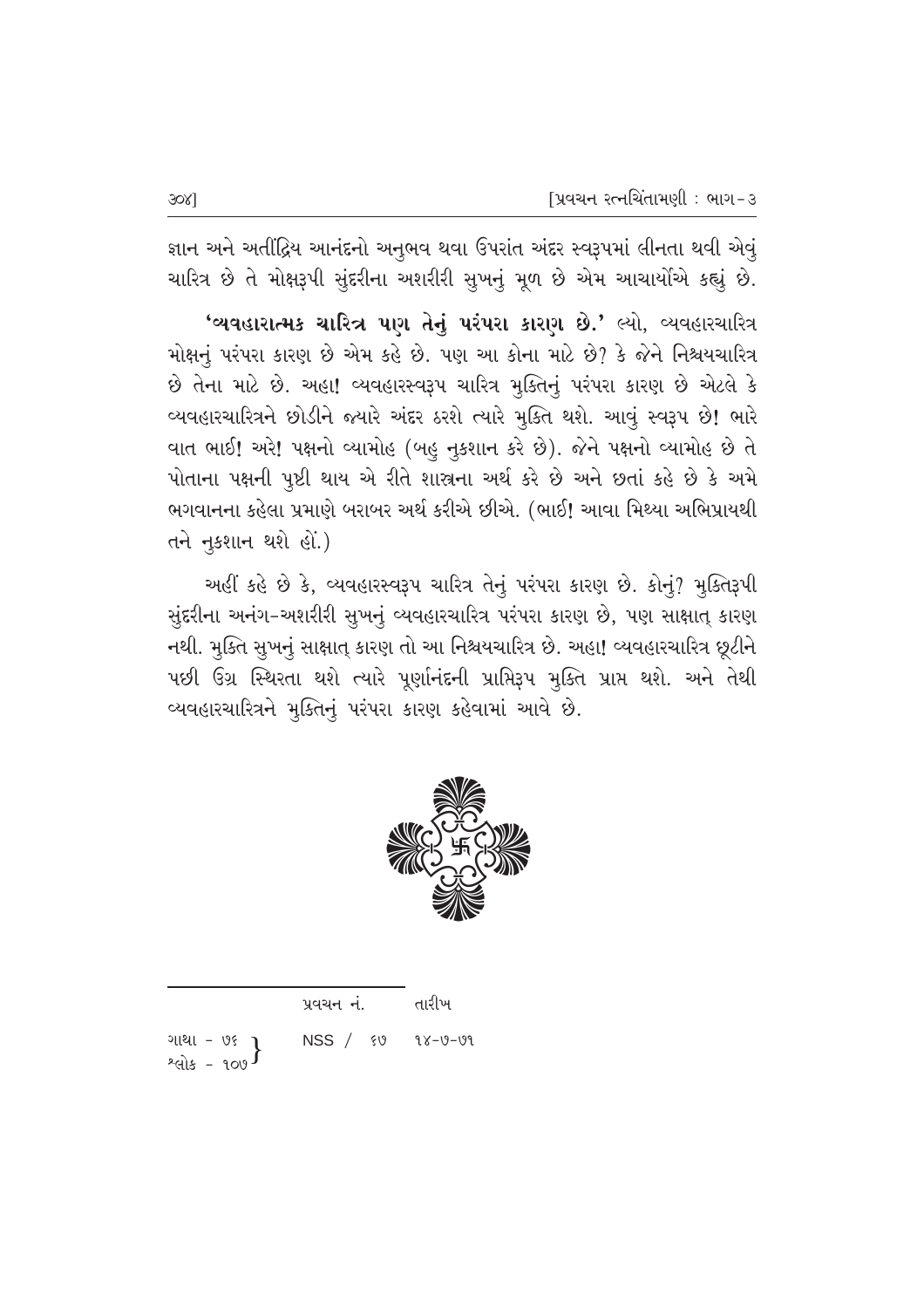જ્ઞાન અને અતીંદ્રિય આનંદનો અનુભવ થવા ઉપરાંત અંદર સ્વરૂપમાં લીનતા થવી એવું ચારિત્ર છે તે મોક્ષરૂપી સુંદરીના અશરીરી સુખનું મૂળ છે એમ આચાર્યોએ કહ્યું છે.

**'વ્યવહારાત્મક ચારિત્ર પણ તેનું પરંપરા કારણ છે.'** લ્યો, વ્યવહારચારિત્ર મોક્ષનું પરંપરા કારણ છે એમ કહે છે. પણ આ કોના માટે છે? કે જેને નિશ્ચયચારિત્ર છે તેના માટે છે. અહા! વ્યવહારસ્વરૂપ ચારિત્ર મુક્તિનું પરંપરા કારણ છે એટલે કે વ્યવહારચારિત્રને છોડીને જ્યારે અંદર ઠરશે ત્યારે મુક્તિ થશે. આવું સ્વરૂપ છે! ભારે વાત ભાઈ! અરે! પક્ષનો વ્યામોહ (બહુ નુકશાન કરે છે). જેને પક્ષનો વ્યામોહ છે તે પોતાના પક્ષની પુષ્ટી થાય એ રીતે શાસ્ત્રના અર્થ કરે છે અને છતાં કહે છે કે અમે ભગવાનના કહેલા પ્રમાણે બરાબર અર્થ કરીએ છીએ. (ભાઈ! આવા મિથ્યા અભિપ્રાયથી તને નુકશાન થશે હોં.)

અહીં કહે છે કે, વ્યવહારસ્વરૂપ ચારિત્ર તેનું પરંપરા કારણ છે. કોનું? મુક્તિરૂપી સુંદરીના અનંગ-અશરીરી સુખનું વ્યવહારચારિત્ર પરંપરા કારણ છે, પણ સાક્ષાત્ કારણ નથી. મુક્તિ સુખનું સાક્ષાત્ કારણ તો આ નિશ્ચયચારિત્ર છે. અહા! વ્યવહારચારિત્ર છૂટીને પછી ઉગ્ર સ્થિરતા થશે ત્યારે પૂર્ણાનંદની પ્રાપ્તિરૂપ મુક્તિ પ્રાપ્ત થશે. અને તેથી વ્યવહારચારિત્રને મુક્તિનું પરંપરા કારણ કહેવામાં આવે છે.

| | પ્રવચન નં. | તારીખ |
|---|---|---|
| ગાથા - ૭૬ શ્લોક - ૧૦૭ | NSS / ૬૭ | ૧૪-૭-૭૧ |